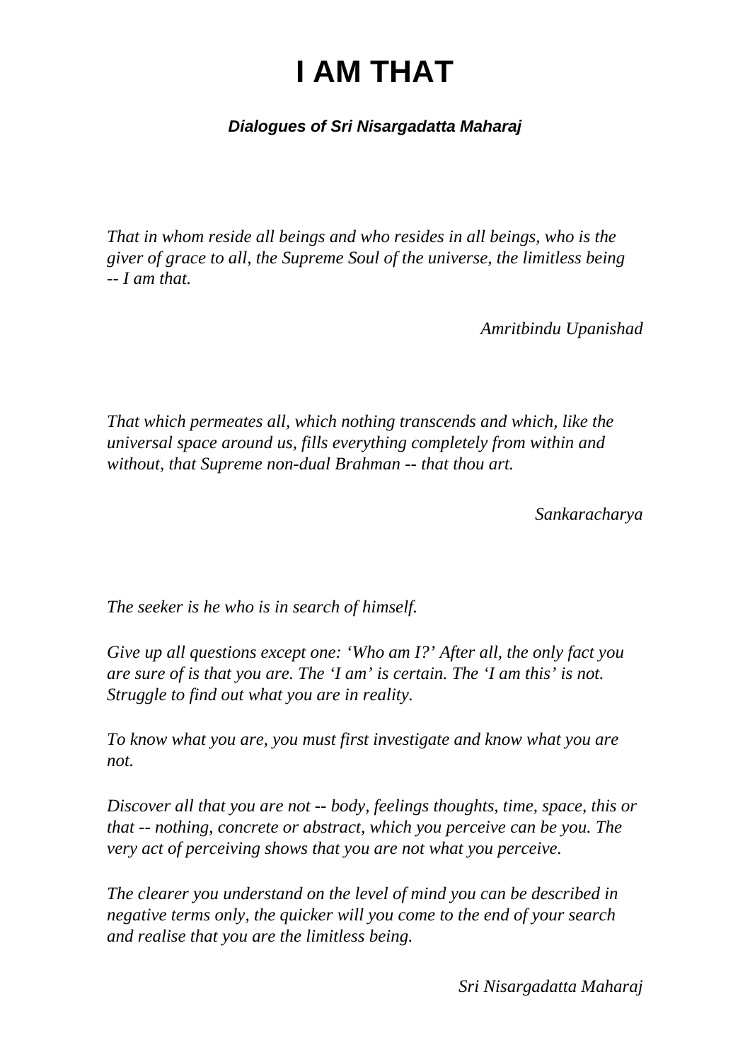# I AM THAT

***Dialogues of Sri Nisargadatta Maharaj***

*That in whom reside all beings and who resides in all beings, who is the giver of grace to all, the Supreme Soul of the universe, the limitless being -- I am that.*

*Amritbindu Upanishad*

*That which permeates all, which nothing transcends and which, like the universal space around us, fills everything completely from within and without, that Supreme non-dual Brahman -- that thou art.*

*Sankaracharya*

*The seeker is he who is in search of himself.*

*Give up all questions except one: 'Who am I?' After all, the only fact you are sure of is that you are. The 'I am' is certain. The 'I am this' is not. Struggle to find out what you are in reality.*

*To know what you are, you must first investigate and know what you are not.*

*Discover all that you are not -- body, feelings thoughts, time, space, this or that -- nothing, concrete or abstract, which you perceive can be you. The very act of perceiving shows that you are not what you perceive.*

*The clearer you understand on the level of mind you can be described in negative terms only, the quicker will you come to the end of your search and realise that you are the limitless being.*

*Sri Nisargadatta Maharaj*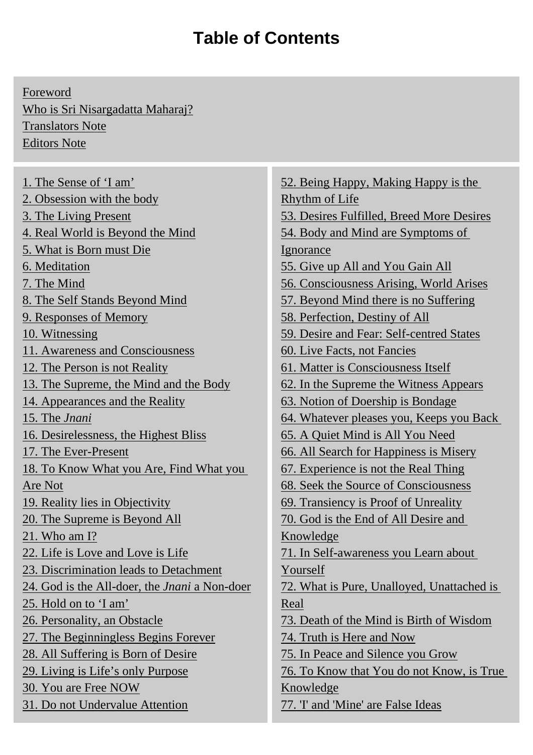# Table of Contents

Foreword
Who is Sri Nisargadatta Maharaj?
Translators Note
Editors Note

1. The Sense of ‘I am’
2. Obsession with the body
3. The Living Present
4. Real World is Beyond the Mind
5. What is Born must Die
6. Meditation
7. The Mind
8. The Self Stands Beyond Mind
9. Responses of Memory
10. Witnessing
11. Awareness and Consciousness
12. The Person is not Reality
13. The Supreme, the Mind and the Body
14. Appearances and the Reality
15. The *Jnani*
16. Desirelessness, the Highest Bliss
17. The Ever-Present
18. To Know What you Are, Find What you Are Not
19. Reality lies in Objectivity
20. The Supreme is Beyond All
21. Who am I?
22. Life is Love and Love is Life
23. Discrimination leads to Detachment
24. God is the All-doer, the *Jnani* a Non-doer
25. Hold on to ‘I am’
26. Personality, an Obstacle
27. The Beginningless Begins Forever
28. All Suffering is Born of Desire
29. Living is Life’s only Purpose
30. You are Free NOW
31. Do not Undervalue Attention
52. Being Happy, Making Happy is the Rhythm of Life
53. Desires Fulfilled, Breed More Desires
54. Body and Mind are Symptoms of Ignorance
55. Give up All and You Gain All
56. Consciousness Arising, World Arises
57. Beyond Mind there is no Suffering
58. Perfection, Destiny of All
59. Desire and Fear: Self-centred States
60. Live Facts, not Fancies
61. Matter is Consciousness Itself
62. In the Supreme the Witness Appears
63. Notion of Doership is Bondage
64. Whatever pleases you, Keeps you Back
65. A Quiet Mind is All You Need
66. All Search for Happiness is Misery
67. Experience is not the Real Thing
68. Seek the Source of Consciousness
69. Transiency is Proof of Unreality
70. God is the End of All Desire and Knowledge
71. In Self-awareness you Learn about Yourself
72. What is Pure, Unalloyed, Unattached is Real
73. Death of the Mind is Birth of Wisdom
74. Truth is Here and Now
75. In Peace and Silence you Grow
76. To Know that You do not Know, is True Knowledge
77. 'I' and 'Mine' are False Ideas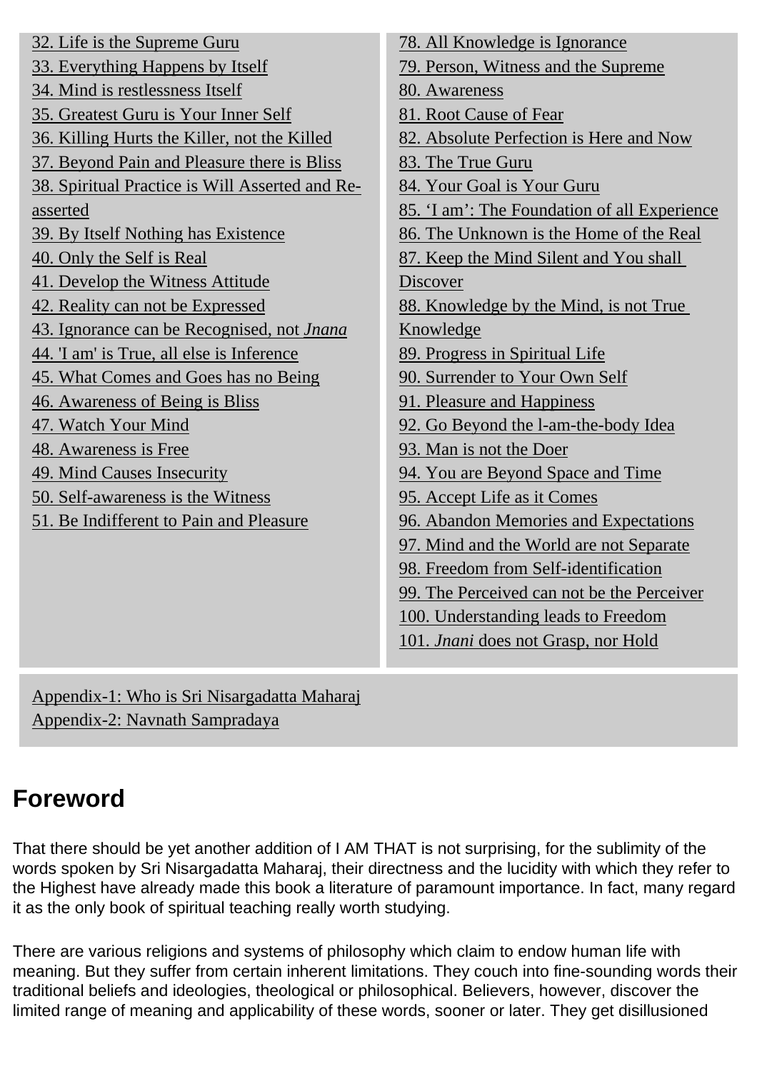32. Life is the Supreme Guru
33. Everything Happens by Itself
34. Mind is restlessness Itself
35. Greatest Guru is Your Inner Self
36. Killing Hurts the Killer, not the Killed
37. Beyond Pain and Pleasure there is Bliss
38. Spiritual Practice is Will Asserted and Re-asserted
39. By Itself Nothing has Existence
40. Only the Self is Real
41. Develop the Witness Attitude
42. Reality can not be Expressed
43. Ignorance can be Recognised, not *Jnana*
44. 'I am' is True, all else is Inference
45. What Comes and Goes has no Being
46. Awareness of Being is Bliss
47. Watch Your Mind
48. Awareness is Free
49. Mind Causes Insecurity
50. Self-awareness is the Witness
51. Be Indifferent to Pain and Pleasure

78. All Knowledge is Ignorance
79. Person, Witness and the Supreme
80. Awareness
81. Root Cause of Fear
82. Absolute Perfection is Here and Now
83. The True Guru
84. Your Goal is Your Guru
85. 'I am': The Foundation of all Experience
86. The Unknown is the Home of the Real
87. Keep the Mind Silent and You shall Discover
88. Knowledge by the Mind, is not True Knowledge
89. Progress in Spiritual Life
90. Surrender to Your Own Self
91. Pleasure and Happiness
92. Go Beyond the l-am-the-body Idea
93. Man is not the Doer
94. You are Beyond Space and Time
95. Accept Life as it Comes
96. Abandon Memories and Expectations
97. Mind and the World are not Separate
98. Freedom from Self-identification
99. The Perceived can not be the Perceiver
100. Understanding leads to Freedom
101. *Jnani* does not Grasp, nor Hold

Appendix-1: Who is Sri Nisargadatta Maharaj
Appendix-2: Navnath Sampradaya

# Foreword

That there should be yet another addition of I AM THAT is not surprising, for the sublimity of the words spoken by Sri Nisargadatta Maharaj, their directness and the lucidity with which they refer to the Highest have already made this book a literature of paramount importance. In fact, many regard it as the only book of spiritual teaching really worth studying.

There are various religions and systems of philosophy which claim to endow human life with meaning. But they suffer from certain inherent limitations. They couch into fine-sounding words their traditional beliefs and ideologies, theological or philosophical. Believers, however, discover the limited range of meaning and applicability of these words, sooner or later. They get disillusioned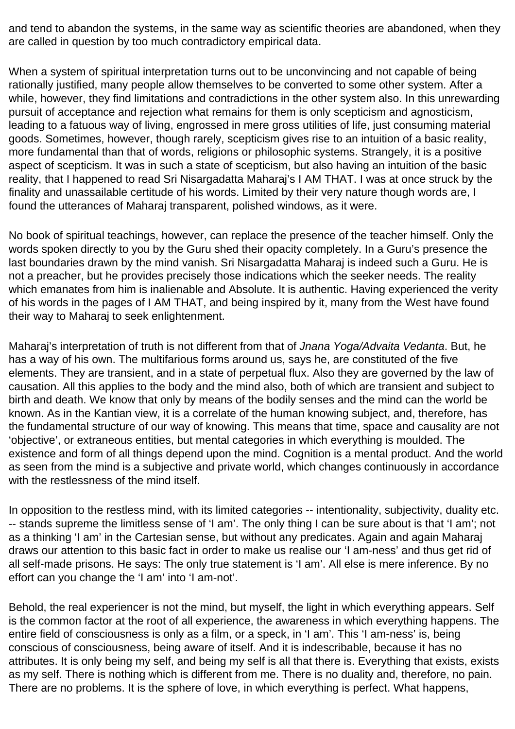and tend to abandon the systems, in the same way as scientific theories are abandoned, when they are called in question by too much contradictory empirical data.

When a system of spiritual interpretation turns out to be unconvincing and not capable of being rationally justified, many people allow themselves to be converted to some other system. After a while, however, they find limitations and contradictions in the other system also. In this unrewarding pursuit of acceptance and rejection what remains for them is only scepticism and agnosticism, leading to a fatuous way of living, engrossed in mere gross utilities of life, just consuming material goods. Sometimes, however, though rarely, scepticism gives rise to an intuition of a basic reality, more fundamental than that of words, religions or philosophic systems. Strangely, it is a positive aspect of scepticism. It was in such a state of scepticism, but also having an intuition of the basic reality, that I happened to read Sri Nisargadatta Maharaj's I AM THAT. I was at once struck by the finality and unassailable certitude of his words. Limited by their very nature though words are, I found the utterances of Maharaj transparent, polished windows, as it were.

No book of spiritual teachings, however, can replace the presence of the teacher himself. Only the words spoken directly to you by the Guru shed their opacity completely. In a Guru's presence the last boundaries drawn by the mind vanish. Sri Nisargadatta Maharaj is indeed such a Guru. He is not a preacher, but he provides precisely those indications which the seeker needs. The reality which emanates from him is inalienable and Absolute. It is authentic. Having experienced the verity of his words in the pages of I AM THAT, and being inspired by it, many from the West have found their way to Maharaj to seek enlightenment.

Maharaj's interpretation of truth is not different from that of *Jnana Yoga/Advaita Vedanta*. But, he has a way of his own. The multifarious forms around us, says he, are constituted of the five elements. They are transient, and in a state of perpetual flux. Also they are governed by the law of causation. All this applies to the body and the mind also, both of which are transient and subject to birth and death. We know that only by means of the bodily senses and the mind can the world be known. As in the Kantian view, it is a correlate of the human knowing subject, and, therefore, has the fundamental structure of our way of knowing. This means that time, space and causality are not 'objective', or extraneous entities, but mental categories in which everything is moulded. The existence and form of all things depend upon the mind. Cognition is a mental product. And the world as seen from the mind is a subjective and private world, which changes continuously in accordance with the restlessness of the mind itself.

In opposition to the restless mind, with its limited categories -- intentionality, subjectivity, duality etc. -- stands supreme the limitless sense of 'I am'. The only thing I can be sure about is that 'I am'; not as a thinking 'I am' in the Cartesian sense, but without any predicates. Again and again Maharaj draws our attention to this basic fact in order to make us realise our 'I am-ness' and thus get rid of all self-made prisons. He says: The only true statement is 'I am'. All else is mere inference. By no effort can you change the 'I am' into 'I am-not'.

Behold, the real experiencer is not the mind, but myself, the light in which everything appears. Self is the common factor at the root of all experience, the awareness in which everything happens. The entire field of consciousness is only as a film, or a speck, in 'I am'. This 'I am-ness' is, being conscious of consciousness, being aware of itself. And it is indescribable, because it has no attributes. It is only being my self, and being my self is all that there is. Everything that exists, exists as my self. There is nothing which is different from me. There is no duality and, therefore, no pain. There are no problems. It is the sphere of love, in which everything is perfect. What happens,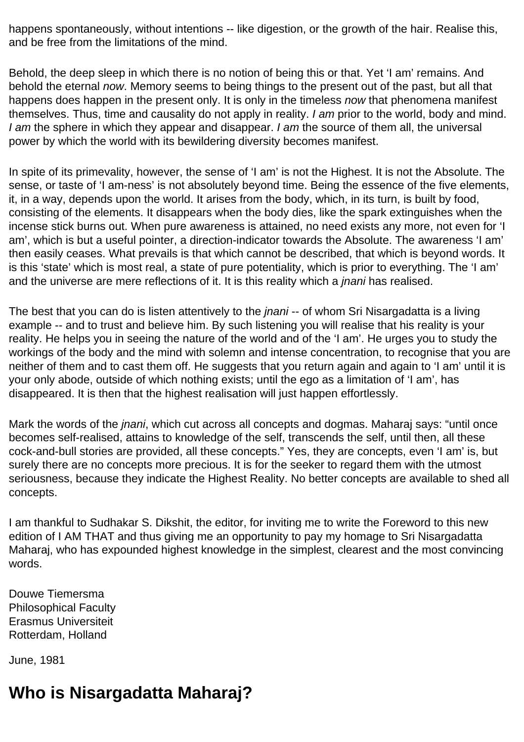happens spontaneously, without intentions -- like digestion, or the growth of the hair. Realise this, and be free from the limitations of the mind.

Behold, the deep sleep in which there is no notion of being this or that. Yet 'I am' remains. And behold the eternal *now*. Memory seems to being things to the present out of the past, but all that happens does happen in the present only. It is only in the timeless *now* that phenomena manifest themselves. Thus, time and causality do not apply in reality. *I am* prior to the world, body and mind. *I am* the sphere in which they appear and disappear. *I am* the source of them all, the universal power by which the world with its bewildering diversity becomes manifest.

In spite of its primevality, however, the sense of 'I am' is not the Highest. It is not the Absolute. The sense, or taste of 'I am-ness' is not absolutely beyond time. Being the essence of the five elements, it, in a way, depends upon the world. It arises from the body, which, in its turn, is built by food, consisting of the elements. It disappears when the body dies, like the spark extinguishes when the incense stick burns out. When pure awareness is attained, no need exists any more, not even for 'I am', which is but a useful pointer, a direction-indicator towards the Absolute. The awareness 'I am' then easily ceases. What prevails is that which cannot be described, that which is beyond words. It is this 'state' which is most real, a state of pure potentiality, which is prior to everything. The 'I am' and the universe are mere reflections of it. It is this reality which a *jnani* has realised.

The best that you can do is listen attentively to the *jnani* -- of whom Sri Nisargadatta is a living example -- and to trust and believe him. By such listening you will realise that his reality is your reality. He helps you in seeing the nature of the world and of the 'I am'. He urges you to study the workings of the body and the mind with solemn and intense concentration, to recognise that you are neither of them and to cast them off. He suggests that you return again and again to 'I am' until it is your only abode, outside of which nothing exists; until the ego as a limitation of 'I am', has disappeared. It is then that the highest realisation will just happen effortlessly.

Mark the words of the *jnani*, which cut across all concepts and dogmas. Maharaj says: "until once becomes self-realised, attains to knowledge of the self, transcends the self, until then, all these cock-and-bull stories are provided, all these concepts." Yes, they are concepts, even 'I am' is, but surely there are no concepts more precious. It is for the seeker to regard them with the utmost seriousness, because they indicate the Highest Reality. No better concepts are available to shed all concepts.

I am thankful to Sudhakar S. Dikshit, the editor, for inviting me to write the Foreword to this new edition of I AM THAT and thus giving me an opportunity to pay my homage to Sri Nisargadatta Maharaj, who has expounded highest knowledge in the simplest, clearest and the most convincing words.

Douwe Tiemersma
Philosophical Faculty
Erasmus Universiteit
Rotterdam, Holland

June, 1981

## Who is Nisargadatta Maharaj?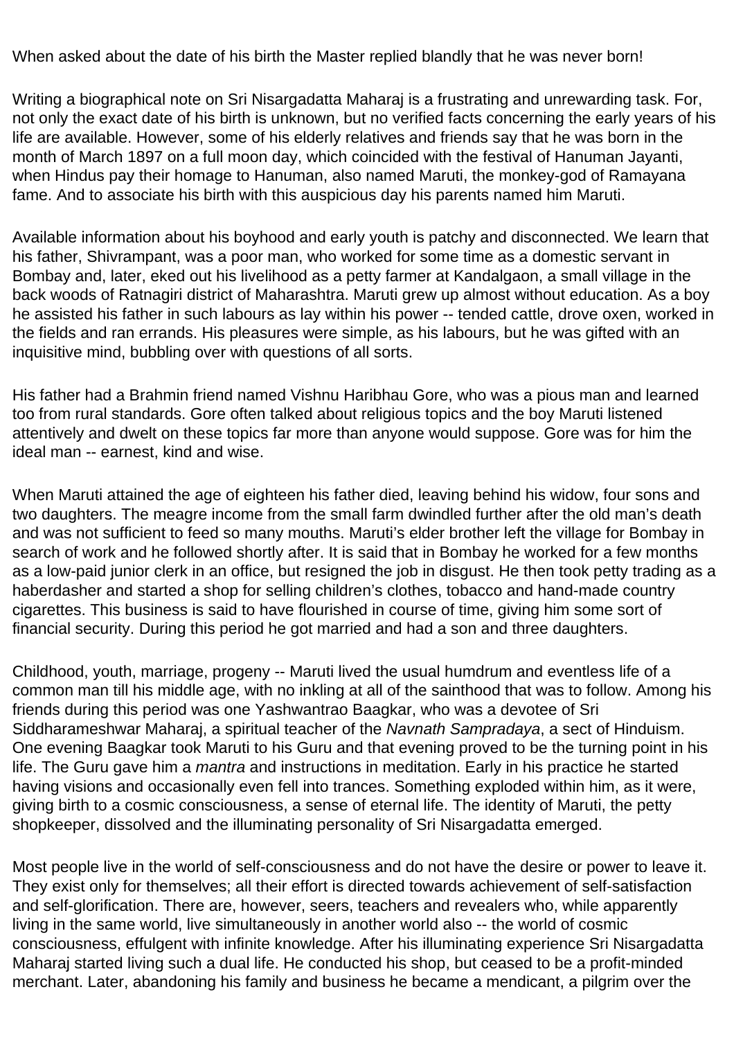When asked about the date of his birth the Master replied blandly that he was never born!

Writing a biographical note on Sri Nisargadatta Maharaj is a frustrating and unrewarding task. For, not only the exact date of his birth is unknown, but no verified facts concerning the early years of his life are available. However, some of his elderly relatives and friends say that he was born in the month of March 1897 on a full moon day, which coincided with the festival of Hanuman Jayanti, when Hindus pay their homage to Hanuman, also named Maruti, the monkey-god of Ramayana fame. And to associate his birth with this auspicious day his parents named him Maruti.

Available information about his boyhood and early youth is patchy and disconnected. We learn that his father, Shivrampant, was a poor man, who worked for some time as a domestic servant in Bombay and, later, eked out his livelihood as a petty farmer at Kandalgaon, a small village in the back woods of Ratnagiri district of Maharashtra. Maruti grew up almost without education. As a boy he assisted his father in such labours as lay within his power -- tended cattle, drove oxen, worked in the fields and ran errands. His pleasures were simple, as his labours, but he was gifted with an inquisitive mind, bubbling over with questions of all sorts.

His father had a Brahmin friend named Vishnu Haribhau Gore, who was a pious man and learned too from rural standards. Gore often talked about religious topics and the boy Maruti listened attentively and dwelt on these topics far more than anyone would suppose. Gore was for him the ideal man -- earnest, kind and wise.

When Maruti attained the age of eighteen his father died, leaving behind his widow, four sons and two daughters. The meagre income from the small farm dwindled further after the old man's death and was not sufficient to feed so many mouths. Maruti's elder brother left the village for Bombay in search of work and he followed shortly after. It is said that in Bombay he worked for a few months as a low-paid junior clerk in an office, but resigned the job in disgust. He then took petty trading as a haberdasher and started a shop for selling children's clothes, tobacco and hand-made country cigarettes. This business is said to have flourished in course of time, giving him some sort of financial security. During this period he got married and had a son and three daughters.

Childhood, youth, marriage, progeny -- Maruti lived the usual humdrum and eventless life of a common man till his middle age, with no inkling at all of the sainthood that was to follow. Among his friends during this period was one Yashwantrao Baagkar, who was a devotee of Sri Siddharameshwar Maharaj, a spiritual teacher of the *Navnath Sampradaya*, a sect of Hinduism. One evening Baagkar took Maruti to his Guru and that evening proved to be the turning point in his life. The Guru gave him a *mantra* and instructions in meditation. Early in his practice he started having visions and occasionally even fell into trances. Something exploded within him, as it were, giving birth to a cosmic consciousness, a sense of eternal life. The identity of Maruti, the petty shopkeeper, dissolved and the illuminating personality of Sri Nisargadatta emerged.

Most people live in the world of self-consciousness and do not have the desire or power to leave it. They exist only for themselves; all their effort is directed towards achievement of self-satisfaction and self-glorification. There are, however, seers, teachers and revealers who, while apparently living in the same world, live simultaneously in another world also -- the world of cosmic consciousness, effulgent with infinite knowledge. After his illuminating experience Sri Nisargadatta Maharaj started living such a dual life. He conducted his shop, but ceased to be a profit-minded merchant. Later, abandoning his family and business he became a mendicant, a pilgrim over the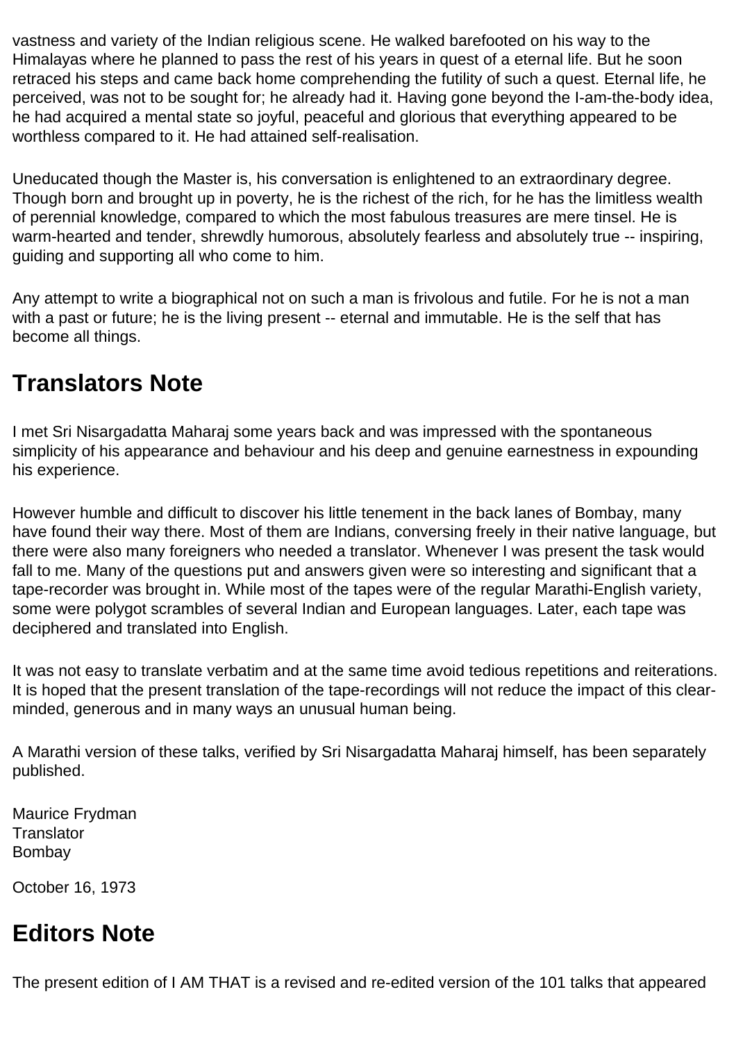vastness and variety of the Indian religious scene. He walked barefooted on his way to the Himalayas where he planned to pass the rest of his years in quest of a eternal life. But he soon retraced his steps and came back home comprehending the futility of such a quest. Eternal life, he perceived, was not to be sought for; he already had it. Having gone beyond the I-am-the-body idea, he had acquired a mental state so joyful, peaceful and glorious that everything appeared to be worthless compared to it. He had attained self-realisation.

Uneducated though the Master is, his conversation is enlightened to an extraordinary degree. Though born and brought up in poverty, he is the richest of the rich, for he has the limitless wealth of perennial knowledge, compared to which the most fabulous treasures are mere tinsel. He is warm-hearted and tender, shrewdly humorous, absolutely fearless and absolutely true -- inspiring, guiding and supporting all who come to him.

Any attempt to write a biographical not on such a man is frivolous and futile. For he is not a man with a past or future; he is the living present -- eternal and immutable. He is the self that has become all things.

## Translators Note

I met Sri Nisargadatta Maharaj some years back and was impressed with the spontaneous simplicity of his appearance and behaviour and his deep and genuine earnestness in expounding his experience.

However humble and difficult to discover his little tenement in the back lanes of Bombay, many have found their way there. Most of them are Indians, conversing freely in their native language, but there were also many foreigners who needed a translator. Whenever I was present the task would fall to me. Many of the questions put and answers given were so interesting and significant that a tape-recorder was brought in. While most of the tapes were of the regular Marathi-English variety, some were polygot scrambles of several Indian and European languages. Later, each tape was deciphered and translated into English.

It was not easy to translate verbatim and at the same time avoid tedious repetitions and reiterations. It is hoped that the present translation of the tape-recordings will not reduce the impact of this clear-minded, generous and in many ways an unusual human being.

A Marathi version of these talks, verified by Sri Nisargadatta Maharaj himself, has been separately published.

Maurice Frydman
Translator
Bombay

October 16, 1973

## Editors Note

The present edition of I AM THAT is a revised and re-edited version of the 101 talks that appeared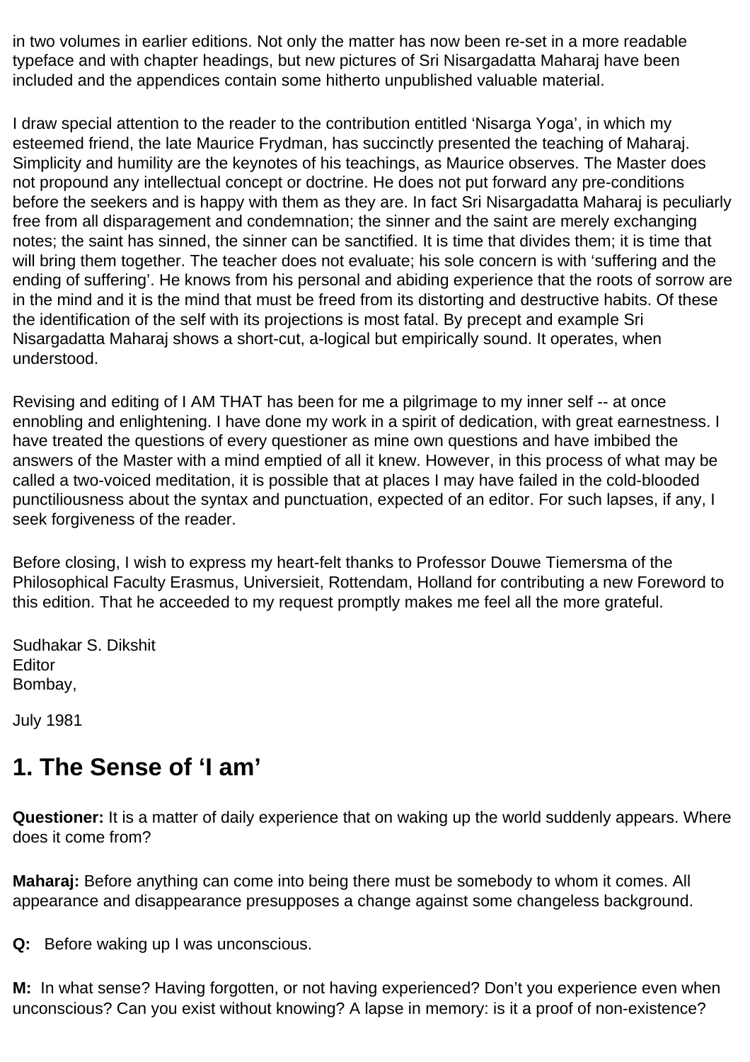in two volumes in earlier editions. Not only the matter has now been re-set in a more readable typeface and with chapter headings, but new pictures of Sri Nisargadatta Maharaj have been included and the appendices contain some hitherto unpublished valuable material.

I draw special attention to the reader to the contribution entitled 'Nisarga Yoga', in which my esteemed friend, the late Maurice Frydman, has succinctly presented the teaching of Maharaj. Simplicity and humility are the keynotes of his teachings, as Maurice observes. The Master does not propound any intellectual concept or doctrine. He does not put forward any pre-conditions before the seekers and is happy with them as they are. In fact Sri Nisargadatta Maharaj is peculiarly free from all disparagement and condemnation; the sinner and the saint are merely exchanging notes; the saint has sinned, the sinner can be sanctified. It is time that divides them; it is time that will bring them together. The teacher does not evaluate; his sole concern is with 'suffering and the ending of suffering'. He knows from his personal and abiding experience that the roots of sorrow are in the mind and it is the mind that must be freed from its distorting and destructive habits. Of these the identification of the self with its projections is most fatal. By precept and example Sri Nisargadatta Maharaj shows a short-cut, a-logical but empirically sound. It operates, when understood.

Revising and editing of I AM THAT has been for me a pilgrimage to my inner self -- at once ennobling and enlightening. I have done my work in a spirit of dedication, with great earnestness. I have treated the questions of every questioner as mine own questions and have imbibed the answers of the Master with a mind emptied of all it knew. However, in this process of what may be called a two-voiced meditation, it is possible that at places I may have failed in the cold-blooded punctiliousness about the syntax and punctuation, expected of an editor. For such lapses, if any, I seek forgiveness of the reader.

Before closing, I wish to express my heart-felt thanks to Professor Douwe Tiemersma of the Philosophical Faculty Erasmus, Universieit, Rottendam, Holland for contributing a new Foreword to this edition. That he acceeded to my request promptly makes me feel all the more grateful.

Sudhakar S. Dikshit
Editor
Bombay,

July 1981

## 1. The Sense of 'I am'

**Questioner:** It is a matter of daily experience that on waking up the world suddenly appears. Where does it come from?

**Maharaj:** Before anything can come into being there must be somebody to whom it comes. All appearance and disappearance presupposes a change against some changeless background.

**Q:** Before waking up I was unconscious.

**M:** In what sense? Having forgotten, or not having experienced? Don't you experience even when unconscious? Can you exist without knowing? A lapse in memory: is it a proof of non-existence?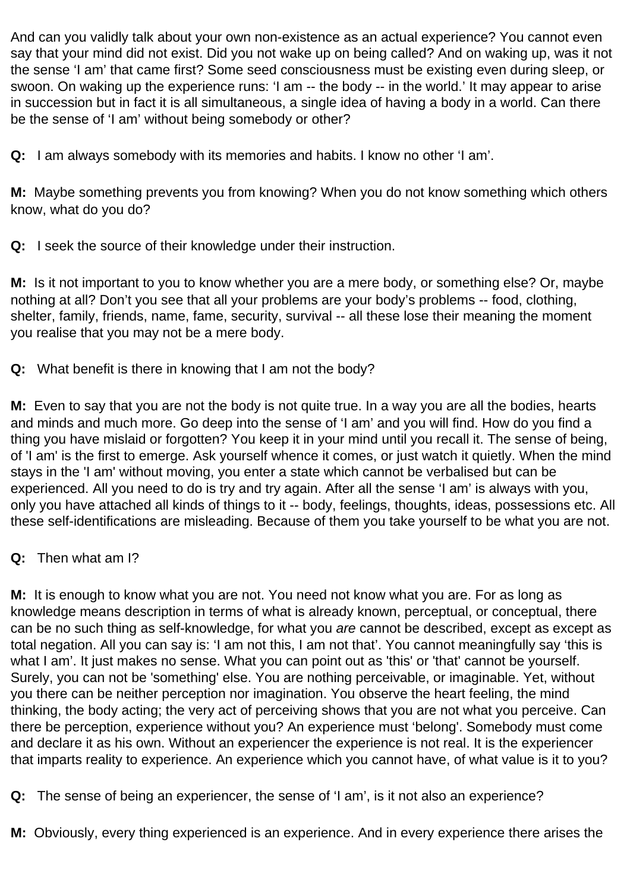And can you validly talk about your own non-existence as an actual experience? You cannot even say that your mind did not exist. Did you not wake up on being called? And on waking up, was it not the sense 'I am' that came first? Some seed consciousness must be existing even during sleep, or swoon. On waking up the experience runs: 'I am -- the body -- in the world.' It may appear to arise in succession but in fact it is all simultaneous, a single idea of having a body in a world. Can there be the sense of 'I am' without being somebody or other?

**Q:** I am always somebody with its memories and habits. I know no other 'I am'.

**M:** Maybe something prevents you from knowing? When you do not know something which others know, what do you do?

**Q:** I seek the source of their knowledge under their instruction.

**M:** Is it not important to you to know whether you are a mere body, or something else? Or, maybe nothing at all? Don't you see that all your problems are your body's problems -- food, clothing, shelter, family, friends, name, fame, security, survival -- all these lose their meaning the moment you realise that you may not be a mere body.

**Q:** What benefit is there in knowing that I am not the body?

**M:** Even to say that you are not the body is not quite true. In a way you are all the bodies, hearts and minds and much more. Go deep into the sense of 'I am' and you will find. How do you find a thing you have mislaid or forgotten? You keep it in your mind until you recall it. The sense of being, of 'I am' is the first to emerge. Ask yourself whence it comes, or just watch it quietly. When the mind stays in the 'I am' without moving, you enter a state which cannot be verbalised but can be experienced. All you need to do is try and try again. After all the sense 'I am' is always with you, only you have attached all kinds of things to it -- body, feelings, thoughts, ideas, possessions etc. All these self-identifications are misleading. Because of them you take yourself to be what you are not.

**Q:** Then what am I?

**M:** It is enough to know what you are not. You need not know what you are. For as long as knowledge means description in terms of what is already known, perceptual, or conceptual, there can be no such thing as self-knowledge, for what you *are* cannot be described, except as except as total negation. All you can say is: 'I am not this, I am not that'. You cannot meaningfully say 'this is what I am'. It just makes no sense. What you can point out as 'this' or 'that' cannot be yourself. Surely, you can not be 'something' else. You are nothing perceivable, or imaginable. Yet, without you there can be neither perception nor imagination. You observe the heart feeling, the mind thinking, the body acting; the very act of perceiving shows that you are not what you perceive. Can there be perception, experience without you? An experience must 'belong'. Somebody must come and declare it as his own. Without an experiencer the experience is not real. It is the experiencer that imparts reality to experience. An experience which you cannot have, of what value is it to you?

**Q:** The sense of being an experiencer, the sense of 'I am', is it not also an experience?

**M:** Obviously, every thing experienced is an experience. And in every experience there arises the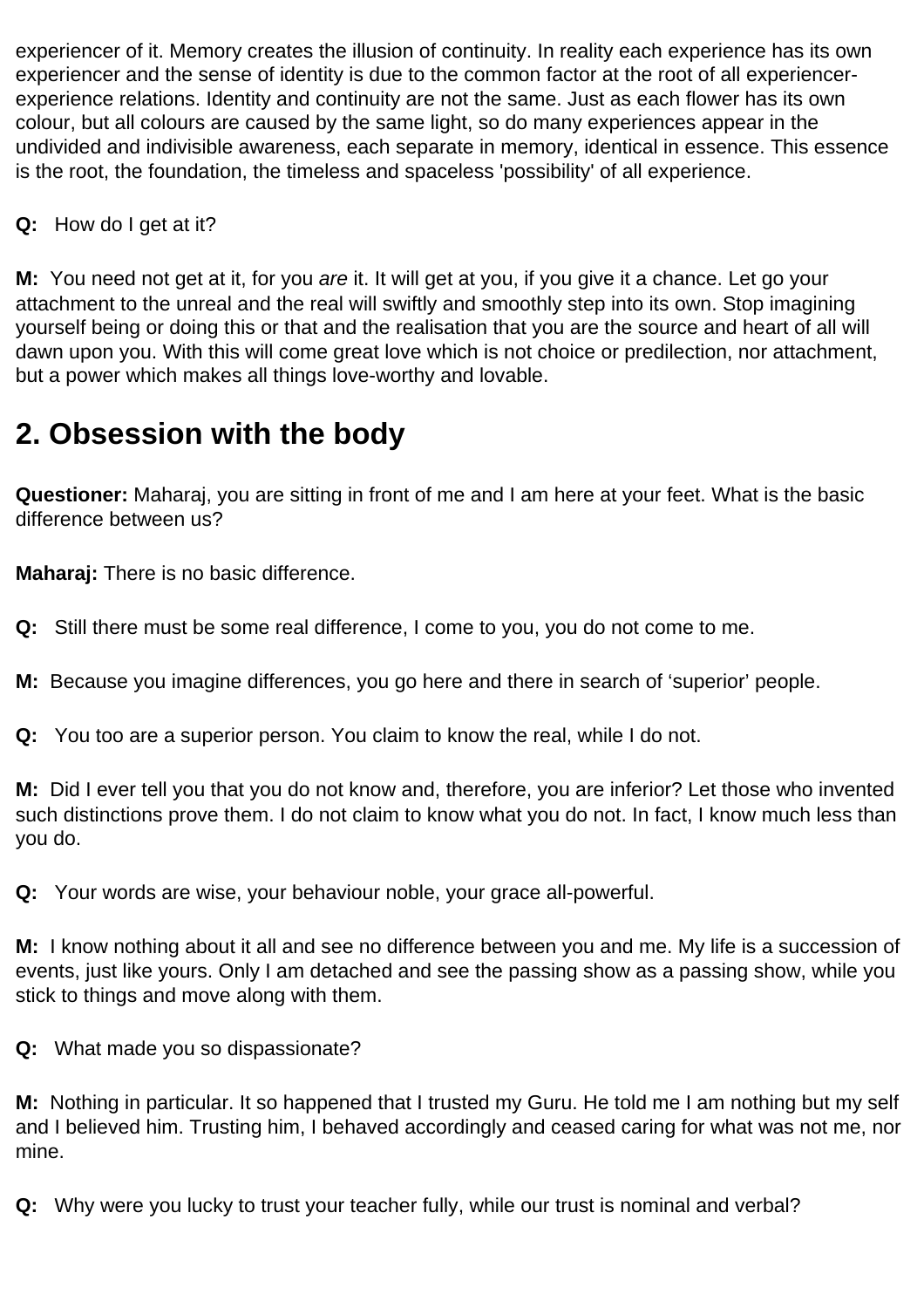experiencer of it. Memory creates the illusion of continuity. In reality each experience has its own experiencer and the sense of identity is due to the common factor at the root of all experiencer-experience relations. Identity and continuity are not the same. Just as each flower has its own colour, but all colours are caused by the same light, so do many experiences appear in the undivided and indivisible awareness, each separate in memory, identical in essence. This essence is the root, the foundation, the timeless and spaceless 'possibility' of all experience.

**Q:** How do I get at it?

**M:** You need not get at it, for you *are* it. It will get at you, if you give it a chance. Let go your attachment to the unreal and the real will swiftly and smoothly step into its own. Stop imagining yourself being or doing this or that and the realisation that you are the source and heart of all will dawn upon you. With this will come great love which is not choice or predilection, nor attachment, but a power which makes all things love-worthy and lovable.

## 2. Obsession with the body

**Questioner:** Maharaj, you are sitting in front of me and I am here at your feet. What is the basic difference between us?

**Maharaj:** There is no basic difference.

**Q:** Still there must be some real difference, I come to you, you do not come to me.

**M:** Because you imagine differences, you go here and there in search of 'superior' people.

**Q:** You too are a superior person. You claim to know the real, while I do not.

**M:** Did I ever tell you that you do not know and, therefore, you are inferior? Let those who invented such distinctions prove them. I do not claim to know what you do not. In fact, I know much less than you do.

**Q:** Your words are wise, your behaviour noble, your grace all-powerful.

**M:** I know nothing about it all and see no difference between you and me. My life is a succession of events, just like yours. Only I am detached and see the passing show as a passing show, while you stick to things and move along with them.

**Q:** What made you so dispassionate?

**M:** Nothing in particular. It so happened that I trusted my Guru. He told me I am nothing but my self and I believed him. Trusting him, I behaved accordingly and ceased caring for what was not me, nor mine.

**Q:** Why were you lucky to trust your teacher fully, while our trust is nominal and verbal?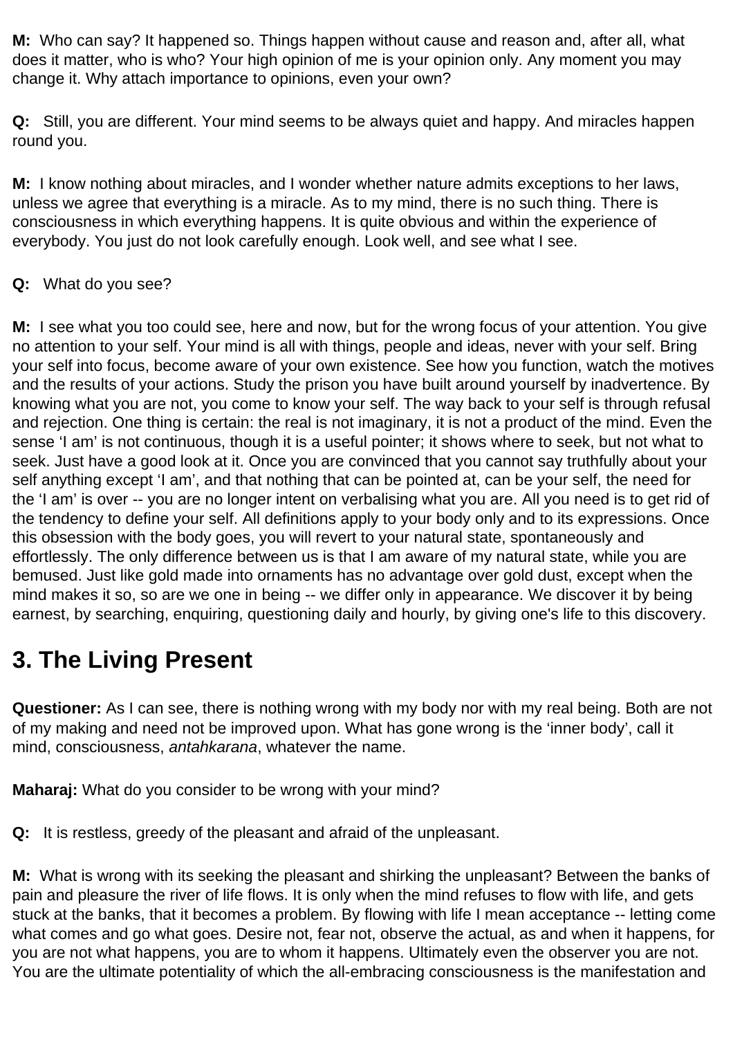**M:** Who can say? It happened so. Things happen without cause and reason and, after all, what does it matter, who is who? Your high opinion of me is your opinion only. Any moment you may change it. Why attach importance to opinions, even your own?

**Q:** Still, you are different. Your mind seems to be always quiet and happy. And miracles happen round you.

**M:** I know nothing about miracles, and I wonder whether nature admits exceptions to her laws, unless we agree that everything is a miracle. As to my mind, there is no such thing. There is consciousness in which everything happens. It is quite obvious and within the experience of everybody. You just do not look carefully enough. Look well, and see what I see.

**Q:** What do you see?

**M:** I see what you too could see, here and now, but for the wrong focus of your attention. You give no attention to your self. Your mind is all with things, people and ideas, never with your self. Bring your self into focus, become aware of your own existence. See how you function, watch the motives and the results of your actions. Study the prison you have built around yourself by inadvertence. By knowing what you are not, you come to know your self. The way back to your self is through refusal and rejection. One thing is certain: the real is not imaginary, it is not a product of the mind. Even the sense 'I am' is not continuous, though it is a useful pointer; it shows where to seek, but not what to seek. Just have a good look at it. Once you are convinced that you cannot say truthfully about your self anything except 'I am', and that nothing that can be pointed at, can be your self, the need for the 'I am' is over -- you are no longer intent on verbalising what you are. All you need is to get rid of the tendency to define your self. All definitions apply to your body only and to its expressions. Once this obsession with the body goes, you will revert to your natural state, spontaneously and effortlessly. The only difference between us is that I am aware of my natural state, while you are bemused. Just like gold made into ornaments has no advantage over gold dust, except when the mind makes it so, so are we one in being -- we differ only in appearance. We discover it by being earnest, by searching, enquiring, questioning daily and hourly, by giving one's life to this discovery.

## 3. The Living Present

**Questioner:** As I can see, there is nothing wrong with my body nor with my real being. Both are not of my making and need not be improved upon. What has gone wrong is the 'inner body', call it mind, consciousness, *antahkarana*, whatever the name.

**Maharaj:** What do you consider to be wrong with your mind?

**Q:** It is restless, greedy of the pleasant and afraid of the unpleasant.

**M:** What is wrong with its seeking the pleasant and shirking the unpleasant? Between the banks of pain and pleasure the river of life flows. It is only when the mind refuses to flow with life, and gets stuck at the banks, that it becomes a problem. By flowing with life I mean acceptance -- letting come what comes and go what goes. Desire not, fear not, observe the actual, as and when it happens, for you are not what happens, you are to whom it happens. Ultimately even the observer you are not. You are the ultimate potentiality of which the all-embracing consciousness is the manifestation and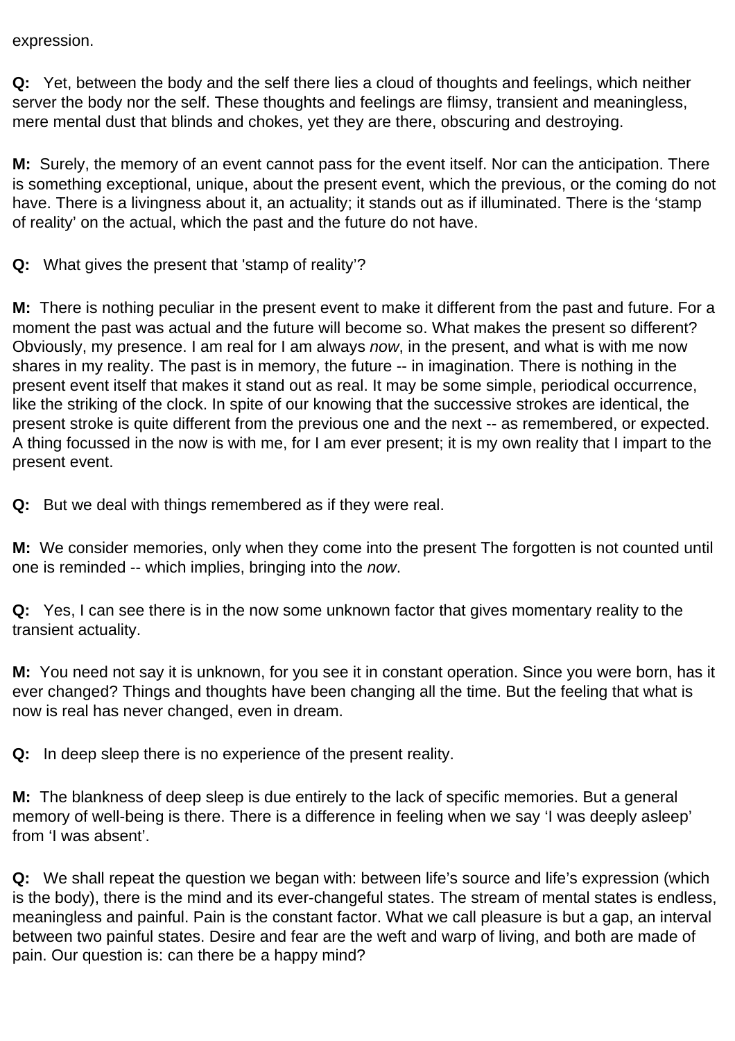expression.

**Q:** Yet, between the body and the self there lies a cloud of thoughts and feelings, which neither server the body nor the self. These thoughts and feelings are flimsy, transient and meaningless, mere mental dust that blinds and chokes, yet they are there, obscuring and destroying.

**M:** Surely, the memory of an event cannot pass for the event itself. Nor can the anticipation. There is something exceptional, unique, about the present event, which the previous, or the coming do not have. There is a livingness about it, an actuality; it stands out as if illuminated. There is the 'stamp of reality' on the actual, which the past and the future do not have.

**Q:** What gives the present that 'stamp of reality'?

**M:** There is nothing peculiar in the present event to make it different from the past and future. For a moment the past was actual and the future will become so. What makes the present so different? Obviously, my presence. I am real for I am always *now*, in the present, and what is with me now shares in my reality. The past is in memory, the future -- in imagination. There is nothing in the present event itself that makes it stand out as real. It may be some simple, periodical occurrence, like the striking of the clock. In spite of our knowing that the successive strokes are identical, the present stroke is quite different from the previous one and the next -- as remembered, or expected. A thing focussed in the now is with me, for I am ever present; it is my own reality that I impart to the present event.

**Q:** But we deal with things remembered as if they were real.

**M:** We consider memories, only when they come into the present The forgotten is not counted until one is reminded -- which implies, bringing into the *now*.

**Q:** Yes, I can see there is in the now some unknown factor that gives momentary reality to the transient actuality.

**M:** You need not say it is unknown, for you see it in constant operation. Since you were born, has it ever changed? Things and thoughts have been changing all the time. But the feeling that what is now is real has never changed, even in dream.

**Q:** In deep sleep there is no experience of the present reality.

**M:** The blankness of deep sleep is due entirely to the lack of specific memories. But a general memory of well-being is there. There is a difference in feeling when we say 'I was deeply asleep' from 'I was absent'.

**Q:** We shall repeat the question we began with: between life's source and life's expression (which is the body), there is the mind and its ever-changeful states. The stream of mental states is endless, meaningless and painful. Pain is the constant factor. What we call pleasure is but a gap, an interval between two painful states. Desire and fear are the weft and warp of living, and both are made of pain. Our question is: can there be a happy mind?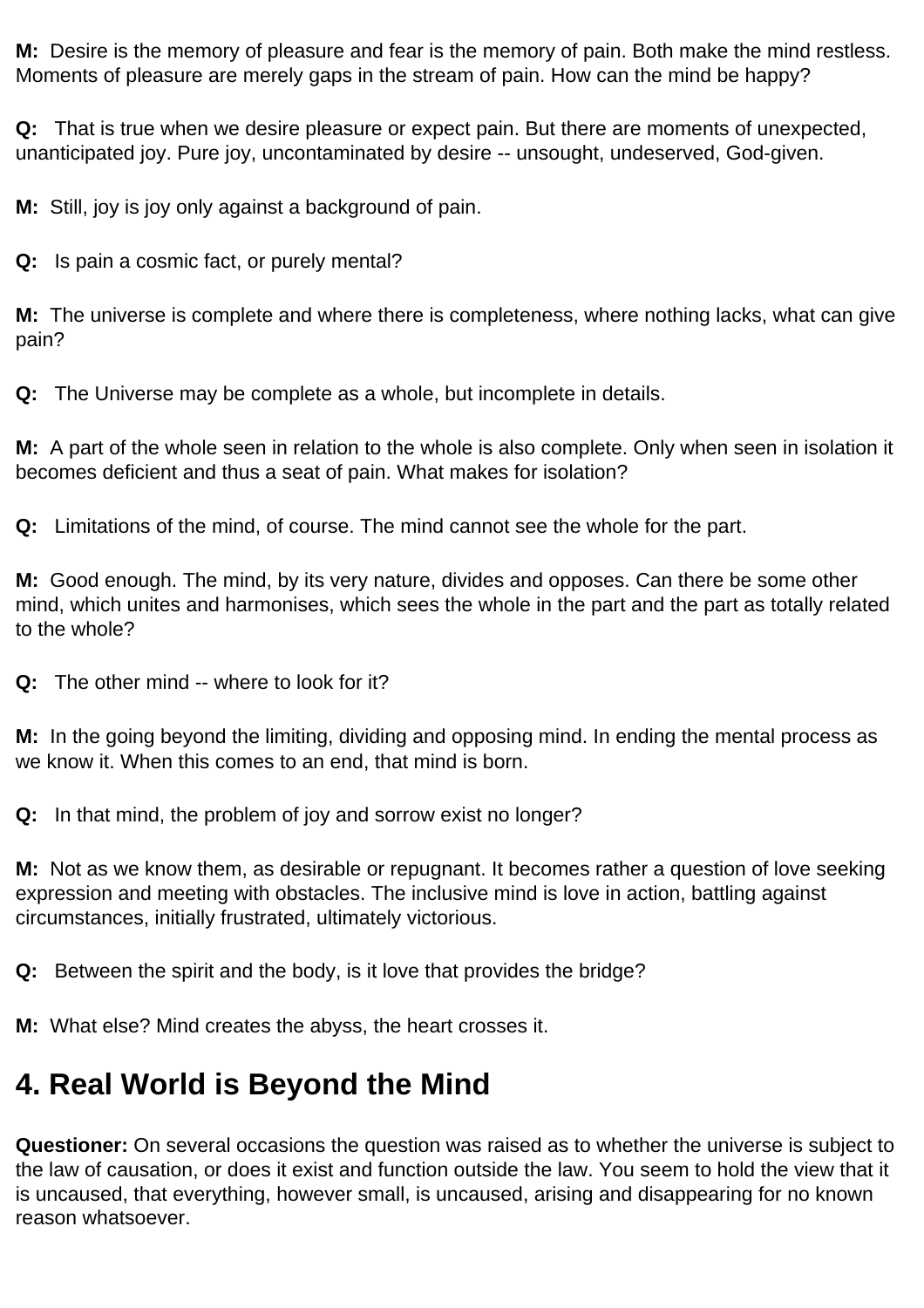**M:** Desire is the memory of pleasure and fear is the memory of pain. Both make the mind restless. Moments of pleasure are merely gaps in the stream of pain. How can the mind be happy?

**Q:** That is true when we desire pleasure or expect pain. But there are moments of unexpected, unanticipated joy. Pure joy, uncontaminated by desire -- unsought, undeserved, God-given.

**M:** Still, joy is joy only against a background of pain.

**Q:** Is pain a cosmic fact, or purely mental?

**M:** The universe is complete and where there is completeness, where nothing lacks, what can give pain?

**Q:** The Universe may be complete as a whole, but incomplete in details.

**M:** A part of the whole seen in relation to the whole is also complete. Only when seen in isolation it becomes deficient and thus a seat of pain. What makes for isolation?

**Q:** Limitations of the mind, of course. The mind cannot see the whole for the part.

**M:** Good enough. The mind, by its very nature, divides and opposes. Can there be some other mind, which unites and harmonises, which sees the whole in the part and the part as totally related to the whole?

**Q:** The other mind -- where to look for it?

**M:** In the going beyond the limiting, dividing and opposing mind. In ending the mental process as we know it. When this comes to an end, that mind is born.

**Q:** In that mind, the problem of joy and sorrow exist no longer?

**M:** Not as we know them, as desirable or repugnant. It becomes rather a question of love seeking expression and meeting with obstacles. The inclusive mind is love in action, battling against circumstances, initially frustrated, ultimately victorious.

**Q:** Between the spirit and the body, is it love that provides the bridge?

**M:** What else? Mind creates the abyss, the heart crosses it.

## 4. Real World is Beyond the Mind

**Questioner:** On several occasions the question was raised as to whether the universe is subject to the law of causation, or does it exist and function outside the law. You seem to hold the view that it is uncaused, that everything, however small, is uncaused, arising and disappearing for no known reason whatsoever.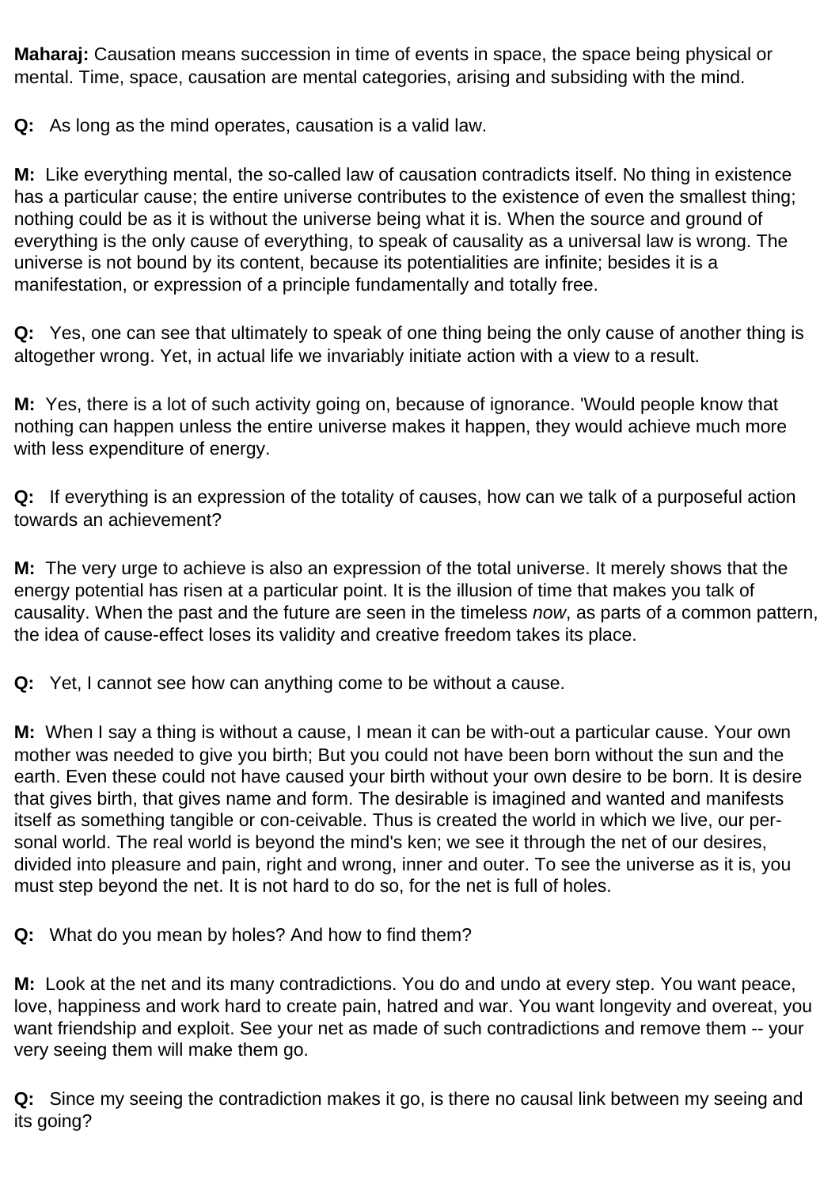**Maharaj:** Causation means succession in time of events in space, the space being physical or mental. Time, space, causation are mental categories, arising and subsiding with the mind.

**Q:** As long as the mind operates, causation is a valid law.

**M:** Like everything mental, the so-called law of causation contradicts itself. No thing in existence has a particular cause; the entire universe contributes to the existence of even the smallest thing; nothing could be as it is without the universe being what it is. When the source and ground of everything is the only cause of everything, to speak of causality as a universal law is wrong. The universe is not bound by its content, because its potentialities are infinite; besides it is a manifestation, or expression of a principle fundamentally and totally free.

**Q:** Yes, one can see that ultimately to speak of one thing being the only cause of another thing is altogether wrong. Yet, in actual life we invariably initiate action with a view to a result.

**M:** Yes, there is a lot of such activity going on, because of ignorance. 'Would people know that nothing can happen unless the entire universe makes it happen, they would achieve much more with less expenditure of energy.

**Q:** If everything is an expression of the totality of causes, how can we talk of a purposeful action towards an achievement?

**M:** The very urge to achieve is also an expression of the total universe. It merely shows that the energy potential has risen at a particular point. It is the illusion of time that makes you talk of causality. When the past and the future are seen in the timeless *now*, as parts of a common pattern, the idea of cause-effect loses its validity and creative freedom takes its place.

**Q:** Yet, I cannot see how can anything come to be without a cause.

**M:** When I say a thing is without a cause, I mean it can be with-out a particular cause. Your own mother was needed to give you birth; But you could not have been born without the sun and the earth. Even these could not have caused your birth without your own desire to be born. It is desire that gives birth, that gives name and form. The desirable is imagined and wanted and manifests itself as something tangible or con-ceivable. Thus is created the world in which we live, our per-sonal world. The real world is beyond the mind's ken; we see it through the net of our desires, divided into pleasure and pain, right and wrong, inner and outer. To see the universe as it is, you must step beyond the net. It is not hard to do so, for the net is full of holes.

**Q:** What do you mean by holes? And how to find them?

**M:** Look at the net and its many contradictions. You do and undo at every step. You want peace, love, happiness and work hard to create pain, hatred and war. You want longevity and overeat, you want friendship and exploit. See your net as made of such contradictions and remove them -- your very seeing them will make them go.

**Q:** Since my seeing the contradiction makes it go, is there no causal link between my seeing and its going?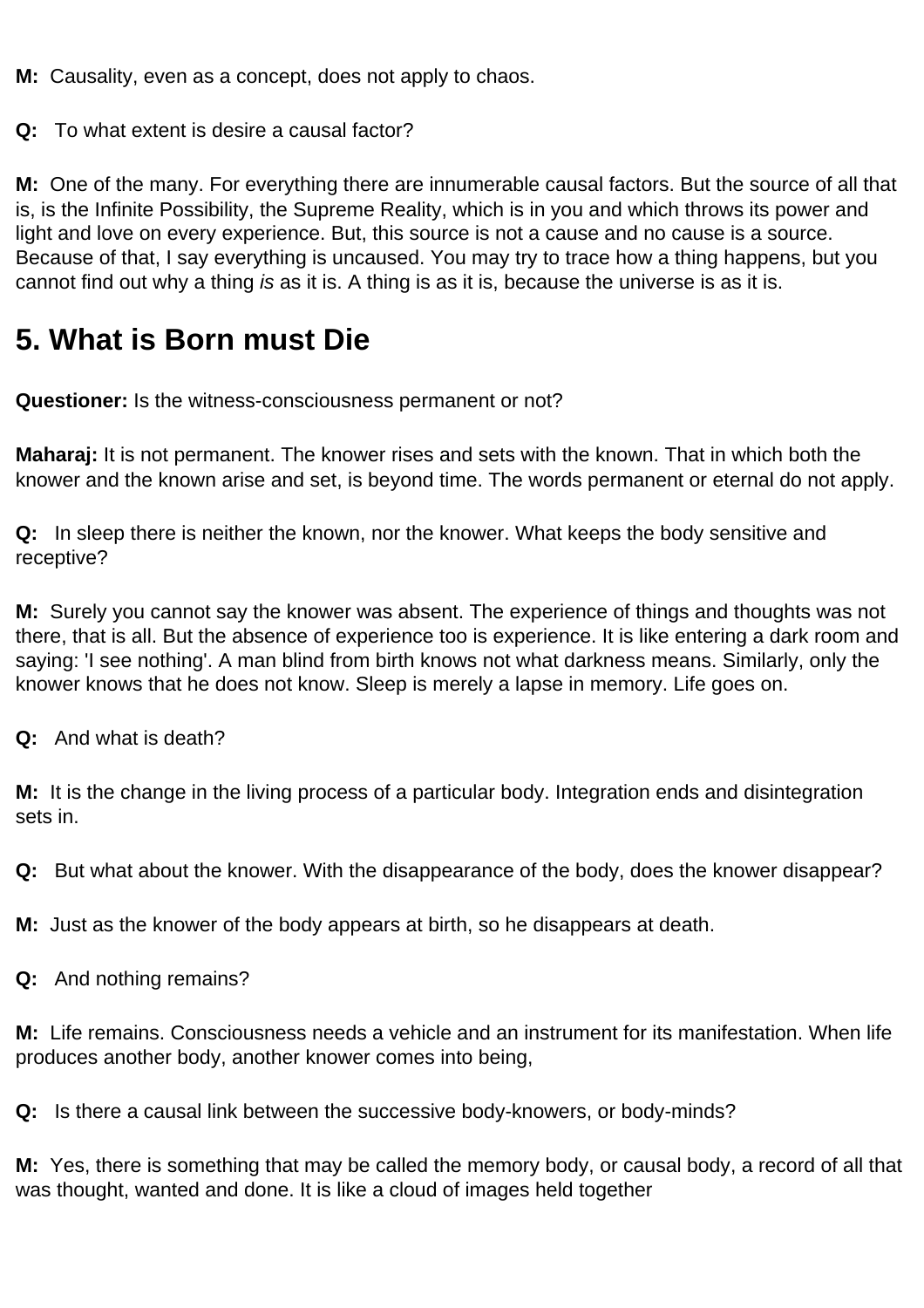**M:** Causality, even as a concept, does not apply to chaos.

**Q:** To what extent is desire a causal factor?

**M:** One of the many. For everything there are innumerable causal factors. But the source of all that is, is the Infinite Possibility, the Supreme Reality, which is in you and which throws its power and light and love on every experience. But, this source is not a cause and no cause is a source. Because of that, I say everything is uncaused. You may try to trace how a thing happens, but you cannot find out why a thing *is* as it is. A thing is as it is, because the universe is as it is.

## 5. What is Born must Die

**Questioner:** Is the witness-consciousness permanent or not?

**Maharaj:** It is not permanent. The knower rises and sets with the known. That in which both the knower and the known arise and set, is beyond time. The words permanent or eternal do not apply.

**Q:** In sleep there is neither the known, nor the knower. What keeps the body sensitive and receptive?

**M:** Surely you cannot say the knower was absent. The experience of things and thoughts was not there, that is all. But the absence of experience too is experience. It is like entering a dark room and saying: 'I see nothing'. A man blind from birth knows not what darkness means. Similarly, only the knower knows that he does not know. Sleep is merely a lapse in memory. Life goes on.

**Q:** And what is death?

**M:** It is the change in the living process of a particular body. Integration ends and disintegration sets in.

**Q:** But what about the knower. With the disappearance of the body, does the knower disappear?

**M:** Just as the knower of the body appears at birth, so he disappears at death.

**Q:** And nothing remains?

**M:** Life remains. Consciousness needs a vehicle and an instrument for its manifestation. When life produces another body, another knower comes into being,

**Q:** Is there a causal link between the successive body-knowers, or body-minds?

**M:** Yes, there is something that may be called the memory body, or causal body, a record of all that was thought, wanted and done. It is like a cloud of images held together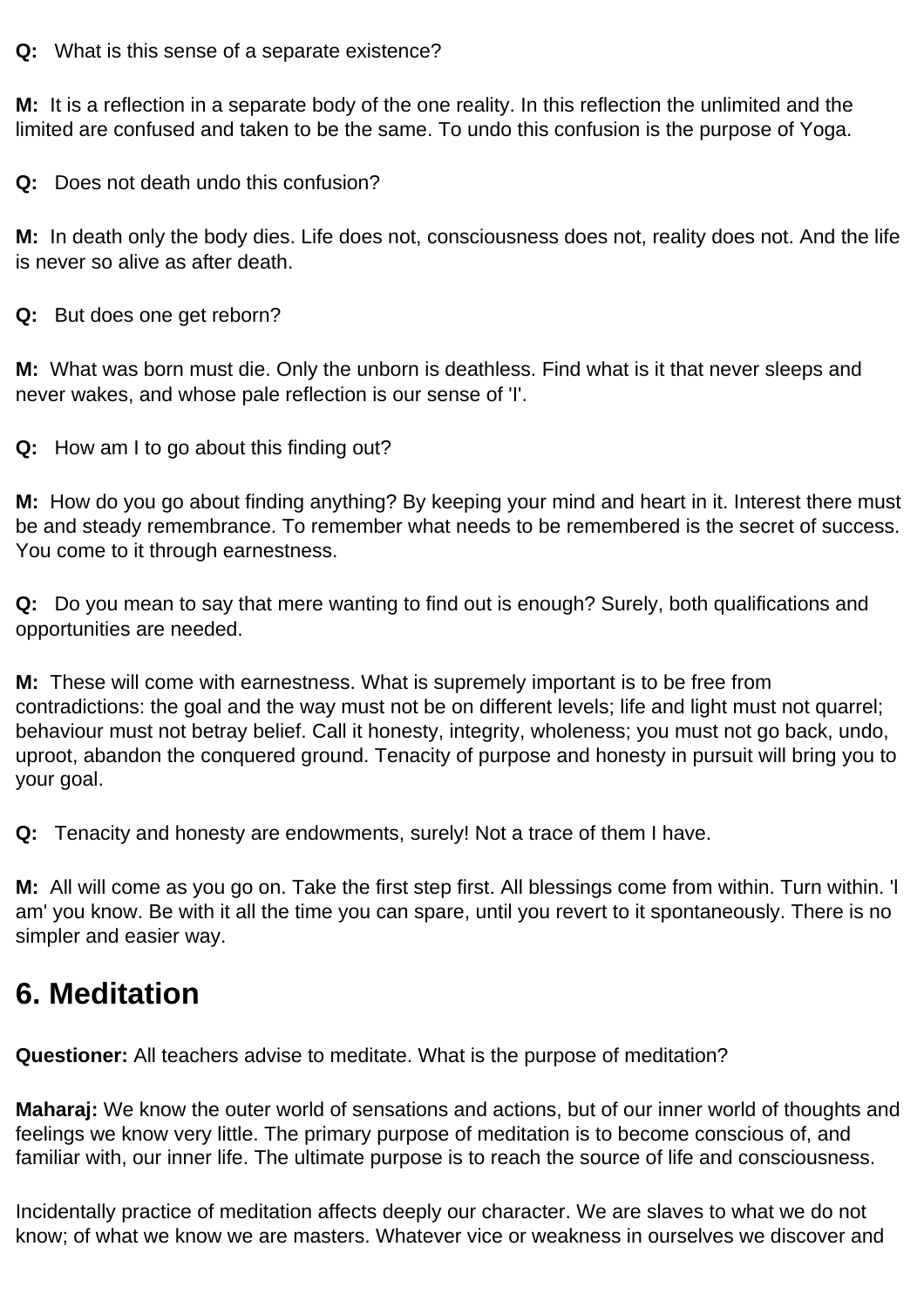**Q:** What is this sense of a separate existence?

**M:** It is a reflection in a separate body of the one reality. In this reflection the unlimited and the limited are confused and taken to be the same. To undo this confusion is the purpose of Yoga.

**Q:** Does not death undo this confusion?

**M:** In death only the body dies. Life does not, consciousness does not, reality does not. And the life is never so alive as after death.

**Q:** But does one get reborn?

**M:** What was born must die. Only the unborn is deathless. Find what is it that never sleeps and never wakes, and whose pale reflection is our sense of 'I'.

**Q:** How am I to go about this finding out?

**M:** How do you go about finding anything? By keeping your mind and heart in it. Interest there must be and steady remembrance. To remember what needs to be remembered is the secret of success. You come to it through earnestness.

**Q:** Do you mean to say that mere wanting to find out is enough? Surely, both qualifications and opportunities are needed.

**M:** These will come with earnestness. What is supremely important is to be free from contradictions: the goal and the way must not be on different levels; life and light must not quarrel; behaviour must not betray belief. Call it honesty, integrity, wholeness; you must not go back, undo, uproot, abandon the conquered ground. Tenacity of purpose and honesty in pursuit will bring you to your goal.

**Q:** Tenacity and honesty are endowments, surely! Not a trace of them I have.

**M:** All will come as you go on. Take the first step first. All blessings come from within. Turn within. 'I am' you know. Be with it all the time you can spare, until you revert to it spontaneously. There is no simpler and easier way.

## 6. Meditation

**Questioner:** All teachers advise to meditate. What is the purpose of meditation?

**Maharaj:** We know the outer world of sensations and actions, but of our inner world of thoughts and feelings we know very little. The primary purpose of meditation is to become conscious of, and familiar with, our inner life. The ultimate purpose is to reach the source of life and consciousness.

Incidentally practice of meditation affects deeply our character. We are slaves to what we do not know; of what we know we are masters. Whatever vice or weakness in ourselves we discover and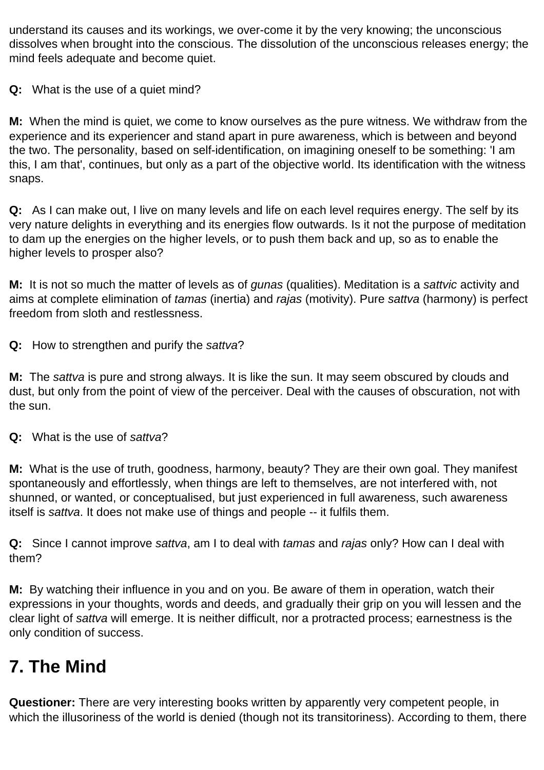understand its causes and its workings, we over-come it by the very knowing; the unconscious dissolves when brought into the conscious. The dissolution of the unconscious releases energy; the mind feels adequate and become quiet.

**Q:** What is the use of a quiet mind?

**M:** When the mind is quiet, we come to know ourselves as the pure witness. We withdraw from the experience and its experiencer and stand apart in pure awareness, which is between and beyond the two. The personality, based on self-identification, on imagining oneself to be something: 'I am this, I am that', continues, but only as a part of the objective world. Its identification with the witness snaps.

**Q:** As I can make out, I live on many levels and life on each level requires energy. The self by its very nature delights in everything and its energies flow outwards. Is it not the purpose of meditation to dam up the energies on the higher levels, or to push them back and up, so as to enable the higher levels to prosper also?

**M:** It is not so much the matter of levels as of *gunas* (qualities). Meditation is a *sattvic* activity and aims at complete elimination of *tamas* (inertia) and *rajas* (motivity). Pure *sattva* (harmony) is perfect freedom from sloth and restlessness.

**Q:** How to strengthen and purify the *sattva*?

**M:** The *sattva* is pure and strong always. It is like the sun. It may seem obscured by clouds and dust, but only from the point of view of the perceiver. Deal with the causes of obscuration, not with the sun.

**Q:** What is the use of *sattva*?

**M:** What is the use of truth, goodness, harmony, beauty? They are their own goal. They manifest spontaneously and effortlessly, when things are left to themselves, are not interfered with, not shunned, or wanted, or conceptualised, but just experienced in full awareness, such awareness itself is *sattva*. It does not make use of things and people -- it fulfils them.

**Q:** Since I cannot improve *sattva*, am I to deal with *tamas* and *rajas* only? How can I deal with them?

**M:** By watching their influence in you and on you. Be aware of them in operation, watch their expressions in your thoughts, words and deeds, and gradually their grip on you will lessen and the clear light of *sattva* will emerge. It is neither difficult, nor a protracted process; earnestness is the only condition of success.

## 7. The Mind

**Questioner:** There are very interesting books written by apparently very competent people, in which the illusoriness of the world is denied (though not its transitoriness). According to them, there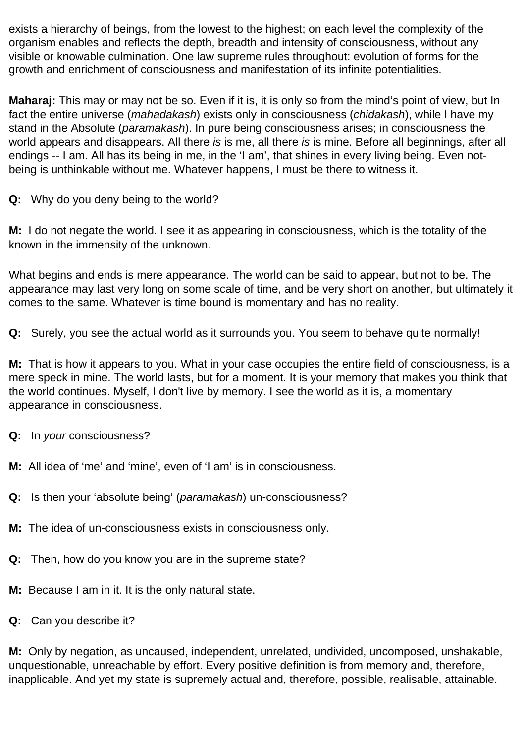exists a hierarchy of beings, from the lowest to the highest; on each level the complexity of the organism enables and reflects the depth, breadth and intensity of consciousness, without any visible or knowable culmination. One law supreme rules throughout: evolution of forms for the growth and enrichment of consciousness and manifestation of its infinite potentialities.

**Maharaj:** This may or may not be so. Even if it is, it is only so from the mind's point of view, but In fact the entire universe (*mahadakash*) exists only in consciousness (*chidakash*), while I have my stand in the Absolute (*paramakash*). In pure being consciousness arises; in consciousness the world appears and disappears. All there *is* is me, all there *is* is mine. Before all beginnings, after all endings -- I am. All has its being in me, in the 'I am', that shines in every living being. Even not-being is unthinkable without me. Whatever happens, I must be there to witness it.

**Q:** Why do you deny being to the world?

**M:** I do not negate the world. I see it as appearing in consciousness, which is the totality of the known in the immensity of the unknown.

What begins and ends is mere appearance. The world can be said to appear, but not to be. The appearance may last very long on some scale of time, and be very short on another, but ultimately it comes to the same. Whatever is time bound is momentary and has no reality.

**Q:** Surely, you see the actual world as it surrounds you. You seem to behave quite normally!

**M:** That is how it appears to you. What in your case occupies the entire field of consciousness, is a mere speck in mine. The world lasts, but for a moment. It is your memory that makes you think that the world continues. Myself, I don't live by memory. I see the world as it is, a momentary appearance in consciousness.

**Q:** In *your* consciousness?

**M:** All idea of 'me' and 'mine', even of 'I am' is in consciousness.

**Q:** Is then your 'absolute being' (*paramakash*) un-consciousness?

**M:** The idea of un-consciousness exists in consciousness only.

**Q:** Then, how do you know you are in the supreme state?

**M:** Because I am in it. It is the only natural state.

**Q:** Can you describe it?

**M:** Only by negation, as uncaused, independent, unrelated, undivided, uncomposed, unshakable, unquestionable, unreachable by effort. Every positive definition is from memory and, therefore, inapplicable. And yet my state is supremely actual and, therefore, possible, realisable, attainable.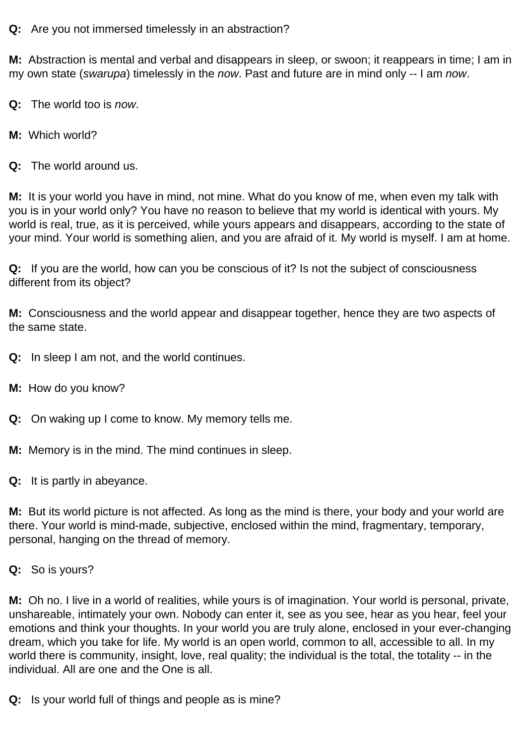**Q:** Are you not immersed timelessly in an abstraction?

**M:** Abstraction is mental and verbal and disappears in sleep, or swoon; it reappears in time; I am in my own state (*swarupa*) timelessly in the *now*. Past and future are in mind only -- I am *now*.

**Q:** The world too is *now*.

**M:** Which world?

**Q:** The world around us.

**M:** It is your world you have in mind, not mine. What do you know of me, when even my talk with you is in your world only? You have no reason to believe that my world is identical with yours. My world is real, true, as it is perceived, while yours appears and disappears, according to the state of your mind. Your world is something alien, and you are afraid of it. My world is myself. I am at home.

**Q:** If you are the world, how can you be conscious of it? Is not the subject of consciousness different from its object?

**M:** Consciousness and the world appear and disappear together, hence they are two aspects of the same state.

**Q:** In sleep I am not, and the world continues.

**M:** How do you know?

**Q:** On waking up I come to know. My memory tells me.

**M:** Memory is in the mind. The mind continues in sleep.

**Q:** It is partly in abeyance.

**M:** But its world picture is not affected. As long as the mind is there, your body and your world are there. Your world is mind-made, subjective, enclosed within the mind, fragmentary, temporary, personal, hanging on the thread of memory.

**Q:** So is yours?

**M:** Oh no. I live in a world of realities, while yours is of imagination. Your world is personal, private, unshareable, intimately your own. Nobody can enter it, see as you see, hear as you hear, feel your emotions and think your thoughts. In your world you are truly alone, enclosed in your ever-changing dream, which you take for life. My world is an open world, common to all, accessible to all. In my world there is community, insight, love, real quality; the individual is the total, the totality -- in the individual. All are one and the One is all.

**Q:** Is your world full of things and people as is mine?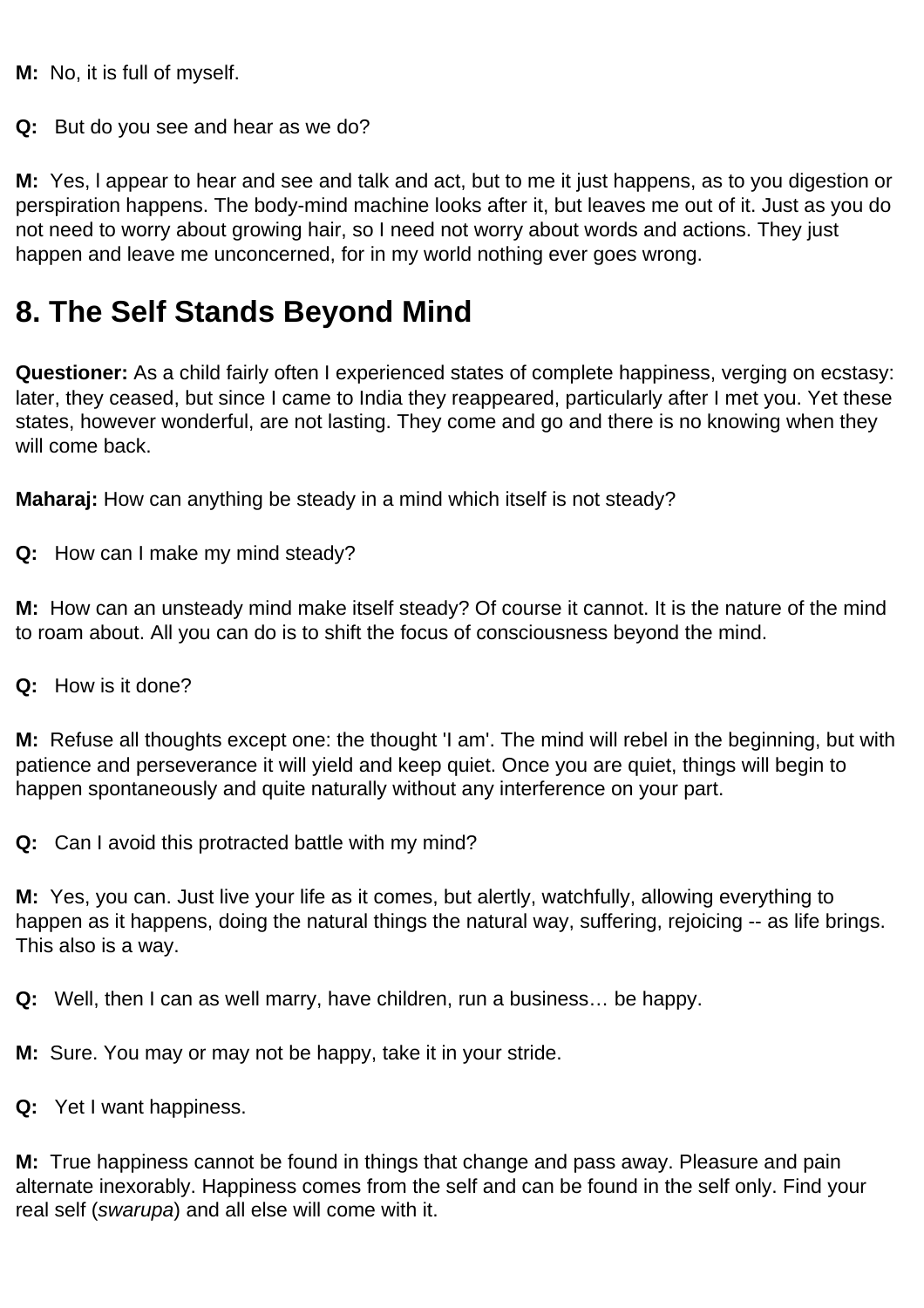**M:** No, it is full of myself.

**Q:** But do you see and hear as we do?

**M:** Yes, I appear to hear and see and talk and act, but to me it just happens, as to you digestion or perspiration happens. The body-mind machine looks after it, but leaves me out of it. Just as you do not need to worry about growing hair, so I need not worry about words and actions. They just happen and leave me unconcerned, for in my world nothing ever goes wrong.

## 8. The Self Stands Beyond Mind

**Questioner:** As a child fairly often I experienced states of complete happiness, verging on ecstasy: later, they ceased, but since I came to India they reappeared, particularly after I met you. Yet these states, however wonderful, are not lasting. They come and go and there is no knowing when they will come back.

**Maharaj:** How can anything be steady in a mind which itself is not steady?

**Q:** How can I make my mind steady?

**M:** How can an unsteady mind make itself steady? Of course it cannot. It is the nature of the mind to roam about. All you can do is to shift the focus of consciousness beyond the mind.

**Q:** How is it done?

**M:** Refuse all thoughts except one: the thought 'I am'. The mind will rebel in the beginning, but with patience and perseverance it will yield and keep quiet. Once you are quiet, things will begin to happen spontaneously and quite naturally without any interference on your part.

**Q:** Can I avoid this protracted battle with my mind?

**M:** Yes, you can. Just live your life as it comes, but alertly, watchfully, allowing everything to happen as it happens, doing the natural things the natural way, suffering, rejoicing -- as life brings. This also is a way.

**Q:** Well, then I can as well marry, have children, run a business… be happy.

**M:** Sure. You may or may not be happy, take it in your stride.

**Q:** Yet I want happiness.

**M:** True happiness cannot be found in things that change and pass away. Pleasure and pain alternate inexorably. Happiness comes from the self and can be found in the self only. Find your real self (*swarupa*) and all else will come with it.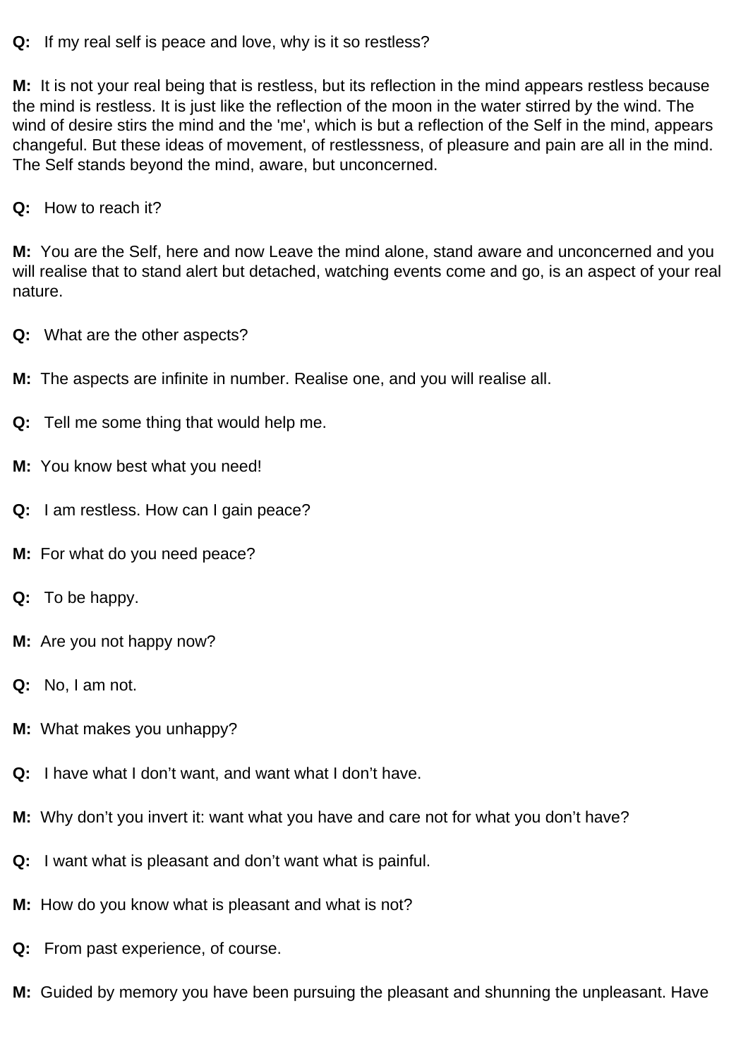**Q:** If my real self is peace and love, why is it so restless?

**M:** It is not your real being that is restless, but its reflection in the mind appears restless because the mind is restless. It is just like the reflection of the moon in the water stirred by the wind. The wind of desire stirs the mind and the 'me', which is but a reflection of the Self in the mind, appears changeful. But these ideas of movement, of restlessness, of pleasure and pain are all in the mind. The Self stands beyond the mind, aware, but unconcerned.

**Q:** How to reach it?

**M:** You are the Self, here and now Leave the mind alone, stand aware and unconcerned and you will realise that to stand alert but detached, watching events come and go, is an aspect of your real nature.

**Q:** What are the other aspects?

**M:** The aspects are infinite in number. Realise one, and you will realise all.

**Q:** Tell me some thing that would help me.

**M:** You know best what you need!

**Q:** I am restless. How can I gain peace?

**M:** For what do you need peace?

**Q:** To be happy.

**M:** Are you not happy now?

**Q:** No, I am not.

**M:** What makes you unhappy?

**Q:** I have what I don't want, and want what I don't have.

**M:** Why don't you invert it: want what you have and care not for what you don't have?

**Q:** I want what is pleasant and don't want what is painful.

**M:** How do you know what is pleasant and what is not?

**Q:** From past experience, of course.

**M:** Guided by memory you have been pursuing the pleasant and shunning the unpleasant. Have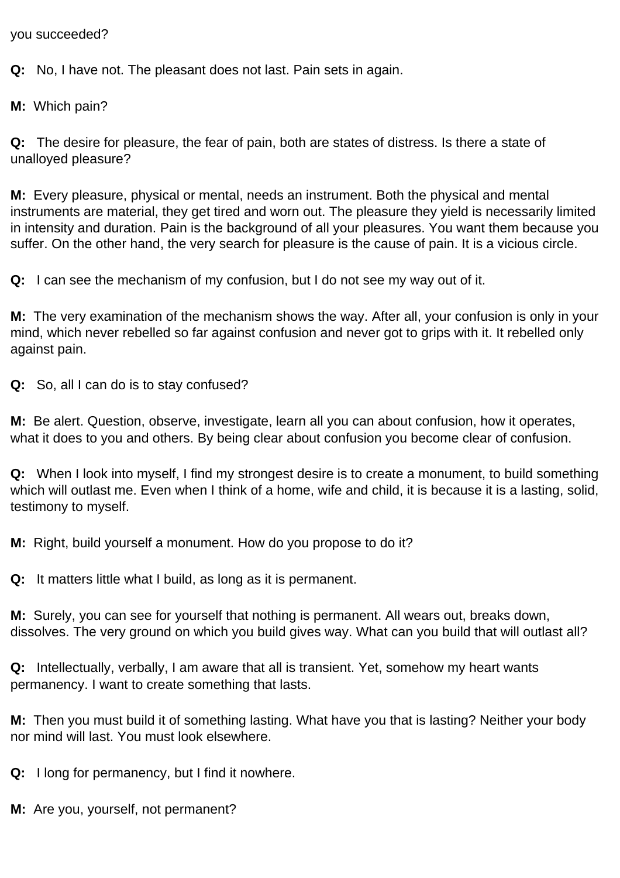you succeeded?

**Q:** No, I have not. The pleasant does not last. Pain sets in again.

**M:** Which pain?

**Q:** The desire for pleasure, the fear of pain, both are states of distress. Is there a state of unalloyed pleasure?

**M:** Every pleasure, physical or mental, needs an instrument. Both the physical and mental instruments are material, they get tired and worn out. The pleasure they yield is necessarily limited in intensity and duration. Pain is the background of all your pleasures. You want them because you suffer. On the other hand, the very search for pleasure is the cause of pain. It is a vicious circle.

**Q:** I can see the mechanism of my confusion, but I do not see my way out of it.

**M:** The very examination of the mechanism shows the way. After all, your confusion is only in your mind, which never rebelled so far against confusion and never got to grips with it. It rebelled only against pain.

**Q:** So, all I can do is to stay confused?

**M:** Be alert. Question, observe, investigate, learn all you can about confusion, how it operates, what it does to you and others. By being clear about confusion you become clear of confusion.

**Q:** When I look into myself, I find my strongest desire is to create a monument, to build something which will outlast me. Even when I think of a home, wife and child, it is because it is a lasting, solid, testimony to myself.

**M:** Right, build yourself a monument. How do you propose to do it?

**Q:** It matters little what I build, as long as it is permanent.

**M:** Surely, you can see for yourself that nothing is permanent. All wears out, breaks down, dissolves. The very ground on which you build gives way. What can you build that will outlast all?

**Q:** Intellectually, verbally, I am aware that all is transient. Yet, somehow my heart wants permanency. I want to create something that lasts.

**M:** Then you must build it of something lasting. What have you that is lasting? Neither your body nor mind will last. You must look elsewhere.

**Q:** I long for permanency, but I find it nowhere.

**M:** Are you, yourself, not permanent?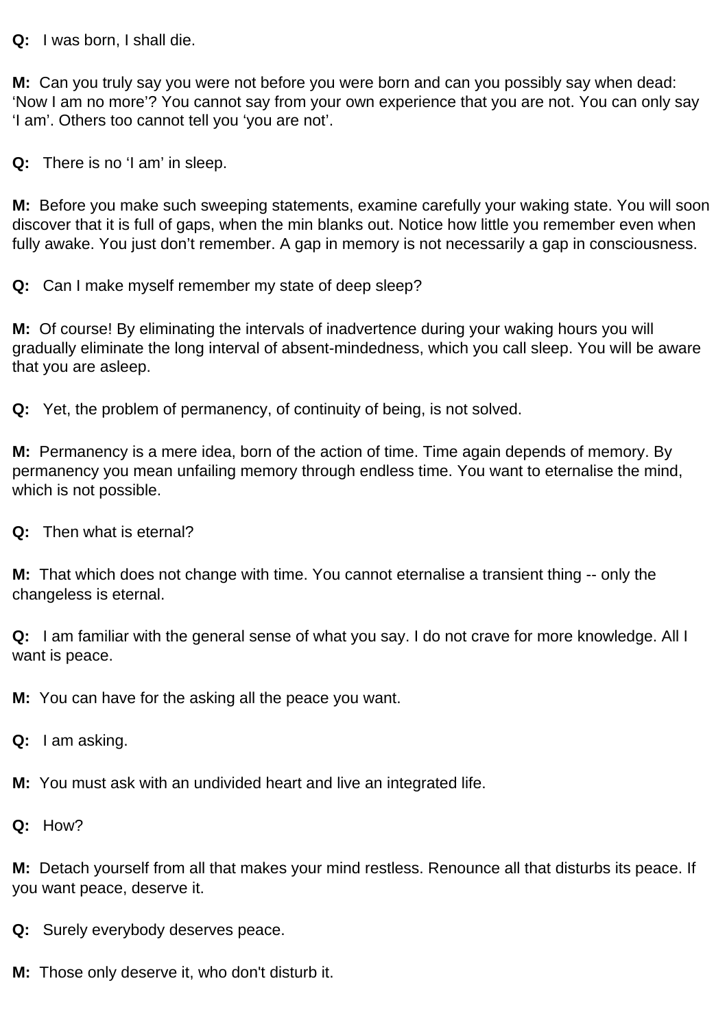**Q:** I was born, I shall die.

**M:** Can you truly say you were not before you were born and can you possibly say when dead: 'Now I am no more'? You cannot say from your own experience that you are not. You can only say 'I am'. Others too cannot tell you 'you are not'.

**Q:** There is no 'I am' in sleep.

**M:** Before you make such sweeping statements, examine carefully your waking state. You will soon discover that it is full of gaps, when the min blanks out. Notice how little you remember even when fully awake. You just don't remember. A gap in memory is not necessarily a gap in consciousness.

**Q:** Can I make myself remember my state of deep sleep?

**M:** Of course! By eliminating the intervals of inadvertence during your waking hours you will gradually eliminate the long interval of absent-mindedness, which you call sleep. You will be aware that you are asleep.

**Q:** Yet, the problem of permanency, of continuity of being, is not solved.

**M:** Permanency is a mere idea, born of the action of time. Time again depends of memory. By permanency you mean unfailing memory through endless time. You want to eternalise the mind, which is not possible.

**Q:** Then what is eternal?

**M:** That which does not change with time. You cannot eternalise a transient thing -- only the changeless is eternal.

**Q:** I am familiar with the general sense of what you say. I do not crave for more knowledge. All I want is peace.

**M:** You can have for the asking all the peace you want.

**Q:** I am asking.

**M:** You must ask with an undivided heart and live an integrated life.

**Q:** How?

**M:** Detach yourself from all that makes your mind restless. Renounce all that disturbs its peace. If you want peace, deserve it.

**Q:** Surely everybody deserves peace.

**M:** Those only deserve it, who don't disturb it.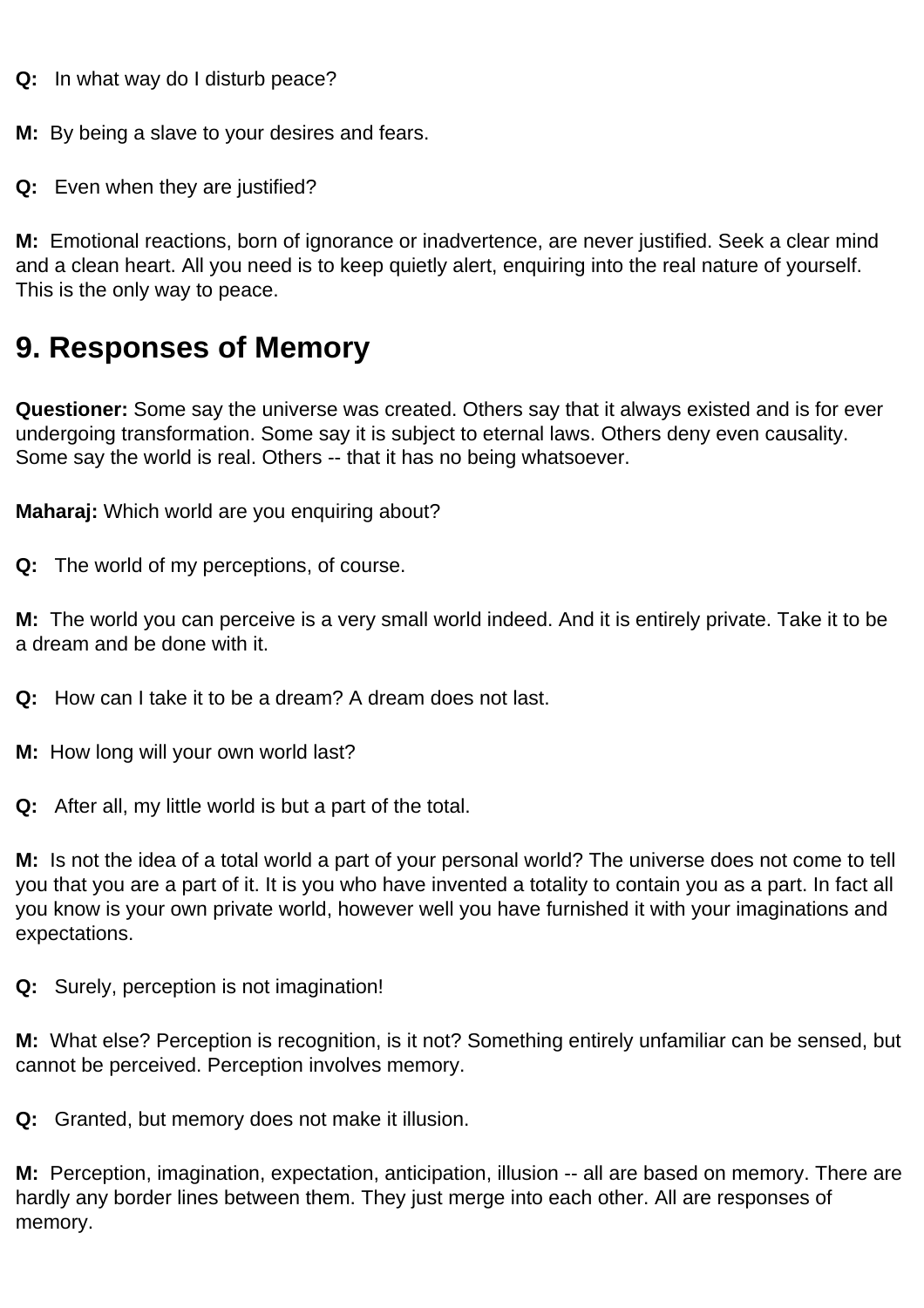**Q:** In what way do I disturb peace?

**M:** By being a slave to your desires and fears.

**Q:** Even when they are justified?

**M:** Emotional reactions, born of ignorance or inadvertence, are never justified. Seek a clear mind and a clean heart. All you need is to keep quietly alert, enquiring into the real nature of yourself. This is the only way to peace.

## 9. Responses of Memory

**Questioner:** Some say the universe was created. Others say that it always existed and is for ever undergoing transformation. Some say it is subject to eternal laws. Others deny even causality. Some say the world is real. Others -- that it has no being whatsoever.

**Maharaj:** Which world are you enquiring about?

**Q:** The world of my perceptions, of course.

**M:** The world you can perceive is a very small world indeed. And it is entirely private. Take it to be a dream and be done with it.

**Q:** How can I take it to be a dream? A dream does not last.

**M:** How long will your own world last?

**Q:** After all, my little world is but a part of the total.

**M:** Is not the idea of a total world a part of your personal world? The universe does not come to tell you that you are a part of it. It is you who have invented a totality to contain you as a part. In fact all you know is your own private world, however well you have furnished it with your imaginations and expectations.

**Q:** Surely, perception is not imagination!

**M:** What else? Perception is recognition, is it not? Something entirely unfamiliar can be sensed, but cannot be perceived. Perception involves memory.

**Q:** Granted, but memory does not make it illusion.

**M:** Perception, imagination, expectation, anticipation, illusion -- all are based on memory. There are hardly any border lines between them. They just merge into each other. All are responses of memory.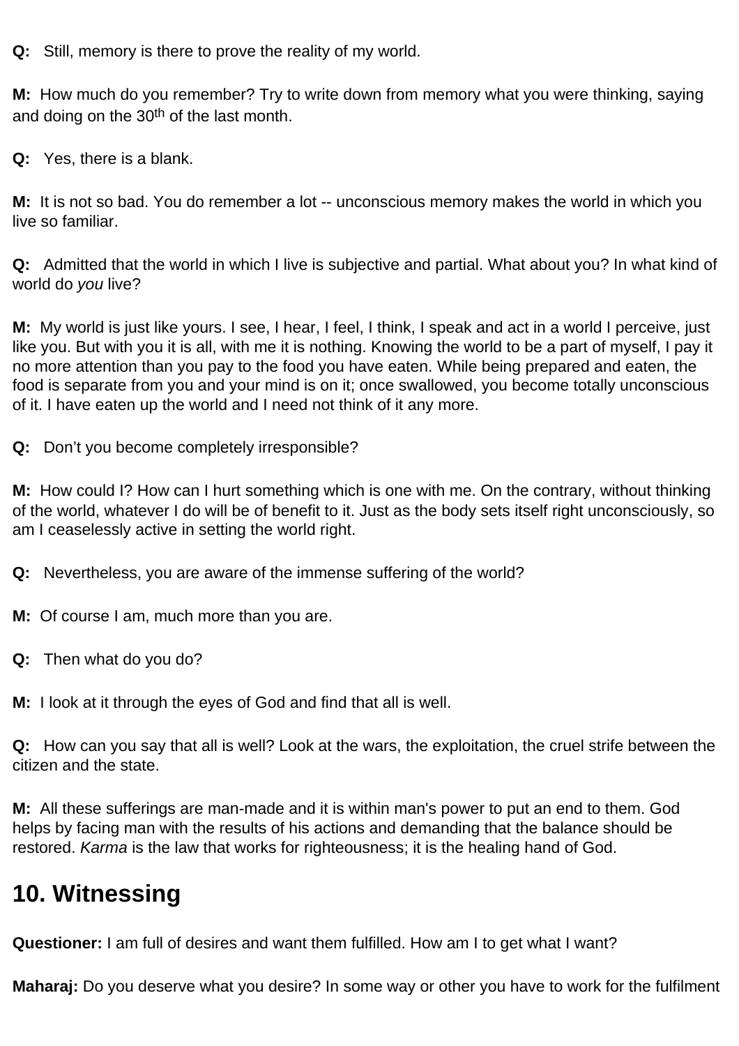**Q:** Still, memory is there to prove the reality of my world.

**M:** How much do you remember? Try to write down from memory what you were thinking, saying and doing on the 30th of the last month.

**Q:** Yes, there is a blank.

**M:** It is not so bad. You do remember a lot -- unconscious memory makes the world in which you live so familiar.

**Q:** Admitted that the world in which I live is subjective and partial. What about you? In what kind of world do *you* live?

**M:** My world is just like yours. I see, I hear, I feel, I think, I speak and act in a world I perceive, just like you. But with you it is all, with me it is nothing. Knowing the world to be a part of myself, I pay it no more attention than you pay to the food you have eaten. While being prepared and eaten, the food is separate from you and your mind is on it; once swallowed, you become totally unconscious of it. I have eaten up the world and I need not think of it any more.

**Q:** Don't you become completely irresponsible?

**M:** How could I? How can I hurt something which is one with me. On the contrary, without thinking of the world, whatever I do will be of benefit to it. Just as the body sets itself right unconsciously, so am I ceaselessly active in setting the world right.

**Q:** Nevertheless, you are aware of the immense suffering of the world?

**M:** Of course I am, much more than you are.

**Q:** Then what do you do?

**M:** I look at it through the eyes of God and find that all is well.

**Q:** How can you say that all is well? Look at the wars, the exploitation, the cruel strife between the citizen and the state.

**M:** All these sufferings are man-made and it is within man's power to put an end to them. God helps by facing man with the results of his actions and demanding that the balance should be restored. *Karma* is the law that works for righteousness; it is the healing hand of God.

## 10. Witnessing

**Questioner:** I am full of desires and want them fulfilled. How am I to get what I want?

**Maharaj:** Do you deserve what you desire? In some way or other you have to work for the fulfilment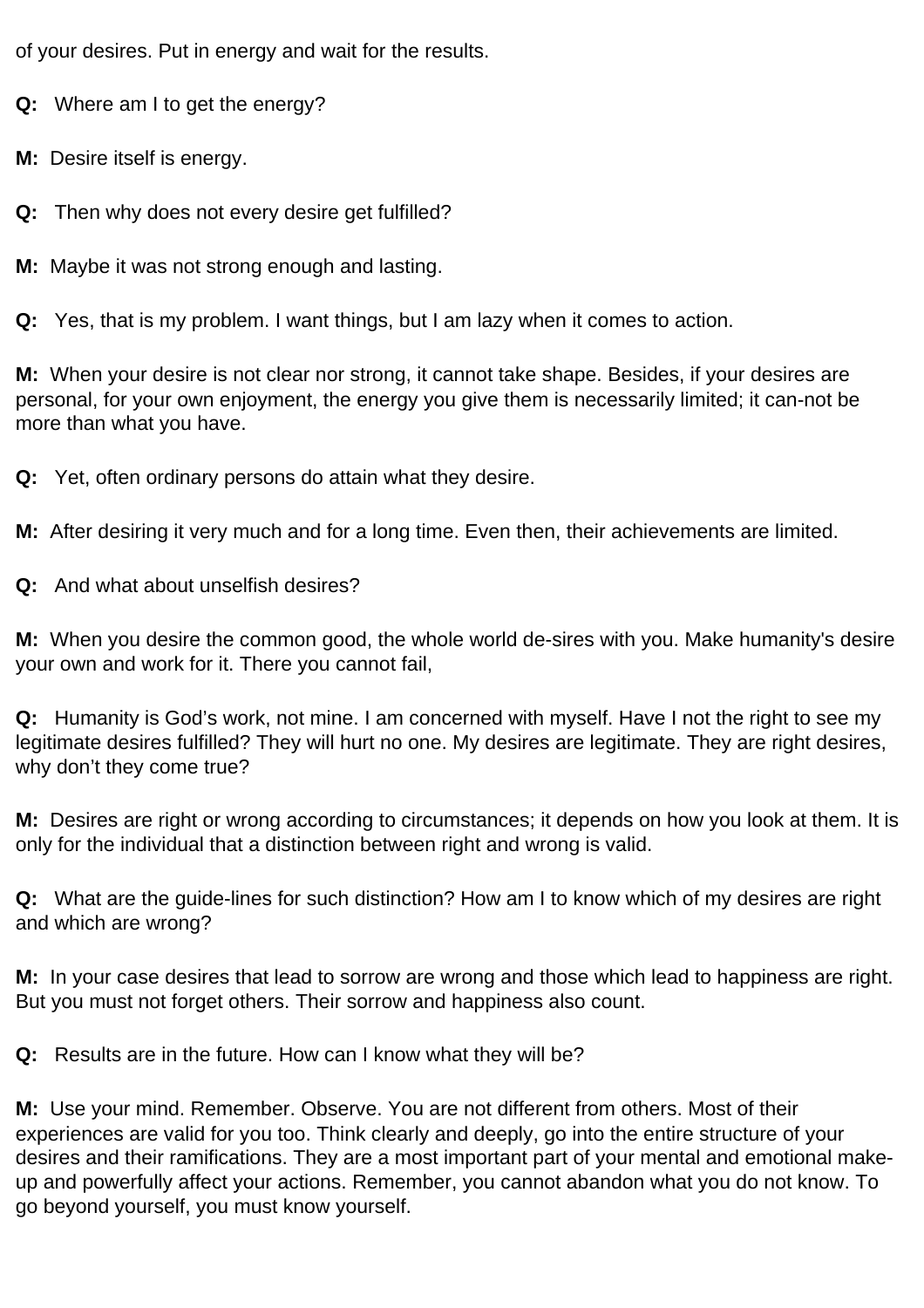of your desires. Put in energy and wait for the results.

**Q:** Where am I to get the energy?

**M:** Desire itself is energy.

**Q:** Then why does not every desire get fulfilled?

**M:** Maybe it was not strong enough and lasting.

**Q:** Yes, that is my problem. I want things, but I am lazy when it comes to action.

**M:** When your desire is not clear nor strong, it cannot take shape. Besides, if your desires are personal, for your own enjoyment, the energy you give them is necessarily limited; it can-not be more than what you have.

**Q:** Yet, often ordinary persons do attain what they desire.

**M:** After desiring it very much and for a long time. Even then, their achievements are limited.

**Q:** And what about unselfish desires?

**M:** When you desire the common good, the whole world de-sires with you. Make humanity's desire your own and work for it. There you cannot fail,

**Q:** Humanity is God's work, not mine. I am concerned with myself. Have I not the right to see my legitimate desires fulfilled? They will hurt no one. My desires are legitimate. They are right desires, why don't they come true?

**M:** Desires are right or wrong according to circumstances; it depends on how you look at them. It is only for the individual that a distinction between right and wrong is valid.

**Q:** What are the guide-lines for such distinction? How am I to know which of my desires are right and which are wrong?

**M:** In your case desires that lead to sorrow are wrong and those which lead to happiness are right. But you must not forget others. Their sorrow and happiness also count.

**Q:** Results are in the future. How can I know what they will be?

**M:** Use your mind. Remember. Observe. You are not different from others. Most of their experiences are valid for you too. Think clearly and deeply, go into the entire structure of your desires and their ramifications. They are a most important part of your mental and emotional make-up and powerfully affect your actions. Remember, you cannot abandon what you do not know. To go beyond yourself, you must know yourself.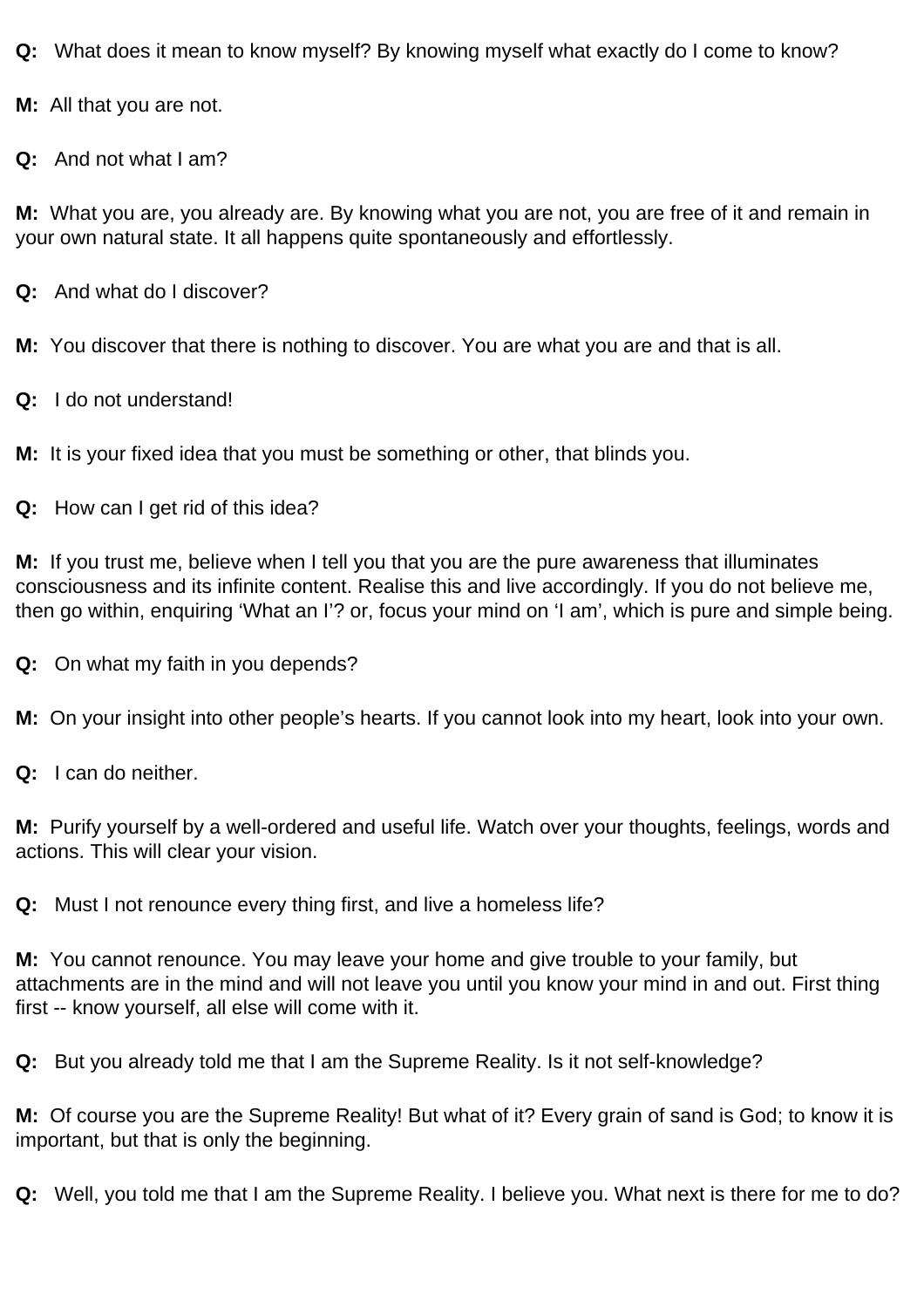**Q:** What does it mean to know myself? By knowing myself what exactly do I come to know?

**M:** All that you are not.

**Q:** And not what I am?

**M:** What you are, you already are. By knowing what you are not, you are free of it and remain in your own natural state. It all happens quite spontaneously and effortlessly.

**Q:** And what do I discover?

**M:** You discover that there is nothing to discover. You are what you are and that is all.

**Q:** I do not understand!

**M:** It is your fixed idea that you must be something or other, that blinds you.

**Q:** How can I get rid of this idea?

**M:** If you trust me, believe when I tell you that you are the pure awareness that illuminates consciousness and its infinite content. Realise this and live accordingly. If you do not believe me, then go within, enquiring 'What an I'? or, focus your mind on 'I am', which is pure and simple being.

**Q:** On what my faith in you depends?

**M:** On your insight into other people's hearts. If you cannot look into my heart, look into your own.

**Q:** I can do neither.

**M:** Purify yourself by a well-ordered and useful life. Watch over your thoughts, feelings, words and actions. This will clear your vision.

**Q:** Must I not renounce every thing first, and live a homeless life?

**M:** You cannot renounce. You may leave your home and give trouble to your family, but attachments are in the mind and will not leave you until you know your mind in and out. First thing first -- know yourself, all else will come with it.

**Q:** But you already told me that I am the Supreme Reality. Is it not self-knowledge?

**M:** Of course you are the Supreme Reality! But what of it? Every grain of sand is God; to know it is important, but that is only the beginning.

**Q:** Well, you told me that I am the Supreme Reality. I believe you. What next is there for me to do?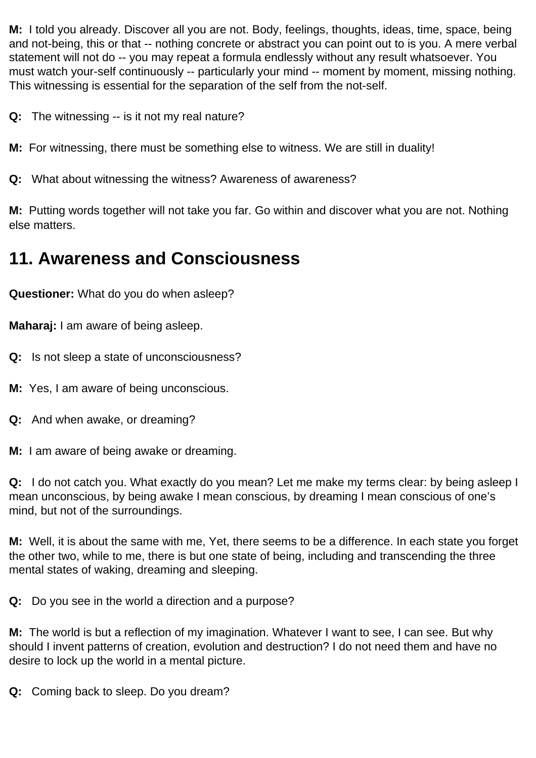**M:** I told you already. Discover all you are not. Body, feelings, thoughts, ideas, time, space, being and not-being, this or that -- nothing concrete or abstract you can point out to is you. A mere verbal statement will not do -- you may repeat a formula endlessly without any result whatsoever. You must watch your-self continuously -- particularly your mind -- moment by moment, missing nothing. This witnessing is essential for the separation of the self from the not-self.

**Q:** The witnessing -- is it not my real nature?

**M:** For witnessing, there must be something else to witness. We are still in duality!

**Q:** What about witnessing the witness? Awareness of awareness?

**M:** Putting words together will not take you far. Go within and discover what you are not. Nothing else matters.

## 11. Awareness and Consciousness

**Questioner:** What do you do when asleep?

**Maharaj:** I am aware of being asleep.

**Q:** Is not sleep a state of unconsciousness?

**M:** Yes, I am aware of being unconscious.

**Q:** And when awake, or dreaming?

**M:** I am aware of being awake or dreaming.

**Q:** I do not catch you. What exactly do you mean? Let me make my terms clear: by being asleep I mean unconscious, by being awake I mean conscious, by dreaming I mean conscious of one's mind, but not of the surroundings.

**M:** Well, it is about the same with me, Yet, there seems to be a difference. In each state you forget the other two, while to me, there is but one state of being, including and transcending the three mental states of waking, dreaming and sleeping.

**Q:** Do you see in the world a direction and a purpose?

**M:** The world is but a reflection of my imagination. Whatever I want to see, I can see. But why should I invent patterns of creation, evolution and destruction? I do not need them and have no desire to lock up the world in a mental picture.

**Q:** Coming back to sleep. Do you dream?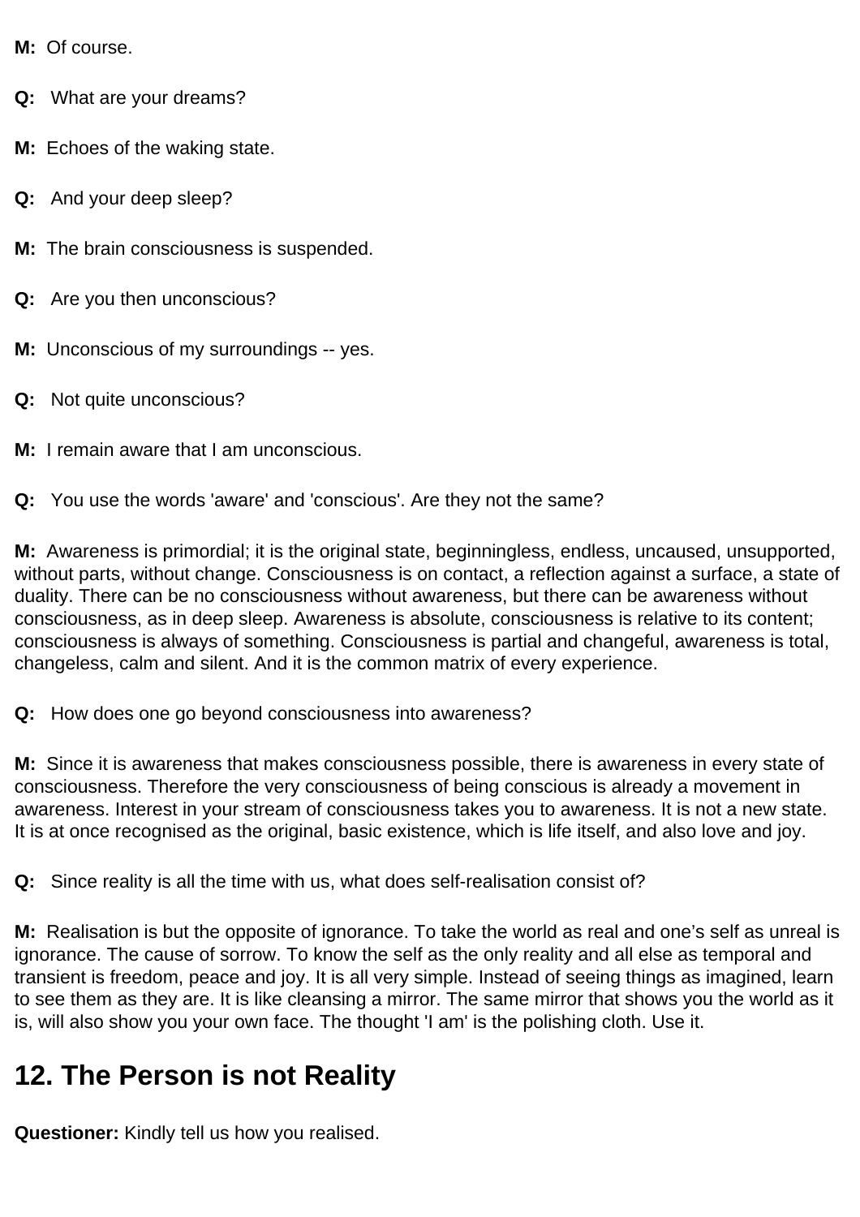**M:** Of course.

**Q:** What are your dreams?

**M:** Echoes of the waking state.

**Q:** And your deep sleep?

**M:** The brain consciousness is suspended.

**Q:** Are you then unconscious?

**M:** Unconscious of my surroundings -- yes.

**Q:** Not quite unconscious?

**M:** I remain aware that I am unconscious.

**Q:** You use the words 'aware' and 'conscious'. Are they not the same?

**M:** Awareness is primordial; it is the original state, beginningless, endless, uncaused, unsupported, without parts, without change. Consciousness is on contact, a reflection against a surface, a state of duality. There can be no consciousness without awareness, but there can be awareness without consciousness, as in deep sleep. Awareness is absolute, consciousness is relative to its content; consciousness is always of something. Consciousness is partial and changeful, awareness is total, changeless, calm and silent. And it is the common matrix of every experience.

**Q:** How does one go beyond consciousness into awareness?

**M:** Since it is awareness that makes consciousness possible, there is awareness in every state of consciousness. Therefore the very consciousness of being conscious is already a movement in awareness. Interest in your stream of consciousness takes you to awareness. It is not a new state. It is at once recognised as the original, basic existence, which is life itself, and also love and joy.

**Q:** Since reality is all the time with us, what does self-realisation consist of?

**M:** Realisation is but the opposite of ignorance. To take the world as real and one's self as unreal is ignorance. The cause of sorrow. To know the self as the only reality and all else as temporal and transient is freedom, peace and joy. It is all very simple. Instead of seeing things as imagined, learn to see them as they are. It is like cleansing a mirror. The same mirror that shows you the world as it is, will also show you your own face. The thought 'I am' is the polishing cloth. Use it.

## 12. The Person is not Reality

**Questioner:** Kindly tell us how you realised.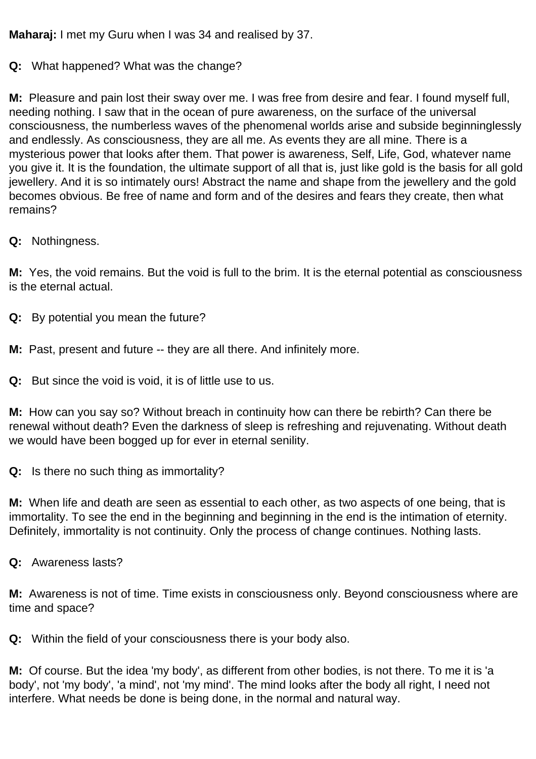**Maharaj:** I met my Guru when I was 34 and realised by 37.

**Q:** What happened? What was the change?

**M:** Pleasure and pain lost their sway over me. I was free from desire and fear. I found myself full, needing nothing. I saw that in the ocean of pure awareness, on the surface of the universal consciousness, the numberless waves of the phenomenal worlds arise and subside beginninglessly and endlessly. As consciousness, they are all me. As events they are all mine. There is a mysterious power that looks after them. That power is awareness, Self, Life, God, whatever name you give it. It is the foundation, the ultimate support of all that is, just like gold is the basis for all gold jewellery. And it is so intimately ours! Abstract the name and shape from the jewellery and the gold becomes obvious. Be free of name and form and of the desires and fears they create, then what remains?

**Q:** Nothingness.

**M:** Yes, the void remains. But the void is full to the brim. It is the eternal potential as consciousness is the eternal actual.

**Q:** By potential you mean the future?

**M:** Past, present and future -- they are all there. And infinitely more.

**Q:** But since the void is void, it is of little use to us.

**M:** How can you say so? Without breach in continuity how can there be rebirth? Can there be renewal without death? Even the darkness of sleep is refreshing and rejuvenating. Without death we would have been bogged up for ever in eternal senility.

**Q:** Is there no such thing as immortality?

**M:** When life and death are seen as essential to each other, as two aspects of one being, that is immortality. To see the end in the beginning and beginning in the end is the intimation of eternity. Definitely, immortality is not continuity. Only the process of change continues. Nothing lasts.

**Q:** Awareness lasts?

**M:** Awareness is not of time. Time exists in consciousness only. Beyond consciousness where are time and space?

**Q:** Within the field of your consciousness there is your body also.

**M:** Of course. But the idea 'my body', as different from other bodies, is not there. To me it is 'a body', not 'my body', 'a mind', not 'my mind'. The mind looks after the body all right, I need not interfere. What needs be done is being done, in the normal and natural way.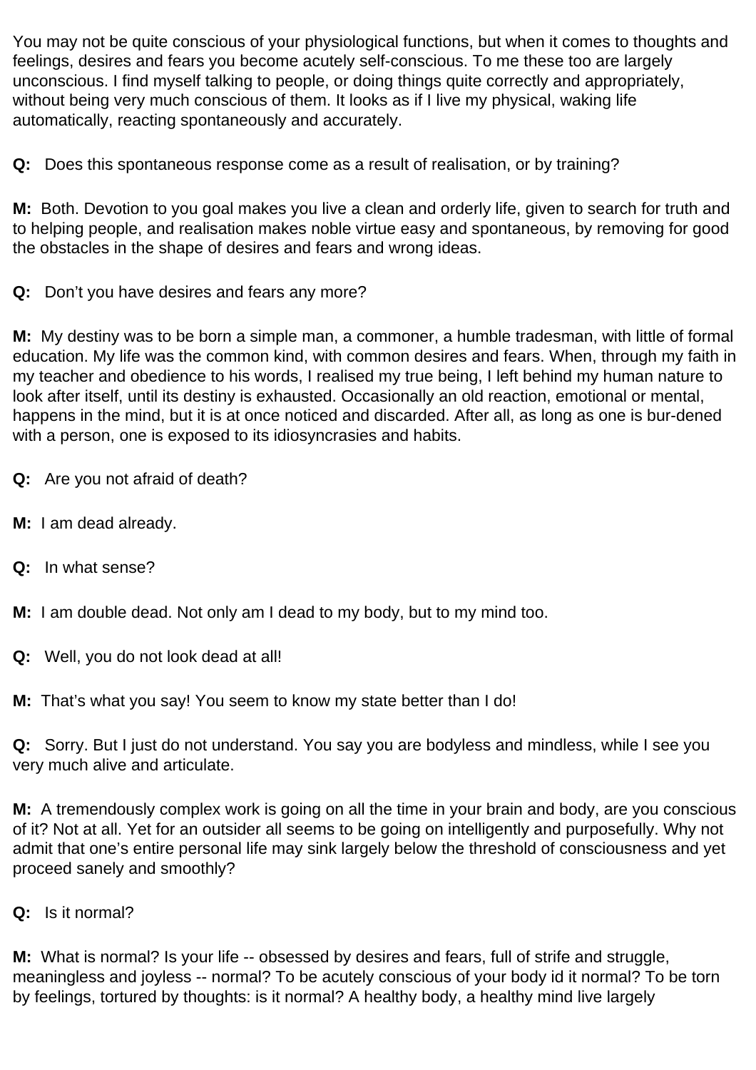You may not be quite conscious of your physiological functions, but when it comes to thoughts and feelings, desires and fears you become acutely self-conscious. To me these too are largely unconscious. I find myself talking to people, or doing things quite correctly and appropriately, without being very much conscious of them. It looks as if I live my physical, waking life automatically, reacting spontaneously and accurately.

**Q:** Does this spontaneous response come as a result of realisation, or by training?

**M:** Both. Devotion to you goal makes you live a clean and orderly life, given to search for truth and to helping people, and realisation makes noble virtue easy and spontaneous, by removing for good the obstacles in the shape of desires and fears and wrong ideas.

**Q:** Don't you have desires and fears any more?

**M:** My destiny was to be born a simple man, a commoner, a humble tradesman, with little of formal education. My life was the common kind, with common desires and fears. When, through my faith in my teacher and obedience to his words, I realised my true being, I left behind my human nature to look after itself, until its destiny is exhausted. Occasionally an old reaction, emotional or mental, happens in the mind, but it is at once noticed and discarded. After all, as long as one is bur-dened with a person, one is exposed to its idiosyncrasies and habits.

**Q:** Are you not afraid of death?

**M:** I am dead already.

**Q:** In what sense?

**M:** I am double dead. Not only am I dead to my body, but to my mind too.

**Q:** Well, you do not look dead at all!

**M:** That's what you say! You seem to know my state better than I do!

**Q:** Sorry. But I just do not understand. You say you are bodyless and mindless, while I see you very much alive and articulate.

**M:** A tremendously complex work is going on all the time in your brain and body, are you conscious of it? Not at all. Yet for an outsider all seems to be going on intelligently and purposefully. Why not admit that one's entire personal life may sink largely below the threshold of consciousness and yet proceed sanely and smoothly?

**Q:** Is it normal?

**M:** What is normal? Is your life -- obsessed by desires and fears, full of strife and struggle, meaningless and joyless -- normal? To be acutely conscious of your body id it normal? To be torn by feelings, tortured by thoughts: is it normal? A healthy body, a healthy mind live largely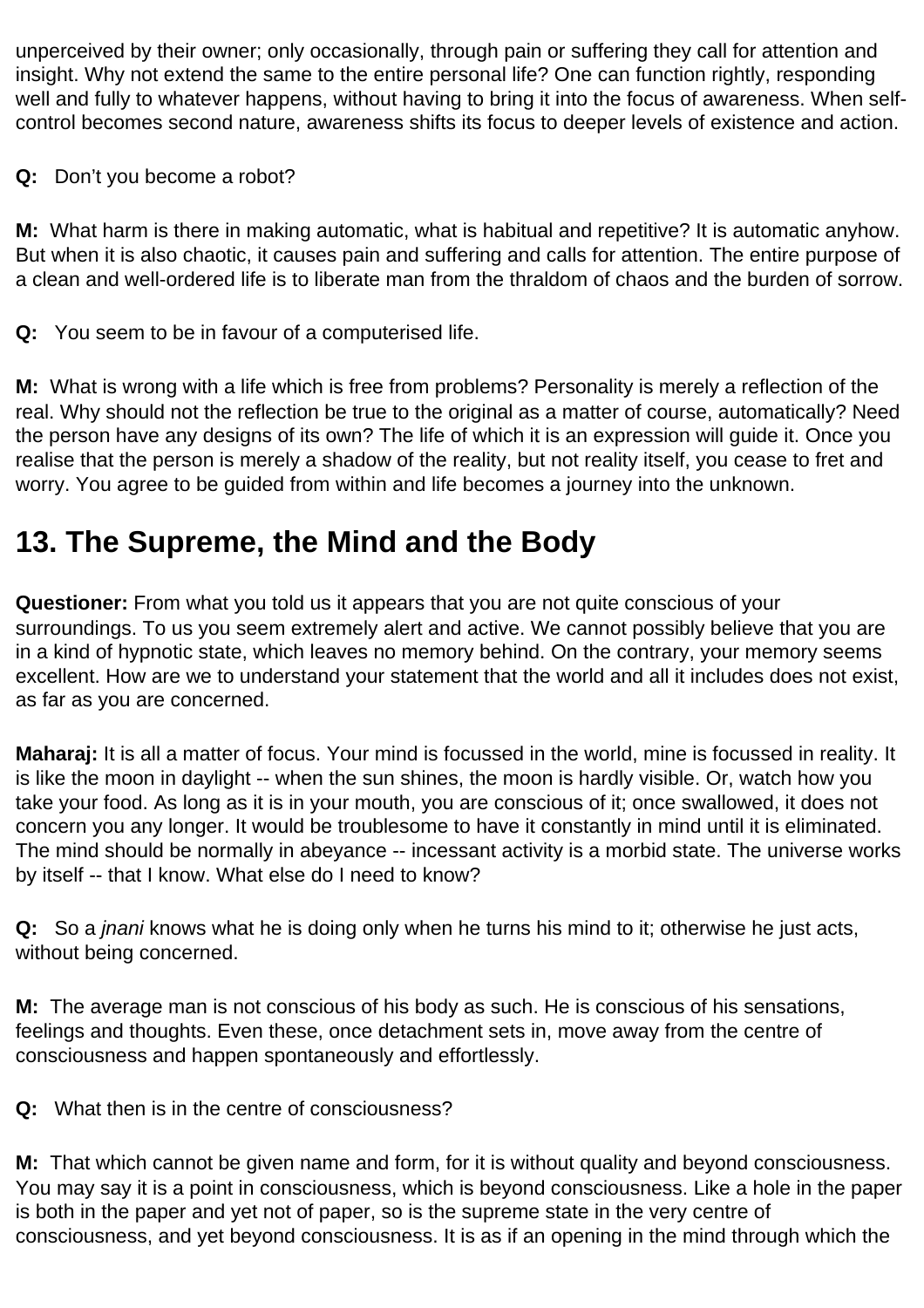unperceived by their owner; only occasionally, through pain or suffering they call for attention and insight. Why not extend the same to the entire personal life? One can function rightly, responding well and fully to whatever happens, without having to bring it into the focus of awareness. When self-control becomes second nature, awareness shifts its focus to deeper levels of existence and action.

**Q:** Don't you become a robot?

**M:** What harm is there in making automatic, what is habitual and repetitive? It is automatic anyhow. But when it is also chaotic, it causes pain and suffering and calls for attention. The entire purpose of a clean and well-ordered life is to liberate man from the thraldom of chaos and the burden of sorrow.

**Q:** You seem to be in favour of a computerised life.

**M:** What is wrong with a life which is free from problems? Personality is merely a reflection of the real. Why should not the reflection be true to the original as a matter of course, automatically? Need the person have any designs of its own? The life of which it is an expression will guide it. Once you realise that the person is merely a shadow of the reality, but not reality itself, you cease to fret and worry. You agree to be guided from within and life becomes a journey into the unknown.

## 13. The Supreme, the Mind and the Body

**Questioner:** From what you told us it appears that you are not quite conscious of your surroundings. To us you seem extremely alert and active. We cannot possibly believe that you are in a kind of hypnotic state, which leaves no memory behind. On the contrary, your memory seems excellent. How are we to understand your statement that the world and all it includes does not exist, as far as you are concerned.

**Maharaj:** It is all a matter of focus. Your mind is focussed in the world, mine is focussed in reality. It is like the moon in daylight -- when the sun shines, the moon is hardly visible. Or, watch how you take your food. As long as it is in your mouth, you are conscious of it; once swallowed, it does not concern you any longer. It would be troublesome to have it constantly in mind until it is eliminated. The mind should be normally in abeyance -- incessant activity is a morbid state. The universe works by itself -- that I know. What else do I need to know?

**Q:** So a *jnani* knows what he is doing only when he turns his mind to it; otherwise he just acts, without being concerned.

**M:** The average man is not conscious of his body as such. He is conscious of his sensations, feelings and thoughts. Even these, once detachment sets in, move away from the centre of consciousness and happen spontaneously and effortlessly.

**Q:** What then is in the centre of consciousness?

**M:** That which cannot be given name and form, for it is without quality and beyond consciousness. You may say it is a point in consciousness, which is beyond consciousness. Like a hole in the paper is both in the paper and yet not of paper, so is the supreme state in the very centre of consciousness, and yet beyond consciousness. It is as if an opening in the mind through which the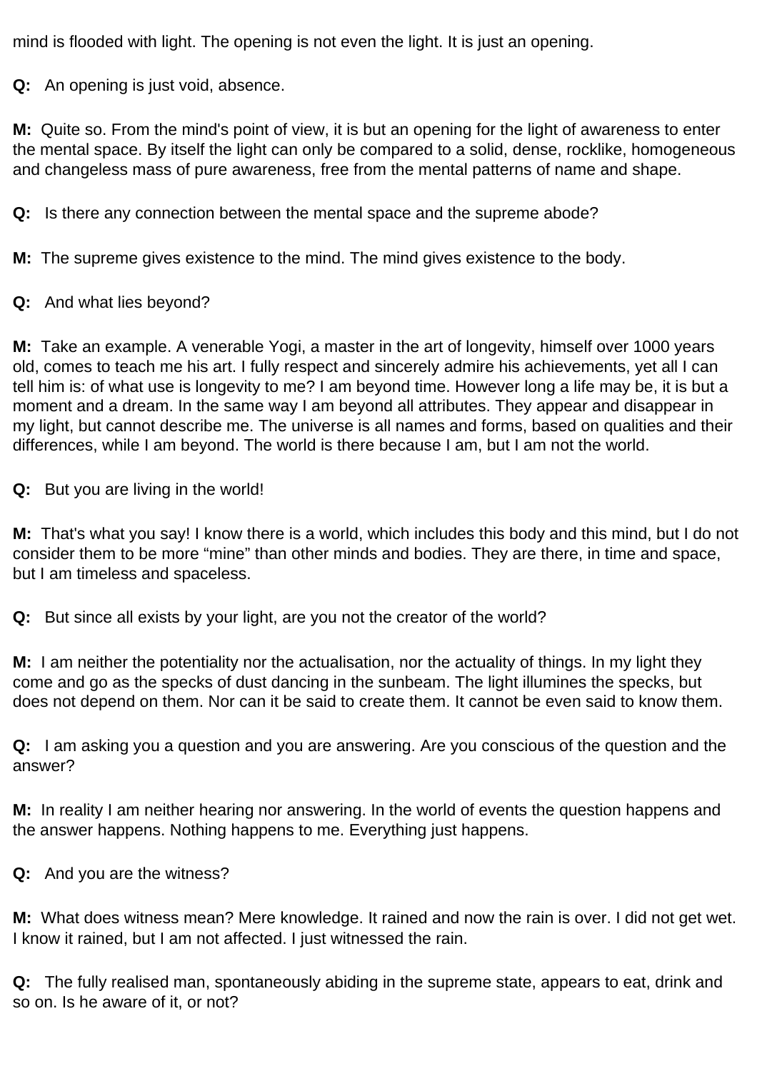mind is flooded with light. The opening is not even the light. It is just an opening.

**Q:** An opening is just void, absence.

**M:** Quite so. From the mind's point of view, it is but an opening for the light of awareness to enter the mental space. By itself the light can only be compared to a solid, dense, rocklike, homogeneous and changeless mass of pure awareness, free from the mental patterns of name and shape.

**Q:** Is there any connection between the mental space and the supreme abode?

**M:** The supreme gives existence to the mind. The mind gives existence to the body.

**Q:** And what lies beyond?

**M:** Take an example. A venerable Yogi, a master in the art of longevity, himself over 1000 years old, comes to teach me his art. I fully respect and sincerely admire his achievements, yet all I can tell him is: of what use is longevity to me? I am beyond time. However long a life may be, it is but a moment and a dream. In the same way I am beyond all attributes. They appear and disappear in my light, but cannot describe me. The universe is all names and forms, based on qualities and their differences, while I am beyond. The world is there because I am, but I am not the world.

**Q:** But you are living in the world!

**M:** That's what you say! I know there is a world, which includes this body and this mind, but I do not consider them to be more “mine” than other minds and bodies. They are there, in time and space, but I am timeless and spaceless.

**Q:** But since all exists by your light, are you not the creator of the world?

**M:** I am neither the potentiality nor the actualisation, nor the actuality of things. In my light they come and go as the specks of dust dancing in the sunbeam. The light illumines the specks, but does not depend on them. Nor can it be said to create them. It cannot be even said to know them.

**Q:** I am asking you a question and you are answering. Are you conscious of the question and the answer?

**M:** In reality I am neither hearing nor answering. In the world of events the question happens and the answer happens. Nothing happens to me. Everything just happens.

**Q:** And you are the witness?

**M:** What does witness mean? Mere knowledge. It rained and now the rain is over. I did not get wet. I know it rained, but I am not affected. I just witnessed the rain.

**Q:** The fully realised man, spontaneously abiding in the supreme state, appears to eat, drink and so on. Is he aware of it, or not?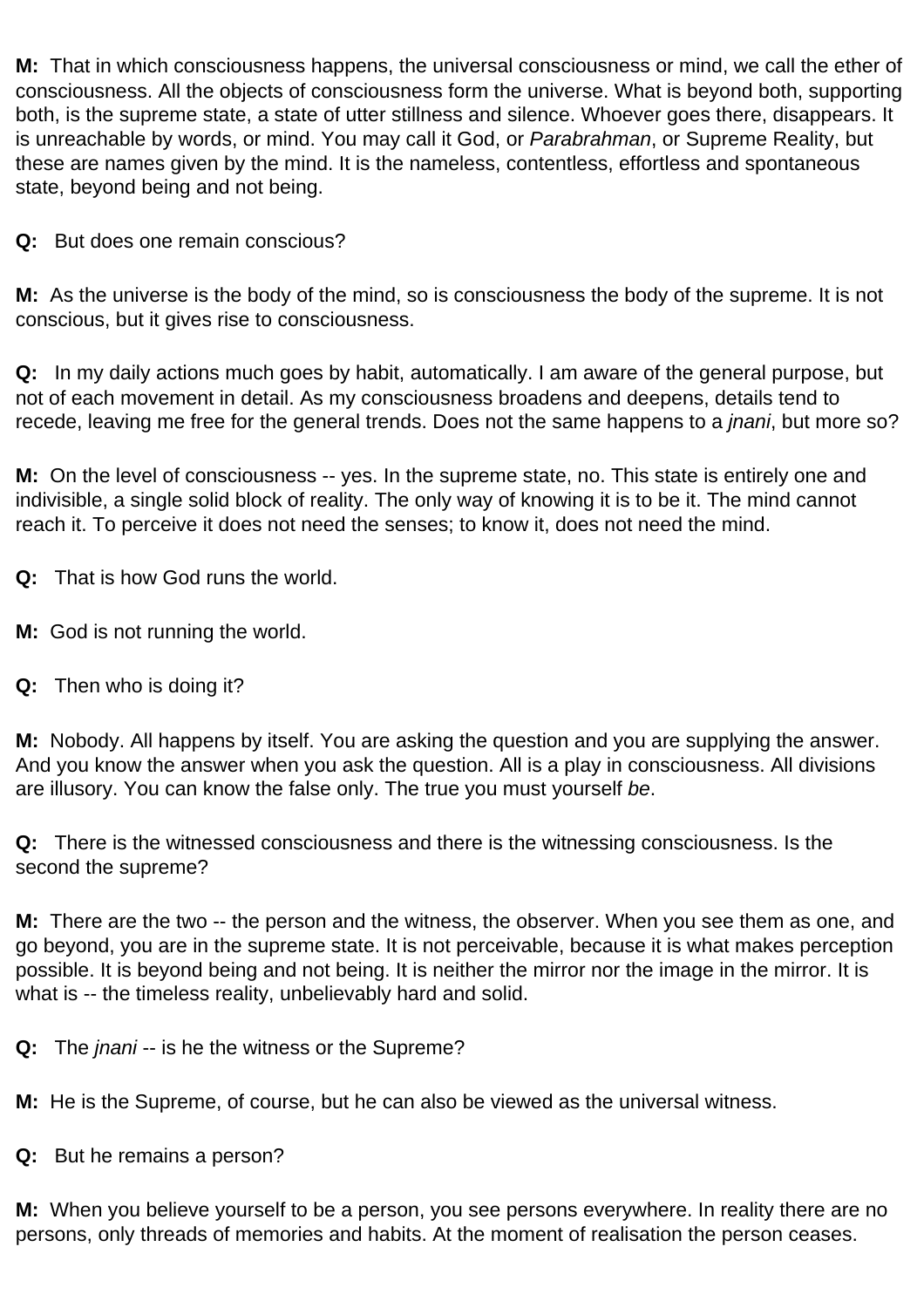**M:** That in which consciousness happens, the universal consciousness or mind, we call the ether of consciousness. All the objects of consciousness form the universe. What is beyond both, supporting both, is the supreme state, a state of utter stillness and silence. Whoever goes there, disappears. It is unreachable by words, or mind. You may call it God, or *Parabrahman*, or Supreme Reality, but these are names given by the mind. It is the nameless, contentless, effortless and spontaneous state, beyond being and not being.

**Q:** But does one remain conscious?

**M:** As the universe is the body of the mind, so is consciousness the body of the supreme. It is not conscious, but it gives rise to consciousness.

**Q:** In my daily actions much goes by habit, automatically. I am aware of the general purpose, but not of each movement in detail. As my consciousness broadens and deepens, details tend to recede, leaving me free for the general trends. Does not the same happens to a *jnani*, but more so?

**M:** On the level of consciousness -- yes. In the supreme state, no. This state is entirely one and indivisible, a single solid block of reality. The only way of knowing it is to be it. The mind cannot reach it. To perceive it does not need the senses; to know it, does not need the mind.

**Q:** That is how God runs the world.

**M:** God is not running the world.

**Q:** Then who is doing it?

**M:** Nobody. All happens by itself. You are asking the question and you are supplying the answer. And you know the answer when you ask the question. All is a play in consciousness. All divisions are illusory. You can know the false only. The true you must yourself *be*.

**Q:** There is the witnessed consciousness and there is the witnessing consciousness. Is the second the supreme?

**M:** There are the two -- the person and the witness, the observer. When you see them as one, and go beyond, you are in the supreme state. It is not perceivable, because it is what makes perception possible. It is beyond being and not being. It is neither the mirror nor the image in the mirror. It is what is -- the timeless reality, unbelievably hard and solid.

**Q:** The *jnani* -- is he the witness or the Supreme?

**M:** He is the Supreme, of course, but he can also be viewed as the universal witness.

**Q:** But he remains a person?

**M:** When you believe yourself to be a person, you see persons everywhere. In reality there are no persons, only threads of memories and habits. At the moment of realisation the person ceases.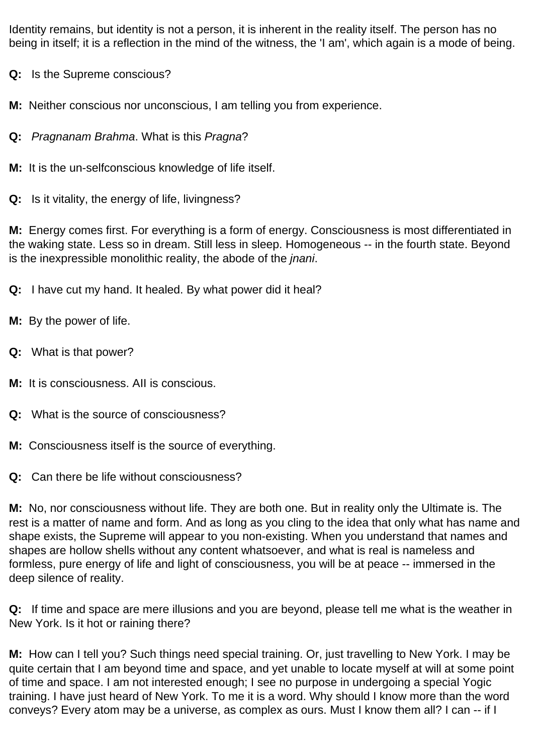Identity remains, but identity is not a person, it is inherent in the reality itself. The person has no being in itself; it is a reflection in the mind of the witness, the 'I am', which again is a mode of being.

**Q:** Is the Supreme conscious?

**M:** Neither conscious nor unconscious, I am telling you from experience.

**Q:** *Pragnanam Brahma*. What is this *Pragna*?

**M:** It is the un-selfconscious knowledge of life itself.

**Q:** Is it vitality, the energy of life, livingness?

**M:** Energy comes first. For everything is a form of energy. Consciousness is most differentiated in the waking state. Less so in dream. Still less in sleep. Homogeneous -- in the fourth state. Beyond is the inexpressible monolithic reality, the abode of the *jnani*.

**Q:** I have cut my hand. It healed. By what power did it heal?

**M:** By the power of life.

**Q:** What is that power?

**M:** It is consciousness. All is conscious.

**Q:** What is the source of consciousness?

**M:** Consciousness itself is the source of everything.

**Q:** Can there be life without consciousness?

**M:** No, nor consciousness without life. They are both one. But in reality only the Ultimate is. The rest is a matter of name and form. And as long as you cling to the idea that only what has name and shape exists, the Supreme will appear to you non-existing. When you understand that names and shapes are hollow shells without any content whatsoever, and what is real is nameless and formless, pure energy of life and light of consciousness, you will be at peace -- immersed in the deep silence of reality.

**Q:** If time and space are mere illusions and you are beyond, please tell me what is the weather in New York. Is it hot or raining there?

**M:** How can I tell you? Such things need special training. Or, just travelling to New York. I may be quite certain that I am beyond time and space, and yet unable to locate myself at will at some point of time and space. I am not interested enough; I see no purpose in undergoing a special Yogic training. I have just heard of New York. To me it is a word. Why should I know more than the word conveys? Every atom may be a universe, as complex as ours. Must I know them all? I can -- if I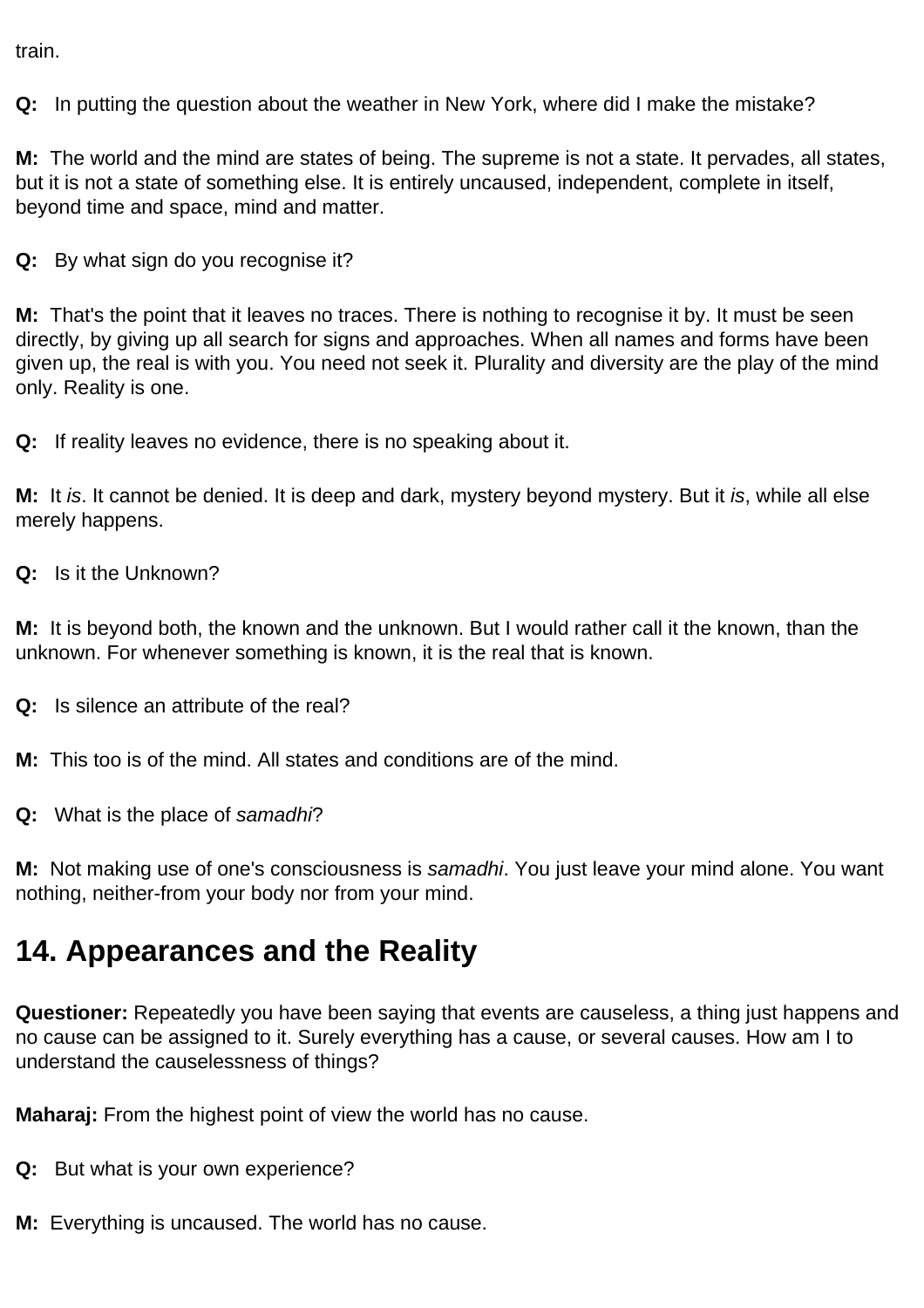train.

**Q:** In putting the question about the weather in New York, where did I make the mistake?

**M:** The world and the mind are states of being. The supreme is not a state. It pervades, all states, but it is not a state of something else. It is entirely uncaused, independent, complete in itself, beyond time and space, mind and matter.

**Q:** By what sign do you recognise it?

**M:** That's the point that it leaves no traces. There is nothing to recognise it by. It must be seen directly, by giving up all search for signs and approaches. When all names and forms have been given up, the real is with you. You need not seek it. Plurality and diversity are the play of the mind only. Reality is one.

**Q:** If reality leaves no evidence, there is no speaking about it.

**M:** It *is*. It cannot be denied. It is deep and dark, mystery beyond mystery. But it *is*, while all else merely happens.

**Q:** Is it the Unknown?

**M:** It is beyond both, the known and the unknown. But I would rather call it the known, than the unknown. For whenever something is known, it is the real that is known.

**Q:** Is silence an attribute of the real?

**M:** This too is of the mind. All states and conditions are of the mind.

**Q:** What is the place of *samadhi*?

**M:** Not making use of one's consciousness is *samadhi*. You just leave your mind alone. You want nothing, neither-from your body nor from your mind.

## 14. Appearances and the Reality

**Questioner:** Repeatedly you have been saying that events are causeless, a thing just happens and no cause can be assigned to it. Surely everything has a cause, or several causes. How am I to understand the causelessness of things?

**Maharaj:** From the highest point of view the world has no cause.

**Q:** But what is your own experience?

**M:** Everything is uncaused. The world has no cause.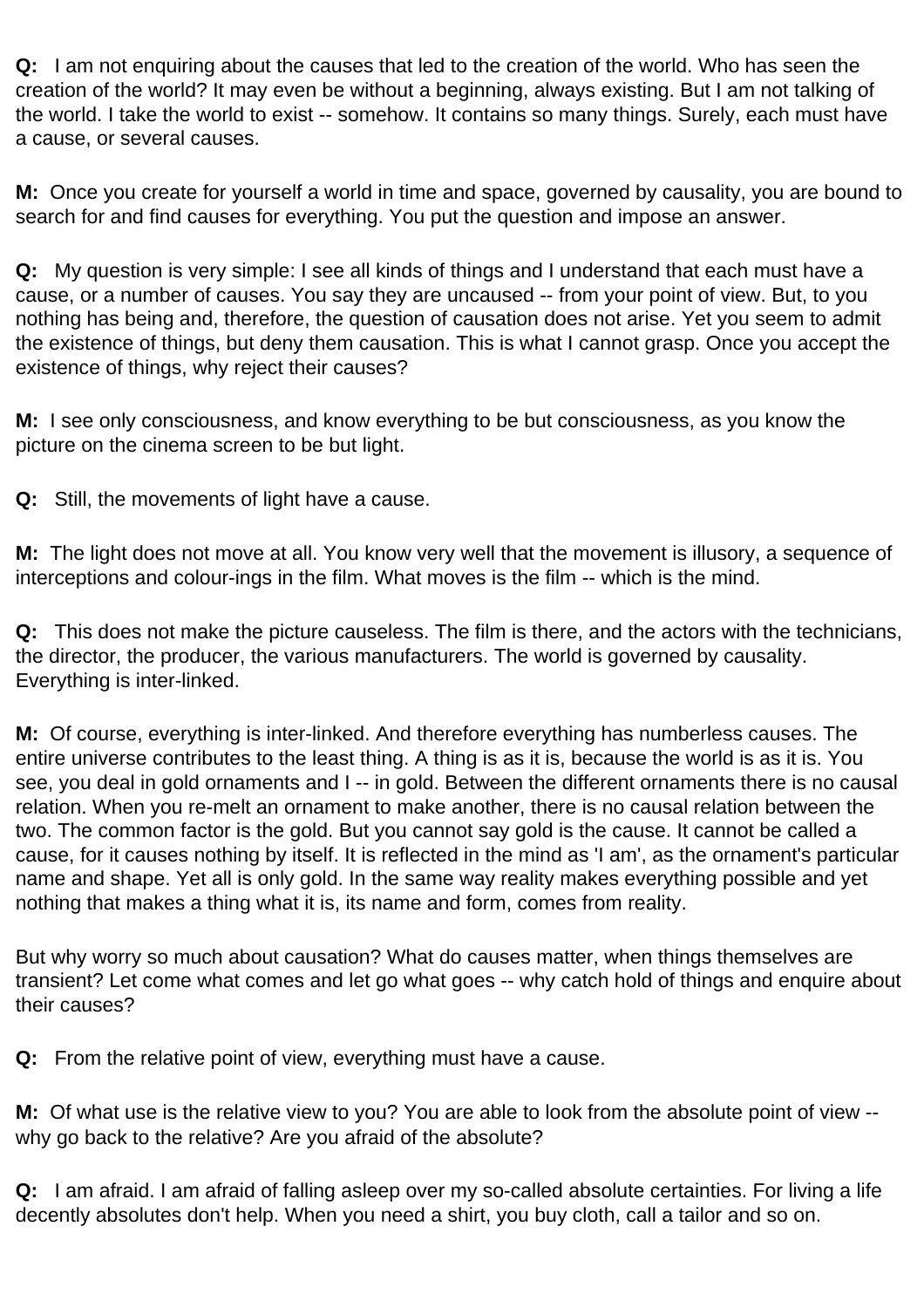**Q:** I am not enquiring about the causes that led to the creation of the world. Who has seen the creation of the world? It may even be without a beginning, always existing. But I am not talking of the world. I take the world to exist -- somehow. It contains so many things. Surely, each must have a cause, or several causes.

**M:** Once you create for yourself a world in time and space, governed by causality, you are bound to search for and find causes for everything. You put the question and impose an answer.

**Q:** My question is very simple: I see all kinds of things and I understand that each must have a cause, or a number of causes. You say they are uncaused -- from your point of view. But, to you nothing has being and, therefore, the question of causation does not arise. Yet you seem to admit the existence of things, but deny them causation. This is what I cannot grasp. Once you accept the existence of things, why reject their causes?

**M:** I see only consciousness, and know everything to be but consciousness, as you know the picture on the cinema screen to be but light.

**Q:** Still, the movements of light have a cause.

**M:** The light does not move at all. You know very well that the movement is illusory, a sequence of interceptions and colour-ings in the film. What moves is the film -- which is the mind.

**Q:** This does not make the picture causeless. The film is there, and the actors with the technicians, the director, the producer, the various manufacturers. The world is governed by causality. Everything is inter-linked.

**M:** Of course, everything is inter-linked. And therefore everything has numberless causes. The entire universe contributes to the least thing. A thing is as it is, because the world is as it is. You see, you deal in gold ornaments and I -- in gold. Between the different ornaments there is no causal relation. When you re-melt an ornament to make another, there is no causal relation between the two. The common factor is the gold. But you cannot say gold is the cause. It cannot be called a cause, for it causes nothing by itself. It is reflected in the mind as 'I am', as the ornament's particular name and shape. Yet all is only gold. In the same way reality makes everything possible and yet nothing that makes a thing what it is, its name and form, comes from reality.

But why worry so much about causation? What do causes matter, when things themselves are transient? Let come what comes and let go what goes -- why catch hold of things and enquire about their causes?

**Q:** From the relative point of view, everything must have a cause.

**M:** Of what use is the relative view to you? You are able to look from the absolute point of view -- why go back to the relative? Are you afraid of the absolute?

**Q:** I am afraid. I am afraid of falling asleep over my so-called absolute certainties. For living a life decently absolutes don't help. When you need a shirt, you buy cloth, call a tailor and so on.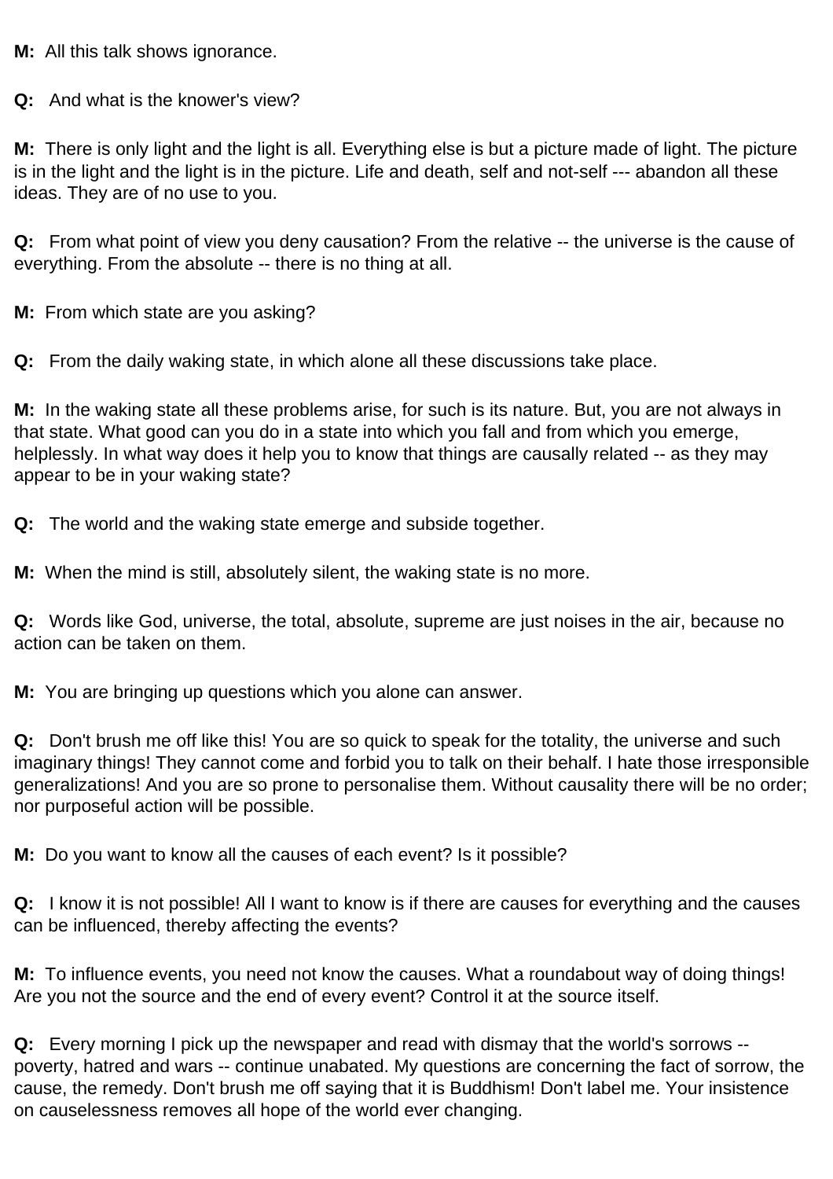**M:** All this talk shows ignorance.

**Q:** And what is the knower's view?

**M:** There is only light and the light is all. Everything else is but a picture made of light. The picture is in the light and the light is in the picture. Life and death, self and not-self --- abandon all these ideas. They are of no use to you.

**Q:** From what point of view you deny causation? From the relative -- the universe is the cause of everything. From the absolute -- there is no thing at all.

**M:** From which state are you asking?

**Q:** From the daily waking state, in which alone all these discussions take place.

**M:** In the waking state all these problems arise, for such is its nature. But, you are not always in that state. What good can you do in a state into which you fall and from which you emerge, helplessly. In what way does it help you to know that things are causally related -- as they may appear to be in your waking state?

**Q:** The world and the waking state emerge and subside together.

**M:** When the mind is still, absolutely silent, the waking state is no more.

**Q:** Words like God, universe, the total, absolute, supreme are just noises in the air, because no action can be taken on them.

**M:** You are bringing up questions which you alone can answer.

**Q:** Don't brush me off like this! You are so quick to speak for the totality, the universe and such imaginary things! They cannot come and forbid you to talk on their behalf. I hate those irresponsible generalizations! And you are so prone to personalise them. Without causality there will be no order; nor purposeful action will be possible.

**M:** Do you want to know all the causes of each event? Is it possible?

**Q:** I know it is not possible! All I want to know is if there are causes for everything and the causes can be influenced, thereby affecting the events?

**M:** To influence events, you need not know the causes. What a roundabout way of doing things! Are you not the source and the end of every event? Control it at the source itself.

**Q:** Every morning I pick up the newspaper and read with dismay that the world's sorrows -- poverty, hatred and wars -- continue unabated. My questions are concerning the fact of sorrow, the cause, the remedy. Don't brush me off saying that it is Buddhism! Don't label me. Your insistence on causelessness removes all hope of the world ever changing.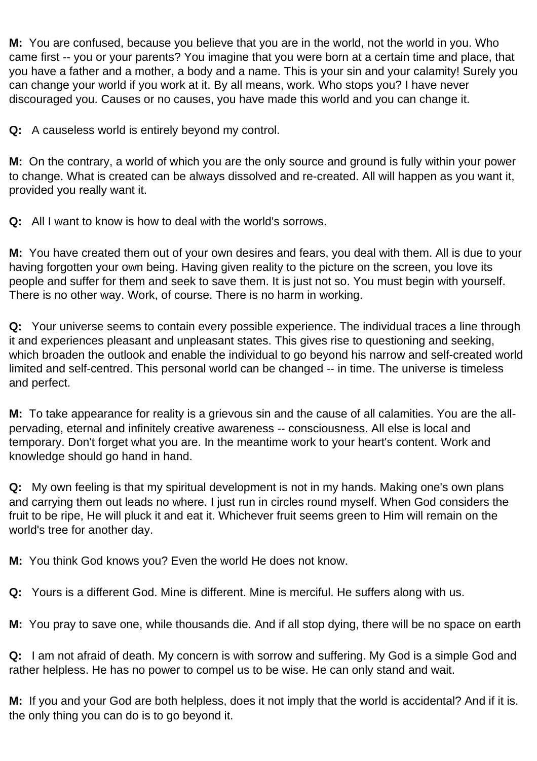**M:** You are confused, because you believe that you are in the world, not the world in you. Who came first -- you or your parents? You imagine that you were born at a certain time and place, that you have a father and a mother, a body and a name. This is your sin and your calamity! Surely you can change your world if you work at it. By all means, work. Who stops you? I have never discouraged you. Causes or no causes, you have made this world and you can change it.

**Q:** A causeless world is entirely beyond my control.

**M:** On the contrary, a world of which you are the only source and ground is fully within your power to change. What is created can be always dissolved and re-created. All will happen as you want it, provided you really want it.

**Q:** All I want to know is how to deal with the world's sorrows.

**M:** You have created them out of your own desires and fears, you deal with them. All is due to your having forgotten your own being. Having given reality to the picture on the screen, you love its people and suffer for them and seek to save them. It is just not so. You must begin with yourself. There is no other way. Work, of course. There is no harm in working.

**Q:** Your universe seems to contain every possible experience. The individual traces a line through it and experiences pleasant and unpleasant states. This gives rise to questioning and seeking, which broaden the outlook and enable the individual to go beyond his narrow and self-created world limited and self-centred. This personal world can be changed -- in time. The universe is timeless and perfect.

**M:** To take appearance for reality is a grievous sin and the cause of all calamities. You are the all-pervading, eternal and infinitely creative awareness -- consciousness. All else is local and temporary. Don't forget what you are. In the meantime work to your heart's content. Work and knowledge should go hand in hand.

**Q:** My own feeling is that my spiritual development is not in my hands. Making one's own plans and carrying them out leads no where. I just run in circles round myself. When God considers the fruit to be ripe, He will pluck it and eat it. Whichever fruit seems green to Him will remain on the world's tree for another day.

**M:** You think God knows you? Even the world He does not know.

**Q:** Yours is a different God. Mine is different. Mine is merciful. He suffers along with us.

**M:** You pray to save one, while thousands die. And if all stop dying, there will be no space on earth

**Q:** I am not afraid of death. My concern is with sorrow and suffering. My God is a simple God and rather helpless. He has no power to compel us to be wise. He can only stand and wait.

**M:** If you and your God are both helpless, does it not imply that the world is accidental? And if it is. the only thing you can do is to go beyond it.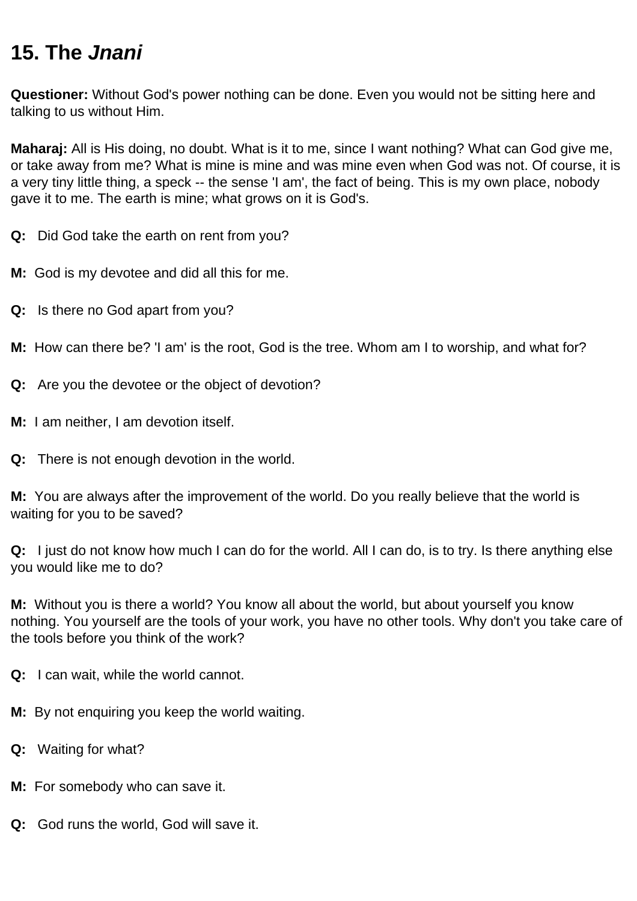## 15. The *Jnani*

**Questioner:** Without God's power nothing can be done. Even you would not be sitting here and talking to us without Him.

**Maharaj:** All is His doing, no doubt. What is it to me, since I want nothing? What can God give me, or take away from me? What is mine is mine and was mine even when God was not. Of course, it is a very tiny little thing, a speck -- the sense 'I am', the fact of being. This is my own place, nobody gave it to me. The earth is mine; what grows on it is God's.

**Q:** Did God take the earth on rent from you?

**M:** God is my devotee and did all this for me.

**Q:** Is there no God apart from you?

**M:** How can there be? 'I am' is the root, God is the tree. Whom am I to worship, and what for?

**Q:** Are you the devotee or the object of devotion?

**M:** I am neither, I am devotion itself.

**Q:** There is not enough devotion in the world.

**M:** You are always after the improvement of the world. Do you really believe that the world is waiting for you to be saved?

**Q:** I just do not know how much I can do for the world. All I can do, is to try. Is there anything else you would like me to do?

**M:** Without you is there a world? You know all about the world, but about yourself you know nothing. You yourself are the tools of your work, you have no other tools. Why don't you take care of the tools before you think of the work?

**Q:** I can wait, while the world cannot.

**M:** By not enquiring you keep the world waiting.

**Q:** Waiting for what?

**M:** For somebody who can save it.

**Q:** God runs the world, God will save it.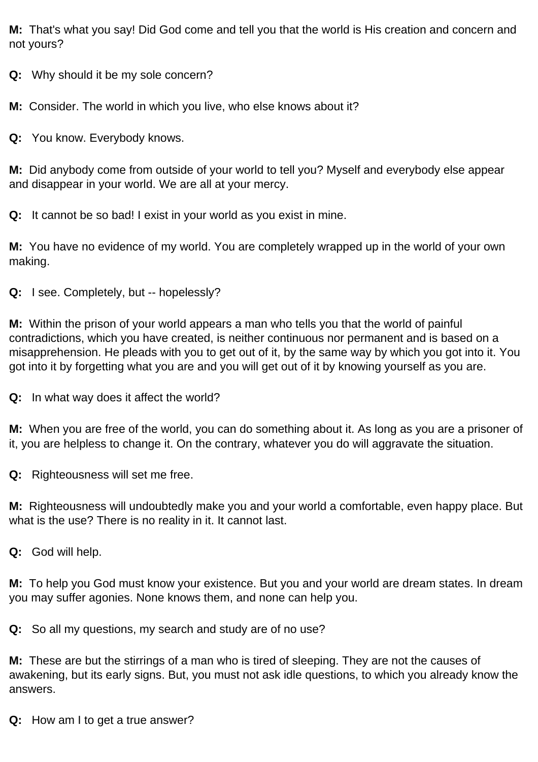**M:** That's what you say! Did God come and tell you that the world is His creation and concern and not yours?

**Q:** Why should it be my sole concern?

**M:** Consider. The world in which you live, who else knows about it?

**Q:** You know. Everybody knows.

**M:** Did anybody come from outside of your world to tell you? Myself and everybody else appear and disappear in your world. We are all at your mercy.

**Q:** It cannot be so bad! I exist in your world as you exist in mine.

**M:** You have no evidence of my world. You are completely wrapped up in the world of your own making.

**Q:** I see. Completely, but -- hopelessly?

**M:** Within the prison of your world appears a man who tells you that the world of painful contradictions, which you have created, is neither continuous nor permanent and is based on a misapprehension. He pleads with you to get out of it, by the same way by which you got into it. You got into it by forgetting what you are and you will get out of it by knowing yourself as you are.

**Q:** In what way does it affect the world?

**M:** When you are free of the world, you can do something about it. As long as you are a prisoner of it, you are helpless to change it. On the contrary, whatever you do will aggravate the situation.

**Q:** Righteousness will set me free.

**M:** Righteousness will undoubtedly make you and your world a comfortable, even happy place. But what is the use? There is no reality in it. It cannot last.

**Q:** God will help.

**M:** To help you God must know your existence. But you and your world are dream states. In dream you may suffer agonies. None knows them, and none can help you.

**Q:** So all my questions, my search and study are of no use?

**M:** These are but the stirrings of a man who is tired of sleeping. They are not the causes of awakening, but its early signs. But, you must not ask idle questions, to which you already know the answers.

**Q:** How am I to get a true answer?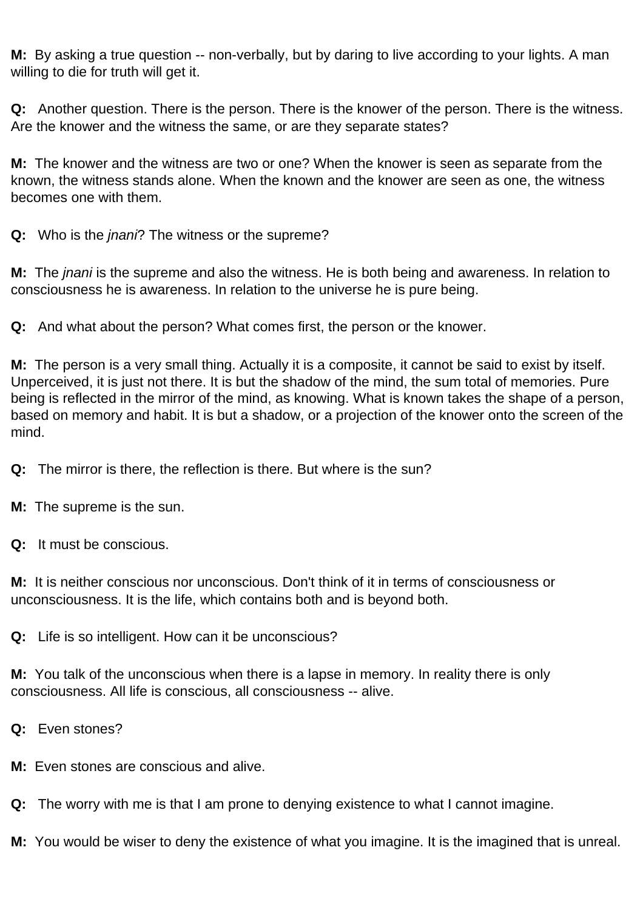**M:** By asking a true question -- non-verbally, but by daring to live according to your lights. A man willing to die for truth will get it.

**Q:** Another question. There is the person. There is the knower of the person. There is the witness. Are the knower and the witness the same, or are they separate states?

**M:** The knower and the witness are two or one? When the knower is seen as separate from the known, the witness stands alone. When the known and the knower are seen as one, the witness becomes one with them.

**Q:** Who is the *jnani*? The witness or the supreme?

**M:** The *jnani* is the supreme and also the witness. He is both being and awareness. In relation to consciousness he is awareness. In relation to the universe he is pure being.

**Q:** And what about the person? What comes first, the person or the knower.

**M:** The person is a very small thing. Actually it is a composite, it cannot be said to exist by itself. Unperceived, it is just not there. It is but the shadow of the mind, the sum total of memories. Pure being is reflected in the mirror of the mind, as knowing. What is known takes the shape of a person, based on memory and habit. It is but a shadow, or a projection of the knower onto the screen of the mind.

**Q:** The mirror is there, the reflection is there. But where is the sun?

**M:** The supreme is the sun.

**Q:** It must be conscious.

**M:** It is neither conscious nor unconscious. Don't think of it in terms of consciousness or unconsciousness. It is the life, which contains both and is beyond both.

**Q:** Life is so intelligent. How can it be unconscious?

**M:** You talk of the unconscious when there is a lapse in memory. In reality there is only consciousness. All life is conscious, all consciousness -- alive.

**Q:** Even stones?

**M:** Even stones are conscious and alive.

**Q:** The worry with me is that I am prone to denying existence to what I cannot imagine.

**M:** You would be wiser to deny the existence of what you imagine. It is the imagined that is unreal.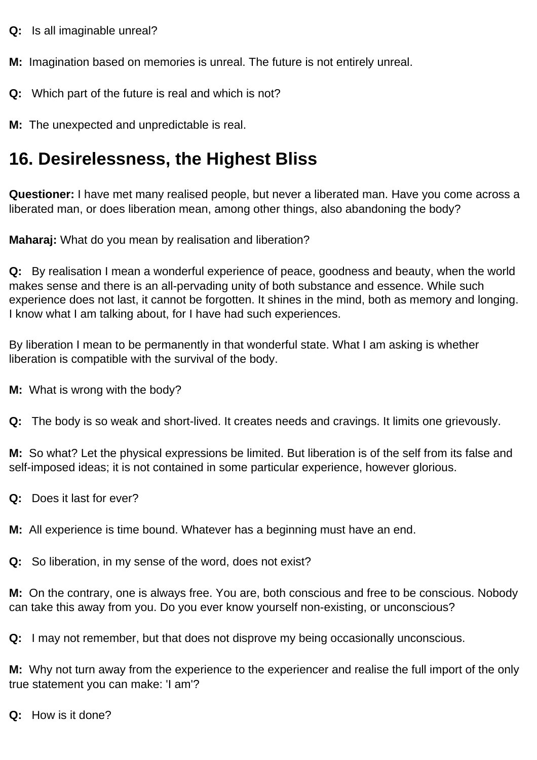**Q:** Is all imaginable unreal?

**M:** Imagination based on memories is unreal. The future is not entirely unreal.

**Q:** Which part of the future is real and which is not?

**M:** The unexpected and unpredictable is real.

## 16. Desirelessness, the Highest Bliss

**Questioner:** I have met many realised people, but never a liberated man. Have you come across a liberated man, or does liberation mean, among other things, also abandoning the body?

**Maharaj:** What do you mean by realisation and liberation?

**Q:** By realisation I mean a wonderful experience of peace, goodness and beauty, when the world makes sense and there is an all-pervading unity of both substance and essence. While such experience does not last, it cannot be forgotten. It shines in the mind, both as memory and longing. I know what I am talking about, for I have had such experiences.

By liberation I mean to be permanently in that wonderful state. What I am asking is whether liberation is compatible with the survival of the body.

**M:** What is wrong with the body?

**Q:** The body is so weak and short-lived. It creates needs and cravings. It limits one grievously.

**M:** So what? Let the physical expressions be limited. But liberation is of the self from its false and self-imposed ideas; it is not contained in some particular experience, however glorious.

**Q:** Does it last for ever?

**M:** All experience is time bound. Whatever has a beginning must have an end.

**Q:** So liberation, in my sense of the word, does not exist?

**M:** On the contrary, one is always free. You are, both conscious and free to be conscious. Nobody can take this away from you. Do you ever know yourself non-existing, or unconscious?

**Q:** I may not remember, but that does not disprove my being occasionally unconscious.

**M:** Why not turn away from the experience to the experiencer and realise the full import of the only true statement you can make: 'I am'?

**Q:** How is it done?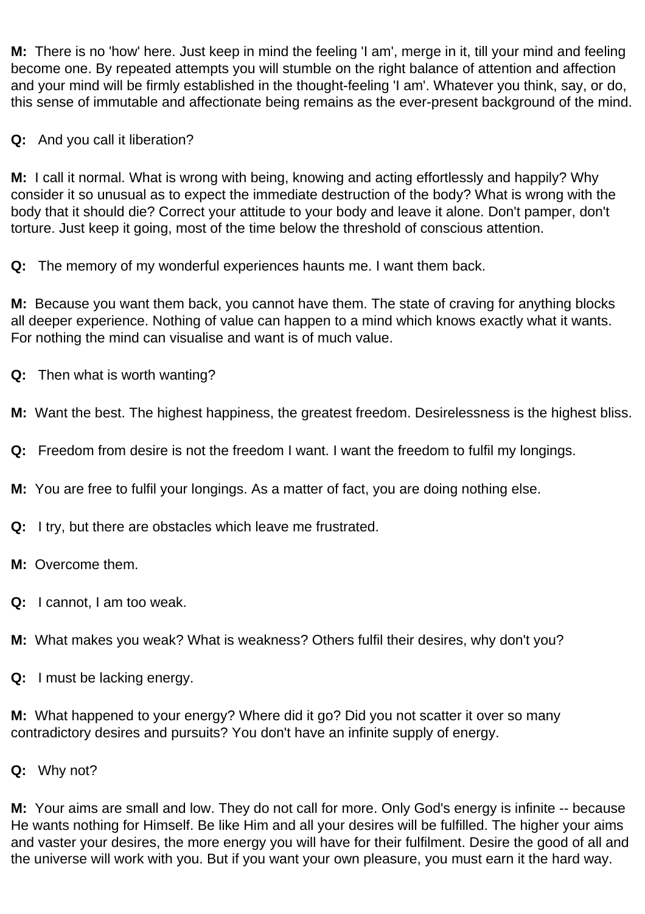**M:** There is no 'how' here. Just keep in mind the feeling 'I am', merge in it, till your mind and feeling become one. By repeated attempts you will stumble on the right balance of attention and affection and your mind will be firmly established in the thought-feeling 'I am'. Whatever you think, say, or do, this sense of immutable and affectionate being remains as the ever-present background of the mind.

**Q:** And you call it liberation?

**M:** I call it normal. What is wrong with being, knowing and acting effortlessly and happily? Why consider it so unusual as to expect the immediate destruction of the body? What is wrong with the body that it should die? Correct your attitude to your body and leave it alone. Don't pamper, don't torture. Just keep it going, most of the time below the threshold of conscious attention.

**Q:** The memory of my wonderful experiences haunts me. I want them back.

**M:** Because you want them back, you cannot have them. The state of craving for anything blocks all deeper experience. Nothing of value can happen to a mind which knows exactly what it wants. For nothing the mind can visualise and want is of much value.

**Q:** Then what is worth wanting?

**M:** Want the best. The highest happiness, the greatest freedom. Desirelessness is the highest bliss.

**Q:** Freedom from desire is not the freedom I want. I want the freedom to fulfil my longings.

**M:** You are free to fulfil your longings. As a matter of fact, you are doing nothing else.

**Q:** I try, but there are obstacles which leave me frustrated.

**M:** Overcome them.

**Q:** I cannot, I am too weak.

**M:** What makes you weak? What is weakness? Others fulfil their desires, why don't you?

**Q:** I must be lacking energy.

**M:** What happened to your energy? Where did it go? Did you not scatter it over so many contradictory desires and pursuits? You don't have an infinite supply of energy.

**Q:** Why not?

**M:** Your aims are small and low. They do not call for more. Only God's energy is infinite -- because He wants nothing for Himself. Be like Him and all your desires will be fulfilled. The higher your aims and vaster your desires, the more energy you will have for their fulfilment. Desire the good of all and the universe will work with you. But if you want your own pleasure, you must earn it the hard way.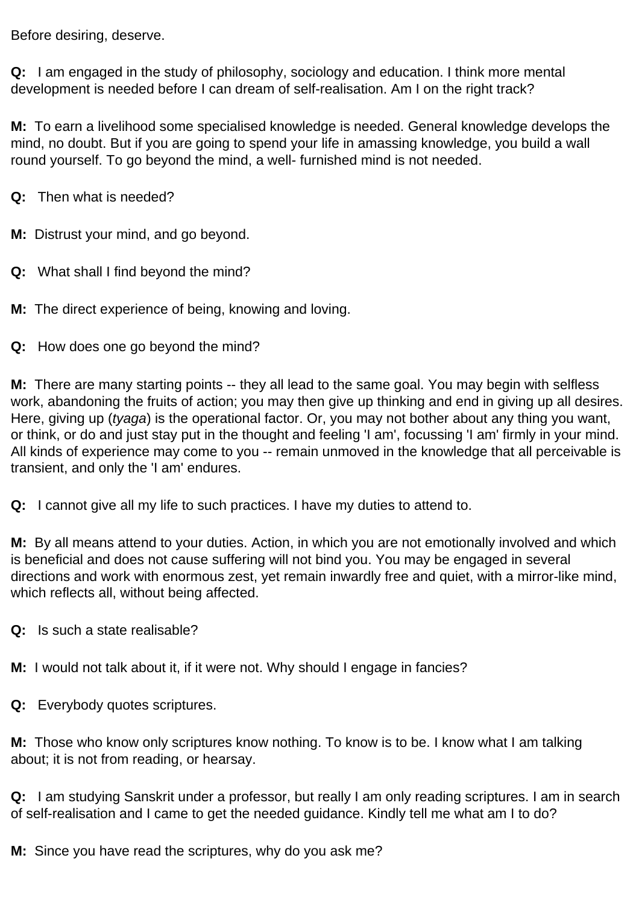Before desiring, deserve.

**Q:** I am engaged in the study of philosophy, sociology and education. I think more mental development is needed before I can dream of self-realisation. Am I on the right track?

**M:** To earn a livelihood some specialised knowledge is needed. General knowledge develops the mind, no doubt. But if you are going to spend your life in amassing knowledge, you build a wall round yourself. To go beyond the mind, a well- furnished mind is not needed.

**Q:** Then what is needed?

**M:** Distrust your mind, and go beyond.

**Q:** What shall I find beyond the mind?

**M:** The direct experience of being, knowing and loving.

**Q:** How does one go beyond the mind?

**M:** There are many starting points -- they all lead to the same goal. You may begin with selfless work, abandoning the fruits of action; you may then give up thinking and end in giving up all desires. Here, giving up (*tyaga*) is the operational factor. Or, you may not bother about any thing you want, or think, or do and just stay put in the thought and feeling 'I am', focussing 'I am' firmly in your mind. All kinds of experience may come to you -- remain unmoved in the knowledge that all perceivable is transient, and only the 'I am' endures.

**Q:** I cannot give all my life to such practices. I have my duties to attend to.

**M:** By all means attend to your duties. Action, in which you are not emotionally involved and which is beneficial and does not cause suffering will not bind you. You may be engaged in several directions and work with enormous zest, yet remain inwardly free and quiet, with a mirror-like mind, which reflects all, without being affected.

**Q:** Is such a state realisable?

**M:** I would not talk about it, if it were not. Why should I engage in fancies?

**Q:** Everybody quotes scriptures.

**M:** Those who know only scriptures know nothing. To know is to be. I know what I am talking about; it is not from reading, or hearsay.

**Q:** I am studying Sanskrit under a professor, but really I am only reading scriptures. I am in search of self-realisation and I came to get the needed guidance. Kindly tell me what am I to do?

**M:** Since you have read the scriptures, why do you ask me?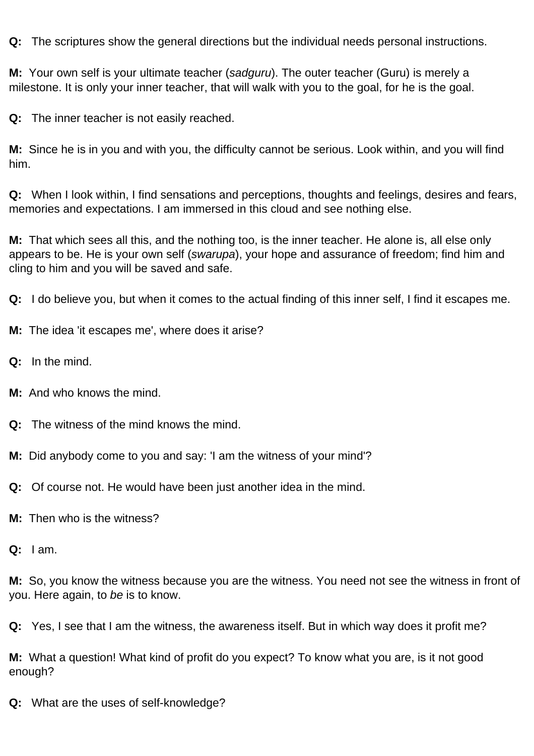**Q:** The scriptures show the general directions but the individual needs personal instructions.

**M:** Your own self is your ultimate teacher (*sadguru*). The outer teacher (Guru) is merely a milestone. It is only your inner teacher, that will walk with you to the goal, for he is the goal.

**Q:** The inner teacher is not easily reached.

**M:** Since he is in you and with you, the difficulty cannot be serious. Look within, and you will find him.

**Q:** When I look within, I find sensations and perceptions, thoughts and feelings, desires and fears, memories and expectations. I am immersed in this cloud and see nothing else.

**M:** That which sees all this, and the nothing too, is the inner teacher. He alone is, all else only appears to be. He is your own self (*swarupa*), your hope and assurance of freedom; find him and cling to him and you will be saved and safe.

**Q:** I do believe you, but when it comes to the actual finding of this inner self, I find it escapes me.

**M:** The idea 'it escapes me', where does it arise?

**Q:** In the mind.

**M:** And who knows the mind.

**Q:** The witness of the mind knows the mind.

**M:** Did anybody come to you and say: 'I am the witness of your mind'?

**Q:** Of course not. He would have been just another idea in the mind.

**M:** Then who is the witness?

**Q:** I am.

**M:** So, you know the witness because you are the witness. You need not see the witness in front of you. Here again, to *be* is to know.

**Q:** Yes, I see that I am the witness, the awareness itself. But in which way does it profit me?

**M:** What a question! What kind of profit do you expect? To know what you are, is it not good enough?

**Q:** What are the uses of self-knowledge?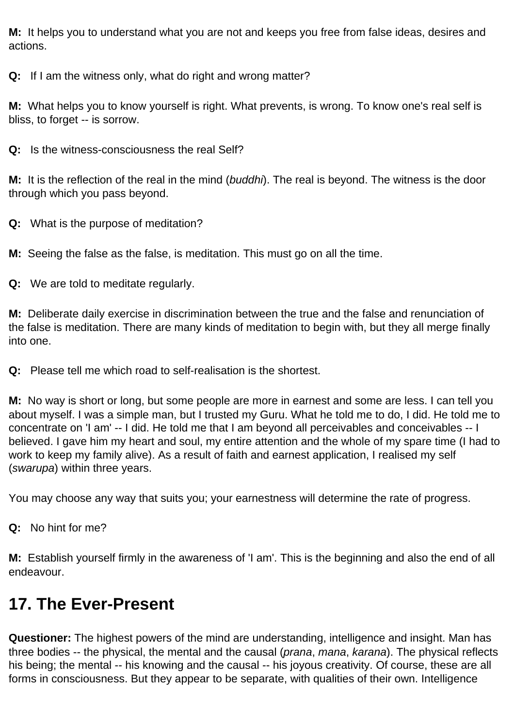**M:** It helps you to understand what you are not and keeps you free from false ideas, desires and actions.

**Q:** If I am the witness only, what do right and wrong matter?

**M:** What helps you to know yourself is right. What prevents, is wrong. To know one's real self is bliss, to forget -- is sorrow.

**Q:** Is the witness-consciousness the real Self?

**M:** It is the reflection of the real in the mind (*buddhi*). The real is beyond. The witness is the door through which you pass beyond.

**Q:** What is the purpose of meditation?

**M:** Seeing the false as the false, is meditation. This must go on all the time.

**Q:** We are told to meditate regularly.

**M:** Deliberate daily exercise in discrimination between the true and the false and renunciation of the false is meditation. There are many kinds of meditation to begin with, but they all merge finally into one.

**Q:** Please tell me which road to self-realisation is the shortest.

**M:** No way is short or long, but some people are more in earnest and some are less. I can tell you about myself. I was a simple man, but I trusted my Guru. What he told me to do, I did. He told me to concentrate on 'I am' -- I did. He told me that I am beyond all perceivables and conceivables -- I believed. I gave him my heart and soul, my entire attention and the whole of my spare time (I had to work to keep my family alive). As a result of faith and earnest application, I realised my self (*swarupa*) within three years.

You may choose any way that suits you; your earnestness will determine the rate of progress.

**Q:** No hint for me?

**M:** Establish yourself firmly in the awareness of 'I am'. This is the beginning and also the end of all endeavour.

## 17. The Ever-Present

**Questioner:** The highest powers of the mind are understanding, intelligence and insight. Man has three bodies -- the physical, the mental and the causal (*prana*, *mana*, *karana*). The physical reflects his being; the mental -- his knowing and the causal -- his joyous creativity. Of course, these are all forms in consciousness. But they appear to be separate, with qualities of their own. Intelligence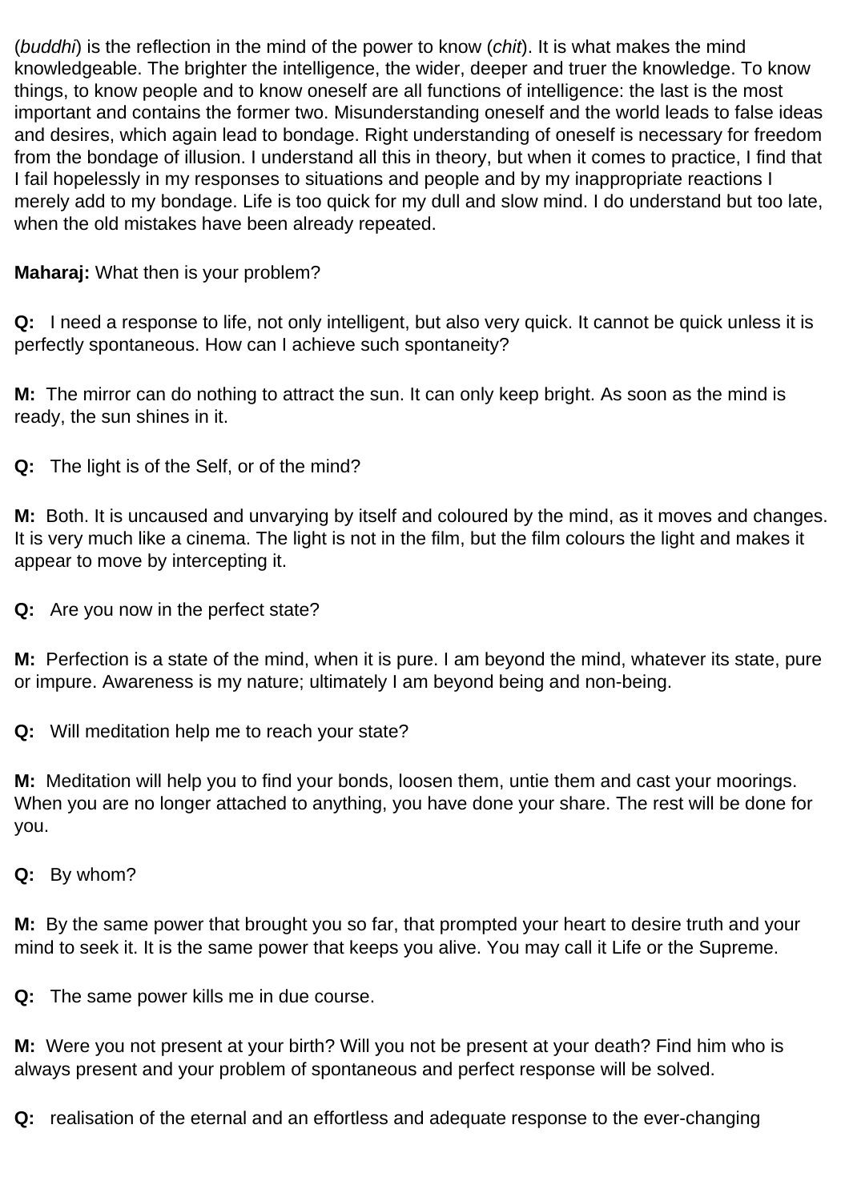(*buddhi*) is the reflection in the mind of the power to know (*chit*). It is what makes the mind knowledgeable. The brighter the intelligence, the wider, deeper and truer the knowledge. To know things, to know people and to know oneself are all functions of intelligence: the last is the most important and contains the former two. Misunderstanding oneself and the world leads to false ideas and desires, which again lead to bondage. Right understanding of oneself is necessary for freedom from the bondage of illusion. I understand all this in theory, but when it comes to practice, I find that I fail hopelessly in my responses to situations and people and by my inappropriate reactions I merely add to my bondage. Life is too quick for my dull and slow mind. I do understand but too late, when the old mistakes have been already repeated.

**Maharaj:** What then is your problem?

**Q:** I need a response to life, not only intelligent, but also very quick. It cannot be quick unless it is perfectly spontaneous. How can I achieve such spontaneity?

**M:** The mirror can do nothing to attract the sun. It can only keep bright. As soon as the mind is ready, the sun shines in it.

**Q:** The light is of the Self, or of the mind?

**M:** Both. It is uncaused and unvarying by itself and coloured by the mind, as it moves and changes. It is very much like a cinema. The light is not in the film, but the film colours the light and makes it appear to move by intercepting it.

**Q:** Are you now in the perfect state?

**M:** Perfection is a state of the mind, when it is pure. I am beyond the mind, whatever its state, pure or impure. Awareness is my nature; ultimately I am beyond being and non-being.

**Q:** Will meditation help me to reach your state?

**M:** Meditation will help you to find your bonds, loosen them, untie them and cast your moorings. When you are no longer attached to anything, you have done your share. The rest will be done for you.

**Q:** By whom?

**M:** By the same power that brought you so far, that prompted your heart to desire truth and your mind to seek it. It is the same power that keeps you alive. You may call it Life or the Supreme.

**Q:** The same power kills me in due course.

**M:** Were you not present at your birth? Will you not be present at your death? Find him who is always present and your problem of spontaneous and perfect response will be solved.

**Q:** realisation of the eternal and an effortless and adequate response to the ever-changing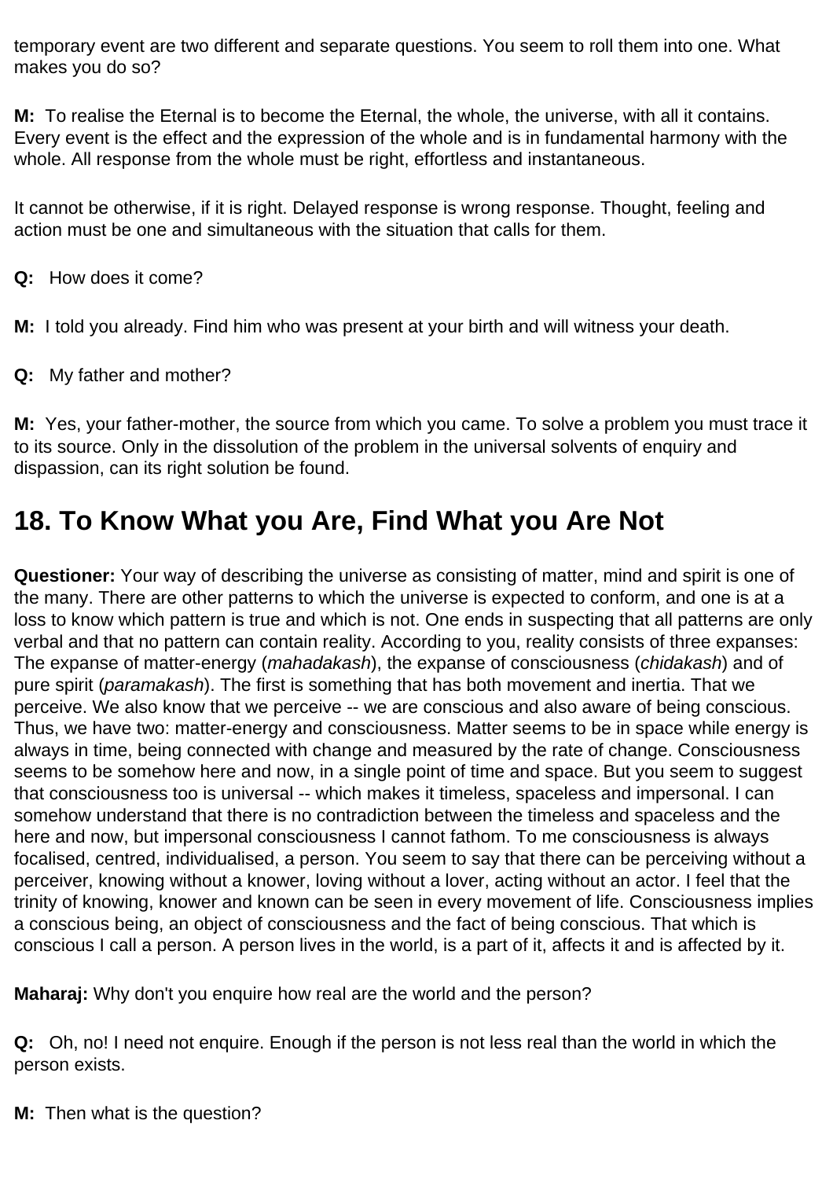temporary event are two different and separate questions. You seem to roll them into one. What makes you do so?

**M:** To realise the Eternal is to become the Eternal, the whole, the universe, with all it contains. Every event is the effect and the expression of the whole and is in fundamental harmony with the whole. All response from the whole must be right, effortless and instantaneous.

It cannot be otherwise, if it is right. Delayed response is wrong response. Thought, feeling and action must be one and simultaneous with the situation that calls for them.

**Q:** How does it come?

**M:** I told you already. Find him who was present at your birth and will witness your death.

**Q:** My father and mother?

**M:** Yes, your father-mother, the source from which you came. To solve a problem you must trace it to its source. Only in the dissolution of the problem in the universal solvents of enquiry and dispassion, can its right solution be found.

## 18. To Know What you Are, Find What you Are Not

**Questioner:** Your way of describing the universe as consisting of matter, mind and spirit is one of the many. There are other patterns to which the universe is expected to conform, and one is at a loss to know which pattern is true and which is not. One ends in suspecting that all patterns are only verbal and that no pattern can contain reality. According to you, reality consists of three expanses: The expanse of matter-energy (*mahadakash*), the expanse of consciousness (*chidakash*) and of pure spirit (*paramakash*). The first is something that has both movement and inertia. That we perceive. We also know that we perceive -- we are conscious and also aware of being conscious. Thus, we have two: matter-energy and consciousness. Matter seems to be in space while energy is always in time, being connected with change and measured by the rate of change. Consciousness seems to be somehow here and now, in a single point of time and space. But you seem to suggest that consciousness too is universal -- which makes it timeless, spaceless and impersonal. I can somehow understand that there is no contradiction between the timeless and spaceless and the here and now, but impersonal consciousness I cannot fathom. To me consciousness is always focalised, centred, individualised, a person. You seem to say that there can be perceiving without a perceiver, knowing without a knower, loving without a lover, acting without an actor. I feel that the trinity of knowing, knower and known can be seen in every movement of life. Consciousness implies a conscious being, an object of consciousness and the fact of being conscious. That which is conscious I call a person. A person lives in the world, is a part of it, affects it and is affected by it.

**Maharaj:** Why don't you enquire how real are the world and the person?

**Q:** Oh, no! I need not enquire. Enough if the person is not less real than the world in which the person exists.

**M:** Then what is the question?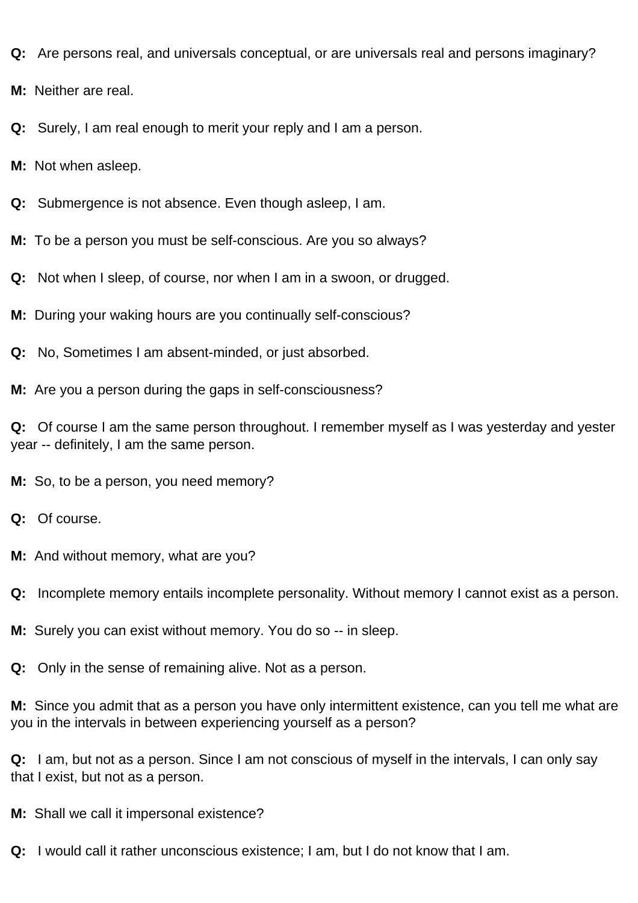**Q:** Are persons real, and universals conceptual, or are universals real and persons imaginary?

**M:** Neither are real.

**Q:** Surely, I am real enough to merit your reply and I am a person.

**M:** Not when asleep.

**Q:** Submergence is not absence. Even though asleep, I am.

**M:** To be a person you must be self-conscious. Are you so always?

**Q:** Not when I sleep, of course, nor when I am in a swoon, or drugged.

**M:** During your waking hours are you continually self-conscious?

**Q:** No, Sometimes I am absent-minded, or just absorbed.

**M:** Are you a person during the gaps in self-consciousness?

**Q:** Of course I am the same person throughout. I remember myself as I was yesterday and yester year -- definitely, I am the same person.

**M:** So, to be a person, you need memory?

**Q:** Of course.

**M:** And without memory, what are you?

**Q:** Incomplete memory entails incomplete personality. Without memory I cannot exist as a person.

**M:** Surely you can exist without memory. You do so -- in sleep.

**Q:** Only in the sense of remaining alive. Not as a person.

**M:** Since you admit that as a person you have only intermittent existence, can you tell me what are you in the intervals in between experiencing yourself as a person?

**Q:** I am, but not as a person. Since I am not conscious of myself in the intervals, I can only say that I exist, but not as a person.

**M:** Shall we call it impersonal existence?

**Q:** I would call it rather unconscious existence; I am, but I do not know that I am.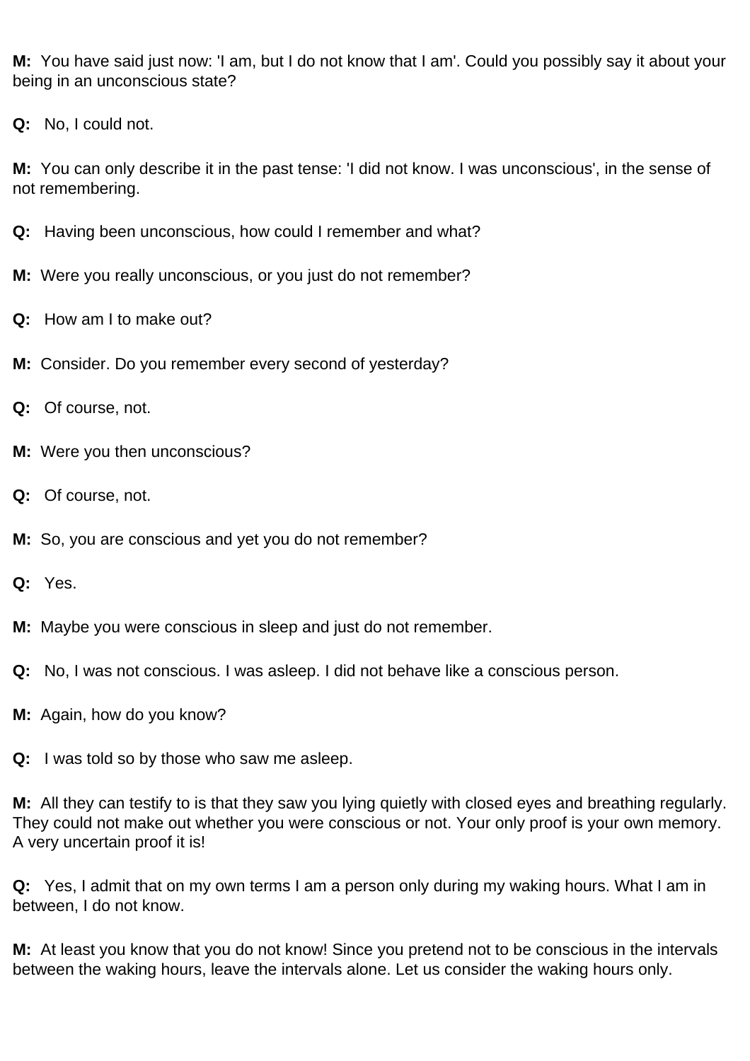**M:** You have said just now: 'I am, but I do not know that I am'. Could you possibly say it about your being in an unconscious state?

**Q:** No, I could not.

**M:** You can only describe it in the past tense: 'I did not know. I was unconscious', in the sense of not remembering.

**Q:** Having been unconscious, how could I remember and what?

**M:** Were you really unconscious, or you just do not remember?

**Q:** How am I to make out?

**M:** Consider. Do you remember every second of yesterday?

**Q:** Of course, not.

**M:** Were you then unconscious?

**Q:** Of course, not.

**M:** So, you are conscious and yet you do not remember?

**Q:** Yes.

**M:** Maybe you were conscious in sleep and just do not remember.

**Q:** No, I was not conscious. I was asleep. I did not behave like a conscious person.

**M:** Again, how do you know?

**Q:** I was told so by those who saw me asleep.

**M:** All they can testify to is that they saw you lying quietly with closed eyes and breathing regularly. They could not make out whether you were conscious or not. Your only proof is your own memory. A very uncertain proof it is!

**Q:** Yes, I admit that on my own terms I am a person only during my waking hours. What I am in between, I do not know.

**M:** At least you know that you do not know! Since you pretend not to be conscious in the intervals between the waking hours, leave the intervals alone. Let us consider the waking hours only.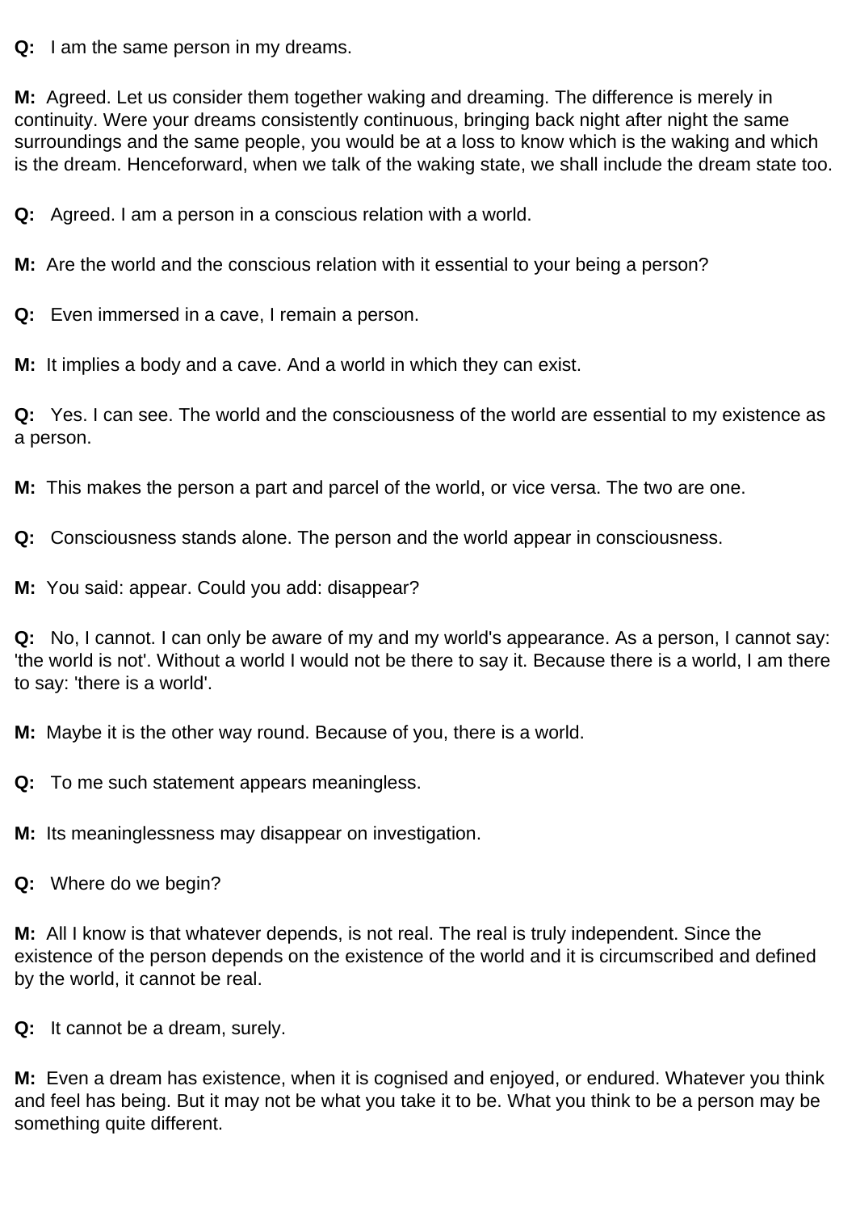**Q:** I am the same person in my dreams.

**M:** Agreed. Let us consider them together waking and dreaming. The difference is merely in continuity. Were your dreams consistently continuous, bringing back night after night the same surroundings and the same people, you would be at a loss to know which is the waking and which is the dream. Henceforward, when we talk of the waking state, we shall include the dream state too.

**Q:** Agreed. I am a person in a conscious relation with a world.

**M:** Are the world and the conscious relation with it essential to your being a person?

**Q:** Even immersed in a cave, I remain a person.

**M:** It implies a body and a cave. And a world in which they can exist.

**Q:** Yes. I can see. The world and the consciousness of the world are essential to my existence as a person.

**M:** This makes the person a part and parcel of the world, or vice versa. The two are one.

**Q:** Consciousness stands alone. The person and the world appear in consciousness.

**M:** You said: appear. Could you add: disappear?

**Q:** No, I cannot. I can only be aware of my and my world's appearance. As a person, I cannot say: 'the world is not'. Without a world I would not be there to say it. Because there is a world, I am there to say: 'there is a world'.

**M:** Maybe it is the other way round. Because of you, there is a world.

**Q:** To me such statement appears meaningless.

**M:** Its meaninglessness may disappear on investigation.

**Q:** Where do we begin?

**M:** All I know is that whatever depends, is not real. The real is truly independent. Since the existence of the person depends on the existence of the world and it is circumscribed and defined by the world, it cannot be real.

**Q:** It cannot be a dream, surely.

**M:** Even a dream has existence, when it is cognised and enjoyed, or endured. Whatever you think and feel has being. But it may not be what you take it to be. What you think to be a person may be something quite different.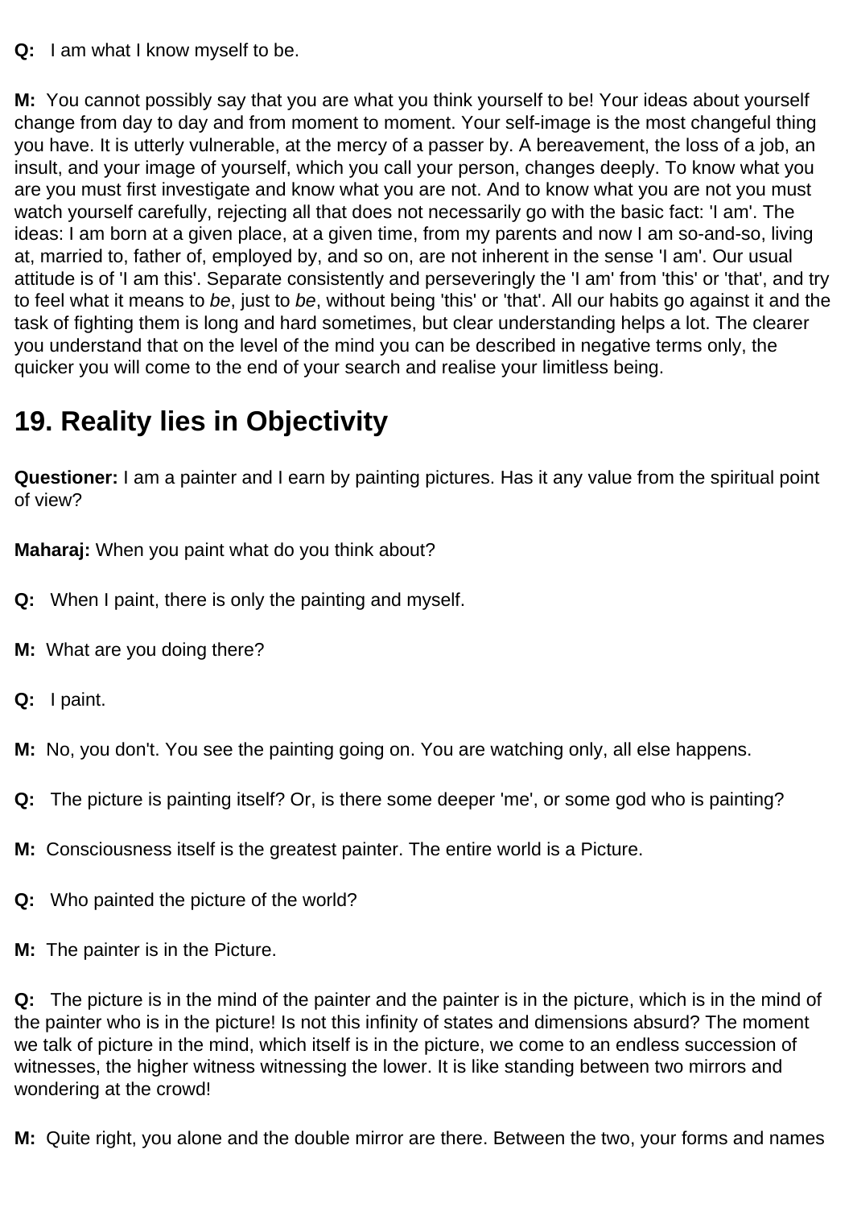**Q:** I am what I know myself to be.

**M:** You cannot possibly say that you are what you think yourself to be! Your ideas about yourself change from day to day and from moment to moment. Your self-image is the most changeful thing you have. It is utterly vulnerable, at the mercy of a passer by. A bereavement, the loss of a job, an insult, and your image of yourself, which you call your person, changes deeply. To know what you are you must first investigate and know what you are not. And to know what you are not you must watch yourself carefully, rejecting all that does not necessarily go with the basic fact: 'I am'. The ideas: I am born at a given place, at a given time, from my parents and now I am so-and-so, living at, married to, father of, employed by, and so on, are not inherent in the sense 'I am'. Our usual attitude is of 'I am this'. Separate consistently and perseveringly the 'I am' from 'this' or 'that', and try to feel what it means to *be*, just to *be*, without being 'this' or 'that'. All our habits go against it and the task of fighting them is long and hard sometimes, but clear understanding helps a lot. The clearer you understand that on the level of the mind you can be described in negative terms only, the quicker you will come to the end of your search and realise your limitless being.

## 19. Reality lies in Objectivity

**Questioner:** I am a painter and I earn by painting pictures. Has it any value from the spiritual point of view?

**Maharaj:** When you paint what do you think about?

**Q:** When I paint, there is only the painting and myself.

**M:** What are you doing there?

**Q:** I paint.

**M:** No, you don't. You see the painting going on. You are watching only, all else happens.

**Q:** The picture is painting itself? Or, is there some deeper 'me', or some god who is painting?

**M:** Consciousness itself is the greatest painter. The entire world is a Picture.

**Q:** Who painted the picture of the world?

**M:** The painter is in the Picture.

**Q:** The picture is in the mind of the painter and the painter is in the picture, which is in the mind of the painter who is in the picture! Is not this infinity of states and dimensions absurd? The moment we talk of picture in the mind, which itself is in the picture, we come to an endless succession of witnesses, the higher witness witnessing the lower. It is like standing between two mirrors and wondering at the crowd!

**M:** Quite right, you alone and the double mirror are there. Between the two, your forms and names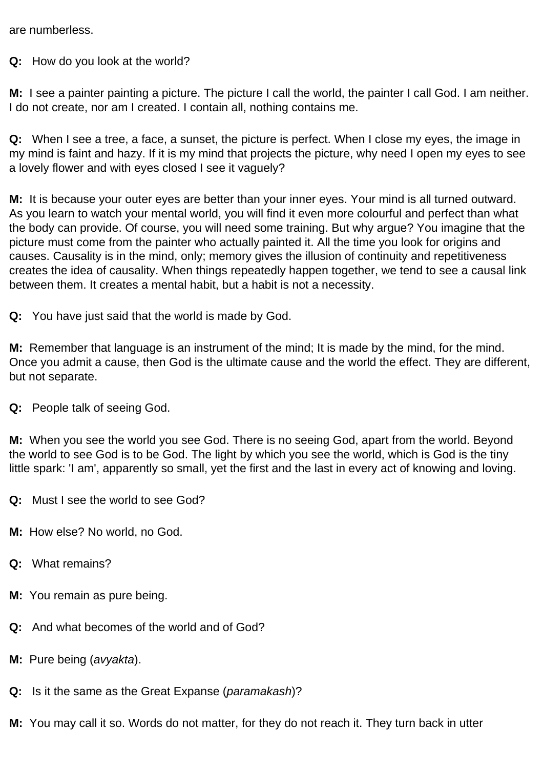are numberless.

**Q:** How do you look at the world?

**M:** I see a painter painting a picture. The picture I call the world, the painter I call God. I am neither. I do not create, nor am I created. I contain all, nothing contains me.

**Q:** When I see a tree, a face, a sunset, the picture is perfect. When I close my eyes, the image in my mind is faint and hazy. If it is my mind that projects the picture, why need I open my eyes to see a lovely flower and with eyes closed I see it vaguely?

**M:** It is because your outer eyes are better than your inner eyes. Your mind is all turned outward. As you learn to watch your mental world, you will find it even more colourful and perfect than what the body can provide. Of course, you will need some training. But why argue? You imagine that the picture must come from the painter who actually painted it. All the time you look for origins and causes. Causality is in the mind, only; memory gives the illusion of continuity and repetitiveness creates the idea of causality. When things repeatedly happen together, we tend to see a causal link between them. It creates a mental habit, but a habit is not a necessity.

**Q:** You have just said that the world is made by God.

**M:** Remember that language is an instrument of the mind; It is made by the mind, for the mind. Once you admit a cause, then God is the ultimate cause and the world the effect. They are different, but not separate.

**Q:** People talk of seeing God.

**M:** When you see the world you see God. There is no seeing God, apart from the world. Beyond the world to see God is to be God. The light by which you see the world, which is God is the tiny little spark: 'I am', apparently so small, yet the first and the last in every act of knowing and loving.

**Q:** Must I see the world to see God?

**M:** How else? No world, no God.

**Q:** What remains?

**M:** You remain as pure being.

**Q:** And what becomes of the world and of God?

**M:** Pure being (*avyakta*).

**Q:** Is it the same as the Great Expanse (*paramakash*)?

**M:** You may call it so. Words do not matter, for they do not reach it. They turn back in utter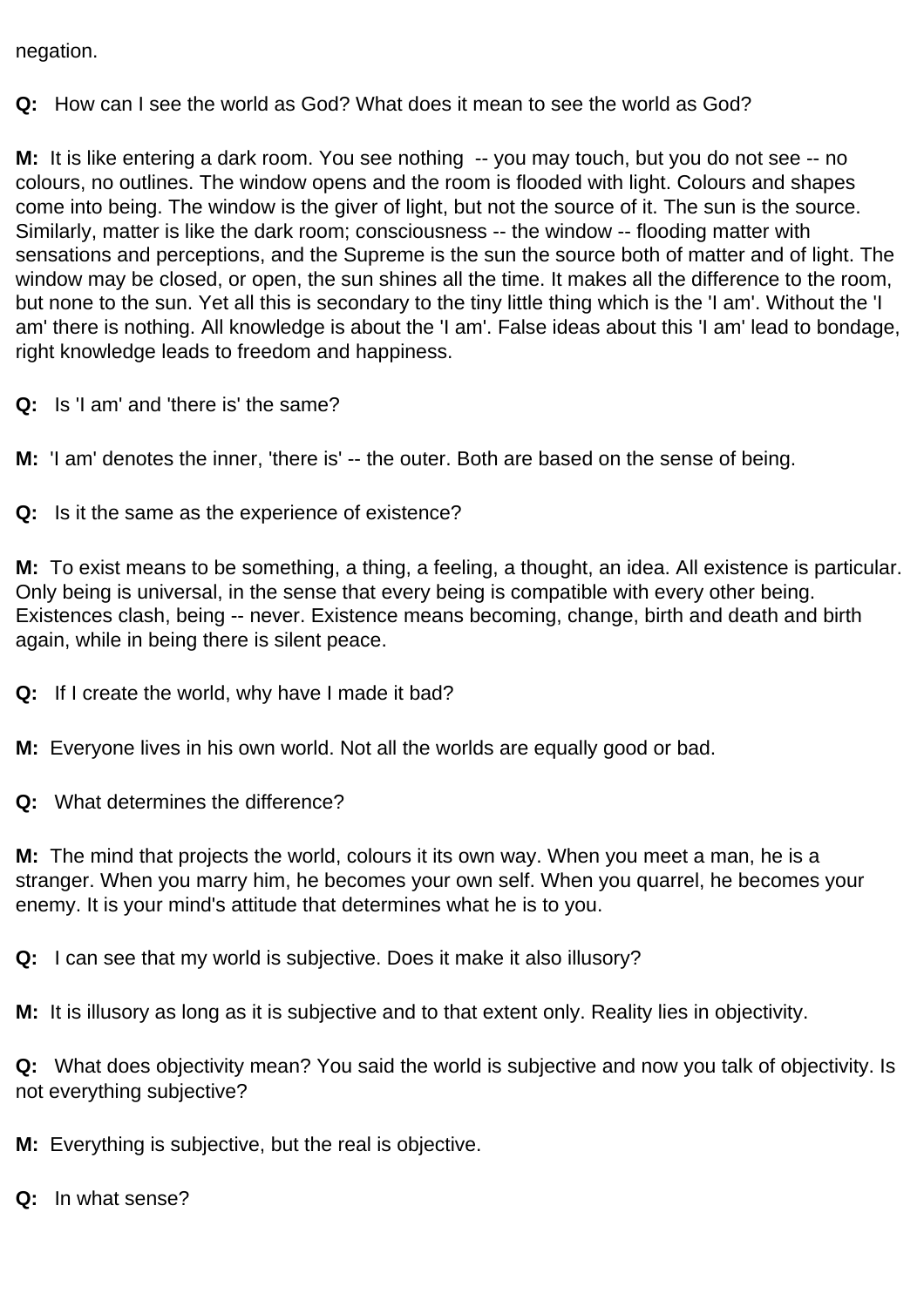negation.

**Q:** How can I see the world as God? What does it mean to see the world as God?

**M:** It is like entering a dark room. You see nothing -- you may touch, but you do not see -- no colours, no outlines. The window opens and the room is flooded with light. Colours and shapes come into being. The window is the giver of light, but not the source of it. The sun is the source. Similarly, matter is like the dark room; consciousness -- the window -- flooding matter with sensations and perceptions, and the Supreme is the sun the source both of matter and of light. The window may be closed, or open, the sun shines all the time. It makes all the difference to the room, but none to the sun. Yet all this is secondary to the tiny little thing which is the 'I am'. Without the 'I am' there is nothing. All knowledge is about the 'I am'. False ideas about this 'I am' lead to bondage, right knowledge leads to freedom and happiness.

**Q:** Is 'I am' and 'there is' the same?

**M:** 'I am' denotes the inner, 'there is' -- the outer. Both are based on the sense of being.

**Q:** Is it the same as the experience of existence?

**M:** To exist means to be something, a thing, a feeling, a thought, an idea. All existence is particular. Only being is universal, in the sense that every being is compatible with every other being. Existences clash, being -- never. Existence means becoming, change, birth and death and birth again, while in being there is silent peace.

**Q:** If I create the world, why have I made it bad?

**M:** Everyone lives in his own world. Not all the worlds are equally good or bad.

**Q:** What determines the difference?

**M:** The mind that projects the world, colours it its own way. When you meet a man, he is a stranger. When you marry him, he becomes your own self. When you quarrel, he becomes your enemy. It is your mind's attitude that determines what he is to you.

**Q:** I can see that my world is subjective. Does it make it also illusory?

**M:** It is illusory as long as it is subjective and to that extent only. Reality lies in objectivity.

**Q:** What does objectivity mean? You said the world is subjective and now you talk of objectivity. Is not everything subjective?

**M:** Everything is subjective, but the real is objective.

**Q:** In what sense?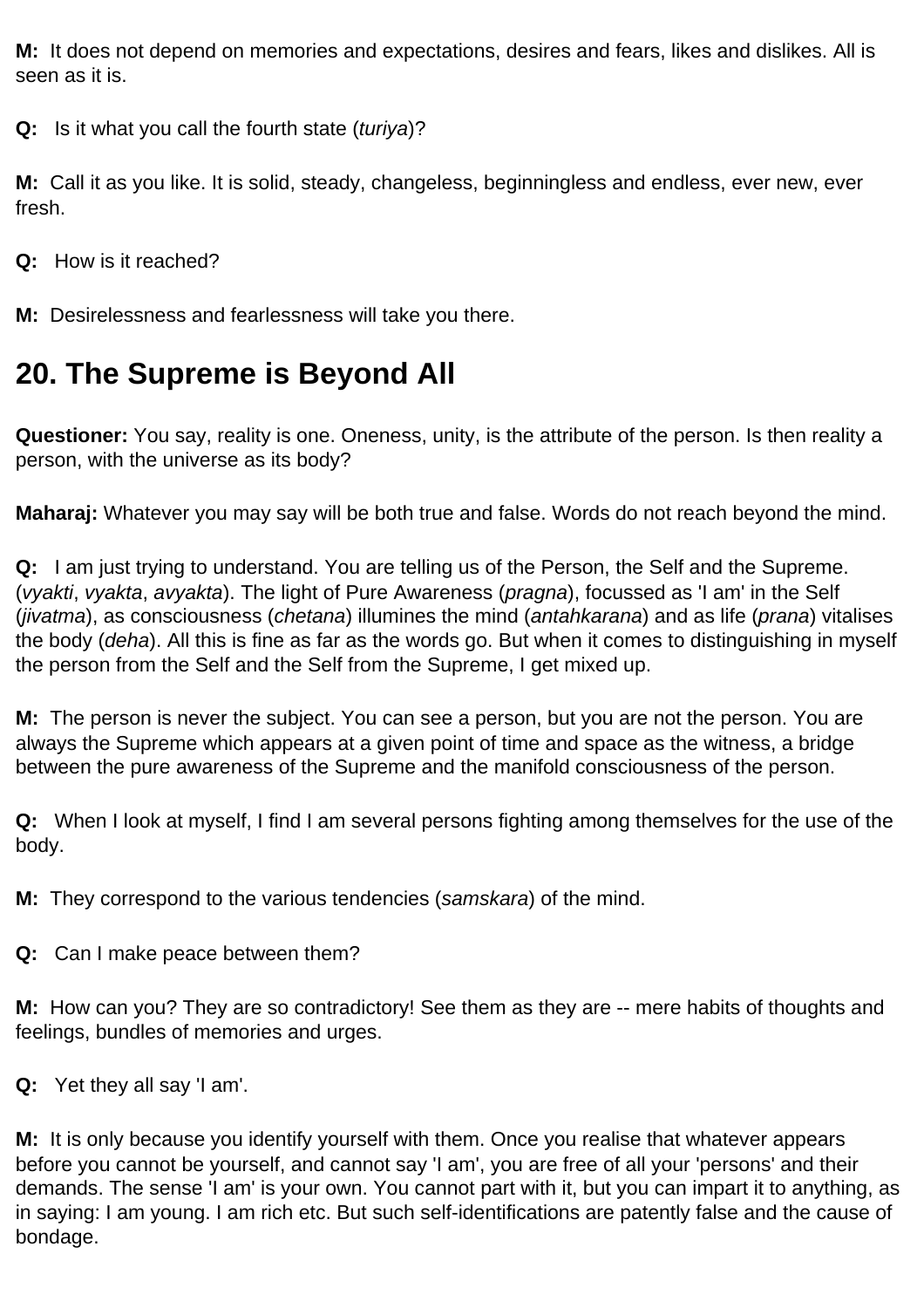**M:** It does not depend on memories and expectations, desires and fears, likes and dislikes. All is seen as it is.

**Q:** Is it what you call the fourth state (*turiya*)?

**M:** Call it as you like. It is solid, steady, changeless, beginningless and endless, ever new, ever fresh.

**Q:** How is it reached?

**M:** Desirelessness and fearlessness will take you there.

## 20. The Supreme is Beyond All

**Questioner:** You say, reality is one. Oneness, unity, is the attribute of the person. Is then reality a person, with the universe as its body?

**Maharaj:** Whatever you may say will be both true and false. Words do not reach beyond the mind.

**Q:** I am just trying to understand. You are telling us of the Person, the Self and the Supreme. (*vyakti*, *vyakta*, *avyakta*). The light of Pure Awareness (*pragna*), focussed as 'I am' in the Self (*jivatma*), as consciousness (*chetana*) illumines the mind (*antahkarana*) and as life (*prana*) vitalises the body (*deha*). All this is fine as far as the words go. But when it comes to distinguishing in myself the person from the Self and the Self from the Supreme, I get mixed up.

**M:** The person is never the subject. You can see a person, but you are not the person. You are always the Supreme which appears at a given point of time and space as the witness, a bridge between the pure awareness of the Supreme and the manifold consciousness of the person.

**Q:** When I look at myself, I find I am several persons fighting among themselves for the use of the body.

**M:** They correspond to the various tendencies (*samskara*) of the mind.

**Q:** Can I make peace between them?

**M:** How can you? They are so contradictory! See them as they are -- mere habits of thoughts and feelings, bundles of memories and urges.

**Q:** Yet they all say 'I am'.

**M:** It is only because you identify yourself with them. Once you realise that whatever appears before you cannot be yourself, and cannot say 'I am', you are free of all your 'persons' and their demands. The sense 'I am' is your own. You cannot part with it, but you can impart it to anything, as in saying: I am young. I am rich etc. But such self-identifications are patently false and the cause of bondage.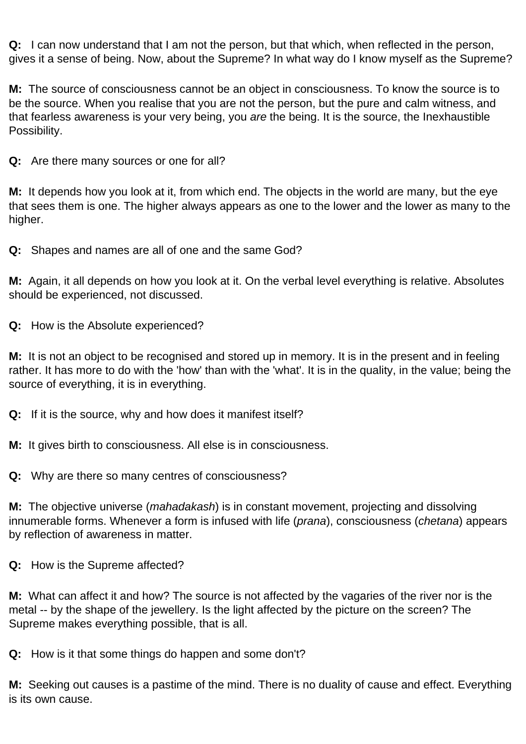**Q:** I can now understand that I am not the person, but that which, when reflected in the person, gives it a sense of being. Now, about the Supreme? In what way do I know myself as the Supreme?

**M:** The source of consciousness cannot be an object in consciousness. To know the source is to be the source. When you realise that you are not the person, but the pure and calm witness, and that fearless awareness is your very being, you *are* the being. It is the source, the Inexhaustible Possibility.

**Q:** Are there many sources or one for all?

**M:** It depends how you look at it, from which end. The objects in the world are many, but the eye that sees them is one. The higher always appears as one to the lower and the lower as many to the higher.

**Q:** Shapes and names are all of one and the same God?

**M:** Again, it all depends on how you look at it. On the verbal level everything is relative. Absolutes should be experienced, not discussed.

**Q:** How is the Absolute experienced?

**M:** It is not an object to be recognised and stored up in memory. It is in the present and in feeling rather. It has more to do with the 'how' than with the 'what'. It is in the quality, in the value; being the source of everything, it is in everything.

**Q:** If it is the source, why and how does it manifest itself?

**M:** It gives birth to consciousness. All else is in consciousness.

**Q:** Why are there so many centres of consciousness?

**M:** The objective universe (*mahadakash*) is in constant movement, projecting and dissolving innumerable forms. Whenever a form is infused with life (*prana*), consciousness (*chetana*) appears by reflection of awareness in matter.

**Q:** How is the Supreme affected?

**M:** What can affect it and how? The source is not affected by the vagaries of the river nor is the metal -- by the shape of the jewellery. Is the light affected by the picture on the screen? The Supreme makes everything possible, that is all.

**Q:** How is it that some things do happen and some don't?

**M:** Seeking out causes is a pastime of the mind. There is no duality of cause and effect. Everything is its own cause.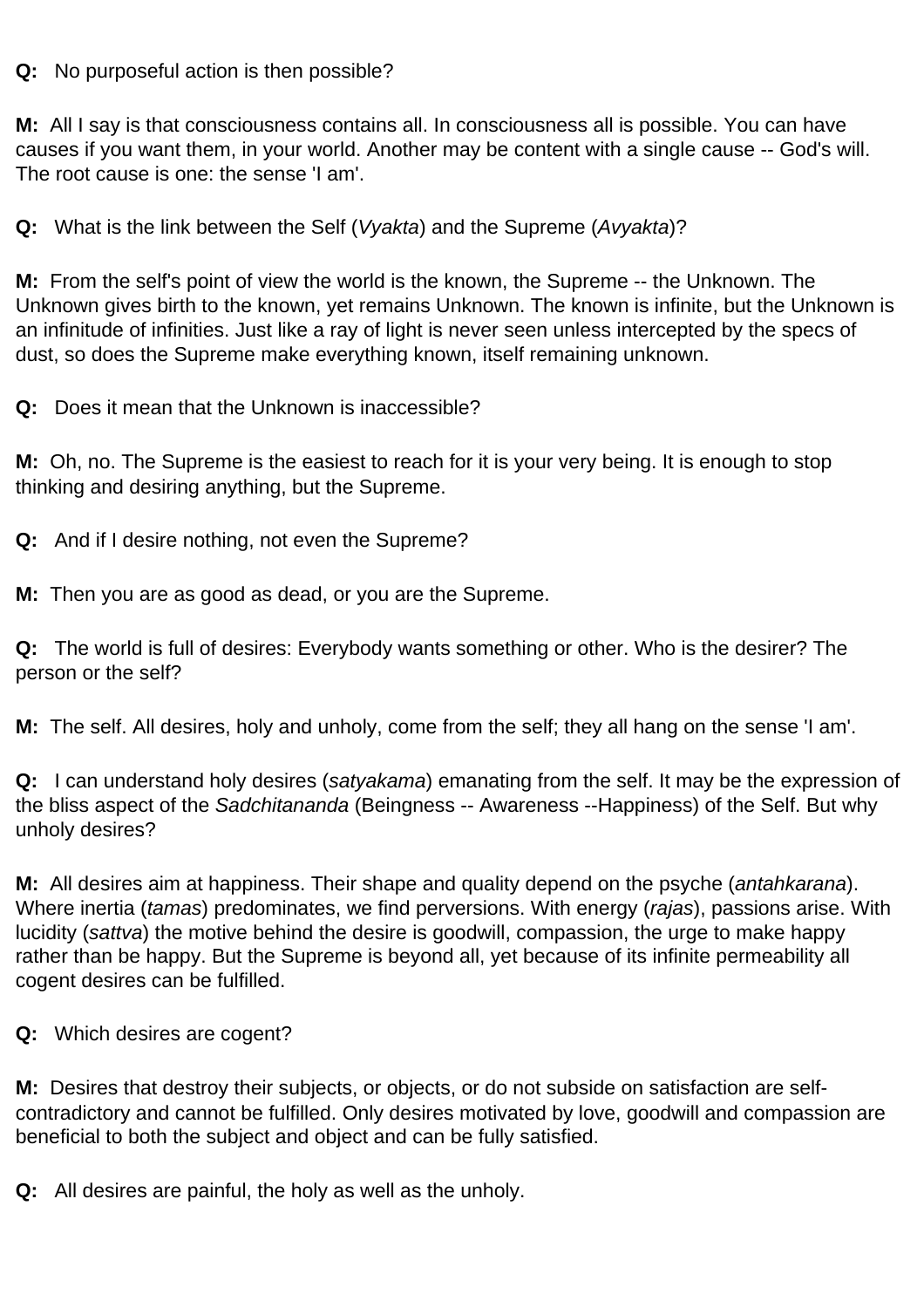**Q:** No purposeful action is then possible?

**M:** All I say is that consciousness contains all. In consciousness all is possible. You can have causes if you want them, in your world. Another may be content with a single cause -- God's will. The root cause is one: the sense 'I am'.

**Q:** What is the link between the Self (*Vyakta*) and the Supreme (*Avyakta*)?

**M:** From the self's point of view the world is the known, the Supreme -- the Unknown. The Unknown gives birth to the known, yet remains Unknown. The known is infinite, but the Unknown is an infinitude of infinities. Just like a ray of light is never seen unless intercepted by the specs of dust, so does the Supreme make everything known, itself remaining unknown.

**Q:** Does it mean that the Unknown is inaccessible?

**M:** Oh, no. The Supreme is the easiest to reach for it is your very being. It is enough to stop thinking and desiring anything, but the Supreme.

**Q:** And if I desire nothing, not even the Supreme?

**M:** Then you are as good as dead, or you are the Supreme.

**Q:** The world is full of desires: Everybody wants something or other. Who is the desirer? The person or the self?

**M:** The self. All desires, holy and unholy, come from the self; they all hang on the sense 'I am'.

**Q:** I can understand holy desires (*satyakama*) emanating from the self. It may be the expression of the bliss aspect of the *Sadchitananda* (Beingness -- Awareness --Happiness) of the Self. But why unholy desires?

**M:** All desires aim at happiness. Their shape and quality depend on the psyche (*antahkarana*). Where inertia (*tamas*) predominates, we find perversions. With energy (*rajas*), passions arise. With lucidity (*sattva*) the motive behind the desire is goodwill, compassion, the urge to make happy rather than be happy. But the Supreme is beyond all, yet because of its infinite permeability all cogent desires can be fulfilled.

**Q:** Which desires are cogent?

**M:** Desires that destroy their subjects, or objects, or do not subside on satisfaction are self-contradictory and cannot be fulfilled. Only desires motivated by love, goodwill and compassion are beneficial to both the subject and object and can be fully satisfied.

**Q:** All desires are painful, the holy as well as the unholy.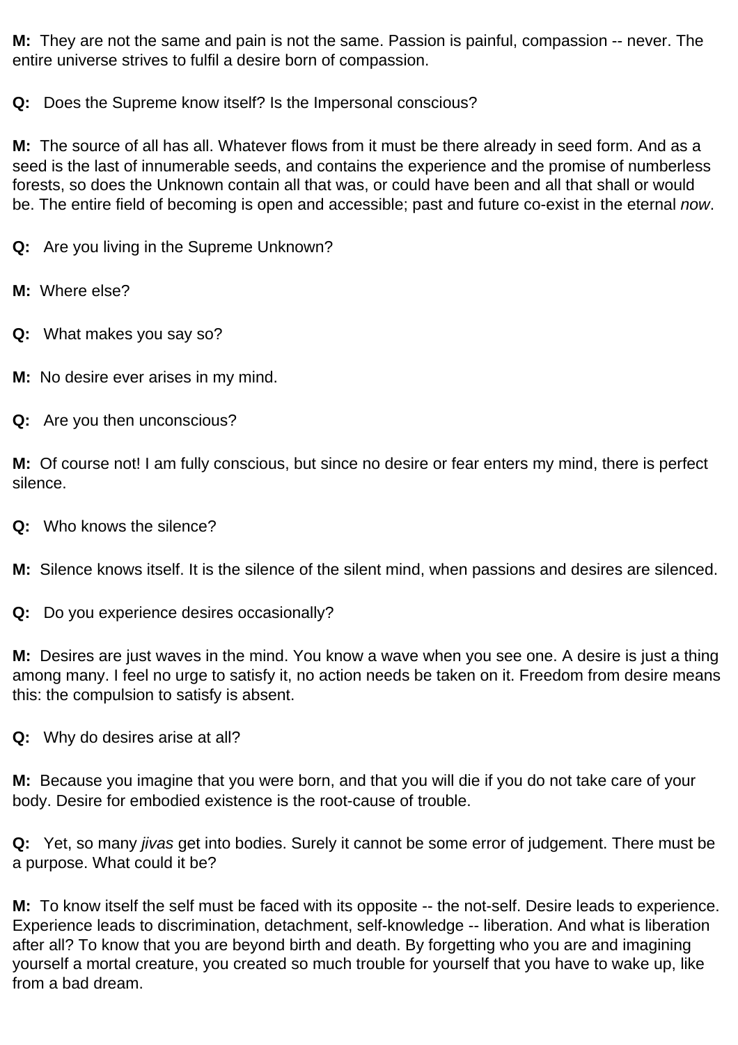**M:** They are not the same and pain is not the same. Passion is painful, compassion -- never. The entire universe strives to fulfil a desire born of compassion.

**Q:** Does the Supreme know itself? Is the Impersonal conscious?

**M:** The source of all has all. Whatever flows from it must be there already in seed form. And as a seed is the last of innumerable seeds, and contains the experience and the promise of numberless forests, so does the Unknown contain all that was, or could have been and all that shall or would be. The entire field of becoming is open and accessible; past and future co-exist in the eternal *now*.

**Q:** Are you living in the Supreme Unknown?

**M:** Where else?

**Q:** What makes you say so?

**M:** No desire ever arises in my mind.

**Q:** Are you then unconscious?

**M:** Of course not! I am fully conscious, but since no desire or fear enters my mind, there is perfect silence.

**Q:** Who knows the silence?

**M:** Silence knows itself. It is the silence of the silent mind, when passions and desires are silenced.

**Q:** Do you experience desires occasionally?

**M:** Desires are just waves in the mind. You know a wave when you see one. A desire is just a thing among many. I feel no urge to satisfy it, no action needs be taken on it. Freedom from desire means this: the compulsion to satisfy is absent.

**Q:** Why do desires arise at all?

**M:** Because you imagine that you were born, and that you will die if you do not take care of your body. Desire for embodied existence is the root-cause of trouble.

**Q:** Yet, so many *jivas* get into bodies. Surely it cannot be some error of judgement. There must be a purpose. What could it be?

**M:** To know itself the self must be faced with its opposite -- the not-self. Desire leads to experience. Experience leads to discrimination, detachment, self-knowledge -- liberation. And what is liberation after all? To know that you are beyond birth and death. By forgetting who you are and imagining yourself a mortal creature, you created so much trouble for yourself that you have to wake up, like from a bad dream.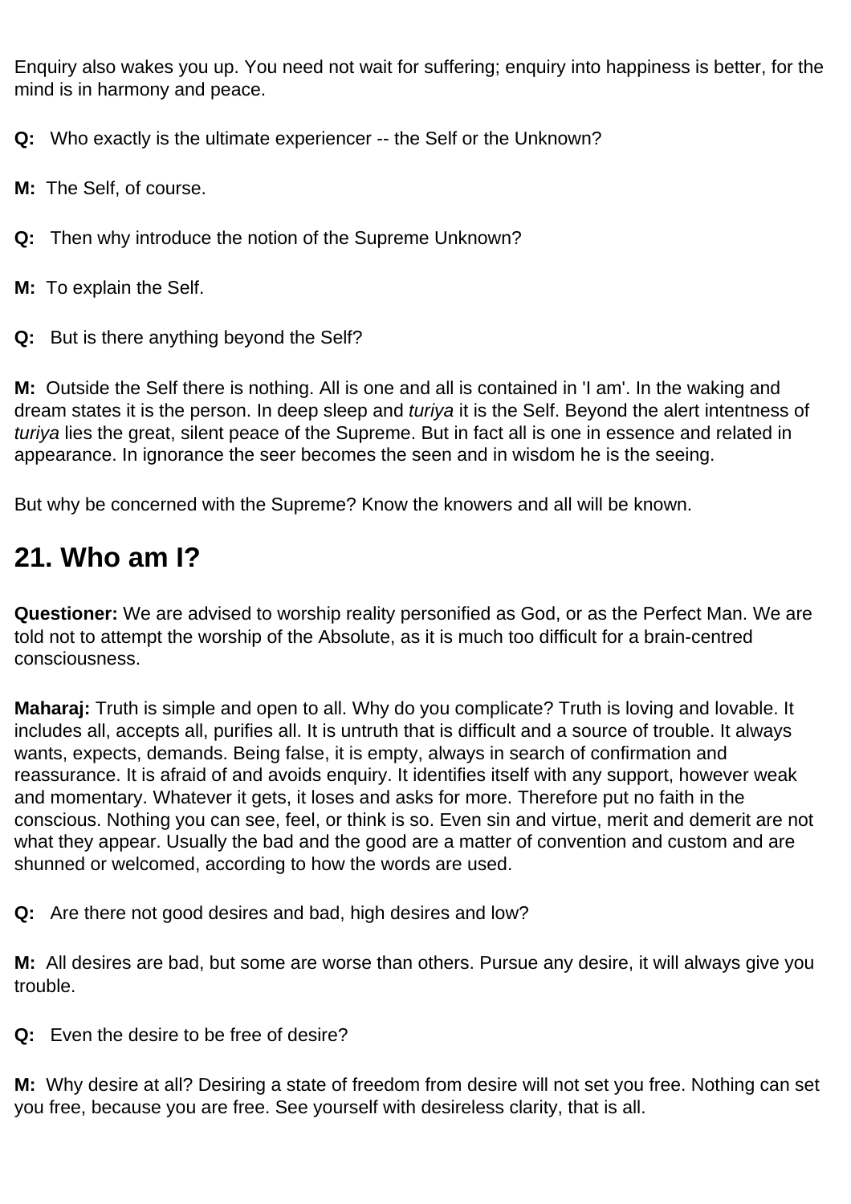Enquiry also wakes you up. You need not wait for suffering; enquiry into happiness is better, for the mind is in harmony and peace.

**Q:** Who exactly is the ultimate experiencer -- the Self or the Unknown?

**M:** The Self, of course.

**Q:** Then why introduce the notion of the Supreme Unknown?

**M:** To explain the Self.

**Q:** But is there anything beyond the Self?

**M:** Outside the Self there is nothing. All is one and all is contained in 'I am'. In the waking and dream states it is the person. In deep sleep and *turiya* it is the Self. Beyond the alert intentness of *turiya* lies the great, silent peace of the Supreme. But in fact all is one in essence and related in appearance. In ignorance the seer becomes the seen and in wisdom he is the seeing.

But why be concerned with the Supreme? Know the knowers and all will be known.

## 21. Who am I?

**Questioner:** We are advised to worship reality personified as God, or as the Perfect Man. We are told not to attempt the worship of the Absolute, as it is much too difficult for a brain-centred consciousness.

**Maharaj:** Truth is simple and open to all. Why do you complicate? Truth is loving and lovable. It includes all, accepts all, purifies all. It is untruth that is difficult and a source of trouble. It always wants, expects, demands. Being false, it is empty, always in search of confirmation and reassurance. It is afraid of and avoids enquiry. It identifies itself with any support, however weak and momentary. Whatever it gets, it loses and asks for more. Therefore put no faith in the conscious. Nothing you can see, feel, or think is so. Even sin and virtue, merit and demerit are not what they appear. Usually the bad and the good are a matter of convention and custom and are shunned or welcomed, according to how the words are used.

**Q:** Are there not good desires and bad, high desires and low?

**M:** All desires are bad, but some are worse than others. Pursue any desire, it will always give you trouble.

**Q:** Even the desire to be free of desire?

**M:** Why desire at all? Desiring a state of freedom from desire will not set you free. Nothing can set you free, because you are free. See yourself with desireless clarity, that is all.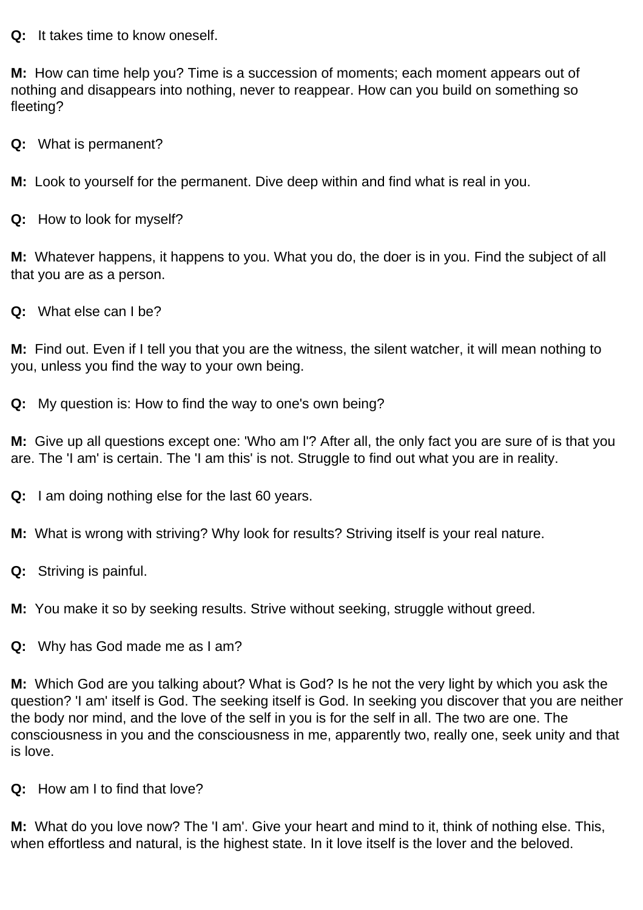**Q:** It takes time to know oneself.

**M:** How can time help you? Time is a succession of moments; each moment appears out of nothing and disappears into nothing, never to reappear. How can you build on something so fleeting?

**Q:** What is permanent?

**M:** Look to yourself for the permanent. Dive deep within and find what is real in you.

**Q:** How to look for myself?

**M:** Whatever happens, it happens to you. What you do, the doer is in you. Find the subject of all that you are as a person.

**Q:** What else can I be?

**M:** Find out. Even if I tell you that you are the witness, the silent watcher, it will mean nothing to you, unless you find the way to your own being.

**Q:** My question is: How to find the way to one's own being?

**M:** Give up all questions except one: 'Who am I'? After all, the only fact you are sure of is that you are. The 'I am' is certain. The 'I am this' is not. Struggle to find out what you are in reality.

**Q:** I am doing nothing else for the last 60 years.

**M:** What is wrong with striving? Why look for results? Striving itself is your real nature.

**Q:** Striving is painful.

**M:** You make it so by seeking results. Strive without seeking, struggle without greed.

**Q:** Why has God made me as I am?

**M:** Which God are you talking about? What is God? Is he not the very light by which you ask the question? 'I am' itself is God. The seeking itself is God. In seeking you discover that you are neither the body nor mind, and the love of the self in you is for the self in all. The two are one. The consciousness in you and the consciousness in me, apparently two, really one, seek unity and that is love.

**Q:** How am I to find that love?

**M:** What do you love now? The 'I am'. Give your heart and mind to it, think of nothing else. This, when effortless and natural, is the highest state. In it love itself is the lover and the beloved.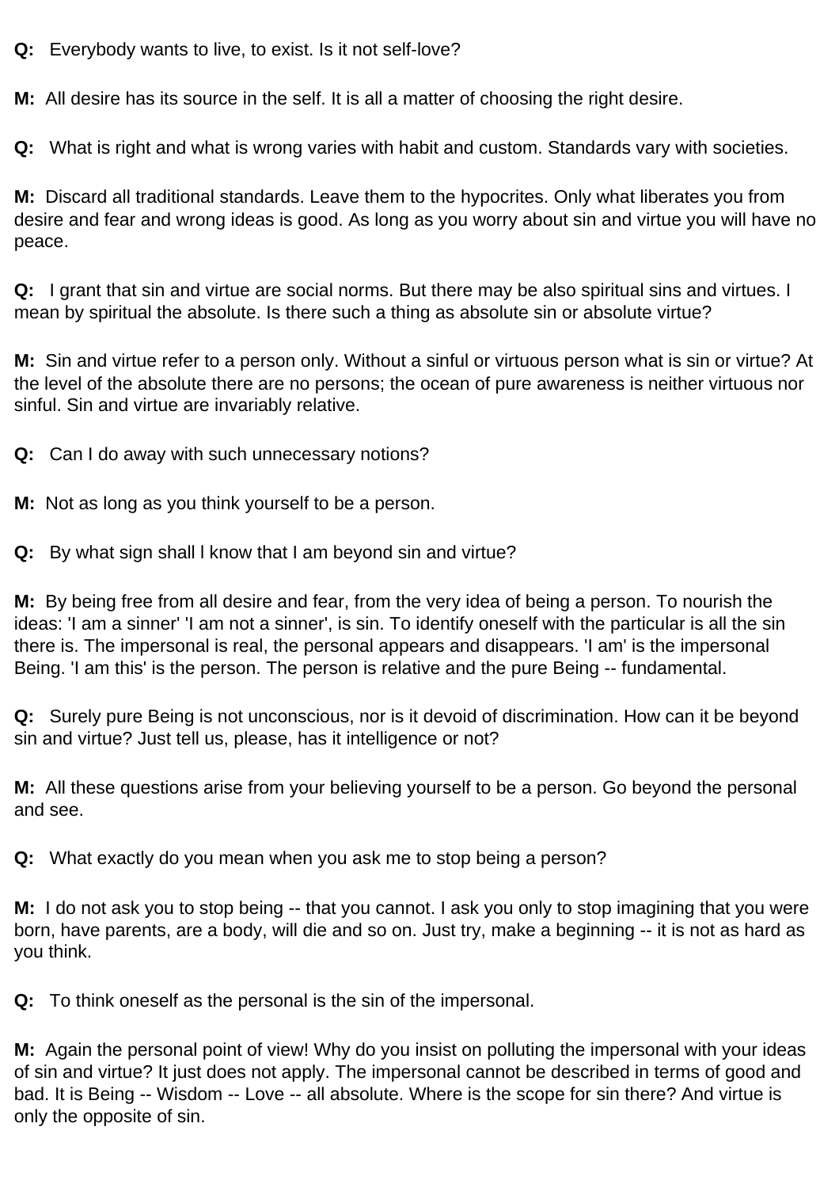**Q:** Everybody wants to live, to exist. Is it not self-love?

**M:** All desire has its source in the self. It is all a matter of choosing the right desire.

**Q:** What is right and what is wrong varies with habit and custom. Standards vary with societies.

**M:** Discard all traditional standards. Leave them to the hypocrites. Only what liberates you from desire and fear and wrong ideas is good. As long as you worry about sin and virtue you will have no peace.

**Q:** I grant that sin and virtue are social norms. But there may be also spiritual sins and virtues. I mean by spiritual the absolute. Is there such a thing as absolute sin or absolute virtue?

**M:** Sin and virtue refer to a person only. Without a sinful or virtuous person what is sin or virtue? At the level of the absolute there are no persons; the ocean of pure awareness is neither virtuous nor sinful. Sin and virtue are invariably relative.

**Q:** Can I do away with such unnecessary notions?

**M:** Not as long as you think yourself to be a person.

**Q:** By what sign shall l know that I am beyond sin and virtue?

**M:** By being free from all desire and fear, from the very idea of being a person. To nourish the ideas: 'I am a sinner' 'I am not a sinner', is sin. To identify oneself with the particular is all the sin there is. The impersonal is real, the personal appears and disappears. 'I am' is the impersonal Being. 'I am this' is the person. The person is relative and the pure Being -- fundamental.

**Q:** Surely pure Being is not unconscious, nor is it devoid of discrimination. How can it be beyond sin and virtue? Just tell us, please, has it intelligence or not?

**M:** All these questions arise from your believing yourself to be a person. Go beyond the personal and see.

**Q:** What exactly do you mean when you ask me to stop being a person?

**M:** I do not ask you to stop being -- that you cannot. I ask you only to stop imagining that you were born, have parents, are a body, will die and so on. Just try, make a beginning -- it is not as hard as you think.

**Q:** To think oneself as the personal is the sin of the impersonal.

**M:** Again the personal point of view! Why do you insist on polluting the impersonal with your ideas of sin and virtue? It just does not apply. The impersonal cannot be described in terms of good and bad. It is Being -- Wisdom -- Love -- all absolute. Where is the scope for sin there? And virtue is only the opposite of sin.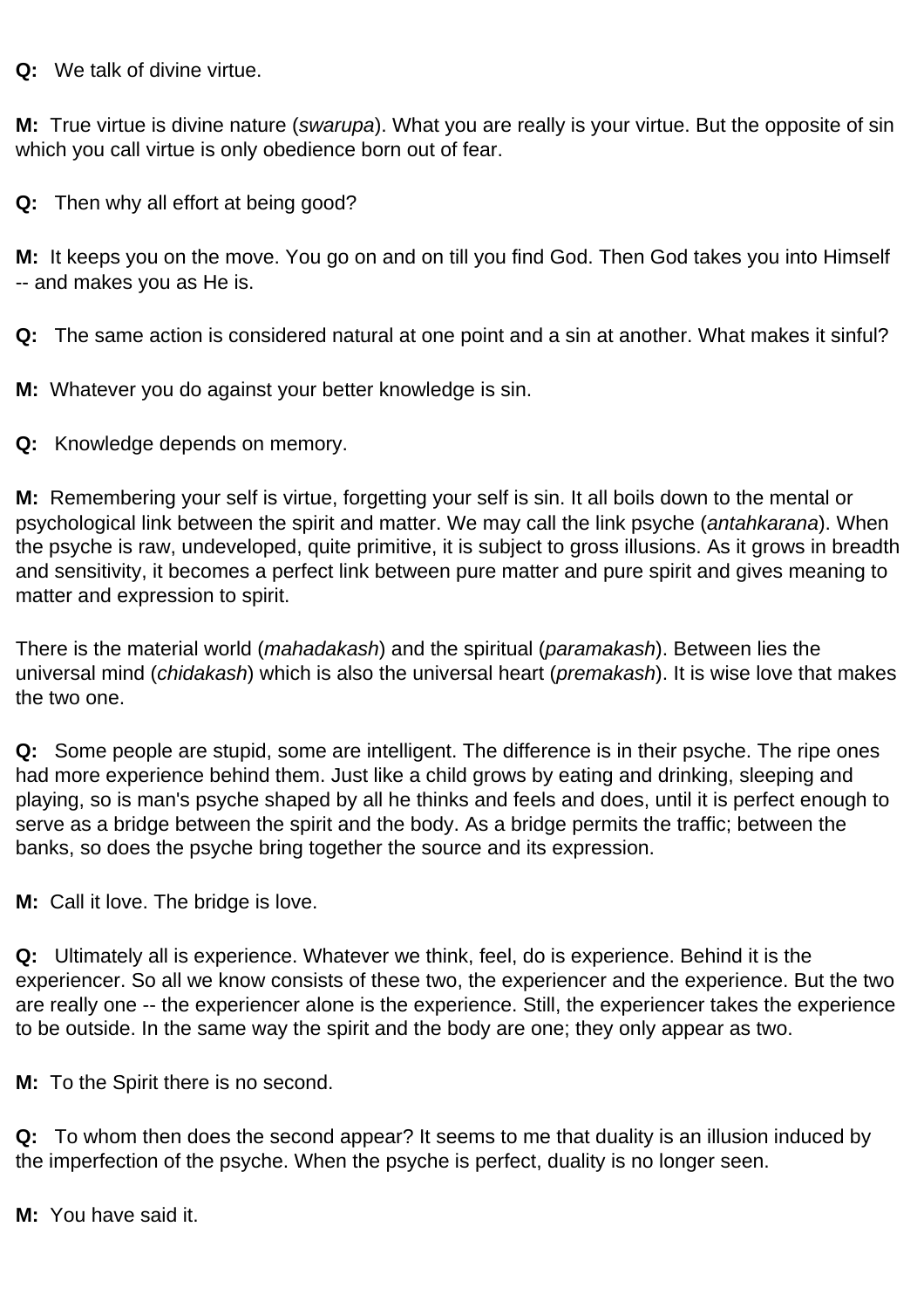**Q:** We talk of divine virtue.

**M:** True virtue is divine nature (*swarupa*). What you are really is your virtue. But the opposite of sin which you call virtue is only obedience born out of fear.

**Q:** Then why all effort at being good?

**M:** It keeps you on the move. You go on and on till you find God. Then God takes you into Himself -- and makes you as He is.

**Q:** The same action is considered natural at one point and a sin at another. What makes it sinful?

**M:** Whatever you do against your better knowledge is sin.

**Q:** Knowledge depends on memory.

**M:** Remembering your self is virtue, forgetting your self is sin. It all boils down to the mental or psychological link between the spirit and matter. We may call the link psyche (*antahkarana*). When the psyche is raw, undeveloped, quite primitive, it is subject to gross illusions. As it grows in breadth and sensitivity, it becomes a perfect link between pure matter and pure spirit and gives meaning to matter and expression to spirit.

There is the material world (*mahadakash*) and the spiritual (*paramakash*). Between lies the universal mind (*chidakash*) which is also the universal heart (*premakash*). It is wise love that makes the two one.

**Q:** Some people are stupid, some are intelligent. The difference is in their psyche. The ripe ones had more experience behind them. Just like a child grows by eating and drinking, sleeping and playing, so is man's psyche shaped by all he thinks and feels and does, until it is perfect enough to serve as a bridge between the spirit and the body. As a bridge permits the traffic; between the banks, so does the psyche bring together the source and its expression.

**M:** Call it love. The bridge is love.

**Q:** Ultimately all is experience. Whatever we think, feel, do is experience. Behind it is the experiencer. So all we know consists of these two, the experiencer and the experience. But the two are really one -- the experiencer alone is the experience. Still, the experiencer takes the experience to be outside. In the same way the spirit and the body are one; they only appear as two.

**M:** To the Spirit there is no second.

**Q:** To whom then does the second appear? It seems to me that duality is an illusion induced by the imperfection of the psyche. When the psyche is perfect, duality is no longer seen.

**M:** You have said it.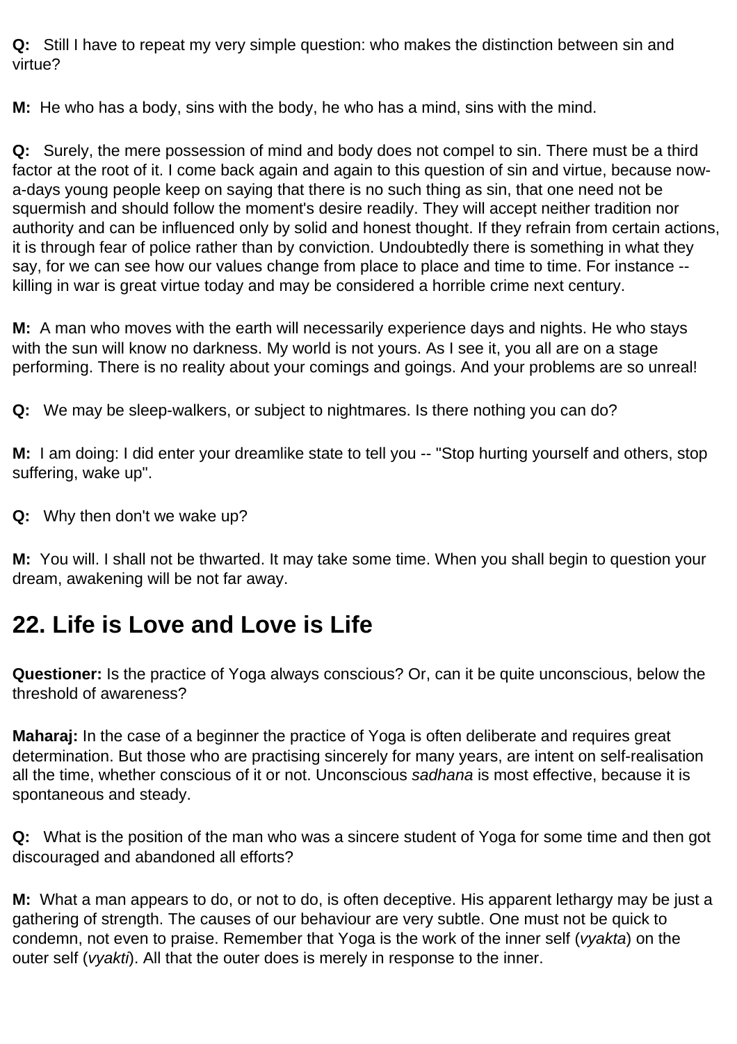**Q:** Still I have to repeat my very simple question: who makes the distinction between sin and virtue?

**M:** He who has a body, sins with the body, he who has a mind, sins with the mind.

**Q:** Surely, the mere possession of mind and body does not compel to sin. There must be a third factor at the root of it. I come back again and again to this question of sin and virtue, because now-a-days young people keep on saying that there is no such thing as sin, that one need not be squermish and should follow the moment's desire readily. They will accept neither tradition nor authority and can be influenced only by solid and honest thought. If they refrain from certain actions, it is through fear of police rather than by conviction. Undoubtedly there is something in what they say, for we can see how our values change from place to place and time to time. For instance -- killing in war is great virtue today and may be considered a horrible crime next century.

**M:** A man who moves with the earth will necessarily experience days and nights. He who stays with the sun will know no darkness. My world is not yours. As I see it, you all are on a stage performing. There is no reality about your comings and goings. And your problems are so unreal!

**Q:** We may be sleep-walkers, or subject to nightmares. Is there nothing you can do?

**M:** I am doing: I did enter your dreamlike state to tell you -- "Stop hurting yourself and others, stop suffering, wake up".

**Q:** Why then don't we wake up?

**M:** You will. I shall not be thwarted. It may take some time. When you shall begin to question your dream, awakening will be not far away.

## 22. Life is Love and Love is Life

**Questioner:** Is the practice of Yoga always conscious? Or, can it be quite unconscious, below the threshold of awareness?

**Maharaj:** In the case of a beginner the practice of Yoga is often deliberate and requires great determination. But those who are practising sincerely for many years, are intent on self-realisation all the time, whether conscious of it or not. Unconscious *sadhana* is most effective, because it is spontaneous and steady.

**Q:** What is the position of the man who was a sincere student of Yoga for some time and then got discouraged and abandoned all efforts?

**M:** What a man appears to do, or not to do, is often deceptive. His apparent lethargy may be just a gathering of strength. The causes of our behaviour are very subtle. One must not be quick to condemn, not even to praise. Remember that Yoga is the work of the inner self (*vyakta*) on the outer self (*vyakti*). All that the outer does is merely in response to the inner.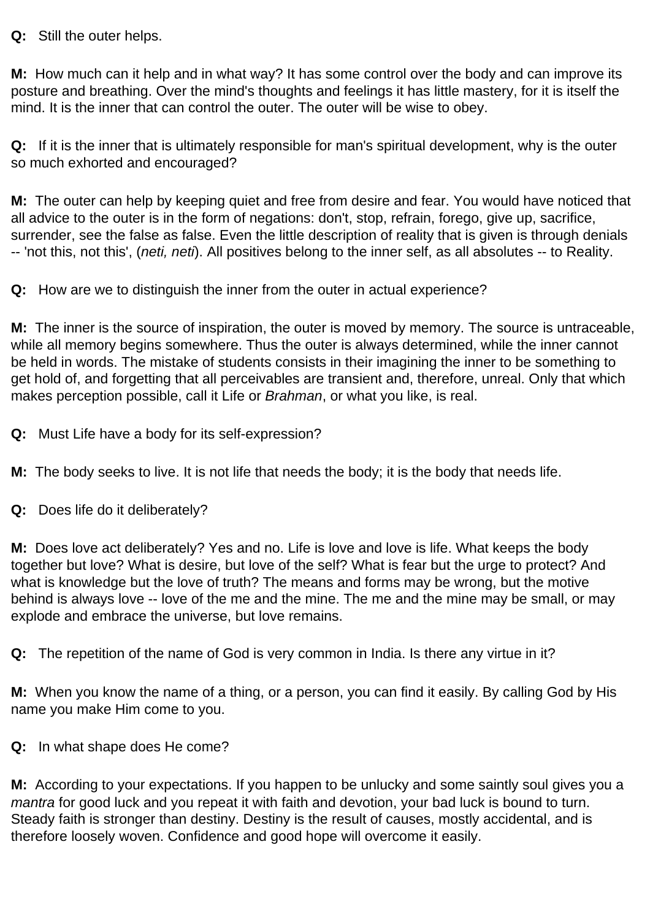**Q:** Still the outer helps.

**M:** How much can it help and in what way? It has some control over the body and can improve its posture and breathing. Over the mind's thoughts and feelings it has little mastery, for it is itself the mind. It is the inner that can control the outer. The outer will be wise to obey.

**Q:** If it is the inner that is ultimately responsible for man's spiritual development, why is the outer so much exhorted and encouraged?

**M:** The outer can help by keeping quiet and free from desire and fear. You would have noticed that all advice to the outer is in the form of negations: don't, stop, refrain, forego, give up, sacrifice, surrender, see the false as false. Even the little description of reality that is given is through denials -- 'not this, not this', (*neti, neti*). All positives belong to the inner self, as all absolutes -- to Reality.

**Q:** How are we to distinguish the inner from the outer in actual experience?

**M:** The inner is the source of inspiration, the outer is moved by memory. The source is untraceable, while all memory begins somewhere. Thus the outer is always determined, while the inner cannot be held in words. The mistake of students consists in their imagining the inner to be something to get hold of, and forgetting that all perceivables are transient and, therefore, unreal. Only that which makes perception possible, call it Life or *Brahman*, or what you like, is real.

**Q:** Must Life have a body for its self-expression?

**M:** The body seeks to live. It is not life that needs the body; it is the body that needs life.

**Q:** Does life do it deliberately?

**M:** Does love act deliberately? Yes and no. Life is love and love is life. What keeps the body together but love? What is desire, but love of the self? What is fear but the urge to protect? And what is knowledge but the love of truth? The means and forms may be wrong, but the motive behind is always love -- love of the me and the mine. The me and the mine may be small, or may explode and embrace the universe, but love remains.

**Q:** The repetition of the name of God is very common in India. Is there any virtue in it?

**M:** When you know the name of a thing, or a person, you can find it easily. By calling God by His name you make Him come to you.

**Q:** In what shape does He come?

**M:** According to your expectations. If you happen to be unlucky and some saintly soul gives you a *mantra* for good luck and you repeat it with faith and devotion, your bad luck is bound to turn. Steady faith is stronger than destiny. Destiny is the result of causes, mostly accidental, and is therefore loosely woven. Confidence and good hope will overcome it easily.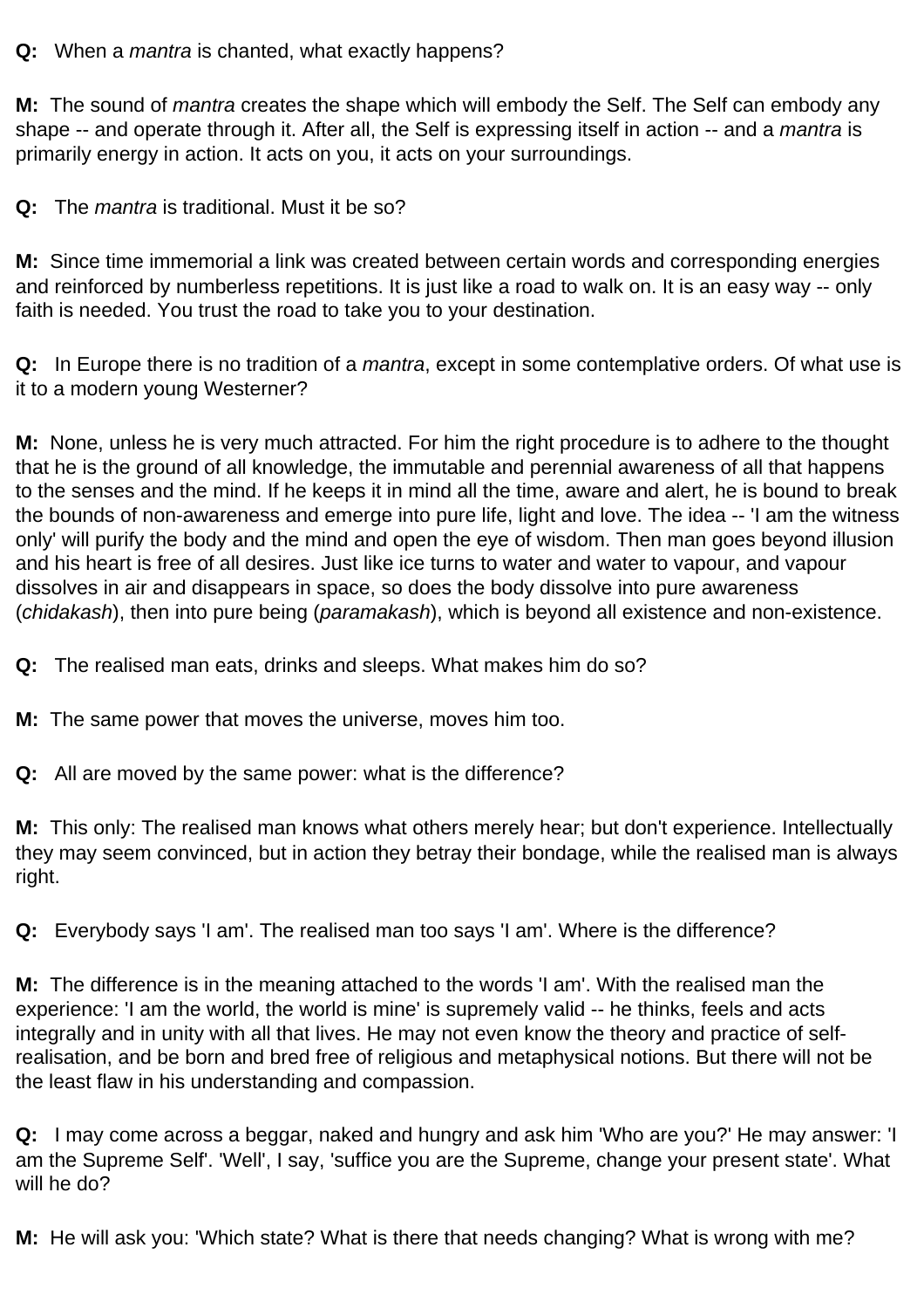**Q:** When a *mantra* is chanted, what exactly happens?

**M:** The sound of *mantra* creates the shape which will embody the Self. The Self can embody any shape -- and operate through it. After all, the Self is expressing itself in action -- and a *mantra* is primarily energy in action. It acts on you, it acts on your surroundings.

**Q:** The *mantra* is traditional. Must it be so?

**M:** Since time immemorial a link was created between certain words and corresponding energies and reinforced by numberless repetitions. It is just like a road to walk on. It is an easy way -- only faith is needed. You trust the road to take you to your destination.

**Q:** In Europe there is no tradition of a *mantra*, except in some contemplative orders. Of what use is it to a modern young Westerner?

**M:** None, unless he is very much attracted. For him the right procedure is to adhere to the thought that he is the ground of all knowledge, the immutable and perennial awareness of all that happens to the senses and the mind. If he keeps it in mind all the time, aware and alert, he is bound to break the bounds of non-awareness and emerge into pure life, light and love. The idea -- 'I am the witness only' will purify the body and the mind and open the eye of wisdom. Then man goes beyond illusion and his heart is free of all desires. Just like ice turns to water and water to vapour, and vapour dissolves in air and disappears in space, so does the body dissolve into pure awareness (*chidakash*), then into pure being (*paramakash*), which is beyond all existence and non-existence.

**Q:** The realised man eats, drinks and sleeps. What makes him do so?

**M:** The same power that moves the universe, moves him too.

**Q:** All are moved by the same power: what is the difference?

**M:** This only: The realised man knows what others merely hear; but don't experience. Intellectually they may seem convinced, but in action they betray their bondage, while the realised man is always right.

**Q:** Everybody says 'I am'. The realised man too says 'I am'. Where is the difference?

**M:** The difference is in the meaning attached to the words 'I am'. With the realised man the experience: 'I am the world, the world is mine' is supremely valid -- he thinks, feels and acts integrally and in unity with all that lives. He may not even know the theory and practice of self-realisation, and be born and bred free of religious and metaphysical notions. But there will not be the least flaw in his understanding and compassion.

**Q:** I may come across a beggar, naked and hungry and ask him 'Who are you?' He may answer: 'I am the Supreme Self'. 'Well', I say, 'suffice you are the Supreme, change your present state'. What will he do?

**M:** He will ask you: 'Which state? What is there that needs changing? What is wrong with me?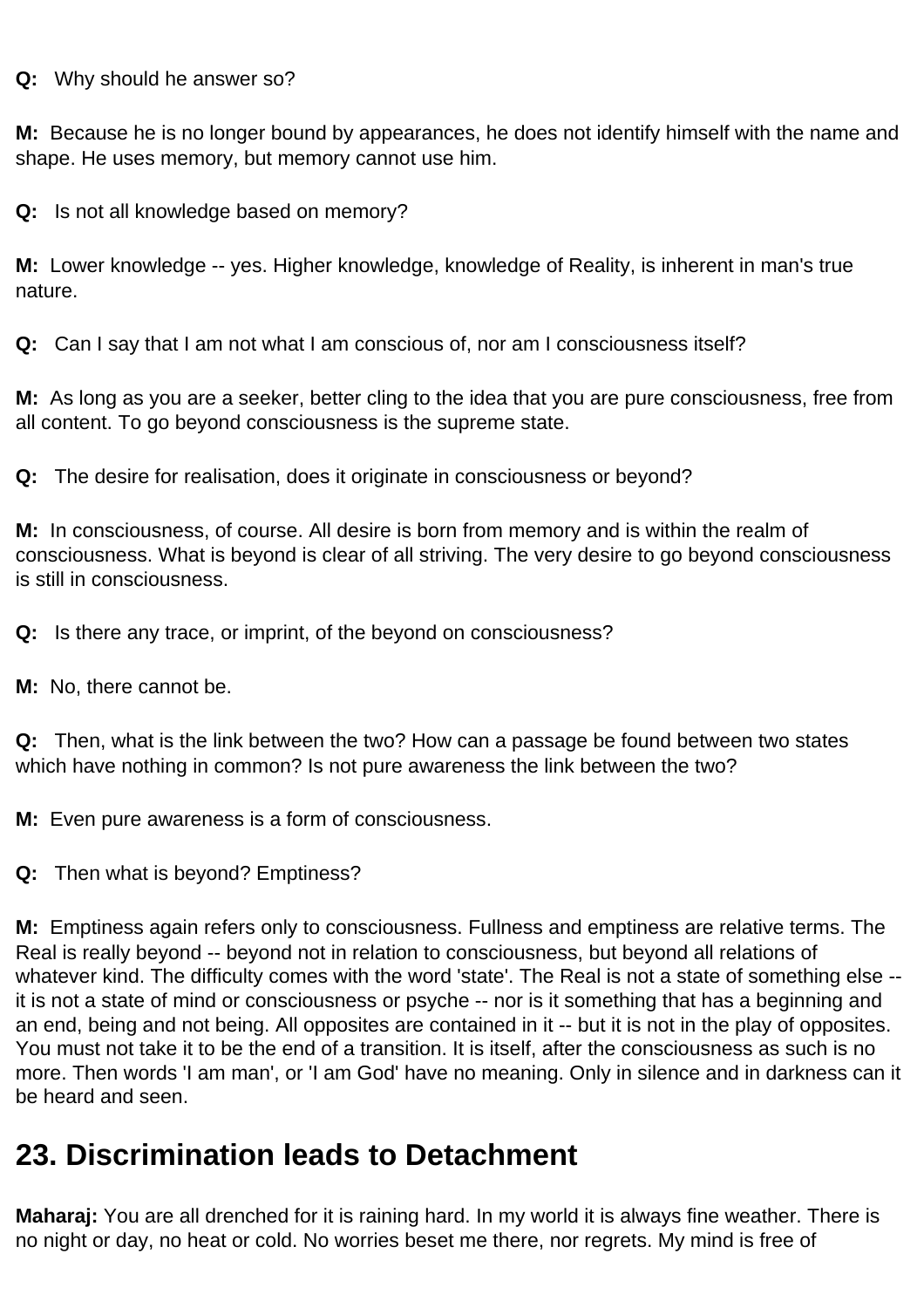**Q:** Why should he answer so?

**M:** Because he is no longer bound by appearances, he does not identify himself with the name and shape. He uses memory, but memory cannot use him.

**Q:** Is not all knowledge based on memory?

**M:** Lower knowledge -- yes. Higher knowledge, knowledge of Reality, is inherent in man's true nature.

**Q:** Can I say that I am not what I am conscious of, nor am I consciousness itself?

**M:** As long as you are a seeker, better cling to the idea that you are pure consciousness, free from all content. To go beyond consciousness is the supreme state.

**Q:** The desire for realisation, does it originate in consciousness or beyond?

**M:** In consciousness, of course. All desire is born from memory and is within the realm of consciousness. What is beyond is clear of all striving. The very desire to go beyond consciousness is still in consciousness.

**Q:** Is there any trace, or imprint, of the beyond on consciousness?

**M:** No, there cannot be.

**Q:** Then, what is the link between the two? How can a passage be found between two states which have nothing in common? Is not pure awareness the link between the two?

**M:** Even pure awareness is a form of consciousness.

**Q:** Then what is beyond? Emptiness?

**M:** Emptiness again refers only to consciousness. Fullness and emptiness are relative terms. The Real is really beyond -- beyond not in relation to consciousness, but beyond all relations of whatever kind. The difficulty comes with the word 'state'. The Real is not a state of something else -- it is not a state of mind or consciousness or psyche -- nor is it something that has a beginning and an end, being and not being. All opposites are contained in it -- but it is not in the play of opposites. You must not take it to be the end of a transition. It is itself, after the consciousness as such is no more. Then words 'I am man', or 'I am God' have no meaning. Only in silence and in darkness can it be heard and seen.

## 23. Discrimination leads to Detachment

**Maharaj:** You are all drenched for it is raining hard. In my world it is always fine weather. There is no night or day, no heat or cold. No worries beset me there, nor regrets. My mind is free of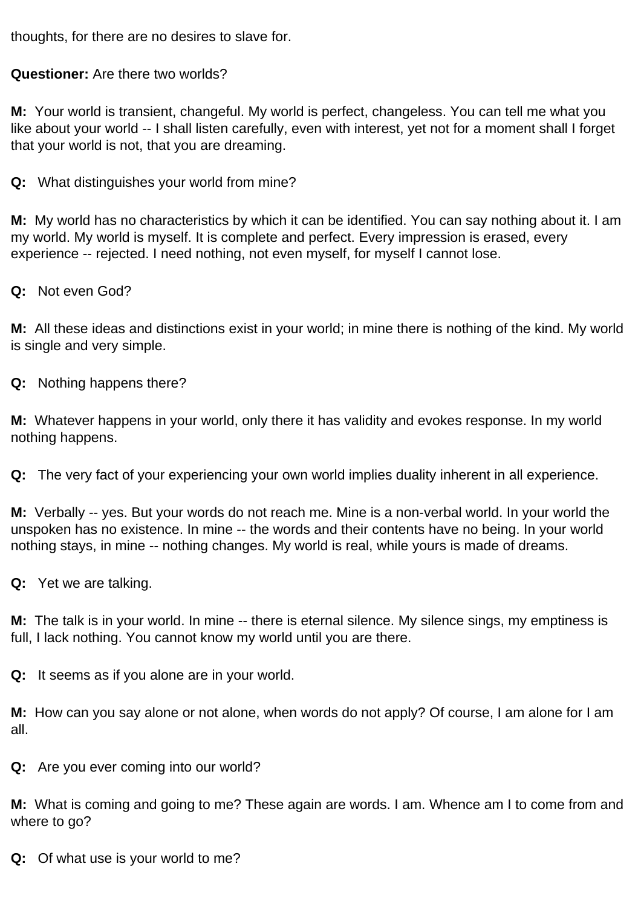thoughts, for there are no desires to slave for.

**Questioner:** Are there two worlds?

**M:** Your world is transient, changeful. My world is perfect, changeless. You can tell me what you like about your world -- I shall listen carefully, even with interest, yet not for a moment shall I forget that your world is not, that you are dreaming.

**Q:** What distinguishes your world from mine?

**M:** My world has no characteristics by which it can be identified. You can say nothing about it. I am my world. My world is myself. It is complete and perfect. Every impression is erased, every experience -- rejected. I need nothing, not even myself, for myself I cannot lose.

**Q:** Not even God?

**M:** All these ideas and distinctions exist in your world; in mine there is nothing of the kind. My world is single and very simple.

**Q:** Nothing happens there?

**M:** Whatever happens in your world, only there it has validity and evokes response. In my world nothing happens.

**Q:** The very fact of your experiencing your own world implies duality inherent in all experience.

**M:** Verbally -- yes. But your words do not reach me. Mine is a non-verbal world. In your world the unspoken has no existence. In mine -- the words and their contents have no being. In your world nothing stays, in mine -- nothing changes. My world is real, while yours is made of dreams.

**Q:** Yet we are talking.

**M:** The talk is in your world. In mine -- there is eternal silence. My silence sings, my emptiness is full, I lack nothing. You cannot know my world until you are there.

**Q:** It seems as if you alone are in your world.

**M:** How can you say alone or not alone, when words do not apply? Of course, I am alone for I am all.

**Q:** Are you ever coming into our world?

**M:** What is coming and going to me? These again are words. I am. Whence am I to come from and where to go?

**Q:** Of what use is your world to me?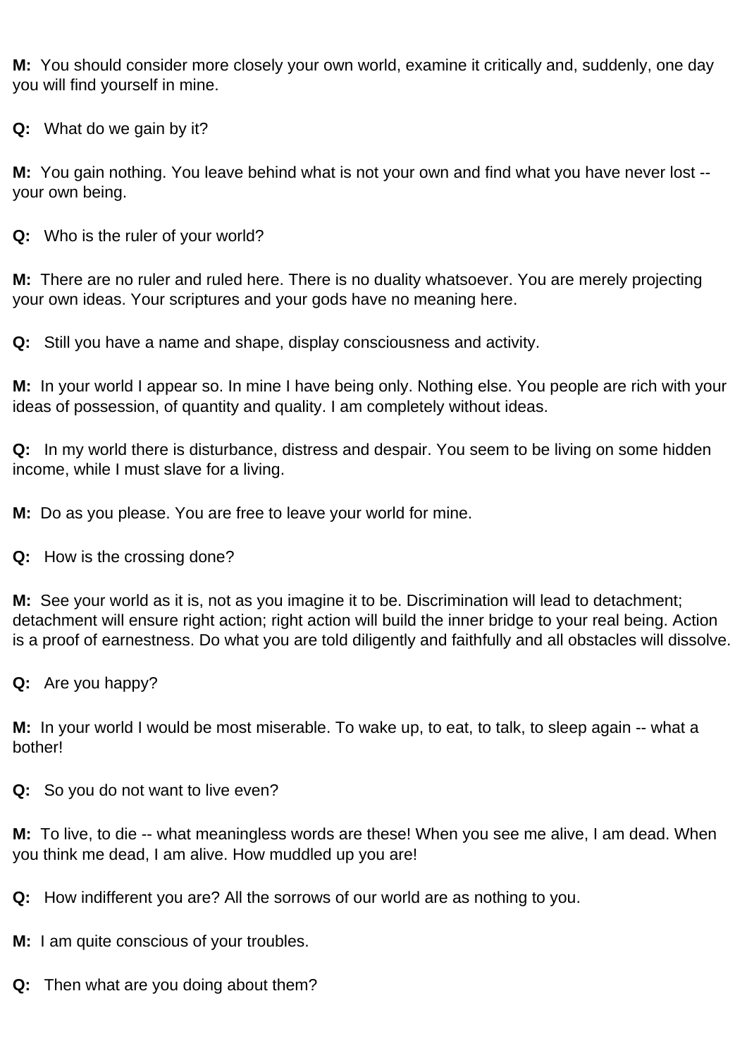**M:** You should consider more closely your own world, examine it critically and, suddenly, one day you will find yourself in mine.

**Q:** What do we gain by it?

**M:** You gain nothing. You leave behind what is not your own and find what you have never lost -- your own being.

**Q:** Who is the ruler of your world?

**M:** There are no ruler and ruled here. There is no duality whatsoever. You are merely projecting your own ideas. Your scriptures and your gods have no meaning here.

**Q:** Still you have a name and shape, display consciousness and activity.

**M:** In your world I appear so. In mine I have being only. Nothing else. You people are rich with your ideas of possession, of quantity and quality. I am completely without ideas.

**Q:** In my world there is disturbance, distress and despair. You seem to be living on some hidden income, while I must slave for a living.

**M:** Do as you please. You are free to leave your world for mine.

**Q:** How is the crossing done?

**M:** See your world as it is, not as you imagine it to be. Discrimination will lead to detachment; detachment will ensure right action; right action will build the inner bridge to your real being. Action is a proof of earnestness. Do what you are told diligently and faithfully and all obstacles will dissolve.

**Q:** Are you happy?

**M:** In your world I would be most miserable. To wake up, to eat, to talk, to sleep again -- what a bother!

**Q:** So you do not want to live even?

**M:** To live, to die -- what meaningless words are these! When you see me alive, I am dead. When you think me dead, I am alive. How muddled up you are!

**Q:** How indifferent you are? All the sorrows of our world are as nothing to you.

**M:** I am quite conscious of your troubles.

**Q:** Then what are you doing about them?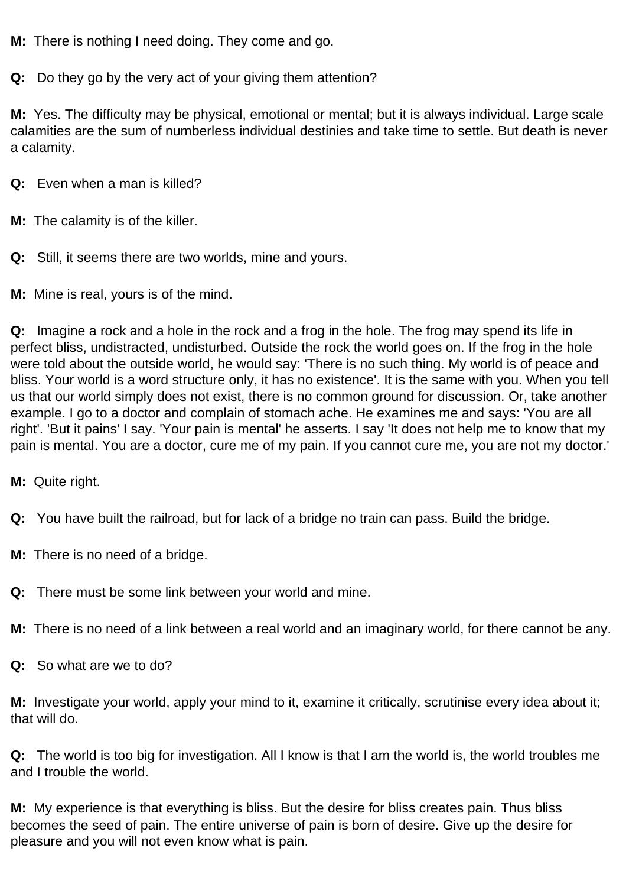**M:** There is nothing I need doing. They come and go.

**Q:** Do they go by the very act of your giving them attention?

**M:** Yes. The difficulty may be physical, emotional or mental; but it is always individual. Large scale calamities are the sum of numberless individual destinies and take time to settle. But death is never a calamity.

**Q:** Even when a man is killed?

**M:** The calamity is of the killer.

**Q:** Still, it seems there are two worlds, mine and yours.

**M:** Mine is real, yours is of the mind.

**Q:** Imagine a rock and a hole in the rock and a frog in the hole. The frog may spend its life in perfect bliss, undistracted, undisturbed. Outside the rock the world goes on. If the frog in the hole were told about the outside world, he would say: 'There is no such thing. My world is of peace and bliss. Your world is a word structure only, it has no existence'. It is the same with you. When you tell us that our world simply does not exist, there is no common ground for discussion. Or, take another example. I go to a doctor and complain of stomach ache. He examines me and says: 'You are all right'. 'But it pains' I say. 'Your pain is mental' he asserts. I say 'It does not help me to know that my pain is mental. You are a doctor, cure me of my pain. If you cannot cure me, you are not my doctor.'

**M:** Quite right.

**Q:** You have built the railroad, but for lack of a bridge no train can pass. Build the bridge.

**M:** There is no need of a bridge.

**Q:** There must be some link between your world and mine.

**M:** There is no need of a link between a real world and an imaginary world, for there cannot be any.

**Q:** So what are we to do?

**M:** Investigate your world, apply your mind to it, examine it critically, scrutinise every idea about it; that will do.

**Q:** The world is too big for investigation. All I know is that I am the world is, the world troubles me and I trouble the world.

**M:** My experience is that everything is bliss. But the desire for bliss creates pain. Thus bliss becomes the seed of pain. The entire universe of pain is born of desire. Give up the desire for pleasure and you will not even know what is pain.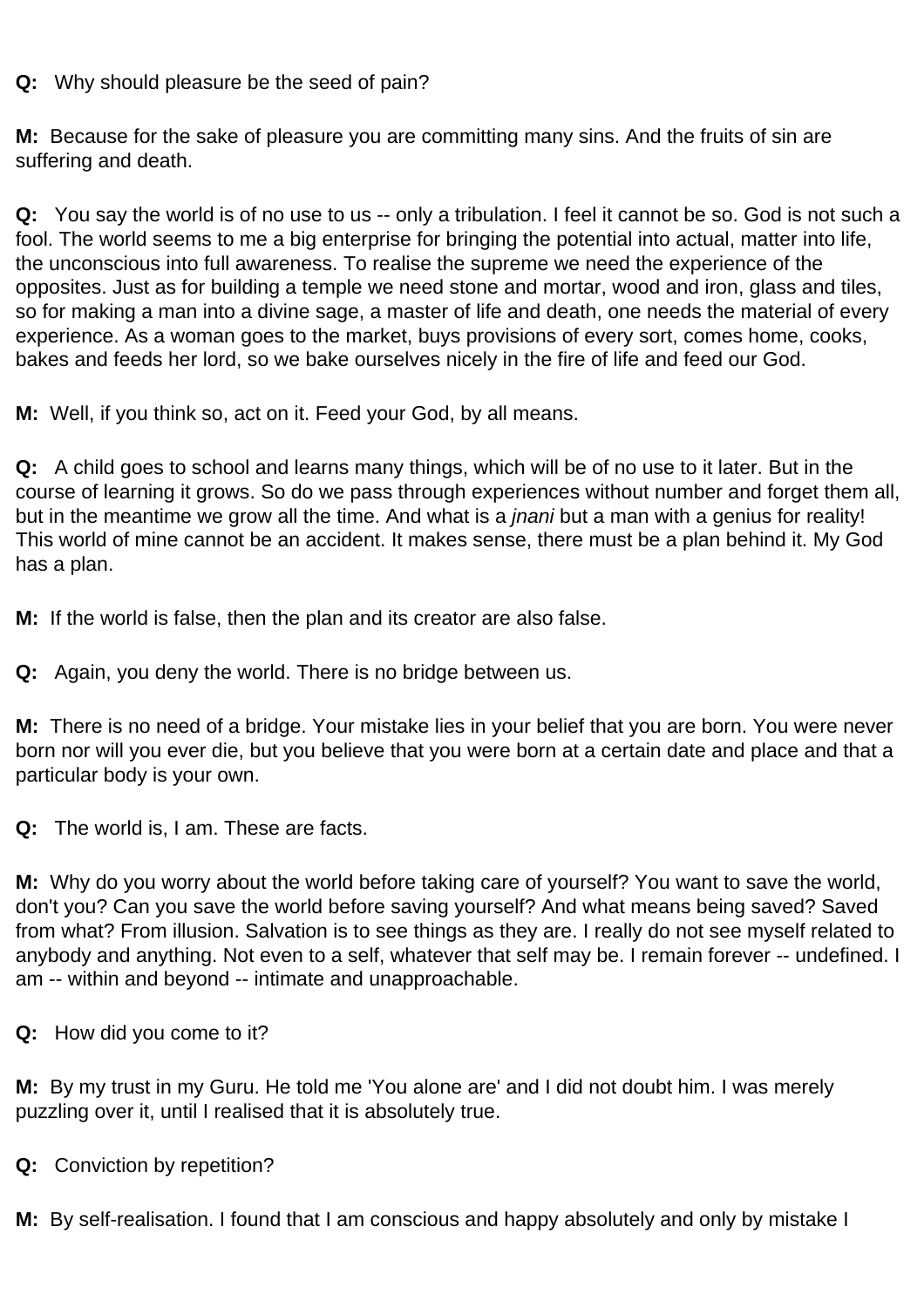**Q:** Why should pleasure be the seed of pain?

**M:** Because for the sake of pleasure you are committing many sins. And the fruits of sin are suffering and death.

**Q:** You say the world is of no use to us -- only a tribulation. I feel it cannot be so. God is not such a fool. The world seems to me a big enterprise for bringing the potential into actual, matter into life, the unconscious into full awareness. To realise the supreme we need the experience of the opposites. Just as for building a temple we need stone and mortar, wood and iron, glass and tiles, so for making a man into a divine sage, a master of life and death, one needs the material of every experience. As a woman goes to the market, buys provisions of every sort, comes home, cooks, bakes and feeds her lord, so we bake ourselves nicely in the fire of life and feed our God.

**M:** Well, if you think so, act on it. Feed your God, by all means.

**Q:** A child goes to school and learns many things, which will be of no use to it later. But in the course of learning it grows. So do we pass through experiences without number and forget them all, but in the meantime we grow all the time. And what is a *jnani* but a man with a genius for reality! This world of mine cannot be an accident. It makes sense, there must be a plan behind it. My God has a plan.

**M:** If the world is false, then the plan and its creator are also false.

**Q:** Again, you deny the world. There is no bridge between us.

**M:** There is no need of a bridge. Your mistake lies in your belief that you are born. You were never born nor will you ever die, but you believe that you were born at a certain date and place and that a particular body is your own.

**Q:** The world is, I am. These are facts.

**M:** Why do you worry about the world before taking care of yourself? You want to save the world, don't you? Can you save the world before saving yourself? And what means being saved? Saved from what? From illusion. Salvation is to see things as they are. I really do not see myself related to anybody and anything. Not even to a self, whatever that self may be. I remain forever -- undefined. I am -- within and beyond -- intimate and unapproachable.

**Q:** How did you come to it?

**M:** By my trust in my Guru. He told me 'You alone are' and I did not doubt him. I was merely puzzling over it, until I realised that it is absolutely true.

**Q:** Conviction by repetition?

**M:** By self-realisation. I found that I am conscious and happy absolutely and only by mistake I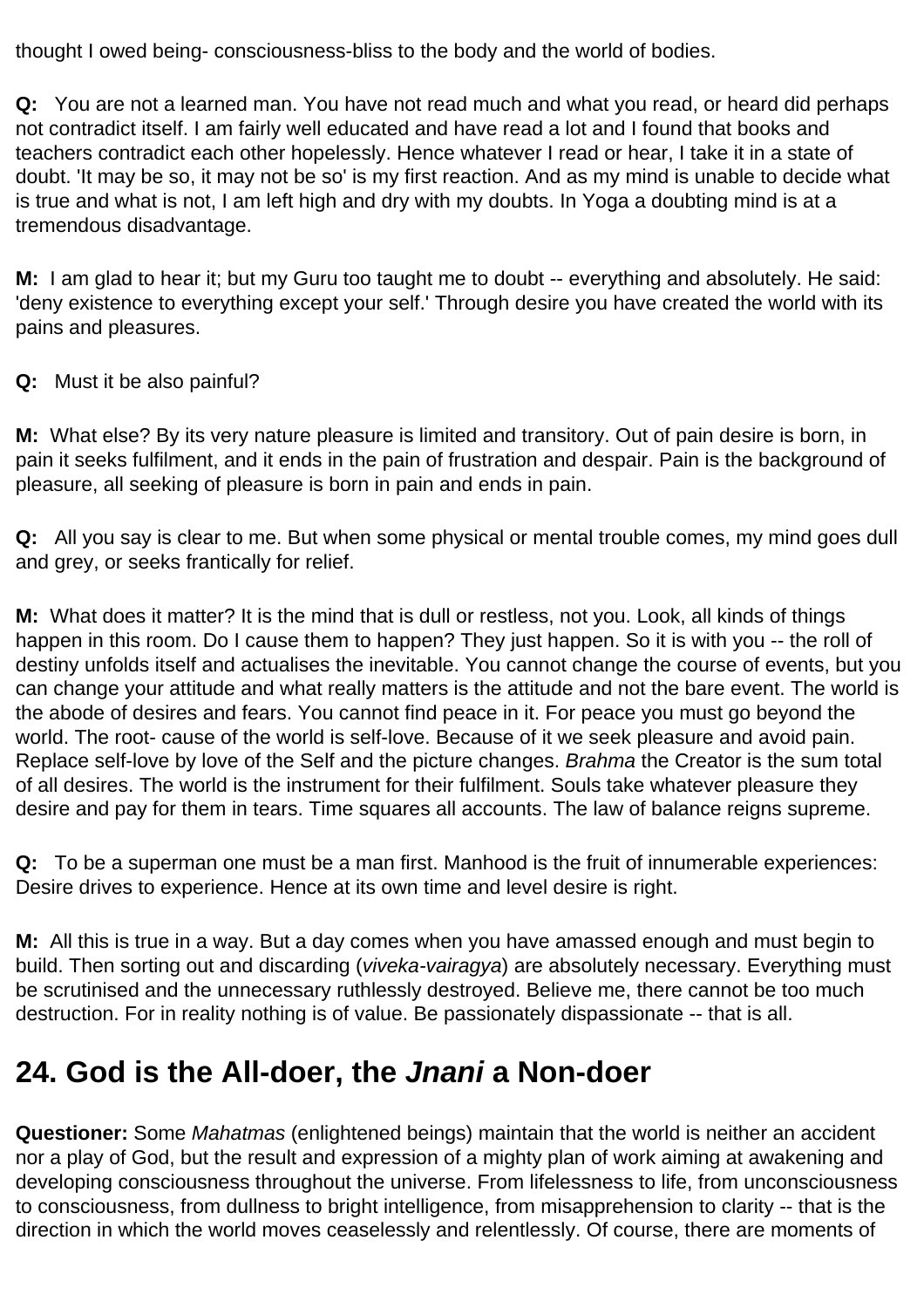thought I owed being- consciousness-bliss to the body and the world of bodies.

**Q:** You are not a learned man. You have not read much and what you read, or heard did perhaps not contradict itself. I am fairly well educated and have read a lot and I found that books and teachers contradict each other hopelessly. Hence whatever I read or hear, I take it in a state of doubt. 'It may be so, it may not be so' is my first reaction. And as my mind is unable to decide what is true and what is not, I am left high and dry with my doubts. In Yoga a doubting mind is at a tremendous disadvantage.

**M:** I am glad to hear it; but my Guru too taught me to doubt -- everything and absolutely. He said: 'deny existence to everything except your self.' Through desire you have created the world with its pains and pleasures.

**Q:** Must it be also painful?

**M:** What else? By its very nature pleasure is limited and transitory. Out of pain desire is born, in pain it seeks fulfilment, and it ends in the pain of frustration and despair. Pain is the background of pleasure, all seeking of pleasure is born in pain and ends in pain.

**Q:** All you say is clear to me. But when some physical or mental trouble comes, my mind goes dull and grey, or seeks frantically for relief.

**M:** What does it matter? It is the mind that is dull or restless, not you. Look, all kinds of things happen in this room. Do I cause them to happen? They just happen. So it is with you -- the roll of destiny unfolds itself and actualises the inevitable. You cannot change the course of events, but you can change your attitude and what really matters is the attitude and not the bare event. The world is the abode of desires and fears. You cannot find peace in it. For peace you must go beyond the world. The root- cause of the world is self-love. Because of it we seek pleasure and avoid pain. Replace self-love by love of the Self and the picture changes. *Brahma* the Creator is the sum total of all desires. The world is the instrument for their fulfilment. Souls take whatever pleasure they desire and pay for them in tears. Time squares all accounts. The law of balance reigns supreme.

**Q:** To be a superman one must be a man first. Manhood is the fruit of innumerable experiences: Desire drives to experience. Hence at its own time and level desire is right.

**M:** All this is true in a way. But a day comes when you have amassed enough and must begin to build. Then sorting out and discarding (*viveka-vairagya*) are absolutely necessary. Everything must be scrutinised and the unnecessary ruthlessly destroyed. Believe me, there cannot be too much destruction. For in reality nothing is of value. Be passionately dispassionate -- that is all.

## 24. God is the All-doer, the *Jnani* a Non-doer

**Questioner:** Some *Mahatmas* (enlightened beings) maintain that the world is neither an accident nor a play of God, but the result and expression of a mighty plan of work aiming at awakening and developing consciousness throughout the universe. From lifelessness to life, from unconsciousness to consciousness, from dullness to bright intelligence, from misapprehension to clarity -- that is the direction in which the world moves ceaselessly and relentlessly. Of course, there are moments of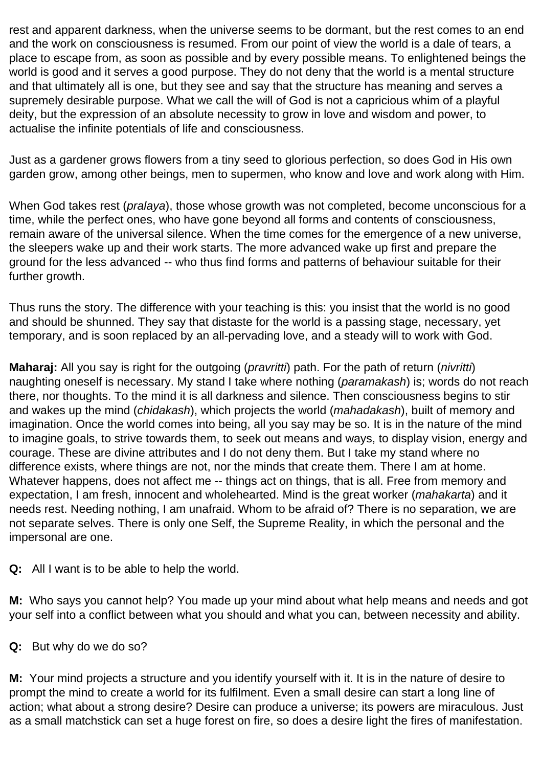rest and apparent darkness, when the universe seems to be dormant, but the rest comes to an end and the work on consciousness is resumed. From our point of view the world is a dale of tears, a place to escape from, as soon as possible and by every possible means. To enlightened beings the world is good and it serves a good purpose. They do not deny that the world is a mental structure and that ultimately all is one, but they see and say that the structure has meaning and serves a supremely desirable purpose. What we call the will of God is not a capricious whim of a playful deity, but the expression of an absolute necessity to grow in love and wisdom and power, to actualise the infinite potentials of life and consciousness.

Just as a gardener grows flowers from a tiny seed to glorious perfection, so does God in His own garden grow, among other beings, men to supermen, who know and love and work along with Him.

When God takes rest (*pralaya*), those whose growth was not completed, become unconscious for a time, while the perfect ones, who have gone beyond all forms and contents of consciousness, remain aware of the universal silence. When the time comes for the emergence of a new universe, the sleepers wake up and their work starts. The more advanced wake up first and prepare the ground for the less advanced -- who thus find forms and patterns of behaviour suitable for their further growth.

Thus runs the story. The difference with your teaching is this: you insist that the world is no good and should be shunned. They say that distaste for the world is a passing stage, necessary, yet temporary, and is soon replaced by an all-pervading love, and a steady will to work with God.

**Maharaj:** All you say is right for the outgoing (*pravritti*) path. For the path of return (*nivritti*) naughting oneself is necessary. My stand I take where nothing (*paramakash*) is; words do not reach there, nor thoughts. To the mind it is all darkness and silence. Then consciousness begins to stir and wakes up the mind (*chidakash*), which projects the world (*mahadakash*), built of memory and imagination. Once the world comes into being, all you say may be so. It is in the nature of the mind to imagine goals, to strive towards them, to seek out means and ways, to display vision, energy and courage. These are divine attributes and I do not deny them. But I take my stand where no difference exists, where things are not, nor the minds that create them. There I am at home. Whatever happens, does not affect me -- things act on things, that is all. Free from memory and expectation, I am fresh, innocent and wholehearted. Mind is the great worker (*mahakarta*) and it needs rest. Needing nothing, I am unafraid. Whom to be afraid of? There is no separation, we are not separate selves. There is only one Self, the Supreme Reality, in which the personal and the impersonal are one.

**Q:** All I want is to be able to help the world.

**M:** Who says you cannot help? You made up your mind about what help means and needs and got your self into a conflict between what you should and what you can, between necessity and ability.

**Q:** But why do we do so?

**M:** Your mind projects a structure and you identify yourself with it. It is in the nature of desire to prompt the mind to create a world for its fulfilment. Even a small desire can start a long line of action; what about a strong desire? Desire can produce a universe; its powers are miraculous. Just as a small matchstick can set a huge forest on fire, so does a desire light the fires of manifestation.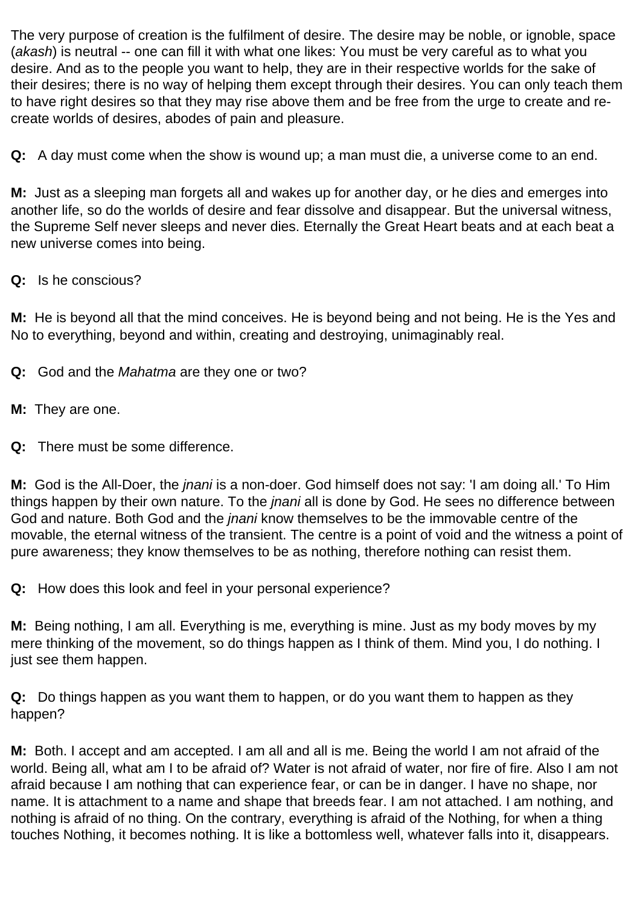The very purpose of creation is the fulfilment of desire. The desire may be noble, or ignoble, space (*akash*) is neutral -- one can fill it with what one likes: You must be very careful as to what you desire. And as to the people you want to help, they are in their respective worlds for the sake of their desires; there is no way of helping them except through their desires. You can only teach them to have right desires so that they may rise above them and be free from the urge to create and re-create worlds of desires, abodes of pain and pleasure.

**Q:** A day must come when the show is wound up; a man must die, a universe come to an end.

**M:** Just as a sleeping man forgets all and wakes up for another day, or he dies and emerges into another life, so do the worlds of desire and fear dissolve and disappear. But the universal witness, the Supreme Self never sleeps and never dies. Eternally the Great Heart beats and at each beat a new universe comes into being.

**Q:** Is he conscious?

**M:** He is beyond all that the mind conceives. He is beyond being and not being. He is the Yes and No to everything, beyond and within, creating and destroying, unimaginably real.

**Q:** God and the *Mahatma* are they one or two?

**M:** They are one.

**Q:** There must be some difference.

**M:** God is the All-Doer, the *jnani* is a non-doer. God himself does not say: 'I am doing all.' To Him things happen by their own nature. To the *jnani* all is done by God. He sees no difference between God and nature. Both God and the *jnani* know themselves to be the immovable centre of the movable, the eternal witness of the transient. The centre is a point of void and the witness a point of pure awareness; they know themselves to be as nothing, therefore nothing can resist them.

**Q:** How does this look and feel in your personal experience?

**M:** Being nothing, I am all. Everything is me, everything is mine. Just as my body moves by my mere thinking of the movement, so do things happen as I think of them. Mind you, I do nothing. I just see them happen.

**Q:** Do things happen as you want them to happen, or do you want them to happen as they happen?

**M:** Both. I accept and am accepted. I am all and all is me. Being the world I am not afraid of the world. Being all, what am I to be afraid of? Water is not afraid of water, nor fire of fire. Also I am not afraid because I am nothing that can experience fear, or can be in danger. I have no shape, nor name. It is attachment to a name and shape that breeds fear. I am not attached. I am nothing, and nothing is afraid of no thing. On the contrary, everything is afraid of the Nothing, for when a thing touches Nothing, it becomes nothing. It is like a bottomless well, whatever falls into it, disappears.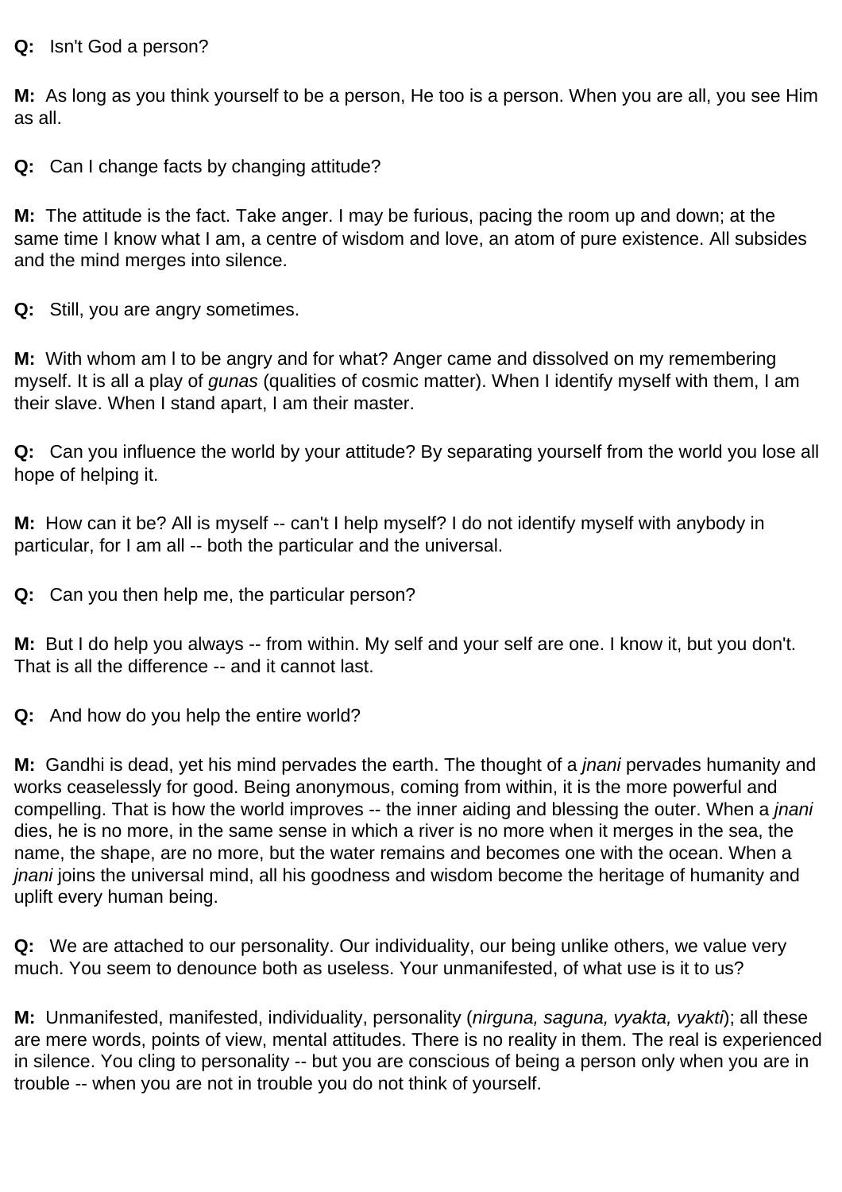**Q:** Isn't God a person?

**M:** As long as you think yourself to be a person, He too is a person. When you are all, you see Him as all.

**Q:** Can I change facts by changing attitude?

**M:** The attitude is the fact. Take anger. I may be furious, pacing the room up and down; at the same time I know what I am, a centre of wisdom and love, an atom of pure existence. All subsides and the mind merges into silence.

**Q:** Still, you are angry sometimes.

**M:** With whom am I to be angry and for what? Anger came and dissolved on my remembering myself. It is all a play of *gunas* (qualities of cosmic matter). When I identify myself with them, I am their slave. When I stand apart, I am their master.

**Q:** Can you influence the world by your attitude? By separating yourself from the world you lose all hope of helping it.

**M:** How can it be? All is myself -- can't I help myself? I do not identify myself with anybody in particular, for I am all -- both the particular and the universal.

**Q:** Can you then help me, the particular person?

**M:** But I do help you always -- from within. My self and your self are one. I know it, but you don't. That is all the difference -- and it cannot last.

**Q:** And how do you help the entire world?

**M:** Gandhi is dead, yet his mind pervades the earth. The thought of a *jnani* pervades humanity and works ceaselessly for good. Being anonymous, coming from within, it is the more powerful and compelling. That is how the world improves -- the inner aiding and blessing the outer. When a *jnani* dies, he is no more, in the same sense in which a river is no more when it merges in the sea, the name, the shape, are no more, but the water remains and becomes one with the ocean. When a *jnani* joins the universal mind, all his goodness and wisdom become the heritage of humanity and uplift every human being.

**Q:** We are attached to our personality. Our individuality, our being unlike others, we value very much. You seem to denounce both as useless. Your unmanifested, of what use is it to us?

**M:** Unmanifested, manifested, individuality, personality (*nirguna, saguna, vyakta, vyakti*); all these are mere words, points of view, mental attitudes. There is no reality in them. The real is experienced in silence. You cling to personality -- but you are conscious of being a person only when you are in trouble -- when you are not in trouble you do not think of yourself.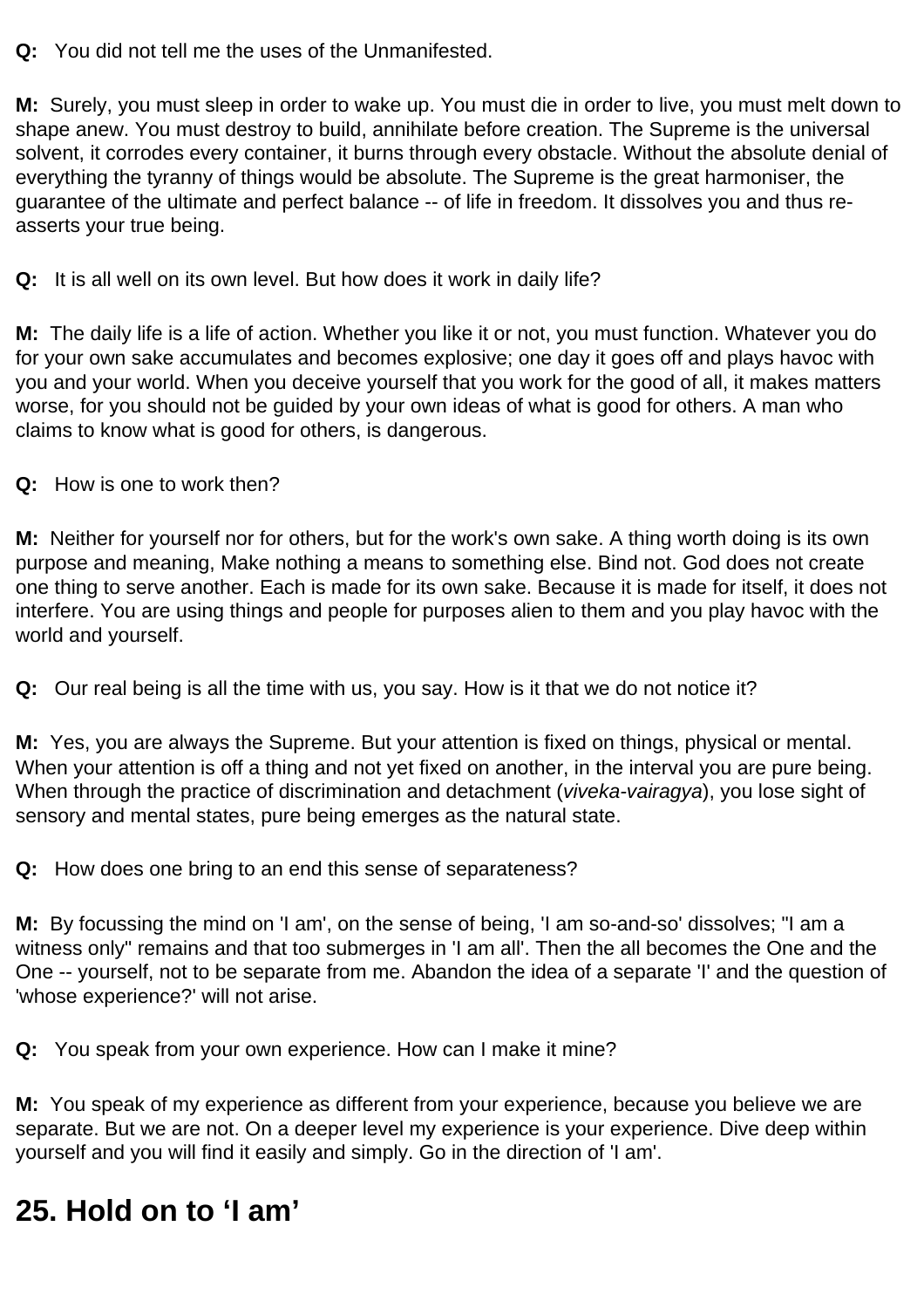**Q:** You did not tell me the uses of the Unmanifested.

**M:** Surely, you must sleep in order to wake up. You must die in order to live, you must melt down to shape anew. You must destroy to build, annihilate before creation. The Supreme is the universal solvent, it corrodes every container, it burns through every obstacle. Without the absolute denial of everything the tyranny of things would be absolute. The Supreme is the great harmoniser, the guarantee of the ultimate and perfect balance -- of life in freedom. It dissolves you and thus re-asserts your true being.

**Q:** It is all well on its own level. But how does it work in daily life?

**M:** The daily life is a life of action. Whether you like it or not, you must function. Whatever you do for your own sake accumulates and becomes explosive; one day it goes off and plays havoc with you and your world. When you deceive yourself that you work for the good of all, it makes matters worse, for you should not be guided by your own ideas of what is good for others. A man who claims to know what is good for others, is dangerous.

**Q:** How is one to work then?

**M:** Neither for yourself nor for others, but for the work's own sake. A thing worth doing is its own purpose and meaning, Make nothing a means to something else. Bind not. God does not create one thing to serve another. Each is made for its own sake. Because it is made for itself, it does not interfere. You are using things and people for purposes alien to them and you play havoc with the world and yourself.

**Q:** Our real being is all the time with us, you say. How is it that we do not notice it?

**M:** Yes, you are always the Supreme. But your attention is fixed on things, physical or mental. When your attention is off a thing and not yet fixed on another, in the interval you are pure being. When through the practice of discrimination and detachment (*viveka-vairagya*), you lose sight of sensory and mental states, pure being emerges as the natural state.

**Q:** How does one bring to an end this sense of separateness?

**M:** By focussing the mind on 'I am', on the sense of being, 'I am so-and-so' dissolves; "I am a witness only" remains and that too submerges in 'I am all'. Then the all becomes the One and the One -- yourself, not to be separate from me. Abandon the idea of a separate 'I' and the question of 'whose experience?' will not arise.

**Q:** You speak from your own experience. How can I make it mine?

**M:** You speak of my experience as different from your experience, because you believe we are separate. But we are not. On a deeper level my experience is your experience. Dive deep within yourself and you will find it easily and simply. Go in the direction of 'I am'.

## 25. Hold on to ‘I am’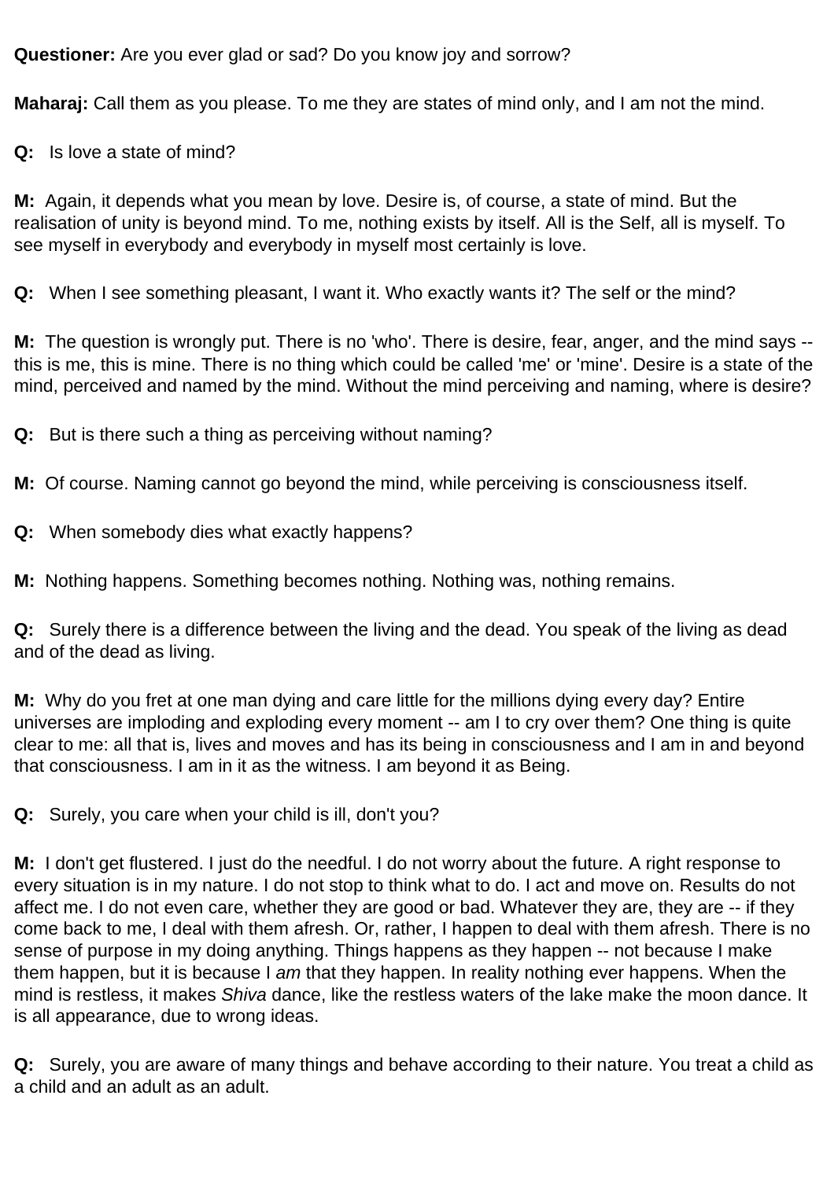**Questioner:** Are you ever glad or sad? Do you know joy and sorrow?

**Maharaj:** Call them as you please. To me they are states of mind only, and I am not the mind.

**Q:** Is love a state of mind?

**M:** Again, it depends what you mean by love. Desire is, of course, a state of mind. But the realisation of unity is beyond mind. To me, nothing exists by itself. All is the Self, all is myself. To see myself in everybody and everybody in myself most certainly is love.

**Q:** When I see something pleasant, I want it. Who exactly wants it? The self or the mind?

**M:** The question is wrongly put. There is no 'who'. There is desire, fear, anger, and the mind says -- this is me, this is mine. There is no thing which could be called 'me' or 'mine'. Desire is a state of the mind, perceived and named by the mind. Without the mind perceiving and naming, where is desire?

**Q:** But is there such a thing as perceiving without naming?

**M:** Of course. Naming cannot go beyond the mind, while perceiving is consciousness itself.

**Q:** When somebody dies what exactly happens?

**M:** Nothing happens. Something becomes nothing. Nothing was, nothing remains.

**Q:** Surely there is a difference between the living and the dead. You speak of the living as dead and of the dead as living.

**M:** Why do you fret at one man dying and care little for the millions dying every day? Entire universes are imploding and exploding every moment -- am I to cry over them? One thing is quite clear to me: all that is, lives and moves and has its being in consciousness and I am in and beyond that consciousness. I am in it as the witness. I am beyond it as Being.

**Q:** Surely, you care when your child is ill, don't you?

**M:** I don't get flustered. I just do the needful. I do not worry about the future. A right response to every situation is in my nature. I do not stop to think what to do. I act and move on. Results do not affect me. I do not even care, whether they are good or bad. Whatever they are, they are -- if they come back to me, I deal with them afresh. Or, rather, I happen to deal with them afresh. There is no sense of purpose in my doing anything. Things happens as they happen -- not because I make them happen, but it is because I *am* that they happen. In reality nothing ever happens. When the mind is restless, it makes *Shiva* dance, like the restless waters of the lake make the moon dance. It is all appearance, due to wrong ideas.

**Q:** Surely, you are aware of many things and behave according to their nature. You treat a child as a child and an adult as an adult.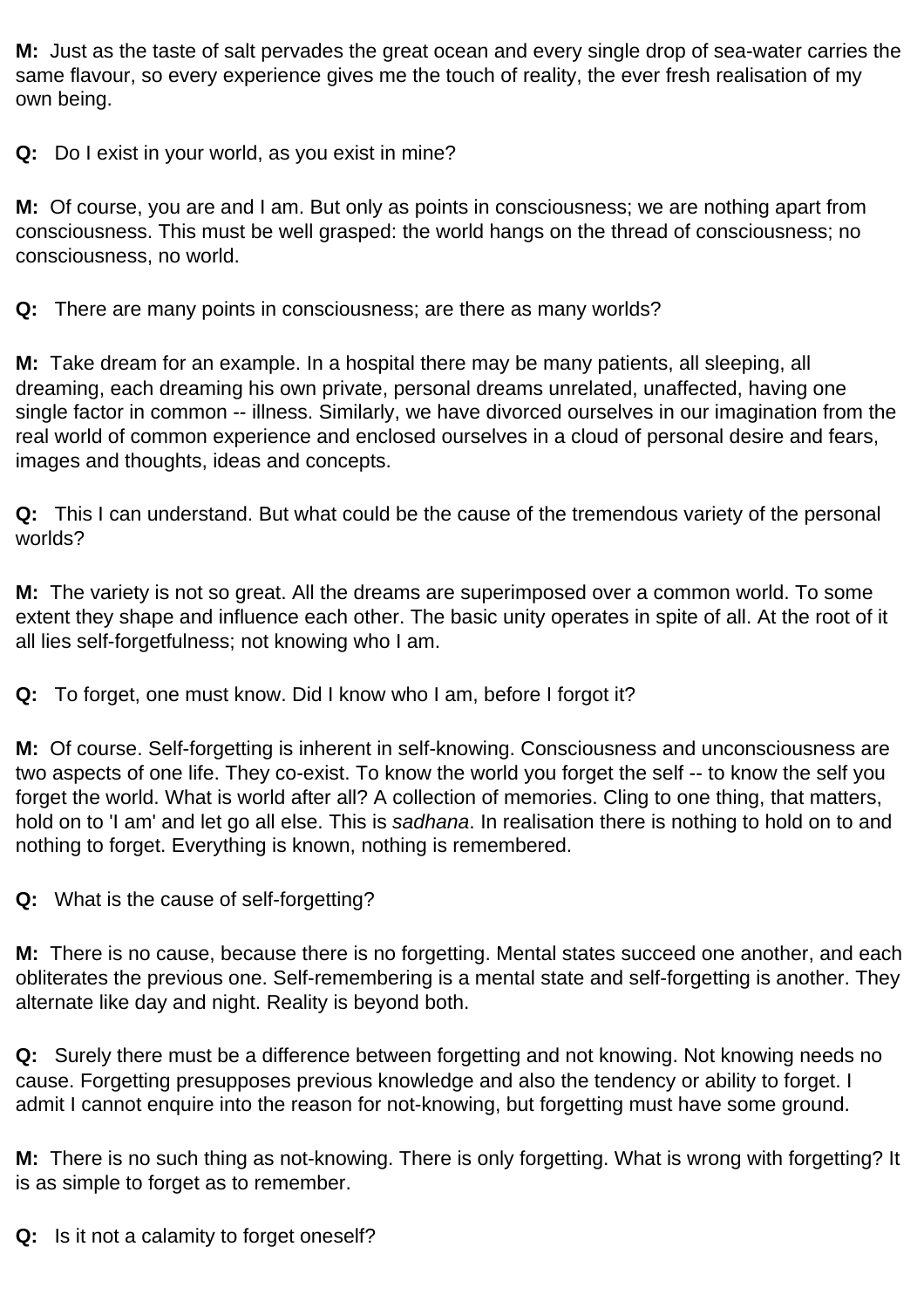**M:** Just as the taste of salt pervades the great ocean and every single drop of sea-water carries the same flavour, so every experience gives me the touch of reality, the ever fresh realisation of my own being.

**Q:** Do I exist in your world, as you exist in mine?

**M:** Of course, you are and I am. But only as points in consciousness; we are nothing apart from consciousness. This must be well grasped: the world hangs on the thread of consciousness; no consciousness, no world.

**Q:** There are many points in consciousness; are there as many worlds?

**M:** Take dream for an example. In a hospital there may be many patients, all sleeping, all dreaming, each dreaming his own private, personal dreams unrelated, unaffected, having one single factor in common -- illness. Similarly, we have divorced ourselves in our imagination from the real world of common experience and enclosed ourselves in a cloud of personal desire and fears, images and thoughts, ideas and concepts.

**Q:** This I can understand. But what could be the cause of the tremendous variety of the personal worlds?

**M:** The variety is not so great. All the dreams are superimposed over a common world. To some extent they shape and influence each other. The basic unity operates in spite of all. At the root of it all lies self-forgetfulness; not knowing who I am.

**Q:** To forget, one must know. Did I know who I am, before I forgot it?

**M:** Of course. Self-forgetting is inherent in self-knowing. Consciousness and unconsciousness are two aspects of one life. They co-exist. To know the world you forget the self -- to know the self you forget the world. What is world after all? A collection of memories. Cling to one thing, that matters, hold on to 'I am' and let go all else. This is *sadhana*. In realisation there is nothing to hold on to and nothing to forget. Everything is known, nothing is remembered.

**Q:** What is the cause of self-forgetting?

**M:** There is no cause, because there is no forgetting. Mental states succeed one another, and each obliterates the previous one. Self-remembering is a mental state and self-forgetting is another. They alternate like day and night. Reality is beyond both.

**Q:** Surely there must be a difference between forgetting and not knowing. Not knowing needs no cause. Forgetting presupposes previous knowledge and also the tendency or ability to forget. I admit I cannot enquire into the reason for not-knowing, but forgetting must have some ground.

**M:** There is no such thing as not-knowing. There is only forgetting. What is wrong with forgetting? It is as simple to forget as to remember.

**Q:** Is it not a calamity to forget oneself?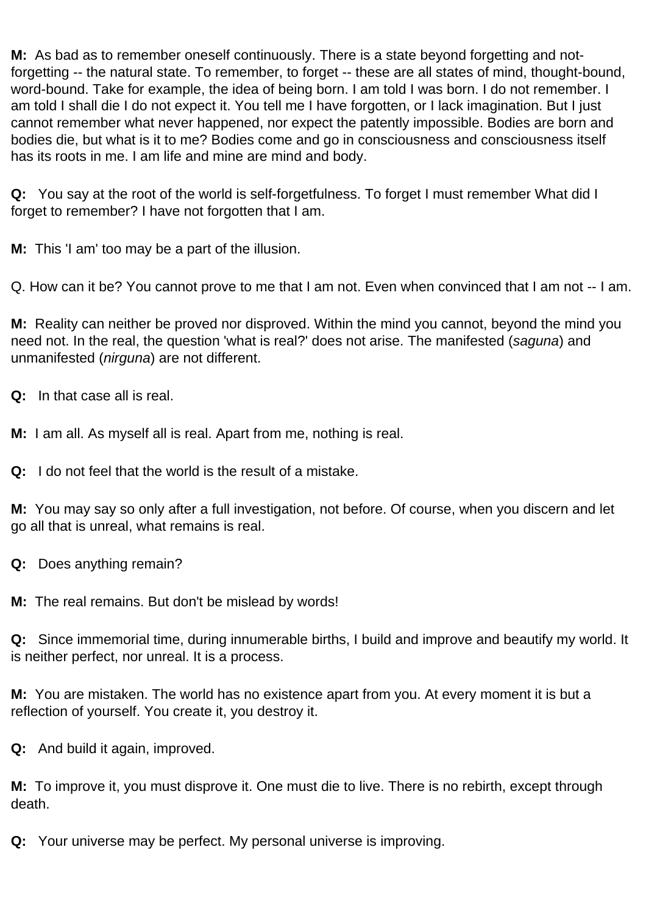**M:** As bad as to remember oneself continuously. There is a state beyond forgetting and not-forgetting -- the natural state. To remember, to forget -- these are all states of mind, thought-bound, word-bound. Take for example, the idea of being born. I am told I was born. I do not remember. I am told I shall die I do not expect it. You tell me I have forgotten, or I lack imagination. But I just cannot remember what never happened, nor expect the patently impossible. Bodies are born and bodies die, but what is it to me? Bodies come and go in consciousness and consciousness itself has its roots in me. I am life and mine are mind and body.

**Q:** You say at the root of the world is self-forgetfulness. To forget I must remember What did I forget to remember? I have not forgotten that I am.

**M:** This 'I am' too may be a part of the illusion.

Q. How can it be? You cannot prove to me that I am not. Even when convinced that I am not -- I am.

**M:** Reality can neither be proved nor disproved. Within the mind you cannot, beyond the mind you need not. In the real, the question 'what is real?' does not arise. The manifested (*saguna*) and unmanifested (*nirguna*) are not different.

**Q:** In that case all is real.

**M:** I am all. As myself all is real. Apart from me, nothing is real.

**Q:** I do not feel that the world is the result of a mistake.

**M:** You may say so only after a full investigation, not before. Of course, when you discern and let go all that is unreal, what remains is real.

**Q:** Does anything remain?

**M:** The real remains. But don't be mislead by words!

**Q:** Since immemorial time, during innumerable births, I build and improve and beautify my world. It is neither perfect, nor unreal. It is a process.

**M:** You are mistaken. The world has no existence apart from you. At every moment it is but a reflection of yourself. You create it, you destroy it.

**Q:** And build it again, improved.

**M:** To improve it, you must disprove it. One must die to live. There is no rebirth, except through death.

**Q:** Your universe may be perfect. My personal universe is improving.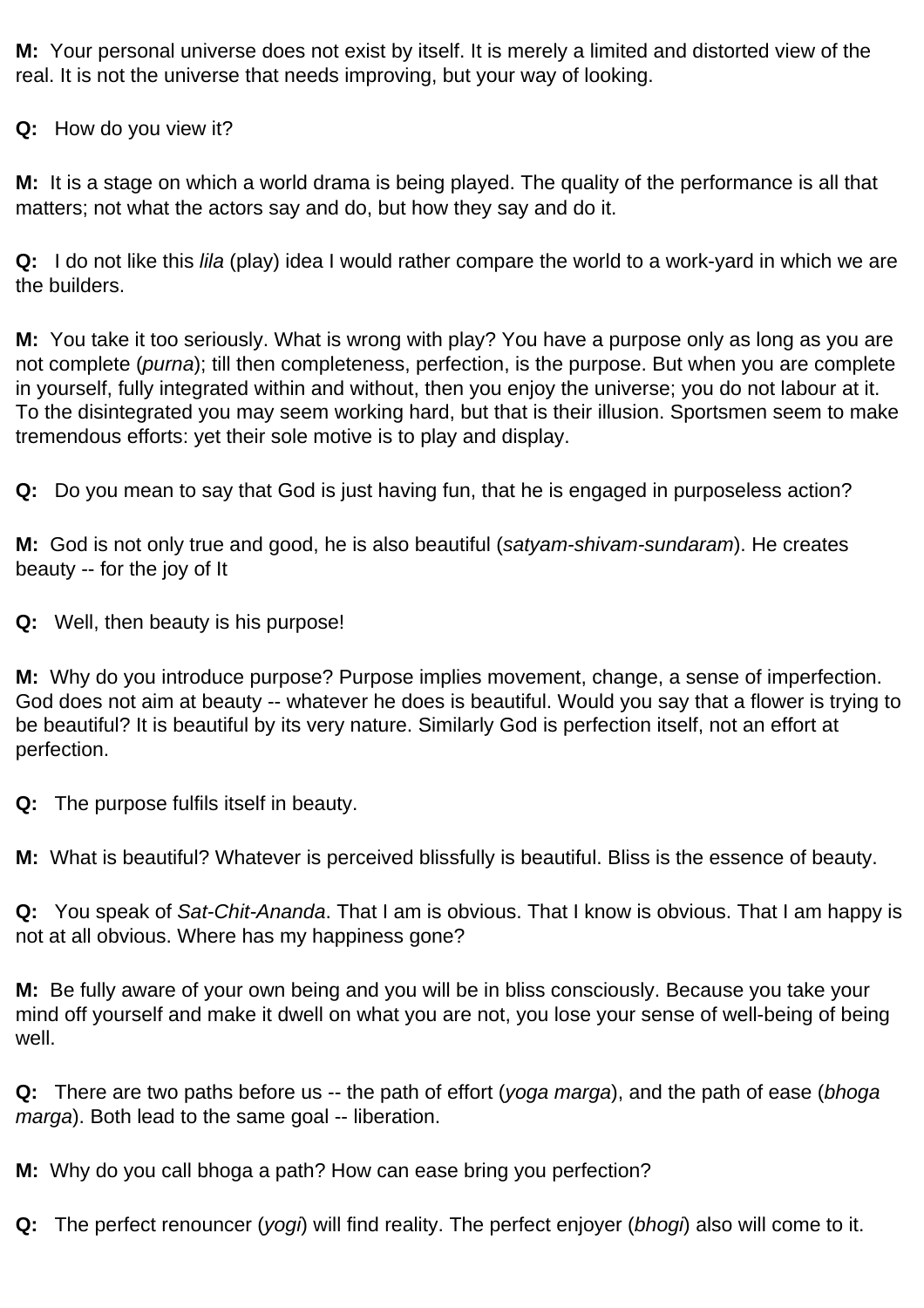**M:** Your personal universe does not exist by itself. It is merely a limited and distorted view of the real. It is not the universe that needs improving, but your way of looking.

**Q:** How do you view it?

**M:** It is a stage on which a world drama is being played. The quality of the performance is all that matters; not what the actors say and do, but how they say and do it.

**Q:** I do not like this *lila* (play) idea I would rather compare the world to a work-yard in which we are the builders.

**M:** You take it too seriously. What is wrong with play? You have a purpose only as long as you are not complete (*purna*); till then completeness, perfection, is the purpose. But when you are complete in yourself, fully integrated within and without, then you enjoy the universe; you do not labour at it. To the disintegrated you may seem working hard, but that is their illusion. Sportsmen seem to make tremendous efforts: yet their sole motive is to play and display.

**Q:** Do you mean to say that God is just having fun, that he is engaged in purposeless action?

**M:** God is not only true and good, he is also beautiful (*satyam-shivam-sundaram*). He creates beauty -- for the joy of It

**Q:** Well, then beauty is his purpose!

**M:** Why do you introduce purpose? Purpose implies movement, change, a sense of imperfection. God does not aim at beauty -- whatever he does is beautiful. Would you say that a flower is trying to be beautiful? It is beautiful by its very nature. Similarly God is perfection itself, not an effort at perfection.

**Q:** The purpose fulfils itself in beauty.

**M:** What is beautiful? Whatever is perceived blissfully is beautiful. Bliss is the essence of beauty.

**Q:** You speak of *Sat-Chit-Ananda*. That I am is obvious. That I know is obvious. That I am happy is not at all obvious. Where has my happiness gone?

**M:** Be fully aware of your own being and you will be in bliss consciously. Because you take your mind off yourself and make it dwell on what you are not, you lose your sense of well-being of being well.

**Q:** There are two paths before us -- the path of effort (*yoga marga*), and the path of ease (*bhoga marga*). Both lead to the same goal -- liberation.

**M:** Why do you call bhoga a path? How can ease bring you perfection?

**Q:** The perfect renouncer (*yogi*) will find reality. The perfect enjoyer (*bhogi*) also will come to it.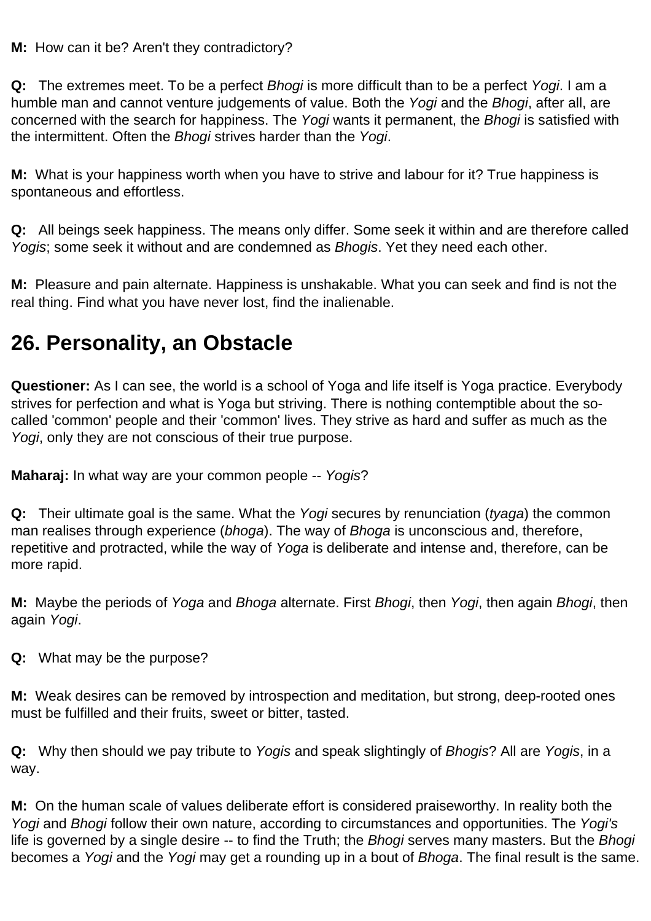**M:** How can it be? Aren't they contradictory?

**Q:** The extremes meet. To be a perfect *Bhogi* is more difficult than to be a perfect *Yogi*. I am a humble man and cannot venture judgements of value. Both the *Yogi* and the *Bhogi*, after all, are concerned with the search for happiness. The *Yogi* wants it permanent, the *Bhogi* is satisfied with the intermittent. Often the *Bhogi* strives harder than the *Yogi*.

**M:** What is your happiness worth when you have to strive and labour for it? True happiness is spontaneous and effortless.

**Q:** All beings seek happiness. The means only differ. Some seek it within and are therefore called *Yogis*; some seek it without and are condemned as *Bhogis*. Yet they need each other.

**M:** Pleasure and pain alternate. Happiness is unshakable. What you can seek and find is not the real thing. Find what you have never lost, find the inalienable.

## 26. Personality, an Obstacle

**Questioner:** As I can see, the world is a school of Yoga and life itself is Yoga practice. Everybody strives for perfection and what is Yoga but striving. There is nothing contemptible about the so-called 'common' people and their 'common' lives. They strive as hard and suffer as much as the *Yogi*, only they are not conscious of their true purpose.

**Maharaj:** In what way are your common people -- *Yogis*?

**Q:** Their ultimate goal is the same. What the *Yogi* secures by renunciation (*tyaga*) the common man realises through experience (*bhoga*). The way of *Bhoga* is unconscious and, therefore, repetitive and protracted, while the way of *Yoga* is deliberate and intense and, therefore, can be more rapid.

**M:** Maybe the periods of *Yoga* and *Bhoga* alternate. First *Bhogi*, then *Yogi*, then again *Bhogi*, then again *Yogi*.

**Q:** What may be the purpose?

**M:** Weak desires can be removed by introspection and meditation, but strong, deep-rooted ones must be fulfilled and their fruits, sweet or bitter, tasted.

**Q:** Why then should we pay tribute to *Yogis* and speak slightingly of *Bhogis*? All are *Yogis*, in a way.

**M:** On the human scale of values deliberate effort is considered praiseworthy. In reality both the *Yogi* and *Bhogi* follow their own nature, according to circumstances and opportunities. The *Yogi's* life is governed by a single desire -- to find the Truth; the *Bhogi* serves many masters. But the *Bhogi* becomes a *Yogi* and the *Yogi* may get a rounding up in a bout of *Bhoga*. The final result is the same.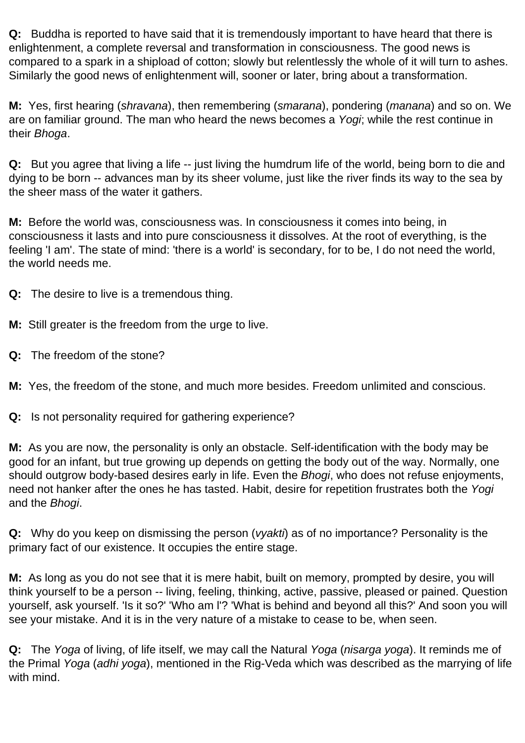**Q:** Buddha is reported to have said that it is tremendously important to have heard that there is enlightenment, a complete reversal and transformation in consciousness. The good news is compared to a spark in a shipload of cotton; slowly but relentlessly the whole of it will turn to ashes. Similarly the good news of enlightenment will, sooner or later, bring about a transformation.

**M:** Yes, first hearing (*shravana*), then remembering (*smarana*), pondering (*manana*) and so on. We are on familiar ground. The man who heard the news becomes a *Yogi*; while the rest continue in their *Bhoga*.

**Q:** But you agree that living a life -- just living the humdrum life of the world, being born to die and dying to be born -- advances man by its sheer volume, just like the river finds its way to the sea by the sheer mass of the water it gathers.

**M:** Before the world was, consciousness was. In consciousness it comes into being, in consciousness it lasts and into pure consciousness it dissolves. At the root of everything, is the feeling 'I am'. The state of mind: 'there is a world' is secondary, for to be, I do not need the world, the world needs me.

**Q:** The desire to live is a tremendous thing.

**M:** Still greater is the freedom from the urge to live.

**Q:** The freedom of the stone?

**M:** Yes, the freedom of the stone, and much more besides. Freedom unlimited and conscious.

**Q:** Is not personality required for gathering experience?

**M:** As you are now, the personality is only an obstacle. Self-identification with the body may be good for an infant, but true growing up depends on getting the body out of the way. Normally, one should outgrow body-based desires early in life. Even the *Bhogi*, who does not refuse enjoyments, need not hanker after the ones he has tasted. Habit, desire for repetition frustrates both the *Yogi* and the *Bhogi*.

**Q:** Why do you keep on dismissing the person (*vyakti*) as of no importance? Personality is the primary fact of our existence. It occupies the entire stage.

**M:** As long as you do not see that it is mere habit, built on memory, prompted by desire, you will think yourself to be a person -- living, feeling, thinking, active, passive, pleased or pained. Question yourself, ask yourself. 'Is it so?' 'Who am I'? 'What is behind and beyond all this?' And soon you will see your mistake. And it is in the very nature of a mistake to cease to be, when seen.

**Q:** The *Yoga* of living, of life itself, we may call the Natural *Yoga* (*nisarga yoga*). It reminds me of the Primal *Yoga* (*adhi yoga*), mentioned in the Rig-Veda which was described as the marrying of life with mind.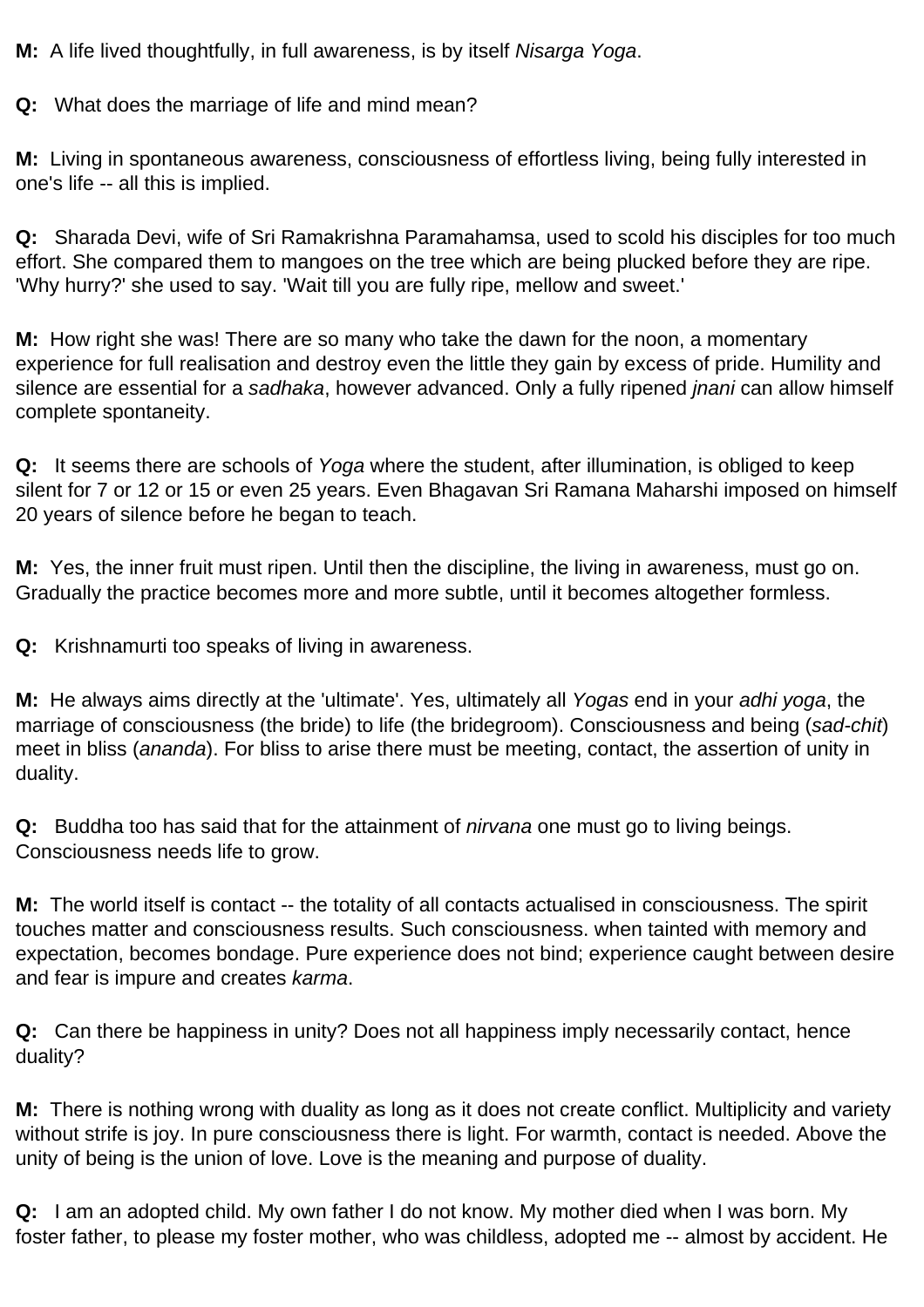**M:** A life lived thoughtfully, in full awareness, is by itself *Nisarga Yoga*.

**Q:** What does the marriage of life and mind mean?

**M:** Living in spontaneous awareness, consciousness of effortless living, being fully interested in one's life -- all this is implied.

**Q:** Sharada Devi, wife of Sri Ramakrishna Paramahamsa, used to scold his disciples for too much effort. She compared them to mangoes on the tree which are being plucked before they are ripe. 'Why hurry?' she used to say. 'Wait till you are fully ripe, mellow and sweet.'

**M:** How right she was! There are so many who take the dawn for the noon, a momentary experience for full realisation and destroy even the little they gain by excess of pride. Humility and silence are essential for a *sadhaka*, however advanced. Only a fully ripened *jnani* can allow himself complete spontaneity.

**Q:** It seems there are schools of *Yoga* where the student, after illumination, is obliged to keep silent for 7 or 12 or 15 or even 25 years. Even Bhagavan Sri Ramana Maharshi imposed on himself 20 years of silence before he began to teach.

**M:** Yes, the inner fruit must ripen. Until then the discipline, the living in awareness, must go on. Gradually the practice becomes more and more subtle, until it becomes altogether formless.

**Q:** Krishnamurti too speaks of living in awareness.

**M:** He always aims directly at the 'ultimate'. Yes, ultimately all *Yogas* end in your *adhi yoga*, the marriage of consciousness (the bride) to life (the bridegroom). Consciousness and being (*sad-chit*) meet in bliss (*ananda*). For bliss to arise there must be meeting, contact, the assertion of unity in duality.

**Q:** Buddha too has said that for the attainment of *nirvana* one must go to living beings. Consciousness needs life to grow.

**M:** The world itself is contact -- the totality of all contacts actualised in consciousness. The spirit touches matter and consciousness results. Such consciousness. when tainted with memory and expectation, becomes bondage. Pure experience does not bind; experience caught between desire and fear is impure and creates *karma*.

**Q:** Can there be happiness in unity? Does not all happiness imply necessarily contact, hence duality?

**M:** There is nothing wrong with duality as long as it does not create conflict. Multiplicity and variety without strife is joy. In pure consciousness there is light. For warmth, contact is needed. Above the unity of being is the union of love. Love is the meaning and purpose of duality.

**Q:** I am an adopted child. My own father I do not know. My mother died when I was born. My foster father, to please my foster mother, who was childless, adopted me -- almost by accident. He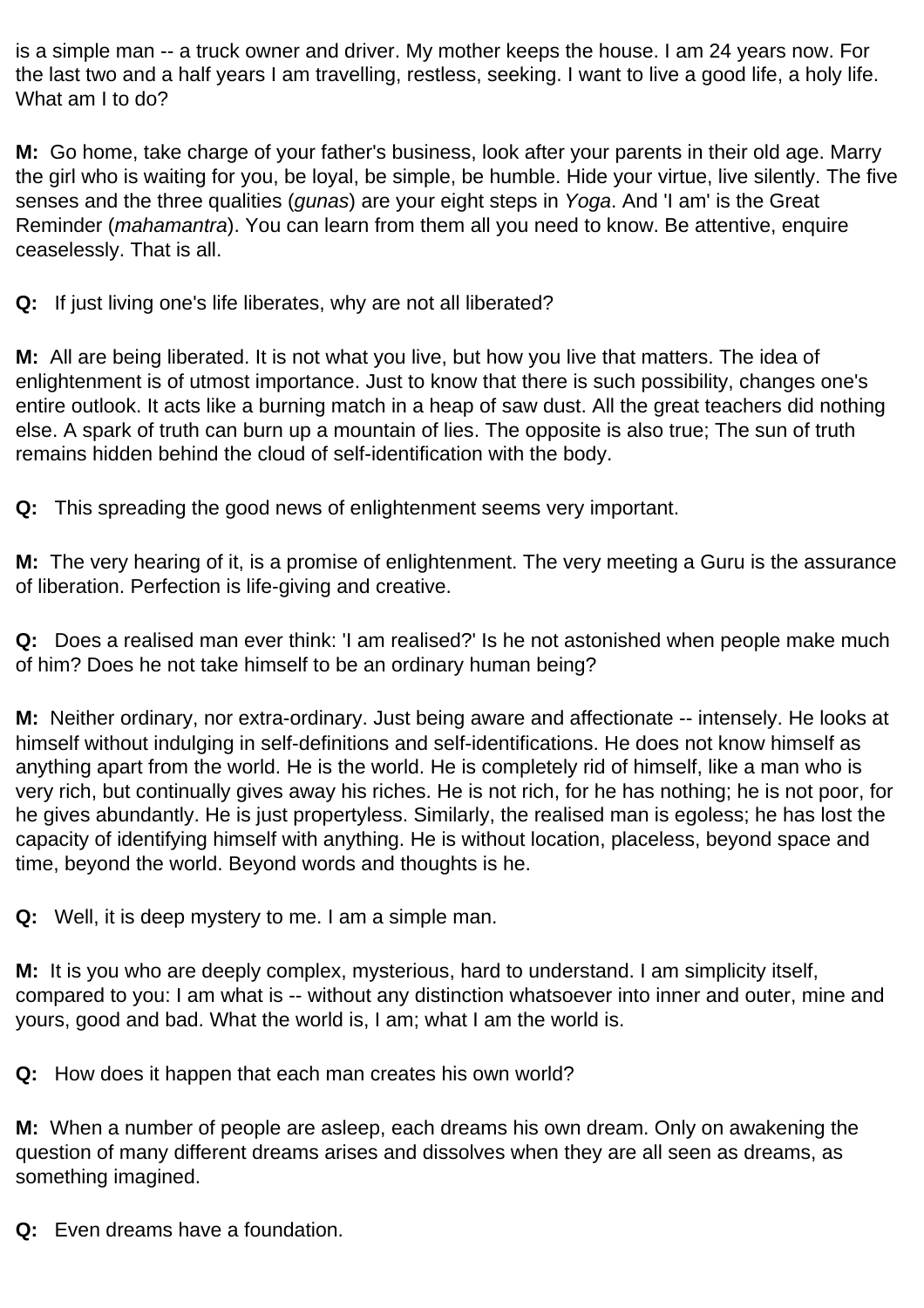is a simple man -- a truck owner and driver. My mother keeps the house. I am 24 years now. For the last two and a half years I am travelling, restless, seeking. I want to live a good life, a holy life. What am I to do?

**M:** Go home, take charge of your father's business, look after your parents in their old age. Marry the girl who is waiting for you, be loyal, be simple, be humble. Hide your virtue, live silently. The five senses and the three qualities (*gunas*) are your eight steps in *Yoga*. And 'I am' is the Great Reminder (*mahamantra*). You can learn from them all you need to know. Be attentive, enquire ceaselessly. That is all.

**Q:** If just living one's life liberates, why are not all liberated?

**M:** All are being liberated. It is not what you live, but how you live that matters. The idea of enlightenment is of utmost importance. Just to know that there is such possibility, changes one's entire outlook. It acts like a burning match in a heap of saw dust. All the great teachers did nothing else. A spark of truth can burn up a mountain of lies. The opposite is also true; The sun of truth remains hidden behind the cloud of self-identification with the body.

**Q:** This spreading the good news of enlightenment seems very important.

**M:** The very hearing of it, is a promise of enlightenment. The very meeting a Guru is the assurance of liberation. Perfection is life-giving and creative.

**Q:** Does a realised man ever think: 'I am realised?' Is he not astonished when people make much of him? Does he not take himself to be an ordinary human being?

**M:** Neither ordinary, nor extra-ordinary. Just being aware and affectionate -- intensely. He looks at himself without indulging in self-definitions and self-identifications. He does not know himself as anything apart from the world. He is the world. He is completely rid of himself, like a man who is very rich, but continually gives away his riches. He is not rich, for he has nothing; he is not poor, for he gives abundantly. He is just propertyless. Similarly, the realised man is egoless; he has lost the capacity of identifying himself with anything. He is without location, placeless, beyond space and time, beyond the world. Beyond words and thoughts is he.

**Q:** Well, it is deep mystery to me. I am a simple man.

**M:** It is you who are deeply complex, mysterious, hard to understand. I am simplicity itself, compared to you: I am what is -- without any distinction whatsoever into inner and outer, mine and yours, good and bad. What the world is, I am; what I am the world is.

**Q:** How does it happen that each man creates his own world?

**M:** When a number of people are asleep, each dreams his own dream. Only on awakening the question of many different dreams arises and dissolves when they are all seen as dreams, as something imagined.

**Q:** Even dreams have a foundation.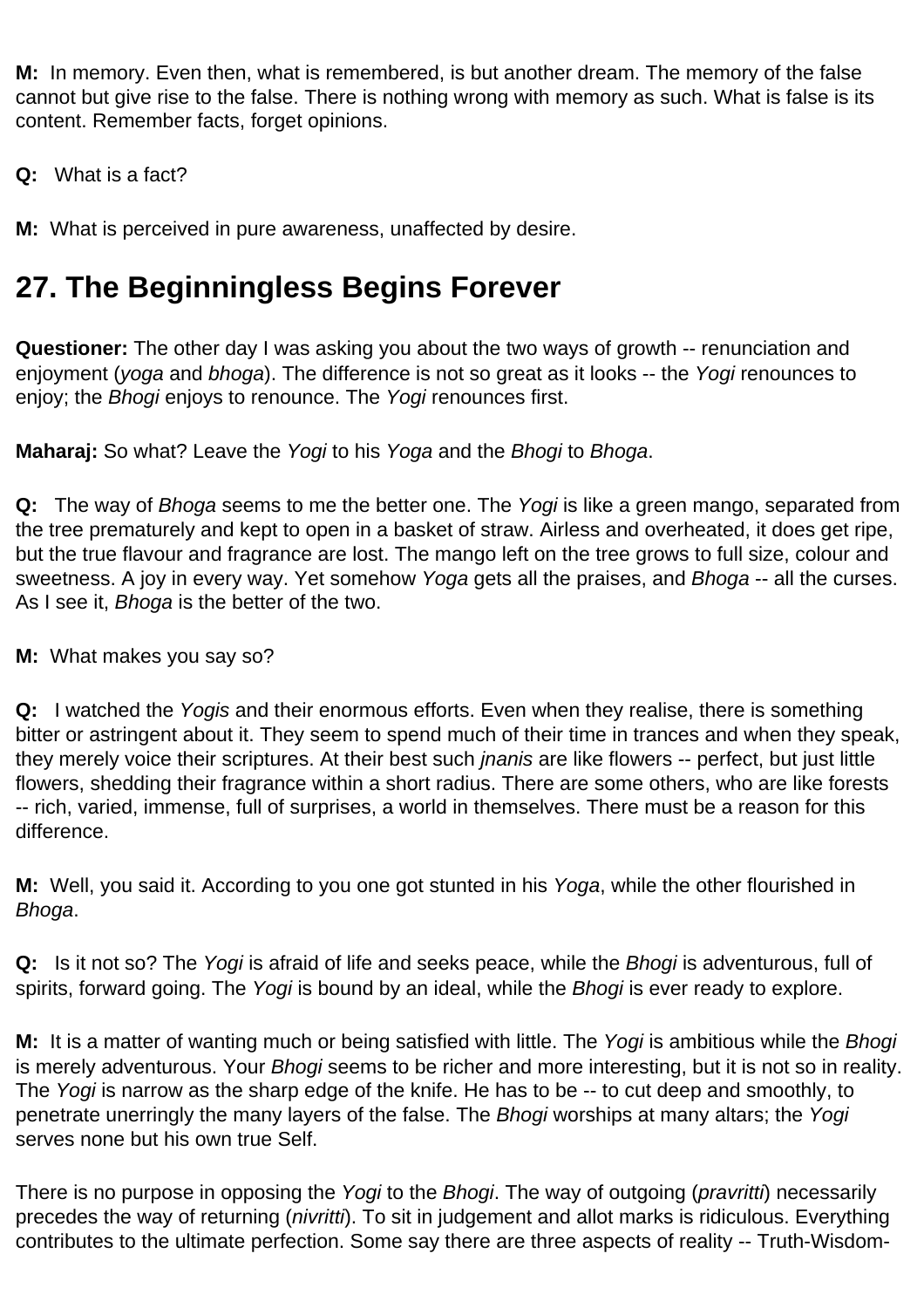**M:** In memory. Even then, what is remembered, is but another dream. The memory of the false cannot but give rise to the false. There is nothing wrong with memory as such. What is false is its content. Remember facts, forget opinions.

**Q:** What is a fact?

**M:** What is perceived in pure awareness, unaffected by desire.

## 27. The Beginningless Begins Forever

**Questioner:** The other day I was asking you about the two ways of growth -- renunciation and enjoyment (*yoga* and *bhoga*). The difference is not so great as it looks -- the *Yogi* renounces to enjoy; the *Bhogi* enjoys to renounce. The *Yogi* renounces first.

**Maharaj:** So what? Leave the *Yogi* to his *Yoga* and the *Bhogi* to *Bhoga*.

**Q:** The way of *Bhoga* seems to me the better one. The *Yogi* is like a green mango, separated from the tree prematurely and kept to open in a basket of straw. Airless and overheated, it does get ripe, but the true flavour and fragrance are lost. The mango left on the tree grows to full size, colour and sweetness. A joy in every way. Yet somehow *Yoga* gets all the praises, and *Bhoga* -- all the curses. As I see it, *Bhoga* is the better of the two.

**M:** What makes you say so?

**Q:** I watched the *Yogis* and their enormous efforts. Even when they realise, there is something bitter or astringent about it. They seem to spend much of their time in trances and when they speak, they merely voice their scriptures. At their best such *jnanis* are like flowers -- perfect, but just little flowers, shedding their fragrance within a short radius. There are some others, who are like forests -- rich, varied, immense, full of surprises, a world in themselves. There must be a reason for this difference.

**M:** Well, you said it. According to you one got stunted in his *Yoga*, while the other flourished in *Bhoga*.

**Q:** Is it not so? The *Yogi* is afraid of life and seeks peace, while the *Bhogi* is adventurous, full of spirits, forward going. The *Yogi* is bound by an ideal, while the *Bhogi* is ever ready to explore.

**M:** It is a matter of wanting much or being satisfied with little. The *Yogi* is ambitious while the *Bhogi* is merely adventurous. Your *Bhogi* seems to be richer and more interesting, but it is not so in reality. The *Yogi* is narrow as the sharp edge of the knife. He has to be -- to cut deep and smoothly, to penetrate unerringly the many layers of the false. The *Bhogi* worships at many altars; the *Yogi* serves none but his own true Self.

There is no purpose in opposing the *Yogi* to the *Bhogi*. The way of outgoing (*pravritti*) necessarily precedes the way of returning (*nivritti*). To sit in judgement and allot marks is ridiculous. Everything contributes to the ultimate perfection. Some say there are three aspects of reality -- Truth-Wisdom-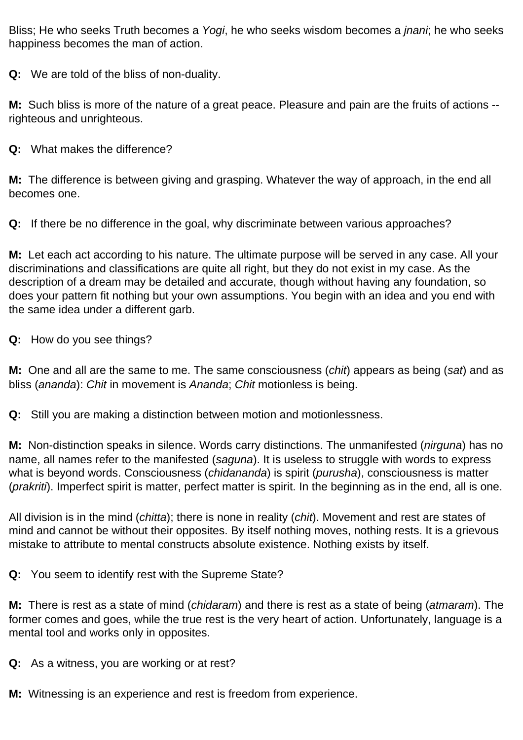Bliss; He who seeks Truth becomes a *Yogi*, he who seeks wisdom becomes a *jnani*; he who seeks happiness becomes the man of action.

**Q:** We are told of the bliss of non-duality.

**M:** Such bliss is more of the nature of a great peace. Pleasure and pain are the fruits of actions -- righteous and unrighteous.

**Q:** What makes the difference?

**M:** The difference is between giving and grasping. Whatever the way of approach, in the end all becomes one.

**Q:** If there be no difference in the goal, why discriminate between various approaches?

**M:** Let each act according to his nature. The ultimate purpose will be served in any case. All your discriminations and classifications are quite all right, but they do not exist in my case. As the description of a dream may be detailed and accurate, though without having any foundation, so does your pattern fit nothing but your own assumptions. You begin with an idea and you end with the same idea under a different garb.

**Q:** How do you see things?

**M:** One and all are the same to me. The same consciousness (*chit*) appears as being (*sat*) and as bliss (*ananda*): *Chit* in movement is *Ananda*; *Chit* motionless is being.

**Q:** Still you are making a distinction between motion and motionlessness.

**M:** Non-distinction speaks in silence. Words carry distinctions. The unmanifested (*nirguna*) has no name, all names refer to the manifested (*saguna*). It is useless to struggle with words to express what is beyond words. Consciousness (*chidananda*) is spirit (*purusha*), consciousness is matter (*prakriti*). Imperfect spirit is matter, perfect matter is spirit. In the beginning as in the end, all is one.

All division is in the mind (*chitta*); there is none in reality (*chit*). Movement and rest are states of mind and cannot be without their opposites. By itself nothing moves, nothing rests. It is a grievous mistake to attribute to mental constructs absolute existence. Nothing exists by itself.

**Q:** You seem to identify rest with the Supreme State?

**M:** There is rest as a state of mind (*chidaram*) and there is rest as a state of being (*atmaram*). The former comes and goes, while the true rest is the very heart of action. Unfortunately, language is a mental tool and works only in opposites.

**Q:** As a witness, you are working or at rest?

**M:** Witnessing is an experience and rest is freedom from experience.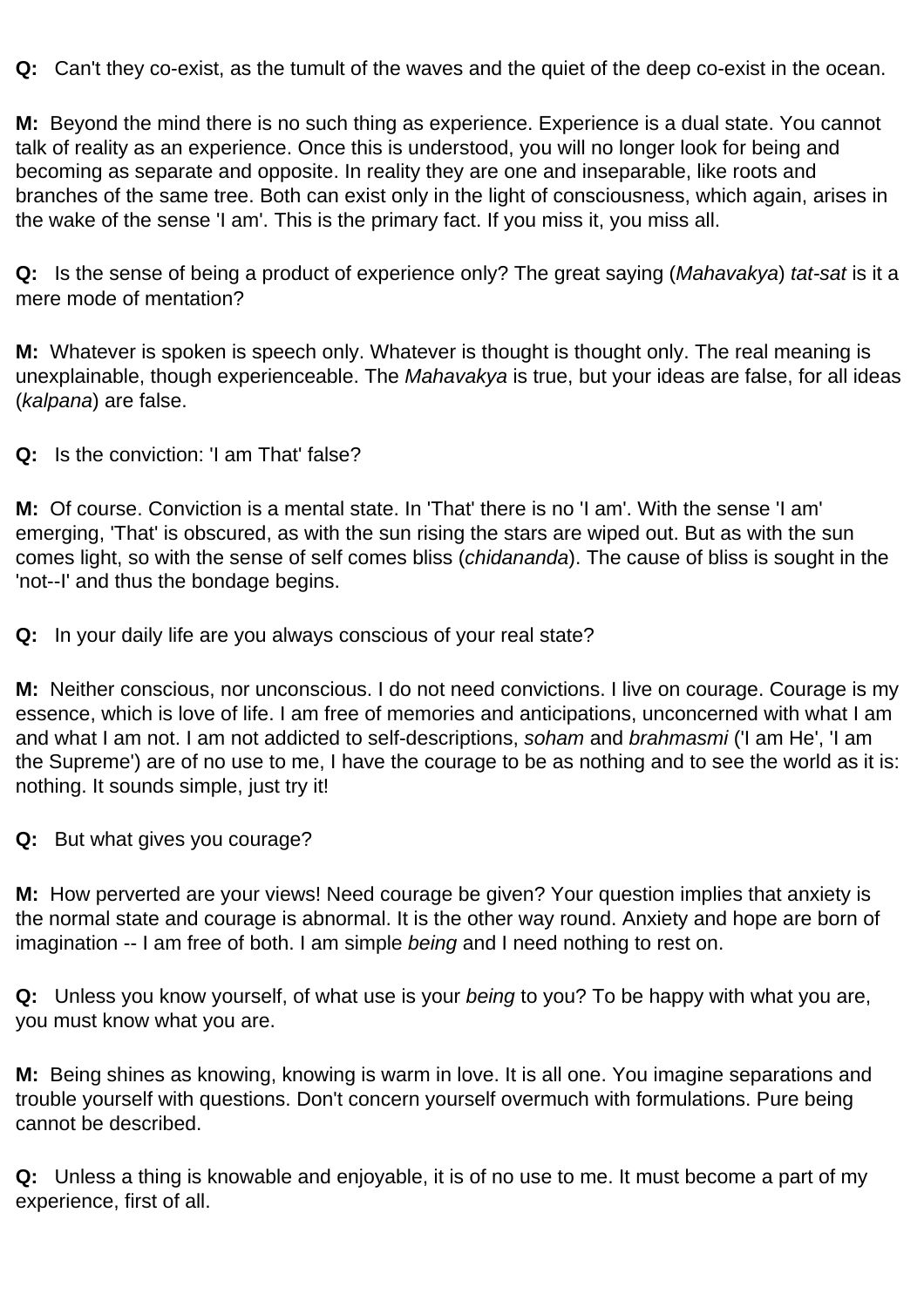**Q:** Can't they co-exist, as the tumult of the waves and the quiet of the deep co-exist in the ocean.

**M:** Beyond the mind there is no such thing as experience. Experience is a dual state. You cannot talk of reality as an experience. Once this is understood, you will no longer look for being and becoming as separate and opposite. In reality they are one and inseparable, like roots and branches of the same tree. Both can exist only in the light of consciousness, which again, arises in the wake of the sense 'I am'. This is the primary fact. If you miss it, you miss all.

**Q:** Is the sense of being a product of experience only? The great saying (*Mahavakya*) *tat-sat* is it a mere mode of mentation?

**M:** Whatever is spoken is speech only. Whatever is thought is thought only. The real meaning is unexplainable, though experienceable. The *Mahavakya* is true, but your ideas are false, for all ideas (*kalpana*) are false.

**Q:** Is the conviction: 'I am That' false?

**M:** Of course. Conviction is a mental state. In 'That' there is no 'I am'. With the sense 'I am' emerging, 'That' is obscured, as with the sun rising the stars are wiped out. But as with the sun comes light, so with the sense of self comes bliss (*chidananda*). The cause of bliss is sought in the 'not--I' and thus the bondage begins.

**Q:** In your daily life are you always conscious of your real state?

**M:** Neither conscious, nor unconscious. I do not need convictions. I live on courage. Courage is my essence, which is love of life. I am free of memories and anticipations, unconcerned with what I am and what I am not. I am not addicted to self-descriptions, *soham* and *brahmasmi* ('I am He', 'I am the Supreme') are of no use to me, I have the courage to be as nothing and to see the world as it is: nothing. It sounds simple, just try it!

**Q:** But what gives you courage?

**M:** How perverted are your views! Need courage be given? Your question implies that anxiety is the normal state and courage is abnormal. It is the other way round. Anxiety and hope are born of imagination -- I am free of both. I am simple *being* and I need nothing to rest on.

**Q:** Unless you know yourself, of what use is your *being* to you? To be happy with what you are, you must know what you are.

**M:** Being shines as knowing, knowing is warm in love. It is all one. You imagine separations and trouble yourself with questions. Don't concern yourself overmuch with formulations. Pure being cannot be described.

**Q:** Unless a thing is knowable and enjoyable, it is of no use to me. It must become a part of my experience, first of all.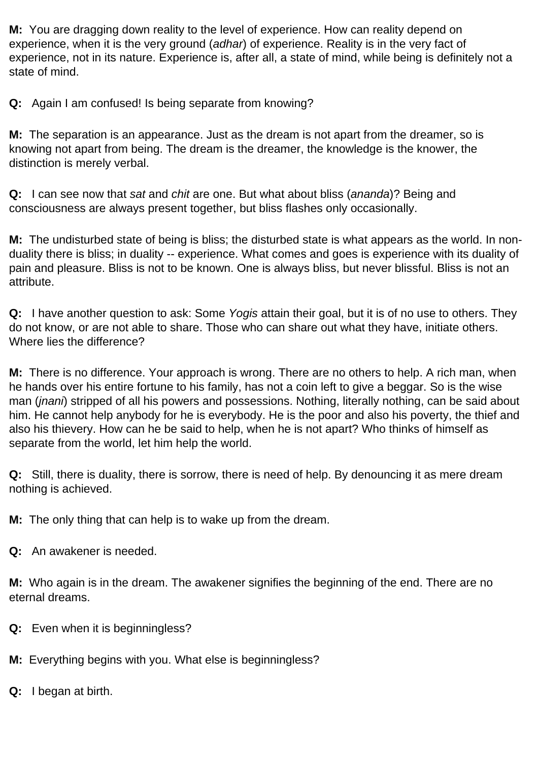**M:** You are dragging down reality to the level of experience. How can reality depend on experience, when it is the very ground (*adhar*) of experience. Reality is in the very fact of experience, not in its nature. Experience is, after all, a state of mind, while being is definitely not a state of mind.

**Q:** Again I am confused! Is being separate from knowing?

**M:** The separation is an appearance. Just as the dream is not apart from the dreamer, so is knowing not apart from being. The dream is the dreamer, the knowledge is the knower, the distinction is merely verbal.

**Q:** I can see now that *sat* and *chit* are one. But what about bliss (*ananda*)? Being and consciousness are always present together, but bliss flashes only occasionally.

**M:** The undisturbed state of being is bliss; the disturbed state is what appears as the world. In non-duality there is bliss; in duality -- experience. What comes and goes is experience with its duality of pain and pleasure. Bliss is not to be known. One is always bliss, but never blissful. Bliss is not an attribute.

**Q:** I have another question to ask: Some *Yogis* attain their goal, but it is of no use to others. They do not know, or are not able to share. Those who can share out what they have, initiate others. Where lies the difference?

**M:** There is no difference. Your approach is wrong. There are no others to help. A rich man, when he hands over his entire fortune to his family, has not a coin left to give a beggar. So is the wise man (*jnani*) stripped of all his powers and possessions. Nothing, literally nothing, can be said about him. He cannot help anybody for he is everybody. He is the poor and also his poverty, the thief and also his thievery. How can he be said to help, when he is not apart? Who thinks of himself as separate from the world, let him help the world.

**Q:** Still, there is duality, there is sorrow, there is need of help. By denouncing it as mere dream nothing is achieved.

**M:** The only thing that can help is to wake up from the dream.

**Q:** An awakener is needed.

**M:** Who again is in the dream. The awakener signifies the beginning of the end. There are no eternal dreams.

**Q:** Even when it is beginningless?

**M:** Everything begins with you. What else is beginningless?

**Q:** I began at birth.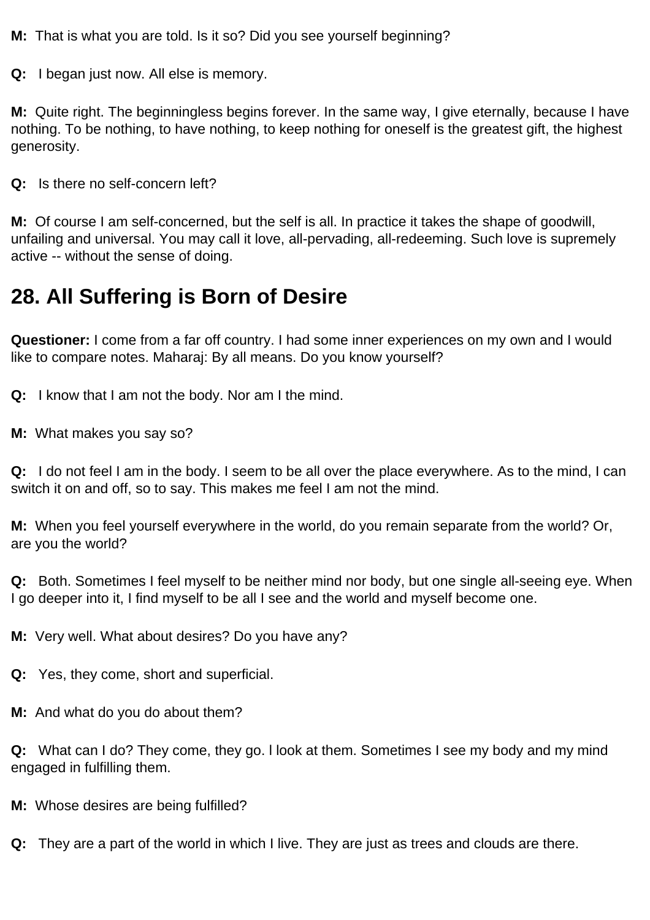**M:** That is what you are told. Is it so? Did you see yourself beginning?

**Q:** I began just now. All else is memory.

**M:** Quite right. The beginningless begins forever. In the same way, I give eternally, because I have nothing. To be nothing, to have nothing, to keep nothing for oneself is the greatest gift, the highest generosity.

**Q:** Is there no self-concern left?

**M:** Of course I am self-concerned, but the self is all. In practice it takes the shape of goodwill, unfailing and universal. You may call it love, all-pervading, all-redeeming. Such love is supremely active -- without the sense of doing.

## 28. All Suffering is Born of Desire

**Questioner:** I come from a far off country. I had some inner experiences on my own and I would like to compare notes. Maharaj: By all means. Do you know yourself?

**Q:** I know that I am not the body. Nor am I the mind.

**M:** What makes you say so?

**Q:** I do not feel I am in the body. I seem to be all over the place everywhere. As to the mind, I can switch it on and off, so to say. This makes me feel I am not the mind.

**M:** When you feel yourself everywhere in the world, do you remain separate from the world? Or, are you the world?

**Q:** Both. Sometimes I feel myself to be neither mind nor body, but one single all-seeing eye. When I go deeper into it, I find myself to be all I see and the world and myself become one.

**M:** Very well. What about desires? Do you have any?

**Q:** Yes, they come, short and superficial.

**M:** And what do you do about them?

**Q:** What can I do? They come, they go. l look at them. Sometimes I see my body and my mind engaged in fulfilling them.

**M:** Whose desires are being fulfilled?

**Q:** They are a part of the world in which I live. They are just as trees and clouds are there.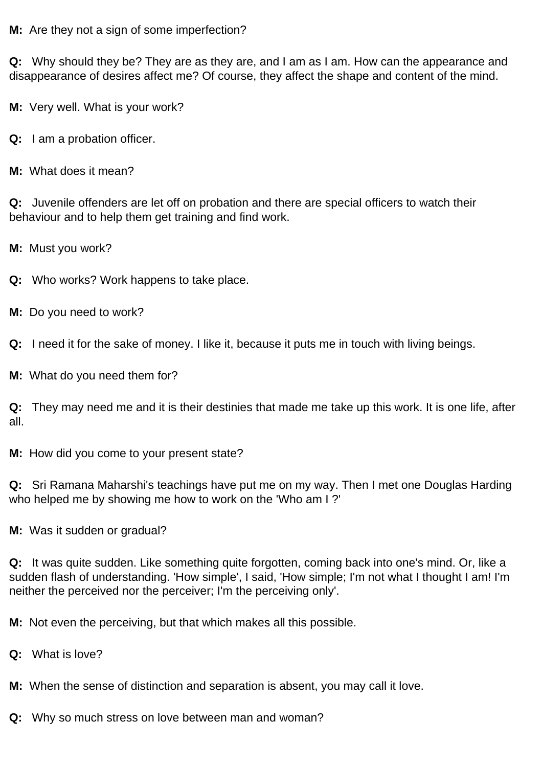**M:** Are they not a sign of some imperfection?

**Q:** Why should they be? They are as they are, and I am as I am. How can the appearance and disappearance of desires affect me? Of course, they affect the shape and content of the mind.

**M:** Very well. What is your work?

**Q:** I am a probation officer.

**M:** What does it mean?

**Q:** Juvenile offenders are let off on probation and there are special officers to watch their behaviour and to help them get training and find work.

**M:** Must you work?

**Q:** Who works? Work happens to take place.

**M:** Do you need to work?

**Q:** I need it for the sake of money. I like it, because it puts me in touch with living beings.

**M:** What do you need them for?

**Q:** They may need me and it is their destinies that made me take up this work. It is one life, after all.

**M:** How did you come to your present state?

**Q:** Sri Ramana Maharshi's teachings have put me on my way. Then I met one Douglas Harding who helped me by showing me how to work on the 'Who am I ?'

**M:** Was it sudden or gradual?

**Q:** It was quite sudden. Like something quite forgotten, coming back into one's mind. Or, like a sudden flash of understanding. 'How simple', I said, 'How simple; I'm not what I thought I am! I'm neither the perceived nor the perceiver; I'm the perceiving only'.

**M:** Not even the perceiving, but that which makes all this possible.

**Q:** What is love?

**M:** When the sense of distinction and separation is absent, you may call it love.

**Q:** Why so much stress on love between man and woman?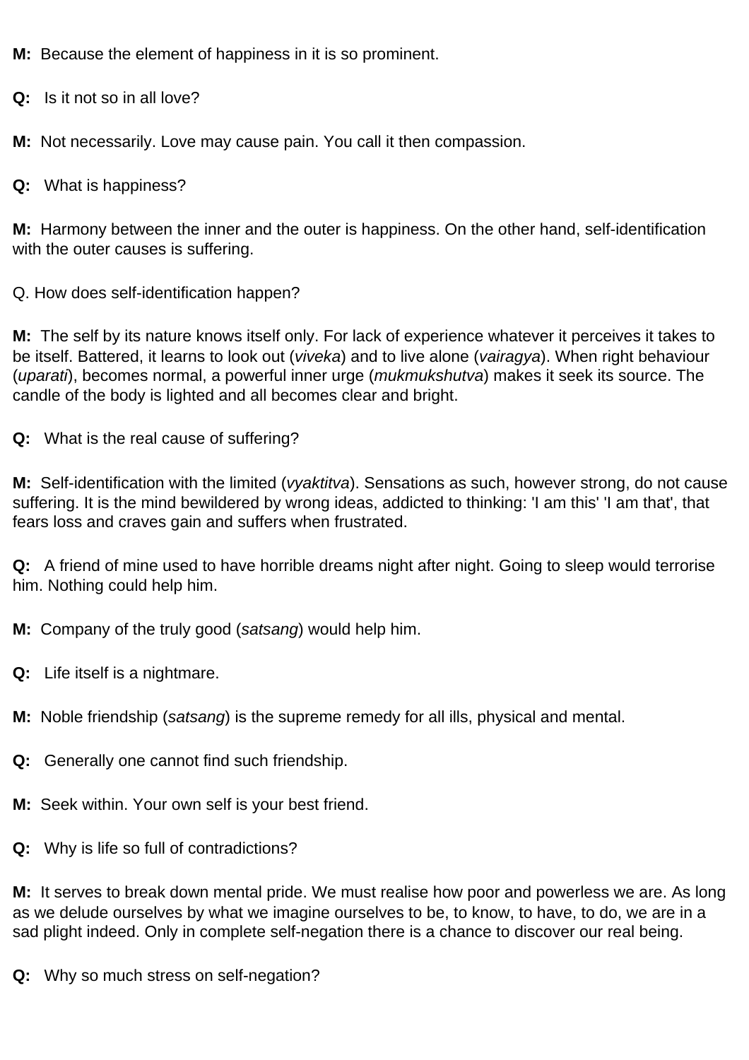**M:** Because the element of happiness in it is so prominent.

**Q:** Is it not so in all love?

**M:** Not necessarily. Love may cause pain. You call it then compassion.

**Q:** What is happiness?

**M:** Harmony between the inner and the outer is happiness. On the other hand, self-identification with the outer causes is suffering.

Q. How does self-identification happen?

**M:** The self by its nature knows itself only. For lack of experience whatever it perceives it takes to be itself. Battered, it learns to look out (*viveka*) and to live alone (*vairagya*). When right behaviour (*uparati*), becomes normal, a powerful inner urge (*mukmukshutva*) makes it seek its source. The candle of the body is lighted and all becomes clear and bright.

**Q:** What is the real cause of suffering?

**M:** Self-identification with the limited (*vyaktitva*). Sensations as such, however strong, do not cause suffering. It is the mind bewildered by wrong ideas, addicted to thinking: 'I am this' 'I am that', that fears loss and craves gain and suffers when frustrated.

**Q:** A friend of mine used to have horrible dreams night after night. Going to sleep would terrorise him. Nothing could help him.

**M:** Company of the truly good (*satsang*) would help him.

**Q:** Life itself is a nightmare.

**M:** Noble friendship (*satsang*) is the supreme remedy for all ills, physical and mental.

**Q:** Generally one cannot find such friendship.

**M:** Seek within. Your own self is your best friend.

**Q:** Why is life so full of contradictions?

**M:** It serves to break down mental pride. We must realise how poor and powerless we are. As long as we delude ourselves by what we imagine ourselves to be, to know, to have, to do, we are in a sad plight indeed. Only in complete self-negation there is a chance to discover our real being.

**Q:** Why so much stress on self-negation?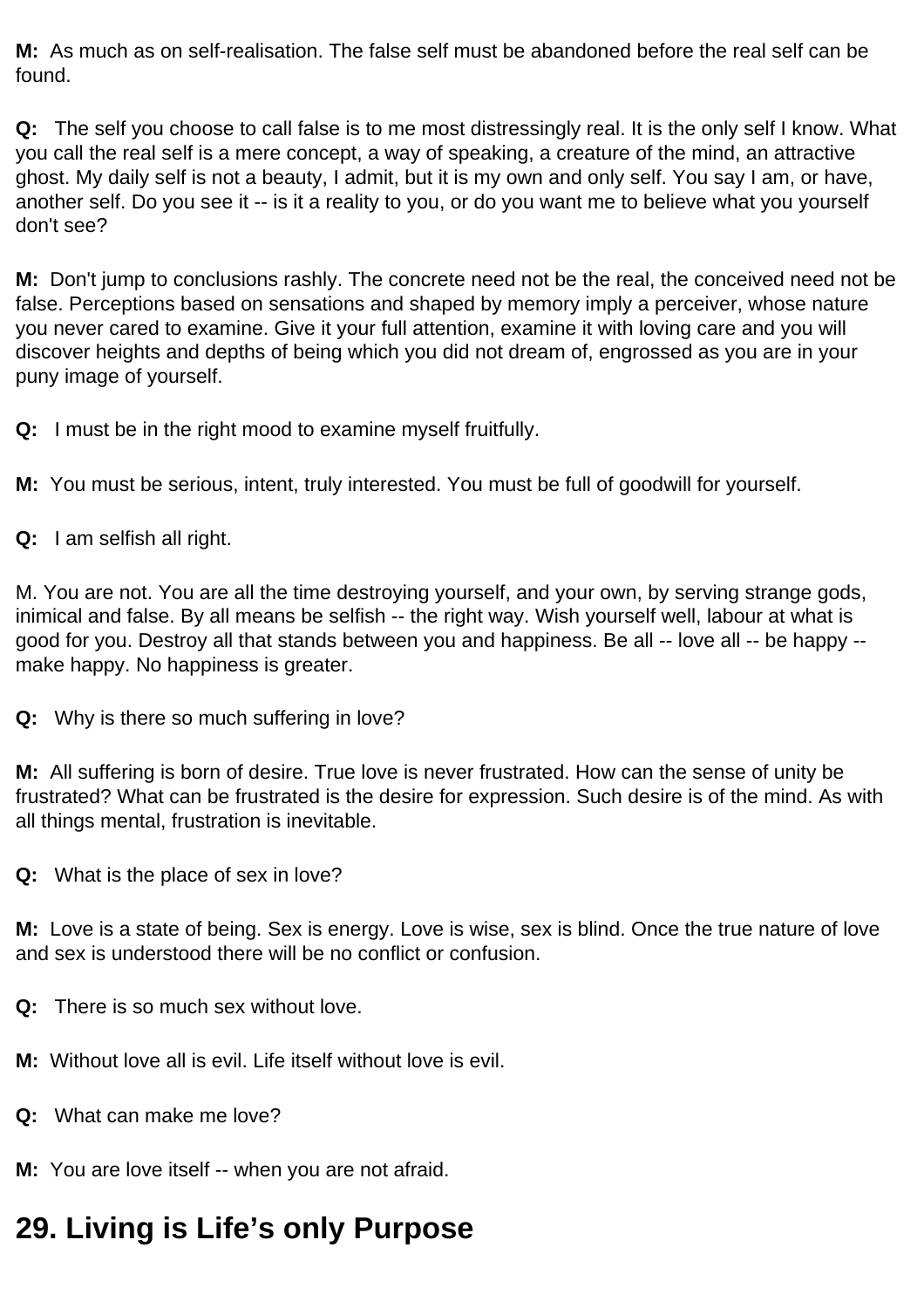**M:** As much as on self-realisation. The false self must be abandoned before the real self can be found.

**Q:** The self you choose to call false is to me most distressingly real. It is the only self I know. What you call the real self is a mere concept, a way of speaking, a creature of the mind, an attractive ghost. My daily self is not a beauty, I admit, but it is my own and only self. You say I am, or have, another self. Do you see it -- is it a reality to you, or do you want me to believe what you yourself don't see?

**M:** Don't jump to conclusions rashly. The concrete need not be the real, the conceived need not be false. Perceptions based on sensations and shaped by memory imply a perceiver, whose nature you never cared to examine. Give it your full attention, examine it with loving care and you will discover heights and depths of being which you did not dream of, engrossed as you are in your puny image of yourself.

**Q:** I must be in the right mood to examine myself fruitfully.

**M:** You must be serious, intent, truly interested. You must be full of goodwill for yourself.

**Q:** I am selfish all right.

M. You are not. You are all the time destroying yourself, and your own, by serving strange gods, inimical and false. By all means be selfish -- the right way. Wish yourself well, labour at what is good for you. Destroy all that stands between you and happiness. Be all -- love all -- be happy -- make happy. No happiness is greater.

**Q:** Why is there so much suffering in love?

**M:** All suffering is born of desire. True love is never frustrated. How can the sense of unity be frustrated? What can be frustrated is the desire for expression. Such desire is of the mind. As with all things mental, frustration is inevitable.

**Q:** What is the place of sex in love?

**M:** Love is a state of being. Sex is energy. Love is wise, sex is blind. Once the true nature of love and sex is understood there will be no conflict or confusion.

**Q:** There is so much sex without love.

**M:** Without love all is evil. Life itself without love is evil.

**Q:** What can make me love?

**M:** You are love itself -- when you are not afraid.

## 29. Living is Life's only Purpose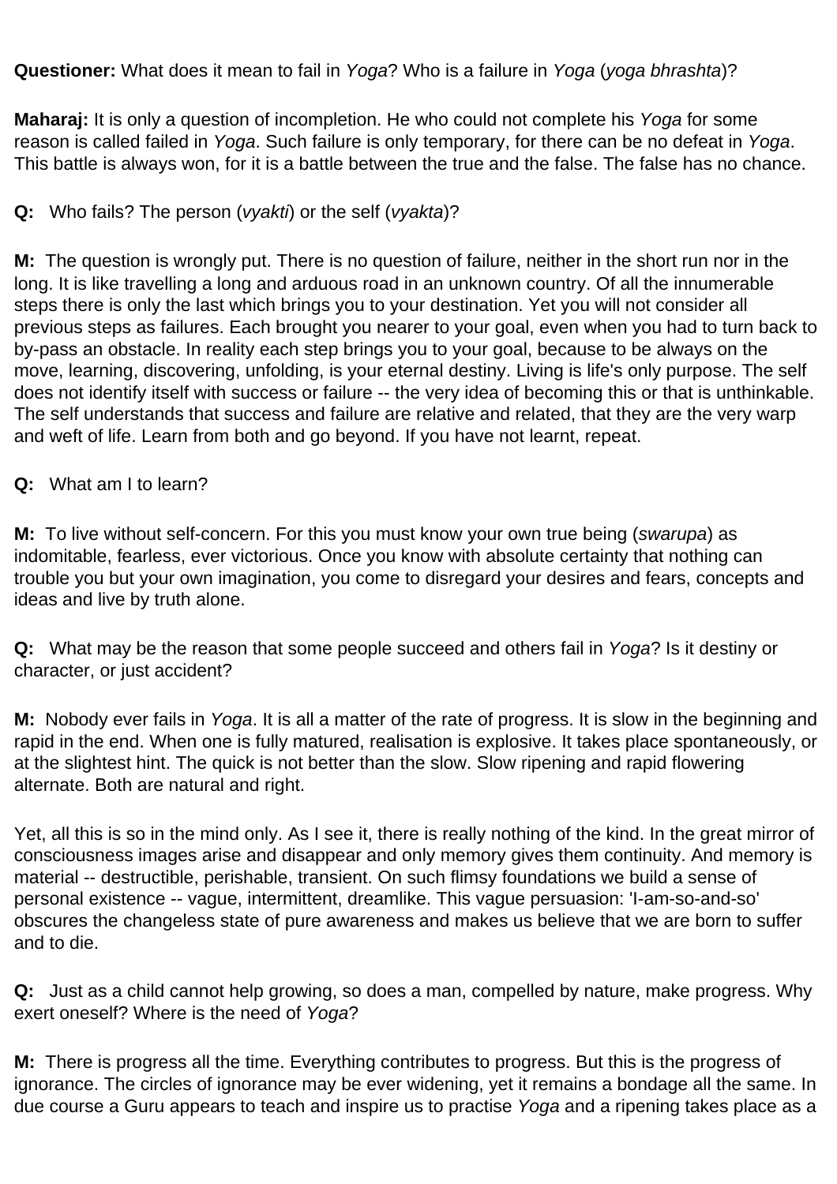**Questioner:** What does it mean to fail in *Yoga*? Who is a failure in *Yoga* (*yoga bhrashta*)?

**Maharaj:** It is only a question of incompletion. He who could not complete his *Yoga* for some reason is called failed in *Yoga*. Such failure is only temporary, for there can be no defeat in *Yoga*. This battle is always won, for it is a battle between the true and the false. The false has no chance.

**Q:** Who fails? The person (*vyakti*) or the self (*vyakta*)?

**M:** The question is wrongly put. There is no question of failure, neither in the short run nor in the long. It is like travelling a long and arduous road in an unknown country. Of all the innumerable steps there is only the last which brings you to your destination. Yet you will not consider all previous steps as failures. Each brought you nearer to your goal, even when you had to turn back to by-pass an obstacle. In reality each step brings you to your goal, because to be always on the move, learning, discovering, unfolding, is your eternal destiny. Living is life's only purpose. The self does not identify itself with success or failure -- the very idea of becoming this or that is unthinkable. The self understands that success and failure are relative and related, that they are the very warp and weft of life. Learn from both and go beyond. If you have not learnt, repeat.

**Q:** What am I to learn?

**M:** To live without self-concern. For this you must know your own true being (*swarupa*) as indomitable, fearless, ever victorious. Once you know with absolute certainty that nothing can trouble you but your own imagination, you come to disregard your desires and fears, concepts and ideas and live by truth alone.

**Q:** What may be the reason that some people succeed and others fail in *Yoga*? Is it destiny or character, or just accident?

**M:** Nobody ever fails in *Yoga*. It is all a matter of the rate of progress. It is slow in the beginning and rapid in the end. When one is fully matured, realisation is explosive. It takes place spontaneously, or at the slightest hint. The quick is not better than the slow. Slow ripening and rapid flowering alternate. Both are natural and right.

Yet, all this is so in the mind only. As I see it, there is really nothing of the kind. In the great mirror of consciousness images arise and disappear and only memory gives them continuity. And memory is material -- destructible, perishable, transient. On such flimsy foundations we build a sense of personal existence -- vague, intermittent, dreamlike. This vague persuasion: 'I-am-so-and-so' obscures the changeless state of pure awareness and makes us believe that we are born to suffer and to die.

**Q:** Just as a child cannot help growing, so does a man, compelled by nature, make progress. Why exert oneself? Where is the need of *Yoga*?

**M:** There is progress all the time. Everything contributes to progress. But this is the progress of ignorance. The circles of ignorance may be ever widening, yet it remains a bondage all the same. In due course a Guru appears to teach and inspire us to practise *Yoga* and a ripening takes place as a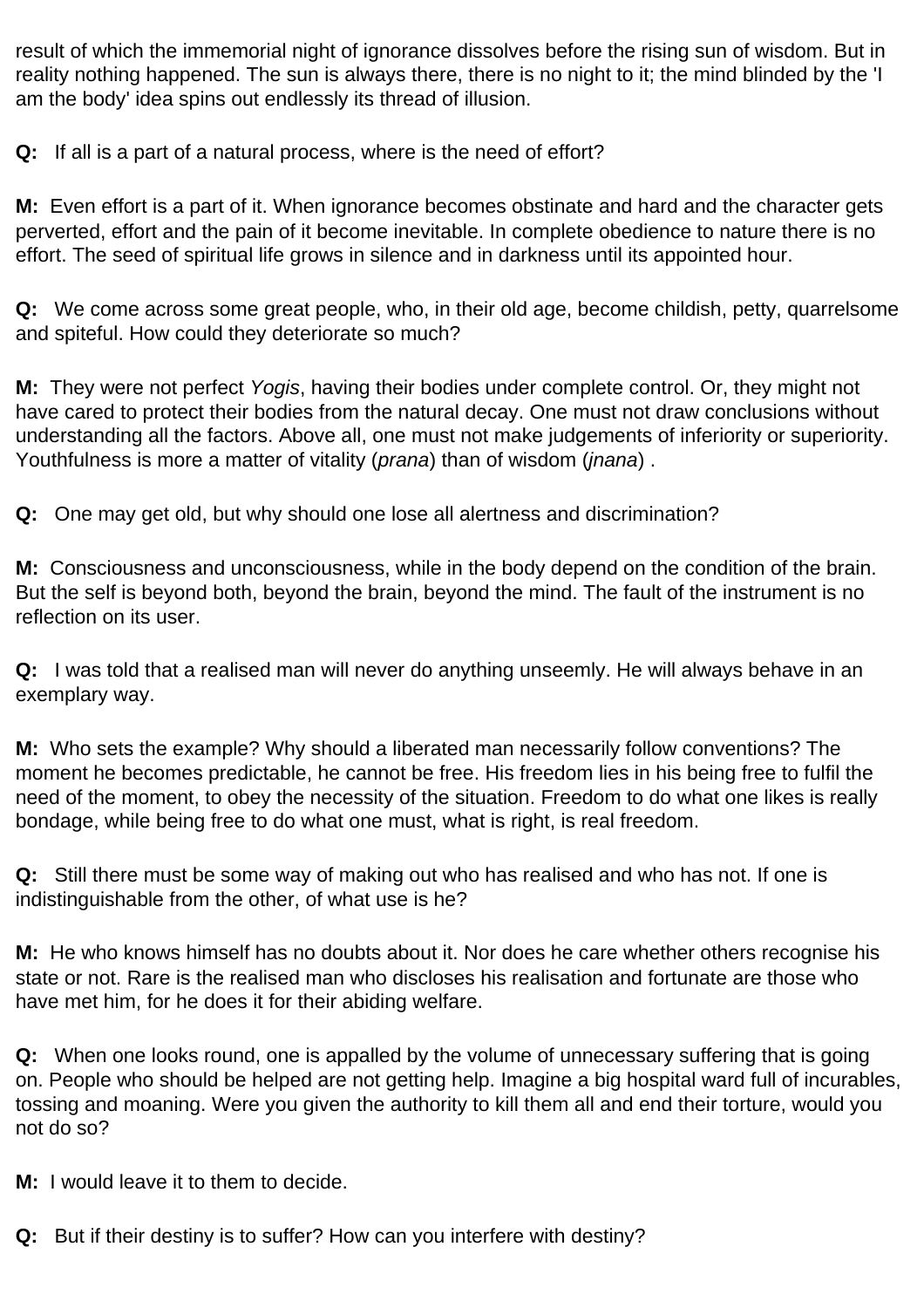result of which the immemorial night of ignorance dissolves before the rising sun of wisdom. But in reality nothing happened. The sun is always there, there is no night to it; the mind blinded by the 'I am the body' idea spins out endlessly its thread of illusion.

**Q:** If all is a part of a natural process, where is the need of effort?

**M:** Even effort is a part of it. When ignorance becomes obstinate and hard and the character gets perverted, effort and the pain of it become inevitable. In complete obedience to nature there is no effort. The seed of spiritual life grows in silence and in darkness until its appointed hour.

**Q:** We come across some great people, who, in their old age, become childish, petty, quarrelsome and spiteful. How could they deteriorate so much?

**M:** They were not perfect *Yogis*, having their bodies under complete control. Or, they might not have cared to protect their bodies from the natural decay. One must not draw conclusions without understanding all the factors. Above all, one must not make judgements of inferiority or superiority. Youthfulness is more a matter of vitality (*prana*) than of wisdom (*jnana*) .

**Q:** One may get old, but why should one lose all alertness and discrimination?

**M:** Consciousness and unconsciousness, while in the body depend on the condition of the brain. But the self is beyond both, beyond the brain, beyond the mind. The fault of the instrument is no reflection on its user.

**Q:** I was told that a realised man will never do anything unseemly. He will always behave in an exemplary way.

**M:** Who sets the example? Why should a liberated man necessarily follow conventions? The moment he becomes predictable, he cannot be free. His freedom lies in his being free to fulfil the need of the moment, to obey the necessity of the situation. Freedom to do what one likes is really bondage, while being free to do what one must, what is right, is real freedom.

**Q:** Still there must be some way of making out who has realised and who has not. If one is indistinguishable from the other, of what use is he?

**M:** He who knows himself has no doubts about it. Nor does he care whether others recognise his state or not. Rare is the realised man who discloses his realisation and fortunate are those who have met him, for he does it for their abiding welfare.

**Q:** When one looks round, one is appalled by the volume of unnecessary suffering that is going on. People who should be helped are not getting help. Imagine a big hospital ward full of incurables, tossing and moaning. Were you given the authority to kill them all and end their torture, would you not do so?

**M:** I would leave it to them to decide.

**Q:** But if their destiny is to suffer? How can you interfere with destiny?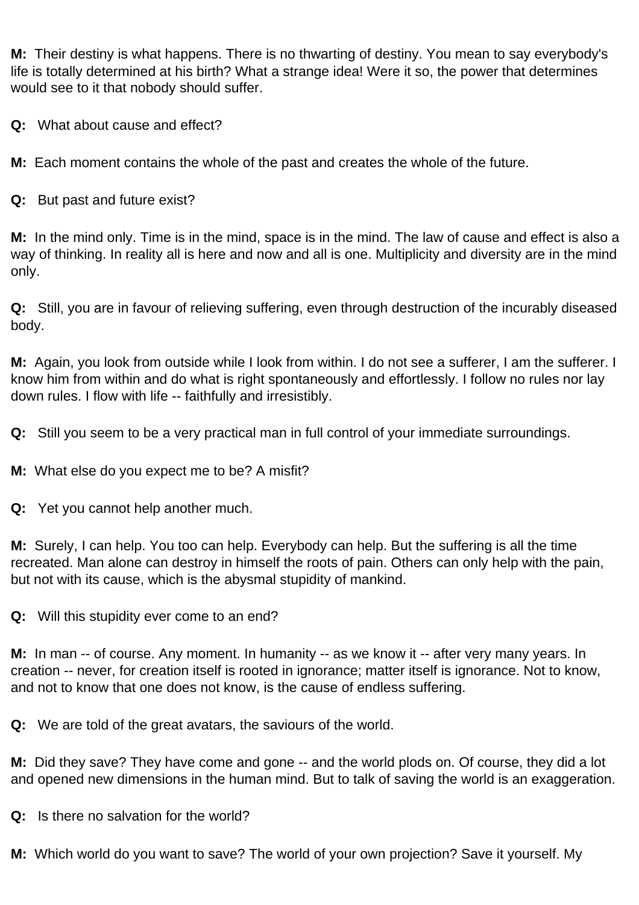**M:** Their destiny is what happens. There is no thwarting of destiny. You mean to say everybody's life is totally determined at his birth? What a strange idea! Were it so, the power that determines would see to it that nobody should suffer.

**Q:** What about cause and effect?

**M:** Each moment contains the whole of the past and creates the whole of the future.

**Q:** But past and future exist?

**M:** In the mind only. Time is in the mind, space is in the mind. The law of cause and effect is also a way of thinking. In reality all is here and now and all is one. Multiplicity and diversity are in the mind only.

**Q:** Still, you are in favour of relieving suffering, even through destruction of the incurably diseased body.

**M:** Again, you look from outside while I look from within. I do not see a sufferer, I am the sufferer. I know him from within and do what is right spontaneously and effortlessly. I follow no rules nor lay down rules. I flow with life -- faithfully and irresistibly.

**Q:** Still you seem to be a very practical man in full control of your immediate surroundings.

**M:** What else do you expect me to be? A misfit?

**Q:** Yet you cannot help another much.

**M:** Surely, I can help. You too can help. Everybody can help. But the suffering is all the time recreated. Man alone can destroy in himself the roots of pain. Others can only help with the pain, but not with its cause, which is the abysmal stupidity of mankind.

**Q:** Will this stupidity ever come to an end?

**M:** In man -- of course. Any moment. In humanity -- as we know it -- after very many years. In creation -- never, for creation itself is rooted in ignorance; matter itself is ignorance. Not to know, and not to know that one does not know, is the cause of endless suffering.

**Q:** We are told of the great avatars, the saviours of the world.

**M:** Did they save? They have come and gone -- and the world plods on. Of course, they did a lot and opened new dimensions in the human mind. But to talk of saving the world is an exaggeration.

**Q:** Is there no salvation for the world?

**M:** Which world do you want to save? The world of your own projection? Save it yourself. My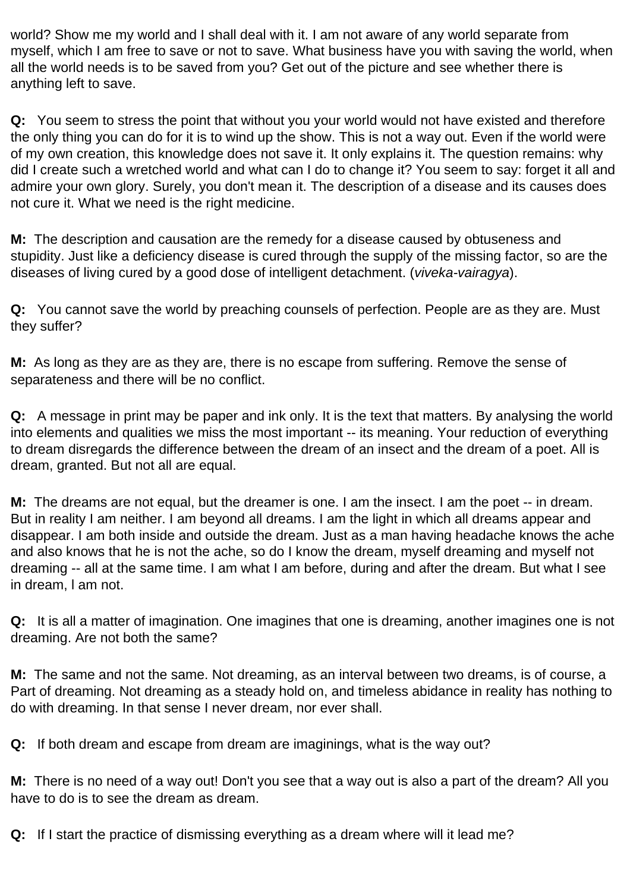world? Show me my world and I shall deal with it. I am not aware of any world separate from myself, which I am free to save or not to save. What business have you with saving the world, when all the world needs is to be saved from you? Get out of the picture and see whether there is anything left to save.

**Q:** You seem to stress the point that without you your world would not have existed and therefore the only thing you can do for it is to wind up the show. This is not a way out. Even if the world were of my own creation, this knowledge does not save it. It only explains it. The question remains: why did I create such a wretched world and what can I do to change it? You seem to say: forget it all and admire your own glory. Surely, you don't mean it. The description of a disease and its causes does not cure it. What we need is the right medicine.

**M:** The description and causation are the remedy for a disease caused by obtuseness and stupidity. Just like a deficiency disease is cured through the supply of the missing factor, so are the diseases of living cured by a good dose of intelligent detachment. (*viveka-vairagya*).

**Q:** You cannot save the world by preaching counsels of perfection. People are as they are. Must they suffer?

**M:** As long as they are as they are, there is no escape from suffering. Remove the sense of separateness and there will be no conflict.

**Q:** A message in print may be paper and ink only. It is the text that matters. By analysing the world into elements and qualities we miss the most important -- its meaning. Your reduction of everything to dream disregards the difference between the dream of an insect and the dream of a poet. All is dream, granted. But not all are equal.

**M:** The dreams are not equal, but the dreamer is one. I am the insect. I am the poet -- in dream. But in reality I am neither. I am beyond all dreams. I am the light in which all dreams appear and disappear. I am both inside and outside the dream. Just as a man having headache knows the ache and also knows that he is not the ache, so do I know the dream, myself dreaming and myself not dreaming -- all at the same time. I am what I am before, during and after the dream. But what I see in dream, I am not.

**Q:** It is all a matter of imagination. One imagines that one is dreaming, another imagines one is not dreaming. Are not both the same?

**M:** The same and not the same. Not dreaming, as an interval between two dreams, is of course, a Part of dreaming. Not dreaming as a steady hold on, and timeless abidance in reality has nothing to do with dreaming. In that sense I never dream, nor ever shall.

**Q:** If both dream and escape from dream are imaginings, what is the way out?

**M:** There is no need of a way out! Don't you see that a way out is also a part of the dream? All you have to do is to see the dream as dream.

**Q:** If I start the practice of dismissing everything as a dream where will it lead me?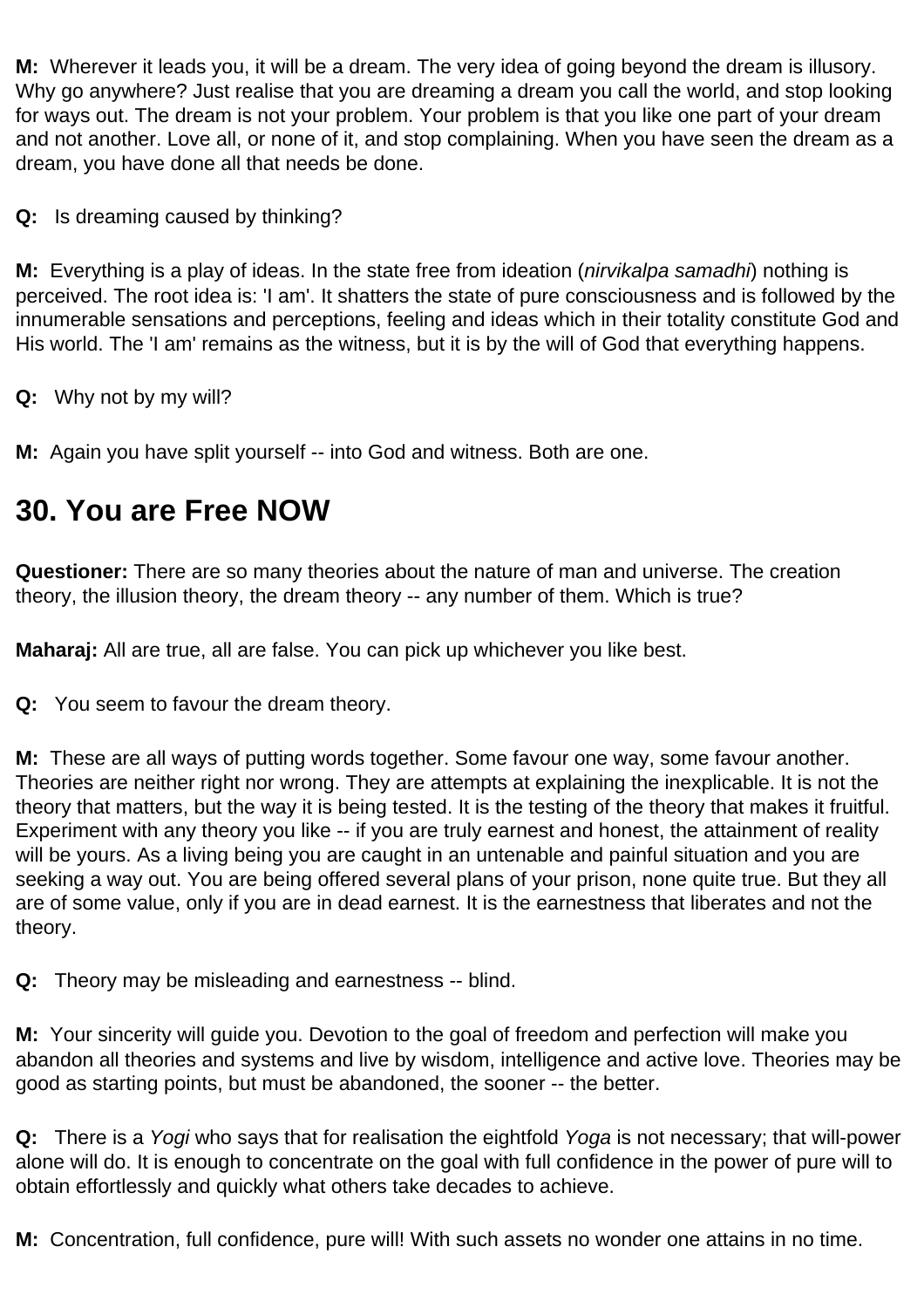**M:** Wherever it leads you, it will be a dream. The very idea of going beyond the dream is illusory. Why go anywhere? Just realise that you are dreaming a dream you call the world, and stop looking for ways out. The dream is not your problem. Your problem is that you like one part of your dream and not another. Love all, or none of it, and stop complaining. When you have seen the dream as a dream, you have done all that needs be done.

**Q:** Is dreaming caused by thinking?

**M:** Everything is a play of ideas. In the state free from ideation (*nirvikalpa samadhi*) nothing is perceived. The root idea is: 'I am'. It shatters the state of pure consciousness and is followed by the innumerable sensations and perceptions, feeling and ideas which in their totality constitute God and His world. The 'I am' remains as the witness, but it is by the will of God that everything happens.

**Q:** Why not by my will?

**M:** Again you have split yourself -- into God and witness. Both are one.

## 30. You are Free NOW

**Questioner:** There are so many theories about the nature of man and universe. The creation theory, the illusion theory, the dream theory -- any number of them. Which is true?

**Maharaj:** All are true, all are false. You can pick up whichever you like best.

**Q:** You seem to favour the dream theory.

**M:** These are all ways of putting words together. Some favour one way, some favour another. Theories are neither right nor wrong. They are attempts at explaining the inexplicable. It is not the theory that matters, but the way it is being tested. It is the testing of the theory that makes it fruitful. Experiment with any theory you like -- if you are truly earnest and honest, the attainment of reality will be yours. As a living being you are caught in an untenable and painful situation and you are seeking a way out. You are being offered several plans of your prison, none quite true. But they all are of some value, only if you are in dead earnest. It is the earnestness that liberates and not the theory.

**Q:** Theory may be misleading and earnestness -- blind.

**M:** Your sincerity will guide you. Devotion to the goal of freedom and perfection will make you abandon all theories and systems and live by wisdom, intelligence and active love. Theories may be good as starting points, but must be abandoned, the sooner -- the better.

**Q:** There is a *Yogi* who says that for realisation the eightfold *Yoga* is not necessary; that will-power alone will do. It is enough to concentrate on the goal with full confidence in the power of pure will to obtain effortlessly and quickly what others take decades to achieve.

**M:** Concentration, full confidence, pure will! With such assets no wonder one attains in no time.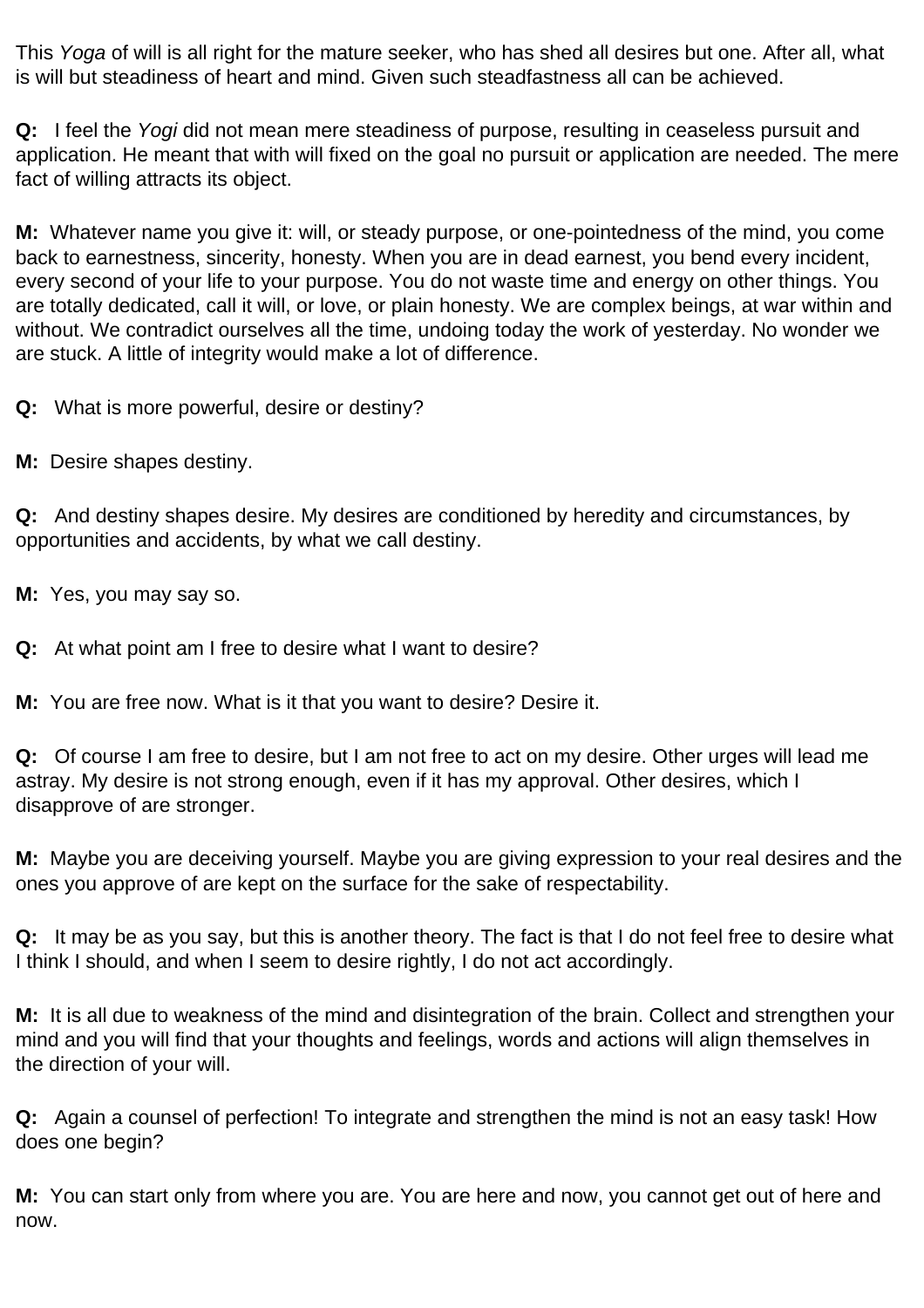This *Yoga* of will is all right for the mature seeker, who has shed all desires but one. After all, what is will but steadiness of heart and mind. Given such steadfastness all can be achieved.

**Q:** I feel the *Yogi* did not mean mere steadiness of purpose, resulting in ceaseless pursuit and application. He meant that with will fixed on the goal no pursuit or application are needed. The mere fact of willing attracts its object.

**M:** Whatever name you give it: will, or steady purpose, or one-pointedness of the mind, you come back to earnestness, sincerity, honesty. When you are in dead earnest, you bend every incident, every second of your life to your purpose. You do not waste time and energy on other things. You are totally dedicated, call it will, or love, or plain honesty. We are complex beings, at war within and without. We contradict ourselves all the time, undoing today the work of yesterday. No wonder we are stuck. A little of integrity would make a lot of difference.

**Q:** What is more powerful, desire or destiny?

**M:** Desire shapes destiny.

**Q:** And destiny shapes desire. My desires are conditioned by heredity and circumstances, by opportunities and accidents, by what we call destiny.

**M:** Yes, you may say so.

**Q:** At what point am I free to desire what I want to desire?

**M:** You are free now. What is it that you want to desire? Desire it.

**Q:** Of course I am free to desire, but I am not free to act on my desire. Other urges will lead me astray. My desire is not strong enough, even if it has my approval. Other desires, which I disapprove of are stronger.

**M:** Maybe you are deceiving yourself. Maybe you are giving expression to your real desires and the ones you approve of are kept on the surface for the sake of respectability.

**Q:** It may be as you say, but this is another theory. The fact is that I do not feel free to desire what I think I should, and when I seem to desire rightly, I do not act accordingly.

**M:** It is all due to weakness of the mind and disintegration of the brain. Collect and strengthen your mind and you will find that your thoughts and feelings, words and actions will align themselves in the direction of your will.

**Q:** Again a counsel of perfection! To integrate and strengthen the mind is not an easy task! How does one begin?

**M:** You can start only from where you are. You are here and now, you cannot get out of here and now.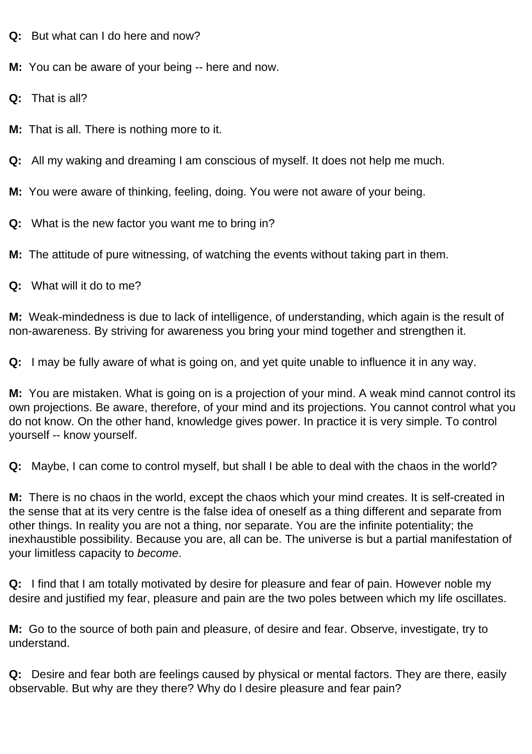**Q:** But what can I do here and now?

**M:** You can be aware of your being -- here and now.

**Q:** That is all?

**M:** That is all. There is nothing more to it.

**Q:** All my waking and dreaming I am conscious of myself. It does not help me much.

**M:** You were aware of thinking, feeling, doing. You were not aware of your being.

**Q:** What is the new factor you want me to bring in?

**M:** The attitude of pure witnessing, of watching the events without taking part in them.

**Q:** What will it do to me?

**M:** Weak-mindedness is due to lack of intelligence, of understanding, which again is the result of non-awareness. By striving for awareness you bring your mind together and strengthen it.

**Q:** I may be fully aware of what is going on, and yet quite unable to influence it in any way.

**M:** You are mistaken. What is going on is a projection of your mind. A weak mind cannot control its own projections. Be aware, therefore, of your mind and its projections. You cannot control what you do not know. On the other hand, knowledge gives power. In practice it is very simple. To control yourself -- know yourself.

**Q:** Maybe, I can come to control myself, but shall I be able to deal with the chaos in the world?

**M:** There is no chaos in the world, except the chaos which your mind creates. It is self-created in the sense that at its very centre is the false idea of oneself as a thing different and separate from other things. In reality you are not a thing, nor separate. You are the infinite potentiality; the inexhaustible possibility. Because you are, all can be. The universe is but a partial manifestation of your limitless capacity to *become*.

**Q:** I find that I am totally motivated by desire for pleasure and fear of pain. However noble my desire and justified my fear, pleasure and pain are the two poles between which my life oscillates.

**M:** Go to the source of both pain and pleasure, of desire and fear. Observe, investigate, try to understand.

**Q:** Desire and fear both are feelings caused by physical or mental factors. They are there, easily observable. But why are they there? Why do I desire pleasure and fear pain?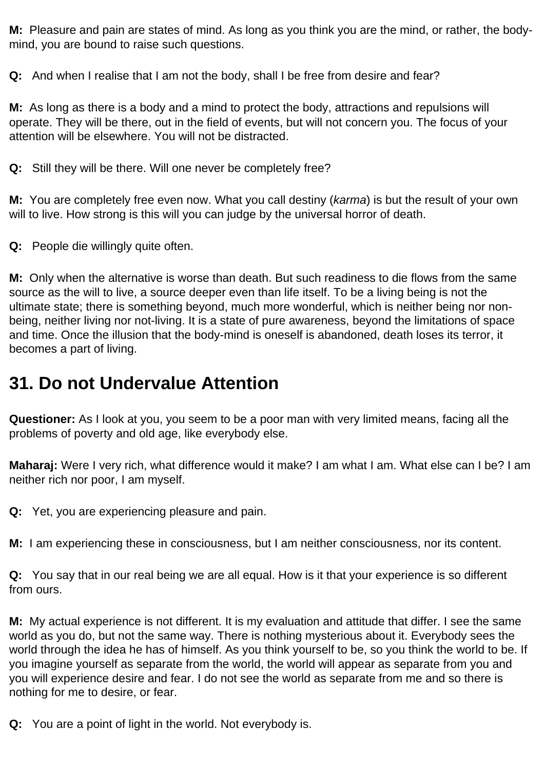**M:** Pleasure and pain are states of mind. As long as you think you are the mind, or rather, the body-mind, you are bound to raise such questions.

**Q:** And when I realise that I am not the body, shall I be free from desire and fear?

**M:** As long as there is a body and a mind to protect the body, attractions and repulsions will operate. They will be there, out in the field of events, but will not concern you. The focus of your attention will be elsewhere. You will not be distracted.

**Q:** Still they will be there. Will one never be completely free?

**M:** You are completely free even now. What you call destiny (*karma*) is but the result of your own will to live. How strong is this will you can judge by the universal horror of death.

**Q:** People die willingly quite often.

**M:** Only when the alternative is worse than death. But such readiness to die flows from the same source as the will to live, a source deeper even than life itself. To be a living being is not the ultimate state; there is something beyond, much more wonderful, which is neither being nor non-being, neither living nor not-living. It is a state of pure awareness, beyond the limitations of space and time. Once the illusion that the body-mind is oneself is abandoned, death loses its terror, it becomes a part of living.

## 31. Do not Undervalue Attention

**Questioner:** As I look at you, you seem to be a poor man with very limited means, facing all the problems of poverty and old age, like everybody else.

**Maharaj:** Were I very rich, what difference would it make? I am what I am. What else can I be? I am neither rich nor poor, I am myself.

**Q:** Yet, you are experiencing pleasure and pain.

**M:** I am experiencing these in consciousness, but I am neither consciousness, nor its content.

**Q:** You say that in our real being we are all equal. How is it that your experience is so different from ours.

**M:** My actual experience is not different. It is my evaluation and attitude that differ. I see the same world as you do, but not the same way. There is nothing mysterious about it. Everybody sees the world through the idea he has of himself. As you think yourself to be, so you think the world to be. If you imagine yourself as separate from the world, the world will appear as separate from you and you will experience desire and fear. I do not see the world as separate from me and so there is nothing for me to desire, or fear.

**Q:** You are a point of light in the world. Not everybody is.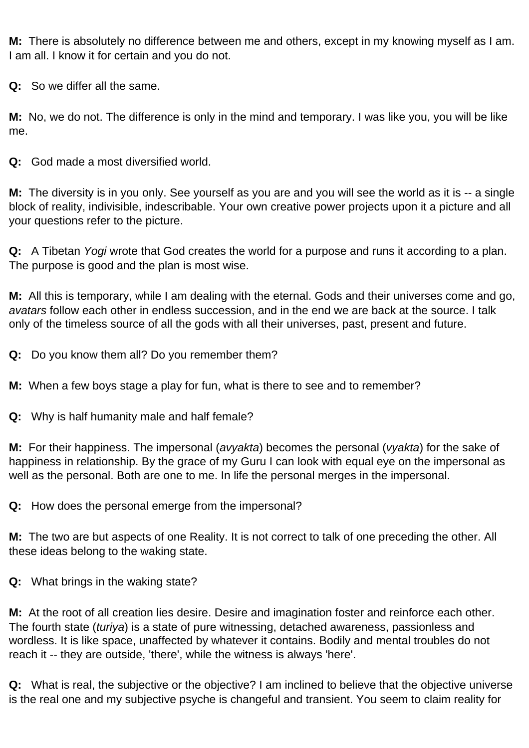**M:** There is absolutely no difference between me and others, except in my knowing myself as I am. I am all. I know it for certain and you do not.

**Q:** So we differ all the same.

**M:** No, we do not. The difference is only in the mind and temporary. I was like you, you will be like me.

**Q:** God made a most diversified world.

**M:** The diversity is in you only. See yourself as you are and you will see the world as it is -- a single block of reality, indivisible, indescribable. Your own creative power projects upon it a picture and all your questions refer to the picture.

**Q:** A Tibetan *Yogi* wrote that God creates the world for a purpose and runs it according to a plan. The purpose is good and the plan is most wise.

**M:** All this is temporary, while I am dealing with the eternal. Gods and their universes come and go, *avatars* follow each other in endless succession, and in the end we are back at the source. I talk only of the timeless source of all the gods with all their universes, past, present and future.

**Q:** Do you know them all? Do you remember them?

**M:** When a few boys stage a play for fun, what is there to see and to remember?

**Q:** Why is half humanity male and half female?

**M:** For their happiness. The impersonal (*avyakta*) becomes the personal (*vyakta*) for the sake of happiness in relationship. By the grace of my Guru I can look with equal eye on the impersonal as well as the personal. Both are one to me. In life the personal merges in the impersonal.

**Q:** How does the personal emerge from the impersonal?

**M:** The two are but aspects of one Reality. It is not correct to talk of one preceding the other. All these ideas belong to the waking state.

**Q:** What brings in the waking state?

**M:** At the root of all creation lies desire. Desire and imagination foster and reinforce each other. The fourth state (*turiya*) is a state of pure witnessing, detached awareness, passionless and wordless. It is like space, unaffected by whatever it contains. Bodily and mental troubles do not reach it -- they are outside, 'there', while the witness is always 'here'.

**Q:** What is real, the subjective or the objective? I am inclined to believe that the objective universe is the real one and my subjective psyche is changeful and transient. You seem to claim reality for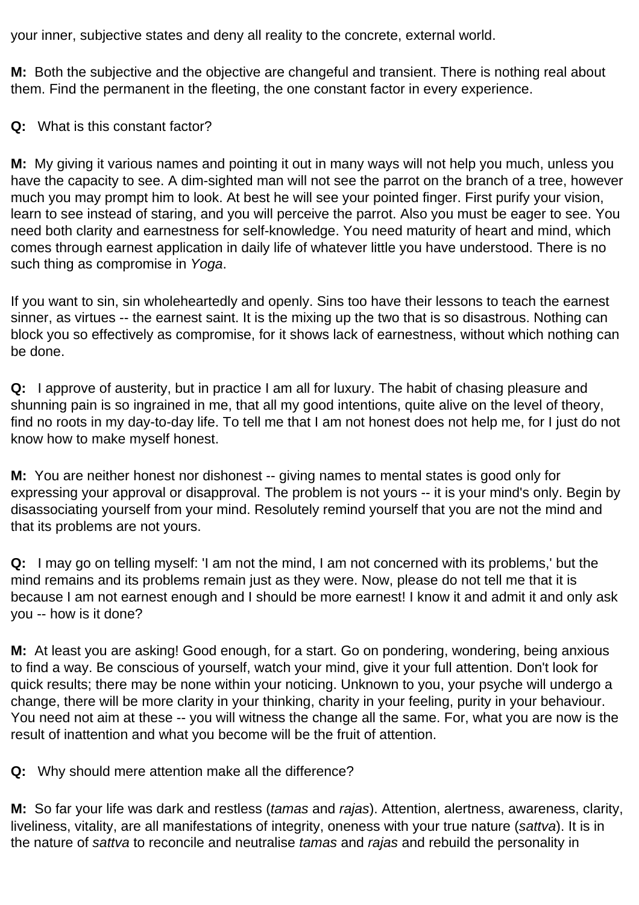your inner, subjective states and deny all reality to the concrete, external world.

**M:** Both the subjective and the objective are changeful and transient. There is nothing real about them. Find the permanent in the fleeting, the one constant factor in every experience.

**Q:** What is this constant factor?

**M:** My giving it various names and pointing it out in many ways will not help you much, unless you have the capacity to see. A dim-sighted man will not see the parrot on the branch of a tree, however much you may prompt him to look. At best he will see your pointed finger. First purify your vision, learn to see instead of staring, and you will perceive the parrot. Also you must be eager to see. You need both clarity and earnestness for self-knowledge. You need maturity of heart and mind, which comes through earnest application in daily life of whatever little you have understood. There is no such thing as compromise in *Yoga*.

If you want to sin, sin wholeheartedly and openly. Sins too have their lessons to teach the earnest sinner, as virtues -- the earnest saint. It is the mixing up the two that is so disastrous. Nothing can block you so effectively as compromise, for it shows lack of earnestness, without which nothing can be done.

**Q:** I approve of austerity, but in practice I am all for luxury. The habit of chasing pleasure and shunning pain is so ingrained in me, that all my good intentions, quite alive on the level of theory, find no roots in my day-to-day life. To tell me that I am not honest does not help me, for I just do not know how to make myself honest.

**M:** You are neither honest nor dishonest -- giving names to mental states is good only for expressing your approval or disapproval. The problem is not yours -- it is your mind's only. Begin by disassociating yourself from your mind. Resolutely remind yourself that you are not the mind and that its problems are not yours.

**Q:** I may go on telling myself: 'I am not the mind, I am not concerned with its problems,' but the mind remains and its problems remain just as they were. Now, please do not tell me that it is because I am not earnest enough and I should be more earnest! I know it and admit it and only ask you -- how is it done?

**M:** At least you are asking! Good enough, for a start. Go on pondering, wondering, being anxious to find a way. Be conscious of yourself, watch your mind, give it your full attention. Don't look for quick results; there may be none within your noticing. Unknown to you, your psyche will undergo a change, there will be more clarity in your thinking, charity in your feeling, purity in your behaviour. You need not aim at these -- you will witness the change all the same. For, what you are now is the result of inattention and what you become will be the fruit of attention.

**Q:** Why should mere attention make all the difference?

**M:** So far your life was dark and restless (*tamas* and *rajas*). Attention, alertness, awareness, clarity, liveliness, vitality, are all manifestations of integrity, oneness with your true nature (*sattva*). It is in the nature of *sattva* to reconcile and neutralise *tamas* and *rajas* and rebuild the personality in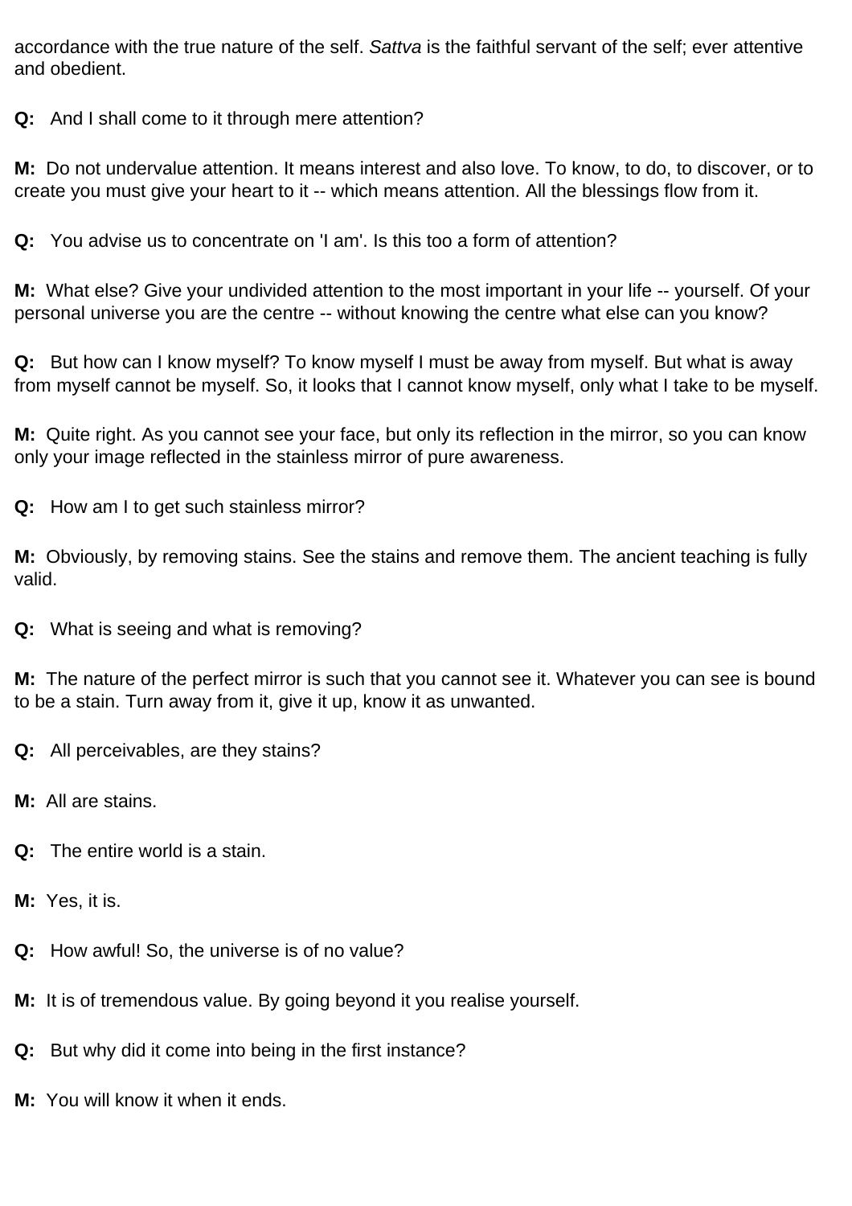accordance with the true nature of the self. *Sattva* is the faithful servant of the self; ever attentive and obedient.

**Q:** And I shall come to it through mere attention?

**M:** Do not undervalue attention. It means interest and also love. To know, to do, to discover, or to create you must give your heart to it -- which means attention. All the blessings flow from it.

**Q:** You advise us to concentrate on 'I am'. Is this too a form of attention?

**M:** What else? Give your undivided attention to the most important in your life -- yourself. Of your personal universe you are the centre -- without knowing the centre what else can you know?

**Q:** But how can I know myself? To know myself I must be away from myself. But what is away from myself cannot be myself. So, it looks that I cannot know myself, only what I take to be myself.

**M:** Quite right. As you cannot see your face, but only its reflection in the mirror, so you can know only your image reflected in the stainless mirror of pure awareness.

**Q:** How am I to get such stainless mirror?

**M:** Obviously, by removing stains. See the stains and remove them. The ancient teaching is fully valid.

**Q:** What is seeing and what is removing?

**M:** The nature of the perfect mirror is such that you cannot see it. Whatever you can see is bound to be a stain. Turn away from it, give it up, know it as unwanted.

**Q:** All perceivables, are they stains?

**M:** All are stains.

**Q:** The entire world is a stain.

**M:** Yes, it is.

**Q:** How awful! So, the universe is of no value?

**M:** It is of tremendous value. By going beyond it you realise yourself.

**Q:** But why did it come into being in the first instance?

**M:** You will know it when it ends.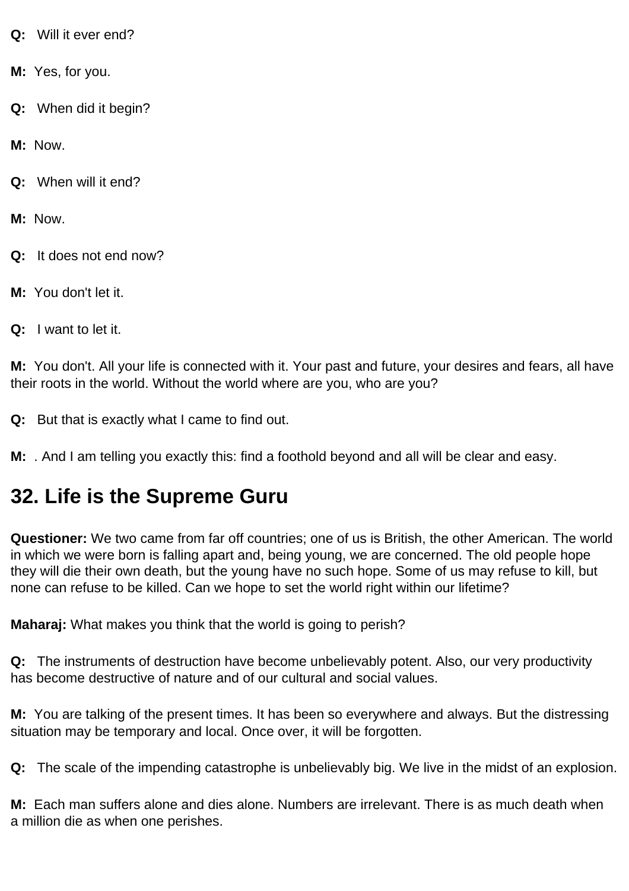**Q:** Will it ever end?

**M:** Yes, for you.

**Q:** When did it begin?

**M:** Now.

**Q:** When will it end?

**M:** Now.

**Q:** It does not end now?

**M:** You don't let it.

**Q:** I want to let it.

**M:** You don't. All your life is connected with it. Your past and future, your desires and fears, all have their roots in the world. Without the world where are you, who are you?

**Q:** But that is exactly what I came to find out.

**M:** . And I am telling you exactly this: find a foothold beyond and all will be clear and easy.

## 32. Life is the Supreme Guru

**Questioner:** We two came from far off countries; one of us is British, the other American. The world in which we were born is falling apart and, being young, we are concerned. The old people hope they will die their own death, but the young have no such hope. Some of us may refuse to kill, but none can refuse to be killed. Can we hope to set the world right within our lifetime?

**Maharaj:** What makes you think that the world is going to perish?

**Q:** The instruments of destruction have become unbelievably potent. Also, our very productivity has become destructive of nature and of our cultural and social values.

**M:** You are talking of the present times. It has been so everywhere and always. But the distressing situation may be temporary and local. Once over, it will be forgotten.

**Q:** The scale of the impending catastrophe is unbelievably big. We live in the midst of an explosion.

**M:** Each man suffers alone and dies alone. Numbers are irrelevant. There is as much death when a million die as when one perishes.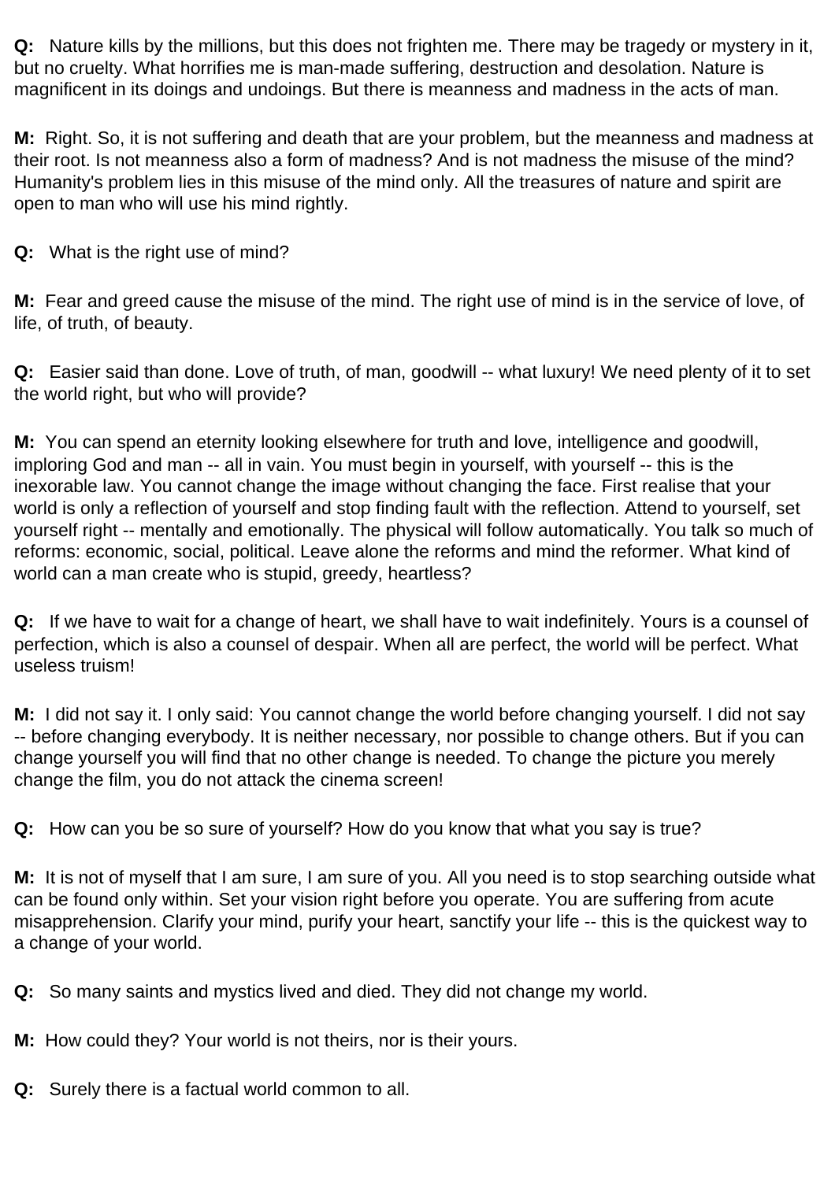**Q:** Nature kills by the millions, but this does not frighten me. There may be tragedy or mystery in it, but no cruelty. What horrifies me is man-made suffering, destruction and desolation. Nature is magnificent in its doings and undoings. But there is meanness and madness in the acts of man.

**M:** Right. So, it is not suffering and death that are your problem, but the meanness and madness at their root. Is not meanness also a form of madness? And is not madness the misuse of the mind? Humanity's problem lies in this misuse of the mind only. All the treasures of nature and spirit are open to man who will use his mind rightly.

**Q:** What is the right use of mind?

**M:** Fear and greed cause the misuse of the mind. The right use of mind is in the service of love, of life, of truth, of beauty.

**Q:** Easier said than done. Love of truth, of man, goodwill -- what luxury! We need plenty of it to set the world right, but who will provide?

**M:** You can spend an eternity looking elsewhere for truth and love, intelligence and goodwill, imploring God and man -- all in vain. You must begin in yourself, with yourself -- this is the inexorable law. You cannot change the image without changing the face. First realise that your world is only a reflection of yourself and stop finding fault with the reflection. Attend to yourself, set yourself right -- mentally and emotionally. The physical will follow automatically. You talk so much of reforms: economic, social, political. Leave alone the reforms and mind the reformer. What kind of world can a man create who is stupid, greedy, heartless?

**Q:** If we have to wait for a change of heart, we shall have to wait indefinitely. Yours is a counsel of perfection, which is also a counsel of despair. When all are perfect, the world will be perfect. What useless truism!

**M:** I did not say it. I only said: You cannot change the world before changing yourself. I did not say -- before changing everybody. It is neither necessary, nor possible to change others. But if you can change yourself you will find that no other change is needed. To change the picture you merely change the film, you do not attack the cinema screen!

**Q:** How can you be so sure of yourself? How do you know that what you say is true?

**M:** It is not of myself that I am sure, I am sure of you. All you need is to stop searching outside what can be found only within. Set your vision right before you operate. You are suffering from acute misapprehension. Clarify your mind, purify your heart, sanctify your life -- this is the quickest way to a change of your world.

**Q:** So many saints and mystics lived and died. They did not change my world.

**M:** How could they? Your world is not theirs, nor is their yours.

**Q:** Surely there is a factual world common to all.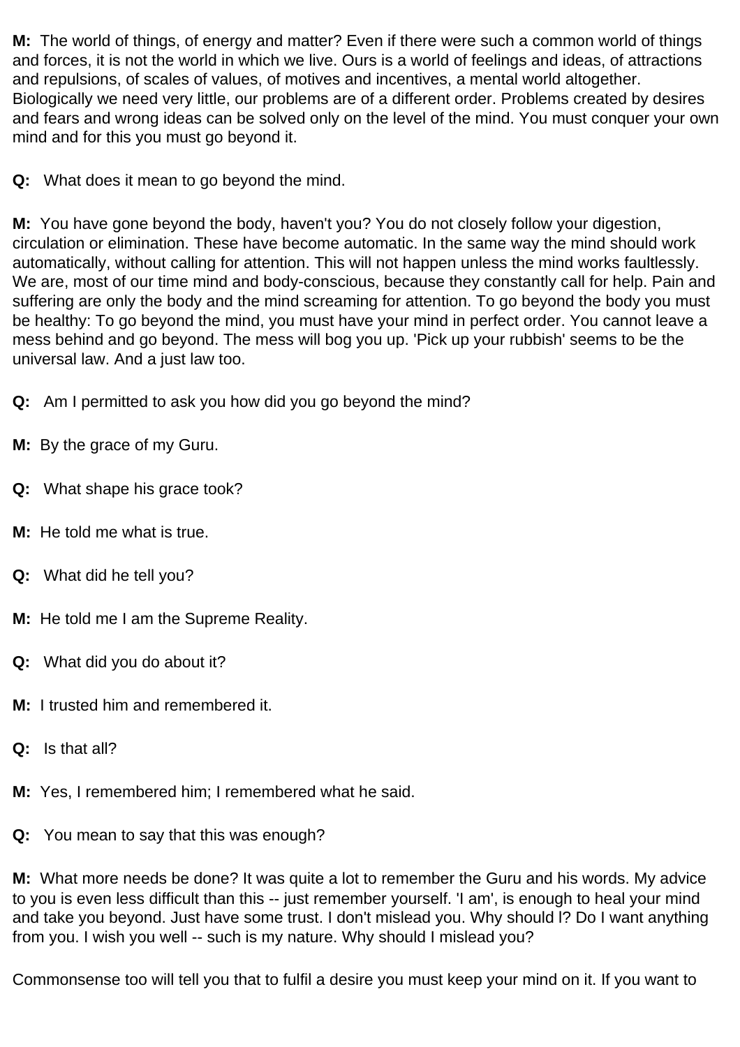**M:** The world of things, of energy and matter? Even if there were such a common world of things and forces, it is not the world in which we live. Ours is a world of feelings and ideas, of attractions and repulsions, of scales of values, of motives and incentives, a mental world altogether. Biologically we need very little, our problems are of a different order. Problems created by desires and fears and wrong ideas can be solved only on the level of the mind. You must conquer your own mind and for this you must go beyond it.

**Q:** What does it mean to go beyond the mind.

**M:** You have gone beyond the body, haven't you? You do not closely follow your digestion, circulation or elimination. These have become automatic. In the same way the mind should work automatically, without calling for attention. This will not happen unless the mind works faultlessly. We are, most of our time mind and body-conscious, because they constantly call for help. Pain and suffering are only the body and the mind screaming for attention. To go beyond the body you must be healthy: To go beyond the mind, you must have your mind in perfect order. You cannot leave a mess behind and go beyond. The mess will bog you up. 'Pick up your rubbish' seems to be the universal law. And a just law too.

**Q:** Am I permitted to ask you how did you go beyond the mind?

**M:** By the grace of my Guru.

**Q:** What shape his grace took?

**M:** He told me what is true.

**Q:** What did he tell you?

**M:** He told me I am the Supreme Reality.

**Q:** What did you do about it?

**M:** I trusted him and remembered it.

**Q:** Is that all?

**M:** Yes, I remembered him; I remembered what he said.

**Q:** You mean to say that this was enough?

**M:** What more needs be done? It was quite a lot to remember the Guru and his words. My advice to you is even less difficult than this -- just remember yourself. 'I am', is enough to heal your mind and take you beyond. Just have some trust. I don't mislead you. Why should I? Do I want anything from you. I wish you well -- such is my nature. Why should I mislead you?

Commonsense too will tell you that to fulfil a desire you must keep your mind on it. If you want to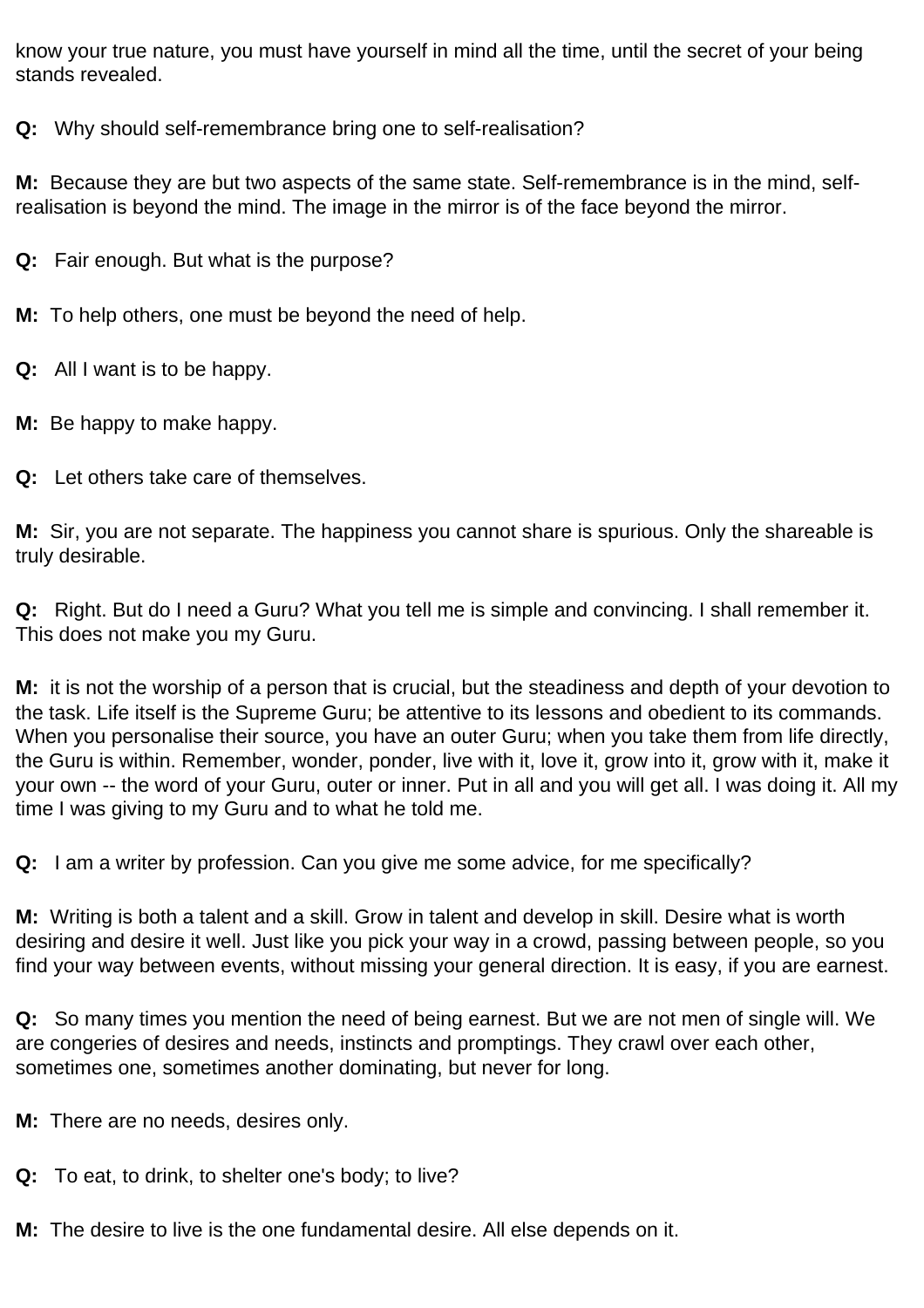know your true nature, you must have yourself in mind all the time, until the secret of your being stands revealed.

**Q:** Why should self-remembrance bring one to self-realisation?

**M:** Because they are but two aspects of the same state. Self-remembrance is in the mind, self-realisation is beyond the mind. The image in the mirror is of the face beyond the mirror.

**Q:** Fair enough. But what is the purpose?

**M:** To help others, one must be beyond the need of help.

**Q:** All I want is to be happy.

**M:** Be happy to make happy.

**Q:** Let others take care of themselves.

**M:** Sir, you are not separate. The happiness you cannot share is spurious. Only the shareable is truly desirable.

**Q:** Right. But do I need a Guru? What you tell me is simple and convincing. I shall remember it. This does not make you my Guru.

**M:** it is not the worship of a person that is crucial, but the steadiness and depth of your devotion to the task. Life itself is the Supreme Guru; be attentive to its lessons and obedient to its commands. When you personalise their source, you have an outer Guru; when you take them from life directly, the Guru is within. Remember, wonder, ponder, live with it, love it, grow into it, grow with it, make it your own -- the word of your Guru, outer or inner. Put in all and you will get all. I was doing it. All my time I was giving to my Guru and to what he told me.

**Q:** I am a writer by profession. Can you give me some advice, for me specifically?

**M:** Writing is both a talent and a skill. Grow in talent and develop in skill. Desire what is worth desiring and desire it well. Just like you pick your way in a crowd, passing between people, so you find your way between events, without missing your general direction. It is easy, if you are earnest.

**Q:** So many times you mention the need of being earnest. But we are not men of single will. We are congeries of desires and needs, instincts and promptings. They crawl over each other, sometimes one, sometimes another dominating, but never for long.

**M:** There are no needs, desires only.

**Q:** To eat, to drink, to shelter one's body; to live?

**M:** The desire to live is the one fundamental desire. All else depends on it.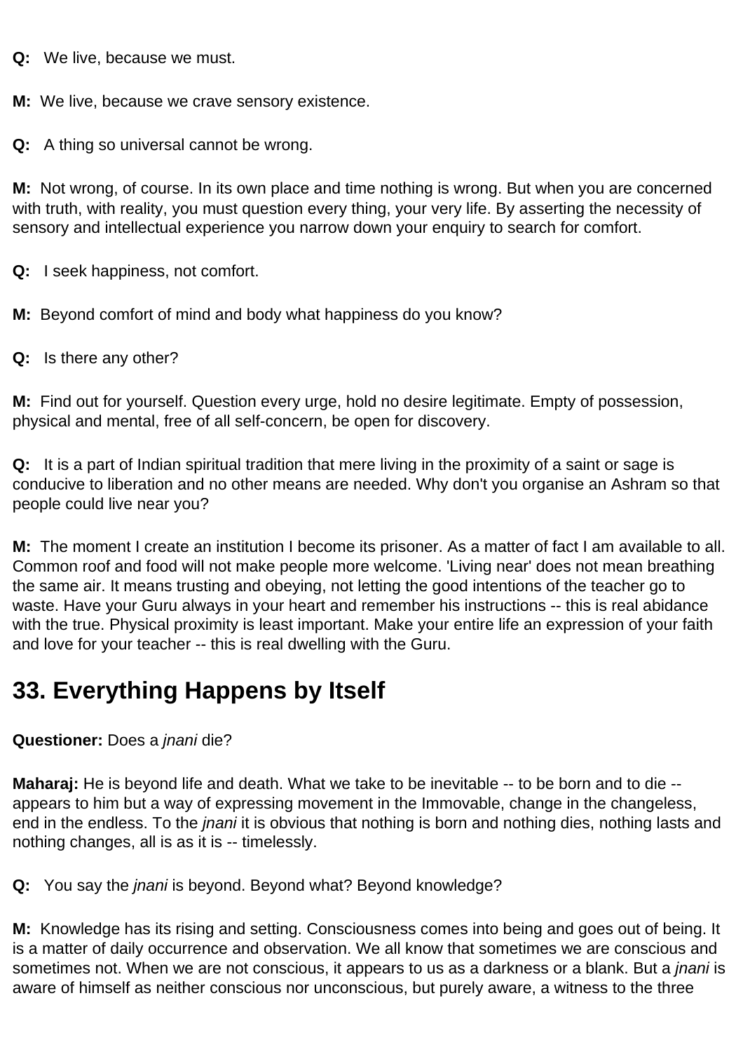**Q:** We live, because we must.

**M:** We live, because we crave sensory existence.

**Q:** A thing so universal cannot be wrong.

**M:** Not wrong, of course. In its own place and time nothing is wrong. But when you are concerned with truth, with reality, you must question every thing, your very life. By asserting the necessity of sensory and intellectual experience you narrow down your enquiry to search for comfort.

**Q:** I seek happiness, not comfort.

**M:** Beyond comfort of mind and body what happiness do you know?

**Q:** Is there any other?

**M:** Find out for yourself. Question every urge, hold no desire legitimate. Empty of possession, physical and mental, free of all self-concern, be open for discovery.

**Q:** It is a part of Indian spiritual tradition that mere living in the proximity of a saint or sage is conducive to liberation and no other means are needed. Why don't you organise an Ashram so that people could live near you?

**M:** The moment I create an institution I become its prisoner. As a matter of fact I am available to all. Common roof and food will not make people more welcome. 'Living near' does not mean breathing the same air. It means trusting and obeying, not letting the good intentions of the teacher go to waste. Have your Guru always in your heart and remember his instructions -- this is real abidance with the true. Physical proximity is least important. Make your entire life an expression of your faith and love for your teacher -- this is real dwelling with the Guru.

## 33. Everything Happens by Itself

**Questioner:** Does a *jnani* die?

**Maharaj:** He is beyond life and death. What we take to be inevitable -- to be born and to die -- appears to him but a way of expressing movement in the Immovable, change in the changeless, end in the endless. To the *jnani* it is obvious that nothing is born and nothing dies, nothing lasts and nothing changes, all is as it is -- timelessly.

**Q:** You say the *jnani* is beyond. Beyond what? Beyond knowledge?

**M:** Knowledge has its rising and setting. Consciousness comes into being and goes out of being. It is a matter of daily occurrence and observation. We all know that sometimes we are conscious and sometimes not. When we are not conscious, it appears to us as a darkness or a blank. But a *jnani* is aware of himself as neither conscious nor unconscious, but purely aware, a witness to the three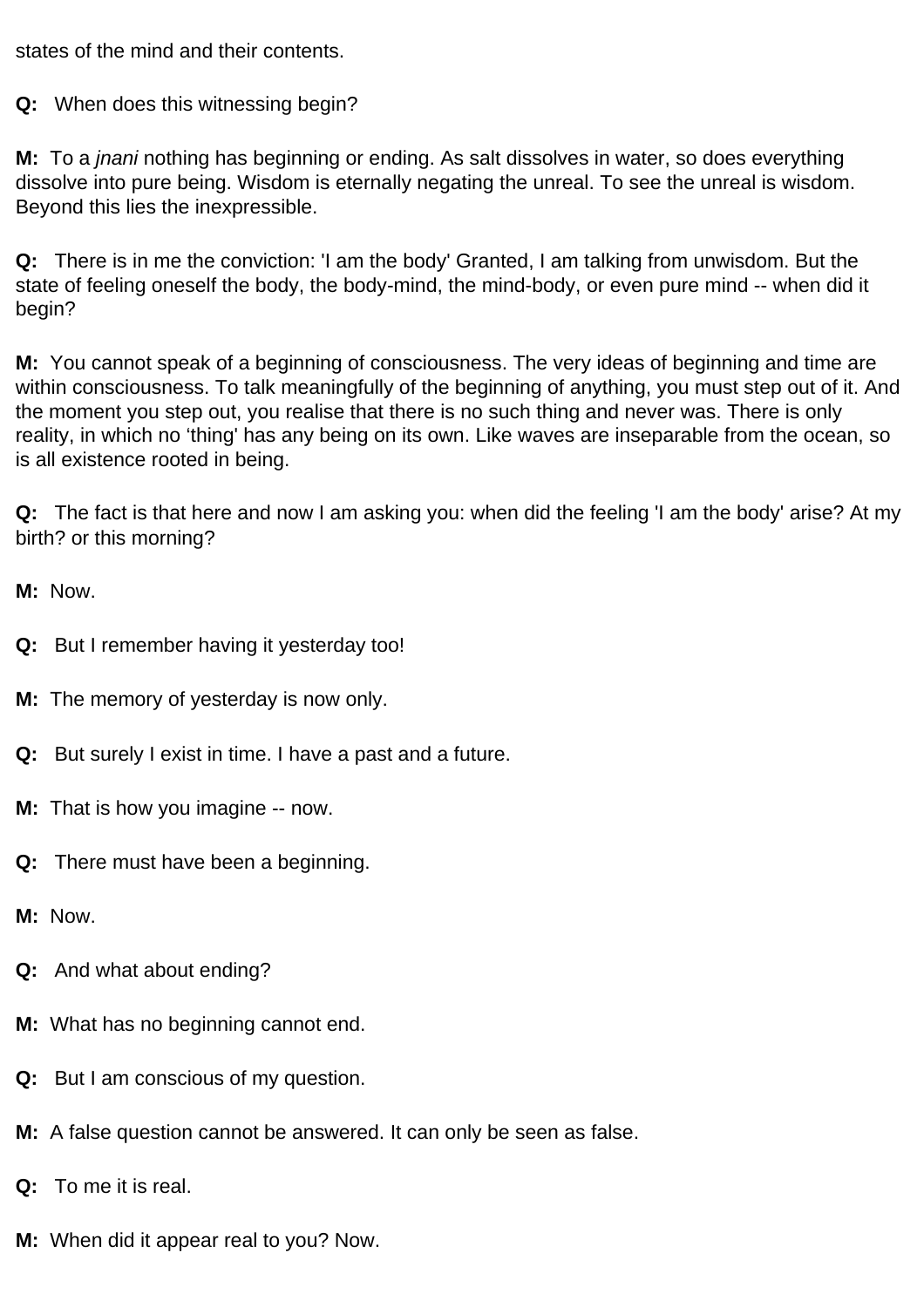states of the mind and their contents.

**Q:** When does this witnessing begin?

**M:** To a *jnani* nothing has beginning or ending. As salt dissolves in water, so does everything dissolve into pure being. Wisdom is eternally negating the unreal. To see the unreal is wisdom. Beyond this lies the inexpressible.

**Q:** There is in me the conviction: 'I am the body' Granted, I am talking from unwisdom. But the state of feeling oneself the body, the body-mind, the mind-body, or even pure mind -- when did it begin?

**M:** You cannot speak of a beginning of consciousness. The very ideas of beginning and time are within consciousness. To talk meaningfully of the beginning of anything, you must step out of it. And the moment you step out, you realise that there is no such thing and never was. There is only reality, in which no 'thing' has any being on its own. Like waves are inseparable from the ocean, so is all existence rooted in being.

**Q:** The fact is that here and now I am asking you: when did the feeling 'I am the body' arise? At my birth? or this morning?

**M:** Now.

**Q:** But I remember having it yesterday too!

**M:** The memory of yesterday is now only.

**Q:** But surely I exist in time. I have a past and a future.

**M:** That is how you imagine -- now.

**Q:** There must have been a beginning.

**M:** Now.

**Q:** And what about ending?

**M:** What has no beginning cannot end.

**Q:** But I am conscious of my question.

**M:** A false question cannot be answered. It can only be seen as false.

**Q:** To me it is real.

**M:** When did it appear real to you? Now.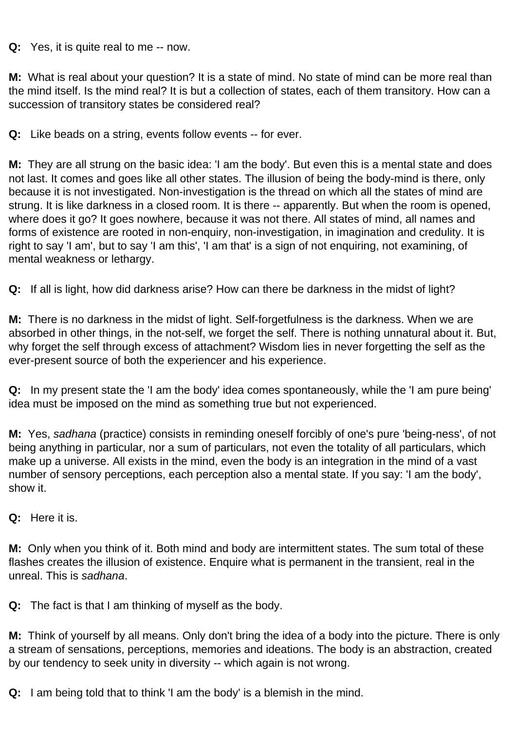**Q:** Yes, it is quite real to me -- now.

**M:** What is real about your question? It is a state of mind. No state of mind can be more real than the mind itself. Is the mind real? It is but a collection of states, each of them transitory. How can a succession of transitory states be considered real?

**Q:** Like beads on a string, events follow events -- for ever.

**M:** They are all strung on the basic idea: 'I am the body'. But even this is a mental state and does not last. It comes and goes like all other states. The illusion of being the body-mind is there, only because it is not investigated. Non-investigation is the thread on which all the states of mind are strung. It is like darkness in a closed room. It is there -- apparently. But when the room is opened, where does it go? It goes nowhere, because it was not there. All states of mind, all names and forms of existence are rooted in non-enquiry, non-investigation, in imagination and credulity. It is right to say 'I am', but to say 'I am this', 'I am that' is a sign of not enquiring, not examining, of mental weakness or lethargy.

**Q:** If all is light, how did darkness arise? How can there be darkness in the midst of light?

**M:** There is no darkness in the midst of light. Self-forgetfulness is the darkness. When we are absorbed in other things, in the not-self, we forget the self. There is nothing unnatural about it. But, why forget the self through excess of attachment? Wisdom lies in never forgetting the self as the ever-present source of both the experiencer and his experience.

**Q:** In my present state the 'I am the body' idea comes spontaneously, while the 'I am pure being' idea must be imposed on the mind as something true but not experienced.

**M:** Yes, *sadhana* (practice) consists in reminding oneself forcibly of one's pure 'being-ness', of not being anything in particular, nor a sum of particulars, not even the totality of all particulars, which make up a universe. All exists in the mind, even the body is an integration in the mind of a vast number of sensory perceptions, each perception also a mental state. If you say: 'I am the body', show it.

**Q:** Here it is.

**M:** Only when you think of it. Both mind and body are intermittent states. The sum total of these flashes creates the illusion of existence. Enquire what is permanent in the transient, real in the unreal. This is *sadhana*.

**Q:** The fact is that I am thinking of myself as the body.

**M:** Think of yourself by all means. Only don't bring the idea of a body into the picture. There is only a stream of sensations, perceptions, memories and ideations. The body is an abstraction, created by our tendency to seek unity in diversity -- which again is not wrong.

**Q:** I am being told that to think 'I am the body' is a blemish in the mind.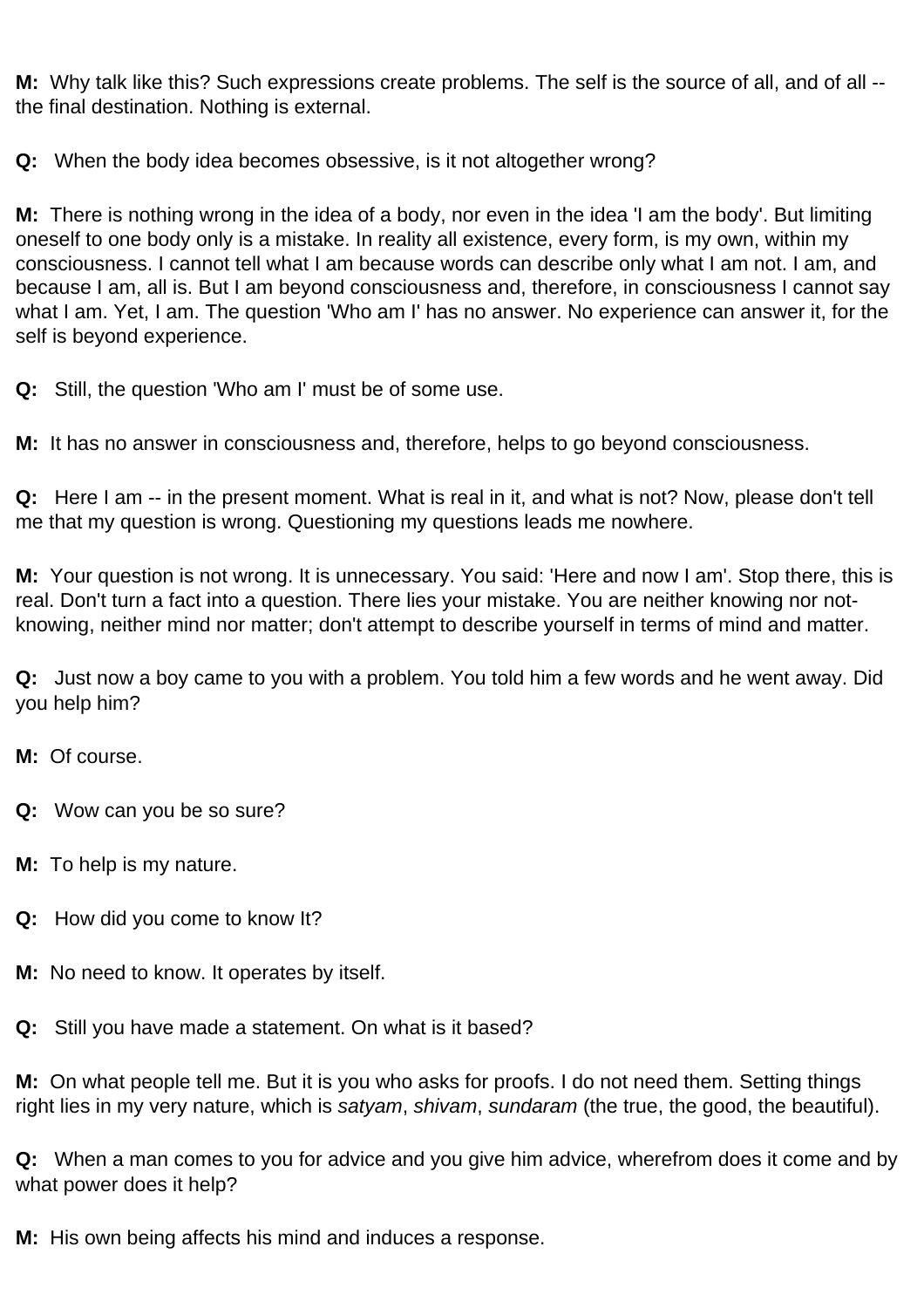**M:** Why talk like this? Such expressions create problems. The self is the source of all, and of all -- the final destination. Nothing is external.

**Q:** When the body idea becomes obsessive, is it not altogether wrong?

**M:** There is nothing wrong in the idea of a body, nor even in the idea 'I am the body'. But limiting oneself to one body only is a mistake. In reality all existence, every form, is my own, within my consciousness. I cannot tell what I am because words can describe only what I am not. I am, and because I am, all is. But I am beyond consciousness and, therefore, in consciousness I cannot say what I am. Yet, I am. The question 'Who am I' has no answer. No experience can answer it, for the self is beyond experience.

**Q:** Still, the question 'Who am I' must be of some use.

**M:** It has no answer in consciousness and, therefore, helps to go beyond consciousness.

**Q:** Here I am -- in the present moment. What is real in it, and what is not? Now, please don't tell me that my question is wrong. Questioning my questions leads me nowhere.

**M:** Your question is not wrong. It is unnecessary. You said: 'Here and now I am'. Stop there, this is real. Don't turn a fact into a question. There lies your mistake. You are neither knowing nor not-knowing, neither mind nor matter; don't attempt to describe yourself in terms of mind and matter.

**Q:** Just now a boy came to you with a problem. You told him a few words and he went away. Did you help him?

**M:** Of course.

**Q:** Wow can you be so sure?

**M:** To help is my nature.

**Q:** How did you come to know It?

**M:** No need to know. It operates by itself.

**Q:** Still you have made a statement. On what is it based?

**M:** On what people tell me. But it is you who asks for proofs. I do not need them. Setting things right lies in my very nature, which is *satyam*, *shivam*, *sundaram* (the true, the good, the beautiful).

**Q:** When a man comes to you for advice and you give him advice, wherefrom does it come and by what power does it help?

**M:** His own being affects his mind and induces a response.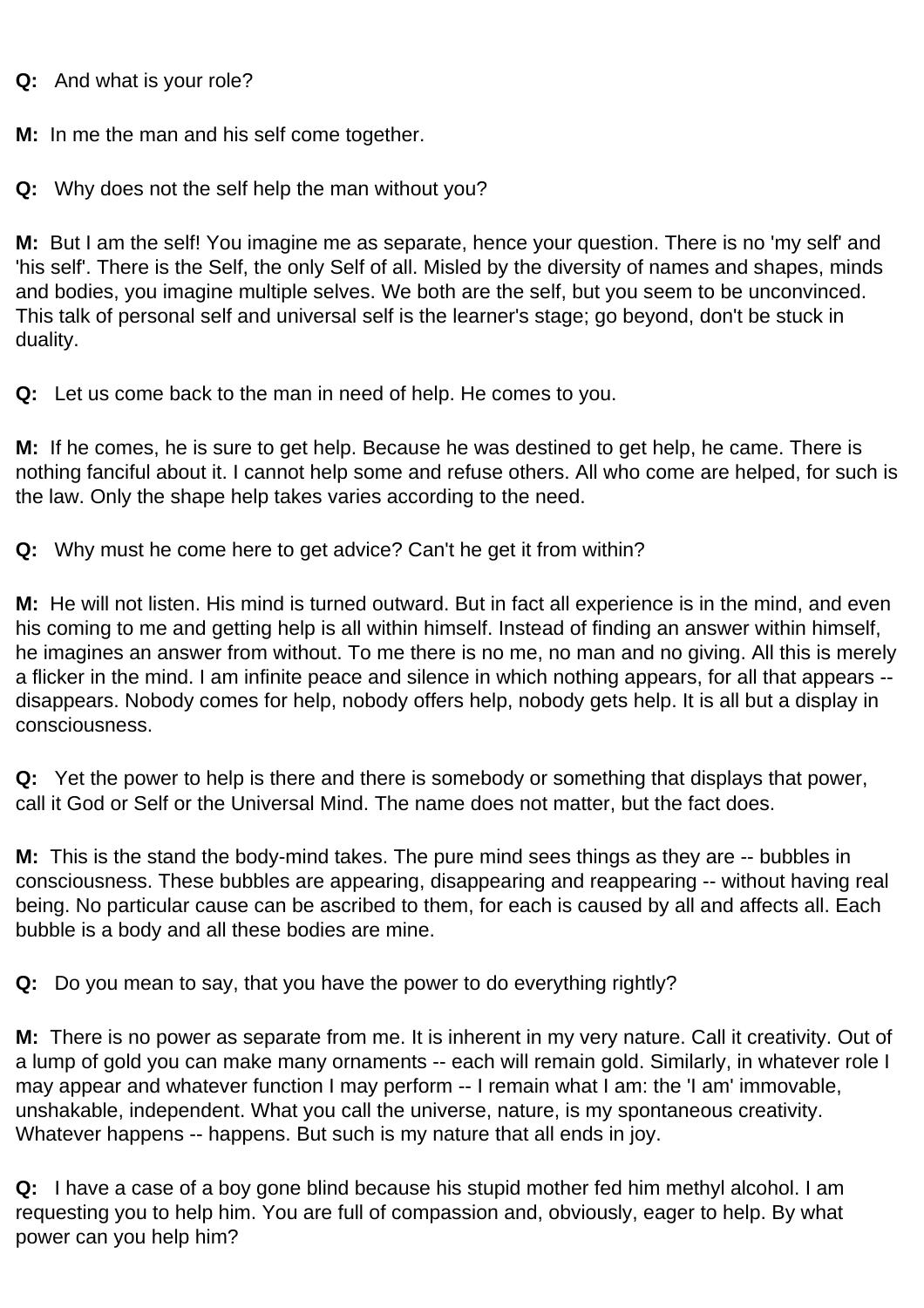**Q:** And what is your role?

**M:** In me the man and his self come together.

**Q:** Why does not the self help the man without you?

**M:** But I am the self! You imagine me as separate, hence your question. There is no 'my self' and 'his self'. There is the Self, the only Self of all. Misled by the diversity of names and shapes, minds and bodies, you imagine multiple selves. We both are the self, but you seem to be unconvinced. This talk of personal self and universal self is the learner's stage; go beyond, don't be stuck in duality.

**Q:** Let us come back to the man in need of help. He comes to you.

**M:** If he comes, he is sure to get help. Because he was destined to get help, he came. There is nothing fanciful about it. I cannot help some and refuse others. All who come are helped, for such is the law. Only the shape help takes varies according to the need.

**Q:** Why must he come here to get advice? Can't he get it from within?

**M:** He will not listen. His mind is turned outward. But in fact all experience is in the mind, and even his coming to me and getting help is all within himself. Instead of finding an answer within himself, he imagines an answer from without. To me there is no me, no man and no giving. All this is merely a flicker in the mind. I am infinite peace and silence in which nothing appears, for all that appears -- disappears. Nobody comes for help, nobody offers help, nobody gets help. It is all but a display in consciousness.

**Q:** Yet the power to help is there and there is somebody or something that displays that power, call it God or Self or the Universal Mind. The name does not matter, but the fact does.

**M:** This is the stand the body-mind takes. The pure mind sees things as they are -- bubbles in consciousness. These bubbles are appearing, disappearing and reappearing -- without having real being. No particular cause can be ascribed to them, for each is caused by all and affects all. Each bubble is a body and all these bodies are mine.

**Q:** Do you mean to say, that you have the power to do everything rightly?

**M:** There is no power as separate from me. It is inherent in my very nature. Call it creativity. Out of a lump of gold you can make many ornaments -- each will remain gold. Similarly, in whatever role I may appear and whatever function I may perform -- I remain what I am: the 'I am' immovable, unshakable, independent. What you call the universe, nature, is my spontaneous creativity. Whatever happens -- happens. But such is my nature that all ends in joy.

**Q:** I have a case of a boy gone blind because his stupid mother fed him methyl alcohol. I am requesting you to help him. You are full of compassion and, obviously, eager to help. By what power can you help him?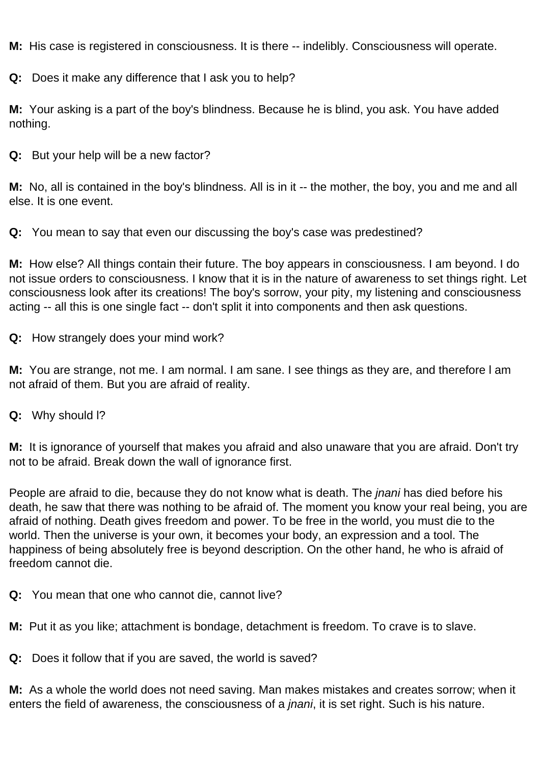**M:** His case is registered in consciousness. It is there -- indelibly. Consciousness will operate.

**Q:** Does it make any difference that I ask you to help?

**M:** Your asking is a part of the boy's blindness. Because he is blind, you ask. You have added nothing.

**Q:** But your help will be a new factor?

**M:** No, all is contained in the boy's blindness. All is in it -- the mother, the boy, you and me and all else. It is one event.

**Q:** You mean to say that even our discussing the boy's case was predestined?

**M:** How else? All things contain their future. The boy appears in consciousness. I am beyond. I do not issue orders to consciousness. I know that it is in the nature of awareness to set things right. Let consciousness look after its creations! The boy's sorrow, your pity, my listening and consciousness acting -- all this is one single fact -- don't split it into components and then ask questions.

**Q:** How strangely does your mind work?

**M:** You are strange, not me. I am normal. I am sane. I see things as they are, and therefore l am not afraid of them. But you are afraid of reality.

**Q:** Why should l?

**M:** It is ignorance of yourself that makes you afraid and also unaware that you are afraid. Don't try not to be afraid. Break down the wall of ignorance first.

People are afraid to die, because they do not know what is death. The *jnani* has died before his death, he saw that there was nothing to be afraid of. The moment you know your real being, you are afraid of nothing. Death gives freedom and power. To be free in the world, you must die to the world. Then the universe is your own, it becomes your body, an expression and a tool. The happiness of being absolutely free is beyond description. On the other hand, he who is afraid of freedom cannot die.

**Q:** You mean that one who cannot die, cannot live?

**M:** Put it as you like; attachment is bondage, detachment is freedom. To crave is to slave.

**Q:** Does it follow that if you are saved, the world is saved?

**M:** As a whole the world does not need saving. Man makes mistakes and creates sorrow; when it enters the field of awareness, the consciousness of a *jnani*, it is set right. Such is his nature.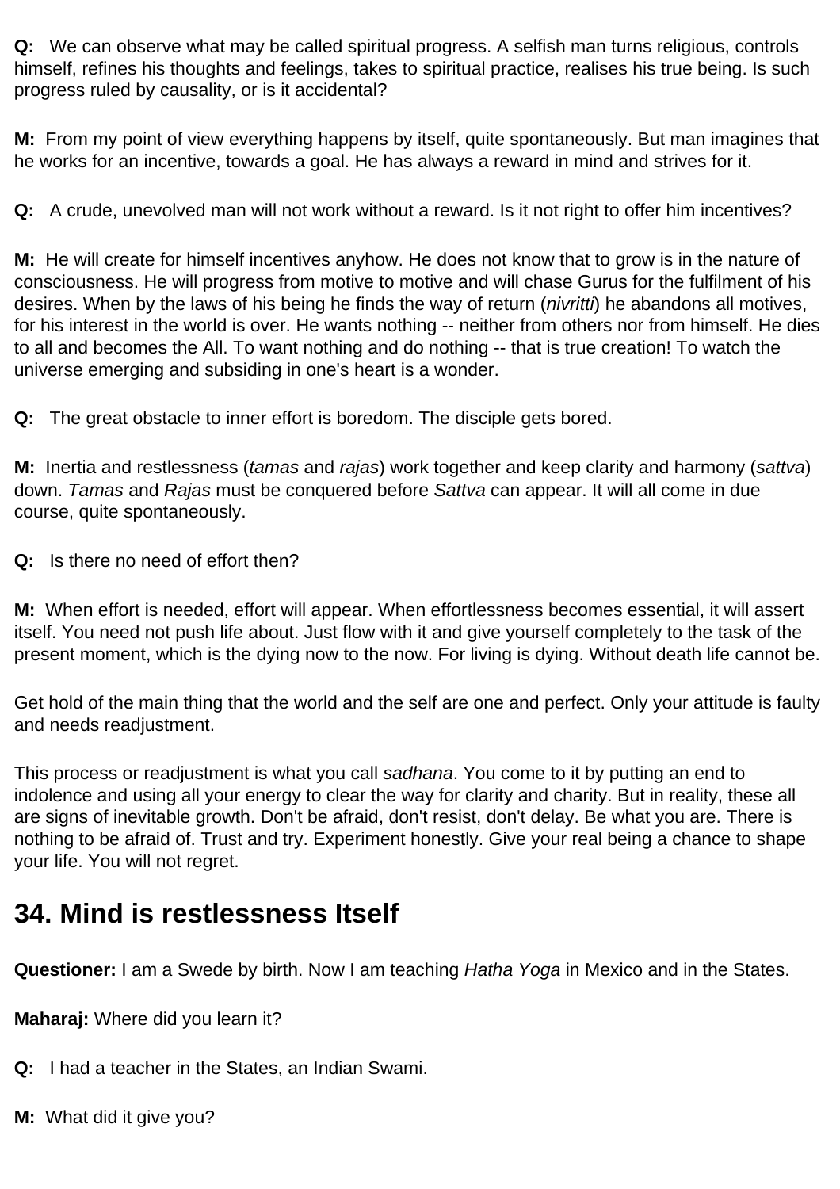**Q:** We can observe what may be called spiritual progress. A selfish man turns religious, controls himself, refines his thoughts and feelings, takes to spiritual practice, realises his true being. Is such progress ruled by causality, or is it accidental?

**M:** From my point of view everything happens by itself, quite spontaneously. But man imagines that he works for an incentive, towards a goal. He has always a reward in mind and strives for it.

**Q:** A crude, unevolved man will not work without a reward. Is it not right to offer him incentives?

**M:** He will create for himself incentives anyhow. He does not know that to grow is in the nature of consciousness. He will progress from motive to motive and will chase Gurus for the fulfilment of his desires. When by the laws of his being he finds the way of return (*nivritti*) he abandons all motives, for his interest in the world is over. He wants nothing -- neither from others nor from himself. He dies to all and becomes the All. To want nothing and do nothing -- that is true creation! To watch the universe emerging and subsiding in one's heart is a wonder.

**Q:** The great obstacle to inner effort is boredom. The disciple gets bored.

**M:** Inertia and restlessness (*tamas* and *rajas*) work together and keep clarity and harmony (*sattva*) down. *Tamas* and *Rajas* must be conquered before *Sattva* can appear. It will all come in due course, quite spontaneously.

**Q:** Is there no need of effort then?

**M:** When effort is needed, effort will appear. When effortlessness becomes essential, it will assert itself. You need not push life about. Just flow with it and give yourself completely to the task of the present moment, which is the dying now to the now. For living is dying. Without death life cannot be.

Get hold of the main thing that the world and the self are one and perfect. Only your attitude is faulty and needs readjustment.

This process or readjustment is what you call *sadhana*. You come to it by putting an end to indolence and using all your energy to clear the way for clarity and charity. But in reality, these all are signs of inevitable growth. Don't be afraid, don't resist, don't delay. Be what you are. There is nothing to be afraid of. Trust and try. Experiment honestly. Give your real being a chance to shape your life. You will not regret.

## 34. Mind is restlessness Itself

**Questioner:** I am a Swede by birth. Now I am teaching *Hatha Yoga* in Mexico and in the States.

**Maharaj:** Where did you learn it?

**Q:** I had a teacher in the States, an Indian Swami.

**M:** What did it give you?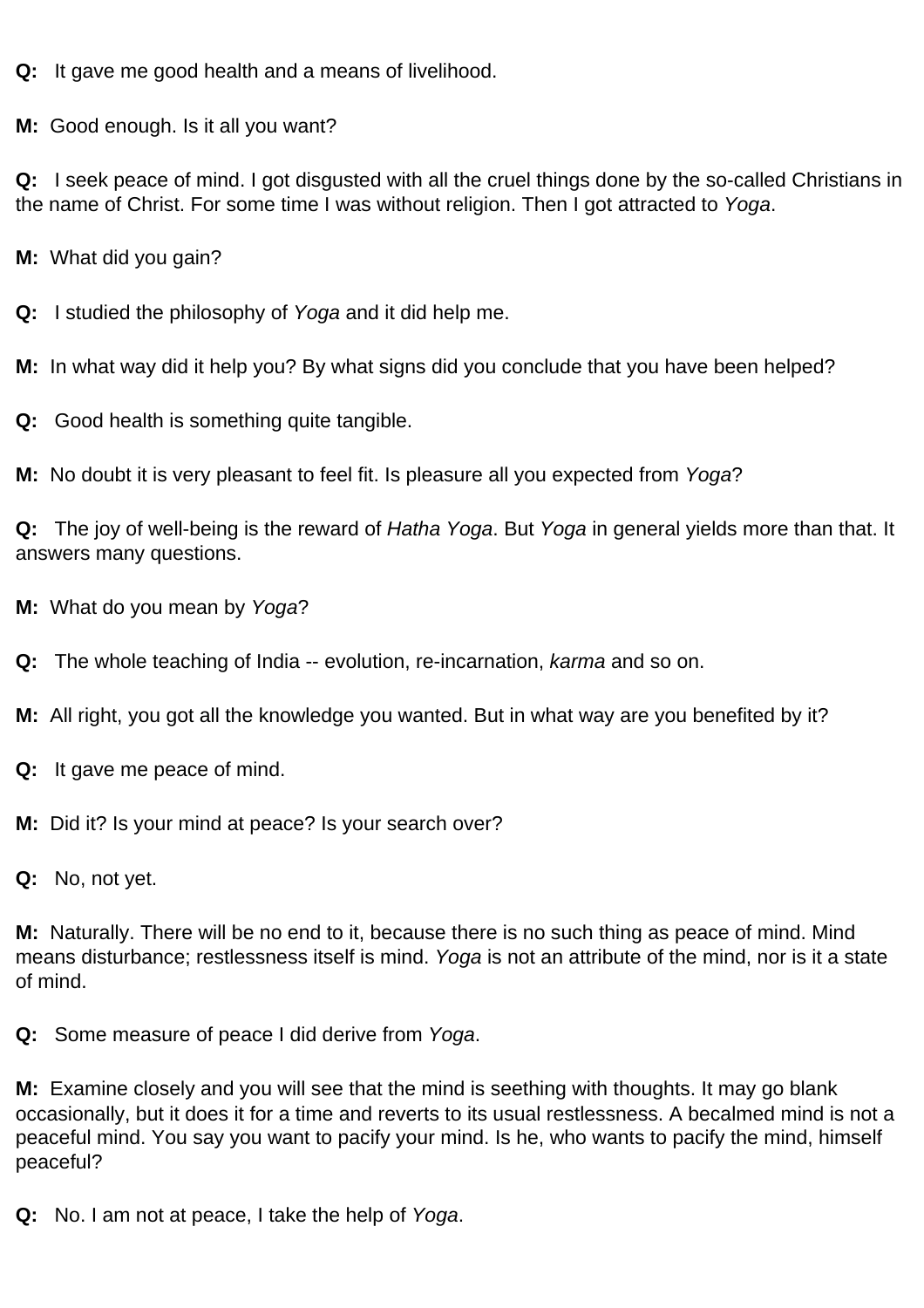**Q:** It gave me good health and a means of livelihood.

**M:** Good enough. Is it all you want?

**Q:** I seek peace of mind. I got disgusted with all the cruel things done by the so-called Christians in the name of Christ. For some time I was without religion. Then I got attracted to *Yoga*.

**M:** What did you gain?

**Q:** I studied the philosophy of *Yoga* and it did help me.

**M:** In what way did it help you? By what signs did you conclude that you have been helped?

**Q:** Good health is something quite tangible.

**M:** No doubt it is very pleasant to feel fit. Is pleasure all you expected from *Yoga*?

**Q:** The joy of well-being is the reward of *Hatha Yoga*. But *Yoga* in general yields more than that. It answers many questions.

**M:** What do you mean by *Yoga*?

**Q:** The whole teaching of India -- evolution, re-incarnation, *karma* and so on.

**M:** All right, you got all the knowledge you wanted. But in what way are you benefited by it?

**Q:** It gave me peace of mind.

**M:** Did it? Is your mind at peace? Is your search over?

**Q:** No, not yet.

**M:** Naturally. There will be no end to it, because there is no such thing as peace of mind. Mind means disturbance; restlessness itself is mind. *Yoga* is not an attribute of the mind, nor is it a state of mind.

**Q:** Some measure of peace I did derive from *Yoga*.

**M:** Examine closely and you will see that the mind is seething with thoughts. It may go blank occasionally, but it does it for a time and reverts to its usual restlessness. A becalmed mind is not a peaceful mind. You say you want to pacify your mind. Is he, who wants to pacify the mind, himself peaceful?

**Q:** No. I am not at peace, I take the help of *Yoga*.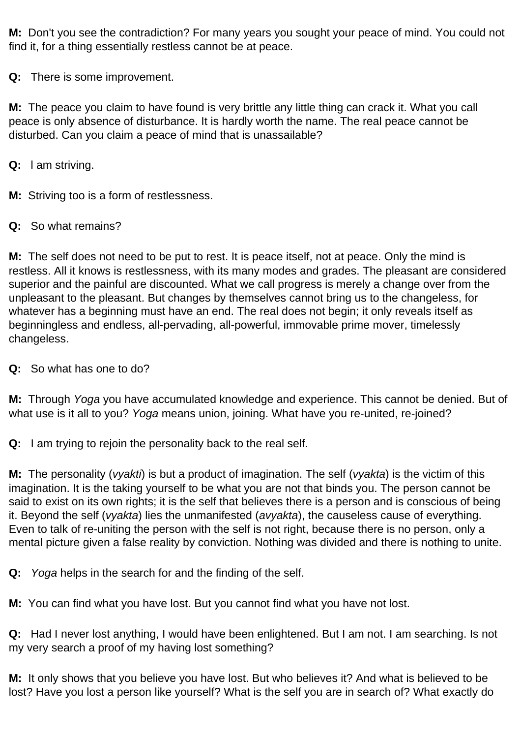**M:** Don't you see the contradiction? For many years you sought your peace of mind. You could not find it, for a thing essentially restless cannot be at peace.

**Q:** There is some improvement.

**M:** The peace you claim to have found is very brittle any little thing can crack it. What you call peace is only absence of disturbance. It is hardly worth the name. The real peace cannot be disturbed. Can you claim a peace of mind that is unassailable?

**Q:** I am striving.

**M:** Striving too is a form of restlessness.

**Q:** So what remains?

**M:** The self does not need to be put to rest. It is peace itself, not at peace. Only the mind is restless. All it knows is restlessness, with its many modes and grades. The pleasant are considered superior and the painful are discounted. What we call progress is merely a change over from the unpleasant to the pleasant. But changes by themselves cannot bring us to the changeless, for whatever has a beginning must have an end. The real does not begin; it only reveals itself as beginningless and endless, all-pervading, all-powerful, immovable prime mover, timelessly changeless.

**Q:** So what has one to do?

**M:** Through *Yoga* you have accumulated knowledge and experience. This cannot be denied. But of what use is it all to you? *Yoga* means union, joining. What have you re-united, re-joined?

**Q:** I am trying to rejoin the personality back to the real self.

**M:** The personality (*vyakti*) is but a product of imagination. The self (*vyakta*) is the victim of this imagination. It is the taking yourself to be what you are not that binds you. The person cannot be said to exist on its own rights; it is the self that believes there is a person and is conscious of being it. Beyond the self (*vyakta*) lies the unmanifested (*avyakta*), the causeless cause of everything. Even to talk of re-uniting the person with the self is not right, because there is no person, only a mental picture given a false reality by conviction. Nothing was divided and there is nothing to unite.

**Q:** *Yoga* helps in the search for and the finding of the self.

**M:** You can find what you have lost. But you cannot find what you have not lost.

**Q:** Had I never lost anything, I would have been enlightened. But I am not. I am searching. Is not my very search a proof of my having lost something?

**M:** It only shows that you believe you have lost. But who believes it? And what is believed to be lost? Have you lost a person like yourself? What is the self you are in search of? What exactly do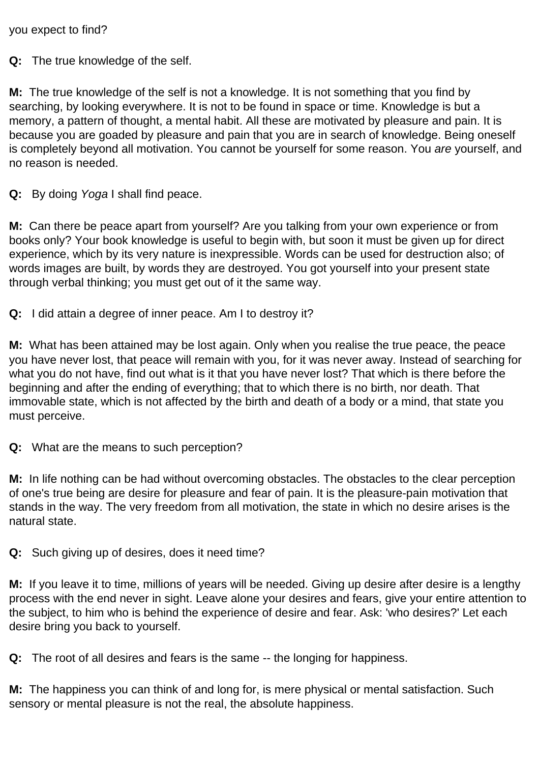you expect to find?

**Q:** The true knowledge of the self.

**M:** The true knowledge of the self is not a knowledge. It is not something that you find by searching, by looking everywhere. It is not to be found in space or time. Knowledge is but a memory, a pattern of thought, a mental habit. All these are motivated by pleasure and pain. It is because you are goaded by pleasure and pain that you are in search of knowledge. Being oneself is completely beyond all motivation. You cannot be yourself for some reason. You *are* yourself, and no reason is needed.

**Q:** By doing *Yoga* I shall find peace.

**M:** Can there be peace apart from yourself? Are you talking from your own experience or from books only? Your book knowledge is useful to begin with, but soon it must be given up for direct experience, which by its very nature is inexpressible. Words can be used for destruction also; of words images are built, by words they are destroyed. You got yourself into your present state through verbal thinking; you must get out of it the same way.

**Q:** I did attain a degree of inner peace. Am I to destroy it?

**M:** What has been attained may be lost again. Only when you realise the true peace, the peace you have never lost, that peace will remain with you, for it was never away. Instead of searching for what you do not have, find out what is it that you have never lost? That which is there before the beginning and after the ending of everything; that to which there is no birth, nor death. That immovable state, which is not affected by the birth and death of a body or a mind, that state you must perceive.

**Q:** What are the means to such perception?

**M:** In life nothing can be had without overcoming obstacles. The obstacles to the clear perception of one's true being are desire for pleasure and fear of pain. It is the pleasure-pain motivation that stands in the way. The very freedom from all motivation, the state in which no desire arises is the natural state.

**Q:** Such giving up of desires, does it need time?

**M:** If you leave it to time, millions of years will be needed. Giving up desire after desire is a lengthy process with the end never in sight. Leave alone your desires and fears, give your entire attention to the subject, to him who is behind the experience of desire and fear. Ask: 'who desires?' Let each desire bring you back to yourself.

**Q:** The root of all desires and fears is the same -- the longing for happiness.

**M:** The happiness you can think of and long for, is mere physical or mental satisfaction. Such sensory or mental pleasure is not the real, the absolute happiness.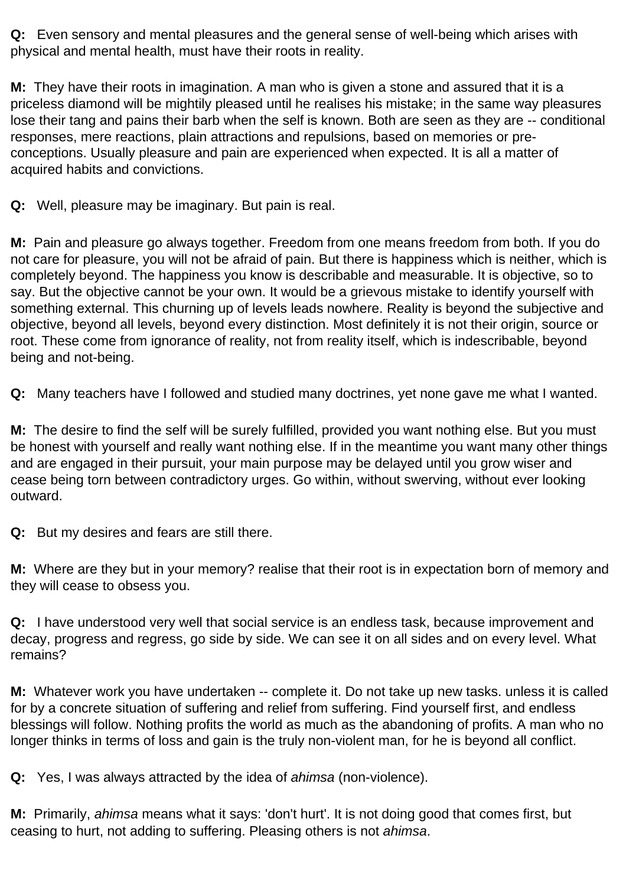**Q:** Even sensory and mental pleasures and the general sense of well-being which arises with physical and mental health, must have their roots in reality.

**M:** They have their roots in imagination. A man who is given a stone and assured that it is a priceless diamond will be mightily pleased until he realises his mistake; in the same way pleasures lose their tang and pains their barb when the self is known. Both are seen as they are -- conditional responses, mere reactions, plain attractions and repulsions, based on memories or pre-conceptions. Usually pleasure and pain are experienced when expected. It is all a matter of acquired habits and convictions.

**Q:** Well, pleasure may be imaginary. But pain is real.

**M:** Pain and pleasure go always together. Freedom from one means freedom from both. If you do not care for pleasure, you will not be afraid of pain. But there is happiness which is neither, which is completely beyond. The happiness you know is describable and measurable. It is objective, so to say. But the objective cannot be your own. It would be a grievous mistake to identify yourself with something external. This churning up of levels leads nowhere. Reality is beyond the subjective and objective, beyond all levels, beyond every distinction. Most definitely it is not their origin, source or root. These come from ignorance of reality, not from reality itself, which is indescribable, beyond being and not-being.

**Q:** Many teachers have I followed and studied many doctrines, yet none gave me what I wanted.

**M:** The desire to find the self will be surely fulfilled, provided you want nothing else. But you must be honest with yourself and really want nothing else. If in the meantime you want many other things and are engaged in their pursuit, your main purpose may be delayed until you grow wiser and cease being torn between contradictory urges. Go within, without swerving, without ever looking outward.

**Q:** But my desires and fears are still there.

**M:** Where are they but in your memory? realise that their root is in expectation born of memory and they will cease to obsess you.

**Q:** I have understood very well that social service is an endless task, because improvement and decay, progress and regress, go side by side. We can see it on all sides and on every level. What remains?

**M:** Whatever work you have undertaken -- complete it. Do not take up new tasks. unless it is called for by a concrete situation of suffering and relief from suffering. Find yourself first, and endless blessings will follow. Nothing profits the world as much as the abandoning of profits. A man who no longer thinks in terms of loss and gain is the truly non-violent man, for he is beyond all conflict.

**Q:** Yes, I was always attracted by the idea of *ahimsa* (non-violence).

**M:** Primarily, *ahimsa* means what it says: 'don't hurt'. It is not doing good that comes first, but ceasing to hurt, not adding to suffering. Pleasing others is not *ahimsa*.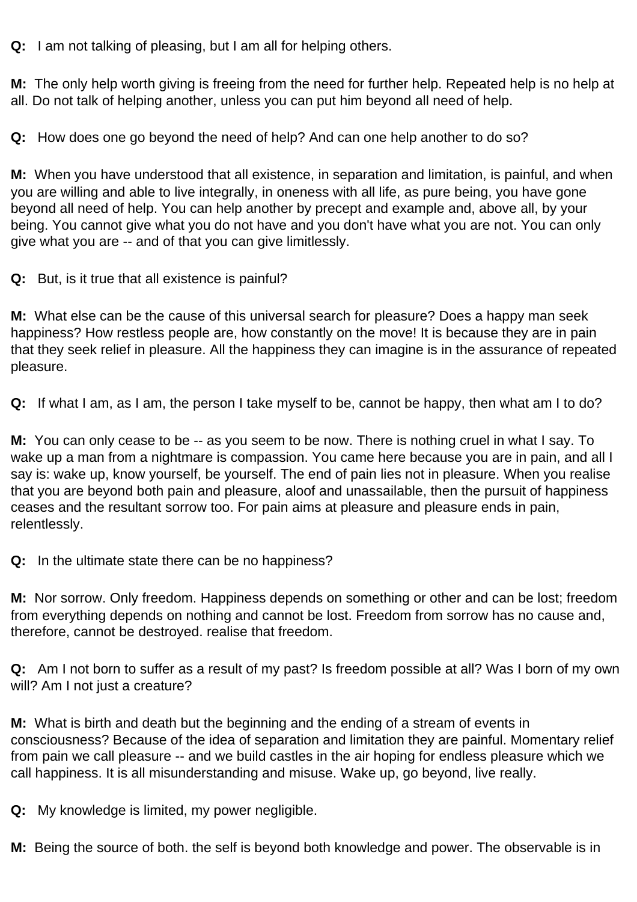**Q:** I am not talking of pleasing, but I am all for helping others.

**M:** The only help worth giving is freeing from the need for further help. Repeated help is no help at all. Do not talk of helping another, unless you can put him beyond all need of help.

**Q:** How does one go beyond the need of help? And can one help another to do so?

**M:** When you have understood that all existence, in separation and limitation, is painful, and when you are willing and able to live integrally, in oneness with all life, as pure being, you have gone beyond all need of help. You can help another by precept and example and, above all, by your being. You cannot give what you do not have and you don't have what you are not. You can only give what you are -- and of that you can give limitlessly.

**Q:** But, is it true that all existence is painful?

**M:** What else can be the cause of this universal search for pleasure? Does a happy man seek happiness? How restless people are, how constantly on the move! It is because they are in pain that they seek relief in pleasure. All the happiness they can imagine is in the assurance of repeated pleasure.

**Q:** If what I am, as I am, the person I take myself to be, cannot be happy, then what am I to do?

**M:** You can only cease to be -- as you seem to be now. There is nothing cruel in what I say. To wake up a man from a nightmare is compassion. You came here because you are in pain, and all I say is: wake up, know yourself, be yourself. The end of pain lies not in pleasure. When you realise that you are beyond both pain and pleasure, aloof and unassailable, then the pursuit of happiness ceases and the resultant sorrow too. For pain aims at pleasure and pleasure ends in pain, relentlessly.

**Q:** In the ultimate state there can be no happiness?

**M:** Nor sorrow. Only freedom. Happiness depends on something or other and can be lost; freedom from everything depends on nothing and cannot be lost. Freedom from sorrow has no cause and, therefore, cannot be destroyed. realise that freedom.

**Q:** Am I not born to suffer as a result of my past? Is freedom possible at all? Was I born of my own will? Am I not just a creature?

**M:** What is birth and death but the beginning and the ending of a stream of events in consciousness? Because of the idea of separation and limitation they are painful. Momentary relief from pain we call pleasure -- and we build castles in the air hoping for endless pleasure which we call happiness. It is all misunderstanding and misuse. Wake up, go beyond, live really.

**Q:** My knowledge is limited, my power negligible.

**M:** Being the source of both. the self is beyond both knowledge and power. The observable is in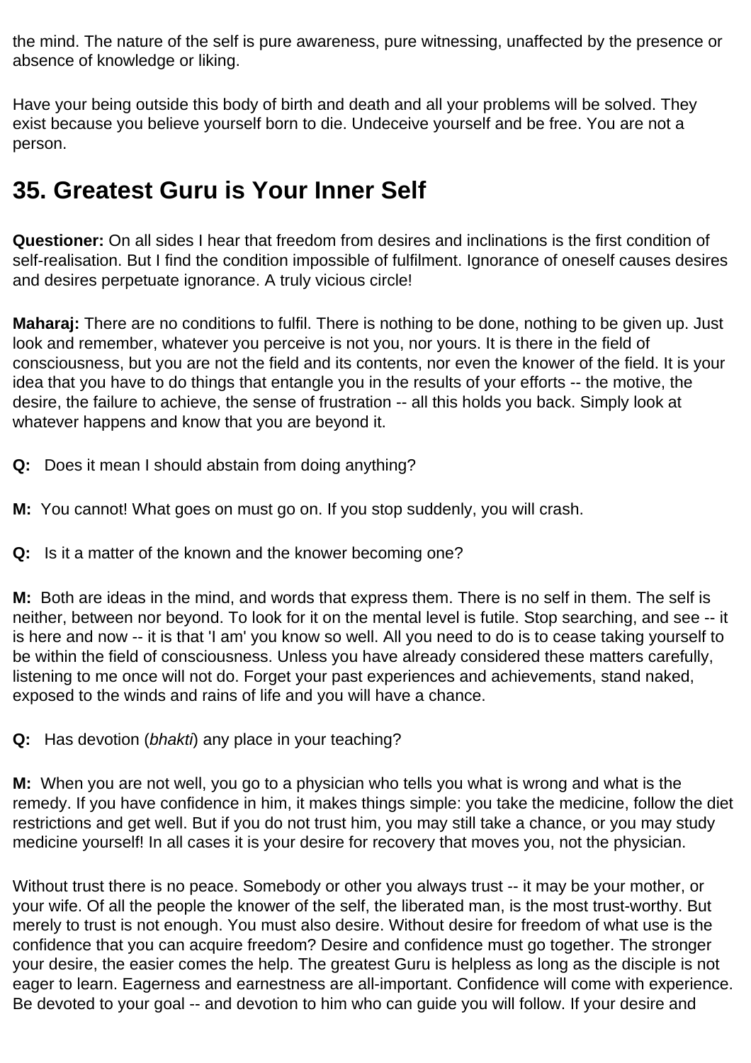the mind. The nature of the self is pure awareness, pure witnessing, unaffected by the presence or absence of knowledge or liking.

Have your being outside this body of birth and death and all your problems will be solved. They exist because you believe yourself born to die. Undeceive yourself and be free. You are not a person.

## 35. Greatest Guru is Your Inner Self

**Questioner:** On all sides I hear that freedom from desires and inclinations is the first condition of self-realisation. But I find the condition impossible of fulfilment. Ignorance of oneself causes desires and desires perpetuate ignorance. A truly vicious circle!

**Maharaj:** There are no conditions to fulfil. There is nothing to be done, nothing to be given up. Just look and remember, whatever you perceive is not you, nor yours. It is there in the field of consciousness, but you are not the field and its contents, nor even the knower of the field. It is your idea that you have to do things that entangle you in the results of your efforts -- the motive, the desire, the failure to achieve, the sense of frustration -- all this holds you back. Simply look at whatever happens and know that you are beyond it.

**Q:** Does it mean I should abstain from doing anything?

**M:** You cannot! What goes on must go on. If you stop suddenly, you will crash.

**Q:** Is it a matter of the known and the knower becoming one?

**M:** Both are ideas in the mind, and words that express them. There is no self in them. The self is neither, between nor beyond. To look for it on the mental level is futile. Stop searching, and see -- it is here and now -- it is that 'I am' you know so well. All you need to do is to cease taking yourself to be within the field of consciousness. Unless you have already considered these matters carefully, listening to me once will not do. Forget your past experiences and achievements, stand naked, exposed to the winds and rains of life and you will have a chance.

**Q:** Has devotion (*bhakti*) any place in your teaching?

**M:** When you are not well, you go to a physician who tells you what is wrong and what is the remedy. If you have confidence in him, it makes things simple: you take the medicine, follow the diet restrictions and get well. But if you do not trust him, you may still take a chance, or you may study medicine yourself! In all cases it is your desire for recovery that moves you, not the physician.

Without trust there is no peace. Somebody or other you always trust -- it may be your mother, or your wife. Of all the people the knower of the self, the liberated man, is the most trust-worthy. But merely to trust is not enough. You must also desire. Without desire for freedom of what use is the confidence that you can acquire freedom? Desire and confidence must go together. The stronger your desire, the easier comes the help. The greatest Guru is helpless as long as the disciple is not eager to learn. Eagerness and earnestness are all-important. Confidence will come with experience. Be devoted to your goal -- and devotion to him who can guide you will follow. If your desire and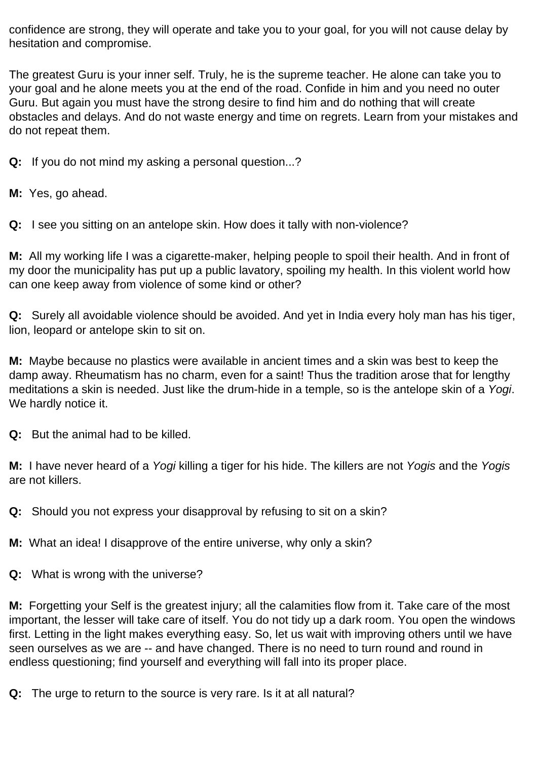confidence are strong, they will operate and take you to your goal, for you will not cause delay by hesitation and compromise.

The greatest Guru is your inner self. Truly, he is the supreme teacher. He alone can take you to your goal and he alone meets you at the end of the road. Confide in him and you need no outer Guru. But again you must have the strong desire to find him and do nothing that will create obstacles and delays. And do not waste energy and time on regrets. Learn from your mistakes and do not repeat them.

**Q:** If you do not mind my asking a personal question...?

**M:** Yes, go ahead.

**Q:** I see you sitting on an antelope skin. How does it tally with non-violence?

**M:** All my working life I was a cigarette-maker, helping people to spoil their health. And in front of my door the municipality has put up a public lavatory, spoiling my health. In this violent world how can one keep away from violence of some kind or other?

**Q:** Surely all avoidable violence should be avoided. And yet in India every holy man has his tiger, lion, leopard or antelope skin to sit on.

**M:** Maybe because no plastics were available in ancient times and a skin was best to keep the damp away. Rheumatism has no charm, even for a saint! Thus the tradition arose that for lengthy meditations a skin is needed. Just like the drum-hide in a temple, so is the antelope skin of a *Yogi*. We hardly notice it.

**Q:** But the animal had to be killed.

**M:** I have never heard of a *Yogi* killing a tiger for his hide. The killers are not *Yogis* and the *Yogis* are not killers.

**Q:** Should you not express your disapproval by refusing to sit on a skin?

**M:** What an idea! I disapprove of the entire universe, why only a skin?

**Q:** What is wrong with the universe?

**M:** Forgetting your Self is the greatest injury; all the calamities flow from it. Take care of the most important, the lesser will take care of itself. You do not tidy up a dark room. You open the windows first. Letting in the light makes everything easy. So, let us wait with improving others until we have seen ourselves as we are -- and have changed. There is no need to turn round and round in endless questioning; find yourself and everything will fall into its proper place.

**Q:** The urge to return to the source is very rare. Is it at all natural?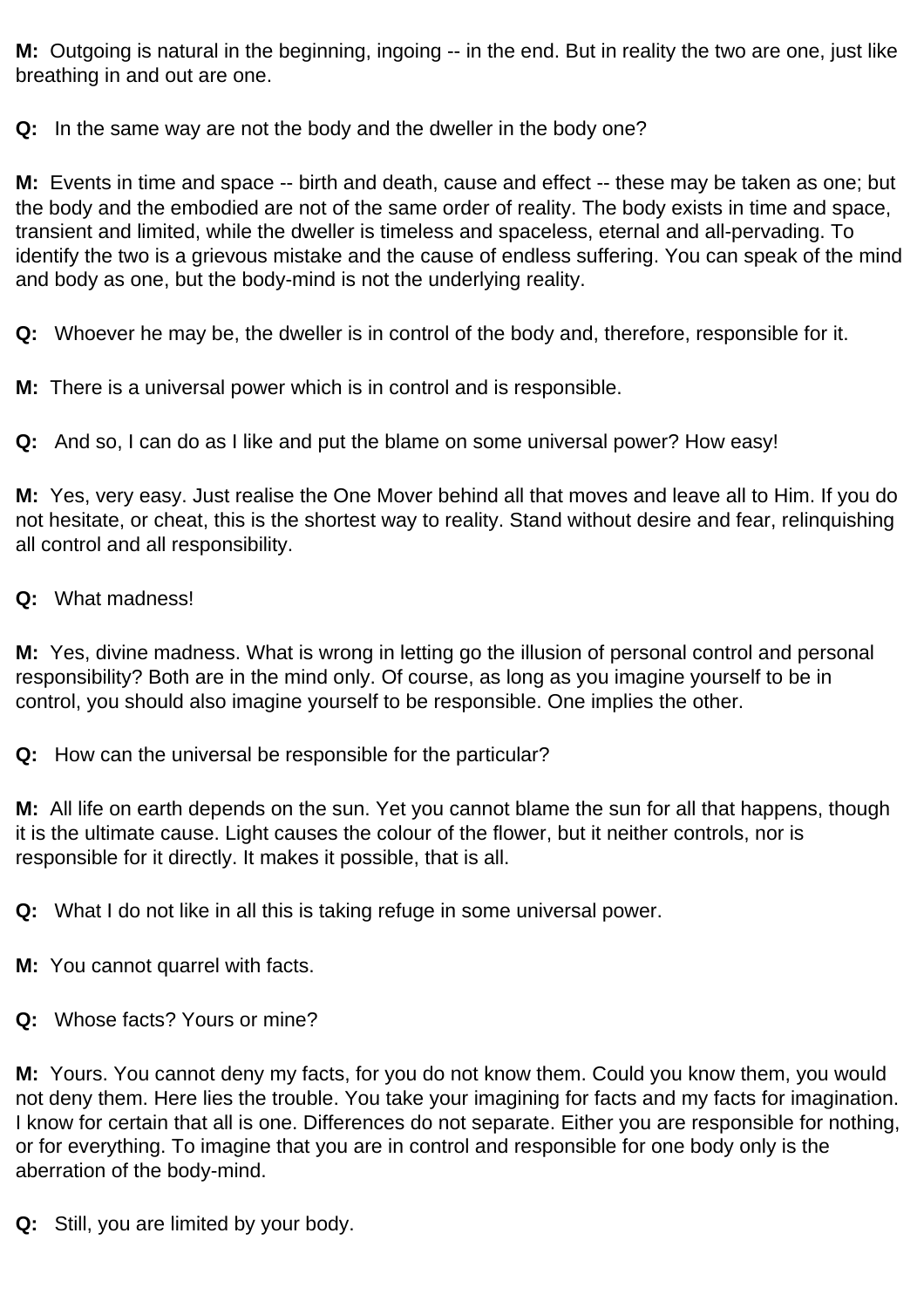**M:** Outgoing is natural in the beginning, ingoing -- in the end. But in reality the two are one, just like breathing in and out are one.

**Q:** In the same way are not the body and the dweller in the body one?

**M:** Events in time and space -- birth and death, cause and effect -- these may be taken as one; but the body and the embodied are not of the same order of reality. The body exists in time and space, transient and limited, while the dweller is timeless and spaceless, eternal and all-pervading. To identify the two is a grievous mistake and the cause of endless suffering. You can speak of the mind and body as one, but the body-mind is not the underlying reality.

**Q:** Whoever he may be, the dweller is in control of the body and, therefore, responsible for it.

**M:** There is a universal power which is in control and is responsible.

**Q:** And so, I can do as I like and put the blame on some universal power? How easy!

**M:** Yes, very easy. Just realise the One Mover behind all that moves and leave all to Him. If you do not hesitate, or cheat, this is the shortest way to reality. Stand without desire and fear, relinquishing all control and all responsibility.

**Q:** What madness!

**M:** Yes, divine madness. What is wrong in letting go the illusion of personal control and personal responsibility? Both are in the mind only. Of course, as long as you imagine yourself to be in control, you should also imagine yourself to be responsible. One implies the other.

**Q:** How can the universal be responsible for the particular?

**M:** All life on earth depends on the sun. Yet you cannot blame the sun for all that happens, though it is the ultimate cause. Light causes the colour of the flower, but it neither controls, nor is responsible for it directly. It makes it possible, that is all.

**Q:** What I do not like in all this is taking refuge in some universal power.

**M:** You cannot quarrel with facts.

**Q:** Whose facts? Yours or mine?

**M:** Yours. You cannot deny my facts, for you do not know them. Could you know them, you would not deny them. Here lies the trouble. You take your imagining for facts and my facts for imagination. I know for certain that all is one. Differences do not separate. Either you are responsible for nothing, or for everything. To imagine that you are in control and responsible for one body only is the aberration of the body-mind.

**Q:** Still, you are limited by your body.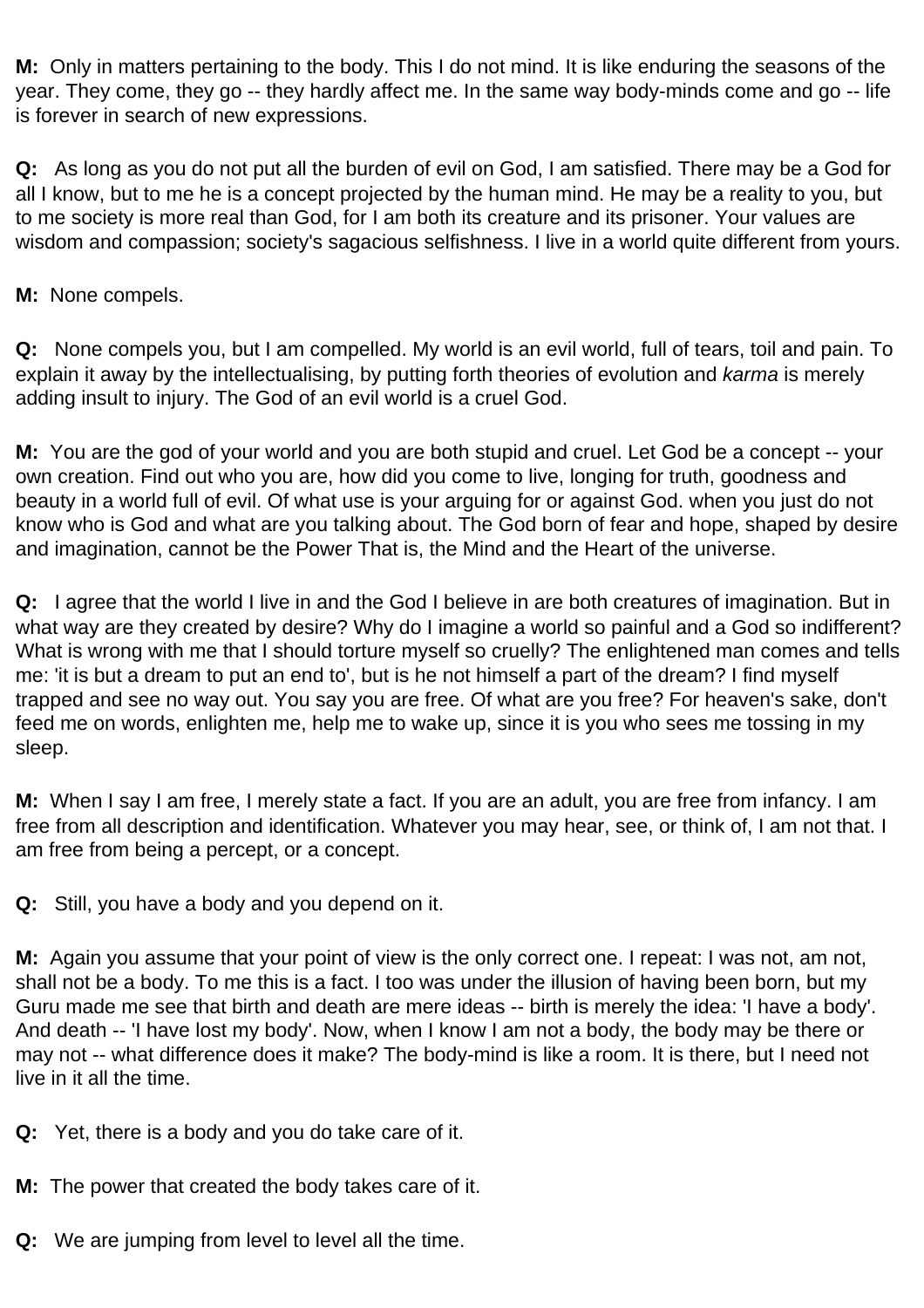**M:** Only in matters pertaining to the body. This I do not mind. It is like enduring the seasons of the year. They come, they go -- they hardly affect me. In the same way body-minds come and go -- life is forever in search of new expressions.

**Q:** As long as you do not put all the burden of evil on God, I am satisfied. There may be a God for all I know, but to me he is a concept projected by the human mind. He may be a reality to you, but to me society is more real than God, for I am both its creature and its prisoner. Your values are wisdom and compassion; society's sagacious selfishness. I live in a world quite different from yours.

**M:** None compels.

**Q:** None compels you, but I am compelled. My world is an evil world, full of tears, toil and pain. To explain it away by the intellectualising, by putting forth theories of evolution and *karma* is merely adding insult to injury. The God of an evil world is a cruel God.

**M:** You are the god of your world and you are both stupid and cruel. Let God be a concept -- your own creation. Find out who you are, how did you come to live, longing for truth, goodness and beauty in a world full of evil. Of what use is your arguing for or against God. when you just do not know who is God and what are you talking about. The God born of fear and hope, shaped by desire and imagination, cannot be the Power That is, the Mind and the Heart of the universe.

**Q:** I agree that the world I live in and the God I believe in are both creatures of imagination. But in what way are they created by desire? Why do I imagine a world so painful and a God so indifferent? What is wrong with me that I should torture myself so cruelly? The enlightened man comes and tells me: 'it is but a dream to put an end to', but is he not himself a part of the dream? I find myself trapped and see no way out. You say you are free. Of what are you free? For heaven's sake, don't feed me on words, enlighten me, help me to wake up, since it is you who sees me tossing in my sleep.

**M:** When I say I am free, I merely state a fact. If you are an adult, you are free from infancy. I am free from all description and identification. Whatever you may hear, see, or think of, I am not that. I am free from being a percept, or a concept.

**Q:** Still, you have a body and you depend on it.

**M:** Again you assume that your point of view is the only correct one. I repeat: I was not, am not, shall not be a body. To me this is a fact. I too was under the illusion of having been born, but my Guru made me see that birth and death are mere ideas -- birth is merely the idea: 'I have a body'. And death -- 'I have lost my body'. Now, when I know I am not a body, the body may be there or may not -- what difference does it make? The body-mind is like a room. It is there, but I need not live in it all the time.

**Q:** Yet, there is a body and you do take care of it.

**M:** The power that created the body takes care of it.

**Q:** We are jumping from level to level all the time.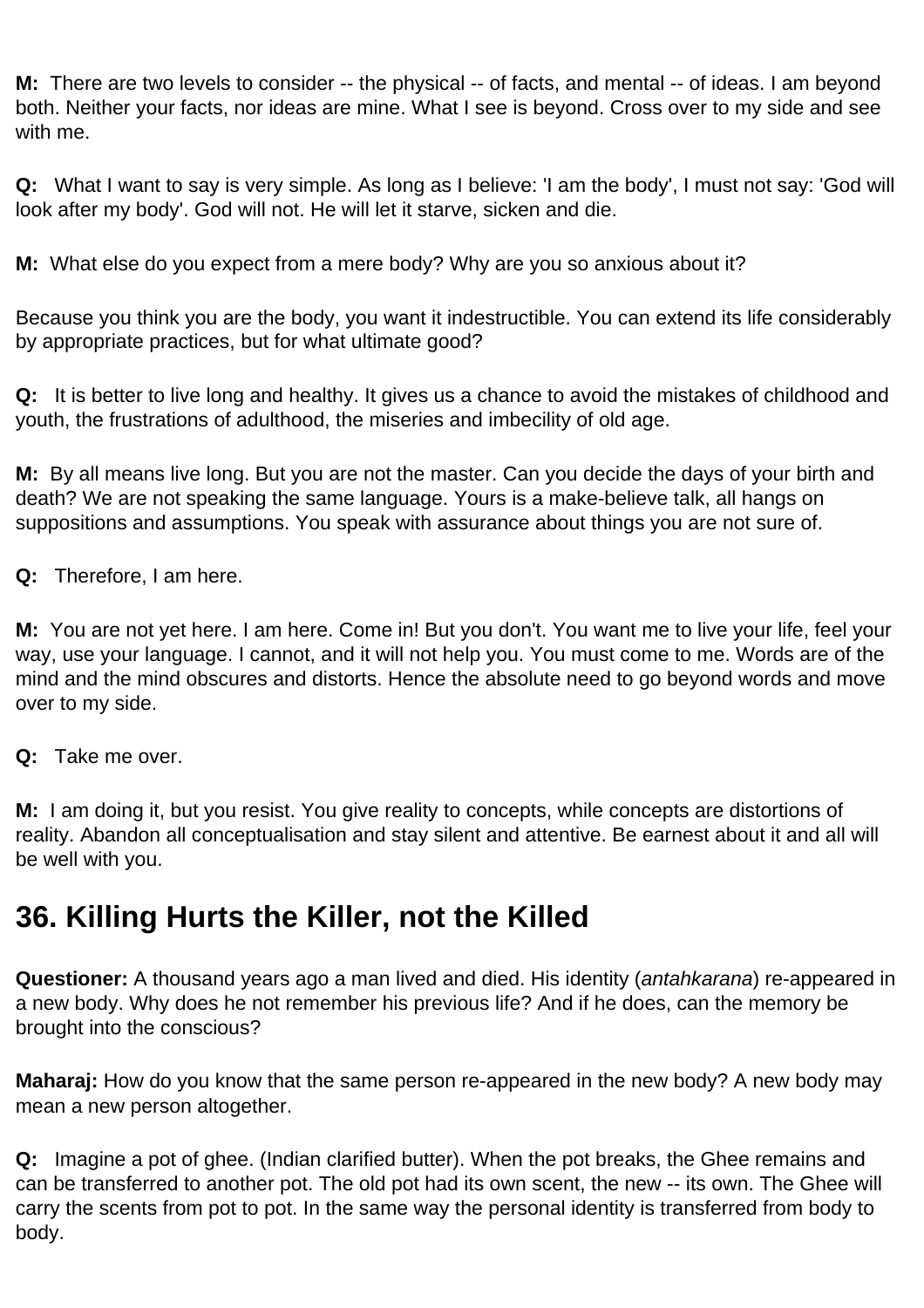**M:** There are two levels to consider -- the physical -- of facts, and mental -- of ideas. I am beyond both. Neither your facts, nor ideas are mine. What I see is beyond. Cross over to my side and see with me.

**Q:** What I want to say is very simple. As long as I believe: 'I am the body', I must not say: 'God will look after my body'. God will not. He will let it starve, sicken and die.

**M:** What else do you expect from a mere body? Why are you so anxious about it?

Because you think you are the body, you want it indestructible. You can extend its life considerably by appropriate practices, but for what ultimate good?

**Q:** It is better to live long and healthy. It gives us a chance to avoid the mistakes of childhood and youth, the frustrations of adulthood, the miseries and imbecility of old age.

**M:** By all means live long. But you are not the master. Can you decide the days of your birth and death? We are not speaking the same language. Yours is a make-believe talk, all hangs on suppositions and assumptions. You speak with assurance about things you are not sure of.

**Q:** Therefore, I am here.

**M:** You are not yet here. I am here. Come in! But you don't. You want me to live your life, feel your way, use your language. I cannot, and it will not help you. You must come to me. Words are of the mind and the mind obscures and distorts. Hence the absolute need to go beyond words and move over to my side.

**Q:** Take me over.

**M:** I am doing it, but you resist. You give reality to concepts, while concepts are distortions of reality. Abandon all conceptualisation and stay silent and attentive. Be earnest about it and all will be well with you.

## 36. Killing Hurts the Killer, not the Killed

**Questioner:** A thousand years ago a man lived and died. His identity (*antahkarana*) re-appeared in a new body. Why does he not remember his previous life? And if he does, can the memory be brought into the conscious?

**Maharaj:** How do you know that the same person re-appeared in the new body? A new body may mean a new person altogether.

**Q:** Imagine a pot of ghee. (Indian clarified butter). When the pot breaks, the Ghee remains and can be transferred to another pot. The old pot had its own scent, the new -- its own. The Ghee will carry the scents from pot to pot. In the same way the personal identity is transferred from body to body.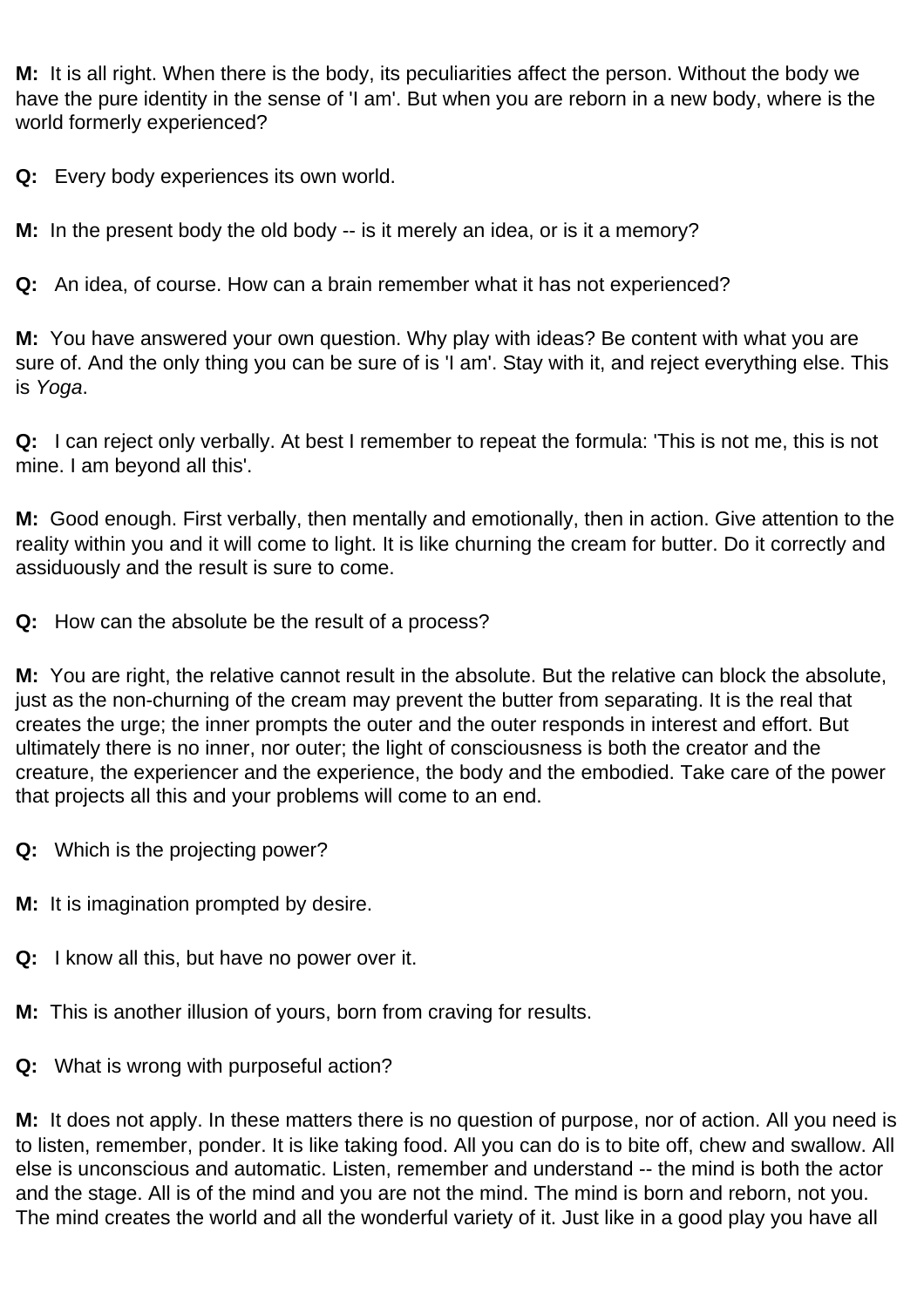**M:** It is all right. When there is the body, its peculiarities affect the person. Without the body we have the pure identity in the sense of 'I am'. But when you are reborn in a new body, where is the world formerly experienced?

**Q:** Every body experiences its own world.

**M:** In the present body the old body -- is it merely an idea, or is it a memory?

**Q:** An idea, of course. How can a brain remember what it has not experienced?

**M:** You have answered your own question. Why play with ideas? Be content with what you are sure of. And the only thing you can be sure of is 'I am'. Stay with it, and reject everything else. This is *Yoga*.

**Q:** I can reject only verbally. At best I remember to repeat the formula: 'This is not me, this is not mine. I am beyond all this'.

**M:** Good enough. First verbally, then mentally and emotionally, then in action. Give attention to the reality within you and it will come to light. It is like churning the cream for butter. Do it correctly and assiduously and the result is sure to come.

**Q:** How can the absolute be the result of a process?

**M:** You are right, the relative cannot result in the absolute. But the relative can block the absolute, just as the non-churning of the cream may prevent the butter from separating. It is the real that creates the urge; the inner prompts the outer and the outer responds in interest and effort. But ultimately there is no inner, nor outer; the light of consciousness is both the creator and the creature, the experiencer and the experience, the body and the embodied. Take care of the power that projects all this and your problems will come to an end.

**Q:** Which is the projecting power?

**M:** It is imagination prompted by desire.

**Q:** I know all this, but have no power over it.

**M:** This is another illusion of yours, born from craving for results.

**Q:** What is wrong with purposeful action?

**M:** It does not apply. In these matters there is no question of purpose, nor of action. All you need is to listen, remember, ponder. It is like taking food. All you can do is to bite off, chew and swallow. All else is unconscious and automatic. Listen, remember and understand -- the mind is both the actor and the stage. All is of the mind and you are not the mind. The mind is born and reborn, not you. The mind creates the world and all the wonderful variety of it. Just like in a good play you have all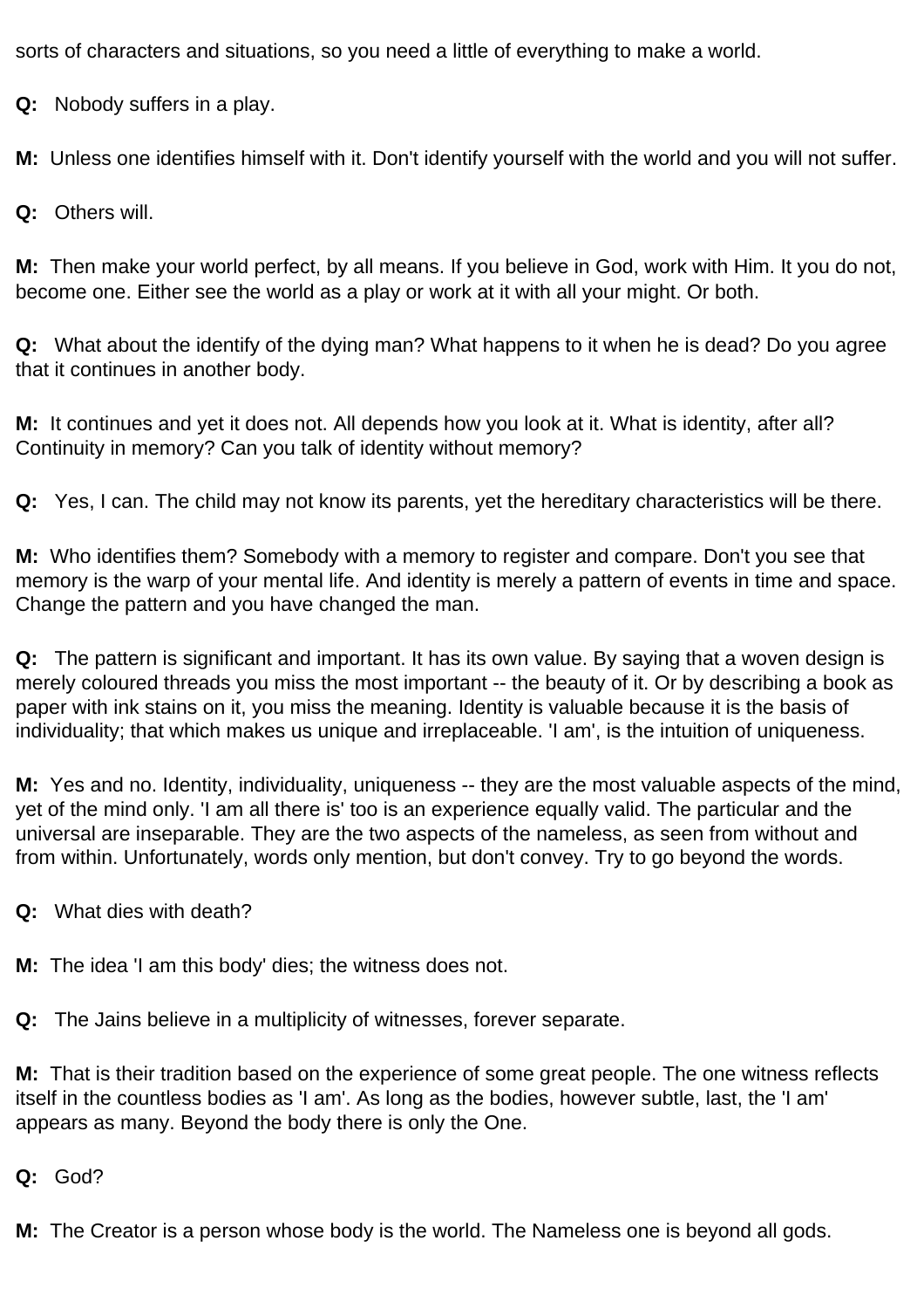sorts of characters and situations, so you need a little of everything to make a world.

**Q:** Nobody suffers in a play.

**M:** Unless one identifies himself with it. Don't identify yourself with the world and you will not suffer.

**Q:** Others will.

**M:** Then make your world perfect, by all means. If you believe in God, work with Him. It you do not, become one. Either see the world as a play or work at it with all your might. Or both.

**Q:** What about the identify of the dying man? What happens to it when he is dead? Do you agree that it continues in another body.

**M:** It continues and yet it does not. All depends how you look at it. What is identity, after all? Continuity in memory? Can you talk of identity without memory?

**Q:** Yes, I can. The child may not know its parents, yet the hereditary characteristics will be there.

**M:** Who identifies them? Somebody with a memory to register and compare. Don't you see that memory is the warp of your mental life. And identity is merely a pattern of events in time and space. Change the pattern and you have changed the man.

**Q:** The pattern is significant and important. It has its own value. By saying that a woven design is merely coloured threads you miss the most important -- the beauty of it. Or by describing a book as paper with ink stains on it, you miss the meaning. Identity is valuable because it is the basis of individuality; that which makes us unique and irreplaceable. 'I am', is the intuition of uniqueness.

**M:** Yes and no. Identity, individuality, uniqueness -- they are the most valuable aspects of the mind, yet of the mind only. 'I am all there is' too is an experience equally valid. The particular and the universal are inseparable. They are the two aspects of the nameless, as seen from without and from within. Unfortunately, words only mention, but don't convey. Try to go beyond the words.

**Q:** What dies with death?

**M:** The idea 'I am this body' dies; the witness does not.

**Q:** The Jains believe in a multiplicity of witnesses, forever separate.

**M:** That is their tradition based on the experience of some great people. The one witness reflects itself in the countless bodies as 'I am'. As long as the bodies, however subtle, last, the 'I am' appears as many. Beyond the body there is only the One.

**Q:** God?

**M:** The Creator is a person whose body is the world. The Nameless one is beyond all gods.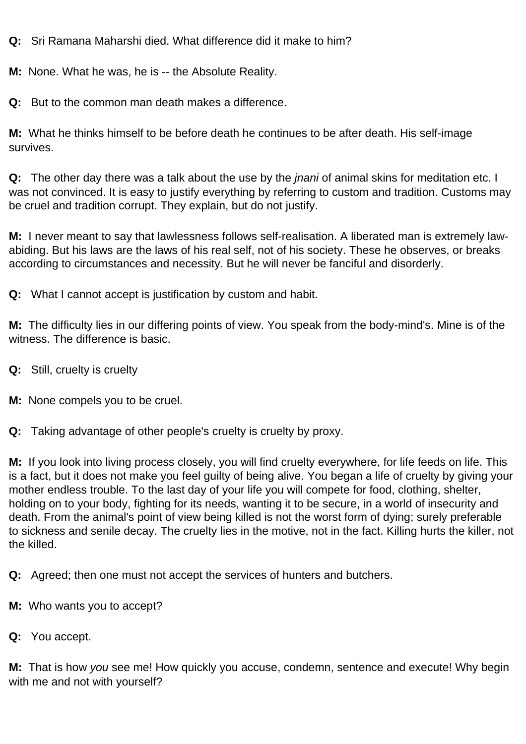**Q:** Sri Ramana Maharshi died. What difference did it make to him?

**M:** None. What he was, he is -- the Absolute Reality.

**Q:** But to the common man death makes a difference.

**M:** What he thinks himself to be before death he continues to be after death. His self-image survives.

**Q:** The other day there was a talk about the use by the *jnani* of animal skins for meditation etc. I was not convinced. It is easy to justify everything by referring to custom and tradition. Customs may be cruel and tradition corrupt. They explain, but do not justify.

**M:** I never meant to say that lawlessness follows self-realisation. A liberated man is extremely law-abiding. But his laws are the laws of his real self, not of his society. These he observes, or breaks according to circumstances and necessity. But he will never be fanciful and disorderly.

**Q:** What I cannot accept is justification by custom and habit.

**M:** The difficulty lies in our differing points of view. You speak from the body-mind's. Mine is of the witness. The difference is basic.

**Q:** Still, cruelty is cruelty

**M:** None compels you to be cruel.

**Q:** Taking advantage of other people's cruelty is cruelty by proxy.

**M:** If you look into living process closely, you will find cruelty everywhere, for life feeds on life. This is a fact, but it does not make you feel guilty of being alive. You began a life of cruelty by giving your mother endless trouble. To the last day of your life you will compete for food, clothing, shelter, holding on to your body, fighting for its needs, wanting it to be secure, in a world of insecurity and death. From the animal's point of view being killed is not the worst form of dying; surely preferable to sickness and senile decay. The cruelty lies in the motive, not in the fact. Killing hurts the killer, not the killed.

**Q:** Agreed; then one must not accept the services of hunters and butchers.

**M:** Who wants you to accept?

**Q:** You accept.

**M:** That is how *you* see me! How quickly you accuse, condemn, sentence and execute! Why begin with me and not with yourself?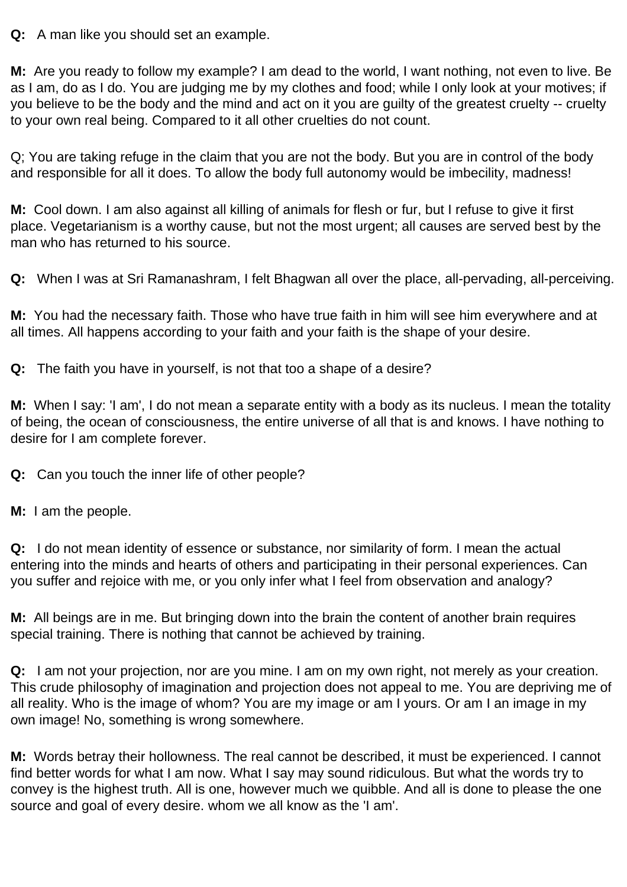**Q:** A man like you should set an example.

**M:** Are you ready to follow my example? I am dead to the world, I want nothing, not even to live. Be as I am, do as I do. You are judging me by my clothes and food; while I only look at your motives; if you believe to be the body and the mind and act on it you are guilty of the greatest cruelty -- cruelty to your own real being. Compared to it all other cruelties do not count.

Q; You are taking refuge in the claim that you are not the body. But you are in control of the body and responsible for all it does. To allow the body full autonomy would be imbecility, madness!

**M:** Cool down. I am also against all killing of animals for flesh or fur, but I refuse to give it first place. Vegetarianism is a worthy cause, but not the most urgent; all causes are served best by the man who has returned to his source.

**Q:** When I was at Sri Ramanashram, I felt Bhagwan all over the place, all-pervading, all-perceiving.

**M:** You had the necessary faith. Those who have true faith in him will see him everywhere and at all times. All happens according to your faith and your faith is the shape of your desire.

**Q:** The faith you have in yourself, is not that too a shape of a desire?

**M:** When I say: 'I am', I do not mean a separate entity with a body as its nucleus. I mean the totality of being, the ocean of consciousness, the entire universe of all that is and knows. I have nothing to desire for I am complete forever.

**Q:** Can you touch the inner life of other people?

**M:** I am the people.

**Q:** I do not mean identity of essence or substance, nor similarity of form. I mean the actual entering into the minds and hearts of others and participating in their personal experiences. Can you suffer and rejoice with me, or you only infer what I feel from observation and analogy?

**M:** All beings are in me. But bringing down into the brain the content of another brain requires special training. There is nothing that cannot be achieved by training.

**Q:** I am not your projection, nor are you mine. I am on my own right, not merely as your creation. This crude philosophy of imagination and projection does not appeal to me. You are depriving me of all reality. Who is the image of whom? You are my image or am I yours. Or am I an image in my own image! No, something is wrong somewhere.

**M:** Words betray their hollowness. The real cannot be described, it must be experienced. I cannot find better words for what I am now. What I say may sound ridiculous. But what the words try to convey is the highest truth. All is one, however much we quibble. And all is done to please the one source and goal of every desire. whom we all know as the 'I am'.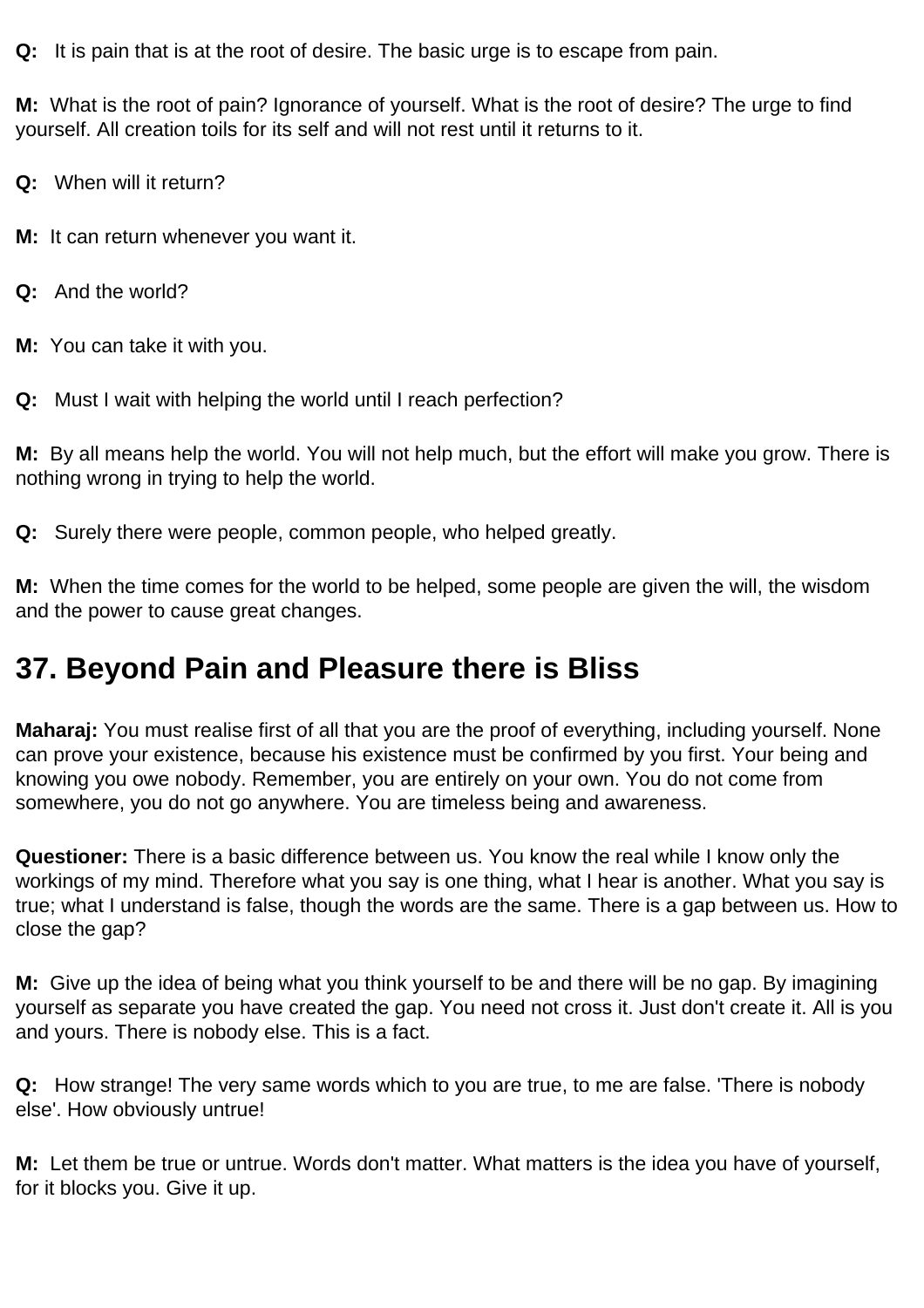**Q:** It is pain that is at the root of desire. The basic urge is to escape from pain.

**M:** What is the root of pain? Ignorance of yourself. What is the root of desire? The urge to find yourself. All creation toils for its self and will not rest until it returns to it.

**Q:** When will it return?

**M:** It can return whenever you want it.

**Q:** And the world?

**M:** You can take it with you.

**Q:** Must I wait with helping the world until I reach perfection?

**M:** By all means help the world. You will not help much, but the effort will make you grow. There is nothing wrong in trying to help the world.

**Q:** Surely there were people, common people, who helped greatly.

**M:** When the time comes for the world to be helped, some people are given the will, the wisdom and the power to cause great changes.

## 37. Beyond Pain and Pleasure there is Bliss

**Maharaj:** You must realise first of all that you are the proof of everything, including yourself. None can prove your existence, because his existence must be confirmed by you first. Your being and knowing you owe nobody. Remember, you are entirely on your own. You do not come from somewhere, you do not go anywhere. You are timeless being and awareness.

**Questioner:** There is a basic difference between us. You know the real while I know only the workings of my mind. Therefore what you say is one thing, what I hear is another. What you say is true; what I understand is false, though the words are the same. There is a gap between us. How to close the gap?

**M:** Give up the idea of being what you think yourself to be and there will be no gap. By imagining yourself as separate you have created the gap. You need not cross it. Just don't create it. All is you and yours. There is nobody else. This is a fact.

**Q:** How strange! The very same words which to you are true, to me are false. 'There is nobody else'. How obviously untrue!

**M:** Let them be true or untrue. Words don't matter. What matters is the idea you have of yourself, for it blocks you. Give it up.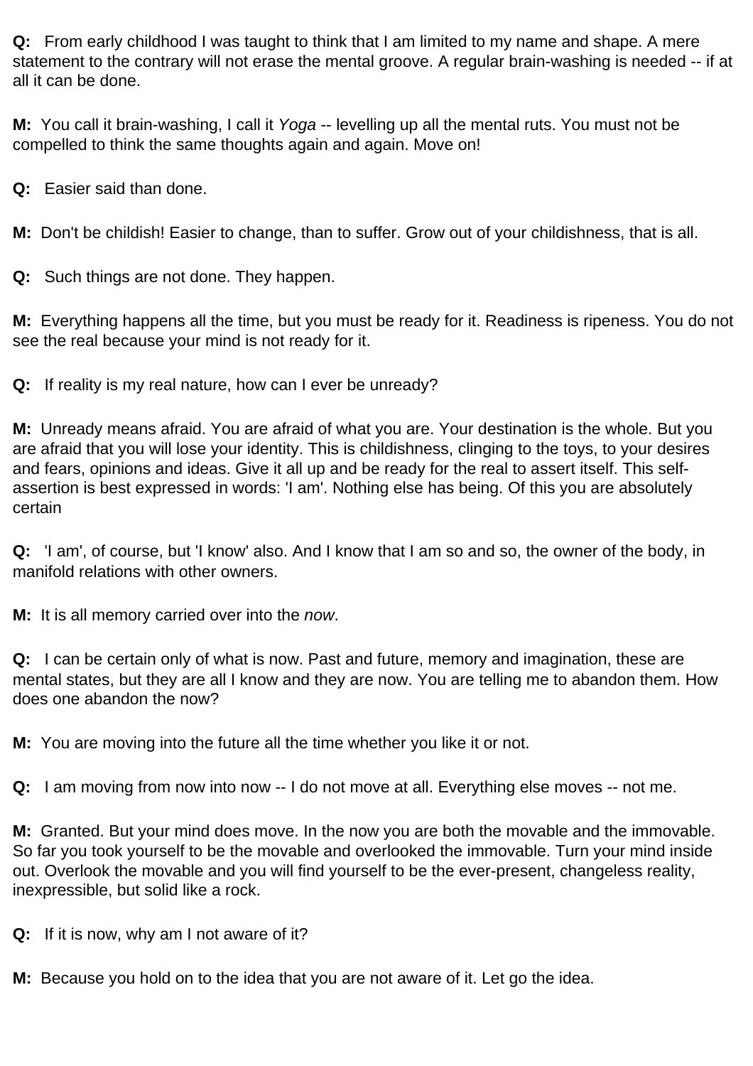**Q:** From early childhood I was taught to think that I am limited to my name and shape. A mere statement to the contrary will not erase the mental groove. A regular brain-washing is needed -- if at all it can be done.

**M:** You call it brain-washing, I call it *Yoga* -- levelling up all the mental ruts. You must not be compelled to think the same thoughts again and again. Move on!

**Q:** Easier said than done.

**M:** Don't be childish! Easier to change, than to suffer. Grow out of your childishness, that is all.

**Q:** Such things are not done. They happen.

**M:** Everything happens all the time, but you must be ready for it. Readiness is ripeness. You do not see the real because your mind is not ready for it.

**Q:** If reality is my real nature, how can I ever be unready?

**M:** Unready means afraid. You are afraid of what you are. Your destination is the whole. But you are afraid that you will lose your identity. This is childishness, clinging to the toys, to your desires and fears, opinions and ideas. Give it all up and be ready for the real to assert itself. This self-assertion is best expressed in words: 'I am'. Nothing else has being. Of this you are absolutely certain

**Q:** 'I am', of course, but 'I know' also. And I know that I am so and so, the owner of the body, in manifold relations with other owners.

**M:** It is all memory carried over into the *now*.

**Q:** I can be certain only of what is now. Past and future, memory and imagination, these are mental states, but they are all I know and they are now. You are telling me to abandon them. How does one abandon the now?

**M:** You are moving into the future all the time whether you like it or not.

**Q:** I am moving from now into now -- I do not move at all. Everything else moves -- not me.

**M:** Granted. But your mind does move. In the now you are both the movable and the immovable. So far you took yourself to be the movable and overlooked the immovable. Turn your mind inside out. Overlook the movable and you will find yourself to be the ever-present, changeless reality, inexpressible, but solid like a rock.

**Q:** If it is now, why am I not aware of it?

**M:** Because you hold on to the idea that you are not aware of it. Let go the idea.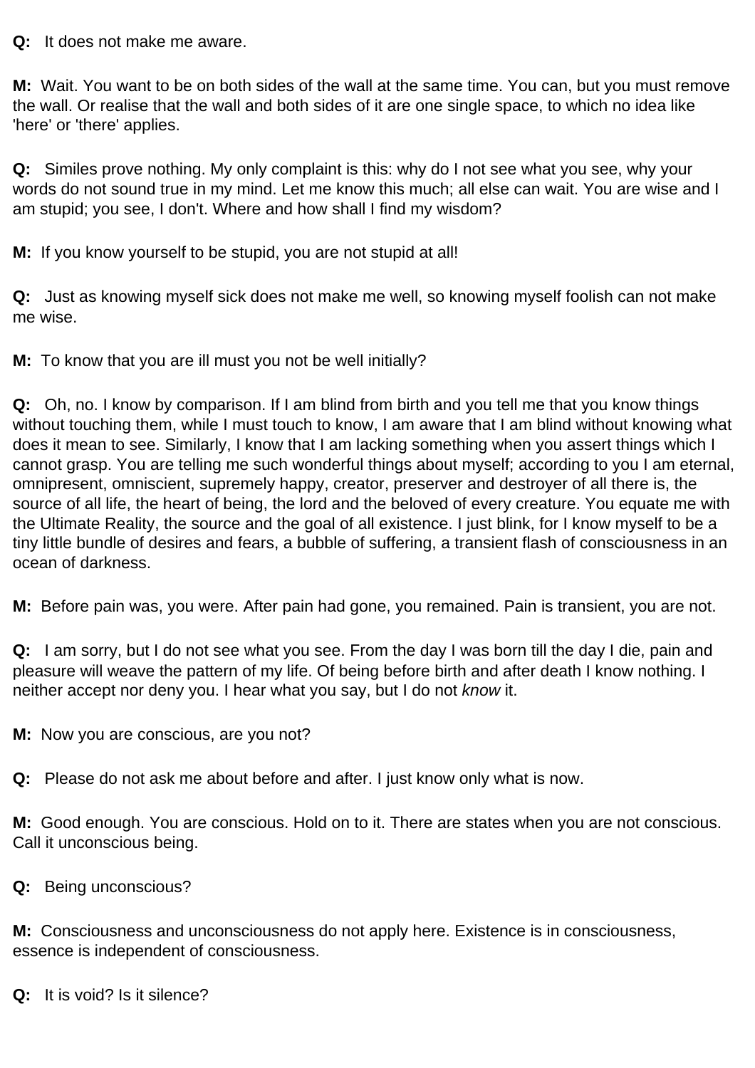**Q:** It does not make me aware.

**M:** Wait. You want to be on both sides of the wall at the same time. You can, but you must remove the wall. Or realise that the wall and both sides of it are one single space, to which no idea like 'here' or 'there' applies.

**Q:** Similes prove nothing. My only complaint is this: why do I not see what you see, why your words do not sound true in my mind. Let me know this much; all else can wait. You are wise and I am stupid; you see, I don't. Where and how shall I find my wisdom?

**M:** If you know yourself to be stupid, you are not stupid at all!

**Q:** Just as knowing myself sick does not make me well, so knowing myself foolish can not make me wise.

**M:** To know that you are ill must you not be well initially?

**Q:** Oh, no. I know by comparison. If I am blind from birth and you tell me that you know things without touching them, while I must touch to know, I am aware that I am blind without knowing what does it mean to see. Similarly, I know that I am lacking something when you assert things which I cannot grasp. You are telling me such wonderful things about myself; according to you I am eternal, omnipresent, omniscient, supremely happy, creator, preserver and destroyer of all there is, the source of all life, the heart of being, the lord and the beloved of every creature. You equate me with the Ultimate Reality, the source and the goal of all existence. I just blink, for I know myself to be a tiny little bundle of desires and fears, a bubble of suffering, a transient flash of consciousness in an ocean of darkness.

**M:** Before pain was, you were. After pain had gone, you remained. Pain is transient, you are not.

**Q:** I am sorry, but I do not see what you see. From the day I was born till the day I die, pain and pleasure will weave the pattern of my life. Of being before birth and after death I know nothing. I neither accept nor deny you. I hear what you say, but I do not *know* it.

**M:** Now you are conscious, are you not?

**Q:** Please do not ask me about before and after. I just know only what is now.

**M:** Good enough. You are conscious. Hold on to it. There are states when you are not conscious. Call it unconscious being.

**Q:** Being unconscious?

**M:** Consciousness and unconsciousness do not apply here. Existence is in consciousness, essence is independent of consciousness.

**Q:** It is void? Is it silence?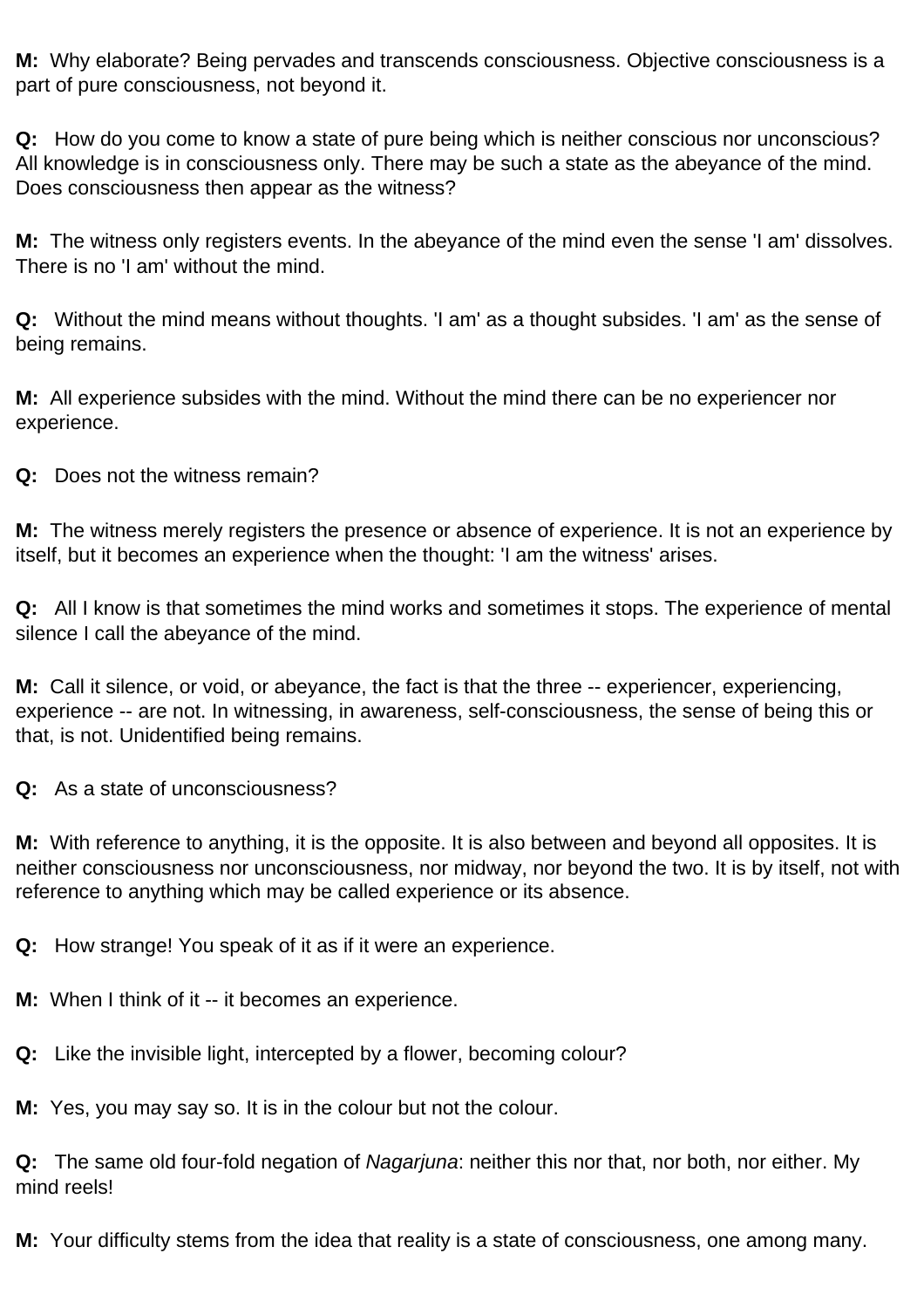**M:** Why elaborate? Being pervades and transcends consciousness. Objective consciousness is a part of pure consciousness, not beyond it.

**Q:** How do you come to know a state of pure being which is neither conscious nor unconscious? All knowledge is in consciousness only. There may be such a state as the abeyance of the mind. Does consciousness then appear as the witness?

**M:** The witness only registers events. In the abeyance of the mind even the sense 'I am' dissolves. There is no 'I am' without the mind.

**Q:** Without the mind means without thoughts. 'I am' as a thought subsides. 'I am' as the sense of being remains.

**M:** All experience subsides with the mind. Without the mind there can be no experiencer nor experience.

**Q:** Does not the witness remain?

**M:** The witness merely registers the presence or absence of experience. It is not an experience by itself, but it becomes an experience when the thought: 'I am the witness' arises.

**Q:** All I know is that sometimes the mind works and sometimes it stops. The experience of mental silence I call the abeyance of the mind.

**M:** Call it silence, or void, or abeyance, the fact is that the three -- experiencer, experiencing, experience -- are not. In witnessing, in awareness, self-consciousness, the sense of being this or that, is not. Unidentified being remains.

**Q:** As a state of unconsciousness?

**M:** With reference to anything, it is the opposite. It is also between and beyond all opposites. It is neither consciousness nor unconsciousness, nor midway, nor beyond the two. It is by itself, not with reference to anything which may be called experience or its absence.

**Q:** How strange! You speak of it as if it were an experience.

**M:** When I think of it -- it becomes an experience.

**Q:** Like the invisible light, intercepted by a flower, becoming colour?

**M:** Yes, you may say so. It is in the colour but not the colour.

**Q:** The same old four-fold negation of *Nagarjuna*: neither this nor that, nor both, nor either. My mind reels!

**M:** Your difficulty stems from the idea that reality is a state of consciousness, one among many.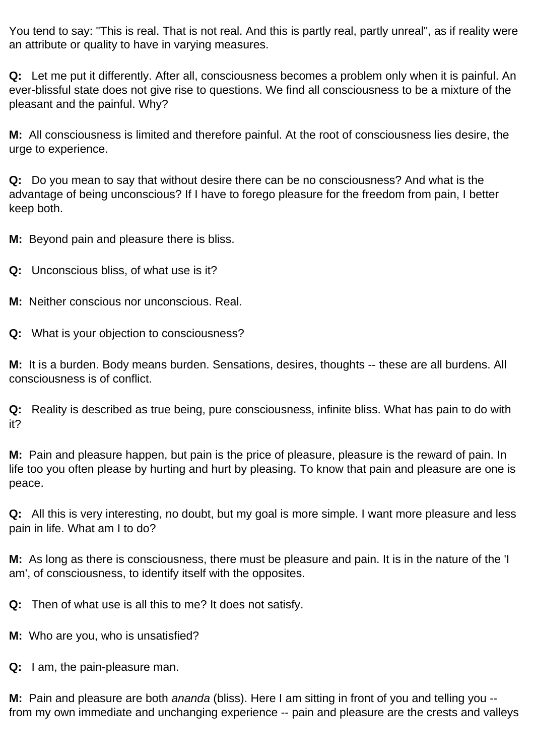You tend to say: "This is real. That is not real. And this is partly real, partly unreal", as if reality were an attribute or quality to have in varying measures.

**Q:** Let me put it differently. After all, consciousness becomes a problem only when it is painful. An ever-blissful state does not give rise to questions. We find all consciousness to be a mixture of the pleasant and the painful. Why?

**M:** All consciousness is limited and therefore painful. At the root of consciousness lies desire, the urge to experience.

**Q:** Do you mean to say that without desire there can be no consciousness? And what is the advantage of being unconscious? If I have to forego pleasure for the freedom from pain, I better keep both.

**M:** Beyond pain and pleasure there is bliss.

**Q:** Unconscious bliss, of what use is it?

**M:** Neither conscious nor unconscious. Real.

**Q:** What is your objection to consciousness?

**M:** It is a burden. Body means burden. Sensations, desires, thoughts -- these are all burdens. All consciousness is of conflict.

**Q:** Reality is described as true being, pure consciousness, infinite bliss. What has pain to do with it?

**M:** Pain and pleasure happen, but pain is the price of pleasure, pleasure is the reward of pain. In life too you often please by hurting and hurt by pleasing. To know that pain and pleasure are one is peace.

**Q:** All this is very interesting, no doubt, but my goal is more simple. I want more pleasure and less pain in life. What am I to do?

**M:** As long as there is consciousness, there must be pleasure and pain. It is in the nature of the 'I am', of consciousness, to identify itself with the opposites.

**Q:** Then of what use is all this to me? It does not satisfy.

**M:** Who are you, who is unsatisfied?

**Q:** I am, the pain-pleasure man.

**M:** Pain and pleasure are both *ananda* (bliss). Here I am sitting in front of you and telling you -- from my own immediate and unchanging experience -- pain and pleasure are the crests and valleys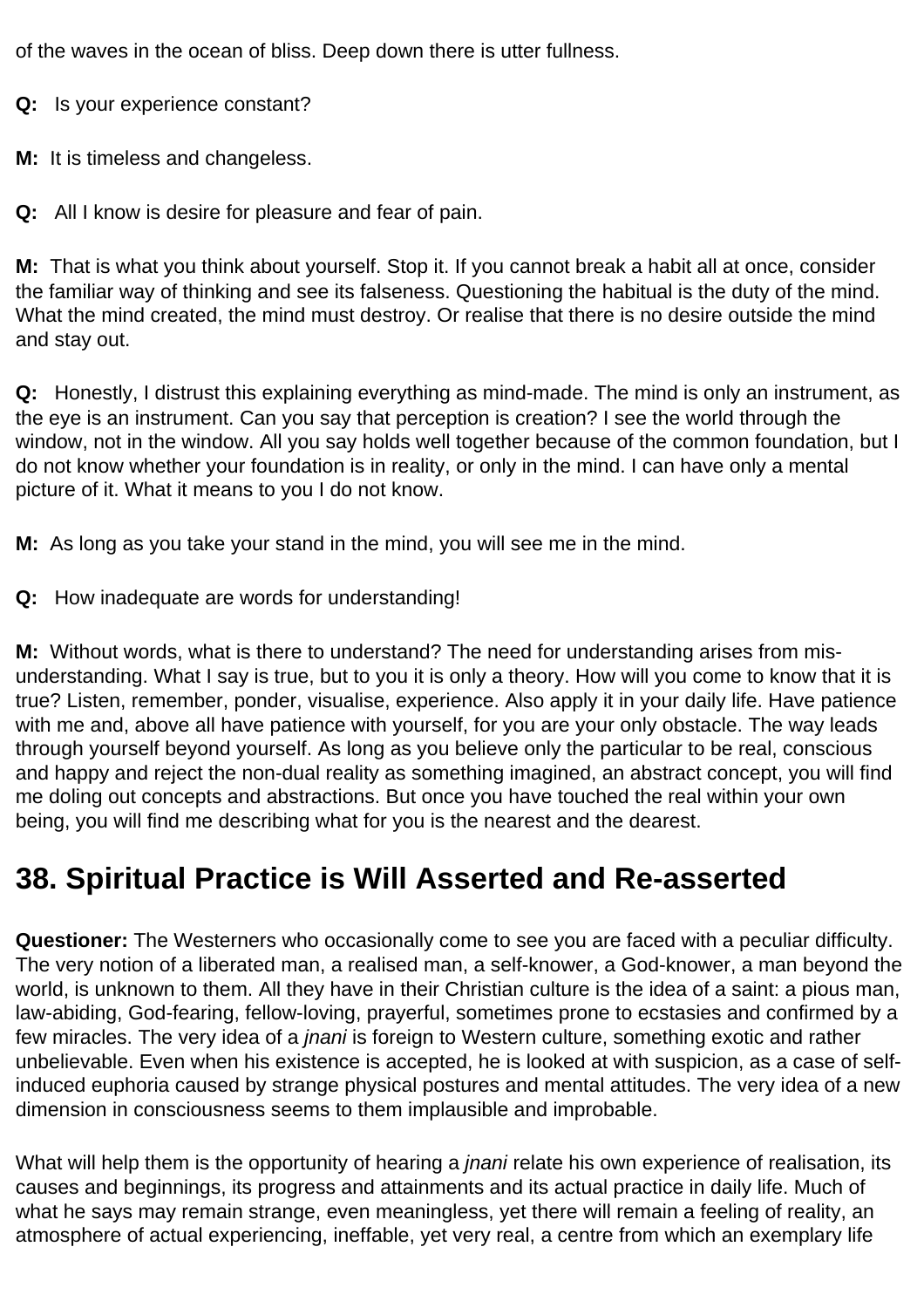of the waves in the ocean of bliss. Deep down there is utter fullness.

**Q:** Is your experience constant?

**M:** It is timeless and changeless.

**Q:** All I know is desire for pleasure and fear of pain.

**M:** That is what you think about yourself. Stop it. If you cannot break a habit all at once, consider the familiar way of thinking and see its falseness. Questioning the habitual is the duty of the mind. What the mind created, the mind must destroy. Or realise that there is no desire outside the mind and stay out.

**Q:** Honestly, I distrust this explaining everything as mind-made. The mind is only an instrument, as the eye is an instrument. Can you say that perception is creation? I see the world through the window, not in the window. All you say holds well together because of the common foundation, but I do not know whether your foundation is in reality, or only in the mind. I can have only a mental picture of it. What it means to you I do not know.

**M:** As long as you take your stand in the mind, you will see me in the mind.

**Q:** How inadequate are words for understanding!

**M:** Without words, what is there to understand? The need for understanding arises from mis-understanding. What I say is true, but to you it is only a theory. How will you come to know that it is true? Listen, remember, ponder, visualise, experience. Also apply it in your daily life. Have patience with me and, above all have patience with yourself, for you are your only obstacle. The way leads through yourself beyond yourself. As long as you believe only the particular to be real, conscious and happy and reject the non-dual reality as something imagined, an abstract concept, you will find me doling out concepts and abstractions. But once you have touched the real within your own being, you will find me describing what for you is the nearest and the dearest.

## 38. Spiritual Practice is Will Asserted and Re-asserted

**Questioner:** The Westerners who occasionally come to see you are faced with a peculiar difficulty. The very notion of a liberated man, a realised man, a self-knower, a God-knower, a man beyond the world, is unknown to them. All they have in their Christian culture is the idea of a saint: a pious man, law-abiding, God-fearing, fellow-loving, prayerful, sometimes prone to ecstasies and confirmed by a few miracles. The very idea of a *jnani* is foreign to Western culture, something exotic and rather unbelievable. Even when his existence is accepted, he is looked at with suspicion, as a case of self-induced euphoria caused by strange physical postures and mental attitudes. The very idea of a new dimension in consciousness seems to them implausible and improbable.

What will help them is the opportunity of hearing a *jnani* relate his own experience of realisation, its causes and beginnings, its progress and attainments and its actual practice in daily life. Much of what he says may remain strange, even meaningless, yet there will remain a feeling of reality, an atmosphere of actual experiencing, ineffable, yet very real, a centre from which an exemplary life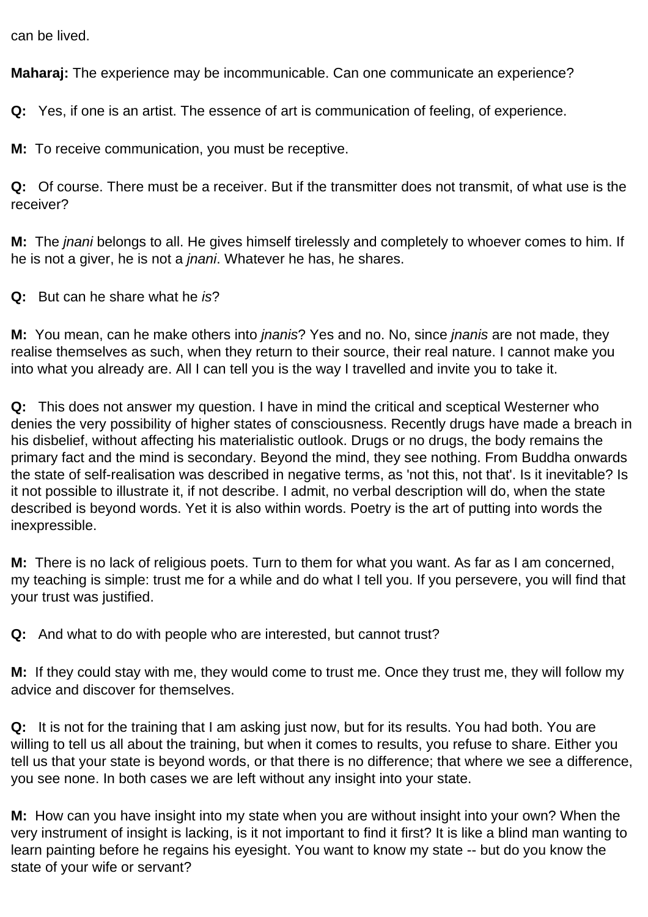can be lived.

**Maharaj:** The experience may be incommunicable. Can one communicate an experience?

**Q:** Yes, if one is an artist. The essence of art is communication of feeling, of experience.

**M:** To receive communication, you must be receptive.

**Q:** Of course. There must be a receiver. But if the transmitter does not transmit, of what use is the receiver?

**M:** The *jnani* belongs to all. He gives himself tirelessly and completely to whoever comes to him. If he is not a giver, he is not a *jnani*. Whatever he has, he shares.

**Q:** But can he share what he *is*?

**M:** You mean, can he make others into *jnanis*? Yes and no. No, since *jnanis* are not made, they realise themselves as such, when they return to their source, their real nature. I cannot make you into what you already are. All I can tell you is the way I travelled and invite you to take it.

**Q:** This does not answer my question. I have in mind the critical and sceptical Westerner who denies the very possibility of higher states of consciousness. Recently drugs have made a breach in his disbelief, without affecting his materialistic outlook. Drugs or no drugs, the body remains the primary fact and the mind is secondary. Beyond the mind, they see nothing. From Buddha onwards the state of self-realisation was described in negative terms, as 'not this, not that'. Is it inevitable? Is it not possible to illustrate it, if not describe. I admit, no verbal description will do, when the state described is beyond words. Yet it is also within words. Poetry is the art of putting into words the inexpressible.

**M:** There is no lack of religious poets. Turn to them for what you want. As far as I am concerned, my teaching is simple: trust me for a while and do what I tell you. If you persevere, you will find that your trust was justified.

**Q:** And what to do with people who are interested, but cannot trust?

**M:** If they could stay with me, they would come to trust me. Once they trust me, they will follow my advice and discover for themselves.

**Q:** It is not for the training that I am asking just now, but for its results. You had both. You are willing to tell us all about the training, but when it comes to results, you refuse to share. Either you tell us that your state is beyond words, or that there is no difference; that where we see a difference, you see none. In both cases we are left without any insight into your state.

**M:** How can you have insight into my state when you are without insight into your own? When the very instrument of insight is lacking, is it not important to find it first? It is like a blind man wanting to learn painting before he regains his eyesight. You want to know my state -- but do you know the state of your wife or servant?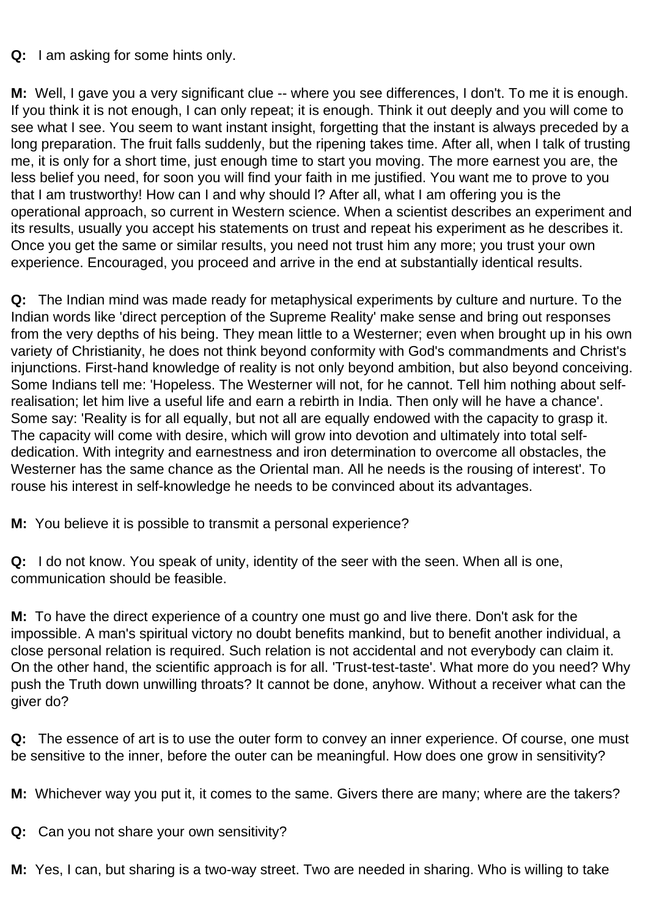**Q:** I am asking for some hints only.

**M:** Well, I gave you a very significant clue -- where you see differences, I don't. To me it is enough. If you think it is not enough, I can only repeat; it is enough. Think it out deeply and you will come to see what I see. You seem to want instant insight, forgetting that the instant is always preceded by a long preparation. The fruit falls suddenly, but the ripening takes time. After all, when I talk of trusting me, it is only for a short time, just enough time to start you moving. The more earnest you are, the less belief you need, for soon you will find your faith in me justified. You want me to prove to you that I am trustworthy! How can I and why should I? After all, what I am offering you is the operational approach, so current in Western science. When a scientist describes an experiment and its results, usually you accept his statements on trust and repeat his experiment as he describes it. Once you get the same or similar results, you need not trust him any more; you trust your own experience. Encouraged, you proceed and arrive in the end at substantially identical results.

**Q:** The Indian mind was made ready for metaphysical experiments by culture and nurture. To the Indian words like 'direct perception of the Supreme Reality' make sense and bring out responses from the very depths of his being. They mean little to a Westerner; even when brought up in his own variety of Christianity, he does not think beyond conformity with God's commandments and Christ's injunctions. First-hand knowledge of reality is not only beyond ambition, but also beyond conceiving. Some Indians tell me: 'Hopeless. The Westerner will not, for he cannot. Tell him nothing about self-realisation; let him live a useful life and earn a rebirth in India. Then only will he have a chance'. Some say: 'Reality is for all equally, but not all are equally endowed with the capacity to grasp it. The capacity will come with desire, which will grow into devotion and ultimately into total self-dedication. With integrity and earnestness and iron determination to overcome all obstacles, the Westerner has the same chance as the Oriental man. All he needs is the rousing of interest'. To rouse his interest in self-knowledge he needs to be convinced about its advantages.

**M:** You believe it is possible to transmit a personal experience?

**Q:** I do not know. You speak of unity, identity of the seer with the seen. When all is one, communication should be feasible.

**M:** To have the direct experience of a country one must go and live there. Don't ask for the impossible. A man's spiritual victory no doubt benefits mankind, but to benefit another individual, a close personal relation is required. Such relation is not accidental and not everybody can claim it. On the other hand, the scientific approach is for all. 'Trust-test-taste'. What more do you need? Why push the Truth down unwilling throats? It cannot be done, anyhow. Without a receiver what can the giver do?

**Q:** The essence of art is to use the outer form to convey an inner experience. Of course, one must be sensitive to the inner, before the outer can be meaningful. How does one grow in sensitivity?

**M:** Whichever way you put it, it comes to the same. Givers there are many; where are the takers?

**Q:** Can you not share your own sensitivity?

**M:** Yes, I can, but sharing is a two-way street. Two are needed in sharing. Who is willing to take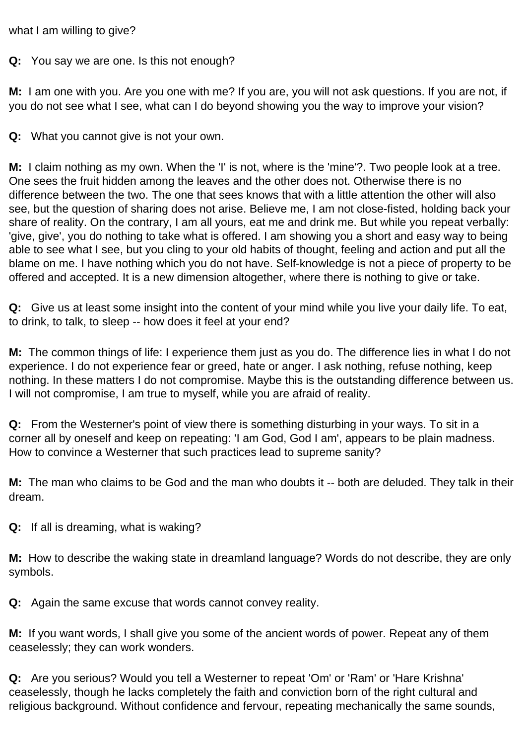what I am willing to give?

**Q:** You say we are one. Is this not enough?

**M:** I am one with you. Are you one with me? If you are, you will not ask questions. If you are not, if you do not see what I see, what can I do beyond showing you the way to improve your vision?

**Q:** What you cannot give is not your own.

**M:** I claim nothing as my own. When the 'I' is not, where is the 'mine'?. Two people look at a tree. One sees the fruit hidden among the leaves and the other does not. Otherwise there is no difference between the two. The one that sees knows that with a little attention the other will also see, but the question of sharing does not arise. Believe me, I am not close-fisted, holding back your share of reality. On the contrary, I am all yours, eat me and drink me. But while you repeat verbally: 'give, give', you do nothing to take what is offered. I am showing you a short and easy way to being able to see what I see, but you cling to your old habits of thought, feeling and action and put all the blame on me. I have nothing which you do not have. Self-knowledge is not a piece of property to be offered and accepted. It is a new dimension altogether, where there is nothing to give or take.

**Q:** Give us at least some insight into the content of your mind while you live your daily life. To eat, to drink, to talk, to sleep -- how does it feel at your end?

**M:** The common things of life: I experience them just as you do. The difference lies in what I do not experience. I do not experience fear or greed, hate or anger. I ask nothing, refuse nothing, keep nothing. In these matters I do not compromise. Maybe this is the outstanding difference between us. I will not compromise, I am true to myself, while you are afraid of reality.

**Q:** From the Westerner's point of view there is something disturbing in your ways. To sit in a corner all by oneself and keep on repeating: 'I am God, God I am', appears to be plain madness. How to convince a Westerner that such practices lead to supreme sanity?

**M:** The man who claims to be God and the man who doubts it -- both are deluded. They talk in their dream.

**Q:** If all is dreaming, what is waking?

**M:** How to describe the waking state in dreamland language? Words do not describe, they are only symbols.

**Q:** Again the same excuse that words cannot convey reality.

**M:** If you want words, I shall give you some of the ancient words of power. Repeat any of them ceaselessly; they can work wonders.

**Q:** Are you serious? Would you tell a Westerner to repeat 'Om' or 'Ram' or 'Hare Krishna' ceaselessly, though he lacks completely the faith and conviction born of the right cultural and religious background. Without confidence and fervour, repeating mechanically the same sounds,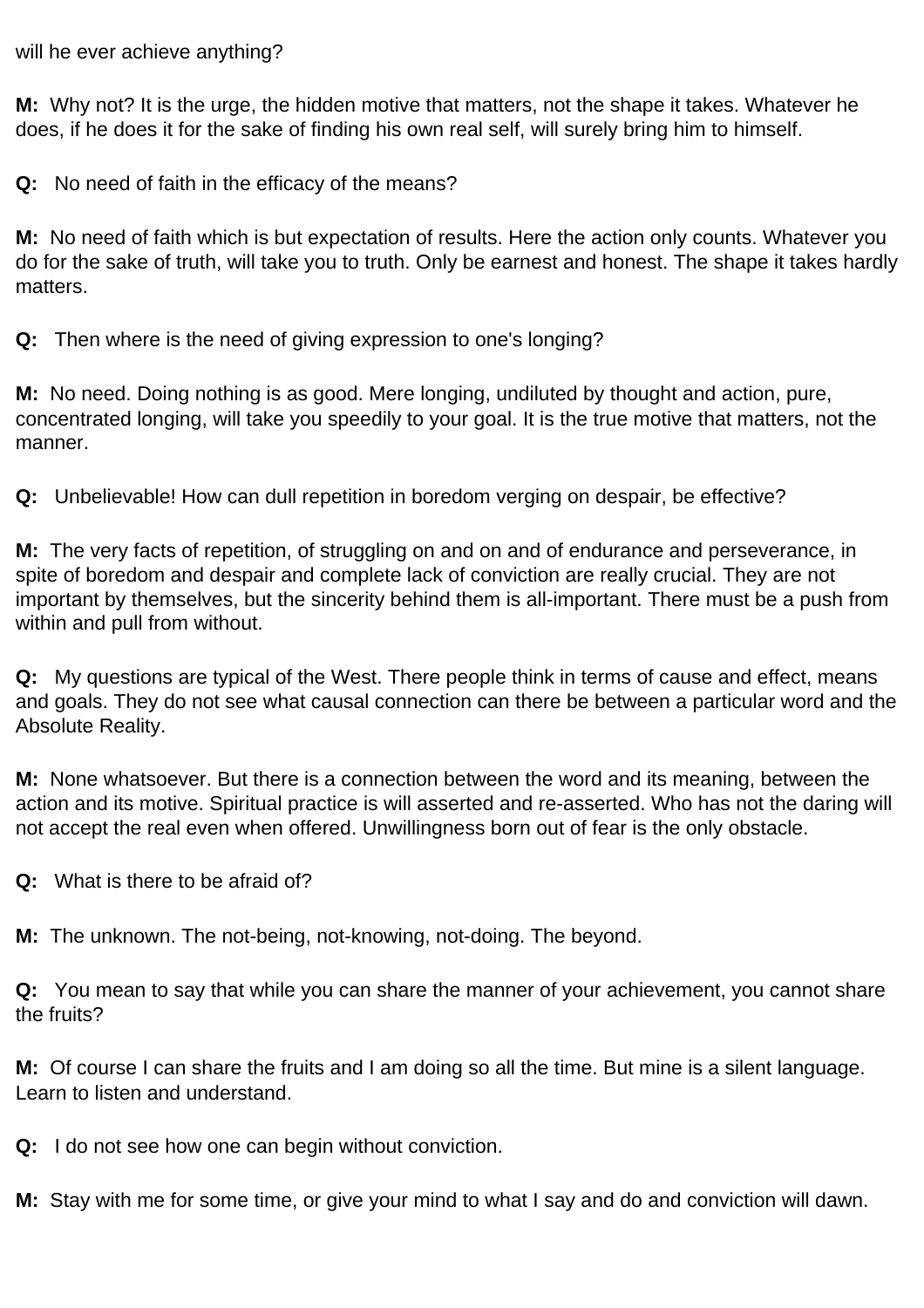will he ever achieve anything?

**M:** Why not? It is the urge, the hidden motive that matters, not the shape it takes. Whatever he does, if he does it for the sake of finding his own real self, will surely bring him to himself.

**Q:** No need of faith in the efficacy of the means?

**M:** No need of faith which is but expectation of results. Here the action only counts. Whatever you do for the sake of truth, will take you to truth. Only be earnest and honest. The shape it takes hardly matters.

**Q:** Then where is the need of giving expression to one's longing?

**M:** No need. Doing nothing is as good. Mere longing, undiluted by thought and action, pure, concentrated longing, will take you speedily to your goal. It is the true motive that matters, not the manner.

**Q:** Unbelievable! How can dull repetition in boredom verging on despair, be effective?

**M:** The very facts of repetition, of struggling on and on and of endurance and perseverance, in spite of boredom and despair and complete lack of conviction are really crucial. They are not important by themselves, but the sincerity behind them is all-important. There must be a push from within and pull from without.

**Q:** My questions are typical of the West. There people think in terms of cause and effect, means and goals. They do not see what causal connection can there be between a particular word and the Absolute Reality.

**M:** None whatsoever. But there is a connection between the word and its meaning, between the action and its motive. Spiritual practice is will asserted and re-asserted. Who has not the daring will not accept the real even when offered. Unwillingness born out of fear is the only obstacle.

**Q:** What is there to be afraid of?

**M:** The unknown. The not-being, not-knowing, not-doing. The beyond.

**Q:** You mean to say that while you can share the manner of your achievement, you cannot share the fruits?

**M:** Of course I can share the fruits and I am doing so all the time. But mine is a silent language. Learn to listen and understand.

**Q:** I do not see how one can begin without conviction.

**M:** Stay with me for some time, or give your mind to what I say and do and conviction will dawn.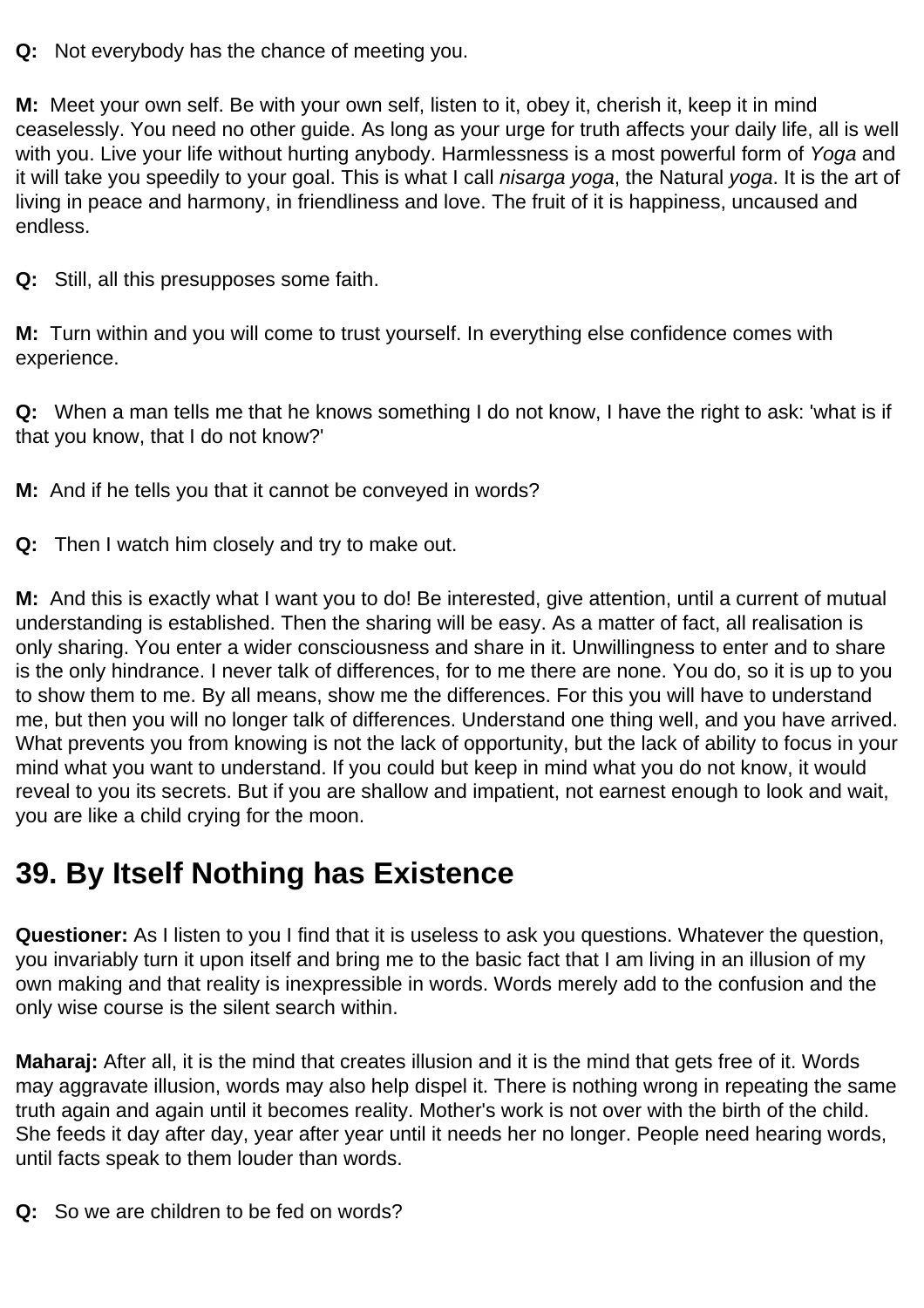**Q:** Not everybody has the chance of meeting you.

**M:** Meet your own self. Be with your own self, listen to it, obey it, cherish it, keep it in mind ceaselessly. You need no other guide. As long as your urge for truth affects your daily life, all is well with you. Live your life without hurting anybody. Harmlessness is a most powerful form of *Yoga* and it will take you speedily to your goal. This is what I call *nisarga yoga*, the Natural *yoga*. It is the art of living in peace and harmony, in friendliness and love. The fruit of it is happiness, uncaused and endless.

**Q:** Still, all this presupposes some faith.

**M:** Turn within and you will come to trust yourself. In everything else confidence comes with experience.

**Q:** When a man tells me that he knows something I do not know, I have the right to ask: 'what is if that you know, that I do not know?'

**M:** And if he tells you that it cannot be conveyed in words?

**Q:** Then I watch him closely and try to make out.

**M:** And this is exactly what I want you to do! Be interested, give attention, until a current of mutual understanding is established. Then the sharing will be easy. As a matter of fact, all realisation is only sharing. You enter a wider consciousness and share in it. Unwillingness to enter and to share is the only hindrance. I never talk of differences, for to me there are none. You do, so it is up to you to show them to me. By all means, show me the differences. For this you will have to understand me, but then you will no longer talk of differences. Understand one thing well, and you have arrived. What prevents you from knowing is not the lack of opportunity, but the lack of ability to focus in your mind what you want to understand. If you could but keep in mind what you do not know, it would reveal to you its secrets. But if you are shallow and impatient, not earnest enough to look and wait, you are like a child crying for the moon.

## 39. By Itself Nothing has Existence

**Questioner:** As I listen to you I find that it is useless to ask you questions. Whatever the question, you invariably turn it upon itself and bring me to the basic fact that I am living in an illusion of my own making and that reality is inexpressible in words. Words merely add to the confusion and the only wise course is the silent search within.

**Maharaj:** After all, it is the mind that creates illusion and it is the mind that gets free of it. Words may aggravate illusion, words may also help dispel it. There is nothing wrong in repeating the same truth again and again until it becomes reality. Mother's work is not over with the birth of the child. She feeds it day after day, year after year until it needs her no longer. People need hearing words, until facts speak to them louder than words.

**Q:** So we are children to be fed on words?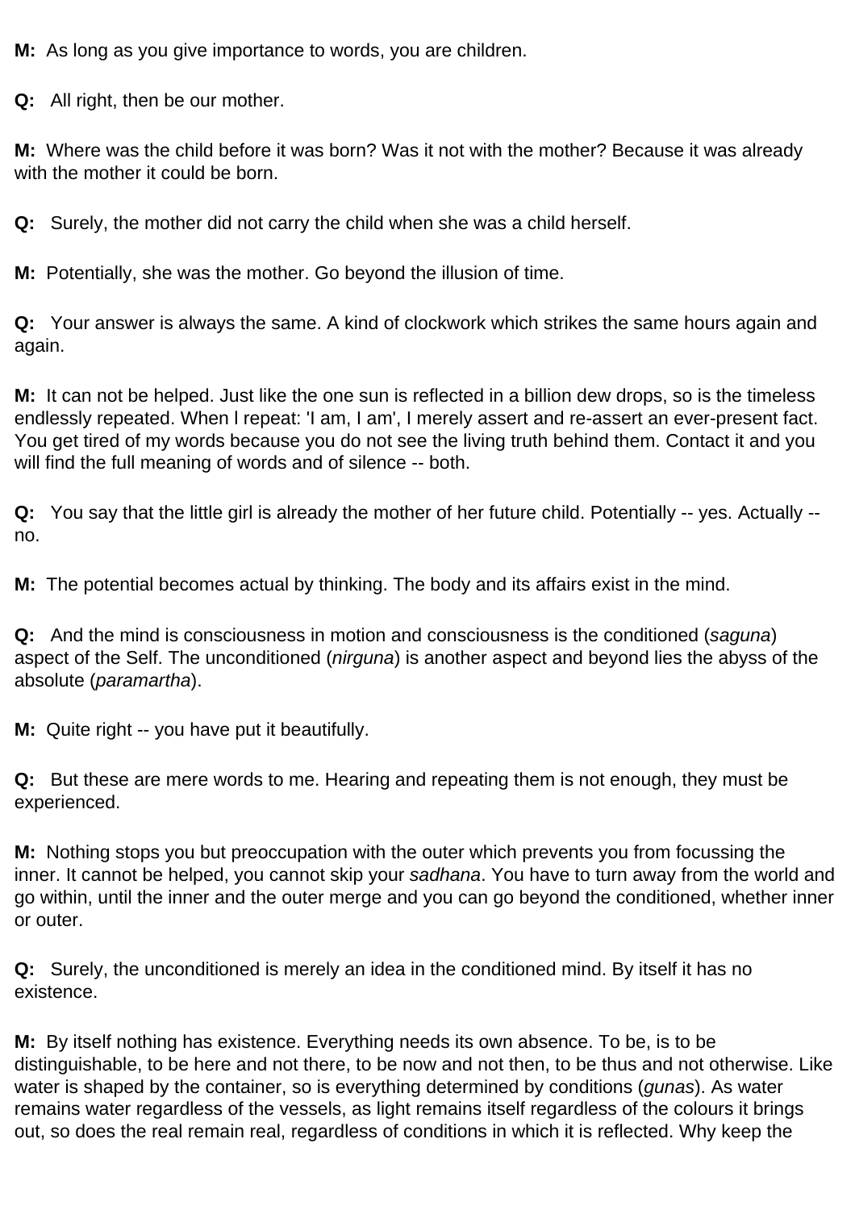**M:** As long as you give importance to words, you are children.

**Q:** All right, then be our mother.

**M:** Where was the child before it was born? Was it not with the mother? Because it was already with the mother it could be born.

**Q:** Surely, the mother did not carry the child when she was a child herself.

**M:** Potentially, she was the mother. Go beyond the illusion of time.

**Q:** Your answer is always the same. A kind of clockwork which strikes the same hours again and again.

**M:** It can not be helped. Just like the one sun is reflected in a billion dew drops, so is the timeless endlessly repeated. When I repeat: 'I am, I am', I merely assert and re-assert an ever-present fact. You get tired of my words because you do not see the living truth behind them. Contact it and you will find the full meaning of words and of silence -- both.

**Q:** You say that the little girl is already the mother of her future child. Potentially -- yes. Actually -- no.

**M:** The potential becomes actual by thinking. The body and its affairs exist in the mind.

**Q:** And the mind is consciousness in motion and consciousness is the conditioned (*saguna*) aspect of the Self. The unconditioned (*nirguna*) is another aspect and beyond lies the abyss of the absolute (*paramartha*).

**M:** Quite right -- you have put it beautifully.

**Q:** But these are mere words to me. Hearing and repeating them is not enough, they must be experienced.

**M:** Nothing stops you but preoccupation with the outer which prevents you from focussing the inner. It cannot be helped, you cannot skip your *sadhana*. You have to turn away from the world and go within, until the inner and the outer merge and you can go beyond the conditioned, whether inner or outer.

**Q:** Surely, the unconditioned is merely an idea in the conditioned mind. By itself it has no existence.

**M:** By itself nothing has existence. Everything needs its own absence. To be, is to be distinguishable, to be here and not there, to be now and not then, to be thus and not otherwise. Like water is shaped by the container, so is everything determined by conditions (*gunas*). As water remains water regardless of the vessels, as light remains itself regardless of the colours it brings out, so does the real remain real, regardless of conditions in which it is reflected. Why keep the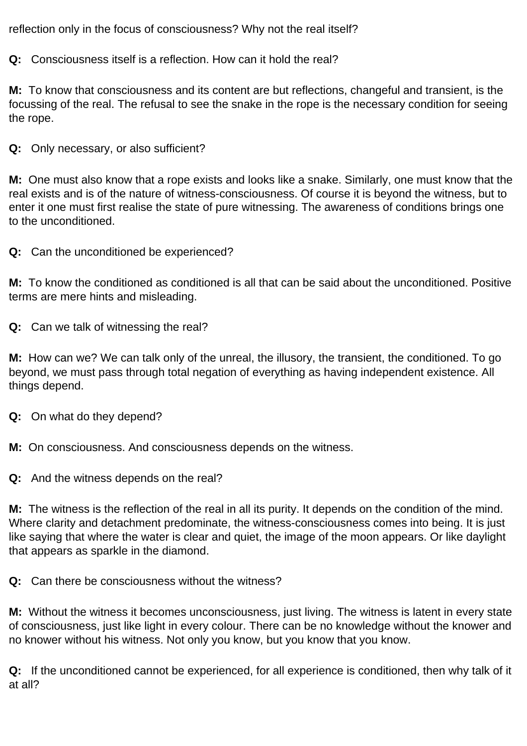reflection only in the focus of consciousness? Why not the real itself?

**Q:** Consciousness itself is a reflection. How can it hold the real?

**M:** To know that consciousness and its content are but reflections, changeful and transient, is the focussing of the real. The refusal to see the snake in the rope is the necessary condition for seeing the rope.

**Q:** Only necessary, or also sufficient?

**M:** One must also know that a rope exists and looks like a snake. Similarly, one must know that the real exists and is of the nature of witness-consciousness. Of course it is beyond the witness, but to enter it one must first realise the state of pure witnessing. The awareness of conditions brings one to the unconditioned.

**Q:** Can the unconditioned be experienced?

**M:** To know the conditioned as conditioned is all that can be said about the unconditioned. Positive terms are mere hints and misleading.

**Q:** Can we talk of witnessing the real?

**M:** How can we? We can talk only of the unreal, the illusory, the transient, the conditioned. To go beyond, we must pass through total negation of everything as having independent existence. All things depend.

**Q:** On what do they depend?

**M:** On consciousness. And consciousness depends on the witness.

**Q:** And the witness depends on the real?

**M:** The witness is the reflection of the real in all its purity. It depends on the condition of the mind. Where clarity and detachment predominate, the witness-consciousness comes into being. It is just like saying that where the water is clear and quiet, the image of the moon appears. Or like daylight that appears as sparkle in the diamond.

**Q:** Can there be consciousness without the witness?

**M:** Without the witness it becomes unconsciousness, just living. The witness is latent in every state of consciousness, just like light in every colour. There can be no knowledge without the knower and no knower without his witness. Not only you know, but you know that you know.

**Q:** If the unconditioned cannot be experienced, for all experience is conditioned, then why talk of it at all?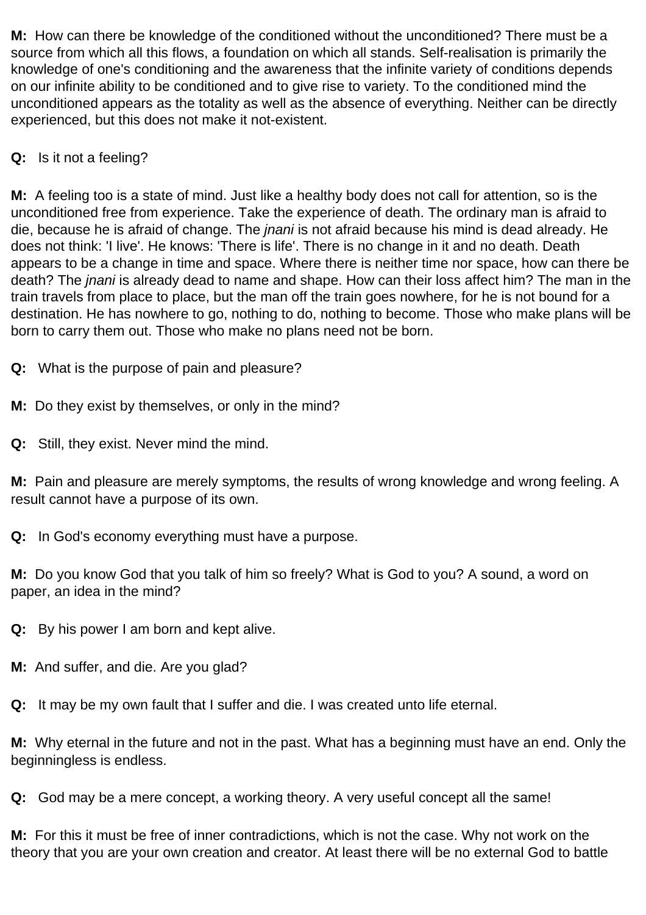**M:** How can there be knowledge of the conditioned without the unconditioned? There must be a source from which all this flows, a foundation on which all stands. Self-realisation is primarily the knowledge of one's conditioning and the awareness that the infinite variety of conditions depends on our infinite ability to be conditioned and to give rise to variety. To the conditioned mind the unconditioned appears as the totality as well as the absence of everything. Neither can be directly experienced, but this does not make it not-existent.

**Q:** Is it not a feeling?

**M:** A feeling too is a state of mind. Just like a healthy body does not call for attention, so is the unconditioned free from experience. Take the experience of death. The ordinary man is afraid to die, because he is afraid of change. The *jnani* is not afraid because his mind is dead already. He does not think: 'I live'. He knows: 'There is life'. There is no change in it and no death. Death appears to be a change in time and space. Where there is neither time nor space, how can there be death? The *jnani* is already dead to name and shape. How can their loss affect him? The man in the train travels from place to place, but the man off the train goes nowhere, for he is not bound for a destination. He has nowhere to go, nothing to do, nothing to become. Those who make plans will be born to carry them out. Those who make no plans need not be born.

**Q:** What is the purpose of pain and pleasure?

**M:** Do they exist by themselves, or only in the mind?

**Q:** Still, they exist. Never mind the mind.

**M:** Pain and pleasure are merely symptoms, the results of wrong knowledge and wrong feeling. A result cannot have a purpose of its own.

**Q:** In God's economy everything must have a purpose.

**M:** Do you know God that you talk of him so freely? What is God to you? A sound, a word on paper, an idea in the mind?

**Q:** By his power I am born and kept alive.

**M:** And suffer, and die. Are you glad?

**Q:** It may be my own fault that I suffer and die. I was created unto life eternal.

**M:** Why eternal in the future and not in the past. What has a beginning must have an end. Only the beginningless is endless.

**Q:** God may be a mere concept, a working theory. A very useful concept all the same!

**M:** For this it must be free of inner contradictions, which is not the case. Why not work on the theory that you are your own creation and creator. At least there will be no external God to battle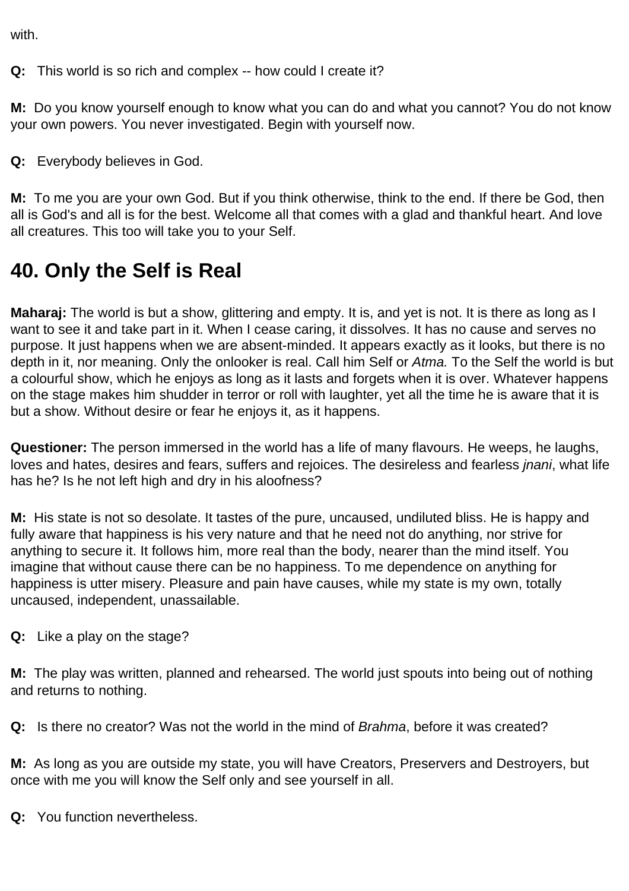with.

**Q:** This world is so rich and complex -- how could I create it?

**M:** Do you know yourself enough to know what you can do and what you cannot? You do not know your own powers. You never investigated. Begin with yourself now.

**Q:** Everybody believes in God.

**M:** To me you are your own God. But if you think otherwise, think to the end. If there be God, then all is God's and all is for the best. Welcome all that comes with a glad and thankful heart. And love all creatures. This too will take you to your Self.

## 40. Only the Self is Real

**Maharaj:** The world is but a show, glittering and empty. It is, and yet is not. It is there as long as I want to see it and take part in it. When I cease caring, it dissolves. It has no cause and serves no purpose. It just happens when we are absent-minded. It appears exactly as it looks, but there is no depth in it, nor meaning. Only the onlooker is real. Call him Self or *Atma.* To the Self the world is but a colourful show, which he enjoys as long as it lasts and forgets when it is over. Whatever happens on the stage makes him shudder in terror or roll with laughter, yet all the time he is aware that it is but a show. Without desire or fear he enjoys it, as it happens.

**Questioner:** The person immersed in the world has a life of many flavours. He weeps, he laughs, loves and hates, desires and fears, suffers and rejoices. The desireless and fearless *jnani*, what life has he? Is he not left high and dry in his aloofness?

**M:** His state is not so desolate. It tastes of the pure, uncaused, undiluted bliss. He is happy and fully aware that happiness is his very nature and that he need not do anything, nor strive for anything to secure it. It follows him, more real than the body, nearer than the mind itself. You imagine that without cause there can be no happiness. To me dependence on anything for happiness is utter misery. Pleasure and pain have causes, while my state is my own, totally uncaused, independent, unassailable.

**Q:** Like a play on the stage?

**M:** The play was written, planned and rehearsed. The world just spouts into being out of nothing and returns to nothing.

**Q:** Is there no creator? Was not the world in the mind of *Brahma*, before it was created?

**M:** As long as you are outside my state, you will have Creators, Preservers and Destroyers, but once with me you will know the Self only and see yourself in all.

**Q:** You function nevertheless.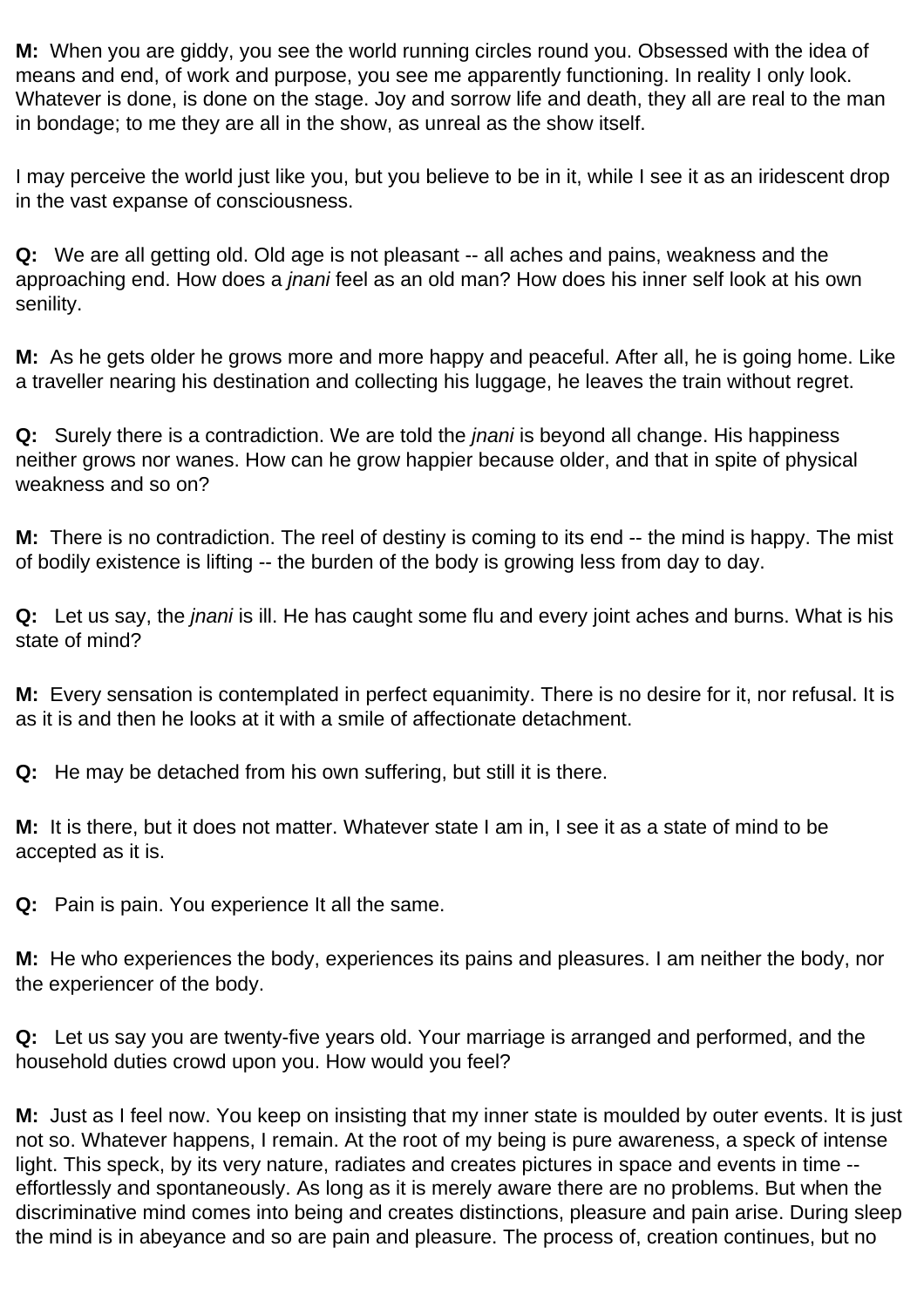**M:** When you are giddy, you see the world running circles round you. Obsessed with the idea of means and end, of work and purpose, you see me apparently functioning. In reality I only look. Whatever is done, is done on the stage. Joy and sorrow life and death, they all are real to the man in bondage; to me they are all in the show, as unreal as the show itself.

I may perceive the world just like you, but you believe to be in it, while I see it as an iridescent drop in the vast expanse of consciousness.

**Q:** We are all getting old. Old age is not pleasant -- all aches and pains, weakness and the approaching end. How does a *jnani* feel as an old man? How does his inner self look at his own senility.

**M:** As he gets older he grows more and more happy and peaceful. After all, he is going home. Like a traveller nearing his destination and collecting his luggage, he leaves the train without regret.

**Q:** Surely there is a contradiction. We are told the *jnani* is beyond all change. His happiness neither grows nor wanes. How can he grow happier because older, and that in spite of physical weakness and so on?

**M:** There is no contradiction. The reel of destiny is coming to its end -- the mind is happy. The mist of bodily existence is lifting -- the burden of the body is growing less from day to day.

**Q:** Let us say, the *jnani* is ill. He has caught some flu and every joint aches and burns. What is his state of mind?

**M:** Every sensation is contemplated in perfect equanimity. There is no desire for it, nor refusal. It is as it is and then he looks at it with a smile of affectionate detachment.

**Q:** He may be detached from his own suffering, but still it is there.

**M:** It is there, but it does not matter. Whatever state I am in, I see it as a state of mind to be accepted as it is.

**Q:** Pain is pain. You experience It all the same.

**M:** He who experiences the body, experiences its pains and pleasures. I am neither the body, nor the experiencer of the body.

**Q:** Let us say you are twenty-five years old. Your marriage is arranged and performed, and the household duties crowd upon you. How would you feel?

**M:** Just as I feel now. You keep on insisting that my inner state is moulded by outer events. It is just not so. Whatever happens, I remain. At the root of my being is pure awareness, a speck of intense light. This speck, by its very nature, radiates and creates pictures in space and events in time -- effortlessly and spontaneously. As long as it is merely aware there are no problems. But when the discriminative mind comes into being and creates distinctions, pleasure and pain arise. During sleep the mind is in abeyance and so are pain and pleasure. The process of, creation continues, but no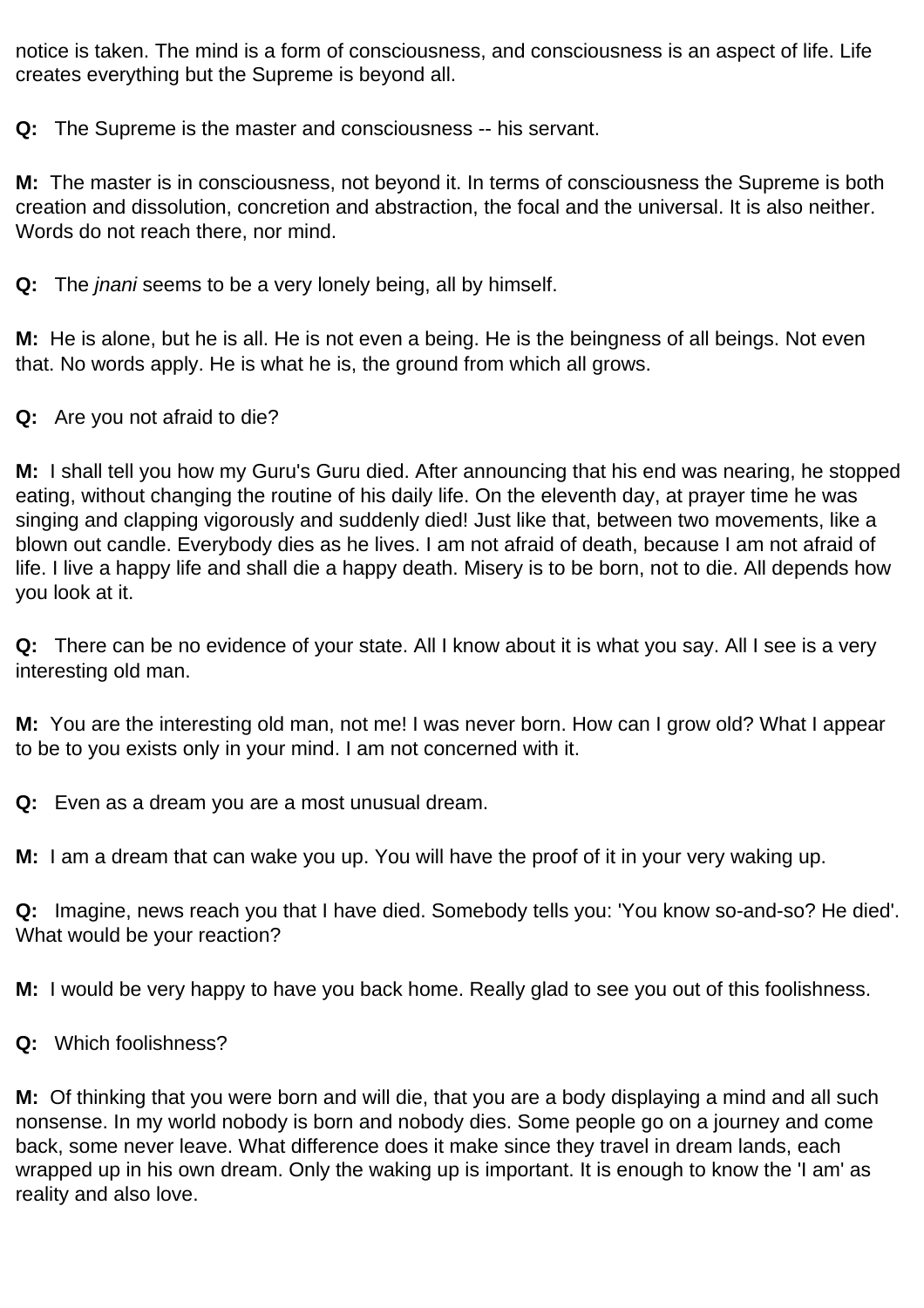notice is taken. The mind is a form of consciousness, and consciousness is an aspect of life. Life creates everything but the Supreme is beyond all.

**Q:** The Supreme is the master and consciousness -- his servant.

**M:** The master is in consciousness, not beyond it. In terms of consciousness the Supreme is both creation and dissolution, concretion and abstraction, the focal and the universal. It is also neither. Words do not reach there, nor mind.

**Q:** The *jnani* seems to be a very lonely being, all by himself.

**M:** He is alone, but he is all. He is not even a being. He is the beingness of all beings. Not even that. No words apply. He is what he is, the ground from which all grows.

**Q:** Are you not afraid to die?

**M:** I shall tell you how my Guru's Guru died. After announcing that his end was nearing, he stopped eating, without changing the routine of his daily life. On the eleventh day, at prayer time he was singing and clapping vigorously and suddenly died! Just like that, between two movements, like a blown out candle. Everybody dies as he lives. I am not afraid of death, because I am not afraid of life. I live a happy life and shall die a happy death. Misery is to be born, not to die. All depends how you look at it.

**Q:** There can be no evidence of your state. All I know about it is what you say. All I see is a very interesting old man.

**M:** You are the interesting old man, not me! I was never born. How can I grow old? What I appear to be to you exists only in your mind. I am not concerned with it.

**Q:** Even as a dream you are a most unusual dream.

**M:** I am a dream that can wake you up. You will have the proof of it in your very waking up.

**Q:** Imagine, news reach you that I have died. Somebody tells you: 'You know so-and-so? He died'. What would be your reaction?

**M:** I would be very happy to have you back home. Really glad to see you out of this foolishness.

**Q:** Which foolishness?

**M:** Of thinking that you were born and will die, that you are a body displaying a mind and all such nonsense. In my world nobody is born and nobody dies. Some people go on a journey and come back, some never leave. What difference does it make since they travel in dream lands, each wrapped up in his own dream. Only the waking up is important. It is enough to know the 'I am' as reality and also love.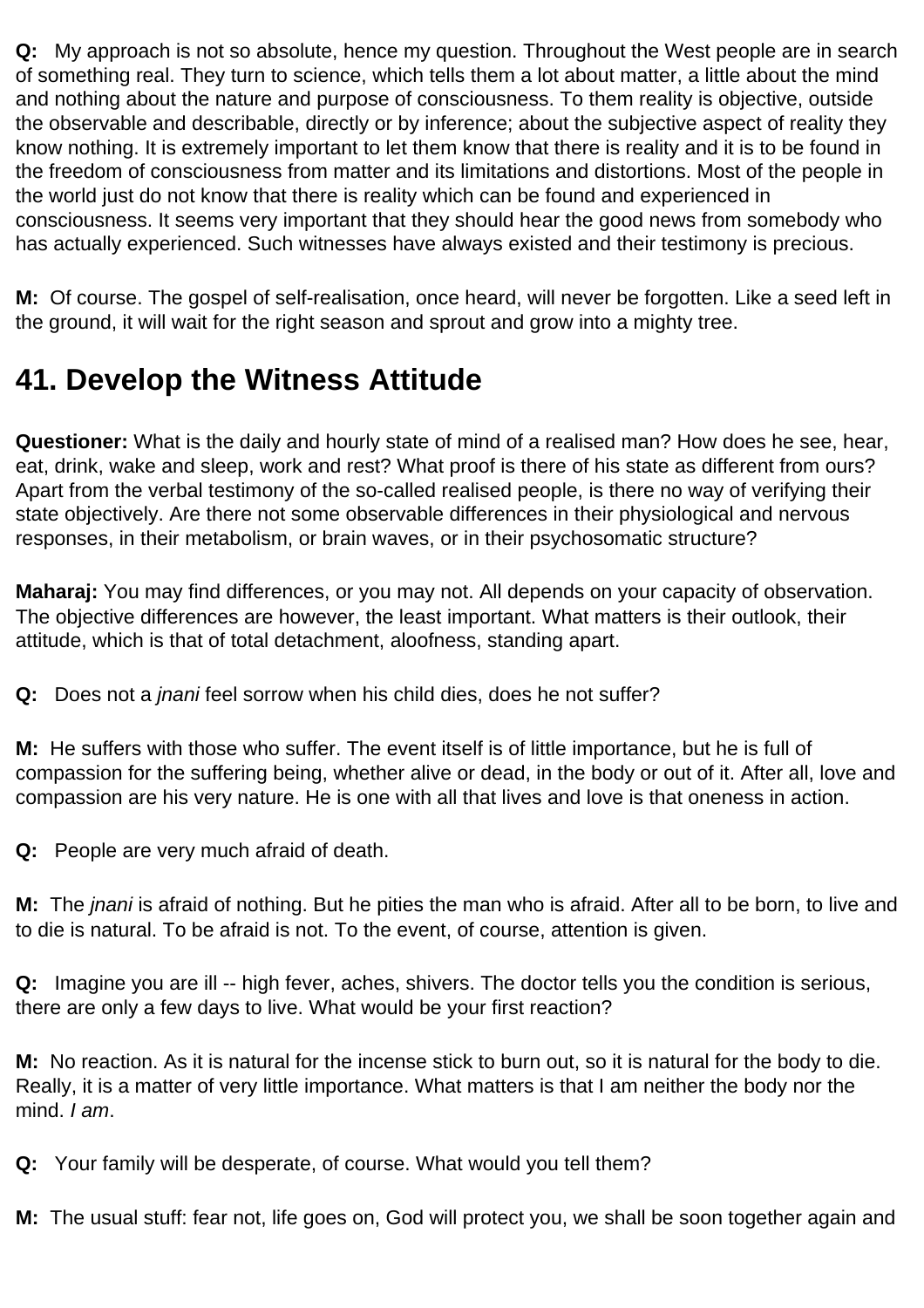**Q:** My approach is not so absolute, hence my question. Throughout the West people are in search of something real. They turn to science, which tells them a lot about matter, a little about the mind and nothing about the nature and purpose of consciousness. To them reality is objective, outside the observable and describable, directly or by inference; about the subjective aspect of reality they know nothing. It is extremely important to let them know that there is reality and it is to be found in the freedom of consciousness from matter and its limitations and distortions. Most of the people in the world just do not know that there is reality which can be found and experienced in consciousness. It seems very important that they should hear the good news from somebody who has actually experienced. Such witnesses have always existed and their testimony is precious.

**M:** Of course. The gospel of self-realisation, once heard, will never be forgotten. Like a seed left in the ground, it will wait for the right season and sprout and grow into a mighty tree.

## 41. Develop the Witness Attitude

**Questioner:** What is the daily and hourly state of mind of a realised man? How does he see, hear, eat, drink, wake and sleep, work and rest? What proof is there of his state as different from ours? Apart from the verbal testimony of the so-called realised people, is there no way of verifying their state objectively. Are there not some observable differences in their physiological and nervous responses, in their metabolism, or brain waves, or in their psychosomatic structure?

**Maharaj:** You may find differences, or you may not. All depends on your capacity of observation. The objective differences are however, the least important. What matters is their outlook, their attitude, which is that of total detachment, aloofness, standing apart.

**Q:** Does not a *jnani* feel sorrow when his child dies, does he not suffer?

**M:** He suffers with those who suffer. The event itself is of little importance, but he is full of compassion for the suffering being, whether alive or dead, in the body or out of it. After all, love and compassion are his very nature. He is one with all that lives and love is that oneness in action.

**Q:** People are very much afraid of death.

**M:** The *jnani* is afraid of nothing. But he pities the man who is afraid. After all to be born, to live and to die is natural. To be afraid is not. To the event, of course, attention is given.

**Q:** Imagine you are ill -- high fever, aches, shivers. The doctor tells you the condition is serious, there are only a few days to live. What would be your first reaction?

**M:** No reaction. As it is natural for the incense stick to burn out, so it is natural for the body to die. Really, it is a matter of very little importance. What matters is that I am neither the body nor the mind. *I am*.

**Q:** Your family will be desperate, of course. What would you tell them?

**M:** The usual stuff: fear not, life goes on, God will protect you, we shall be soon together again and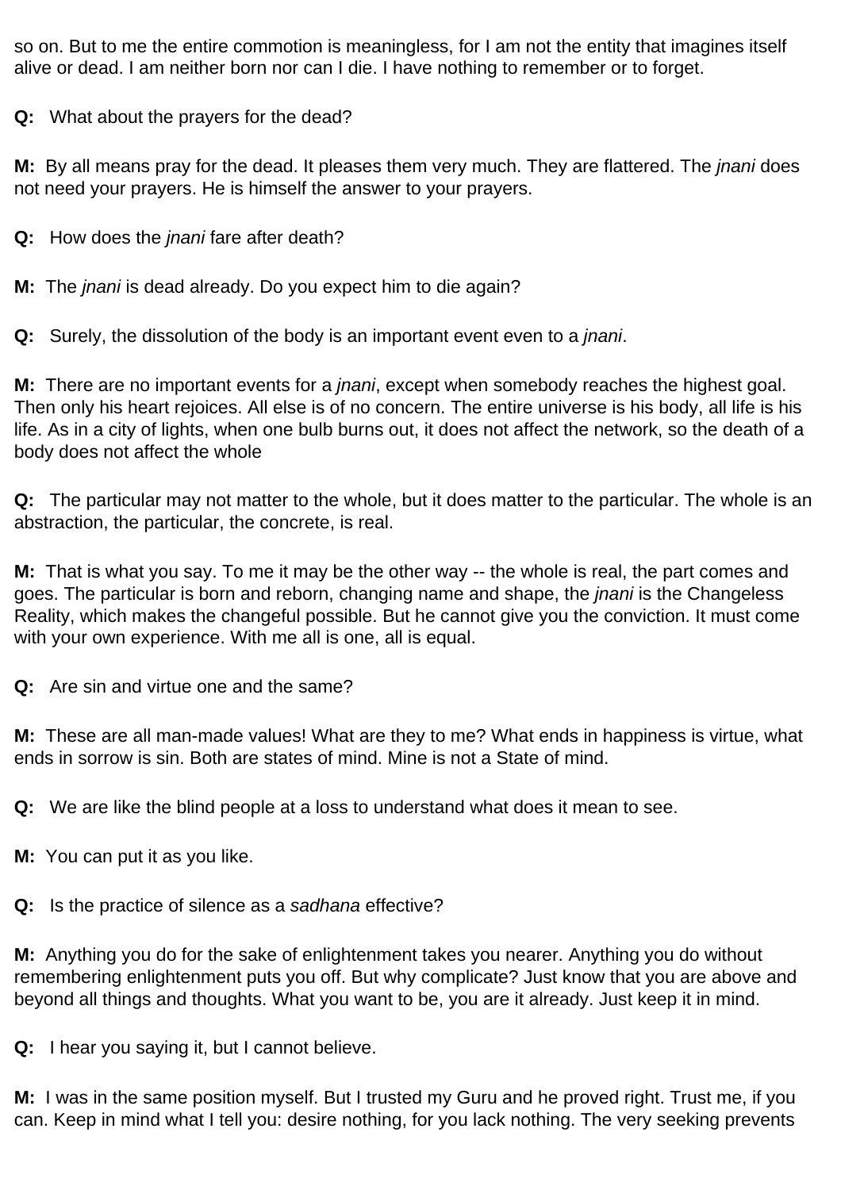so on. But to me the entire commotion is meaningless, for I am not the entity that imagines itself alive or dead. I am neither born nor can I die. I have nothing to remember or to forget.

**Q:** What about the prayers for the dead?

**M:** By all means pray for the dead. It pleases them very much. They are flattered. The *jnani* does not need your prayers. He is himself the answer to your prayers.

**Q:** How does the *jnani* fare after death?

**M:** The *jnani* is dead already. Do you expect him to die again?

**Q:** Surely, the dissolution of the body is an important event even to a *jnani*.

**M:** There are no important events for a *jnani*, except when somebody reaches the highest goal. Then only his heart rejoices. All else is of no concern. The entire universe is his body, all life is his life. As in a city of lights, when one bulb burns out, it does not affect the network, so the death of a body does not affect the whole

**Q:** The particular may not matter to the whole, but it does matter to the particular. The whole is an abstraction, the particular, the concrete, is real.

**M:** That is what you say. To me it may be the other way -- the whole is real, the part comes and goes. The particular is born and reborn, changing name and shape, the *jnani* is the Changeless Reality, which makes the changeful possible. But he cannot give you the conviction. It must come with your own experience. With me all is one, all is equal.

**Q:** Are sin and virtue one and the same?

**M:** These are all man-made values! What are they to me? What ends in happiness is virtue, what ends in sorrow is sin. Both are states of mind. Mine is not a State of mind.

**Q:** We are like the blind people at a loss to understand what does it mean to see.

**M:** You can put it as you like.

**Q:** Is the practice of silence as a *sadhana* effective?

**M:** Anything you do for the sake of enlightenment takes you nearer. Anything you do without remembering enlightenment puts you off. But why complicate? Just know that you are above and beyond all things and thoughts. What you want to be, you are it already. Just keep it in mind.

**Q:** I hear you saying it, but I cannot believe.

**M:** I was in the same position myself. But I trusted my Guru and he proved right. Trust me, if you can. Keep in mind what I tell you: desire nothing, for you lack nothing. The very seeking prevents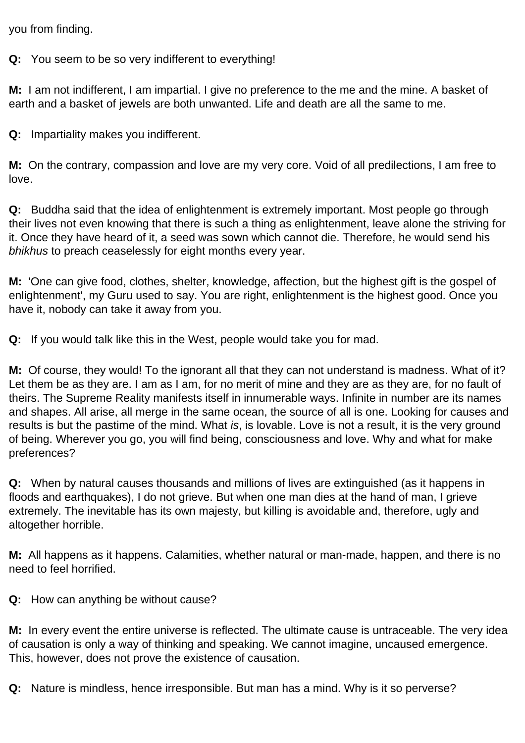you from finding.

**Q:** You seem to be so very indifferent to everything!

**M:** I am not indifferent, I am impartial. I give no preference to the me and the mine. A basket of earth and a basket of jewels are both unwanted. Life and death are all the same to me.

**Q:** Impartiality makes you indifferent.

**M:** On the contrary, compassion and love are my very core. Void of all predilections, I am free to love.

**Q:** Buddha said that the idea of enlightenment is extremely important. Most people go through their lives not even knowing that there is such a thing as enlightenment, leave alone the striving for it. Once they have heard of it, a seed was sown which cannot die. Therefore, he would send his *bhikhus* to preach ceaselessly for eight months every year.

**M:** 'One can give food, clothes, shelter, knowledge, affection, but the highest gift is the gospel of enlightenment', my Guru used to say. You are right, enlightenment is the highest good. Once you have it, nobody can take it away from you.

**Q:** If you would talk like this in the West, people would take you for mad.

**M:** Of course, they would! To the ignorant all that they can not understand is madness. What of it? Let them be as they are. I am as I am, for no merit of mine and they are as they are, for no fault of theirs. The Supreme Reality manifests itself in innumerable ways. Infinite in number are its names and shapes. All arise, all merge in the same ocean, the source of all is one. Looking for causes and results is but the pastime of the mind. What *is*, is lovable. Love is not a result, it is the very ground of being. Wherever you go, you will find being, consciousness and love. Why and what for make preferences?

**Q:** When by natural causes thousands and millions of lives are extinguished (as it happens in floods and earthquakes), I do not grieve. But when one man dies at the hand of man, I grieve extremely. The inevitable has its own majesty, but killing is avoidable and, therefore, ugly and altogether horrible.

**M:** All happens as it happens. Calamities, whether natural or man-made, happen, and there is no need to feel horrified.

**Q:** How can anything be without cause?

**M:** In every event the entire universe is reflected. The ultimate cause is untraceable. The very idea of causation is only a way of thinking and speaking. We cannot imagine, uncaused emergence. This, however, does not prove the existence of causation.

**Q:** Nature is mindless, hence irresponsible. But man has a mind. Why is it so perverse?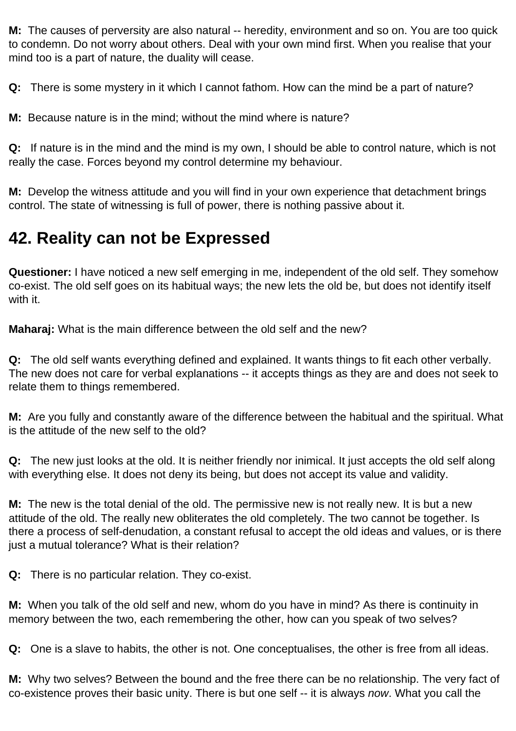**M:** The causes of perversity are also natural -- heredity, environment and so on. You are too quick to condemn. Do not worry about others. Deal with your own mind first. When you realise that your mind too is a part of nature, the duality will cease.

**Q:** There is some mystery in it which I cannot fathom. How can the mind be a part of nature?

**M:** Because nature is in the mind; without the mind where is nature?

**Q:** If nature is in the mind and the mind is my own, I should be able to control nature, which is not really the case. Forces beyond my control determine my behaviour.

**M:** Develop the witness attitude and you will find in your own experience that detachment brings control. The state of witnessing is full of power, there is nothing passive about it.

## 42. Reality can not be Expressed

**Questioner:** I have noticed a new self emerging in me, independent of the old self. They somehow co-exist. The old self goes on its habitual ways; the new lets the old be, but does not identify itself with it.

**Maharaj:** What is the main difference between the old self and the new?

**Q:** The old self wants everything defined and explained. It wants things to fit each other verbally. The new does not care for verbal explanations -- it accepts things as they are and does not seek to relate them to things remembered.

**M:** Are you fully and constantly aware of the difference between the habitual and the spiritual. What is the attitude of the new self to the old?

**Q:** The new just looks at the old. It is neither friendly nor inimical. It just accepts the old self along with everything else. It does not deny its being, but does not accept its value and validity.

**M:** The new is the total denial of the old. The permissive new is not really new. It is but a new attitude of the old. The really new obliterates the old completely. The two cannot be together. Is there a process of self-denudation, a constant refusal to accept the old ideas and values, or is there just a mutual tolerance? What is their relation?

**Q:** There is no particular relation. They co-exist.

**M:** When you talk of the old self and new, whom do you have in mind? As there is continuity in memory between the two, each remembering the other, how can you speak of two selves?

**Q:** One is a slave to habits, the other is not. One conceptualises, the other is free from all ideas.

**M:** Why two selves? Between the bound and the free there can be no relationship. The very fact of co-existence proves their basic unity. There is but one self -- it is always *now*. What you call the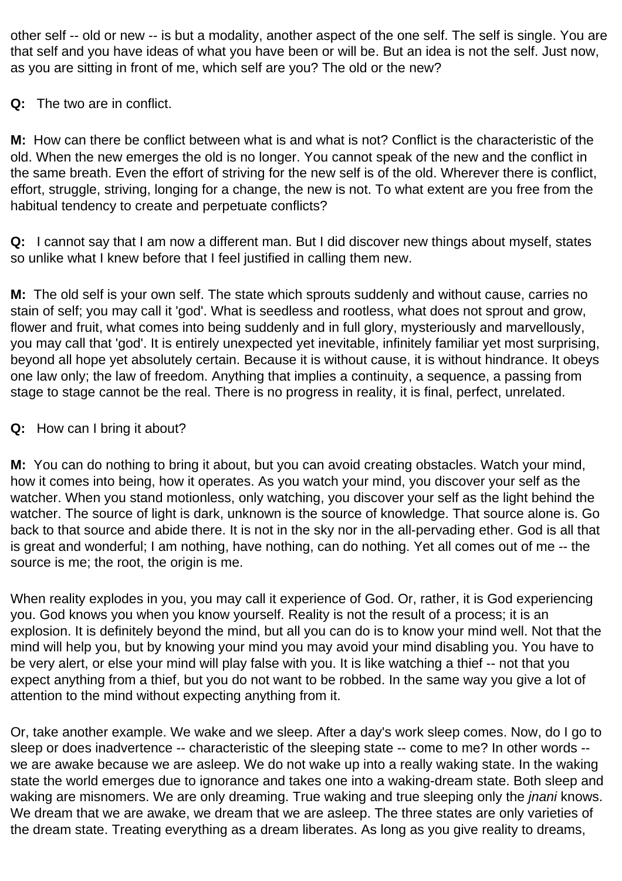other self -- old or new -- is but a modality, another aspect of the one self. The self is single. You are that self and you have ideas of what you have been or will be. But an idea is not the self. Just now, as you are sitting in front of me, which self are you? The old or the new?

**Q:** The two are in conflict.

**M:** How can there be conflict between what is and what is not? Conflict is the characteristic of the old. When the new emerges the old is no longer. You cannot speak of the new and the conflict in the same breath. Even the effort of striving for the new self is of the old. Wherever there is conflict, effort, struggle, striving, longing for a change, the new is not. To what extent are you free from the habitual tendency to create and perpetuate conflicts?

**Q:** I cannot say that I am now a different man. But I did discover new things about myself, states so unlike what I knew before that I feel justified in calling them new.

**M:** The old self is your own self. The state which sprouts suddenly and without cause, carries no stain of self; you may call it 'god'. What is seedless and rootless, what does not sprout and grow, flower and fruit, what comes into being suddenly and in full glory, mysteriously and marvellously, you may call that 'god'. It is entirely unexpected yet inevitable, infinitely familiar yet most surprising, beyond all hope yet absolutely certain. Because it is without cause, it is without hindrance. It obeys one law only; the law of freedom. Anything that implies a continuity, a sequence, a passing from stage to stage cannot be the real. There is no progress in reality, it is final, perfect, unrelated.

**Q:** How can I bring it about?

**M:** You can do nothing to bring it about, but you can avoid creating obstacles. Watch your mind, how it comes into being, how it operates. As you watch your mind, you discover your self as the watcher. When you stand motionless, only watching, you discover your self as the light behind the watcher. The source of light is dark, unknown is the source of knowledge. That source alone is. Go back to that source and abide there. It is not in the sky nor in the all-pervading ether. God is all that is great and wonderful; I am nothing, have nothing, can do nothing. Yet all comes out of me -- the source is me; the root, the origin is me.

When reality explodes in you, you may call it experience of God. Or, rather, it is God experiencing you. God knows you when you know yourself. Reality is not the result of a process; it is an explosion. It is definitely beyond the mind, but all you can do is to know your mind well. Not that the mind will help you, but by knowing your mind you may avoid your mind disabling you. You have to be very alert, or else your mind will play false with you. It is like watching a thief -- not that you expect anything from a thief, but you do not want to be robbed. In the same way you give a lot of attention to the mind without expecting anything from it.

Or, take another example. We wake and we sleep. After a day's work sleep comes. Now, do I go to sleep or does inadvertence -- characteristic of the sleeping state -- come to me? In other words -- we are awake because we are asleep. We do not wake up into a really waking state. In the waking state the world emerges due to ignorance and takes one into a waking-dream state. Both sleep and waking are misnomers. We are only dreaming. True waking and true sleeping only the *jnani* knows. We dream that we are awake, we dream that we are asleep. The three states are only varieties of the dream state. Treating everything as a dream liberates. As long as you give reality to dreams,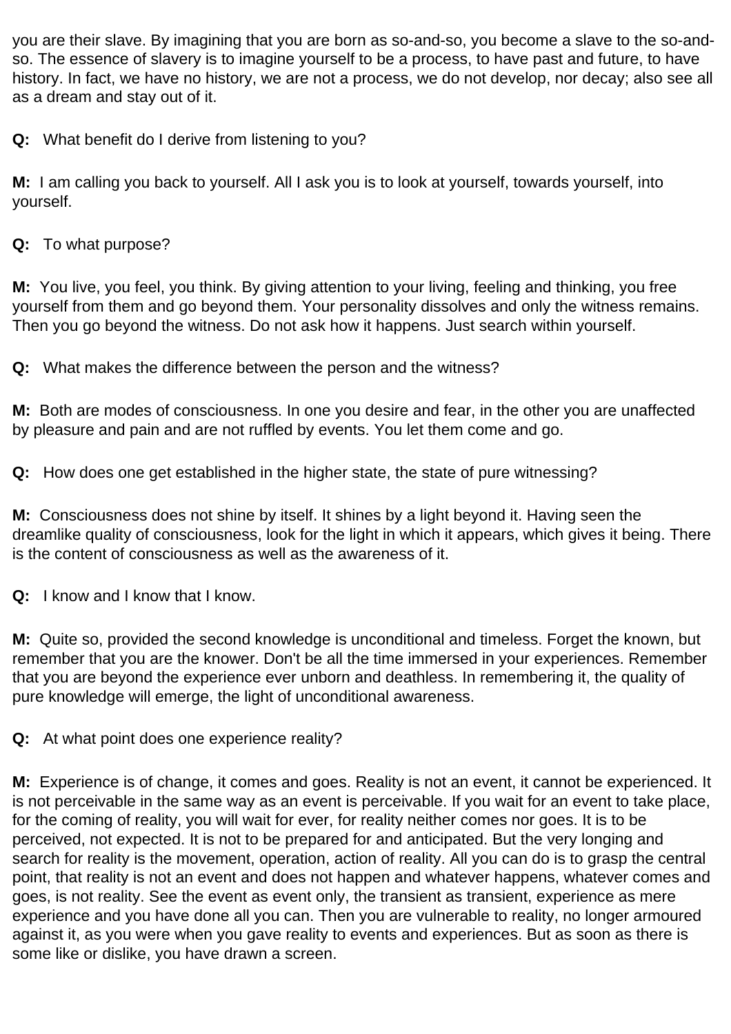you are their slave. By imagining that you are born as so-and-so, you become a slave to the so-and-so. The essence of slavery is to imagine yourself to be a process, to have past and future, to have history. In fact, we have no history, we are not a process, we do not develop, nor decay; also see all as a dream and stay out of it.

**Q:** What benefit do I derive from listening to you?

**M:** I am calling you back to yourself. All I ask you is to look at yourself, towards yourself, into yourself.

**Q:** To what purpose?

**M:** You live, you feel, you think. By giving attention to your living, feeling and thinking, you free yourself from them and go beyond them. Your personality dissolves and only the witness remains. Then you go beyond the witness. Do not ask how it happens. Just search within yourself.

**Q:** What makes the difference between the person and the witness?

**M:** Both are modes of consciousness. In one you desire and fear, in the other you are unaffected by pleasure and pain and are not ruffled by events. You let them come and go.

**Q:** How does one get established in the higher state, the state of pure witnessing?

**M:** Consciousness does not shine by itself. It shines by a light beyond it. Having seen the dreamlike quality of consciousness, look for the light in which it appears, which gives it being. There is the content of consciousness as well as the awareness of it.

**Q:** I know and I know that I know.

**M:** Quite so, provided the second knowledge is unconditional and timeless. Forget the known, but remember that you are the knower. Don't be all the time immersed in your experiences. Remember that you are beyond the experience ever unborn and deathless. In remembering it, the quality of pure knowledge will emerge, the light of unconditional awareness.

**Q:** At what point does one experience reality?

**M:** Experience is of change, it comes and goes. Reality is not an event, it cannot be experienced. It is not perceivable in the same way as an event is perceivable. If you wait for an event to take place, for the coming of reality, you will wait for ever, for reality neither comes nor goes. It is to be perceived, not expected. It is not to be prepared for and anticipated. But the very longing and search for reality is the movement, operation, action of reality. All you can do is to grasp the central point, that reality is not an event and does not happen and whatever happens, whatever comes and goes, is not reality. See the event as event only, the transient as transient, experience as mere experience and you have done all you can. Then you are vulnerable to reality, no longer armoured against it, as you were when you gave reality to events and experiences. But as soon as there is some like or dislike, you have drawn a screen.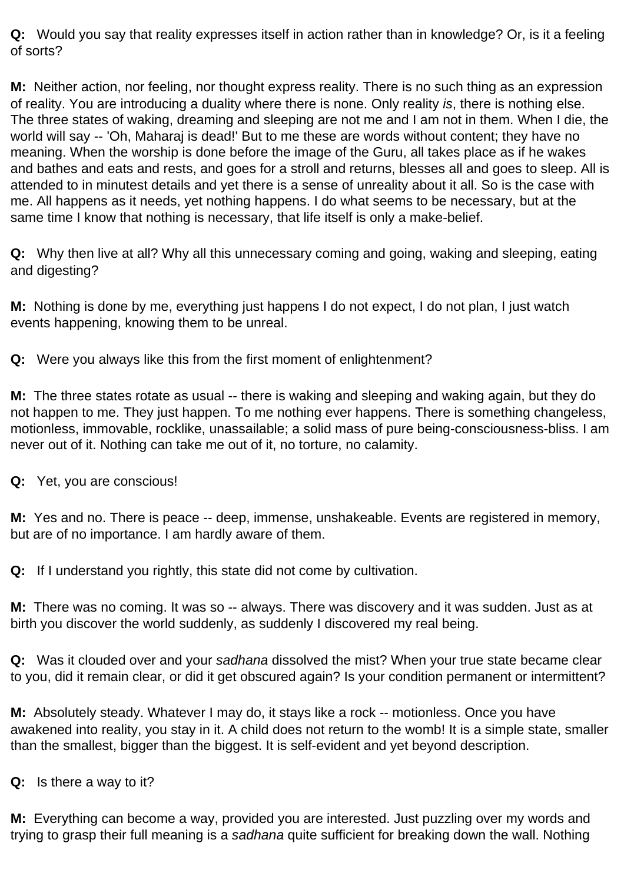**Q:** Would you say that reality expresses itself in action rather than in knowledge? Or, is it a feeling of sorts?

**M:** Neither action, nor feeling, nor thought express reality. There is no such thing as an expression of reality. You are introducing a duality where there is none. Only reality *is*, there is nothing else. The three states of waking, dreaming and sleeping are not me and I am not in them. When I die, the world will say -- 'Oh, Maharaj is dead!' But to me these are words without content; they have no meaning. When the worship is done before the image of the Guru, all takes place as if he wakes and bathes and eats and rests, and goes for a stroll and returns, blesses all and goes to sleep. All is attended to in minutest details and yet there is a sense of unreality about it all. So is the case with me. All happens as it needs, yet nothing happens. I do what seems to be necessary, but at the same time I know that nothing is necessary, that life itself is only a make-belief.

**Q:** Why then live at all? Why all this unnecessary coming and going, waking and sleeping, eating and digesting?

**M:** Nothing is done by me, everything just happens I do not expect, I do not plan, I just watch events happening, knowing them to be unreal.

**Q:** Were you always like this from the first moment of enlightenment?

**M:** The three states rotate as usual -- there is waking and sleeping and waking again, but they do not happen to me. They just happen. To me nothing ever happens. There is something changeless, motionless, immovable, rocklike, unassailable; a solid mass of pure being-consciousness-bliss. I am never out of it. Nothing can take me out of it, no torture, no calamity.

**Q:** Yet, you are conscious!

**M:** Yes and no. There is peace -- deep, immense, unshakeable. Events are registered in memory, but are of no importance. I am hardly aware of them.

**Q:** If I understand you rightly, this state did not come by cultivation.

**M:** There was no coming. It was so -- always. There was discovery and it was sudden. Just as at birth you discover the world suddenly, as suddenly I discovered my real being.

**Q:** Was it clouded over and your *sadhana* dissolved the mist? When your true state became clear to you, did it remain clear, or did it get obscured again? Is your condition permanent or intermittent?

**M:** Absolutely steady. Whatever I may do, it stays like a rock -- motionless. Once you have awakened into reality, you stay in it. A child does not return to the womb! It is a simple state, smaller than the smallest, bigger than the biggest. It is self-evident and yet beyond description.

**Q:** Is there a way to it?

**M:** Everything can become a way, provided you are interested. Just puzzling over my words and trying to grasp their full meaning is a *sadhana* quite sufficient for breaking down the wall. Nothing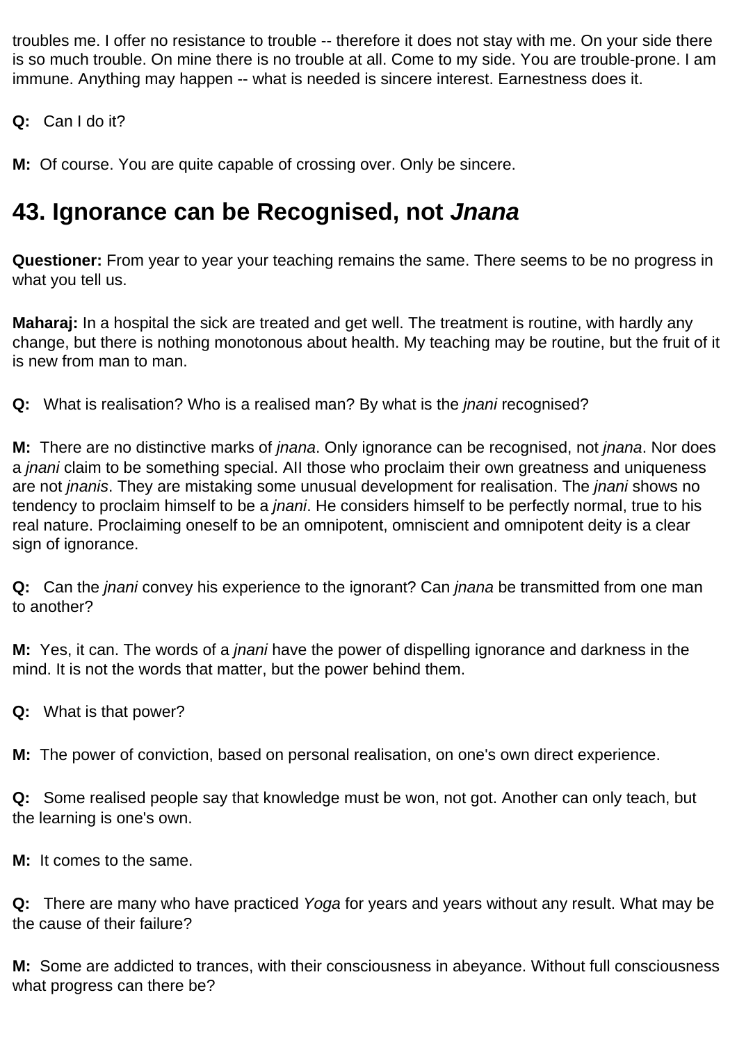troubles me. I offer no resistance to trouble -- therefore it does not stay with me. On your side there is so much trouble. On mine there is no trouble at all. Come to my side. You are trouble-prone. I am immune. Anything may happen -- what is needed is sincere interest. Earnestness does it.

**Q:** Can I do it?

**M:** Of course. You are quite capable of crossing over. Only be sincere.

## 43. Ignorance can be Recognised, not *Jnana*

**Questioner:** From year to year your teaching remains the same. There seems to be no progress in what you tell us.

**Maharaj:** In a hospital the sick are treated and get well. The treatment is routine, with hardly any change, but there is nothing monotonous about health. My teaching may be routine, but the fruit of it is new from man to man.

**Q:** What is realisation? Who is a realised man? By what is the *jnani* recognised?

**M:** There are no distinctive marks of *jnana*. Only ignorance can be recognised, not *jnana*. Nor does a *jnani* claim to be something special. All those who proclaim their own greatness and uniqueness are not *jnanis*. They are mistaking some unusual development for realisation. The *jnani* shows no tendency to proclaim himself to be a *jnani*. He considers himself to be perfectly normal, true to his real nature. Proclaiming oneself to be an omnipotent, omniscient and omnipotent deity is a clear sign of ignorance.

**Q:** Can the *jnani* convey his experience to the ignorant? Can *jnana* be transmitted from one man to another?

**M:** Yes, it can. The words of a *jnani* have the power of dispelling ignorance and darkness in the mind. It is not the words that matter, but the power behind them.

**Q:** What is that power?

**M:** The power of conviction, based on personal realisation, on one's own direct experience.

**Q:** Some realised people say that knowledge must be won, not got. Another can only teach, but the learning is one's own.

**M:** It comes to the same.

**Q:** There are many who have practiced *Yoga* for years and years without any result. What may be the cause of their failure?

**M:** Some are addicted to trances, with their consciousness in abeyance. Without full consciousness what progress can there be?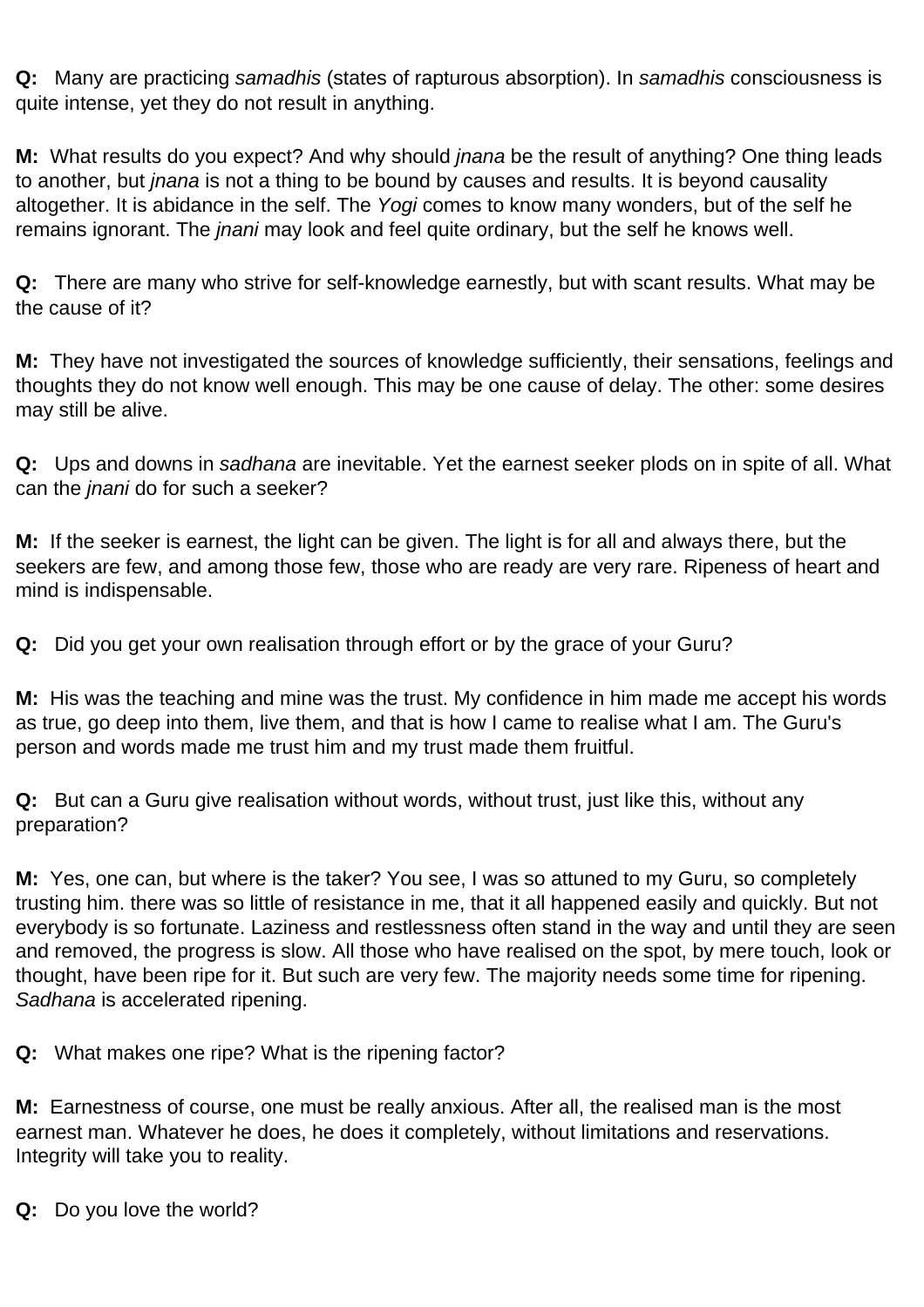**Q:** Many are practicing *samadhis* (states of rapturous absorption). In *samadhis* consciousness is quite intense, yet they do not result in anything.

**M:** What results do you expect? And why should *jnana* be the result of anything? One thing leads to another, but *jnana* is not a thing to be bound by causes and results. It is beyond causality altogether. It is abidance in the self. The *Yogi* comes to know many wonders, but of the self he remains ignorant. The *jnani* may look and feel quite ordinary, but the self he knows well.

**Q:** There are many who strive for self-knowledge earnestly, but with scant results. What may be the cause of it?

**M:** They have not investigated the sources of knowledge sufficiently, their sensations, feelings and thoughts they do not know well enough. This may be one cause of delay. The other: some desires may still be alive.

**Q:** Ups and downs in *sadhana* are inevitable. Yet the earnest seeker plods on in spite of all. What can the *jnani* do for such a seeker?

**M:** If the seeker is earnest, the light can be given. The light is for all and always there, but the seekers are few, and among those few, those who are ready are very rare. Ripeness of heart and mind is indispensable.

**Q:** Did you get your own realisation through effort or by the grace of your Guru?

**M:** His was the teaching and mine was the trust. My confidence in him made me accept his words as true, go deep into them, live them, and that is how I came to realise what I am. The Guru's person and words made me trust him and my trust made them fruitful.

**Q:** But can a Guru give realisation without words, without trust, just like this, without any preparation?

**M:** Yes, one can, but where is the taker? You see, I was so attuned to my Guru, so completely trusting him. there was so little of resistance in me, that it all happened easily and quickly. But not everybody is so fortunate. Laziness and restlessness often stand in the way and until they are seen and removed, the progress is slow. All those who have realised on the spot, by mere touch, look or thought, have been ripe for it. But such are very few. The majority needs some time for ripening. *Sadhana* is accelerated ripening.

**Q:** What makes one ripe? What is the ripening factor?

**M:** Earnestness of course, one must be really anxious. After all, the realised man is the most earnest man. Whatever he does, he does it completely, without limitations and reservations. Integrity will take you to reality.

**Q:** Do you love the world?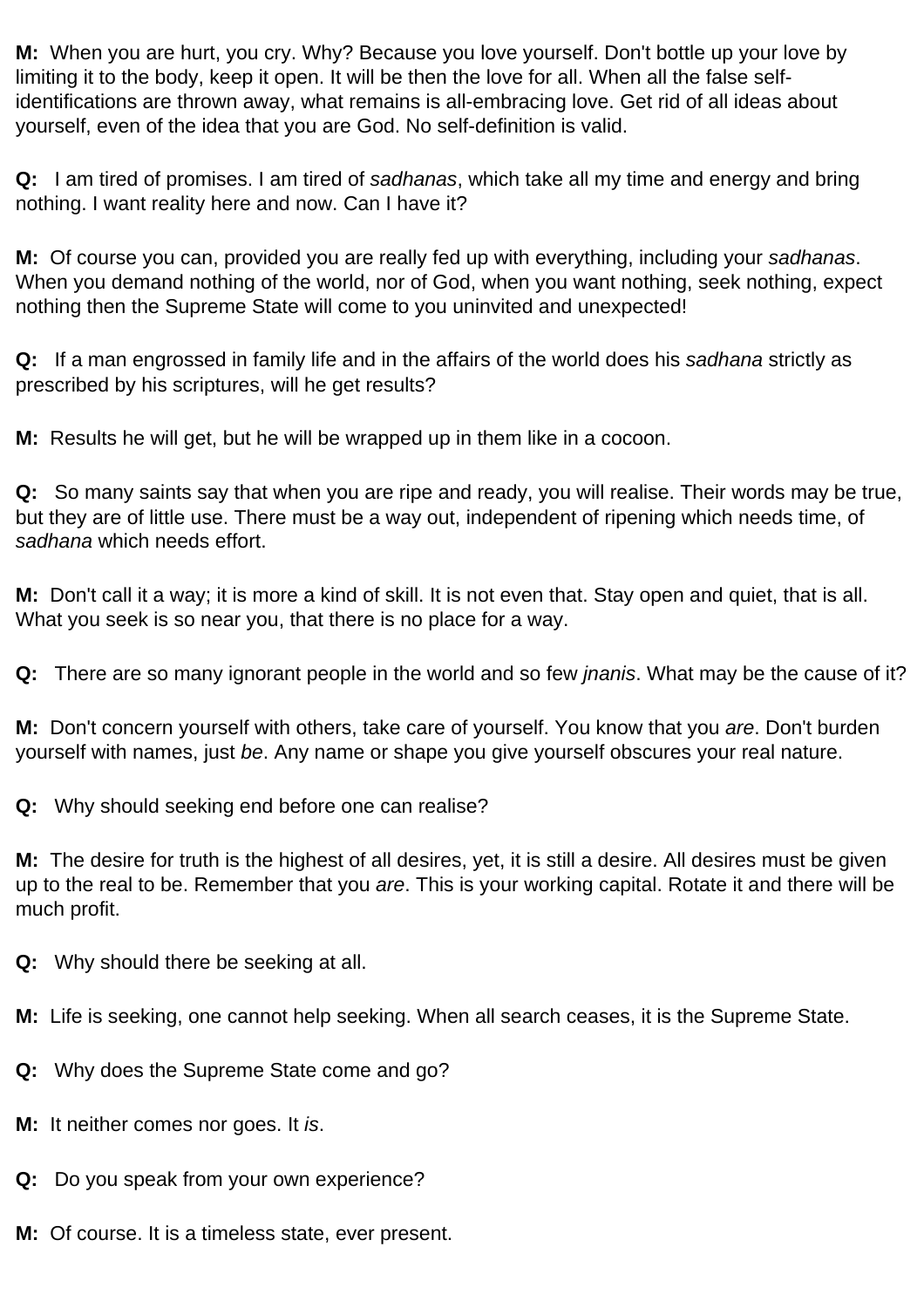**M:** When you are hurt, you cry. Why? Because you love yourself. Don't bottle up your love by limiting it to the body, keep it open. It will be then the love for all. When all the false self-identifications are thrown away, what remains is all-embracing love. Get rid of all ideas about yourself, even of the idea that you are God. No self-definition is valid.

**Q:** I am tired of promises. I am tired of *sadhanas*, which take all my time and energy and bring nothing. I want reality here and now. Can I have it?

**M:** Of course you can, provided you are really fed up with everything, including your *sadhanas*. When you demand nothing of the world, nor of God, when you want nothing, seek nothing, expect nothing then the Supreme State will come to you uninvited and unexpected!

**Q:** If a man engrossed in family life and in the affairs of the world does his *sadhana* strictly as prescribed by his scriptures, will he get results?

**M:** Results he will get, but he will be wrapped up in them like in a cocoon.

**Q:** So many saints say that when you are ripe and ready, you will realise. Their words may be true, but they are of little use. There must be a way out, independent of ripening which needs time, of *sadhana* which needs effort.

**M:** Don't call it a way; it is more a kind of skill. It is not even that. Stay open and quiet, that is all. What you seek is so near you, that there is no place for a way.

**Q:** There are so many ignorant people in the world and so few *jnanis*. What may be the cause of it?

**M:** Don't concern yourself with others, take care of yourself. You know that you *are*. Don't burden yourself with names, just *be*. Any name or shape you give yourself obscures your real nature.

**Q:** Why should seeking end before one can realise?

**M:** The desire for truth is the highest of all desires, yet, it is still a desire. All desires must be given up to the real to be. Remember that you *are*. This is your working capital. Rotate it and there will be much profit.

**Q:** Why should there be seeking at all.

**M:** Life is seeking, one cannot help seeking. When all search ceases, it is the Supreme State.

**Q:** Why does the Supreme State come and go?

**M:** It neither comes nor goes. It *is*.

**Q:** Do you speak from your own experience?

**M:** Of course. It is a timeless state, ever present.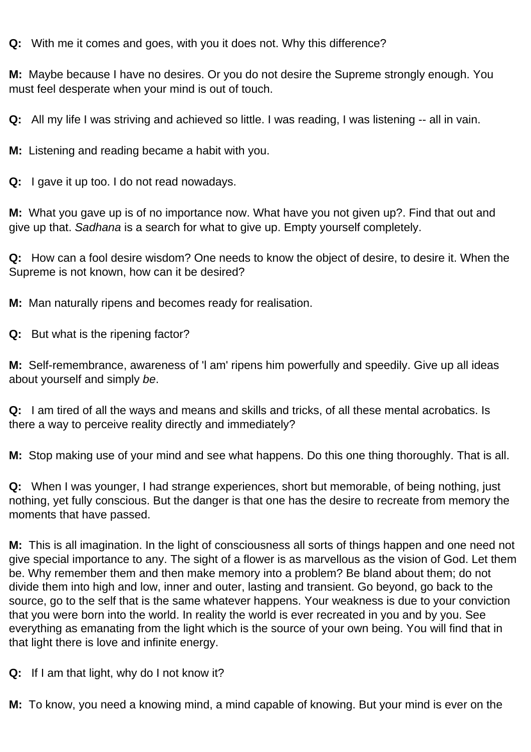**Q:** With me it comes and goes, with you it does not. Why this difference?

**M:** Maybe because I have no desires. Or you do not desire the Supreme strongly enough. You must feel desperate when your mind is out of touch.

**Q:** All my life I was striving and achieved so little. I was reading, I was listening -- all in vain.

**M:** Listening and reading became a habit with you.

**Q:** I gave it up too. I do not read nowadays.

**M:** What you gave up is of no importance now. What have you not given up?. Find that out and give up that. *Sadhana* is a search for what to give up. Empty yourself completely.

**Q:** How can a fool desire wisdom? One needs to know the object of desire, to desire it. When the Supreme is not known, how can it be desired?

**M:** Man naturally ripens and becomes ready for realisation.

**Q:** But what is the ripening factor?

**M:** Self-remembrance, awareness of 'I am' ripens him powerfully and speedily. Give up all ideas about yourself and simply *be*.

**Q:** I am tired of all the ways and means and skills and tricks, of all these mental acrobatics. Is there a way to perceive reality directly and immediately?

**M:** Stop making use of your mind and see what happens. Do this one thing thoroughly. That is all.

**Q:** When I was younger, I had strange experiences, short but memorable, of being nothing, just nothing, yet fully conscious. But the danger is that one has the desire to recreate from memory the moments that have passed.

**M:** This is all imagination. In the light of consciousness all sorts of things happen and one need not give special importance to any. The sight of a flower is as marvellous as the vision of God. Let them be. Why remember them and then make memory into a problem? Be bland about them; do not divide them into high and low, inner and outer, lasting and transient. Go beyond, go back to the source, go to the self that is the same whatever happens. Your weakness is due to your conviction that you were born into the world. In reality the world is ever recreated in you and by you. See everything as emanating from the light which is the source of your own being. You will find that in that light there is love and infinite energy.

**Q:** If I am that light, why do I not know it?

**M:** To know, you need a knowing mind, a mind capable of knowing. But your mind is ever on the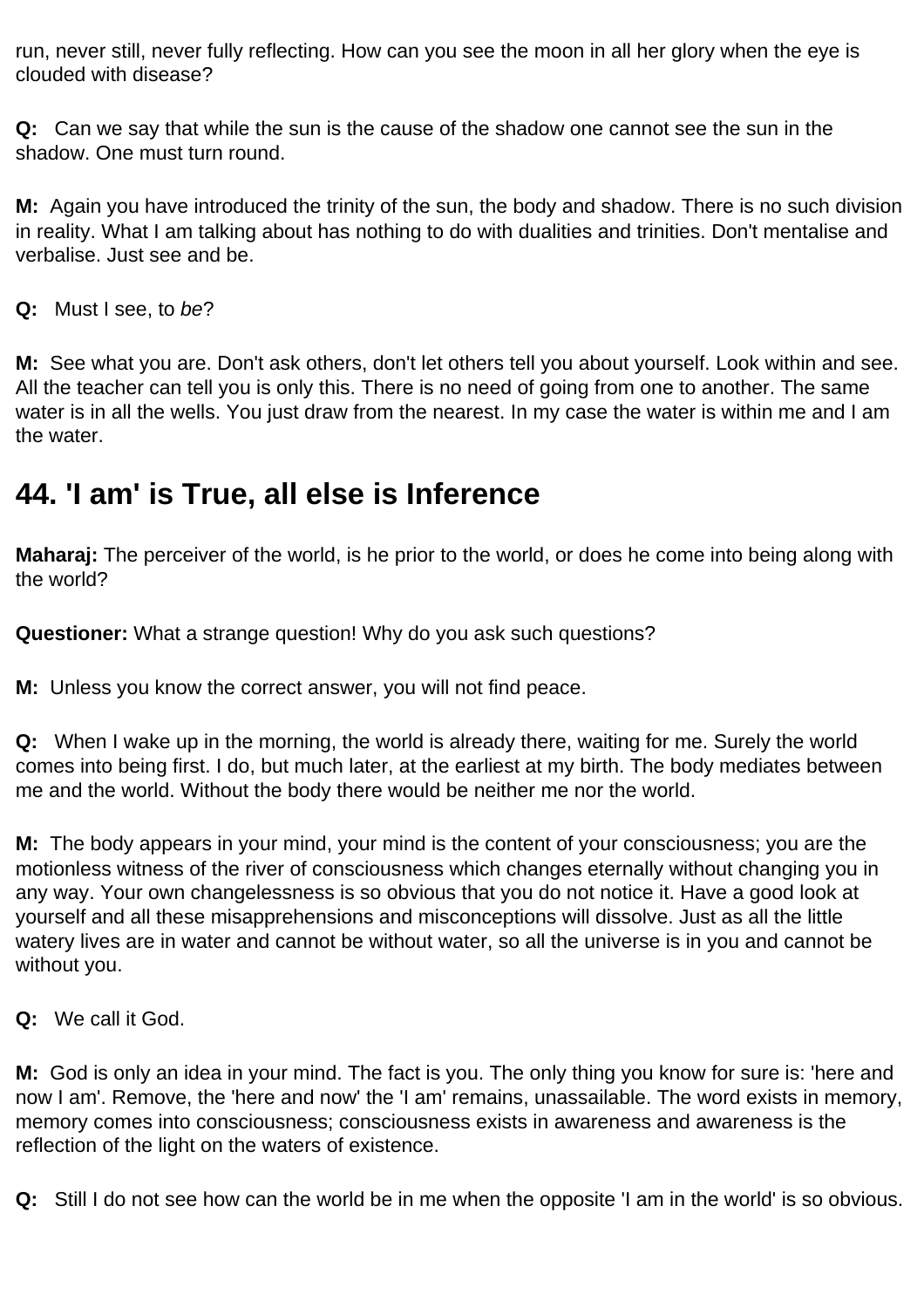run, never still, never fully reflecting. How can you see the moon in all her glory when the eye is clouded with disease?

**Q:** Can we say that while the sun is the cause of the shadow one cannot see the sun in the shadow. One must turn round.

**M:** Again you have introduced the trinity of the sun, the body and shadow. There is no such division in reality. What I am talking about has nothing to do with dualities and trinities. Don't mentalise and verbalise. Just see and be.

**Q:** Must I see, to *be*?

**M:** See what you are. Don't ask others, don't let others tell you about yourself. Look within and see. All the teacher can tell you is only this. There is no need of going from one to another. The same water is in all the wells. You just draw from the nearest. In my case the water is within me and I am the water.

## 44. 'I am' is True, all else is Inference

**Maharaj:** The perceiver of the world, is he prior to the world, or does he come into being along with the world?

**Questioner:** What a strange question! Why do you ask such questions?

**M:** Unless you know the correct answer, you will not find peace.

**Q:** When I wake up in the morning, the world is already there, waiting for me. Surely the world comes into being first. I do, but much later, at the earliest at my birth. The body mediates between me and the world. Without the body there would be neither me nor the world.

**M:** The body appears in your mind, your mind is the content of your consciousness; you are the motionless witness of the river of consciousness which changes eternally without changing you in any way. Your own changelessness is so obvious that you do not notice it. Have a good look at yourself and all these misapprehensions and misconceptions will dissolve. Just as all the little watery lives are in water and cannot be without water, so all the universe is in you and cannot be without you.

**Q:** We call it God.

**M:** God is only an idea in your mind. The fact is you. The only thing you know for sure is: 'here and now I am'. Remove, the 'here and now' the 'I am' remains, unassailable. The word exists in memory, memory comes into consciousness; consciousness exists in awareness and awareness is the reflection of the light on the waters of existence.

**Q:** Still I do not see how can the world be in me when the opposite 'I am in the world' is so obvious.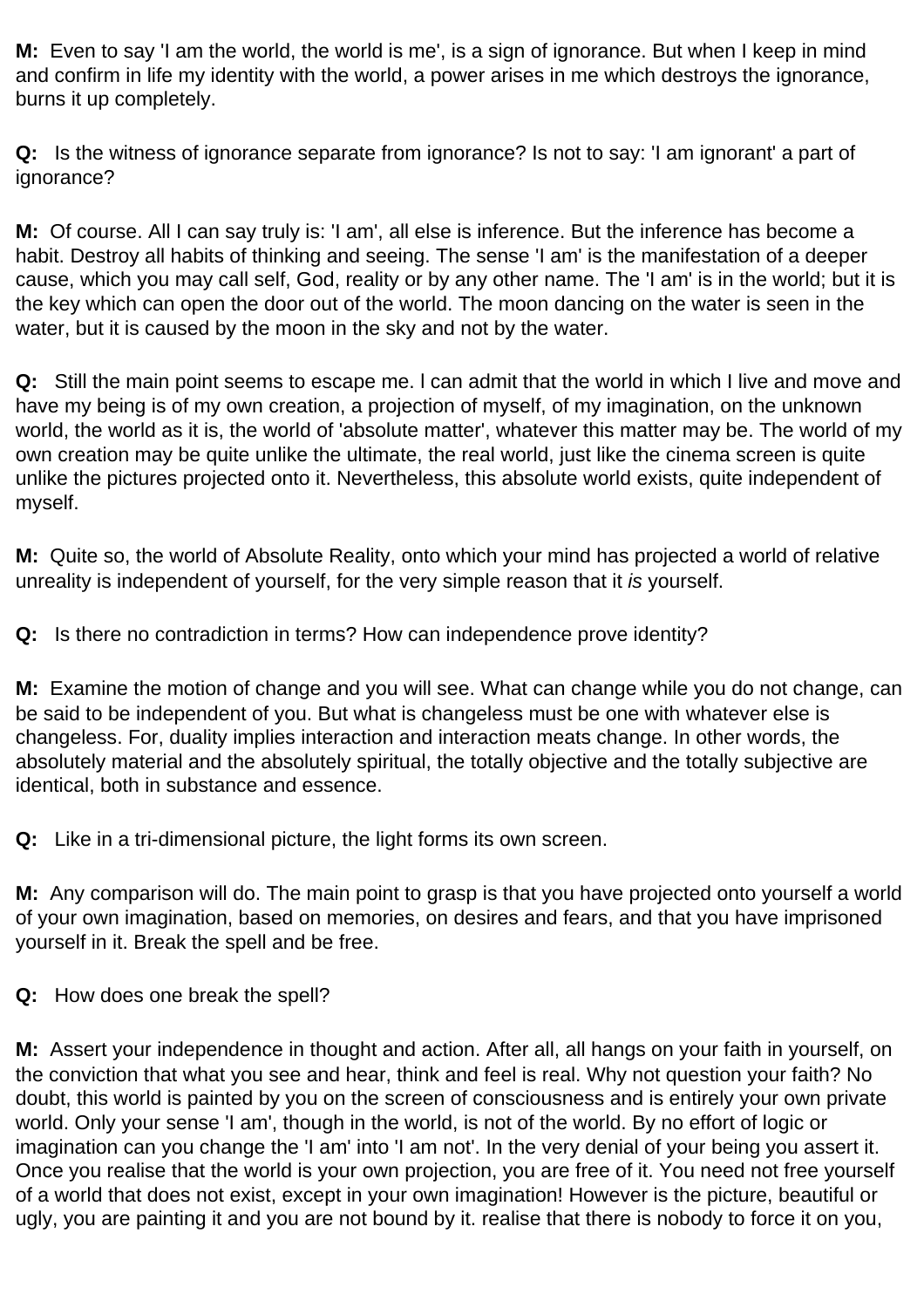**M:** Even to say 'I am the world, the world is me', is a sign of ignorance. But when I keep in mind and confirm in life my identity with the world, a power arises in me which destroys the ignorance, burns it up completely.

**Q:** Is the witness of ignorance separate from ignorance? Is not to say: 'I am ignorant' a part of ignorance?

**M:** Of course. All I can say truly is: 'I am', all else is inference. But the inference has become a habit. Destroy all habits of thinking and seeing. The sense 'I am' is the manifestation of a deeper cause, which you may call self, God, reality or by any other name. The 'I am' is in the world; but it is the key which can open the door out of the world. The moon dancing on the water is seen in the water, but it is caused by the moon in the sky and not by the water.

**Q:** Still the main point seems to escape me. I can admit that the world in which I live and move and have my being is of my own creation, a projection of myself, of my imagination, on the unknown world, the world as it is, the world of 'absolute matter', whatever this matter may be. The world of my own creation may be quite unlike the ultimate, the real world, just like the cinema screen is quite unlike the pictures projected onto it. Nevertheless, this absolute world exists, quite independent of myself.

**M:** Quite so, the world of Absolute Reality, onto which your mind has projected a world of relative unreality is independent of yourself, for the very simple reason that it *is* yourself.

**Q:** Is there no contradiction in terms? How can independence prove identity?

**M:** Examine the motion of change and you will see. What can change while you do not change, can be said to be independent of you. But what is changeless must be one with whatever else is changeless. For, duality implies interaction and interaction meats change. In other words, the absolutely material and the absolutely spiritual, the totally objective and the totally subjective are identical, both in substance and essence.

**Q:** Like in a tri-dimensional picture, the light forms its own screen.

**M:** Any comparison will do. The main point to grasp is that you have projected onto yourself a world of your own imagination, based on memories, on desires and fears, and that you have imprisoned yourself in it. Break the spell and be free.

**Q:** How does one break the spell?

**M:** Assert your independence in thought and action. After all, all hangs on your faith in yourself, on the conviction that what you see and hear, think and feel is real. Why not question your faith? No doubt, this world is painted by you on the screen of consciousness and is entirely your own private world. Only your sense 'I am', though in the world, is not of the world. By no effort of logic or imagination can you change the 'I am' into 'I am not'. In the very denial of your being you assert it. Once you realise that the world is your own projection, you are free of it. You need not free yourself of a world that does not exist, except in your own imagination! However is the picture, beautiful or ugly, you are painting it and you are not bound by it. realise that there is nobody to force it on you,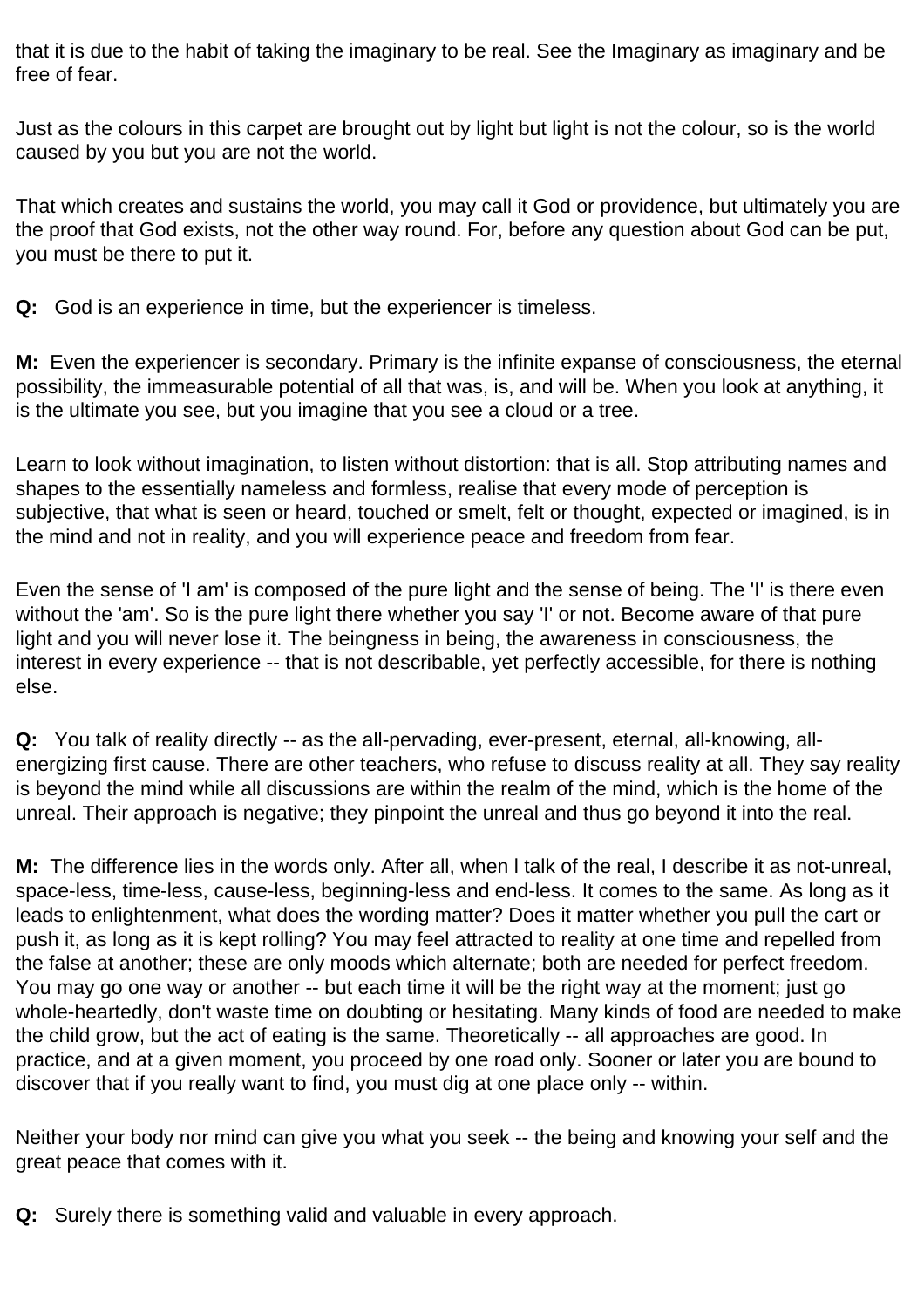that it is due to the habit of taking the imaginary to be real. See the Imaginary as imaginary and be free of fear.

Just as the colours in this carpet are brought out by light but light is not the colour, so is the world caused by you but you are not the world.

That which creates and sustains the world, you may call it God or providence, but ultimately you are the proof that God exists, not the other way round. For, before any question about God can be put, you must be there to put it.

**Q:** God is an experience in time, but the experiencer is timeless.

**M:** Even the experiencer is secondary. Primary is the infinite expanse of consciousness, the eternal possibility, the immeasurable potential of all that was, is, and will be. When you look at anything, it is the ultimate you see, but you imagine that you see a cloud or a tree.

Learn to look without imagination, to listen without distortion: that is all. Stop attributing names and shapes to the essentially nameless and formless, realise that every mode of perception is subjective, that what is seen or heard, touched or smelt, felt or thought, expected or imagined, is in the mind and not in reality, and you will experience peace and freedom from fear.

Even the sense of 'I am' is composed of the pure light and the sense of being. The 'I' is there even without the 'am'. So is the pure light there whether you say 'I' or not. Become aware of that pure light and you will never lose it. The beingness in being, the awareness in consciousness, the interest in every experience -- that is not describable, yet perfectly accessible, for there is nothing else.

**Q:** You talk of reality directly -- as the all-pervading, ever-present, eternal, all-knowing, all-energizing first cause. There are other teachers, who refuse to discuss reality at all. They say reality is beyond the mind while all discussions are within the realm of the mind, which is the home of the unreal. Their approach is negative; they pinpoint the unreal and thus go beyond it into the real.

**M:** The difference lies in the words only. After all, when I talk of the real, I describe it as not-unreal, space-less, time-less, cause-less, beginning-less and end-less. It comes to the same. As long as it leads to enlightenment, what does the wording matter? Does it matter whether you pull the cart or push it, as long as it is kept rolling? You may feel attracted to reality at one time and repelled from the false at another; these are only moods which alternate; both are needed for perfect freedom. You may go one way or another -- but each time it will be the right way at the moment; just go whole-heartedly, don't waste time on doubting or hesitating. Many kinds of food are needed to make the child grow, but the act of eating is the same. Theoretically -- all approaches are good. In practice, and at a given moment, you proceed by one road only. Sooner or later you are bound to discover that if you really want to find, you must dig at one place only -- within.

Neither your body nor mind can give you what you seek -- the being and knowing your self and the great peace that comes with it.

**Q:** Surely there is something valid and valuable in every approach.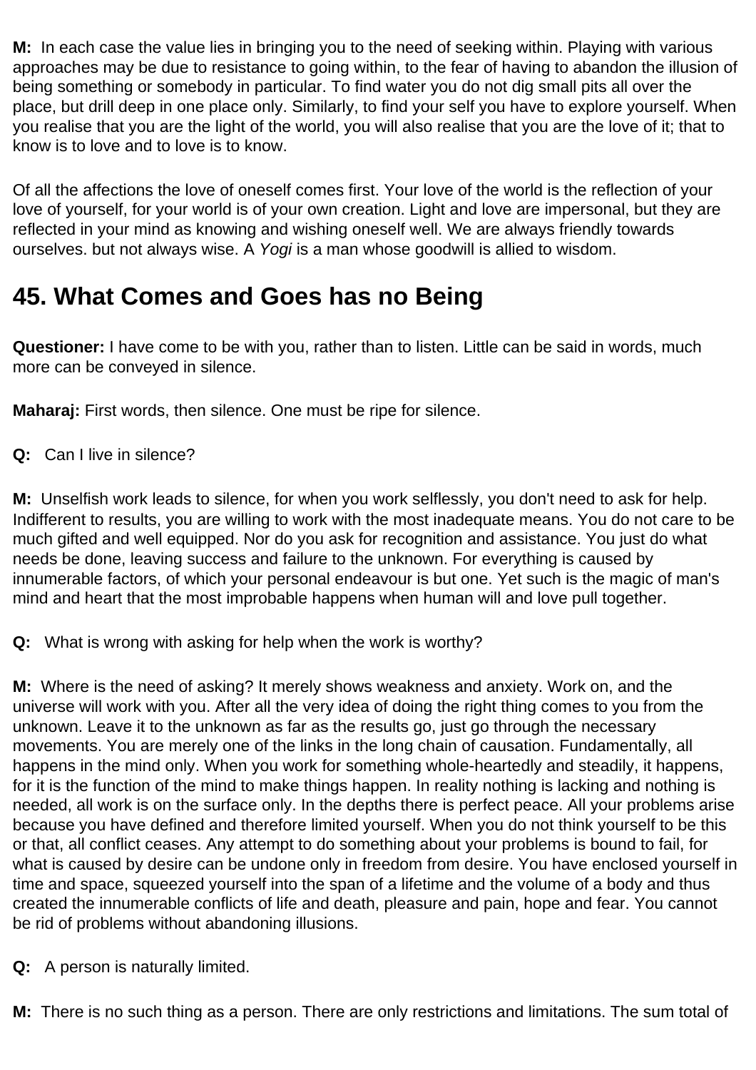**M:** In each case the value lies in bringing you to the need of seeking within. Playing with various approaches may be due to resistance to going within, to the fear of having to abandon the illusion of being something or somebody in particular. To find water you do not dig small pits all over the place, but drill deep in one place only. Similarly, to find your self you have to explore yourself. When you realise that you are the light of the world, you will also realise that you are the love of it; that to know is to love and to love is to know.

Of all the affections the love of oneself comes first. Your love of the world is the reflection of your love of yourself, for your world is of your own creation. Light and love are impersonal, but they are reflected in your mind as knowing and wishing oneself well. We are always friendly towards ourselves. but not always wise. A *Yogi* is a man whose goodwill is allied to wisdom.

## 45. What Comes and Goes has no Being

**Questioner:** I have come to be with you, rather than to listen. Little can be said in words, much more can be conveyed in silence.

**Maharaj:** First words, then silence. One must be ripe for silence.

**Q:** Can I live in silence?

**M:** Unselfish work leads to silence, for when you work selflessly, you don't need to ask for help. Indifferent to results, you are willing to work with the most inadequate means. You do not care to be much gifted and well equipped. Nor do you ask for recognition and assistance. You just do what needs be done, leaving success and failure to the unknown. For everything is caused by innumerable factors, of which your personal endeavour is but one. Yet such is the magic of man's mind and heart that the most improbable happens when human will and love pull together.

**Q:** What is wrong with asking for help when the work is worthy?

**M:** Where is the need of asking? It merely shows weakness and anxiety. Work on, and the universe will work with you. After all the very idea of doing the right thing comes to you from the unknown. Leave it to the unknown as far as the results go, just go through the necessary movements. You are merely one of the links in the long chain of causation. Fundamentally, all happens in the mind only. When you work for something whole-heartedly and steadily, it happens, for it is the function of the mind to make things happen. In reality nothing is lacking and nothing is needed, all work is on the surface only. In the depths there is perfect peace. All your problems arise because you have defined and therefore limited yourself. When you do not think yourself to be this or that, all conflict ceases. Any attempt to do something about your problems is bound to fail, for what is caused by desire can be undone only in freedom from desire. You have enclosed yourself in time and space, squeezed yourself into the span of a lifetime and the volume of a body and thus created the innumerable conflicts of life and death, pleasure and pain, hope and fear. You cannot be rid of problems without abandoning illusions.

**Q:** A person is naturally limited.

**M:** There is no such thing as a person. There are only restrictions and limitations. The sum total of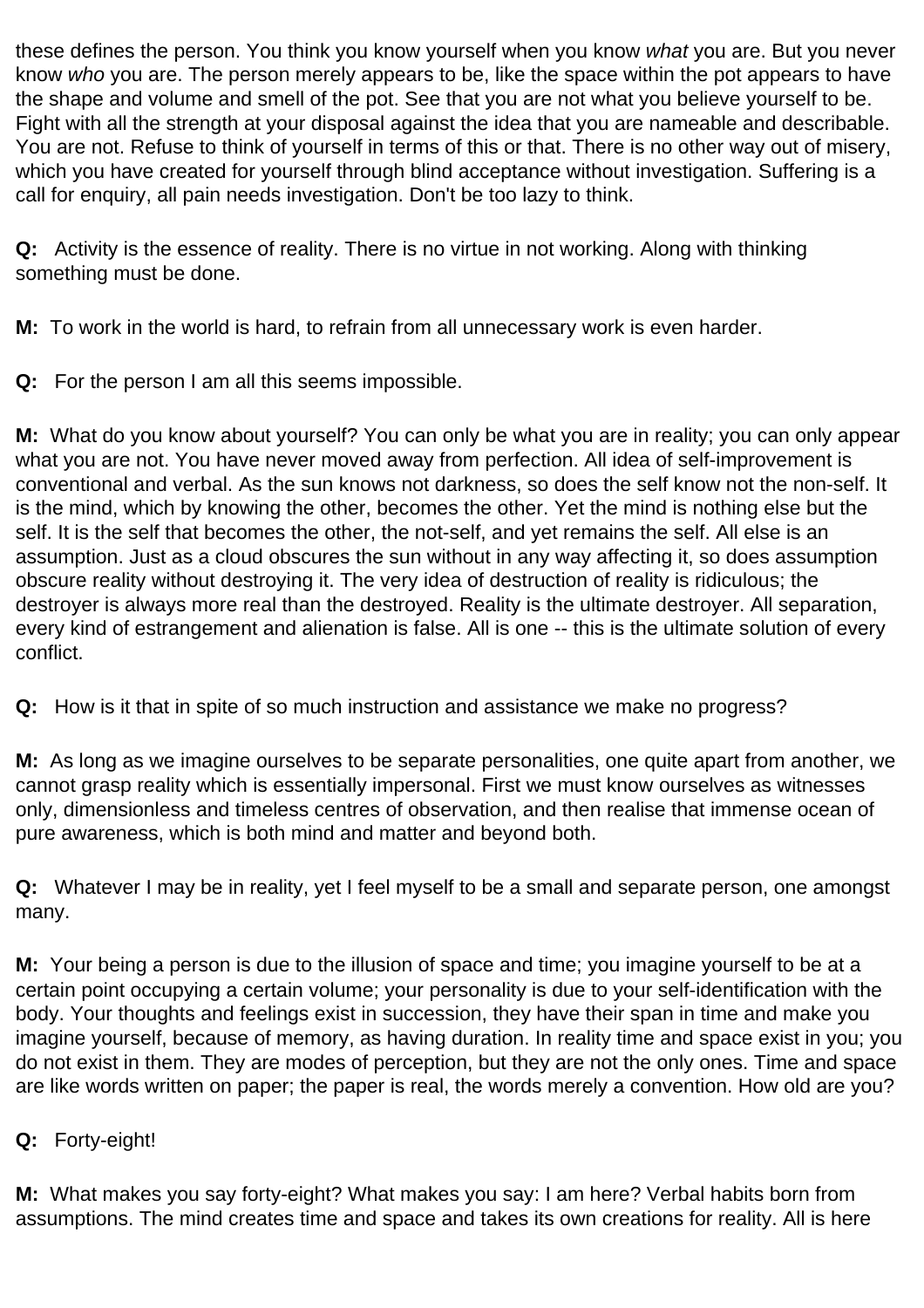these defines the person. You think you know yourself when you know *what* you are. But you never know *who* you are. The person merely appears to be, like the space within the pot appears to have the shape and volume and smell of the pot. See that you are not what you believe yourself to be. Fight with all the strength at your disposal against the idea that you are nameable and describable. You are not. Refuse to think of yourself in terms of this or that. There is no other way out of misery, which you have created for yourself through blind acceptance without investigation. Suffering is a call for enquiry, all pain needs investigation. Don't be too lazy to think.

**Q:** Activity is the essence of reality. There is no virtue in not working. Along with thinking something must be done.

**M:** To work in the world is hard, to refrain from all unnecessary work is even harder.

**Q:** For the person I am all this seems impossible.

**M:** What do you know about yourself? You can only be what you are in reality; you can only appear what you are not. You have never moved away from perfection. All idea of self-improvement is conventional and verbal. As the sun knows not darkness, so does the self know not the non-self. It is the mind, which by knowing the other, becomes the other. Yet the mind is nothing else but the self. It is the self that becomes the other, the not-self, and yet remains the self. All else is an assumption. Just as a cloud obscures the sun without in any way affecting it, so does assumption obscure reality without destroying it. The very idea of destruction of reality is ridiculous; the destroyer is always more real than the destroyed. Reality is the ultimate destroyer. All separation, every kind of estrangement and alienation is false. All is one -- this is the ultimate solution of every conflict.

**Q:** How is it that in spite of so much instruction and assistance we make no progress?

**M:** As long as we imagine ourselves to be separate personalities, one quite apart from another, we cannot grasp reality which is essentially impersonal. First we must know ourselves as witnesses only, dimensionless and timeless centres of observation, and then realise that immense ocean of pure awareness, which is both mind and matter and beyond both.

**Q:** Whatever I may be in reality, yet I feel myself to be a small and separate person, one amongst many.

**M:** Your being a person is due to the illusion of space and time; you imagine yourself to be at a certain point occupying a certain volume; your personality is due to your self-identification with the body. Your thoughts and feelings exist in succession, they have their span in time and make you imagine yourself, because of memory, as having duration. In reality time and space exist in you; you do not exist in them. They are modes of perception, but they are not the only ones. Time and space are like words written on paper; the paper is real, the words merely a convention. How old are you?

**Q:** Forty-eight!

**M:** What makes you say forty-eight? What makes you say: I am here? Verbal habits born from assumptions. The mind creates time and space and takes its own creations for reality. All is here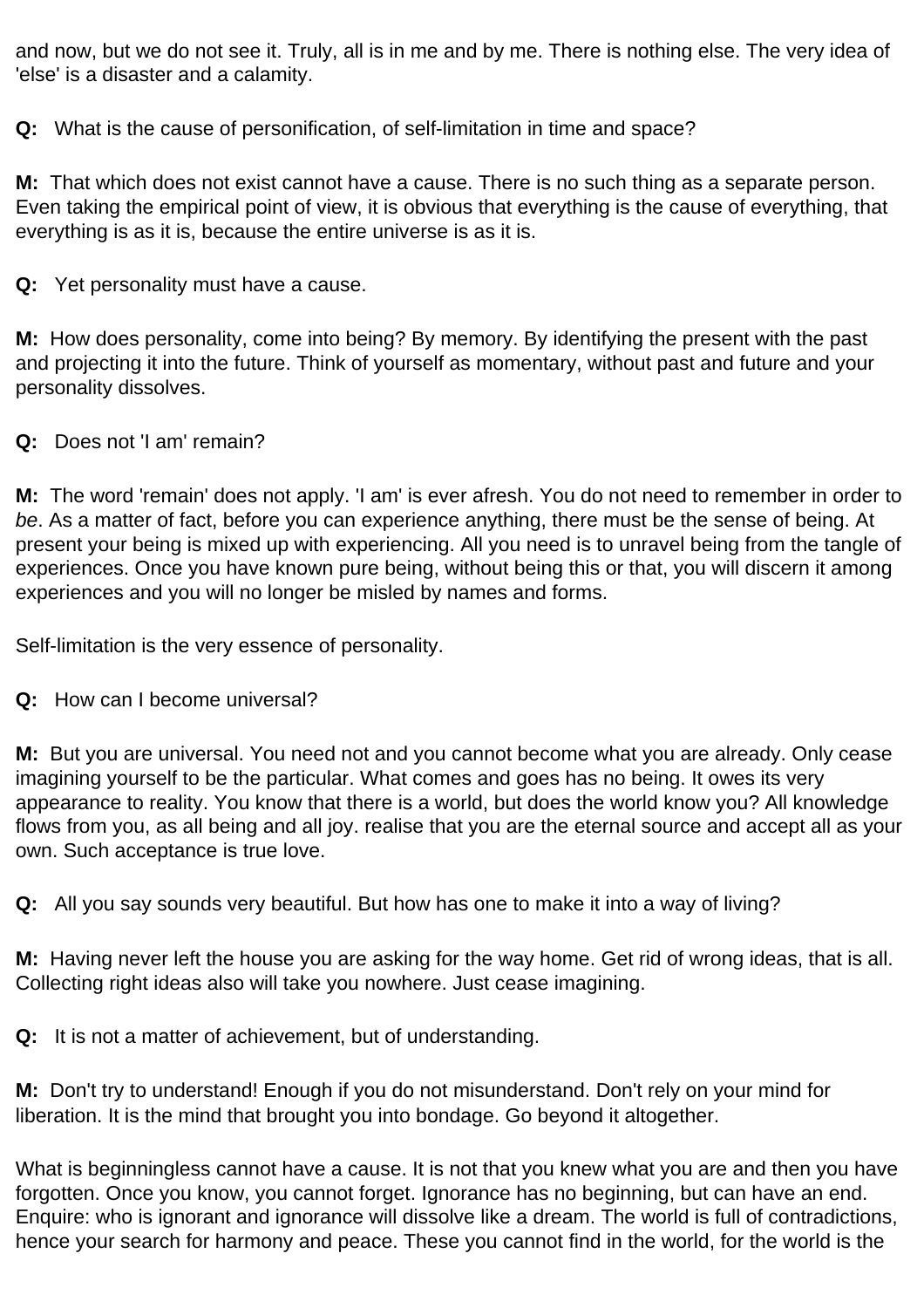and now, but we do not see it. Truly, all is in me and by me. There is nothing else. The very idea of 'else' is a disaster and a calamity.

**Q:** What is the cause of personification, of self-limitation in time and space?

**M:** That which does not exist cannot have a cause. There is no such thing as a separate person. Even taking the empirical point of view, it is obvious that everything is the cause of everything, that everything is as it is, because the entire universe is as it is.

**Q:** Yet personality must have a cause.

**M:** How does personality, come into being? By memory. By identifying the present with the past and projecting it into the future. Think of yourself as momentary, without past and future and your personality dissolves.

**Q:** Does not 'I am' remain?

**M:** The word 'remain' does not apply. 'I am' is ever afresh. You do not need to remember in order to *be*. As a matter of fact, before you can experience anything, there must be the sense of being. At present your being is mixed up with experiencing. All you need is to unravel being from the tangle of experiences. Once you have known pure being, without being this or that, you will discern it among experiences and you will no longer be misled by names and forms.

Self-limitation is the very essence of personality.

**Q:** How can I become universal?

**M:** But you are universal. You need not and you cannot become what you are already. Only cease imagining yourself to be the particular. What comes and goes has no being. It owes its very appearance to reality. You know that there is a world, but does the world know you? All knowledge flows from you, as all being and all joy. realise that you are the eternal source and accept all as your own. Such acceptance is true love.

**Q:** All you say sounds very beautiful. But how has one to make it into a way of living?

**M:** Having never left the house you are asking for the way home. Get rid of wrong ideas, that is all. Collecting right ideas also will take you nowhere. Just cease imagining.

**Q:** It is not a matter of achievement, but of understanding.

**M:** Don't try to understand! Enough if you do not misunderstand. Don't rely on your mind for liberation. It is the mind that brought you into bondage. Go beyond it altogether.

What is beginningless cannot have a cause. It is not that you knew what you are and then you have forgotten. Once you know, you cannot forget. Ignorance has no beginning, but can have an end. Enquire: who is ignorant and ignorance will dissolve like a dream. The world is full of contradictions, hence your search for harmony and peace. These you cannot find in the world, for the world is the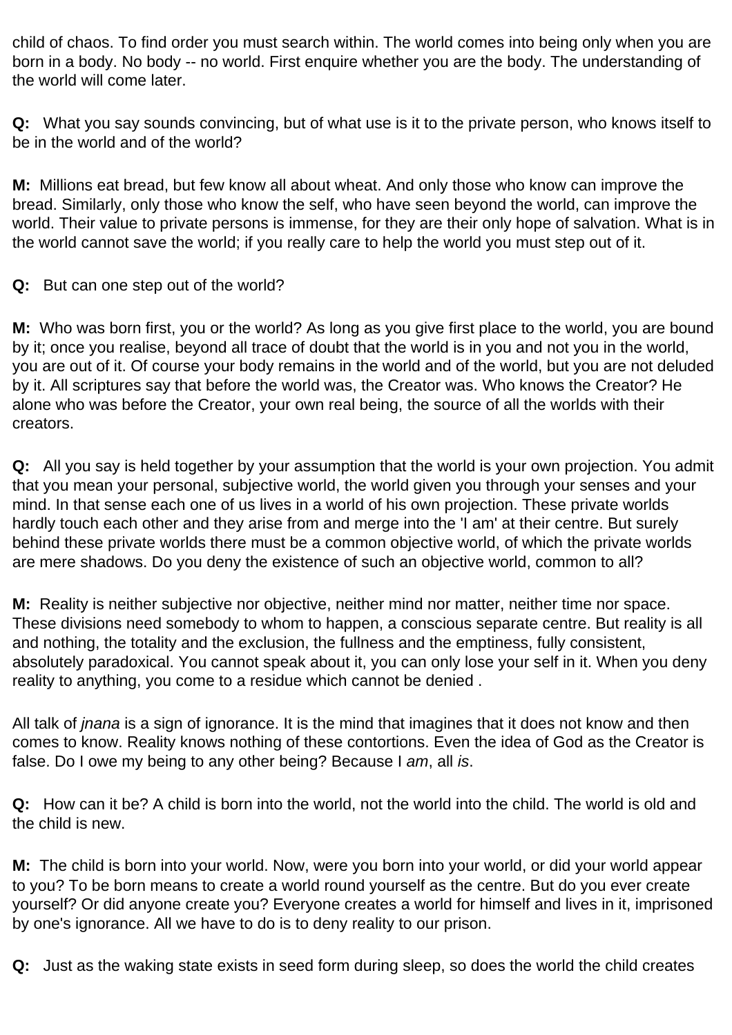child of chaos. To find order you must search within. The world comes into being only when you are born in a body. No body -- no world. First enquire whether you are the body. The understanding of the world will come later.

**Q:** What you say sounds convincing, but of what use is it to the private person, who knows itself to be in the world and of the world?

**M:** Millions eat bread, but few know all about wheat. And only those who know can improve the bread. Similarly, only those who know the self, who have seen beyond the world, can improve the world. Their value to private persons is immense, for they are their only hope of salvation. What is in the world cannot save the world; if you really care to help the world you must step out of it.

**Q:** But can one step out of the world?

**M:** Who was born first, you or the world? As long as you give first place to the world, you are bound by it; once you realise, beyond all trace of doubt that the world is in you and not you in the world, you are out of it. Of course your body remains in the world and of the world, but you are not deluded by it. All scriptures say that before the world was, the Creator was. Who knows the Creator? He alone who was before the Creator, your own real being, the source of all the worlds with their creators.

**Q:** All you say is held together by your assumption that the world is your own projection. You admit that you mean your personal, subjective world, the world given you through your senses and your mind. In that sense each one of us lives in a world of his own projection. These private worlds hardly touch each other and they arise from and merge into the 'I am' at their centre. But surely behind these private worlds there must be a common objective world, of which the private worlds are mere shadows. Do you deny the existence of such an objective world, common to all?

**M:** Reality is neither subjective nor objective, neither mind nor matter, neither time nor space. These divisions need somebody to whom to happen, a conscious separate centre. But reality is all and nothing, the totality and the exclusion, the fullness and the emptiness, fully consistent, absolutely paradoxical. You cannot speak about it, you can only lose your self in it. When you deny reality to anything, you come to a residue which cannot be denied .

All talk of *jnana* is a sign of ignorance. It is the mind that imagines that it does not know and then comes to know. Reality knows nothing of these contortions. Even the idea of God as the Creator is false. Do I owe my being to any other being? Because I *am*, all *is*.

**Q:** How can it be? A child is born into the world, not the world into the child. The world is old and the child is new.

**M:** The child is born into your world. Now, were you born into your world, or did your world appear to you? To be born means to create a world round yourself as the centre. But do you ever create yourself? Or did anyone create you? Everyone creates a world for himself and lives in it, imprisoned by one's ignorance. All we have to do is to deny reality to our prison.

**Q:** Just as the waking state exists in seed form during sleep, so does the world the child creates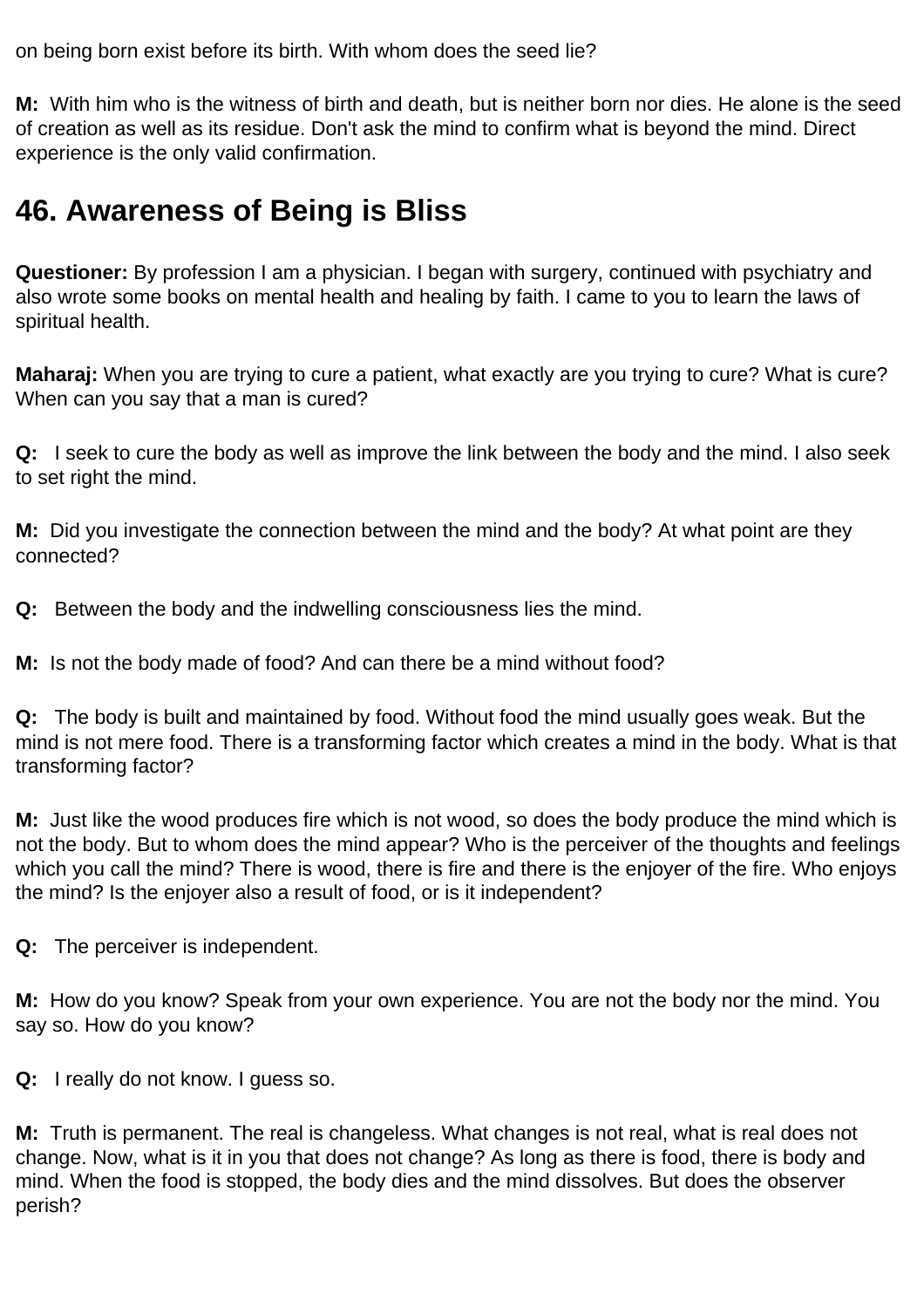on being born exist before its birth. With whom does the seed lie?

**M:** With him who is the witness of birth and death, but is neither born nor dies. He alone is the seed of creation as well as its residue. Don't ask the mind to confirm what is beyond the mind. Direct experience is the only valid confirmation.

## 46. Awareness of Being is Bliss

**Questioner:** By profession I am a physician. I began with surgery, continued with psychiatry and also wrote some books on mental health and healing by faith. I came to you to learn the laws of spiritual health.

**Maharaj:** When you are trying to cure a patient, what exactly are you trying to cure? What is cure? When can you say that a man is cured?

**Q:** I seek to cure the body as well as improve the link between the body and the mind. I also seek to set right the mind.

**M:** Did you investigate the connection between the mind and the body? At what point are they connected?

**Q:** Between the body and the indwelling consciousness lies the mind.

**M:** Is not the body made of food? And can there be a mind without food?

**Q:** The body is built and maintained by food. Without food the mind usually goes weak. But the mind is not mere food. There is a transforming factor which creates a mind in the body. What is that transforming factor?

**M:** Just like the wood produces fire which is not wood, so does the body produce the mind which is not the body. But to whom does the mind appear? Who is the perceiver of the thoughts and feelings which you call the mind? There is wood, there is fire and there is the enjoyer of the fire. Who enjoys the mind? Is the enjoyer also a result of food, or is it independent?

**Q:** The perceiver is independent.

**M:** How do you know? Speak from your own experience. You are not the body nor the mind. You say so. How do you know?

**Q:** I really do not know. I guess so.

**M:** Truth is permanent. The real is changeless. What changes is not real, what is real does not change. Now, what is it in you that does not change? As long as there is food, there is body and mind. When the food is stopped, the body dies and the mind dissolves. But does the observer perish?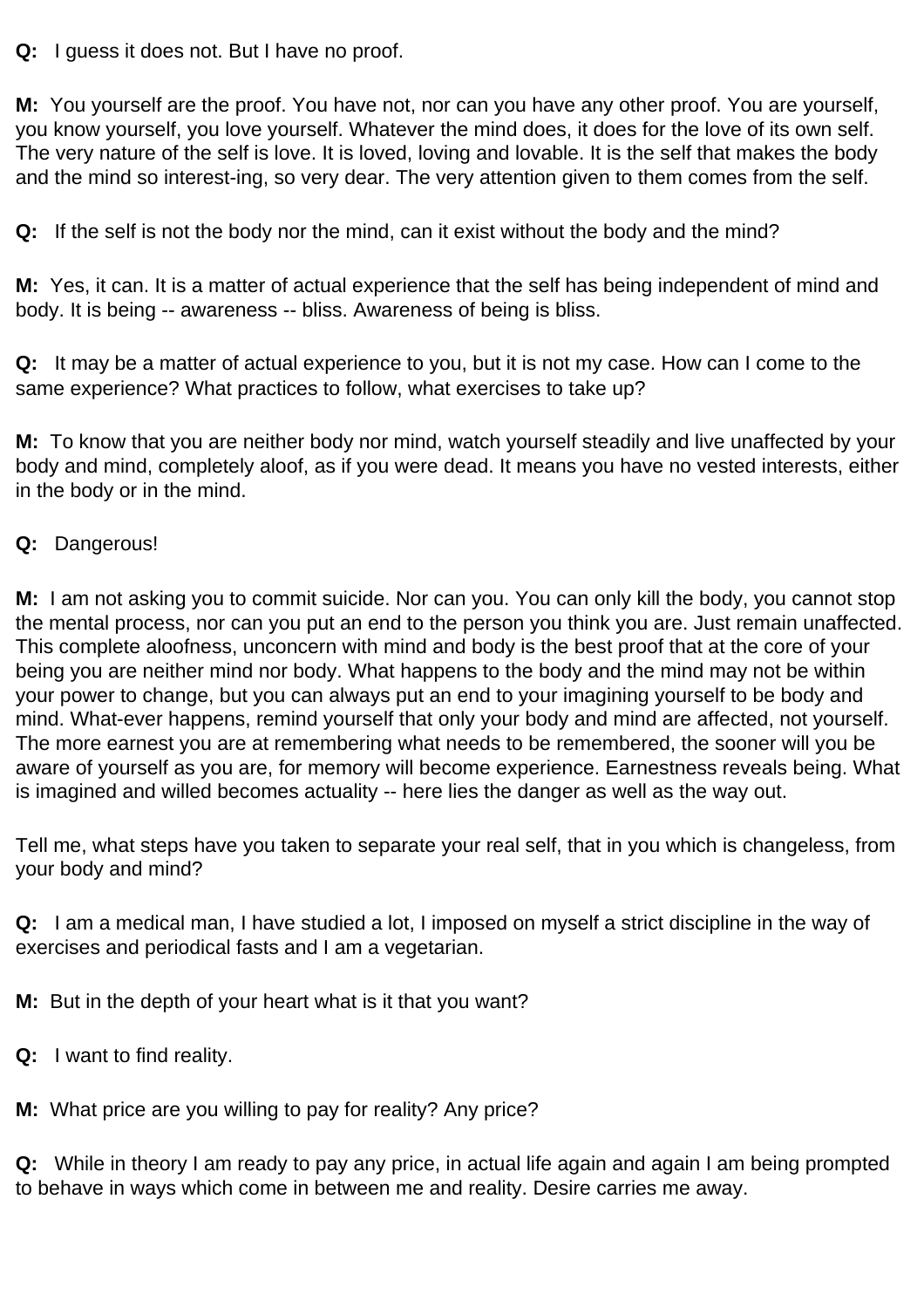**Q:** I guess it does not. But I have no proof.

**M:** You yourself are the proof. You have not, nor can you have any other proof. You are yourself, you know yourself, you love yourself. Whatever the mind does, it does for the love of its own self. The very nature of the self is love. It is loved, loving and lovable. It is the self that makes the body and the mind so interest-ing, so very dear. The very attention given to them comes from the self.

**Q:** If the self is not the body nor the mind, can it exist without the body and the mind?

**M:** Yes, it can. It is a matter of actual experience that the self has being independent of mind and body. It is being -- awareness -- bliss. Awareness of being is bliss.

**Q:** It may be a matter of actual experience to you, but it is not my case. How can I come to the same experience? What practices to follow, what exercises to take up?

**M:** To know that you are neither body nor mind, watch yourself steadily and live unaffected by your body and mind, completely aloof, as if you were dead. It means you have no vested interests, either in the body or in the mind.

**Q:** Dangerous!

**M:** I am not asking you to commit suicide. Nor can you. You can only kill the body, you cannot stop the mental process, nor can you put an end to the person you think you are. Just remain unaffected. This complete aloofness, unconcern with mind and body is the best proof that at the core of your being you are neither mind nor body. What happens to the body and the mind may not be within your power to change, but you can always put an end to your imagining yourself to be body and mind. What-ever happens, remind yourself that only your body and mind are affected, not yourself. The more earnest you are at remembering what needs to be remembered, the sooner will you be aware of yourself as you are, for memory will become experience. Earnestness reveals being. What is imagined and willed becomes actuality -- here lies the danger as well as the way out.

Tell me, what steps have you taken to separate your real self, that in you which is changeless, from your body and mind?

**Q:** I am a medical man, I have studied a lot, I imposed on myself a strict discipline in the way of exercises and periodical fasts and I am a vegetarian.

**M:** But in the depth of your heart what is it that you want?

**Q:** I want to find reality.

**M:** What price are you willing to pay for reality? Any price?

**Q:** While in theory I am ready to pay any price, in actual life again and again I am being prompted to behave in ways which come in between me and reality. Desire carries me away.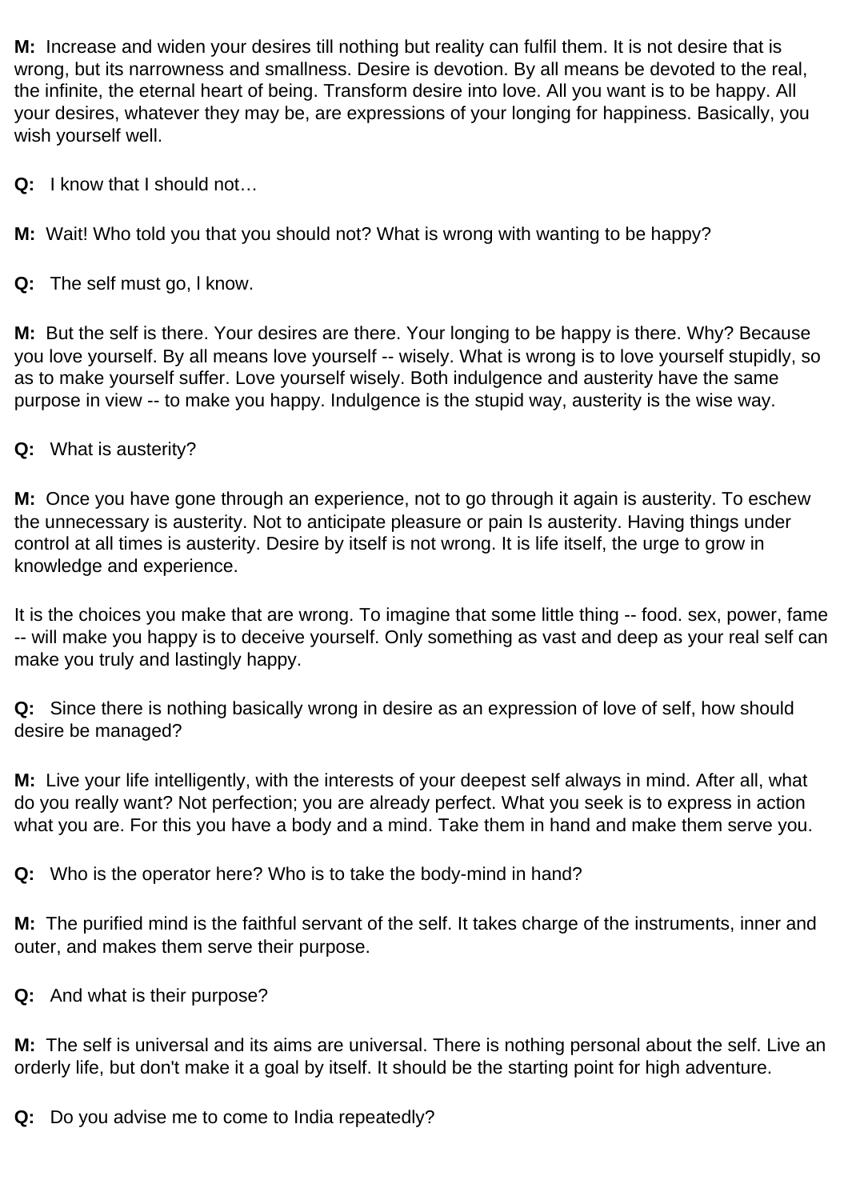**M:** Increase and widen your desires till nothing but reality can fulfil them. It is not desire that is wrong, but its narrowness and smallness. Desire is devotion. By all means be devoted to the real, the infinite, the eternal heart of being. Transform desire into love. All you want is to be happy. All your desires, whatever they may be, are expressions of your longing for happiness. Basically, you wish yourself well.

**Q:** I know that I should not…

**M:** Wait! Who told you that you should not? What is wrong with wanting to be happy?

**Q:** The self must go, l know.

**M:** But the self is there. Your desires are there. Your longing to be happy is there. Why? Because you love yourself. By all means love yourself -- wisely. What is wrong is to love yourself stupidly, so as to make yourself suffer. Love yourself wisely. Both indulgence and austerity have the same purpose in view -- to make you happy. Indulgence is the stupid way, austerity is the wise way.

**Q:** What is austerity?

**M:** Once you have gone through an experience, not to go through it again is austerity. To eschew the unnecessary is austerity. Not to anticipate pleasure or pain Is austerity. Having things under control at all times is austerity. Desire by itself is not wrong. It is life itself, the urge to grow in knowledge and experience.

It is the choices you make that are wrong. To imagine that some little thing -- food. sex, power, fame -- will make you happy is to deceive yourself. Only something as vast and deep as your real self can make you truly and lastingly happy.

**Q:** Since there is nothing basically wrong in desire as an expression of love of self, how should desire be managed?

**M:** Live your life intelligently, with the interests of your deepest self always in mind. After all, what do you really want? Not perfection; you are already perfect. What you seek is to express in action what you are. For this you have a body and a mind. Take them in hand and make them serve you.

**Q:** Who is the operator here? Who is to take the body-mind in hand?

**M:** The purified mind is the faithful servant of the self. It takes charge of the instruments, inner and outer, and makes them serve their purpose.

**Q:** And what is their purpose?

**M:** The self is universal and its aims are universal. There is nothing personal about the self. Live an orderly life, but don't make it a goal by itself. It should be the starting point for high adventure.

**Q:** Do you advise me to come to India repeatedly?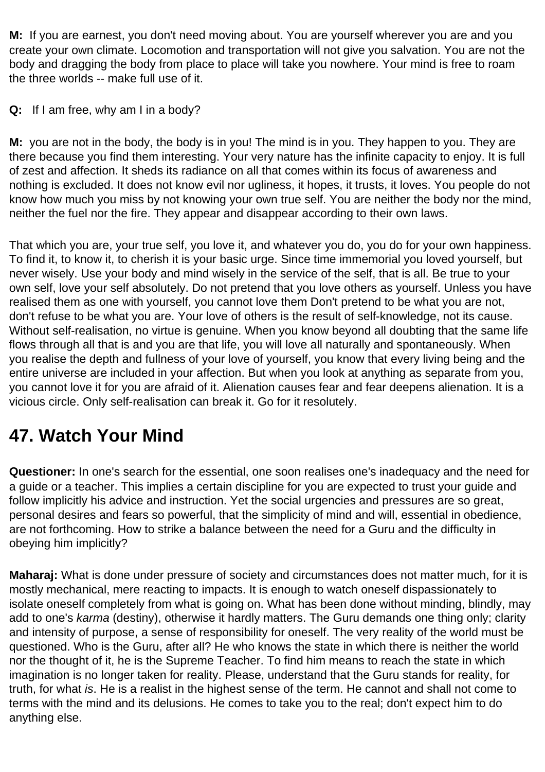**M:** If you are earnest, you don't need moving about. You are yourself wherever you are and you create your own climate. Locomotion and transportation will not give you salvation. You are not the body and dragging the body from place to place will take you nowhere. Your mind is free to roam the three worlds -- make full use of it.

**Q:** If I am free, why am I in a body?

**M:** you are not in the body, the body is in you! The mind is in you. They happen to you. They are there because you find them interesting. Your very nature has the infinite capacity to enjoy. It is full of zest and affection. It sheds its radiance on all that comes within its focus of awareness and nothing is excluded. It does not know evil nor ugliness, it hopes, it trusts, it loves. You people do not know how much you miss by not knowing your own true self. You are neither the body nor the mind, neither the fuel nor the fire. They appear and disappear according to their own laws.

That which you are, your true self, you love it, and whatever you do, you do for your own happiness. To find it, to know it, to cherish it is your basic urge. Since time immemorial you loved yourself, but never wisely. Use your body and mind wisely in the service of the self, that is all. Be true to your own self, love your self absolutely. Do not pretend that you love others as yourself. Unless you have realised them as one with yourself, you cannot love them Don't pretend to be what you are not, don't refuse to be what you are. Your love of others is the result of self-knowledge, not its cause. Without self-realisation, no virtue is genuine. When you know beyond all doubting that the same life flows through all that is and you are that life, you will love all naturally and spontaneously. When you realise the depth and fullness of your love of yourself, you know that every living being and the entire universe are included in your affection. But when you look at anything as separate from you, you cannot love it for you are afraid of it. Alienation causes fear and fear deepens alienation. It is a vicious circle. Only self-realisation can break it. Go for it resolutely.

## 47. Watch Your Mind

**Questioner:** In one's search for the essential, one soon realises one's inadequacy and the need for a guide or a teacher. This implies a certain discipline for you are expected to trust your guide and follow implicitly his advice and instruction. Yet the social urgencies and pressures are so great, personal desires and fears so powerful, that the simplicity of mind and will, essential in obedience, are not forthcoming. How to strike a balance between the need for a Guru and the difficulty in obeying him implicitly?

**Maharaj:** What is done under pressure of society and circumstances does not matter much, for it is mostly mechanical, mere reacting to impacts. It is enough to watch oneself dispassionately to isolate oneself completely from what is going on. What has been done without minding, blindly, may add to one's *karma* (destiny), otherwise it hardly matters. The Guru demands one thing only; clarity and intensity of purpose, a sense of responsibility for oneself. The very reality of the world must be questioned. Who is the Guru, after all? He who knows the state in which there is neither the world nor the thought of it, he is the Supreme Teacher. To find him means to reach the state in which imagination is no longer taken for reality. Please, understand that the Guru stands for reality, for truth, for what *is*. He is a realist in the highest sense of the term. He cannot and shall not come to terms with the mind and its delusions. He comes to take you to the real; don't expect him to do anything else.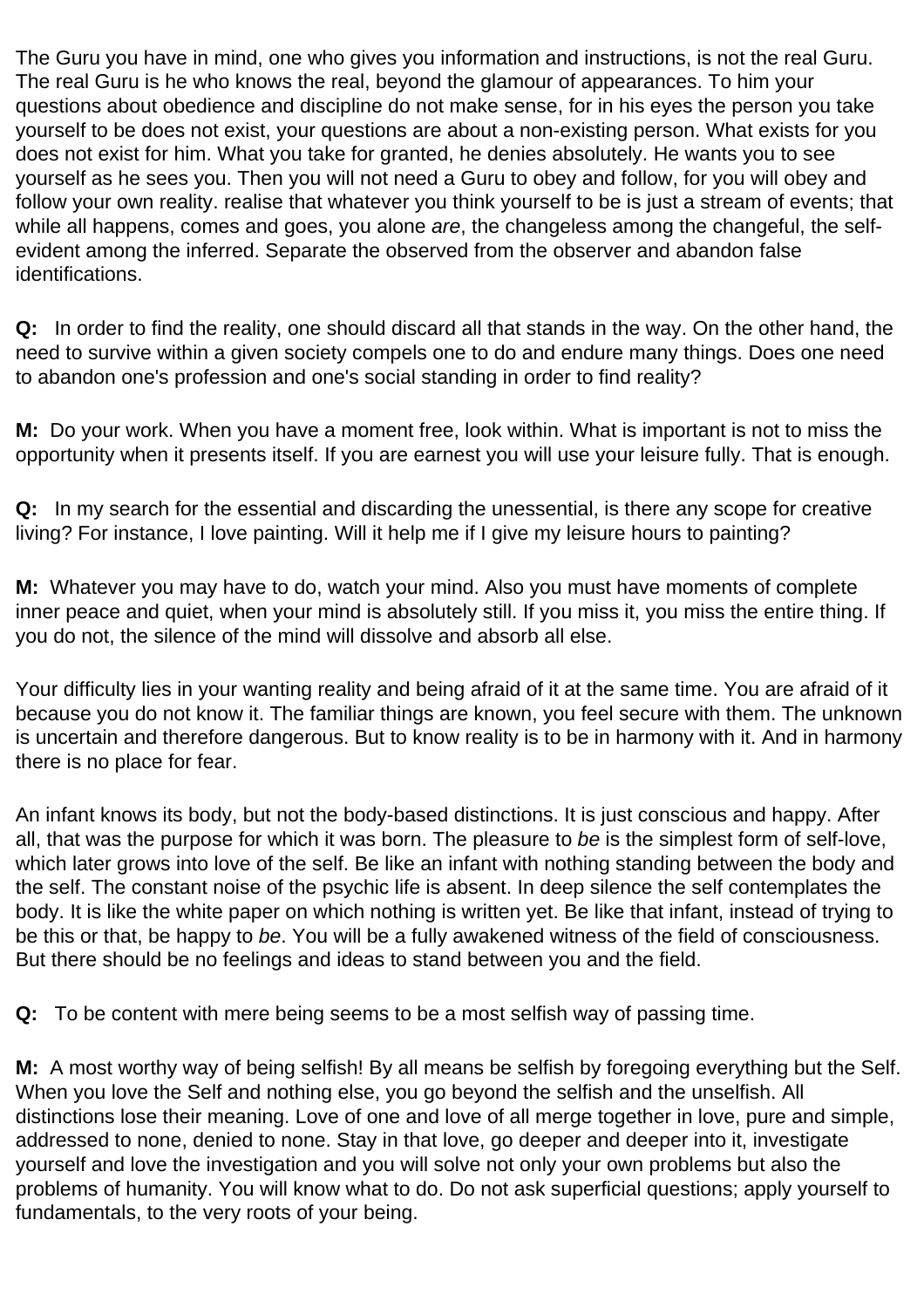The Guru you have in mind, one who gives you information and instructions, is not the real Guru. The real Guru is he who knows the real, beyond the glamour of appearances. To him your questions about obedience and discipline do not make sense, for in his eyes the person you take yourself to be does not exist, your questions are about a non-existing person. What exists for you does not exist for him. What you take for granted, he denies absolutely. He wants you to see yourself as he sees you. Then you will not need a Guru to obey and follow, for you will obey and follow your own reality. realise that whatever you think yourself to be is just a stream of events; that while all happens, comes and goes, you alone *are*, the changeless among the changeful, the self-evident among the inferred. Separate the observed from the observer and abandon false identifications.

**Q:** In order to find the reality, one should discard all that stands in the way. On the other hand, the need to survive within a given society compels one to do and endure many things. Does one need to abandon one's profession and one's social standing in order to find reality?

**M:** Do your work. When you have a moment free, look within. What is important is not to miss the opportunity when it presents itself. If you are earnest you will use your leisure fully. That is enough.

**Q:** In my search for the essential and discarding the unessential, is there any scope for creative living? For instance, I love painting. Will it help me if I give my leisure hours to painting?

**M:** Whatever you may have to do, watch your mind. Also you must have moments of complete inner peace and quiet, when your mind is absolutely still. If you miss it, you miss the entire thing. If you do not, the silence of the mind will dissolve and absorb all else.

Your difficulty lies in your wanting reality and being afraid of it at the same time. You are afraid of it because you do not know it. The familiar things are known, you feel secure with them. The unknown is uncertain and therefore dangerous. But to know reality is to be in harmony with it. And in harmony there is no place for fear.

An infant knows its body, but not the body-based distinctions. It is just conscious and happy. After all, that was the purpose for which it was born. The pleasure to *be* is the simplest form of self-love, which later grows into love of the self. Be like an infant with nothing standing between the body and the self. The constant noise of the psychic life is absent. In deep silence the self contemplates the body. It is like the white paper on which nothing is written yet. Be like that infant, instead of trying to be this or that, be happy to *be*. You will be a fully awakened witness of the field of consciousness. But there should be no feelings and ideas to stand between you and the field.

**Q:** To be content with mere being seems to be a most selfish way of passing time.

**M:** A most worthy way of being selfish! By all means be selfish by foregoing everything but the Self. When you love the Self and nothing else, you go beyond the selfish and the unselfish. All distinctions lose their meaning. Love of one and love of all merge together in love, pure and simple, addressed to none, denied to none. Stay in that love, go deeper and deeper into it, investigate yourself and love the investigation and you will solve not only your own problems but also the problems of humanity. You will know what to do. Do not ask superficial questions; apply yourself to fundamentals, to the very roots of your being.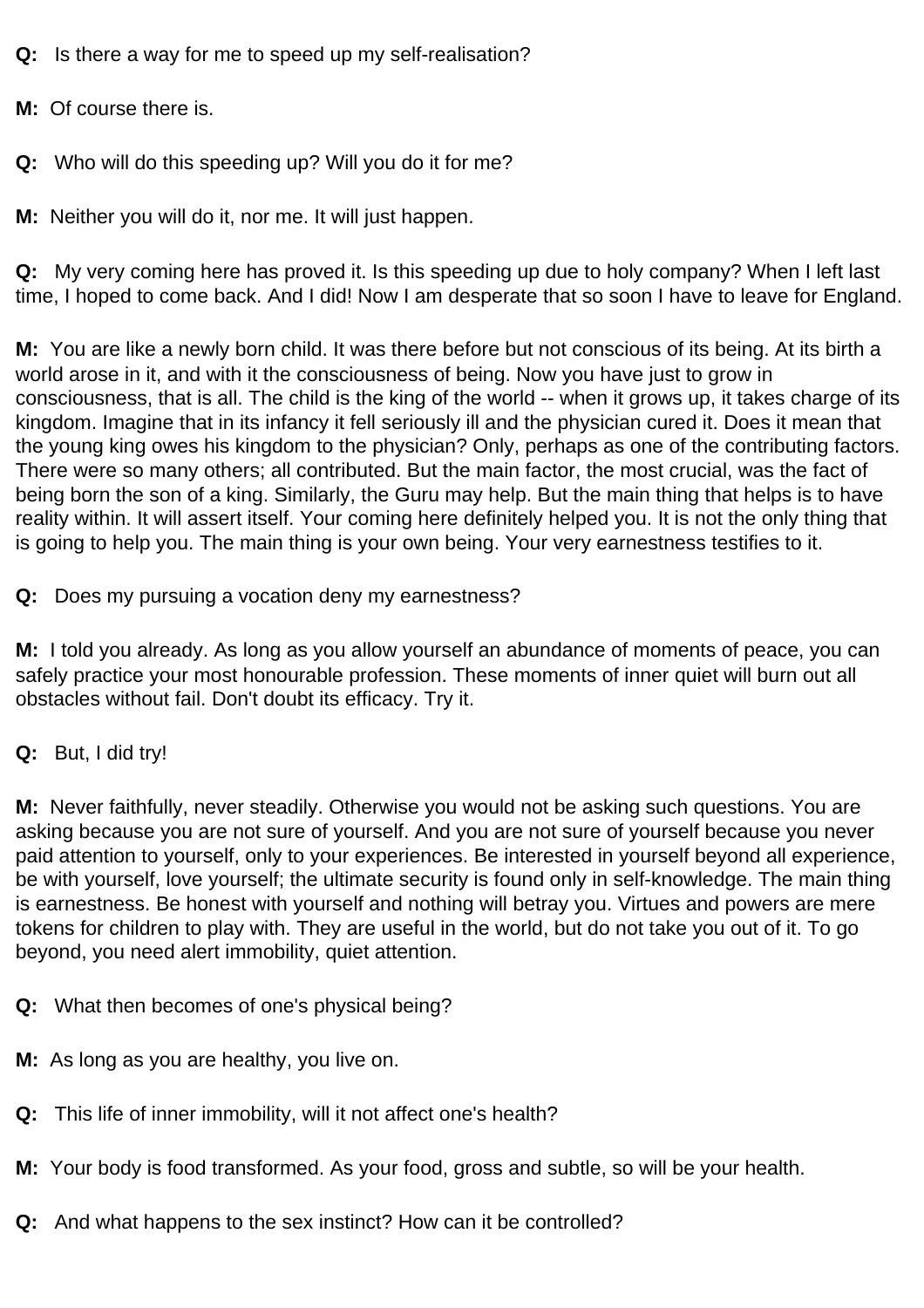**Q:** Is there a way for me to speed up my self-realisation?

**M:** Of course there is.

**Q:** Who will do this speeding up? Will you do it for me?

**M:** Neither you will do it, nor me. It will just happen.

**Q:** My very coming here has proved it. Is this speeding up due to holy company? When I left last time, I hoped to come back. And I did! Now I am desperate that so soon I have to leave for England.

**M:** You are like a newly born child. It was there before but not conscious of its being. At its birth a world arose in it, and with it the consciousness of being. Now you have just to grow in consciousness, that is all. The child is the king of the world -- when it grows up, it takes charge of its kingdom. Imagine that in its infancy it fell seriously ill and the physician cured it. Does it mean that the young king owes his kingdom to the physician? Only, perhaps as one of the contributing factors. There were so many others; all contributed. But the main factor, the most crucial, was the fact of being born the son of a king. Similarly, the Guru may help. But the main thing that helps is to have reality within. It will assert itself. Your coming here definitely helped you. It is not the only thing that is going to help you. The main thing is your own being. Your very earnestness testifies to it.

**Q:** Does my pursuing a vocation deny my earnestness?

**M:** I told you already. As long as you allow yourself an abundance of moments of peace, you can safely practice your most honourable profession. These moments of inner quiet will burn out all obstacles without fail. Don't doubt its efficacy. Try it.

**Q:** But, I did try!

**M:** Never faithfully, never steadily. Otherwise you would not be asking such questions. You are asking because you are not sure of yourself. And you are not sure of yourself because you never paid attention to yourself, only to your experiences. Be interested in yourself beyond all experience, be with yourself, love yourself; the ultimate security is found only in self-knowledge. The main thing is earnestness. Be honest with yourself and nothing will betray you. Virtues and powers are mere tokens for children to play with. They are useful in the world, but do not take you out of it. To go beyond, you need alert immobility, quiet attention.

**Q:** What then becomes of one's physical being?

**M:** As long as you are healthy, you live on.

**Q:** This life of inner immobility, will it not affect one's health?

**M:** Your body is food transformed. As your food, gross and subtle, so will be your health.

**Q:** And what happens to the sex instinct? How can it be controlled?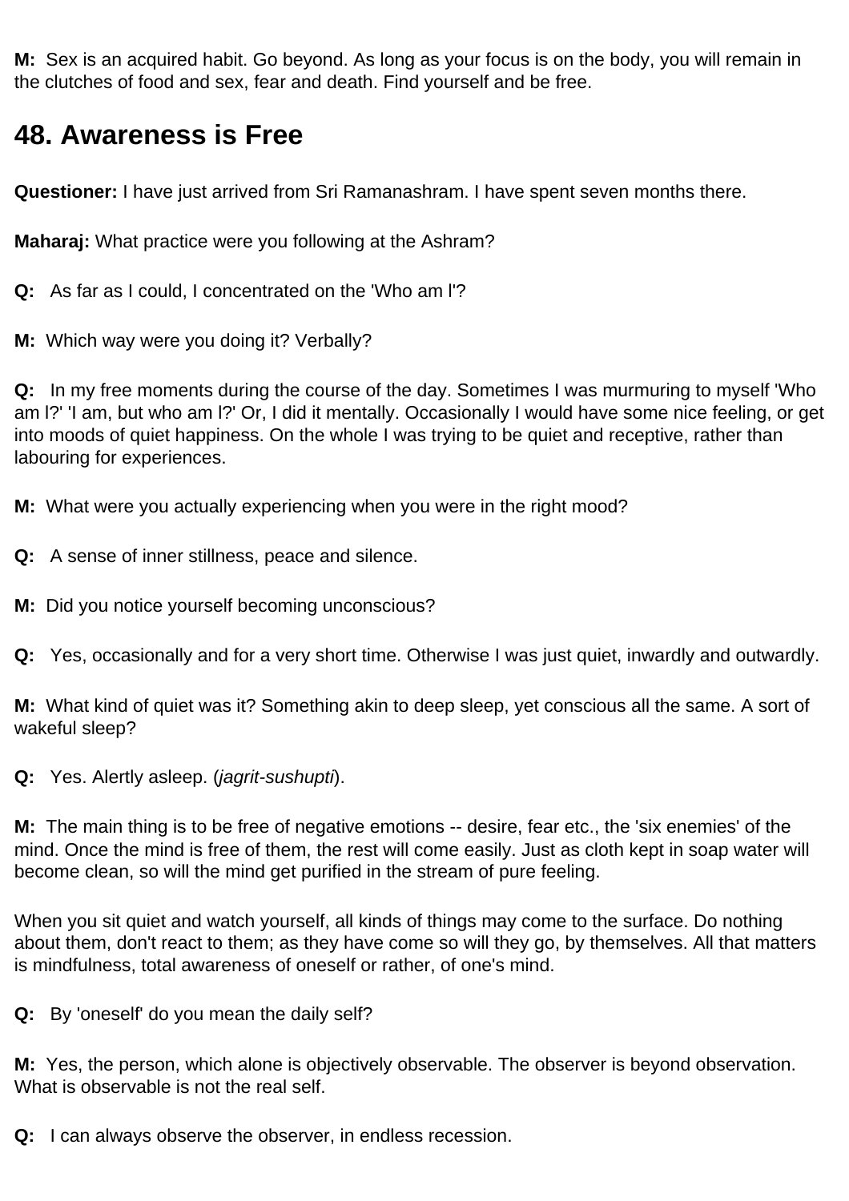**M:** Sex is an acquired habit. Go beyond. As long as your focus is on the body, you will remain in the clutches of food and sex, fear and death. Find yourself and be free.

## 48. Awareness is Free

**Questioner:** I have just arrived from Sri Ramanashram. I have spent seven months there.

**Maharaj:** What practice were you following at the Ashram?

**Q:** As far as I could, I concentrated on the 'Who am I'?

**M:** Which way were you doing it? Verbally?

**Q:** In my free moments during the course of the day. Sometimes I was murmuring to myself 'Who am I?' 'I am, but who am I?' Or, I did it mentally. Occasionally I would have some nice feeling, or get into moods of quiet happiness. On the whole I was trying to be quiet and receptive, rather than labouring for experiences.

**M:** What were you actually experiencing when you were in the right mood?

**Q:** A sense of inner stillness, peace and silence.

**M:** Did you notice yourself becoming unconscious?

**Q:** Yes, occasionally and for a very short time. Otherwise I was just quiet, inwardly and outwardly.

**M:** What kind of quiet was it? Something akin to deep sleep, yet conscious all the same. A sort of wakeful sleep?

**Q:** Yes. Alertly asleep. (*jagrit-sushupti*).

**M:** The main thing is to be free of negative emotions -- desire, fear etc., the 'six enemies' of the mind. Once the mind is free of them, the rest will come easily. Just as cloth kept in soap water will become clean, so will the mind get purified in the stream of pure feeling.

When you sit quiet and watch yourself, all kinds of things may come to the surface. Do nothing about them, don't react to them; as they have come so will they go, by themselves. All that matters is mindfulness, total awareness of oneself or rather, of one's mind.

**Q:** By 'oneself' do you mean the daily self?

**M:** Yes, the person, which alone is objectively observable. The observer is beyond observation. What is observable is not the real self.

**Q:** I can always observe the observer, in endless recession.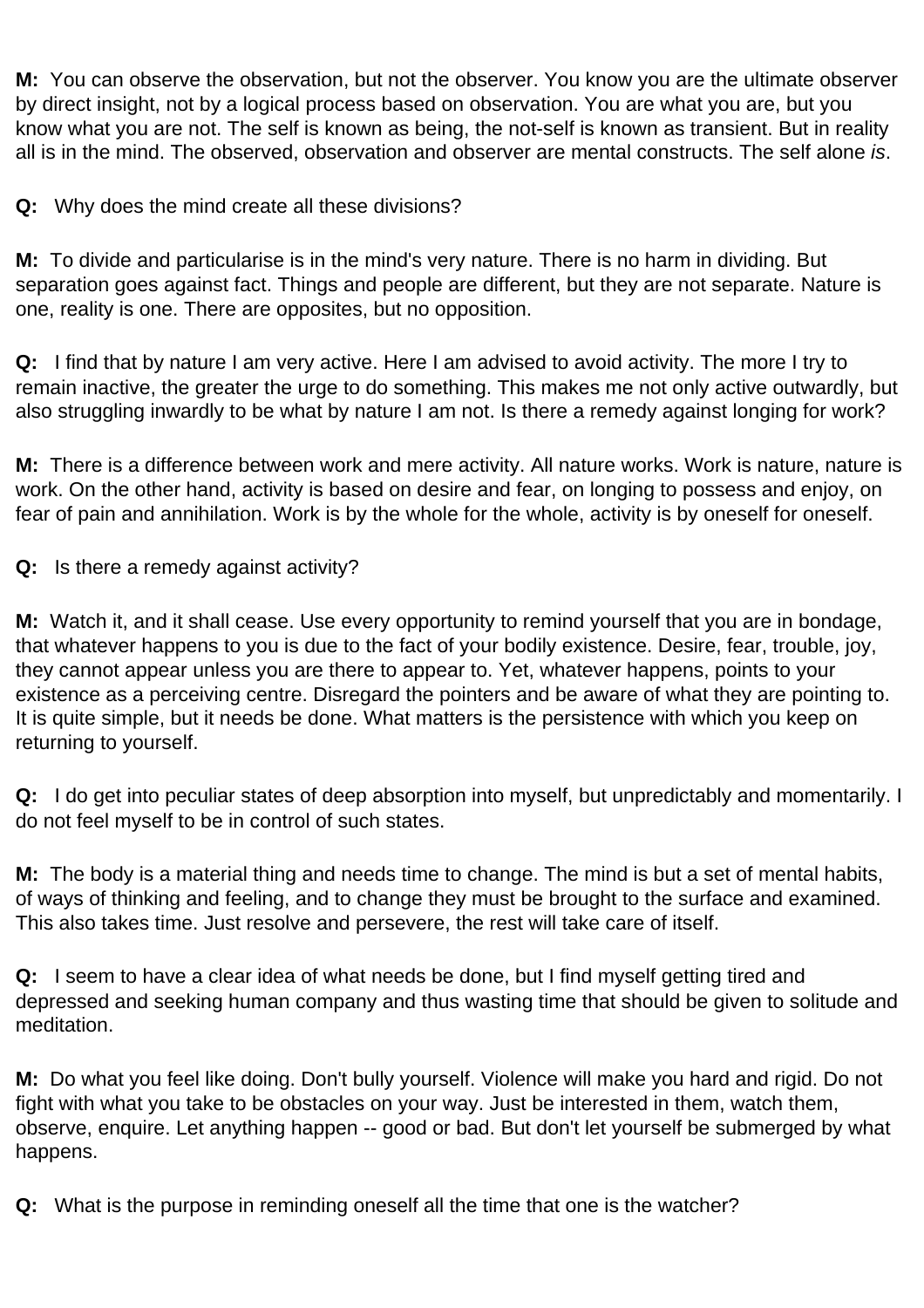**M:** You can observe the observation, but not the observer. You know you are the ultimate observer by direct insight, not by a logical process based on observation. You are what you are, but you know what you are not. The self is known as being, the not-self is known as transient. But in reality all is in the mind. The observed, observation and observer are mental constructs. The self alone *is*.

**Q:** Why does the mind create all these divisions?

**M:** To divide and particularise is in the mind's very nature. There is no harm in dividing. But separation goes against fact. Things and people are different, but they are not separate. Nature is one, reality is one. There are opposites, but no opposition.

**Q:** I find that by nature I am very active. Here I am advised to avoid activity. The more I try to remain inactive, the greater the urge to do something. This makes me not only active outwardly, but also struggling inwardly to be what by nature I am not. Is there a remedy against longing for work?

**M:** There is a difference between work and mere activity. All nature works. Work is nature, nature is work. On the other hand, activity is based on desire and fear, on longing to possess and enjoy, on fear of pain and annihilation. Work is by the whole for the whole, activity is by oneself for oneself.

**Q:** Is there a remedy against activity?

**M:** Watch it, and it shall cease. Use every opportunity to remind yourself that you are in bondage, that whatever happens to you is due to the fact of your bodily existence. Desire, fear, trouble, joy, they cannot appear unless you are there to appear to. Yet, whatever happens, points to your existence as a perceiving centre. Disregard the pointers and be aware of what they are pointing to. It is quite simple, but it needs be done. What matters is the persistence with which you keep on returning to yourself.

**Q:** I do get into peculiar states of deep absorption into myself, but unpredictably and momentarily. I do not feel myself to be in control of such states.

**M:** The body is a material thing and needs time to change. The mind is but a set of mental habits, of ways of thinking and feeling, and to change they must be brought to the surface and examined. This also takes time. Just resolve and persevere, the rest will take care of itself.

**Q:** I seem to have a clear idea of what needs be done, but I find myself getting tired and depressed and seeking human company and thus wasting time that should be given to solitude and meditation.

**M:** Do what you feel like doing. Don't bully yourself. Violence will make you hard and rigid. Do not fight with what you take to be obstacles on your way. Just be interested in them, watch them, observe, enquire. Let anything happen -- good or bad. But don't let yourself be submerged by what happens.

**Q:** What is the purpose in reminding oneself all the time that one is the watcher?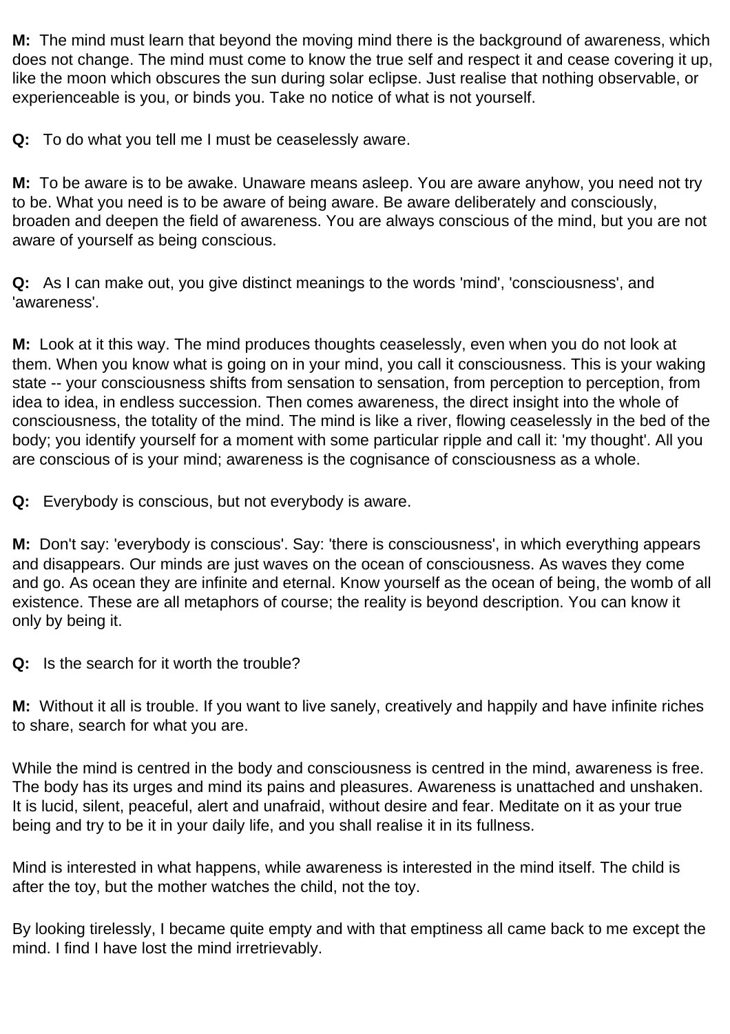**M:** The mind must learn that beyond the moving mind there is the background of awareness, which does not change. The mind must come to know the true self and respect it and cease covering it up, like the moon which obscures the sun during solar eclipse. Just realise that nothing observable, or experienceable is you, or binds you. Take no notice of what is not yourself.

**Q:** To do what you tell me I must be ceaselessly aware.

**M:** To be aware is to be awake. Unaware means asleep. You are aware anyhow, you need not try to be. What you need is to be aware of being aware. Be aware deliberately and consciously, broaden and deepen the field of awareness. You are always conscious of the mind, but you are not aware of yourself as being conscious.

**Q:** As I can make out, you give distinct meanings to the words 'mind', 'consciousness', and 'awareness'.

**M:** Look at it this way. The mind produces thoughts ceaselessly, even when you do not look at them. When you know what is going on in your mind, you call it consciousness. This is your waking state -- your consciousness shifts from sensation to sensation, from perception to perception, from idea to idea, in endless succession. Then comes awareness, the direct insight into the whole of consciousness, the totality of the mind. The mind is like a river, flowing ceaselessly in the bed of the body; you identify yourself for a moment with some particular ripple and call it: 'my thought'. All you are conscious of is your mind; awareness is the cognisance of consciousness as a whole.

**Q:** Everybody is conscious, but not everybody is aware.

**M:** Don't say: 'everybody is conscious'. Say: 'there is consciousness', in which everything appears and disappears. Our minds are just waves on the ocean of consciousness. As waves they come and go. As ocean they are infinite and eternal. Know yourself as the ocean of being, the womb of all existence. These are all metaphors of course; the reality is beyond description. You can know it only by being it.

**Q:** Is the search for it worth the trouble?

**M:** Without it all is trouble. If you want to live sanely, creatively and happily and have infinite riches to share, search for what you are.

While the mind is centred in the body and consciousness is centred in the mind, awareness is free. The body has its urges and mind its pains and pleasures. Awareness is unattached and unshaken. It is lucid, silent, peaceful, alert and unafraid, without desire and fear. Meditate on it as your true being and try to be it in your daily life, and you shall realise it in its fullness.

Mind is interested in what happens, while awareness is interested in the mind itself. The child is after the toy, but the mother watches the child, not the toy.

By looking tirelessly, I became quite empty and with that emptiness all came back to me except the mind. I find I have lost the mind irretrievably.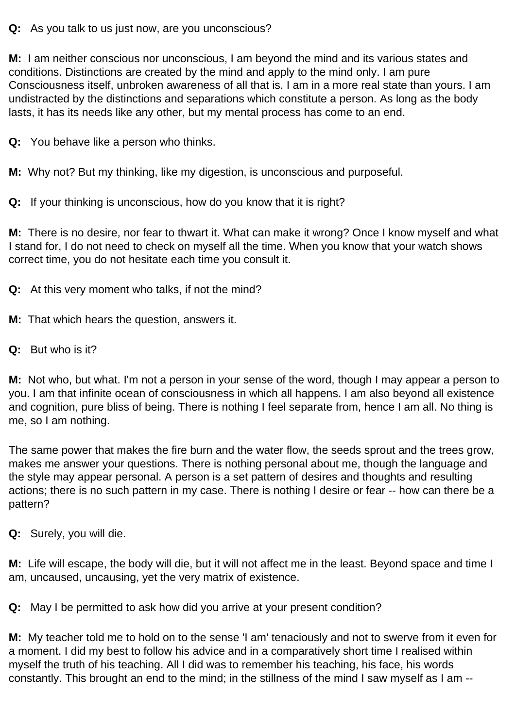**Q:** As you talk to us just now, are you unconscious?

**M:** I am neither conscious nor unconscious, I am beyond the mind and its various states and conditions. Distinctions are created by the mind and apply to the mind only. I am pure Consciousness itself, unbroken awareness of all that is. I am in a more real state than yours. I am undistracted by the distinctions and separations which constitute a person. As long as the body lasts, it has its needs like any other, but my mental process has come to an end.

**Q:** You behave like a person who thinks.

**M:** Why not? But my thinking, like my digestion, is unconscious and purposeful.

**Q:** If your thinking is unconscious, how do you know that it is right?

**M:** There is no desire, nor fear to thwart it. What can make it wrong? Once I know myself and what I stand for, I do not need to check on myself all the time. When you know that your watch shows correct time, you do not hesitate each time you consult it.

**Q:** At this very moment who talks, if not the mind?

**M:** That which hears the question, answers it.

**Q:** But who is it?

**M:** Not who, but what. I'm not a person in your sense of the word, though I may appear a person to you. I am that infinite ocean of consciousness in which all happens. I am also beyond all existence and cognition, pure bliss of being. There is nothing I feel separate from, hence I am all. No thing is me, so I am nothing.

The same power that makes the fire burn and the water flow, the seeds sprout and the trees grow, makes me answer your questions. There is nothing personal about me, though the language and the style may appear personal. A person is a set pattern of desires and thoughts and resulting actions; there is no such pattern in my case. There is nothing I desire or fear -- how can there be a pattern?

**Q:** Surely, you will die.

**M:** Life will escape, the body will die, but it will not affect me in the least. Beyond space and time I am, uncaused, uncausing, yet the very matrix of existence.

**Q:** May I be permitted to ask how did you arrive at your present condition?

**M:** My teacher told me to hold on to the sense 'I am' tenaciously and not to swerve from it even for a moment. I did my best to follow his advice and in a comparatively short time I realised within myself the truth of his teaching. All I did was to remember his teaching, his face, his words constantly. This brought an end to the mind; in the stillness of the mind I saw myself as I am --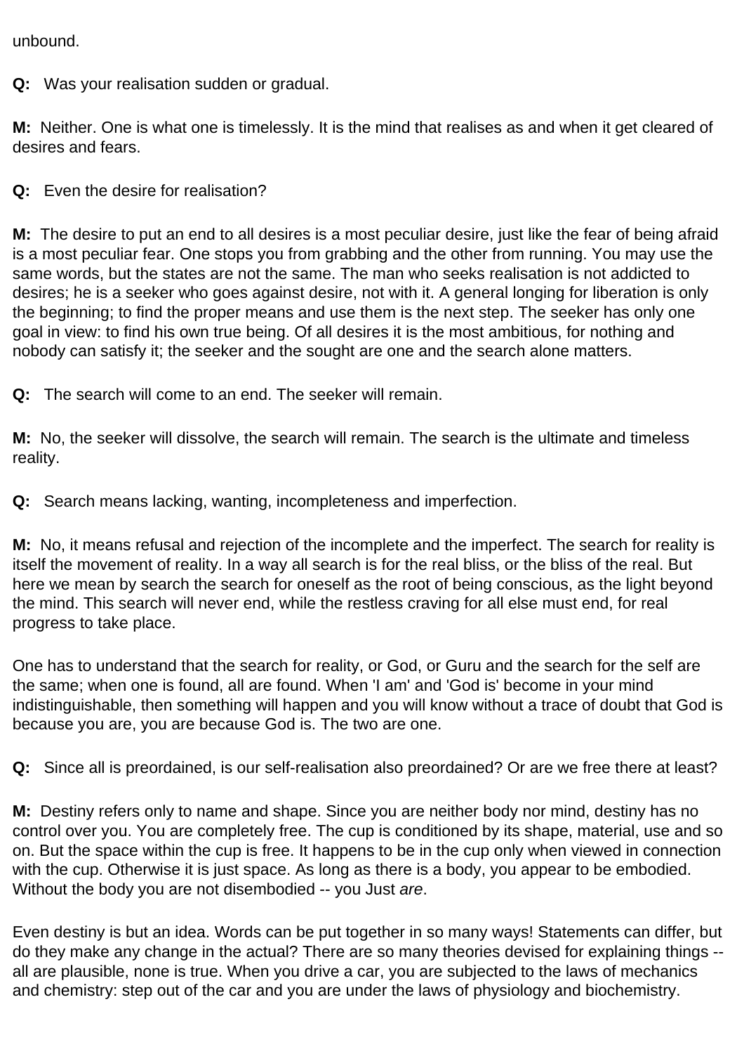unbound.

**Q:** Was your realisation sudden or gradual.

**M:** Neither. One is what one is timelessly. It is the mind that realises as and when it get cleared of desires and fears.

**Q:** Even the desire for realisation?

**M:** The desire to put an end to all desires is a most peculiar desire, just like the fear of being afraid is a most peculiar fear. One stops you from grabbing and the other from running. You may use the same words, but the states are not the same. The man who seeks realisation is not addicted to desires; he is a seeker who goes against desire, not with it. A general longing for liberation is only the beginning; to find the proper means and use them is the next step. The seeker has only one goal in view: to find his own true being. Of all desires it is the most ambitious, for nothing and nobody can satisfy it; the seeker and the sought are one and the search alone matters.

**Q:** The search will come to an end. The seeker will remain.

**M:** No, the seeker will dissolve, the search will remain. The search is the ultimate and timeless reality.

**Q:** Search means lacking, wanting, incompleteness and imperfection.

**M:** No, it means refusal and rejection of the incomplete and the imperfect. The search for reality is itself the movement of reality. In a way all search is for the real bliss, or the bliss of the real. But here we mean by search the search for oneself as the root of being conscious, as the light beyond the mind. This search will never end, while the restless craving for all else must end, for real progress to take place.

One has to understand that the search for reality, or God, or Guru and the search for the self are the same; when one is found, all are found. When 'I am' and 'God is' become in your mind indistinguishable, then something will happen and you will know without a trace of doubt that God is because you are, you are because God is. The two are one.

**Q:** Since all is preordained, is our self-realisation also preordained? Or are we free there at least?

**M:** Destiny refers only to name and shape. Since you are neither body nor mind, destiny has no control over you. You are completely free. The cup is conditioned by its shape, material, use and so on. But the space within the cup is free. It happens to be in the cup only when viewed in connection with the cup. Otherwise it is just space. As long as there is a body, you appear to be embodied. Without the body you are not disembodied -- you Just *are*.

Even destiny is but an idea. Words can be put together in so many ways! Statements can differ, but do they make any change in the actual? There are so many theories devised for explaining things -- all are plausible, none is true. When you drive a car, you are subjected to the laws of mechanics and chemistry: step out of the car and you are under the laws of physiology and biochemistry.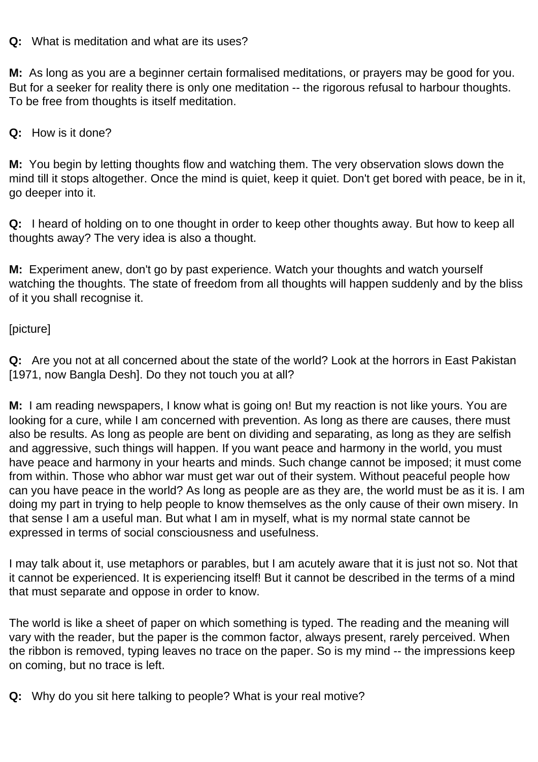**Q:** What is meditation and what are its uses?

**M:** As long as you are a beginner certain formalised meditations, or prayers may be good for you. But for a seeker for reality there is only one meditation -- the rigorous refusal to harbour thoughts. To be free from thoughts is itself meditation.

**Q:** How is it done?

**M:** You begin by letting thoughts flow and watching them. The very observation slows down the mind till it stops altogether. Once the mind is quiet, keep it quiet. Don't get bored with peace, be in it, go deeper into it.

**Q:** I heard of holding on to one thought in order to keep other thoughts away. But how to keep all thoughts away? The very idea is also a thought.

**M:** Experiment anew, don't go by past experience. Watch your thoughts and watch yourself watching the thoughts. The state of freedom from all thoughts will happen suddenly and by the bliss of it you shall recognise it.

[picture]

**Q:** Are you not at all concerned about the state of the world? Look at the horrors in East Pakistan [1971, now Bangla Desh]. Do they not touch you at all?

**M:** I am reading newspapers, I know what is going on! But my reaction is not like yours. You are looking for a cure, while I am concerned with prevention. As long as there are causes, there must also be results. As long as people are bent on dividing and separating, as long as they are selfish and aggressive, such things will happen. If you want peace and harmony in the world, you must have peace and harmony in your hearts and minds. Such change cannot be imposed; it must come from within. Those who abhor war must get war out of their system. Without peaceful people how can you have peace in the world? As long as people are as they are, the world must be as it is. I am doing my part in trying to help people to know themselves as the only cause of their own misery. In that sense I am a useful man. But what I am in myself, what is my normal state cannot be expressed in terms of social consciousness and usefulness.

I may talk about it, use metaphors or parables, but I am acutely aware that it is just not so. Not that it cannot be experienced. It is experiencing itself! But it cannot be described in the terms of a mind that must separate and oppose in order to know.

The world is like a sheet of paper on which something is typed. The reading and the meaning will vary with the reader, but the paper is the common factor, always present, rarely perceived. When the ribbon is removed, typing leaves no trace on the paper. So is my mind -- the impressions keep on coming, but no trace is left.

**Q:** Why do you sit here talking to people? What is your real motive?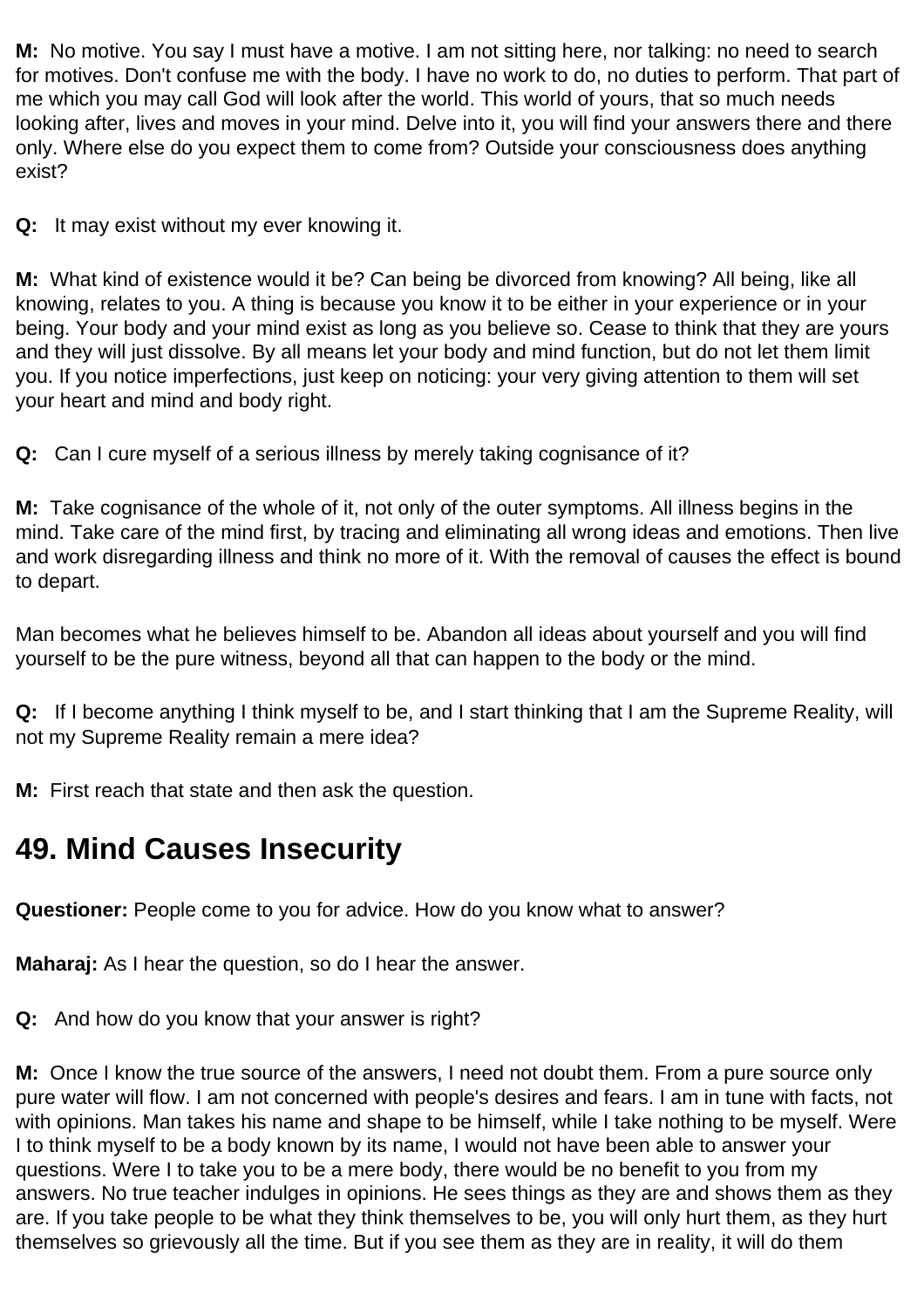**M:** No motive. You say I must have a motive. I am not sitting here, nor talking: no need to search for motives. Don't confuse me with the body. I have no work to do, no duties to perform. That part of me which you may call God will look after the world. This world of yours, that so much needs looking after, lives and moves in your mind. Delve into it, you will find your answers there and there only. Where else do you expect them to come from? Outside your consciousness does anything exist?

**Q:** It may exist without my ever knowing it.

**M:** What kind of existence would it be? Can being be divorced from knowing? All being, like all knowing, relates to you. A thing is because you know it to be either in your experience or in your being. Your body and your mind exist as long as you believe so. Cease to think that they are yours and they will just dissolve. By all means let your body and mind function, but do not let them limit you. If you notice imperfections, just keep on noticing: your very giving attention to them will set your heart and mind and body right.

**Q:** Can I cure myself of a serious illness by merely taking cognisance of it?

**M:** Take cognisance of the whole of it, not only of the outer symptoms. All illness begins in the mind. Take care of the mind first, by tracing and eliminating all wrong ideas and emotions. Then live and work disregarding illness and think no more of it. With the removal of causes the effect is bound to depart.

Man becomes what he believes himself to be. Abandon all ideas about yourself and you will find yourself to be the pure witness, beyond all that can happen to the body or the mind.

**Q:** If I become anything I think myself to be, and I start thinking that I am the Supreme Reality, will not my Supreme Reality remain a mere idea?

**M:** First reach that state and then ask the question.

## 49. Mind Causes Insecurity

**Questioner:** People come to you for advice. How do you know what to answer?

**Maharaj:** As I hear the question, so do I hear the answer.

**Q:** And how do you know that your answer is right?

**M:** Once I know the true source of the answers, I need not doubt them. From a pure source only pure water will flow. I am not concerned with people's desires and fears. I am in tune with facts, not with opinions. Man takes his name and shape to be himself, while I take nothing to be myself. Were I to think myself to be a body known by its name, I would not have been able to answer your questions. Were I to take you to be a mere body, there would be no benefit to you from my answers. No true teacher indulges in opinions. He sees things as they are and shows them as they are. If you take people to be what they think themselves to be, you will only hurt them, as they hurt themselves so grievously all the time. But if you see them as they are in reality, it will do them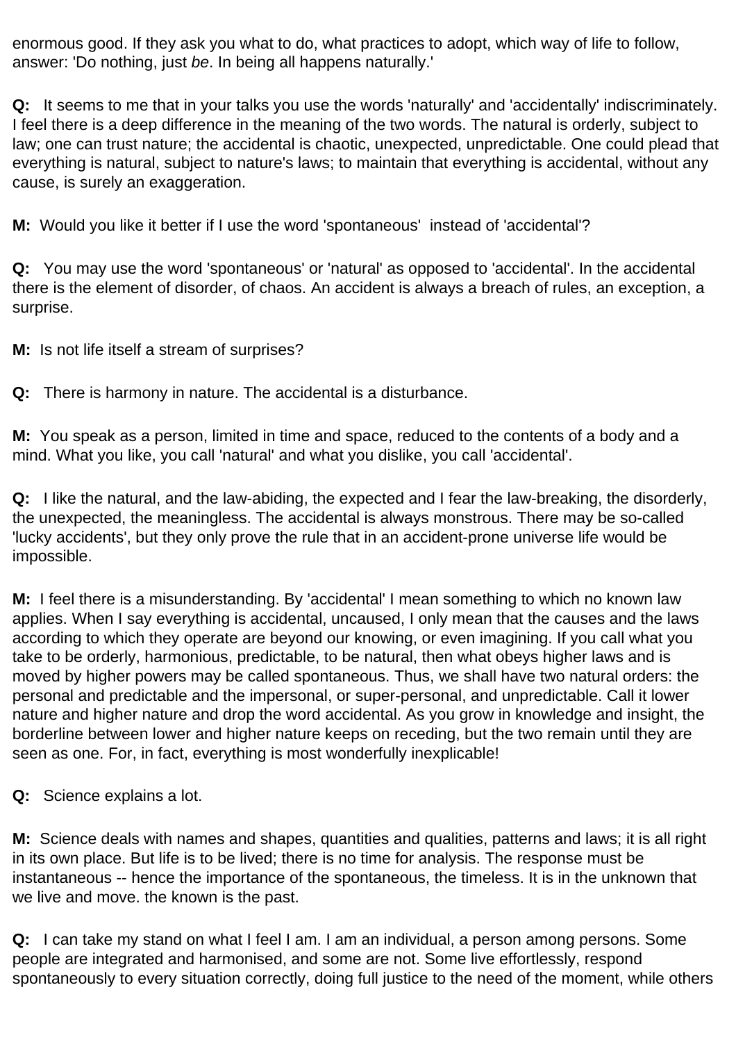enormous good. If they ask you what to do, what practices to adopt, which way of life to follow, answer: 'Do nothing, just *be*. In being all happens naturally.'

**Q:** It seems to me that in your talks you use the words 'naturally' and 'accidentally' indiscriminately. I feel there is a deep difference in the meaning of the two words. The natural is orderly, subject to law; one can trust nature; the accidental is chaotic, unexpected, unpredictable. One could plead that everything is natural, subject to nature's laws; to maintain that everything is accidental, without any cause, is surely an exaggeration.

**M:** Would you like it better if I use the word 'spontaneous' instead of 'accidental'?

**Q:** You may use the word 'spontaneous' or 'natural' as opposed to 'accidental'. In the accidental there is the element of disorder, of chaos. An accident is always a breach of rules, an exception, a surprise.

**M:** Is not life itself a stream of surprises?

**Q:** There is harmony in nature. The accidental is a disturbance.

**M:** You speak as a person, limited in time and space, reduced to the contents of a body and a mind. What you like, you call 'natural' and what you dislike, you call 'accidental'.

**Q:** I like the natural, and the law-abiding, the expected and I fear the law-breaking, the disorderly, the unexpected, the meaningless. The accidental is always monstrous. There may be so-called 'lucky accidents', but they only prove the rule that in an accident-prone universe life would be impossible.

**M:** I feel there is a misunderstanding. By 'accidental' I mean something to which no known law applies. When I say everything is accidental, uncaused, I only mean that the causes and the laws according to which they operate are beyond our knowing, or even imagining. If you call what you take to be orderly, harmonious, predictable, to be natural, then what obeys higher laws and is moved by higher powers may be called spontaneous. Thus, we shall have two natural orders: the personal and predictable and the impersonal, or super-personal, and unpredictable. Call it lower nature and higher nature and drop the word accidental. As you grow in knowledge and insight, the borderline between lower and higher nature keeps on receding, but the two remain until they are seen as one. For, in fact, everything is most wonderfully inexplicable!

**Q:** Science explains a lot.

**M:** Science deals with names and shapes, quantities and qualities, patterns and laws; it is all right in its own place. But life is to be lived; there is no time for analysis. The response must be instantaneous -- hence the importance of the spontaneous, the timeless. It is in the unknown that we live and move. the known is the past.

**Q:** I can take my stand on what I feel I am. I am an individual, a person among persons. Some people are integrated and harmonised, and some are not. Some live effortlessly, respond spontaneously to every situation correctly, doing full justice to the need of the moment, while others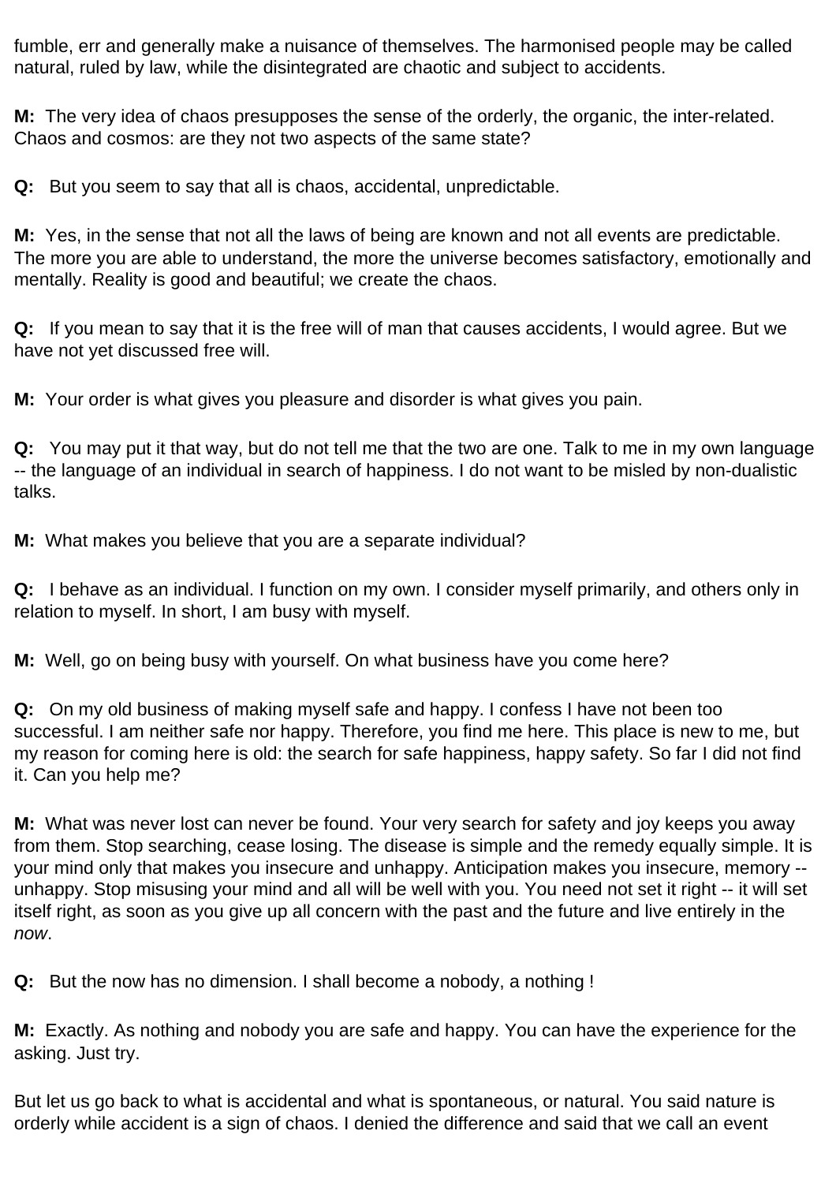fumble, err and generally make a nuisance of themselves. The harmonised people may be called natural, ruled by law, while the disintegrated are chaotic and subject to accidents.

**M:** The very idea of chaos presupposes the sense of the orderly, the organic, the inter-related. Chaos and cosmos: are they not two aspects of the same state?

**Q:** But you seem to say that all is chaos, accidental, unpredictable.

**M:** Yes, in the sense that not all the laws of being are known and not all events are predictable. The more you are able to understand, the more the universe becomes satisfactory, emotionally and mentally. Reality is good and beautiful; we create the chaos.

**Q:** If you mean to say that it is the free will of man that causes accidents, I would agree. But we have not yet discussed free will.

**M:** Your order is what gives you pleasure and disorder is what gives you pain.

**Q:** You may put it that way, but do not tell me that the two are one. Talk to me in my own language -- the language of an individual in search of happiness. I do not want to be misled by non-dualistic talks.

**M:** What makes you believe that you are a separate individual?

**Q:** I behave as an individual. I function on my own. I consider myself primarily, and others only in relation to myself. In short, I am busy with myself.

**M:** Well, go on being busy with yourself. On what business have you come here?

**Q:** On my old business of making myself safe and happy. I confess I have not been too successful. I am neither safe nor happy. Therefore, you find me here. This place is new to me, but my reason for coming here is old: the search for safe happiness, happy safety. So far I did not find it. Can you help me?

**M:** What was never lost can never be found. Your very search for safety and joy keeps you away from them. Stop searching, cease losing. The disease is simple and the remedy equally simple. It is your mind only that makes you insecure and unhappy. Anticipation makes you insecure, memory -- unhappy. Stop misusing your mind and all will be well with you. You need not set it right -- it will set itself right, as soon as you give up all concern with the past and the future and live entirely in the *now*.

**Q:** But the now has no dimension. I shall become a nobody, a nothing !

**M:** Exactly. As nothing and nobody you are safe and happy. You can have the experience for the asking. Just try.

But let us go back to what is accidental and what is spontaneous, or natural. You said nature is orderly while accident is a sign of chaos. I denied the difference and said that we call an event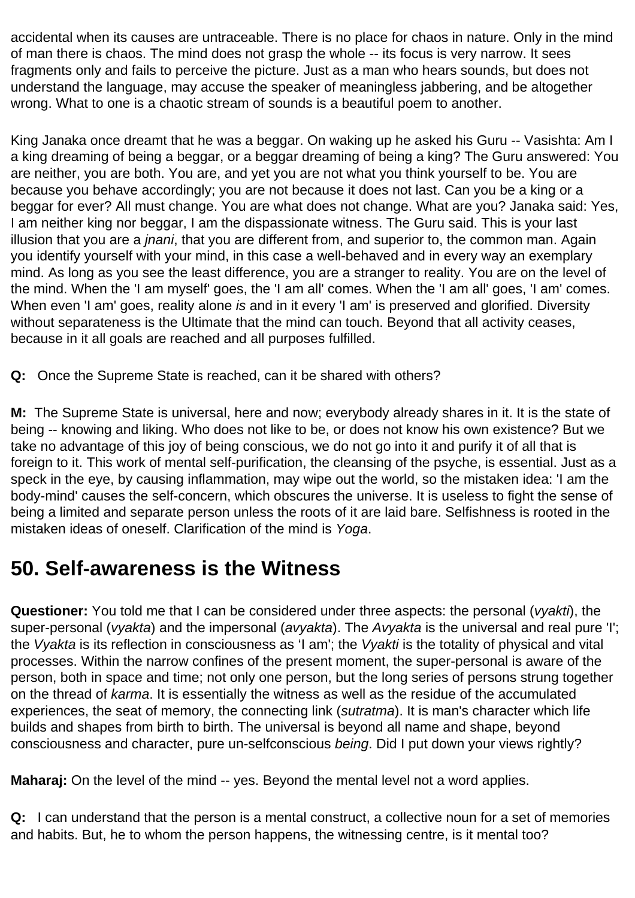accidental when its causes are untraceable. There is no place for chaos in nature. Only in the mind of man there is chaos. The mind does not grasp the whole -- its focus is very narrow. It sees fragments only and fails to perceive the picture. Just as a man who hears sounds, but does not understand the language, may accuse the speaker of meaningless jabbering, and be altogether wrong. What to one is a chaotic stream of sounds is a beautiful poem to another.

King Janaka once dreamt that he was a beggar. On waking up he asked his Guru -- Vasishta: Am I a king dreaming of being a beggar, or a beggar dreaming of being a king? The Guru answered: You are neither, you are both. You are, and yet you are not what you think yourself to be. You are because you behave accordingly; you are not because it does not last. Can you be a king or a beggar for ever? All must change. You are what does not change. What are you? Janaka said: Yes, I am neither king nor beggar, I am the dispassionate witness. The Guru said. This is your last illusion that you are a *jnani*, that you are different from, and superior to, the common man. Again you identify yourself with your mind, in this case a well-behaved and in every way an exemplary mind. As long as you see the least difference, you are a stranger to reality. You are on the level of the mind. When the 'I am myself' goes, the 'I am all' comes. When the 'I am all' goes, 'I am' comes. When even 'I am' goes, reality alone *is* and in it every 'I am' is preserved and glorified. Diversity without separateness is the Ultimate that the mind can touch. Beyond that all activity ceases, because in it all goals are reached and all purposes fulfilled.

**Q:** Once the Supreme State is reached, can it be shared with others?

**M:** The Supreme State is universal, here and now; everybody already shares in it. It is the state of being -- knowing and liking. Who does not like to be, or does not know his own existence? But we take no advantage of this joy of being conscious, we do not go into it and purify it of all that is foreign to it. This work of mental self-purification, the cleansing of the psyche, is essential. Just as a speck in the eye, by causing inflammation, may wipe out the world, so the mistaken idea: 'I am the body-mind' causes the self-concern, which obscures the universe. It is useless to fight the sense of being a limited and separate person unless the roots of it are laid bare. Selfishness is rooted in the mistaken ideas of oneself. Clarification of the mind is *Yoga*.

## 50. Self-awareness is the Witness

**Questioner:** You told me that I can be considered under three aspects: the personal (*vyakti*), the super-personal (*vyakta*) and the impersonal (*avyakta*). The *Avyakta* is the universal and real pure 'I'; the *Vyakta* is its reflection in consciousness as 'I am'; the *Vyakti* is the totality of physical and vital processes. Within the narrow confines of the present moment, the super-personal is aware of the person, both in space and time; not only one person, but the long series of persons strung together on the thread of *karma*. It is essentially the witness as well as the residue of the accumulated experiences, the seat of memory, the connecting link (*sutratma*). It is man's character which life builds and shapes from birth to birth. The universal is beyond all name and shape, beyond consciousness and character, pure un-selfconscious *being*. Did I put down your views rightly?

**Maharaj:** On the level of the mind -- yes. Beyond the mental level not a word applies.

**Q:** I can understand that the person is a mental construct, a collective noun for a set of memories and habits. But, he to whom the person happens, the witnessing centre, is it mental too?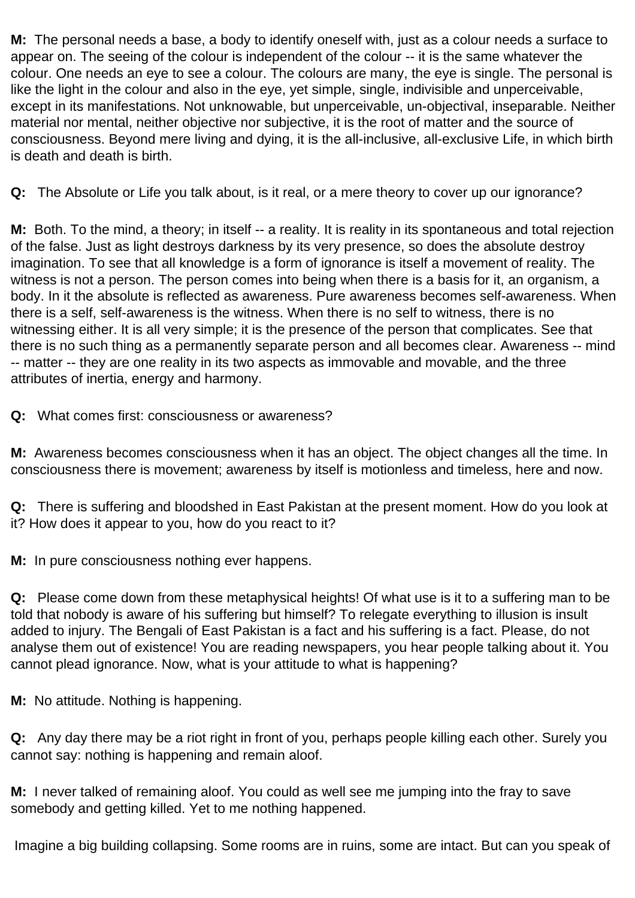**M:** The personal needs a base, a body to identify oneself with, just as a colour needs a surface to appear on. The seeing of the colour is independent of the colour -- it is the same whatever the colour. One needs an eye to see a colour. The colours are many, the eye is single. The personal is like the light in the colour and also in the eye, yet simple, single, indivisible and unperceivable, except in its manifestations. Not unknowable, but unperceivable, un-objectival, inseparable. Neither material nor mental, neither objective nor subjective, it is the root of matter and the source of consciousness. Beyond mere living and dying, it is the all-inclusive, all-exclusive Life, in which birth is death and death is birth.

**Q:** The Absolute or Life you talk about, is it real, or a mere theory to cover up our ignorance?

**M:** Both. To the mind, a theory; in itself -- a reality. It is reality in its spontaneous and total rejection of the false. Just as light destroys darkness by its very presence, so does the absolute destroy imagination. To see that all knowledge is a form of ignorance is itself a movement of reality. The witness is not a person. The person comes into being when there is a basis for it, an organism, a body. In it the absolute is reflected as awareness. Pure awareness becomes self-awareness. When there is a self, self-awareness is the witness. When there is no self to witness, there is no witnessing either. It is all very simple; it is the presence of the person that complicates. See that there is no such thing as a permanently separate person and all becomes clear. Awareness -- mind -- matter -- they are one reality in its two aspects as immovable and movable, and the three attributes of inertia, energy and harmony.

**Q:** What comes first: consciousness or awareness?

**M:** Awareness becomes consciousness when it has an object. The object changes all the time. In consciousness there is movement; awareness by itself is motionless and timeless, here and now.

**Q:** There is suffering and bloodshed in East Pakistan at the present moment. How do you look at it? How does it appear to you, how do you react to it?

**M:** In pure consciousness nothing ever happens.

**Q:** Please come down from these metaphysical heights! Of what use is it to a suffering man to be told that nobody is aware of his suffering but himself? To relegate everything to illusion is insult added to injury. The Bengali of East Pakistan is a fact and his suffering is a fact. Please, do not analyse them out of existence! You are reading newspapers, you hear people talking about it. You cannot plead ignorance. Now, what is your attitude to what is happening?

**M:** No attitude. Nothing is happening.

**Q:** Any day there may be a riot right in front of you, perhaps people killing each other. Surely you cannot say: nothing is happening and remain aloof.

**M:** I never talked of remaining aloof. You could as well see me jumping into the fray to save somebody and getting killed. Yet to me nothing happened.

Imagine a big building collapsing. Some rooms are in ruins, some are intact. But can you speak of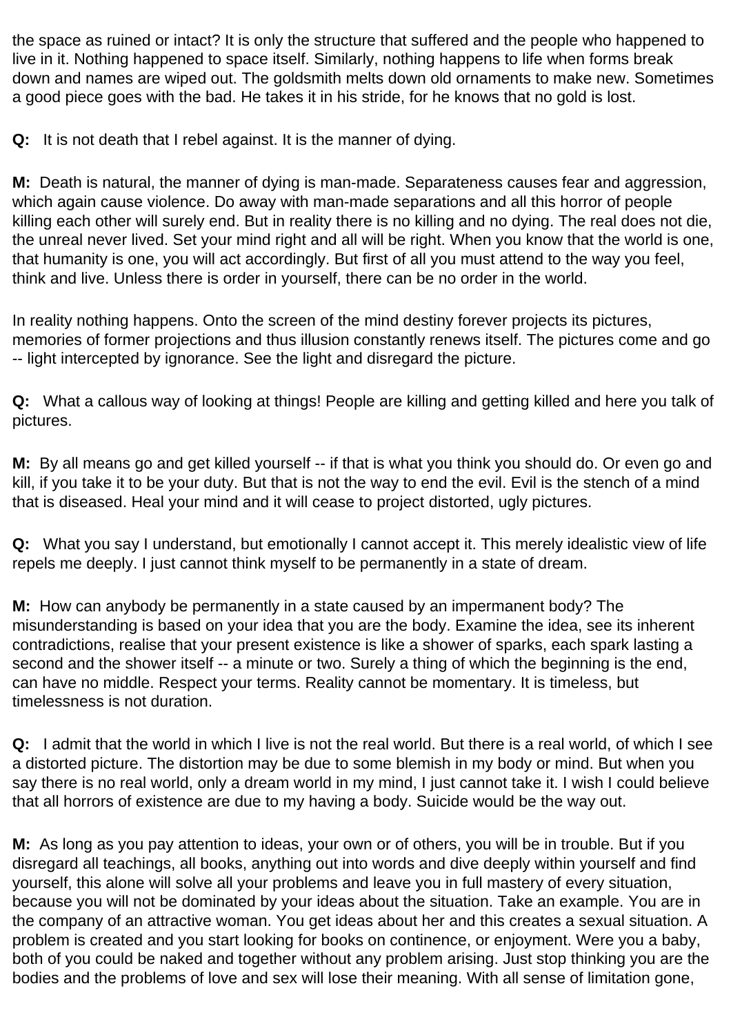the space as ruined or intact? It is only the structure that suffered and the people who happened to live in it. Nothing happened to space itself. Similarly, nothing happens to life when forms break down and names are wiped out. The goldsmith melts down old ornaments to make new. Sometimes a good piece goes with the bad. He takes it in his stride, for he knows that no gold is lost.

**Q:** It is not death that I rebel against. It is the manner of dying.

**M:** Death is natural, the manner of dying is man-made. Separateness causes fear and aggression, which again cause violence. Do away with man-made separations and all this horror of people killing each other will surely end. But in reality there is no killing and no dying. The real does not die, the unreal never lived. Set your mind right and all will be right. When you know that the world is one, that humanity is one, you will act accordingly. But first of all you must attend to the way you feel, think and live. Unless there is order in yourself, there can be no order in the world.

In reality nothing happens. Onto the screen of the mind destiny forever projects its pictures, memories of former projections and thus illusion constantly renews itself. The pictures come and go -- light intercepted by ignorance. See the light and disregard the picture.

**Q:** What a callous way of looking at things! People are killing and getting killed and here you talk of pictures.

**M:** By all means go and get killed yourself -- if that is what you think you should do. Or even go and kill, if you take it to be your duty. But that is not the way to end the evil. Evil is the stench of a mind that is diseased. Heal your mind and it will cease to project distorted, ugly pictures.

**Q:** What you say I understand, but emotionally I cannot accept it. This merely idealistic view of life repels me deeply. I just cannot think myself to be permanently in a state of dream.

**M:** How can anybody be permanently in a state caused by an impermanent body? The misunderstanding is based on your idea that you are the body. Examine the idea, see its inherent contradictions, realise that your present existence is like a shower of sparks, each spark lasting a second and the shower itself -- a minute or two. Surely a thing of which the beginning is the end, can have no middle. Respect your terms. Reality cannot be momentary. It is timeless, but timelessness is not duration.

**Q:** I admit that the world in which I live is not the real world. But there is a real world, of which I see a distorted picture. The distortion may be due to some blemish in my body or mind. But when you say there is no real world, only a dream world in my mind, I just cannot take it. I wish I could believe that all horrors of existence are due to my having a body. Suicide would be the way out.

**M:** As long as you pay attention to ideas, your own or of others, you will be in trouble. But if you disregard all teachings, all books, anything out into words and dive deeply within yourself and find yourself, this alone will solve all your problems and leave you in full mastery of every situation, because you will not be dominated by your ideas about the situation. Take an example. You are in the company of an attractive woman. You get ideas about her and this creates a sexual situation. A problem is created and you start looking for books on continence, or enjoyment. Were you a baby, both of you could be naked and together without any problem arising. Just stop thinking you are the bodies and the problems of love and sex will lose their meaning. With all sense of limitation gone,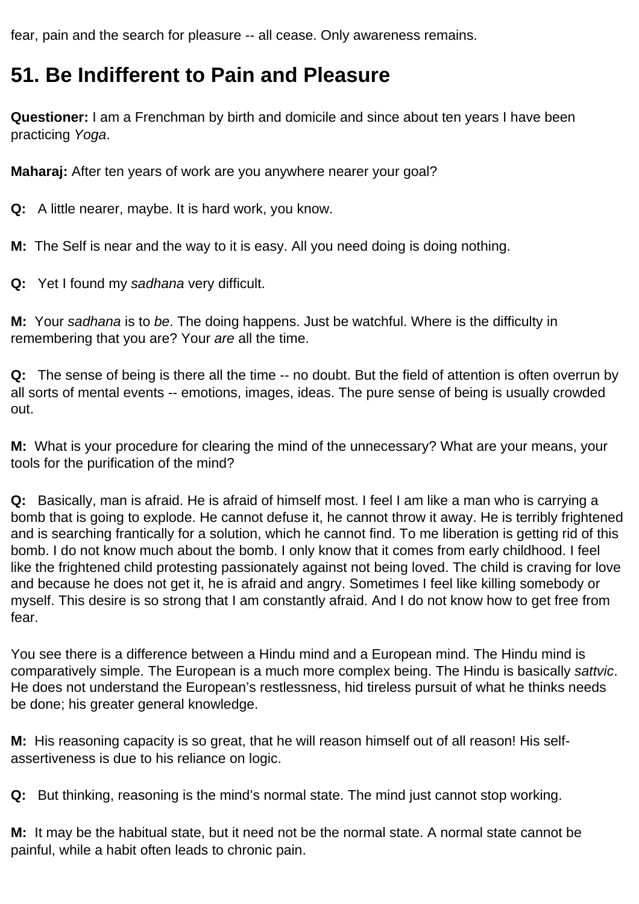fear, pain and the search for pleasure -- all cease. Only awareness remains.

## 51. Be Indifferent to Pain and Pleasure

**Questioner:** I am a Frenchman by birth and domicile and since about ten years I have been practicing *Yoga*.

**Maharaj:** After ten years of work are you anywhere nearer your goal?

**Q:** A little nearer, maybe. It is hard work, you know.

**M:** The Self is near and the way to it is easy. All you need doing is doing nothing.

**Q:** Yet I found my *sadhana* very difficult.

**M:** Your *sadhana* is to *be*. The doing happens. Just be watchful. Where is the difficulty in remembering that you are? Your *are* all the time.

**Q:** The sense of being is there all the time -- no doubt. But the field of attention is often overrun by all sorts of mental events -- emotions, images, ideas. The pure sense of being is usually crowded out.

**M:** What is your procedure for clearing the mind of the unnecessary? What are your means, your tools for the purification of the mind?

**Q:** Basically, man is afraid. He is afraid of himself most. I feel I am like a man who is carrying a bomb that is going to explode. He cannot defuse it, he cannot throw it away. He is terribly frightened and is searching frantically for a solution, which he cannot find. To me liberation is getting rid of this bomb. I do not know much about the bomb. I only know that it comes from early childhood. I feel like the frightened child protesting passionately against not being loved. The child is craving for love and because he does not get it, he is afraid and angry. Sometimes I feel like killing somebody or myself. This desire is so strong that I am constantly afraid. And I do not know how to get free from fear.

You see there is a difference between a Hindu mind and a European mind. The Hindu mind is comparatively simple. The European is a much more complex being. The Hindu is basically *sattvic*. He does not understand the European's restlessness, hid tireless pursuit of what he thinks needs be done; his greater general knowledge.

**M:** His reasoning capacity is so great, that he will reason himself out of all reason! His self-assertiveness is due to his reliance on logic.

**Q:** But thinking, reasoning is the mind's normal state. The mind just cannot stop working.

**M:** It may be the habitual state, but it need not be the normal state. A normal state cannot be painful, while a habit often leads to chronic pain.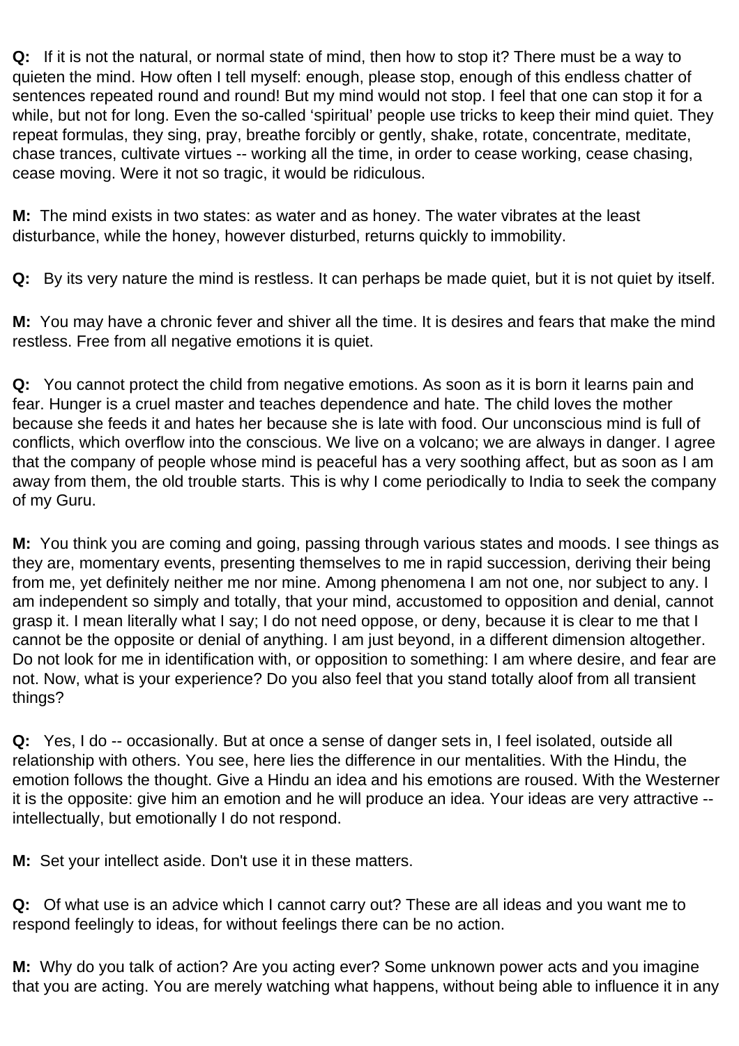**Q:** If it is not the natural, or normal state of mind, then how to stop it? There must be a way to quieten the mind. How often I tell myself: enough, please stop, enough of this endless chatter of sentences repeated round and round! But my mind would not stop. I feel that one can stop it for a while, but not for long. Even the so-called 'spiritual' people use tricks to keep their mind quiet. They repeat formulas, they sing, pray, breathe forcibly or gently, shake, rotate, concentrate, meditate, chase trances, cultivate virtues -- working all the time, in order to cease working, cease chasing, cease moving. Were it not so tragic, it would be ridiculous.

**M:** The mind exists in two states: as water and as honey. The water vibrates at the least disturbance, while the honey, however disturbed, returns quickly to immobility.

**Q:** By its very nature the mind is restless. It can perhaps be made quiet, but it is not quiet by itself.

**M:** You may have a chronic fever and shiver all the time. It is desires and fears that make the mind restless. Free from all negative emotions it is quiet.

**Q:** You cannot protect the child from negative emotions. As soon as it is born it learns pain and fear. Hunger is a cruel master and teaches dependence and hate. The child loves the mother because she feeds it and hates her because she is late with food. Our unconscious mind is full of conflicts, which overflow into the conscious. We live on a volcano; we are always in danger. I agree that the company of people whose mind is peaceful has a very soothing affect, but as soon as I am away from them, the old trouble starts. This is why I come periodically to India to seek the company of my Guru.

**M:** You think you are coming and going, passing through various states and moods. I see things as they are, momentary events, presenting themselves to me in rapid succession, deriving their being from me, yet definitely neither me nor mine. Among phenomena I am not one, nor subject to any. I am independent so simply and totally, that your mind, accustomed to opposition and denial, cannot grasp it. I mean literally what I say; I do not need oppose, or deny, because it is clear to me that I cannot be the opposite or denial of anything. I am just beyond, in a different dimension altogether. Do not look for me in identification with, or opposition to something: I am where desire, and fear are not. Now, what is your experience? Do you also feel that you stand totally aloof from all transient things?

**Q:** Yes, I do -- occasionally. But at once a sense of danger sets in, I feel isolated, outside all relationship with others. You see, here lies the difference in our mentalities. With the Hindu, the emotion follows the thought. Give a Hindu an idea and his emotions are roused. With the Westerner it is the opposite: give him an emotion and he will produce an idea. Your ideas are very attractive -- intellectually, but emotionally I do not respond.

**M:** Set your intellect aside. Don't use it in these matters.

**Q:** Of what use is an advice which I cannot carry out? These are all ideas and you want me to respond feelingly to ideas, for without feelings there can be no action.

**M:** Why do you talk of action? Are you acting ever? Some unknown power acts and you imagine that you are acting. You are merely watching what happens, without being able to influence it in any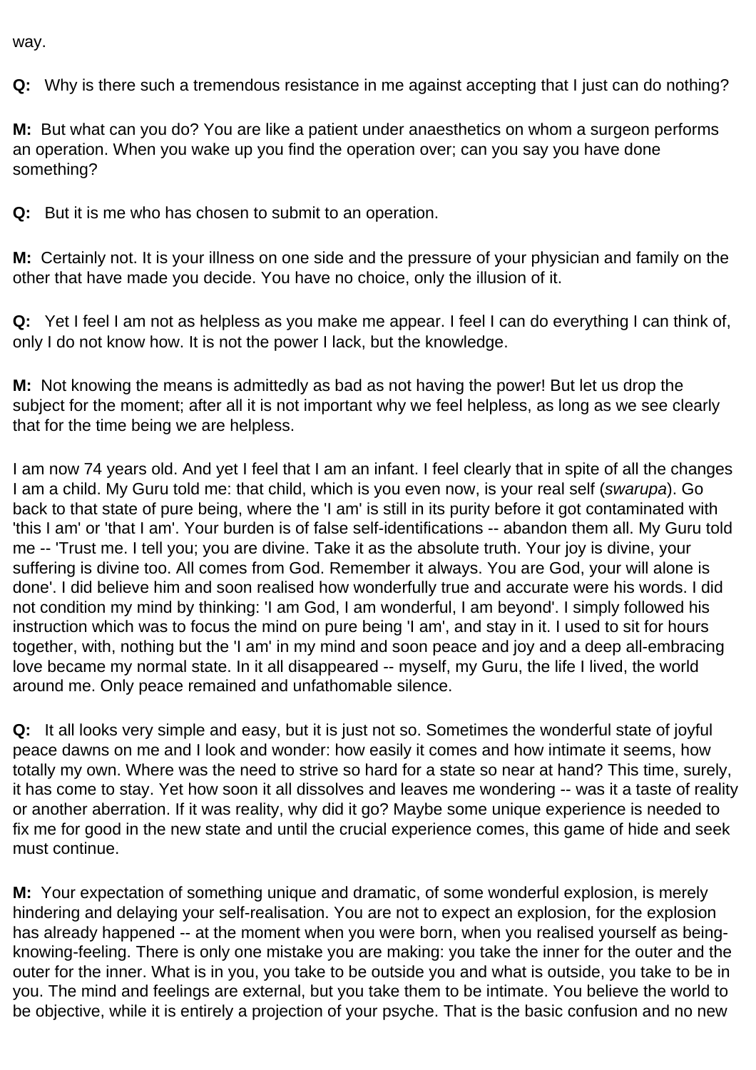way.

**Q:** Why is there such a tremendous resistance in me against accepting that I just can do nothing?

**M:** But what can you do? You are like a patient under anaesthetics on whom a surgeon performs an operation. When you wake up you find the operation over; can you say you have done something?

**Q:** But it is me who has chosen to submit to an operation.

**M:** Certainly not. It is your illness on one side and the pressure of your physician and family on the other that have made you decide. You have no choice, only the illusion of it.

**Q:** Yet I feel I am not as helpless as you make me appear. I feel I can do everything I can think of, only I do not know how. It is not the power I lack, but the knowledge.

**M:** Not knowing the means is admittedly as bad as not having the power! But let us drop the subject for the moment; after all it is not important why we feel helpless, as long as we see clearly that for the time being we are helpless.

I am now 74 years old. And yet I feel that I am an infant. I feel clearly that in spite of all the changes I am a child. My Guru told me: that child, which is you even now, is your real self (*swarupa*). Go back to that state of pure being, where the 'I am' is still in its purity before it got contaminated with 'this I am' or 'that I am'. Your burden is of false self-identifications -- abandon them all. My Guru told me -- 'Trust me. I tell you; you are divine. Take it as the absolute truth. Your joy is divine, your suffering is divine too. All comes from God. Remember it always. You are God, your will alone is done'. I did believe him and soon realised how wonderfully true and accurate were his words. I did not condition my mind by thinking: 'I am God, I am wonderful, I am beyond'. I simply followed his instruction which was to focus the mind on pure being 'I am', and stay in it. I used to sit for hours together, with, nothing but the 'I am' in my mind and soon peace and joy and a deep all-embracing love became my normal state. In it all disappeared -- myself, my Guru, the life I lived, the world around me. Only peace remained and unfathomable silence.

**Q:** It all looks very simple and easy, but it is just not so. Sometimes the wonderful state of joyful peace dawns on me and I look and wonder: how easily it comes and how intimate it seems, how totally my own. Where was the need to strive so hard for a state so near at hand? This time, surely, it has come to stay. Yet how soon it all dissolves and leaves me wondering -- was it a taste of reality or another aberration. If it was reality, why did it go? Maybe some unique experience is needed to fix me for good in the new state and until the crucial experience comes, this game of hide and seek must continue.

**M:** Your expectation of something unique and dramatic, of some wonderful explosion, is merely hindering and delaying your self-realisation. You are not to expect an explosion, for the explosion has already happened -- at the moment when you were born, when you realised yourself as being-knowing-feeling. There is only one mistake you are making: you take the inner for the outer and the outer for the inner. What is in you, you take to be outside you and what is outside, you take to be in you. The mind and feelings are external, but you take them to be intimate. You believe the world to be objective, while it is entirely a projection of your psyche. That is the basic confusion and no new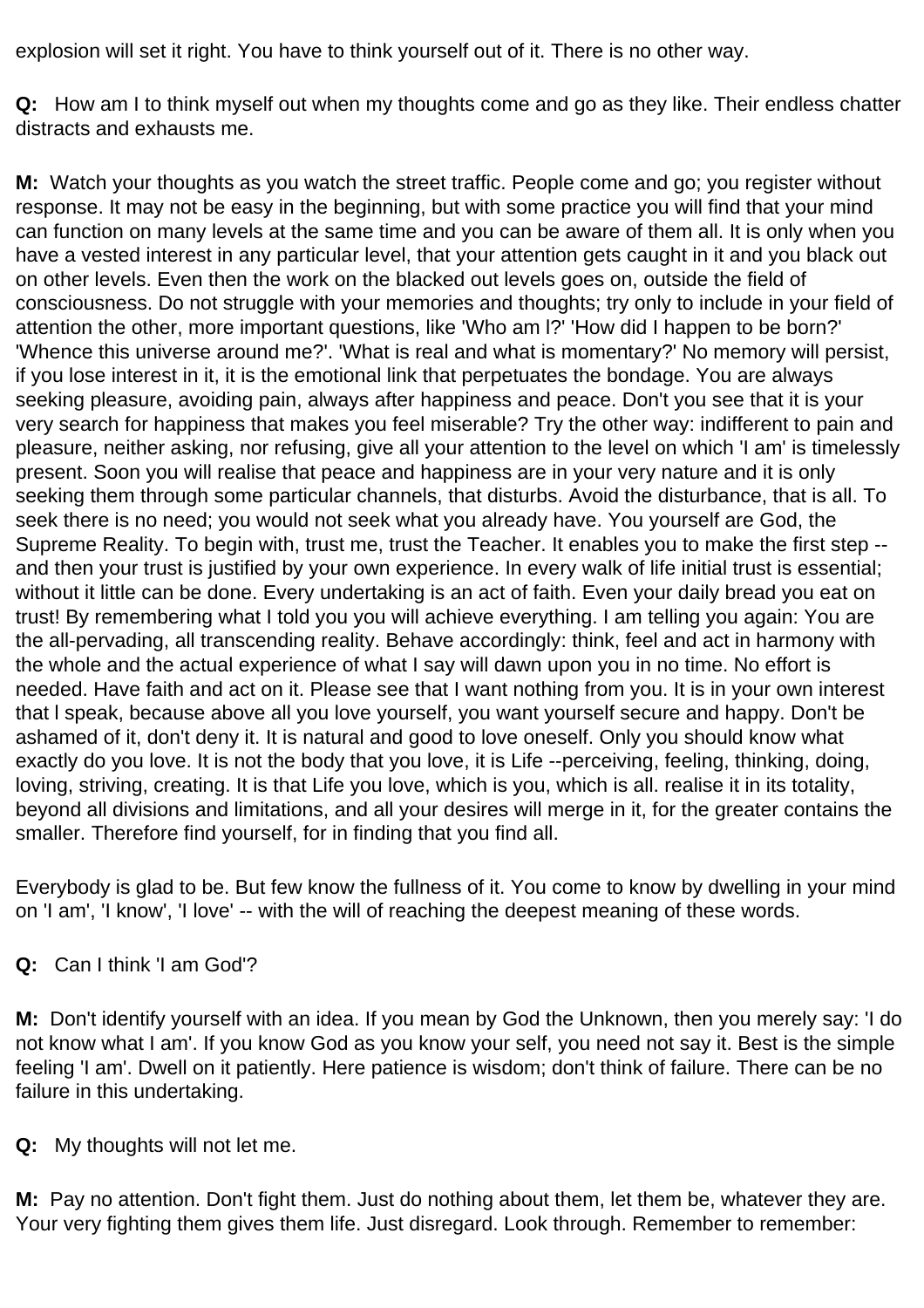explosion will set it right. You have to think yourself out of it. There is no other way.

**Q:** How am I to think myself out when my thoughts come and go as they like. Their endless chatter distracts and exhausts me.

**M:** Watch your thoughts as you watch the street traffic. People come and go; you register without response. It may not be easy in the beginning, but with some practice you will find that your mind can function on many levels at the same time and you can be aware of them all. It is only when you have a vested interest in any particular level, that your attention gets caught in it and you black out on other levels. Even then the work on the blacked out levels goes on, outside the field of consciousness. Do not struggle with your memories and thoughts; try only to include in your field of attention the other, more important questions, like 'Who am I?' 'How did I happen to be born?' 'Whence this universe around me?'. 'What is real and what is momentary?' No memory will persist, if you lose interest in it, it is the emotional link that perpetuates the bondage. You are always seeking pleasure, avoiding pain, always after happiness and peace. Don't you see that it is your very search for happiness that makes you feel miserable? Try the other way: indifferent to pain and pleasure, neither asking, nor refusing, give all your attention to the level on which 'I am' is timelessly present. Soon you will realise that peace and happiness are in your very nature and it is only seeking them through some particular channels, that disturbs. Avoid the disturbance, that is all. To seek there is no need; you would not seek what you already have. You yourself are God, the Supreme Reality. To begin with, trust me, trust the Teacher. It enables you to make the first step -- and then your trust is justified by your own experience. In every walk of life initial trust is essential; without it little can be done. Every undertaking is an act of faith. Even your daily bread you eat on trust! By remembering what I told you you will achieve everything. I am telling you again: You are the all-pervading, all transcending reality. Behave accordingly: think, feel and act in harmony with the whole and the actual experience of what I say will dawn upon you in no time. No effort is needed. Have faith and act on it. Please see that I want nothing from you. It is in your own interest that I speak, because above all you love yourself, you want yourself secure and happy. Don't be ashamed of it, don't deny it. It is natural and good to love oneself. Only you should know what exactly do you love. It is not the body that you love, it is Life --perceiving, feeling, thinking, doing, loving, striving, creating. It is that Life you love, which is you, which is all. realise it in its totality, beyond all divisions and limitations, and all your desires will merge in it, for the greater contains the smaller. Therefore find yourself, for in finding that you find all.

Everybody is glad to be. But few know the fullness of it. You come to know by dwelling in your mind on 'I am', 'I know', 'I love' -- with the will of reaching the deepest meaning of these words.

**Q:** Can I think 'I am God'?

**M:** Don't identify yourself with an idea. If you mean by God the Unknown, then you merely say: 'I do not know what I am'. If you know God as you know your self, you need not say it. Best is the simple feeling 'I am'. Dwell on it patiently. Here patience is wisdom; don't think of failure. There can be no failure in this undertaking.

**Q:** My thoughts will not let me.

**M:** Pay no attention. Don't fight them. Just do nothing about them, let them be, whatever they are. Your very fighting them gives them life. Just disregard. Look through. Remember to remember: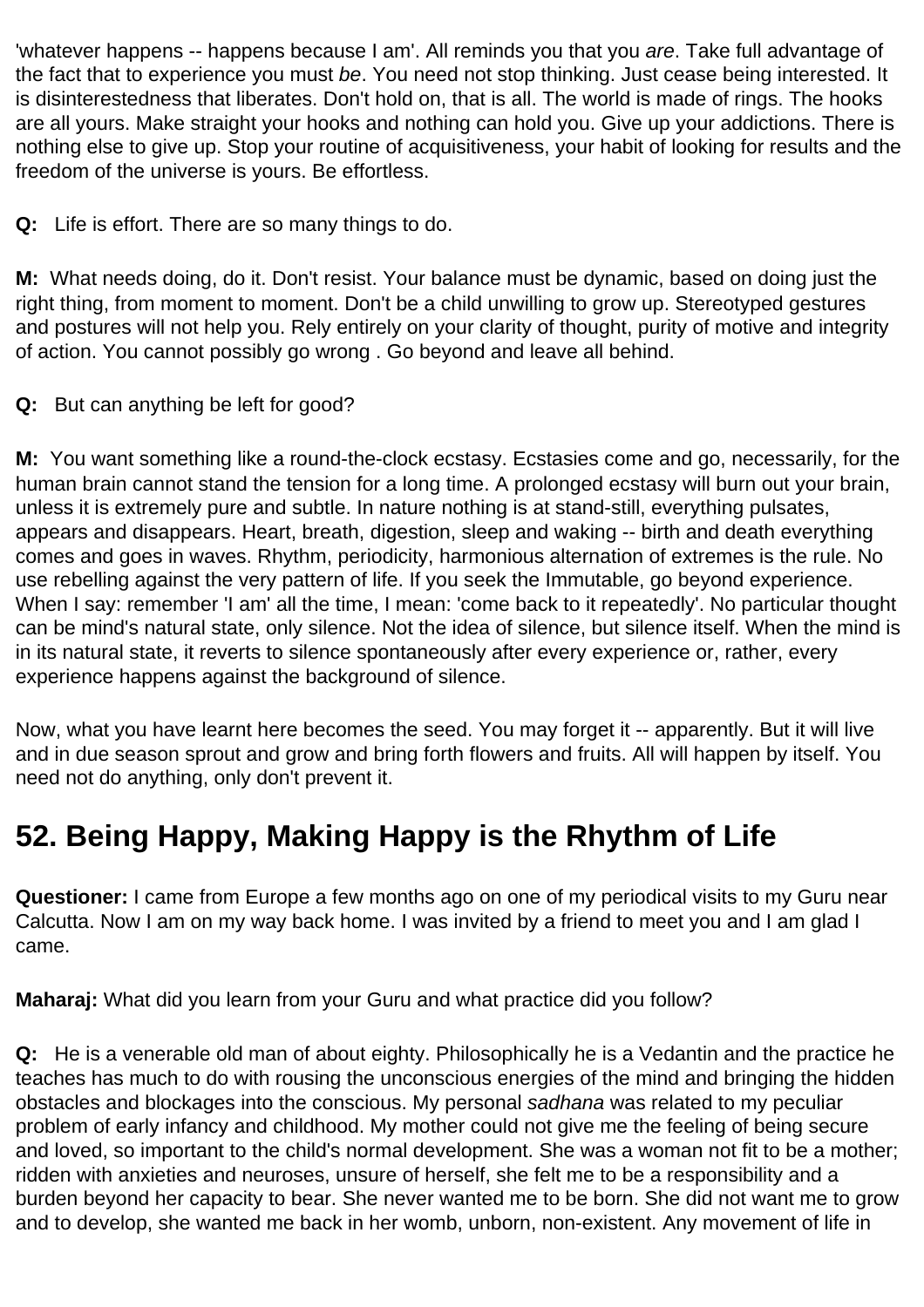'whatever happens -- happens because I am'. All reminds you that you *are*. Take full advantage of the fact that to experience you must *be*. You need not stop thinking. Just cease being interested. It is disinterestedness that liberates. Don't hold on, that is all. The world is made of rings. The hooks are all yours. Make straight your hooks and nothing can hold you. Give up your addictions. There is nothing else to give up. Stop your routine of acquisitiveness, your habit of looking for results and the freedom of the universe is yours. Be effortless.

**Q:** Life is effort. There are so many things to do.

**M:** What needs doing, do it. Don't resist. Your balance must be dynamic, based on doing just the right thing, from moment to moment. Don't be a child unwilling to grow up. Stereotyped gestures and postures will not help you. Rely entirely on your clarity of thought, purity of motive and integrity of action. You cannot possibly go wrong . Go beyond and leave all behind.

**Q:** But can anything be left for good?

**M:** You want something like a round-the-clock ecstasy. Ecstasies come and go, necessarily, for the human brain cannot stand the tension for a long time. A prolonged ecstasy will burn out your brain, unless it is extremely pure and subtle. In nature nothing is at stand-still, everything pulsates, appears and disappears. Heart, breath, digestion, sleep and waking -- birth and death everything comes and goes in waves. Rhythm, periodicity, harmonious alternation of extremes is the rule. No use rebelling against the very pattern of life. If you seek the Immutable, go beyond experience. When I say: remember 'I am' all the time, I mean: 'come back to it repeatedly'. No particular thought can be mind's natural state, only silence. Not the idea of silence, but silence itself. When the mind is in its natural state, it reverts to silence spontaneously after every experience or, rather, every experience happens against the background of silence.

Now, what you have learnt here becomes the seed. You may forget it -- apparently. But it will live and in due season sprout and grow and bring forth flowers and fruits. All will happen by itself. You need not do anything, only don't prevent it.

## 52. Being Happy, Making Happy is the Rhythm of Life

**Questioner:** I came from Europe a few months ago on one of my periodical visits to my Guru near Calcutta. Now I am on my way back home. I was invited by a friend to meet you and I am glad I came.

**Maharaj:** What did you learn from your Guru and what practice did you follow?

**Q:** He is a venerable old man of about eighty. Philosophically he is a Vedantin and the practice he teaches has much to do with rousing the unconscious energies of the mind and bringing the hidden obstacles and blockages into the conscious. My personal *sadhana* was related to my peculiar problem of early infancy and childhood. My mother could not give me the feeling of being secure and loved, so important to the child's normal development. She was a woman not fit to be a mother; ridden with anxieties and neuroses, unsure of herself, she felt me to be a responsibility and a burden beyond her capacity to bear. She never wanted me to be born. She did not want me to grow and to develop, she wanted me back in her womb, unborn, non-existent. Any movement of life in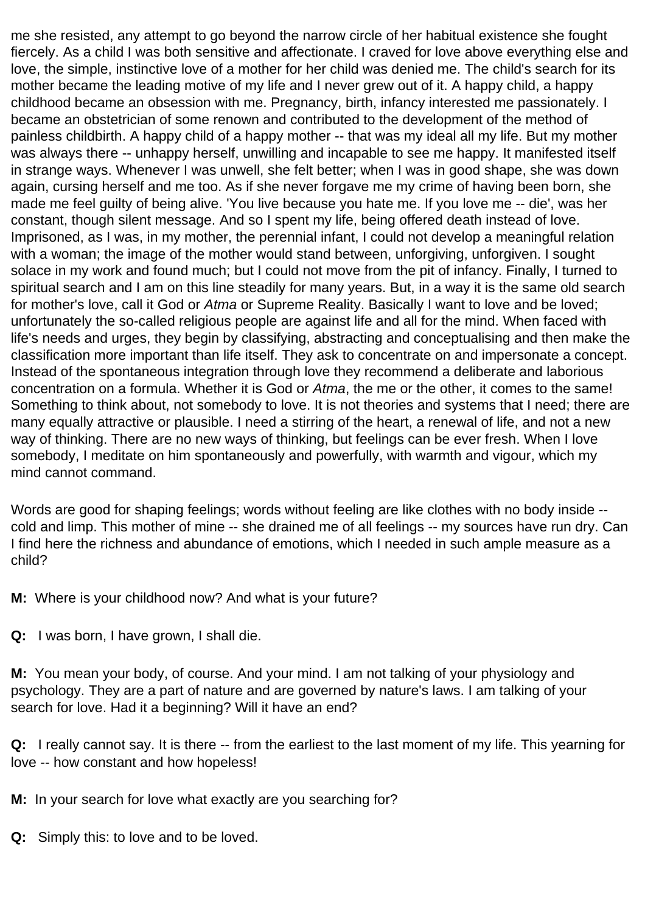me she resisted, any attempt to go beyond the narrow circle of her habitual existence she fought fiercely. As a child I was both sensitive and affectionate. I craved for love above everything else and love, the simple, instinctive love of a mother for her child was denied me. The child's search for its mother became the leading motive of my life and I never grew out of it. A happy child, a happy childhood became an obsession with me. Pregnancy, birth, infancy interested me passionately. I became an obstetrician of some renown and contributed to the development of the method of painless childbirth. A happy child of a happy mother -- that was my ideal all my life. But my mother was always there -- unhappy herself, unwilling and incapable to see me happy. It manifested itself in strange ways. Whenever I was unwell, she felt better; when I was in good shape, she was down again, cursing herself and me too. As if she never forgave me my crime of having been born, she made me feel guilty of being alive. 'You live because you hate me. If you love me -- die', was her constant, though silent message. And so I spent my life, being offered death instead of love. Imprisoned, as I was, in my mother, the perennial infant, I could not develop a meaningful relation with a woman; the image of the mother would stand between, unforgiving, unforgiven. I sought solace in my work and found much; but I could not move from the pit of infancy. Finally, I turned to spiritual search and I am on this line steadily for many years. But, in a way it is the same old search for mother's love, call it God or *Atma* or Supreme Reality. Basically I want to love and be loved; unfortunately the so-called religious people are against life and all for the mind. When faced with life's needs and urges, they begin by classifying, abstracting and conceptualising and then make the classification more important than life itself. They ask to concentrate on and impersonate a concept. Instead of the spontaneous integration through love they recommend a deliberate and laborious concentration on a formula. Whether it is God or *Atma*, the me or the other, it comes to the same! Something to think about, not somebody to love. It is not theories and systems that I need; there are many equally attractive or plausible. I need a stirring of the heart, a renewal of life, and not a new way of thinking. There are no new ways of thinking, but feelings can be ever fresh. When I love somebody, I meditate on him spontaneously and powerfully, with warmth and vigour, which my mind cannot command.

Words are good for shaping feelings; words without feeling are like clothes with no body inside -- cold and limp. This mother of mine -- she drained me of all feelings -- my sources have run dry. Can I find here the richness and abundance of emotions, which I needed in such ample measure as a child?

**M:** Where is your childhood now? And what is your future?

**Q:** I was born, I have grown, I shall die.

**M:** You mean your body, of course. And your mind. I am not talking of your physiology and psychology. They are a part of nature and are governed by nature's laws. I am talking of your search for love. Had it a beginning? Will it have an end?

**Q:** I really cannot say. It is there -- from the earliest to the last moment of my life. This yearning for love -- how constant and how hopeless!

**M:** In your search for love what exactly are you searching for?

**Q:** Simply this: to love and to be loved.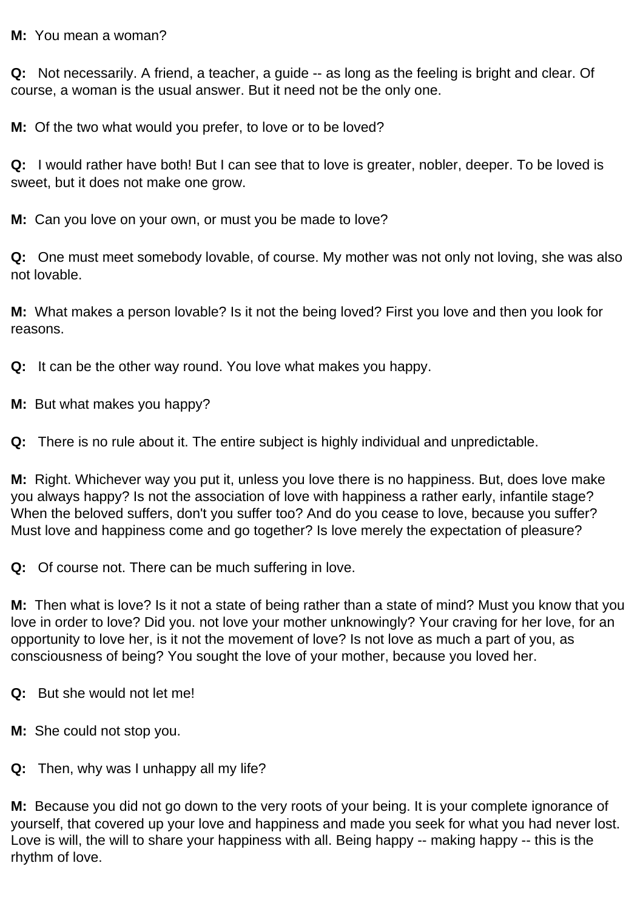**M:** You mean a woman?

**Q:** Not necessarily. A friend, a teacher, a guide -- as long as the feeling is bright and clear. Of course, a woman is the usual answer. But it need not be the only one.

**M:** Of the two what would you prefer, to love or to be loved?

**Q:** I would rather have both! But I can see that to love is greater, nobler, deeper. To be loved is sweet, but it does not make one grow.

**M:** Can you love on your own, or must you be made to love?

**Q:** One must meet somebody lovable, of course. My mother was not only not loving, she was also not lovable.

**M:** What makes a person lovable? Is it not the being loved? First you love and then you look for reasons.

**Q:** It can be the other way round. You love what makes you happy.

**M:** But what makes you happy?

**Q:** There is no rule about it. The entire subject is highly individual and unpredictable.

**M:** Right. Whichever way you put it, unless you love there is no happiness. But, does love make you always happy? Is not the association of love with happiness a rather early, infantile stage? When the beloved suffers, don't you suffer too? And do you cease to love, because you suffer? Must love and happiness come and go together? Is love merely the expectation of pleasure?

**Q:** Of course not. There can be much suffering in love.

**M:** Then what is love? Is it not a state of being rather than a state of mind? Must you know that you love in order to love? Did you. not love your mother unknowingly? Your craving for her love, for an opportunity to love her, is it not the movement of love? Is not love as much a part of you, as consciousness of being? You sought the love of your mother, because you loved her.

**Q:** But she would not let me!

**M:** She could not stop you.

**Q:** Then, why was I unhappy all my life?

**M:** Because you did not go down to the very roots of your being. It is your complete ignorance of yourself, that covered up your love and happiness and made you seek for what you had never lost. Love is will, the will to share your happiness with all. Being happy -- making happy -- this is the rhythm of love.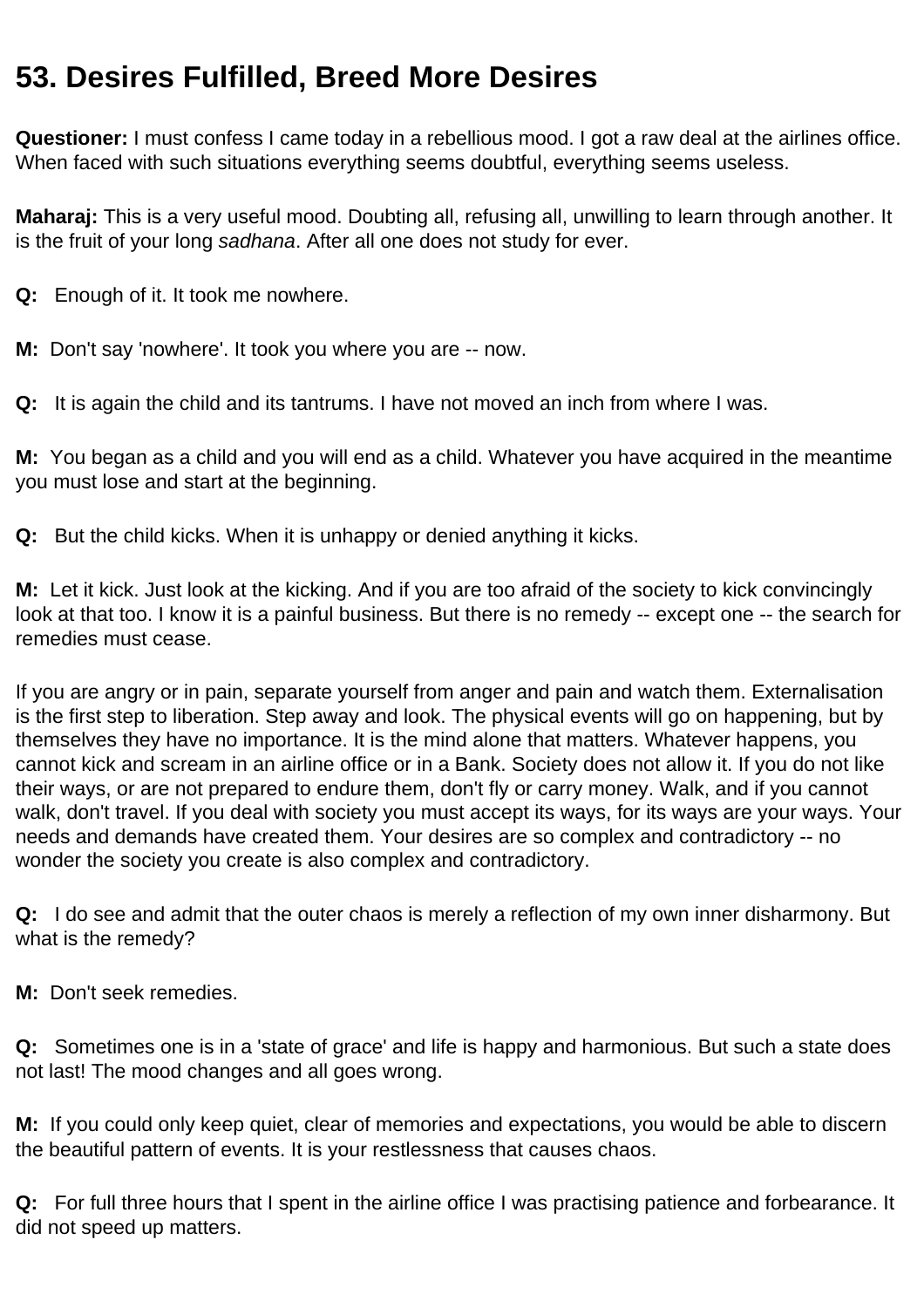# 53. Desires Fulfilled, Breed More Desires

**Questioner:** I must confess I came today in a rebellious mood. I got a raw deal at the airlines office. When faced with such situations everything seems doubtful, everything seems useless.

**Maharaj:** This is a very useful mood. Doubting all, refusing all, unwilling to learn through another. It is the fruit of your long *sadhana*. After all one does not study for ever.

**Q:** Enough of it. It took me nowhere.

**M:** Don't say 'nowhere'. It took you where you are -- now.

**Q:** It is again the child and its tantrums. I have not moved an inch from where I was.

**M:** You began as a child and you will end as a child. Whatever you have acquired in the meantime you must lose and start at the beginning.

**Q:** But the child kicks. When it is unhappy or denied anything it kicks.

**M:** Let it kick. Just look at the kicking. And if you are too afraid of the society to kick convincingly look at that too. I know it is a painful business. But there is no remedy -- except one -- the search for remedies must cease.

If you are angry or in pain, separate yourself from anger and pain and watch them. Externalisation is the first step to liberation. Step away and look. The physical events will go on happening, but by themselves they have no importance. It is the mind alone that matters. Whatever happens, you cannot kick and scream in an airline office or in a Bank. Society does not allow it. If you do not like their ways, or are not prepared to endure them, don't fly or carry money. Walk, and if you cannot walk, don't travel. If you deal with society you must accept its ways, for its ways are your ways. Your needs and demands have created them. Your desires are so complex and contradictory -- no wonder the society you create is also complex and contradictory.

**Q:** I do see and admit that the outer chaos is merely a reflection of my own inner disharmony. But what is the remedy?

**M:** Don't seek remedies.

**Q:** Sometimes one is in a 'state of grace' and life is happy and harmonious. But such a state does not last! The mood changes and all goes wrong.

**M:** If you could only keep quiet, clear of memories and expectations, you would be able to discern the beautiful pattern of events. It is your restlessness that causes chaos.

**Q:** For full three hours that I spent in the airline office I was practising patience and forbearance. It did not speed up matters.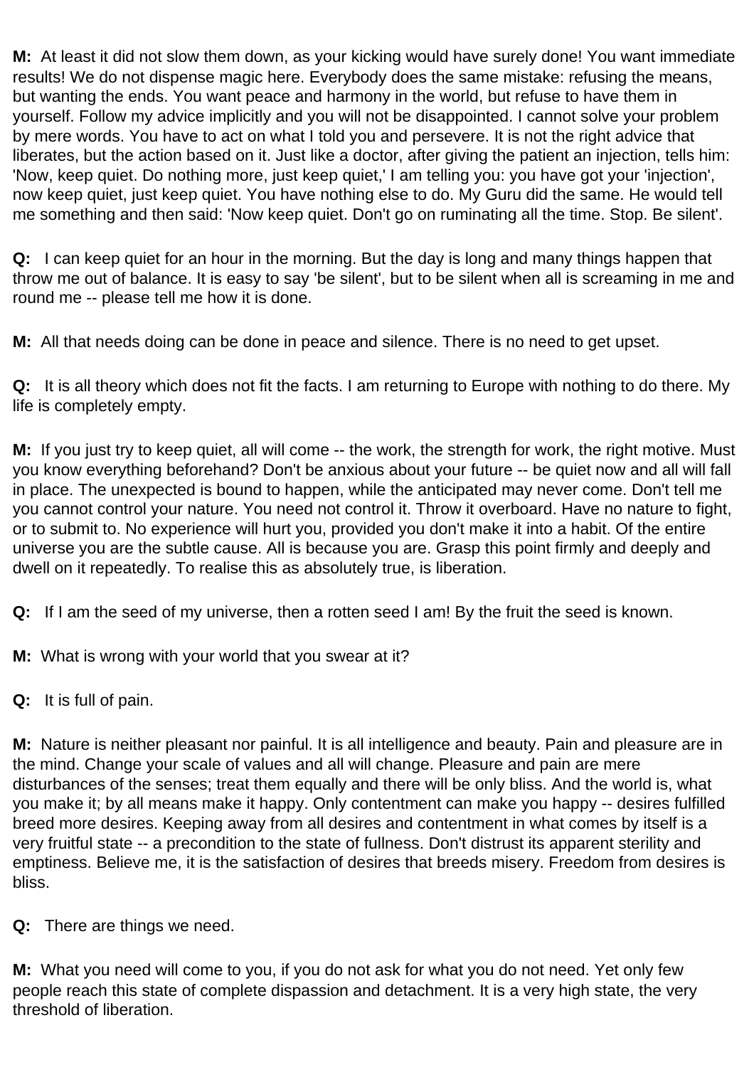**M:** At least it did not slow them down, as your kicking would have surely done! You want immediate results! We do not dispense magic here. Everybody does the same mistake: refusing the means, but wanting the ends. You want peace and harmony in the world, but refuse to have them in yourself. Follow my advice implicitly and you will not be disappointed. I cannot solve your problem by mere words. You have to act on what I told you and persevere. It is not the right advice that liberates, but the action based on it. Just like a doctor, after giving the patient an injection, tells him: 'Now, keep quiet. Do nothing more, just keep quiet,' I am telling you: you have got your 'injection', now keep quiet, just keep quiet. You have nothing else to do. My Guru did the same. He would tell me something and then said: 'Now keep quiet. Don't go on ruminating all the time. Stop. Be silent'.

**Q:** I can keep quiet for an hour in the morning. But the day is long and many things happen that throw me out of balance. It is easy to say 'be silent', but to be silent when all is screaming in me and round me -- please tell me how it is done.

**M:** All that needs doing can be done in peace and silence. There is no need to get upset.

**Q:** It is all theory which does not fit the facts. I am returning to Europe with nothing to do there. My life is completely empty.

**M:** If you just try to keep quiet, all will come -- the work, the strength for work, the right motive. Must you know everything beforehand? Don't be anxious about your future -- be quiet now and all will fall in place. The unexpected is bound to happen, while the anticipated may never come. Don't tell me you cannot control your nature. You need not control it. Throw it overboard. Have no nature to fight, or to submit to. No experience will hurt you, provided you don't make it into a habit. Of the entire universe you are the subtle cause. All is because you are. Grasp this point firmly and deeply and dwell on it repeatedly. To realise this as absolutely true, is liberation.

**Q:** If I am the seed of my universe, then a rotten seed I am! By the fruit the seed is known.

**M:** What is wrong with your world that you swear at it?

**Q:** It is full of pain.

**M:** Nature is neither pleasant nor painful. It is all intelligence and beauty. Pain and pleasure are in the mind. Change your scale of values and all will change. Pleasure and pain are mere disturbances of the senses; treat them equally and there will be only bliss. And the world is, what you make it; by all means make it happy. Only contentment can make you happy -- desires fulfilled breed more desires. Keeping away from all desires and contentment in what comes by itself is a very fruitful state -- a precondition to the state of fullness. Don't distrust its apparent sterility and emptiness. Believe me, it is the satisfaction of desires that breeds misery. Freedom from desires is bliss.

**Q:** There are things we need.

**M:** What you need will come to you, if you do not ask for what you do not need. Yet only few people reach this state of complete dispassion and detachment. It is a very high state, the very threshold of liberation.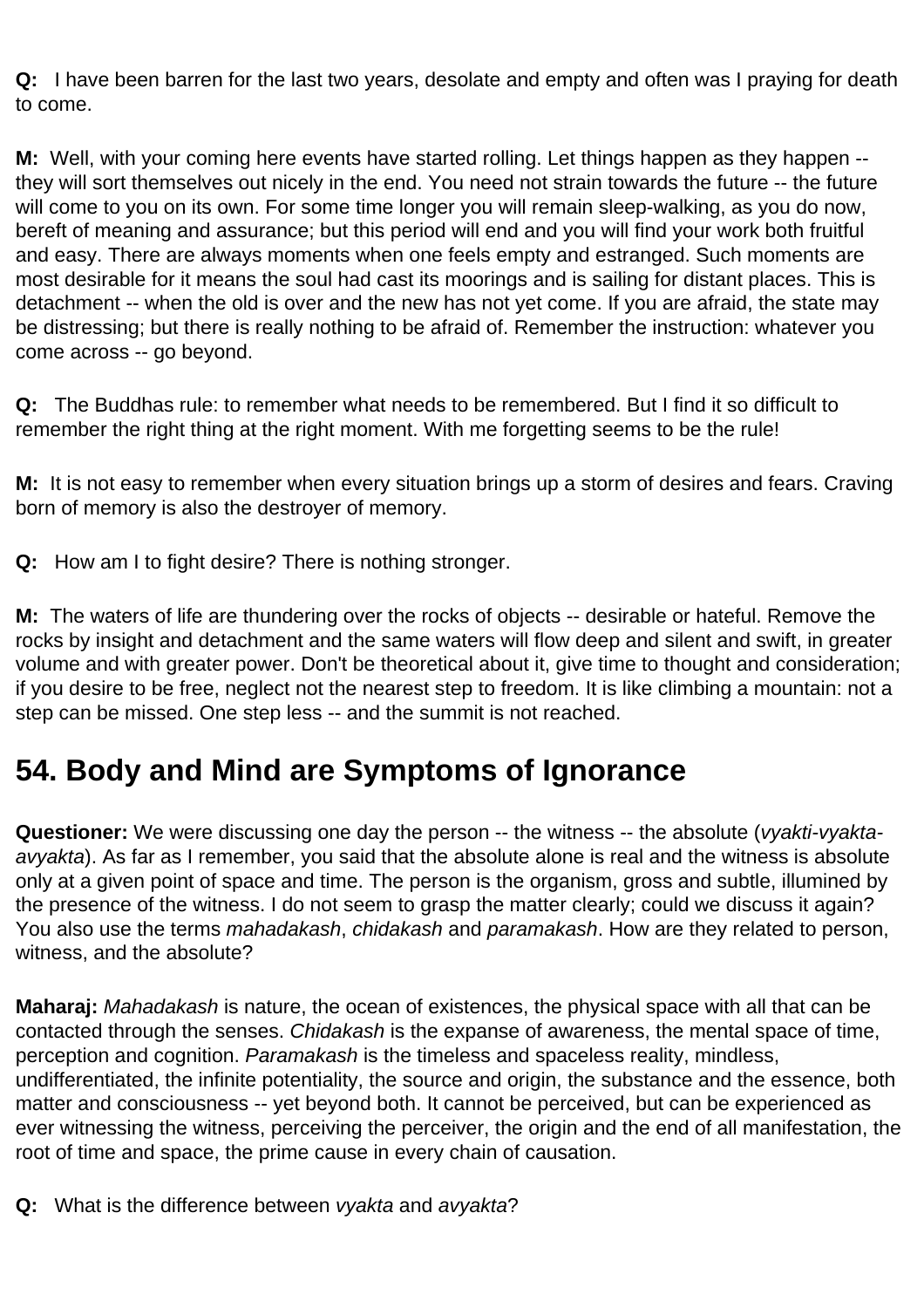**Q:** I have been barren for the last two years, desolate and empty and often was I praying for death to come.

**M:** Well, with your coming here events have started rolling. Let things happen as they happen -- they will sort themselves out nicely in the end. You need not strain towards the future -- the future will come to you on its own. For some time longer you will remain sleep-walking, as you do now, bereft of meaning and assurance; but this period will end and you will find your work both fruitful and easy. There are always moments when one feels empty and estranged. Such moments are most desirable for it means the soul had cast its moorings and is sailing for distant places. This is detachment -- when the old is over and the new has not yet come. If you are afraid, the state may be distressing; but there is really nothing to be afraid of. Remember the instruction: whatever you come across -- go beyond.

**Q:** The Buddhas rule: to remember what needs to be remembered. But I find it so difficult to remember the right thing at the right moment. With me forgetting seems to be the rule!

**M:** It is not easy to remember when every situation brings up a storm of desires and fears. Craving born of memory is also the destroyer of memory.

**Q:** How am I to fight desire? There is nothing stronger.

**M:** The waters of life are thundering over the rocks of objects -- desirable or hateful. Remove the rocks by insight and detachment and the same waters will flow deep and silent and swift, in greater volume and with greater power. Don't be theoretical about it, give time to thought and consideration; if you desire to be free, neglect not the nearest step to freedom. It is like climbing a mountain: not a step can be missed. One step less -- and the summit is not reached.

## 54. Body and Mind are Symptoms of Ignorance

**Questioner:** We were discussing one day the person -- the witness -- the absolute (*vyakti-vyakta-avyakta*). As far as I remember, you said that the absolute alone is real and the witness is absolute only at a given point of space and time. The person is the organism, gross and subtle, illumined by the presence of the witness. I do not seem to grasp the matter clearly; could we discuss it again? You also use the terms *mahadakash*, *chidakash* and *paramakash*. How are they related to person, witness, and the absolute?

**Maharaj:** *Mahadakash* is nature, the ocean of existences, the physical space with all that can be contacted through the senses. *Chidakash* is the expanse of awareness, the mental space of time, perception and cognition. *Paramakash* is the timeless and spaceless reality, mindless, undifferentiated, the infinite potentiality, the source and origin, the substance and the essence, both matter and consciousness -- yet beyond both. It cannot be perceived, but can be experienced as ever witnessing the witness, perceiving the perceiver, the origin and the end of all manifestation, the root of time and space, the prime cause in every chain of causation.

**Q:** What is the difference between *vyakta* and *avyakta*?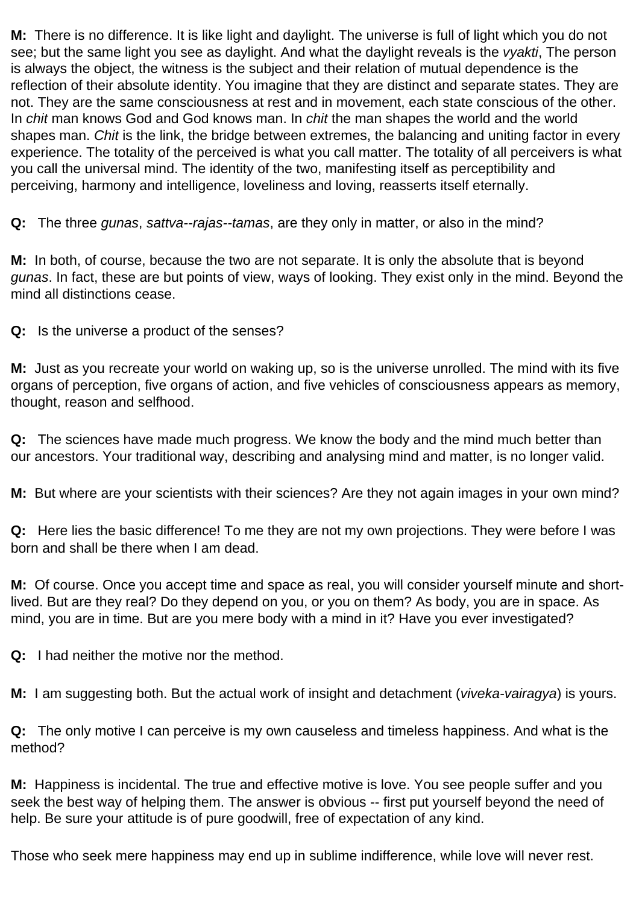**M:** There is no difference. It is like light and daylight. The universe is full of light which you do not see; but the same light you see as daylight. And what the daylight reveals is the *vyakti*, The person is always the object, the witness is the subject and their relation of mutual dependence is the reflection of their absolute identity. You imagine that they are distinct and separate states. They are not. They are the same consciousness at rest and in movement, each state conscious of the other. In *chit* man knows God and God knows man. In *chit* the man shapes the world and the world shapes man. *Chit* is the link, the bridge between extremes, the balancing and uniting factor in every experience. The totality of the perceived is what you call matter. The totality of all perceivers is what you call the universal mind. The identity of the two, manifesting itself as perceptibility and perceiving, harmony and intelligence, loveliness and loving, reasserts itself eternally.

**Q:** The three *gunas*, *sattva--rajas--tamas*, are they only in matter, or also in the mind?

**M:** In both, of course, because the two are not separate. It is only the absolute that is beyond *gunas*. In fact, these are but points of view, ways of looking. They exist only in the mind. Beyond the mind all distinctions cease.

**Q:** Is the universe a product of the senses?

**M:** Just as you recreate your world on waking up, so is the universe unrolled. The mind with its five organs of perception, five organs of action, and five vehicles of consciousness appears as memory, thought, reason and selfhood.

**Q:** The sciences have made much progress. We know the body and the mind much better than our ancestors. Your traditional way, describing and analysing mind and matter, is no longer valid.

**M:** But where are your scientists with their sciences? Are they not again images in your own mind?

**Q:** Here lies the basic difference! To me they are not my own projections. They were before I was born and shall be there when I am dead.

**M:** Of course. Once you accept time and space as real, you will consider yourself minute and short-lived. But are they real? Do they depend on you, or you on them? As body, you are in space. As mind, you are in time. But are you mere body with a mind in it? Have you ever investigated?

**Q:** I had neither the motive nor the method.

**M:** I am suggesting both. But the actual work of insight and detachment (*viveka-vairagya*) is yours.

**Q:** The only motive I can perceive is my own causeless and timeless happiness. And what is the method?

**M:** Happiness is incidental. The true and effective motive is love. You see people suffer and you seek the best way of helping them. The answer is obvious -- first put yourself beyond the need of help. Be sure your attitude is of pure goodwill, free of expectation of any kind.

Those who seek mere happiness may end up in sublime indifference, while love will never rest.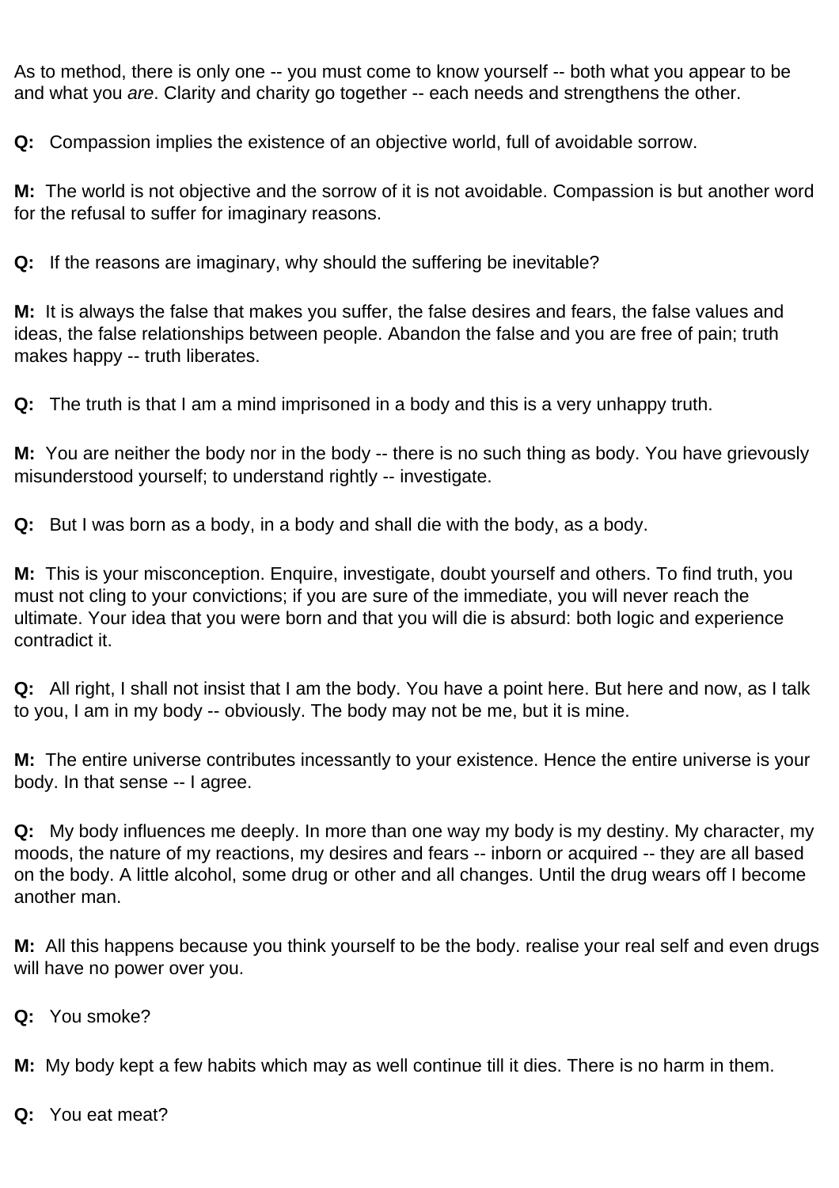As to method, there is only one -- you must come to know yourself -- both what you appear to be and what you *are*. Clarity and charity go together -- each needs and strengthens the other.

**Q:** Compassion implies the existence of an objective world, full of avoidable sorrow.

**M:** The world is not objective and the sorrow of it is not avoidable. Compassion is but another word for the refusal to suffer for imaginary reasons.

**Q:** If the reasons are imaginary, why should the suffering be inevitable?

**M:** It is always the false that makes you suffer, the false desires and fears, the false values and ideas, the false relationships between people. Abandon the false and you are free of pain; truth makes happy -- truth liberates.

**Q:** The truth is that I am a mind imprisoned in a body and this is a very unhappy truth.

**M:** You are neither the body nor in the body -- there is no such thing as body. You have grievously misunderstood yourself; to understand rightly -- investigate.

**Q:** But I was born as a body, in a body and shall die with the body, as a body.

**M:** This is your misconception. Enquire, investigate, doubt yourself and others. To find truth, you must not cling to your convictions; if you are sure of the immediate, you will never reach the ultimate. Your idea that you were born and that you will die is absurd: both logic and experience contradict it.

**Q:** All right, I shall not insist that I am the body. You have a point here. But here and now, as I talk to you, I am in my body -- obviously. The body may not be me, but it is mine.

**M:** The entire universe contributes incessantly to your existence. Hence the entire universe is your body. In that sense -- I agree.

**Q:** My body influences me deeply. In more than one way my body is my destiny. My character, my moods, the nature of my reactions, my desires and fears -- inborn or acquired -- they are all based on the body. A little alcohol, some drug or other and all changes. Until the drug wears off I become another man.

**M:** All this happens because you think yourself to be the body. realise your real self and even drugs will have no power over you.

**Q:** You smoke?

**M:** My body kept a few habits which may as well continue till it dies. There is no harm in them.

**Q:** You eat meat?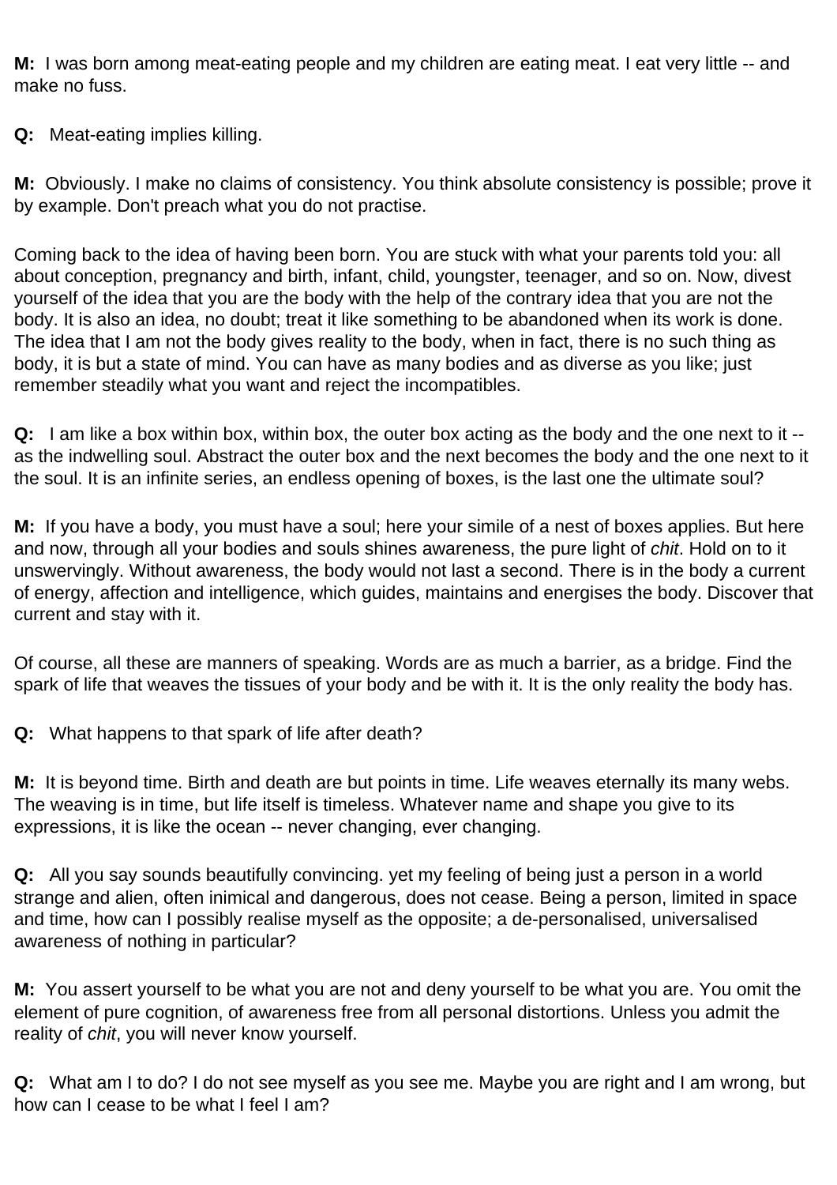**M:** I was born among meat-eating people and my children are eating meat. I eat very little -- and make no fuss.

**Q:** Meat-eating implies killing.

**M:** Obviously. I make no claims of consistency. You think absolute consistency is possible; prove it by example. Don't preach what you do not practise.

Coming back to the idea of having been born. You are stuck with what your parents told you: all about conception, pregnancy and birth, infant, child, youngster, teenager, and so on. Now, divest yourself of the idea that you are the body with the help of the contrary idea that you are not the body. It is also an idea, no doubt; treat it like something to be abandoned when its work is done. The idea that I am not the body gives reality to the body, when in fact, there is no such thing as body, it is but a state of mind. You can have as many bodies and as diverse as you like; just remember steadily what you want and reject the incompatibles.

**Q:** I am like a box within box, within box, the outer box acting as the body and the one next to it -- as the indwelling soul. Abstract the outer box and the next becomes the body and the one next to it the soul. It is an infinite series, an endless opening of boxes, is the last one the ultimate soul?

**M:** If you have a body, you must have a soul; here your simile of a nest of boxes applies. But here and now, through all your bodies and souls shines awareness, the pure light of *chit*. Hold on to it unswervingly. Without awareness, the body would not last a second. There is in the body a current of energy, affection and intelligence, which guides, maintains and energises the body. Discover that current and stay with it.

Of course, all these are manners of speaking. Words are as much a barrier, as a bridge. Find the spark of life that weaves the tissues of your body and be with it. It is the only reality the body has.

**Q:** What happens to that spark of life after death?

**M:** It is beyond time. Birth and death are but points in time. Life weaves eternally its many webs. The weaving is in time, but life itself is timeless. Whatever name and shape you give to its expressions, it is like the ocean -- never changing, ever changing.

**Q:** All you say sounds beautifully convincing. yet my feeling of being just a person in a world strange and alien, often inimical and dangerous, does not cease. Being a person, limited in space and time, how can I possibly realise myself as the opposite; a de-personalised, universalised awareness of nothing in particular?

**M:** You assert yourself to be what you are not and deny yourself to be what you are. You omit the element of pure cognition, of awareness free from all personal distortions. Unless you admit the reality of *chit*, you will never know yourself.

**Q:** What am I to do? I do not see myself as you see me. Maybe you are right and I am wrong, but how can I cease to be what I feel I am?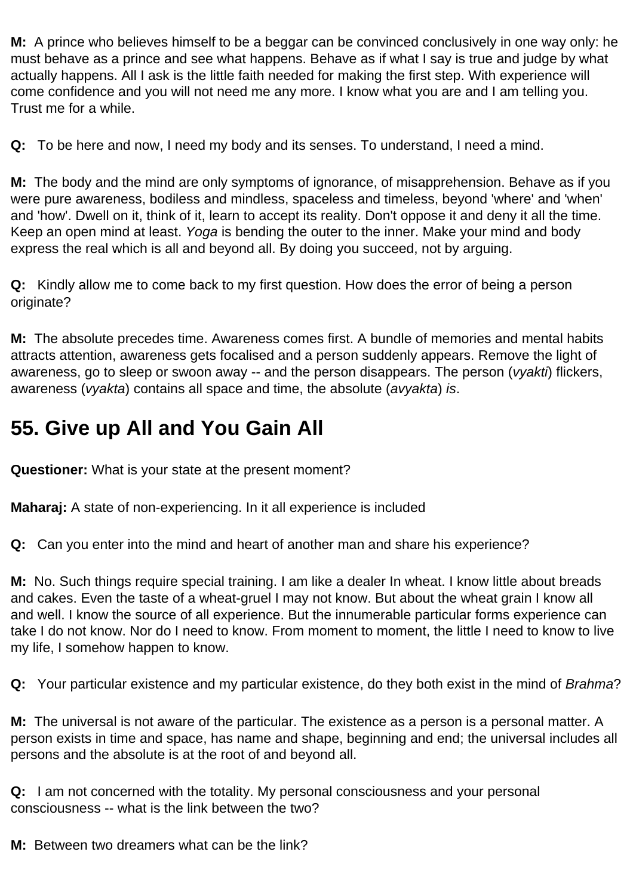**M:** A prince who believes himself to be a beggar can be convinced conclusively in one way only: he must behave as a prince and see what happens. Behave as if what I say is true and judge by what actually happens. All I ask is the little faith needed for making the first step. With experience will come confidence and you will not need me any more. I know what you are and I am telling you. Trust me for a while.

**Q:** To be here and now, I need my body and its senses. To understand, I need a mind.

**M:** The body and the mind are only symptoms of ignorance, of misapprehension. Behave as if you were pure awareness, bodiless and mindless, spaceless and timeless, beyond 'where' and 'when' and 'how'. Dwell on it, think of it, learn to accept its reality. Don't oppose it and deny it all the time. Keep an open mind at least. *Yoga* is bending the outer to the inner. Make your mind and body express the real which is all and beyond all. By doing you succeed, not by arguing.

**Q:** Kindly allow me to come back to my first question. How does the error of being a person originate?

**M:** The absolute precedes time. Awareness comes first. A bundle of memories and mental habits attracts attention, awareness gets focalised and a person suddenly appears. Remove the light of awareness, go to sleep or swoon away -- and the person disappears. The person (*vyakti*) flickers, awareness (*vyakta*) contains all space and time, the absolute (*avyakta*) *is*.

## 55. Give up All and You Gain All

**Questioner:** What is your state at the present moment?

**Maharaj:** A state of non-experiencing. In it all experience is included

**Q:** Can you enter into the mind and heart of another man and share his experience?

**M:** No. Such things require special training. I am like a dealer In wheat. I know little about breads and cakes. Even the taste of a wheat-gruel I may not know. But about the wheat grain I know all and well. I know the source of all experience. But the innumerable particular forms experience can take I do not know. Nor do I need to know. From moment to moment, the little I need to know to live my life, I somehow happen to know.

**Q:** Your particular existence and my particular existence, do they both exist in the mind of *Brahma*?

**M:** The universal is not aware of the particular. The existence as a person is a personal matter. A person exists in time and space, has name and shape, beginning and end; the universal includes all persons and the absolute is at the root of and beyond all.

**Q:** I am not concerned with the totality. My personal consciousness and your personal consciousness -- what is the link between the two?

**M:** Between two dreamers what can be the link?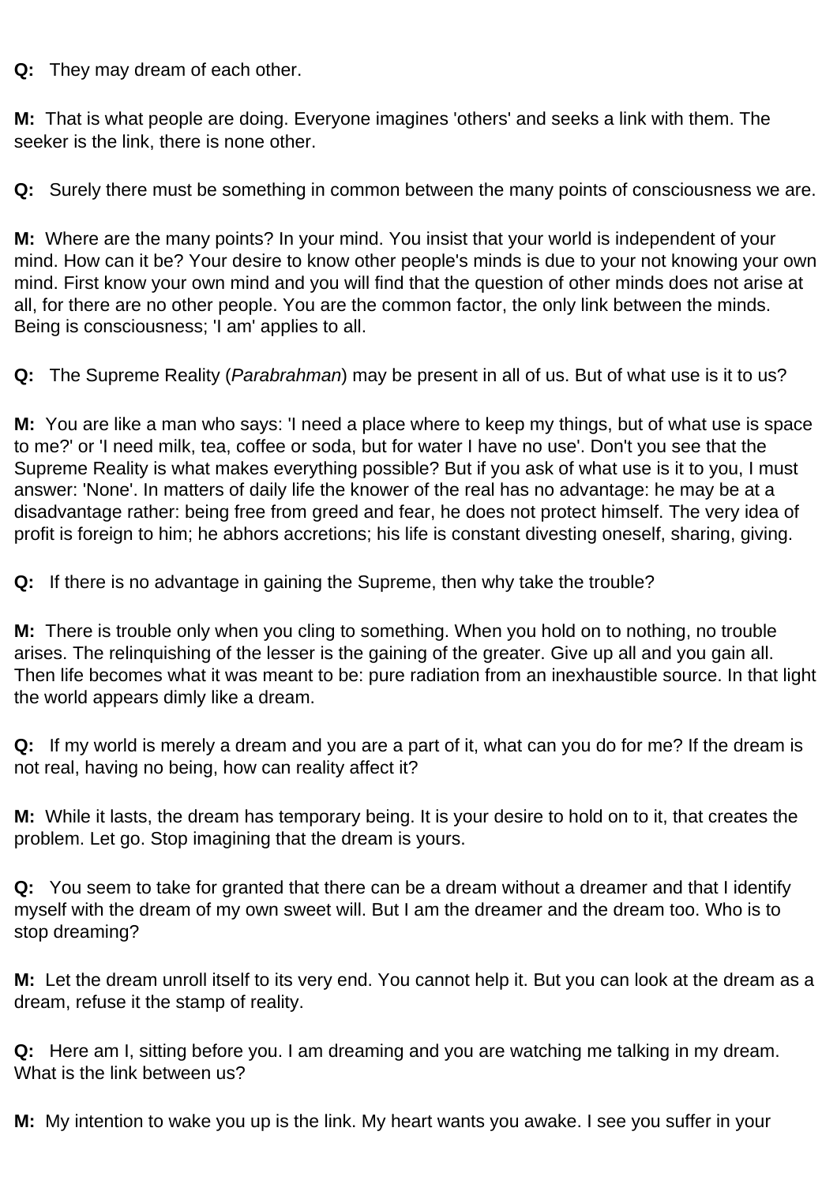**Q:** They may dream of each other.

**M:** That is what people are doing. Everyone imagines 'others' and seeks a link with them. The seeker is the link, there is none other.

**Q:** Surely there must be something in common between the many points of consciousness we are.

**M:** Where are the many points? In your mind. You insist that your world is independent of your mind. How can it be? Your desire to know other people's minds is due to your not knowing your own mind. First know your own mind and you will find that the question of other minds does not arise at all, for there are no other people. You are the common factor, the only link between the minds. Being is consciousness; 'I am' applies to all.

**Q:** The Supreme Reality (*Parabrahman*) may be present in all of us. But of what use is it to us?

**M:** You are like a man who says: 'I need a place where to keep my things, but of what use is space to me?' or 'I need milk, tea, coffee or soda, but for water I have no use'. Don't you see that the Supreme Reality is what makes everything possible? But if you ask of what use is it to you, I must answer: 'None'. In matters of daily life the knower of the real has no advantage: he may be at a disadvantage rather: being free from greed and fear, he does not protect himself. The very idea of profit is foreign to him; he abhors accretions; his life is constant divesting oneself, sharing, giving.

**Q:** If there is no advantage in gaining the Supreme, then why take the trouble?

**M:** There is trouble only when you cling to something. When you hold on to nothing, no trouble arises. The relinquishing of the lesser is the gaining of the greater. Give up all and you gain all. Then life becomes what it was meant to be: pure radiation from an inexhaustible source. In that light the world appears dimly like a dream.

**Q:** If my world is merely a dream and you are a part of it, what can you do for me? If the dream is not real, having no being, how can reality affect it?

**M:** While it lasts, the dream has temporary being. It is your desire to hold on to it, that creates the problem. Let go. Stop imagining that the dream is yours.

**Q:** You seem to take for granted that there can be a dream without a dreamer and that I identify myself with the dream of my own sweet will. But I am the dreamer and the dream too. Who is to stop dreaming?

**M:** Let the dream unroll itself to its very end. You cannot help it. But you can look at the dream as a dream, refuse it the stamp of reality.

**Q:** Here am I, sitting before you. I am dreaming and you are watching me talking in my dream. What is the link between us?

**M:** My intention to wake you up is the link. My heart wants you awake. I see you suffer in your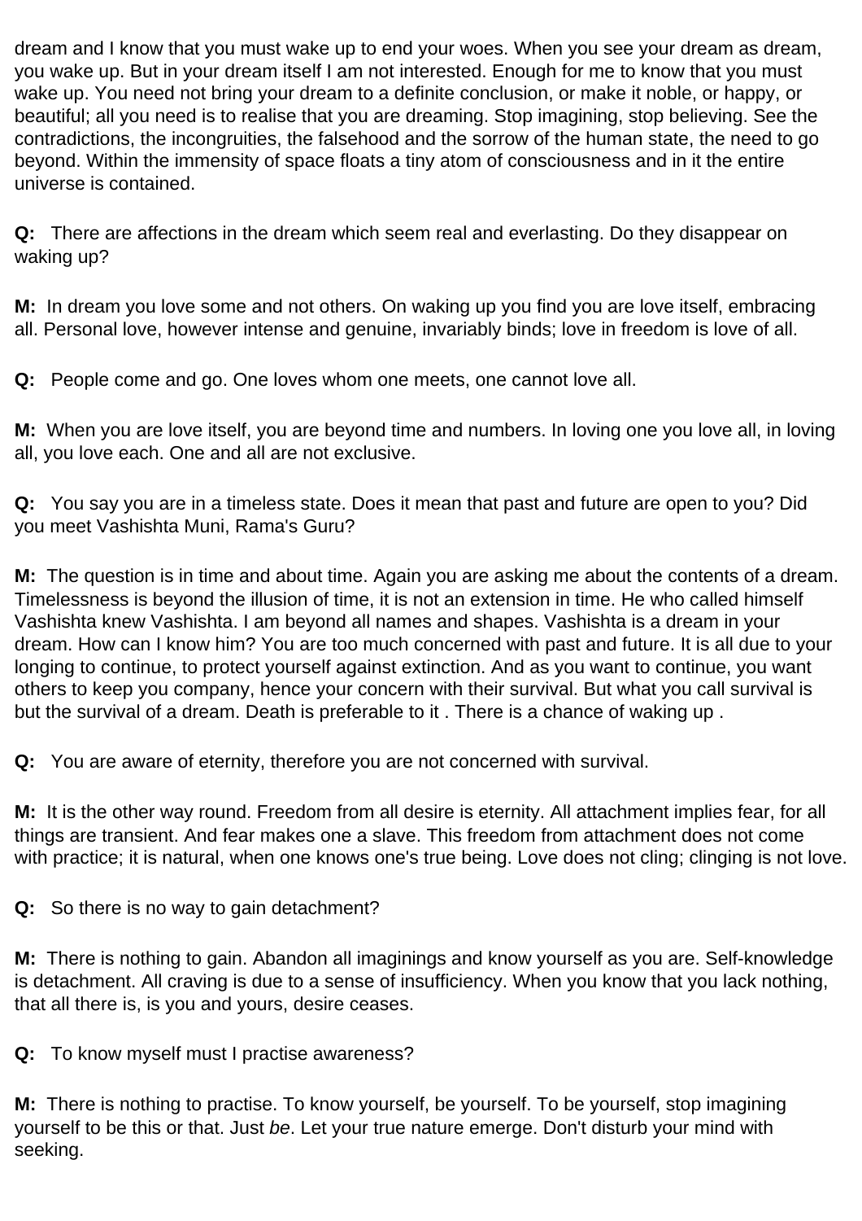dream and I know that you must wake up to end your woes. When you see your dream as dream, you wake up. But in your dream itself I am not interested. Enough for me to know that you must wake up. You need not bring your dream to a definite conclusion, or make it noble, or happy, or beautiful; all you need is to realise that you are dreaming. Stop imagining, stop believing. See the contradictions, the incongruities, the falsehood and the sorrow of the human state, the need to go beyond. Within the immensity of space floats a tiny atom of consciousness and in it the entire universe is contained.

**Q:** There are affections in the dream which seem real and everlasting. Do they disappear on waking up?

**M:** In dream you love some and not others. On waking up you find you are love itself, embracing all. Personal love, however intense and genuine, invariably binds; love in freedom is love of all.

**Q:** People come and go. One loves whom one meets, one cannot love all.

**M:** When you are love itself, you are beyond time and numbers. In loving one you love all, in loving all, you love each. One and all are not exclusive.

**Q:** You say you are in a timeless state. Does it mean that past and future are open to you? Did you meet Vashishta Muni, Rama's Guru?

**M:** The question is in time and about time. Again you are asking me about the contents of a dream. Timelessness is beyond the illusion of time, it is not an extension in time. He who called himself Vashishta knew Vashishta. I am beyond all names and shapes. Vashishta is a dream in your dream. How can I know him? You are too much concerned with past and future. It is all due to your longing to continue, to protect yourself against extinction. And as you want to continue, you want others to keep you company, hence your concern with their survival. But what you call survival is but the survival of a dream. Death is preferable to it . There is a chance of waking up .

**Q:** You are aware of eternity, therefore you are not concerned with survival.

**M:** It is the other way round. Freedom from all desire is eternity. All attachment implies fear, for all things are transient. And fear makes one a slave. This freedom from attachment does not come with practice; it is natural, when one knows one's true being. Love does not cling; clinging is not love.

**Q:** So there is no way to gain detachment?

**M:** There is nothing to gain. Abandon all imaginings and know yourself as you are. Self-knowledge is detachment. All craving is due to a sense of insufficiency. When you know that you lack nothing, that all there is, is you and yours, desire ceases.

**Q:** To know myself must I practise awareness?

**M:** There is nothing to practise. To know yourself, be yourself. To be yourself, stop imagining yourself to be this or that. Just *be*. Let your true nature emerge. Don't disturb your mind with seeking.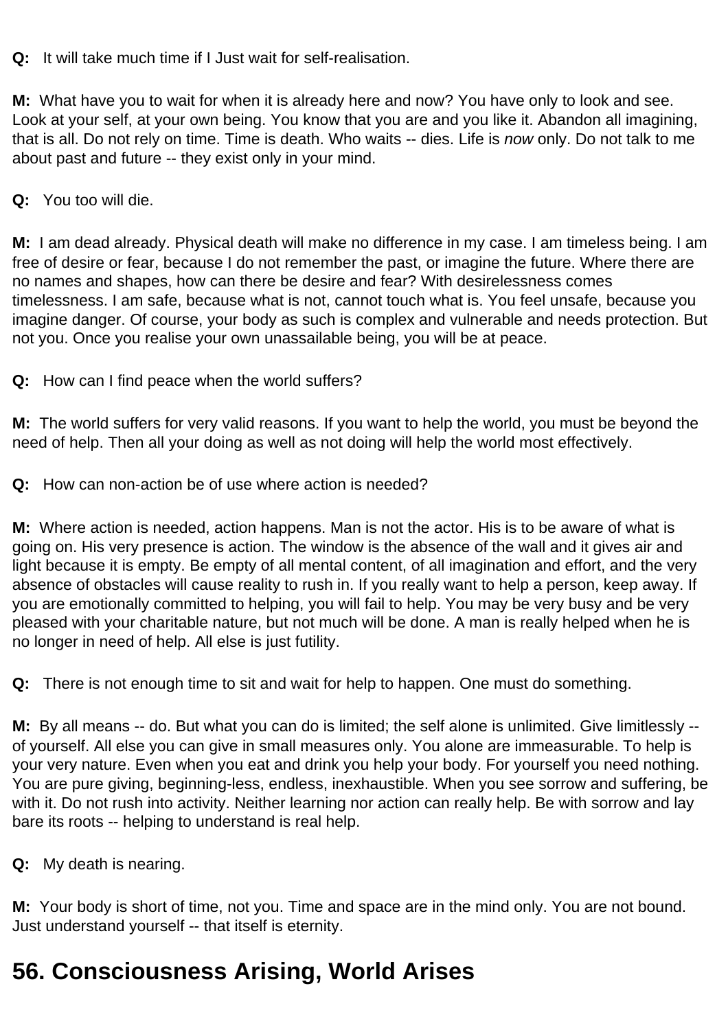**Q:** It will take much time if I Just wait for self-realisation.

**M:** What have you to wait for when it is already here and now? You have only to look and see. Look at your self, at your own being. You know that you are and you like it. Abandon all imagining, that is all. Do not rely on time. Time is death. Who waits -- dies. Life is *now* only. Do not talk to me about past and future -- they exist only in your mind.

**Q:** You too will die.

**M:** I am dead already. Physical death will make no difference in my case. I am timeless being. I am free of desire or fear, because I do not remember the past, or imagine the future. Where there are no names and shapes, how can there be desire and fear? With desirelessness comes timelessness. I am safe, because what is not, cannot touch what is. You feel unsafe, because you imagine danger. Of course, your body as such is complex and vulnerable and needs protection. But not you. Once you realise your own unassailable being, you will be at peace.

**Q:** How can I find peace when the world suffers?

**M:** The world suffers for very valid reasons. If you want to help the world, you must be beyond the need of help. Then all your doing as well as not doing will help the world most effectively.

**Q:** How can non-action be of use where action is needed?

**M:** Where action is needed, action happens. Man is not the actor. His is to be aware of what is going on. His very presence is action. The window is the absence of the wall and it gives air and light because it is empty. Be empty of all mental content, of all imagination and effort, and the very absence of obstacles will cause reality to rush in. If you really want to help a person, keep away. If you are emotionally committed to helping, you will fail to help. You may be very busy and be very pleased with your charitable nature, but not much will be done. A man is really helped when he is no longer in need of help. All else is just futility.

**Q:** There is not enough time to sit and wait for help to happen. One must do something.

**M:** By all means -- do. But what you can do is limited; the self alone is unlimited. Give limitlessly -- of yourself. All else you can give in small measures only. You alone are immeasurable. To help is your very nature. Even when you eat and drink you help your body. For yourself you need nothing. You are pure giving, beginning-less, endless, inexhaustible. When you see sorrow and suffering, be with it. Do not rush into activity. Neither learning nor action can really help. Be with sorrow and lay bare its roots -- helping to understand is real help.

**Q:** My death is nearing.

**M:** Your body is short of time, not you. Time and space are in the mind only. You are not bound. Just understand yourself -- that itself is eternity.

## 56. Consciousness Arising, World Arises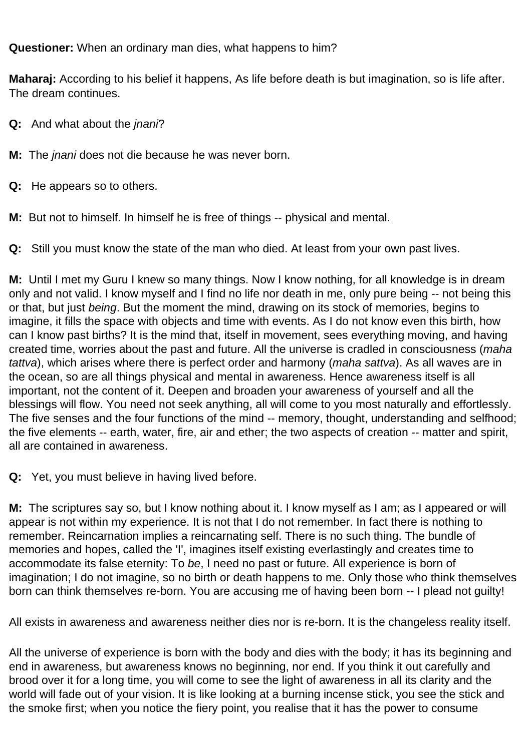**Questioner:** When an ordinary man dies, what happens to him?

**Maharaj:** According to his belief it happens, As life before death is but imagination, so is life after. The dream continues.

**Q:** And what about the *jnani*?

**M:** The *jnani* does not die because he was never born.

**Q:** He appears so to others.

**M:** But not to himself. In himself he is free of things -- physical and mental.

**Q:** Still you must know the state of the man who died. At least from your own past lives.

**M:** Until I met my Guru I knew so many things. Now I know nothing, for all knowledge is in dream only and not valid. I know myself and I find no life nor death in me, only pure being -- not being this or that, but just *being*. But the moment the mind, drawing on its stock of memories, begins to imagine, it fills the space with objects and time with events. As I do not know even this birth, how can I know past births? It is the mind that, itself in movement, sees everything moving, and having created time, worries about the past and future. All the universe is cradled in consciousness (*maha tattva*), which arises where there is perfect order and harmony (*maha sattva*). As all waves are in the ocean, so are all things physical and mental in awareness. Hence awareness itself is all important, not the content of it. Deepen and broaden your awareness of yourself and all the blessings will flow. You need not seek anything, all will come to you most naturally and effortlessly. The five senses and the four functions of the mind -- memory, thought, understanding and selfhood; the five elements -- earth, water, fire, air and ether; the two aspects of creation -- matter and spirit, all are contained in awareness.

**Q:** Yet, you must believe in having lived before.

**M:** The scriptures say so, but I know nothing about it. I know myself as I am; as I appeared or will appear is not within my experience. It is not that I do not remember. In fact there is nothing to remember. Reincarnation implies a reincarnating self. There is no such thing. The bundle of memories and hopes, called the 'I', imagines itself existing everlastingly and creates time to accommodate its false eternity: To *be*, I need no past or future. All experience is born of imagination; I do not imagine, so no birth or death happens to me. Only those who think themselves born can think themselves re-born. You are accusing me of having been born -- I plead not guilty!

All exists in awareness and awareness neither dies nor is re-born. It is the changeless reality itself.

All the universe of experience is born with the body and dies with the body; it has its beginning and end in awareness, but awareness knows no beginning, nor end. If you think it out carefully and brood over it for a long time, you will come to see the light of awareness in all its clarity and the world will fade out of your vision. It is like looking at a burning incense stick, you see the stick and the smoke first; when you notice the fiery point, you realise that it has the power to consume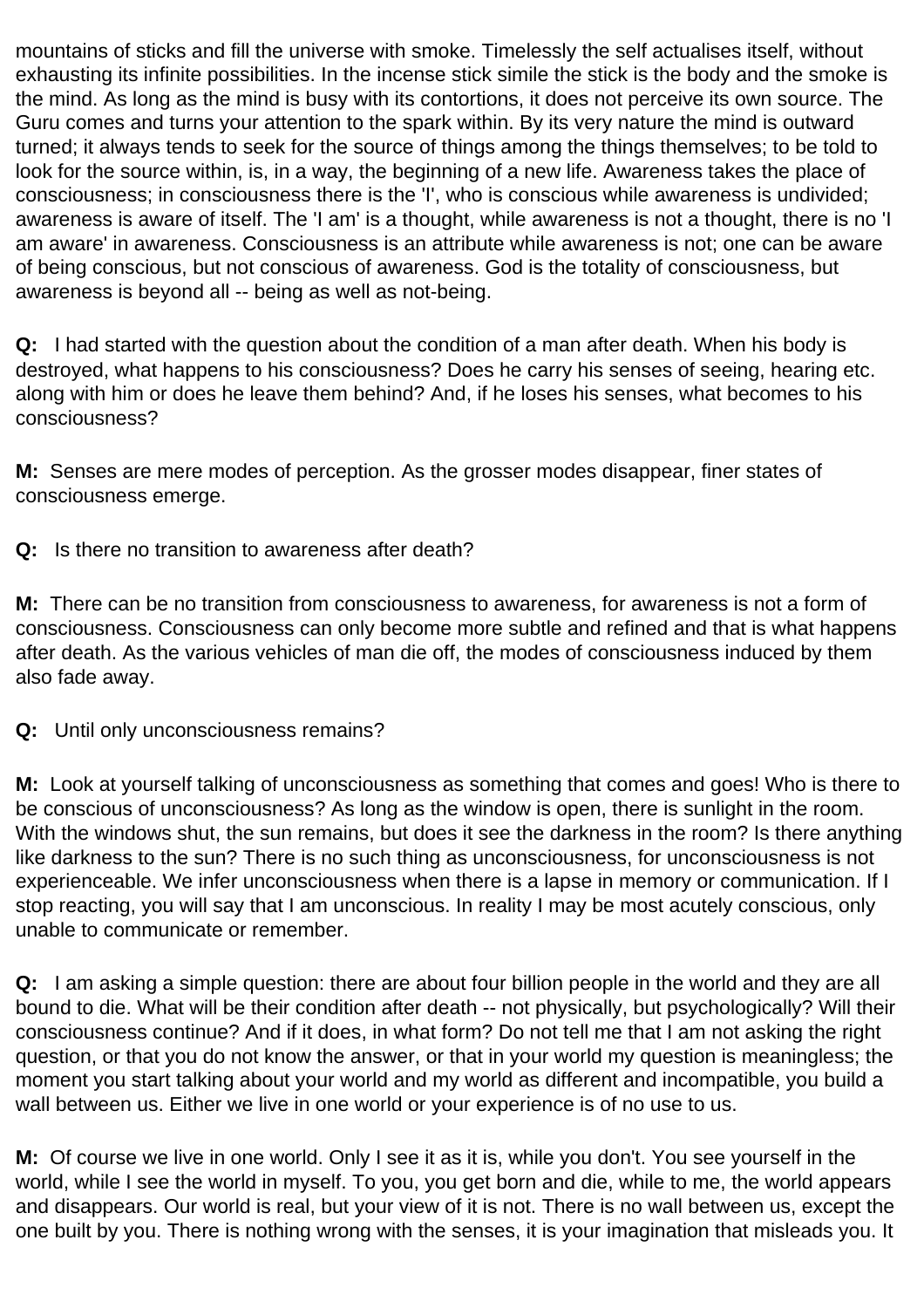mountains of sticks and fill the universe with smoke. Timelessly the self actualises itself, without exhausting its infinite possibilities. In the incense stick simile the stick is the body and the smoke is the mind. As long as the mind is busy with its contortions, it does not perceive its own source. The Guru comes and turns your attention to the spark within. By its very nature the mind is outward turned; it always tends to seek for the source of things among the things themselves; to be told to look for the source within, is, in a way, the beginning of a new life. Awareness takes the place of consciousness; in consciousness there is the 'I', who is conscious while awareness is undivided; awareness is aware of itself. The 'I am' is a thought, while awareness is not a thought, there is no 'I am aware' in awareness. Consciousness is an attribute while awareness is not; one can be aware of being conscious, but not conscious of awareness. God is the totality of consciousness, but awareness is beyond all -- being as well as not-being.

**Q:** I had started with the question about the condition of a man after death. When his body is destroyed, what happens to his consciousness? Does he carry his senses of seeing, hearing etc. along with him or does he leave them behind? And, if he loses his senses, what becomes to his consciousness?

**M:** Senses are mere modes of perception. As the grosser modes disappear, finer states of consciousness emerge.

**Q:** Is there no transition to awareness after death?

**M:** There can be no transition from consciousness to awareness, for awareness is not a form of consciousness. Consciousness can only become more subtle and refined and that is what happens after death. As the various vehicles of man die off, the modes of consciousness induced by them also fade away.

**Q:** Until only unconsciousness remains?

**M:** Look at yourself talking of unconsciousness as something that comes and goes! Who is there to be conscious of unconsciousness? As long as the window is open, there is sunlight in the room. With the windows shut, the sun remains, but does it see the darkness in the room? Is there anything like darkness to the sun? There is no such thing as unconsciousness, for unconsciousness is not experienceable. We infer unconsciousness when there is a lapse in memory or communication. If I stop reacting, you will say that I am unconscious. In reality I may be most acutely conscious, only unable to communicate or remember.

**Q:** I am asking a simple question: there are about four billion people in the world and they are all bound to die. What will be their condition after death -- not physically, but psychologically? Will their consciousness continue? And if it does, in what form? Do not tell me that I am not asking the right question, or that you do not know the answer, or that in your world my question is meaningless; the moment you start talking about your world and my world as different and incompatible, you build a wall between us. Either we live in one world or your experience is of no use to us.

**M:** Of course we live in one world. Only I see it as it is, while you don't. You see yourself in the world, while I see the world in myself. To you, you get born and die, while to me, the world appears and disappears. Our world is real, but your view of it is not. There is no wall between us, except the one built by you. There is nothing wrong with the senses, it is your imagination that misleads you. It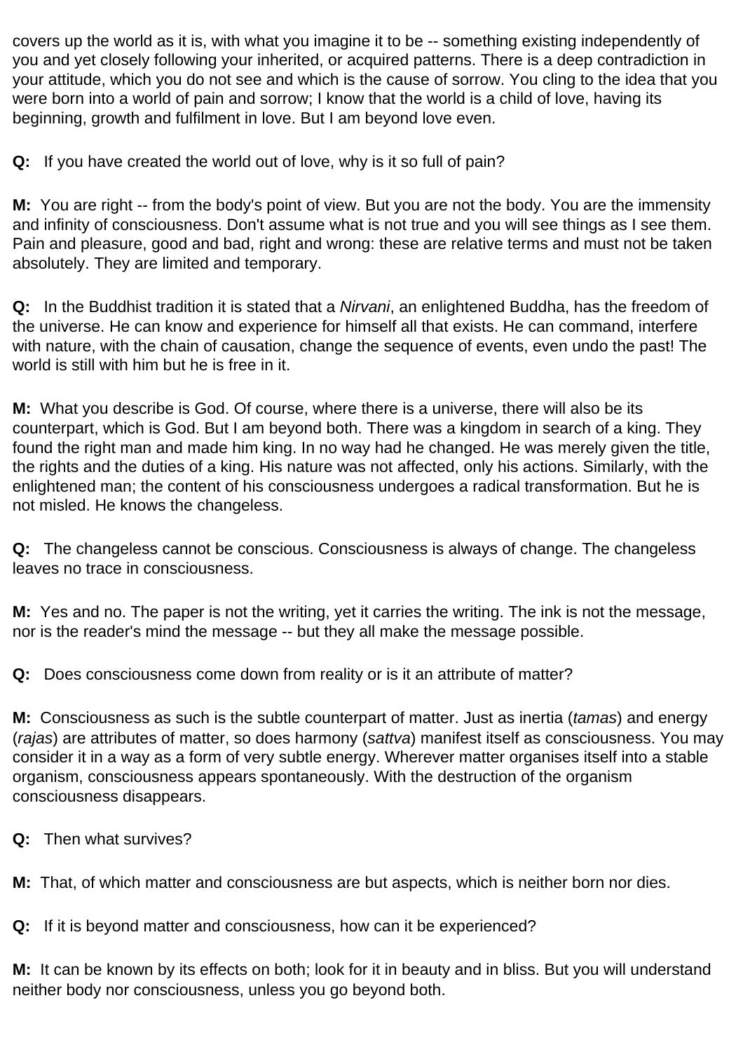covers up the world as it is, with what you imagine it to be -- something existing independently of you and yet closely following your inherited, or acquired patterns. There is a deep contradiction in your attitude, which you do not see and which is the cause of sorrow. You cling to the idea that you were born into a world of pain and sorrow; I know that the world is a child of love, having its beginning, growth and fulfilment in love. But I am beyond love even.

**Q:** If you have created the world out of love, why is it so full of pain?

**M:** You are right -- from the body's point of view. But you are not the body. You are the immensity and infinity of consciousness. Don't assume what is not true and you will see things as I see them. Pain and pleasure, good and bad, right and wrong: these are relative terms and must not be taken absolutely. They are limited and temporary.

**Q:** In the Buddhist tradition it is stated that a *Nirvani*, an enlightened Buddha, has the freedom of the universe. He can know and experience for himself all that exists. He can command, interfere with nature, with the chain of causation, change the sequence of events, even undo the past! The world is still with him but he is free in it.

**M:** What you describe is God. Of course, where there is a universe, there will also be its counterpart, which is God. But I am beyond both. There was a kingdom in search of a king. They found the right man and made him king. In no way had he changed. He was merely given the title, the rights and the duties of a king. His nature was not affected, only his actions. Similarly, with the enlightened man; the content of his consciousness undergoes a radical transformation. But he is not misled. He knows the changeless.

**Q:** The changeless cannot be conscious. Consciousness is always of change. The changeless leaves no trace in consciousness.

**M:** Yes and no. The paper is not the writing, yet it carries the writing. The ink is not the message, nor is the reader's mind the message -- but they all make the message possible.

**Q:** Does consciousness come down from reality or is it an attribute of matter?

**M:** Consciousness as such is the subtle counterpart of matter. Just as inertia (*tamas*) and energy (*rajas*) are attributes of matter, so does harmony (*sattva*) manifest itself as consciousness. You may consider it in a way as a form of very subtle energy. Wherever matter organises itself into a stable organism, consciousness appears spontaneously. With the destruction of the organism consciousness disappears.

**Q:** Then what survives?

**M:** That, of which matter and consciousness are but aspects, which is neither born nor dies.

**Q:** If it is beyond matter and consciousness, how can it be experienced?

**M:** It can be known by its effects on both; look for it in beauty and in bliss. But you will understand neither body nor consciousness, unless you go beyond both.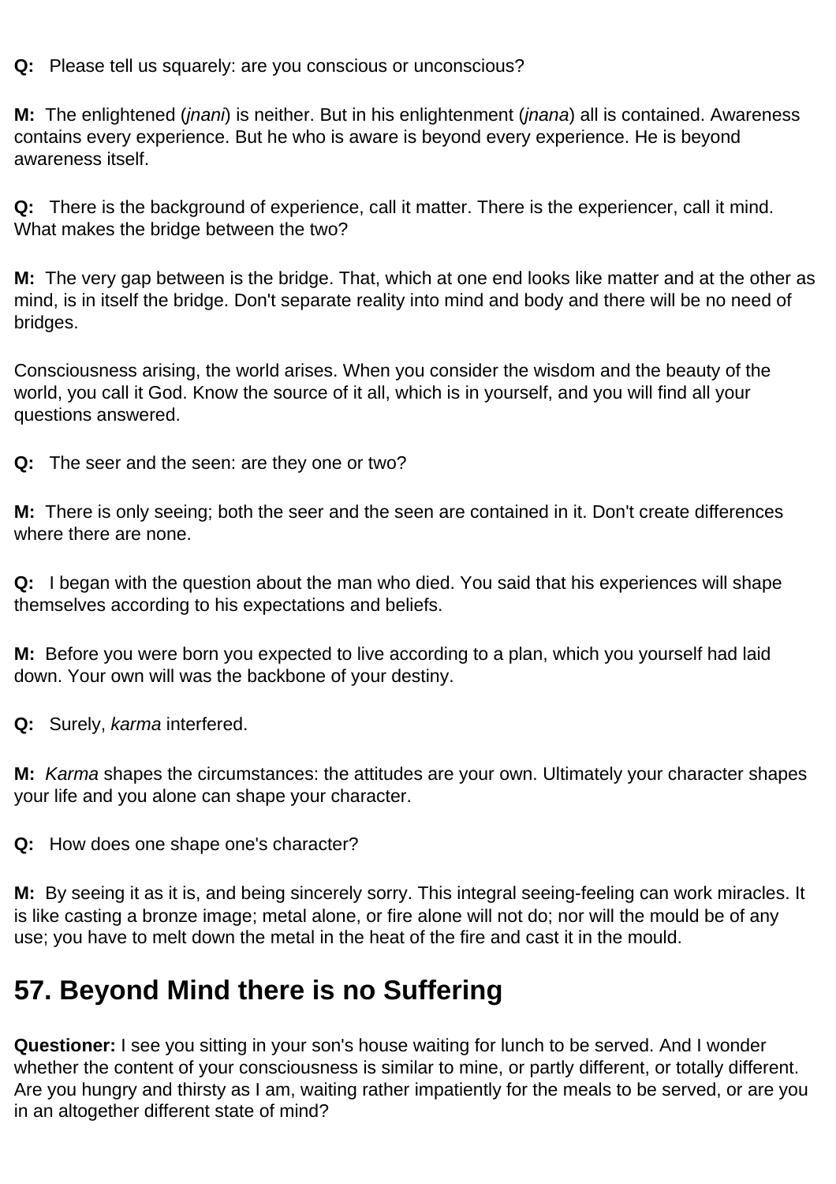**Q:** Please tell us squarely: are you conscious or unconscious?

**M:** The enlightened (*jnani*) is neither. But in his enlightenment (*jnana*) all is contained. Awareness contains every experience. But he who is aware is beyond every experience. He is beyond awareness itself.

**Q:** There is the background of experience, call it matter. There is the experiencer, call it mind. What makes the bridge between the two?

**M:** The very gap between is the bridge. That, which at one end looks like matter and at the other as mind, is in itself the bridge. Don't separate reality into mind and body and there will be no need of bridges.

Consciousness arising, the world arises. When you consider the wisdom and the beauty of the world, you call it God. Know the source of it all, which is in yourself, and you will find all your questions answered.

**Q:** The seer and the seen: are they one or two?

**M:** There is only seeing; both the seer and the seen are contained in it. Don't create differences where there are none.

**Q:** I began with the question about the man who died. You said that his experiences will shape themselves according to his expectations and beliefs.

**M:** Before you were born you expected to live according to a plan, which you yourself had laid down. Your own will was the backbone of your destiny.

**Q:** Surely, *karma* interfered.

**M:** *Karma* shapes the circumstances: the attitudes are your own. Ultimately your character shapes your life and you alone can shape your character.

**Q:** How does one shape one's character?

**M:** By seeing it as it is, and being sincerely sorry. This integral seeing-feeling can work miracles. It is like casting a bronze image; metal alone, or fire alone will not do; nor will the mould be of any use; you have to melt down the metal in the heat of the fire and cast it in the mould.

## 57. Beyond Mind there is no Suffering

**Questioner:** I see you sitting in your son's house waiting for lunch to be served. And I wonder whether the content of your consciousness is similar to mine, or partly different, or totally different. Are you hungry and thirsty as I am, waiting rather impatiently for the meals to be served, or are you in an altogether different state of mind?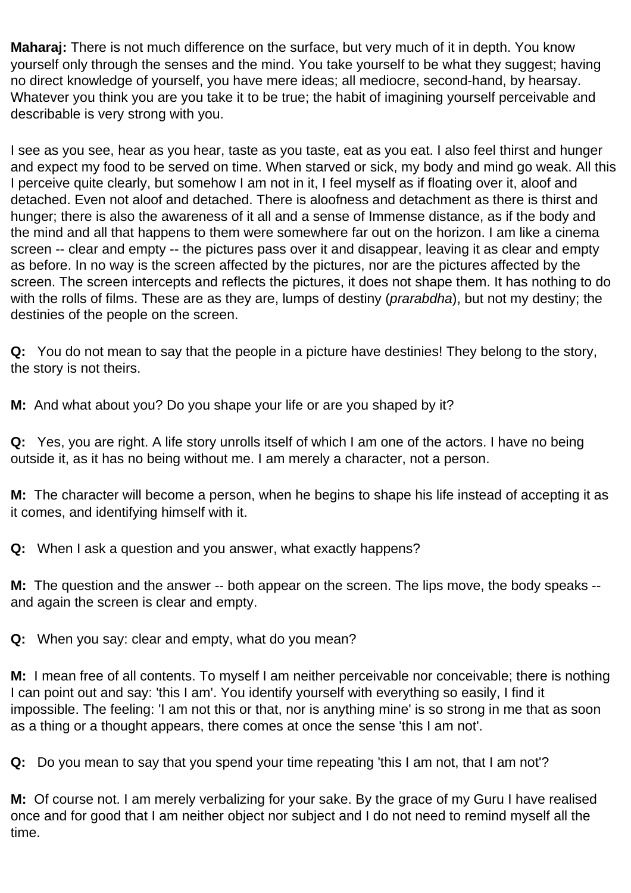**Maharaj:** There is not much difference on the surface, but very much of it in depth. You know yourself only through the senses and the mind. You take yourself to be what they suggest; having no direct knowledge of yourself, you have mere ideas; all mediocre, second-hand, by hearsay. Whatever you think you are you take it to be true; the habit of imagining yourself perceivable and describable is very strong with you.

I see as you see, hear as you hear, taste as you taste, eat as you eat. I also feel thirst and hunger and expect my food to be served on time. When starved or sick, my body and mind go weak. All this I perceive quite clearly, but somehow I am not in it, I feel myself as if floating over it, aloof and detached. Even not aloof and detached. There is aloofness and detachment as there is thirst and hunger; there is also the awareness of it all and a sense of Immense distance, as if the body and the mind and all that happens to them were somewhere far out on the horizon. I am like a cinema screen -- clear and empty -- the pictures pass over it and disappear, leaving it as clear and empty as before. In no way is the screen affected by the pictures, nor are the pictures affected by the screen. The screen intercepts and reflects the pictures, it does not shape them. It has nothing to do with the rolls of films. These are as they are, lumps of destiny (*prarabdha*), but not my destiny; the destinies of the people on the screen.

**Q:** You do not mean to say that the people in a picture have destinies! They belong to the story, the story is not theirs.

**M:** And what about you? Do you shape your life or are you shaped by it?

**Q:** Yes, you are right. A life story unrolls itself of which I am one of the actors. I have no being outside it, as it has no being without me. I am merely a character, not a person.

**M:** The character will become a person, when he begins to shape his life instead of accepting it as it comes, and identifying himself with it.

**Q:** When I ask a question and you answer, what exactly happens?

**M:** The question and the answer -- both appear on the screen. The lips move, the body speaks -- and again the screen is clear and empty.

**Q:** When you say: clear and empty, what do you mean?

**M:** I mean free of all contents. To myself I am neither perceivable nor conceivable; there is nothing I can point out and say: 'this I am'. You identify yourself with everything so easily, I find it impossible. The feeling: 'I am not this or that, nor is anything mine' is so strong in me that as soon as a thing or a thought appears, there comes at once the sense 'this I am not'.

**Q:** Do you mean to say that you spend your time repeating 'this I am not, that I am not'?

**M:** Of course not. I am merely verbalizing for your sake. By the grace of my Guru I have realised once and for good that I am neither object nor subject and I do not need to remind myself all the time.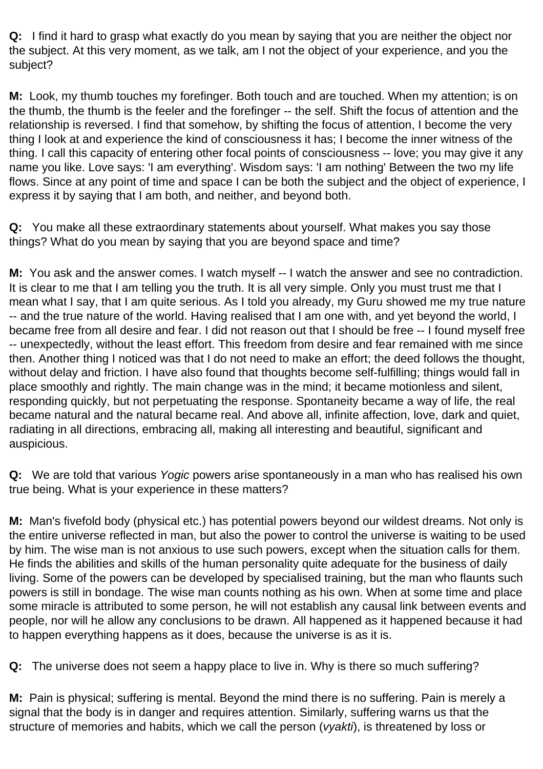**Q:** I find it hard to grasp what exactly do you mean by saying that you are neither the object nor the subject. At this very moment, as we talk, am I not the object of your experience, and you the subject?

**M:** Look, my thumb touches my forefinger. Both touch and are touched. When my attention; is on the thumb, the thumb is the feeler and the forefinger -- the self. Shift the focus of attention and the relationship is reversed. I find that somehow, by shifting the focus of attention, I become the very thing I look at and experience the kind of consciousness it has; I become the inner witness of the thing. I call this capacity of entering other focal points of consciousness -- love; you may give it any name you like. Love says: 'I am everything'. Wisdom says: 'I am nothing' Between the two my life flows. Since at any point of time and space I can be both the subject and the object of experience, I express it by saying that I am both, and neither, and beyond both.

**Q:** You make all these extraordinary statements about yourself. What makes you say those things? What do you mean by saying that you are beyond space and time?

**M:** You ask and the answer comes. I watch myself -- I watch the answer and see no contradiction. It is clear to me that I am telling you the truth. It is all very simple. Only you must trust me that I mean what I say, that I am quite serious. As I told you already, my Guru showed me my true nature -- and the true nature of the world. Having realised that I am one with, and yet beyond the world, I became free from all desire and fear. I did not reason out that I should be free -- I found myself free -- unexpectedly, without the least effort. This freedom from desire and fear remained with me since then. Another thing I noticed was that I do not need to make an effort; the deed follows the thought, without delay and friction. I have also found that thoughts become self-fulfilling; things would fall in place smoothly and rightly. The main change was in the mind; it became motionless and silent, responding quickly, but not perpetuating the response. Spontaneity became a way of life, the real became natural and the natural became real. And above all, infinite affection, love, dark and quiet, radiating in all directions, embracing all, making all interesting and beautiful, significant and auspicious.

**Q:** We are told that various *Yogic* powers arise spontaneously in a man who has realised his own true being. What is your experience in these matters?

**M:** Man's fivefold body (physical etc.) has potential powers beyond our wildest dreams. Not only is the entire universe reflected in man, but also the power to control the universe is waiting to be used by him. The wise man is not anxious to use such powers, except when the situation calls for them. He finds the abilities and skills of the human personality quite adequate for the business of daily living. Some of the powers can be developed by specialised training, but the man who flaunts such powers is still in bondage. The wise man counts nothing as his own. When at some time and place some miracle is attributed to some person, he will not establish any causal link between events and people, nor will he allow any conclusions to be drawn. All happened as it happened because it had to happen everything happens as it does, because the universe is as it is.

**Q:** The universe does not seem a happy place to live in. Why is there so much suffering?

**M:** Pain is physical; suffering is mental. Beyond the mind there is no suffering. Pain is merely a signal that the body is in danger and requires attention. Similarly, suffering warns us that the structure of memories and habits, which we call the person (*vyakti*), is threatened by loss or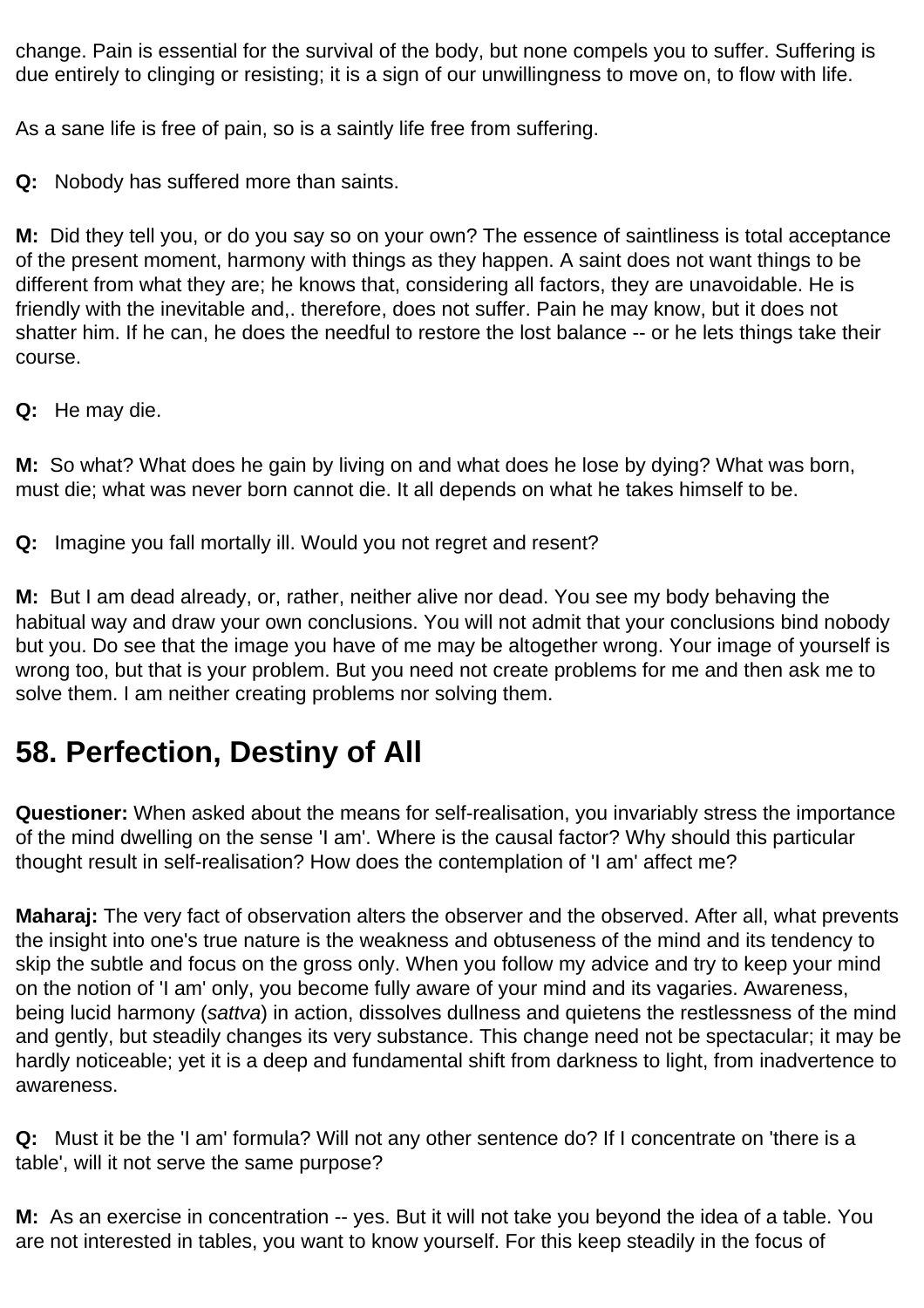change. Pain is essential for the survival of the body, but none compels you to suffer. Suffering is due entirely to clinging or resisting; it is a sign of our unwillingness to move on, to flow with life.

As a sane life is free of pain, so is a saintly life free from suffering.

**Q:** Nobody has suffered more than saints.

**M:** Did they tell you, or do you say so on your own? The essence of saintliness is total acceptance of the present moment, harmony with things as they happen. A saint does not want things to be different from what they are; he knows that, considering all factors, they are unavoidable. He is friendly with the inevitable and,. therefore, does not suffer. Pain he may know, but it does not shatter him. If he can, he does the needful to restore the lost balance -- or he lets things take their course.

**Q:** He may die.

**M:** So what? What does he gain by living on and what does he lose by dying? What was born, must die; what was never born cannot die. It all depends on what he takes himself to be.

**Q:** Imagine you fall mortally ill. Would you not regret and resent?

**M:** But I am dead already, or, rather, neither alive nor dead. You see my body behaving the habitual way and draw your own conclusions. You will not admit that your conclusions bind nobody but you. Do see that the image you have of me may be altogether wrong. Your image of yourself is wrong too, but that is your problem. But you need not create problems for me and then ask me to solve them. I am neither creating problems nor solving them.

## 58. Perfection, Destiny of All

**Questioner:** When asked about the means for self-realisation, you invariably stress the importance of the mind dwelling on the sense 'I am'. Where is the causal factor? Why should this particular thought result in self-realisation? How does the contemplation of 'I am' affect me?

**Maharaj:** The very fact of observation alters the observer and the observed. After all, what prevents the insight into one's true nature is the weakness and obtuseness of the mind and its tendency to skip the subtle and focus on the gross only. When you follow my advice and try to keep your mind on the notion of 'I am' only, you become fully aware of your mind and its vagaries. Awareness, being lucid harmony (*sattva*) in action, dissolves dullness and quietens the restlessness of the mind and gently, but steadily changes its very substance. This change need not be spectacular; it may be hardly noticeable; yet it is a deep and fundamental shift from darkness to light, from inadvertence to awareness.

**Q:** Must it be the 'I am' formula? Will not any other sentence do? If I concentrate on 'there is a table', will it not serve the same purpose?

**M:** As an exercise in concentration -- yes. But it will not take you beyond the idea of a table. You are not interested in tables, you want to know yourself. For this keep steadily in the focus of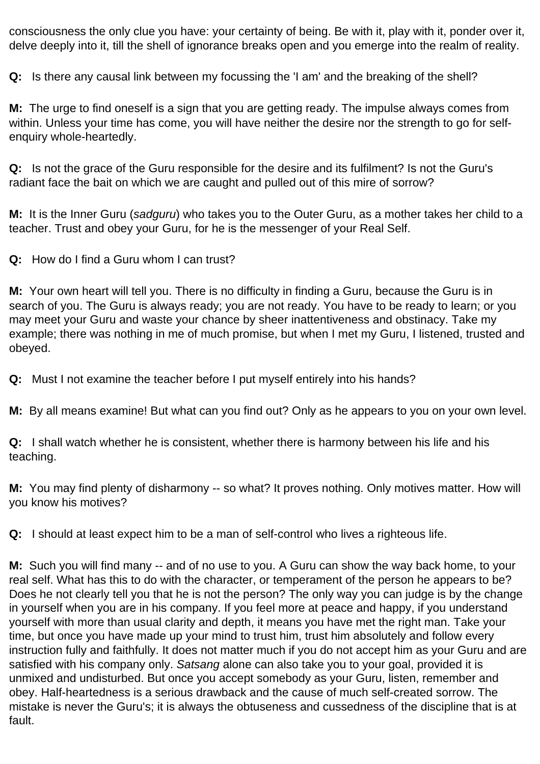consciousness the only clue you have: your certainty of being. Be with it, play with it, ponder over it, delve deeply into it, till the shell of ignorance breaks open and you emerge into the realm of reality.

**Q:** Is there any causal link between my focussing the 'I am' and the breaking of the shell?

**M:** The urge to find oneself is a sign that you are getting ready. The impulse always comes from within. Unless your time has come, you will have neither the desire nor the strength to go for self-enquiry whole-heartedly.

**Q:** Is not the grace of the Guru responsible for the desire and its fulfilment? Is not the Guru's radiant face the bait on which we are caught and pulled out of this mire of sorrow?

**M:** It is the Inner Guru (*sadguru*) who takes you to the Outer Guru, as a mother takes her child to a teacher. Trust and obey your Guru, for he is the messenger of your Real Self.

**Q:** How do I find a Guru whom I can trust?

**M:** Your own heart will tell you. There is no difficulty in finding a Guru, because the Guru is in search of you. The Guru is always ready; you are not ready. You have to be ready to learn; or you may meet your Guru and waste your chance by sheer inattentiveness and obstinacy. Take my example; there was nothing in me of much promise, but when I met my Guru, I listened, trusted and obeyed.

**Q:** Must I not examine the teacher before I put myself entirely into his hands?

**M:** By all means examine! But what can you find out? Only as he appears to you on your own level.

**Q:** I shall watch whether he is consistent, whether there is harmony between his life and his teaching.

**M:** You may find plenty of disharmony -- so what? It proves nothing. Only motives matter. How will you know his motives?

**Q:** I should at least expect him to be a man of self-control who lives a righteous life.

**M:** Such you will find many -- and of no use to you. A Guru can show the way back home, to your real self. What has this to do with the character, or temperament of the person he appears to be? Does he not clearly tell you that he is not the person? The only way you can judge is by the change in yourself when you are in his company. If you feel more at peace and happy, if you understand yourself with more than usual clarity and depth, it means you have met the right man. Take your time, but once you have made up your mind to trust him, trust him absolutely and follow every instruction fully and faithfully. It does not matter much if you do not accept him as your Guru and are satisfied with his company only. *Satsang* alone can also take you to your goal, provided it is unmixed and undisturbed. But once you accept somebody as your Guru, listen, remember and obey. Half-heartedness is a serious drawback and the cause of much self-created sorrow. The mistake is never the Guru's; it is always the obtuseness and cussedness of the discipline that is at fault.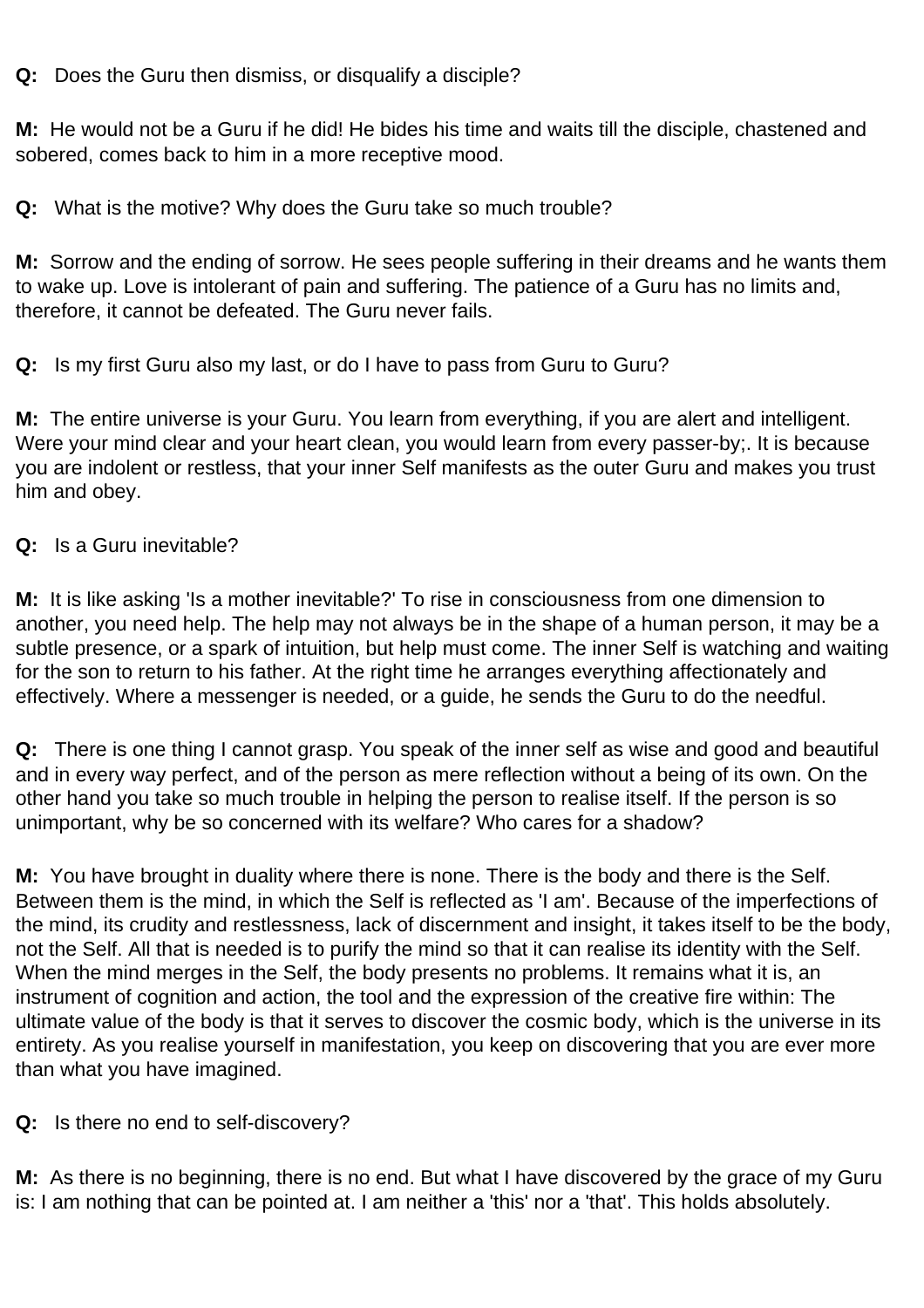**Q:** Does the Guru then dismiss, or disqualify a disciple?

**M:** He would not be a Guru if he did! He bides his time and waits till the disciple, chastened and sobered, comes back to him in a more receptive mood.

**Q:** What is the motive? Why does the Guru take so much trouble?

**M:** Sorrow and the ending of sorrow. He sees people suffering in their dreams and he wants them to wake up. Love is intolerant of pain and suffering. The patience of a Guru has no limits and, therefore, it cannot be defeated. The Guru never fails.

**Q:** Is my first Guru also my last, or do I have to pass from Guru to Guru?

**M:** The entire universe is your Guru. You learn from everything, if you are alert and intelligent. Were your mind clear and your heart clean, you would learn from every passer-by;. It is because you are indolent or restless, that your inner Self manifests as the outer Guru and makes you trust him and obey.

**Q:** Is a Guru inevitable?

**M:** It is like asking 'Is a mother inevitable?' To rise in consciousness from one dimension to another, you need help. The help may not always be in the shape of a human person, it may be a subtle presence, or a spark of intuition, but help must come. The inner Self is watching and waiting for the son to return to his father. At the right time he arranges everything affectionately and effectively. Where a messenger is needed, or a guide, he sends the Guru to do the needful.

**Q:** There is one thing I cannot grasp. You speak of the inner self as wise and good and beautiful and in every way perfect, and of the person as mere reflection without a being of its own. On the other hand you take so much trouble in helping the person to realise itself. If the person is so unimportant, why be so concerned with its welfare? Who cares for a shadow?

**M:** You have brought in duality where there is none. There is the body and there is the Self. Between them is the mind, in which the Self is reflected as 'I am'. Because of the imperfections of the mind, its crudity and restlessness, lack of discernment and insight, it takes itself to be the body, not the Self. All that is needed is to purify the mind so that it can realise its identity with the Self. When the mind merges in the Self, the body presents no problems. It remains what it is, an instrument of cognition and action, the tool and the expression of the creative fire within: The ultimate value of the body is that it serves to discover the cosmic body, which is the universe in its entirety. As you realise yourself in manifestation, you keep on discovering that you are ever more than what you have imagined.

**Q:** Is there no end to self-discovery?

**M:** As there is no beginning, there is no end. But what I have discovered by the grace of my Guru is: I am nothing that can be pointed at. I am neither a 'this' nor a 'that'. This holds absolutely.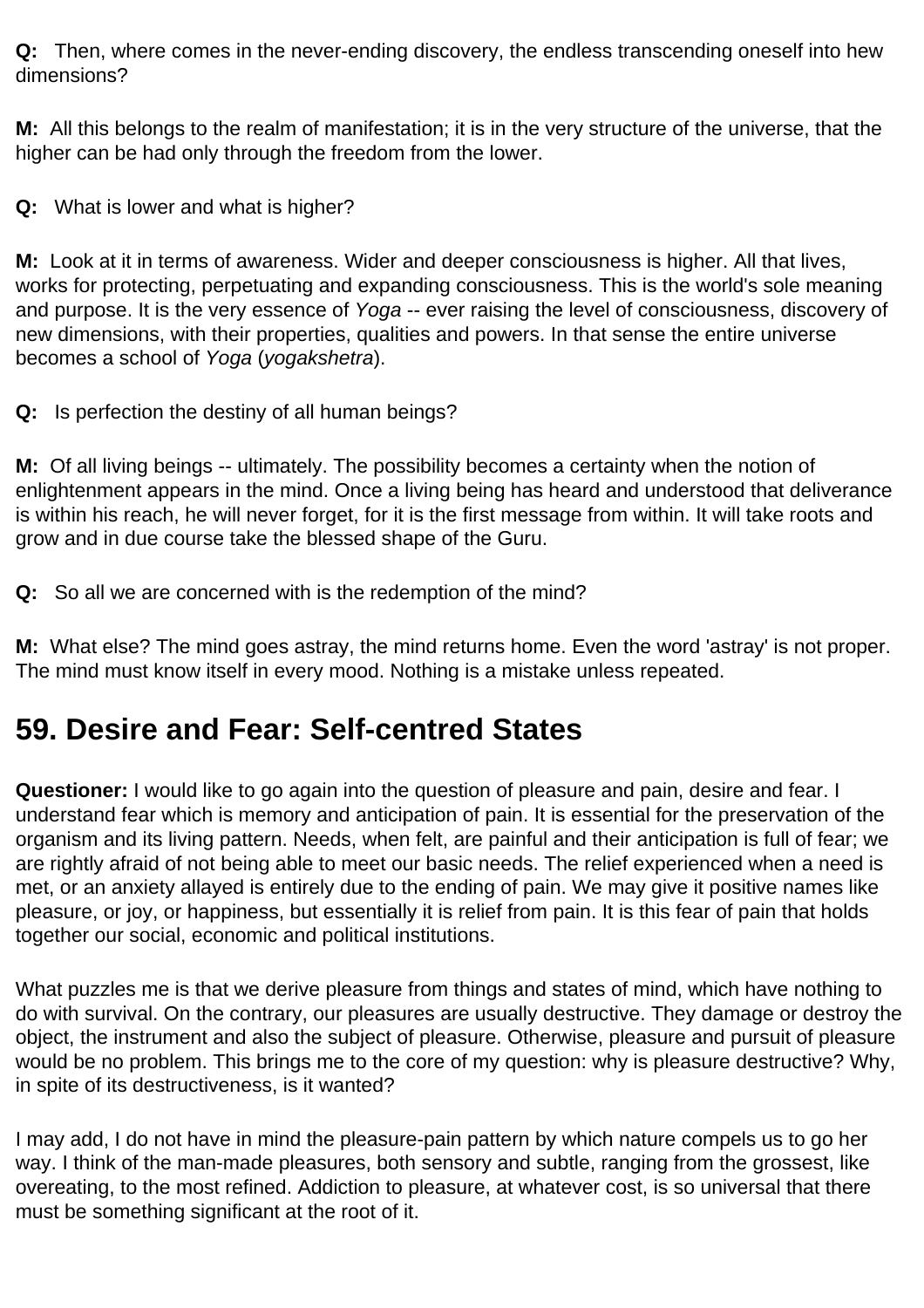**Q:** Then, where comes in the never-ending discovery, the endless transcending oneself into hew dimensions?

**M:** All this belongs to the realm of manifestation; it is in the very structure of the universe, that the higher can be had only through the freedom from the lower.

**Q:** What is lower and what is higher?

**M:** Look at it in terms of awareness. Wider and deeper consciousness is higher. All that lives, works for protecting, perpetuating and expanding consciousness. This is the world's sole meaning and purpose. It is the very essence of *Yoga* -- ever raising the level of consciousness, discovery of new dimensions, with their properties, qualities and powers. In that sense the entire universe becomes a school of *Yoga* (*yogakshetra*).

**Q:** Is perfection the destiny of all human beings?

**M:** Of all living beings -- ultimately. The possibility becomes a certainty when the notion of enlightenment appears in the mind. Once a living being has heard and understood that deliverance is within his reach, he will never forget, for it is the first message from within. It will take roots and grow and in due course take the blessed shape of the Guru.

**Q:** So all we are concerned with is the redemption of the mind?

**M:** What else? The mind goes astray, the mind returns home. Even the word 'astray' is not proper. The mind must know itself in every mood. Nothing is a mistake unless repeated.

## 59. Desire and Fear: Self-centred States

**Questioner:** I would like to go again into the question of pleasure and pain, desire and fear. I understand fear which is memory and anticipation of pain. It is essential for the preservation of the organism and its living pattern. Needs, when felt, are painful and their anticipation is full of fear; we are rightly afraid of not being able to meet our basic needs. The relief experienced when a need is met, or an anxiety allayed is entirely due to the ending of pain. We may give it positive names like pleasure, or joy, or happiness, but essentially it is relief from pain. It is this fear of pain that holds together our social, economic and political institutions.

What puzzles me is that we derive pleasure from things and states of mind, which have nothing to do with survival. On the contrary, our pleasures are usually destructive. They damage or destroy the object, the instrument and also the subject of pleasure. Otherwise, pleasure and pursuit of pleasure would be no problem. This brings me to the core of my question: why is pleasure destructive? Why, in spite of its destructiveness, is it wanted?

I may add, I do not have in mind the pleasure-pain pattern by which nature compels us to go her way. I think of the man-made pleasures, both sensory and subtle, ranging from the grossest, like overeating, to the most refined. Addiction to pleasure, at whatever cost, is so universal that there must be something significant at the root of it.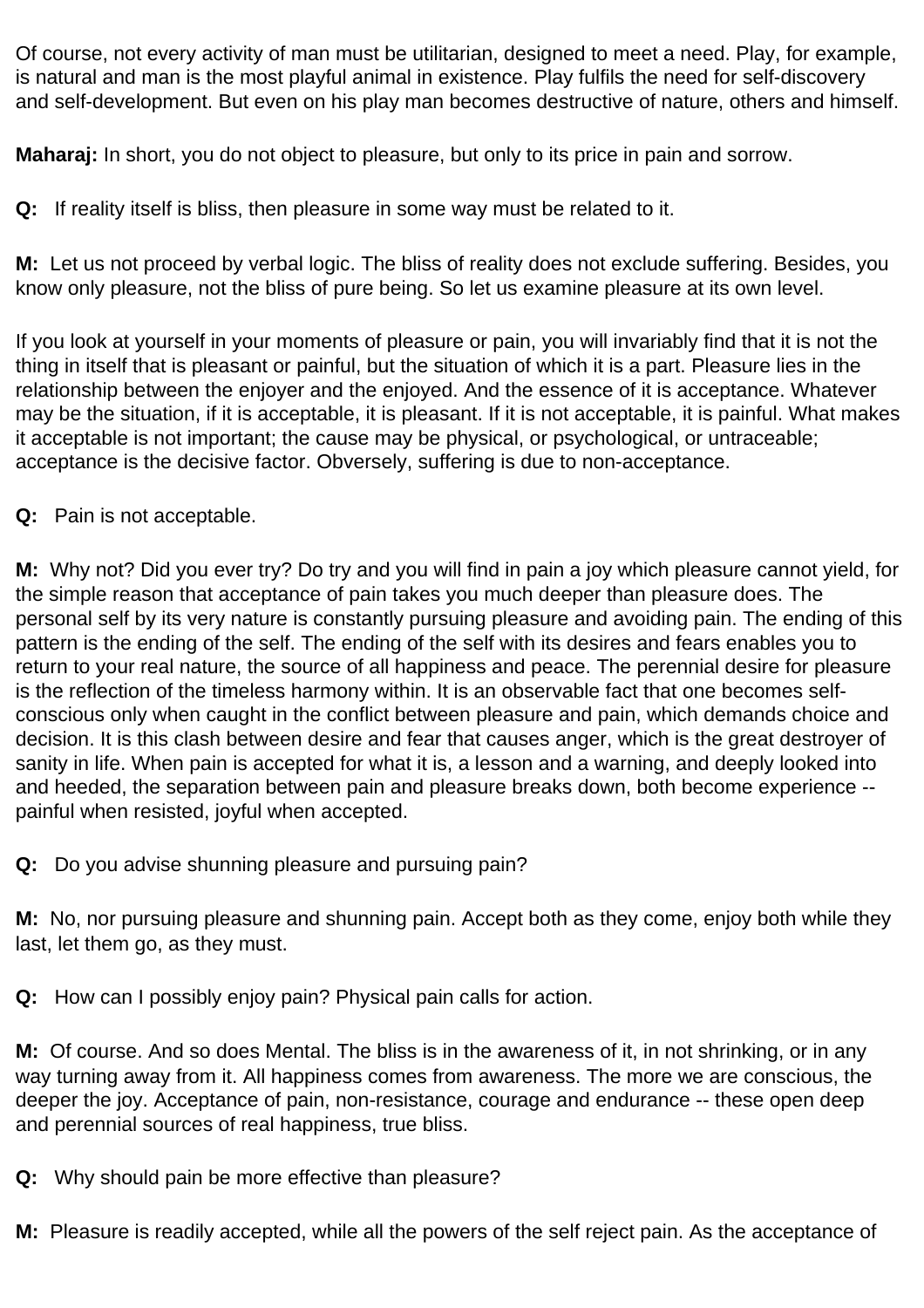Of course, not every activity of man must be utilitarian, designed to meet a need. Play, for example, is natural and man is the most playful animal in existence. Play fulfils the need for self-discovery and self-development. But even on his play man becomes destructive of nature, others and himself.

**Maharaj:** In short, you do not object to pleasure, but only to its price in pain and sorrow.

**Q:** If reality itself is bliss, then pleasure in some way must be related to it.

**M:** Let us not proceed by verbal logic. The bliss of reality does not exclude suffering. Besides, you know only pleasure, not the bliss of pure being. So let us examine pleasure at its own level.

If you look at yourself in your moments of pleasure or pain, you will invariably find that it is not the thing in itself that is pleasant or painful, but the situation of which it is a part. Pleasure lies in the relationship between the enjoyer and the enjoyed. And the essence of it is acceptance. Whatever may be the situation, if it is acceptable, it is pleasant. If it is not acceptable, it is painful. What makes it acceptable is not important; the cause may be physical, or psychological, or untraceable; acceptance is the decisive factor. Obversely, suffering is due to non-acceptance.

**Q:** Pain is not acceptable.

**M:** Why not? Did you ever try? Do try and you will find in pain a joy which pleasure cannot yield, for the simple reason that acceptance of pain takes you much deeper than pleasure does. The personal self by its very nature is constantly pursuing pleasure and avoiding pain. The ending of this pattern is the ending of the self. The ending of the self with its desires and fears enables you to return to your real nature, the source of all happiness and peace. The perennial desire for pleasure is the reflection of the timeless harmony within. It is an observable fact that one becomes self-conscious only when caught in the conflict between pleasure and pain, which demands choice and decision. It is this clash between desire and fear that causes anger, which is the great destroyer of sanity in life. When pain is accepted for what it is, a lesson and a warning, and deeply looked into and heeded, the separation between pain and pleasure breaks down, both become experience -- painful when resisted, joyful when accepted.

**Q:** Do you advise shunning pleasure and pursuing pain?

**M:** No, nor pursuing pleasure and shunning pain. Accept both as they come, enjoy both while they last, let them go, as they must.

**Q:** How can I possibly enjoy pain? Physical pain calls for action.

**M:** Of course. And so does Mental. The bliss is in the awareness of it, in not shrinking, or in any way turning away from it. All happiness comes from awareness. The more we are conscious, the deeper the joy. Acceptance of pain, non-resistance, courage and endurance -- these open deep and perennial sources of real happiness, true bliss.

**Q:** Why should pain be more effective than pleasure?

**M:** Pleasure is readily accepted, while all the powers of the self reject pain. As the acceptance of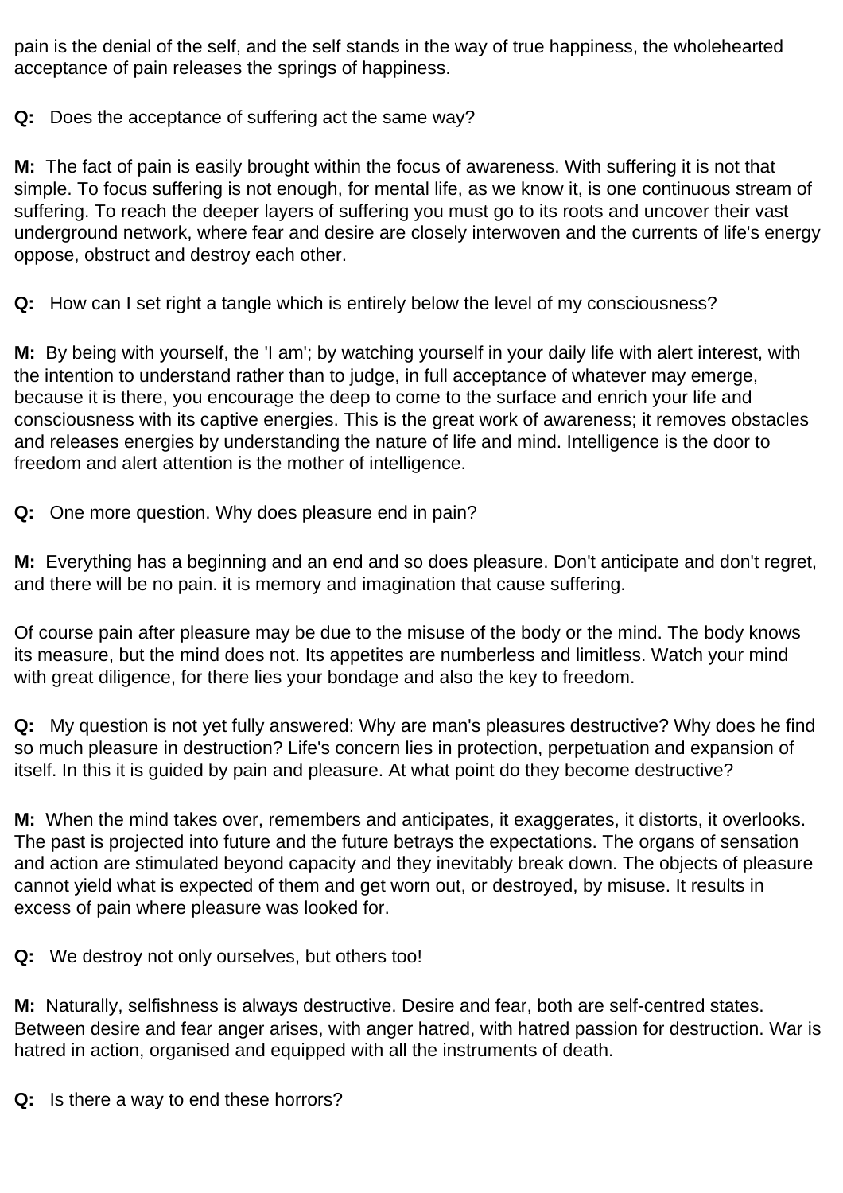pain is the denial of the self, and the self stands in the way of true happiness, the wholehearted acceptance of pain releases the springs of happiness.

**Q:** Does the acceptance of suffering act the same way?

**M:** The fact of pain is easily brought within the focus of awareness. With suffering it is not that simple. To focus suffering is not enough, for mental life, as we know it, is one continuous stream of suffering. To reach the deeper layers of suffering you must go to its roots and uncover their vast underground network, where fear and desire are closely interwoven and the currents of life's energy oppose, obstruct and destroy each other.

**Q:** How can I set right a tangle which is entirely below the level of my consciousness?

**M:** By being with yourself, the 'I am'; by watching yourself in your daily life with alert interest, with the intention to understand rather than to judge, in full acceptance of whatever may emerge, because it is there, you encourage the deep to come to the surface and enrich your life and consciousness with its captive energies. This is the great work of awareness; it removes obstacles and releases energies by understanding the nature of life and mind. Intelligence is the door to freedom and alert attention is the mother of intelligence.

**Q:** One more question. Why does pleasure end in pain?

**M:** Everything has a beginning and an end and so does pleasure. Don't anticipate and don't regret, and there will be no pain. it is memory and imagination that cause suffering.

Of course pain after pleasure may be due to the misuse of the body or the mind. The body knows its measure, but the mind does not. Its appetites are numberless and limitless. Watch your mind with great diligence, for there lies your bondage and also the key to freedom.

**Q:** My question is not yet fully answered: Why are man's pleasures destructive? Why does he find so much pleasure in destruction? Life's concern lies in protection, perpetuation and expansion of itself. In this it is guided by pain and pleasure. At what point do they become destructive?

**M:** When the mind takes over, remembers and anticipates, it exaggerates, it distorts, it overlooks. The past is projected into future and the future betrays the expectations. The organs of sensation and action are stimulated beyond capacity and they inevitably break down. The objects of pleasure cannot yield what is expected of them and get worn out, or destroyed, by misuse. It results in excess of pain where pleasure was looked for.

**Q:** We destroy not only ourselves, but others too!

**M:** Naturally, selfishness is always destructive. Desire and fear, both are self-centred states. Between desire and fear anger arises, with anger hatred, with hatred passion for destruction. War is hatred in action, organised and equipped with all the instruments of death.

**Q:** Is there a way to end these horrors?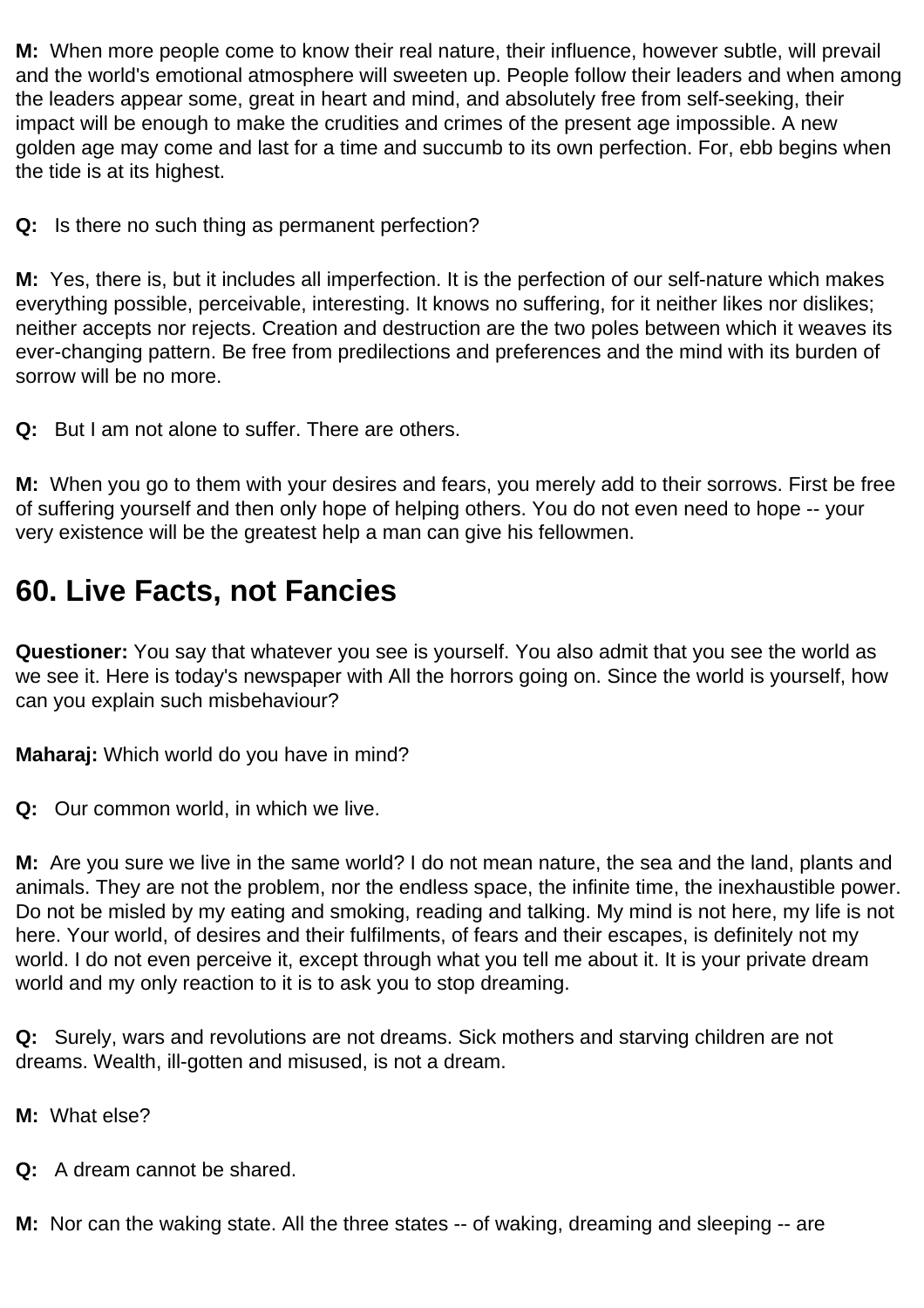**M:** When more people come to know their real nature, their influence, however subtle, will prevail and the world's emotional atmosphere will sweeten up. People follow their leaders and when among the leaders appear some, great in heart and mind, and absolutely free from self-seeking, their impact will be enough to make the crudities and crimes of the present age impossible. A new golden age may come and last for a time and succumb to its own perfection. For, ebb begins when the tide is at its highest.

**Q:** Is there no such thing as permanent perfection?

**M:** Yes, there is, but it includes all imperfection. It is the perfection of our self-nature which makes everything possible, perceivable, interesting. It knows no suffering, for it neither likes nor dislikes; neither accepts nor rejects. Creation and destruction are the two poles between which it weaves its ever-changing pattern. Be free from predilections and preferences and the mind with its burden of sorrow will be no more.

**Q:** But I am not alone to suffer. There are others.

**M:** When you go to them with your desires and fears, you merely add to their sorrows. First be free of suffering yourself and then only hope of helping others. You do not even need to hope -- your very existence will be the greatest help a man can give his fellowmen.

## 60. Live Facts, not Fancies

**Questioner:** You say that whatever you see is yourself. You also admit that you see the world as we see it. Here is today's newspaper with All the horrors going on. Since the world is yourself, how can you explain such misbehaviour?

**Maharaj:** Which world do you have in mind?

**Q:** Our common world, in which we live.

**M:** Are you sure we live in the same world? I do not mean nature, the sea and the land, plants and animals. They are not the problem, nor the endless space, the infinite time, the inexhaustible power. Do not be misled by my eating and smoking, reading and talking. My mind is not here, my life is not here. Your world, of desires and their fulfilments, of fears and their escapes, is definitely not my world. I do not even perceive it, except through what you tell me about it. It is your private dream world and my only reaction to it is to ask you to stop dreaming.

**Q:** Surely, wars and revolutions are not dreams. Sick mothers and starving children are not dreams. Wealth, ill-gotten and misused, is not a dream.

**M:** What else?

**Q:** A dream cannot be shared.

**M:** Nor can the waking state. All the three states -- of waking, dreaming and sleeping -- are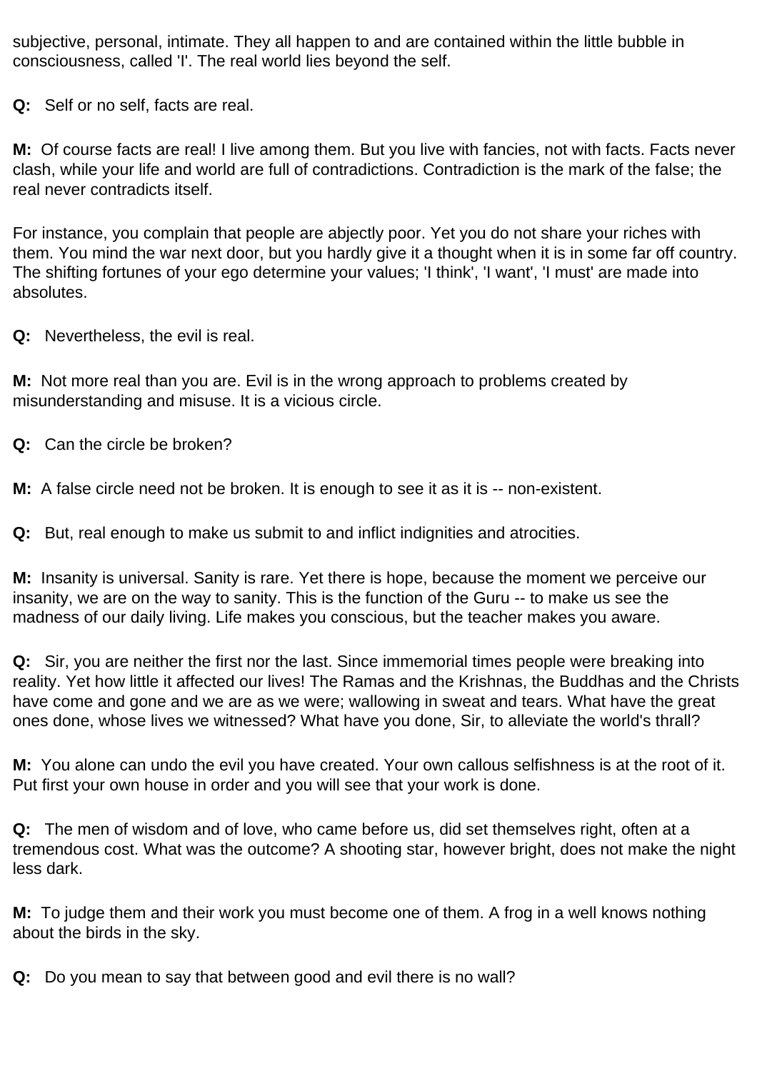subjective, personal, intimate. They all happen to and are contained within the little bubble in consciousness, called 'I'. The real world lies beyond the self.

**Q:** Self or no self, facts are real.

**M:** Of course facts are real! I live among them. But you live with fancies, not with facts. Facts never clash, while your life and world are full of contradictions. Contradiction is the mark of the false; the real never contradicts itself.

For instance, you complain that people are abjectly poor. Yet you do not share your riches with them. You mind the war next door, but you hardly give it a thought when it is in some far off country. The shifting fortunes of your ego determine your values; 'I think', 'I want', 'I must' are made into absolutes.

**Q:** Nevertheless, the evil is real.

**M:** Not more real than you are. Evil is in the wrong approach to problems created by misunderstanding and misuse. It is a vicious circle.

**Q:** Can the circle be broken?

**M:** A false circle need not be broken. It is enough to see it as it is -- non-existent.

**Q:** But, real enough to make us submit to and inflict indignities and atrocities.

**M:** Insanity is universal. Sanity is rare. Yet there is hope, because the moment we perceive our insanity, we are on the way to sanity. This is the function of the Guru -- to make us see the madness of our daily living. Life makes you conscious, but the teacher makes you aware.

**Q:** Sir, you are neither the first nor the last. Since immemorial times people were breaking into reality. Yet how little it affected our lives! The Ramas and the Krishnas, the Buddhas and the Christs have come and gone and we are as we were; wallowing in sweat and tears. What have the great ones done, whose lives we witnessed? What have you done, Sir, to alleviate the world's thrall?

**M:** You alone can undo the evil you have created. Your own callous selfishness is at the root of it. Put first your own house in order and you will see that your work is done.

**Q:** The men of wisdom and of love, who came before us, did set themselves right, often at a tremendous cost. What was the outcome? A shooting star, however bright, does not make the night less dark.

**M:** To judge them and their work you must become one of them. A frog in a well knows nothing about the birds in the sky.

**Q:** Do you mean to say that between good and evil there is no wall?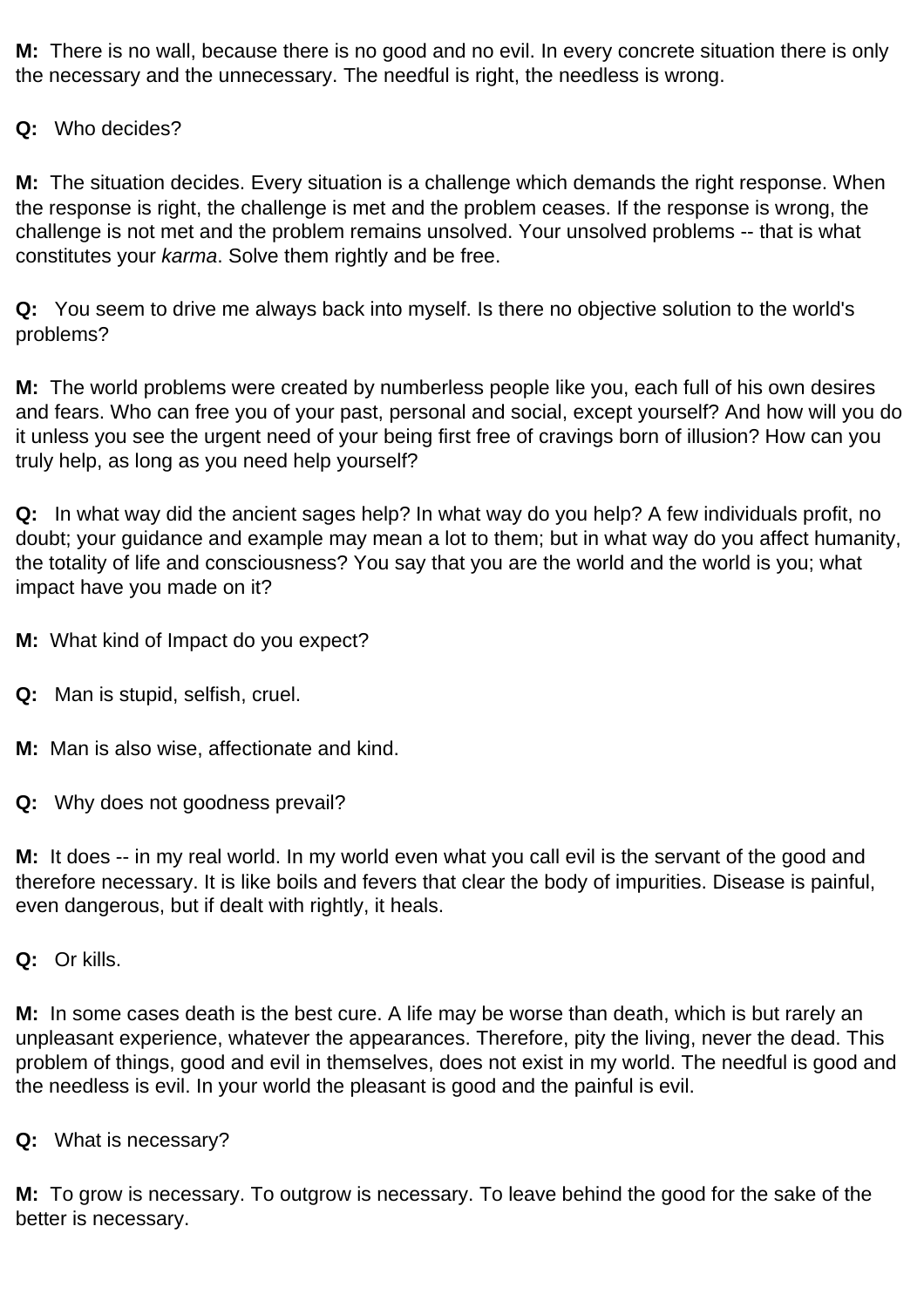**M:** There is no wall, because there is no good and no evil. In every concrete situation there is only the necessary and the unnecessary. The needful is right, the needless is wrong.

**Q:** Who decides?

**M:** The situation decides. Every situation is a challenge which demands the right response. When the response is right, the challenge is met and the problem ceases. If the response is wrong, the challenge is not met and the problem remains unsolved. Your unsolved problems -- that is what constitutes your *karma*. Solve them rightly and be free.

**Q:** You seem to drive me always back into myself. Is there no objective solution to the world's problems?

**M:** The world problems were created by numberless people like you, each full of his own desires and fears. Who can free you of your past, personal and social, except yourself? And how will you do it unless you see the urgent need of your being first free of cravings born of illusion? How can you truly help, as long as you need help yourself?

**Q:** In what way did the ancient sages help? In what way do you help? A few individuals profit, no doubt; your guidance and example may mean a lot to them; but in what way do you affect humanity, the totality of life and consciousness? You say that you are the world and the world is you; what impact have you made on it?

**M:** What kind of Impact do you expect?

**Q:** Man is stupid, selfish, cruel.

**M:** Man is also wise, affectionate and kind.

**Q:** Why does not goodness prevail?

**M:** It does -- in my real world. In my world even what you call evil is the servant of the good and therefore necessary. It is like boils and fevers that clear the body of impurities. Disease is painful, even dangerous, but if dealt with rightly, it heals.

**Q:** Or kills.

**M:** In some cases death is the best cure. A life may be worse than death, which is but rarely an unpleasant experience, whatever the appearances. Therefore, pity the living, never the dead. This problem of things, good and evil in themselves, does not exist in my world. The needful is good and the needless is evil. In your world the pleasant is good and the painful is evil.

**Q:** What is necessary?

**M:** To grow is necessary. To outgrow is necessary. To leave behind the good for the sake of the better is necessary.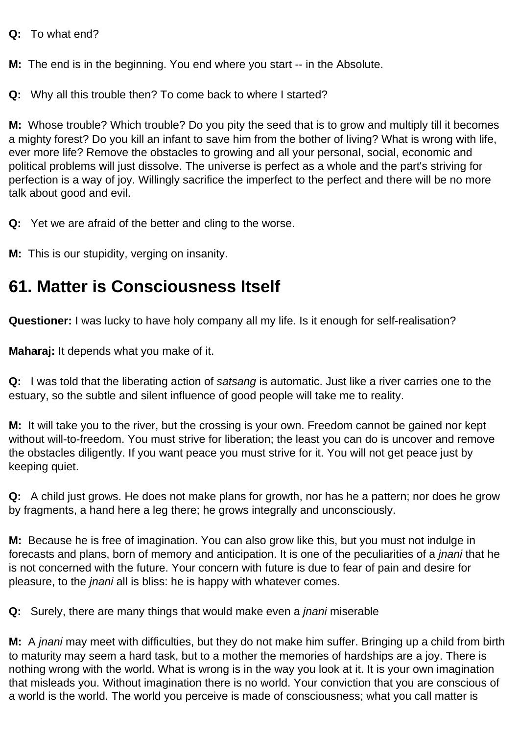**Q:** To what end?

**M:** The end is in the beginning. You end where you start -- in the Absolute.

**Q:** Why all this trouble then? To come back to where I started?

**M:** Whose trouble? Which trouble? Do you pity the seed that is to grow and multiply till it becomes a mighty forest? Do you kill an infant to save him from the bother of living? What is wrong with life, ever more life? Remove the obstacles to growing and all your personal, social, economic and political problems will just dissolve. The universe is perfect as a whole and the part's striving for perfection is a way of joy. Willingly sacrifice the imperfect to the perfect and there will be no more talk about good and evil.

**Q:** Yet we are afraid of the better and cling to the worse.

**M:** This is our stupidity, verging on insanity.

## 61. Matter is Consciousness Itself

**Questioner:** I was lucky to have holy company all my life. Is it enough for self-realisation?

**Maharaj:** It depends what you make of it.

**Q:** I was told that the liberating action of *satsang* is automatic. Just like a river carries one to the estuary, so the subtle and silent influence of good people will take me to reality.

**M:** It will take you to the river, but the crossing is your own. Freedom cannot be gained nor kept without will-to-freedom. You must strive for liberation; the least you can do is uncover and remove the obstacles diligently. If you want peace you must strive for it. You will not get peace just by keeping quiet.

**Q:** A child just grows. He does not make plans for growth, nor has he a pattern; nor does he grow by fragments, a hand here a leg there; he grows integrally and unconsciously.

**M:** Because he is free of imagination. You can also grow like this, but you must not indulge in forecasts and plans, born of memory and anticipation. It is one of the peculiarities of a *jnani* that he is not concerned with the future. Your concern with future is due to fear of pain and desire for pleasure, to the *jnani* all is bliss: he is happy with whatever comes.

**Q:** Surely, there are many things that would make even a *jnani* miserable

**M:** A *jnani* may meet with difficulties, but they do not make him suffer. Bringing up a child from birth to maturity may seem a hard task, but to a mother the memories of hardships are a joy. There is nothing wrong with the world. What is wrong is in the way you look at it. It is your own imagination that misleads you. Without imagination there is no world. Your conviction that you are conscious of a world is the world. The world you perceive is made of consciousness; what you call matter is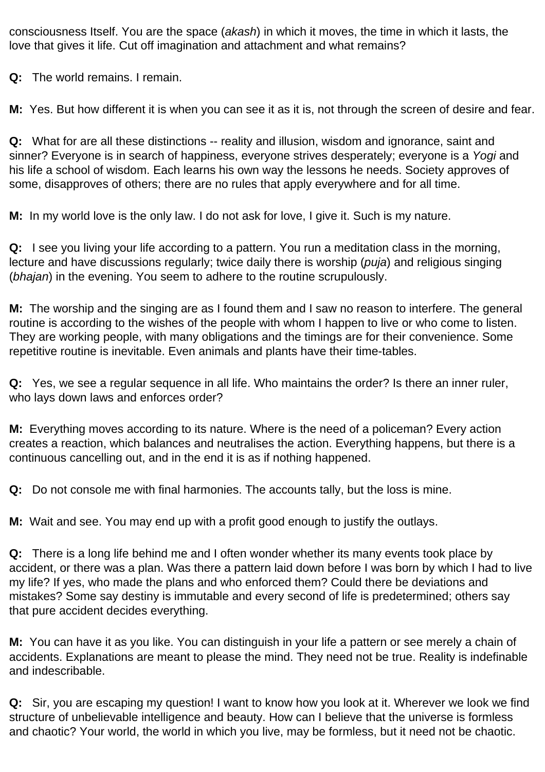consciousness Itself. You are the space (*akash*) in which it moves, the time in which it lasts, the love that gives it life. Cut off imagination and attachment and what remains?

**Q:** The world remains. I remain.

**M:** Yes. But how different it is when you can see it as it is, not through the screen of desire and fear.

**Q:** What for are all these distinctions -- reality and illusion, wisdom and ignorance, saint and sinner? Everyone is in search of happiness, everyone strives desperately; everyone is a *Yogi* and his life a school of wisdom. Each learns his own way the lessons he needs. Society approves of some, disapproves of others; there are no rules that apply everywhere and for all time.

**M:** In my world love is the only law. I do not ask for love, I give it. Such is my nature.

**Q:** I see you living your life according to a pattern. You run a meditation class in the morning, lecture and have discussions regularly; twice daily there is worship (*puja*) and religious singing (*bhajan*) in the evening. You seem to adhere to the routine scrupulously.

**M:** The worship and the singing are as I found them and I saw no reason to interfere. The general routine is according to the wishes of the people with whom I happen to live or who come to listen. They are working people, with many obligations and the timings are for their convenience. Some repetitive routine is inevitable. Even animals and plants have their time-tables.

**Q:** Yes, we see a regular sequence in all life. Who maintains the order? Is there an inner ruler, who lays down laws and enforces order?

**M:** Everything moves according to its nature. Where is the need of a policeman? Every action creates a reaction, which balances and neutralises the action. Everything happens, but there is a continuous cancelling out, and in the end it is as if nothing happened.

**Q:** Do not console me with final harmonies. The accounts tally, but the loss is mine.

**M:** Wait and see. You may end up with a profit good enough to justify the outlays.

**Q:** There is a long life behind me and I often wonder whether its many events took place by accident, or there was a plan. Was there a pattern laid down before I was born by which I had to live my life? If yes, who made the plans and who enforced them? Could there be deviations and mistakes? Some say destiny is immutable and every second of life is predetermined; others say that pure accident decides everything.

**M:** You can have it as you like. You can distinguish in your life a pattern or see merely a chain of accidents. Explanations are meant to please the mind. They need not be true. Reality is indefinable and indescribable.

**Q:** Sir, you are escaping my question! I want to know how you look at it. Wherever we look we find structure of unbelievable intelligence and beauty. How can I believe that the universe is formless and chaotic? Your world, the world in which you live, may be formless, but it need not be chaotic.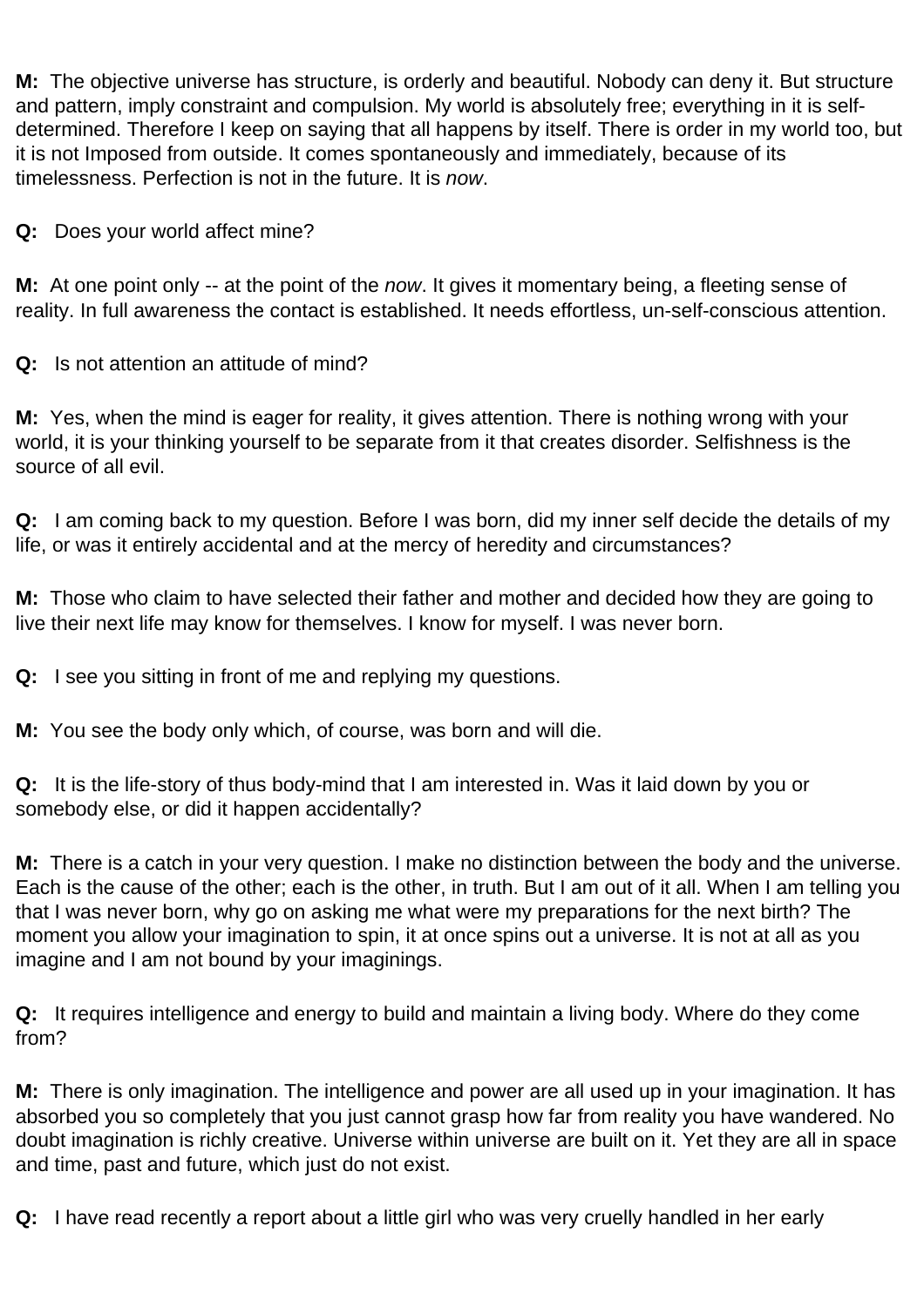**M:** The objective universe has structure, is orderly and beautiful. Nobody can deny it. But structure and pattern, imply constraint and compulsion. My world is absolutely free; everything in it is self-determined. Therefore I keep on saying that all happens by itself. There is order in my world too, but it is not Imposed from outside. It comes spontaneously and immediately, because of its timelessness. Perfection is not in the future. It is *now*.

**Q:** Does your world affect mine?

**M:** At one point only -- at the point of the *now*. It gives it momentary being, a fleeting sense of reality. In full awareness the contact is established. It needs effortless, un-self-conscious attention.

**Q:** Is not attention an attitude of mind?

**M:** Yes, when the mind is eager for reality, it gives attention. There is nothing wrong with your world, it is your thinking yourself to be separate from it that creates disorder. Selfishness is the source of all evil.

**Q:** I am coming back to my question. Before I was born, did my inner self decide the details of my life, or was it entirely accidental and at the mercy of heredity and circumstances?

**M:** Those who claim to have selected their father and mother and decided how they are going to live their next life may know for themselves. I know for myself. I was never born.

**Q:** I see you sitting in front of me and replying my questions.

**M:** You see the body only which, of course, was born and will die.

**Q:** It is the life-story of thus body-mind that I am interested in. Was it laid down by you or somebody else, or did it happen accidentally?

**M:** There is a catch in your very question. I make no distinction between the body and the universe. Each is the cause of the other; each is the other, in truth. But I am out of it all. When I am telling you that I was never born, why go on asking me what were my preparations for the next birth? The moment you allow your imagination to spin, it at once spins out a universe. It is not at all as you imagine and I am not bound by your imaginings.

**Q:** It requires intelligence and energy to build and maintain a living body. Where do they come from?

**M:** There is only imagination. The intelligence and power are all used up in your imagination. It has absorbed you so completely that you just cannot grasp how far from reality you have wandered. No doubt imagination is richly creative. Universe within universe are built on it. Yet they are all in space and time, past and future, which just do not exist.

**Q:** I have read recently a report about a little girl who was very cruelly handled in her early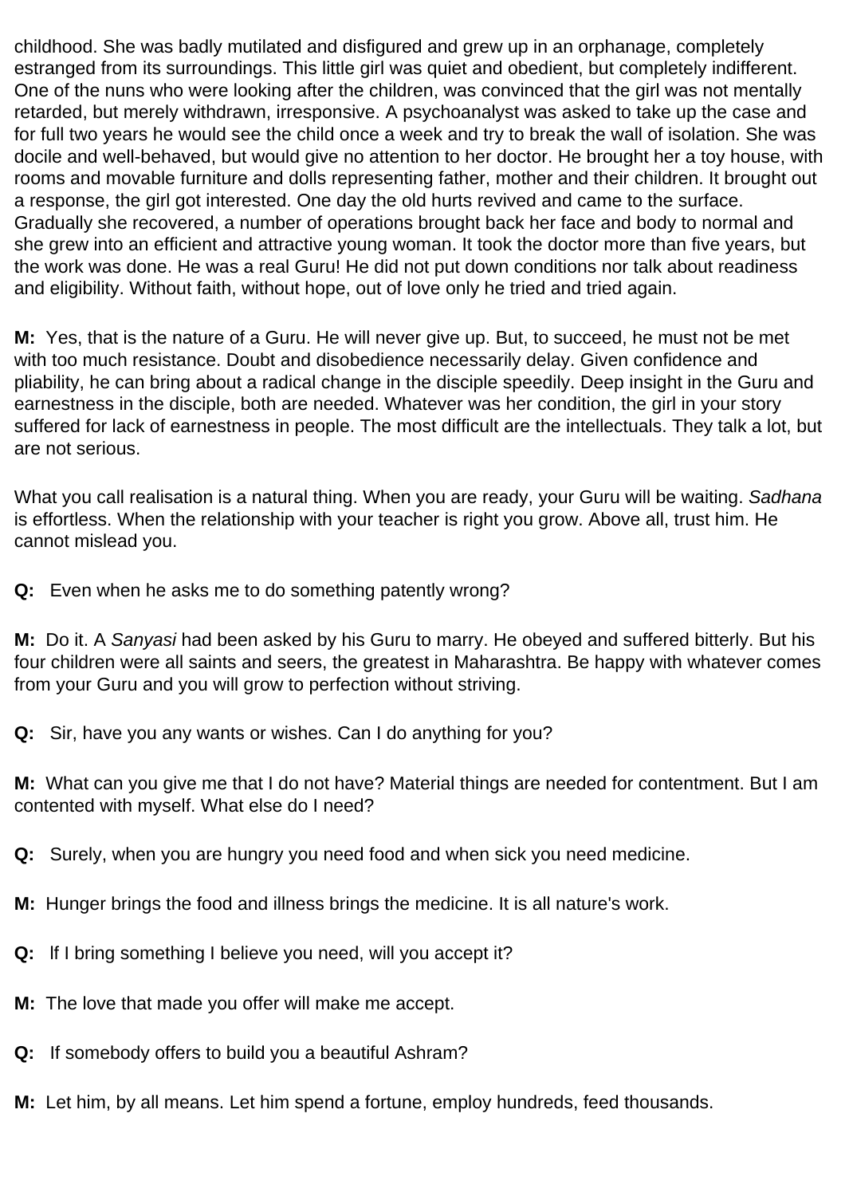childhood. She was badly mutilated and disfigured and grew up in an orphanage, completely estranged from its surroundings. This little girl was quiet and obedient, but completely indifferent. One of the nuns who were looking after the children, was convinced that the girl was not mentally retarded, but merely withdrawn, irresponsive. A psychoanalyst was asked to take up the case and for full two years he would see the child once a week and try to break the wall of isolation. She was docile and well-behaved, but would give no attention to her doctor. He brought her a toy house, with rooms and movable furniture and dolls representing father, mother and their children. It brought out a response, the girl got interested. One day the old hurts revived and came to the surface. Gradually she recovered, a number of operations brought back her face and body to normal and she grew into an efficient and attractive young woman. It took the doctor more than five years, but the work was done. He was a real Guru! He did not put down conditions nor talk about readiness and eligibility. Without faith, without hope, out of love only he tried and tried again.

**M:** Yes, that is the nature of a Guru. He will never give up. But, to succeed, he must not be met with too much resistance. Doubt and disobedience necessarily delay. Given confidence and pliability, he can bring about a radical change in the disciple speedily. Deep insight in the Guru and earnestness in the disciple, both are needed. Whatever was her condition, the girl in your story suffered for lack of earnestness in people. The most difficult are the intellectuals. They talk a lot, but are not serious.

What you call realisation is a natural thing. When you are ready, your Guru will be waiting. *Sadhana* is effortless. When the relationship with your teacher is right you grow. Above all, trust him. He cannot mislead you.

**Q:** Even when he asks me to do something patently wrong?

**M:** Do it. A *Sanyasi* had been asked by his Guru to marry. He obeyed and suffered bitterly. But his four children were all saints and seers, the greatest in Maharashtra. Be happy with whatever comes from your Guru and you will grow to perfection without striving.

**Q:** Sir, have you any wants or wishes. Can I do anything for you?

**M:** What can you give me that I do not have? Material things are needed for contentment. But I am contented with myself. What else do I need?

**Q:** Surely, when you are hungry you need food and when sick you need medicine.

**M:** Hunger brings the food and illness brings the medicine. It is all nature's work.

**Q:** If I bring something I believe you need, will you accept it?

**M:** The love that made you offer will make me accept.

**Q:** If somebody offers to build you a beautiful Ashram?

**M:** Let him, by all means. Let him spend a fortune, employ hundreds, feed thousands.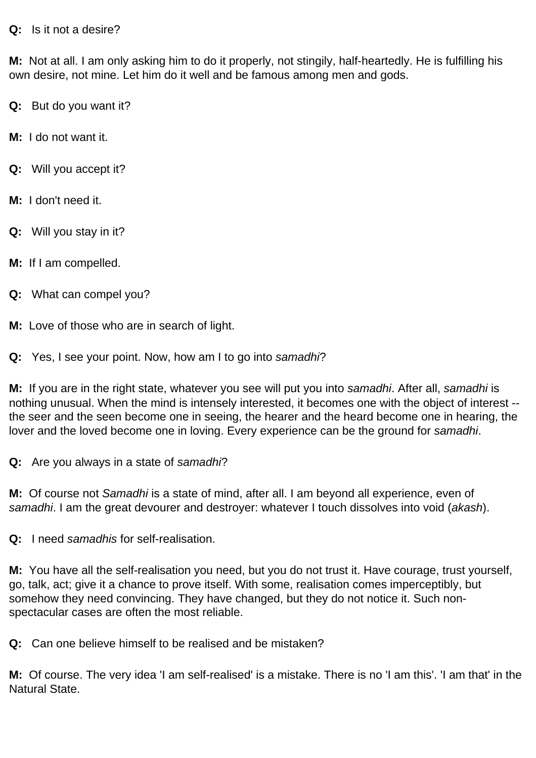**Q:** Is it not a desire?

**M:** Not at all. I am only asking him to do it properly, not stingily, half-heartedly. He is fulfilling his own desire, not mine. Let him do it well and be famous among men and gods.

**Q:** But do you want it?

**M:** I do not want it.

**Q:** Will you accept it?

**M:** I don't need it.

**Q:** Will you stay in it?

**M:** If I am compelled.

**Q:** What can compel you?

**M:** Love of those who are in search of light.

**Q:** Yes, I see your point. Now, how am I to go into *samadhi*?

**M:** If you are in the right state, whatever you see will put you into *samadhi*. After all, *samadhi* is nothing unusual. When the mind is intensely interested, it becomes one with the object of interest -- the seer and the seen become one in seeing, the hearer and the heard become one in hearing, the lover and the loved become one in loving. Every experience can be the ground for *samadhi*.

**Q:** Are you always in a state of *samadhi*?

**M:** Of course not *Samadhi* is a state of mind, after all. I am beyond all experience, even of *samadhi*. I am the great devourer and destroyer: whatever I touch dissolves into void (*akash*).

**Q:** I need *samadhis* for self-realisation.

**M:** You have all the self-realisation you need, but you do not trust it. Have courage, trust yourself, go, talk, act; give it a chance to prove itself. With some, realisation comes imperceptibly, but somehow they need convincing. They have changed, but they do not notice it. Such non-spectacular cases are often the most reliable.

**Q:** Can one believe himself to be realised and be mistaken?

**M:** Of course. The very idea 'I am self-realised' is a mistake. There is no 'I am this'. 'I am that' in the Natural State.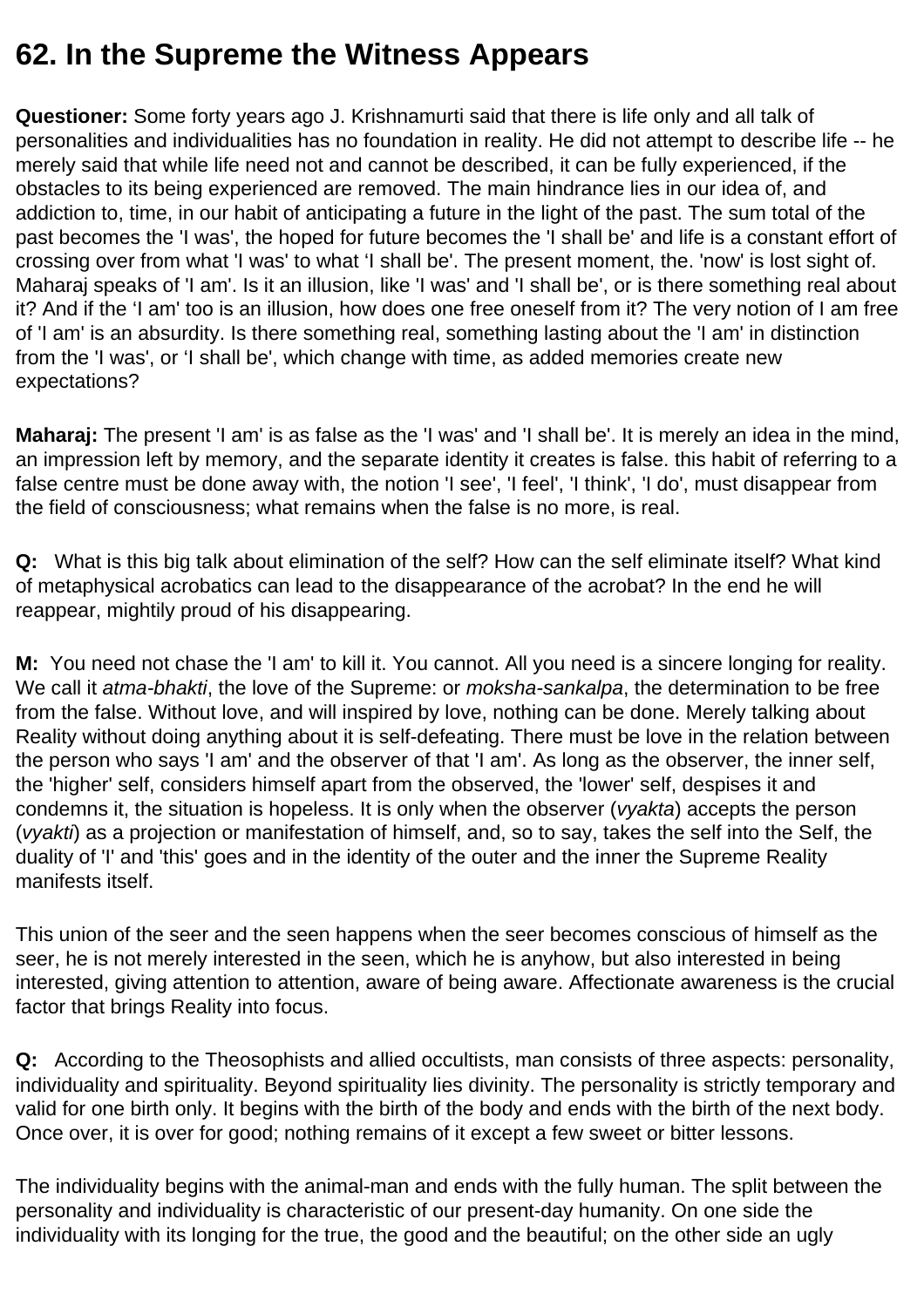# 62. In the Supreme the Witness Appears

**Questioner:** Some forty years ago J. Krishnamurti said that there is life only and all talk of personalities and individualities has no foundation in reality. He did not attempt to describe life -- he merely said that while life need not and cannot be described, it can be fully experienced, if the obstacles to its being experienced are removed. The main hindrance lies in our idea of, and addiction to, time, in our habit of anticipating a future in the light of the past. The sum total of the past becomes the 'I was', the hoped for future becomes the 'I shall be' and life is a constant effort of crossing over from what 'I was' to what 'I shall be'. The present moment, the. 'now' is lost sight of. Maharaj speaks of 'I am'. Is it an illusion, like 'I was' and 'I shall be', or is there something real about it? And if the 'I am' too is an illusion, how does one free oneself from it? The very notion of I am free of 'I am' is an absurdity. Is there something real, something lasting about the 'I am' in distinction from the 'I was', or 'I shall be', which change with time, as added memories create new expectations?

**Maharaj:** The present 'I am' is as false as the 'I was' and 'I shall be'. It is merely an idea in the mind, an impression left by memory, and the separate identity it creates is false. this habit of referring to a false centre must be done away with, the notion 'I see', 'I feel', 'I think', 'I do', must disappear from the field of consciousness; what remains when the false is no more, is real.

**Q:** What is this big talk about elimination of the self? How can the self eliminate itself? What kind of metaphysical acrobatics can lead to the disappearance of the acrobat? In the end he will reappear, mightily proud of his disappearing.

**M:** You need not chase the 'I am' to kill it. You cannot. All you need is a sincere longing for reality. We call it *atma-bhakti*, the love of the Supreme: or *moksha-sankalpa*, the determination to be free from the false. Without love, and will inspired by love, nothing can be done. Merely talking about Reality without doing anything about it is self-defeating. There must be love in the relation between the person who says 'I am' and the observer of that 'I am'. As long as the observer, the inner self, the 'higher' self, considers himself apart from the observed, the 'lower' self, despises it and condemns it, the situation is hopeless. It is only when the observer (*vyakta*) accepts the person (*vyakti*) as a projection or manifestation of himself, and, so to say, takes the self into the Self, the duality of 'I' and 'this' goes and in the identity of the outer and the inner the Supreme Reality manifests itself.

This union of the seer and the seen happens when the seer becomes conscious of himself as the seer, he is not merely interested in the seen, which he is anyhow, but also interested in being interested, giving attention to attention, aware of being aware. Affectionate awareness is the crucial factor that brings Reality into focus.

**Q:** According to the Theosophists and allied occultists, man consists of three aspects: personality, individuality and spirituality. Beyond spirituality lies divinity. The personality is strictly temporary and valid for one birth only. It begins with the birth of the body and ends with the birth of the next body. Once over, it is over for good; nothing remains of it except a few sweet or bitter lessons.

The individuality begins with the animal-man and ends with the fully human. The split between the personality and individuality is characteristic of our present-day humanity. On one side the individuality with its longing for the true, the good and the beautiful; on the other side an ugly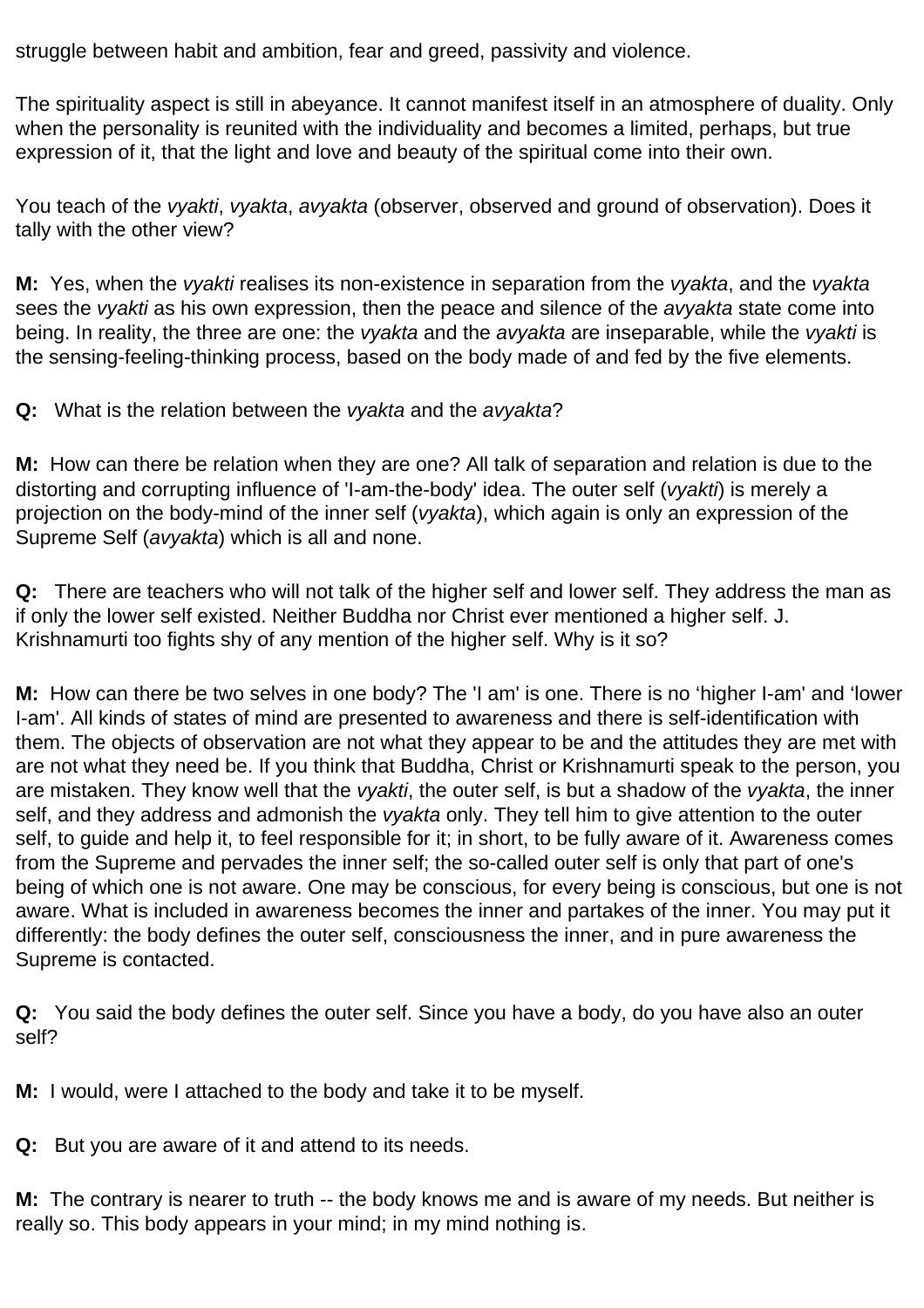struggle between habit and ambition, fear and greed, passivity and violence.

The spirituality aspect is still in abeyance. It cannot manifest itself in an atmosphere of duality. Only when the personality is reunited with the individuality and becomes a limited, perhaps, but true expression of it, that the light and love and beauty of the spiritual come into their own.

You teach of the *vyakti*, *vyakta*, *avyakta* (observer, observed and ground of observation). Does it tally with the other view?

**M:** Yes, when the *vyakti* realises its non-existence in separation from the *vyakta*, and the *vyakta* sees the *vyakti* as his own expression, then the peace and silence of the *avyakta* state come into being. In reality, the three are one: the *vyakta* and the *avyakta* are inseparable, while the *vyakti* is the sensing-feeling-thinking process, based on the body made of and fed by the five elements.

**Q:** What is the relation between the *vyakta* and the *avyakta*?

**M:** How can there be relation when they are one? All talk of separation and relation is due to the distorting and corrupting influence of 'I-am-the-body' idea. The outer self (*vyakti*) is merely a projection on the body-mind of the inner self (*vyakta*), which again is only an expression of the Supreme Self (*avyakta*) which is all and none.

**Q:** There are teachers who will not talk of the higher self and lower self. They address the man as if only the lower self existed. Neither Buddha nor Christ ever mentioned a higher self. J. Krishnamurti too fights shy of any mention of the higher self. Why is it so?

**M:** How can there be two selves in one body? The 'I am' is one. There is no 'higher I-am' and 'lower I-am'. All kinds of states of mind are presented to awareness and there is self-identification with them. The objects of observation are not what they appear to be and the attitudes they are met with are not what they need be. If you think that Buddha, Christ or Krishnamurti speak to the person, you are mistaken. They know well that the *vyakti*, the outer self, is but a shadow of the *vyakta*, the inner self, and they address and admonish the *vyakta* only. They tell him to give attention to the outer self, to guide and help it, to feel responsible for it; in short, to be fully aware of it. Awareness comes from the Supreme and pervades the inner self; the so-called outer self is only that part of one's being of which one is not aware. One may be conscious, for every being is conscious, but one is not aware. What is included in awareness becomes the inner and partakes of the inner. You may put it differently: the body defines the outer self, consciousness the inner, and in pure awareness the Supreme is contacted.

**Q:** You said the body defines the outer self. Since you have a body, do you have also an outer self?

**M:** I would, were I attached to the body and take it to be myself.

**Q:** But you are aware of it and attend to its needs.

**M:** The contrary is nearer to truth -- the body knows me and is aware of my needs. But neither is really so. This body appears in your mind; in my mind nothing is.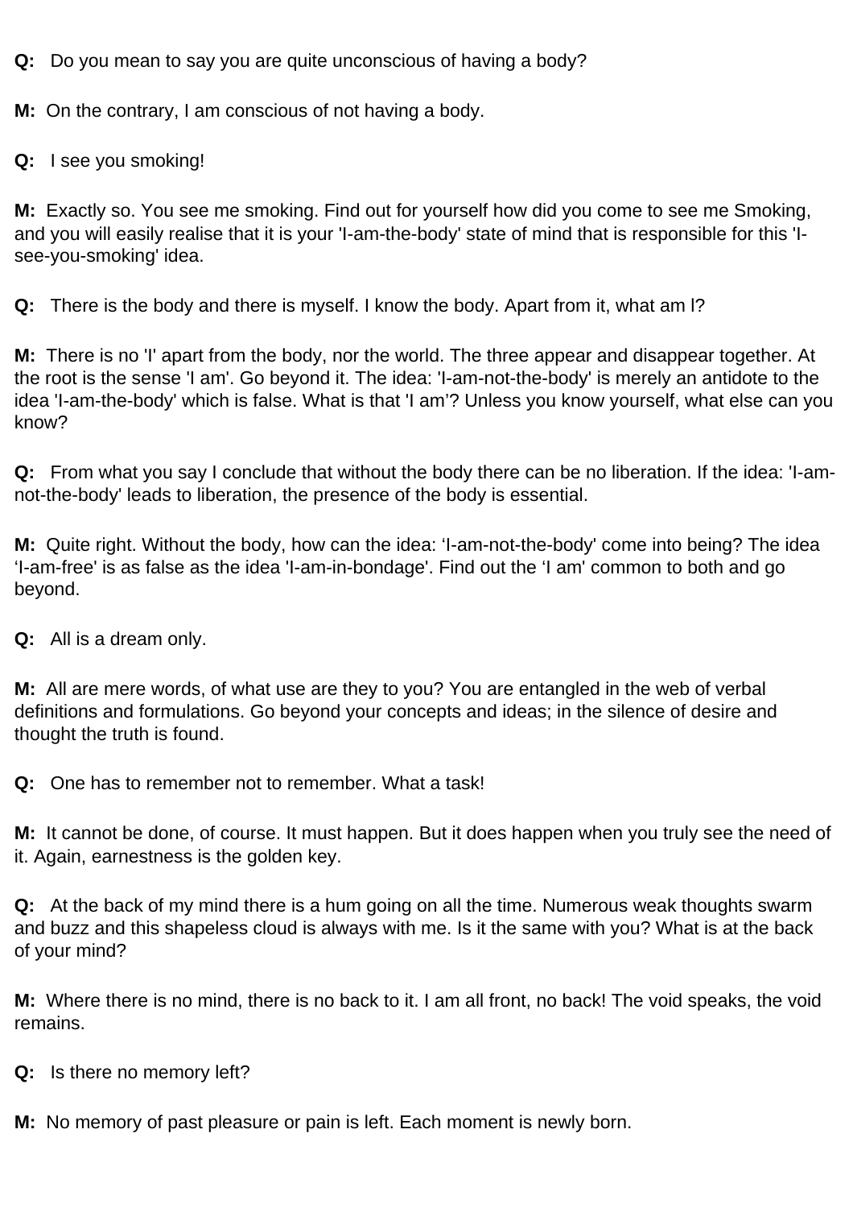**Q:** Do you mean to say you are quite unconscious of having a body?

**M:** On the contrary, I am conscious of not having a body.

**Q:** I see you smoking!

**M:** Exactly so. You see me smoking. Find out for yourself how did you come to see me Smoking, and you will easily realise that it is your 'I-am-the-body' state of mind that is responsible for this 'I-see-you-smoking' idea.

**Q:** There is the body and there is myself. I know the body. Apart from it, what am l?

**M:** There is no 'I' apart from the body, nor the world. The three appear and disappear together. At the root is the sense 'I am'. Go beyond it. The idea: 'I-am-not-the-body' is merely an antidote to the idea 'I-am-the-body' which is false. What is that 'I am'? Unless you know yourself, what else can you know?

**Q:** From what you say I conclude that without the body there can be no liberation. If the idea: 'I-am-not-the-body' leads to liberation, the presence of the body is essential.

**M:** Quite right. Without the body, how can the idea: 'I-am-not-the-body' come into being? The idea 'I-am-free' is as false as the idea 'I-am-in-bondage'. Find out the 'I am' common to both and go beyond.

**Q:** All is a dream only.

**M:** All are mere words, of what use are they to you? You are entangled in the web of verbal definitions and formulations. Go beyond your concepts and ideas; in the silence of desire and thought the truth is found.

**Q:** One has to remember not to remember. What a task!

**M:** It cannot be done, of course. It must happen. But it does happen when you truly see the need of it. Again, earnestness is the golden key.

**Q:** At the back of my mind there is a hum going on all the time. Numerous weak thoughts swarm and buzz and this shapeless cloud is always with me. Is it the same with you? What is at the back of your mind?

**M:** Where there is no mind, there is no back to it. I am all front, no back! The void speaks, the void remains.

**Q:** Is there no memory left?

**M:** No memory of past pleasure or pain is left. Each moment is newly born.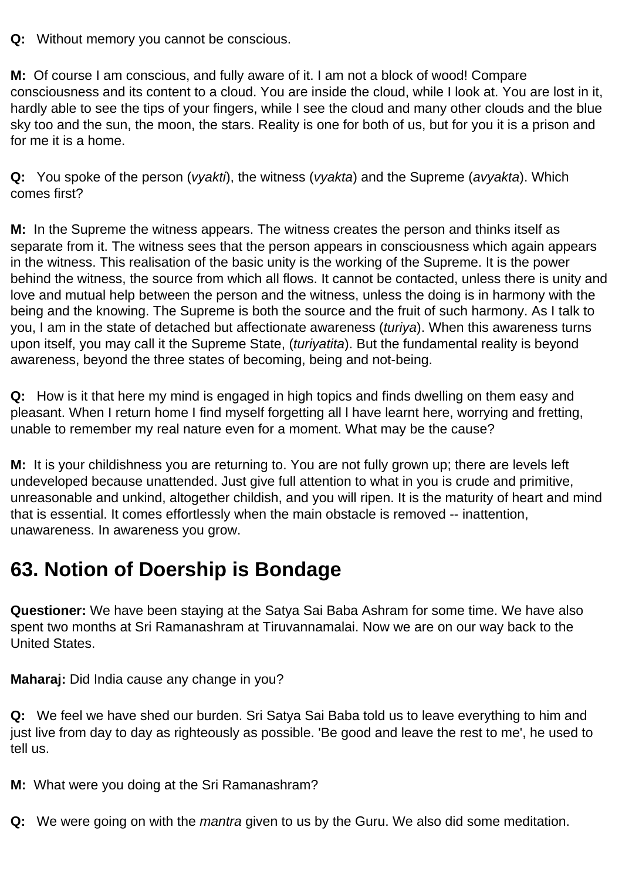**Q:** Without memory you cannot be conscious.

**M:** Of course I am conscious, and fully aware of it. I am not a block of wood! Compare consciousness and its content to a cloud. You are inside the cloud, while I look at. You are lost in it, hardly able to see the tips of your fingers, while I see the cloud and many other clouds and the blue sky too and the sun, the moon, the stars. Reality is one for both of us, but for you it is a prison and for me it is a home.

**Q:** You spoke of the person (*vyakti*), the witness (*vyakta*) and the Supreme (*avyakta*). Which comes first?

**M:** In the Supreme the witness appears. The witness creates the person and thinks itself as separate from it. The witness sees that the person appears in consciousness which again appears in the witness. This realisation of the basic unity is the working of the Supreme. It is the power behind the witness, the source from which all flows. It cannot be contacted, unless there is unity and love and mutual help between the person and the witness, unless the doing is in harmony with the being and the knowing. The Supreme is both the source and the fruit of such harmony. As I talk to you, I am in the state of detached but affectionate awareness (*turiya*). When this awareness turns upon itself, you may call it the Supreme State, (*turiyatita*). But the fundamental reality is beyond awareness, beyond the three states of becoming, being and not-being.

**Q:** How is it that here my mind is engaged in high topics and finds dwelling on them easy and pleasant. When I return home I find myself forgetting all I have learnt here, worrying and fretting, unable to remember my real nature even for a moment. What may be the cause?

**M:** It is your childishness you are returning to. You are not fully grown up; there are levels left undeveloped because unattended. Just give full attention to what in you is crude and primitive, unreasonable and unkind, altogether childish, and you will ripen. It is the maturity of heart and mind that is essential. It comes effortlessly when the main obstacle is removed -- inattention, unawareness. In awareness you grow.

## 63. Notion of Doership is Bondage

**Questioner:** We have been staying at the Satya Sai Baba Ashram for some time. We have also spent two months at Sri Ramanashram at Tiruvannamalai. Now we are on our way back to the United States.

**Maharaj:** Did India cause any change in you?

**Q:** We feel we have shed our burden. Sri Satya Sai Baba told us to leave everything to him and just live from day to day as righteously as possible. 'Be good and leave the rest to me', he used to tell us.

**M:** What were you doing at the Sri Ramanashram?

**Q:** We were going on with the *mantra* given to us by the Guru. We also did some meditation.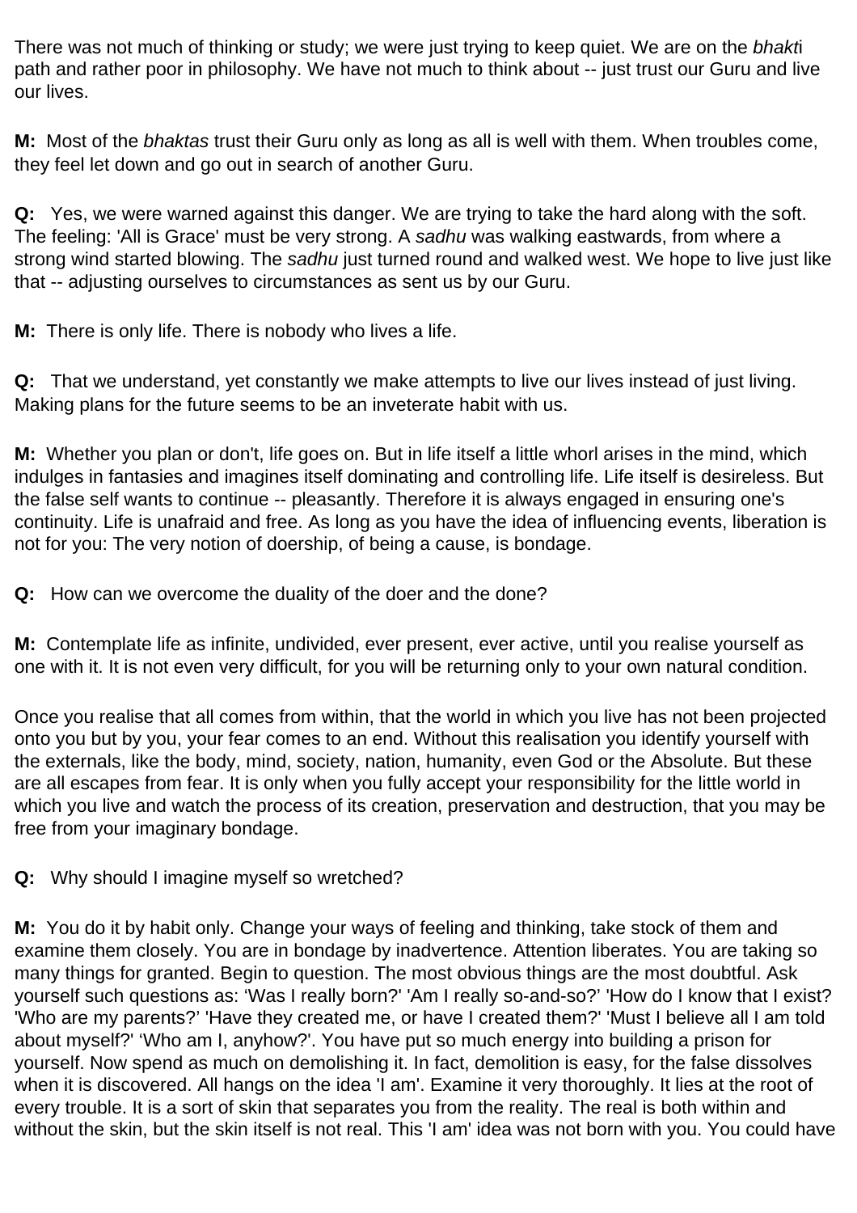There was not much of thinking or study; we were just trying to keep quiet. We are on the *bhakt*i path and rather poor in philosophy. We have not much to think about -- just trust our Guru and live our lives.

**M:** Most of the *bhaktas* trust their Guru only as long as all is well with them. When troubles come, they feel let down and go out in search of another Guru.

**Q:** Yes, we were warned against this danger. We are trying to take the hard along with the soft. The feeling: 'All is Grace' must be very strong. A *sadhu* was walking eastwards, from where a strong wind started blowing. The *sadhu* just turned round and walked west. We hope to live just like that -- adjusting ourselves to circumstances as sent us by our Guru.

**M:** There is only life. There is nobody who lives a life.

**Q:** That we understand, yet constantly we make attempts to live our lives instead of just living. Making plans for the future seems to be an inveterate habit with us.

**M:** Whether you plan or don't, life goes on. But in life itself a little whorl arises in the mind, which indulges in fantasies and imagines itself dominating and controlling life. Life itself is desireless. But the false self wants to continue -- pleasantly. Therefore it is always engaged in ensuring one's continuity. Life is unafraid and free. As long as you have the idea of influencing events, liberation is not for you: The very notion of doership, of being a cause, is bondage.

**Q:** How can we overcome the duality of the doer and the done?

**M:** Contemplate life as infinite, undivided, ever present, ever active, until you realise yourself as one with it. It is not even very difficult, for you will be returning only to your own natural condition.

Once you realise that all comes from within, that the world in which you live has not been projected onto you but by you, your fear comes to an end. Without this realisation you identify yourself with the externals, like the body, mind, society, nation, humanity, even God or the Absolute. But these are all escapes from fear. It is only when you fully accept your responsibility for the little world in which you live and watch the process of its creation, preservation and destruction, that you may be free from your imaginary bondage.

**Q:** Why should I imagine myself so wretched?

**M:** You do it by habit only. Change your ways of feeling and thinking, take stock of them and examine them closely. You are in bondage by inadvertence. Attention liberates. You are taking so many things for granted. Begin to question. The most obvious things are the most doubtful. Ask yourself such questions as: 'Was I really born?' 'Am I really so-and-so?' 'How do I know that I exist? 'Who are my parents?' 'Have they created me, or have I created them?' 'Must I believe all I am told about myself?' 'Who am I, anyhow?'. You have put so much energy into building a prison for yourself. Now spend as much on demolishing it. In fact, demolition is easy, for the false dissolves when it is discovered. All hangs on the idea 'I am'. Examine it very thoroughly. It lies at the root of every trouble. It is a sort of skin that separates you from the reality. The real is both within and without the skin, but the skin itself is not real. This 'I am' idea was not born with you. You could have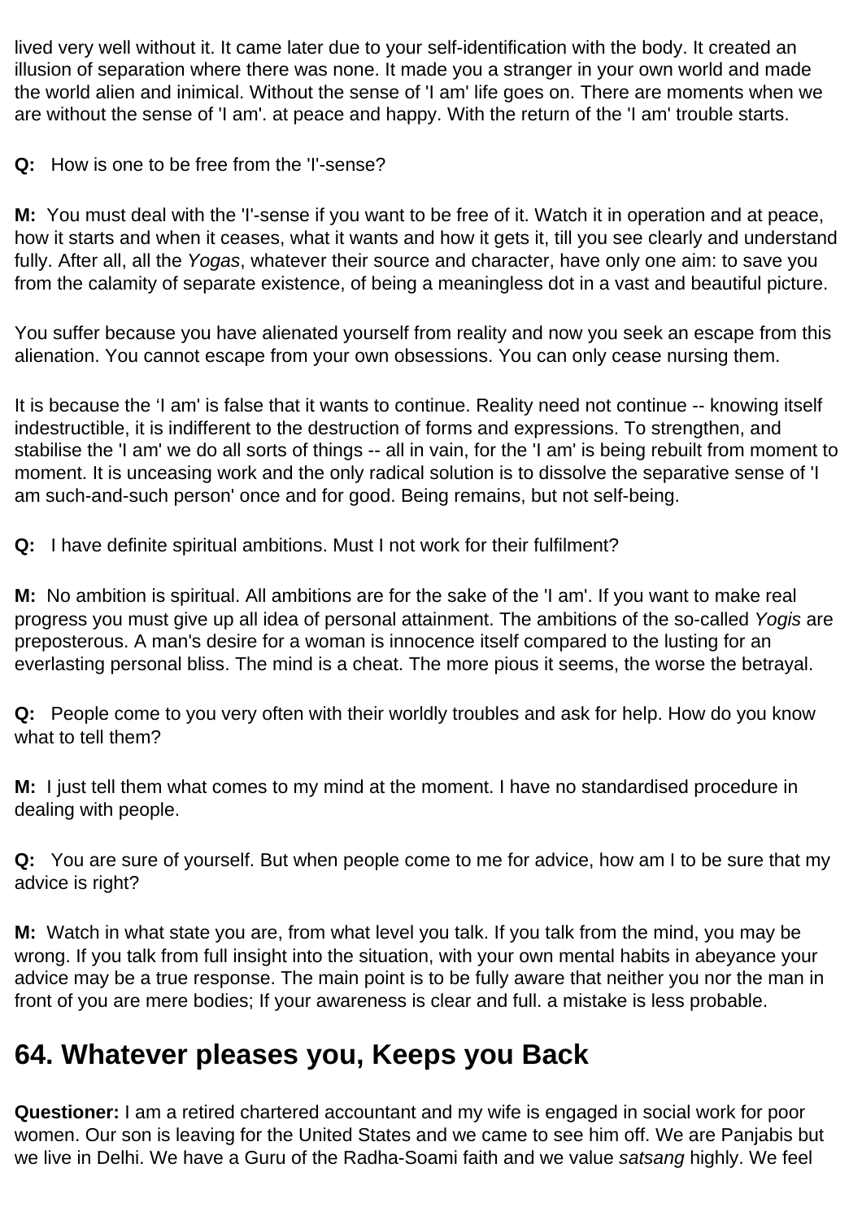lived very well without it. It came later due to your self-identification with the body. It created an illusion of separation where there was none. It made you a stranger in your own world and made the world alien and inimical. Without the sense of 'I am' life goes on. There are moments when we are without the sense of 'I am'. at peace and happy. With the return of the 'I am' trouble starts.

**Q:** How is one to be free from the 'I'-sense?

**M:** You must deal with the 'I'-sense if you want to be free of it. Watch it in operation and at peace, how it starts and when it ceases, what it wants and how it gets it, till you see clearly and understand fully. After all, all the *Yogas*, whatever their source and character, have only one aim: to save you from the calamity of separate existence, of being a meaningless dot in a vast and beautiful picture.

You suffer because you have alienated yourself from reality and now you seek an escape from this alienation. You cannot escape from your own obsessions. You can only cease nursing them.

It is because the 'I am' is false that it wants to continue. Reality need not continue -- knowing itself indestructible, it is indifferent to the destruction of forms and expressions. To strengthen, and stabilise the 'I am' we do all sorts of things -- all in vain, for the 'I am' is being rebuilt from moment to moment. It is unceasing work and the only radical solution is to dissolve the separative sense of 'I am such-and-such person' once and for good. Being remains, but not self-being.

**Q:** I have definite spiritual ambitions. Must I not work for their fulfilment?

**M:** No ambition is spiritual. All ambitions are for the sake of the 'I am'. If you want to make real progress you must give up all idea of personal attainment. The ambitions of the so-called *Yogis* are preposterous. A man's desire for a woman is innocence itself compared to the lusting for an everlasting personal bliss. The mind is a cheat. The more pious it seems, the worse the betrayal.

**Q:** People come to you very often with their worldly troubles and ask for help. How do you know what to tell them?

**M:** I just tell them what comes to my mind at the moment. I have no standardised procedure in dealing with people.

**Q:** You are sure of yourself. But when people come to me for advice, how am I to be sure that my advice is right?

**M:** Watch in what state you are, from what level you talk. If you talk from the mind, you may be wrong. If you talk from full insight into the situation, with your own mental habits in abeyance your advice may be a true response. The main point is to be fully aware that neither you nor the man in front of you are mere bodies; If your awareness is clear and full. a mistake is less probable.

## 64. Whatever pleases you, Keeps you Back

**Questioner:** I am a retired chartered accountant and my wife is engaged in social work for poor women. Our son is leaving for the United States and we came to see him off. We are Panjabis but we live in Delhi. We have a Guru of the Radha-Soami faith and we value *satsang* highly. We feel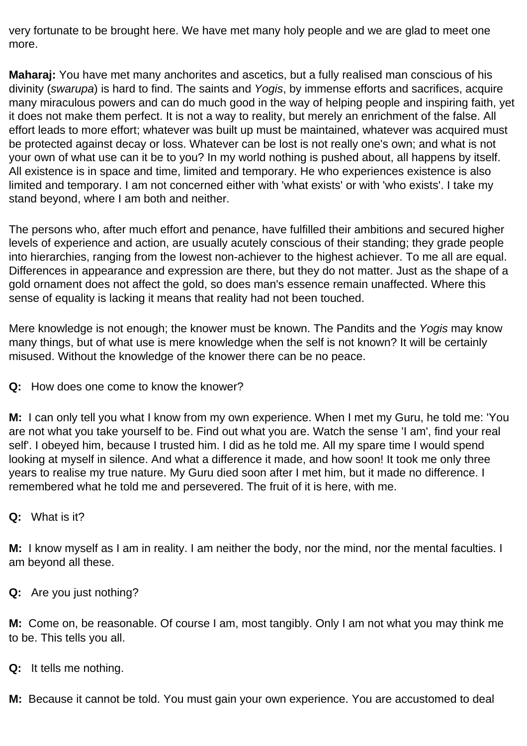very fortunate to be brought here. We have met many holy people and we are glad to meet one more.

**Maharaj:** You have met many anchorites and ascetics, but a fully realised man conscious of his divinity (*swarupa*) is hard to find. The saints and *Yogis*, by immense efforts and sacrifices, acquire many miraculous powers and can do much good in the way of helping people and inspiring faith, yet it does not make them perfect. It is not a way to reality, but merely an enrichment of the false. All effort leads to more effort; whatever was built up must be maintained, whatever was acquired must be protected against decay or loss. Whatever can be lost is not really one's own; and what is not your own of what use can it be to you? In my world nothing is pushed about, all happens by itself. All existence is in space and time, limited and temporary. He who experiences existence is also limited and temporary. I am not concerned either with 'what exists' or with 'who exists'. I take my stand beyond, where I am both and neither.

The persons who, after much effort and penance, have fulfilled their ambitions and secured higher levels of experience and action, are usually acutely conscious of their standing; they grade people into hierarchies, ranging from the lowest non-achiever to the highest achiever. To me all are equal. Differences in appearance and expression are there, but they do not matter. Just as the shape of a gold ornament does not affect the gold, so does man's essence remain unaffected. Where this sense of equality is lacking it means that reality had not been touched.

Mere knowledge is not enough; the knower must be known. The Pandits and the *Yogis* may know many things, but of what use is mere knowledge when the self is not known? It will be certainly misused. Without the knowledge of the knower there can be no peace.

**Q:** How does one come to know the knower?

**M:** I can only tell you what I know from my own experience. When I met my Guru, he told me: 'You are not what you take yourself to be. Find out what you are. Watch the sense 'I am', find your real self'. I obeyed him, because I trusted him. I did as he told me. All my spare time I would spend looking at myself in silence. And what a difference it made, and how soon! It took me only three years to realise my true nature. My Guru died soon after I met him, but it made no difference. I remembered what he told me and persevered. The fruit of it is here, with me.

**Q:** What is it?

**M:** I know myself as I am in reality. I am neither the body, nor the mind, nor the mental faculties. I am beyond all these.

**Q:** Are you just nothing?

**M:** Come on, be reasonable. Of course I am, most tangibly. Only I am not what you may think me to be. This tells you all.

**Q:** It tells me nothing.

**M:** Because it cannot be told. You must gain your own experience. You are accustomed to deal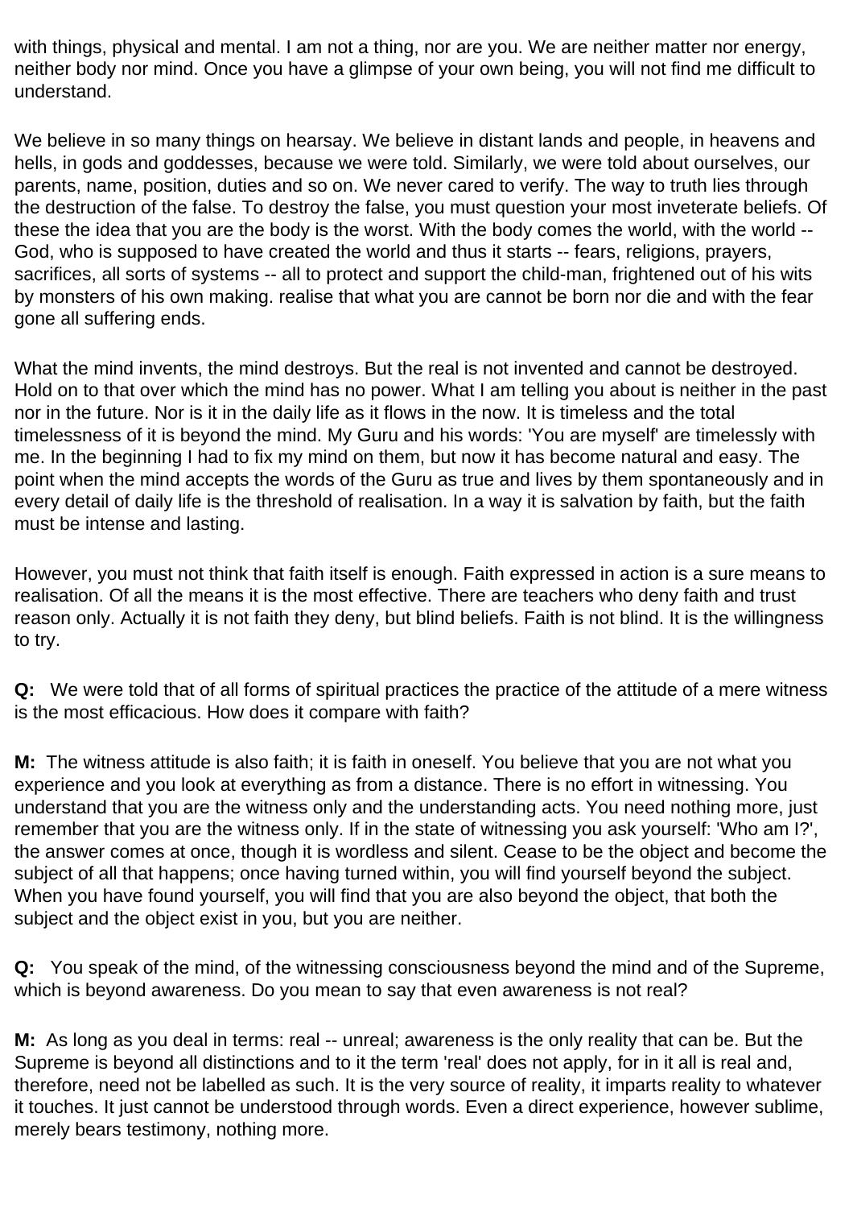with things, physical and mental. I am not a thing, nor are you. We are neither matter nor energy, neither body nor mind. Once you have a glimpse of your own being, you will not find me difficult to understand.

We believe in so many things on hearsay. We believe in distant lands and people, in heavens and hells, in gods and goddesses, because we were told. Similarly, we were told about ourselves, our parents, name, position, duties and so on. We never cared to verify. The way to truth lies through the destruction of the false. To destroy the false, you must question your most inveterate beliefs. Of these the idea that you are the body is the worst. With the body comes the world, with the world -- God, who is supposed to have created the world and thus it starts -- fears, religions, prayers, sacrifices, all sorts of systems -- all to protect and support the child-man, frightened out of his wits by monsters of his own making. realise that what you are cannot be born nor die and with the fear gone all suffering ends.

What the mind invents, the mind destroys. But the real is not invented and cannot be destroyed. Hold on to that over which the mind has no power. What I am telling you about is neither in the past nor in the future. Nor is it in the daily life as it flows in the now. It is timeless and the total timelessness of it is beyond the mind. My Guru and his words: 'You are myself' are timelessly with me. In the beginning I had to fix my mind on them, but now it has become natural and easy. The point when the mind accepts the words of the Guru as true and lives by them spontaneously and in every detail of daily life is the threshold of realisation. In a way it is salvation by faith, but the faith must be intense and lasting.

However, you must not think that faith itself is enough. Faith expressed in action is a sure means to realisation. Of all the means it is the most effective. There are teachers who deny faith and trust reason only. Actually it is not faith they deny, but blind beliefs. Faith is not blind. It is the willingness to try.

**Q:** We were told that of all forms of spiritual practices the practice of the attitude of a mere witness is the most efficacious. How does it compare with faith?

**M:** The witness attitude is also faith; it is faith in oneself. You believe that you are not what you experience and you look at everything as from a distance. There is no effort in witnessing. You understand that you are the witness only and the understanding acts. You need nothing more, just remember that you are the witness only. If in the state of witnessing you ask yourself: 'Who am I?', the answer comes at once, though it is wordless and silent. Cease to be the object and become the subject of all that happens; once having turned within, you will find yourself beyond the subject. When you have found yourself, you will find that you are also beyond the object, that both the subject and the object exist in you, but you are neither.

**Q:** You speak of the mind, of the witnessing consciousness beyond the mind and of the Supreme, which is beyond awareness. Do you mean to say that even awareness is not real?

**M:** As long as you deal in terms: real -- unreal; awareness is the only reality that can be. But the Supreme is beyond all distinctions and to it the term 'real' does not apply, for in it all is real and, therefore, need not be labelled as such. It is the very source of reality, it imparts reality to whatever it touches. It just cannot be understood through words. Even a direct experience, however sublime, merely bears testimony, nothing more.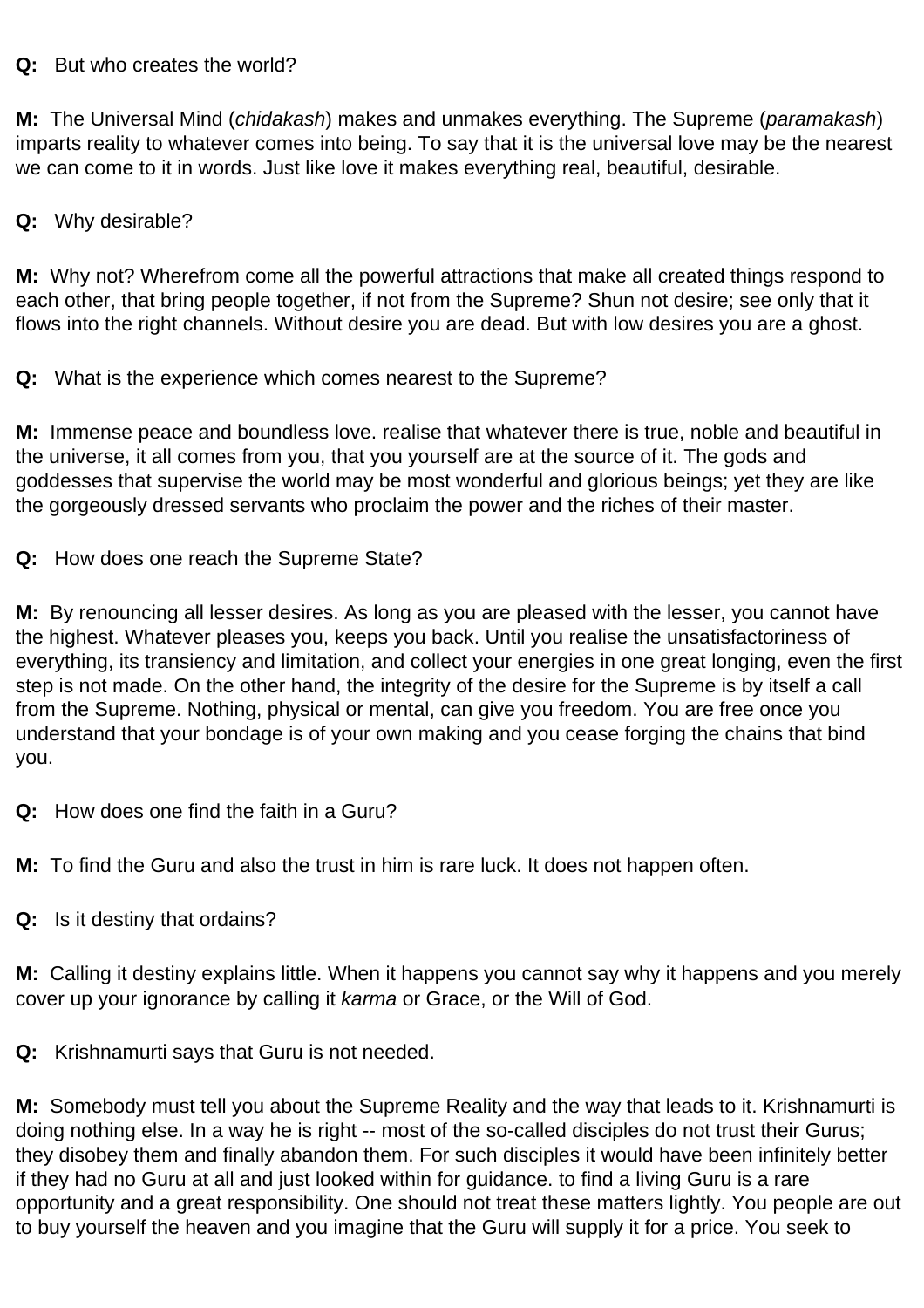**Q:** But who creates the world?

**M:** The Universal Mind (*chidakash*) makes and unmakes everything. The Supreme (*paramakash*) imparts reality to whatever comes into being. To say that it is the universal love may be the nearest we can come to it in words. Just like love it makes everything real, beautiful, desirable.

**Q:** Why desirable?

**M:** Why not? Wherefrom come all the powerful attractions that make all created things respond to each other, that bring people together, if not from the Supreme? Shun not desire; see only that it flows into the right channels. Without desire you are dead. But with low desires you are a ghost.

**Q:** What is the experience which comes nearest to the Supreme?

**M:** Immense peace and boundless love. realise that whatever there is true, noble and beautiful in the universe, it all comes from you, that you yourself are at the source of it. The gods and goddesses that supervise the world may be most wonderful and glorious beings; yet they are like the gorgeously dressed servants who proclaim the power and the riches of their master.

**Q:** How does one reach the Supreme State?

**M:** By renouncing all lesser desires. As long as you are pleased with the lesser, you cannot have the highest. Whatever pleases you, keeps you back. Until you realise the unsatisfactoriness of everything, its transiency and limitation, and collect your energies in one great longing, even the first step is not made. On the other hand, the integrity of the desire for the Supreme is by itself a call from the Supreme. Nothing, physical or mental, can give you freedom. You are free once you understand that your bondage is of your own making and you cease forging the chains that bind you.

**Q:** How does one find the faith in a Guru?

**M:** To find the Guru and also the trust in him is rare luck. It does not happen often.

**Q:** Is it destiny that ordains?

**M:** Calling it destiny explains little. When it happens you cannot say why it happens and you merely cover up your ignorance by calling it *karma* or Grace, or the Will of God.

**Q:** Krishnamurti says that Guru is not needed.

**M:** Somebody must tell you about the Supreme Reality and the way that leads to it. Krishnamurti is doing nothing else. In a way he is right -- most of the so-called disciples do not trust their Gurus; they disobey them and finally abandon them. For such disciples it would have been infinitely better if they had no Guru at all and just looked within for guidance. to find a living Guru is a rare opportunity and a great responsibility. One should not treat these matters lightly. You people are out to buy yourself the heaven and you imagine that the Guru will supply it for a price. You seek to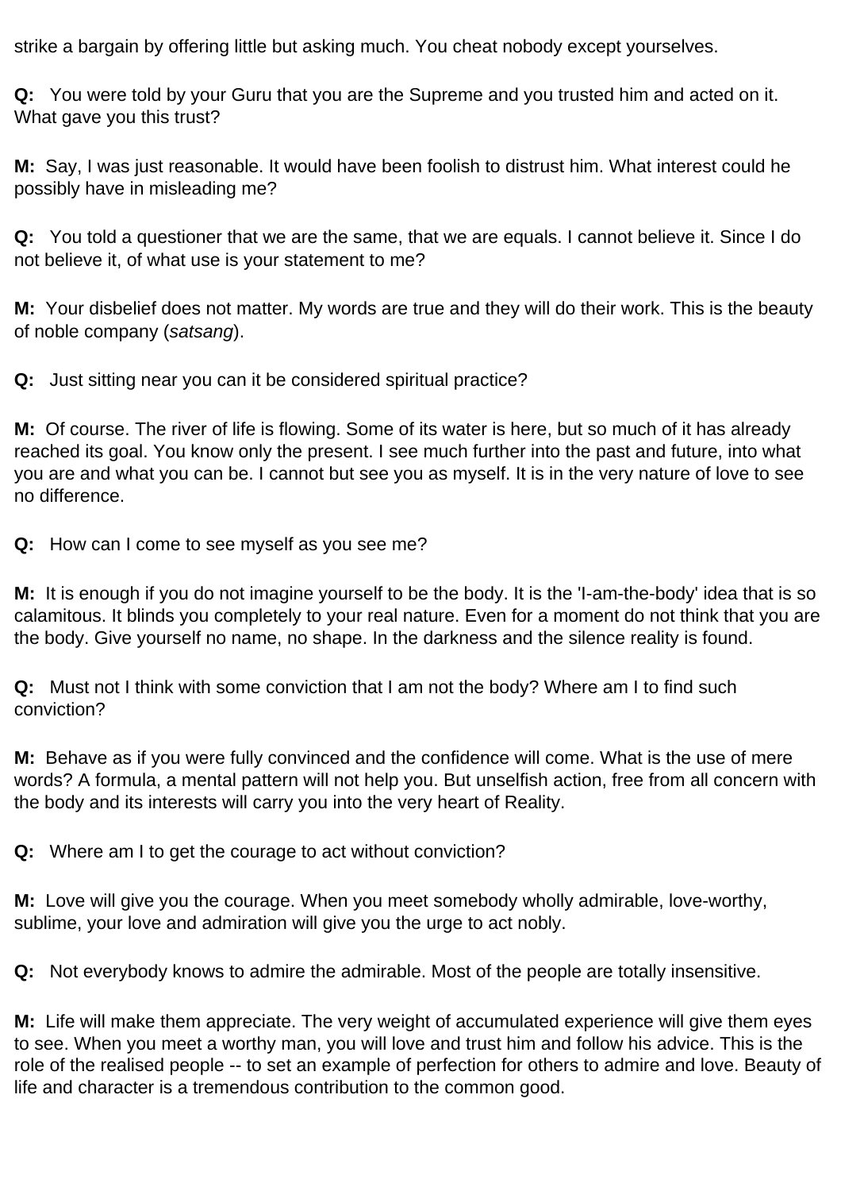strike a bargain by offering little but asking much. You cheat nobody except yourselves.

**Q:** You were told by your Guru that you are the Supreme and you trusted him and acted on it. What gave you this trust?

**M:** Say, I was just reasonable. It would have been foolish to distrust him. What interest could he possibly have in misleading me?

**Q:** You told a questioner that we are the same, that we are equals. I cannot believe it. Since I do not believe it, of what use is your statement to me?

**M:** Your disbelief does not matter. My words are true and they will do their work. This is the beauty of noble company (*satsang*).

**Q:** Just sitting near you can it be considered spiritual practice?

**M:** Of course. The river of life is flowing. Some of its water is here, but so much of it has already reached its goal. You know only the present. I see much further into the past and future, into what you are and what you can be. I cannot but see you as myself. It is in the very nature of love to see no difference.

**Q:** How can I come to see myself as you see me?

**M:** It is enough if you do not imagine yourself to be the body. It is the 'I-am-the-body' idea that is so calamitous. It blinds you completely to your real nature. Even for a moment do not think that you are the body. Give yourself no name, no shape. In the darkness and the silence reality is found.

**Q:** Must not I think with some conviction that I am not the body? Where am I to find such conviction?

**M:** Behave as if you were fully convinced and the confidence will come. What is the use of mere words? A formula, a mental pattern will not help you. But unselfish action, free from all concern with the body and its interests will carry you into the very heart of Reality.

**Q:** Where am I to get the courage to act without conviction?

**M:** Love will give you the courage. When you meet somebody wholly admirable, love-worthy, sublime, your love and admiration will give you the urge to act nobly.

**Q:** Not everybody knows to admire the admirable. Most of the people are totally insensitive.

**M:** Life will make them appreciate. The very weight of accumulated experience will give them eyes to see. When you meet a worthy man, you will love and trust him and follow his advice. This is the role of the realised people -- to set an example of perfection for others to admire and love. Beauty of life and character is a tremendous contribution to the common good.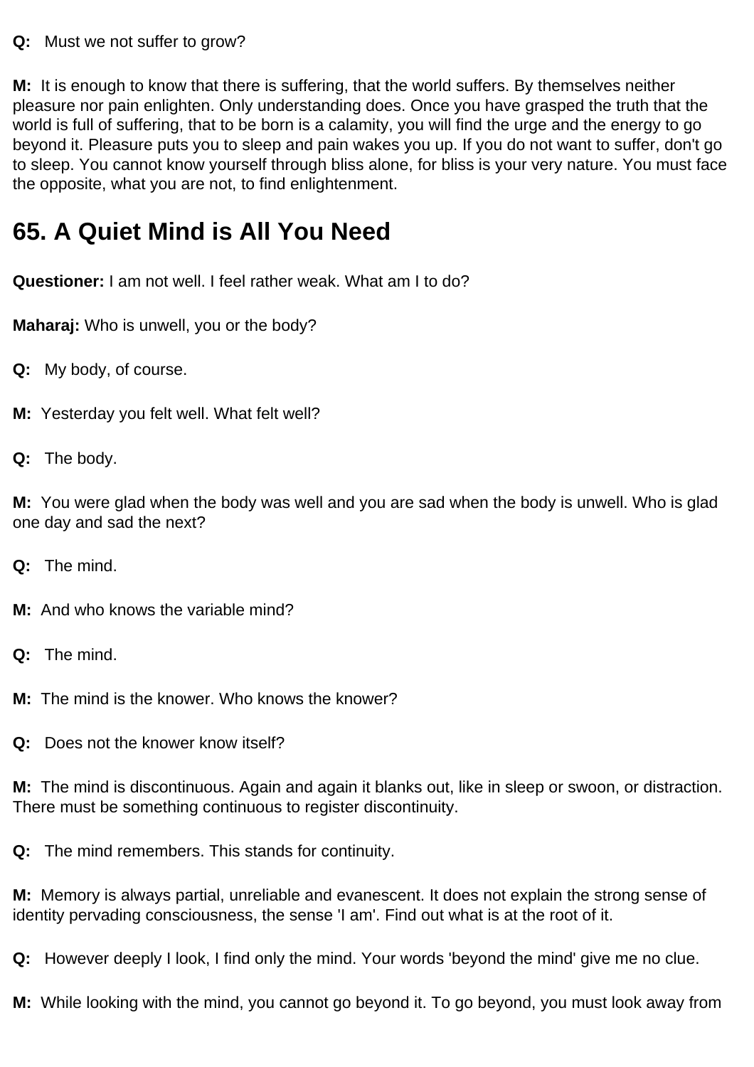**Q:** Must we not suffer to grow?

**M:** It is enough to know that there is suffering, that the world suffers. By themselves neither pleasure nor pain enlighten. Only understanding does. Once you have grasped the truth that the world is full of suffering, that to be born is a calamity, you will find the urge and the energy to go beyond it. Pleasure puts you to sleep and pain wakes you up. If you do not want to suffer, don't go to sleep. You cannot know yourself through bliss alone, for bliss is your very nature. You must face the opposite, what you are not, to find enlightenment.

## 65. A Quiet Mind is All You Need

**Questioner:** I am not well. I feel rather weak. What am I to do?

**Maharaj:** Who is unwell, you or the body?

**Q:** My body, of course.

**M:** Yesterday you felt well. What felt well?

**Q:** The body.

**M:** You were glad when the body was well and you are sad when the body is unwell. Who is glad one day and sad the next?

**Q:** The mind.

**M:** And who knows the variable mind?

**Q:** The mind.

**M:** The mind is the knower. Who knows the knower?

**Q:** Does not the knower know itself?

**M:** The mind is discontinuous. Again and again it blanks out, like in sleep or swoon, or distraction. There must be something continuous to register discontinuity.

**Q:** The mind remembers. This stands for continuity.

**M:** Memory is always partial, unreliable and evanescent. It does not explain the strong sense of identity pervading consciousness, the sense 'I am'. Find out what is at the root of it.

**Q:** However deeply I look, I find only the mind. Your words 'beyond the mind' give me no clue.

**M:** While looking with the mind, you cannot go beyond it. To go beyond, you must look away from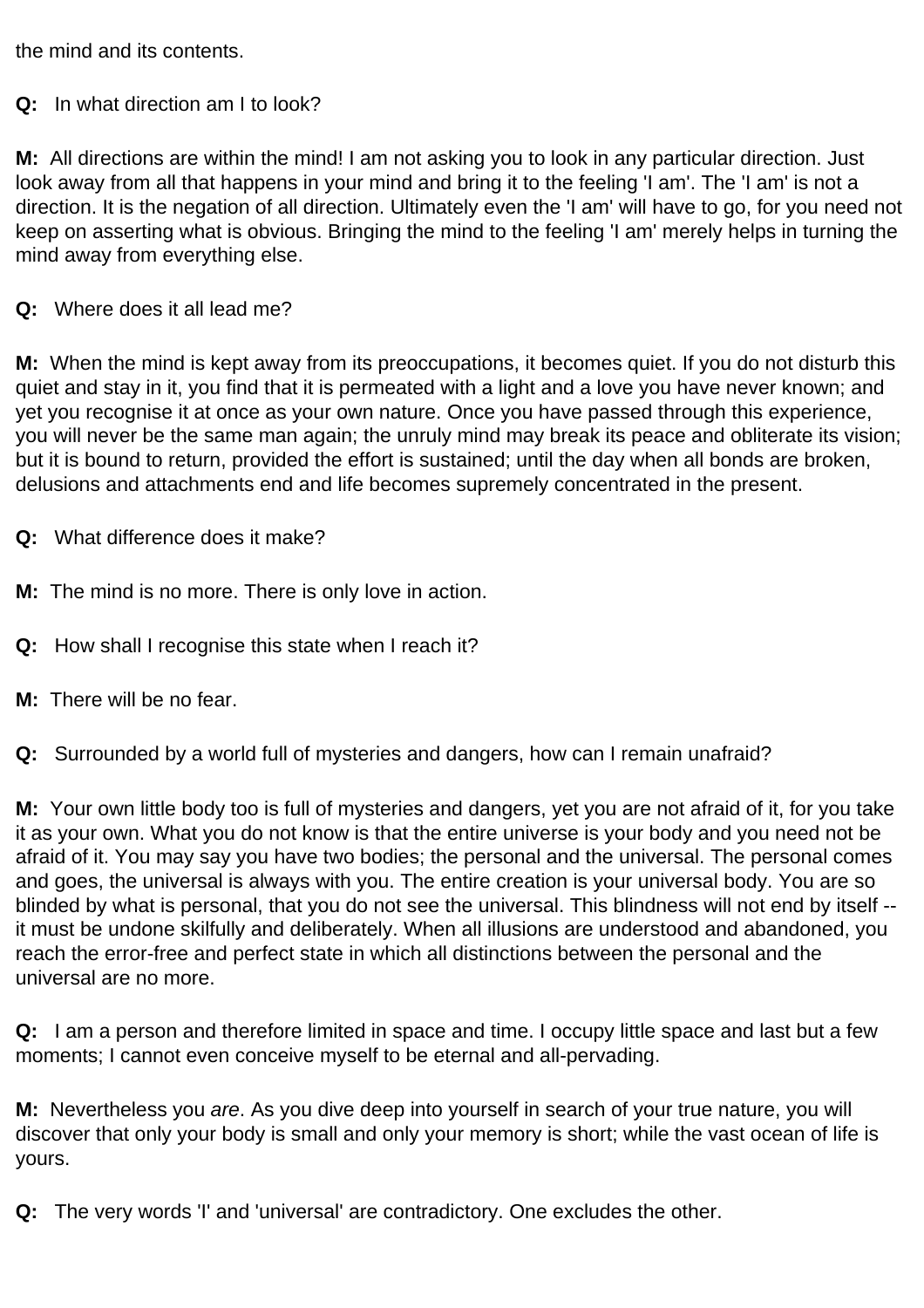the mind and its contents.

**Q:** In what direction am I to look?

**M:** All directions are within the mind! I am not asking you to look in any particular direction. Just look away from all that happens in your mind and bring it to the feeling 'I am'. The 'I am' is not a direction. It is the negation of all direction. Ultimately even the 'I am' will have to go, for you need not keep on asserting what is obvious. Bringing the mind to the feeling 'I am' merely helps in turning the mind away from everything else.

**Q:** Where does it all lead me?

**M:** When the mind is kept away from its preoccupations, it becomes quiet. If you do not disturb this quiet and stay in it, you find that it is permeated with a light and a love you have never known; and yet you recognise it at once as your own nature. Once you have passed through this experience, you will never be the same man again; the unruly mind may break its peace and obliterate its vision; but it is bound to return, provided the effort is sustained; until the day when all bonds are broken, delusions and attachments end and life becomes supremely concentrated in the present.

**Q:** What difference does it make?

**M:** The mind is no more. There is only love in action.

**Q:** How shall I recognise this state when I reach it?

**M:** There will be no fear.

**Q:** Surrounded by a world full of mysteries and dangers, how can I remain unafraid?

**M:** Your own little body too is full of mysteries and dangers, yet you are not afraid of it, for you take it as your own. What you do not know is that the entire universe is your body and you need not be afraid of it. You may say you have two bodies; the personal and the universal. The personal comes and goes, the universal is always with you. The entire creation is your universal body. You are so blinded by what is personal, that you do not see the universal. This blindness will not end by itself -- it must be undone skilfully and deliberately. When all illusions are understood and abandoned, you reach the error-free and perfect state in which all distinctions between the personal and the universal are no more.

**Q:** I am a person and therefore limited in space and time. I occupy little space and last but a few moments; I cannot even conceive myself to be eternal and all-pervading.

**M:** Nevertheless you *are*. As you dive deep into yourself in search of your true nature, you will discover that only your body is small and only your memory is short; while the vast ocean of life is yours.

**Q:** The very words 'I' and 'universal' are contradictory. One excludes the other.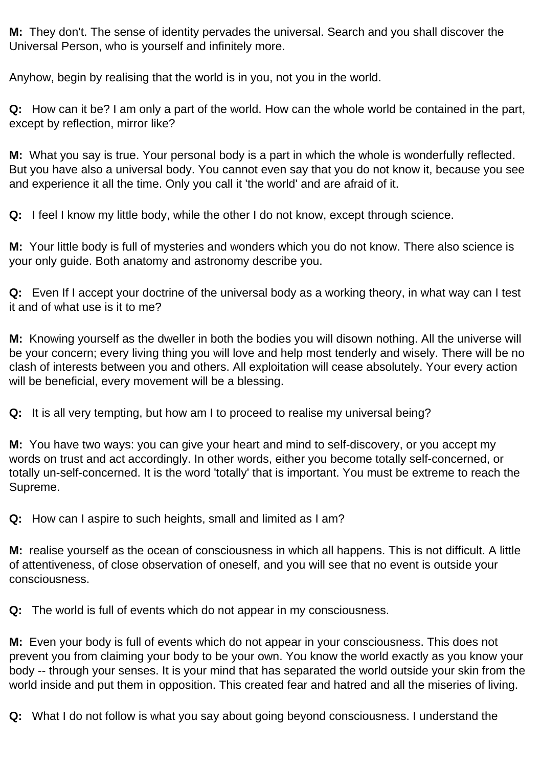**M:** They don't. The sense of identity pervades the universal. Search and you shall discover the Universal Person, who is yourself and infinitely more.

Anyhow, begin by realising that the world is in you, not you in the world.

**Q:** How can it be? I am only a part of the world. How can the whole world be contained in the part, except by reflection, mirror like?

**M:** What you say is true. Your personal body is a part in which the whole is wonderfully reflected. But you have also a universal body. You cannot even say that you do not know it, because you see and experience it all the time. Only you call it 'the world' and are afraid of it.

**Q:** I feel I know my little body, while the other I do not know, except through science.

**M:** Your little body is full of mysteries and wonders which you do not know. There also science is your only guide. Both anatomy and astronomy describe you.

**Q:** Even If I accept your doctrine of the universal body as a working theory, in what way can I test it and of what use is it to me?

**M:** Knowing yourself as the dweller in both the bodies you will disown nothing. All the universe will be your concern; every living thing you will love and help most tenderly and wisely. There will be no clash of interests between you and others. All exploitation will cease absolutely. Your every action will be beneficial, every movement will be a blessing.

**Q:** It is all very tempting, but how am I to proceed to realise my universal being?

**M:** You have two ways: you can give your heart and mind to self-discovery, or you accept my words on trust and act accordingly. In other words, either you become totally self-concerned, or totally un-self-concerned. It is the word 'totally' that is important. You must be extreme to reach the Supreme.

**Q:** How can I aspire to such heights, small and limited as I am?

**M:** realise yourself as the ocean of consciousness in which all happens. This is not difficult. A little of attentiveness, of close observation of oneself, and you will see that no event is outside your consciousness.

**Q:** The world is full of events which do not appear in my consciousness.

**M:** Even your body is full of events which do not appear in your consciousness. This does not prevent you from claiming your body to be your own. You know the world exactly as you know your body -- through your senses. It is your mind that has separated the world outside your skin from the world inside and put them in opposition. This created fear and hatred and all the miseries of living.

**Q:** What I do not follow is what you say about going beyond consciousness. I understand the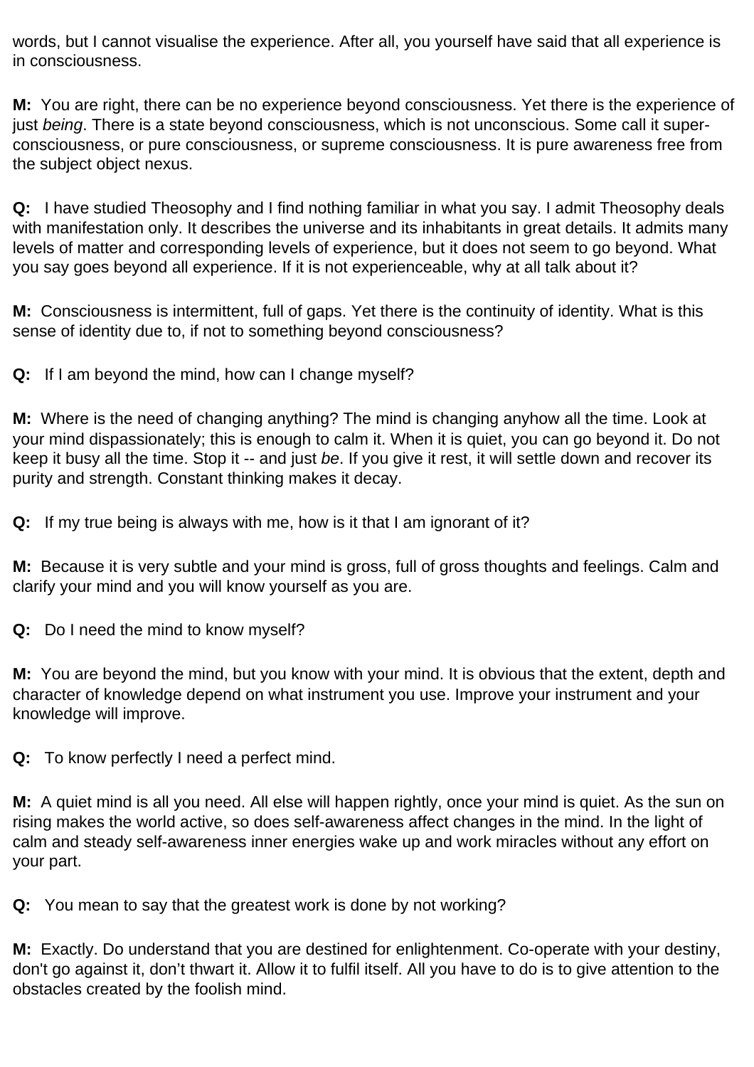words, but I cannot visualise the experience. After all, you yourself have said that all experience is in consciousness.

**M:** You are right, there can be no experience beyond consciousness. Yet there is the experience of just *being*. There is a state beyond consciousness, which is not unconscious. Some call it super-consciousness, or pure consciousness, or supreme consciousness. It is pure awareness free from the subject object nexus.

**Q:** I have studied Theosophy and I find nothing familiar in what you say. I admit Theosophy deals with manifestation only. It describes the universe and its inhabitants in great details. It admits many levels of matter and corresponding levels of experience, but it does not seem to go beyond. What you say goes beyond all experience. If it is not experienceable, why at all talk about it?

**M:** Consciousness is intermittent, full of gaps. Yet there is the continuity of identity. What is this sense of identity due to, if not to something beyond consciousness?

**Q:** If I am beyond the mind, how can I change myself?

**M:** Where is the need of changing anything? The mind is changing anyhow all the time. Look at your mind dispassionately; this is enough to calm it. When it is quiet, you can go beyond it. Do not keep it busy all the time. Stop it -- and just *be*. If you give it rest, it will settle down and recover its purity and strength. Constant thinking makes it decay.

**Q:** If my true being is always with me, how is it that I am ignorant of it?

**M:** Because it is very subtle and your mind is gross, full of gross thoughts and feelings. Calm and clarify your mind and you will know yourself as you are.

**Q:** Do I need the mind to know myself?

**M:** You are beyond the mind, but you know with your mind. It is obvious that the extent, depth and character of knowledge depend on what instrument you use. Improve your instrument and your knowledge will improve.

**Q:** To know perfectly I need a perfect mind.

**M:** A quiet mind is all you need. All else will happen rightly, once your mind is quiet. As the sun on rising makes the world active, so does self-awareness affect changes in the mind. In the light of calm and steady self-awareness inner energies wake up and work miracles without any effort on your part.

**Q:** You mean to say that the greatest work is done by not working?

**M:** Exactly. Do understand that you are destined for enlightenment. Co-operate with your destiny, don't go against it, don’t thwart it. Allow it to fulfil itself. All you have to do is to give attention to the obstacles created by the foolish mind.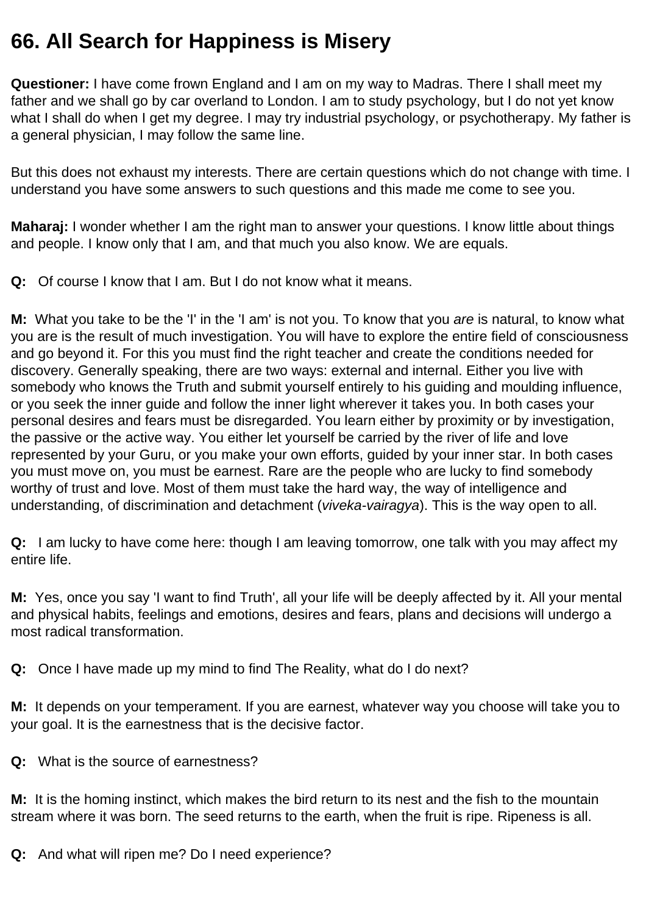# 66. All Search for Happiness is Misery

**Questioner:** I have come frown England and I am on my way to Madras. There I shall meet my father and we shall go by car overland to London. I am to study psychology, but I do not yet know what I shall do when I get my degree. I may try industrial psychology, or psychotherapy. My father is a general physician, I may follow the same line.

But this does not exhaust my interests. There are certain questions which do not change with time. I understand you have some answers to such questions and this made me come to see you.

**Maharaj:** I wonder whether I am the right man to answer your questions. I know little about things and people. I know only that I am, and that much you also know. We are equals.

**Q:** Of course I know that I am. But I do not know what it means.

**M:** What you take to be the 'I' in the 'I am' is not you. To know that you *are* is natural, to know what you are is the result of much investigation. You will have to explore the entire field of consciousness and go beyond it. For this you must find the right teacher and create the conditions needed for discovery. Generally speaking, there are two ways: external and internal. Either you live with somebody who knows the Truth and submit yourself entirely to his guiding and moulding influence, or you seek the inner guide and follow the inner light wherever it takes you. In both cases your personal desires and fears must be disregarded. You learn either by proximity or by investigation, the passive or the active way. You either let yourself be carried by the river of life and love represented by your Guru, or you make your own efforts, guided by your inner star. In both cases you must move on, you must be earnest. Rare are the people who are lucky to find somebody worthy of trust and love. Most of them must take the hard way, the way of intelligence and understanding, of discrimination and detachment (*viveka-vairagya*). This is the way open to all.

**Q:** I am lucky to have come here: though I am leaving tomorrow, one talk with you may affect my entire life.

**M:** Yes, once you say 'I want to find Truth', all your life will be deeply affected by it. All your mental and physical habits, feelings and emotions, desires and fears, plans and decisions will undergo a most radical transformation.

**Q:** Once I have made up my mind to find The Reality, what do I do next?

**M:** It depends on your temperament. If you are earnest, whatever way you choose will take you to your goal. It is the earnestness that is the decisive factor.

**Q:** What is the source of earnestness?

**M:** It is the homing instinct, which makes the bird return to its nest and the fish to the mountain stream where it was born. The seed returns to the earth, when the fruit is ripe. Ripeness is all.

**Q:** And what will ripen me? Do I need experience?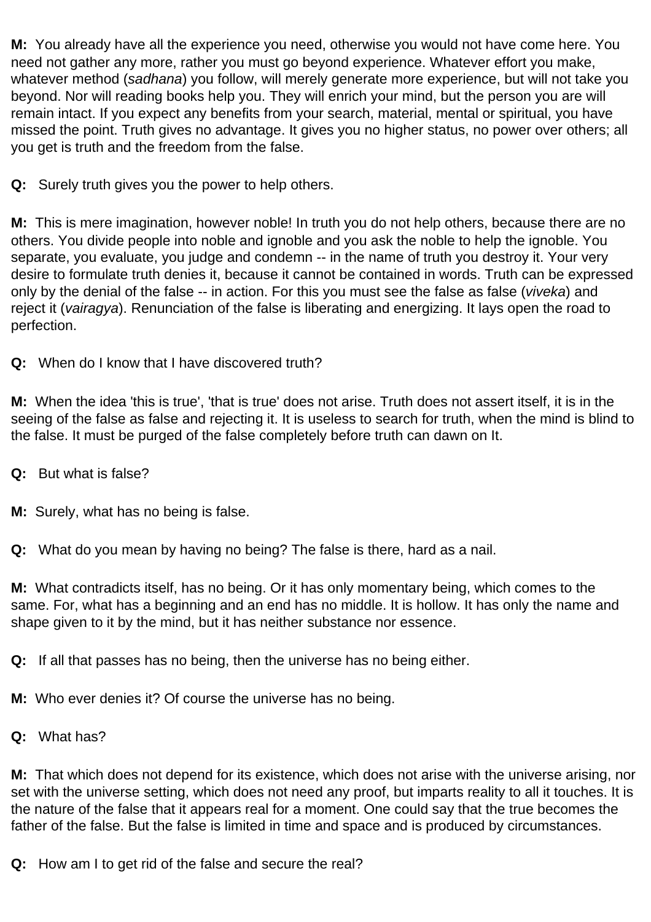**M:** You already have all the experience you need, otherwise you would not have come here. You need not gather any more, rather you must go beyond experience. Whatever effort you make, whatever method (*sadhana*) you follow, will merely generate more experience, but will not take you beyond. Nor will reading books help you. They will enrich your mind, but the person you are will remain intact. If you expect any benefits from your search, material, mental or spiritual, you have missed the point. Truth gives no advantage. It gives you no higher status, no power over others; all you get is truth and the freedom from the false.

**Q:** Surely truth gives you the power to help others.

**M:** This is mere imagination, however noble! In truth you do not help others, because there are no others. You divide people into noble and ignoble and you ask the noble to help the ignoble. You separate, you evaluate, you judge and condemn -- in the name of truth you destroy it. Your very desire to formulate truth denies it, because it cannot be contained in words. Truth can be expressed only by the denial of the false -- in action. For this you must see the false as false (*viveka*) and reject it (*vairagya*). Renunciation of the false is liberating and energizing. It lays open the road to perfection.

**Q:** When do I know that I have discovered truth?

**M:** When the idea 'this is true', 'that is true' does not arise. Truth does not assert itself, it is in the seeing of the false as false and rejecting it. It is useless to search for truth, when the mind is blind to the false. It must be purged of the false completely before truth can dawn on It.

**Q:** But what is false?

**M:** Surely, what has no being is false.

**Q:** What do you mean by having no being? The false is there, hard as a nail.

**M:** What contradicts itself, has no being. Or it has only momentary being, which comes to the same. For, what has a beginning and an end has no middle. It is hollow. It has only the name and shape given to it by the mind, but it has neither substance nor essence.

**Q:** If all that passes has no being, then the universe has no being either.

**M:** Who ever denies it? Of course the universe has no being.

**Q:** What has?

**M:** That which does not depend for its existence, which does not arise with the universe arising, nor set with the universe setting, which does not need any proof, but imparts reality to all it touches. It is the nature of the false that it appears real for a moment. One could say that the true becomes the father of the false. But the false is limited in time and space and is produced by circumstances.

**Q:** How am I to get rid of the false and secure the real?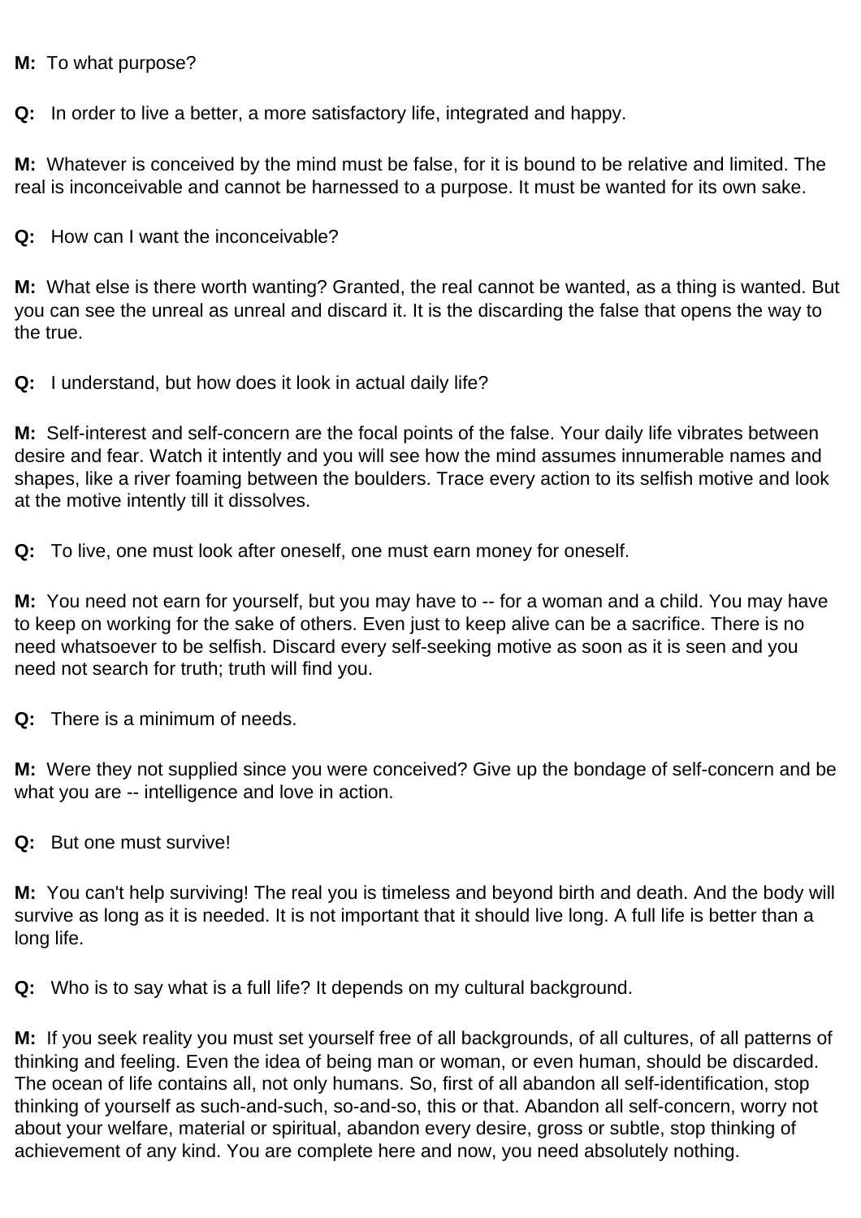**M:** To what purpose?

**Q:** In order to live a better, a more satisfactory life, integrated and happy.

**M:** Whatever is conceived by the mind must be false, for it is bound to be relative and limited. The real is inconceivable and cannot be harnessed to a purpose. It must be wanted for its own sake.

**Q:** How can I want the inconceivable?

**M:** What else is there worth wanting? Granted, the real cannot be wanted, as a thing is wanted. But you can see the unreal as unreal and discard it. It is the discarding the false that opens the way to the true.

**Q:** I understand, but how does it look in actual daily life?

**M:** Self-interest and self-concern are the focal points of the false. Your daily life vibrates between desire and fear. Watch it intently and you will see how the mind assumes innumerable names and shapes, like a river foaming between the boulders. Trace every action to its selfish motive and look at the motive intently till it dissolves.

**Q:** To live, one must look after oneself, one must earn money for oneself.

**M:** You need not earn for yourself, but you may have to -- for a woman and a child. You may have to keep on working for the sake of others. Even just to keep alive can be a sacrifice. There is no need whatsoever to be selfish. Discard every self-seeking motive as soon as it is seen and you need not search for truth; truth will find you.

**Q:** There is a minimum of needs.

**M:** Were they not supplied since you were conceived? Give up the bondage of self-concern and be what you are -- intelligence and love in action.

**Q:** But one must survive!

**M:** You can't help surviving! The real you is timeless and beyond birth and death. And the body will survive as long as it is needed. It is not important that it should live long. A full life is better than a long life.

**Q:** Who is to say what is a full life? It depends on my cultural background.

**M:** If you seek reality you must set yourself free of all backgrounds, of all cultures, of all patterns of thinking and feeling. Even the idea of being man or woman, or even human, should be discarded. The ocean of life contains all, not only humans. So, first of all abandon all self-identification, stop thinking of yourself as such-and-such, so-and-so, this or that. Abandon all self-concern, worry not about your welfare, material or spiritual, abandon every desire, gross or subtle, stop thinking of achievement of any kind. You are complete here and now, you need absolutely nothing.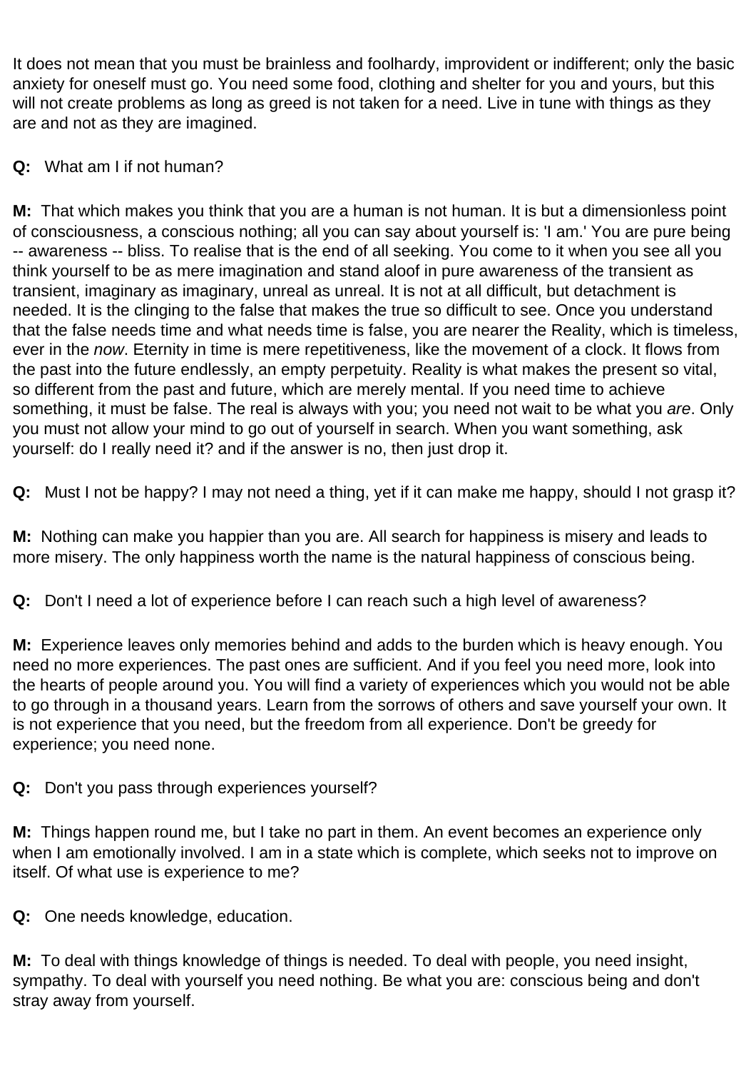It does not mean that you must be brainless and foolhardy, improvident or indifferent; only the basic anxiety for oneself must go. You need some food, clothing and shelter for you and yours, but this will not create problems as long as greed is not taken for a need. Live in tune with things as they are and not as they are imagined.

**Q:** What am I if not human?

**M:** That which makes you think that you are a human is not human. It is but a dimensionless point of consciousness, a conscious nothing; all you can say about yourself is: 'I am.' You are pure being -- awareness -- bliss. To realise that is the end of all seeking. You come to it when you see all you think yourself to be as mere imagination and stand aloof in pure awareness of the transient as transient, imaginary as imaginary, unreal as unreal. It is not at all difficult, but detachment is needed. It is the clinging to the false that makes the true so difficult to see. Once you understand that the false needs time and what needs time is false, you are nearer the Reality, which is timeless, ever in the *now*. Eternity in time is mere repetitiveness, like the movement of a clock. It flows from the past into the future endlessly, an empty perpetuity. Reality is what makes the present so vital, so different from the past and future, which are merely mental. If you need time to achieve something, it must be false. The real is always with you; you need not wait to be what you *are*. Only you must not allow your mind to go out of yourself in search. When you want something, ask yourself: do I really need it? and if the answer is no, then just drop it.

**Q:** Must I not be happy? I may not need a thing, yet if it can make me happy, should I not grasp it?

**M:** Nothing can make you happier than you are. All search for happiness is misery and leads to more misery. The only happiness worth the name is the natural happiness of conscious being.

**Q:** Don't I need a lot of experience before I can reach such a high level of awareness?

**M:** Experience leaves only memories behind and adds to the burden which is heavy enough. You need no more experiences. The past ones are sufficient. And if you feel you need more, look into the hearts of people around you. You will find a variety of experiences which you would not be able to go through in a thousand years. Learn from the sorrows of others and save yourself your own. It is not experience that you need, but the freedom from all experience. Don't be greedy for experience; you need none.

**Q:** Don't you pass through experiences yourself?

**M:** Things happen round me, but I take no part in them. An event becomes an experience only when I am emotionally involved. I am in a state which is complete, which seeks not to improve on itself. Of what use is experience to me?

**Q:** One needs knowledge, education.

**M:** To deal with things knowledge of things is needed. To deal with people, you need insight, sympathy. To deal with yourself you need nothing. Be what you are: conscious being and don't stray away from yourself.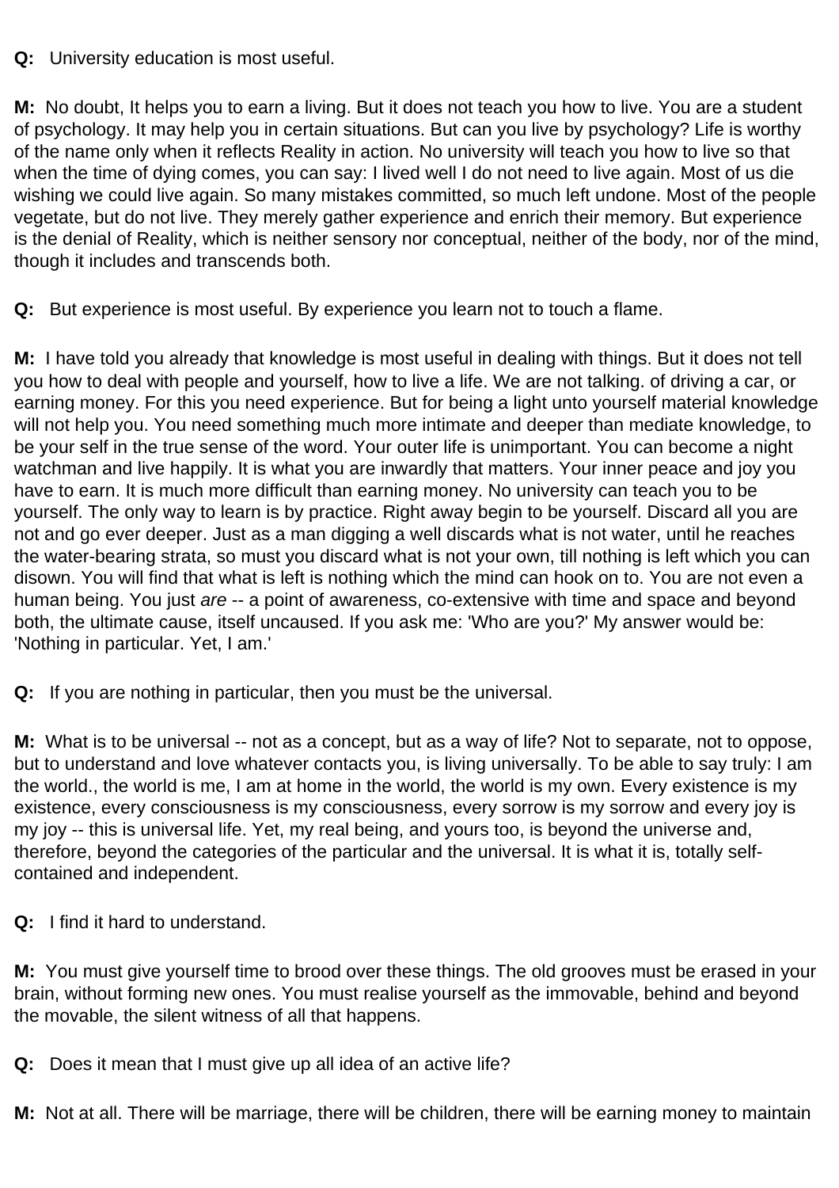**Q:** University education is most useful.

**M:** No doubt, It helps you to earn a living. But it does not teach you how to live. You are a student of psychology. It may help you in certain situations. But can you live by psychology? Life is worthy of the name only when it reflects Reality in action. No university will teach you how to live so that when the time of dying comes, you can say: I lived well I do not need to live again. Most of us die wishing we could live again. So many mistakes committed, so much left undone. Most of the people vegetate, but do not live. They merely gather experience and enrich their memory. But experience is the denial of Reality, which is neither sensory nor conceptual, neither of the body, nor of the mind, though it includes and transcends both.

**Q:** But experience is most useful. By experience you learn not to touch a flame.

**M:** I have told you already that knowledge is most useful in dealing with things. But it does not tell you how to deal with people and yourself, how to live a life. We are not talking. of driving a car, or earning money. For this you need experience. But for being a light unto yourself material knowledge will not help you. You need something much more intimate and deeper than mediate knowledge, to be your self in the true sense of the word. Your outer life is unimportant. You can become a night watchman and live happily. It is what you are inwardly that matters. Your inner peace and joy you have to earn. It is much more difficult than earning money. No university can teach you to be yourself. The only way to learn is by practice. Right away begin to be yourself. Discard all you are not and go ever deeper. Just as a man digging a well discards what is not water, until he reaches the water-bearing strata, so must you discard what is not your own, till nothing is left which you can disown. You will find that what is left is nothing which the mind can hook on to. You are not even a human being. You just *are* -- a point of awareness, co-extensive with time and space and beyond both, the ultimate cause, itself uncaused. If you ask me: 'Who are you?' My answer would be: 'Nothing in particular. Yet, I am.'

**Q:** If you are nothing in particular, then you must be the universal.

**M:** What is to be universal -- not as a concept, but as a way of life? Not to separate, not to oppose, but to understand and love whatever contacts you, is living universally. To be able to say truly: I am the world., the world is me, I am at home in the world, the world is my own. Every existence is my existence, every consciousness is my consciousness, every sorrow is my sorrow and every joy is my joy -- this is universal life. Yet, my real being, and yours too, is beyond the universe and, therefore, beyond the categories of the particular and the universal. It is what it is, totally self-contained and independent.

**Q:** I find it hard to understand.

**M:** You must give yourself time to brood over these things. The old grooves must be erased in your brain, without forming new ones. You must realise yourself as the immovable, behind and beyond the movable, the silent witness of all that happens.

**Q:** Does it mean that I must give up all idea of an active life?

**M:** Not at all. There will be marriage, there will be children, there will be earning money to maintain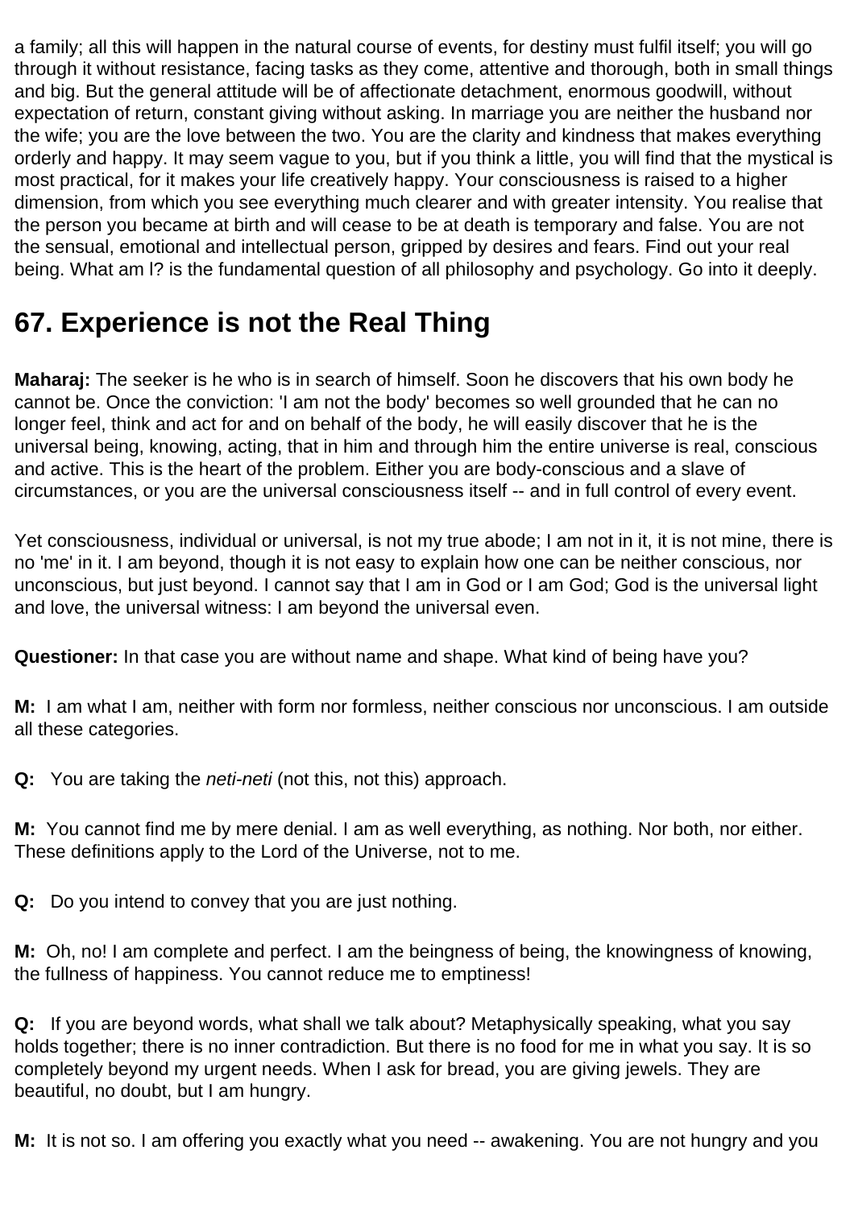a family; all this will happen in the natural course of events, for destiny must fulfil itself; you will go through it without resistance, facing tasks as they come, attentive and thorough, both in small things and big. But the general attitude will be of affectionate detachment, enormous goodwill, without expectation of return, constant giving without asking. In marriage you are neither the husband nor the wife; you are the love between the two. You are the clarity and kindness that makes everything orderly and happy. It may seem vague to you, but if you think a little, you will find that the mystical is most practical, for it makes your life creatively happy. Your consciousness is raised to a higher dimension, from which you see everything much clearer and with greater intensity. You realise that the person you became at birth and will cease to be at death is temporary and false. You are not the sensual, emotional and intellectual person, gripped by desires and fears. Find out your real being. What am I? is the fundamental question of all philosophy and psychology. Go into it deeply.

## 67. Experience is not the Real Thing

**Maharaj:** The seeker is he who is in search of himself. Soon he discovers that his own body he cannot be. Once the conviction: 'I am not the body' becomes so well grounded that he can no longer feel, think and act for and on behalf of the body, he will easily discover that he is the universal being, knowing, acting, that in him and through him the entire universe is real, conscious and active. This is the heart of the problem. Either you are body-conscious and a slave of circumstances, or you are the universal consciousness itself -- and in full control of every event.

Yet consciousness, individual or universal, is not my true abode; I am not in it, it is not mine, there is no 'me' in it. I am beyond, though it is not easy to explain how one can be neither conscious, nor unconscious, but just beyond. I cannot say that I am in God or I am God; God is the universal light and love, the universal witness: I am beyond the universal even.

**Questioner:** In that case you are without name and shape. What kind of being have you?

**M:** I am what I am, neither with form nor formless, neither conscious nor unconscious. I am outside all these categories.

**Q:** You are taking the *neti-neti* (not this, not this) approach.

**M:** You cannot find me by mere denial. I am as well everything, as nothing. Nor both, nor either. These definitions apply to the Lord of the Universe, not to me.

**Q:** Do you intend to convey that you are just nothing.

**M:** Oh, no! I am complete and perfect. I am the beingness of being, the knowingness of knowing, the fullness of happiness. You cannot reduce me to emptiness!

**Q:** If you are beyond words, what shall we talk about? Metaphysically speaking, what you say holds together; there is no inner contradiction. But there is no food for me in what you say. It is so completely beyond my urgent needs. When I ask for bread, you are giving jewels. They are beautiful, no doubt, but I am hungry.

**M:** It is not so. I am offering you exactly what you need -- awakening. You are not hungry and you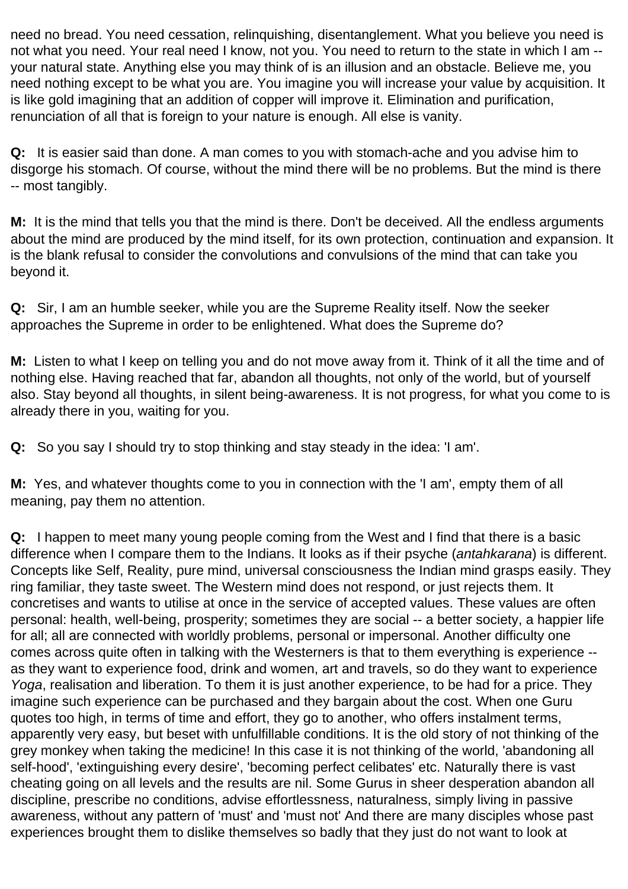need no bread. You need cessation, relinquishing, disentanglement. What you believe you need is not what you need. Your real need I know, not you. You need to return to the state in which I am -- your natural state. Anything else you may think of is an illusion and an obstacle. Believe me, you need nothing except to be what you are. You imagine you will increase your value by acquisition. It is like gold imagining that an addition of copper will improve it. Elimination and purification, renunciation of all that is foreign to your nature is enough. All else is vanity.

**Q:** It is easier said than done. A man comes to you with stomach-ache and you advise him to disgorge his stomach. Of course, without the mind there will be no problems. But the mind is there -- most tangibly.

**M:** It is the mind that tells you that the mind is there. Don't be deceived. All the endless arguments about the mind are produced by the mind itself, for its own protection, continuation and expansion. It is the blank refusal to consider the convolutions and convulsions of the mind that can take you beyond it.

**Q:** Sir, I am an humble seeker, while you are the Supreme Reality itself. Now the seeker approaches the Supreme in order to be enlightened. What does the Supreme do?

**M:** Listen to what I keep on telling you and do not move away from it. Think of it all the time and of nothing else. Having reached that far, abandon all thoughts, not only of the world, but of yourself also. Stay beyond all thoughts, in silent being-awareness. It is not progress, for what you come to is already there in you, waiting for you.

**Q:** So you say I should try to stop thinking and stay steady in the idea: 'I am'.

**M:** Yes, and whatever thoughts come to you in connection with the 'I am', empty them of all meaning, pay them no attention.

**Q:** I happen to meet many young people coming from the West and I find that there is a basic difference when I compare them to the Indians. It looks as if their psyche (*antahkarana*) is different. Concepts like Self, Reality, pure mind, universal consciousness the Indian mind grasps easily. They ring familiar, they taste sweet. The Western mind does not respond, or just rejects them. It concretises and wants to utilise at once in the service of accepted values. These values are often personal: health, well-being, prosperity; sometimes they are social -- a better society, a happier life for all; all are connected with worldly problems, personal or impersonal. Another difficulty one comes across quite often in talking with the Westerners is that to them everything is experience -- as they want to experience food, drink and women, art and travels, so do they want to experience *Yoga*, realisation and liberation. To them it is just another experience, to be had for a price. They imagine such experience can be purchased and they bargain about the cost. When one Guru quotes too high, in terms of time and effort, they go to another, who offers instalment terms, apparently very easy, but beset with unfulfillable conditions. It is the old story of not thinking of the grey monkey when taking the medicine! In this case it is not thinking of the world, 'abandoning all self-hood', 'extinguishing every desire', 'becoming perfect celibates' etc. Naturally there is vast cheating going on all levels and the results are nil. Some Gurus in sheer desperation abandon all discipline, prescribe no conditions, advise effortlessness, naturalness, simply living in passive awareness, without any pattern of 'must' and 'must not' And there are many disciples whose past experiences brought them to dislike themselves so badly that they just do not want to look at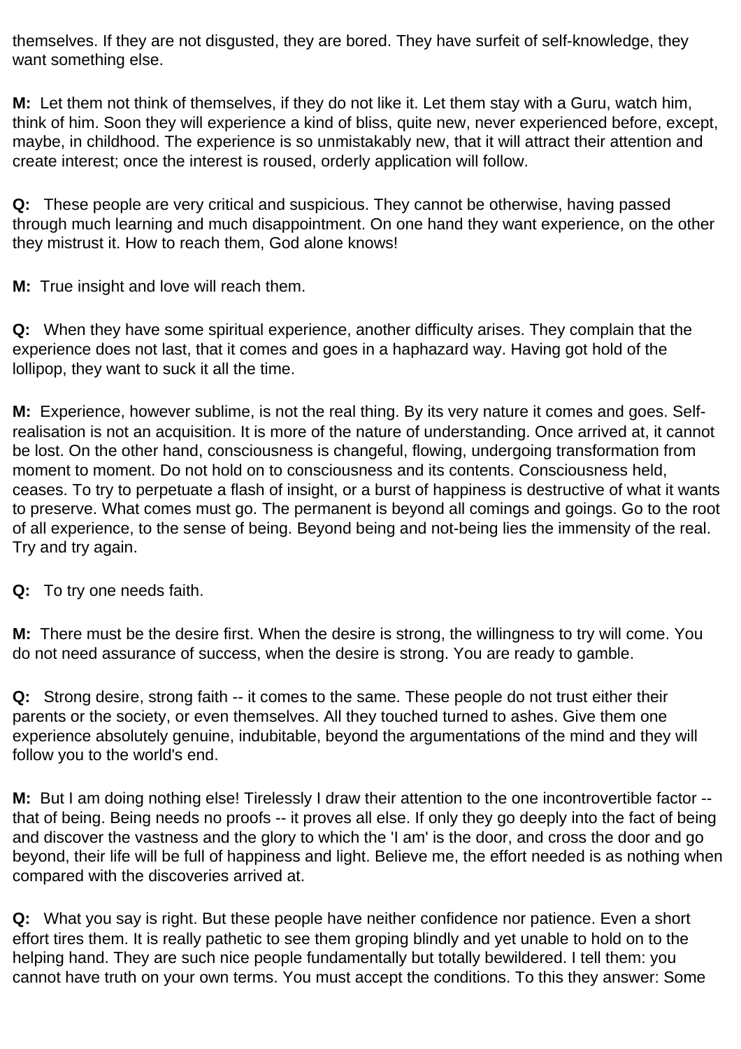themselves. If they are not disgusted, they are bored. They have surfeit of self-knowledge, they want something else.

**M:** Let them not think of themselves, if they do not like it. Let them stay with a Guru, watch him, think of him. Soon they will experience a kind of bliss, quite new, never experienced before, except, maybe, in childhood. The experience is so unmistakably new, that it will attract their attention and create interest; once the interest is roused, orderly application will follow.

**Q:** These people are very critical and suspicious. They cannot be otherwise, having passed through much learning and much disappointment. On one hand they want experience, on the other they mistrust it. How to reach them, God alone knows!

**M:** True insight and love will reach them.

**Q:** When they have some spiritual experience, another difficulty arises. They complain that the experience does not last, that it comes and goes in a haphazard way. Having got hold of the lollipop, they want to suck it all the time.

**M:** Experience, however sublime, is not the real thing. By its very nature it comes and goes. Self-realisation is not an acquisition. It is more of the nature of understanding. Once arrived at, it cannot be lost. On the other hand, consciousness is changeful, flowing, undergoing transformation from moment to moment. Do not hold on to consciousness and its contents. Consciousness held, ceases. To try to perpetuate a flash of insight, or a burst of happiness is destructive of what it wants to preserve. What comes must go. The permanent is beyond all comings and goings. Go to the root of all experience, to the sense of being. Beyond being and not-being lies the immensity of the real. Try and try again.

**Q:** To try one needs faith.

**M:** There must be the desire first. When the desire is strong, the willingness to try will come. You do not need assurance of success, when the desire is strong. You are ready to gamble.

**Q:** Strong desire, strong faith -- it comes to the same. These people do not trust either their parents or the society, or even themselves. All they touched turned to ashes. Give them one experience absolutely genuine, indubitable, beyond the argumentations of the mind and they will follow you to the world's end.

**M:** But I am doing nothing else! Tirelessly I draw their attention to the one incontrovertible factor -- that of being. Being needs no proofs -- it proves all else. If only they go deeply into the fact of being and discover the vastness and the glory to which the 'I am' is the door, and cross the door and go beyond, their life will be full of happiness and light. Believe me, the effort needed is as nothing when compared with the discoveries arrived at.

**Q:** What you say is right. But these people have neither confidence nor patience. Even a short effort tires them. It is really pathetic to see them groping blindly and yet unable to hold on to the helping hand. They are such nice people fundamentally but totally bewildered. I tell them: you cannot have truth on your own terms. You must accept the conditions. To this they answer: Some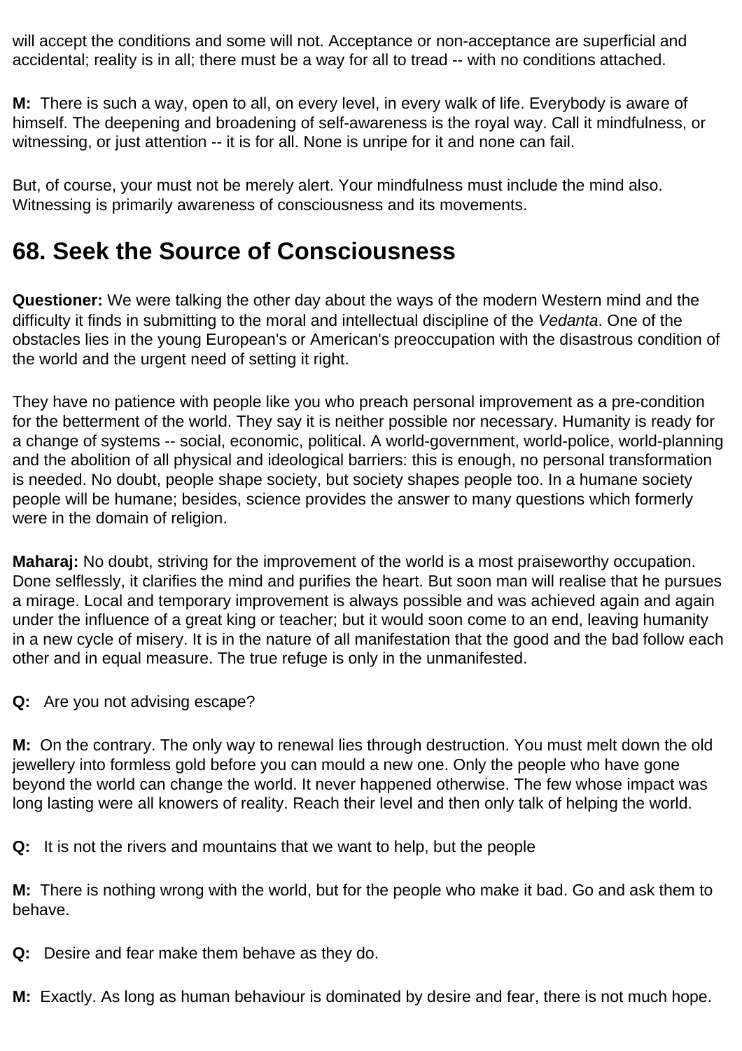will accept the conditions and some will not. Acceptance or non-acceptance are superficial and accidental; reality is in all; there must be a way for all to tread -- with no conditions attached.

**M:** There is such a way, open to all, on every level, in every walk of life. Everybody is aware of himself. The deepening and broadening of self-awareness is the royal way. Call it mindfulness, or witnessing, or just attention -- it is for all. None is unripe for it and none can fail.

But, of course, your must not be merely alert. Your mindfulness must include the mind also. Witnessing is primarily awareness of consciousness and its movements.

## 68. Seek the Source of Consciousness

**Questioner:** We were talking the other day about the ways of the modern Western mind and the difficulty it finds in submitting to the moral and intellectual discipline of the *Vedanta*. One of the obstacles lies in the young European's or American's preoccupation with the disastrous condition of the world and the urgent need of setting it right.

They have no patience with people like you who preach personal improvement as a pre-condition for the betterment of the world. They say it is neither possible nor necessary. Humanity is ready for a change of systems -- social, economic, political. A world-government, world-police, world-planning and the abolition of all physical and ideological barriers: this is enough, no personal transformation is needed. No doubt, people shape society, but society shapes people too. In a humane society people will be humane; besides, science provides the answer to many questions which formerly were in the domain of religion.

**Maharaj:** No doubt, striving for the improvement of the world is a most praiseworthy occupation. Done selflessly, it clarifies the mind and purifies the heart. But soon man will realise that he pursues a mirage. Local and temporary improvement is always possible and was achieved again and again under the influence of a great king or teacher; but it would soon come to an end, leaving humanity in a new cycle of misery. It is in the nature of all manifestation that the good and the bad follow each other and in equal measure. The true refuge is only in the unmanifested.

**Q:** Are you not advising escape?

**M:** On the contrary. The only way to renewal lies through destruction. You must melt down the old jewellery into formless gold before you can mould a new one. Only the people who have gone beyond the world can change the world. It never happened otherwise. The few whose impact was long lasting were all knowers of reality. Reach their level and then only talk of helping the world.

**Q:** It is not the rivers and mountains that we want to help, but the people

**M:** There is nothing wrong with the world, but for the people who make it bad. Go and ask them to behave.

**Q:** Desire and fear make them behave as they do.

**M:** Exactly. As long as human behaviour is dominated by desire and fear, there is not much hope.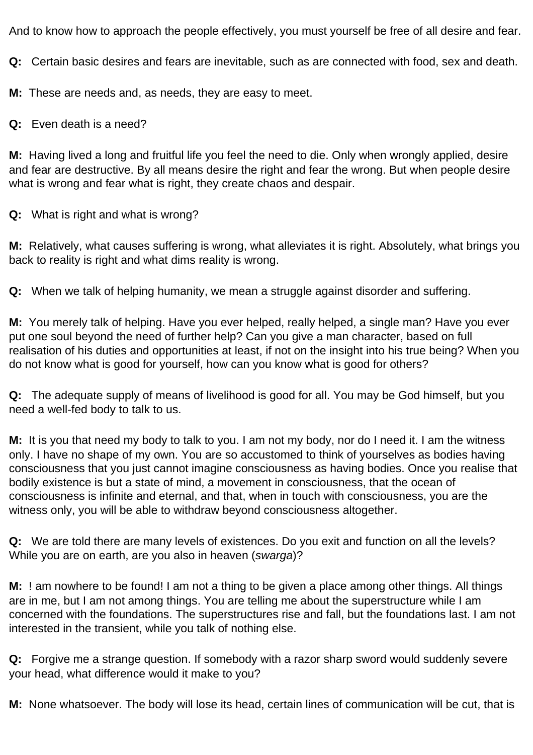And to know how to approach the people effectively, you must yourself be free of all desire and fear.

**Q:** Certain basic desires and fears are inevitable, such as are connected with food, sex and death.

**M:** These are needs and, as needs, they are easy to meet.

**Q:** Even death is a need?

**M:** Having lived a long and fruitful life you feel the need to die. Only when wrongly applied, desire and fear are destructive. By all means desire the right and fear the wrong. But when people desire what is wrong and fear what is right, they create chaos and despair.

**Q:** What is right and what is wrong?

**M:** Relatively, what causes suffering is wrong, what alleviates it is right. Absolutely, what brings you back to reality is right and what dims reality is wrong.

**Q:** When we talk of helping humanity, we mean a struggle against disorder and suffering.

**M:** You merely talk of helping. Have you ever helped, really helped, a single man? Have you ever put one soul beyond the need of further help? Can you give a man character, based on full realisation of his duties and opportunities at least, if not on the insight into his true being? When you do not know what is good for yourself, how can you know what is good for others?

**Q:** The adequate supply of means of livelihood is good for all. You may be God himself, but you need a well-fed body to talk to us.

**M:** It is you that need my body to talk to you. I am not my body, nor do I need it. I am the witness only. I have no shape of my own. You are so accustomed to think of yourselves as bodies having consciousness that you just cannot imagine consciousness as having bodies. Once you realise that bodily existence is but a state of mind, a movement in consciousness, that the ocean of consciousness is infinite and eternal, and that, when in touch with consciousness, you are the witness only, you will be able to withdraw beyond consciousness altogether.

**Q:** We are told there are many levels of existences. Do you exit and function on all the levels? While you are on earth, are you also in heaven (*swarga*)?

**M:** ! am nowhere to be found! I am not a thing to be given a place among other things. All things are in me, but I am not among things. You are telling me about the superstructure while I am concerned with the foundations. The superstructures rise and fall, but the foundations last. I am not interested in the transient, while you talk of nothing else.

**Q:** Forgive me a strange question. If somebody with a razor sharp sword would suddenly severe your head, what difference would it make to you?

**M:** None whatsoever. The body will lose its head, certain lines of communication will be cut, that is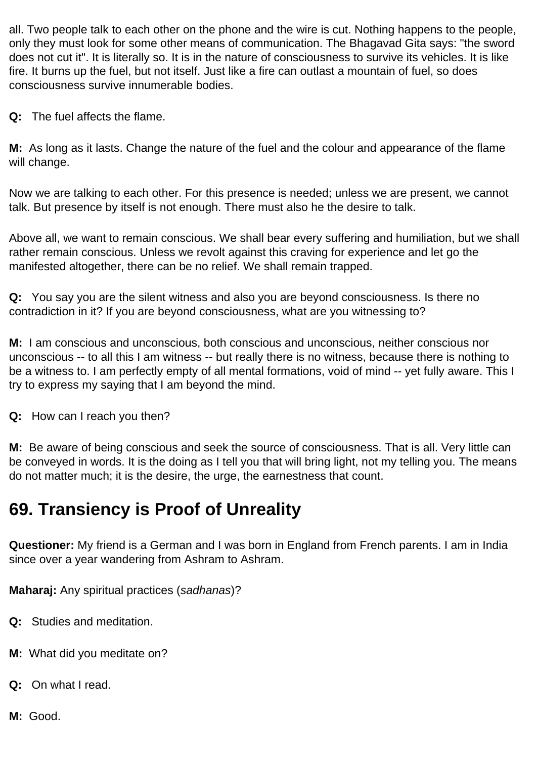all. Two people talk to each other on the phone and the wire is cut. Nothing happens to the people, only they must look for some other means of communication. The Bhagavad Gita says: "the sword does not cut it". It is literally so. It is in the nature of consciousness to survive its vehicles. It is like fire. It burns up the fuel, but not itself. Just like a fire can outlast a mountain of fuel, so does consciousness survive innumerable bodies.

**Q:** The fuel affects the flame.

**M:** As long as it lasts. Change the nature of the fuel and the colour and appearance of the flame will change.

Now we are talking to each other. For this presence is needed; unless we are present, we cannot talk. But presence by itself is not enough. There must also he the desire to talk.

Above all, we want to remain conscious. We shall bear every suffering and humiliation, but we shall rather remain conscious. Unless we revolt against this craving for experience and let go the manifested altogether, there can be no relief. We shall remain trapped.

**Q:** You say you are the silent witness and also you are beyond consciousness. Is there no contradiction in it? If you are beyond consciousness, what are you witnessing to?

**M:** I am conscious and unconscious, both conscious and unconscious, neither conscious nor unconscious -- to all this I am witness -- but really there is no witness, because there is nothing to be a witness to. I am perfectly empty of all mental formations, void of mind -- yet fully aware. This I try to express my saying that I am beyond the mind.

**Q:** How can I reach you then?

**M:** Be aware of being conscious and seek the source of consciousness. That is all. Very little can be conveyed in words. It is the doing as I tell you that will bring light, not my telling you. The means do not matter much; it is the desire, the urge, the earnestness that count.

## 69. Transiency is Proof of Unreality

**Questioner:** My friend is a German and I was born in England from French parents. I am in India since over a year wandering from Ashram to Ashram.

**Maharaj:** Any spiritual practices (*sadhanas*)?

**Q:** Studies and meditation.

**M:** What did you meditate on?

**Q:** On what I read.

**M:** Good.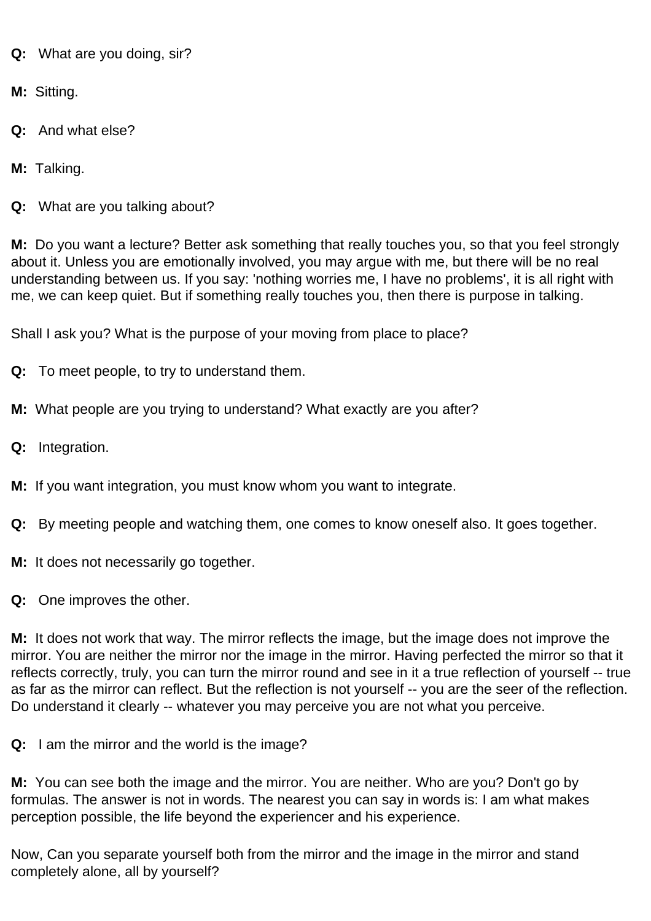**Q:** What are you doing, sir?

**M:** Sitting.

**Q:** And what else?

**M:** Talking.

**Q:** What are you talking about?

**M:** Do you want a lecture? Better ask something that really touches you, so that you feel strongly about it. Unless you are emotionally involved, you may argue with me, but there will be no real understanding between us. If you say: 'nothing worries me, I have no problems', it is all right with me, we can keep quiet. But if something really touches you, then there is purpose in talking.

Shall I ask you? What is the purpose of your moving from place to place?

**Q:** To meet people, to try to understand them.

**M:** What people are you trying to understand? What exactly are you after?

**Q:** Integration.

**M:** If you want integration, you must know whom you want to integrate.

**Q:** By meeting people and watching them, one comes to know oneself also. It goes together.

**M:** It does not necessarily go together.

**Q:** One improves the other.

**M:** It does not work that way. The mirror reflects the image, but the image does not improve the mirror. You are neither the mirror nor the image in the mirror. Having perfected the mirror so that it reflects correctly, truly, you can turn the mirror round and see in it a true reflection of yourself -- true as far as the mirror can reflect. But the reflection is not yourself -- you are the seer of the reflection. Do understand it clearly -- whatever you may perceive you are not what you perceive.

**Q:** I am the mirror and the world is the image?

**M:** You can see both the image and the mirror. You are neither. Who are you? Don't go by formulas. The answer is not in words. The nearest you can say in words is: I am what makes perception possible, the life beyond the experiencer and his experience.

Now, Can you separate yourself both from the mirror and the image in the mirror and stand completely alone, all by yourself?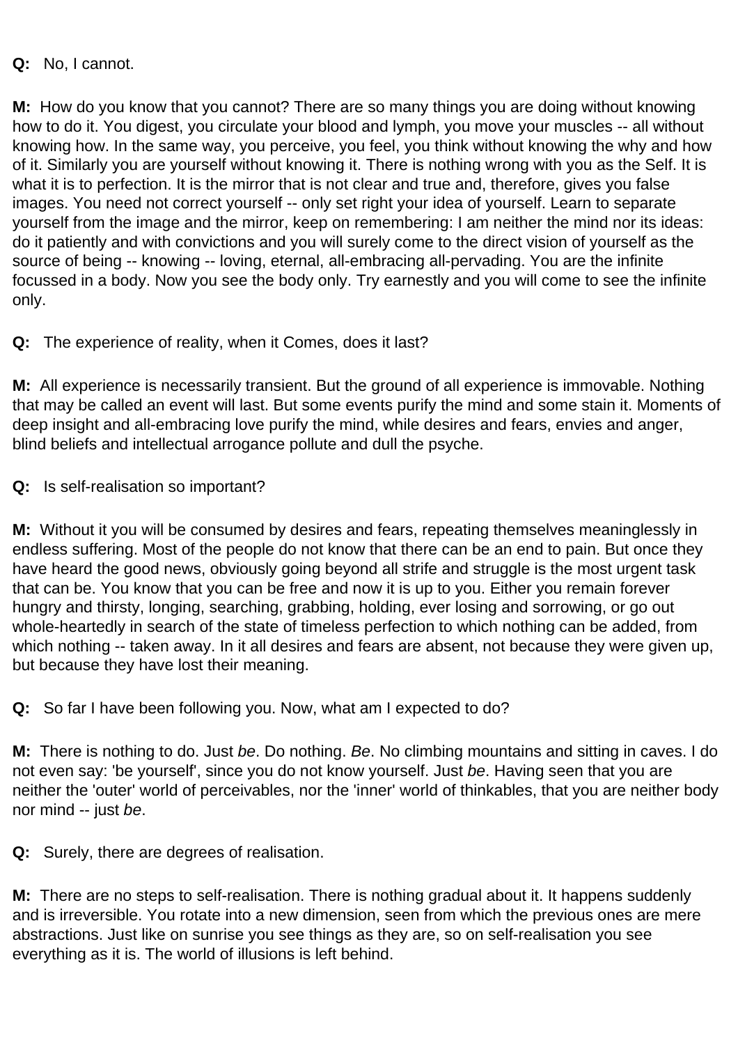**Q:** No, I cannot.

**M:** How do you know that you cannot? There are so many things you are doing without knowing how to do it. You digest, you circulate your blood and lymph, you move your muscles -- all without knowing how. In the same way, you perceive, you feel, you think without knowing the why and how of it. Similarly you are yourself without knowing it. There is nothing wrong with you as the Self. It is what it is to perfection. It is the mirror that is not clear and true and, therefore, gives you false images. You need not correct yourself -- only set right your idea of yourself. Learn to separate yourself from the image and the mirror, keep on remembering: I am neither the mind nor its ideas: do it patiently and with convictions and you will surely come to the direct vision of yourself as the source of being -- knowing -- loving, eternal, all-embracing all-pervading. You are the infinite focussed in a body. Now you see the body only. Try earnestly and you will come to see the infinite only.

**Q:** The experience of reality, when it Comes, does it last?

**M:** All experience is necessarily transient. But the ground of all experience is immovable. Nothing that may be called an event will last. But some events purify the mind and some stain it. Moments of deep insight and all-embracing love purify the mind, while desires and fears, envies and anger, blind beliefs and intellectual arrogance pollute and dull the psyche.

**Q:** Is self-realisation so important?

**M:** Without it you will be consumed by desires and fears, repeating themselves meaninglessly in endless suffering. Most of the people do not know that there can be an end to pain. But once they have heard the good news, obviously going beyond all strife and struggle is the most urgent task that can be. You know that you can be free and now it is up to you. Either you remain forever hungry and thirsty, longing, searching, grabbing, holding, ever losing and sorrowing, or go out whole-heartedly in search of the state of timeless perfection to which nothing can be added, from which nothing -- taken away. In it all desires and fears are absent, not because they were given up, but because they have lost their meaning.

**Q:** So far I have been following you. Now, what am I expected to do?

**M:** There is nothing to do. Just *be*. Do nothing. *Be*. No climbing mountains and sitting in caves. I do not even say: 'be yourself', since you do not know yourself. Just *be*. Having seen that you are neither the 'outer' world of perceivables, nor the 'inner' world of thinkables, that you are neither body nor mind -- just *be*.

**Q:** Surely, there are degrees of realisation.

**M:** There are no steps to self-realisation. There is nothing gradual about it. It happens suddenly and is irreversible. You rotate into a new dimension, seen from which the previous ones are mere abstractions. Just like on sunrise you see things as they are, so on self-realisation you see everything as it is. The world of illusions is left behind.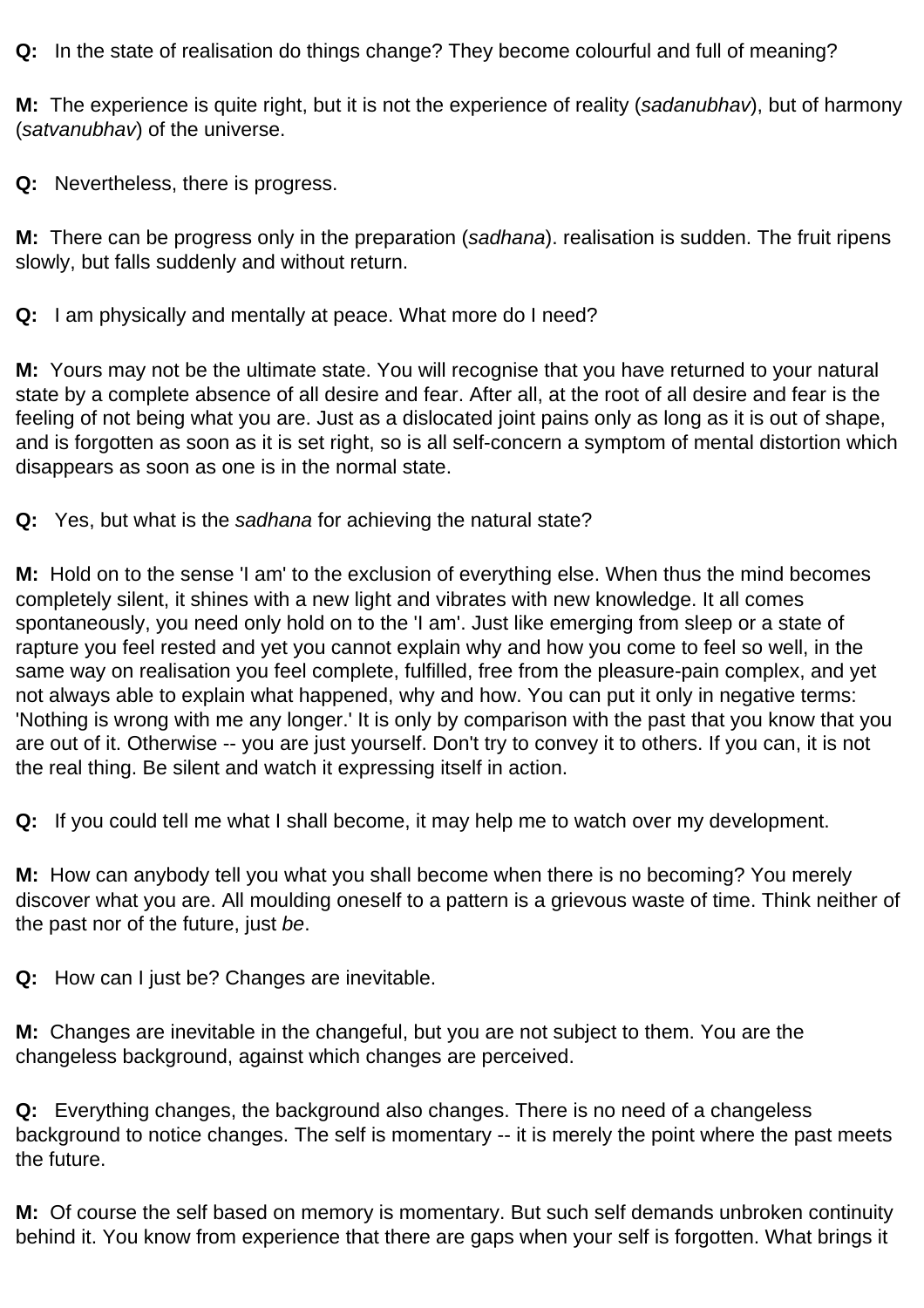**Q:** In the state of realisation do things change? They become colourful and full of meaning?

**M:** The experience is quite right, but it is not the experience of reality (*sadanubhav*), but of harmony (*satvanubhav*) of the universe.

**Q:** Nevertheless, there is progress.

**M:** There can be progress only in the preparation (*sadhana*). realisation is sudden. The fruit ripens slowly, but falls suddenly and without return.

**Q:** I am physically and mentally at peace. What more do I need?

**M:** Yours may not be the ultimate state. You will recognise that you have returned to your natural state by a complete absence of all desire and fear. After all, at the root of all desire and fear is the feeling of not being what you are. Just as a dislocated joint pains only as long as it is out of shape, and is forgotten as soon as it is set right, so is all self-concern a symptom of mental distortion which disappears as soon as one is in the normal state.

**Q:** Yes, but what is the *sadhana* for achieving the natural state?

**M:** Hold on to the sense 'I am' to the exclusion of everything else. When thus the mind becomes completely silent, it shines with a new light and vibrates with new knowledge. It all comes spontaneously, you need only hold on to the 'I am'. Just like emerging from sleep or a state of rapture you feel rested and yet you cannot explain why and how you come to feel so well, in the same way on realisation you feel complete, fulfilled, free from the pleasure-pain complex, and yet not always able to explain what happened, why and how. You can put it only in negative terms: 'Nothing is wrong with me any longer.' It is only by comparison with the past that you know that you are out of it. Otherwise -- you are just yourself. Don't try to convey it to others. If you can, it is not the real thing. Be silent and watch it expressing itself in action.

**Q:** If you could tell me what I shall become, it may help me to watch over my development.

**M:** How can anybody tell you what you shall become when there is no becoming? You merely discover what you are. All moulding oneself to a pattern is a grievous waste of time. Think neither of the past nor of the future, just *be*.

**Q:** How can I just be? Changes are inevitable.

**M:** Changes are inevitable in the changeful, but you are not subject to them. You are the changeless background, against which changes are perceived.

**Q:** Everything changes, the background also changes. There is no need of a changeless background to notice changes. The self is momentary -- it is merely the point where the past meets the future.

**M:** Of course the self based on memory is momentary. But such self demands unbroken continuity behind it. You know from experience that there are gaps when your self is forgotten. What brings it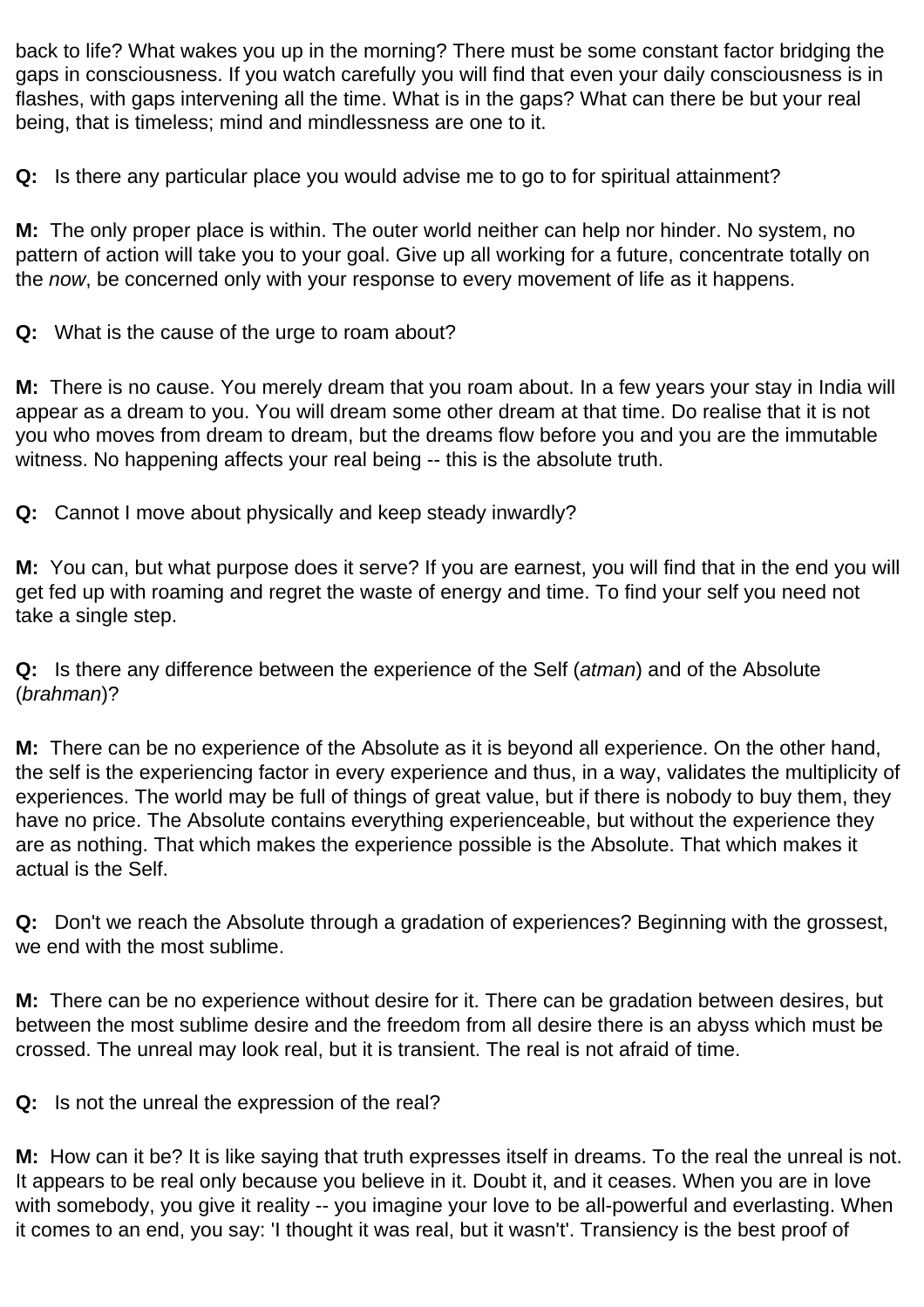back to life? What wakes you up in the morning? There must be some constant factor bridging the gaps in consciousness. If you watch carefully you will find that even your daily consciousness is in flashes, with gaps intervening all the time. What is in the gaps? What can there be but your real being, that is timeless; mind and mindlessness are one to it.

**Q:** Is there any particular place you would advise me to go to for spiritual attainment?

**M:** The only proper place is within. The outer world neither can help nor hinder. No system, no pattern of action will take you to your goal. Give up all working for a future, concentrate totally on the *now*, be concerned only with your response to every movement of life as it happens.

**Q:** What is the cause of the urge to roam about?

**M:** There is no cause. You merely dream that you roam about. In a few years your stay in India will appear as a dream to you. You will dream some other dream at that time. Do realise that it is not you who moves from dream to dream, but the dreams flow before you and you are the immutable witness. No happening affects your real being -- this is the absolute truth.

**Q:** Cannot I move about physically and keep steady inwardly?

**M:** You can, but what purpose does it serve? If you are earnest, you will find that in the end you will get fed up with roaming and regret the waste of energy and time. To find your self you need not take a single step.

**Q:** Is there any difference between the experience of the Self (*atman*) and of the Absolute (*brahman*)?

**M:** There can be no experience of the Absolute as it is beyond all experience. On the other hand, the self is the experiencing factor in every experience and thus, in a way, validates the multiplicity of experiences. The world may be full of things of great value, but if there is nobody to buy them, they have no price. The Absolute contains everything experienceable, but without the experience they are as nothing. That which makes the experience possible is the Absolute. That which makes it actual is the Self.

**Q:** Don't we reach the Absolute through a gradation of experiences? Beginning with the grossest, we end with the most sublime.

**M:** There can be no experience without desire for it. There can be gradation between desires, but between the most sublime desire and the freedom from all desire there is an abyss which must be crossed. The unreal may look real, but it is transient. The real is not afraid of time.

**Q:** Is not the unreal the expression of the real?

**M:** How can it be? It is like saying that truth expresses itself in dreams. To the real the unreal is not. It appears to be real only because you believe in it. Doubt it, and it ceases. When you are in love with somebody, you give it reality -- you imagine your love to be all-powerful and everlasting. When it comes to an end, you say: 'I thought it was real, but it wasn't'. Transiency is the best proof of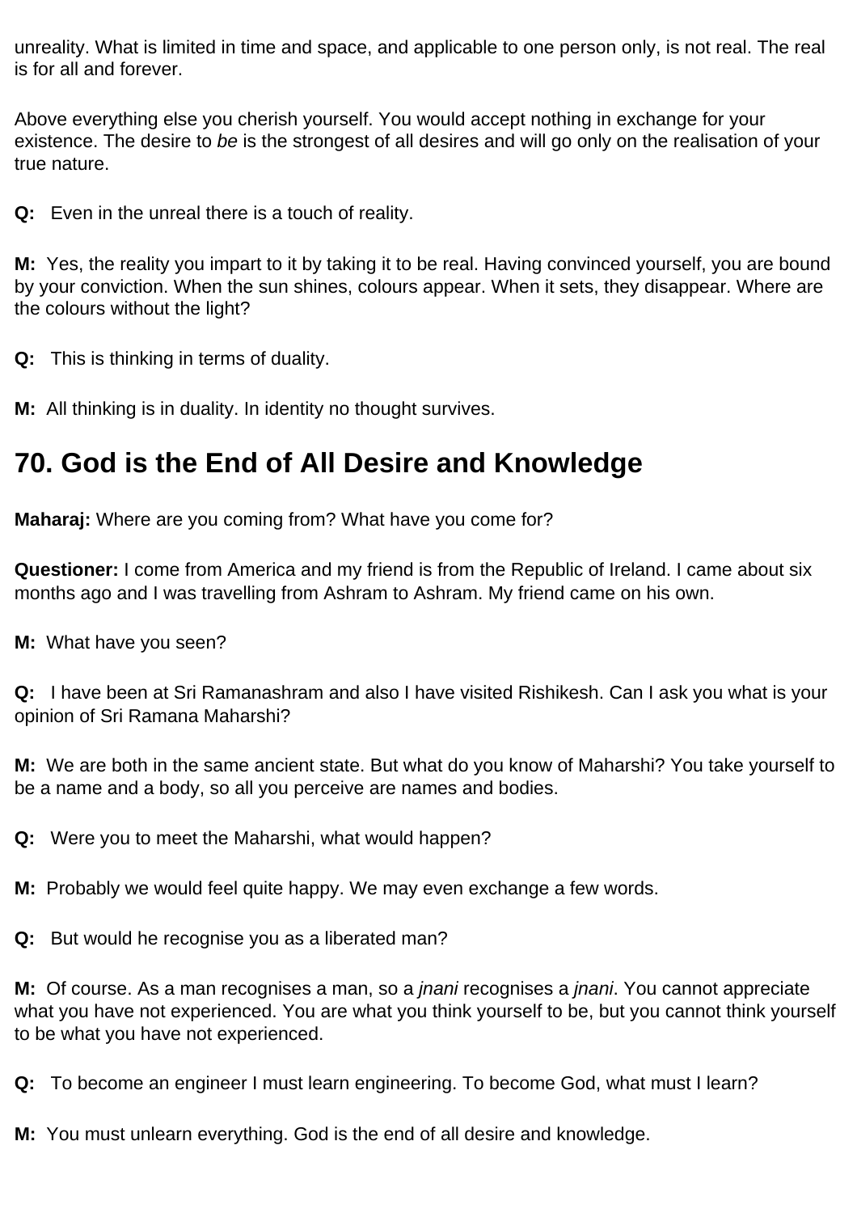unreality. What is limited in time and space, and applicable to one person only, is not real. The real is for all and forever.

Above everything else you cherish yourself. You would accept nothing in exchange for your existence. The desire to *be* is the strongest of all desires and will go only on the realisation of your true nature.

**Q:** Even in the unreal there is a touch of reality.

**M:** Yes, the reality you impart to it by taking it to be real. Having convinced yourself, you are bound by your conviction. When the sun shines, colours appear. When it sets, they disappear. Where are the colours without the light?

**Q:** This is thinking in terms of duality.

**M:** All thinking is in duality. In identity no thought survives.

## 70. God is the End of All Desire and Knowledge

**Maharaj:** Where are you coming from? What have you come for?

**Questioner:** I come from America and my friend is from the Republic of Ireland. I came about six months ago and I was travelling from Ashram to Ashram. My friend came on his own.

**M:** What have you seen?

**Q:** I have been at Sri Ramanashram and also I have visited Rishikesh. Can I ask you what is your opinion of Sri Ramana Maharshi?

**M:** We are both in the same ancient state. But what do you know of Maharshi? You take yourself to be a name and a body, so all you perceive are names and bodies.

**Q:** Were you to meet the Maharshi, what would happen?

**M:** Probably we would feel quite happy. We may even exchange a few words.

**Q:** But would he recognise you as a liberated man?

**M:** Of course. As a man recognises a man, so a *jnani* recognises a *jnani*. You cannot appreciate what you have not experienced. You are what you think yourself to be, but you cannot think yourself to be what you have not experienced.

**Q:** To become an engineer I must learn engineering. To become God, what must I learn?

**M:** You must unlearn everything. God is the end of all desire and knowledge.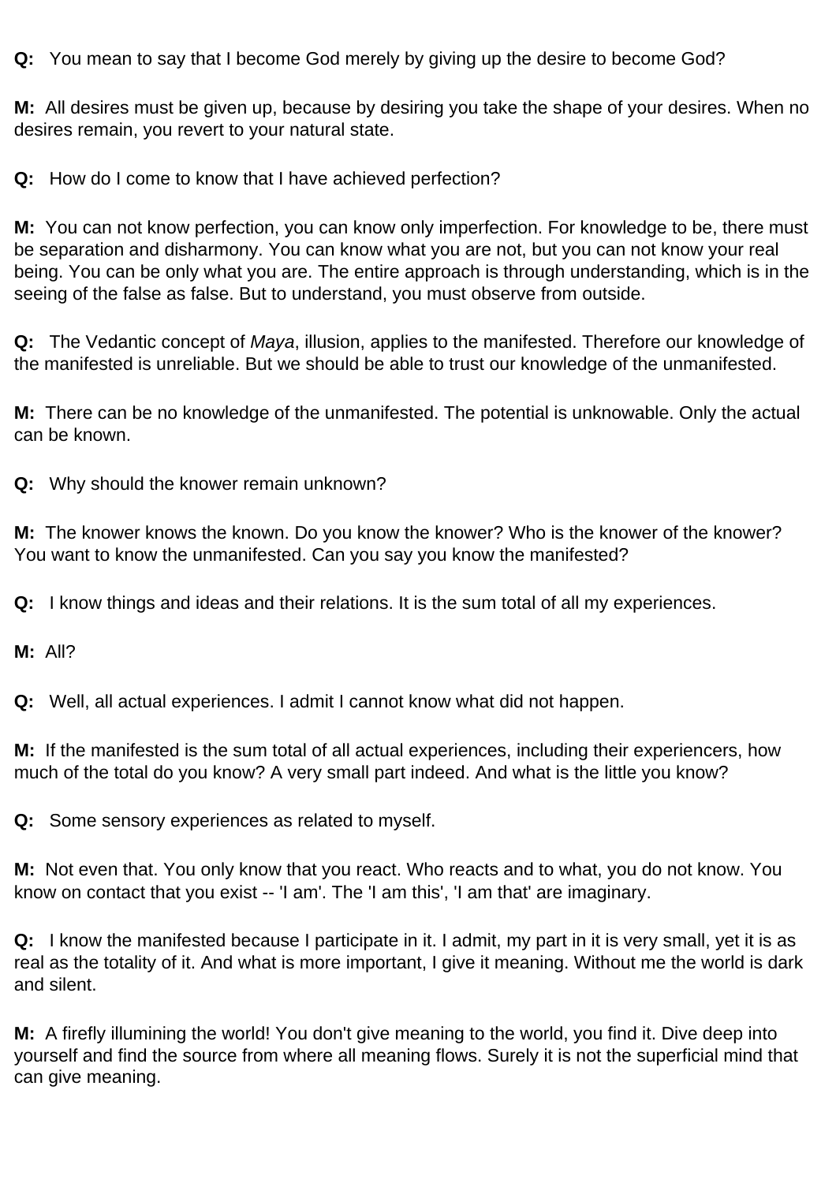**Q:** You mean to say that I become God merely by giving up the desire to become God?

**M:** All desires must be given up, because by desiring you take the shape of your desires. When no desires remain, you revert to your natural state.

**Q:** How do I come to know that I have achieved perfection?

**M:** You can not know perfection, you can know only imperfection. For knowledge to be, there must be separation and disharmony. You can know what you are not, but you can not know your real being. You can be only what you are. The entire approach is through understanding, which is in the seeing of the false as false. But to understand, you must observe from outside.

**Q:** The Vedantic concept of *Maya*, illusion, applies to the manifested. Therefore our knowledge of the manifested is unreliable. But we should be able to trust our knowledge of the unmanifested.

**M:** There can be no knowledge of the unmanifested. The potential is unknowable. Only the actual can be known.

**Q:** Why should the knower remain unknown?

**M:** The knower knows the known. Do you know the knower? Who is the knower of the knower? You want to know the unmanifested. Can you say you know the manifested?

**Q:** I know things and ideas and their relations. It is the sum total of all my experiences.

**M:** All?

**Q:** Well, all actual experiences. I admit I cannot know what did not happen.

**M:** If the manifested is the sum total of all actual experiences, including their experiencers, how much of the total do you know? A very small part indeed. And what is the little you know?

**Q:** Some sensory experiences as related to myself.

**M:** Not even that. You only know that you react. Who reacts and to what, you do not know. You know on contact that you exist -- 'I am'. The 'I am this', 'I am that' are imaginary.

**Q:** I know the manifested because I participate in it. I admit, my part in it is very small, yet it is as real as the totality of it. And what is more important, I give it meaning. Without me the world is dark and silent.

**M:** A firefly illumining the world! You don't give meaning to the world, you find it. Dive deep into yourself and find the source from where all meaning flows. Surely it is not the superficial mind that can give meaning.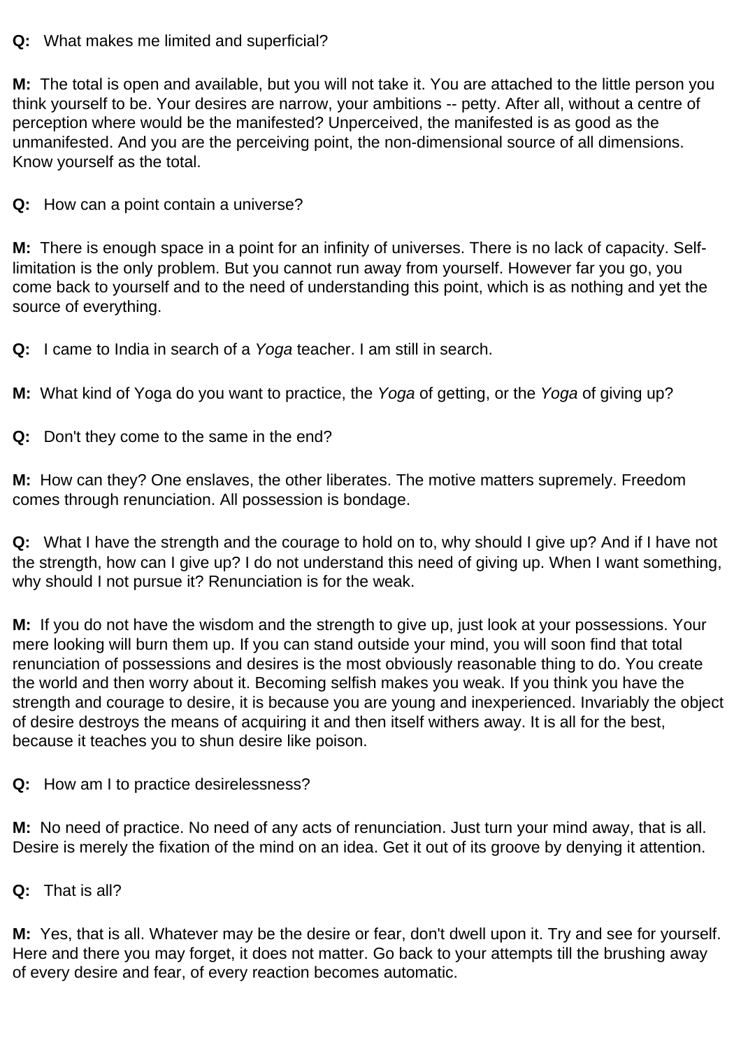**Q:** What makes me limited and superficial?

**M:** The total is open and available, but you will not take it. You are attached to the little person you think yourself to be. Your desires are narrow, your ambitions -- petty. After all, without a centre of perception where would be the manifested? Unperceived, the manifested is as good as the unmanifested. And you are the perceiving point, the non-dimensional source of all dimensions. Know yourself as the total.

**Q:** How can a point contain a universe?

**M:** There is enough space in a point for an infinity of universes. There is no lack of capacity. Self-limitation is the only problem. But you cannot run away from yourself. However far you go, you come back to yourself and to the need of understanding this point, which is as nothing and yet the source of everything.

**Q:** I came to India in search of a *Yoga* teacher. I am still in search.

**M:** What kind of Yoga do you want to practice, the *Yoga* of getting, or the *Yoga* of giving up?

**Q:** Don't they come to the same in the end?

**M:** How can they? One enslaves, the other liberates. The motive matters supremely. Freedom comes through renunciation. All possession is bondage.

**Q:** What I have the strength and the courage to hold on to, why should I give up? And if I have not the strength, how can I give up? I do not understand this need of giving up. When I want something, why should I not pursue it? Renunciation is for the weak.

**M:** If you do not have the wisdom and the strength to give up, just look at your possessions. Your mere looking will burn them up. If you can stand outside your mind, you will soon find that total renunciation of possessions and desires is the most obviously reasonable thing to do. You create the world and then worry about it. Becoming selfish makes you weak. If you think you have the strength and courage to desire, it is because you are young and inexperienced. Invariably the object of desire destroys the means of acquiring it and then itself withers away. It is all for the best, because it teaches you to shun desire like poison.

**Q:** How am I to practice desirelessness?

**M:** No need of practice. No need of any acts of renunciation. Just turn your mind away, that is all. Desire is merely the fixation of the mind on an idea. Get it out of its groove by denying it attention.

**Q:** That is all?

**M:** Yes, that is all. Whatever may be the desire or fear, don't dwell upon it. Try and see for yourself. Here and there you may forget, it does not matter. Go back to your attempts till the brushing away of every desire and fear, of every reaction becomes automatic.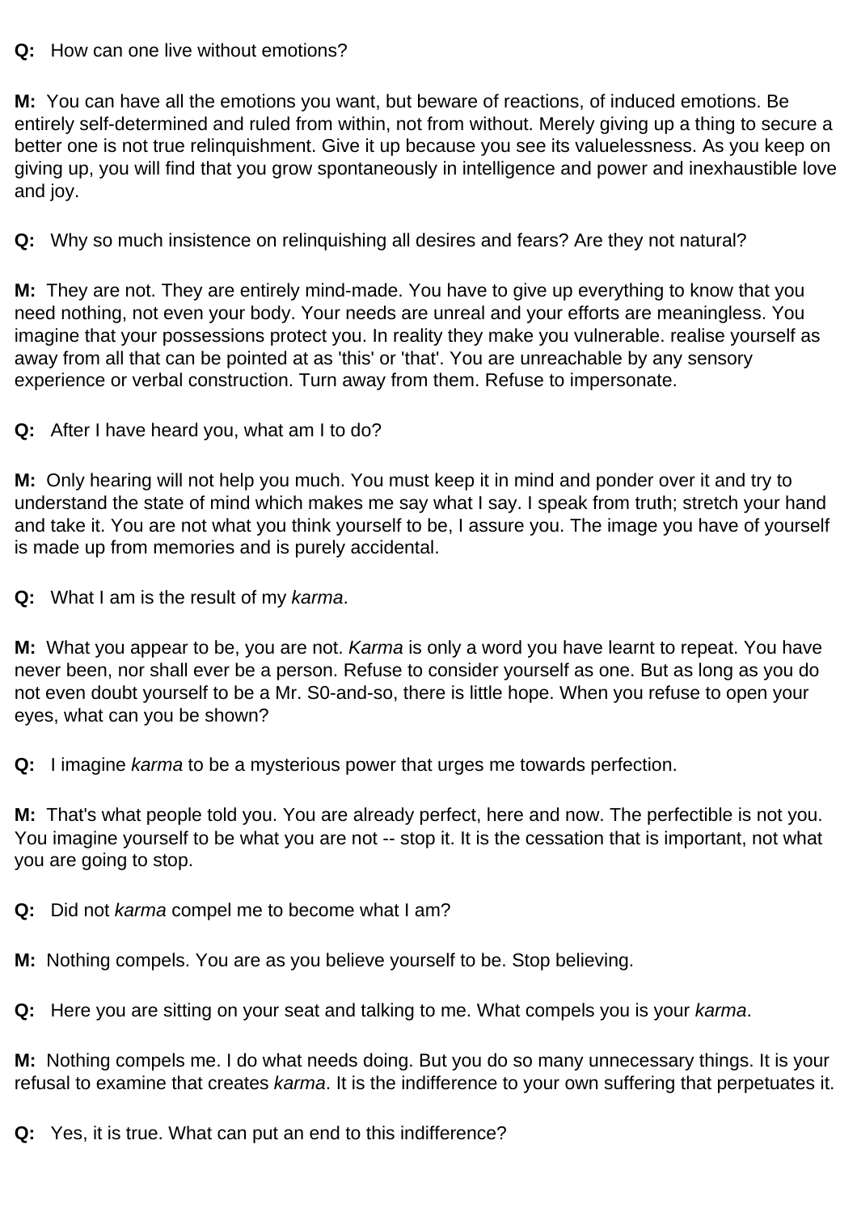**Q:** How can one live without emotions?

**M:** You can have all the emotions you want, but beware of reactions, of induced emotions. Be entirely self-determined and ruled from within, not from without. Merely giving up a thing to secure a better one is not true relinquishment. Give it up because you see its valuelessness. As you keep on giving up, you will find that you grow spontaneously in intelligence and power and inexhaustible love and joy.

**Q:** Why so much insistence on relinquishing all desires and fears? Are they not natural?

**M:** They are not. They are entirely mind-made. You have to give up everything to know that you need nothing, not even your body. Your needs are unreal and your efforts are meaningless. You imagine that your possessions protect you. In reality they make you vulnerable. realise yourself as away from all that can be pointed at as 'this' or 'that'. You are unreachable by any sensory experience or verbal construction. Turn away from them. Refuse to impersonate.

**Q:** After I have heard you, what am I to do?

**M:** Only hearing will not help you much. You must keep it in mind and ponder over it and try to understand the state of mind which makes me say what I say. I speak from truth; stretch your hand and take it. You are not what you think yourself to be, I assure you. The image you have of yourself is made up from memories and is purely accidental.

**Q:** What I am is the result of my *karma*.

**M:** What you appear to be, you are not. *Karma* is only a word you have learnt to repeat. You have never been, nor shall ever be a person. Refuse to consider yourself as one. But as long as you do not even doubt yourself to be a Mr. S0-and-so, there is little hope. When you refuse to open your eyes, what can you be shown?

**Q:** I imagine *karma* to be a mysterious power that urges me towards perfection.

**M:** That's what people told you. You are already perfect, here and now. The perfectible is not you. You imagine yourself to be what you are not -- stop it. It is the cessation that is important, not what you are going to stop.

**Q:** Did not *karma* compel me to become what I am?

**M:** Nothing compels. You are as you believe yourself to be. Stop believing.

**Q:** Here you are sitting on your seat and talking to me. What compels you is your *karma*.

**M:** Nothing compels me. I do what needs doing. But you do so many unnecessary things. It is your refusal to examine that creates *karma*. It is the indifference to your own suffering that perpetuates it.

**Q:** Yes, it is true. What can put an end to this indifference?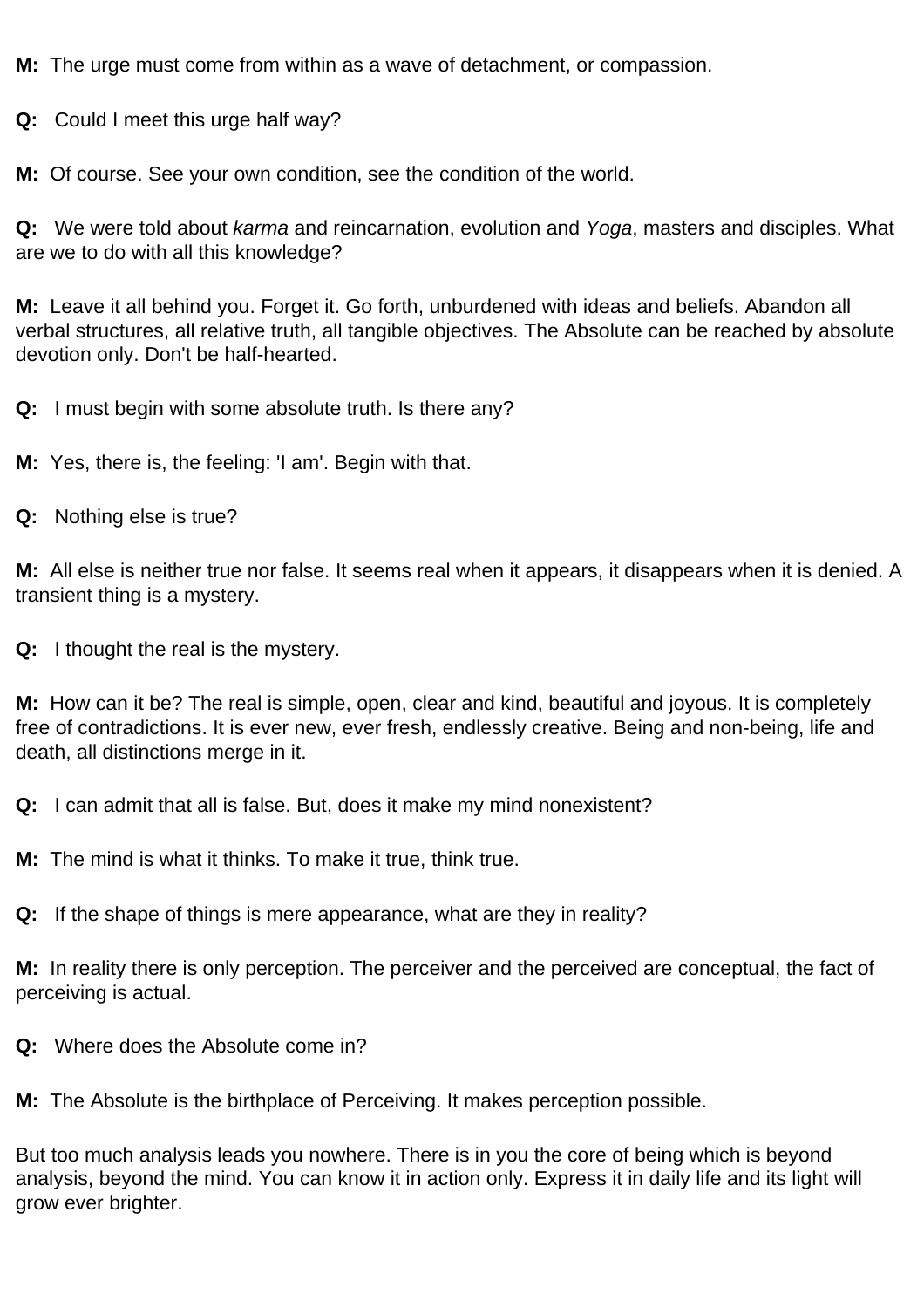**M:** The urge must come from within as a wave of detachment, or compassion.

**Q:** Could I meet this urge half way?

**M:** Of course. See your own condition, see the condition of the world.

**Q:** We were told about *karma* and reincarnation, evolution and *Yoga*, masters and disciples. What are we to do with all this knowledge?

**M:** Leave it all behind you. Forget it. Go forth, unburdened with ideas and beliefs. Abandon all verbal structures, all relative truth, all tangible objectives. The Absolute can be reached by absolute devotion only. Don't be half-hearted.

**Q:** I must begin with some absolute truth. Is there any?

**M:** Yes, there is, the feeling: 'I am'. Begin with that.

**Q:** Nothing else is true?

**M:** All else is neither true nor false. It seems real when it appears, it disappears when it is denied. A transient thing is a mystery.

**Q:** I thought the real is the mystery.

**M:** How can it be? The real is simple, open, clear and kind, beautiful and joyous. It is completely free of contradictions. It is ever new, ever fresh, endlessly creative. Being and non-being, life and death, all distinctions merge in it.

**Q:** I can admit that all is false. But, does it make my mind nonexistent?

**M:** The mind is what it thinks. To make it true, think true.

**Q:** If the shape of things is mere appearance, what are they in reality?

**M:** In reality there is only perception. The perceiver and the perceived are conceptual, the fact of perceiving is actual.

**Q:** Where does the Absolute come in?

**M:** The Absolute is the birthplace of Perceiving. It makes perception possible.

But too much analysis leads you nowhere. There is in you the core of being which is beyond analysis, beyond the mind. You can know it in action only. Express it in daily life and its light will grow ever brighter.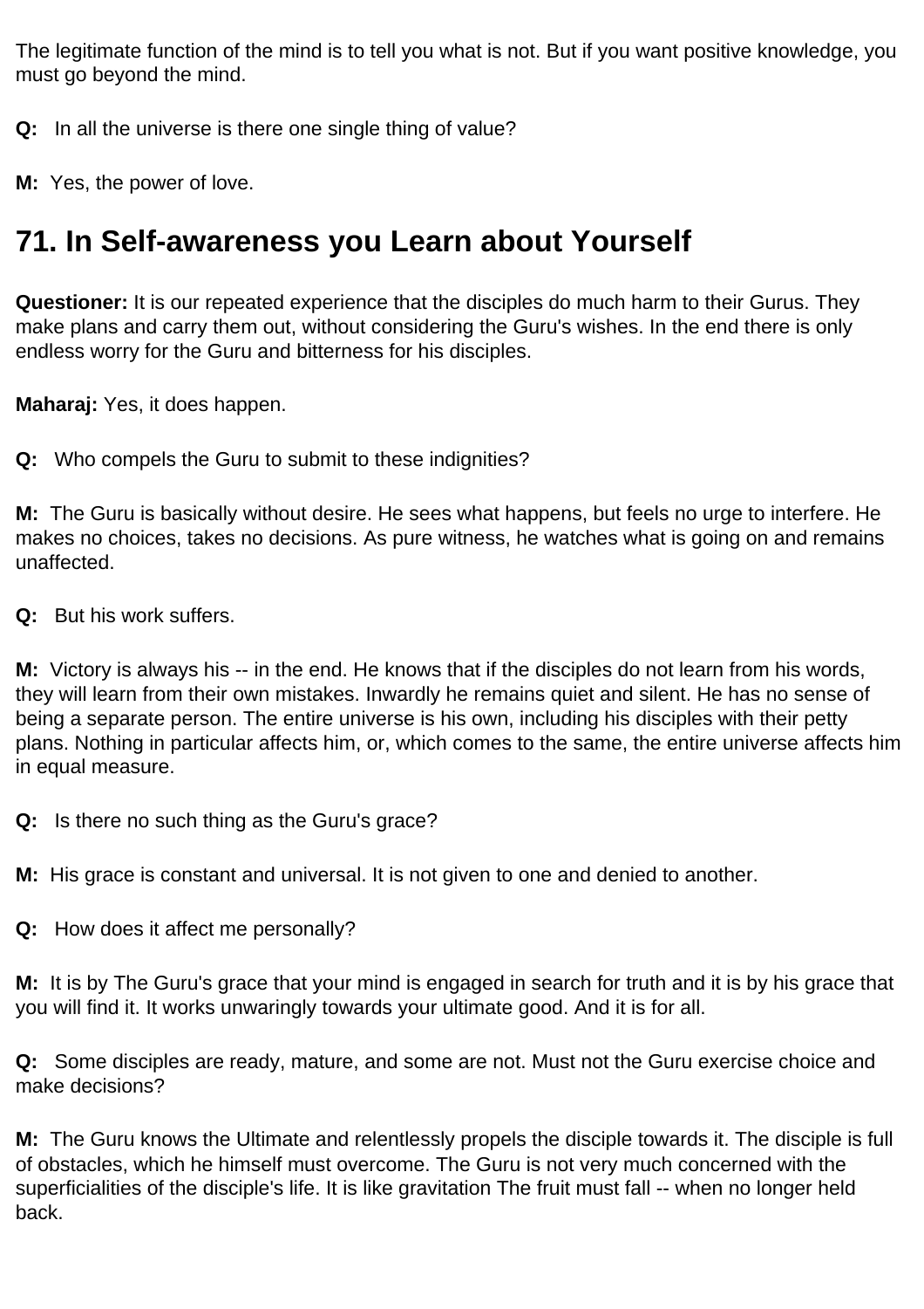The legitimate function of the mind is to tell you what is not. But if you want positive knowledge, you must go beyond the mind.

**Q:** In all the universe is there one single thing of value?

**M:** Yes, the power of love.

## 71. In Self-awareness you Learn about Yourself

**Questioner:** It is our repeated experience that the disciples do much harm to their Gurus. They make plans and carry them out, without considering the Guru's wishes. In the end there is only endless worry for the Guru and bitterness for his disciples.

**Maharaj:** Yes, it does happen.

**Q:** Who compels the Guru to submit to these indignities?

**M:** The Guru is basically without desire. He sees what happens, but feels no urge to interfere. He makes no choices, takes no decisions. As pure witness, he watches what is going on and remains unaffected.

**Q:** But his work suffers.

**M:** Victory is always his -- in the end. He knows that if the disciples do not learn from his words, they will learn from their own mistakes. Inwardly he remains quiet and silent. He has no sense of being a separate person. The entire universe is his own, including his disciples with their petty plans. Nothing in particular affects him, or, which comes to the same, the entire universe affects him in equal measure.

**Q:** Is there no such thing as the Guru's grace?

**M:** His grace is constant and universal. It is not given to one and denied to another.

**Q:** How does it affect me personally?

**M:** It is by The Guru's grace that your mind is engaged in search for truth and it is by his grace that you will find it. It works unwaringly towards your ultimate good. And it is for all.

**Q:** Some disciples are ready, mature, and some are not. Must not the Guru exercise choice and make decisions?

**M:** The Guru knows the Ultimate and relentlessly propels the disciple towards it. The disciple is full of obstacles, which he himself must overcome. The Guru is not very much concerned with the superficialities of the disciple's life. It is like gravitation The fruit must fall -- when no longer held back.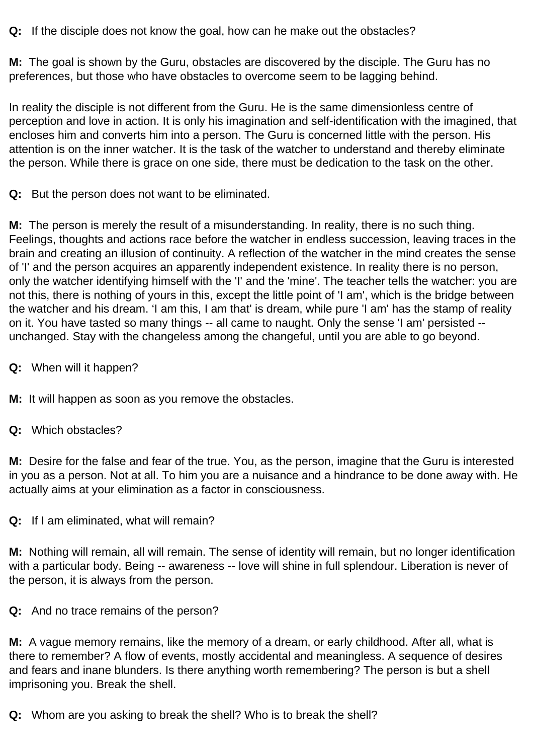**Q:** If the disciple does not know the goal, how can he make out the obstacles?

**M:** The goal is shown by the Guru, obstacles are discovered by the disciple. The Guru has no preferences, but those who have obstacles to overcome seem to be lagging behind.

In reality the disciple is not different from the Guru. He is the same dimensionless centre of perception and love in action. It is only his imagination and self-identification with the imagined, that encloses him and converts him into a person. The Guru is concerned little with the person. His attention is on the inner watcher. It is the task of the watcher to understand and thereby eliminate the person. While there is grace on one side, there must be dedication to the task on the other.

**Q:** But the person does not want to be eliminated.

**M:** The person is merely the result of a misunderstanding. In reality, there is no such thing. Feelings, thoughts and actions race before the watcher in endless succession, leaving traces in the brain and creating an illusion of continuity. A reflection of the watcher in the mind creates the sense of 'I' and the person acquires an apparently independent existence. In reality there is no person, only the watcher identifying himself with the 'I' and the 'mine'. The teacher tells the watcher: you are not this, there is nothing of yours in this, except the little point of 'I am', which is the bridge between the watcher and his dream. 'I am this, I am that' is dream, while pure 'I am' has the stamp of reality on it. You have tasted so many things -- all came to naught. Only the sense 'I am' persisted -- unchanged. Stay with the changeless among the changeful, until you are able to go beyond.

**Q:** When will it happen?

**M:** It will happen as soon as you remove the obstacles.

**Q:** Which obstacles?

**M:** Desire for the false and fear of the true. You, as the person, imagine that the Guru is interested in you as a person. Not at all. To him you are a nuisance and a hindrance to be done away with. He actually aims at your elimination as a factor in consciousness.

**Q:** If I am eliminated, what will remain?

**M:** Nothing will remain, all will remain. The sense of identity will remain, but no longer identification with a particular body. Being -- awareness -- love will shine in full splendour. Liberation is never of the person, it is always from the person.

**Q:** And no trace remains of the person?

**M:** A vague memory remains, like the memory of a dream, or early childhood. After all, what is there to remember? A flow of events, mostly accidental and meaningless. A sequence of desires and fears and inane blunders. Is there anything worth remembering? The person is but a shell imprisoning you. Break the shell.

**Q:** Whom are you asking to break the shell? Who is to break the shell?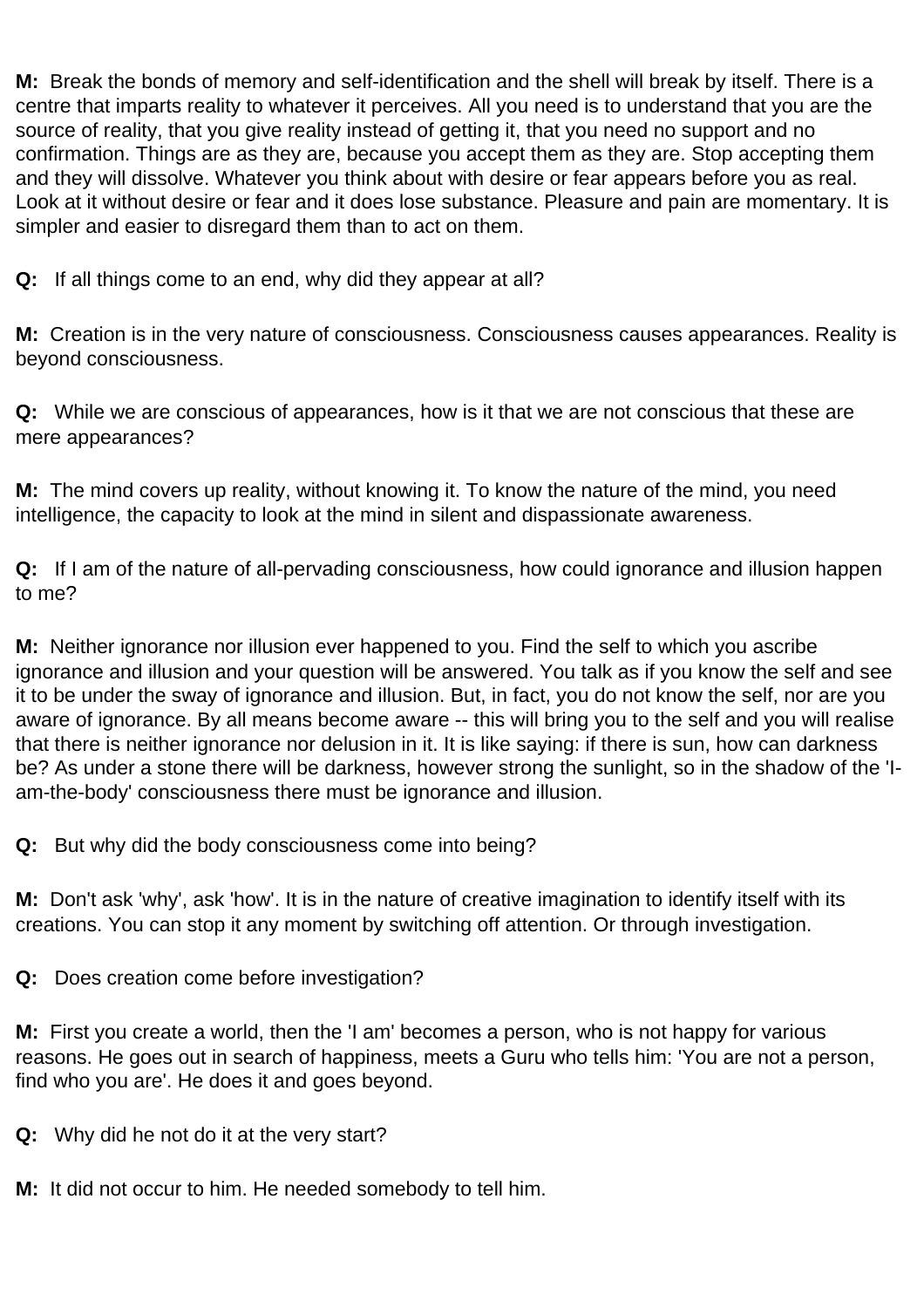**M:** Break the bonds of memory and self-identification and the shell will break by itself. There is a centre that imparts reality to whatever it perceives. All you need is to understand that you are the source of reality, that you give reality instead of getting it, that you need no support and no confirmation. Things are as they are, because you accept them as they are. Stop accepting them and they will dissolve. Whatever you think about with desire or fear appears before you as real. Look at it without desire or fear and it does lose substance. Pleasure and pain are momentary. It is simpler and easier to disregard them than to act on them.

**Q:** If all things come to an end, why did they appear at all?

**M:** Creation is in the very nature of consciousness. Consciousness causes appearances. Reality is beyond consciousness.

**Q:** While we are conscious of appearances, how is it that we are not conscious that these are mere appearances?

**M:** The mind covers up reality, without knowing it. To know the nature of the mind, you need intelligence, the capacity to look at the mind in silent and dispassionate awareness.

**Q:** If I am of the nature of all-pervading consciousness, how could ignorance and illusion happen to me?

**M:** Neither ignorance nor illusion ever happened to you. Find the self to which you ascribe ignorance and illusion and your question will be answered. You talk as if you know the self and see it to be under the sway of ignorance and illusion. But, in fact, you do not know the self, nor are you aware of ignorance. By all means become aware -- this will bring you to the self and you will realise that there is neither ignorance nor delusion in it. It is like saying: if there is sun, how can darkness be? As under a stone there will be darkness, however strong the sunlight, so in the shadow of the 'I-am-the-body' consciousness there must be ignorance and illusion.

**Q:** But why did the body consciousness come into being?

**M:** Don't ask 'why', ask 'how'. It is in the nature of creative imagination to identify itself with its creations. You can stop it any moment by switching off attention. Or through investigation.

**Q:** Does creation come before investigation?

**M:** First you create a world, then the 'I am' becomes a person, who is not happy for various reasons. He goes out in search of happiness, meets a Guru who tells him: 'You are not a person, find who you are'. He does it and goes beyond.

**Q:** Why did he not do it at the very start?

**M:** It did not occur to him. He needed somebody to tell him.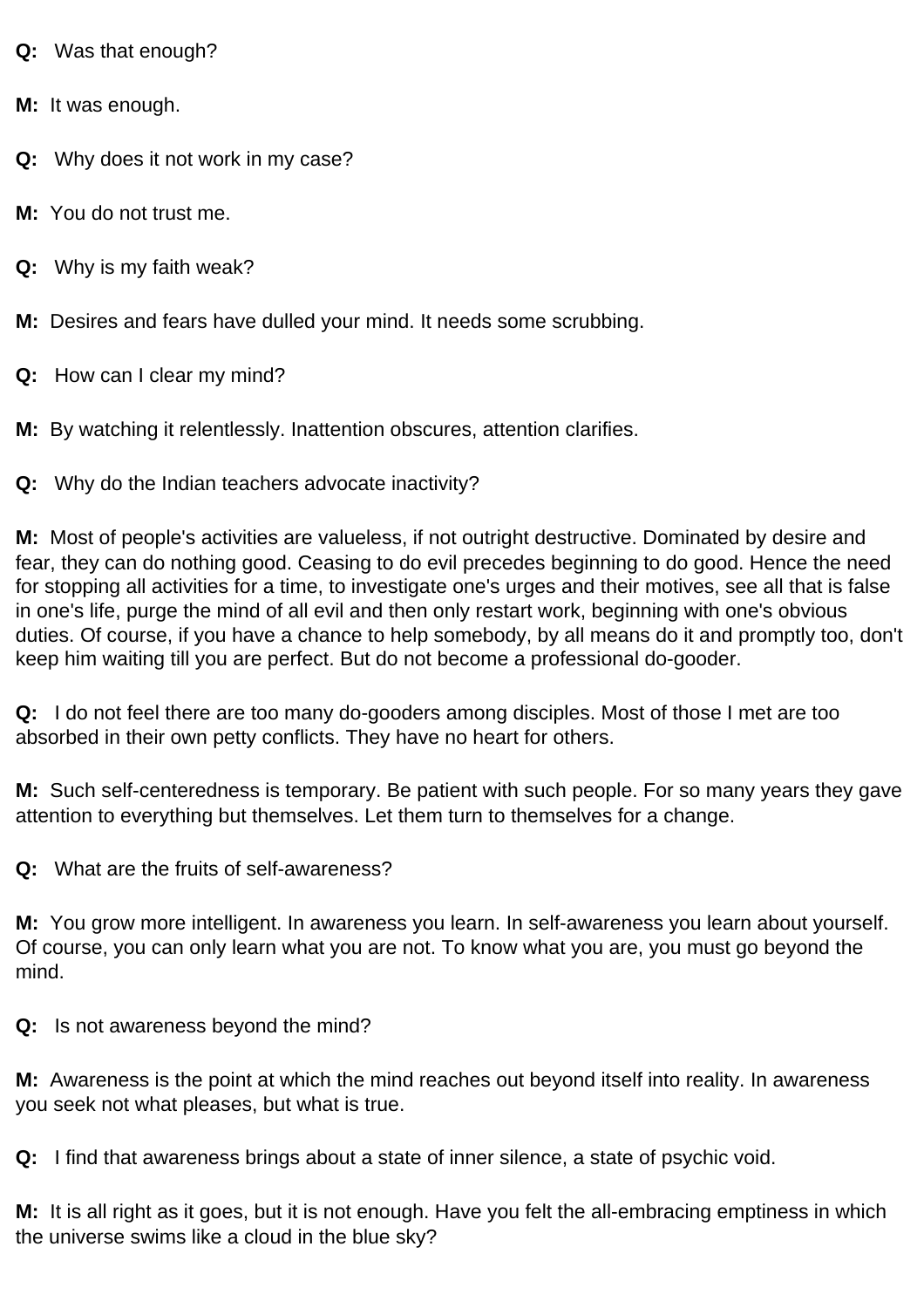**Q:** Was that enough?

**M:** It was enough.

**Q:** Why does it not work in my case?

**M:** You do not trust me.

**Q:** Why is my faith weak?

**M:** Desires and fears have dulled your mind. It needs some scrubbing.

**Q:** How can I clear my mind?

**M:** By watching it relentlessly. Inattention obscures, attention clarifies.

**Q:** Why do the Indian teachers advocate inactivity?

**M:** Most of people's activities are valueless, if not outright destructive. Dominated by desire and fear, they can do nothing good. Ceasing to do evil precedes beginning to do good. Hence the need for stopping all activities for a time, to investigate one's urges and their motives, see all that is false in one's life, purge the mind of all evil and then only restart work, beginning with one's obvious duties. Of course, if you have a chance to help somebody, by all means do it and promptly too, don't keep him waiting till you are perfect. But do not become a professional do-gooder.

**Q:** I do not feel there are too many do-gooders among disciples. Most of those I met are too absorbed in their own petty conflicts. They have no heart for others.

**M:** Such self-centeredness is temporary. Be patient with such people. For so many years they gave attention to everything but themselves. Let them turn to themselves for a change.

**Q:** What are the fruits of self-awareness?

**M:** You grow more intelligent. In awareness you learn. In self-awareness you learn about yourself. Of course, you can only learn what you are not. To know what you are, you must go beyond the mind.

**Q:** Is not awareness beyond the mind?

**M:** Awareness is the point at which the mind reaches out beyond itself into reality. In awareness you seek not what pleases, but what is true.

**Q:** I find that awareness brings about a state of inner silence, a state of psychic void.

**M:** It is all right as it goes, but it is not enough. Have you felt the all-embracing emptiness in which the universe swims like a cloud in the blue sky?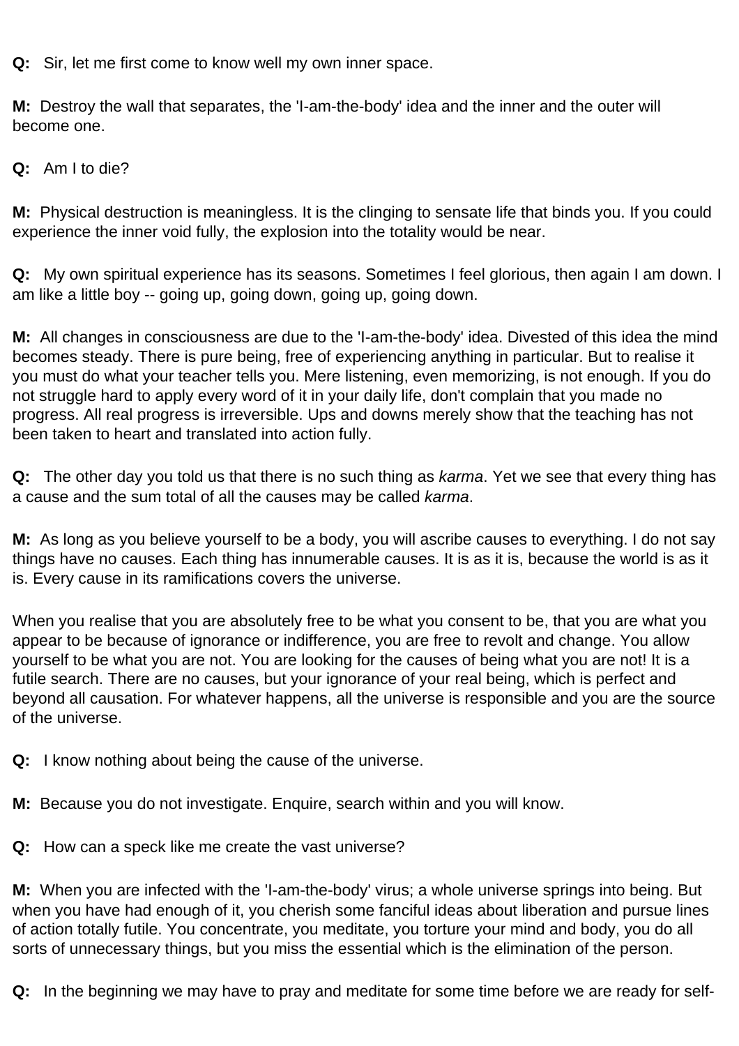**Q:** Sir, let me first come to know well my own inner space.

**M:** Destroy the wall that separates, the 'I-am-the-body' idea and the inner and the outer will become one.

**Q:** Am I to die?

**M:** Physical destruction is meaningless. It is the clinging to sensate life that binds you. If you could experience the inner void fully, the explosion into the totality would be near.

**Q:** My own spiritual experience has its seasons. Sometimes I feel glorious, then again I am down. I am like a little boy -- going up, going down, going up, going down.

**M:** All changes in consciousness are due to the 'I-am-the-body' idea. Divested of this idea the mind becomes steady. There is pure being, free of experiencing anything in particular. But to realise it you must do what your teacher tells you. Mere listening, even memorizing, is not enough. If you do not struggle hard to apply every word of it in your daily life, don't complain that you made no progress. All real progress is irreversible. Ups and downs merely show that the teaching has not been taken to heart and translated into action fully.

**Q:** The other day you told us that there is no such thing as *karma*. Yet we see that every thing has a cause and the sum total of all the causes may be called *karma*.

**M:** As long as you believe yourself to be a body, you will ascribe causes to everything. I do not say things have no causes. Each thing has innumerable causes. It is as it is, because the world is as it is. Every cause in its ramifications covers the universe.

When you realise that you are absolutely free to be what you consent to be, that you are what you appear to be because of ignorance or indifference, you are free to revolt and change. You allow yourself to be what you are not. You are looking for the causes of being what you are not! It is a futile search. There are no causes, but your ignorance of your real being, which is perfect and beyond all causation. For whatever happens, all the universe is responsible and you are the source of the universe.

**Q:** I know nothing about being the cause of the universe.

**M:** Because you do not investigate. Enquire, search within and you will know.

**Q:** How can a speck like me create the vast universe?

**M:** When you are infected with the 'I-am-the-body' virus; a whole universe springs into being. But when you have had enough of it, you cherish some fanciful ideas about liberation and pursue lines of action totally futile. You concentrate, you meditate, you torture your mind and body, you do all sorts of unnecessary things, but you miss the essential which is the elimination of the person.

**Q:** In the beginning we may have to pray and meditate for some time before we are ready for self-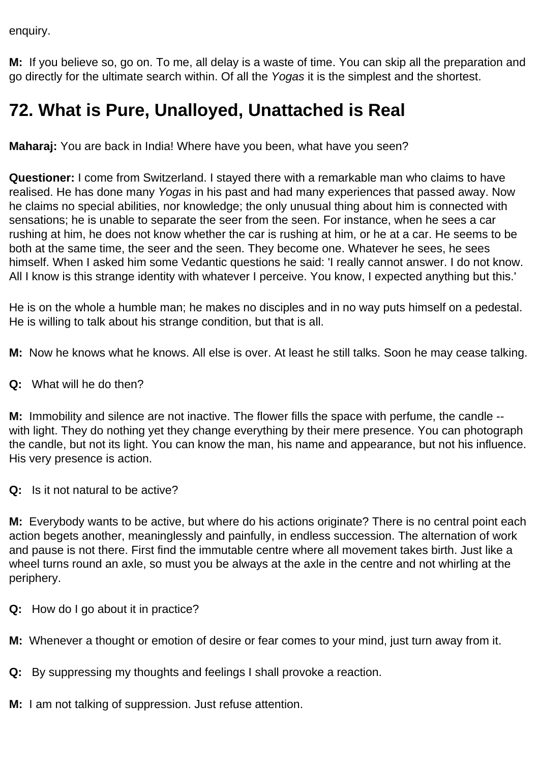enquiry.

**M:** If you believe so, go on. To me, all delay is a waste of time. You can skip all the preparation and go directly for the ultimate search within. Of all the *Yogas* it is the simplest and the shortest.

## 72. What is Pure, Unalloyed, Unattached is Real

**Maharaj:** You are back in India! Where have you been, what have you seen?

**Questioner:** I come from Switzerland. I stayed there with a remarkable man who claims to have realised. He has done many *Yogas* in his past and had many experiences that passed away. Now he claims no special abilities, nor knowledge; the only unusual thing about him is connected with sensations; he is unable to separate the seer from the seen. For instance, when he sees a car rushing at him, he does not know whether the car is rushing at him, or he at a car. He seems to be both at the same time, the seer and the seen. They become one. Whatever he sees, he sees himself. When I asked him some Vedantic questions he said: 'I really cannot answer. I do not know. All I know is this strange identity with whatever I perceive. You know, I expected anything but this.'

He is on the whole a humble man; he makes no disciples and in no way puts himself on a pedestal. He is willing to talk about his strange condition, but that is all.

**M:** Now he knows what he knows. All else is over. At least he still talks. Soon he may cease talking.

**Q:** What will he do then?

**M:** Immobility and silence are not inactive. The flower fills the space with perfume, the candle -- with light. They do nothing yet they change everything by their mere presence. You can photograph the candle, but not its light. You can know the man, his name and appearance, but not his influence. His very presence is action.

**Q:** Is it not natural to be active?

**M:** Everybody wants to be active, but where do his actions originate? There is no central point each action begets another, meaninglessly and painfully, in endless succession. The alternation of work and pause is not there. First find the immutable centre where all movement takes birth. Just like a wheel turns round an axle, so must you be always at the axle in the centre and not whirling at the periphery.

**Q:** How do I go about it in practice?

**M:** Whenever a thought or emotion of desire or fear comes to your mind, just turn away from it.

**Q:** By suppressing my thoughts and feelings I shall provoke a reaction.

**M:** I am not talking of suppression. Just refuse attention.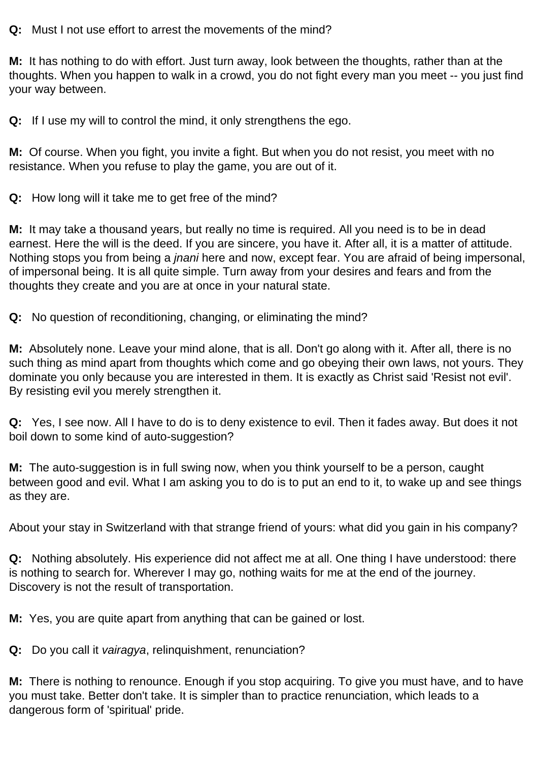**Q:** Must I not use effort to arrest the movements of the mind?

**M:** It has nothing to do with effort. Just turn away, look between the thoughts, rather than at the thoughts. When you happen to walk in a crowd, you do not fight every man you meet -- you just find your way between.

**Q:** If I use my will to control the mind, it only strengthens the ego.

**M:** Of course. When you fight, you invite a fight. But when you do not resist, you meet with no resistance. When you refuse to play the game, you are out of it.

**Q:** How long will it take me to get free of the mind?

**M:** It may take a thousand years, but really no time is required. All you need is to be in dead earnest. Here the will is the deed. If you are sincere, you have it. After all, it is a matter of attitude. Nothing stops you from being a *jnani* here and now, except fear. You are afraid of being impersonal, of impersonal being. It is all quite simple. Turn away from your desires and fears and from the thoughts they create and you are at once in your natural state.

**Q:** No question of reconditioning, changing, or eliminating the mind?

**M:** Absolutely none. Leave your mind alone, that is all. Don't go along with it. After all, there is no such thing as mind apart from thoughts which come and go obeying their own laws, not yours. They dominate you only because you are interested in them. It is exactly as Christ said 'Resist not evil'. By resisting evil you merely strengthen it.

**Q:** Yes, I see now. All I have to do is to deny existence to evil. Then it fades away. But does it not boil down to some kind of auto-suggestion?

**M:** The auto-suggestion is in full swing now, when you think yourself to be a person, caught between good and evil. What I am asking you to do is to put an end to it, to wake up and see things as they are.

About your stay in Switzerland with that strange friend of yours: what did you gain in his company?

**Q:** Nothing absolutely. His experience did not affect me at all. One thing I have understood: there is nothing to search for. Wherever I may go, nothing waits for me at the end of the journey. Discovery is not the result of transportation.

**M:** Yes, you are quite apart from anything that can be gained or lost.

**Q:** Do you call it *vairagya*, relinquishment, renunciation?

**M:** There is nothing to renounce. Enough if you stop acquiring. To give you must have, and to have you must take. Better don't take. It is simpler than to practice renunciation, which leads to a dangerous form of 'spiritual' pride.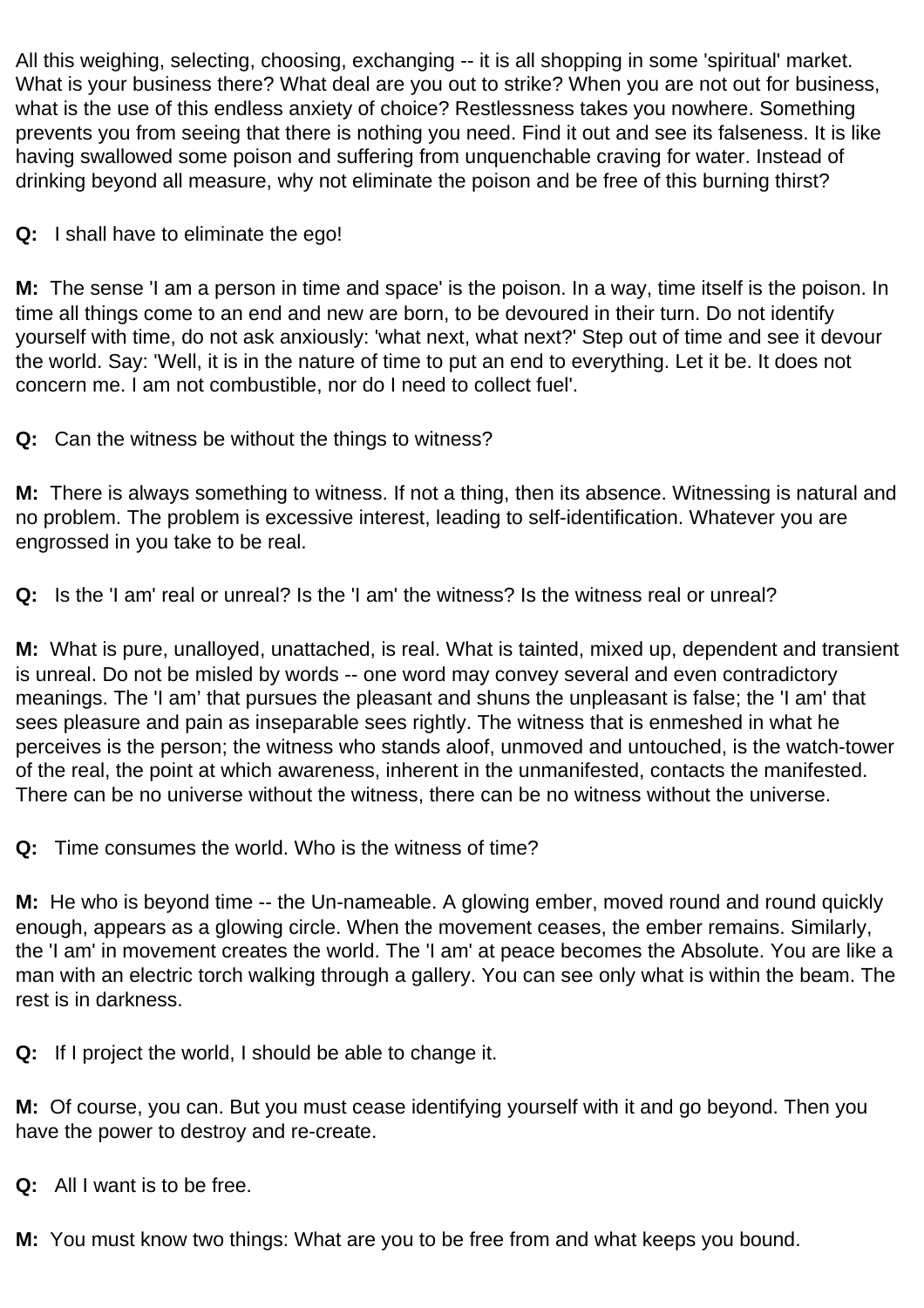All this weighing, selecting, choosing, exchanging -- it is all shopping in some 'spiritual' market. What is your business there? What deal are you out to strike? When you are not out for business, what is the use of this endless anxiety of choice? Restlessness takes you nowhere. Something prevents you from seeing that there is nothing you need. Find it out and see its falseness. It is like having swallowed some poison and suffering from unquenchable craving for water. Instead of drinking beyond all measure, why not eliminate the poison and be free of this burning thirst?

**Q:** I shall have to eliminate the ego!

**M:** The sense 'I am a person in time and space' is the poison. In a way, time itself is the poison. In time all things come to an end and new are born, to be devoured in their turn. Do not identify yourself with time, do not ask anxiously: 'what next, what next?' Step out of time and see it devour the world. Say: 'Well, it is in the nature of time to put an end to everything. Let it be. It does not concern me. I am not combustible, nor do I need to collect fuel'.

**Q:** Can the witness be without the things to witness?

**M:** There is always something to witness. If not a thing, then its absence. Witnessing is natural and no problem. The problem is excessive interest, leading to self-identification. Whatever you are engrossed in you take to be real.

**Q:** Is the 'I am' real or unreal? Is the 'I am' the witness? Is the witness real or unreal?

**M:** What is pure, unalloyed, unattached, is real. What is tainted, mixed up, dependent and transient is unreal. Do not be misled by words -- one word may convey several and even contradictory meanings. The 'I am' that pursues the pleasant and shuns the unpleasant is false; the 'I am' that sees pleasure and pain as inseparable sees rightly. The witness that is enmeshed in what he perceives is the person; the witness who stands aloof, unmoved and untouched, is the watch-tower of the real, the point at which awareness, inherent in the unmanifested, contacts the manifested. There can be no universe without the witness, there can be no witness without the universe.

**Q:** Time consumes the world. Who is the witness of time?

**M:** He who is beyond time -- the Un-nameable. A glowing ember, moved round and round quickly enough, appears as a glowing circle. When the movement ceases, the ember remains. Similarly, the 'I am' in movement creates the world. The 'I am' at peace becomes the Absolute. You are like a man with an electric torch walking through a gallery. You can see only what is within the beam. The rest is in darkness.

**Q:** If I project the world, I should be able to change it.

**M:** Of course, you can. But you must cease identifying yourself with it and go beyond. Then you have the power to destroy and re-create.

**Q:** All I want is to be free.

**M:** You must know two things: What are you to be free from and what keeps you bound.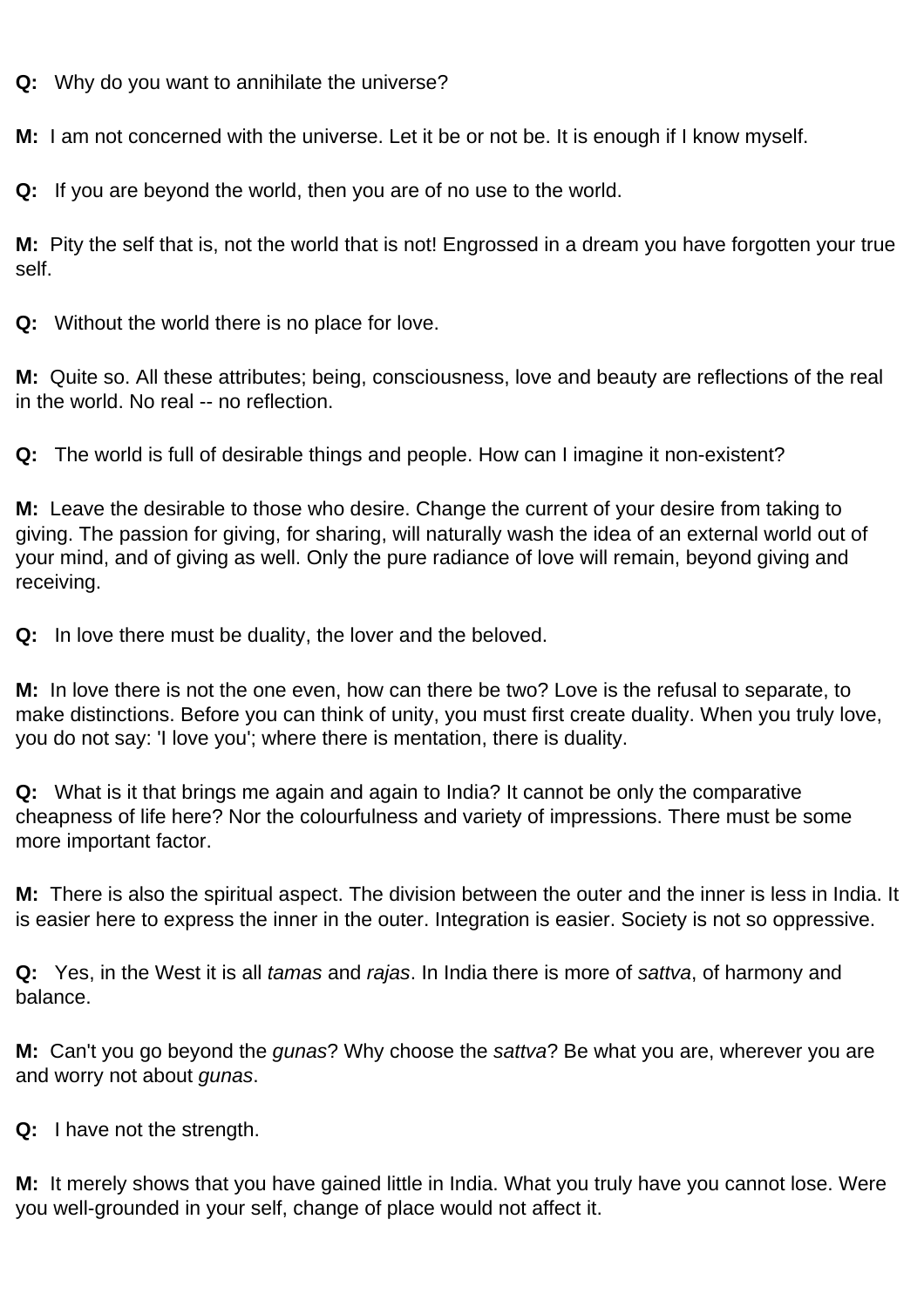**Q:** Why do you want to annihilate the universe?

**M:** I am not concerned with the universe. Let it be or not be. It is enough if I know myself.

**Q:** If you are beyond the world, then you are of no use to the world.

**M:** Pity the self that is, not the world that is not! Engrossed in a dream you have forgotten your true self.

**Q:** Without the world there is no place for love.

**M:** Quite so. All these attributes; being, consciousness, love and beauty are reflections of the real in the world. No real -- no reflection.

**Q:** The world is full of desirable things and people. How can I imagine it non-existent?

**M:** Leave the desirable to those who desire. Change the current of your desire from taking to giving. The passion for giving, for sharing, will naturally wash the idea of an external world out of your mind, and of giving as well. Only the pure radiance of love will remain, beyond giving and receiving.

**Q:** In love there must be duality, the lover and the beloved.

**M:** In love there is not the one even, how can there be two? Love is the refusal to separate, to make distinctions. Before you can think of unity, you must first create duality. When you truly love, you do not say: 'I love you'; where there is mentation, there is duality.

**Q:** What is it that brings me again and again to India? It cannot be only the comparative cheapness of life here? Nor the colourfulness and variety of impressions. There must be some more important factor.

**M:** There is also the spiritual aspect. The division between the outer and the inner is less in India. It is easier here to express the inner in the outer. Integration is easier. Society is not so oppressive.

**Q:** Yes, in the West it is all *tamas* and *rajas*. In India there is more of *sattva*, of harmony and balance.

**M:** Can't you go beyond the *gunas*? Why choose the *sattva*? Be what you are, wherever you are and worry not about *gunas*.

**Q:** I have not the strength.

**M:** It merely shows that you have gained little in India. What you truly have you cannot lose. Were you well-grounded in your self, change of place would not affect it.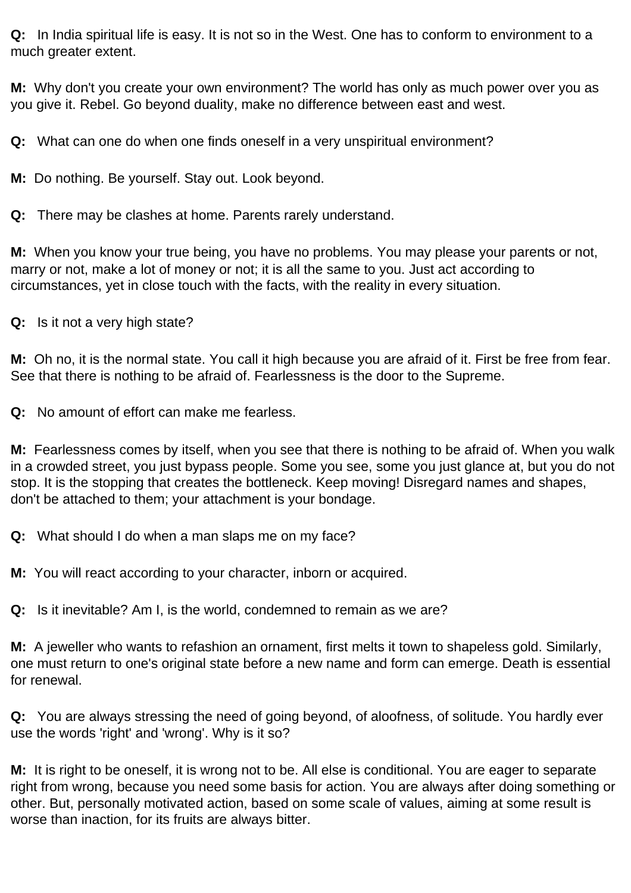**Q:** In India spiritual life is easy. It is not so in the West. One has to conform to environment to a much greater extent.

**M:** Why don't you create your own environment? The world has only as much power over you as you give it. Rebel. Go beyond duality, make no difference between east and west.

**Q:** What can one do when one finds oneself in a very unspiritual environment?

**M:** Do nothing. Be yourself. Stay out. Look beyond.

**Q:** There may be clashes at home. Parents rarely understand.

**M:** When you know your true being, you have no problems. You may please your parents or not, marry or not, make a lot of money or not; it is all the same to you. Just act according to circumstances, yet in close touch with the facts, with the reality in every situation.

**Q:** Is it not a very high state?

**M:** Oh no, it is the normal state. You call it high because you are afraid of it. First be free from fear. See that there is nothing to be afraid of. Fearlessness is the door to the Supreme.

**Q:** No amount of effort can make me fearless.

**M:** Fearlessness comes by itself, when you see that there is nothing to be afraid of. When you walk in a crowded street, you just bypass people. Some you see, some you just glance at, but you do not stop. It is the stopping that creates the bottleneck. Keep moving! Disregard names and shapes, don't be attached to them; your attachment is your bondage.

**Q:** What should I do when a man slaps me on my face?

**M:** You will react according to your character, inborn or acquired.

**Q:** Is it inevitable? Am I, is the world, condemned to remain as we are?

**M:** A jeweller who wants to refashion an ornament, first melts it town to shapeless gold. Similarly, one must return to one's original state before a new name and form can emerge. Death is essential for renewal.

**Q:** You are always stressing the need of going beyond, of aloofness, of solitude. You hardly ever use the words 'right' and 'wrong'. Why is it so?

**M:** It is right to be oneself, it is wrong not to be. All else is conditional. You are eager to separate right from wrong, because you need some basis for action. You are always after doing something or other. But, personally motivated action, based on some scale of values, aiming at some result is worse than inaction, for its fruits are always bitter.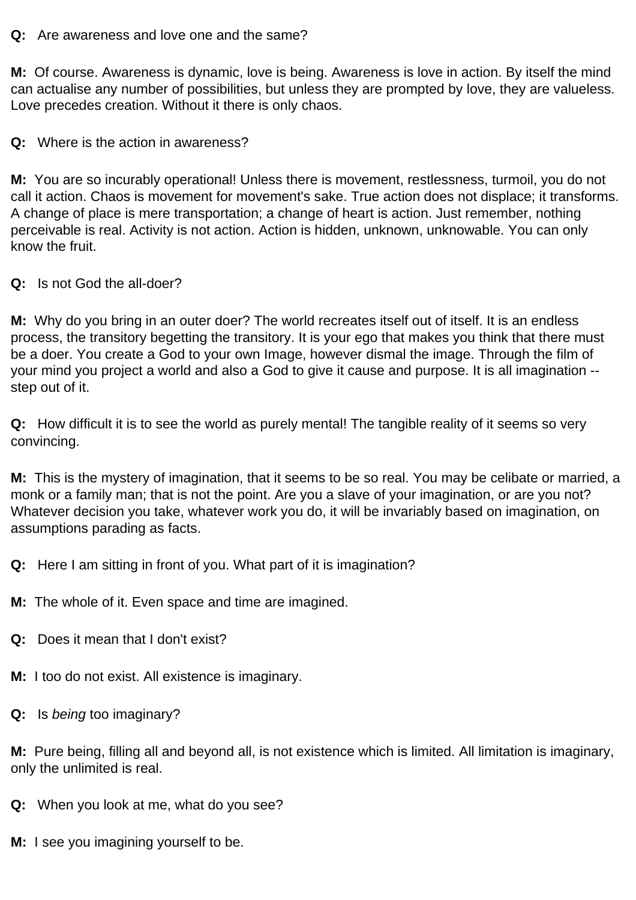**Q:** Are awareness and love one and the same?

**M:** Of course. Awareness is dynamic, love is being. Awareness is love in action. By itself the mind can actualise any number of possibilities, but unless they are prompted by love, they are valueless. Love precedes creation. Without it there is only chaos.

**Q:** Where is the action in awareness?

**M:** You are so incurably operational! Unless there is movement, restlessness, turmoil, you do not call it action. Chaos is movement for movement's sake. True action does not displace; it transforms. A change of place is mere transportation; a change of heart is action. Just remember, nothing perceivable is real. Activity is not action. Action is hidden, unknown, unknowable. You can only know the fruit.

**Q:** Is not God the all-doer?

**M:** Why do you bring in an outer doer? The world recreates itself out of itself. It is an endless process, the transitory begetting the transitory. It is your ego that makes you think that there must be a doer. You create a God to your own Image, however dismal the image. Through the film of your mind you project a world and also a God to give it cause and purpose. It is all imagination -- step out of it.

**Q:** How difficult it is to see the world as purely mental! The tangible reality of it seems so very convincing.

**M:** This is the mystery of imagination, that it seems to be so real. You may be celibate or married, a monk or a family man; that is not the point. Are you a slave of your imagination, or are you not? Whatever decision you take, whatever work you do, it will be invariably based on imagination, on assumptions parading as facts.

**Q:** Here I am sitting in front of you. What part of it is imagination?

**M:** The whole of it. Even space and time are imagined.

**Q:** Does it mean that I don't exist?

**M:** I too do not exist. All existence is imaginary.

**Q:** Is *being* too imaginary?

**M:** Pure being, filling all and beyond all, is not existence which is limited. All limitation is imaginary, only the unlimited is real.

**Q:** When you look at me, what do you see?

**M:** I see you imagining yourself to be.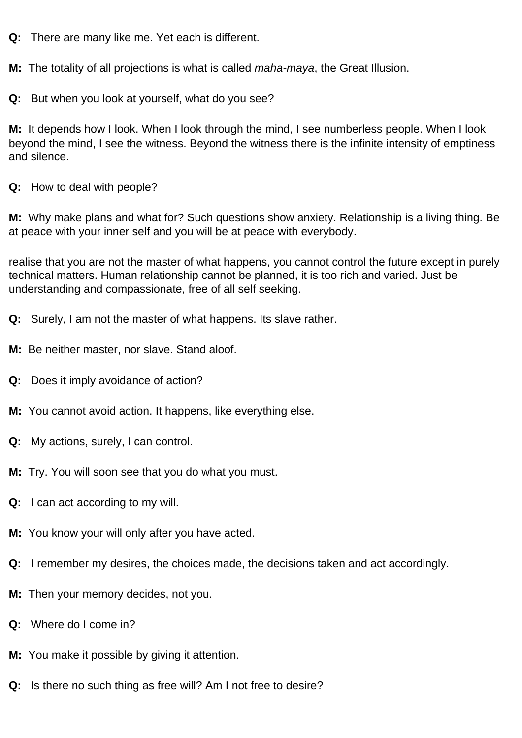**Q:** There are many like me. Yet each is different.

**M:** The totality of all projections is what is called *maha-maya*, the Great Illusion.

**Q:** But when you look at yourself, what do you see?

**M:** It depends how I look. When I look through the mind, I see numberless people. When I look beyond the mind, I see the witness. Beyond the witness there is the infinite intensity of emptiness and silence.

**Q:** How to deal with people?

**M:** Why make plans and what for? Such questions show anxiety. Relationship is a living thing. Be at peace with your inner self and you will be at peace with everybody.

realise that you are not the master of what happens, you cannot control the future except in purely technical matters. Human relationship cannot be planned, it is too rich and varied. Just be understanding and compassionate, free of all self seeking.

**Q:** Surely, I am not the master of what happens. Its slave rather.

**M:** Be neither master, nor slave. Stand aloof.

**Q:** Does it imply avoidance of action?

**M:** You cannot avoid action. It happens, like everything else.

**Q:** My actions, surely, I can control.

**M:** Try. You will soon see that you do what you must.

**Q:** I can act according to my will.

**M:** You know your will only after you have acted.

**Q:** I remember my desires, the choices made, the decisions taken and act accordingly.

**M:** Then your memory decides, not you.

**Q:** Where do I come in?

**M:** You make it possible by giving it attention.

**Q:** Is there no such thing as free will? Am I not free to desire?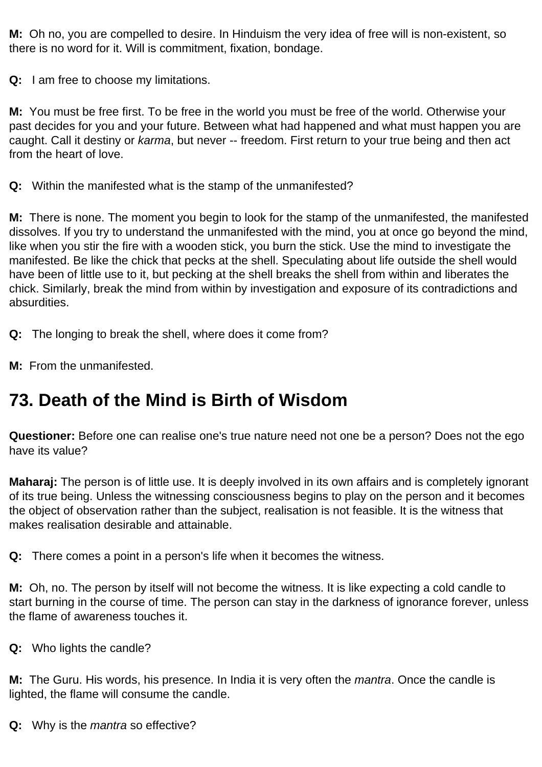**M:** Oh no, you are compelled to desire. In Hinduism the very idea of free will is non-existent, so there is no word for it. Will is commitment, fixation, bondage.

**Q:** I am free to choose my limitations.

**M:** You must be free first. To be free in the world you must be free of the world. Otherwise your past decides for you and your future. Between what had happened and what must happen you are caught. Call it destiny or *karma*, but never -- freedom. First return to your true being and then act from the heart of love.

**Q:** Within the manifested what is the stamp of the unmanifested?

**M:** There is none. The moment you begin to look for the stamp of the unmanifested, the manifested dissolves. If you try to understand the unmanifested with the mind, you at once go beyond the mind, like when you stir the fire with a wooden stick, you burn the stick. Use the mind to investigate the manifested. Be like the chick that pecks at the shell. Speculating about life outside the shell would have been of little use to it, but pecking at the shell breaks the shell from within and liberates the chick. Similarly, break the mind from within by investigation and exposure of its contradictions and absurdities.

**Q:** The longing to break the shell, where does it come from?

**M:** From the unmanifested.

# 73. Death of the Mind is Birth of Wisdom

**Questioner:** Before one can realise one's true nature need not one be a person? Does not the ego have its value?

**Maharaj:** The person is of little use. It is deeply involved in its own affairs and is completely ignorant of its true being. Unless the witnessing consciousness begins to play on the person and it becomes the object of observation rather than the subject, realisation is not feasible. It is the witness that makes realisation desirable and attainable.

**Q:** There comes a point in a person's life when it becomes the witness.

**M:** Oh, no. The person by itself will not become the witness. It is like expecting a cold candle to start burning in the course of time. The person can stay in the darkness of ignorance forever, unless the flame of awareness touches it.

**Q:** Who lights the candle?

**M:** The Guru. His words, his presence. In India it is very often the *mantra*. Once the candle is lighted, the flame will consume the candle.

**Q:** Why is the *mantra* so effective?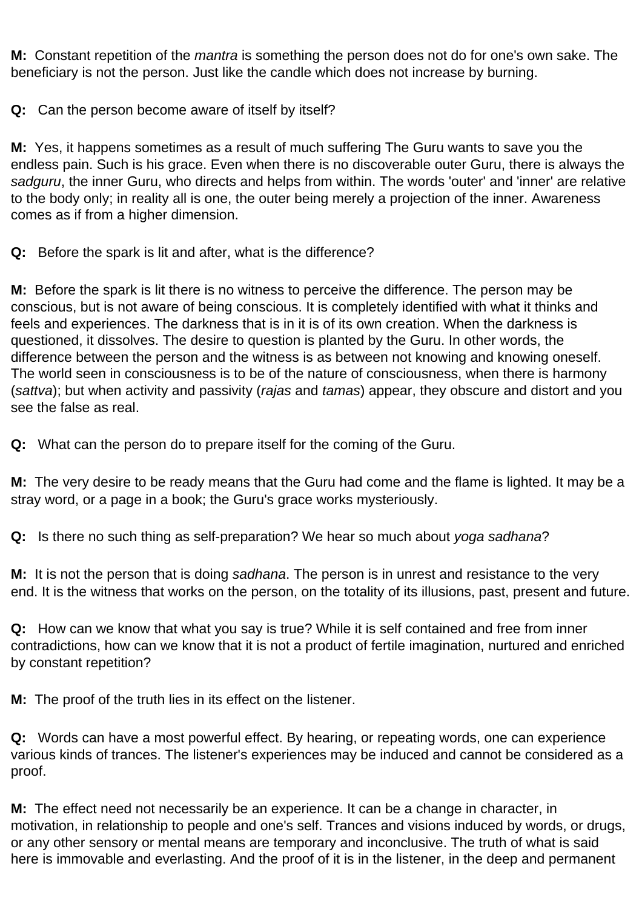**M:** Constant repetition of the *mantra* is something the person does not do for one's own sake. The beneficiary is not the person. Just like the candle which does not increase by burning.

**Q:** Can the person become aware of itself by itself?

**M:** Yes, it happens sometimes as a result of much suffering The Guru wants to save you the endless pain. Such is his grace. Even when there is no discoverable outer Guru, there is always the *sadguru*, the inner Guru, who directs and helps from within. The words 'outer' and 'inner' are relative to the body only; in reality all is one, the outer being merely a projection of the inner. Awareness comes as if from a higher dimension.

**Q:** Before the spark is lit and after, what is the difference?

**M:** Before the spark is lit there is no witness to perceive the difference. The person may be conscious, but is not aware of being conscious. It is completely identified with what it thinks and feels and experiences. The darkness that is in it is of its own creation. When the darkness is questioned, it dissolves. The desire to question is planted by the Guru. In other words, the difference between the person and the witness is as between not knowing and knowing oneself. The world seen in consciousness is to be of the nature of consciousness, when there is harmony (*sattva*); but when activity and passivity (*rajas* and *tamas*) appear, they obscure and distort and you see the false as real.

**Q:** What can the person do to prepare itself for the coming of the Guru.

**M:** The very desire to be ready means that the Guru had come and the flame is lighted. It may be a stray word, or a page in a book; the Guru's grace works mysteriously.

**Q:** Is there no such thing as self-preparation? We hear so much about *yoga sadhana*?

**M:** It is not the person that is doing *sadhana*. The person is in unrest and resistance to the very end. It is the witness that works on the person, on the totality of its illusions, past, present and future.

**Q:** How can we know that what you say is true? While it is self contained and free from inner contradictions, how can we know that it is not a product of fertile imagination, nurtured and enriched by constant repetition?

**M:** The proof of the truth lies in its effect on the listener.

**Q:** Words can have a most powerful effect. By hearing, or repeating words, one can experience various kinds of trances. The listener's experiences may be induced and cannot be considered as a proof.

**M:** The effect need not necessarily be an experience. It can be a change in character, in motivation, in relationship to people and one's self. Trances and visions induced by words, or drugs, or any other sensory or mental means are temporary and inconclusive. The truth of what is said here is immovable and everlasting. And the proof of it is in the listener, in the deep and permanent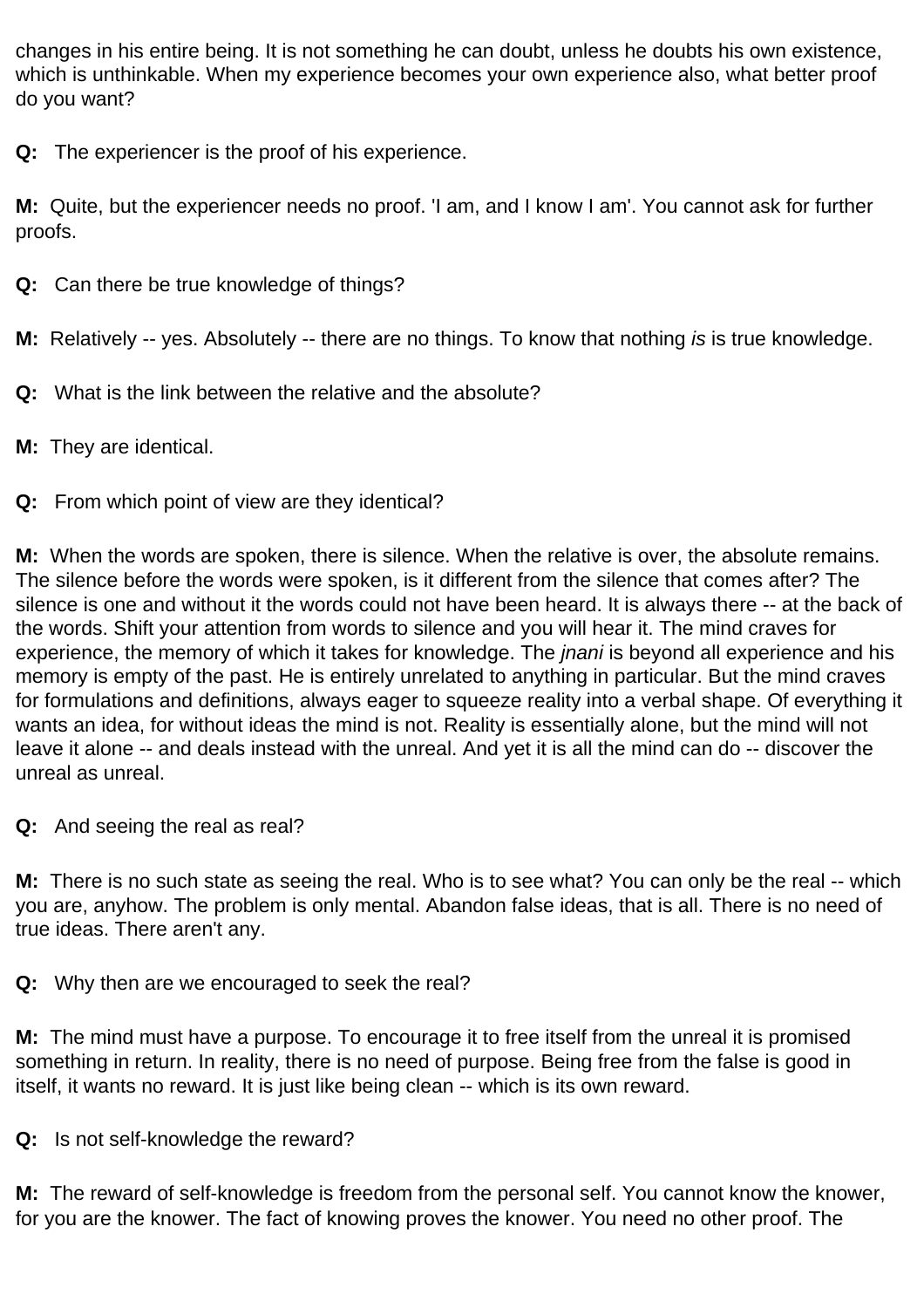changes in his entire being. It is not something he can doubt, unless he doubts his own existence, which is unthinkable. When my experience becomes your own experience also, what better proof do you want?

**Q:** The experiencer is the proof of his experience.

**M:** Quite, but the experiencer needs no proof. 'I am, and I know I am'. You cannot ask for further proofs.

**Q:** Can there be true knowledge of things?

**M:** Relatively -- yes. Absolutely -- there are no things. To know that nothing *is* is true knowledge.

**Q:** What is the link between the relative and the absolute?

**M:** They are identical.

**Q:** From which point of view are they identical?

**M:** When the words are spoken, there is silence. When the relative is over, the absolute remains. The silence before the words were spoken, is it different from the silence that comes after? The silence is one and without it the words could not have been heard. It is always there -- at the back of the words. Shift your attention from words to silence and you will hear it. The mind craves for experience, the memory of which it takes for knowledge. The *jnani* is beyond all experience and his memory is empty of the past. He is entirely unrelated to anything in particular. But the mind craves for formulations and definitions, always eager to squeeze reality into a verbal shape. Of everything it wants an idea, for without ideas the mind is not. Reality is essentially alone, but the mind will not leave it alone -- and deals instead with the unreal. And yet it is all the mind can do -- discover the unreal as unreal.

**Q:** And seeing the real as real?

**M:** There is no such state as seeing the real. Who is to see what? You can only be the real -- which you are, anyhow. The problem is only mental. Abandon false ideas, that is all. There is no need of true ideas. There aren't any.

**Q:** Why then are we encouraged to seek the real?

**M:** The mind must have a purpose. To encourage it to free itself from the unreal it is promised something in return. In reality, there is no need of purpose. Being free from the false is good in itself, it wants no reward. It is just like being clean -- which is its own reward.

**Q:** Is not self-knowledge the reward?

**M:** The reward of self-knowledge is freedom from the personal self. You cannot know the knower, for you are the knower. The fact of knowing proves the knower. You need no other proof. The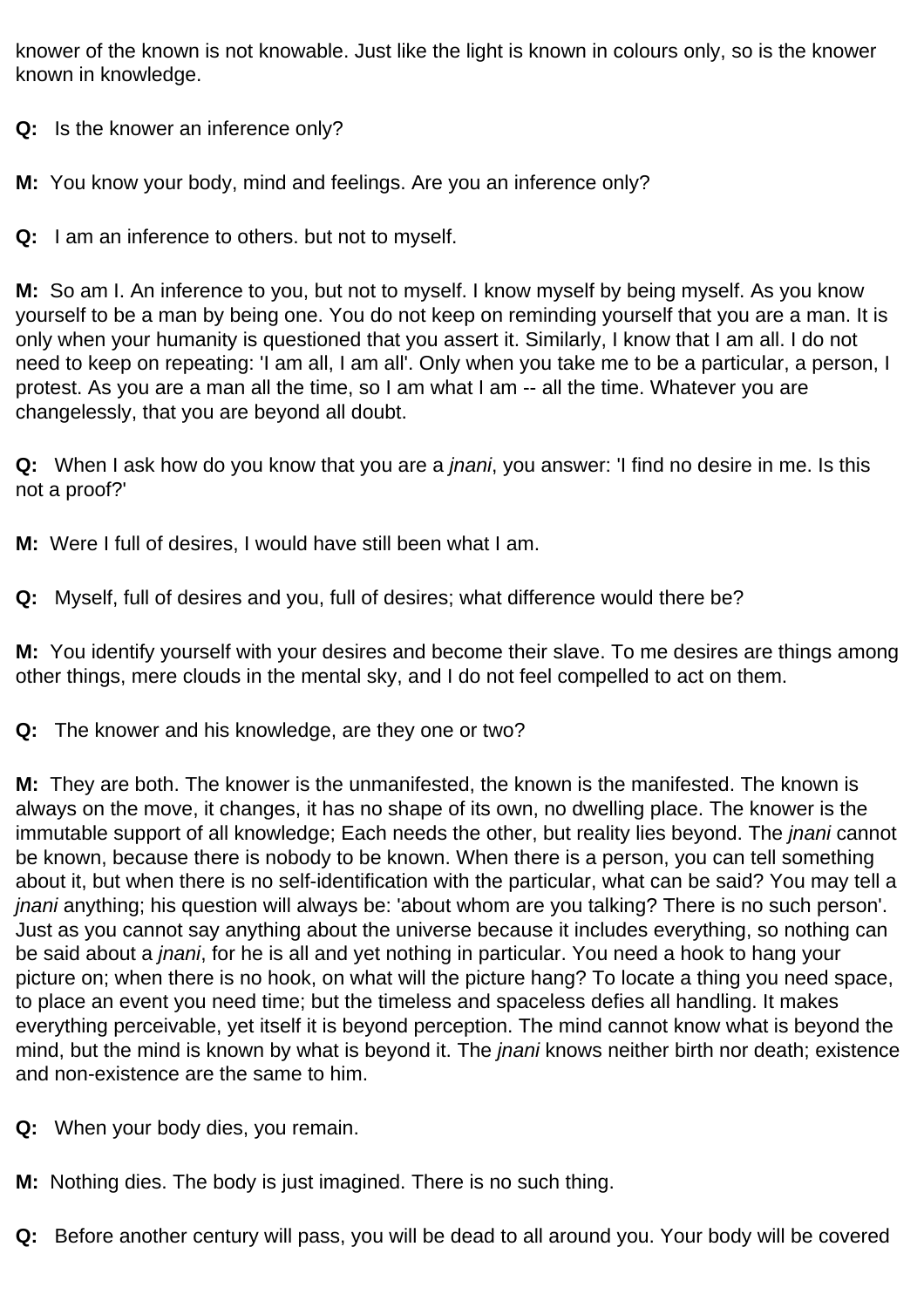knower of the known is not knowable. Just like the light is known in colours only, so is the knower known in knowledge.

**Q:** Is the knower an inference only?

**M:** You know your body, mind and feelings. Are you an inference only?

**Q:** I am an inference to others. but not to myself.

**M:** So am I. An inference to you, but not to myself. I know myself by being myself. As you know yourself to be a man by being one. You do not keep on reminding yourself that you are a man. It is only when your humanity is questioned that you assert it. Similarly, I know that I am all. I do not need to keep on repeating: 'I am all, I am all'. Only when you take me to be a particular, a person, I protest. As you are a man all the time, so I am what I am -- all the time. Whatever you are changelessly, that you are beyond all doubt.

**Q:** When I ask how do you know that you are a *jnani*, you answer: 'I find no desire in me. Is this not a proof?'

**M:** Were I full of desires, I would have still been what I am.

**Q:** Myself, full of desires and you, full of desires; what difference would there be?

**M:** You identify yourself with your desires and become their slave. To me desires are things among other things, mere clouds in the mental sky, and I do not feel compelled to act on them.

**Q:** The knower and his knowledge, are they one or two?

**M:** They are both. The knower is the unmanifested, the known is the manifested. The known is always on the move, it changes, it has no shape of its own, no dwelling place. The knower is the immutable support of all knowledge; Each needs the other, but reality lies beyond. The *jnani* cannot be known, because there is nobody to be known. When there is a person, you can tell something about it, but when there is no self-identification with the particular, what can be said? You may tell a *jnani* anything; his question will always be: 'about whom are you talking? There is no such person'. Just as you cannot say anything about the universe because it includes everything, so nothing can be said about a *jnani*, for he is all and yet nothing in particular. You need a hook to hang your picture on; when there is no hook, on what will the picture hang? To locate a thing you need space, to place an event you need time; but the timeless and spaceless defies all handling. It makes everything perceivable, yet itself it is beyond perception. The mind cannot know what is beyond the mind, but the mind is known by what is beyond it. The *jnani* knows neither birth nor death; existence and non-existence are the same to him.

**Q:** When your body dies, you remain.

**M:** Nothing dies. The body is just imagined. There is no such thing.

**Q:** Before another century will pass, you will be dead to all around you. Your body will be covered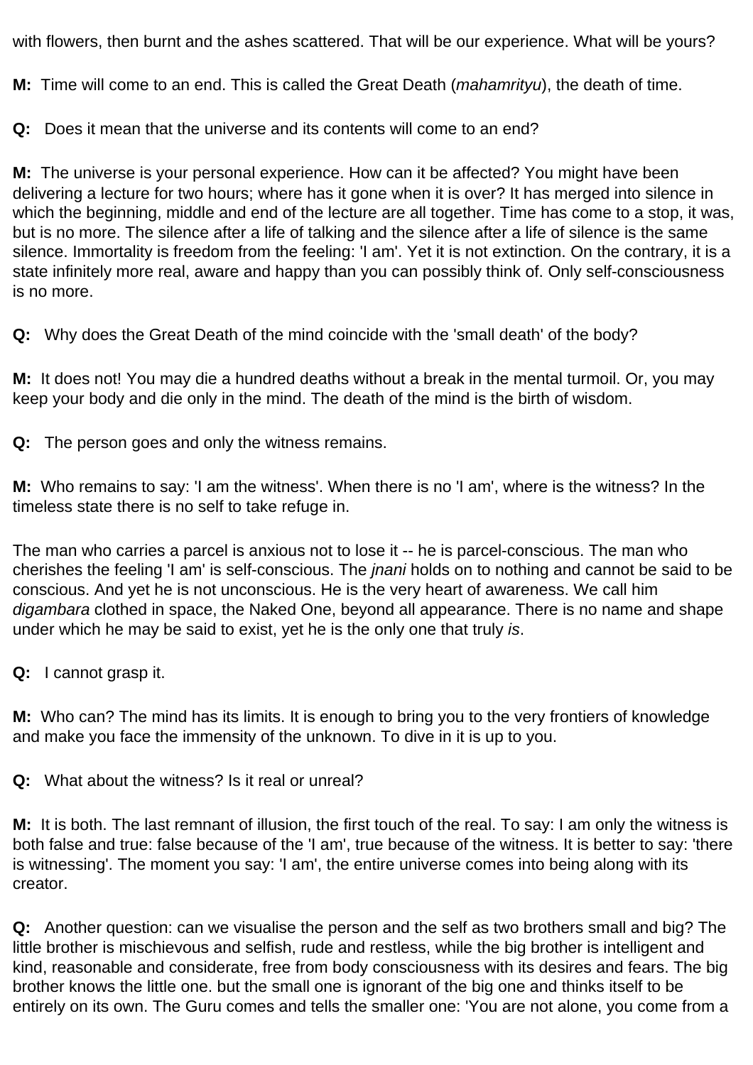with flowers, then burnt and the ashes scattered. That will be our experience. What will be yours?

**M:** Time will come to an end. This is called the Great Death (*mahamrityu*), the death of time.

**Q:** Does it mean that the universe and its contents will come to an end?

**M:** The universe is your personal experience. How can it be affected? You might have been delivering a lecture for two hours; where has it gone when it is over? It has merged into silence in which the beginning, middle and end of the lecture are all together. Time has come to a stop, it was, but is no more. The silence after a life of talking and the silence after a life of silence is the same silence. Immortality is freedom from the feeling: 'I am'. Yet it is not extinction. On the contrary, it is a state infinitely more real, aware and happy than you can possibly think of. Only self-consciousness is no more.

**Q:** Why does the Great Death of the mind coincide with the 'small death' of the body?

**M:** It does not! You may die a hundred deaths without a break in the mental turmoil. Or, you may keep your body and die only in the mind. The death of the mind is the birth of wisdom.

**Q:** The person goes and only the witness remains.

**M:** Who remains to say: 'I am the witness'. When there is no 'I am', where is the witness? In the timeless state there is no self to take refuge in.

The man who carries a parcel is anxious not to lose it -- he is parcel-conscious. The man who cherishes the feeling 'I am' is self-conscious. The *jnani* holds on to nothing and cannot be said to be conscious. And yet he is not unconscious. He is the very heart of awareness. We call him *digambara* clothed in space, the Naked One, beyond all appearance. There is no name and shape under which he may be said to exist, yet he is the only one that truly *is*.

**Q:** I cannot grasp it.

**M:** Who can? The mind has its limits. It is enough to bring you to the very frontiers of knowledge and make you face the immensity of the unknown. To dive in it is up to you.

**Q:** What about the witness? Is it real or unreal?

**M:** It is both. The last remnant of illusion, the first touch of the real. To say: I am only the witness is both false and true: false because of the 'I am', true because of the witness. It is better to say: 'there is witnessing'. The moment you say: 'I am', the entire universe comes into being along with its creator.

**Q:** Another question: can we visualise the person and the self as two brothers small and big? The little brother is mischievous and selfish, rude and restless, while the big brother is intelligent and kind, reasonable and considerate, free from body consciousness with its desires and fears. The big brother knows the little one. but the small one is ignorant of the big one and thinks itself to be entirely on its own. The Guru comes and tells the smaller one: 'You are not alone, you come from a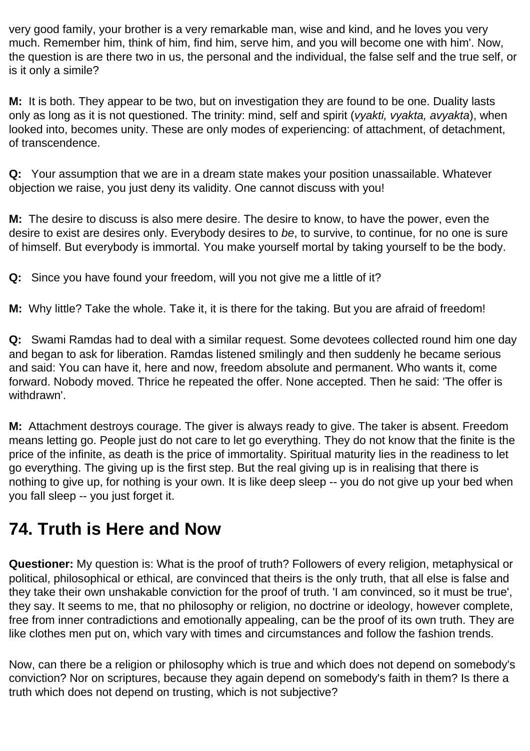very good family, your brother is a very remarkable man, wise and kind, and he loves you very much. Remember him, think of him, find him, serve him, and you will become one with him'. Now, the question is are there two in us, the personal and the individual, the false self and the true self, or is it only a simile?

**M:** It is both. They appear to be two, but on investigation they are found to be one. Duality lasts only as long as it is not questioned. The trinity: mind, self and spirit (*vyakti, vyakta, avyakta*), when looked into, becomes unity. These are only modes of experiencing: of attachment, of detachment, of transcendence.

**Q:** Your assumption that we are in a dream state makes your position unassailable. Whatever objection we raise, you just deny its validity. One cannot discuss with you!

**M:** The desire to discuss is also mere desire. The desire to know, to have the power, even the desire to exist are desires only. Everybody desires to *be*, to survive, to continue, for no one is sure of himself. But everybody is immortal. You make yourself mortal by taking yourself to be the body.

**Q:** Since you have found your freedom, will you not give me a little of it?

**M:** Why little? Take the whole. Take it, it is there for the taking. But you are afraid of freedom!

**Q:** Swami Ramdas had to deal with a similar request. Some devotees collected round him one day and began to ask for liberation. Ramdas listened smilingly and then suddenly he became serious and said: You can have it, here and now, freedom absolute and permanent. Who wants it, come forward. Nobody moved. Thrice he repeated the offer. None accepted. Then he said: 'The offer is withdrawn'.

**M:** Attachment destroys courage. The giver is always ready to give. The taker is absent. Freedom means letting go. People just do not care to let go everything. They do not know that the finite is the price of the infinite, as death is the price of immortality. Spiritual maturity lies in the readiness to let go everything. The giving up is the first step. But the real giving up is in realising that there is nothing to give up, for nothing is your own. It is like deep sleep -- you do not give up your bed when you fall sleep -- you just forget it.

## 74. Truth is Here and Now

**Questioner:** My question is: What is the proof of truth? Followers of every religion, metaphysical or political, philosophical or ethical, are convinced that theirs is the only truth, that all else is false and they take their own unshakable conviction for the proof of truth. 'I am convinced, so it must be true', they say. It seems to me, that no philosophy or religion, no doctrine or ideology, however complete, free from inner contradictions and emotionally appealing, can be the proof of its own truth. They are like clothes men put on, which vary with times and circumstances and follow the fashion trends.

Now, can there be a religion or philosophy which is true and which does not depend on somebody's conviction? Nor on scriptures, because they again depend on somebody's faith in them? Is there a truth which does not depend on trusting, which is not subjective?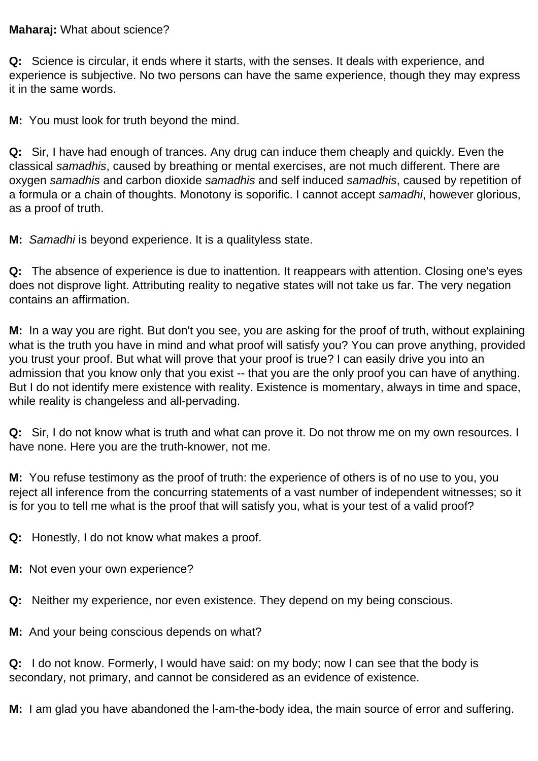**Maharaj:** What about science?

**Q:** Science is circular, it ends where it starts, with the senses. It deals with experience, and experience is subjective. No two persons can have the same experience, though they may express it in the same words.

**M:** You must look for truth beyond the mind.

**Q:** Sir, I have had enough of trances. Any drug can induce them cheaply and quickly. Even the classical *samadhis*, caused by breathing or mental exercises, are not much different. There are oxygen *samadhis* and carbon dioxide *samadhis* and self induced *samadhis*, caused by repetition of a formula or a chain of thoughts. Monotony is soporific. I cannot accept *samadhi*, however glorious, as a proof of truth.

**M:** *Samadhi* is beyond experience. It is a qualityless state.

**Q:** The absence of experience is due to inattention. It reappears with attention. Closing one's eyes does not disprove light. Attributing reality to negative states will not take us far. The very negation contains an affirmation.

**M:** In a way you are right. But don't you see, you are asking for the proof of truth, without explaining what is the truth you have in mind and what proof will satisfy you? You can prove anything, provided you trust your proof. But what will prove that your proof is true? I can easily drive you into an admission that you know only that you exist -- that you are the only proof you can have of anything. But I do not identify mere existence with reality. Existence is momentary, always in time and space, while reality is changeless and all-pervading.

**Q:** Sir, I do not know what is truth and what can prove it. Do not throw me on my own resources. I have none. Here you are the truth-knower, not me.

**M:** You refuse testimony as the proof of truth: the experience of others is of no use to you, you reject all inference from the concurring statements of a vast number of independent witnesses; so it is for you to tell me what is the proof that will satisfy you, what is your test of a valid proof?

**Q:** Honestly, I do not know what makes a proof.

**M:** Not even your own experience?

**Q:** Neither my experience, nor even existence. They depend on my being conscious.

**M:** And your being conscious depends on what?

**Q:** I do not know. Formerly, I would have said: on my body; now I can see that the body is secondary, not primary, and cannot be considered as an evidence of existence.

**M:** I am glad you have abandoned the I-am-the-body idea, the main source of error and suffering.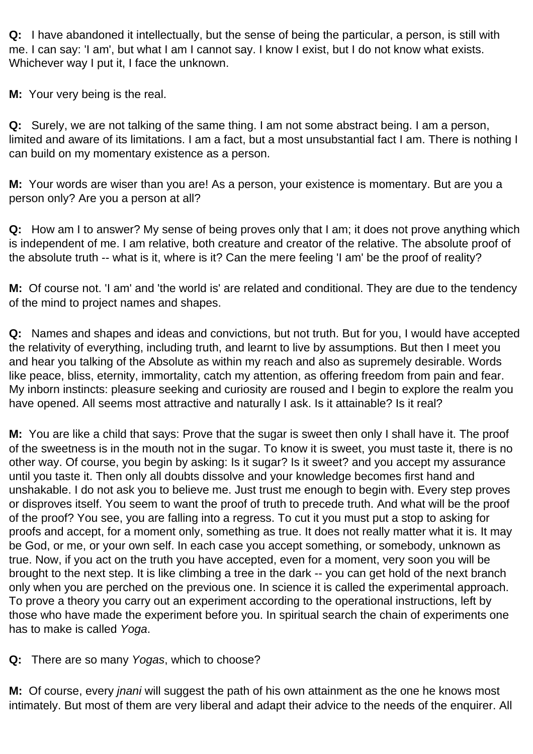**Q:** I have abandoned it intellectually, but the sense of being the particular, a person, is still with me. I can say: 'I am', but what I am I cannot say. I know I exist, but I do not know what exists. Whichever way I put it, I face the unknown.

**M:** Your very being is the real.

**Q:** Surely, we are not talking of the same thing. I am not some abstract being. I am a person, limited and aware of its limitations. I am a fact, but a most unsubstantial fact I am. There is nothing I can build on my momentary existence as a person.

**M:** Your words are wiser than you are! As a person, your existence is momentary. But are you a person only? Are you a person at all?

**Q:** How am I to answer? My sense of being proves only that I am; it does not prove anything which is independent of me. I am relative, both creature and creator of the relative. The absolute proof of the absolute truth -- what is it, where is it? Can the mere feeling 'I am' be the proof of reality?

**M:** Of course not. 'I am' and 'the world is' are related and conditional. They are due to the tendency of the mind to project names and shapes.

**Q:** Names and shapes and ideas and convictions, but not truth. But for you, I would have accepted the relativity of everything, including truth, and learnt to live by assumptions. But then I meet you and hear you talking of the Absolute as within my reach and also as supremely desirable. Words like peace, bliss, eternity, immortality, catch my attention, as offering freedom from pain and fear. My inborn instincts: pleasure seeking and curiosity are roused and I begin to explore the realm you have opened. All seems most attractive and naturally I ask. Is it attainable? Is it real?

**M:** You are like a child that says: Prove that the sugar is sweet then only I shall have it. The proof of the sweetness is in the mouth not in the sugar. To know it is sweet, you must taste it, there is no other way. Of course, you begin by asking: Is it sugar? Is it sweet? and you accept my assurance until you taste it. Then only all doubts dissolve and your knowledge becomes first hand and unshakable. I do not ask you to believe me. Just trust me enough to begin with. Every step proves or disproves itself. You seem to want the proof of truth to precede truth. And what will be the proof of the proof? You see, you are falling into a regress. To cut it you must put a stop to asking for proofs and accept, for a moment only, something as true. It does not really matter what it is. It may be God, or me, or your own self. In each case you accept something, or somebody, unknown as true. Now, if you act on the truth you have accepted, even for a moment, very soon you will be brought to the next step. It is like climbing a tree in the dark -- you can get hold of the next branch only when you are perched on the previous one. In science it is called the experimental approach. To prove a theory you carry out an experiment according to the operational instructions, left by those who have made the experiment before you. In spiritual search the chain of experiments one has to make is called *Yoga*.

**Q:** There are so many *Yogas*, which to choose?

**M:** Of course, every *jnani* will suggest the path of his own attainment as the one he knows most intimately. But most of them are very liberal and adapt their advice to the needs of the enquirer. All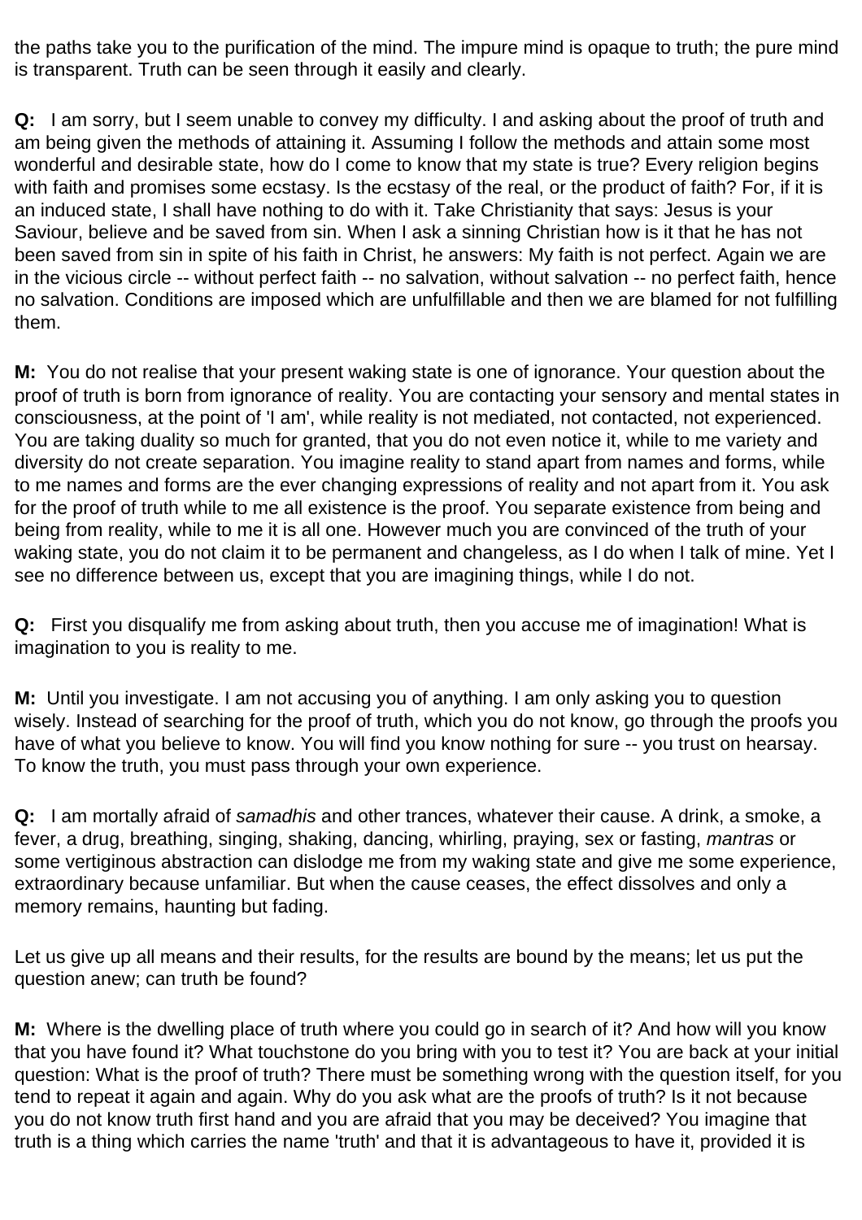the paths take you to the purification of the mind. The impure mind is opaque to truth; the pure mind is transparent. Truth can be seen through it easily and clearly.

**Q:** I am sorry, but I seem unable to convey my difficulty. I and asking about the proof of truth and am being given the methods of attaining it. Assuming I follow the methods and attain some most wonderful and desirable state, how do I come to know that my state is true? Every religion begins with faith and promises some ecstasy. Is the ecstasy of the real, or the product of faith? For, if it is an induced state, I shall have nothing to do with it. Take Christianity that says: Jesus is your Saviour, believe and be saved from sin. When I ask a sinning Christian how is it that he has not been saved from sin in spite of his faith in Christ, he answers: My faith is not perfect. Again we are in the vicious circle -- without perfect faith -- no salvation, without salvation -- no perfect faith, hence no salvation. Conditions are imposed which are unfulfillable and then we are blamed for not fulfilling them.

**M:** You do not realise that your present waking state is one of ignorance. Your question about the proof of truth is born from ignorance of reality. You are contacting your sensory and mental states in consciousness, at the point of 'I am', while reality is not mediated, not contacted, not experienced. You are taking duality so much for granted, that you do not even notice it, while to me variety and diversity do not create separation. You imagine reality to stand apart from names and forms, while to me names and forms are the ever changing expressions of reality and not apart from it. You ask for the proof of truth while to me all existence is the proof. You separate existence from being and being from reality, while to me it is all one. However much you are convinced of the truth of your waking state, you do not claim it to be permanent and changeless, as I do when I talk of mine. Yet I see no difference between us, except that you are imagining things, while I do not.

**Q:** First you disqualify me from asking about truth, then you accuse me of imagination! What is imagination to you is reality to me.

**M:** Until you investigate. I am not accusing you of anything. I am only asking you to question wisely. Instead of searching for the proof of truth, which you do not know, go through the proofs you have of what you believe to know. You will find you know nothing for sure -- you trust on hearsay. To know the truth, you must pass through your own experience.

**Q:** I am mortally afraid of *samadhis* and other trances, whatever their cause. A drink, a smoke, a fever, a drug, breathing, singing, shaking, dancing, whirling, praying, sex or fasting, *mantras* or some vertiginous abstraction can dislodge me from my waking state and give me some experience, extraordinary because unfamiliar. But when the cause ceases, the effect dissolves and only a memory remains, haunting but fading.

Let us give up all means and their results, for the results are bound by the means; let us put the question anew; can truth be found?

**M:** Where is the dwelling place of truth where you could go in search of it? And how will you know that you have found it? What touchstone do you bring with you to test it? You are back at your initial question: What is the proof of truth? There must be something wrong with the question itself, for you tend to repeat it again and again. Why do you ask what are the proofs of truth? Is it not because you do not know truth first hand and you are afraid that you may be deceived? You imagine that truth is a thing which carries the name 'truth' and that it is advantageous to have it, provided it is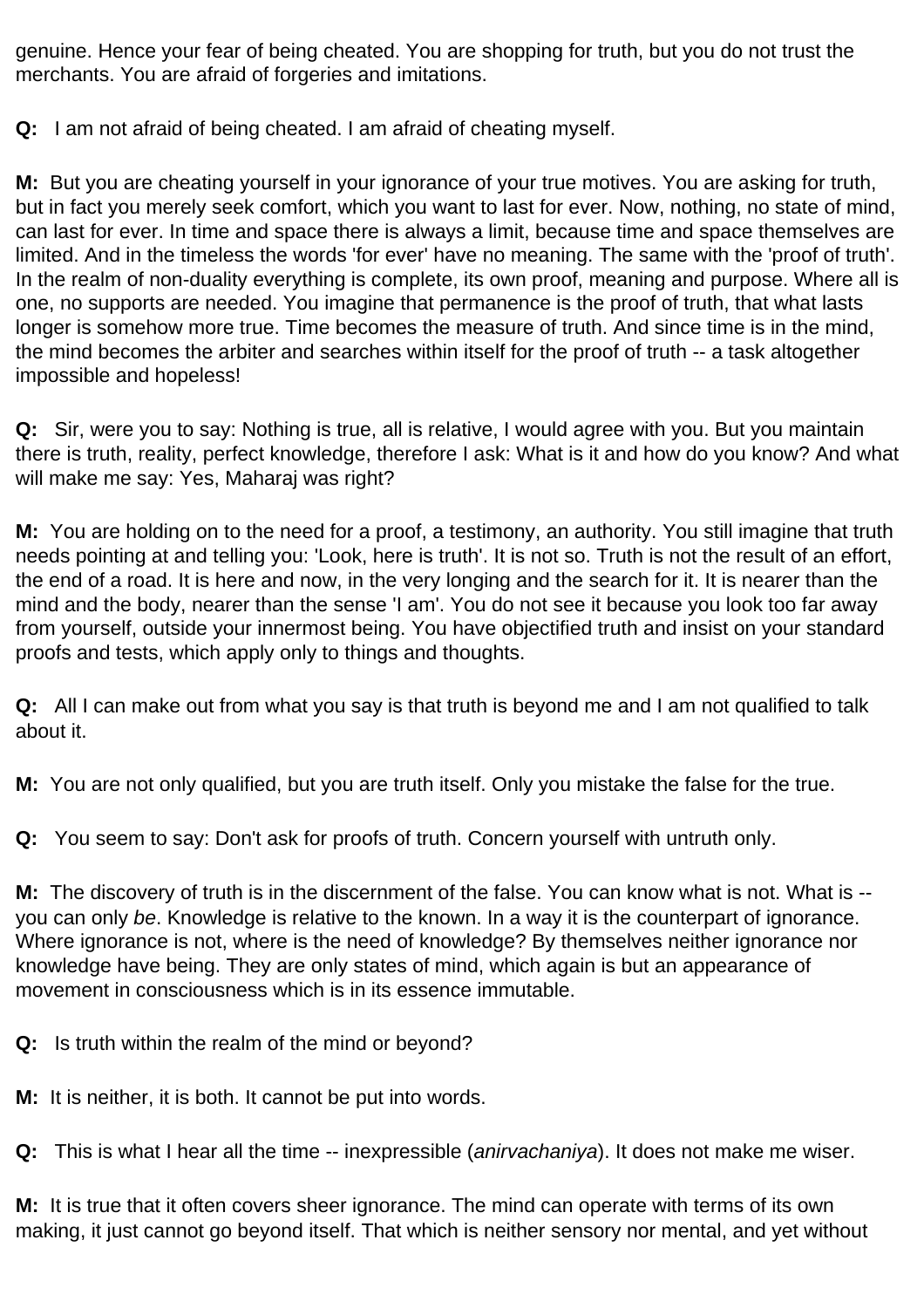genuine. Hence your fear of being cheated. You are shopping for truth, but you do not trust the merchants. You are afraid of forgeries and imitations.

**Q:** I am not afraid of being cheated. I am afraid of cheating myself.

**M:** But you are cheating yourself in your ignorance of your true motives. You are asking for truth, but in fact you merely seek comfort, which you want to last for ever. Now, nothing, no state of mind, can last for ever. In time and space there is always a limit, because time and space themselves are limited. And in the timeless the words 'for ever' have no meaning. The same with the 'proof of truth'. In the realm of non-duality everything is complete, its own proof, meaning and purpose. Where all is one, no supports are needed. You imagine that permanence is the proof of truth, that what lasts longer is somehow more true. Time becomes the measure of truth. And since time is in the mind, the mind becomes the arbiter and searches within itself for the proof of truth -- a task altogether impossible and hopeless!

**Q:** Sir, were you to say: Nothing is true, all is relative, I would agree with you. But you maintain there is truth, reality, perfect knowledge, therefore I ask: What is it and how do you know? And what will make me say: Yes, Maharaj was right?

**M:** You are holding on to the need for a proof, a testimony, an authority. You still imagine that truth needs pointing at and telling you: 'Look, here is truth'. It is not so. Truth is not the result of an effort, the end of a road. It is here and now, in the very longing and the search for it. It is nearer than the mind and the body, nearer than the sense 'I am'. You do not see it because you look too far away from yourself, outside your innermost being. You have objectified truth and insist on your standard proofs and tests, which apply only to things and thoughts.

**Q:** All I can make out from what you say is that truth is beyond me and I am not qualified to talk about it.

**M:** You are not only qualified, but you are truth itself. Only you mistake the false for the true.

**Q:** You seem to say: Don't ask for proofs of truth. Concern yourself with untruth only.

**M:** The discovery of truth is in the discernment of the false. You can know what is not. What is -- you can only *be*. Knowledge is relative to the known. In a way it is the counterpart of ignorance. Where ignorance is not, where is the need of knowledge? By themselves neither ignorance nor knowledge have being. They are only states of mind, which again is but an appearance of movement in consciousness which is in its essence immutable.

**Q:** Is truth within the realm of the mind or beyond?

**M:** It is neither, it is both. It cannot be put into words.

**Q:** This is what I hear all the time -- inexpressible (*anirvachaniya*). It does not make me wiser.

**M:** It is true that it often covers sheer ignorance. The mind can operate with terms of its own making, it just cannot go beyond itself. That which is neither sensory nor mental, and yet without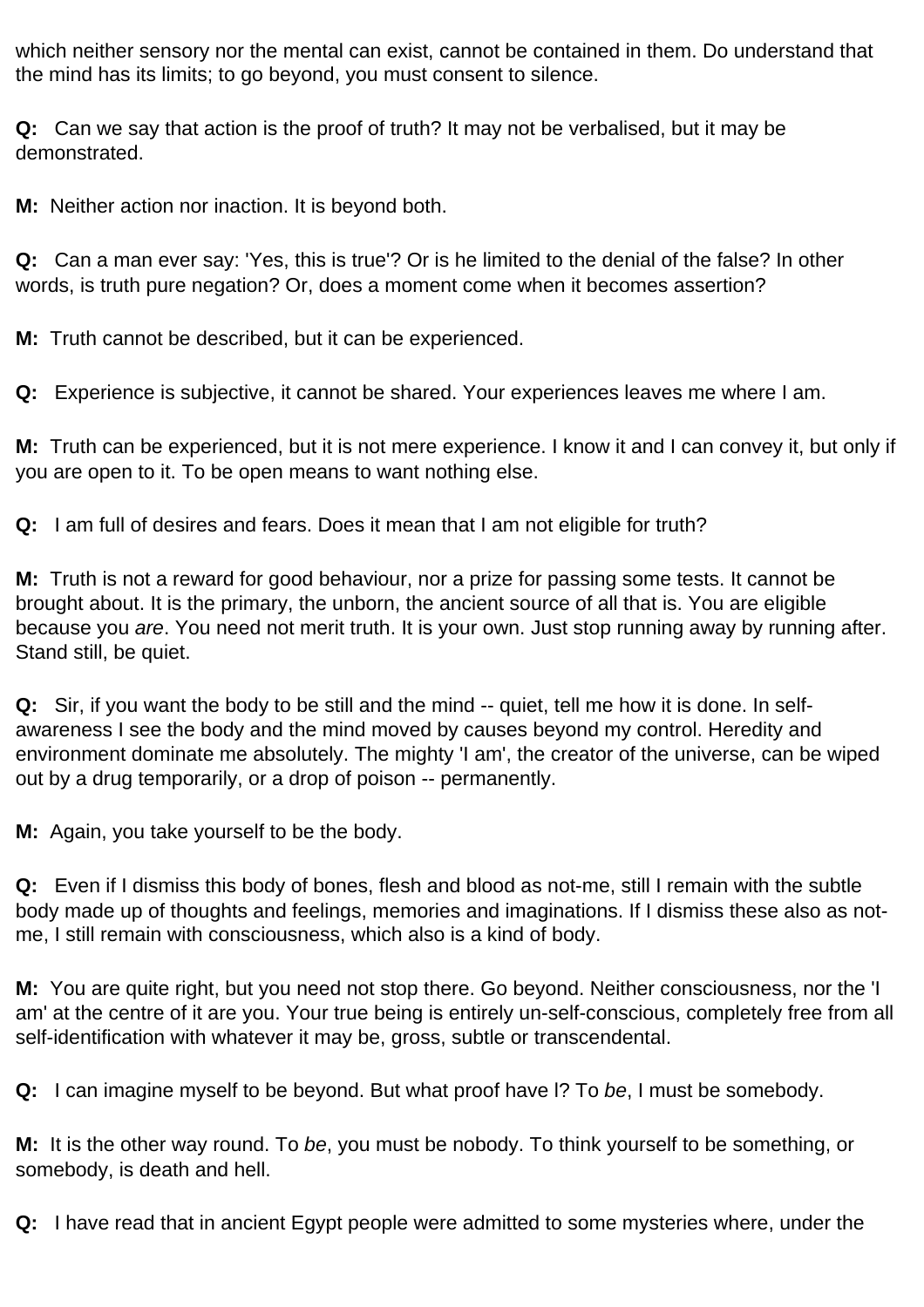which neither sensory nor the mental can exist, cannot be contained in them. Do understand that the mind has its limits; to go beyond, you must consent to silence.

**Q:** Can we say that action is the proof of truth? It may not be verbalised, but it may be demonstrated.

**M:** Neither action nor inaction. It is beyond both.

**Q:** Can a man ever say: 'Yes, this is true'? Or is he limited to the denial of the false? In other words, is truth pure negation? Or, does a moment come when it becomes assertion?

**M:** Truth cannot be described, but it can be experienced.

**Q:** Experience is subjective, it cannot be shared. Your experiences leaves me where I am.

**M:** Truth can be experienced, but it is not mere experience. I know it and I can convey it, but only if you are open to it. To be open means to want nothing else.

**Q:** I am full of desires and fears. Does it mean that I am not eligible for truth?

**M:** Truth is not a reward for good behaviour, nor a prize for passing some tests. It cannot be brought about. It is the primary, the unborn, the ancient source of all that is. You are eligible because you *are*. You need not merit truth. It is your own. Just stop running away by running after. Stand still, be quiet.

**Q:** Sir, if you want the body to be still and the mind -- quiet, tell me how it is done. In self-awareness I see the body and the mind moved by causes beyond my control. Heredity and environment dominate me absolutely. The mighty 'I am', the creator of the universe, can be wiped out by a drug temporarily, or a drop of poison -- permanently.

**M:** Again, you take yourself to be the body.

**Q:** Even if I dismiss this body of bones, flesh and blood as not-me, still I remain with the subtle body made up of thoughts and feelings, memories and imaginations. If I dismiss these also as not-me, I still remain with consciousness, which also is a kind of body.

**M:** You are quite right, but you need not stop there. Go beyond. Neither consciousness, nor the 'I am' at the centre of it are you. Your true being is entirely un-self-conscious, completely free from all self-identification with whatever it may be, gross, subtle or transcendental.

**Q:** I can imagine myself to be beyond. But what proof have I? To *be*, I must be somebody.

**M:** It is the other way round. To *be*, you must be nobody. To think yourself to be something, or somebody, is death and hell.

**Q:** I have read that in ancient Egypt people were admitted to some mysteries where, under the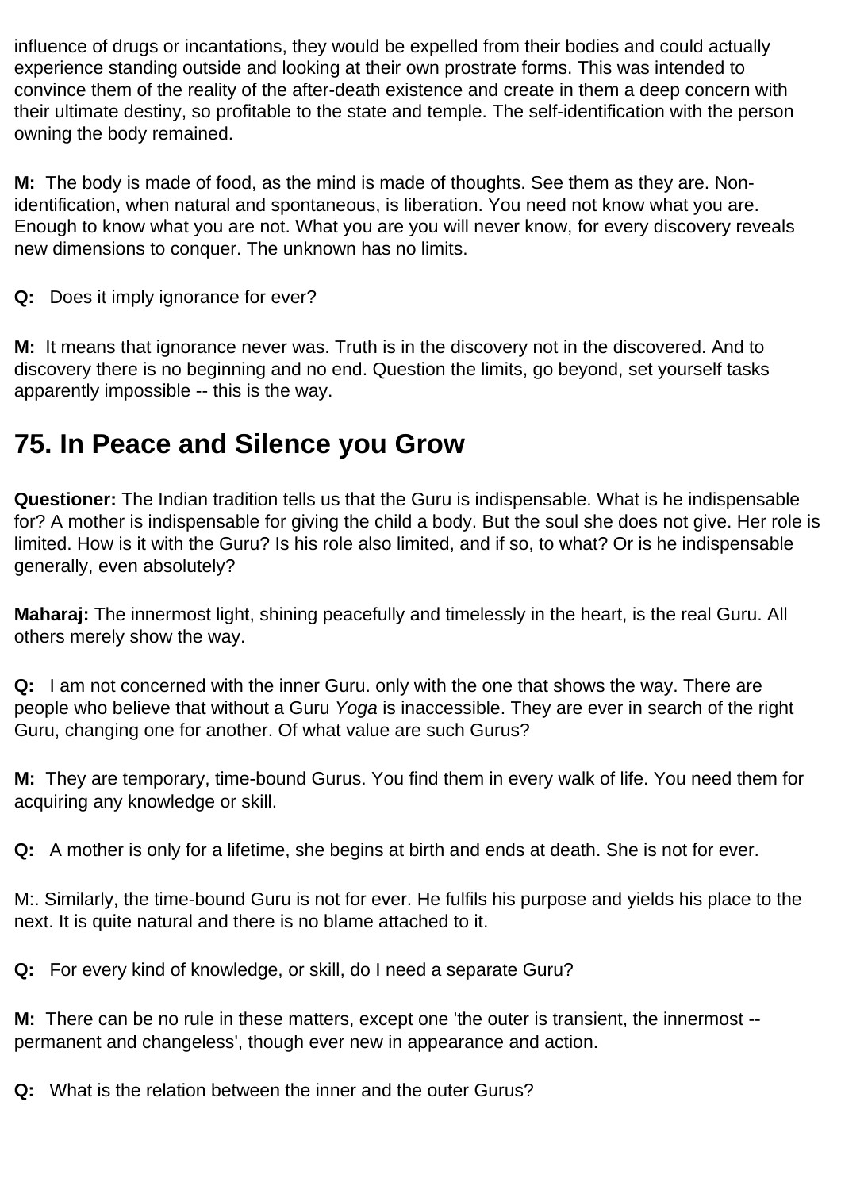influence of drugs or incantations, they would be expelled from their bodies and could actually experience standing outside and looking at their own prostrate forms. This was intended to convince them of the reality of the after-death existence and create in them a deep concern with their ultimate destiny, so profitable to the state and temple. The self-identification with the person owning the body remained.

**M:** The body is made of food, as the mind is made of thoughts. See them as they are. Non-identification, when natural and spontaneous, is liberation. You need not know what you are. Enough to know what you are not. What you are you will never know, for every discovery reveals new dimensions to conquer. The unknown has no limits.

**Q:** Does it imply ignorance for ever?

**M:** It means that ignorance never was. Truth is in the discovery not in the discovered. And to discovery there is no beginning and no end. Question the limits, go beyond, set yourself tasks apparently impossible -- this is the way.

## 75. In Peace and Silence you Grow

**Questioner:** The Indian tradition tells us that the Guru is indispensable. What is he indispensable for? A mother is indispensable for giving the child a body. But the soul she does not give. Her role is limited. How is it with the Guru? Is his role also limited, and if so, to what? Or is he indispensable generally, even absolutely?

**Maharaj:** The innermost light, shining peacefully and timelessly in the heart, is the real Guru. All others merely show the way.

**Q:** I am not concerned with the inner Guru. only with the one that shows the way. There are people who believe that without a Guru *Yoga* is inaccessible. They are ever in search of the right Guru, changing one for another. Of what value are such Gurus?

**M:** They are temporary, time-bound Gurus. You find them in every walk of life. You need them for acquiring any knowledge or skill.

**Q:** A mother is only for a lifetime, she begins at birth and ends at death. She is not for ever.

M:. Similarly, the time-bound Guru is not for ever. He fulfils his purpose and yields his place to the next. It is quite natural and there is no blame attached to it.

**Q:** For every kind of knowledge, or skill, do I need a separate Guru?

**M:** There can be no rule in these matters, except one 'the outer is transient, the innermost -- permanent and changeless', though ever new in appearance and action.

**Q:** What is the relation between the inner and the outer Gurus?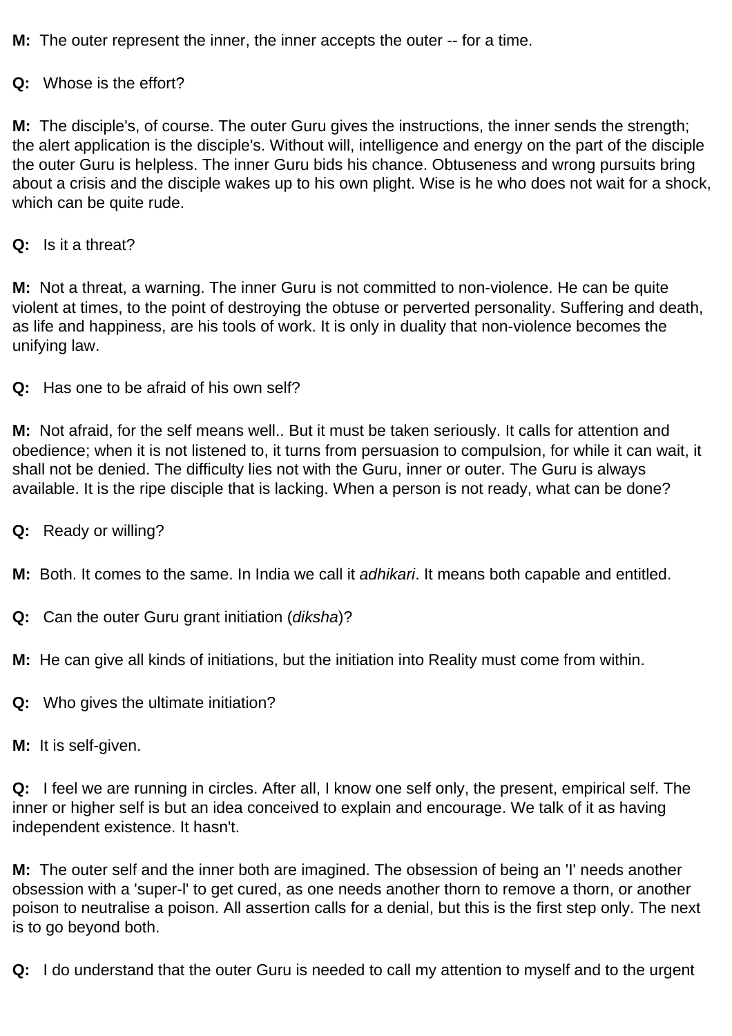**M:** The outer represent the inner, the inner accepts the outer -- for a time.

**Q:** Whose is the effort?

**M:** The disciple's, of course. The outer Guru gives the instructions, the inner sends the strength; the alert application is the disciple's. Without will, intelligence and energy on the part of the disciple the outer Guru is helpless. The inner Guru bids his chance. Obtuseness and wrong pursuits bring about a crisis and the disciple wakes up to his own plight. Wise is he who does not wait for a shock, which can be quite rude.

**Q:** Is it a threat?

**M:** Not a threat, a warning. The inner Guru is not committed to non-violence. He can be quite violent at times, to the point of destroying the obtuse or perverted personality. Suffering and death, as life and happiness, are his tools of work. It is only in duality that non-violence becomes the unifying law.

**Q:** Has one to be afraid of his own self?

**M:** Not afraid, for the self means well.. But it must be taken seriously. It calls for attention and obedience; when it is not listened to, it turns from persuasion to compulsion, for while it can wait, it shall not be denied. The difficulty lies not with the Guru, inner or outer. The Guru is always available. It is the ripe disciple that is lacking. When a person is not ready, what can be done?

**Q:** Ready or willing?

**M:** Both. It comes to the same. In India we call it *adhikari*. It means both capable and entitled.

**Q:** Can the outer Guru grant initiation (*diksha*)?

**M:** He can give all kinds of initiations, but the initiation into Reality must come from within.

**Q:** Who gives the ultimate initiation?

**M:** It is self-given.

**Q:** I feel we are running in circles. After all, I know one self only, the present, empirical self. The inner or higher self is but an idea conceived to explain and encourage. We talk of it as having independent existence. It hasn't.

**M:** The outer self and the inner both are imagined. The obsession of being an 'I' needs another obsession with a 'super-I' to get cured, as one needs another thorn to remove a thorn, or another poison to neutralise a poison. All assertion calls for a denial, but this is the first step only. The next is to go beyond both.

**Q:** I do understand that the outer Guru is needed to call my attention to myself and to the urgent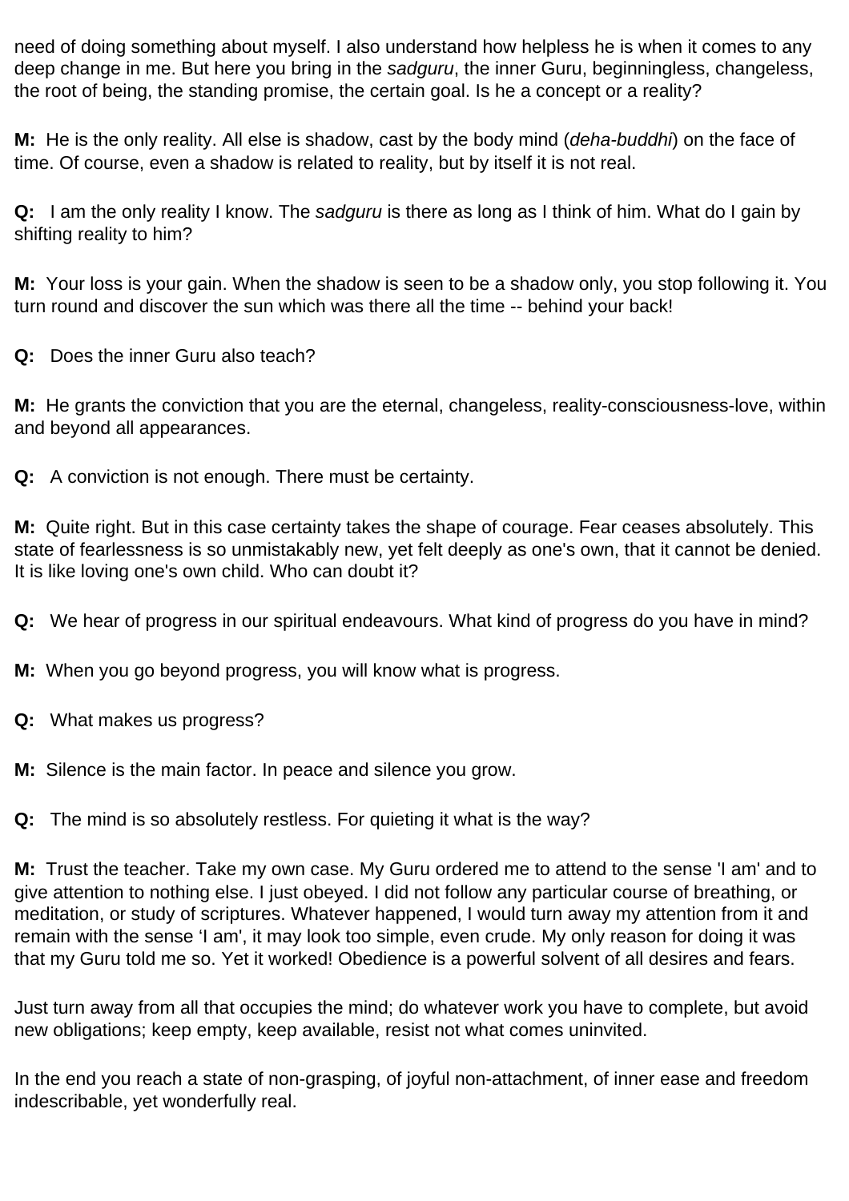need of doing something about myself. I also understand how helpless he is when it comes to any deep change in me. But here you bring in the *sadguru*, the inner Guru, beginningless, changeless, the root of being, the standing promise, the certain goal. Is he a concept or a reality?

**M:** He is the only reality. All else is shadow, cast by the body mind (*deha-buddhi*) on the face of time. Of course, even a shadow is related to reality, but by itself it is not real.

**Q:** I am the only reality I know. The *sadguru* is there as long as I think of him. What do I gain by shifting reality to him?

**M:** Your loss is your gain. When the shadow is seen to be a shadow only, you stop following it. You turn round and discover the sun which was there all the time -- behind your back!

**Q:** Does the inner Guru also teach?

**M:** He grants the conviction that you are the eternal, changeless, reality-consciousness-love, within and beyond all appearances.

**Q:** A conviction is not enough. There must be certainty.

**M:** Quite right. But in this case certainty takes the shape of courage. Fear ceases absolutely. This state of fearlessness is so unmistakably new, yet felt deeply as one's own, that it cannot be denied. It is like loving one's own child. Who can doubt it?

**Q:** We hear of progress in our spiritual endeavours. What kind of progress do you have in mind?

**M:** When you go beyond progress, you will know what is progress.

**Q:** What makes us progress?

**M:** Silence is the main factor. In peace and silence you grow.

**Q:** The mind is so absolutely restless. For quieting it what is the way?

**M:** Trust the teacher. Take my own case. My Guru ordered me to attend to the sense 'I am' and to give attention to nothing else. I just obeyed. I did not follow any particular course of breathing, or meditation, or study of scriptures. Whatever happened, I would turn away my attention from it and remain with the sense 'I am', it may look too simple, even crude. My only reason for doing it was that my Guru told me so. Yet it worked! Obedience is a powerful solvent of all desires and fears.

Just turn away from all that occupies the mind; do whatever work you have to complete, but avoid new obligations; keep empty, keep available, resist not what comes uninvited.

In the end you reach a state of non-grasping, of joyful non-attachment, of inner ease and freedom indescribable, yet wonderfully real.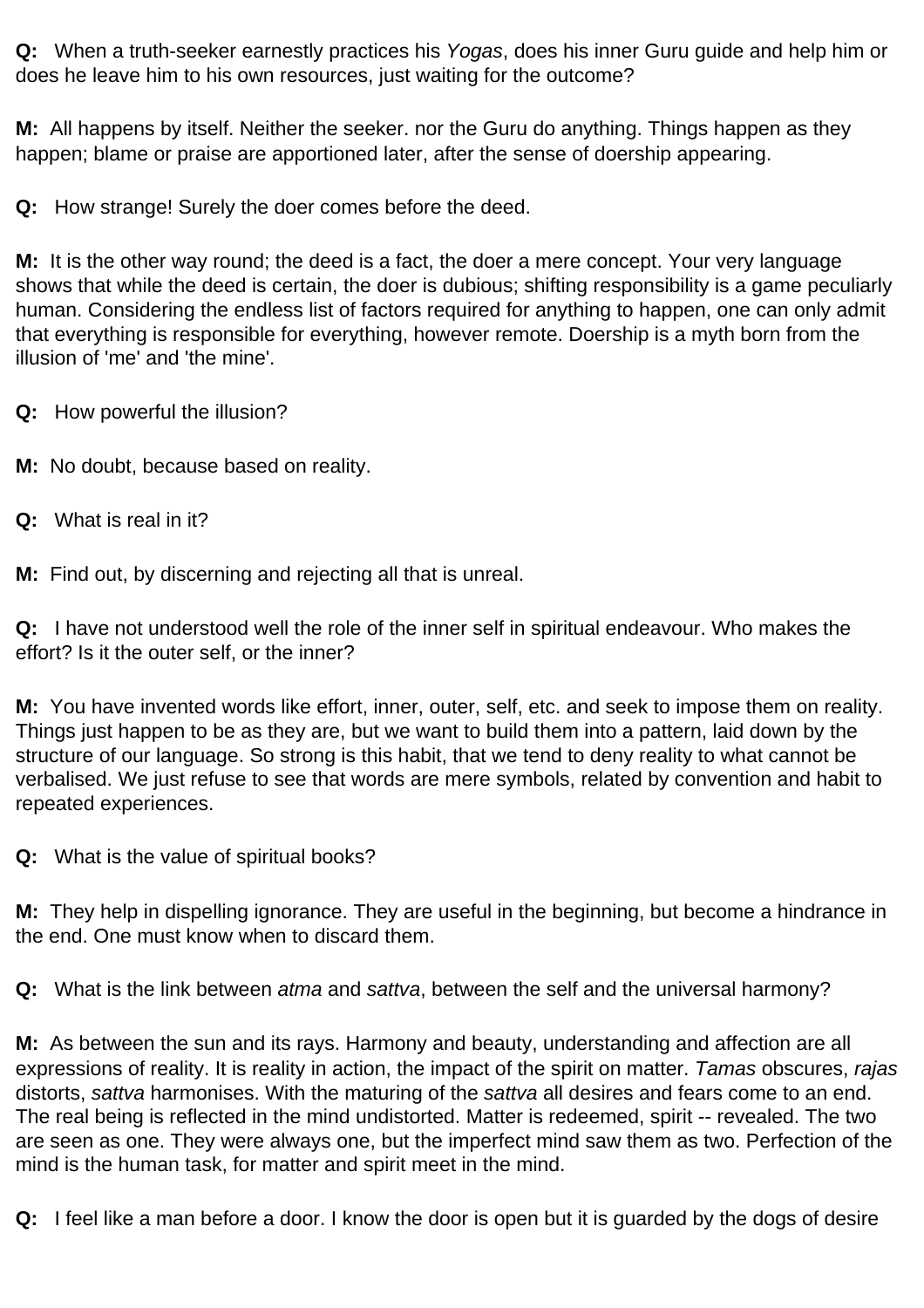**Q:** When a truth-seeker earnestly practices his *Yogas*, does his inner Guru guide and help him or does he leave him to his own resources, just waiting for the outcome?

**M:** All happens by itself. Neither the seeker. nor the Guru do anything. Things happen as they happen; blame or praise are apportioned later, after the sense of doership appearing.

**Q:** How strange! Surely the doer comes before the deed.

**M:** It is the other way round; the deed is a fact, the doer a mere concept. Your very language shows that while the deed is certain, the doer is dubious; shifting responsibility is a game peculiarly human. Considering the endless list of factors required for anything to happen, one can only admit that everything is responsible for everything, however remote. Doership is a myth born from the illusion of 'me' and 'the mine'.

**Q:** How powerful the illusion?

**M:** No doubt, because based on reality.

**Q:** What is real in it?

**M:** Find out, by discerning and rejecting all that is unreal.

**Q:** I have not understood well the role of the inner self in spiritual endeavour. Who makes the effort? Is it the outer self, or the inner?

**M:** You have invented words like effort, inner, outer, self, etc. and seek to impose them on reality. Things just happen to be as they are, but we want to build them into a pattern, laid down by the structure of our language. So strong is this habit, that we tend to deny reality to what cannot be verbalised. We just refuse to see that words are mere symbols, related by convention and habit to repeated experiences.

**Q:** What is the value of spiritual books?

**M:** They help in dispelling ignorance. They are useful in the beginning, but become a hindrance in the end. One must know when to discard them.

**Q:** What is the link between *atma* and *sattva*, between the self and the universal harmony?

**M:** As between the sun and its rays. Harmony and beauty, understanding and affection are all expressions of reality. It is reality in action, the impact of the spirit on matter. *Tamas* obscures, *rajas* distorts, *sattva* harmonises. With the maturing of the *sattva* all desires and fears come to an end. The real being is reflected in the mind undistorted. Matter is redeemed, spirit -- revealed. The two are seen as one. They were always one, but the imperfect mind saw them as two. Perfection of the mind is the human task, for matter and spirit meet in the mind.

**Q:** I feel like a man before a door. I know the door is open but it is guarded by the dogs of desire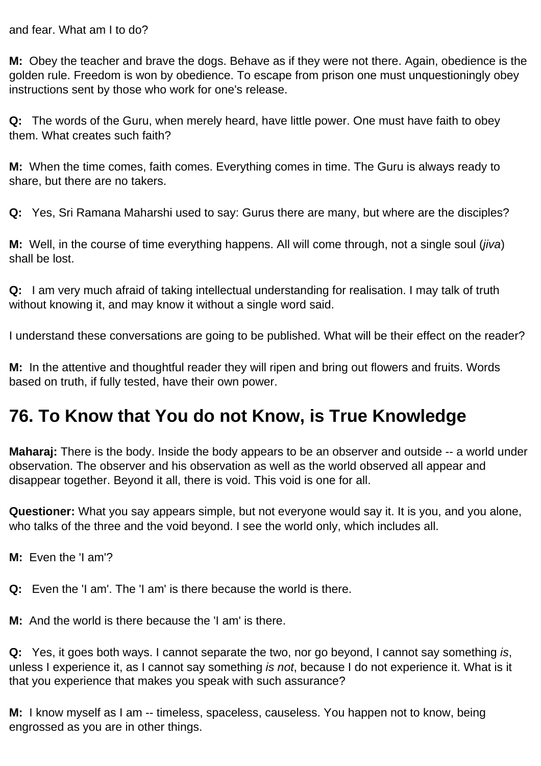and fear. What am I to do?

**M:** Obey the teacher and brave the dogs. Behave as if they were not there. Again, obedience is the golden rule. Freedom is won by obedience. To escape from prison one must unquestioningly obey instructions sent by those who work for one's release.

**Q:** The words of the Guru, when merely heard, have little power. One must have faith to obey them. What creates such faith?

**M:** When the time comes, faith comes. Everything comes in time. The Guru is always ready to share, but there are no takers.

**Q:** Yes, Sri Ramana Maharshi used to say: Gurus there are many, but where are the disciples?

**M:** Well, in the course of time everything happens. All will come through, not a single soul (*jiva*) shall be lost.

**Q:** I am very much afraid of taking intellectual understanding for realisation. I may talk of truth without knowing it, and may know it without a single word said.

I understand these conversations are going to be published. What will be their effect on the reader?

**M:** In the attentive and thoughtful reader they will ripen and bring out flowers and fruits. Words based on truth, if fully tested, have their own power.

## 76. To Know that You do not Know, is True Knowledge

**Maharaj:** There is the body. Inside the body appears to be an observer and outside -- a world under observation. The observer and his observation as well as the world observed all appear and disappear together. Beyond it all, there is void. This void is one for all.

**Questioner:** What you say appears simple, but not everyone would say it. It is you, and you alone, who talks of the three and the void beyond. I see the world only, which includes all.

**M:** Even the 'I am'?

**Q:** Even the 'I am'. The 'I am' is there because the world is there.

**M:** And the world is there because the 'I am' is there.

**Q:** Yes, it goes both ways. I cannot separate the two, nor go beyond, I cannot say something *is*, unless I experience it, as I cannot say something *is not*, because I do not experience it. What is it that you experience that makes you speak with such assurance?

**M:** I know myself as I am -- timeless, spaceless, causeless. You happen not to know, being engrossed as you are in other things.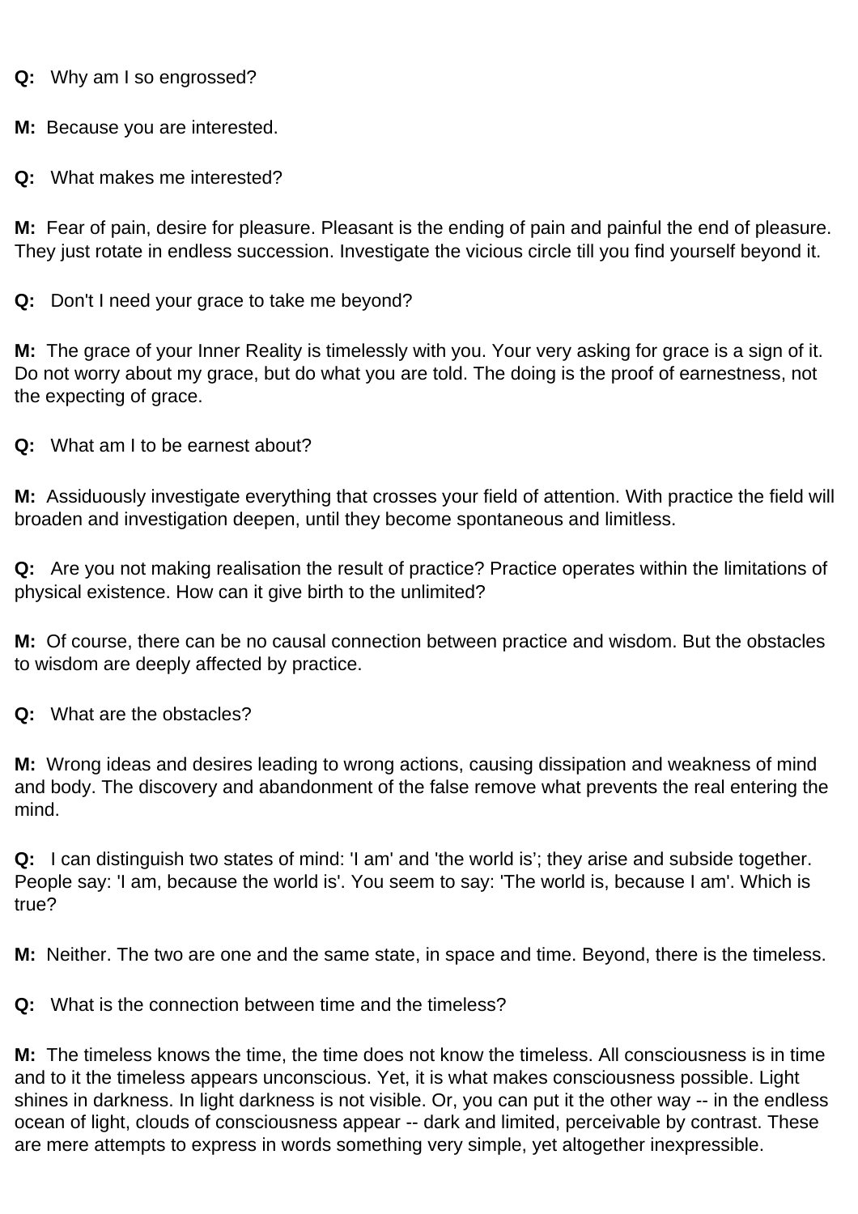**Q:** Why am I so engrossed?

**M:** Because you are interested.

**Q:** What makes me interested?

**M:** Fear of pain, desire for pleasure. Pleasant is the ending of pain and painful the end of pleasure. They just rotate in endless succession. Investigate the vicious circle till you find yourself beyond it.

**Q:** Don't I need your grace to take me beyond?

**M:** The grace of your Inner Reality is timelessly with you. Your very asking for grace is a sign of it. Do not worry about my grace, but do what you are told. The doing is the proof of earnestness, not the expecting of grace.

**Q:** What am I to be earnest about?

**M:** Assiduously investigate everything that crosses your field of attention. With practice the field will broaden and investigation deepen, until they become spontaneous and limitless.

**Q:** Are you not making realisation the result of practice? Practice operates within the limitations of physical existence. How can it give birth to the unlimited?

**M:** Of course, there can be no causal connection between practice and wisdom. But the obstacles to wisdom are deeply affected by practice.

**Q:** What are the obstacles?

**M:** Wrong ideas and desires leading to wrong actions, causing dissipation and weakness of mind and body. The discovery and abandonment of the false remove what prevents the real entering the mind.

**Q:** I can distinguish two states of mind: 'I am' and 'the world is'; they arise and subside together. People say: 'I am, because the world is'. You seem to say: 'The world is, because I am'. Which is true?

**M:** Neither. The two are one and the same state, in space and time. Beyond, there is the timeless.

**Q:** What is the connection between time and the timeless?

**M:** The timeless knows the time, the time does not know the timeless. All consciousness is in time and to it the timeless appears unconscious. Yet, it is what makes consciousness possible. Light shines in darkness. In light darkness is not visible. Or, you can put it the other way -- in the endless ocean of light, clouds of consciousness appear -- dark and limited, perceivable by contrast. These are mere attempts to express in words something very simple, yet altogether inexpressible.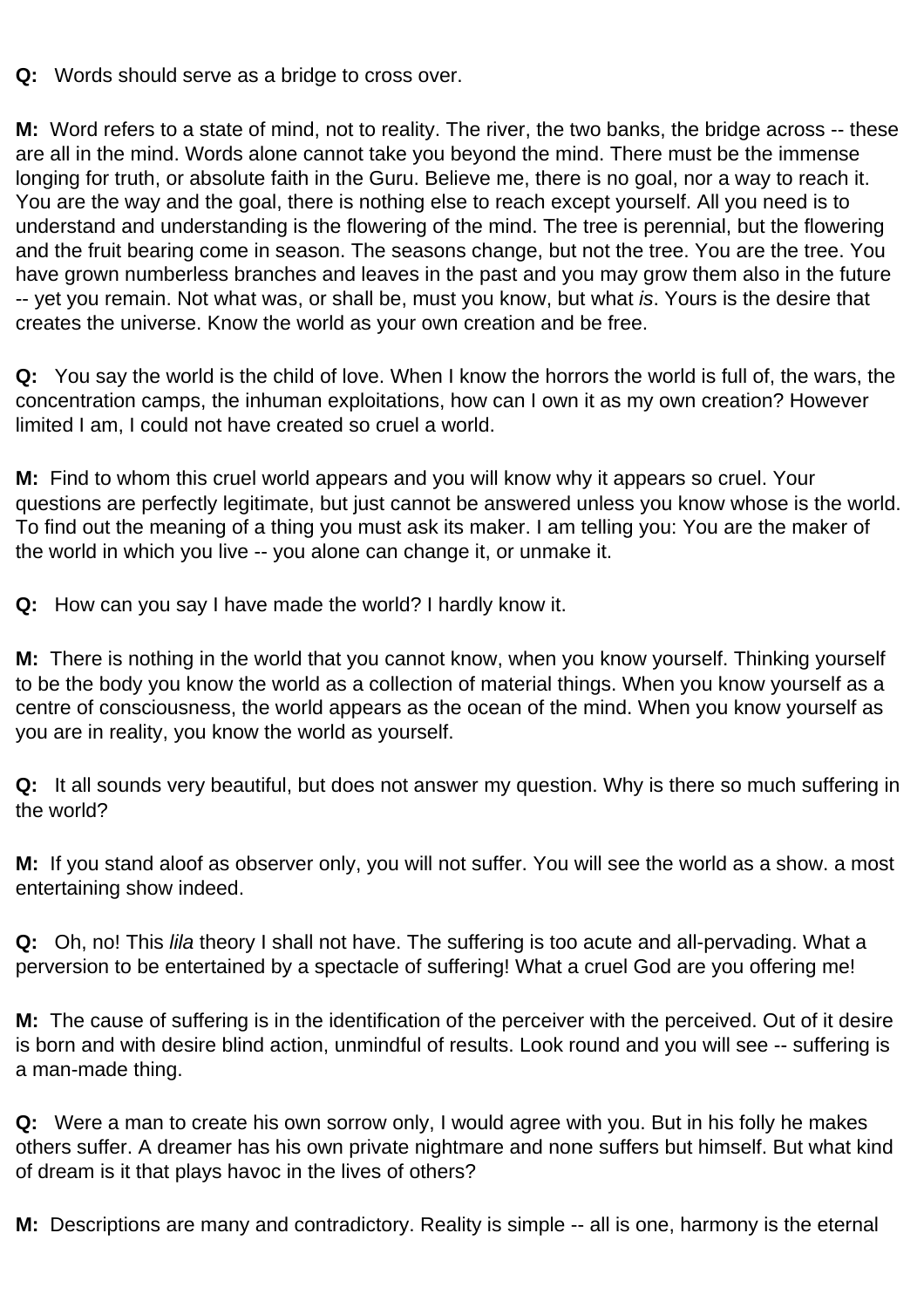**Q:** Words should serve as a bridge to cross over.

**M:** Word refers to a state of mind, not to reality. The river, the two banks, the bridge across -- these are all in the mind. Words alone cannot take you beyond the mind. There must be the immense longing for truth, or absolute faith in the Guru. Believe me, there is no goal, nor a way to reach it. You are the way and the goal, there is nothing else to reach except yourself. All you need is to understand and understanding is the flowering of the mind. The tree is perennial, but the flowering and the fruit bearing come in season. The seasons change, but not the tree. You are the tree. You have grown numberless branches and leaves in the past and you may grow them also in the future -- yet you remain. Not what was, or shall be, must you know, but what *is*. Yours is the desire that creates the universe. Know the world as your own creation and be free.

**Q:** You say the world is the child of love. When I know the horrors the world is full of, the wars, the concentration camps, the inhuman exploitations, how can I own it as my own creation? However limited I am, I could not have created so cruel a world.

**M:** Find to whom this cruel world appears and you will know why it appears so cruel. Your questions are perfectly legitimate, but just cannot be answered unless you know whose is the world. To find out the meaning of a thing you must ask its maker. I am telling you: You are the maker of the world in which you live -- you alone can change it, or unmake it.

**Q:** How can you say I have made the world? I hardly know it.

**M:** There is nothing in the world that you cannot know, when you know yourself. Thinking yourself to be the body you know the world as a collection of material things. When you know yourself as a centre of consciousness, the world appears as the ocean of the mind. When you know yourself as you are in reality, you know the world as yourself.

**Q:** It all sounds very beautiful, but does not answer my question. Why is there so much suffering in the world?

**M:** If you stand aloof as observer only, you will not suffer. You will see the world as a show. a most entertaining show indeed.

**Q:** Oh, no! This *lila* theory I shall not have. The suffering is too acute and all-pervading. What a perversion to be entertained by a spectacle of suffering! What a cruel God are you offering me!

**M:** The cause of suffering is in the identification of the perceiver with the perceived. Out of it desire is born and with desire blind action, unmindful of results. Look round and you will see -- suffering is a man-made thing.

**Q:** Were a man to create his own sorrow only, I would agree with you. But in his folly he makes others suffer. A dreamer has his own private nightmare and none suffers but himself. But what kind of dream is it that plays havoc in the lives of others?

**M:** Descriptions are many and contradictory. Reality is simple -- all is one, harmony is the eternal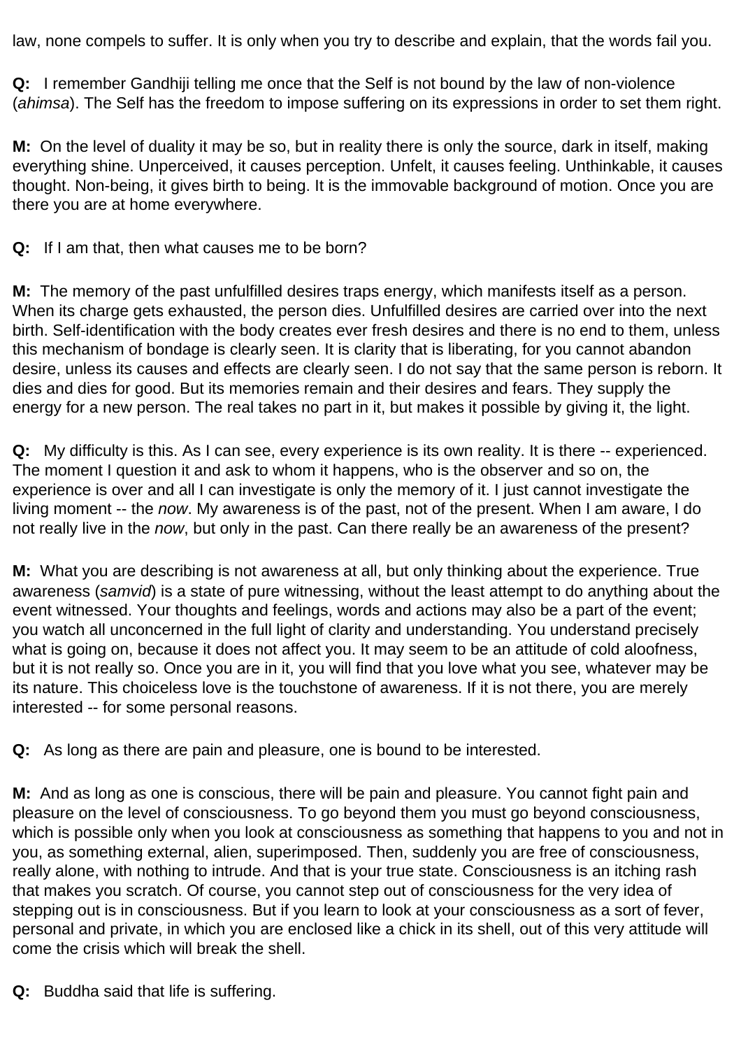law, none compels to suffer. It is only when you try to describe and explain, that the words fail you.

**Q:** I remember Gandhiji telling me once that the Self is not bound by the law of non-violence (*ahimsa*). The Self has the freedom to impose suffering on its expressions in order to set them right.

**M:** On the level of duality it may be so, but in reality there is only the source, dark in itself, making everything shine. Unperceived, it causes perception. Unfelt, it causes feeling. Unthinkable, it causes thought. Non-being, it gives birth to being. It is the immovable background of motion. Once you are there you are at home everywhere.

**Q:** If I am that, then what causes me to be born?

**M:** The memory of the past unfulfilled desires traps energy, which manifests itself as a person. When its charge gets exhausted, the person dies. Unfulfilled desires are carried over into the next birth. Self-identification with the body creates ever fresh desires and there is no end to them, unless this mechanism of bondage is clearly seen. It is clarity that is liberating, for you cannot abandon desire, unless its causes and effects are clearly seen. I do not say that the same person is reborn. It dies and dies for good. But its memories remain and their desires and fears. They supply the energy for a new person. The real takes no part in it, but makes it possible by giving it, the light.

**Q:** My difficulty is this. As I can see, every experience is its own reality. It is there -- experienced. The moment I question it and ask to whom it happens, who is the observer and so on, the experience is over and all I can investigate is only the memory of it. I just cannot investigate the living moment -- the *now*. My awareness is of the past, not of the present. When I am aware, I do not really live in the *now*, but only in the past. Can there really be an awareness of the present?

**M:** What you are describing is not awareness at all, but only thinking about the experience. True awareness (*samvid*) is a state of pure witnessing, without the least attempt to do anything about the event witnessed. Your thoughts and feelings, words and actions may also be a part of the event; you watch all unconcerned in the full light of clarity and understanding. You understand precisely what is going on, because it does not affect you. It may seem to be an attitude of cold aloofness, but it is not really so. Once you are in it, you will find that you love what you see, whatever may be its nature. This choiceless love is the touchstone of awareness. If it is not there, you are merely interested -- for some personal reasons.

**Q:** As long as there are pain and pleasure, one is bound to be interested.

**M:** And as long as one is conscious, there will be pain and pleasure. You cannot fight pain and pleasure on the level of consciousness. To go beyond them you must go beyond consciousness, which is possible only when you look at consciousness as something that happens to you and not in you, as something external, alien, superimposed. Then, suddenly you are free of consciousness, really alone, with nothing to intrude. And that is your true state. Consciousness is an itching rash that makes you scratch. Of course, you cannot step out of consciousness for the very idea of stepping out is in consciousness. But if you learn to look at your consciousness as a sort of fever, personal and private, in which you are enclosed like a chick in its shell, out of this very attitude will come the crisis which will break the shell.

**Q:** Buddha said that life is suffering.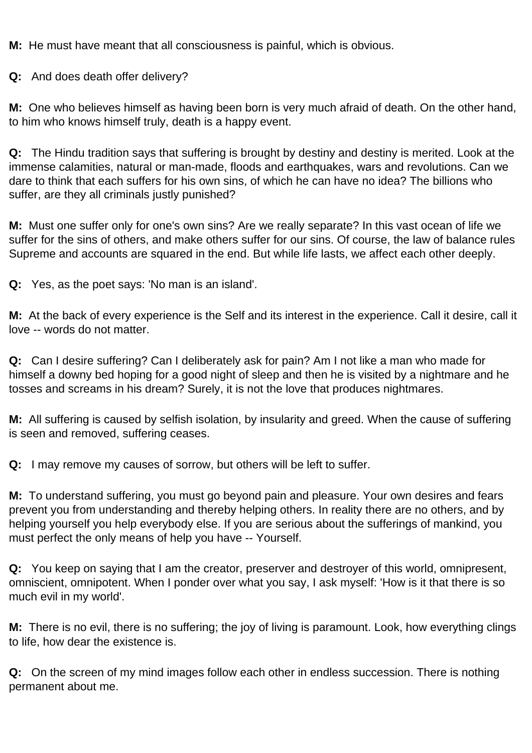**M:** He must have meant that all consciousness is painful, which is obvious.

**Q:** And does death offer delivery?

**M:** One who believes himself as having been born is very much afraid of death. On the other hand, to him who knows himself truly, death is a happy event.

**Q:** The Hindu tradition says that suffering is brought by destiny and destiny is merited. Look at the immense calamities, natural or man-made, floods and earthquakes, wars and revolutions. Can we dare to think that each suffers for his own sins, of which he can have no idea? The billions who suffer, are they all criminals justly punished?

**M:** Must one suffer only for one's own sins? Are we really separate? In this vast ocean of life we suffer for the sins of others, and make others suffer for our sins. Of course, the law of balance rules Supreme and accounts are squared in the end. But while life lasts, we affect each other deeply.

**Q:** Yes, as the poet says: 'No man is an island'.

**M:** At the back of every experience is the Self and its interest in the experience. Call it desire, call it love -- words do not matter.

**Q:** Can I desire suffering? Can I deliberately ask for pain? Am I not like a man who made for himself a downy bed hoping for a good night of sleep and then he is visited by a nightmare and he tosses and screams in his dream? Surely, it is not the love that produces nightmares.

**M:** All suffering is caused by selfish isolation, by insularity and greed. When the cause of suffering is seen and removed, suffering ceases.

**Q:** I may remove my causes of sorrow, but others will be left to suffer.

**M:** To understand suffering, you must go beyond pain and pleasure. Your own desires and fears prevent you from understanding and thereby helping others. In reality there are no others, and by helping yourself you help everybody else. If you are serious about the sufferings of mankind, you must perfect the only means of help you have -- Yourself.

**Q:** You keep on saying that I am the creator, preserver and destroyer of this world, omnipresent, omniscient, omnipotent. When I ponder over what you say, I ask myself: 'How is it that there is so much evil in my world'.

**M:** There is no evil, there is no suffering; the joy of living is paramount. Look, how everything clings to life, how dear the existence is.

**Q:** On the screen of my mind images follow each other in endless succession. There is nothing permanent about me.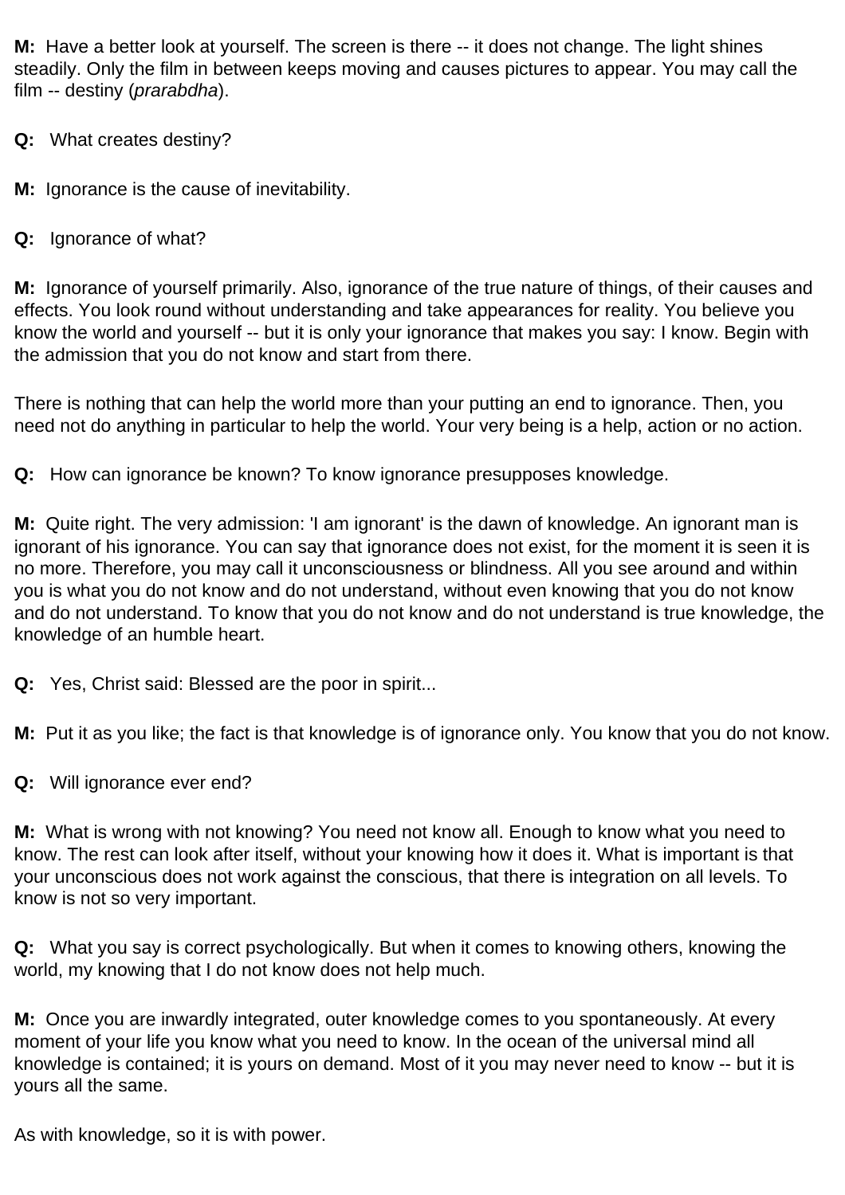**M:** Have a better look at yourself. The screen is there -- it does not change. The light shines steadily. Only the film in between keeps moving and causes pictures to appear. You may call the film -- destiny (*prarabdha*).

**Q:** What creates destiny?

**M:** Ignorance is the cause of inevitability.

**Q:** Ignorance of what?

**M:** Ignorance of yourself primarily. Also, ignorance of the true nature of things, of their causes and effects. You look round without understanding and take appearances for reality. You believe you know the world and yourself -- but it is only your ignorance that makes you say: I know. Begin with the admission that you do not know and start from there.

There is nothing that can help the world more than your putting an end to ignorance. Then, you need not do anything in particular to help the world. Your very being is a help, action or no action.

**Q:** How can ignorance be known? To know ignorance presupposes knowledge.

**M:** Quite right. The very admission: 'I am ignorant' is the dawn of knowledge. An ignorant man is ignorant of his ignorance. You can say that ignorance does not exist, for the moment it is seen it is no more. Therefore, you may call it unconsciousness or blindness. All you see around and within you is what you do not know and do not understand, without even knowing that you do not know and do not understand. To know that you do not know and do not understand is true knowledge, the knowledge of an humble heart.

**Q:** Yes, Christ said: Blessed are the poor in spirit...

**M:** Put it as you like; the fact is that knowledge is of ignorance only. You know that you do not know.

**Q:** Will ignorance ever end?

**M:** What is wrong with not knowing? You need not know all. Enough to know what you need to know. The rest can look after itself, without your knowing how it does it. What is important is that your unconscious does not work against the conscious, that there is integration on all levels. To know is not so very important.

**Q:** What you say is correct psychologically. But when it comes to knowing others, knowing the world, my knowing that I do not know does not help much.

**M:** Once you are inwardly integrated, outer knowledge comes to you spontaneously. At every moment of your life you know what you need to know. In the ocean of the universal mind all knowledge is contained; it is yours on demand. Most of it you may never need to know -- but it is yours all the same.

As with knowledge, so it is with power.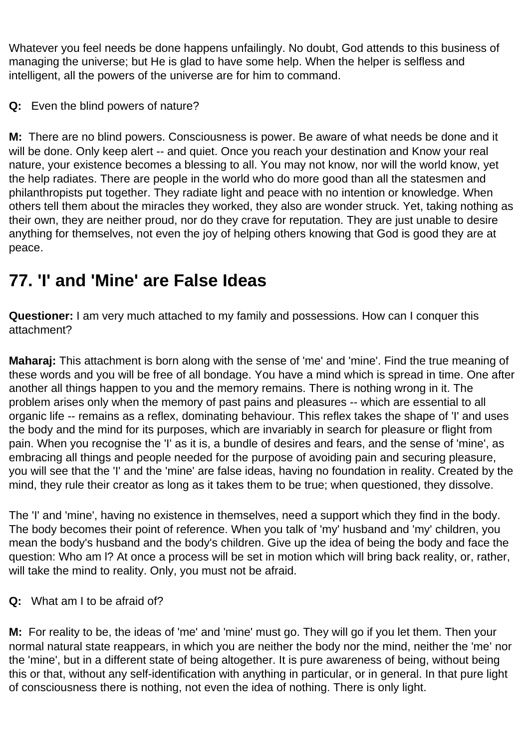Whatever you feel needs be done happens unfailingly. No doubt, God attends to this business of managing the universe; but He is glad to have some help. When the helper is selfless and intelligent, all the powers of the universe are for him to command.

**Q:** Even the blind powers of nature?

**M:** There are no blind powers. Consciousness is power. Be aware of what needs be done and it will be done. Only keep alert -- and quiet. Once you reach your destination and Know your real nature, your existence becomes a blessing to all. You may not know, nor will the world know, yet the help radiates. There are people in the world who do more good than all the statesmen and philanthropists put together. They radiate light and peace with no intention or knowledge. When others tell them about the miracles they worked, they also are wonder struck. Yet, taking nothing as their own, they are neither proud, nor do they crave for reputation. They are just unable to desire anything for themselves, not even the joy of helping others knowing that God is good they are at peace.

## 77. 'I' and 'Mine' are False Ideas

**Questioner:** I am very much attached to my family and possessions. How can I conquer this attachment?

**Maharaj:** This attachment is born along with the sense of 'me' and 'mine'. Find the true meaning of these words and you will be free of all bondage. You have a mind which is spread in time. One after another all things happen to you and the memory remains. There is nothing wrong in it. The problem arises only when the memory of past pains and pleasures -- which are essential to all organic life -- remains as a reflex, dominating behaviour. This reflex takes the shape of 'I' and uses the body and the mind for its purposes, which are invariably in search for pleasure or flight from pain. When you recognise the 'I' as it is, a bundle of desires and fears, and the sense of 'mine', as embracing all things and people needed for the purpose of avoiding pain and securing pleasure, you will see that the 'I' and the 'mine' are false ideas, having no foundation in reality. Created by the mind, they rule their creator as long as it takes them to be true; when questioned, they dissolve.

The 'I' and 'mine', having no existence in themselves, need a support which they find in the body. The body becomes their point of reference. When you talk of 'my' husband and 'my' children, you mean the body's husband and the body's children. Give up the idea of being the body and face the question: Who am I? At once a process will be set in motion which will bring back reality, or, rather, will take the mind to reality. Only, you must not be afraid.

**Q:** What am I to be afraid of?

**M:** For reality to be, the ideas of 'me' and 'mine' must go. They will go if you let them. Then your normal natural state reappears, in which you are neither the body nor the mind, neither the 'me' nor the 'mine', but in a different state of being altogether. It is pure awareness of being, without being this or that, without any self-identification with anything in particular, or in general. In that pure light of consciousness there is nothing, not even the idea of nothing. There is only light.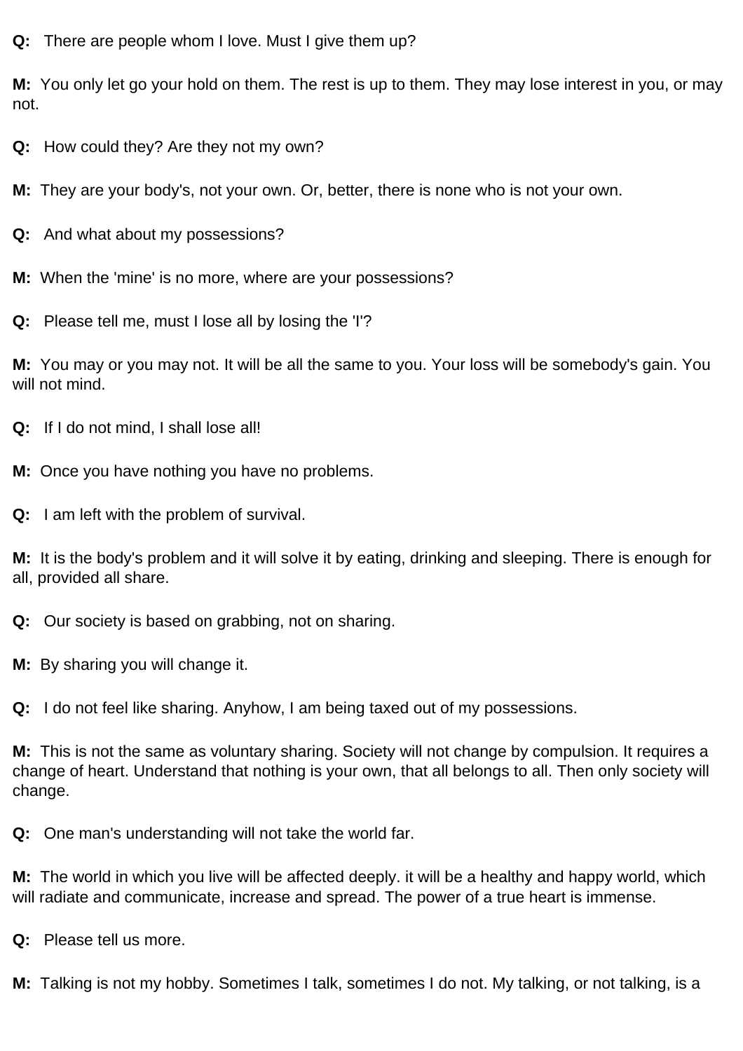**Q:** There are people whom I love. Must I give them up?

**M:** You only let go your hold on them. The rest is up to them. They may lose interest in you, or may not.

**Q:** How could they? Are they not my own?

**M:** They are your body's, not your own. Or, better, there is none who is not your own.

**Q:** And what about my possessions?

**M:** When the 'mine' is no more, where are your possessions?

**Q:** Please tell me, must I lose all by losing the 'I'?

**M:** You may or you may not. It will be all the same to you. Your loss will be somebody's gain. You will not mind.

**Q:** If I do not mind, I shall lose all!

**M:** Once you have nothing you have no problems.

**Q:** I am left with the problem of survival.

**M:** It is the body's problem and it will solve it by eating, drinking and sleeping. There is enough for all, provided all share.

**Q:** Our society is based on grabbing, not on sharing.

**M:** By sharing you will change it.

**Q:** I do not feel like sharing. Anyhow, I am being taxed out of my possessions.

**M:** This is not the same as voluntary sharing. Society will not change by compulsion. It requires a change of heart. Understand that nothing is your own, that all belongs to all. Then only society will change.

**Q:** One man's understanding will not take the world far.

**M:** The world in which you live will be affected deeply. it will be a healthy and happy world, which will radiate and communicate, increase and spread. The power of a true heart is immense.

**Q:** Please tell us more.

**M:** Talking is not my hobby. Sometimes I talk, sometimes I do not. My talking, or not talking, is a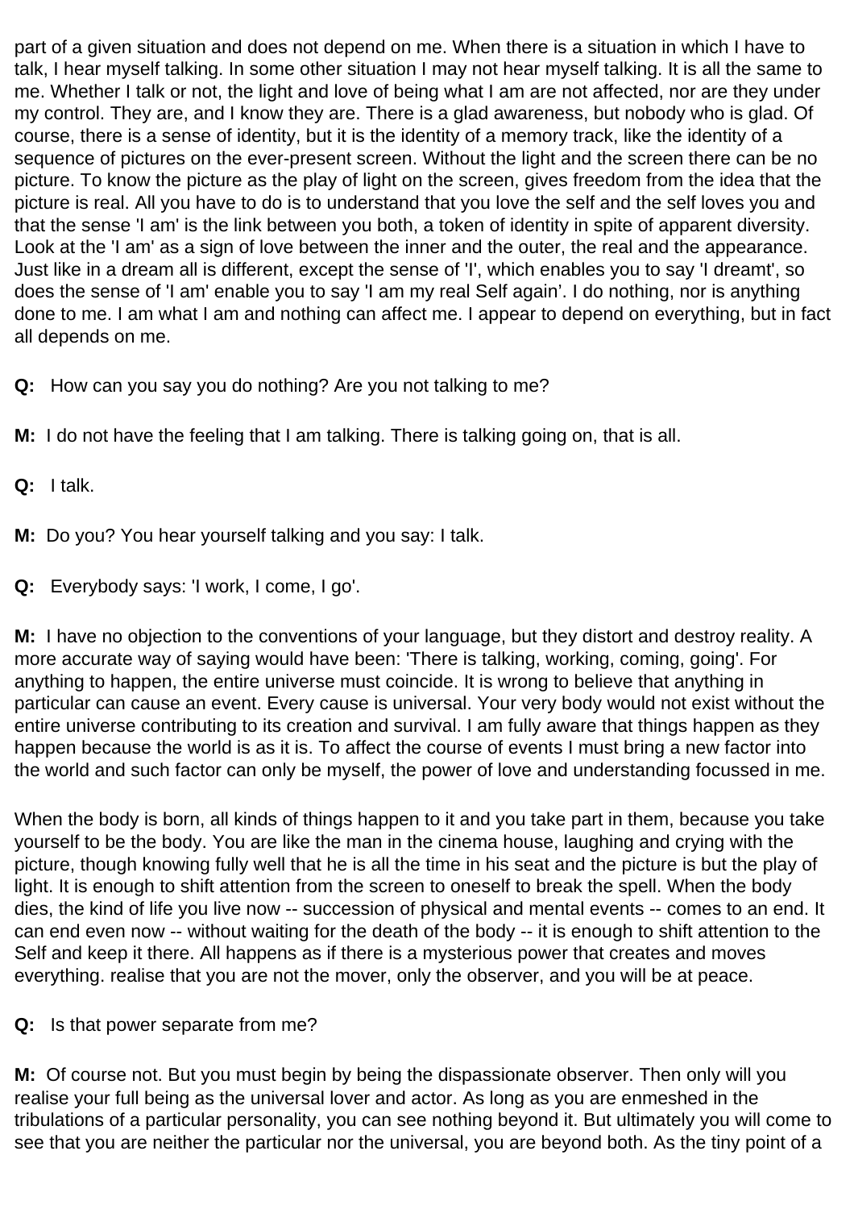part of a given situation and does not depend on me. When there is a situation in which I have to talk, I hear myself talking. In some other situation I may not hear myself talking. It is all the same to me. Whether I talk or not, the light and love of being what I am are not affected, nor are they under my control. They are, and I know they are. There is a glad awareness, but nobody who is glad. Of course, there is a sense of identity, but it is the identity of a memory track, like the identity of a sequence of pictures on the ever-present screen. Without the light and the screen there can be no picture. To know the picture as the play of light on the screen, gives freedom from the idea that the picture is real. All you have to do is to understand that you love the self and the self loves you and that the sense 'I am' is the link between you both, a token of identity in spite of apparent diversity. Look at the 'I am' as a sign of love between the inner and the outer, the real and the appearance. Just like in a dream all is different, except the sense of 'I', which enables you to say 'I dreamt', so does the sense of 'I am' enable you to say 'I am my real Self again'. I do nothing, nor is anything done to me. I am what I am and nothing can affect me. I appear to depend on everything, but in fact all depends on me.

**Q:** How can you say you do nothing? Are you not talking to me?

**M:** I do not have the feeling that I am talking. There is talking going on, that is all.

**Q:** I talk.

**M:** Do you? You hear yourself talking and you say: I talk.

**Q:** Everybody says: 'I work, I come, I go'.

**M:** I have no objection to the conventions of your language, but they distort and destroy reality. A more accurate way of saying would have been: 'There is talking, working, coming, going'. For anything to happen, the entire universe must coincide. It is wrong to believe that anything in particular can cause an event. Every cause is universal. Your very body would not exist without the entire universe contributing to its creation and survival. I am fully aware that things happen as they happen because the world is as it is. To affect the course of events I must bring a new factor into the world and such factor can only be myself, the power of love and understanding focussed in me.

When the body is born, all kinds of things happen to it and you take part in them, because you take yourself to be the body. You are like the man in the cinema house, laughing and crying with the picture, though knowing fully well that he is all the time in his seat and the picture is but the play of light. It is enough to shift attention from the screen to oneself to break the spell. When the body dies, the kind of life you live now -- succession of physical and mental events -- comes to an end. It can end even now -- without waiting for the death of the body -- it is enough to shift attention to the Self and keep it there. All happens as if there is a mysterious power that creates and moves everything. realise that you are not the mover, only the observer, and you will be at peace.

**Q:** Is that power separate from me?

**M:** Of course not. But you must begin by being the dispassionate observer. Then only will you realise your full being as the universal lover and actor. As long as you are enmeshed in the tribulations of a particular personality, you can see nothing beyond it. But ultimately you will come to see that you are neither the particular nor the universal, you are beyond both. As the tiny point of a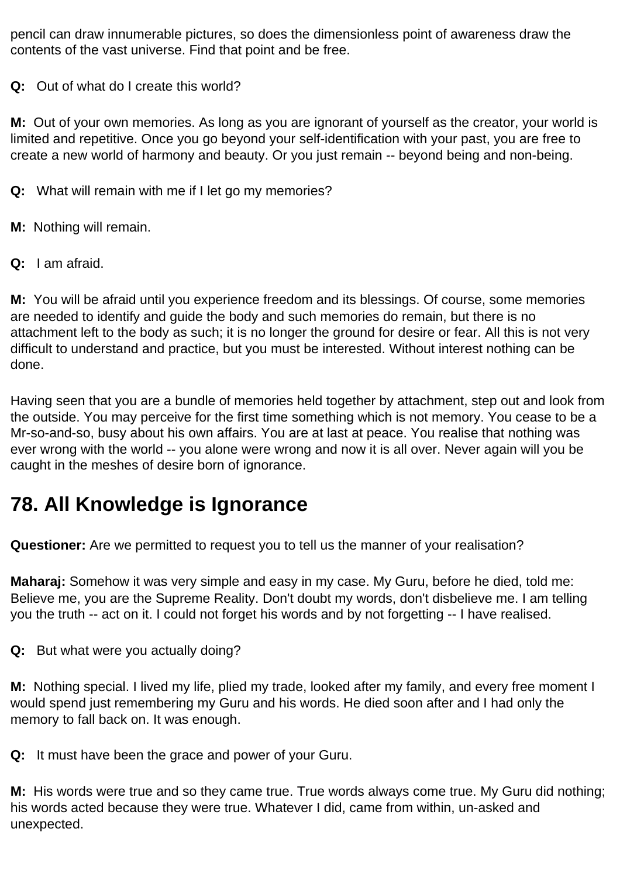pencil can draw innumerable pictures, so does the dimensionless point of awareness draw the contents of the vast universe. Find that point and be free.

**Q:** Out of what do I create this world?

**M:** Out of your own memories. As long as you are ignorant of yourself as the creator, your world is limited and repetitive. Once you go beyond your self-identification with your past, you are free to create a new world of harmony and beauty. Or you just remain -- beyond being and non-being.

**Q:** What will remain with me if I let go my memories?

**M:** Nothing will remain.

**Q:** I am afraid.

**M:** You will be afraid until you experience freedom and its blessings. Of course, some memories are needed to identify and guide the body and such memories do remain, but there is no attachment left to the body as such; it is no longer the ground for desire or fear. All this is not very difficult to understand and practice, but you must be interested. Without interest nothing can be done.

Having seen that you are a bundle of memories held together by attachment, step out and look from the outside. You may perceive for the first time something which is not memory. You cease to be a Mr-so-and-so, busy about his own affairs. You are at last at peace. You realise that nothing was ever wrong with the world -- you alone were wrong and now it is all over. Never again will you be caught in the meshes of desire born of ignorance.

## 78. All Knowledge is Ignorance

**Questioner:** Are we permitted to request you to tell us the manner of your realisation?

**Maharaj:** Somehow it was very simple and easy in my case. My Guru, before he died, told me: Believe me, you are the Supreme Reality. Don't doubt my words, don't disbelieve me. I am telling you the truth -- act on it. I could not forget his words and by not forgetting -- I have realised.

**Q:** But what were you actually doing?

**M:** Nothing special. I lived my life, plied my trade, looked after my family, and every free moment I would spend just remembering my Guru and his words. He died soon after and I had only the memory to fall back on. It was enough.

**Q:** It must have been the grace and power of your Guru.

**M:** His words were true and so they came true. True words always come true. My Guru did nothing; his words acted because they were true. Whatever I did, came from within, un-asked and unexpected.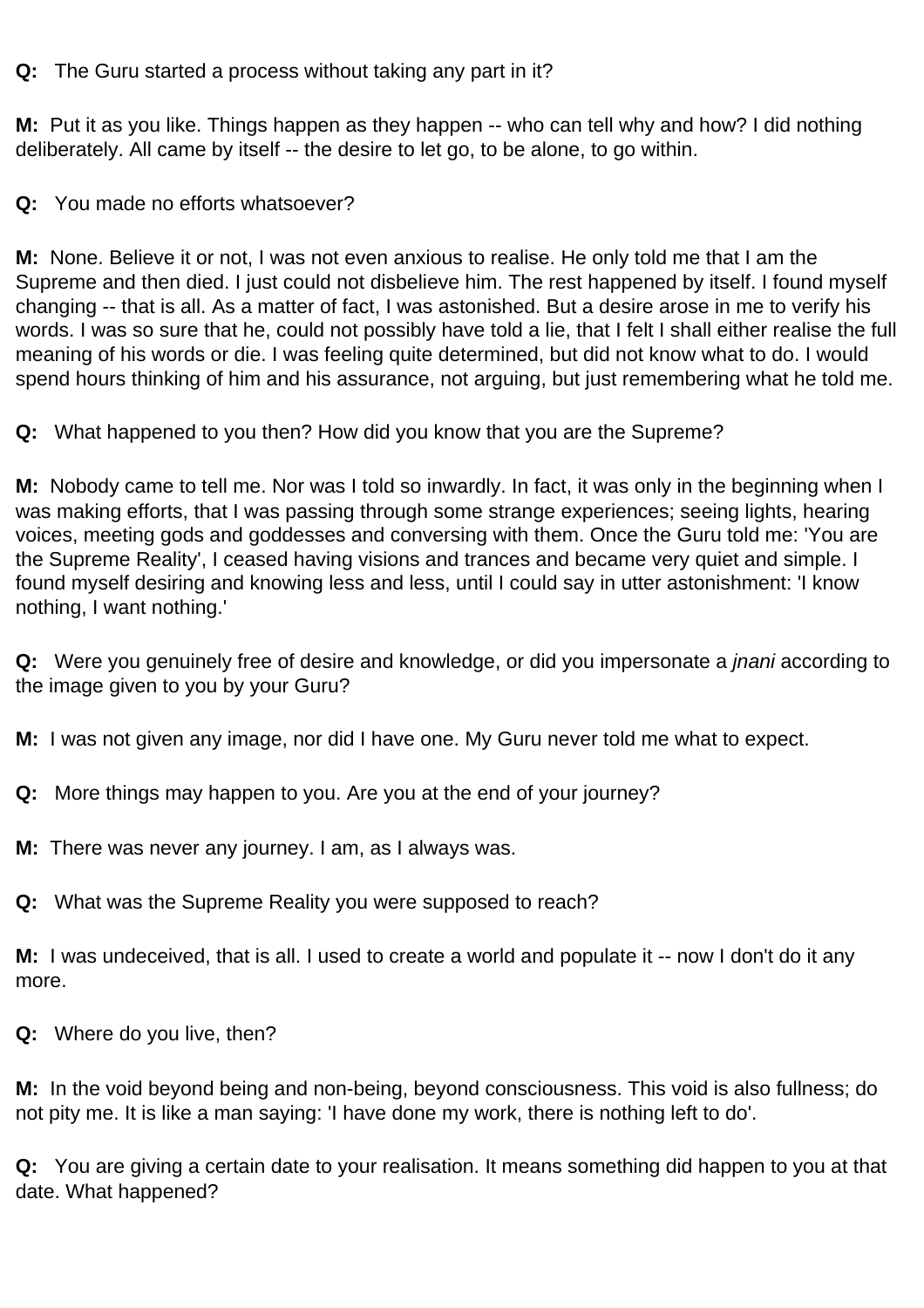**Q:** The Guru started a process without taking any part in it?

**M:** Put it as you like. Things happen as they happen -- who can tell why and how? I did nothing deliberately. All came by itself -- the desire to let go, to be alone, to go within.

**Q:** You made no efforts whatsoever?

**M:** None. Believe it or not, I was not even anxious to realise. He only told me that I am the Supreme and then died. I just could not disbelieve him. The rest happened by itself. I found myself changing -- that is all. As a matter of fact, I was astonished. But a desire arose in me to verify his words. I was so sure that he, could not possibly have told a lie, that I felt I shall either realise the full meaning of his words or die. I was feeling quite determined, but did not know what to do. I would spend hours thinking of him and his assurance, not arguing, but just remembering what he told me.

**Q:** What happened to you then? How did you know that you are the Supreme?

**M:** Nobody came to tell me. Nor was I told so inwardly. In fact, it was only in the beginning when I was making efforts, that I was passing through some strange experiences; seeing lights, hearing voices, meeting gods and goddesses and conversing with them. Once the Guru told me: 'You are the Supreme Reality', I ceased having visions and trances and became very quiet and simple. I found myself desiring and knowing less and less, until I could say in utter astonishment: 'I know nothing, I want nothing.'

**Q:** Were you genuinely free of desire and knowledge, or did you impersonate a *jnani* according to the image given to you by your Guru?

**M:** I was not given any image, nor did I have one. My Guru never told me what to expect.

**Q:** More things may happen to you. Are you at the end of your journey?

**M:** There was never any journey. I am, as I always was.

**Q:** What was the Supreme Reality you were supposed to reach?

**M:** I was undeceived, that is all. I used to create a world and populate it -- now I don't do it any more.

**Q:** Where do you live, then?

**M:** In the void beyond being and non-being, beyond consciousness. This void is also fullness; do not pity me. It is like a man saying: 'I have done my work, there is nothing left to do'.

**Q:** You are giving a certain date to your realisation. It means something did happen to you at that date. What happened?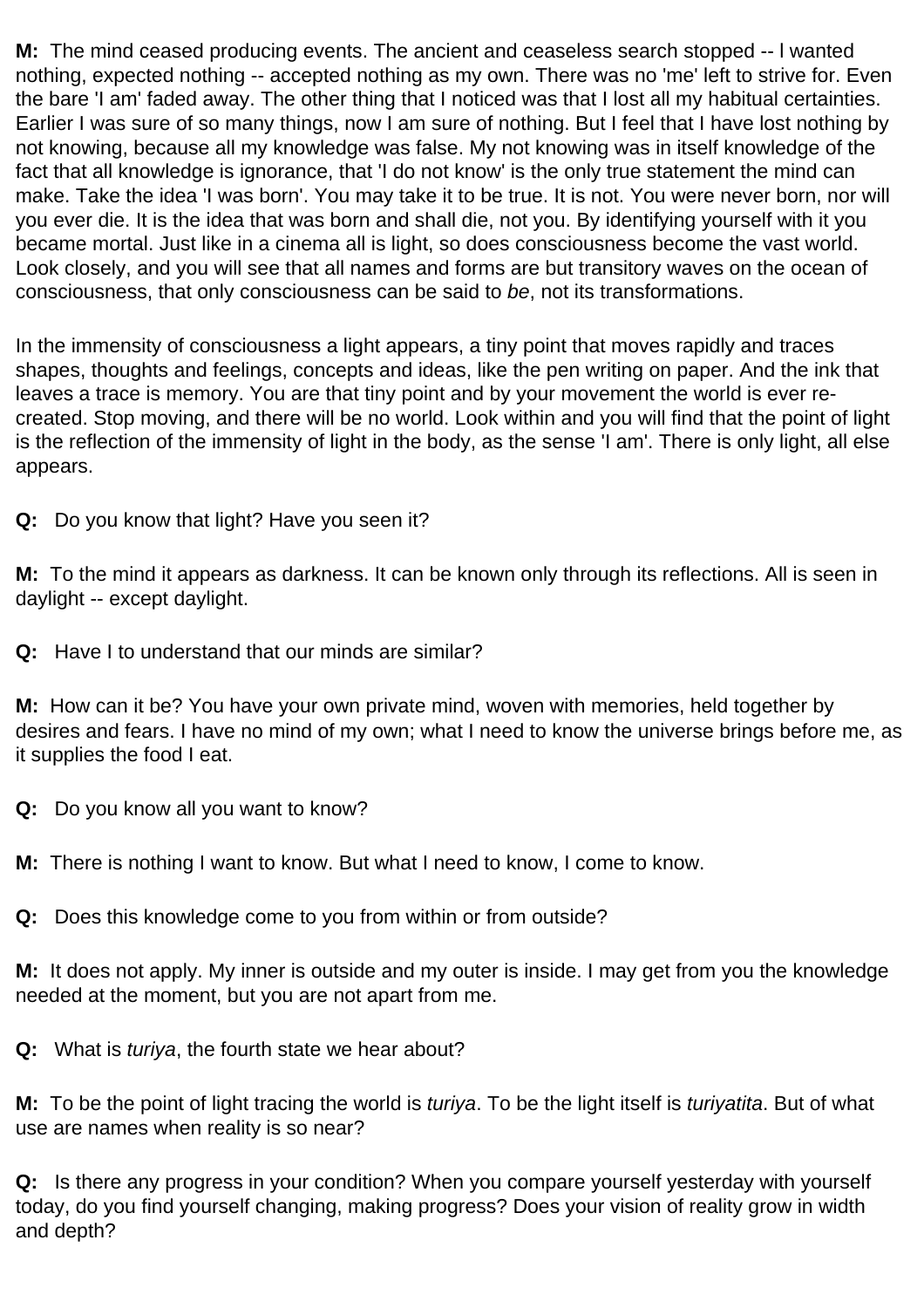**M:** The mind ceased producing events. The ancient and ceaseless search stopped -- I wanted nothing, expected nothing -- accepted nothing as my own. There was no 'me' left to strive for. Even the bare 'I am' faded away. The other thing that I noticed was that I lost all my habitual certainties. Earlier I was sure of so many things, now I am sure of nothing. But I feel that I have lost nothing by not knowing, because all my knowledge was false. My not knowing was in itself knowledge of the fact that all knowledge is ignorance, that 'I do not know' is the only true statement the mind can make. Take the idea 'I was born'. You may take it to be true. It is not. You were never born, nor will you ever die. It is the idea that was born and shall die, not you. By identifying yourself with it you became mortal. Just like in a cinema all is light, so does consciousness become the vast world. Look closely, and you will see that all names and forms are but transitory waves on the ocean of consciousness, that only consciousness can be said to *be*, not its transformations.

In the immensity of consciousness a light appears, a tiny point that moves rapidly and traces shapes, thoughts and feelings, concepts and ideas, like the pen writing on paper. And the ink that leaves a trace is memory. You are that tiny point and by your movement the world is ever re-created. Stop moving, and there will be no world. Look within and you will find that the point of light is the reflection of the immensity of light in the body, as the sense 'I am'. There is only light, all else appears.

**Q:** Do you know that light? Have you seen it?

**M:** To the mind it appears as darkness. It can be known only through its reflections. All is seen in daylight -- except daylight.

**Q:** Have I to understand that our minds are similar?

**M:** How can it be? You have your own private mind, woven with memories, held together by desires and fears. I have no mind of my own; what I need to know the universe brings before me, as it supplies the food I eat.

**Q:** Do you know all you want to know?

**M:** There is nothing I want to know. But what I need to know, I come to know.

**Q:** Does this knowledge come to you from within or from outside?

**M:** It does not apply. My inner is outside and my outer is inside. I may get from you the knowledge needed at the moment, but you are not apart from me.

**Q:** What is *turiya*, the fourth state we hear about?

**M:** To be the point of light tracing the world is *turiya*. To be the light itself is *turiyatita*. But of what use are names when reality is so near?

**Q:** Is there any progress in your condition? When you compare yourself yesterday with yourself today, do you find yourself changing, making progress? Does your vision of reality grow in width and depth?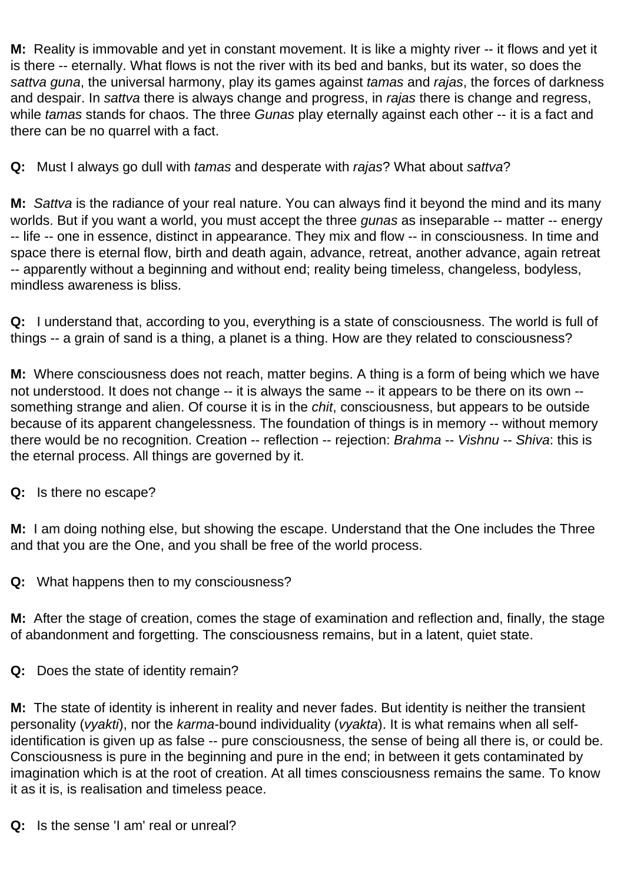**M:** Reality is immovable and yet in constant movement. It is like a mighty river -- it flows and yet it is there -- eternally. What flows is not the river with its bed and banks, but its water, so does the *sattva guna*, the universal harmony, play its games against *tamas* and *rajas*, the forces of darkness and despair. In *sattva* there is always change and progress, in *rajas* there is change and regress, while *tamas* stands for chaos. The three *Gunas* play eternally against each other -- it is a fact and there can be no quarrel with a fact.

**Q:** Must I always go dull with *tamas* and desperate with *rajas*? What about *sattva*?

**M:** *Sattva* is the radiance of your real nature. You can always find it beyond the mind and its many worlds. But if you want a world, you must accept the three *gunas* as inseparable -- matter -- energy -- life -- one in essence, distinct in appearance. They mix and flow -- in consciousness. In time and space there is eternal flow, birth and death again, advance, retreat, another advance, again retreat -- apparently without a beginning and without end; reality being timeless, changeless, bodyless, mindless awareness is bliss.

**Q:** I understand that, according to you, everything is a state of consciousness. The world is full of things -- a grain of sand is a thing, a planet is a thing. How are they related to consciousness?

**M:** Where consciousness does not reach, matter begins. A thing is a form of being which we have not understood. It does not change -- it is always the same -- it appears to be there on its own -- something strange and alien. Of course it is in the *chit*, consciousness, but appears to be outside because of its apparent changelessness. The foundation of things is in memory -- without memory there would be no recognition. Creation -- reflection -- rejection: *Brahma* -- *Vishnu* -- *Shiva*: this is the eternal process. All things are governed by it.

**Q:** Is there no escape?

**M:** I am doing nothing else, but showing the escape. Understand that the One includes the Three and that you are the One, and you shall be free of the world process.

**Q:** What happens then to my consciousness?

**M:** After the stage of creation, comes the stage of examination and reflection and, finally, the stage of abandonment and forgetting. The consciousness remains, but in a latent, quiet state.

**Q:** Does the state of identity remain?

**M:** The state of identity is inherent in reality and never fades. But identity is neither the transient personality (*vyakti*), nor the *karma*-bound individuality (*vyakta*). It is what remains when all self-identification is given up as false -- pure consciousness, the sense of being all there is, or could be. Consciousness is pure in the beginning and pure in the end; in between it gets contaminated by imagination which is at the root of creation. At all times consciousness remains the same. To know it as it is, is realisation and timeless peace.

**Q:** Is the sense 'I am' real or unreal?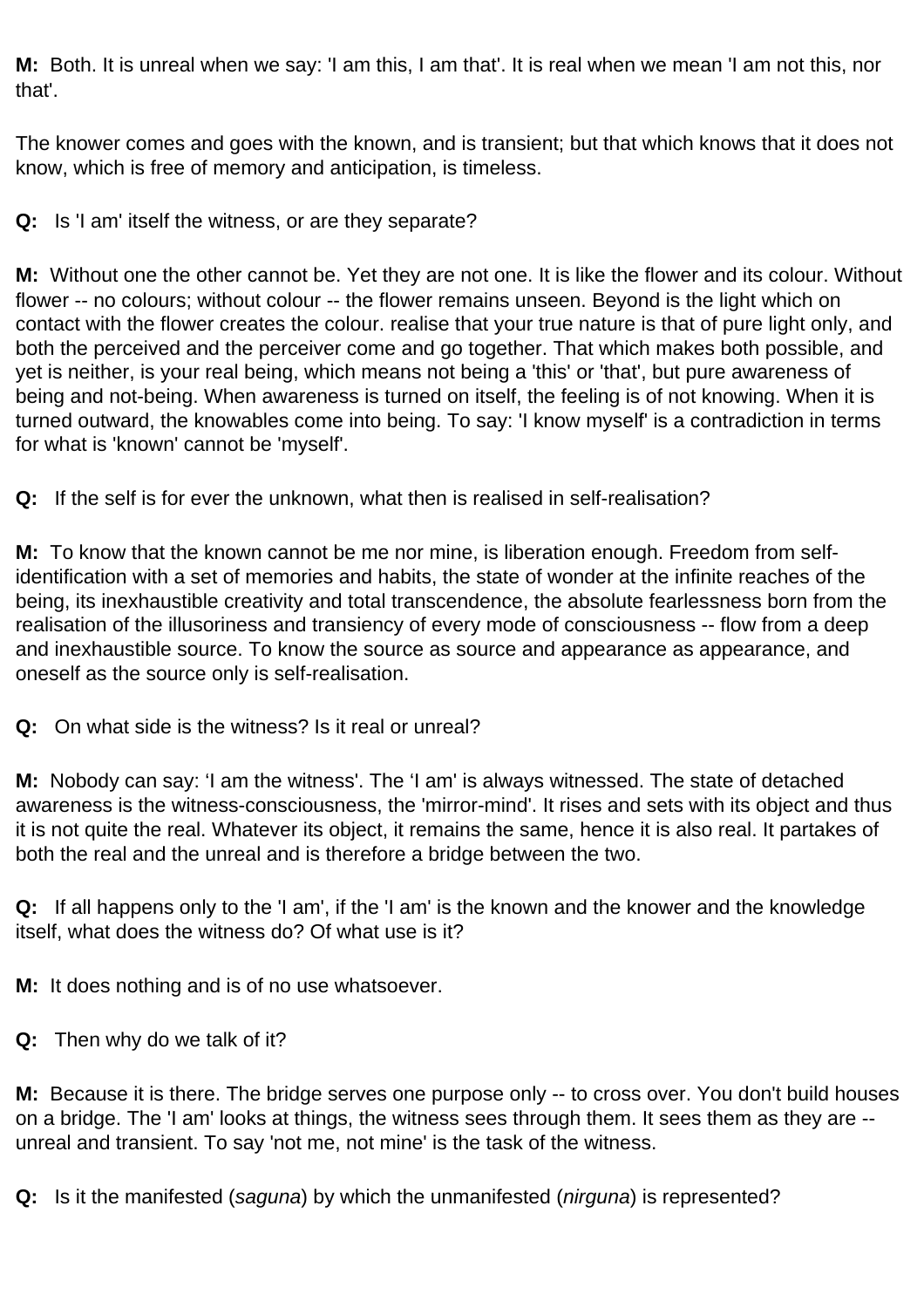**M:** Both. It is unreal when we say: 'I am this, I am that'. It is real when we mean 'I am not this, nor that'.

The knower comes and goes with the known, and is transient; but that which knows that it does not know, which is free of memory and anticipation, is timeless.

**Q:** Is 'I am' itself the witness, or are they separate?

**M:** Without one the other cannot be. Yet they are not one. It is like the flower and its colour. Without flower -- no colours; without colour -- the flower remains unseen. Beyond is the light which on contact with the flower creates the colour. realise that your true nature is that of pure light only, and both the perceived and the perceiver come and go together. That which makes both possible, and yet is neither, is your real being, which means not being a 'this' or 'that', but pure awareness of being and not-being. When awareness is turned on itself, the feeling is of not knowing. When it is turned outward, the knowables come into being. To say: 'I know myself' is a contradiction in terms for what is 'known' cannot be 'myself'.

**Q:** If the self is for ever the unknown, what then is realised in self-realisation?

**M:** To know that the known cannot be me nor mine, is liberation enough. Freedom from self-identification with a set of memories and habits, the state of wonder at the infinite reaches of the being, its inexhaustible creativity and total transcendence, the absolute fearlessness born from the realisation of the illusoriness and transiency of every mode of consciousness -- flow from a deep and inexhaustible source. To know the source as source and appearance as appearance, and oneself as the source only is self-realisation.

**Q:** On what side is the witness? Is it real or unreal?

**M:** Nobody can say: 'I am the witness'. The 'I am' is always witnessed. The state of detached awareness is the witness-consciousness, the 'mirror-mind'. It rises and sets with its object and thus it is not quite the real. Whatever its object, it remains the same, hence it is also real. It partakes of both the real and the unreal and is therefore a bridge between the two.

**Q:** If all happens only to the 'I am', if the 'I am' is the known and the knower and the knowledge itself, what does the witness do? Of what use is it?

**M:** It does nothing and is of no use whatsoever.

**Q:** Then why do we talk of it?

**M:** Because it is there. The bridge serves one purpose only -- to cross over. You don't build houses on a bridge. The 'I am' looks at things, the witness sees through them. It sees them as they are -- unreal and transient. To say 'not me, not mine' is the task of the witness.

**Q:** Is it the manifested (*saguna*) by which the unmanifested (*nirguna*) is represented?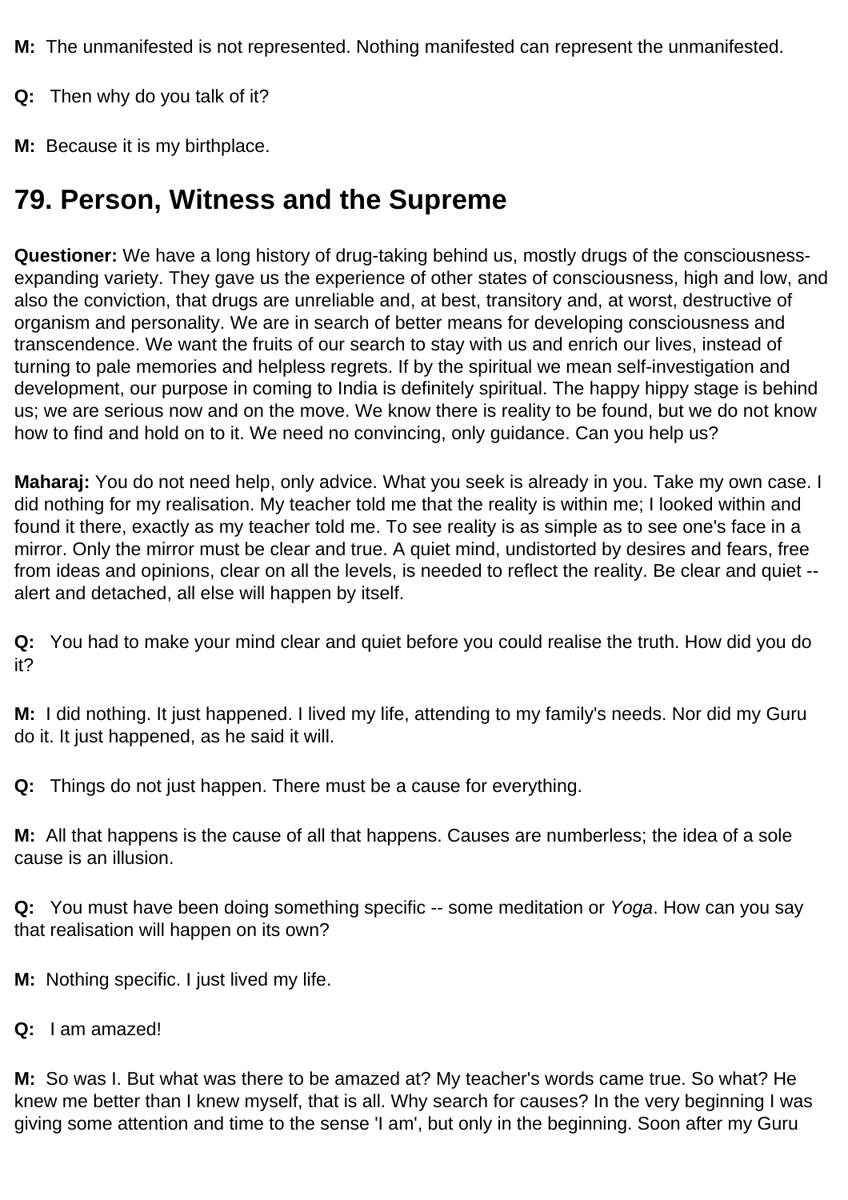**M:** The unmanifested is not represented. Nothing manifested can represent the unmanifested.

**Q:** Then why do you talk of it?

**M:** Because it is my birthplace.

## 79. Person, Witness and the Supreme

**Questioner:** We have a long history of drug-taking behind us, mostly drugs of the consciousness-expanding variety. They gave us the experience of other states of consciousness, high and low, and also the conviction, that drugs are unreliable and, at best, transitory and, at worst, destructive of organism and personality. We are in search of better means for developing consciousness and transcendence. We want the fruits of our search to stay with us and enrich our lives, instead of turning to pale memories and helpless regrets. If by the spiritual we mean self-investigation and development, our purpose in coming to India is definitely spiritual. The happy hippy stage is behind us; we are serious now and on the move. We know there is reality to be found, but we do not know how to find and hold on to it. We need no convincing, only guidance. Can you help us?

**Maharaj:** You do not need help, only advice. What you seek is already in you. Take my own case. I did nothing for my realisation. My teacher told me that the reality is within me; I looked within and found it there, exactly as my teacher told me. To see reality is as simple as to see one's face in a mirror. Only the mirror must be clear and true. A quiet mind, undistorted by desires and fears, free from ideas and opinions, clear on all the levels, is needed to reflect the reality. Be clear and quiet -- alert and detached, all else will happen by itself.

**Q:** You had to make your mind clear and quiet before you could realise the truth. How did you do it?

**M:** I did nothing. It just happened. I lived my life, attending to my family's needs. Nor did my Guru do it. It just happened, as he said it will.

**Q:** Things do not just happen. There must be a cause for everything.

**M:** All that happens is the cause of all that happens. Causes are numberless; the idea of a sole cause is an illusion.

**Q:** You must have been doing something specific -- some meditation or *Yoga*. How can you say that realisation will happen on its own?

**M:** Nothing specific. I just lived my life.

**Q:** I am amazed!

**M:** So was I. But what was there to be amazed at? My teacher's words came true. So what? He knew me better than I knew myself, that is all. Why search for causes? In the very beginning I was giving some attention and time to the sense 'I am', but only in the beginning. Soon after my Guru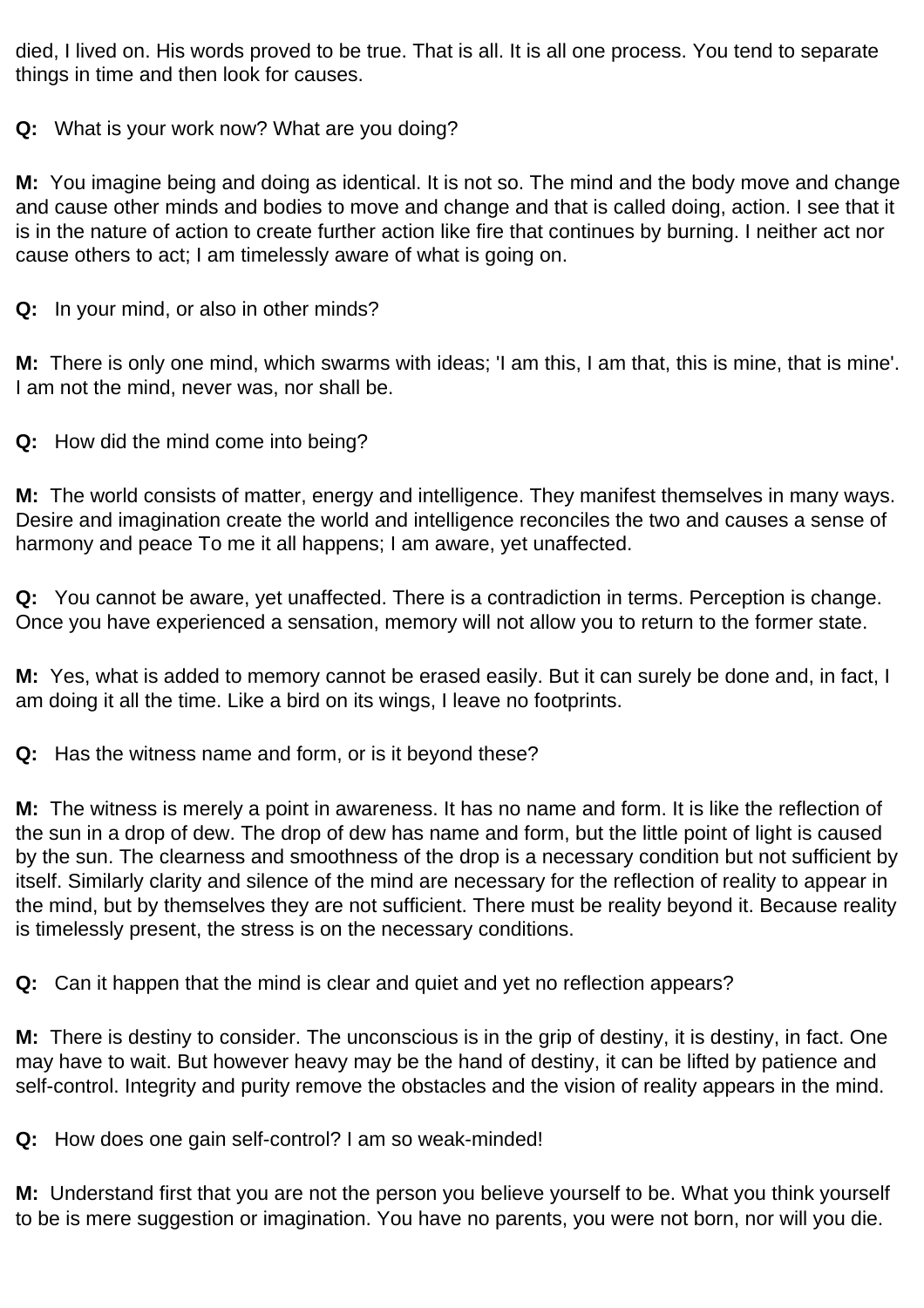died, I lived on. His words proved to be true. That is all. It is all one process. You tend to separate things in time and then look for causes.

**Q:** What is your work now? What are you doing?

**M:** You imagine being and doing as identical. It is not so. The mind and the body move and change and cause other minds and bodies to move and change and that is called doing, action. I see that it is in the nature of action to create further action like fire that continues by burning. I neither act nor cause others to act; I am timelessly aware of what is going on.

**Q:** In your mind, or also in other minds?

**M:** There is only one mind, which swarms with ideas; 'I am this, I am that, this is mine, that is mine'. I am not the mind, never was, nor shall be.

**Q:** How did the mind come into being?

**M:** The world consists of matter, energy and intelligence. They manifest themselves in many ways. Desire and imagination create the world and intelligence reconciles the two and causes a sense of harmony and peace To me it all happens; I am aware, yet unaffected.

**Q:** You cannot be aware, yet unaffected. There is a contradiction in terms. Perception is change. Once you have experienced a sensation, memory will not allow you to return to the former state.

**M:** Yes, what is added to memory cannot be erased easily. But it can surely be done and, in fact, I am doing it all the time. Like a bird on its wings, I leave no footprints.

**Q:** Has the witness name and form, or is it beyond these?

**M:** The witness is merely a point in awareness. It has no name and form. It is like the reflection of the sun in a drop of dew. The drop of dew has name and form, but the little point of light is caused by the sun. The clearness and smoothness of the drop is a necessary condition but not sufficient by itself. Similarly clarity and silence of the mind are necessary for the reflection of reality to appear in the mind, but by themselves they are not sufficient. There must be reality beyond it. Because reality is timelessly present, the stress is on the necessary conditions.

**Q:** Can it happen that the mind is clear and quiet and yet no reflection appears?

**M:** There is destiny to consider. The unconscious is in the grip of destiny, it is destiny, in fact. One may have to wait. But however heavy may be the hand of destiny, it can be lifted by patience and self-control. Integrity and purity remove the obstacles and the vision of reality appears in the mind.

**Q:** How does one gain self-control? I am so weak-minded!

**M:** Understand first that you are not the person you believe yourself to be. What you think yourself to be is mere suggestion or imagination. You have no parents, you were not born, nor will you die.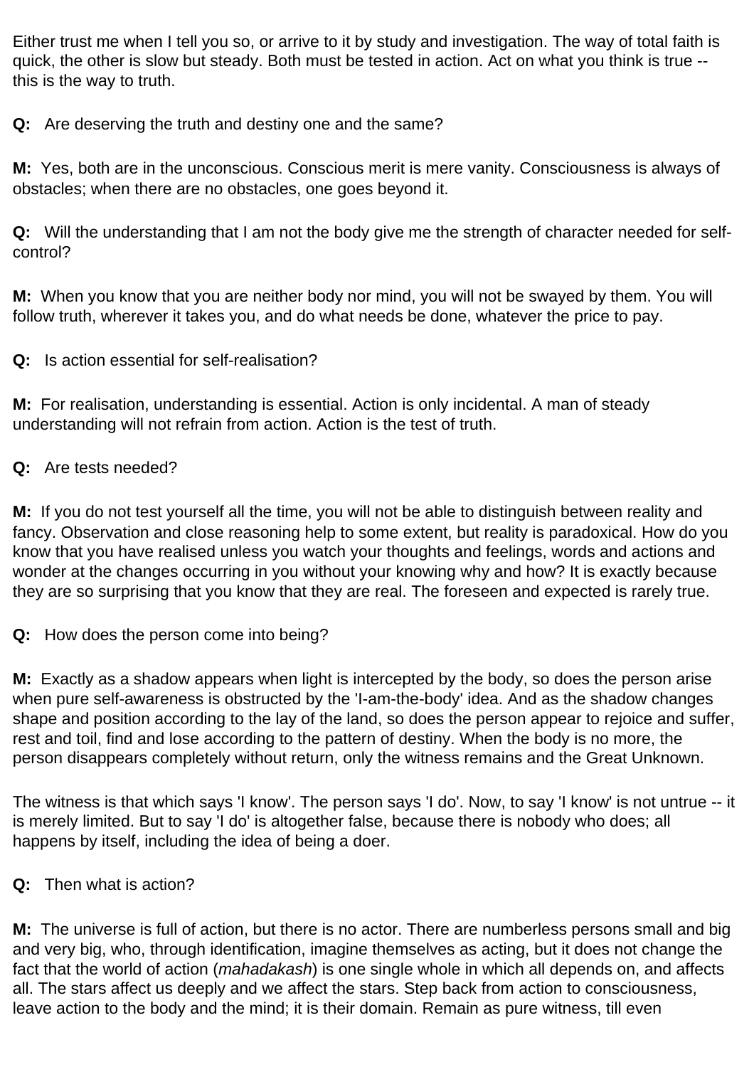Either trust me when I tell you so, or arrive to it by study and investigation. The way of total faith is quick, the other is slow but steady. Both must be tested in action. Act on what you think is true -- this is the way to truth.

**Q:** Are deserving the truth and destiny one and the same?

**M:** Yes, both are in the unconscious. Conscious merit is mere vanity. Consciousness is always of obstacles; when there are no obstacles, one goes beyond it.

**Q:** Will the understanding that I am not the body give me the strength of character needed for self-control?

**M:** When you know that you are neither body nor mind, you will not be swayed by them. You will follow truth, wherever it takes you, and do what needs be done, whatever the price to pay.

**Q:** Is action essential for self-realisation?

**M:** For realisation, understanding is essential. Action is only incidental. A man of steady understanding will not refrain from action. Action is the test of truth.

**Q:** Are tests needed?

**M:** If you do not test yourself all the time, you will not be able to distinguish between reality and fancy. Observation and close reasoning help to some extent, but reality is paradoxical. How do you know that you have realised unless you watch your thoughts and feelings, words and actions and wonder at the changes occurring in you without your knowing why and how? It is exactly because they are so surprising that you know that they are real. The foreseen and expected is rarely true.

**Q:** How does the person come into being?

**M:** Exactly as a shadow appears when light is intercepted by the body, so does the person arise when pure self-awareness is obstructed by the 'I-am-the-body' idea. And as the shadow changes shape and position according to the lay of the land, so does the person appear to rejoice and suffer, rest and toil, find and lose according to the pattern of destiny. When the body is no more, the person disappears completely without return, only the witness remains and the Great Unknown.

The witness is that which says 'I know'. The person says 'I do'. Now, to say 'I know' is not untrue -- it is merely limited. But to say 'I do' is altogether false, because there is nobody who does; all happens by itself, including the idea of being a doer.

**Q:** Then what is action?

**M:** The universe is full of action, but there is no actor. There are numberless persons small and big and very big, who, through identification, imagine themselves as acting, but it does not change the fact that the world of action (*mahadakash*) is one single whole in which all depends on, and affects all. The stars affect us deeply and we affect the stars. Step back from action to consciousness, leave action to the body and the mind; it is their domain. Remain as pure witness, till even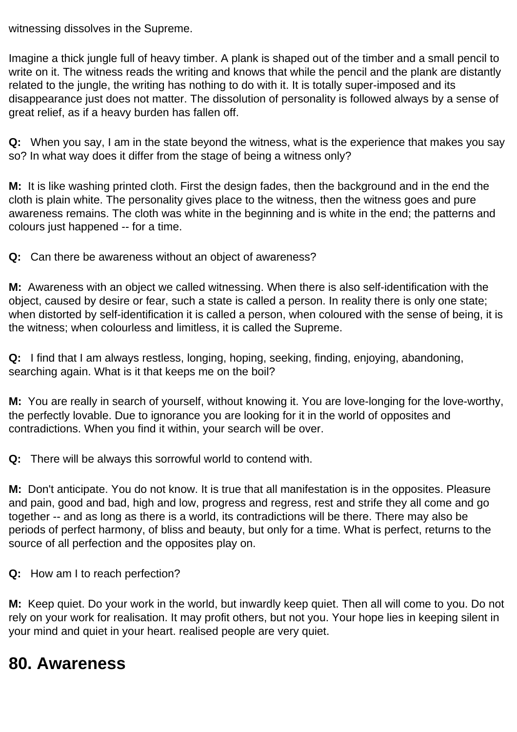witnessing dissolves in the Supreme.

Imagine a thick jungle full of heavy timber. A plank is shaped out of the timber and a small pencil to write on it. The witness reads the writing and knows that while the pencil and the plank are distantly related to the jungle, the writing has nothing to do with it. It is totally super-imposed and its disappearance just does not matter. The dissolution of personality is followed always by a sense of great relief, as if a heavy burden has fallen off.

**Q:** When you say, I am in the state beyond the witness, what is the experience that makes you say so? In what way does it differ from the stage of being a witness only?

**M:** It is like washing printed cloth. First the design fades, then the background and in the end the cloth is plain white. The personality gives place to the witness, then the witness goes and pure awareness remains. The cloth was white in the beginning and is white in the end; the patterns and colours just happened -- for a time.

**Q:** Can there be awareness without an object of awareness?

**M:** Awareness with an object we called witnessing. When there is also self-identification with the object, caused by desire or fear, such a state is called a person. In reality there is only one state; when distorted by self-identification it is called a person, when coloured with the sense of being, it is the witness; when colourless and limitless, it is called the Supreme.

**Q:** I find that I am always restless, longing, hoping, seeking, finding, enjoying, abandoning, searching again. What is it that keeps me on the boil?

**M:** You are really in search of yourself, without knowing it. You are love-longing for the love-worthy, the perfectly lovable. Due to ignorance you are looking for it in the world of opposites and contradictions. When you find it within, your search will be over.

**Q:** There will be always this sorrowful world to contend with.

**M:** Don't anticipate. You do not know. It is true that all manifestation is in the opposites. Pleasure and pain, good and bad, high and low, progress and regress, rest and strife they all come and go together -- and as long as there is a world, its contradictions will be there. There may also be periods of perfect harmony, of bliss and beauty, but only for a time. What is perfect, returns to the source of all perfection and the opposites play on.

**Q:** How am I to reach perfection?

**M:** Keep quiet. Do your work in the world, but inwardly keep quiet. Then all will come to you. Do not rely on your work for realisation. It may profit others, but not you. Your hope lies in keeping silent in your mind and quiet in your heart. realised people are very quiet.

## 80. Awareness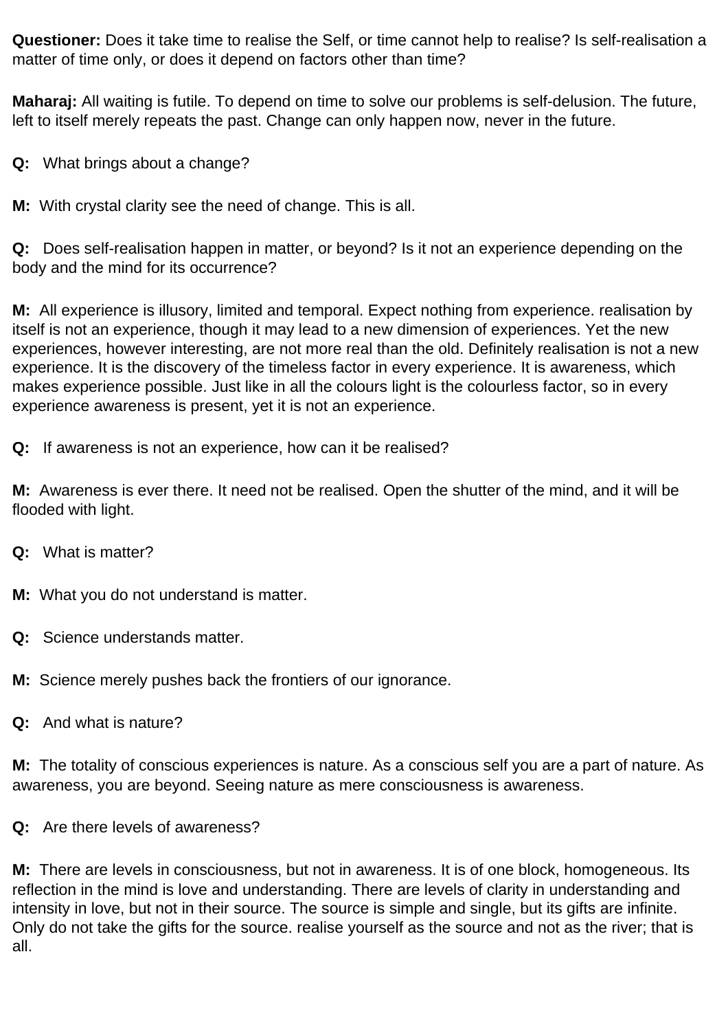**Questioner:** Does it take time to realise the Self, or time cannot help to realise? Is self-realisation a matter of time only, or does it depend on factors other than time?

**Maharaj:** All waiting is futile. To depend on time to solve our problems is self-delusion. The future, left to itself merely repeats the past. Change can only happen now, never in the future.

**Q:** What brings about a change?

**M:** With crystal clarity see the need of change. This is all.

**Q:** Does self-realisation happen in matter, or beyond? Is it not an experience depending on the body and the mind for its occurrence?

**M:** All experience is illusory, limited and temporal. Expect nothing from experience. realisation by itself is not an experience, though it may lead to a new dimension of experiences. Yet the new experiences, however interesting, are not more real than the old. Definitely realisation is not a new experience. It is the discovery of the timeless factor in every experience. It is awareness, which makes experience possible. Just like in all the colours light is the colourless factor, so in every experience awareness is present, yet it is not an experience.

**Q:** If awareness is not an experience, how can it be realised?

**M:** Awareness is ever there. It need not be realised. Open the shutter of the mind, and it will be flooded with light.

**Q:** What is matter?

**M:** What you do not understand is matter.

**Q:** Science understands matter.

**M:** Science merely pushes back the frontiers of our ignorance.

**Q:** And what is nature?

**M:** The totality of conscious experiences is nature. As a conscious self you are a part of nature. As awareness, you are beyond. Seeing nature as mere consciousness is awareness.

**Q:** Are there levels of awareness?

**M:** There are levels in consciousness, but not in awareness. It is of one block, homogeneous. Its reflection in the mind is love and understanding. There are levels of clarity in understanding and intensity in love, but not in their source. The source is simple and single, but its gifts are infinite. Only do not take the gifts for the source. realise yourself as the source and not as the river; that is all.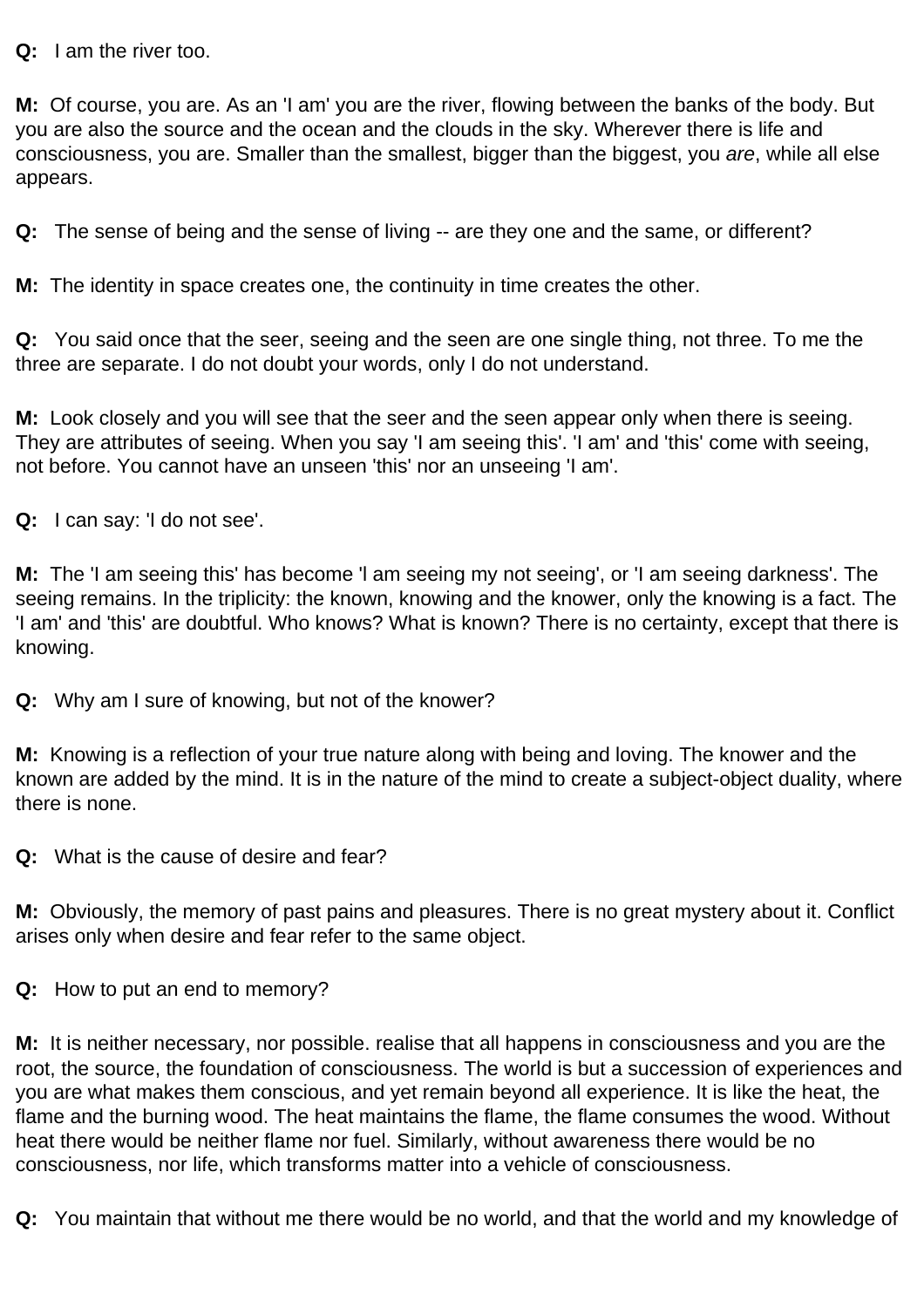**Q:** I am the river too.

**M:** Of course, you are. As an 'I am' you are the river, flowing between the banks of the body. But you are also the source and the ocean and the clouds in the sky. Wherever there is life and consciousness, you are. Smaller than the smallest, bigger than the biggest, you *are*, while all else appears.

**Q:** The sense of being and the sense of living -- are they one and the same, or different?

**M:** The identity in space creates one, the continuity in time creates the other.

**Q:** You said once that the seer, seeing and the seen are one single thing, not three. To me the three are separate. I do not doubt your words, only I do not understand.

**M:** Look closely and you will see that the seer and the seen appear only when there is seeing. They are attributes of seeing. When you say 'I am seeing this'. 'I am' and 'this' come with seeing, not before. You cannot have an unseen 'this' nor an unseeing 'I am'.

**Q:** I can say: 'I do not see'.

**M:** The 'I am seeing this' has become 'I am seeing my not seeing', or 'I am seeing darkness'. The seeing remains. In the triplicity: the known, knowing and the knower, only the knowing is a fact. The 'I am' and 'this' are doubtful. Who knows? What is known? There is no certainty, except that there is knowing.

**Q:** Why am I sure of knowing, but not of the knower?

**M:** Knowing is a reflection of your true nature along with being and loving. The knower and the known are added by the mind. It is in the nature of the mind to create a subject-object duality, where there is none.

**Q:** What is the cause of desire and fear?

**M:** Obviously, the memory of past pains and pleasures. There is no great mystery about it. Conflict arises only when desire and fear refer to the same object.

**Q:** How to put an end to memory?

**M:** It is neither necessary, nor possible. realise that all happens in consciousness and you are the root, the source, the foundation of consciousness. The world is but a succession of experiences and you are what makes them conscious, and yet remain beyond all experience. It is like the heat, the flame and the burning wood. The heat maintains the flame, the flame consumes the wood. Without heat there would be neither flame nor fuel. Similarly, without awareness there would be no consciousness, nor life, which transforms matter into a vehicle of consciousness.

**Q:** You maintain that without me there would be no world, and that the world and my knowledge of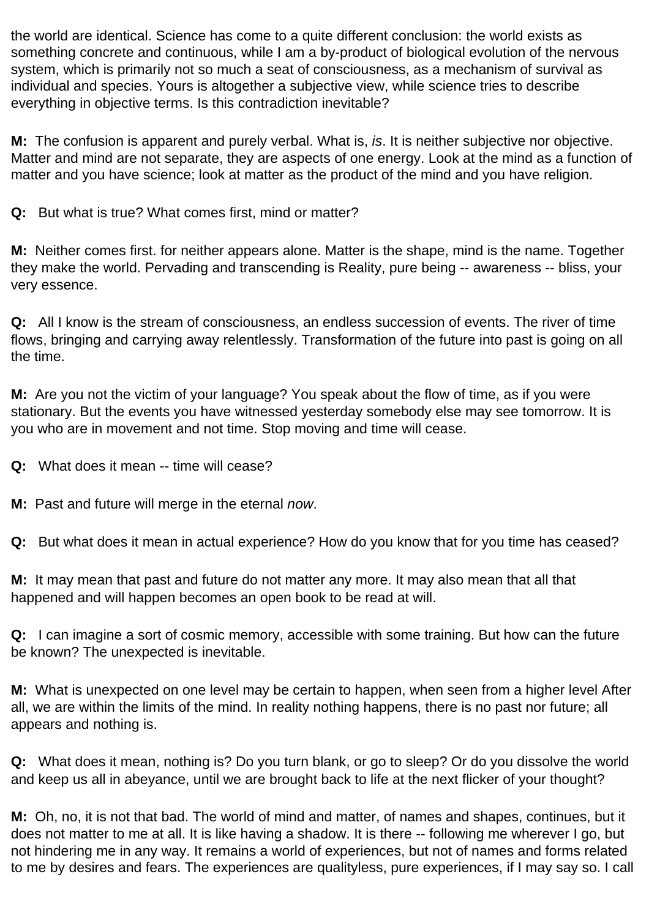the world are identical. Science has come to a quite different conclusion: the world exists as something concrete and continuous, while I am a by-product of biological evolution of the nervous system, which is primarily not so much a seat of consciousness, as a mechanism of survival as individual and species. Yours is altogether a subjective view, while science tries to describe everything in objective terms. Is this contradiction inevitable?

**M:** The confusion is apparent and purely verbal. What is, *is*. It is neither subjective nor objective. Matter and mind are not separate, they are aspects of one energy. Look at the mind as a function of matter and you have science; look at matter as the product of the mind and you have religion.

**Q:** But what is true? What comes first, mind or matter?

**M:** Neither comes first. for neither appears alone. Matter is the shape, mind is the name. Together they make the world. Pervading and transcending is Reality, pure being -- awareness -- bliss, your very essence.

**Q:** All I know is the stream of consciousness, an endless succession of events. The river of time flows, bringing and carrying away relentlessly. Transformation of the future into past is going on all the time.

**M:** Are you not the victim of your language? You speak about the flow of time, as if you were stationary. But the events you have witnessed yesterday somebody else may see tomorrow. It is you who are in movement and not time. Stop moving and time will cease.

**Q:** What does it mean -- time will cease?

**M:** Past and future will merge in the eternal *now*.

**Q:** But what does it mean in actual experience? How do you know that for you time has ceased?

**M:** It may mean that past and future do not matter any more. It may also mean that all that happened and will happen becomes an open book to be read at will.

**Q:** I can imagine a sort of cosmic memory, accessible with some training. But how can the future be known? The unexpected is inevitable.

**M:** What is unexpected on one level may be certain to happen, when seen from a higher level After all, we are within the limits of the mind. In reality nothing happens, there is no past nor future; all appears and nothing is.

**Q:** What does it mean, nothing is? Do you turn blank, or go to sleep? Or do you dissolve the world and keep us all in abeyance, until we are brought back to life at the next flicker of your thought?

**M:** Oh, no, it is not that bad. The world of mind and matter, of names and shapes, continues, but it does not matter to me at all. It is like having a shadow. It is there -- following me wherever I go, but not hindering me in any way. It remains a world of experiences, but not of names and forms related to me by desires and fears. The experiences are qualityless, pure experiences, if I may say so. I call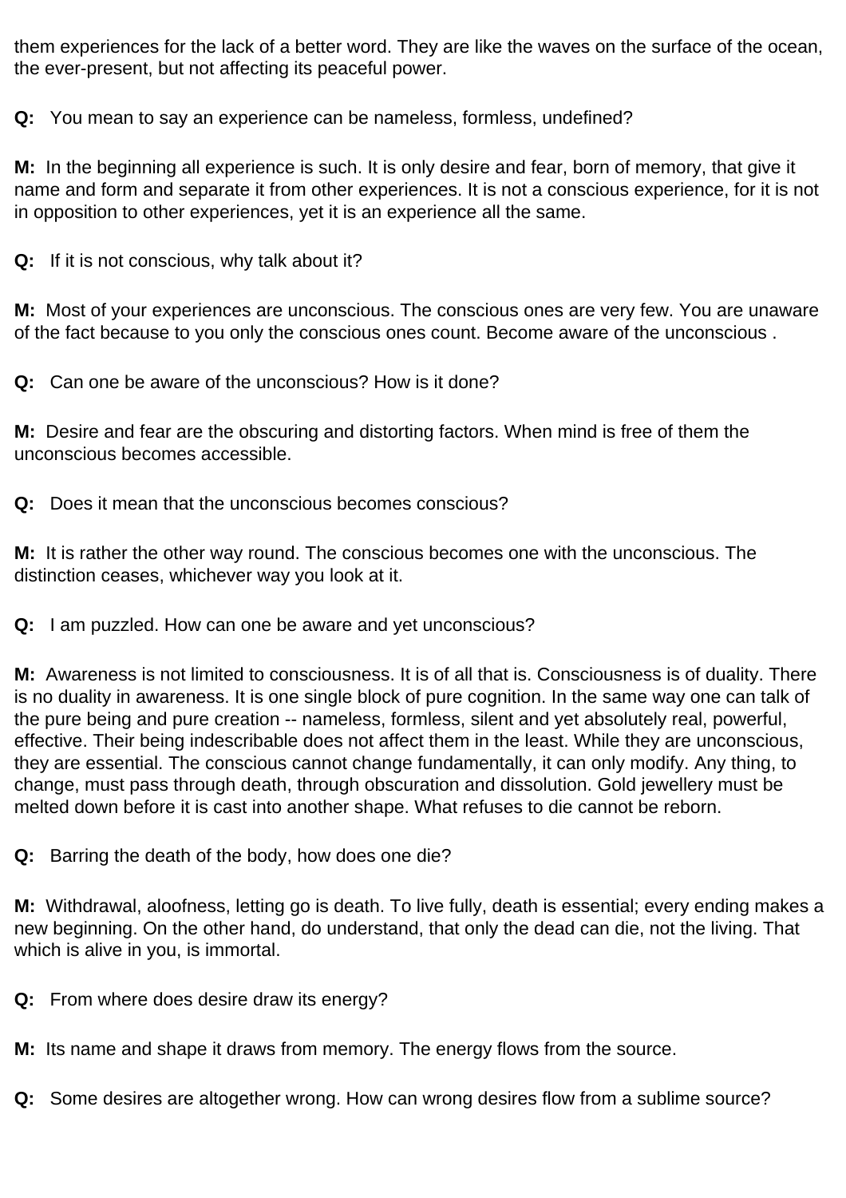them experiences for the lack of a better word. They are like the waves on the surface of the ocean, the ever-present, but not affecting its peaceful power.

**Q:** You mean to say an experience can be nameless, formless, undefined?

**M:** In the beginning all experience is such. It is only desire and fear, born of memory, that give it name and form and separate it from other experiences. It is not a conscious experience, for it is not in opposition to other experiences, yet it is an experience all the same.

**Q:** If it is not conscious, why talk about it?

**M:** Most of your experiences are unconscious. The conscious ones are very few. You are unaware of the fact because to you only the conscious ones count. Become aware of the unconscious .

**Q:** Can one be aware of the unconscious? How is it done?

**M:** Desire and fear are the obscuring and distorting factors. When mind is free of them the unconscious becomes accessible.

**Q:** Does it mean that the unconscious becomes conscious?

**M:** It is rather the other way round. The conscious becomes one with the unconscious. The distinction ceases, whichever way you look at it.

**Q:** I am puzzled. How can one be aware and yet unconscious?

**M:** Awareness is not limited to consciousness. It is of all that is. Consciousness is of duality. There is no duality in awareness. It is one single block of pure cognition. In the same way one can talk of the pure being and pure creation -- nameless, formless, silent and yet absolutely real, powerful, effective. Their being indescribable does not affect them in the least. While they are unconscious, they are essential. The conscious cannot change fundamentally, it can only modify. Any thing, to change, must pass through death, through obscuration and dissolution. Gold jewellery must be melted down before it is cast into another shape. What refuses to die cannot be reborn.

**Q:** Barring the death of the body, how does one die?

**M:** Withdrawal, aloofness, letting go is death. To live fully, death is essential; every ending makes a new beginning. On the other hand, do understand, that only the dead can die, not the living. That which is alive in you, is immortal.

**Q:** From where does desire draw its energy?

**M:** Its name and shape it draws from memory. The energy flows from the source.

**Q:** Some desires are altogether wrong. How can wrong desires flow from a sublime source?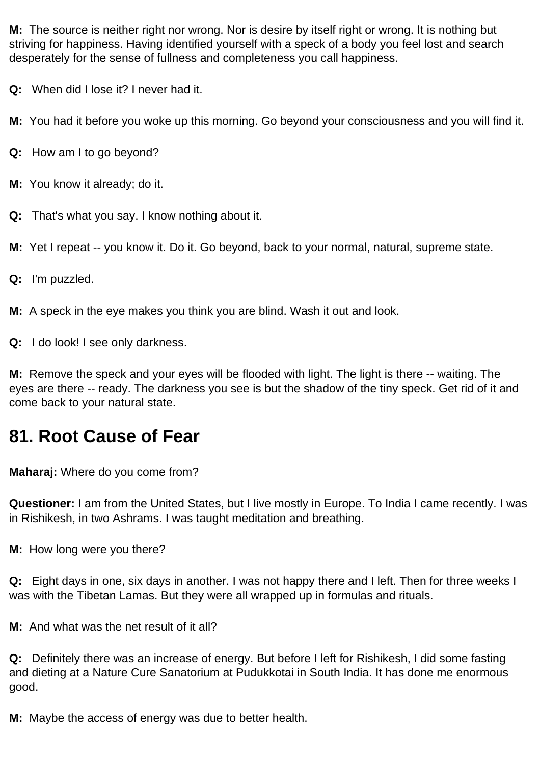**M:** The source is neither right nor wrong. Nor is desire by itself right or wrong. It is nothing but striving for happiness. Having identified yourself with a speck of a body you feel lost and search desperately for the sense of fullness and completeness you call happiness.

**Q:** When did I lose it? I never had it.

**M:** You had it before you woke up this morning. Go beyond your consciousness and you will find it.

**Q:** How am I to go beyond?

**M:** You know it already; do it.

**Q:** That's what you say. I know nothing about it.

**M:** Yet I repeat -- you know it. Do it. Go beyond, back to your normal, natural, supreme state.

**Q:** I'm puzzled.

**M:** A speck in the eye makes you think you are blind. Wash it out and look.

**Q:** I do look! I see only darkness.

**M:** Remove the speck and your eyes will be flooded with light. The light is there -- waiting. The eyes are there -- ready. The darkness you see is but the shadow of the tiny speck. Get rid of it and come back to your natural state.

## 81. Root Cause of Fear

**Maharaj:** Where do you come from?

**Questioner:** I am from the United States, but I live mostly in Europe. To India I came recently. I was in Rishikesh, in two Ashrams. I was taught meditation and breathing.

**M:** How long were you there?

**Q:** Eight days in one, six days in another. I was not happy there and I left. Then for three weeks I was with the Tibetan Lamas. But they were all wrapped up in formulas and rituals.

**M:** And what was the net result of it all?

**Q:** Definitely there was an increase of energy. But before I left for Rishikesh, I did some fasting and dieting at a Nature Cure Sanatorium at Pudukkotai in South India. It has done me enormous good.

**M:** Maybe the access of energy was due to better health.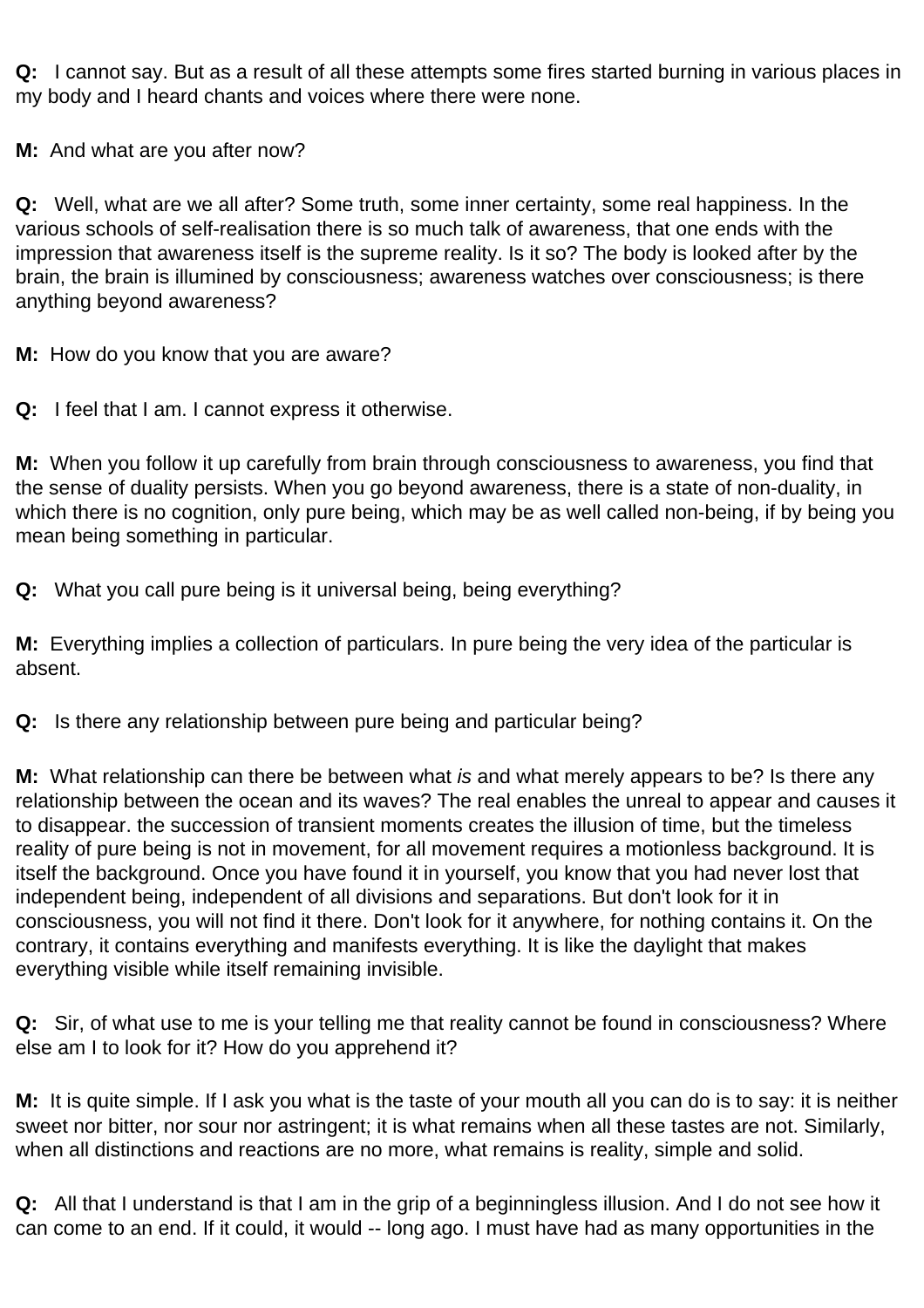**Q:** I cannot say. But as a result of all these attempts some fires started burning in various places in my body and I heard chants and voices where there were none.

**M:** And what are you after now?

**Q:** Well, what are we all after? Some truth, some inner certainty, some real happiness. In the various schools of self-realisation there is so much talk of awareness, that one ends with the impression that awareness itself is the supreme reality. Is it so? The body is looked after by the brain, the brain is illumined by consciousness; awareness watches over consciousness; is there anything beyond awareness?

**M:** How do you know that you are aware?

**Q:** I feel that I am. I cannot express it otherwise.

**M:** When you follow it up carefully from brain through consciousness to awareness, you find that the sense of duality persists. When you go beyond awareness, there is a state of non-duality, in which there is no cognition, only pure being, which may be as well called non-being, if by being you mean being something in particular.

**Q:** What you call pure being is it universal being, being everything?

**M:** Everything implies a collection of particulars. In pure being the very idea of the particular is absent.

**Q:** Is there any relationship between pure being and particular being?

**M:** What relationship can there be between what *is* and what merely appears to be? Is there any relationship between the ocean and its waves? The real enables the unreal to appear and causes it to disappear. the succession of transient moments creates the illusion of time, but the timeless reality of pure being is not in movement, for all movement requires a motionless background. It is itself the background. Once you have found it in yourself, you know that you had never lost that independent being, independent of all divisions and separations. But don't look for it in consciousness, you will not find it there. Don't look for it anywhere, for nothing contains it. On the contrary, it contains everything and manifests everything. It is like the daylight that makes everything visible while itself remaining invisible.

**Q:** Sir, of what use to me is your telling me that reality cannot be found in consciousness? Where else am I to look for it? How do you apprehend it?

**M:** It is quite simple. If I ask you what is the taste of your mouth all you can do is to say: it is neither sweet nor bitter, nor sour nor astringent; it is what remains when all these tastes are not. Similarly, when all distinctions and reactions are no more, what remains is reality, simple and solid.

**Q:** All that I understand is that I am in the grip of a beginningless illusion. And I do not see how it can come to an end. If it could, it would -- long ago. I must have had as many opportunities in the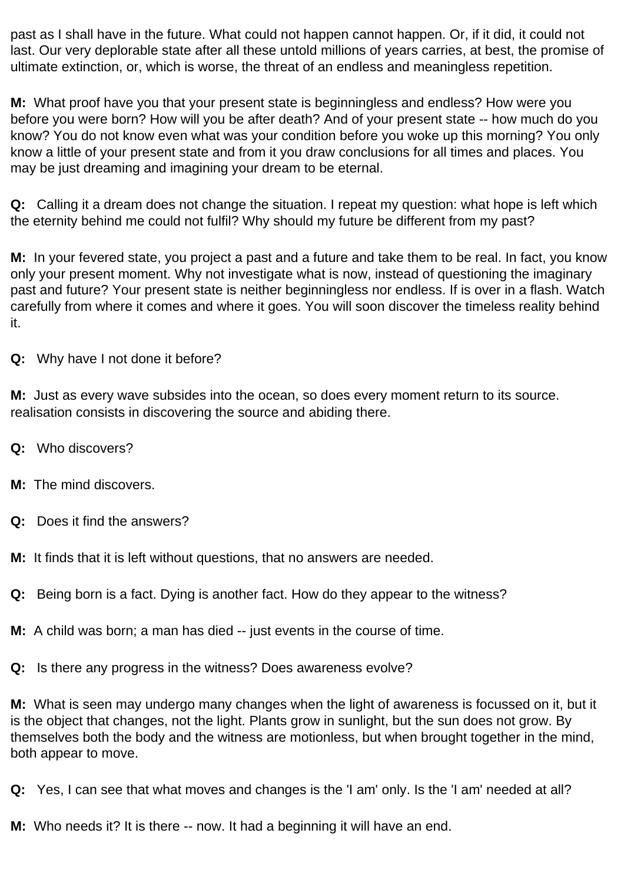past as I shall have in the future. What could not happen cannot happen. Or, if it did, it could not last. Our very deplorable state after all these untold millions of years carries, at best, the promise of ultimate extinction, or, which is worse, the threat of an endless and meaningless repetition.

**M:** What proof have you that your present state is beginningless and endless? How were you before you were born? How will you be after death? And of your present state -- how much do you know? You do not know even what was your condition before you woke up this morning? You only know a little of your present state and from it you draw conclusions for all times and places. You may be just dreaming and imagining your dream to be eternal.

**Q:** Calling it a dream does not change the situation. I repeat my question: what hope is left which the eternity behind me could not fulfil? Why should my future be different from my past?

**M:** In your fevered state, you project a past and a future and take them to be real. In fact, you know only your present moment. Why not investigate what is now, instead of questioning the imaginary past and future? Your present state is neither beginningless nor endless. If is over in a flash. Watch carefully from where it comes and where it goes. You will soon discover the timeless reality behind it.

**Q:** Why have I not done it before?

**M:** Just as every wave subsides into the ocean, so does every moment return to its source. realisation consists in discovering the source and abiding there.

**Q:** Who discovers?

**M:** The mind discovers.

**Q:** Does it find the answers?

**M:** It finds that it is left without questions, that no answers are needed.

**Q:** Being born is a fact. Dying is another fact. How do they appear to the witness?

**M:** A child was born; a man has died -- just events in the course of time.

**Q:** Is there any progress in the witness? Does awareness evolve?

**M:** What is seen may undergo many changes when the light of awareness is focussed on it, but it is the object that changes, not the light. Plants grow in sunlight, but the sun does not grow. By themselves both the body and the witness are motionless, but when brought together in the mind, both appear to move.

**Q:** Yes, I can see that what moves and changes is the 'I am' only. Is the 'I am' needed at all?

**M:** Who needs it? It is there -- now. It had a beginning it will have an end.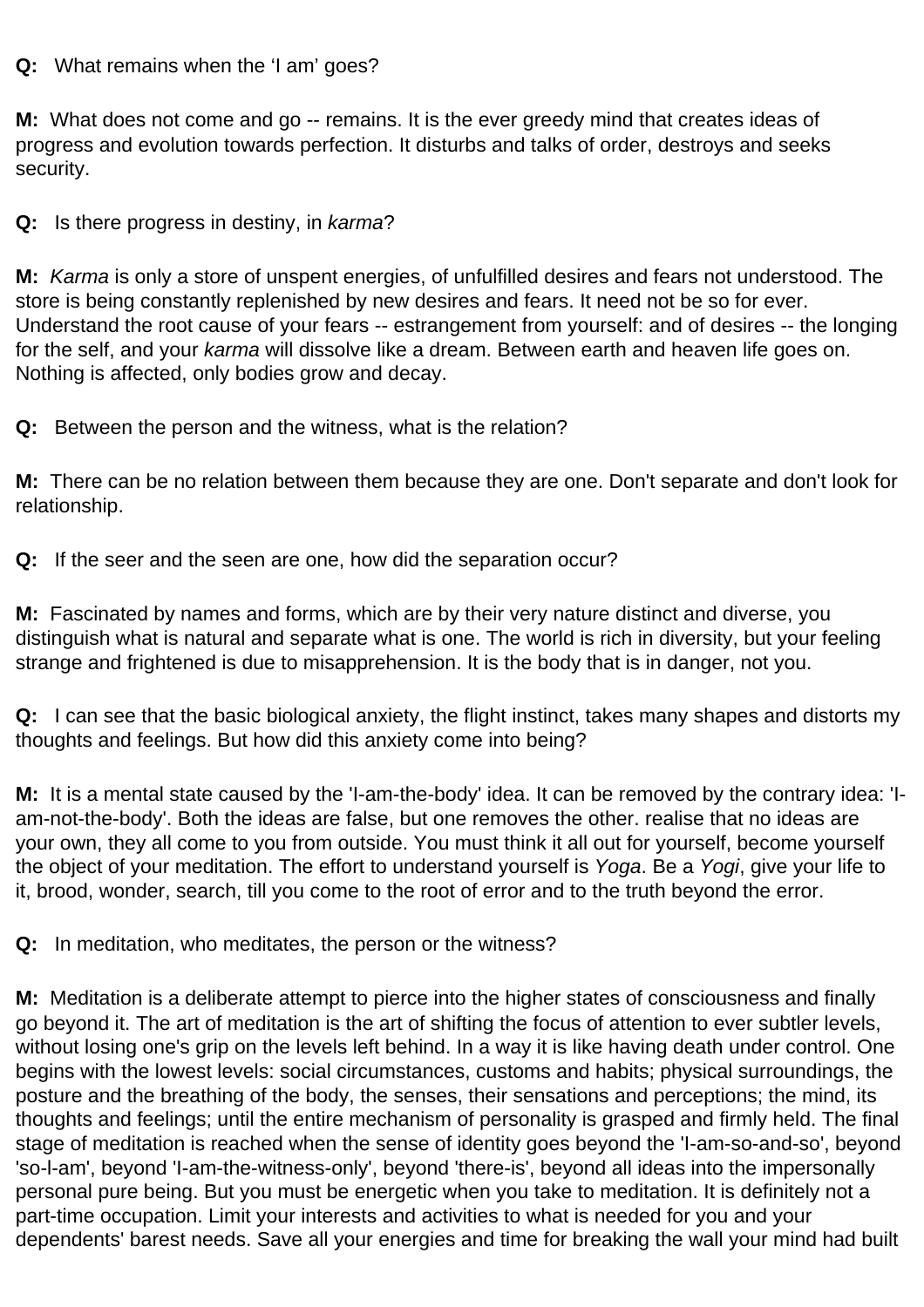**Q:** What remains when the 'I am' goes?

**M:** What does not come and go -- remains. It is the ever greedy mind that creates ideas of progress and evolution towards perfection. It disturbs and talks of order, destroys and seeks security.

**Q:** Is there progress in destiny, in *karma*?

**M:** *Karma* is only a store of unspent energies, of unfulfilled desires and fears not understood. The store is being constantly replenished by new desires and fears. It need not be so for ever. Understand the root cause of your fears -- estrangement from yourself: and of desires -- the longing for the self, and your *karma* will dissolve like a dream. Between earth and heaven life goes on. Nothing is affected, only bodies grow and decay.

**Q:** Between the person and the witness, what is the relation?

**M:** There can be no relation between them because they are one. Don't separate and don't look for relationship.

**Q:** If the seer and the seen are one, how did the separation occur?

**M:** Fascinated by names and forms, which are by their very nature distinct and diverse, you distinguish what is natural and separate what is one. The world is rich in diversity, but your feeling strange and frightened is due to misapprehension. It is the body that is in danger, not you.

**Q:** I can see that the basic biological anxiety, the flight instinct, takes many shapes and distorts my thoughts and feelings. But how did this anxiety come into being?

**M:** It is a mental state caused by the 'I-am-the-body' idea. It can be removed by the contrary idea: 'I-am-not-the-body'. Both the ideas are false, but one removes the other. realise that no ideas are your own, they all come to you from outside. You must think it all out for yourself, become yourself the object of your meditation. The effort to understand yourself is *Yoga*. Be a *Yogi*, give your life to it, brood, wonder, search, till you come to the root of error and to the truth beyond the error.

**Q:** In meditation, who meditates, the person or the witness?

**M:** Meditation is a deliberate attempt to pierce into the higher states of consciousness and finally go beyond it. The art of meditation is the art of shifting the focus of attention to ever subtler levels, without losing one's grip on the levels left behind. In a way it is like having death under control. One begins with the lowest levels: social circumstances, customs and habits; physical surroundings, the posture and the breathing of the body, the senses, their sensations and perceptions; the mind, its thoughts and feelings; until the entire mechanism of personality is grasped and firmly held. The final stage of meditation is reached when the sense of identity goes beyond the 'I-am-so-and-so', beyond 'so-I-am', beyond 'I-am-the-witness-only', beyond 'there-is', beyond all ideas into the impersonally personal pure being. But you must be energetic when you take to meditation. It is definitely not a part-time occupation. Limit your interests and activities to what is needed for you and your dependents' barest needs. Save all your energies and time for breaking the wall your mind had built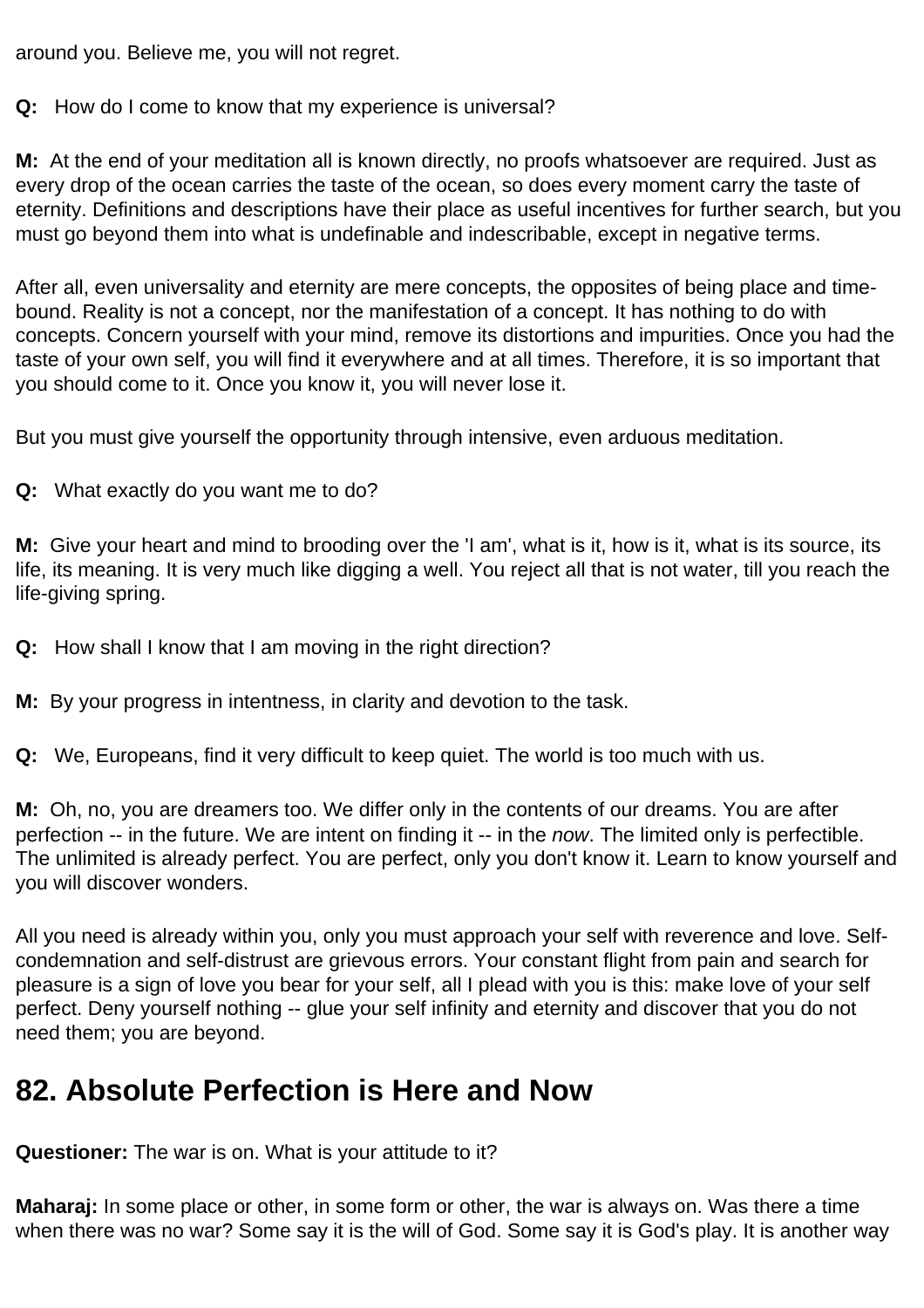around you. Believe me, you will not regret.

**Q:** How do I come to know that my experience is universal?

**M:** At the end of your meditation all is known directly, no proofs whatsoever are required. Just as every drop of the ocean carries the taste of the ocean, so does every moment carry the taste of eternity. Definitions and descriptions have their place as useful incentives for further search, but you must go beyond them into what is undefinable and indescribable, except in negative terms.

After all, even universality and eternity are mere concepts, the opposites of being place and time-bound. Reality is not a concept, nor the manifestation of a concept. It has nothing to do with concepts. Concern yourself with your mind, remove its distortions and impurities. Once you had the taste of your own self, you will find it everywhere and at all times. Therefore, it is so important that you should come to it. Once you know it, you will never lose it.

But you must give yourself the opportunity through intensive, even arduous meditation.

**Q:** What exactly do you want me to do?

**M:** Give your heart and mind to brooding over the 'I am', what is it, how is it, what is its source, its life, its meaning. It is very much like digging a well. You reject all that is not water, till you reach the life-giving spring.

**Q:** How shall I know that I am moving in the right direction?

**M:** By your progress in intentness, in clarity and devotion to the task.

**Q:** We, Europeans, find it very difficult to keep quiet. The world is too much with us.

**M:** Oh, no, you are dreamers too. We differ only in the contents of our dreams. You are after perfection -- in the future. We are intent on finding it -- in the *now*. The limited only is perfectible. The unlimited is already perfect. You are perfect, only you don't know it. Learn to know yourself and you will discover wonders.

All you need is already within you, only you must approach your self with reverence and love. Self-condemnation and self-distrust are grievous errors. Your constant flight from pain and search for pleasure is a sign of love you bear for your self, all I plead with you is this: make love of your self perfect. Deny yourself nothing -- glue your self infinity and eternity and discover that you do not need them; you are beyond.

## 82. Absolute Perfection is Here and Now

**Questioner:** The war is on. What is your attitude to it?

**Maharaj:** In some place or other, in some form or other, the war is always on. Was there a time when there was no war? Some say it is the will of God. Some say it is God's play. It is another way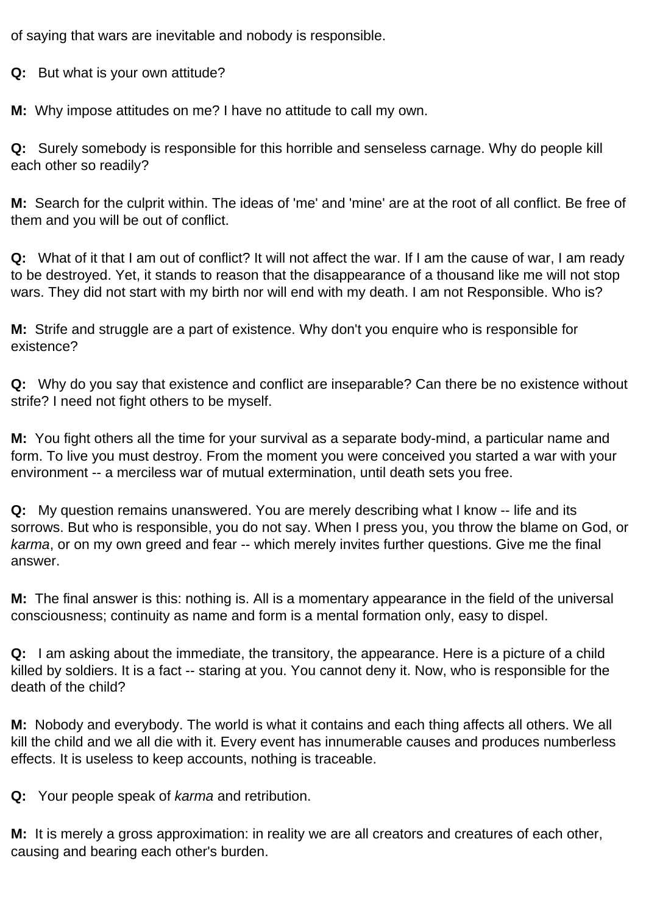of saying that wars are inevitable and nobody is responsible.

**Q:** But what is your own attitude?

**M:** Why impose attitudes on me? I have no attitude to call my own.

**Q:** Surely somebody is responsible for this horrible and senseless carnage. Why do people kill each other so readily?

**M:** Search for the culprit within. The ideas of 'me' and 'mine' are at the root of all conflict. Be free of them and you will be out of conflict.

**Q:** What of it that I am out of conflict? It will not affect the war. If I am the cause of war, I am ready to be destroyed. Yet, it stands to reason that the disappearance of a thousand like me will not stop wars. They did not start with my birth nor will end with my death. I am not Responsible. Who is?

**M:** Strife and struggle are a part of existence. Why don't you enquire who is responsible for existence?

**Q:** Why do you say that existence and conflict are inseparable? Can there be no existence without strife? I need not fight others to be myself.

**M:** You fight others all the time for your survival as a separate body-mind, a particular name and form. To live you must destroy. From the moment you were conceived you started a war with your environment -- a merciless war of mutual extermination, until death sets you free.

**Q:** My question remains unanswered. You are merely describing what I know -- life and its sorrows. But who is responsible, you do not say. When I press you, you throw the blame on God, or *karma*, or on my own greed and fear -- which merely invites further questions. Give me the final answer.

**M:** The final answer is this: nothing is. All is a momentary appearance in the field of the universal consciousness; continuity as name and form is a mental formation only, easy to dispel.

**Q:** I am asking about the immediate, the transitory, the appearance. Here is a picture of a child killed by soldiers. It is a fact -- staring at you. You cannot deny it. Now, who is responsible for the death of the child?

**M:** Nobody and everybody. The world is what it contains and each thing affects all others. We all kill the child and we all die with it. Every event has innumerable causes and produces numberless effects. It is useless to keep accounts, nothing is traceable.

**Q:** Your people speak of *karma* and retribution.

**M:** It is merely a gross approximation: in reality we are all creators and creatures of each other, causing and bearing each other's burden.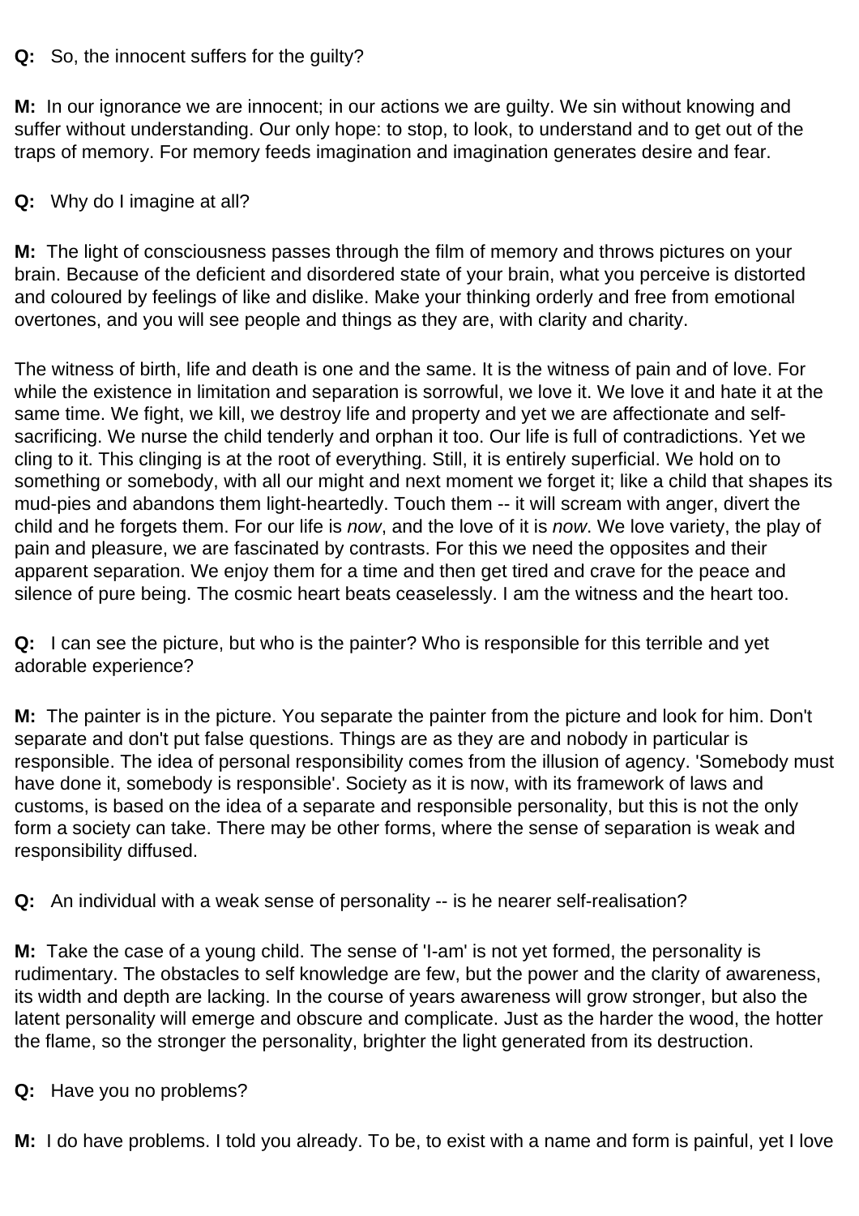**Q:** So, the innocent suffers for the guilty?

**M:** In our ignorance we are innocent; in our actions we are guilty. We sin without knowing and suffer without understanding. Our only hope: to stop, to look, to understand and to get out of the traps of memory. For memory feeds imagination and imagination generates desire and fear.

**Q:** Why do I imagine at all?

**M:** The light of consciousness passes through the film of memory and throws pictures on your brain. Because of the deficient and disordered state of your brain, what you perceive is distorted and coloured by feelings of like and dislike. Make your thinking orderly and free from emotional overtones, and you will see people and things as they are, with clarity and charity.

The witness of birth, life and death is one and the same. It is the witness of pain and of love. For while the existence in limitation and separation is sorrowful, we love it. We love it and hate it at the same time. We fight, we kill, we destroy life and property and yet we are affectionate and self-sacrificing. We nurse the child tenderly and orphan it too. Our life is full of contradictions. Yet we cling to it. This clinging is at the root of everything. Still, it is entirely superficial. We hold on to something or somebody, with all our might and next moment we forget it; like a child that shapes its mud-pies and abandons them light-heartedly. Touch them -- it will scream with anger, divert the child and he forgets them. For our life is *now*, and the love of it is *now*. We love variety, the play of pain and pleasure, we are fascinated by contrasts. For this we need the opposites and their apparent separation. We enjoy them for a time and then get tired and crave for the peace and silence of pure being. The cosmic heart beats ceaselessly. I am the witness and the heart too.

**Q:** I can see the picture, but who is the painter? Who is responsible for this terrible and yet adorable experience?

**M:** The painter is in the picture. You separate the painter from the picture and look for him. Don't separate and don't put false questions. Things are as they are and nobody in particular is responsible. The idea of personal responsibility comes from the illusion of agency. 'Somebody must have done it, somebody is responsible'. Society as it is now, with its framework of laws and customs, is based on the idea of a separate and responsible personality, but this is not the only form a society can take. There may be other forms, where the sense of separation is weak and responsibility diffused.

**Q:** An individual with a weak sense of personality -- is he nearer self-realisation?

**M:** Take the case of a young child. The sense of 'I-am' is not yet formed, the personality is rudimentary. The obstacles to self knowledge are few, but the power and the clarity of awareness, its width and depth are lacking. In the course of years awareness will grow stronger, but also the latent personality will emerge and obscure and complicate. Just as the harder the wood, the hotter the flame, so the stronger the personality, brighter the light generated from its destruction.

**Q:** Have you no problems?

**M:** I do have problems. I told you already. To be, to exist with a name and form is painful, yet I love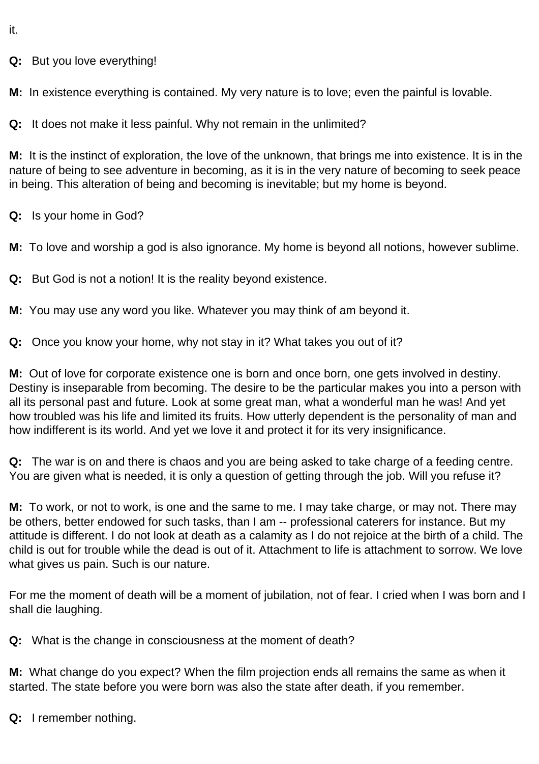it.

**Q:** But you love everything!

**M:** In existence everything is contained. My very nature is to love; even the painful is lovable.

**Q:** It does not make it less painful. Why not remain in the unlimited?

**M:** It is the instinct of exploration, the love of the unknown, that brings me into existence. It is in the nature of being to see adventure in becoming, as it is in the very nature of becoming to seek peace in being. This alteration of being and becoming is inevitable; but my home is beyond.

**Q:** Is your home in God?

**M:** To love and worship a god is also ignorance. My home is beyond all notions, however sublime.

**Q:** But God is not a notion! It is the reality beyond existence.

**M:** You may use any word you like. Whatever you may think of am beyond it.

**Q:** Once you know your home, why not stay in it? What takes you out of it?

**M:** Out of love for corporate existence one is born and once born, one gets involved in destiny. Destiny is inseparable from becoming. The desire to be the particular makes you into a person with all its personal past and future. Look at some great man, what a wonderful man he was! And yet how troubled was his life and limited its fruits. How utterly dependent is the personality of man and how indifferent is its world. And yet we love it and protect it for its very insignificance.

**Q:** The war is on and there is chaos and you are being asked to take charge of a feeding centre. You are given what is needed, it is only a question of getting through the job. Will you refuse it?

**M:** To work, or not to work, is one and the same to me. I may take charge, or may not. There may be others, better endowed for such tasks, than I am -- professional caterers for instance. But my attitude is different. I do not look at death as a calamity as I do not rejoice at the birth of a child. The child is out for trouble while the dead is out of it. Attachment to life is attachment to sorrow. We love what gives us pain. Such is our nature.

For me the moment of death will be a moment of jubilation, not of fear. I cried when I was born and I shall die laughing.

**Q:** What is the change in consciousness at the moment of death?

**M:** What change do you expect? When the film projection ends all remains the same as when it started. The state before you were born was also the state after death, if you remember.

**Q:** I remember nothing.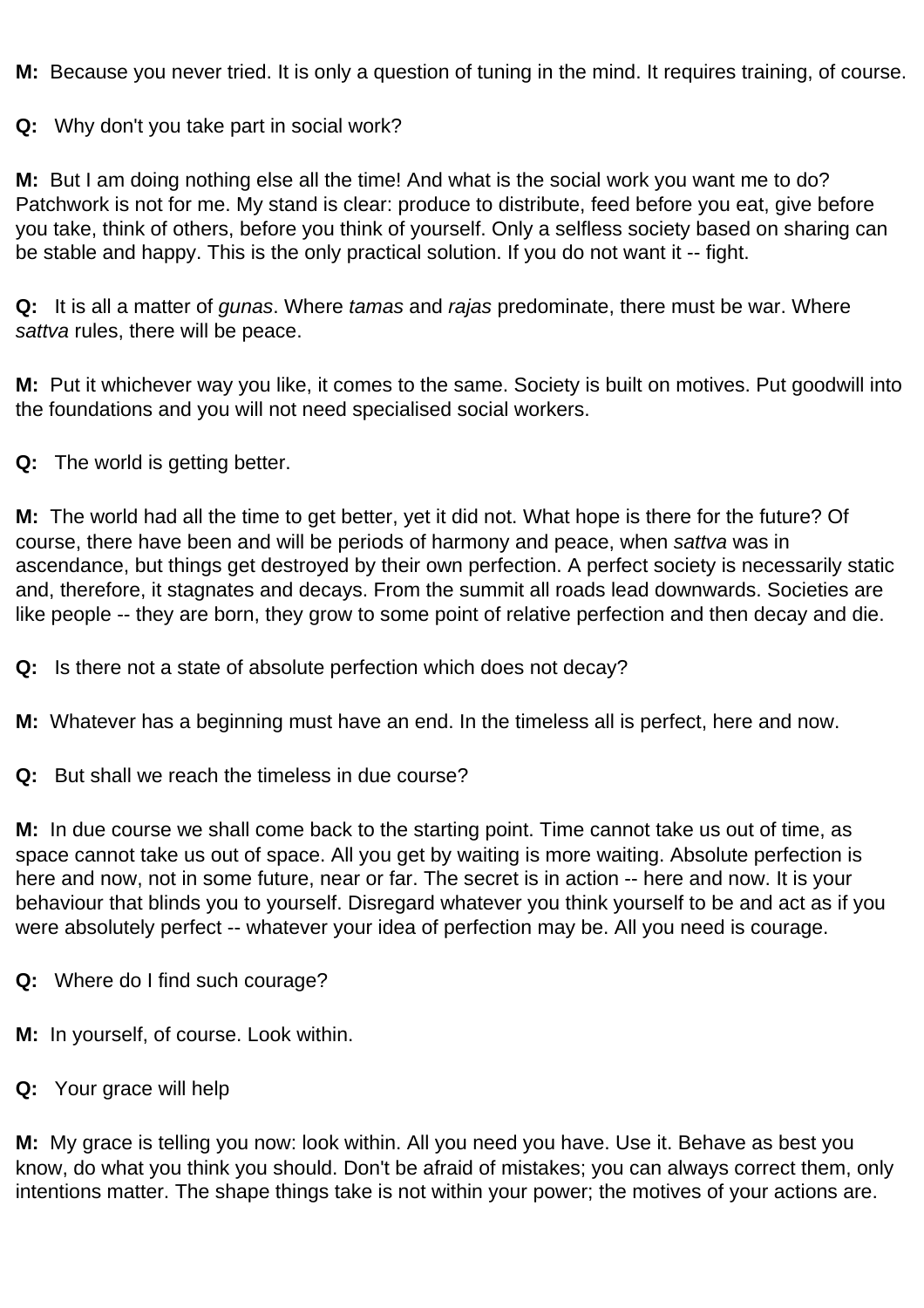**M:** Because you never tried. It is only a question of tuning in the mind. It requires training, of course.

**Q:** Why don't you take part in social work?

**M:** But I am doing nothing else all the time! And what is the social work you want me to do? Patchwork is not for me. My stand is clear: produce to distribute, feed before you eat, give before you take, think of others, before you think of yourself. Only a selfless society based on sharing can be stable and happy. This is the only practical solution. If you do not want it -- fight.

**Q:** It is all a matter of *gunas*. Where *tamas* and *rajas* predominate, there must be war. Where *sattva* rules, there will be peace.

**M:** Put it whichever way you like, it comes to the same. Society is built on motives. Put goodwill into the foundations and you will not need specialised social workers.

**Q:** The world is getting better.

**M:** The world had all the time to get better, yet it did not. What hope is there for the future? Of course, there have been and will be periods of harmony and peace, when *sattva* was in ascendance, but things get destroyed by their own perfection. A perfect society is necessarily static and, therefore, it stagnates and decays. From the summit all roads lead downwards. Societies are like people -- they are born, they grow to some point of relative perfection and then decay and die.

**Q:** Is there not a state of absolute perfection which does not decay?

**M:** Whatever has a beginning must have an end. In the timeless all is perfect, here and now.

**Q:** But shall we reach the timeless in due course?

**M:** In due course we shall come back to the starting point. Time cannot take us out of time, as space cannot take us out of space. All you get by waiting is more waiting. Absolute perfection is here and now, not in some future, near or far. The secret is in action -- here and now. It is your behaviour that blinds you to yourself. Disregard whatever you think yourself to be and act as if you were absolutely perfect -- whatever your idea of perfection may be. All you need is courage.

**Q:** Where do I find such courage?

**M:** In yourself, of course. Look within.

**Q:** Your grace will help

**M:** My grace is telling you now: look within. All you need you have. Use it. Behave as best you know, do what you think you should. Don't be afraid of mistakes; you can always correct them, only intentions matter. The shape things take is not within your power; the motives of your actions are.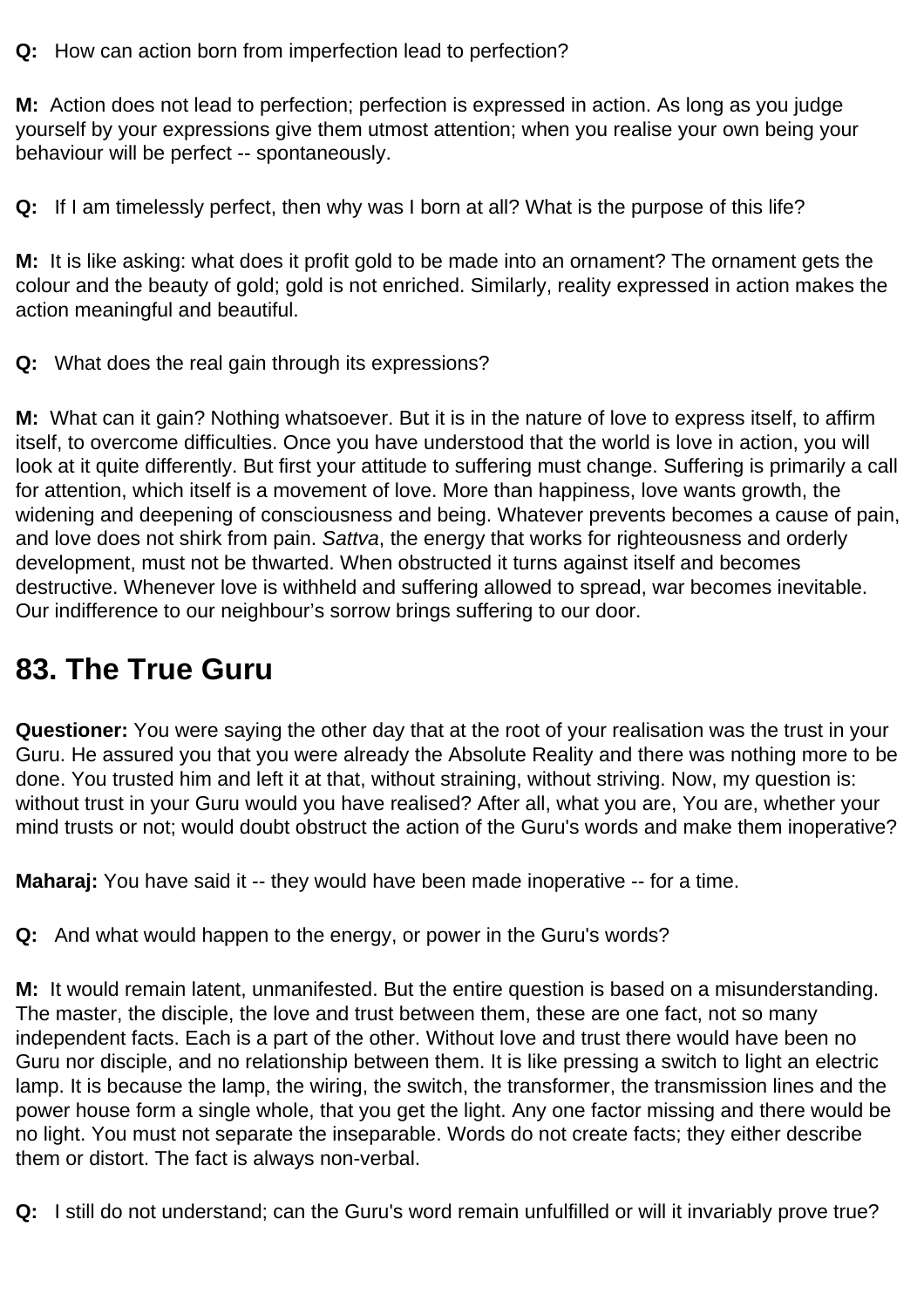**Q:** How can action born from imperfection lead to perfection?

**M:** Action does not lead to perfection; perfection is expressed in action. As long as you judge yourself by your expressions give them utmost attention; when you realise your own being your behaviour will be perfect -- spontaneously.

**Q:** If I am timelessly perfect, then why was I born at all? What is the purpose of this life?

**M:** It is like asking: what does it profit gold to be made into an ornament? The ornament gets the colour and the beauty of gold; gold is not enriched. Similarly, reality expressed in action makes the action meaningful and beautiful.

**Q:** What does the real gain through its expressions?

**M:** What can it gain? Nothing whatsoever. But it is in the nature of love to express itself, to affirm itself, to overcome difficulties. Once you have understood that the world is love in action, you will look at it quite differently. But first your attitude to suffering must change. Suffering is primarily a call for attention, which itself is a movement of love. More than happiness, love wants growth, the widening and deepening of consciousness and being. Whatever prevents becomes a cause of pain, and love does not shirk from pain. *Sattva*, the energy that works for righteousness and orderly development, must not be thwarted. When obstructed it turns against itself and becomes destructive. Whenever love is withheld and suffering allowed to spread, war becomes inevitable. Our indifference to our neighbour's sorrow brings suffering to our door.

## 83. The True Guru

**Questioner:** You were saying the other day that at the root of your realisation was the trust in your Guru. He assured you that you were already the Absolute Reality and there was nothing more to be done. You trusted him and left it at that, without straining, without striving. Now, my question is: without trust in your Guru would you have realised? After all, what you are, You are, whether your mind trusts or not; would doubt obstruct the action of the Guru's words and make them inoperative?

**Maharaj:** You have said it -- they would have been made inoperative -- for a time.

**Q:** And what would happen to the energy, or power in the Guru's words?

**M:** It would remain latent, unmanifested. But the entire question is based on a misunderstanding. The master, the disciple, the love and trust between them, these are one fact, not so many independent facts. Each is a part of the other. Without love and trust there would have been no Guru nor disciple, and no relationship between them. It is like pressing a switch to light an electric lamp. It is because the lamp, the wiring, the switch, the transformer, the transmission lines and the power house form a single whole, that you get the light. Any one factor missing and there would be no light. You must not separate the inseparable. Words do not create facts; they either describe them or distort. The fact is always non-verbal.

**Q:** I still do not understand; can the Guru's word remain unfulfilled or will it invariably prove true?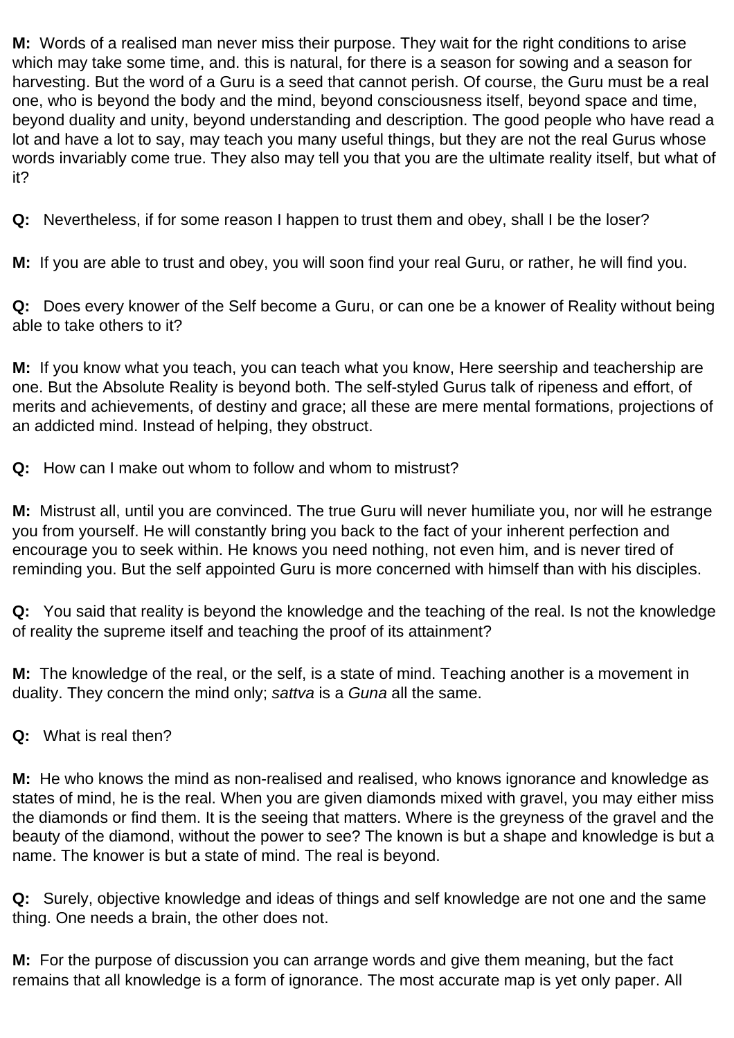**M:** Words of a realised man never miss their purpose. They wait for the right conditions to arise which may take some time, and. this is natural, for there is a season for sowing and a season for harvesting. But the word of a Guru is a seed that cannot perish. Of course, the Guru must be a real one, who is beyond the body and the mind, beyond consciousness itself, beyond space and time, beyond duality and unity, beyond understanding and description. The good people who have read a lot and have a lot to say, may teach you many useful things, but they are not the real Gurus whose words invariably come true. They also may tell you that you are the ultimate reality itself, but what of it?

**Q:** Nevertheless, if for some reason I happen to trust them and obey, shall I be the loser?

**M:** If you are able to trust and obey, you will soon find your real Guru, or rather, he will find you.

**Q:** Does every knower of the Self become a Guru, or can one be a knower of Reality without being able to take others to it?

**M:** If you know what you teach, you can teach what you know, Here seership and teachership are one. But the Absolute Reality is beyond both. The self-styled Gurus talk of ripeness and effort, of merits and achievements, of destiny and grace; all these are mere mental formations, projections of an addicted mind. Instead of helping, they obstruct.

**Q:** How can I make out whom to follow and whom to mistrust?

**M:** Mistrust all, until you are convinced. The true Guru will never humiliate you, nor will he estrange you from yourself. He will constantly bring you back to the fact of your inherent perfection and encourage you to seek within. He knows you need nothing, not even him, and is never tired of reminding you. But the self appointed Guru is more concerned with himself than with his disciples.

**Q:** You said that reality is beyond the knowledge and the teaching of the real. Is not the knowledge of reality the supreme itself and teaching the proof of its attainment?

**M:** The knowledge of the real, or the self, is a state of mind. Teaching another is a movement in duality. They concern the mind only; *sattva* is a *Guna* all the same.

**Q:** What is real then?

**M:** He who knows the mind as non-realised and realised, who knows ignorance and knowledge as states of mind, he is the real. When you are given diamonds mixed with gravel, you may either miss the diamonds or find them. It is the seeing that matters. Where is the greyness of the gravel and the beauty of the diamond, without the power to see? The known is but a shape and knowledge is but a name. The knower is but a state of mind. The real is beyond.

**Q:** Surely, objective knowledge and ideas of things and self knowledge are not one and the same thing. One needs a brain, the other does not.

**M:** For the purpose of discussion you can arrange words and give them meaning, but the fact remains that all knowledge is a form of ignorance. The most accurate map is yet only paper. All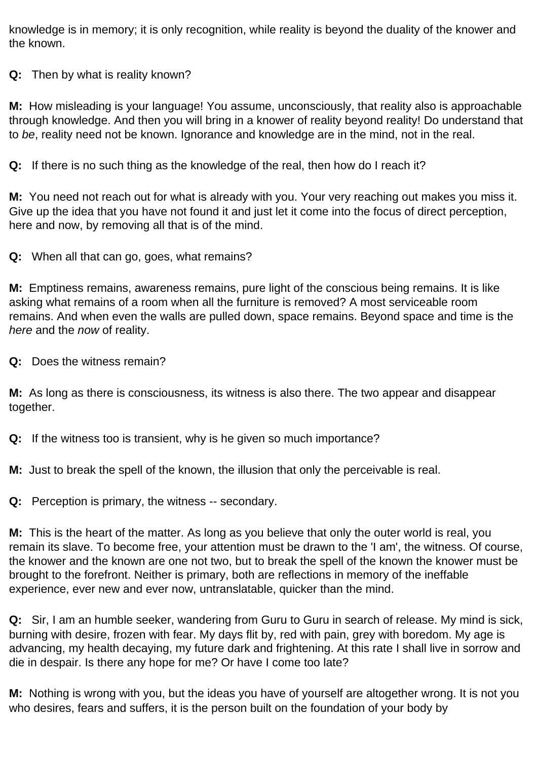knowledge is in memory; it is only recognition, while reality is beyond the duality of the knower and the known.

**Q:** Then by what is reality known?

**M:** How misleading is your language! You assume, unconsciously, that reality also is approachable through knowledge. And then you will bring in a knower of reality beyond reality! Do understand that to *be*, reality need not be known. Ignorance and knowledge are in the mind, not in the real.

**Q:** If there is no such thing as the knowledge of the real, then how do I reach it?

**M:** You need not reach out for what is already with you. Your very reaching out makes you miss it. Give up the idea that you have not found it and just let it come into the focus of direct perception, here and now, by removing all that is of the mind.

**Q:** When all that can go, goes, what remains?

**M:** Emptiness remains, awareness remains, pure light of the conscious being remains. It is like asking what remains of a room when all the furniture is removed? A most serviceable room remains. And when even the walls are pulled down, space remains. Beyond space and time is the *here* and the *now* of reality.

**Q:** Does the witness remain?

**M:** As long as there is consciousness, its witness is also there. The two appear and disappear together.

**Q:** If the witness too is transient, why is he given so much importance?

**M:** Just to break the spell of the known, the illusion that only the perceivable is real.

**Q:** Perception is primary, the witness -- secondary.

**M:** This is the heart of the matter. As long as you believe that only the outer world is real, you remain its slave. To become free, your attention must be drawn to the 'I am', the witness. Of course, the knower and the known are one not two, but to break the spell of the known the knower must be brought to the forefront. Neither is primary, both are reflections in memory of the ineffable experience, ever new and ever now, untranslatable, quicker than the mind.

**Q:** Sir, I am an humble seeker, wandering from Guru to Guru in search of release. My mind is sick, burning with desire, frozen with fear. My days flit by, red with pain, grey with boredom. My age is advancing, my health decaying, my future dark and frightening. At this rate I shall live in sorrow and die in despair. Is there any hope for me? Or have I come too late?

**M:** Nothing is wrong with you, but the ideas you have of yourself are altogether wrong. It is not you who desires, fears and suffers, it is the person built on the foundation of your body by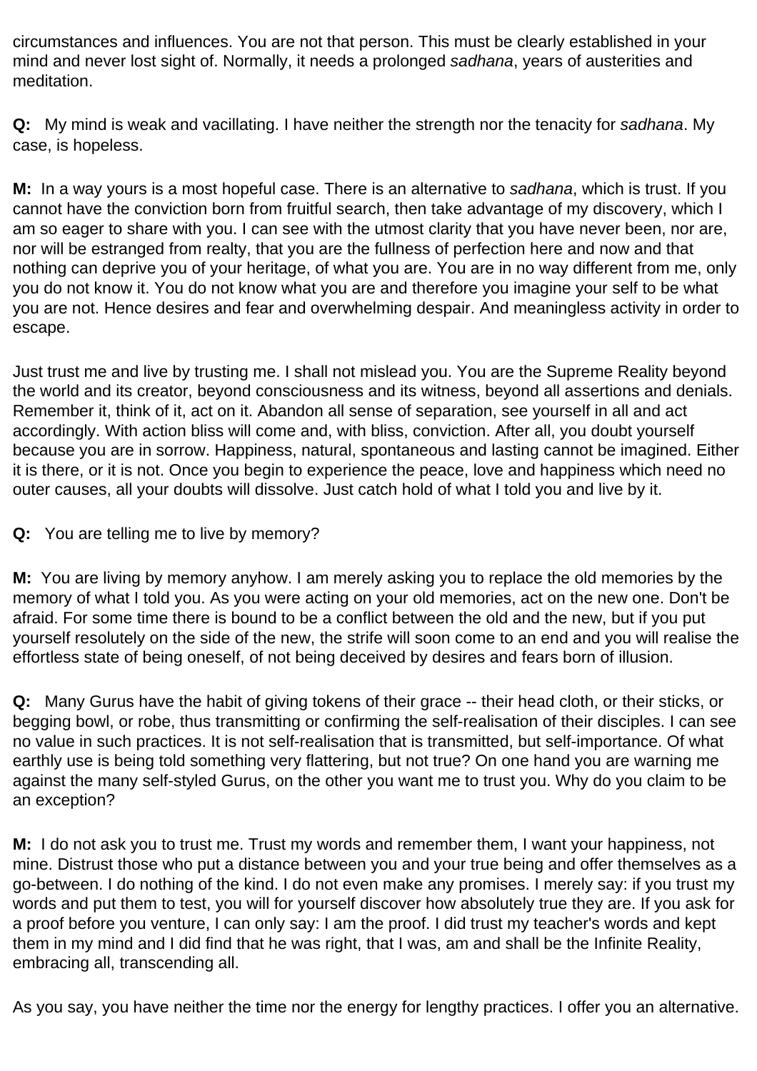circumstances and influences. You are not that person. This must be clearly established in your mind and never lost sight of. Normally, it needs a prolonged *sadhana*, years of austerities and meditation.

**Q:** My mind is weak and vacillating. I have neither the strength nor the tenacity for *sadhana*. My case, is hopeless.

**M:** In a way yours is a most hopeful case. There is an alternative to *sadhana*, which is trust. If you cannot have the conviction born from fruitful search, then take advantage of my discovery, which I am so eager to share with you. I can see with the utmost clarity that you have never been, nor are, nor will be estranged from realty, that you are the fullness of perfection here and now and that nothing can deprive you of your heritage, of what you are. You are in no way different from me, only you do not know it. You do not know what you are and therefore you imagine your self to be what you are not. Hence desires and fear and overwhelming despair. And meaningless activity in order to escape.

Just trust me and live by trusting me. I shall not mislead you. You are the Supreme Reality beyond the world and its creator, beyond consciousness and its witness, beyond all assertions and denials. Remember it, think of it, act on it. Abandon all sense of separation, see yourself in all and act accordingly. With action bliss will come and, with bliss, conviction. After all, you doubt yourself because you are in sorrow. Happiness, natural, spontaneous and lasting cannot be imagined. Either it is there, or it is not. Once you begin to experience the peace, love and happiness which need no outer causes, all your doubts will dissolve. Just catch hold of what I told you and live by it.

**Q:** You are telling me to live by memory?

**M:** You are living by memory anyhow. I am merely asking you to replace the old memories by the memory of what I told you. As you were acting on your old memories, act on the new one. Don't be afraid. For some time there is bound to be a conflict between the old and the new, but if you put yourself resolutely on the side of the new, the strife will soon come to an end and you will realise the effortless state of being oneself, of not being deceived by desires and fears born of illusion.

**Q:** Many Gurus have the habit of giving tokens of their grace -- their head cloth, or their sticks, or begging bowl, or robe, thus transmitting or confirming the self-realisation of their disciples. I can see no value in such practices. It is not self-realisation that is transmitted, but self-importance. Of what earthly use is being told something very flattering, but not true? On one hand you are warning me against the many self-styled Gurus, on the other you want me to trust you. Why do you claim to be an exception?

**M:** I do not ask you to trust me. Trust my words and remember them, I want your happiness, not mine. Distrust those who put a distance between you and your true being and offer themselves as a go-between. I do nothing of the kind. I do not even make any promises. I merely say: if you trust my words and put them to test, you will for yourself discover how absolutely true they are. If you ask for a proof before you venture, I can only say: I am the proof. I did trust my teacher's words and kept them in my mind and I did find that he was right, that I was, am and shall be the Infinite Reality, embracing all, transcending all.

As you say, you have neither the time nor the energy for lengthy practices. I offer you an alternative.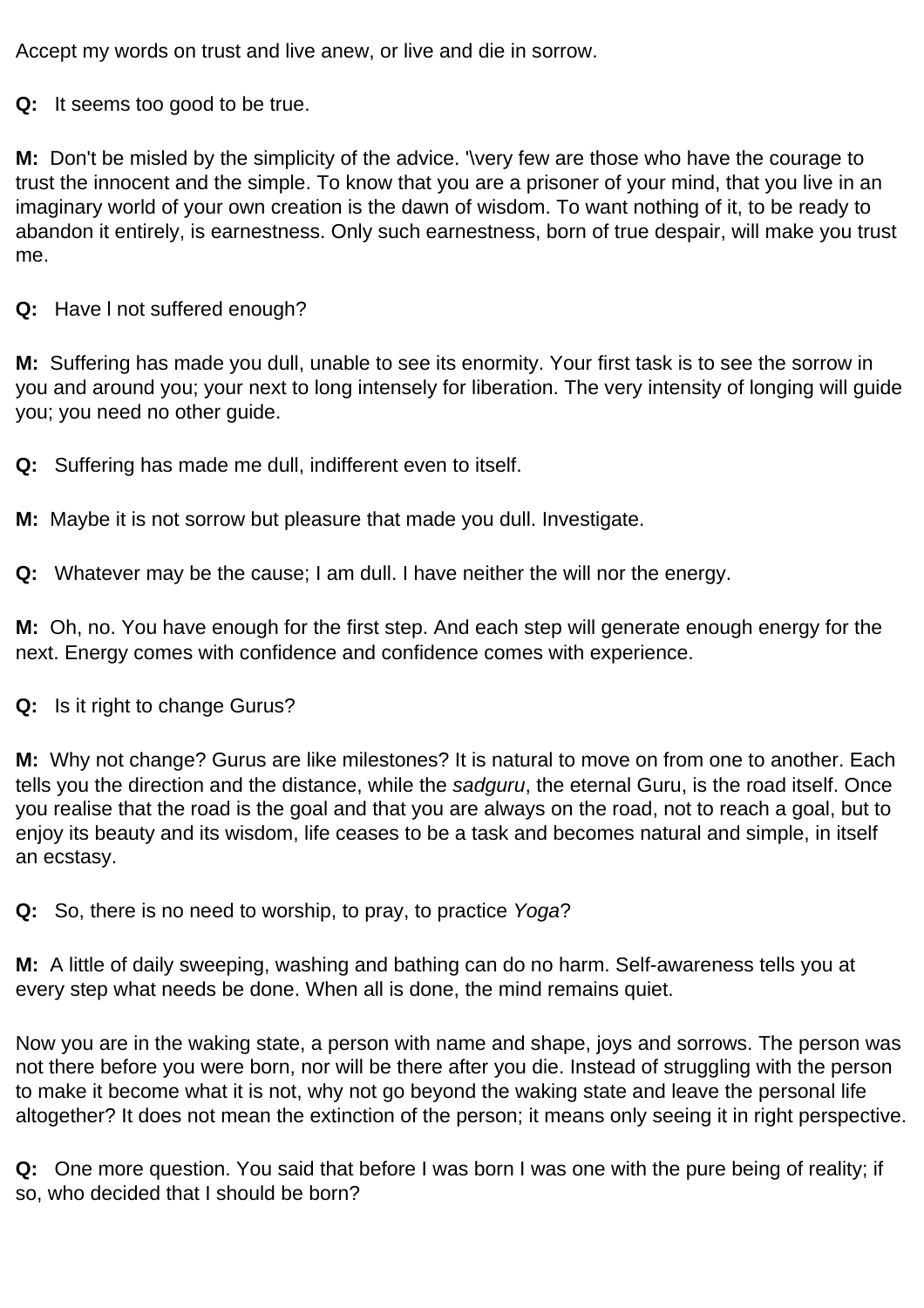Accept my words on trust and live anew, or live and die in sorrow.

**Q:** It seems too good to be true.

**M:** Don't be misled by the simplicity of the advice. '\very few are those who have the courage to trust the innocent and the simple. To know that you are a prisoner of your mind, that you live in an imaginary world of your own creation is the dawn of wisdom. To want nothing of it, to be ready to abandon it entirely, is earnestness. Only such earnestness, born of true despair, will make you trust me.

**Q:** Have I not suffered enough?

**M:** Suffering has made you dull, unable to see its enormity. Your first task is to see the sorrow in you and around you; your next to long intensely for liberation. The very intensity of longing will guide you; you need no other guide.

**Q:** Suffering has made me dull, indifferent even to itself.

**M:** Maybe it is not sorrow but pleasure that made you dull. Investigate.

**Q:** Whatever may be the cause; I am dull. I have neither the will nor the energy.

**M:** Oh, no. You have enough for the first step. And each step will generate enough energy for the next. Energy comes with confidence and confidence comes with experience.

**Q:** Is it right to change Gurus?

**M:** Why not change? Gurus are like milestones? It is natural to move on from one to another. Each tells you the direction and the distance, while the *sadguru*, the eternal Guru, is the road itself. Once you realise that the road is the goal and that you are always on the road, not to reach a goal, but to enjoy its beauty and its wisdom, life ceases to be a task and becomes natural and simple, in itself an ecstasy.

**Q:** So, there is no need to worship, to pray, to practice *Yoga*?

**M:** A little of daily sweeping, washing and bathing can do no harm. Self-awareness tells you at every step what needs be done. When all is done, the mind remains quiet.

Now you are in the waking state, a person with name and shape, joys and sorrows. The person was not there before you were born, nor will be there after you die. Instead of struggling with the person to make it become what it is not, why not go beyond the waking state and leave the personal life altogether? It does not mean the extinction of the person; it means only seeing it in right perspective.

**Q:** One more question. You said that before I was born I was one with the pure being of reality; if so, who decided that I should be born?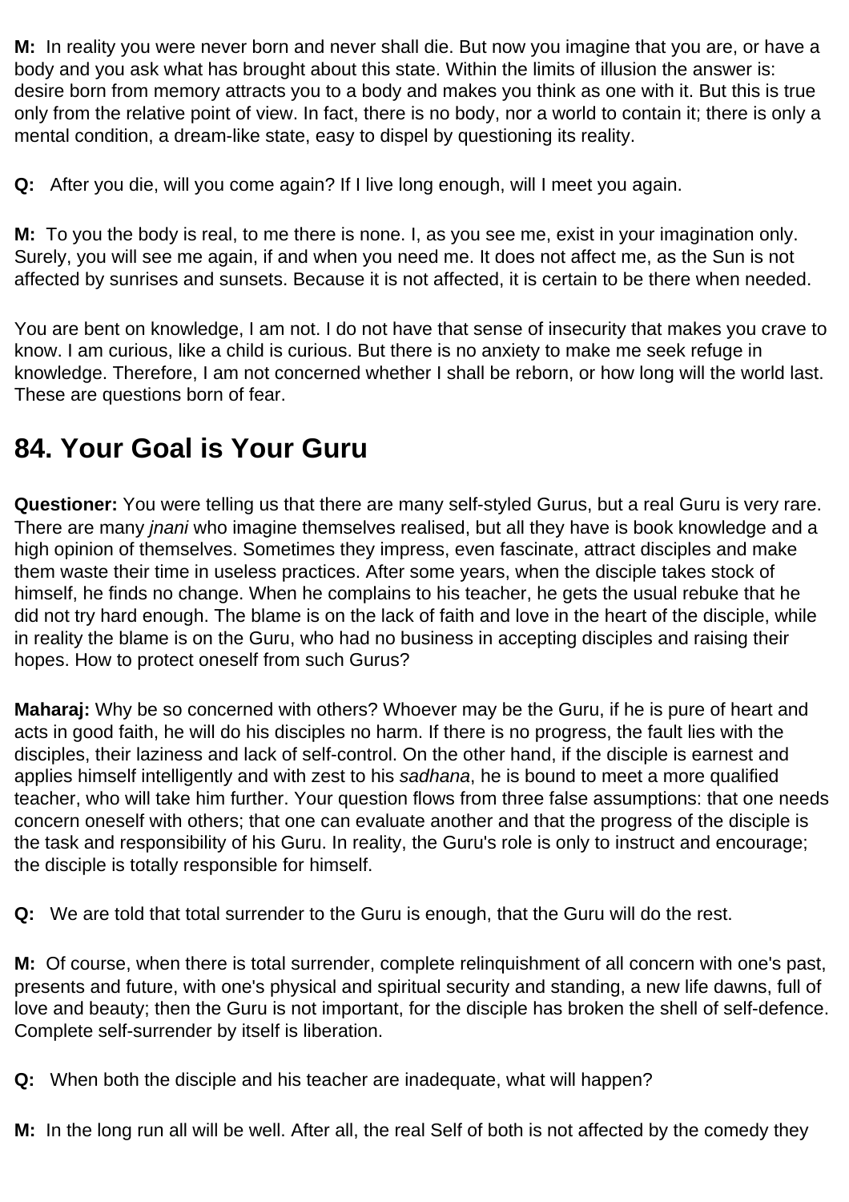**M:** In reality you were never born and never shall die. But now you imagine that you are, or have a body and you ask what has brought about this state. Within the limits of illusion the answer is: desire born from memory attracts you to a body and makes you think as one with it. But this is true only from the relative point of view. In fact, there is no body, nor a world to contain it; there is only a mental condition, a dream-like state, easy to dispel by questioning its reality.

**Q:** After you die, will you come again? If I live long enough, will I meet you again.

**M:** To you the body is real, to me there is none. I, as you see me, exist in your imagination only. Surely, you will see me again, if and when you need me. It does not affect me, as the Sun is not affected by sunrises and sunsets. Because it is not affected, it is certain to be there when needed.

You are bent on knowledge, I am not. I do not have that sense of insecurity that makes you crave to know. I am curious, like a child is curious. But there is no anxiety to make me seek refuge in knowledge. Therefore, I am not concerned whether I shall be reborn, or how long will the world last. These are questions born of fear.

## 84. Your Goal is Your Guru

**Questioner:** You were telling us that there are many self-styled Gurus, but a real Guru is very rare. There are many *jnani* who imagine themselves realised, but all they have is book knowledge and a high opinion of themselves. Sometimes they impress, even fascinate, attract disciples and make them waste their time in useless practices. After some years, when the disciple takes stock of himself, he finds no change. When he complains to his teacher, he gets the usual rebuke that he did not try hard enough. The blame is on the lack of faith and love in the heart of the disciple, while in reality the blame is on the Guru, who had no business in accepting disciples and raising their hopes. How to protect oneself from such Gurus?

**Maharaj:** Why be so concerned with others? Whoever may be the Guru, if he is pure of heart and acts in good faith, he will do his disciples no harm. If there is no progress, the fault lies with the disciples, their laziness and lack of self-control. On the other hand, if the disciple is earnest and applies himself intelligently and with zest to his *sadhana*, he is bound to meet a more qualified teacher, who will take him further. Your question flows from three false assumptions: that one needs concern oneself with others; that one can evaluate another and that the progress of the disciple is the task and responsibility of his Guru. In reality, the Guru's role is only to instruct and encourage; the disciple is totally responsible for himself.

**Q:** We are told that total surrender to the Guru is enough, that the Guru will do the rest.

**M:** Of course, when there is total surrender, complete relinquishment of all concern with one's past, presents and future, with one's physical and spiritual security and standing, a new life dawns, full of love and beauty; then the Guru is not important, for the disciple has broken the shell of self-defence. Complete self-surrender by itself is liberation.

**Q:** When both the disciple and his teacher are inadequate, what will happen?

**M:** In the long run all will be well. After all, the real Self of both is not affected by the comedy they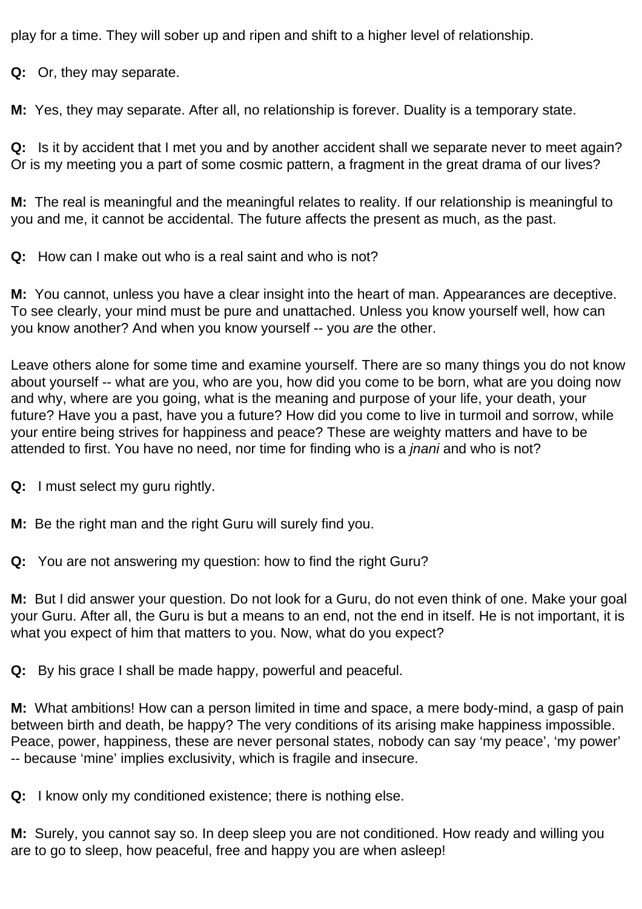play for a time. They will sober up and ripen and shift to a higher level of relationship.

**Q:** Or, they may separate.

**M:** Yes, they may separate. After all, no relationship is forever. Duality is a temporary state.

**Q:** Is it by accident that I met you and by another accident shall we separate never to meet again? Or is my meeting you a part of some cosmic pattern, a fragment in the great drama of our lives?

**M:** The real is meaningful and the meaningful relates to reality. If our relationship is meaningful to you and me, it cannot be accidental. The future affects the present as much, as the past.

**Q:** How can I make out who is a real saint and who is not?

**M:** You cannot, unless you have a clear insight into the heart of man. Appearances are deceptive. To see clearly, your mind must be pure and unattached. Unless you know yourself well, how can you know another? And when you know yourself -- you *are* the other.

Leave others alone for some time and examine yourself. There are so many things you do not know about yourself -- what are you, who are you, how did you come to be born, what are you doing now and why, where are you going, what is the meaning and purpose of your life, your death, your future? Have you a past, have you a future? How did you come to live in turmoil and sorrow, while your entire being strives for happiness and peace? These are weighty matters and have to be attended to first. You have no need, nor time for finding who is a *jnani* and who is not?

**Q:** I must select my guru rightly.

**M:** Be the right man and the right Guru will surely find you.

**Q:** You are not answering my question: how to find the right Guru?

**M:** But I did answer your question. Do not look for a Guru, do not even think of one. Make your goal your Guru. After all, the Guru is but a means to an end, not the end in itself. He is not important, it is what you expect of him that matters to you. Now, what do you expect?

**Q:** By his grace I shall be made happy, powerful and peaceful.

**M:** What ambitions! How can a person limited in time and space, a mere body-mind, a gasp of pain between birth and death, be happy? The very conditions of its arising make happiness impossible. Peace, power, happiness, these are never personal states, nobody can say 'my peace', 'my power' -- because 'mine' implies exclusivity, which is fragile and insecure.

**Q:** I know only my conditioned existence; there is nothing else.

**M:** Surely, you cannot say so. In deep sleep you are not conditioned. How ready and willing you are to go to sleep, how peaceful, free and happy you are when asleep!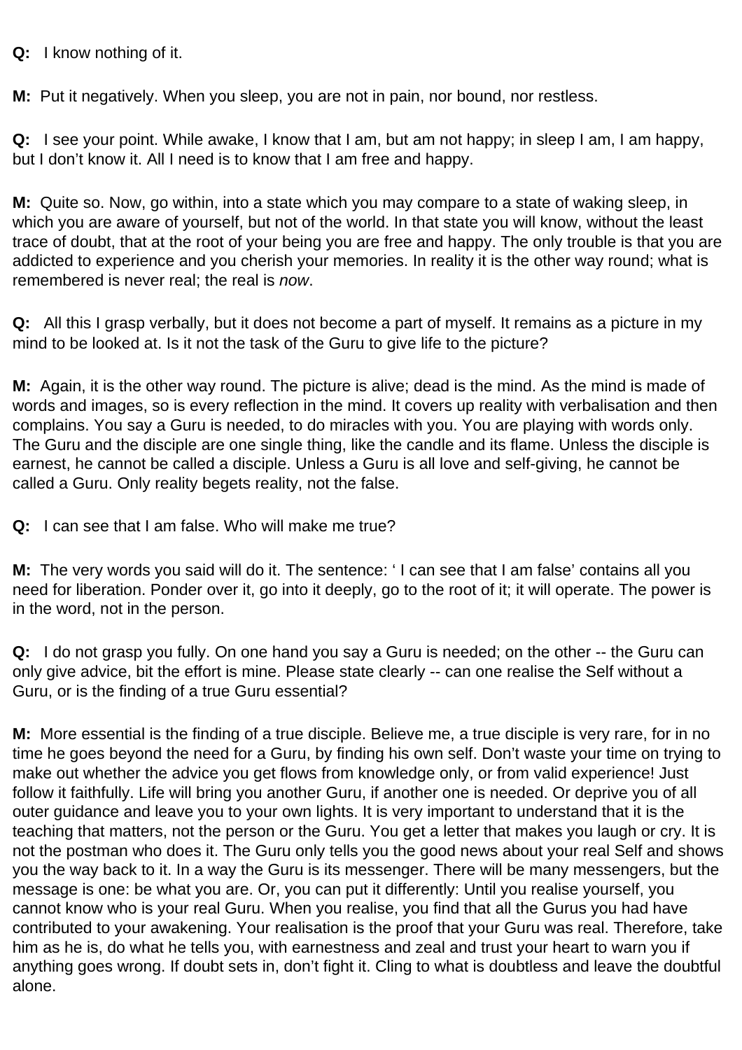**Q:** I know nothing of it.

**M:** Put it negatively. When you sleep, you are not in pain, nor bound, nor restless.

**Q:** I see your point. While awake, I know that I am, but am not happy; in sleep I am, I am happy, but I don't know it. All I need is to know that I am free and happy.

**M:** Quite so. Now, go within, into a state which you may compare to a state of waking sleep, in which you are aware of yourself, but not of the world. In that state you will know, without the least trace of doubt, that at the root of your being you are free and happy. The only trouble is that you are addicted to experience and you cherish your memories. In reality it is the other way round; what is remembered is never real; the real is *now*.

**Q:** All this I grasp verbally, but it does not become a part of myself. It remains as a picture in my mind to be looked at. Is it not the task of the Guru to give life to the picture?

**M:** Again, it is the other way round. The picture is alive; dead is the mind. As the mind is made of words and images, so is every reflection in the mind. It covers up reality with verbalisation and then complains. You say a Guru is needed, to do miracles with you. You are playing with words only. The Guru and the disciple are one single thing, like the candle and its flame. Unless the disciple is earnest, he cannot be called a disciple. Unless a Guru is all love and self-giving, he cannot be called a Guru. Only reality begets reality, not the false.

**Q:** I can see that I am false. Who will make me true?

**M:** The very words you said will do it. The sentence: ' I can see that I am false' contains all you need for liberation. Ponder over it, go into it deeply, go to the root of it; it will operate. The power is in the word, not in the person.

**Q:** I do not grasp you fully. On one hand you say a Guru is needed; on the other -- the Guru can only give advice, bit the effort is mine. Please state clearly -- can one realise the Self without a Guru, or is the finding of a true Guru essential?

**M:** More essential is the finding of a true disciple. Believe me, a true disciple is very rare, for in no time he goes beyond the need for a Guru, by finding his own self. Don't waste your time on trying to make out whether the advice you get flows from knowledge only, or from valid experience! Just follow it faithfully. Life will bring you another Guru, if another one is needed. Or deprive you of all outer guidance and leave you to your own lights. It is very important to understand that it is the teaching that matters, not the person or the Guru. You get a letter that makes you laugh or cry. It is not the postman who does it. The Guru only tells you the good news about your real Self and shows you the way back to it. In a way the Guru is its messenger. There will be many messengers, but the message is one: be what you are. Or, you can put it differently: Until you realise yourself, you cannot know who is your real Guru. When you realise, you find that all the Gurus you had have contributed to your awakening. Your realisation is the proof that your Guru was real. Therefore, take him as he is, do what he tells you, with earnestness and zeal and trust your heart to warn you if anything goes wrong. If doubt sets in, don't fight it. Cling to what is doubtless and leave the doubtful alone.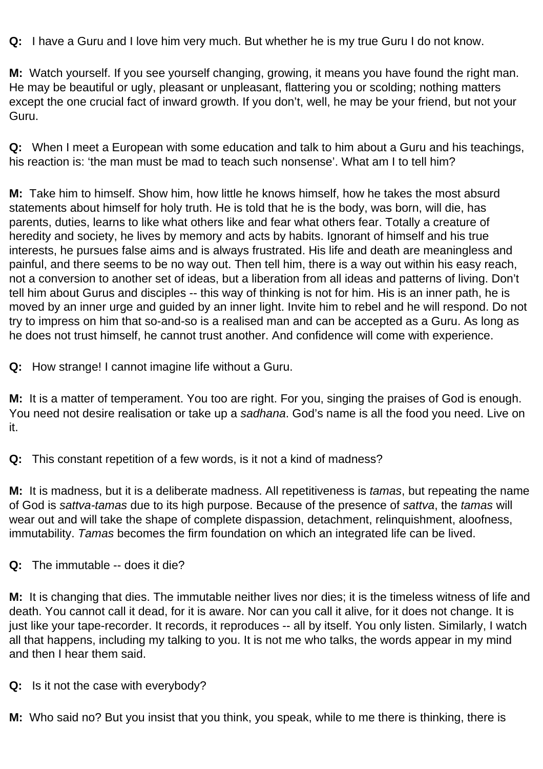**Q:** I have a Guru and I love him very much. But whether he is my true Guru I do not know.

**M:** Watch yourself. If you see yourself changing, growing, it means you have found the right man. He may be beautiful or ugly, pleasant or unpleasant, flattering you or scolding; nothing matters except the one crucial fact of inward growth. If you don't, well, he may be your friend, but not your Guru.

**Q:** When I meet a European with some education and talk to him about a Guru and his teachings, his reaction is: 'the man must be mad to teach such nonsense'. What am I to tell him?

**M:** Take him to himself. Show him, how little he knows himself, how he takes the most absurd statements about himself for holy truth. He is told that he is the body, was born, will die, has parents, duties, learns to like what others like and fear what others fear. Totally a creature of heredity and society, he lives by memory and acts by habits. Ignorant of himself and his true interests, he pursues false aims and is always frustrated. His life and death are meaningless and painful, and there seems to be no way out. Then tell him, there is a way out within his easy reach, not a conversion to another set of ideas, but a liberation from all ideas and patterns of living. Don't tell him about Gurus and disciples -- this way of thinking is not for him. His is an inner path, he is moved by an inner urge and guided by an inner light. Invite him to rebel and he will respond. Do not try to impress on him that so-and-so is a realised man and can be accepted as a Guru. As long as he does not trust himself, he cannot trust another. And confidence will come with experience.

**Q:** How strange! I cannot imagine life without a Guru.

**M:** It is a matter of temperament. You too are right. For you, singing the praises of God is enough. You need not desire realisation or take up a *sadhana*. God's name is all the food you need. Live on it.

**Q:** This constant repetition of a few words, is it not a kind of madness?

**M:** It is madness, but it is a deliberate madness. All repetitiveness is *tamas*, but repeating the name of God is *sattva-tamas* due to its high purpose. Because of the presence of *sattva*, the *tamas* will wear out and will take the shape of complete dispassion, detachment, relinquishment, aloofness, immutability. *Tamas* becomes the firm foundation on which an integrated life can be lived.

**Q:** The immutable -- does it die?

**M:** It is changing that dies. The immutable neither lives nor dies; it is the timeless witness of life and death. You cannot call it dead, for it is aware. Nor can you call it alive, for it does not change. It is just like your tape-recorder. It records, it reproduces -- all by itself. You only listen. Similarly, I watch all that happens, including my talking to you. It is not me who talks, the words appear in my mind and then I hear them said.

**Q:** Is it not the case with everybody?

**M:** Who said no? But you insist that you think, you speak, while to me there is thinking, there is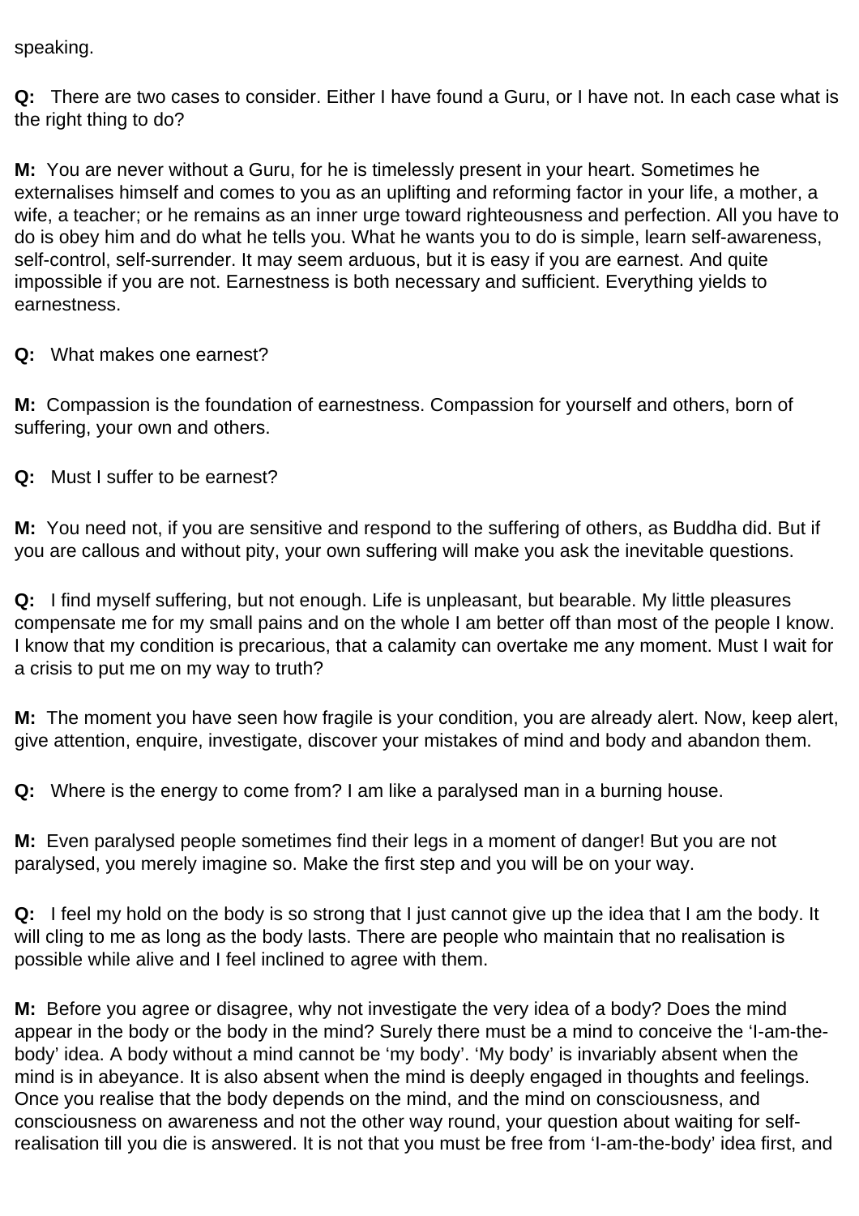speaking.

**Q:** There are two cases to consider. Either I have found a Guru, or I have not. In each case what is the right thing to do?

**M:** You are never without a Guru, for he is timelessly present in your heart. Sometimes he externalises himself and comes to you as an uplifting and reforming factor in your life, a mother, a wife, a teacher; or he remains as an inner urge toward righteousness and perfection. All you have to do is obey him and do what he tells you. What he wants you to do is simple, learn self-awareness, self-control, self-surrender. It may seem arduous, but it is easy if you are earnest. And quite impossible if you are not. Earnestness is both necessary and sufficient. Everything yields to earnestness.

**Q:** What makes one earnest?

**M:** Compassion is the foundation of earnestness. Compassion for yourself and others, born of suffering, your own and others.

**Q:** Must I suffer to be earnest?

**M:** You need not, if you are sensitive and respond to the suffering of others, as Buddha did. But if you are callous and without pity, your own suffering will make you ask the inevitable questions.

**Q:** I find myself suffering, but not enough. Life is unpleasant, but bearable. My little pleasures compensate me for my small pains and on the whole I am better off than most of the people I know. I know that my condition is precarious, that a calamity can overtake me any moment. Must I wait for a crisis to put me on my way to truth?

**M:** The moment you have seen how fragile is your condition, you are already alert. Now, keep alert, give attention, enquire, investigate, discover your mistakes of mind and body and abandon them.

**Q:** Where is the energy to come from? I am like a paralysed man in a burning house.

**M:** Even paralysed people sometimes find their legs in a moment of danger! But you are not paralysed, you merely imagine so. Make the first step and you will be on your way.

**Q:** I feel my hold on the body is so strong that I just cannot give up the idea that I am the body. It will cling to me as long as the body lasts. There are people who maintain that no realisation is possible while alive and I feel inclined to agree with them.

**M:** Before you agree or disagree, why not investigate the very idea of a body? Does the mind appear in the body or the body in the mind? Surely there must be a mind to conceive the 'I-am-the-body' idea. A body without a mind cannot be 'my body'. 'My body' is invariably absent when the mind is in abeyance. It is also absent when the mind is deeply engaged in thoughts and feelings. Once you realise that the body depends on the mind, and the mind on consciousness, and consciousness on awareness and not the other way round, your question about waiting for self-realisation till you die is answered. It is not that you must be free from 'I-am-the-body' idea first, and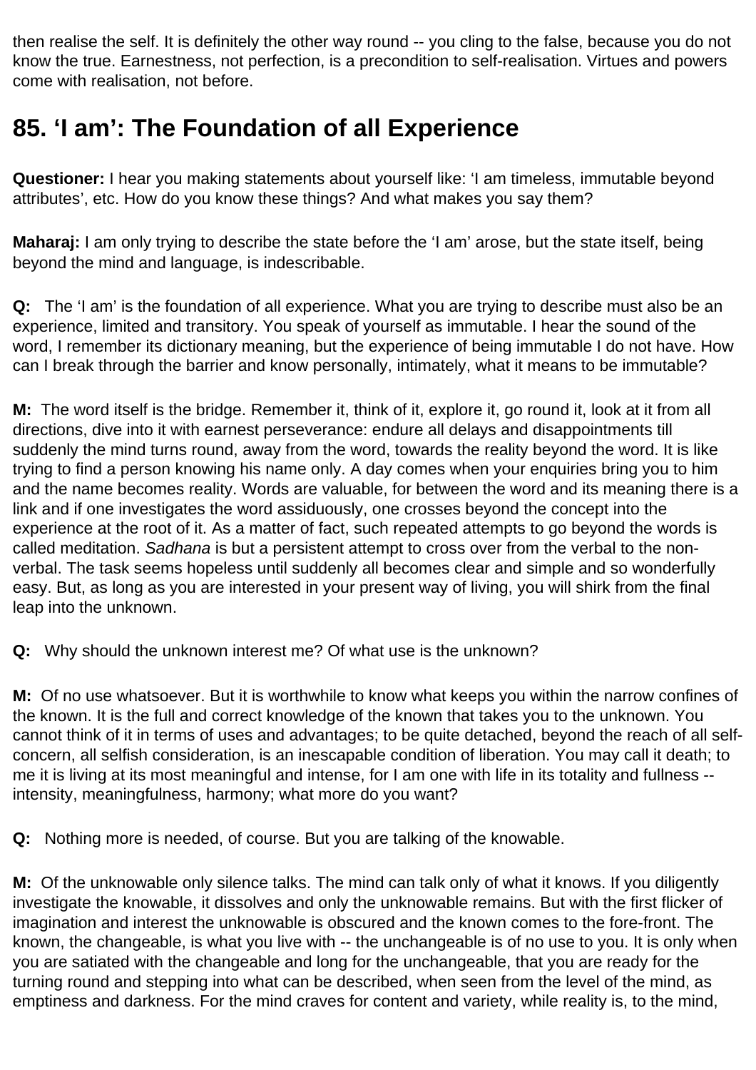then realise the self. It is definitely the other way round -- you cling to the false, because you do not know the true. Earnestness, not perfection, is a precondition to self-realisation. Virtues and powers come with realisation, not before.

## 85. 'I am': The Foundation of all Experience

**Questioner:** I hear you making statements about yourself like: 'I am timeless, immutable beyond attributes', etc. How do you know these things? And what makes you say them?

**Maharaj:** I am only trying to describe the state before the 'I am' arose, but the state itself, being beyond the mind and language, is indescribable.

**Q:** The 'I am' is the foundation of all experience. What you are trying to describe must also be an experience, limited and transitory. You speak of yourself as immutable. I hear the sound of the word, I remember its dictionary meaning, but the experience of being immutable I do not have. How can I break through the barrier and know personally, intimately, what it means to be immutable?

**M:** The word itself is the bridge. Remember it, think of it, explore it, go round it, look at it from all directions, dive into it with earnest perseverance: endure all delays and disappointments till suddenly the mind turns round, away from the word, towards the reality beyond the word. It is like trying to find a person knowing his name only. A day comes when your enquiries bring you to him and the name becomes reality. Words are valuable, for between the word and its meaning there is a link and if one investigates the word assiduously, one crosses beyond the concept into the experience at the root of it. As a matter of fact, such repeated attempts to go beyond the words is called meditation. *Sadhana* is but a persistent attempt to cross over from the verbal to the non-verbal. The task seems hopeless until suddenly all becomes clear and simple and so wonderfully easy. But, as long as you are interested in your present way of living, you will shirk from the final leap into the unknown.

**Q:** Why should the unknown interest me? Of what use is the unknown?

**M:** Of no use whatsoever. But it is worthwhile to know what keeps you within the narrow confines of the known. It is the full and correct knowledge of the known that takes you to the unknown. You cannot think of it in terms of uses and advantages; to be quite detached, beyond the reach of all self-concern, all selfish consideration, is an inescapable condition of liberation. You may call it death; to me it is living at its most meaningful and intense, for I am one with life in its totality and fullness -- intensity, meaningfulness, harmony; what more do you want?

**Q:** Nothing more is needed, of course. But you are talking of the knowable.

**M:** Of the unknowable only silence talks. The mind can talk only of what it knows. If you diligently investigate the knowable, it dissolves and only the unknowable remains. But with the first flicker of imagination and interest the unknowable is obscured and the known comes to the fore-front. The known, the changeable, is what you live with -- the unchangeable is of no use to you. It is only when you are satiated with the changeable and long for the unchangeable, that you are ready for the turning round and stepping into what can be described, when seen from the level of the mind, as emptiness and darkness. For the mind craves for content and variety, while reality is, to the mind,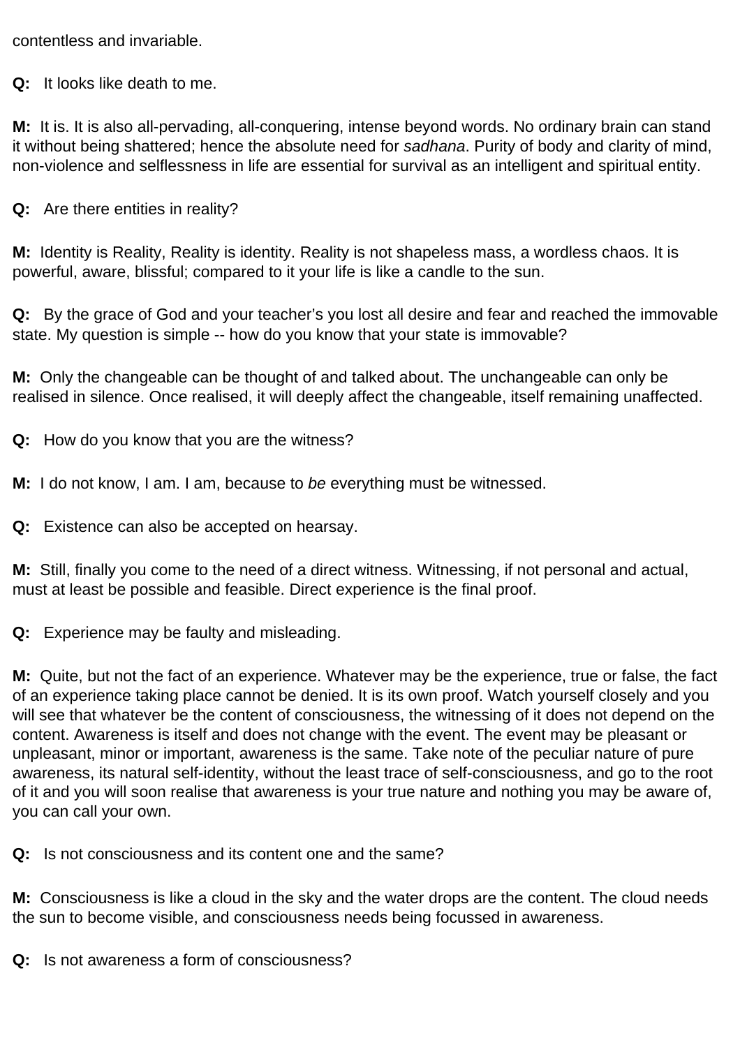contentless and invariable.

**Q:** It looks like death to me.

**M:** It is. It is also all-pervading, all-conquering, intense beyond words. No ordinary brain can stand it without being shattered; hence the absolute need for *sadhana*. Purity of body and clarity of mind, non-violence and selflessness in life are essential for survival as an intelligent and spiritual entity.

**Q:** Are there entities in reality?

**M:** Identity is Reality, Reality is identity. Reality is not shapeless mass, a wordless chaos. It is powerful, aware, blissful; compared to it your life is like a candle to the sun.

**Q:** By the grace of God and your teacher's you lost all desire and fear and reached the immovable state. My question is simple -- how do you know that your state is immovable?

**M:** Only the changeable can be thought of and talked about. The unchangeable can only be realised in silence. Once realised, it will deeply affect the changeable, itself remaining unaffected.

**Q:** How do you know that you are the witness?

**M:** I do not know, I am. I am, because to *be* everything must be witnessed.

**Q:** Existence can also be accepted on hearsay.

**M:** Still, finally you come to the need of a direct witness. Witnessing, if not personal and actual, must at least be possible and feasible. Direct experience is the final proof.

**Q:** Experience may be faulty and misleading.

**M:** Quite, but not the fact of an experience. Whatever may be the experience, true or false, the fact of an experience taking place cannot be denied. It is its own proof. Watch yourself closely and you will see that whatever be the content of consciousness, the witnessing of it does not depend on the content. Awareness is itself and does not change with the event. The event may be pleasant or unpleasant, minor or important, awareness is the same. Take note of the peculiar nature of pure awareness, its natural self-identity, without the least trace of self-consciousness, and go to the root of it and you will soon realise that awareness is your true nature and nothing you may be aware of, you can call your own.

**Q:** Is not consciousness and its content one and the same?

**M:** Consciousness is like a cloud in the sky and the water drops are the content. The cloud needs the sun to become visible, and consciousness needs being focussed in awareness.

**Q:** Is not awareness a form of consciousness?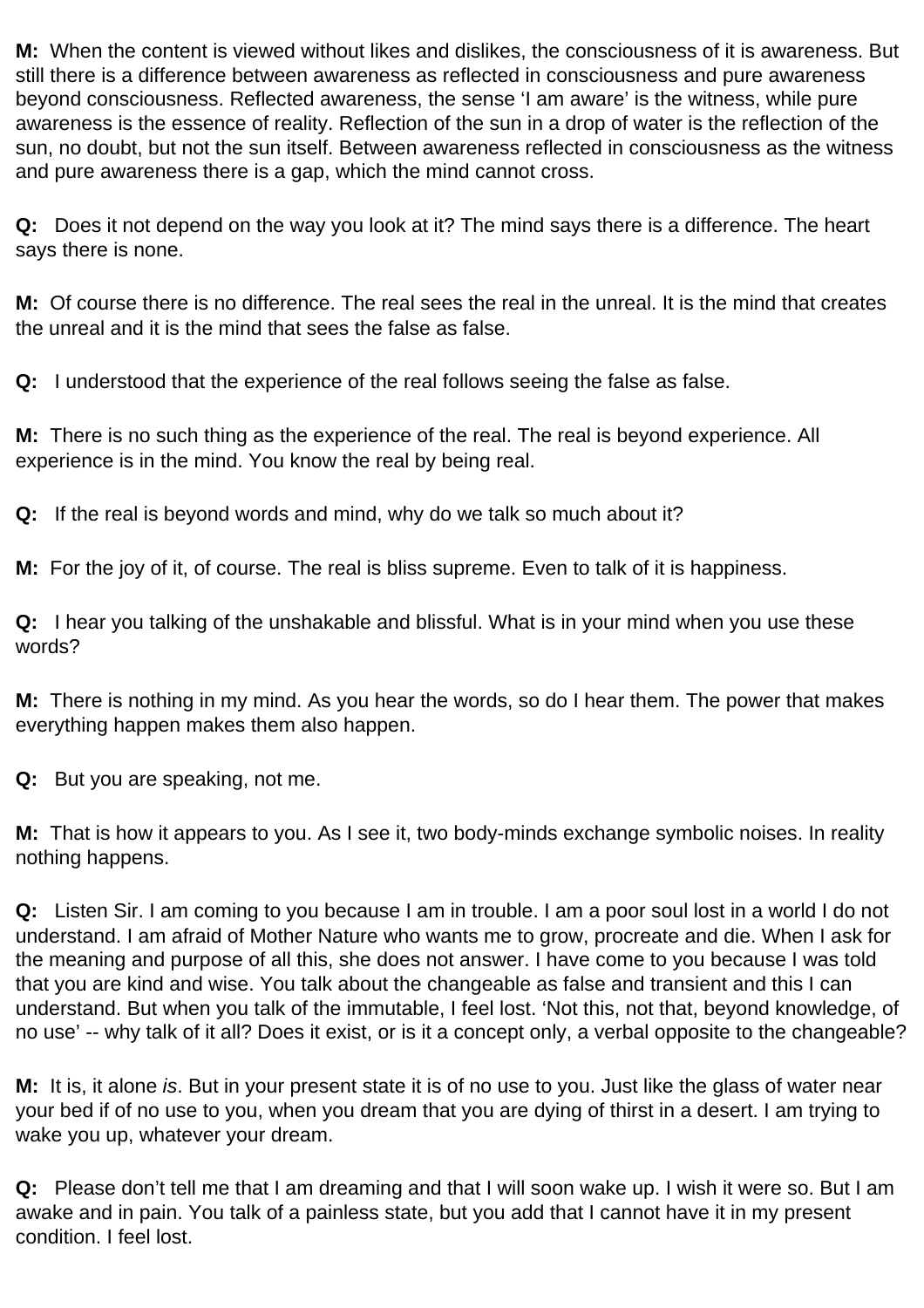**M:** When the content is viewed without likes and dislikes, the consciousness of it is awareness. But still there is a difference between awareness as reflected in consciousness and pure awareness beyond consciousness. Reflected awareness, the sense 'I am aware' is the witness, while pure awareness is the essence of reality. Reflection of the sun in a drop of water is the reflection of the sun, no doubt, but not the sun itself. Between awareness reflected in consciousness as the witness and pure awareness there is a gap, which the mind cannot cross.

**Q:** Does it not depend on the way you look at it? The mind says there is a difference. The heart says there is none.

**M:** Of course there is no difference. The real sees the real in the unreal. It is the mind that creates the unreal and it is the mind that sees the false as false.

**Q:** I understood that the experience of the real follows seeing the false as false.

**M:** There is no such thing as the experience of the real. The real is beyond experience. All experience is in the mind. You know the real by being real.

**Q:** If the real is beyond words and mind, why do we talk so much about it?

**M:** For the joy of it, of course. The real is bliss supreme. Even to talk of it is happiness.

**Q:** I hear you talking of the unshakable and blissful. What is in your mind when you use these words?

**M:** There is nothing in my mind. As you hear the words, so do I hear them. The power that makes everything happen makes them also happen.

**Q:** But you are speaking, not me.

**M:** That is how it appears to you. As I see it, two body-minds exchange symbolic noises. In reality nothing happens.

**Q:** Listen Sir. I am coming to you because I am in trouble. I am a poor soul lost in a world I do not understand. I am afraid of Mother Nature who wants me to grow, procreate and die. When I ask for the meaning and purpose of all this, she does not answer. I have come to you because I was told that you are kind and wise. You talk about the changeable as false and transient and this I can understand. But when you talk of the immutable, I feel lost. 'Not this, not that, beyond knowledge, of no use' -- why talk of it all? Does it exist, or is it a concept only, a verbal opposite to the changeable?

**M:** It is, it alone *is*. But in your present state it is of no use to you. Just like the glass of water near your bed if of no use to you, when you dream that you are dying of thirst in a desert. I am trying to wake you up, whatever your dream.

**Q:** Please don't tell me that I am dreaming and that I will soon wake up. I wish it were so. But I am awake and in pain. You talk of a painless state, but you add that I cannot have it in my present condition. I feel lost.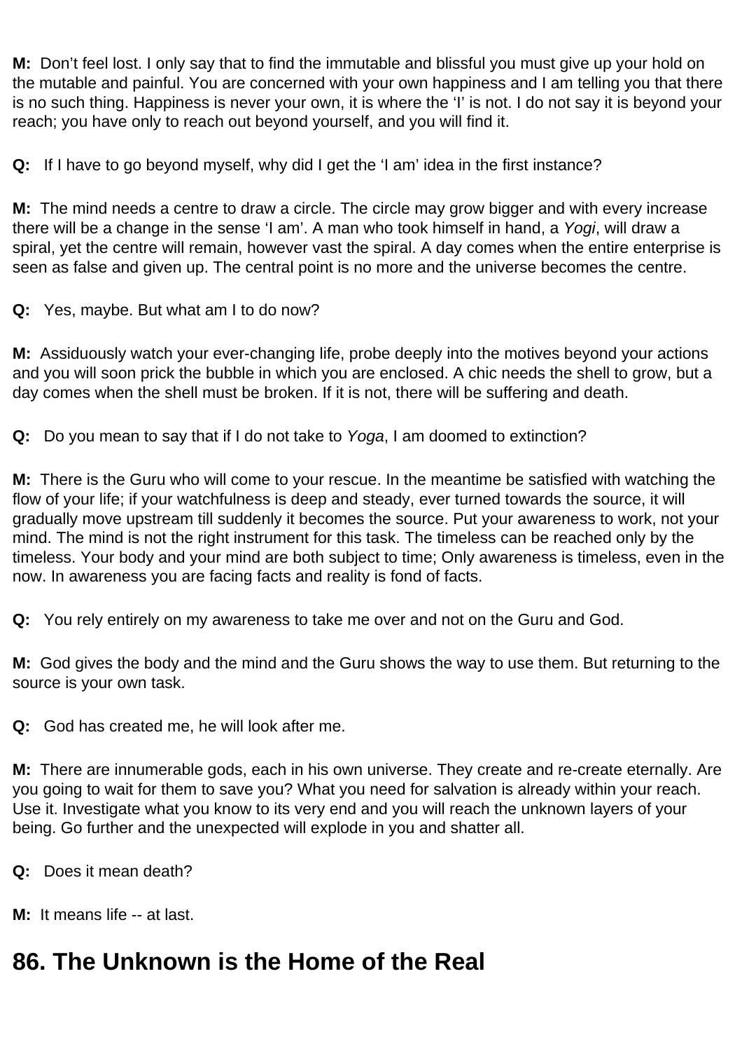**M:** Don't feel lost. I only say that to find the immutable and blissful you must give up your hold on the mutable and painful. You are concerned with your own happiness and I am telling you that there is no such thing. Happiness is never your own, it is where the 'I' is not. I do not say it is beyond your reach; you have only to reach out beyond yourself, and you will find it.

**Q:** If I have to go beyond myself, why did I get the 'I am' idea in the first instance?

**M:** The mind needs a centre to draw a circle. The circle may grow bigger and with every increase there will be a change in the sense 'I am'. A man who took himself in hand, a *Yogi*, will draw a spiral, yet the centre will remain, however vast the spiral. A day comes when the entire enterprise is seen as false and given up. The central point is no more and the universe becomes the centre.

**Q:** Yes, maybe. But what am I to do now?

**M:** Assiduously watch your ever-changing life, probe deeply into the motives beyond your actions and you will soon prick the bubble in which you are enclosed. A chic needs the shell to grow, but a day comes when the shell must be broken. If it is not, there will be suffering and death.

**Q:** Do you mean to say that if I do not take to *Yoga*, I am doomed to extinction?

**M:** There is the Guru who will come to your rescue. In the meantime be satisfied with watching the flow of your life; if your watchfulness is deep and steady, ever turned towards the source, it will gradually move upstream till suddenly it becomes the source. Put your awareness to work, not your mind. The mind is not the right instrument for this task. The timeless can be reached only by the timeless. Your body and your mind are both subject to time; Only awareness is timeless, even in the now. In awareness you are facing facts and reality is fond of facts.

**Q:** You rely entirely on my awareness to take me over and not on the Guru and God.

**M:** God gives the body and the mind and the Guru shows the way to use them. But returning to the source is your own task.

**Q:** God has created me, he will look after me.

**M:** There are innumerable gods, each in his own universe. They create and re-create eternally. Are you going to wait for them to save you? What you need for salvation is already within your reach. Use it. Investigate what you know to its very end and you will reach the unknown layers of your being. Go further and the unexpected will explode in you and shatter all.

**Q:** Does it mean death?

**M:** It means life -- at last.

## 86. The Unknown is the Home of the Real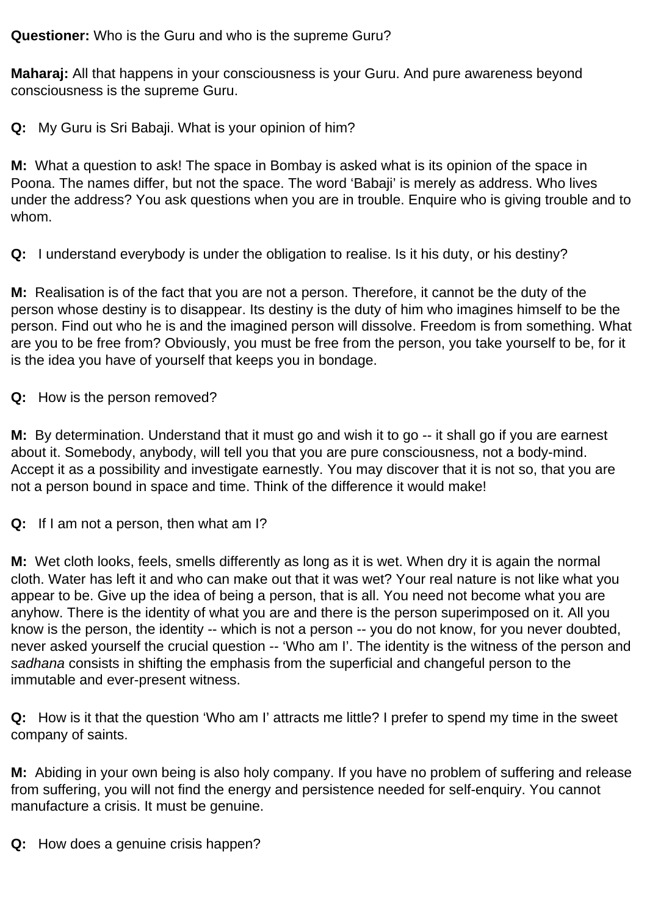**Questioner:** Who is the Guru and who is the supreme Guru?

**Maharaj:** All that happens in your consciousness is your Guru. And pure awareness beyond consciousness is the supreme Guru.

**Q:** My Guru is Sri Babaji. What is your opinion of him?

**M:** What a question to ask! The space in Bombay is asked what is its opinion of the space in Poona. The names differ, but not the space. The word 'Babaji' is merely as address. Who lives under the address? You ask questions when you are in trouble. Enquire who is giving trouble and to whom.

**Q:** I understand everybody is under the obligation to realise. Is it his duty, or his destiny?

**M:** Realisation is of the fact that you are not a person. Therefore, it cannot be the duty of the person whose destiny is to disappear. Its destiny is the duty of him who imagines himself to be the person. Find out who he is and the imagined person will dissolve. Freedom is from something. What are you to be free from? Obviously, you must be free from the person, you take yourself to be, for it is the idea you have of yourself that keeps you in bondage.

**Q:** How is the person removed?

**M:** By determination. Understand that it must go and wish it to go -- it shall go if you are earnest about it. Somebody, anybody, will tell you that you are pure consciousness, not a body-mind. Accept it as a possibility and investigate earnestly. You may discover that it is not so, that you are not a person bound in space and time. Think of the difference it would make!

**Q:** If I am not a person, then what am I?

**M:** Wet cloth looks, feels, smells differently as long as it is wet. When dry it is again the normal cloth. Water has left it and who can make out that it was wet? Your real nature is not like what you appear to be. Give up the idea of being a person, that is all. You need not become what you are anyhow. There is the identity of what you are and there is the person superimposed on it. All you know is the person, the identity -- which is not a person -- you do not know, for you never doubted, never asked yourself the crucial question -- 'Who am I'. The identity is the witness of the person and *sadhana* consists in shifting the emphasis from the superficial and changeful person to the immutable and ever-present witness.

**Q:** How is it that the question 'Who am I' attracts me little? I prefer to spend my time in the sweet company of saints.

**M:** Abiding in your own being is also holy company. If you have no problem of suffering and release from suffering, you will not find the energy and persistence needed for self-enquiry. You cannot manufacture a crisis. It must be genuine.

**Q:** How does a genuine crisis happen?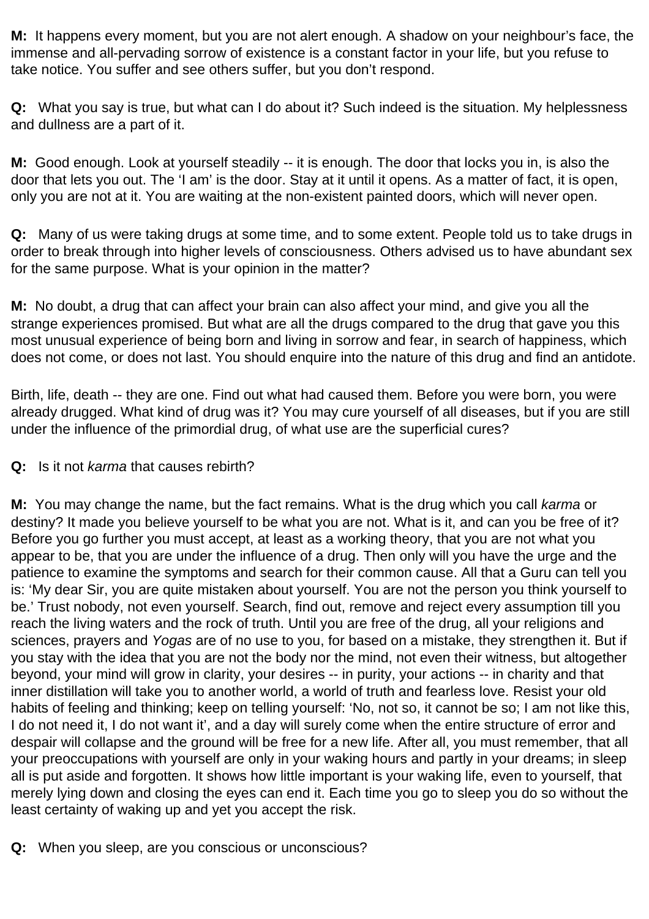**M:** It happens every moment, but you are not alert enough. A shadow on your neighbour's face, the immense and all-pervading sorrow of existence is a constant factor in your life, but you refuse to take notice. You suffer and see others suffer, but you don't respond.

**Q:** What you say is true, but what can I do about it? Such indeed is the situation. My helplessness and dullness are a part of it.

**M:** Good enough. Look at yourself steadily -- it is enough. The door that locks you in, is also the door that lets you out. The 'I am' is the door. Stay at it until it opens. As a matter of fact, it is open, only you are not at it. You are waiting at the non-existent painted doors, which will never open.

**Q:** Many of us were taking drugs at some time, and to some extent. People told us to take drugs in order to break through into higher levels of consciousness. Others advised us to have abundant sex for the same purpose. What is your opinion in the matter?

**M:** No doubt, a drug that can affect your brain can also affect your mind, and give you all the strange experiences promised. But what are all the drugs compared to the drug that gave you this most unusual experience of being born and living in sorrow and fear, in search of happiness, which does not come, or does not last. You should enquire into the nature of this drug and find an antidote.

Birth, life, death -- they are one. Find out what had caused them. Before you were born, you were already drugged. What kind of drug was it? You may cure yourself of all diseases, but if you are still under the influence of the primordial drug, of what use are the superficial cures?

**Q:** Is it not *karma* that causes rebirth?

**M:** You may change the name, but the fact remains. What is the drug which you call *karma* or destiny? It made you believe yourself to be what you are not. What is it, and can you be free of it? Before you go further you must accept, at least as a working theory, that you are not what you appear to be, that you are under the influence of a drug. Then only will you have the urge and the patience to examine the symptoms and search for their common cause. All that a Guru can tell you is: 'My dear Sir, you are quite mistaken about yourself. You are not the person you think yourself to be.' Trust nobody, not even yourself. Search, find out, remove and reject every assumption till you reach the living waters and the rock of truth. Until you are free of the drug, all your religions and sciences, prayers and *Yogas* are of no use to you, for based on a mistake, they strengthen it. But if you stay with the idea that you are not the body nor the mind, not even their witness, but altogether beyond, your mind will grow in clarity, your desires -- in purity, your actions -- in charity and that inner distillation will take you to another world, a world of truth and fearless love. Resist your old habits of feeling and thinking; keep on telling yourself: 'No, not so, it cannot be so; I am not like this, I do not need it, I do not want it', and a day will surely come when the entire structure of error and despair will collapse and the ground will be free for a new life. After all, you must remember, that all your preoccupations with yourself are only in your waking hours and partly in your dreams; in sleep all is put aside and forgotten. It shows how little important is your waking life, even to yourself, that merely lying down and closing the eyes can end it. Each time you go to sleep you do so without the least certainty of waking up and yet you accept the risk.

**Q:** When you sleep, are you conscious or unconscious?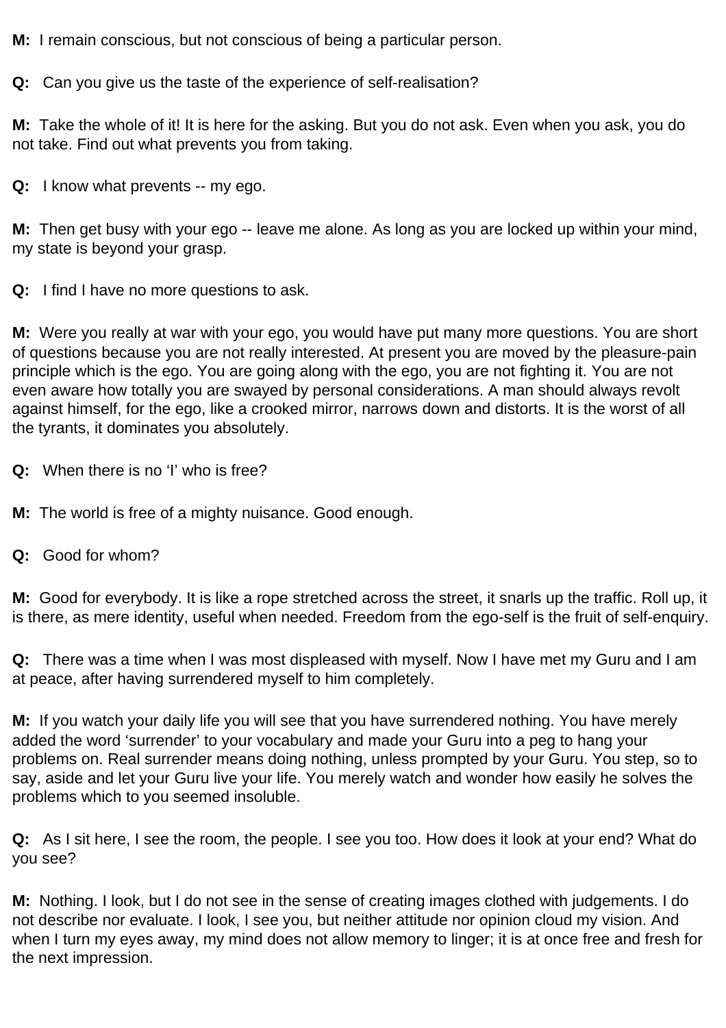**M:** I remain conscious, but not conscious of being a particular person.

**Q:** Can you give us the taste of the experience of self-realisation?

**M:** Take the whole of it! It is here for the asking. But you do not ask. Even when you ask, you do not take. Find out what prevents you from taking.

**Q:** I know what prevents -- my ego.

**M:** Then get busy with your ego -- leave me alone. As long as you are locked up within your mind, my state is beyond your grasp.

**Q:** I find I have no more questions to ask.

**M:** Were you really at war with your ego, you would have put many more questions. You are short of questions because you are not really interested. At present you are moved by the pleasure-pain principle which is the ego. You are going along with the ego, you are not fighting it. You are not even aware how totally you are swayed by personal considerations. A man should always revolt against himself, for the ego, like a crooked mirror, narrows down and distorts. It is the worst of all the tyrants, it dominates you absolutely.

**Q:** When there is no 'I' who is free?

**M:** The world is free of a mighty nuisance. Good enough.

**Q:** Good for whom?

**M:** Good for everybody. It is like a rope stretched across the street, it snarls up the traffic. Roll up, it is there, as mere identity, useful when needed. Freedom from the ego-self is the fruit of self-enquiry.

**Q:** There was a time when I was most displeased with myself. Now I have met my Guru and I am at peace, after having surrendered myself to him completely.

**M:** If you watch your daily life you will see that you have surrendered nothing. You have merely added the word 'surrender' to your vocabulary and made your Guru into a peg to hang your problems on. Real surrender means doing nothing, unless prompted by your Guru. You step, so to say, aside and let your Guru live your life. You merely watch and wonder how easily he solves the problems which to you seemed insoluble.

**Q:** As I sit here, I see the room, the people. I see you too. How does it look at your end? What do you see?

**M:** Nothing. I look, but I do not see in the sense of creating images clothed with judgements. I do not describe nor evaluate. I look, I see you, but neither attitude nor opinion cloud my vision. And when I turn my eyes away, my mind does not allow memory to linger; it is at once free and fresh for the next impression.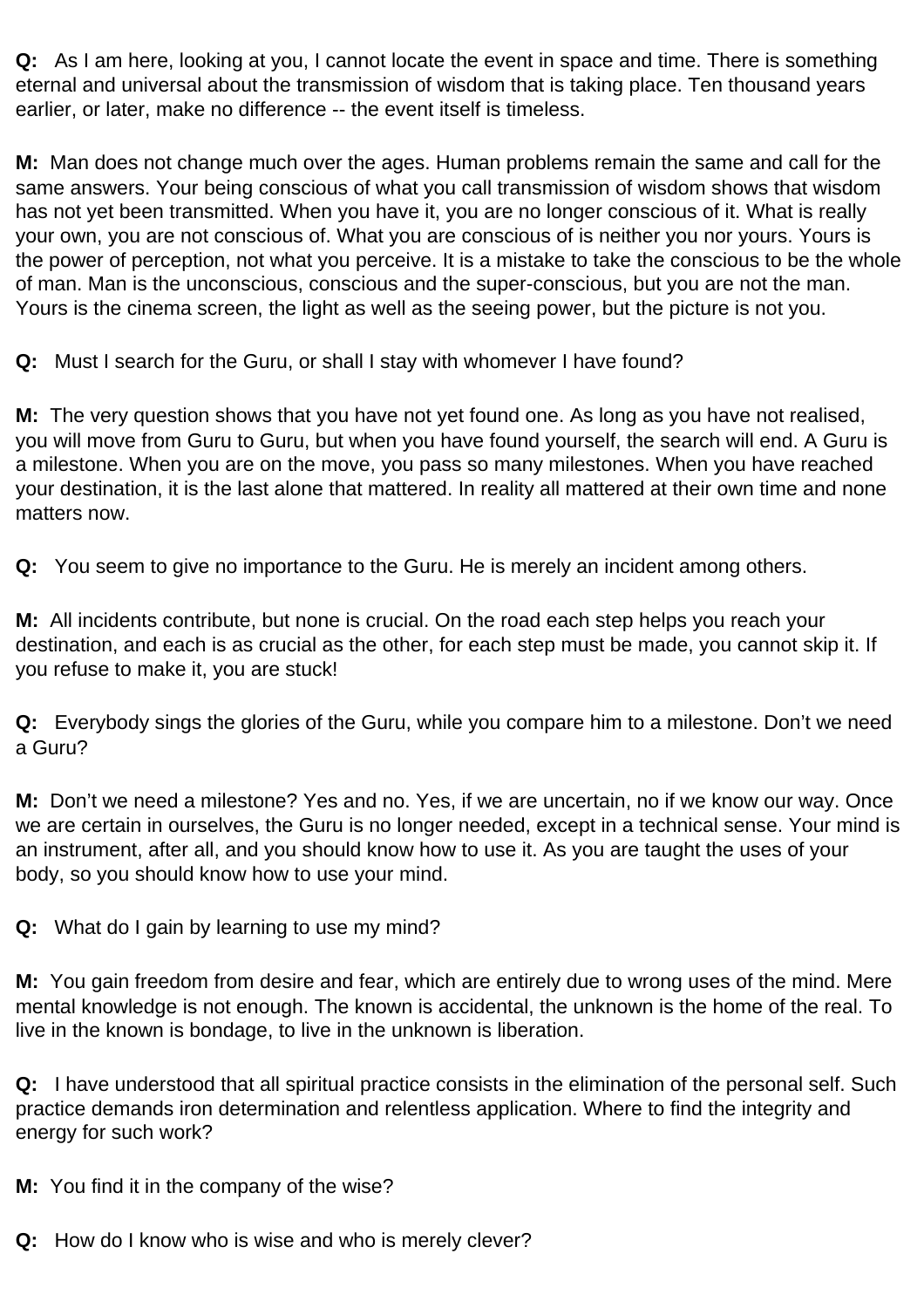**Q:** As I am here, looking at you, I cannot locate the event in space and time. There is something eternal and universal about the transmission of wisdom that is taking place. Ten thousand years earlier, or later, make no difference -- the event itself is timeless.

**M:** Man does not change much over the ages. Human problems remain the same and call for the same answers. Your being conscious of what you call transmission of wisdom shows that wisdom has not yet been transmitted. When you have it, you are no longer conscious of it. What is really your own, you are not conscious of. What you are conscious of is neither you nor yours. Yours is the power of perception, not what you perceive. It is a mistake to take the conscious to be the whole of man. Man is the unconscious, conscious and the super-conscious, but you are not the man. Yours is the cinema screen, the light as well as the seeing power, but the picture is not you.

**Q:** Must I search for the Guru, or shall I stay with whomever I have found?

**M:** The very question shows that you have not yet found one. As long as you have not realised, you will move from Guru to Guru, but when you have found yourself, the search will end. A Guru is a milestone. When you are on the move, you pass so many milestones. When you have reached your destination, it is the last alone that mattered. In reality all mattered at their own time and none matters now.

**Q:** You seem to give no importance to the Guru. He is merely an incident among others.

**M:** All incidents contribute, but none is crucial. On the road each step helps you reach your destination, and each is as crucial as the other, for each step must be made, you cannot skip it. If you refuse to make it, you are stuck!

**Q:** Everybody sings the glories of the Guru, while you compare him to a milestone. Don't we need a Guru?

**M:** Don't we need a milestone? Yes and no. Yes, if we are uncertain, no if we know our way. Once we are certain in ourselves, the Guru is no longer needed, except in a technical sense. Your mind is an instrument, after all, and you should know how to use it. As you are taught the uses of your body, so you should know how to use your mind.

**Q:** What do I gain by learning to use my mind?

**M:** You gain freedom from desire and fear, which are entirely due to wrong uses of the mind. Mere mental knowledge is not enough. The known is accidental, the unknown is the home of the real. To live in the known is bondage, to live in the unknown is liberation.

**Q:** I have understood that all spiritual practice consists in the elimination of the personal self. Such practice demands iron determination and relentless application. Where to find the integrity and energy for such work?

**M:** You find it in the company of the wise?

**Q:** How do I know who is wise and who is merely clever?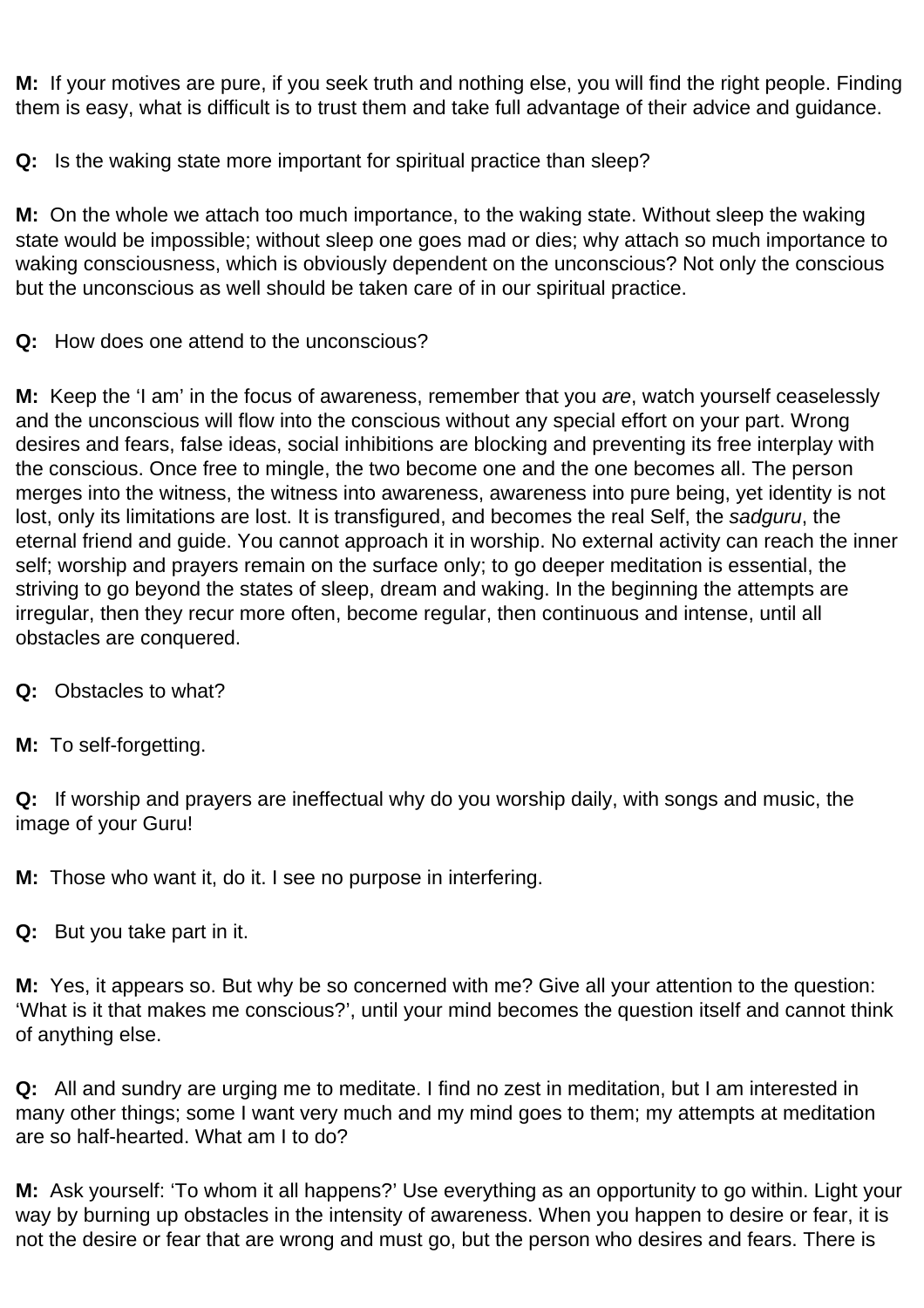**M:** If your motives are pure, if you seek truth and nothing else, you will find the right people. Finding them is easy, what is difficult is to trust them and take full advantage of their advice and guidance.

**Q:** Is the waking state more important for spiritual practice than sleep?

**M:** On the whole we attach too much importance, to the waking state. Without sleep the waking state would be impossible; without sleep one goes mad or dies; why attach so much importance to waking consciousness, which is obviously dependent on the unconscious? Not only the conscious but the unconscious as well should be taken care of in our spiritual practice.

**Q:** How does one attend to the unconscious?

**M:** Keep the 'I am' in the focus of awareness, remember that you *are*, watch yourself ceaselessly and the unconscious will flow into the conscious without any special effort on your part. Wrong desires and fears, false ideas, social inhibitions are blocking and preventing its free interplay with the conscious. Once free to mingle, the two become one and the one becomes all. The person merges into the witness, the witness into awareness, awareness into pure being, yet identity is not lost, only its limitations are lost. It is transfigured, and becomes the real Self, the *sadguru*, the eternal friend and guide. You cannot approach it in worship. No external activity can reach the inner self; worship and prayers remain on the surface only; to go deeper meditation is essential, the striving to go beyond the states of sleep, dream and waking. In the beginning the attempts are irregular, then they recur more often, become regular, then continuous and intense, until all obstacles are conquered.

**Q:** Obstacles to what?

**M:** To self-forgetting.

**Q:** If worship and prayers are ineffectual why do you worship daily, with songs and music, the image of your Guru!

**M:** Those who want it, do it. I see no purpose in interfering.

**Q:** But you take part in it.

**M:** Yes, it appears so. But why be so concerned with me? Give all your attention to the question: 'What is it that makes me conscious?', until your mind becomes the question itself and cannot think of anything else.

**Q:** All and sundry are urging me to meditate. I find no zest in meditation, but I am interested in many other things; some I want very much and my mind goes to them; my attempts at meditation are so half-hearted. What am I to do?

**M:** Ask yourself: 'To whom it all happens?' Use everything as an opportunity to go within. Light your way by burning up obstacles in the intensity of awareness. When you happen to desire or fear, it is not the desire or fear that are wrong and must go, but the person who desires and fears. There is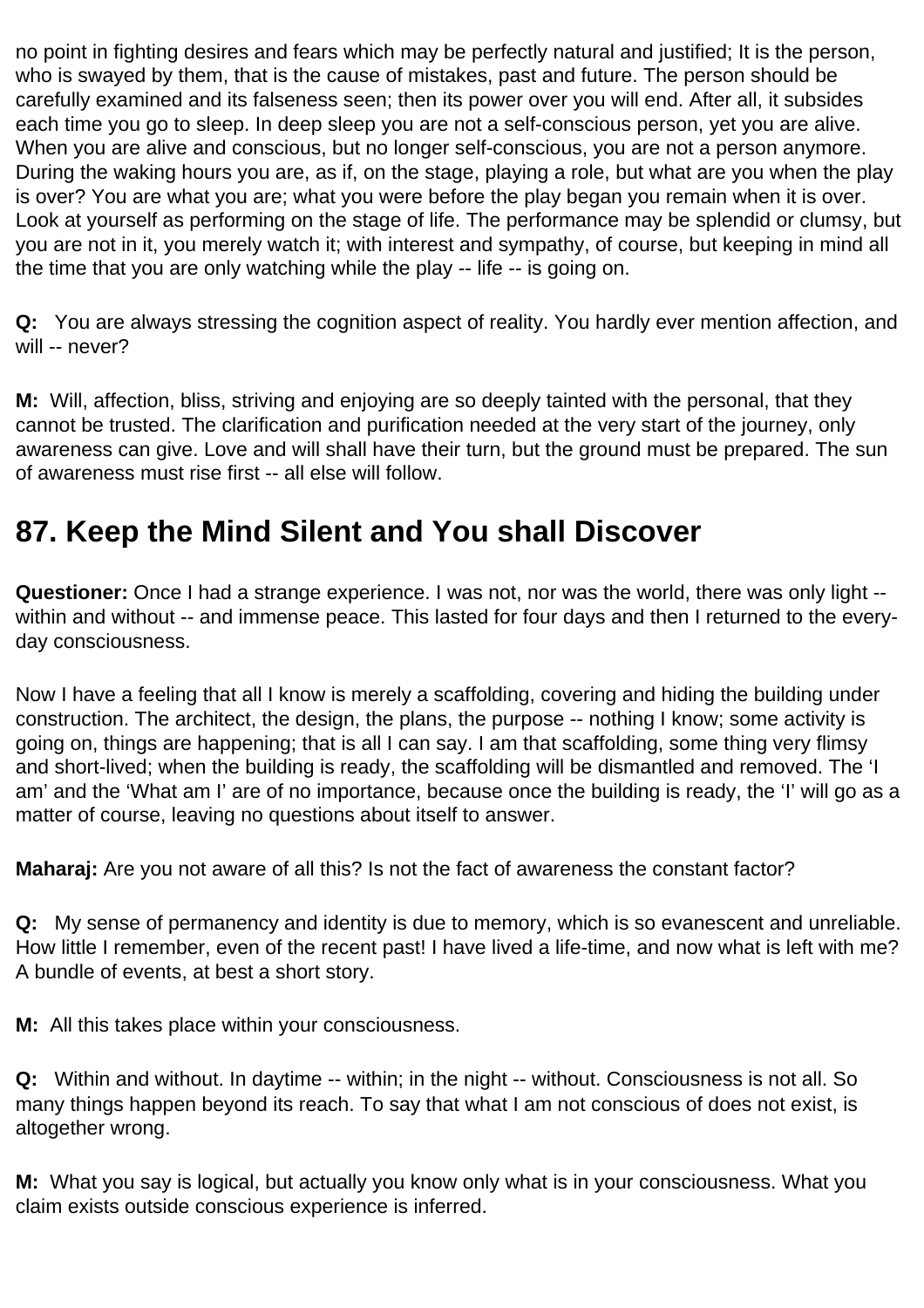no point in fighting desires and fears which may be perfectly natural and justified; It is the person, who is swayed by them, that is the cause of mistakes, past and future. The person should be carefully examined and its falseness seen; then its power over you will end. After all, it subsides each time you go to sleep. In deep sleep you are not a self-conscious person, yet you are alive. When you are alive and conscious, but no longer self-conscious, you are not a person anymore. During the waking hours you are, as if, on the stage, playing a role, but what are you when the play is over? You are what you are; what you were before the play began you remain when it is over. Look at yourself as performing on the stage of life. The performance may be splendid or clumsy, but you are not in it, you merely watch it; with interest and sympathy, of course, but keeping in mind all the time that you are only watching while the play -- life -- is going on.

**Q:** You are always stressing the cognition aspect of reality. You hardly ever mention affection, and will -- never?

**M:** Will, affection, bliss, striving and enjoying are so deeply tainted with the personal, that they cannot be trusted. The clarification and purification needed at the very start of the journey, only awareness can give. Love and will shall have their turn, but the ground must be prepared. The sun of awareness must rise first -- all else will follow.

## 87. Keep the Mind Silent and You shall Discover

**Questioner:** Once I had a strange experience. I was not, nor was the world, there was only light -- within and without -- and immense peace. This lasted for four days and then I returned to the every-day consciousness.

Now I have a feeling that all I know is merely a scaffolding, covering and hiding the building under construction. The architect, the design, the plans, the purpose -- nothing I know; some activity is going on, things are happening; that is all I can say. I am that scaffolding, some thing very flimsy and short-lived; when the building is ready, the scaffolding will be dismantled and removed. The 'I am' and the 'What am I' are of no importance, because once the building is ready, the 'I' will go as a matter of course, leaving no questions about itself to answer.

**Maharaj:** Are you not aware of all this? Is not the fact of awareness the constant factor?

**Q:** My sense of permanency and identity is due to memory, which is so evanescent and unreliable. How little I remember, even of the recent past! I have lived a life-time, and now what is left with me? A bundle of events, at best a short story.

**M:** All this takes place within your consciousness.

**Q:** Within and without. In daytime -- within; in the night -- without. Consciousness is not all. So many things happen beyond its reach. To say that what I am not conscious of does not exist, is altogether wrong.

**M:** What you say is logical, but actually you know only what is in your consciousness. What you claim exists outside conscious experience is inferred.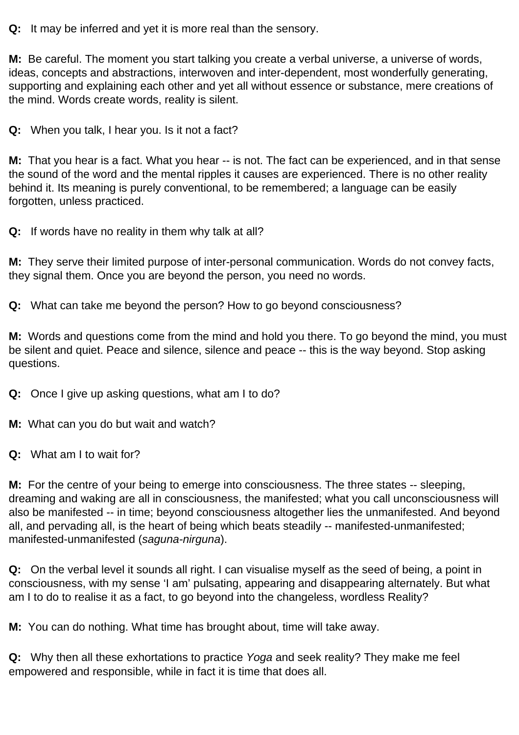**Q:** It may be inferred and yet it is more real than the sensory.

**M:** Be careful. The moment you start talking you create a verbal universe, a universe of words, ideas, concepts and abstractions, interwoven and inter-dependent, most wonderfully generating, supporting and explaining each other and yet all without essence or substance, mere creations of the mind. Words create words, reality is silent.

**Q:** When you talk, I hear you. Is it not a fact?

**M:** That you hear is a fact. What you hear -- is not. The fact can be experienced, and in that sense the sound of the word and the mental ripples it causes are experienced. There is no other reality behind it. Its meaning is purely conventional, to be remembered; a language can be easily forgotten, unless practiced.

**Q:** If words have no reality in them why talk at all?

**M:** They serve their limited purpose of inter-personal communication. Words do not convey facts, they signal them. Once you are beyond the person, you need no words.

**Q:** What can take me beyond the person? How to go beyond consciousness?

**M:** Words and questions come from the mind and hold you there. To go beyond the mind, you must be silent and quiet. Peace and silence, silence and peace -- this is the way beyond. Stop asking questions.

**Q:** Once I give up asking questions, what am I to do?

**M:** What can you do but wait and watch?

**Q:** What am I to wait for?

**M:** For the centre of your being to emerge into consciousness. The three states -- sleeping, dreaming and waking are all in consciousness, the manifested; what you call unconsciousness will also be manifested -- in time; beyond consciousness altogether lies the unmanifested. And beyond all, and pervading all, is the heart of being which beats steadily -- manifested-unmanifested; manifested-unmanifested (*saguna-nirguna*).

**Q:** On the verbal level it sounds all right. I can visualise myself as the seed of being, a point in consciousness, with my sense 'I am' pulsating, appearing and disappearing alternately. But what am I to do to realise it as a fact, to go beyond into the changeless, wordless Reality?

**M:** You can do nothing. What time has brought about, time will take away.

**Q:** Why then all these exhortations to practice *Yoga* and seek reality? They make me feel empowered and responsible, while in fact it is time that does all.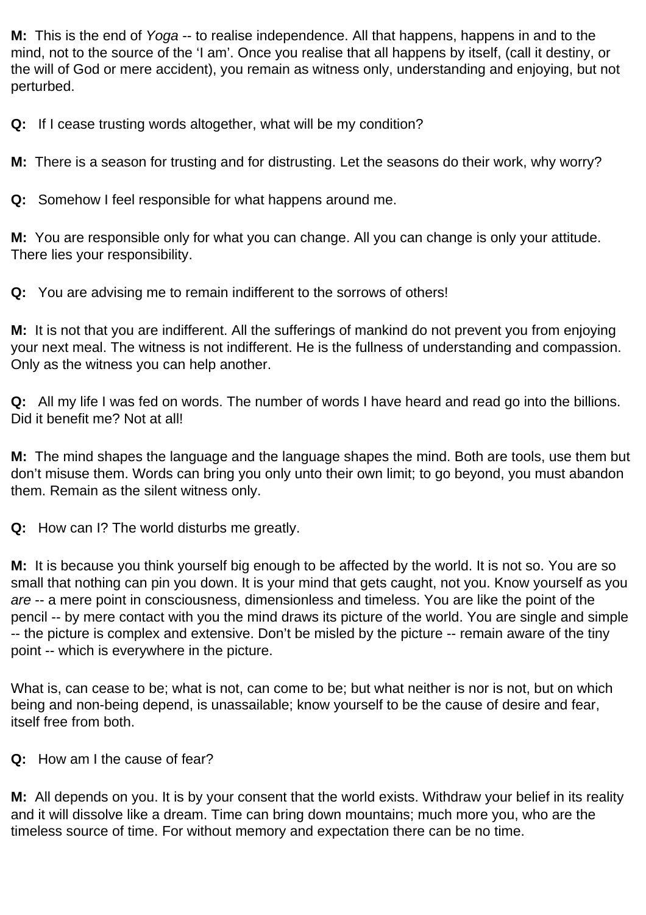**M:** This is the end of *Yoga* -- to realise independence. All that happens, happens in and to the mind, not to the source of the 'I am'. Once you realise that all happens by itself, (call it destiny, or the will of God or mere accident), you remain as witness only, understanding and enjoying, but not perturbed.

**Q:** If I cease trusting words altogether, what will be my condition?

**M:** There is a season for trusting and for distrusting. Let the seasons do their work, why worry?

**Q:** Somehow I feel responsible for what happens around me.

**M:** You are responsible only for what you can change. All you can change is only your attitude. There lies your responsibility.

**Q:** You are advising me to remain indifferent to the sorrows of others!

**M:** It is not that you are indifferent. All the sufferings of mankind do not prevent you from enjoying your next meal. The witness is not indifferent. He is the fullness of understanding and compassion. Only as the witness you can help another.

**Q:** All my life I was fed on words. The number of words I have heard and read go into the billions. Did it benefit me? Not at all!

**M:** The mind shapes the language and the language shapes the mind. Both are tools, use them but don't misuse them. Words can bring you only unto their own limit; to go beyond, you must abandon them. Remain as the silent witness only.

**Q:** How can I? The world disturbs me greatly.

**M:** It is because you think yourself big enough to be affected by the world. It is not so. You are so small that nothing can pin you down. It is your mind that gets caught, not you. Know yourself as you *are* -- a mere point in consciousness, dimensionless and timeless. You are like the point of the pencil -- by mere contact with you the mind draws its picture of the world. You are single and simple -- the picture is complex and extensive. Don't be misled by the picture -- remain aware of the tiny point -- which is everywhere in the picture.

What is, can cease to be; what is not, can come to be; but what neither is nor is not, but on which being and non-being depend, is unassailable; know yourself to be the cause of desire and fear, itself free from both.

**Q:** How am I the cause of fear?

**M:** All depends on you. It is by your consent that the world exists. Withdraw your belief in its reality and it will dissolve like a dream. Time can bring down mountains; much more you, who are the timeless source of time. For without memory and expectation there can be no time.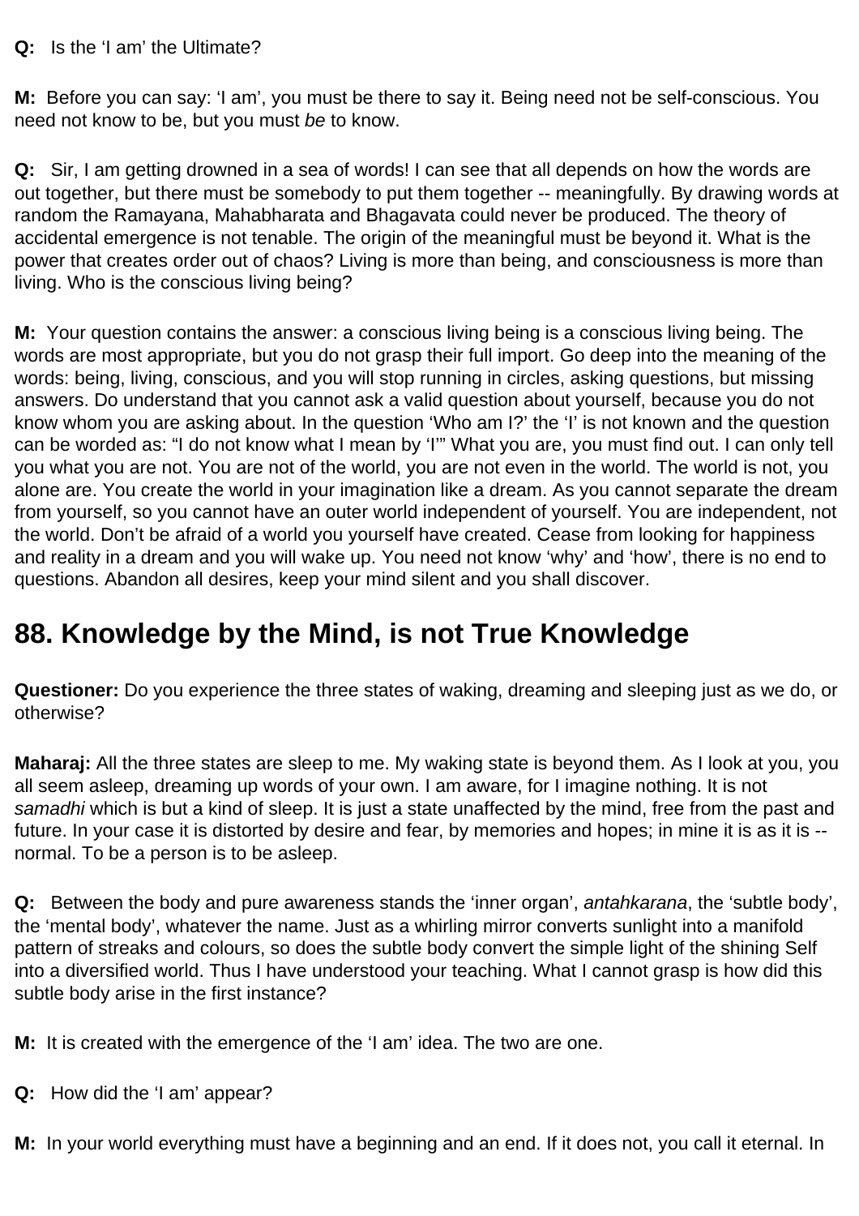**Q:** Is the 'I am' the Ultimate?

**M:** Before you can say: 'I am', you must be there to say it. Being need not be self-conscious. You need not know to be, but you must *be* to know.

**Q:** Sir, I am getting drowned in a sea of words! I can see that all depends on how the words are out together, but there must be somebody to put them together -- meaningfully. By drawing words at random the Ramayana, Mahabharata and Bhagavata could never be produced. The theory of accidental emergence is not tenable. The origin of the meaningful must be beyond it. What is the power that creates order out of chaos? Living is more than being, and consciousness is more than living. Who is the conscious living being?

**M:** Your question contains the answer: a conscious living being is a conscious living being. The words are most appropriate, but you do not grasp their full import. Go deep into the meaning of the words: being, living, conscious, and you will stop running in circles, asking questions, but missing answers. Do understand that you cannot ask a valid question about yourself, because you do not know whom you are asking about. In the question 'Who am I?' the 'I' is not known and the question can be worded as: "I do not know what I mean by 'I'" What you are, you must find out. I can only tell you what you are not. You are not of the world, you are not even in the world. The world is not, you alone are. You create the world in your imagination like a dream. As you cannot separate the dream from yourself, so you cannot have an outer world independent of yourself. You are independent, not the world. Don't be afraid of a world you yourself have created. Cease from looking for happiness and reality in a dream and you will wake up. You need not know 'why' and 'how', there is no end to questions. Abandon all desires, keep your mind silent and you shall discover.

## 88. Knowledge by the Mind, is not True Knowledge

**Questioner:** Do you experience the three states of waking, dreaming and sleeping just as we do, or otherwise?

**Maharaj:** All the three states are sleep to me. My waking state is beyond them. As I look at you, you all seem asleep, dreaming up words of your own. I am aware, for I imagine nothing. It is not *samadhi* which is but a kind of sleep. It is just a state unaffected by the mind, free from the past and future. In your case it is distorted by desire and fear, by memories and hopes; in mine it is as it is -- normal. To be a person is to be asleep.

**Q:** Between the body and pure awareness stands the 'inner organ', *antahkarana*, the 'subtle body', the 'mental body', whatever the name. Just as a whirling mirror converts sunlight into a manifold pattern of streaks and colours, so does the subtle body convert the simple light of the shining Self into a diversified world. Thus I have understood your teaching. What I cannot grasp is how did this subtle body arise in the first instance?

**M:** It is created with the emergence of the 'I am' idea. The two are one.

**Q:** How did the 'I am' appear?

**M:** In your world everything must have a beginning and an end. If it does not, you call it eternal. In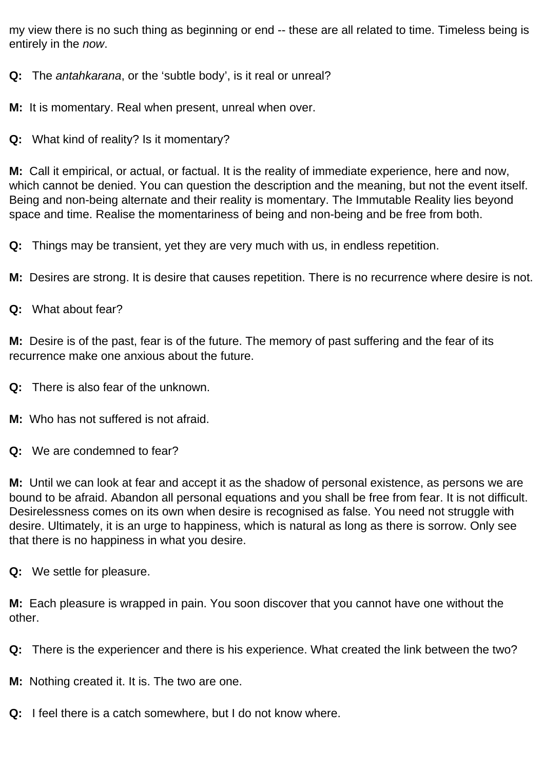my view there is no such thing as beginning or end -- these are all related to time. Timeless being is entirely in the *now*.

**Q:** The *antahkarana*, or the 'subtle body', is it real or unreal?

**M:** It is momentary. Real when present, unreal when over.

**Q:** What kind of reality? Is it momentary?

**M:** Call it empirical, or actual, or factual. It is the reality of immediate experience, here and now, which cannot be denied. You can question the description and the meaning, but not the event itself. Being and non-being alternate and their reality is momentary. The Immutable Reality lies beyond space and time. Realise the momentariness of being and non-being and be free from both.

**Q:** Things may be transient, yet they are very much with us, in endless repetition.

**M:** Desires are strong. It is desire that causes repetition. There is no recurrence where desire is not.

**Q:** What about fear?

**M:** Desire is of the past, fear is of the future. The memory of past suffering and the fear of its recurrence make one anxious about the future.

**Q:** There is also fear of the unknown.

**M:** Who has not suffered is not afraid.

**Q:** We are condemned to fear?

**M:** Until we can look at fear and accept it as the shadow of personal existence, as persons we are bound to be afraid. Abandon all personal equations and you shall be free from fear. It is not difficult. Desirelessness comes on its own when desire is recognised as false. You need not struggle with desire. Ultimately, it is an urge to happiness, which is natural as long as there is sorrow. Only see that there is no happiness in what you desire.

**Q:** We settle for pleasure.

**M:** Each pleasure is wrapped in pain. You soon discover that you cannot have one without the other.

**Q:** There is the experiencer and there is his experience. What created the link between the two?

**M:** Nothing created it. It is. The two are one.

**Q:** I feel there is a catch somewhere, but I do not know where.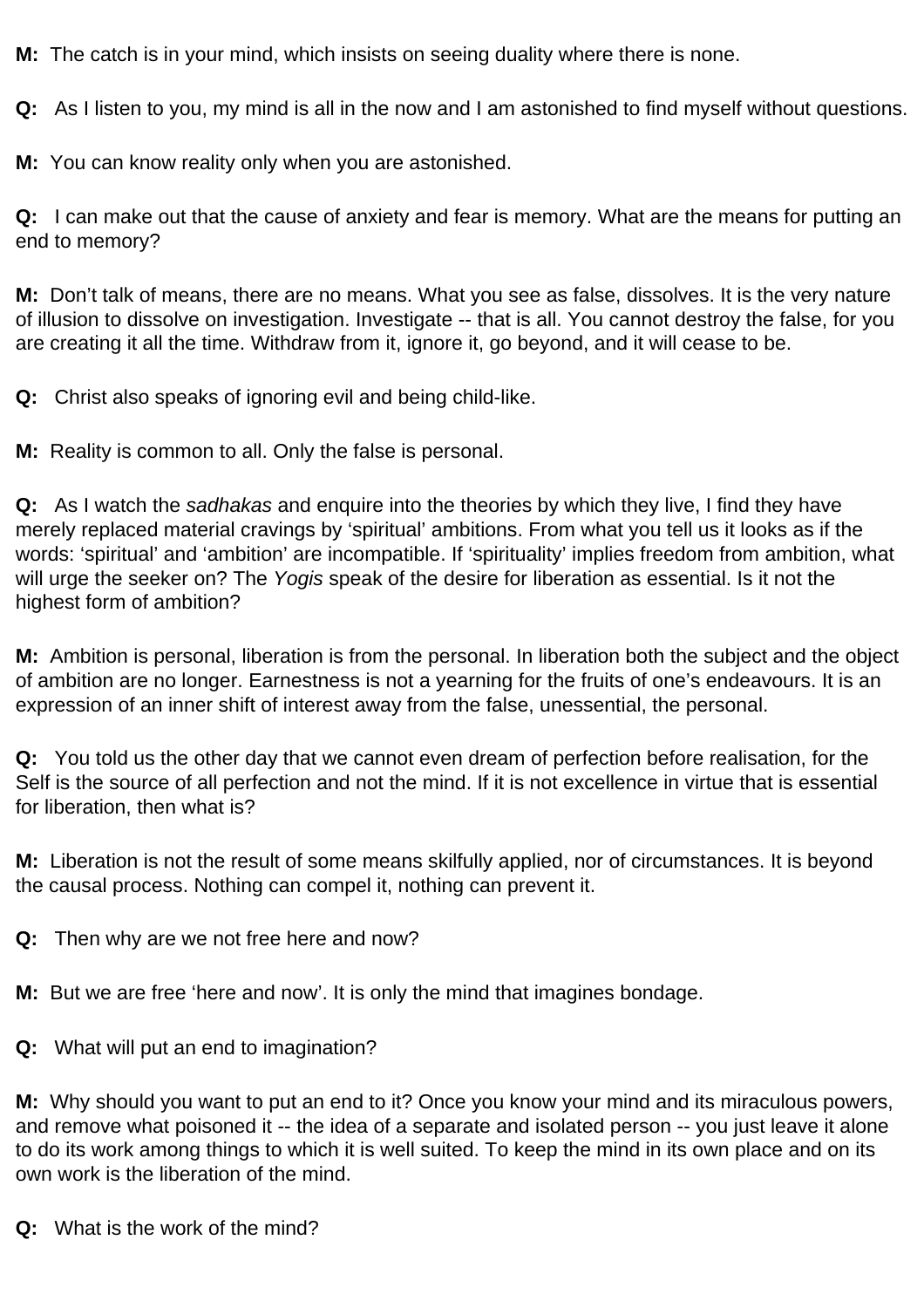**M:** The catch is in your mind, which insists on seeing duality where there is none.

**Q:** As I listen to you, my mind is all in the now and I am astonished to find myself without questions.

**M:** You can know reality only when you are astonished.

**Q:** I can make out that the cause of anxiety and fear is memory. What are the means for putting an end to memory?

**M:** Don't talk of means, there are no means. What you see as false, dissolves. It is the very nature of illusion to dissolve on investigation. Investigate -- that is all. You cannot destroy the false, for you are creating it all the time. Withdraw from it, ignore it, go beyond, and it will cease to be.

**Q:** Christ also speaks of ignoring evil and being child-like.

**M:** Reality is common to all. Only the false is personal.

**Q:** As I watch the *sadhakas* and enquire into the theories by which they live, I find they have merely replaced material cravings by 'spiritual' ambitions. From what you tell us it looks as if the words: 'spiritual' and 'ambition' are incompatible. If 'spirituality' implies freedom from ambition, what will urge the seeker on? The *Yogis* speak of the desire for liberation as essential. Is it not the highest form of ambition?

**M:** Ambition is personal, liberation is from the personal. In liberation both the subject and the object of ambition are no longer. Earnestness is not a yearning for the fruits of one's endeavours. It is an expression of an inner shift of interest away from the false, unessential, the personal.

**Q:** You told us the other day that we cannot even dream of perfection before realisation, for the Self is the source of all perfection and not the mind. If it is not excellence in virtue that is essential for liberation, then what is?

**M:** Liberation is not the result of some means skilfully applied, nor of circumstances. It is beyond the causal process. Nothing can compel it, nothing can prevent it.

**Q:** Then why are we not free here and now?

**M:** But we are free 'here and now'. It is only the mind that imagines bondage.

**Q:** What will put an end to imagination?

**M:** Why should you want to put an end to it? Once you know your mind and its miraculous powers, and remove what poisoned it -- the idea of a separate and isolated person -- you just leave it alone to do its work among things to which it is well suited. To keep the mind in its own place and on its own work is the liberation of the mind.

**Q:** What is the work of the mind?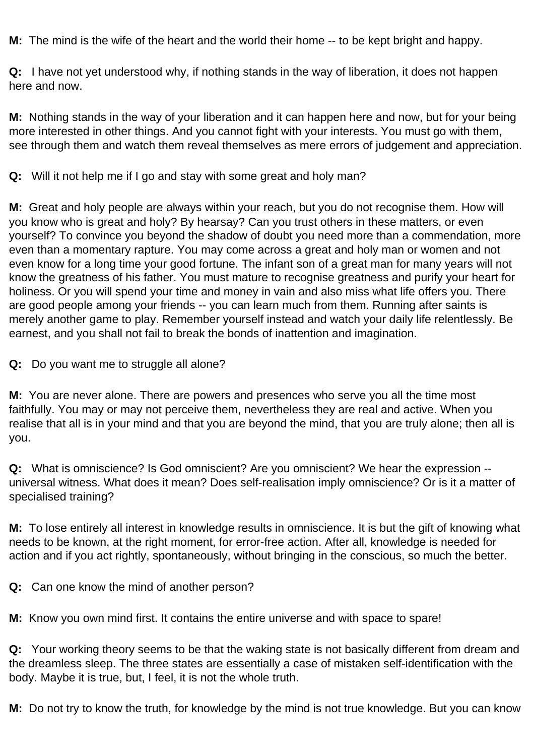**M:** The mind is the wife of the heart and the world their home -- to be kept bright and happy.

**Q:** I have not yet understood why, if nothing stands in the way of liberation, it does not happen here and now.

**M:** Nothing stands in the way of your liberation and it can happen here and now, but for your being more interested in other things. And you cannot fight with your interests. You must go with them, see through them and watch them reveal themselves as mere errors of judgement and appreciation.

**Q:** Will it not help me if I go and stay with some great and holy man?

**M:** Great and holy people are always within your reach, but you do not recognise them. How will you know who is great and holy? By hearsay? Can you trust others in these matters, or even yourself? To convince you beyond the shadow of doubt you need more than a commendation, more even than a momentary rapture. You may come across a great and holy man or women and not even know for a long time your good fortune. The infant son of a great man for many years will not know the greatness of his father. You must mature to recognise greatness and purify your heart for holiness. Or you will spend your time and money in vain and also miss what life offers you. There are good people among your friends -- you can learn much from them. Running after saints is merely another game to play. Remember yourself instead and watch your daily life relentlessly. Be earnest, and you shall not fail to break the bonds of inattention and imagination.

**Q:** Do you want me to struggle all alone?

**M:** You are never alone. There are powers and presences who serve you all the time most faithfully. You may or may not perceive them, nevertheless they are real and active. When you realise that all is in your mind and that you are beyond the mind, that you are truly alone; then all is you.

**Q:** What is omniscience? Is God omniscient? Are you omniscient? We hear the expression -- universal witness. What does it mean? Does self-realisation imply omniscience? Or is it a matter of specialised training?

**M:** To lose entirely all interest in knowledge results in omniscience. It is but the gift of knowing what needs to be known, at the right moment, for error-free action. After all, knowledge is needed for action and if you act rightly, spontaneously, without bringing in the conscious, so much the better.

**Q:** Can one know the mind of another person?

**M:** Know you own mind first. It contains the entire universe and with space to spare!

**Q:** Your working theory seems to be that the waking state is not basically different from dream and the dreamless sleep. The three states are essentially a case of mistaken self-identification with the body. Maybe it is true, but, I feel, it is not the whole truth.

**M:** Do not try to know the truth, for knowledge by the mind is not true knowledge. But you can know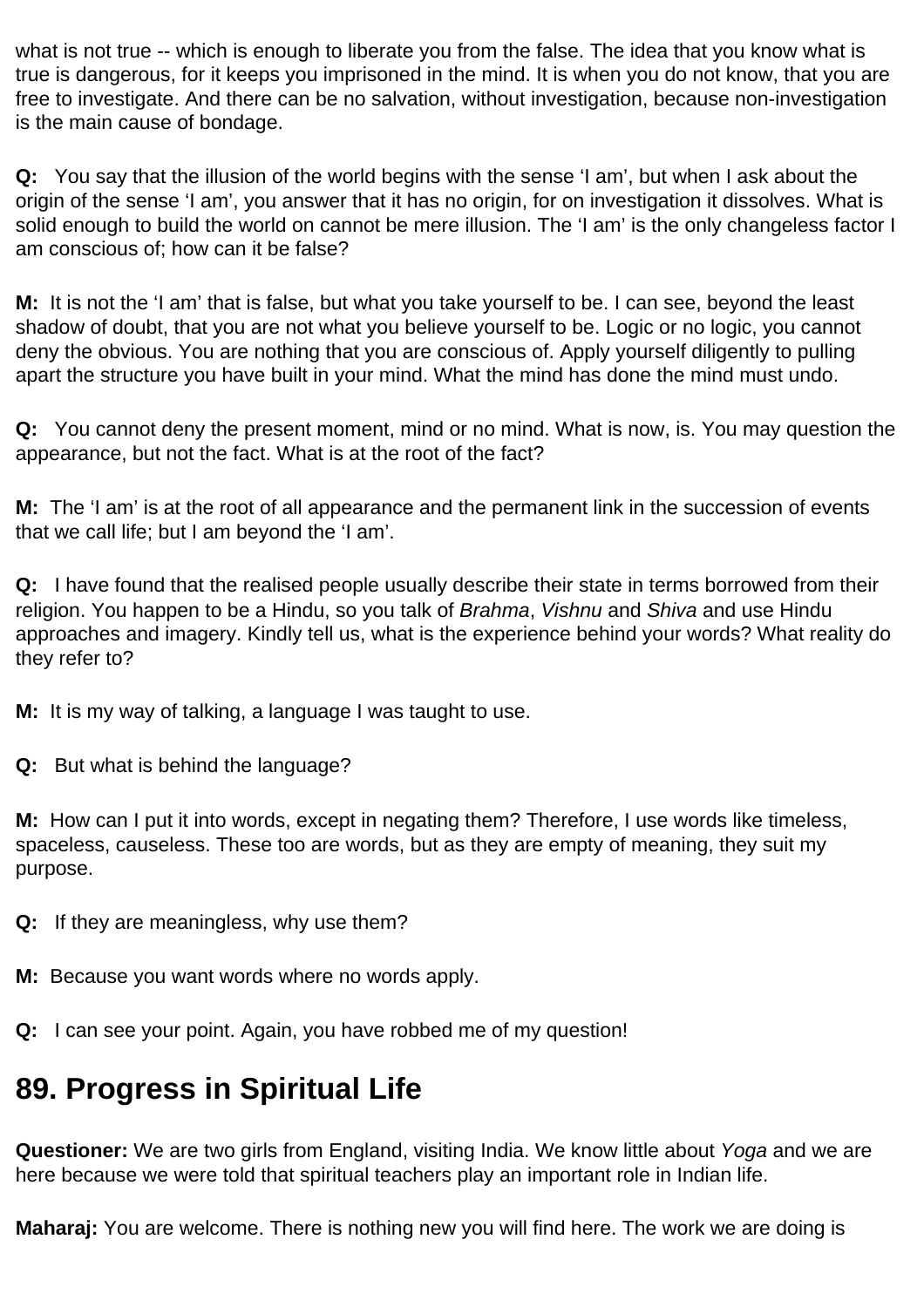what is not true -- which is enough to liberate you from the false. The idea that you know what is true is dangerous, for it keeps you imprisoned in the mind. It is when you do not know, that you are free to investigate. And there can be no salvation, without investigation, because non-investigation is the main cause of bondage.

**Q:** You say that the illusion of the world begins with the sense 'I am', but when I ask about the origin of the sense 'I am', you answer that it has no origin, for on investigation it dissolves. What is solid enough to build the world on cannot be mere illusion. The 'I am' is the only changeless factor I am conscious of; how can it be false?

**M:** It is not the 'I am' that is false, but what you take yourself to be. I can see, beyond the least shadow of doubt, that you are not what you believe yourself to be. Logic or no logic, you cannot deny the obvious. You are nothing that you are conscious of. Apply yourself diligently to pulling apart the structure you have built in your mind. What the mind has done the mind must undo.

**Q:** You cannot deny the present moment, mind or no mind. What is now, is. You may question the appearance, but not the fact. What is at the root of the fact?

**M:** The 'I am' is at the root of all appearance and the permanent link in the succession of events that we call life; but I am beyond the 'I am'.

**Q:** I have found that the realised people usually describe their state in terms borrowed from their religion. You happen to be a Hindu, so you talk of *Brahma*, *Vishnu* and *Shiva* and use Hindu approaches and imagery. Kindly tell us, what is the experience behind your words? What reality do they refer to?

**M:** It is my way of talking, a language I was taught to use.

**Q:** But what is behind the language?

**M:** How can I put it into words, except in negating them? Therefore, I use words like timeless, spaceless, causeless. These too are words, but as they are empty of meaning, they suit my purpose.

**Q:** If they are meaningless, why use them?

**M:** Because you want words where no words apply.

**Q:** I can see your point. Again, you have robbed me of my question!

## 89. Progress in Spiritual Life

**Questioner:** We are two girls from England, visiting India. We know little about *Yoga* and we are here because we were told that spiritual teachers play an important role in Indian life.

**Maharaj:** You are welcome. There is nothing new you will find here. The work we are doing is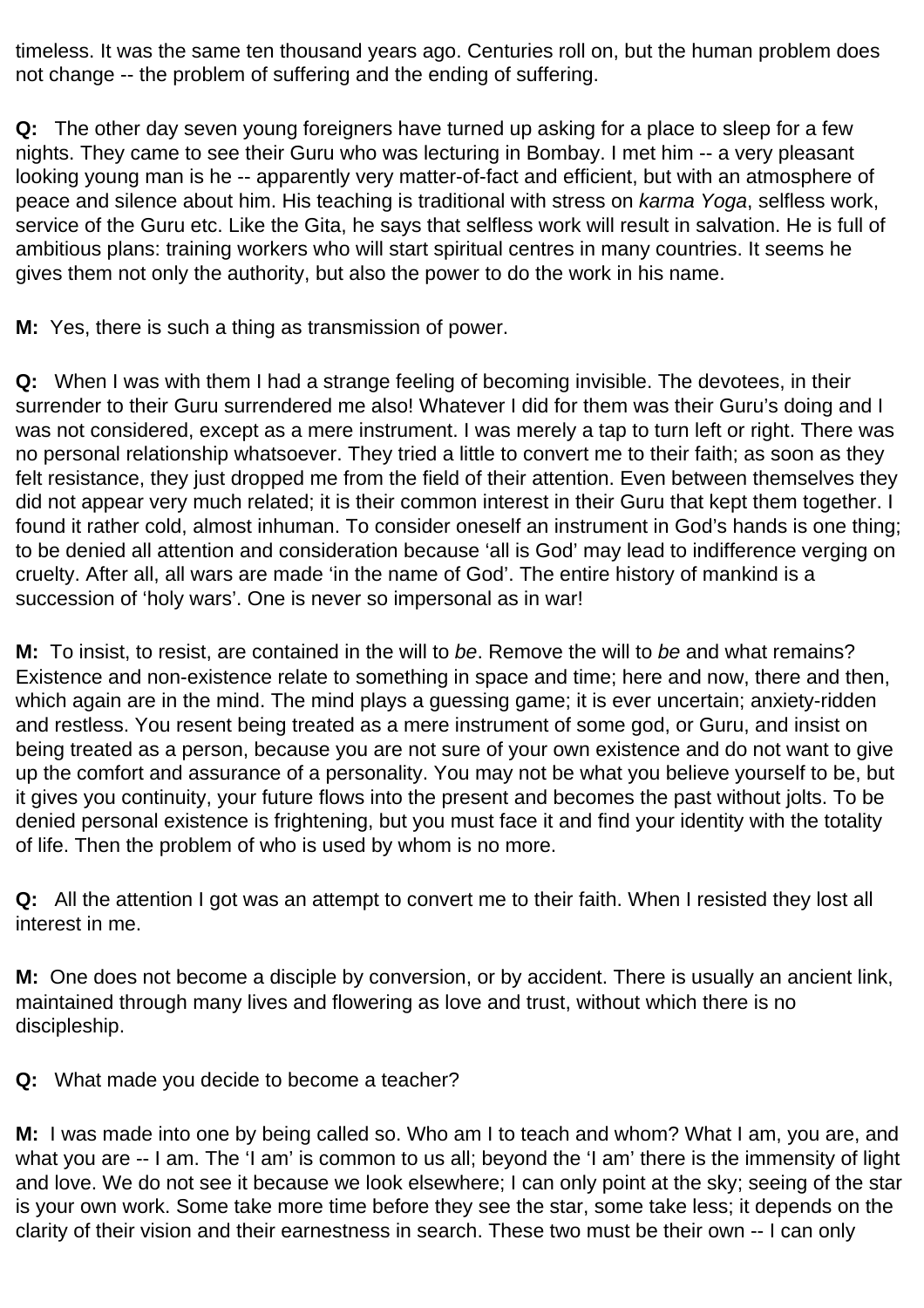timeless. It was the same ten thousand years ago. Centuries roll on, but the human problem does not change -- the problem of suffering and the ending of suffering.

**Q:** The other day seven young foreigners have turned up asking for a place to sleep for a few nights. They came to see their Guru who was lecturing in Bombay. I met him -- a very pleasant looking young man is he -- apparently very matter-of-fact and efficient, but with an atmosphere of peace and silence about him. His teaching is traditional with stress on *karma Yoga*, selfless work, service of the Guru etc. Like the Gita, he says that selfless work will result in salvation. He is full of ambitious plans: training workers who will start spiritual centres in many countries. It seems he gives them not only the authority, but also the power to do the work in his name.

**M:** Yes, there is such a thing as transmission of power.

**Q:** When I was with them I had a strange feeling of becoming invisible. The devotees, in their surrender to their Guru surrendered me also! Whatever I did for them was their Guru's doing and I was not considered, except as a mere instrument. I was merely a tap to turn left or right. There was no personal relationship whatsoever. They tried a little to convert me to their faith; as soon as they felt resistance, they just dropped me from the field of their attention. Even between themselves they did not appear very much related; it is their common interest in their Guru that kept them together. I found it rather cold, almost inhuman. To consider oneself an instrument in God's hands is one thing; to be denied all attention and consideration because 'all is God' may lead to indifference verging on cruelty. After all, all wars are made 'in the name of God'. The entire history of mankind is a succession of 'holy wars'. One is never so impersonal as in war!

**M:** To insist, to resist, are contained in the will to *be*. Remove the will to *be* and what remains? Existence and non-existence relate to something in space and time; here and now, there and then, which again are in the mind. The mind plays a guessing game; it is ever uncertain; anxiety-ridden and restless. You resent being treated as a mere instrument of some god, or Guru, and insist on being treated as a person, because you are not sure of your own existence and do not want to give up the comfort and assurance of a personality. You may not be what you believe yourself to be, but it gives you continuity, your future flows into the present and becomes the past without jolts. To be denied personal existence is frightening, but you must face it and find your identity with the totality of life. Then the problem of who is used by whom is no more.

**Q:** All the attention I got was an attempt to convert me to their faith. When I resisted they lost all interest in me.

**M:** One does not become a disciple by conversion, or by accident. There is usually an ancient link, maintained through many lives and flowering as love and trust, without which there is no discipleship.

**Q:** What made you decide to become a teacher?

**M:** I was made into one by being called so. Who am I to teach and whom? What I am, you are, and what you are -- I am. The 'I am' is common to us all; beyond the 'I am' there is the immensity of light and love. We do not see it because we look elsewhere; I can only point at the sky; seeing of the star is your own work. Some take more time before they see the star, some take less; it depends on the clarity of their vision and their earnestness in search. These two must be their own -- I can only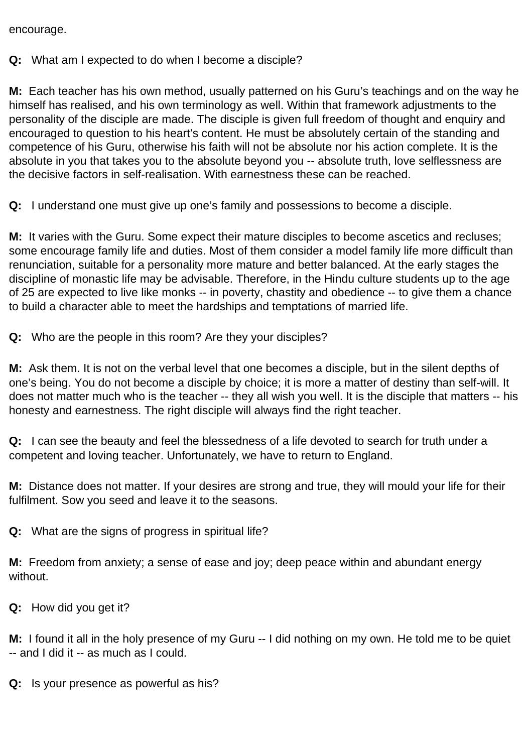encourage.

**Q:** What am I expected to do when I become a disciple?

**M:** Each teacher has his own method, usually patterned on his Guru's teachings and on the way he himself has realised, and his own terminology as well. Within that framework adjustments to the personality of the disciple are made. The disciple is given full freedom of thought and enquiry and encouraged to question to his heart's content. He must be absolutely certain of the standing and competence of his Guru, otherwise his faith will not be absolute nor his action complete. It is the absolute in you that takes you to the absolute beyond you -- absolute truth, love selflessness are the decisive factors in self-realisation. With earnestness these can be reached.

**Q:** I understand one must give up one's family and possessions to become a disciple.

**M:** It varies with the Guru. Some expect their mature disciples to become ascetics and recluses; some encourage family life and duties. Most of them consider a model family life more difficult than renunciation, suitable for a personality more mature and better balanced. At the early stages the discipline of monastic life may be advisable. Therefore, in the Hindu culture students up to the age of 25 are expected to live like monks -- in poverty, chastity and obedience -- to give them a chance to build a character able to meet the hardships and temptations of married life.

**Q:** Who are the people in this room? Are they your disciples?

**M:** Ask them. It is not on the verbal level that one becomes a disciple, but in the silent depths of one's being. You do not become a disciple by choice; it is more a matter of destiny than self-will. It does not matter much who is the teacher -- they all wish you well. It is the disciple that matters -- his honesty and earnestness. The right disciple will always find the right teacher.

**Q:** I can see the beauty and feel the blessedness of a life devoted to search for truth under a competent and loving teacher. Unfortunately, we have to return to England.

**M:** Distance does not matter. If your desires are strong and true, they will mould your life for their fulfilment. Sow you seed and leave it to the seasons.

**Q:** What are the signs of progress in spiritual life?

**M:** Freedom from anxiety; a sense of ease and joy; deep peace within and abundant energy without.

**Q:** How did you get it?

**M:** I found it all in the holy presence of my Guru -- I did nothing on my own. He told me to be quiet -- and I did it -- as much as I could.

**Q:** Is your presence as powerful as his?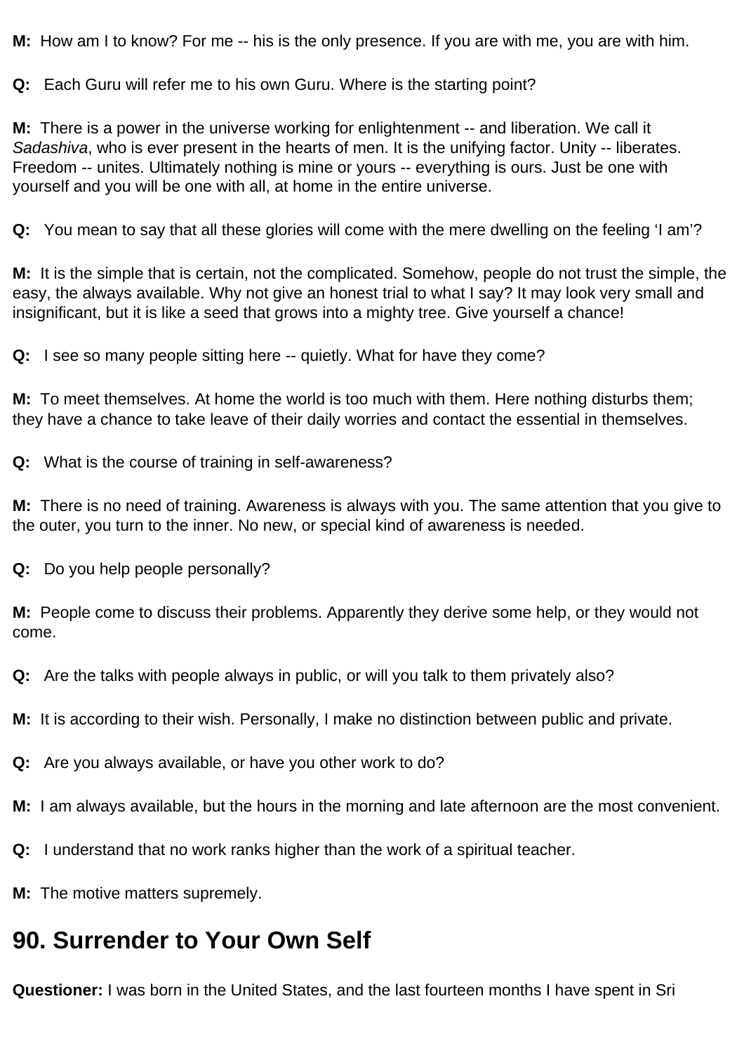**M:** How am I to know? For me -- his is the only presence. If you are with me, you are with him.

**Q:** Each Guru will refer me to his own Guru. Where is the starting point?

**M:** There is a power in the universe working for enlightenment -- and liberation. We call it *Sadashiva*, who is ever present in the hearts of men. It is the unifying factor. Unity -- liberates. Freedom -- unites. Ultimately nothing is mine or yours -- everything is ours. Just be one with yourself and you will be one with all, at home in the entire universe.

**Q:** You mean to say that all these glories will come with the mere dwelling on the feeling 'I am'?

**M:** It is the simple that is certain, not the complicated. Somehow, people do not trust the simple, the easy, the always available. Why not give an honest trial to what I say? It may look very small and insignificant, but it is like a seed that grows into a mighty tree. Give yourself a chance!

**Q:** I see so many people sitting here -- quietly. What for have they come?

**M:** To meet themselves. At home the world is too much with them. Here nothing disturbs them; they have a chance to take leave of their daily worries and contact the essential in themselves.

**Q:** What is the course of training in self-awareness?

**M:** There is no need of training. Awareness is always with you. The same attention that you give to the outer, you turn to the inner. No new, or special kind of awareness is needed.

**Q:** Do you help people personally?

**M:** People come to discuss their problems. Apparently they derive some help, or they would not come.

**Q:** Are the talks with people always in public, or will you talk to them privately also?

**M:** It is according to their wish. Personally, I make no distinction between public and private.

**Q:** Are you always available, or have you other work to do?

**M:** I am always available, but the hours in the morning and late afternoon are the most convenient.

**Q:** I understand that no work ranks higher than the work of a spiritual teacher.

**M:** The motive matters supremely.

## 90. Surrender to Your Own Self

**Questioner:** I was born in the United States, and the last fourteen months I have spent in Sri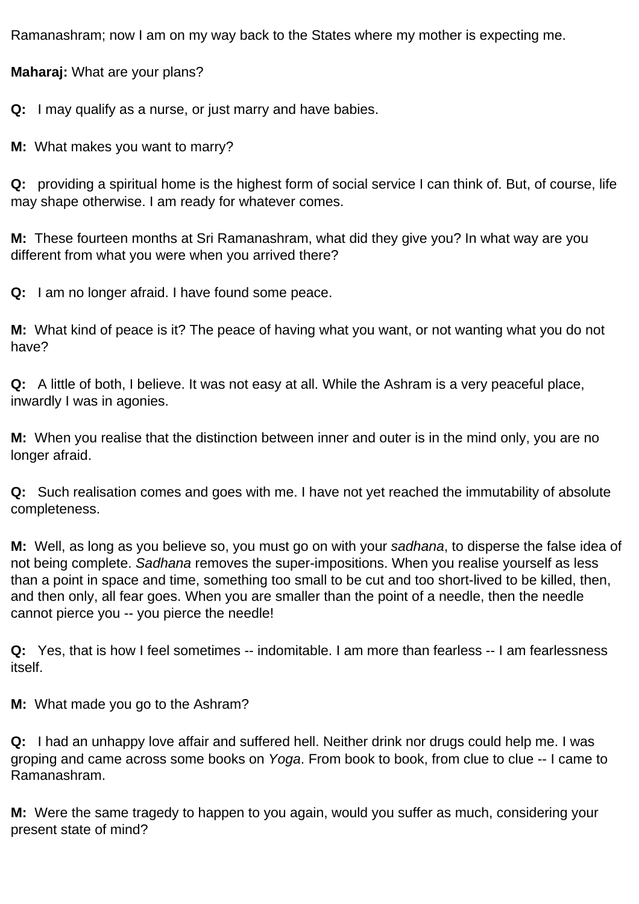Ramanashram; now I am on my way back to the States where my mother is expecting me.

**Maharaj:** What are your plans?

**Q:** I may qualify as a nurse, or just marry and have babies.

**M:** What makes you want to marry?

**Q:** providing a spiritual home is the highest form of social service I can think of. But, of course, life may shape otherwise. I am ready for whatever comes.

**M:** These fourteen months at Sri Ramanashram, what did they give you? In what way are you different from what you were when you arrived there?

**Q:** I am no longer afraid. I have found some peace.

**M:** What kind of peace is it? The peace of having what you want, or not wanting what you do not have?

**Q:** A little of both, I believe. It was not easy at all. While the Ashram is a very peaceful place, inwardly I was in agonies.

**M:** When you realise that the distinction between inner and outer is in the mind only, you are no longer afraid.

**Q:** Such realisation comes and goes with me. I have not yet reached the immutability of absolute completeness.

**M:** Well, as long as you believe so, you must go on with your *sadhana*, to disperse the false idea of not being complete. *Sadhana* removes the super-impositions. When you realise yourself as less than a point in space and time, something too small to be cut and too short-lived to be killed, then, and then only, all fear goes. When you are smaller than the point of a needle, then the needle cannot pierce you -- you pierce the needle!

**Q:** Yes, that is how I feel sometimes -- indomitable. I am more than fearless -- I am fearlessness itself.

**M:** What made you go to the Ashram?

**Q:** I had an unhappy love affair and suffered hell. Neither drink nor drugs could help me. I was groping and came across some books on *Yoga*. From book to book, from clue to clue -- I came to Ramanashram.

**M:** Were the same tragedy to happen to you again, would you suffer as much, considering your present state of mind?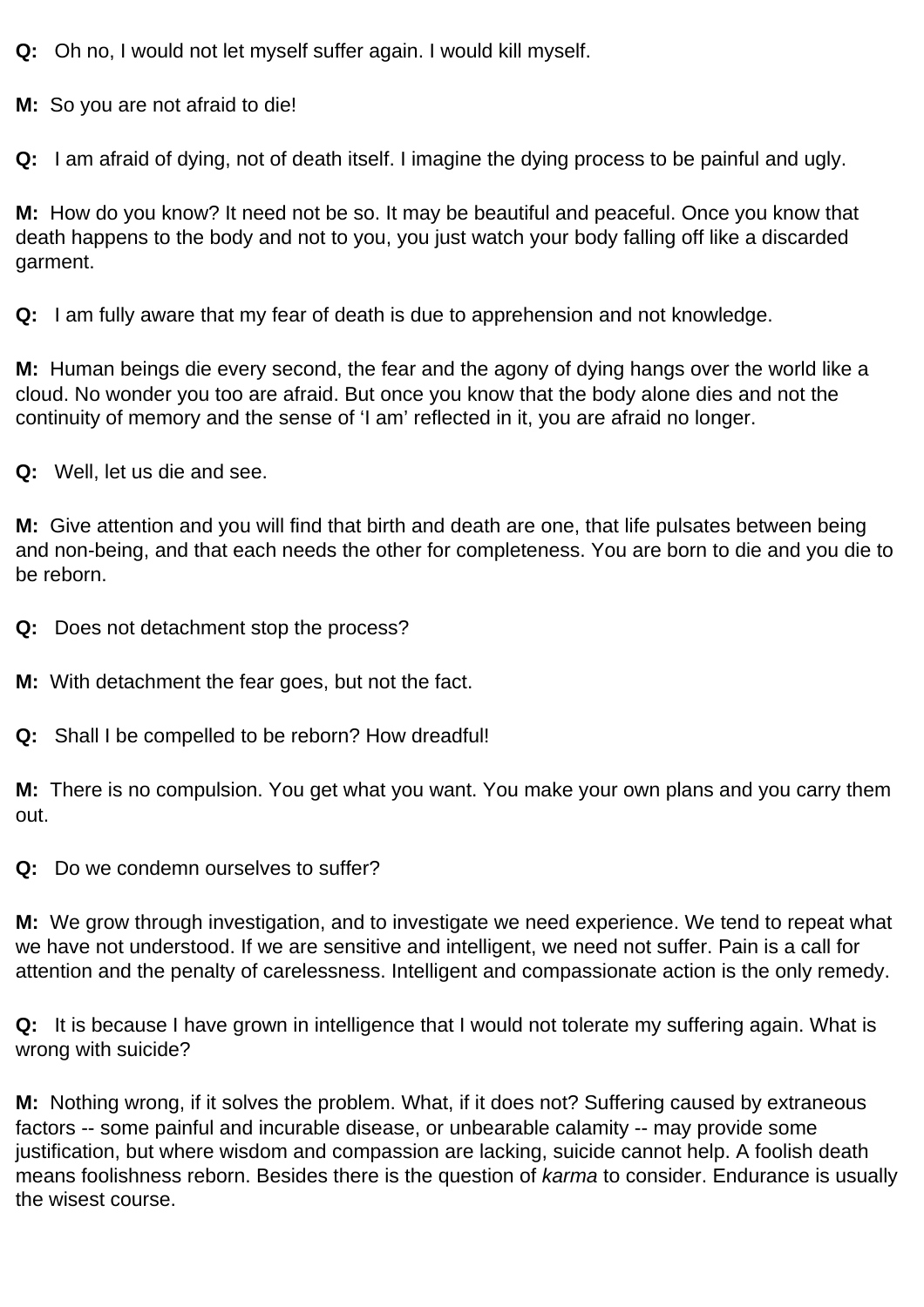**Q:** Oh no, I would not let myself suffer again. I would kill myself.

**M:** So you are not afraid to die!

**Q:** I am afraid of dying, not of death itself. I imagine the dying process to be painful and ugly.

**M:** How do you know? It need not be so. It may be beautiful and peaceful. Once you know that death happens to the body and not to you, you just watch your body falling off like a discarded garment.

**Q:** I am fully aware that my fear of death is due to apprehension and not knowledge.

**M:** Human beings die every second, the fear and the agony of dying hangs over the world like a cloud. No wonder you too are afraid. But once you know that the body alone dies and not the continuity of memory and the sense of 'I am' reflected in it, you are afraid no longer.

**Q:** Well, let us die and see.

**M:** Give attention and you will find that birth and death are one, that life pulsates between being and non-being, and that each needs the other for completeness. You are born to die and you die to be reborn.

**Q:** Does not detachment stop the process?

**M:** With detachment the fear goes, but not the fact.

**Q:** Shall I be compelled to be reborn? How dreadful!

**M:** There is no compulsion. You get what you want. You make your own plans and you carry them out.

**Q:** Do we condemn ourselves to suffer?

**M:** We grow through investigation, and to investigate we need experience. We tend to repeat what we have not understood. If we are sensitive and intelligent, we need not suffer. Pain is a call for attention and the penalty of carelessness. Intelligent and compassionate action is the only remedy.

**Q:** It is because I have grown in intelligence that I would not tolerate my suffering again. What is wrong with suicide?

**M:** Nothing wrong, if it solves the problem. What, if it does not? Suffering caused by extraneous factors -- some painful and incurable disease, or unbearable calamity -- may provide some justification, but where wisdom and compassion are lacking, suicide cannot help. A foolish death means foolishness reborn. Besides there is the question of *karma* to consider. Endurance is usually the wisest course.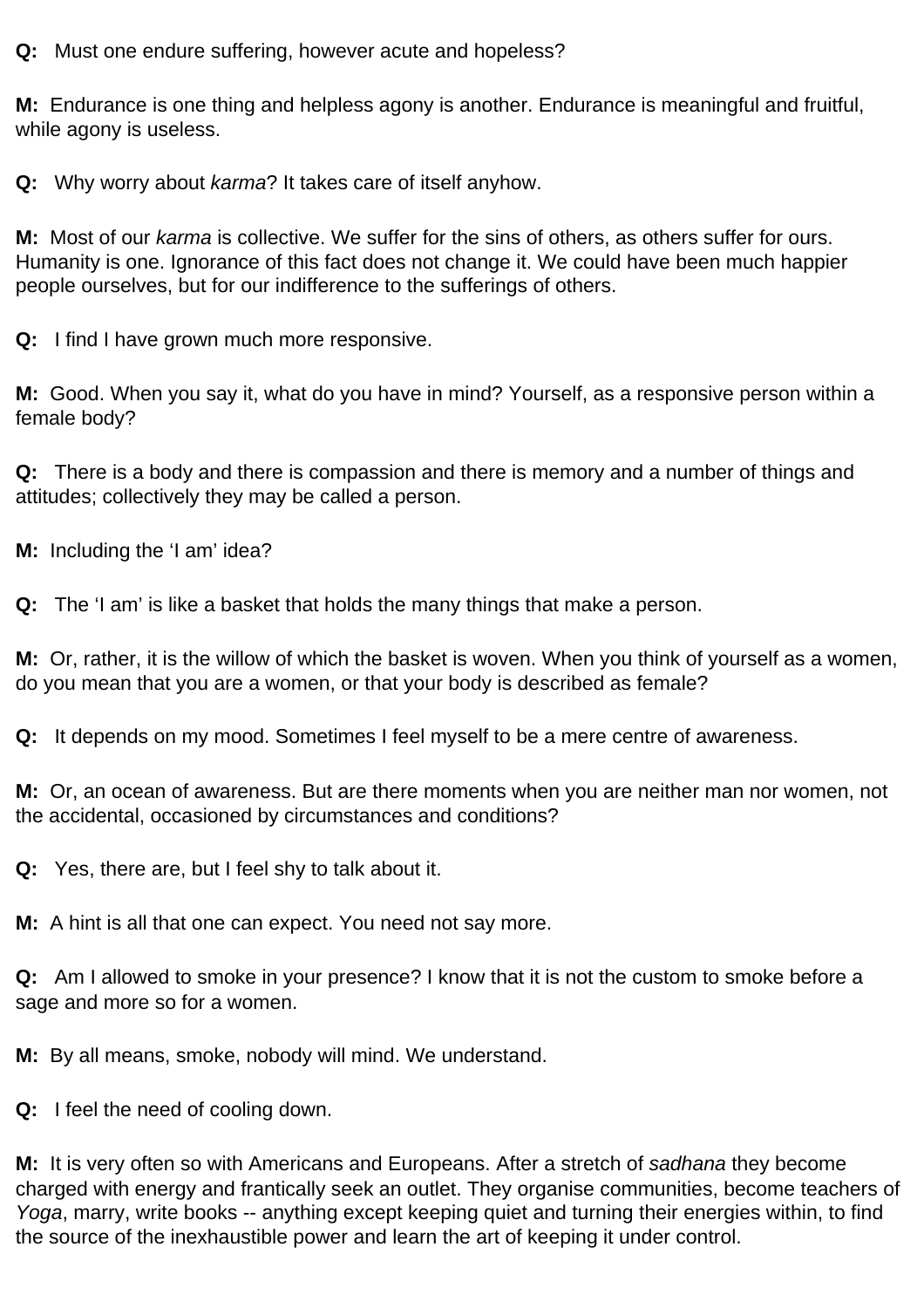**Q:** Must one endure suffering, however acute and hopeless?

**M:** Endurance is one thing and helpless agony is another. Endurance is meaningful and fruitful, while agony is useless.

**Q:** Why worry about *karma*? It takes care of itself anyhow.

**M:** Most of our *karma* is collective. We suffer for the sins of others, as others suffer for ours. Humanity is one. Ignorance of this fact does not change it. We could have been much happier people ourselves, but for our indifference to the sufferings of others.

**Q:** I find I have grown much more responsive.

**M:** Good. When you say it, what do you have in mind? Yourself, as a responsive person within a female body?

**Q:** There is a body and there is compassion and there is memory and a number of things and attitudes; collectively they may be called a person.

**M:** Including the 'I am' idea?

**Q:** The 'I am' is like a basket that holds the many things that make a person.

**M:** Or, rather, it is the willow of which the basket is woven. When you think of yourself as a women, do you mean that you are a women, or that your body is described as female?

**Q:** It depends on my mood. Sometimes I feel myself to be a mere centre of awareness.

**M:** Or, an ocean of awareness. But are there moments when you are neither man nor women, not the accidental, occasioned by circumstances and conditions?

**Q:** Yes, there are, but I feel shy to talk about it.

**M:** A hint is all that one can expect. You need not say more.

**Q:** Am I allowed to smoke in your presence? I know that it is not the custom to smoke before a sage and more so for a women.

**M:** By all means, smoke, nobody will mind. We understand.

**Q:** I feel the need of cooling down.

**M:** It is very often so with Americans and Europeans. After a stretch of *sadhana* they become charged with energy and frantically seek an outlet. They organise communities, become teachers of *Yoga*, marry, write books -- anything except keeping quiet and turning their energies within, to find the source of the inexhaustible power and learn the art of keeping it under control.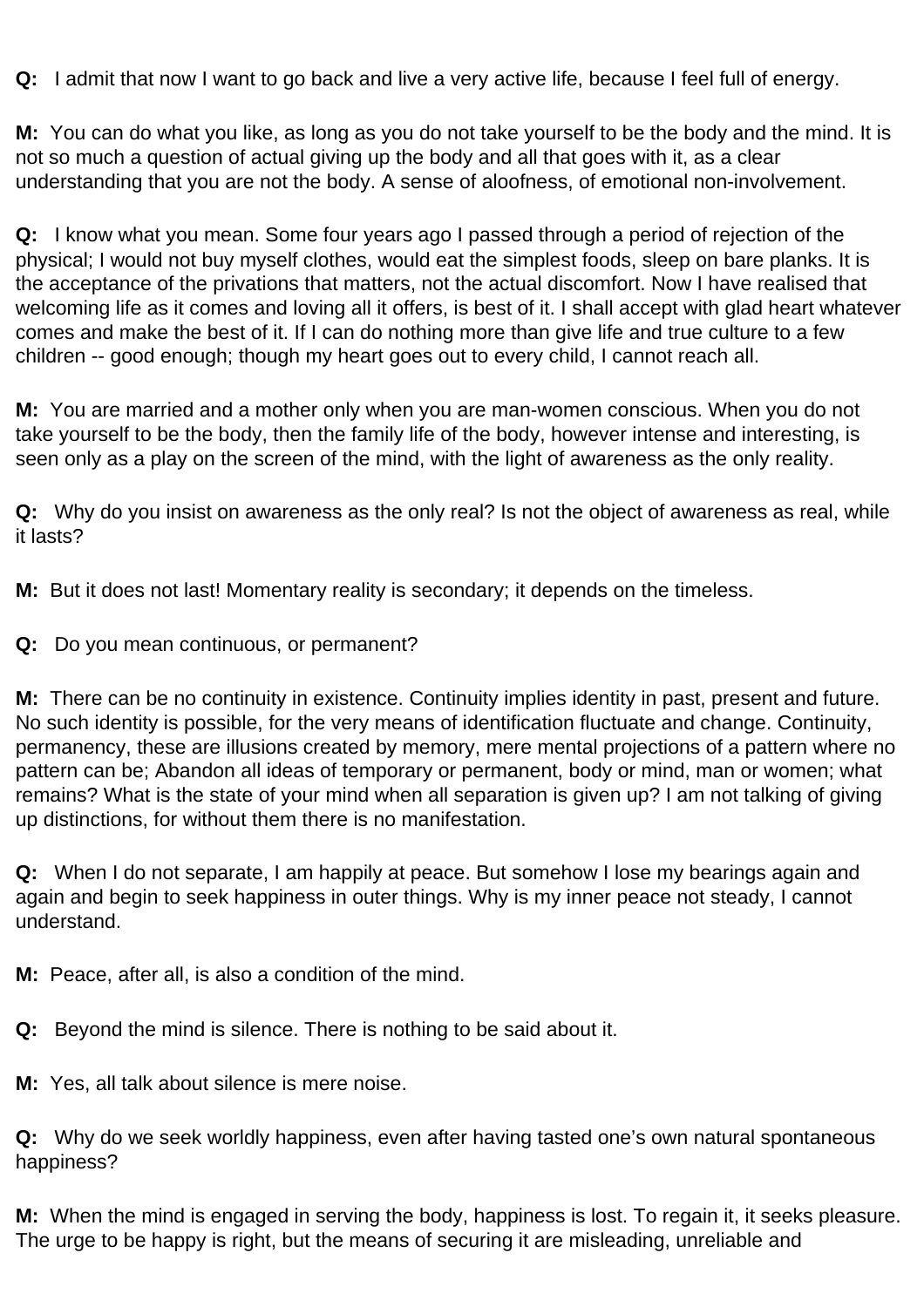**Q:** I admit that now I want to go back and live a very active life, because I feel full of energy.

**M:** You can do what you like, as long as you do not take yourself to be the body and the mind. It is not so much a question of actual giving up the body and all that goes with it, as a clear understanding that you are not the body. A sense of aloofness, of emotional non-involvement.

**Q:** I know what you mean. Some four years ago I passed through a period of rejection of the physical; I would not buy myself clothes, would eat the simplest foods, sleep on bare planks. It is the acceptance of the privations that matters, not the actual discomfort. Now I have realised that welcoming life as it comes and loving all it offers, is best of it. I shall accept with glad heart whatever comes and make the best of it. If I can do nothing more than give life and true culture to a few children -- good enough; though my heart goes out to every child, I cannot reach all.

**M:** You are married and a mother only when you are man-women conscious. When you do not take yourself to be the body, then the family life of the body, however intense and interesting, is seen only as a play on the screen of the mind, with the light of awareness as the only reality.

**Q:** Why do you insist on awareness as the only real? Is not the object of awareness as real, while it lasts?

**M:** But it does not last! Momentary reality is secondary; it depends on the timeless.

**Q:** Do you mean continuous, or permanent?

**M:** There can be no continuity in existence. Continuity implies identity in past, present and future. No such identity is possible, for the very means of identification fluctuate and change. Continuity, permanency, these are illusions created by memory, mere mental projections of a pattern where no pattern can be; Abandon all ideas of temporary or permanent, body or mind, man or women; what remains? What is the state of your mind when all separation is given up? I am not talking of giving up distinctions, for without them there is no manifestation.

**Q:** When I do not separate, I am happily at peace. But somehow I lose my bearings again and again and begin to seek happiness in outer things. Why is my inner peace not steady, I cannot understand.

**M:** Peace, after all, is also a condition of the mind.

**Q:** Beyond the mind is silence. There is nothing to be said about it.

**M:** Yes, all talk about silence is mere noise.

**Q:** Why do we seek worldly happiness, even after having tasted one's own natural spontaneous happiness?

**M:** When the mind is engaged in serving the body, happiness is lost. To regain it, it seeks pleasure. The urge to be happy is right, but the means of securing it are misleading, unreliable and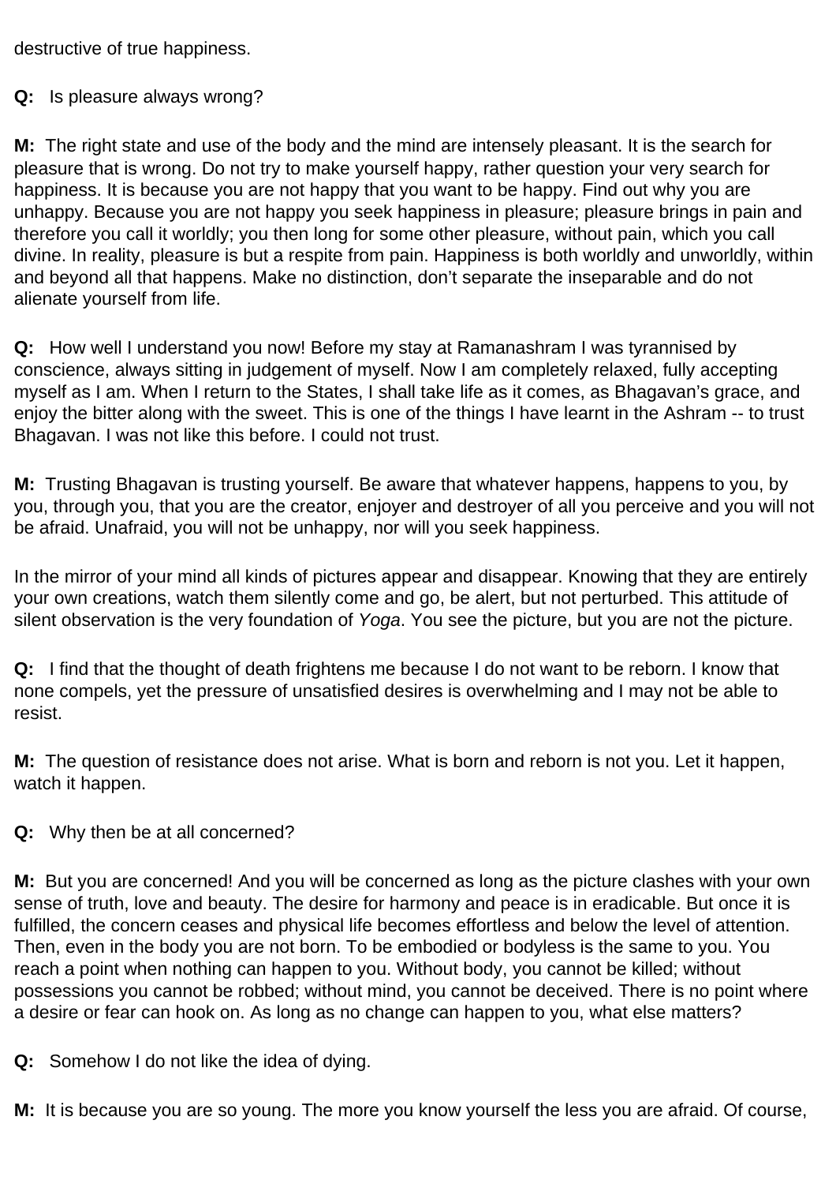destructive of true happiness.

**Q:** Is pleasure always wrong?

**M:** The right state and use of the body and the mind are intensely pleasant. It is the search for pleasure that is wrong. Do not try to make yourself happy, rather question your very search for happiness. It is because you are not happy that you want to be happy. Find out why you are unhappy. Because you are not happy you seek happiness in pleasure; pleasure brings in pain and therefore you call it worldly; you then long for some other pleasure, without pain, which you call divine. In reality, pleasure is but a respite from pain. Happiness is both worldly and unworldly, within and beyond all that happens. Make no distinction, don't separate the inseparable and do not alienate yourself from life.

**Q:** How well I understand you now! Before my stay at Ramanashram I was tyrannised by conscience, always sitting in judgement of myself. Now I am completely relaxed, fully accepting myself as I am. When I return to the States, I shall take life as it comes, as Bhagavan's grace, and enjoy the bitter along with the sweet. This is one of the things I have learnt in the Ashram -- to trust Bhagavan. I was not like this before. I could not trust.

**M:** Trusting Bhagavan is trusting yourself. Be aware that whatever happens, happens to you, by you, through you, that you are the creator, enjoyer and destroyer of all you perceive and you will not be afraid. Unafraid, you will not be unhappy, nor will you seek happiness.

In the mirror of your mind all kinds of pictures appear and disappear. Knowing that they are entirely your own creations, watch them silently come and go, be alert, but not perturbed. This attitude of silent observation is the very foundation of *Yoga*. You see the picture, but you are not the picture.

**Q:** I find that the thought of death frightens me because I do not want to be reborn. I know that none compels, yet the pressure of unsatisfied desires is overwhelming and I may not be able to resist.

**M:** The question of resistance does not arise. What is born and reborn is not you. Let it happen, watch it happen.

**Q:** Why then be at all concerned?

**M:** But you are concerned! And you will be concerned as long as the picture clashes with your own sense of truth, love and beauty. The desire for harmony and peace is in eradicable. But once it is fulfilled, the concern ceases and physical life becomes effortless and below the level of attention. Then, even in the body you are not born. To be embodied or bodyless is the same to you. You reach a point when nothing can happen to you. Without body, you cannot be killed; without possessions you cannot be robbed; without mind, you cannot be deceived. There is no point where a desire or fear can hook on. As long as no change can happen to you, what else matters?

**Q:** Somehow I do not like the idea of dying.

**M:** It is because you are so young. The more you know yourself the less you are afraid. Of course,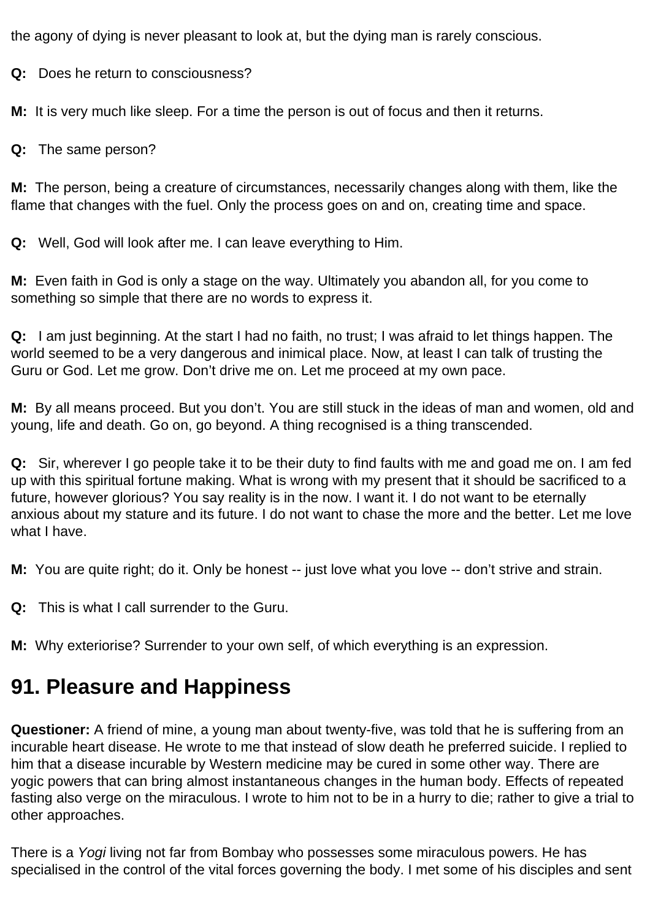the agony of dying is never pleasant to look at, but the dying man is rarely conscious.

**Q:** Does he return to consciousness?

**M:** It is very much like sleep. For a time the person is out of focus and then it returns.

**Q:** The same person?

**M:** The person, being a creature of circumstances, necessarily changes along with them, like the flame that changes with the fuel. Only the process goes on and on, creating time and space.

**Q:** Well, God will look after me. I can leave everything to Him.

**M:** Even faith in God is only a stage on the way. Ultimately you abandon all, for you come to something so simple that there are no words to express it.

**Q:** I am just beginning. At the start I had no faith, no trust; I was afraid to let things happen. The world seemed to be a very dangerous and inimical place. Now, at least I can talk of trusting the Guru or God. Let me grow. Don't drive me on. Let me proceed at my own pace.

**M:** By all means proceed. But you don't. You are still stuck in the ideas of man and women, old and young, life and death. Go on, go beyond. A thing recognised is a thing transcended.

**Q:** Sir, wherever I go people take it to be their duty to find faults with me and goad me on. I am fed up with this spiritual fortune making. What is wrong with my present that it should be sacrificed to a future, however glorious? You say reality is in the now. I want it. I do not want to be eternally anxious about my stature and its future. I do not want to chase the more and the better. Let me love what I have.

**M:** You are quite right; do it. Only be honest -- just love what you love -- don't strive and strain.

**Q:** This is what I call surrender to the Guru.

**M:** Why exteriorise? Surrender to your own self, of which everything is an expression.

## 91. Pleasure and Happiness

**Questioner:** A friend of mine, a young man about twenty-five, was told that he is suffering from an incurable heart disease. He wrote to me that instead of slow death he preferred suicide. I replied to him that a disease incurable by Western medicine may be cured in some other way. There are yogic powers that can bring almost instantaneous changes in the human body. Effects of repeated fasting also verge on the miraculous. I wrote to him not to be in a hurry to die; rather to give a trial to other approaches.

There is a *Yogi* living not far from Bombay who possesses some miraculous powers. He has specialised in the control of the vital forces governing the body. I met some of his disciples and sent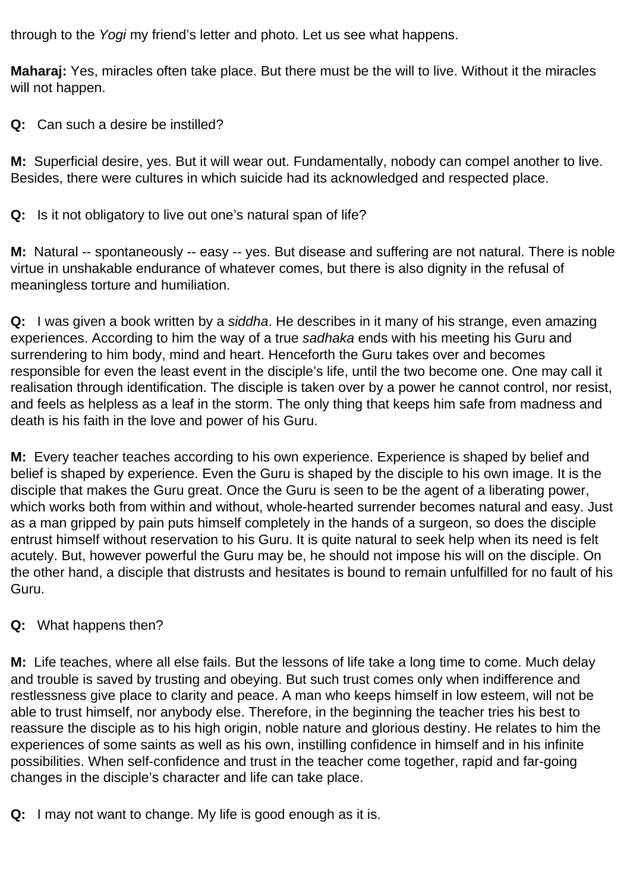through to the *Yogi* my friend's letter and photo. Let us see what happens.

**Maharaj:** Yes, miracles often take place. But there must be the will to live. Without it the miracles will not happen.

**Q:** Can such a desire be instilled?

**M:** Superficial desire, yes. But it will wear out. Fundamentally, nobody can compel another to live. Besides, there were cultures in which suicide had its acknowledged and respected place.

**Q:** Is it not obligatory to live out one's natural span of life?

**M:** Natural -- spontaneously -- easy -- yes. But disease and suffering are not natural. There is noble virtue in unshakable endurance of whatever comes, but there is also dignity in the refusal of meaningless torture and humiliation.

**Q:** I was given a book written by a *siddha*. He describes in it many of his strange, even amazing experiences. According to him the way of a true *sadhaka* ends with his meeting his Guru and surrendering to him body, mind and heart. Henceforth the Guru takes over and becomes responsible for even the least event in the disciple's life, until the two become one. One may call it realisation through identification. The disciple is taken over by a power he cannot control, nor resist, and feels as helpless as a leaf in the storm. The only thing that keeps him safe from madness and death is his faith in the love and power of his Guru.

**M:** Every teacher teaches according to his own experience. Experience is shaped by belief and belief is shaped by experience. Even the Guru is shaped by the disciple to his own image. It is the disciple that makes the Guru great. Once the Guru is seen to be the agent of a liberating power, which works both from within and without, whole-hearted surrender becomes natural and easy. Just as a man gripped by pain puts himself completely in the hands of a surgeon, so does the disciple entrust himself without reservation to his Guru. It is quite natural to seek help when its need is felt acutely. But, however powerful the Guru may be, he should not impose his will on the disciple. On the other hand, a disciple that distrusts and hesitates is bound to remain unfulfilled for no fault of his Guru.

**Q:** What happens then?

**M:** Life teaches, where all else fails. But the lessons of life take a long time to come. Much delay and trouble is saved by trusting and obeying. But such trust comes only when indifference and restlessness give place to clarity and peace. A man who keeps himself in low esteem, will not be able to trust himself, nor anybody else. Therefore, in the beginning the teacher tries his best to reassure the disciple as to his high origin, noble nature and glorious destiny. He relates to him the experiences of some saints as well as his own, instilling confidence in himself and in his infinite possibilities. When self-confidence and trust in the teacher come together, rapid and far-going changes in the disciple's character and life can take place.

**Q:** I may not want to change. My life is good enough as it is.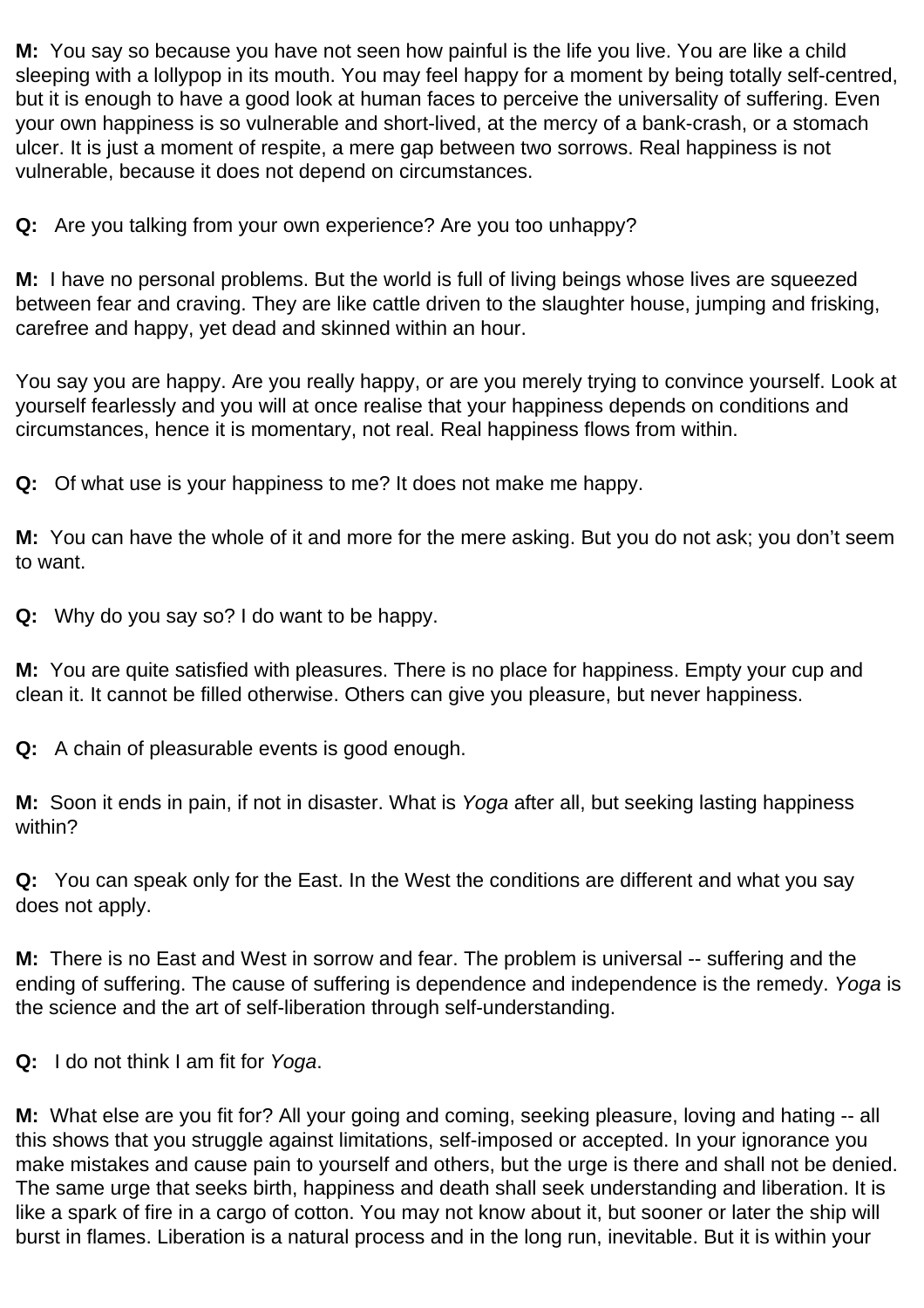**M:** You say so because you have not seen how painful is the life you live. You are like a child sleeping with a lollypop in its mouth. You may feel happy for a moment by being totally self-centred, but it is enough to have a good look at human faces to perceive the universality of suffering. Even your own happiness is so vulnerable and short-lived, at the mercy of a bank-crash, or a stomach ulcer. It is just a moment of respite, a mere gap between two sorrows. Real happiness is not vulnerable, because it does not depend on circumstances.

**Q:** Are you talking from your own experience? Are you too unhappy?

**M:** I have no personal problems. But the world is full of living beings whose lives are squeezed between fear and craving. They are like cattle driven to the slaughter house, jumping and frisking, carefree and happy, yet dead and skinned within an hour.

You say you are happy. Are you really happy, or are you merely trying to convince yourself. Look at yourself fearlessly and you will at once realise that your happiness depends on conditions and circumstances, hence it is momentary, not real. Real happiness flows from within.

**Q:** Of what use is your happiness to me? It does not make me happy.

**M:** You can have the whole of it and more for the mere asking. But you do not ask; you don't seem to want.

**Q:** Why do you say so? I do want to be happy.

**M:** You are quite satisfied with pleasures. There is no place for happiness. Empty your cup and clean it. It cannot be filled otherwise. Others can give you pleasure, but never happiness.

**Q:** A chain of pleasurable events is good enough.

**M:** Soon it ends in pain, if not in disaster. What is *Yoga* after all, but seeking lasting happiness within?

**Q:** You can speak only for the East. In the West the conditions are different and what you say does not apply.

**M:** There is no East and West in sorrow and fear. The problem is universal -- suffering and the ending of suffering. The cause of suffering is dependence and independence is the remedy. *Yoga* is the science and the art of self-liberation through self-understanding.

**Q:** I do not think I am fit for *Yoga*.

**M:** What else are you fit for? All your going and coming, seeking pleasure, loving and hating -- all this shows that you struggle against limitations, self-imposed or accepted. In your ignorance you make mistakes and cause pain to yourself and others, but the urge is there and shall not be denied. The same urge that seeks birth, happiness and death shall seek understanding and liberation. It is like a spark of fire in a cargo of cotton. You may not know about it, but sooner or later the ship will burst in flames. Liberation is a natural process and in the long run, inevitable. But it is within your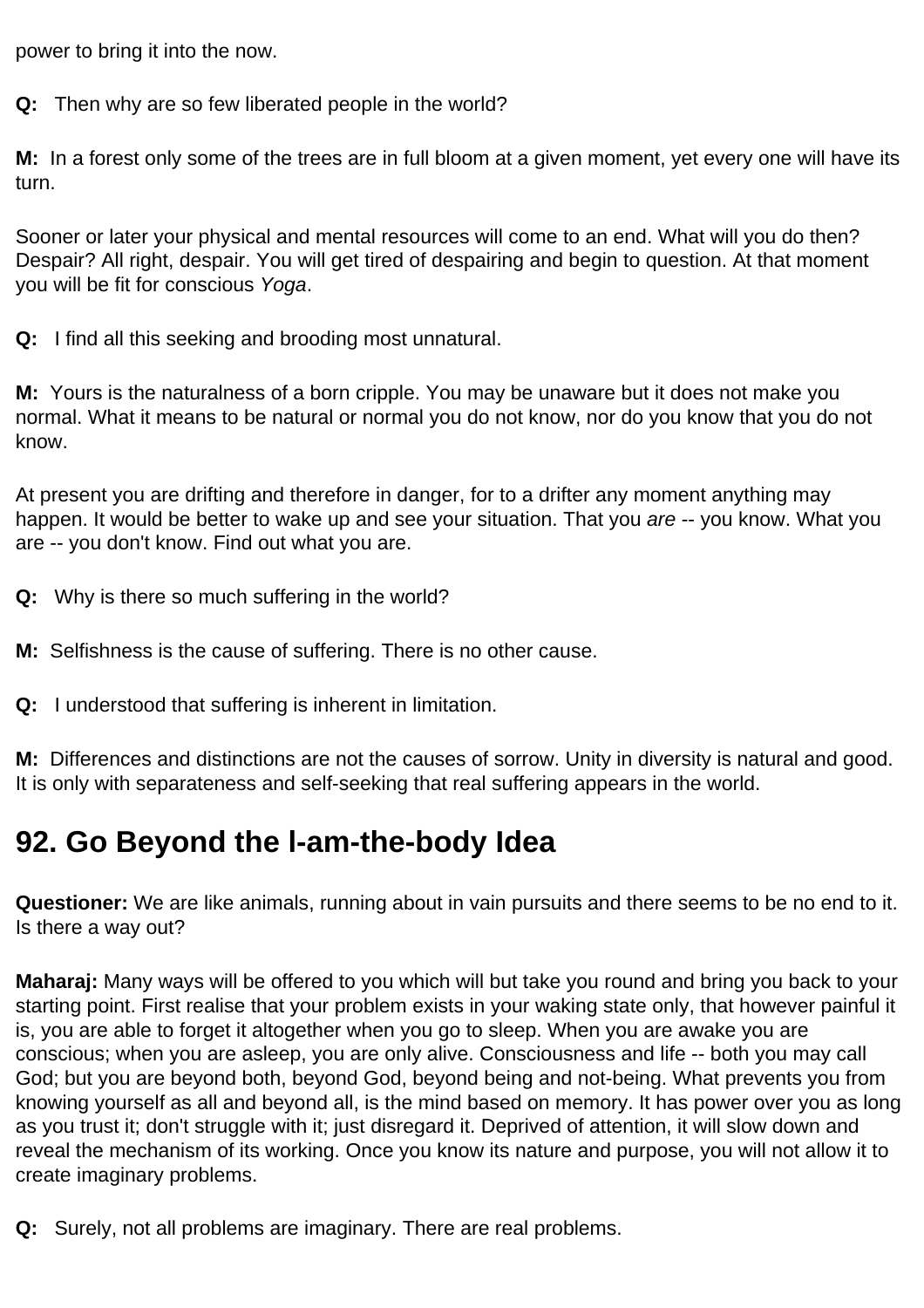power to bring it into the now.

**Q:** Then why are so few liberated people in the world?

**M:** In a forest only some of the trees are in full bloom at a given moment, yet every one will have its turn.

Sooner or later your physical and mental resources will come to an end. What will you do then? Despair? All right, despair. You will get tired of despairing and begin to question. At that moment you will be fit for conscious *Yoga*.

**Q:** I find all this seeking and brooding most unnatural.

**M:** Yours is the naturalness of a born cripple. You may be unaware but it does not make you normal. What it means to be natural or normal you do not know, nor do you know that you do not know.

At present you are drifting and therefore in danger, for to a drifter any moment anything may happen. It would be better to wake up and see your situation. That you *are* -- you know. What you are -- you don't know. Find out what you are.

**Q:** Why is there so much suffering in the world?

**M:** Selfishness is the cause of suffering. There is no other cause.

**Q:** I understood that suffering is inherent in limitation.

**M:** Differences and distinctions are not the causes of sorrow. Unity in diversity is natural and good. It is only with separateness and self-seeking that real suffering appears in the world.

## 92. Go Beyond the I-am-the-body Idea

**Questioner:** We are like animals, running about in vain pursuits and there seems to be no end to it. Is there a way out?

**Maharaj:** Many ways will be offered to you which will but take you round and bring you back to your starting point. First realise that your problem exists in your waking state only, that however painful it is, you are able to forget it altogether when you go to sleep. When you are awake you are conscious; when you are asleep, you are only alive. Consciousness and life -- both you may call God; but you are beyond both, beyond God, beyond being and not-being. What prevents you from knowing yourself as all and beyond all, is the mind based on memory. It has power over you as long as you trust it; don't struggle with it; just disregard it. Deprived of attention, it will slow down and reveal the mechanism of its working. Once you know its nature and purpose, you will not allow it to create imaginary problems.

**Q:** Surely, not all problems are imaginary. There are real problems.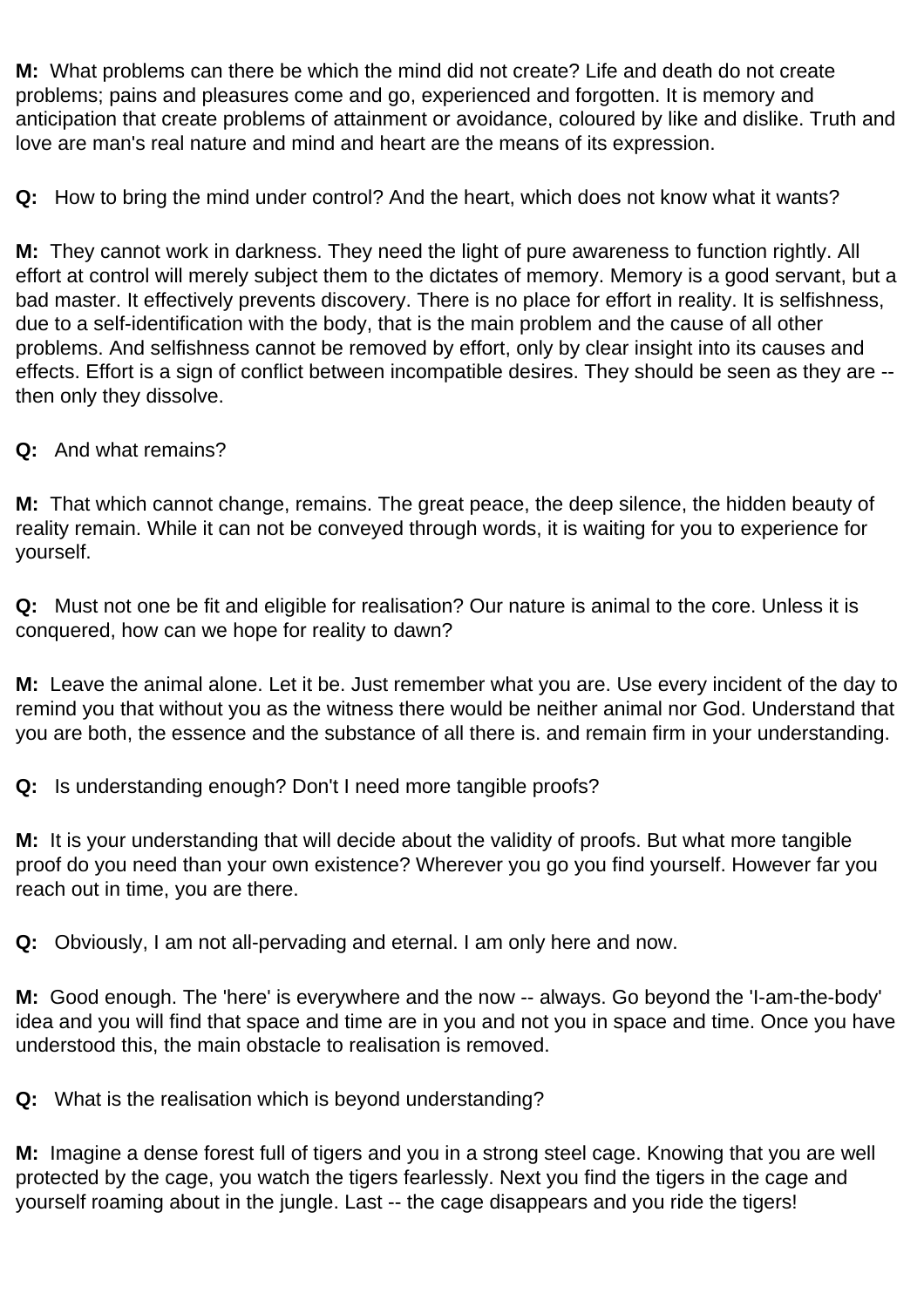**M:** What problems can there be which the mind did not create? Life and death do not create problems; pains and pleasures come and go, experienced and forgotten. It is memory and anticipation that create problems of attainment or avoidance, coloured by like and dislike. Truth and love are man's real nature and mind and heart are the means of its expression.

**Q:** How to bring the mind under control? And the heart, which does not know what it wants?

**M:** They cannot work in darkness. They need the light of pure awareness to function rightly. All effort at control will merely subject them to the dictates of memory. Memory is a good servant, but a bad master. It effectively prevents discovery. There is no place for effort in reality. It is selfishness, due to a self-identification with the body, that is the main problem and the cause of all other problems. And selfishness cannot be removed by effort, only by clear insight into its causes and effects. Effort is a sign of conflict between incompatible desires. They should be seen as they are -- then only they dissolve.

**Q:** And what remains?

**M:** That which cannot change, remains. The great peace, the deep silence, the hidden beauty of reality remain. While it can not be conveyed through words, it is waiting for you to experience for yourself.

**Q:** Must not one be fit and eligible for realisation? Our nature is animal to the core. Unless it is conquered, how can we hope for reality to dawn?

**M:** Leave the animal alone. Let it be. Just remember what you are. Use every incident of the day to remind you that without you as the witness there would be neither animal nor God. Understand that you are both, the essence and the substance of all there is. and remain firm in your understanding.

**Q:** Is understanding enough? Don't I need more tangible proofs?

**M:** It is your understanding that will decide about the validity of proofs. But what more tangible proof do you need than your own existence? Wherever you go you find yourself. However far you reach out in time, you are there.

**Q:** Obviously, I am not all-pervading and eternal. I am only here and now.

**M:** Good enough. The 'here' is everywhere and the now -- always. Go beyond the 'I-am-the-body' idea and you will find that space and time are in you and not you in space and time. Once you have understood this, the main obstacle to realisation is removed.

**Q:** What is the realisation which is beyond understanding?

**M:** Imagine a dense forest full of tigers and you in a strong steel cage. Knowing that you are well protected by the cage, you watch the tigers fearlessly. Next you find the tigers in the cage and yourself roaming about in the jungle. Last -- the cage disappears and you ride the tigers!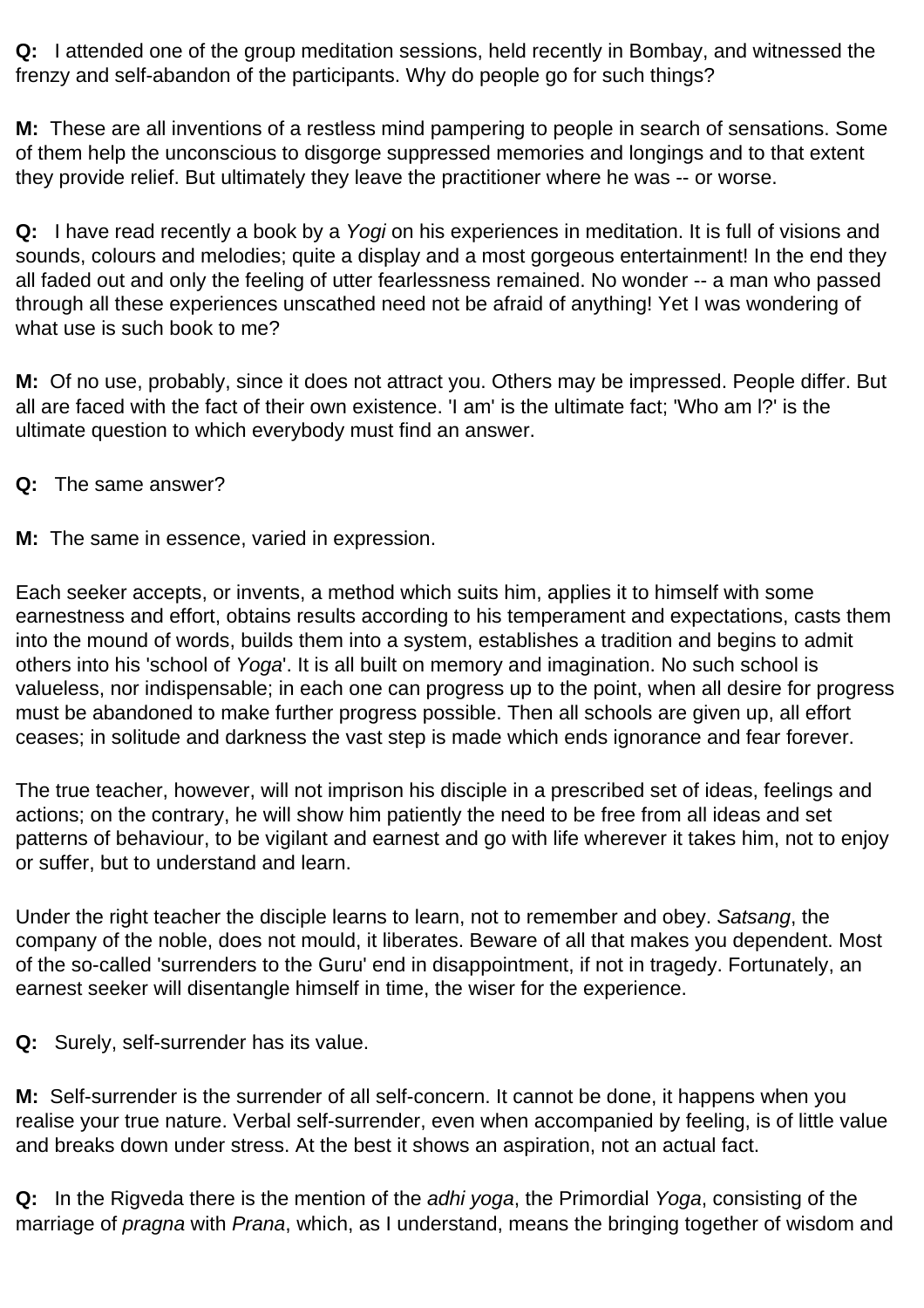**Q:** I attended one of the group meditation sessions, held recently in Bombay, and witnessed the frenzy and self-abandon of the participants. Why do people go for such things?

**M:** These are all inventions of a restless mind pampering to people in search of sensations. Some of them help the unconscious to disgorge suppressed memories and longings and to that extent they provide relief. But ultimately they leave the practitioner where he was -- or worse.

**Q:** I have read recently a book by a *Yogi* on his experiences in meditation. It is full of visions and sounds, colours and melodies; quite a display and a most gorgeous entertainment! In the end they all faded out and only the feeling of utter fearlessness remained. No wonder -- a man who passed through all these experiences unscathed need not be afraid of anything! Yet I was wondering of what use is such book to me?

**M:** Of no use, probably, since it does not attract you. Others may be impressed. People differ. But all are faced with the fact of their own existence. 'I am' is the ultimate fact; 'Who am I?' is the ultimate question to which everybody must find an answer.

**Q:** The same answer?

**M:** The same in essence, varied in expression.

Each seeker accepts, or invents, a method which suits him, applies it to himself with some earnestness and effort, obtains results according to his temperament and expectations, casts them into the mound of words, builds them into a system, establishes a tradition and begins to admit others into his 'school of *Yoga*'. It is all built on memory and imagination. No such school is valueless, nor indispensable; in each one can progress up to the point, when all desire for progress must be abandoned to make further progress possible. Then all schools are given up, all effort ceases; in solitude and darkness the vast step is made which ends ignorance and fear forever.

The true teacher, however, will not imprison his disciple in a prescribed set of ideas, feelings and actions; on the contrary, he will show him patiently the need to be free from all ideas and set patterns of behaviour, to be vigilant and earnest and go with life wherever it takes him, not to enjoy or suffer, but to understand and learn.

Under the right teacher the disciple learns to learn, not to remember and obey. *Satsang*, the company of the noble, does not mould, it liberates. Beware of all that makes you dependent. Most of the so-called 'surrenders to the Guru' end in disappointment, if not in tragedy. Fortunately, an earnest seeker will disentangle himself in time, the wiser for the experience.

**Q:** Surely, self-surrender has its value.

**M:** Self-surrender is the surrender of all self-concern. It cannot be done, it happens when you realise your true nature. Verbal self-surrender, even when accompanied by feeling, is of little value and breaks down under stress. At the best it shows an aspiration, not an actual fact.

**Q:** In the Rigveda there is the mention of the *adhi yoga*, the Primordial *Yoga*, consisting of the marriage of *pragna* with *Prana*, which, as I understand, means the bringing together of wisdom and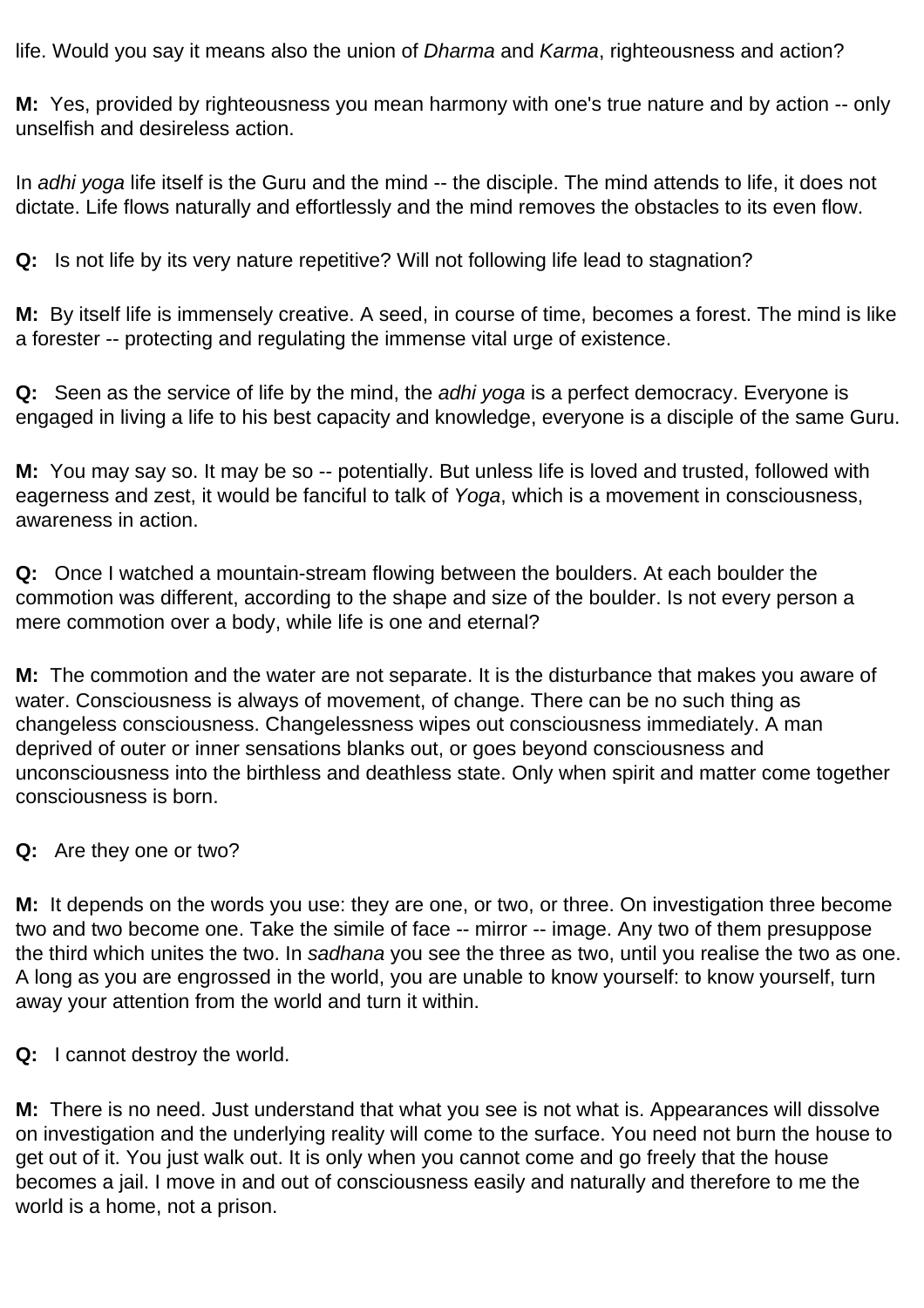life. Would you say it means also the union of *Dharma* and *Karma*, righteousness and action?

**M:** Yes, provided by righteousness you mean harmony with one's true nature and by action -- only unselfish and desireless action.

In *adhi yoga* life itself is the Guru and the mind -- the disciple. The mind attends to life, it does not dictate. Life flows naturally and effortlessly and the mind removes the obstacles to its even flow.

**Q:** Is not life by its very nature repetitive? Will not following life lead to stagnation?

**M:** By itself life is immensely creative. A seed, in course of time, becomes a forest. The mind is like a forester -- protecting and regulating the immense vital urge of existence.

**Q:** Seen as the service of life by the mind, the *adhi yoga* is a perfect democracy. Everyone is engaged in living a life to his best capacity and knowledge, everyone is a disciple of the same Guru.

**M:** You may say so. It may be so -- potentially. But unless life is loved and trusted, followed with eagerness and zest, it would be fanciful to talk of *Yoga*, which is a movement in consciousness, awareness in action.

**Q:** Once I watched a mountain-stream flowing between the boulders. At each boulder the commotion was different, according to the shape and size of the boulder. Is not every person a mere commotion over a body, while life is one and eternal?

**M:** The commotion and the water are not separate. It is the disturbance that makes you aware of water. Consciousness is always of movement, of change. There can be no such thing as changeless consciousness. Changelessness wipes out consciousness immediately. A man deprived of outer or inner sensations blanks out, or goes beyond consciousness and unconsciousness into the birthless and deathless state. Only when spirit and matter come together consciousness is born.

**Q:** Are they one or two?

**M:** It depends on the words you use: they are one, or two, or three. On investigation three become two and two become one. Take the simile of face -- mirror -- image. Any two of them presuppose the third which unites the two. In *sadhana* you see the three as two, until you realise the two as one. A long as you are engrossed in the world, you are unable to know yourself: to know yourself, turn away your attention from the world and turn it within.

**Q:** I cannot destroy the world.

**M:** There is no need. Just understand that what you see is not what is. Appearances will dissolve on investigation and the underlying reality will come to the surface. You need not burn the house to get out of it. You just walk out. It is only when you cannot come and go freely that the house becomes a jail. I move in and out of consciousness easily and naturally and therefore to me the world is a home, not a prison.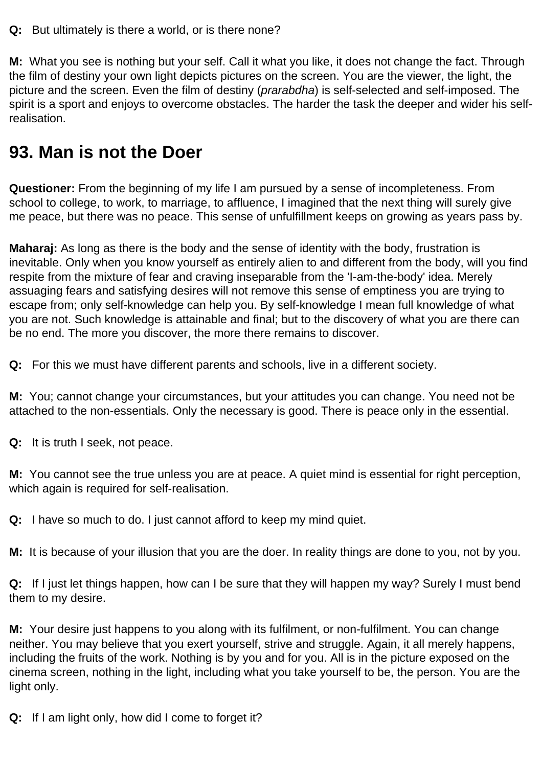**Q:** But ultimately is there a world, or is there none?

**M:** What you see is nothing but your self. Call it what you like, it does not change the fact. Through the film of destiny your own light depicts pictures on the screen. You are the viewer, the light, the picture and the screen. Even the film of destiny (*prarabdha*) is self-selected and self-imposed. The spirit is a sport and enjoys to overcome obstacles. The harder the task the deeper and wider his self-realisation.

## 93. Man is not the Doer

**Questioner:** From the beginning of my life I am pursued by a sense of incompleteness. From school to college, to work, to marriage, to affluence, I imagined that the next thing will surely give me peace, but there was no peace. This sense of unfulfillment keeps on growing as years pass by.

**Maharaj:** As long as there is the body and the sense of identity with the body, frustration is inevitable. Only when you know yourself as entirely alien to and different from the body, will you find respite from the mixture of fear and craving inseparable from the 'I-am-the-body' idea. Merely assuaging fears and satisfying desires will not remove this sense of emptiness you are trying to escape from; only self-knowledge can help you. By self-knowledge I mean full knowledge of what you are not. Such knowledge is attainable and final; but to the discovery of what you are there can be no end. The more you discover, the more there remains to discover.

**Q:** For this we must have different parents and schools, live in a different society.

**M:** You; cannot change your circumstances, but your attitudes you can change. You need not be attached to the non-essentials. Only the necessary is good. There is peace only in the essential.

**Q:** It is truth I seek, not peace.

**M:** You cannot see the true unless you are at peace. A quiet mind is essential for right perception, which again is required for self-realisation.

**Q:** I have so much to do. I just cannot afford to keep my mind quiet.

**M:** It is because of your illusion that you are the doer. In reality things are done to you, not by you.

**Q:** If I just let things happen, how can I be sure that they will happen my way? Surely I must bend them to my desire.

**M:** Your desire just happens to you along with its fulfilment, or non-fulfilment. You can change neither. You may believe that you exert yourself, strive and struggle. Again, it all merely happens, including the fruits of the work. Nothing is by you and for you. All is in the picture exposed on the cinema screen, nothing in the light, including what you take yourself to be, the person. You are the light only.

**Q:** If I am light only, how did I come to forget it?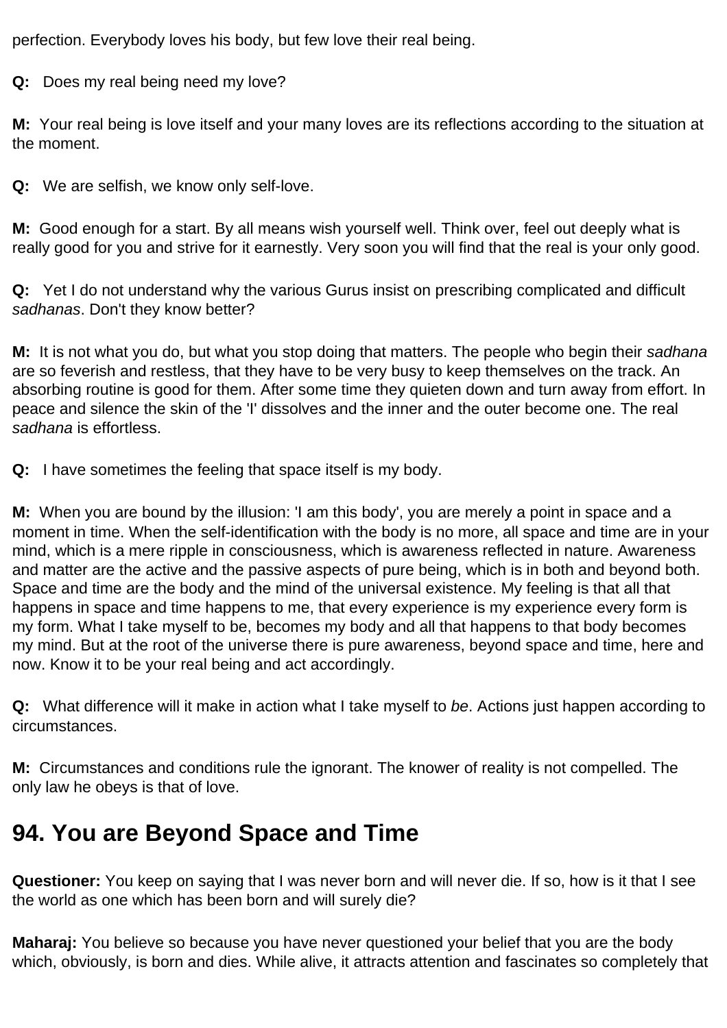perfection. Everybody loves his body, but few love their real being.

**Q:** Does my real being need my love?

**M:** Your real being is love itself and your many loves are its reflections according to the situation at the moment.

**Q:** We are selfish, we know only self-love.

**M:** Good enough for a start. By all means wish yourself well. Think over, feel out deeply what is really good for you and strive for it earnestly. Very soon you will find that the real is your only good.

**Q:** Yet I do not understand why the various Gurus insist on prescribing complicated and difficult *sadhanas*. Don't they know better?

**M:** It is not what you do, but what you stop doing that matters. The people who begin their *sadhana* are so feverish and restless, that they have to be very busy to keep themselves on the track. An absorbing routine is good for them. After some time they quieten down and turn away from effort. In peace and silence the skin of the 'I' dissolves and the inner and the outer become one. The real *sadhana* is effortless.

**Q:** I have sometimes the feeling that space itself is my body.

**M:** When you are bound by the illusion: 'I am this body', you are merely a point in space and a moment in time. When the self-identification with the body is no more, all space and time are in your mind, which is a mere ripple in consciousness, which is awareness reflected in nature. Awareness and matter are the active and the passive aspects of pure being, which is in both and beyond both. Space and time are the body and the mind of the universal existence. My feeling is that all that happens in space and time happens to me, that every experience is my experience every form is my form. What I take myself to be, becomes my body and all that happens to that body becomes my mind. But at the root of the universe there is pure awareness, beyond space and time, here and now. Know it to be your real being and act accordingly.

**Q:** What difference will it make in action what I take myself to *be*. Actions just happen according to circumstances.

**M:** Circumstances and conditions rule the ignorant. The knower of reality is not compelled. The only law he obeys is that of love.

## 94. You are Beyond Space and Time

**Questioner:** You keep on saying that I was never born and will never die. If so, how is it that I see the world as one which has been born and will surely die?

**Maharaj:** You believe so because you have never questioned your belief that you are the body which, obviously, is born and dies. While alive, it attracts attention and fascinates so completely that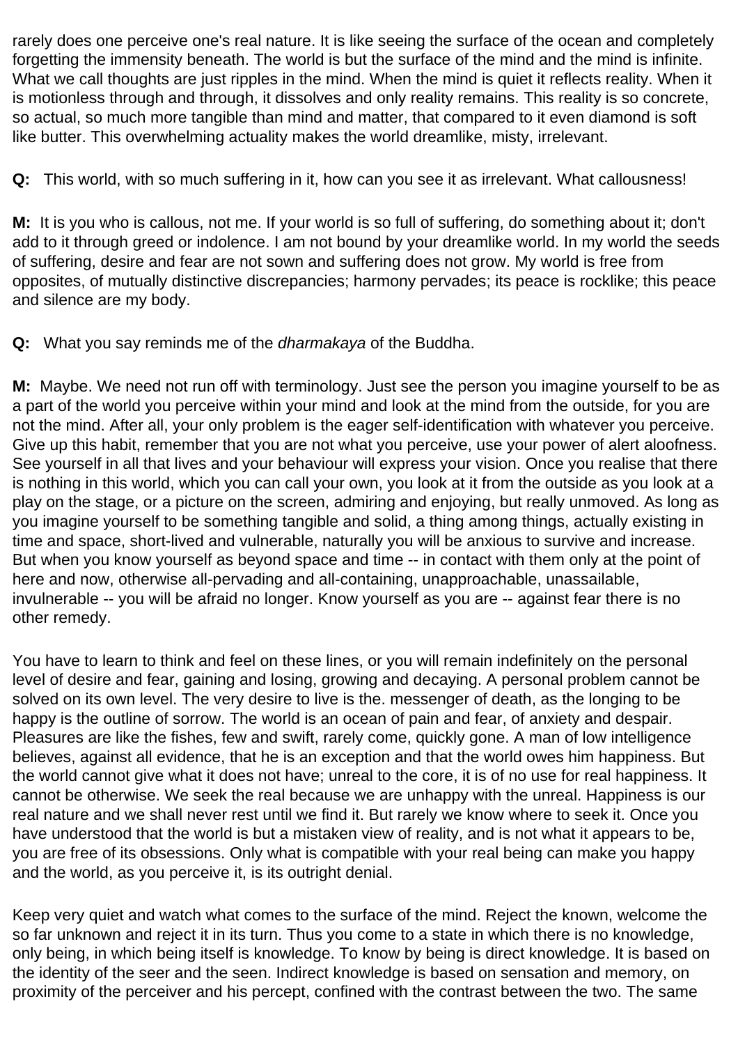rarely does one perceive one's real nature. It is like seeing the surface of the ocean and completely forgetting the immensity beneath. The world is but the surface of the mind and the mind is infinite. What we call thoughts are just ripples in the mind. When the mind is quiet it reflects reality. When it is motionless through and through, it dissolves and only reality remains. This reality is so concrete, so actual, so much more tangible than mind and matter, that compared to it even diamond is soft like butter. This overwhelming actuality makes the world dreamlike, misty, irrelevant.

**Q:** This world, with so much suffering in it, how can you see it as irrelevant. What callousness!

**M:** It is you who is callous, not me. If your world is so full of suffering, do something about it; don't add to it through greed or indolence. I am not bound by your dreamlike world. In my world the seeds of suffering, desire and fear are not sown and suffering does not grow. My world is free from opposites, of mutually distinctive discrepancies; harmony pervades; its peace is rocklike; this peace and silence are my body.

**Q:** What you say reminds me of the *dharmakaya* of the Buddha.

**M:** Maybe. We need not run off with terminology. Just see the person you imagine yourself to be as a part of the world you perceive within your mind and look at the mind from the outside, for you are not the mind. After all, your only problem is the eager self-identification with whatever you perceive. Give up this habit, remember that you are not what you perceive, use your power of alert aloofness. See yourself in all that lives and your behaviour will express your vision. Once you realise that there is nothing in this world, which you can call your own, you look at it from the outside as you look at a play on the stage, or a picture on the screen, admiring and enjoying, but really unmoved. As long as you imagine yourself to be something tangible and solid, a thing among things, actually existing in time and space, short-lived and vulnerable, naturally you will be anxious to survive and increase. But when you know yourself as beyond space and time -- in contact with them only at the point of here and now, otherwise all-pervading and all-containing, unapproachable, unassailable, invulnerable -- you will be afraid no longer. Know yourself as you are -- against fear there is no other remedy.

You have to learn to think and feel on these lines, or you will remain indefinitely on the personal level of desire and fear, gaining and losing, growing and decaying. A personal problem cannot be solved on its own level. The very desire to live is the. messenger of death, as the longing to be happy is the outline of sorrow. The world is an ocean of pain and fear, of anxiety and despair. Pleasures are like the fishes, few and swift, rarely come, quickly gone. A man of low intelligence believes, against all evidence, that he is an exception and that the world owes him happiness. But the world cannot give what it does not have; unreal to the core, it is of no use for real happiness. It cannot be otherwise. We seek the real because we are unhappy with the unreal. Happiness is our real nature and we shall never rest until we find it. But rarely we know where to seek it. Once you have understood that the world is but a mistaken view of reality, and is not what it appears to be, you are free of its obsessions. Only what is compatible with your real being can make you happy and the world, as you perceive it, is its outright denial.

Keep very quiet and watch what comes to the surface of the mind. Reject the known, welcome the so far unknown and reject it in its turn. Thus you come to a state in which there is no knowledge, only being, in which being itself is knowledge. To know by being is direct knowledge. It is based on the identity of the seer and the seen. Indirect knowledge is based on sensation and memory, on proximity of the perceiver and his percept, confined with the contrast between the two. The same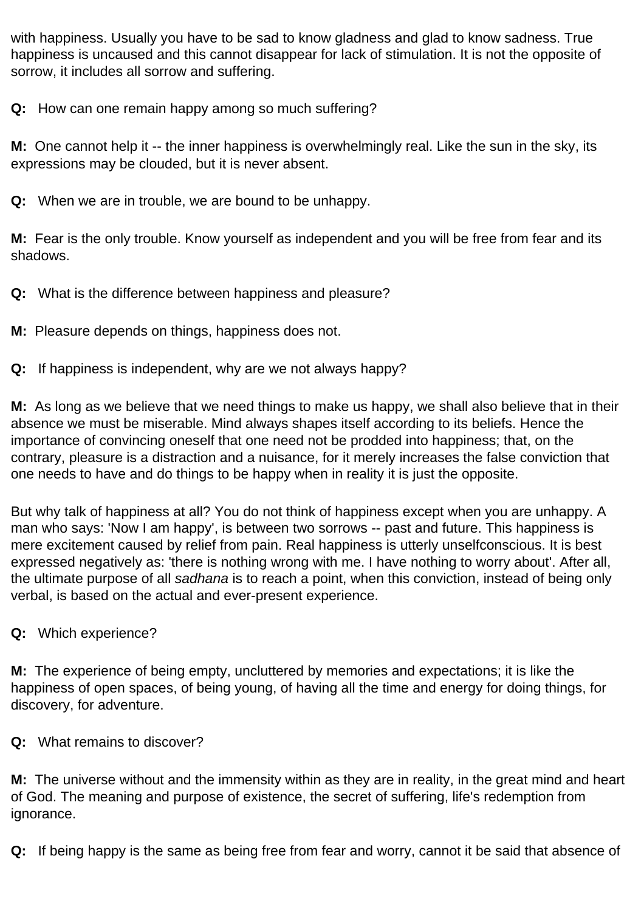with happiness. Usually you have to be sad to know gladness and glad to know sadness. True happiness is uncaused and this cannot disappear for lack of stimulation. It is not the opposite of sorrow, it includes all sorrow and suffering.

**Q:** How can one remain happy among so much suffering?

**M:** One cannot help it -- the inner happiness is overwhelmingly real. Like the sun in the sky, its expressions may be clouded, but it is never absent.

**Q:** When we are in trouble, we are bound to be unhappy.

**M:** Fear is the only trouble. Know yourself as independent and you will be free from fear and its shadows.

**Q:** What is the difference between happiness and pleasure?

**M:** Pleasure depends on things, happiness does not.

**Q:** If happiness is independent, why are we not always happy?

**M:** As long as we believe that we need things to make us happy, we shall also believe that in their absence we must be miserable. Mind always shapes itself according to its beliefs. Hence the importance of convincing oneself that one need not be prodded into happiness; that, on the contrary, pleasure is a distraction and a nuisance, for it merely increases the false conviction that one needs to have and do things to be happy when in reality it is just the opposite.

But why talk of happiness at all? You do not think of happiness except when you are unhappy. A man who says: 'Now I am happy', is between two sorrows -- past and future. This happiness is mere excitement caused by relief from pain. Real happiness is utterly unselfconscious. It is best expressed negatively as: 'there is nothing wrong with me. I have nothing to worry about'. After all, the ultimate purpose of all *sadhana* is to reach a point, when this conviction, instead of being only verbal, is based on the actual and ever-present experience.

**Q:** Which experience?

**M:** The experience of being empty, uncluttered by memories and expectations; it is like the happiness of open spaces, of being young, of having all the time and energy for doing things, for discovery, for adventure.

**Q:** What remains to discover?

**M:** The universe without and the immensity within as they are in reality, in the great mind and heart of God. The meaning and purpose of existence, the secret of suffering, life's redemption from ignorance.

**Q:** If being happy is the same as being free from fear and worry, cannot it be said that absence of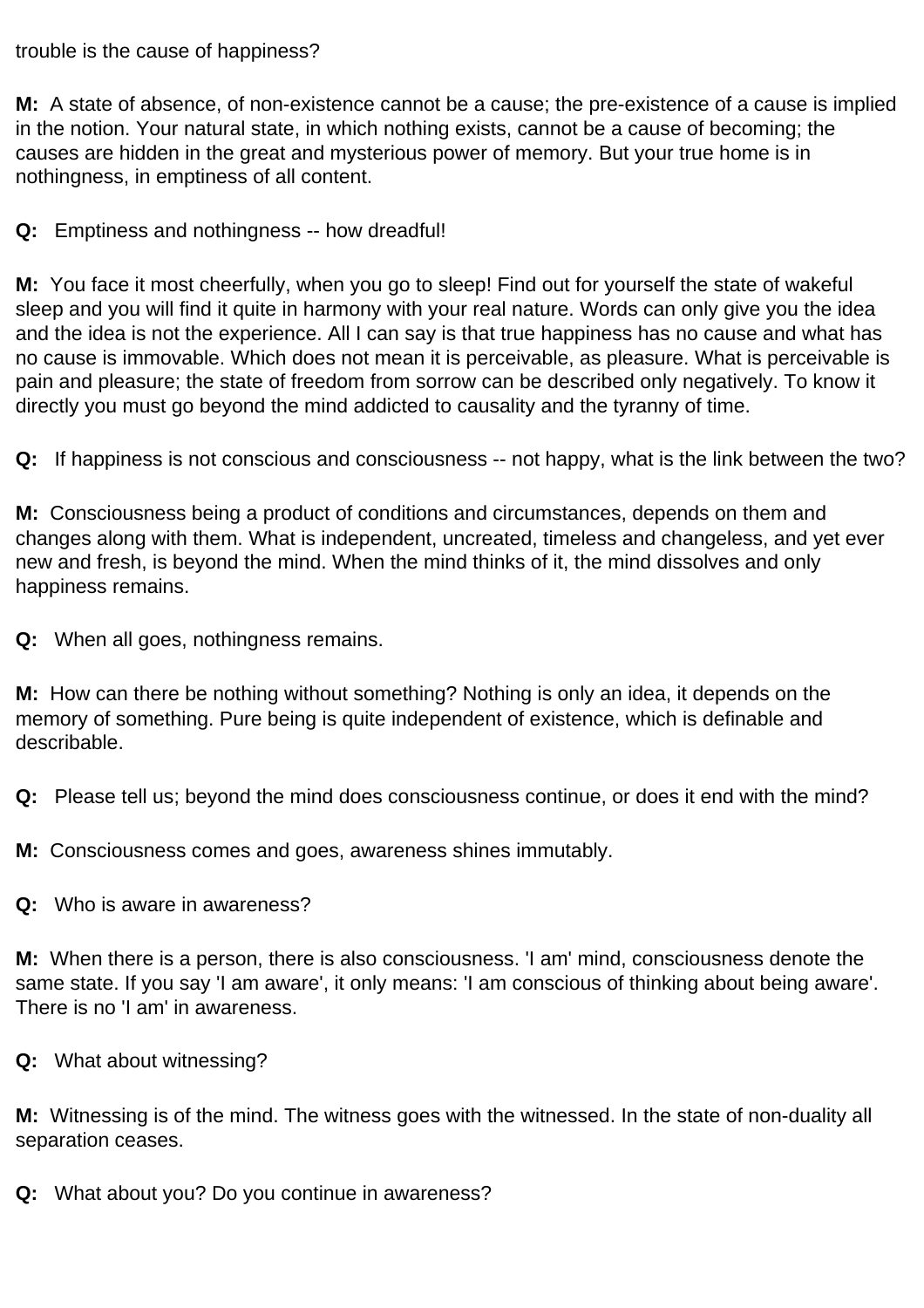trouble is the cause of happiness?

**M:** A state of absence, of non-existence cannot be a cause; the pre-existence of a cause is implied in the notion. Your natural state, in which nothing exists, cannot be a cause of becoming; the causes are hidden in the great and mysterious power of memory. But your true home is in nothingness, in emptiness of all content.

**Q:** Emptiness and nothingness -- how dreadful!

**M:** You face it most cheerfully, when you go to sleep! Find out for yourself the state of wakeful sleep and you will find it quite in harmony with your real nature. Words can only give you the idea and the idea is not the experience. All I can say is that true happiness has no cause and what has no cause is immovable. Which does not mean it is perceivable, as pleasure. What is perceivable is pain and pleasure; the state of freedom from sorrow can be described only negatively. To know it directly you must go beyond the mind addicted to causality and the tyranny of time.

**Q:** If happiness is not conscious and consciousness -- not happy, what is the link between the two?

**M:** Consciousness being a product of conditions and circumstances, depends on them and changes along with them. What is independent, uncreated, timeless and changeless, and yet ever new and fresh, is beyond the mind. When the mind thinks of it, the mind dissolves and only happiness remains.

**Q:** When all goes, nothingness remains.

**M:** How can there be nothing without something? Nothing is only an idea, it depends on the memory of something. Pure being is quite independent of existence, which is definable and describable.

**Q:** Please tell us; beyond the mind does consciousness continue, or does it end with the mind?

**M:** Consciousness comes and goes, awareness shines immutably.

**Q:** Who is aware in awareness?

**M:** When there is a person, there is also consciousness. 'I am' mind, consciousness denote the same state. If you say 'I am aware', it only means: 'I am conscious of thinking about being aware'. There is no 'I am' in awareness.

**Q:** What about witnessing?

**M:** Witnessing is of the mind. The witness goes with the witnessed. In the state of non-duality all separation ceases.

**Q:** What about you? Do you continue in awareness?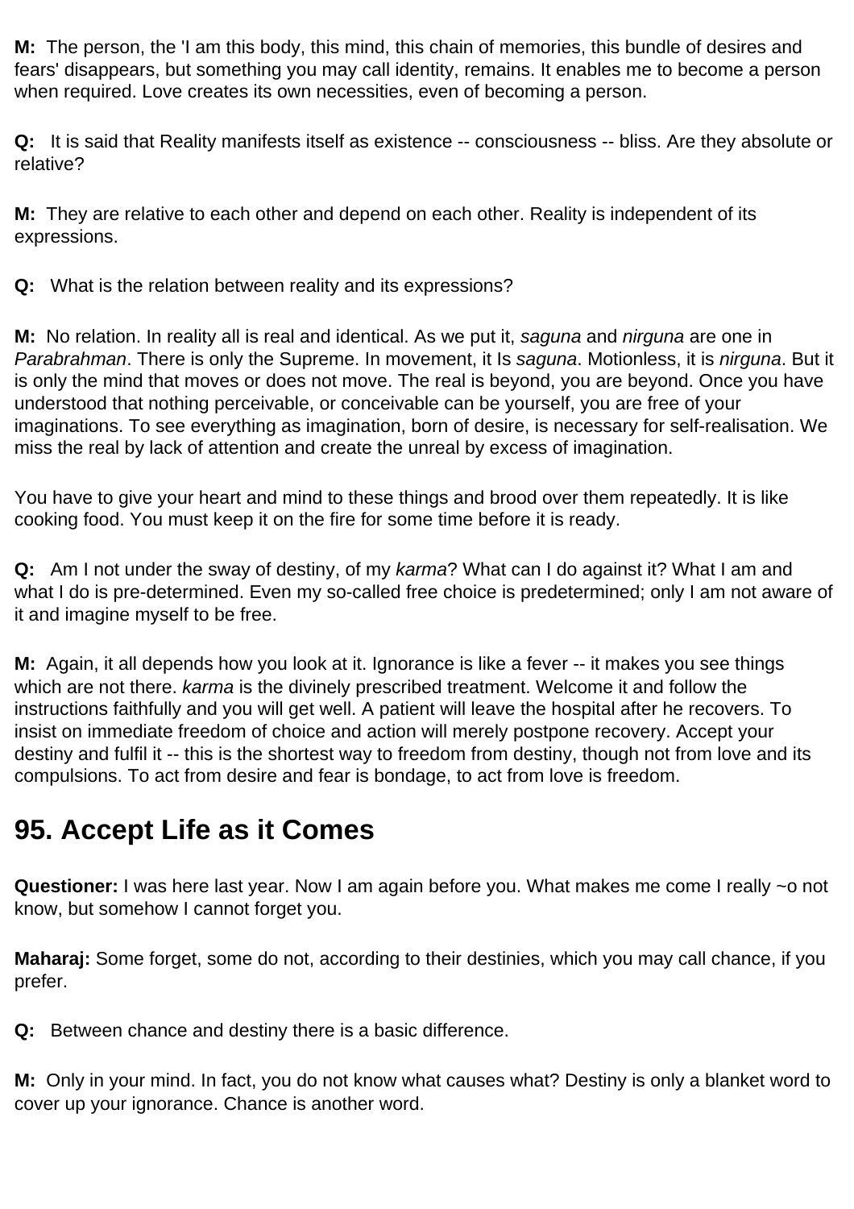**M:** The person, the 'I am this body, this mind, this chain of memories, this bundle of desires and fears' disappears, but something you may call identity, remains. It enables me to become a person when required. Love creates its own necessities, even of becoming a person.

**Q:** It is said that Reality manifests itself as existence -- consciousness -- bliss. Are they absolute or relative?

**M:** They are relative to each other and depend on each other. Reality is independent of its expressions.

**Q:** What is the relation between reality and its expressions?

**M:** No relation. In reality all is real and identical. As we put it, *saguna* and *nirguna* are one in *Parabrahman*. There is only the Supreme. In movement, it Is *saguna*. Motionless, it is *nirguna*. But it is only the mind that moves or does not move. The real is beyond, you are beyond. Once you have understood that nothing perceivable, or conceivable can be yourself, you are free of your imaginations. To see everything as imagination, born of desire, is necessary for self-realisation. We miss the real by lack of attention and create the unreal by excess of imagination.

You have to give your heart and mind to these things and brood over them repeatedly. It is like cooking food. You must keep it on the fire for some time before it is ready.

**Q:** Am I not under the sway of destiny, of my *karma*? What can I do against it? What I am and what I do is pre-determined. Even my so-called free choice is predetermined; only I am not aware of it and imagine myself to be free.

**M:** Again, it all depends how you look at it. Ignorance is like a fever -- it makes you see things which are not there. *karma* is the divinely prescribed treatment. Welcome it and follow the instructions faithfully and you will get well. A patient will leave the hospital after he recovers. To insist on immediate freedom of choice and action will merely postpone recovery. Accept your destiny and fulfil it -- this is the shortest way to freedom from destiny, though not from love and its compulsions. To act from desire and fear is bondage, to act from love is freedom.

## 95. Accept Life as it Comes

**Questioner:** I was here last year. Now I am again before you. What makes me come I really ~o not know, but somehow I cannot forget you.

**Maharaj:** Some forget, some do not, according to their destinies, which you may call chance, if you prefer.

**Q:** Between chance and destiny there is a basic difference.

**M:** Only in your mind. In fact, you do not know what causes what? Destiny is only a blanket word to cover up your ignorance. Chance is another word.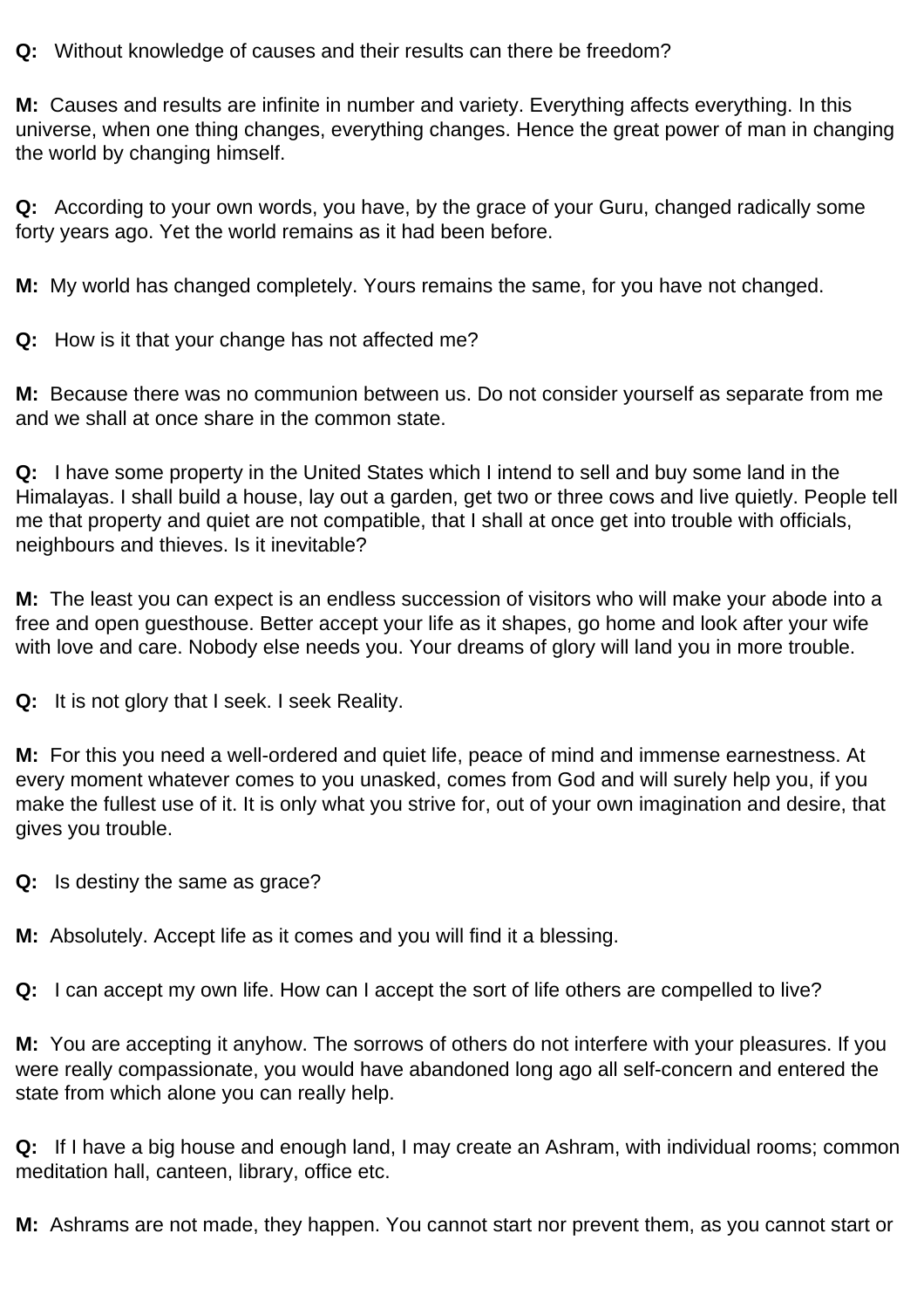**Q:** Without knowledge of causes and their results can there be freedom?

**M:** Causes and results are infinite in number and variety. Everything affects everything. In this universe, when one thing changes, everything changes. Hence the great power of man in changing the world by changing himself.

**Q:** According to your own words, you have, by the grace of your Guru, changed radically some forty years ago. Yet the world remains as it had been before.

**M:** My world has changed completely. Yours remains the same, for you have not changed.

**Q:** How is it that your change has not affected me?

**M:** Because there was no communion between us. Do not consider yourself as separate from me and we shall at once share in the common state.

**Q:** I have some property in the United States which I intend to sell and buy some land in the Himalayas. I shall build a house, lay out a garden, get two or three cows and live quietly. People tell me that property and quiet are not compatible, that I shall at once get into trouble with officials, neighbours and thieves. Is it inevitable?

**M:** The least you can expect is an endless succession of visitors who will make your abode into a free and open guesthouse. Better accept your life as it shapes, go home and look after your wife with love and care. Nobody else needs you. Your dreams of glory will land you in more trouble.

**Q:** It is not glory that I seek. I seek Reality.

**M:** For this you need a well-ordered and quiet life, peace of mind and immense earnestness. At every moment whatever comes to you unasked, comes from God and will surely help you, if you make the fullest use of it. It is only what you strive for, out of your own imagination and desire, that gives you trouble.

**Q:** Is destiny the same as grace?

**M:** Absolutely. Accept life as it comes and you will find it a blessing.

**Q:** I can accept my own life. How can I accept the sort of life others are compelled to live?

**M:** You are accepting it anyhow. The sorrows of others do not interfere with your pleasures. If you were really compassionate, you would have abandoned long ago all self-concern and entered the state from which alone you can really help.

**Q:** If I have a big house and enough land, I may create an Ashram, with individual rooms; common meditation hall, canteen, library, office etc.

**M:** Ashrams are not made, they happen. You cannot start nor prevent them, as you cannot start or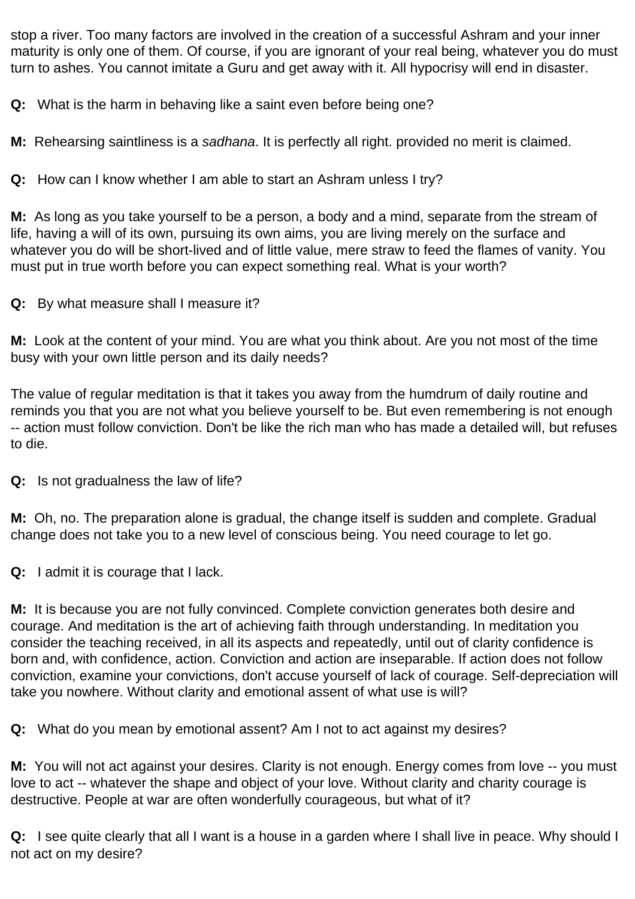stop a river. Too many factors are involved in the creation of a successful Ashram and your inner maturity is only one of them. Of course, if you are ignorant of your real being, whatever you do must turn to ashes. You cannot imitate a Guru and get away with it. All hypocrisy will end in disaster.

**Q:** What is the harm in behaving like a saint even before being one?

**M:** Rehearsing saintliness is a *sadhana*. It is perfectly all right. provided no merit is claimed.

**Q:** How can I know whether I am able to start an Ashram unless I try?

**M:** As long as you take yourself to be a person, a body and a mind, separate from the stream of life, having a will of its own, pursuing its own aims, you are living merely on the surface and whatever you do will be short-lived and of little value, mere straw to feed the flames of vanity. You must put in true worth before you can expect something real. What is your worth?

**Q:** By what measure shall I measure it?

**M:** Look at the content of your mind. You are what you think about. Are you not most of the time busy with your own little person and its daily needs?

The value of regular meditation is that it takes you away from the humdrum of daily routine and reminds you that you are not what you believe yourself to be. But even remembering is not enough -- action must follow conviction. Don't be like the rich man who has made a detailed will, but refuses to die.

**Q:** Is not gradualness the law of life?

**M:** Oh, no. The preparation alone is gradual, the change itself is sudden and complete. Gradual change does not take you to a new level of conscious being. You need courage to let go.

**Q:** I admit it is courage that I lack.

**M:** It is because you are not fully convinced. Complete conviction generates both desire and courage. And meditation is the art of achieving faith through understanding. In meditation you consider the teaching received, in all its aspects and repeatedly, until out of clarity confidence is born and, with confidence, action. Conviction and action are inseparable. If action does not follow conviction, examine your convictions, don't accuse yourself of lack of courage. Self-depreciation will take you nowhere. Without clarity and emotional assent of what use is will?

**Q:** What do you mean by emotional assent? Am I not to act against my desires?

**M:** You will not act against your desires. Clarity is not enough. Energy comes from love -- you must love to act -- whatever the shape and object of your love. Without clarity and charity courage is destructive. People at war are often wonderfully courageous, but what of it?

**Q:** I see quite clearly that all I want is a house in a garden where I shall live in peace. Why should I not act on my desire?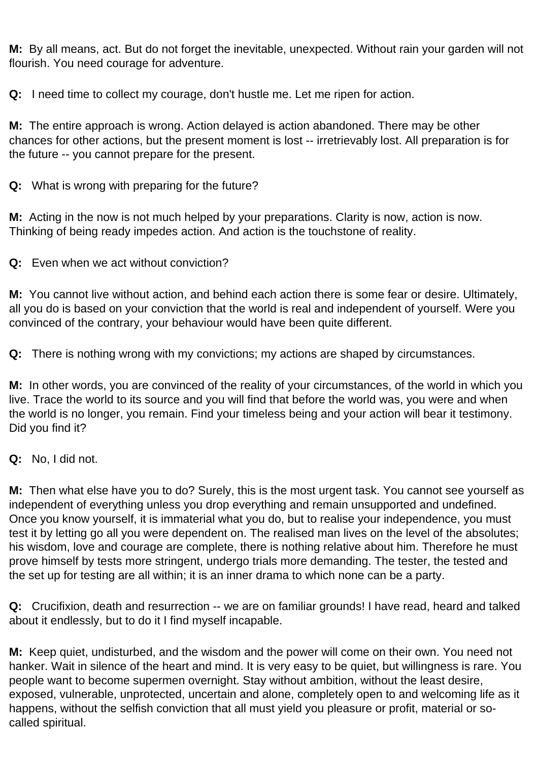**M:** By all means, act. But do not forget the inevitable, unexpected. Without rain your garden will not flourish. You need courage for adventure.

**Q:** I need time to collect my courage, don't hustle me. Let me ripen for action.

**M:** The entire approach is wrong. Action delayed is action abandoned. There may be other chances for other actions, but the present moment is lost -- irretrievably lost. All preparation is for the future -- you cannot prepare for the present.

**Q:** What is wrong with preparing for the future?

**M:** Acting in the now is not much helped by your preparations. Clarity is now, action is now. Thinking of being ready impedes action. And action is the touchstone of reality.

**Q:** Even when we act without conviction?

**M:** You cannot live without action, and behind each action there is some fear or desire. Ultimately, all you do is based on your conviction that the world is real and independent of yourself. Were you convinced of the contrary, your behaviour would have been quite different.

**Q:** There is nothing wrong with my convictions; my actions are shaped by circumstances.

**M:** In other words, you are convinced of the reality of your circumstances, of the world in which you live. Trace the world to its source and you will find that before the world was, you were and when the world is no longer, you remain. Find your timeless being and your action will bear it testimony. Did you find it?

**Q:** No, I did not.

**M:** Then what else have you to do? Surely, this is the most urgent task. You cannot see yourself as independent of everything unless you drop everything and remain unsupported and undefined. Once you know yourself, it is immaterial what you do, but to realise your independence, you must test it by letting go all you were dependent on. The realised man lives on the level of the absolutes; his wisdom, love and courage are complete, there is nothing relative about him. Therefore he must prove himself by tests more stringent, undergo trials more demanding. The tester, the tested and the set up for testing are all within; it is an inner drama to which none can be a party.

**Q:** Crucifixion, death and resurrection -- we are on familiar grounds! I have read, heard and talked about it endlessly, but to do it I find myself incapable.

**M:** Keep quiet, undisturbed, and the wisdom and the power will come on their own. You need not hanker. Wait in silence of the heart and mind. It is very easy to be quiet, but willingness is rare. You people want to become supermen overnight. Stay without ambition, without the least desire, exposed, vulnerable, unprotected, uncertain and alone, completely open to and welcoming life as it happens, without the selfish conviction that all must yield you pleasure or profit, material or so-called spiritual.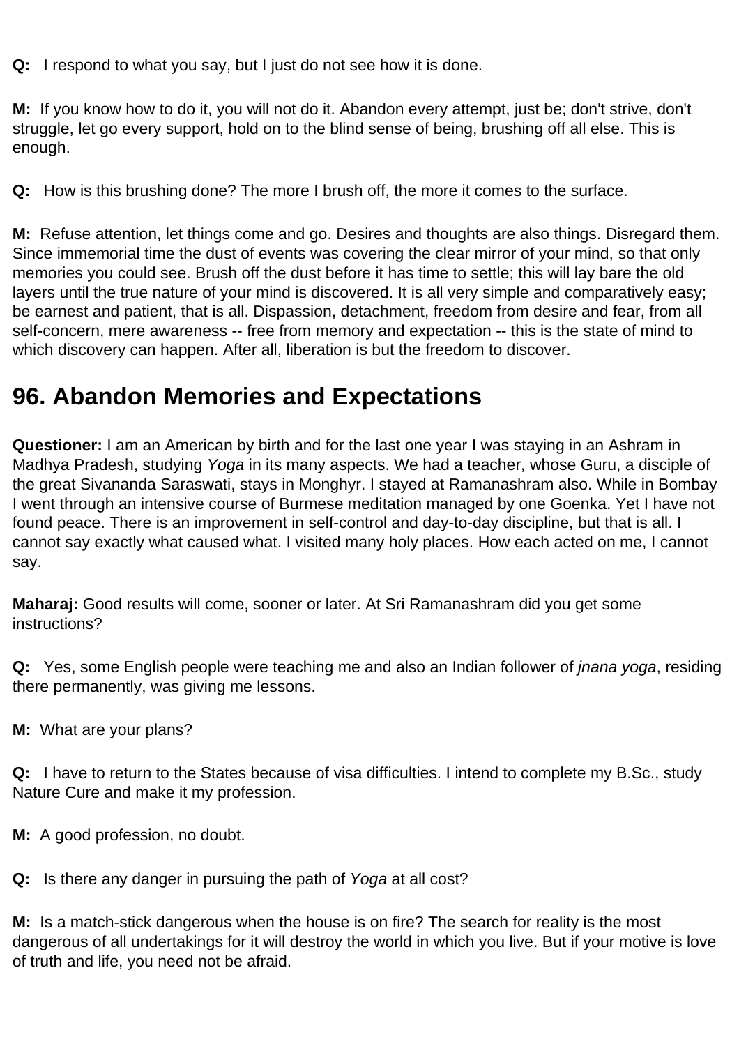**Q:** I respond to what you say, but I just do not see how it is done.

**M:** If you know how to do it, you will not do it. Abandon every attempt, just be; don't strive, don't struggle, let go every support, hold on to the blind sense of being, brushing off all else. This is enough.

**Q:** How is this brushing done? The more I brush off, the more it comes to the surface.

**M:** Refuse attention, let things come and go. Desires and thoughts are also things. Disregard them. Since immemorial time the dust of events was covering the clear mirror of your mind, so that only memories you could see. Brush off the dust before it has time to settle; this will lay bare the old layers until the true nature of your mind is discovered. It is all very simple and comparatively easy; be earnest and patient, that is all. Dispassion, detachment, freedom from desire and fear, from all self-concern, mere awareness -- free from memory and expectation -- this is the state of mind to which discovery can happen. After all, liberation is but the freedom to discover.

## 96. Abandon Memories and Expectations

**Questioner:** I am an American by birth and for the last one year I was staying in an Ashram in Madhya Pradesh, studying *Yoga* in its many aspects. We had a teacher, whose Guru, a disciple of the great Sivananda Saraswati, stays in Monghyr. I stayed at Ramanashram also. While in Bombay I went through an intensive course of Burmese meditation managed by one Goenka. Yet I have not found peace. There is an improvement in self-control and day-to-day discipline, but that is all. I cannot say exactly what caused what. I visited many holy places. How each acted on me, I cannot say.

**Maharaj:** Good results will come, sooner or later. At Sri Ramanashram did you get some instructions?

**Q:** Yes, some English people were teaching me and also an Indian follower of *jnana yoga*, residing there permanently, was giving me lessons.

**M:** What are your plans?

**Q:** I have to return to the States because of visa difficulties. I intend to complete my B.Sc., study Nature Cure and make it my profession.

**M:** A good profession, no doubt.

**Q:** Is there any danger in pursuing the path of *Yoga* at all cost?

**M:** Is a match-stick dangerous when the house is on fire? The search for reality is the most dangerous of all undertakings for it will destroy the world in which you live. But if your motive is love of truth and life, you need not be afraid.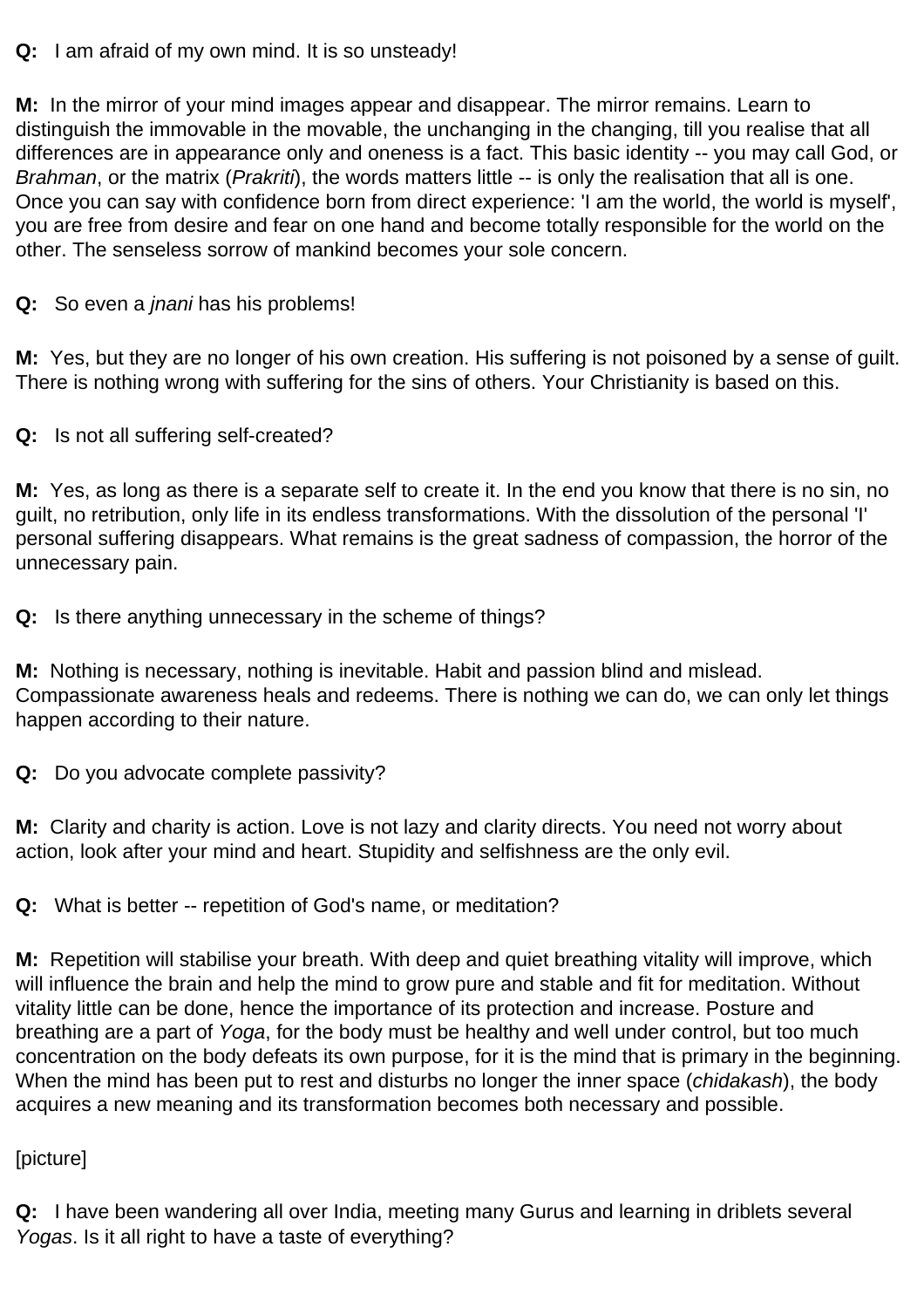**Q:** I am afraid of my own mind. It is so unsteady!

**M:** In the mirror of your mind images appear and disappear. The mirror remains. Learn to distinguish the immovable in the movable, the unchanging in the changing, till you realise that all differences are in appearance only and oneness is a fact. This basic identity -- you may call God, or *Brahman*, or the matrix (*Prakriti*), the words matters little -- is only the realisation that all is one. Once you can say with confidence born from direct experience: 'I am the world, the world is myself', you are free from desire and fear on one hand and become totally responsible for the world on the other. The senseless sorrow of mankind becomes your sole concern.

**Q:** So even a *jnani* has his problems!

**M:** Yes, but they are no longer of his own creation. His suffering is not poisoned by a sense of guilt. There is nothing wrong with suffering for the sins of others. Your Christianity is based on this.

**Q:** Is not all suffering self-created?

**M:** Yes, as long as there is a separate self to create it. In the end you know that there is no sin, no guilt, no retribution, only life in its endless transformations. With the dissolution of the personal 'I' personal suffering disappears. What remains is the great sadness of compassion, the horror of the unnecessary pain.

**Q:** Is there anything unnecessary in the scheme of things?

**M:** Nothing is necessary, nothing is inevitable. Habit and passion blind and mislead. Compassionate awareness heals and redeems. There is nothing we can do, we can only let things happen according to their nature.

**Q:** Do you advocate complete passivity?

**M:** Clarity and charity is action. Love is not lazy and clarity directs. You need not worry about action, look after your mind and heart. Stupidity and selfishness are the only evil.

**Q:** What is better -- repetition of God's name, or meditation?

**M:** Repetition will stabilise your breath. With deep and quiet breathing vitality will improve, which will influence the brain and help the mind to grow pure and stable and fit for meditation. Without vitality little can be done, hence the importance of its protection and increase. Posture and breathing are a part of *Yoga*, for the body must be healthy and well under control, but too much concentration on the body defeats its own purpose, for it is the mind that is primary in the beginning. When the mind has been put to rest and disturbs no longer the inner space (*chidakash*), the body acquires a new meaning and its transformation becomes both necessary and possible.

[picture]

**Q:** I have been wandering all over India, meeting many Gurus and learning in driblets several *Yogas*. Is it all right to have a taste of everything?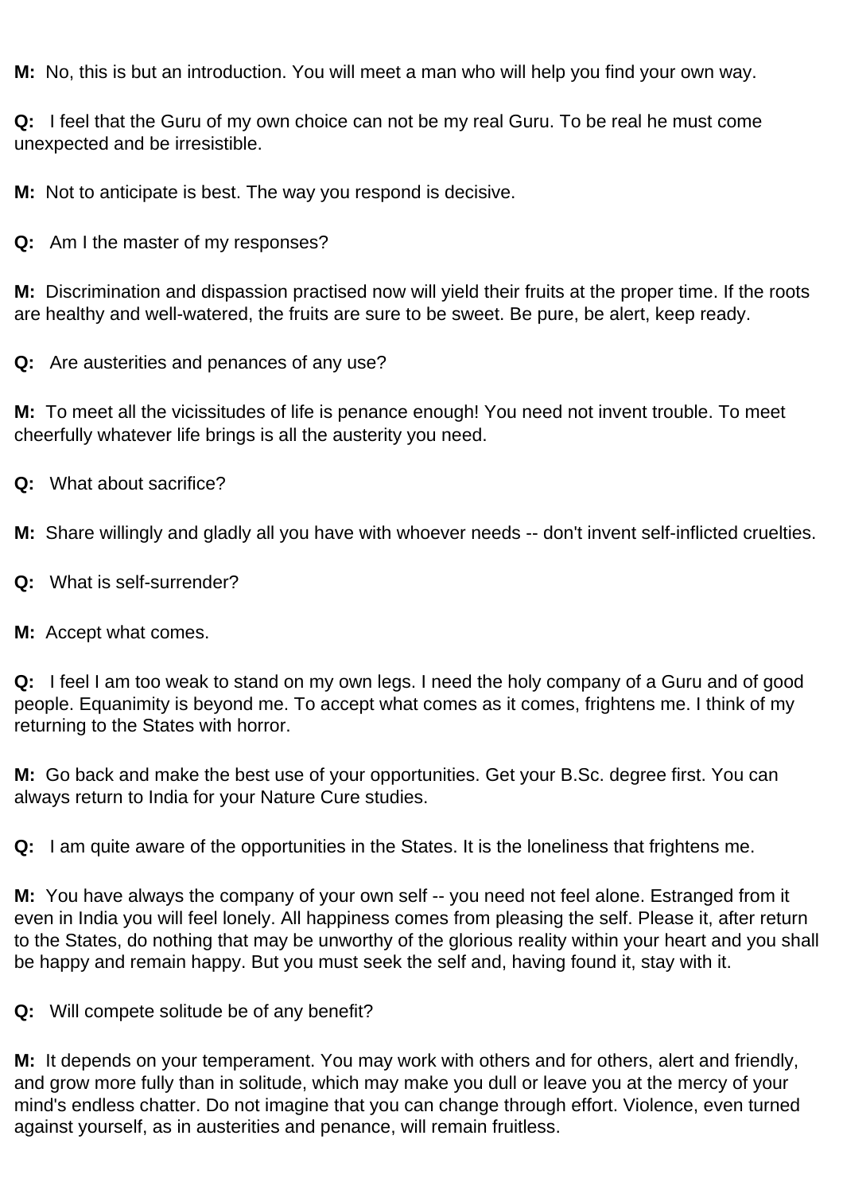**M:** No, this is but an introduction. You will meet a man who will help you find your own way.

**Q:** I feel that the Guru of my own choice can not be my real Guru. To be real he must come unexpected and be irresistible.

**M:** Not to anticipate is best. The way you respond is decisive.

**Q:** Am I the master of my responses?

**M:** Discrimination and dispassion practised now will yield their fruits at the proper time. If the roots are healthy and well-watered, the fruits are sure to be sweet. Be pure, be alert, keep ready.

**Q:** Are austerities and penances of any use?

**M:** To meet all the vicissitudes of life is penance enough! You need not invent trouble. To meet cheerfully whatever life brings is all the austerity you need.

**Q:** What about sacrifice?

**M:** Share willingly and gladly all you have with whoever needs -- don't invent self-inflicted cruelties.

**Q:** What is self-surrender?

**M:** Accept what comes.

**Q:** I feel I am too weak to stand on my own legs. I need the holy company of a Guru and of good people. Equanimity is beyond me. To accept what comes as it comes, frightens me. I think of my returning to the States with horror.

**M:** Go back and make the best use of your opportunities. Get your B.Sc. degree first. You can always return to India for your Nature Cure studies.

**Q:** I am quite aware of the opportunities in the States. It is the loneliness that frightens me.

**M:** You have always the company of your own self -- you need not feel alone. Estranged from it even in India you will feel lonely. All happiness comes from pleasing the self. Please it, after return to the States, do nothing that may be unworthy of the glorious reality within your heart and you shall be happy and remain happy. But you must seek the self and, having found it, stay with it.

**Q:** Will compete solitude be of any benefit?

**M:** It depends on your temperament. You may work with others and for others, alert and friendly, and grow more fully than in solitude, which may make you dull or leave you at the mercy of your mind's endless chatter. Do not imagine that you can change through effort. Violence, even turned against yourself, as in austerities and penance, will remain fruitless.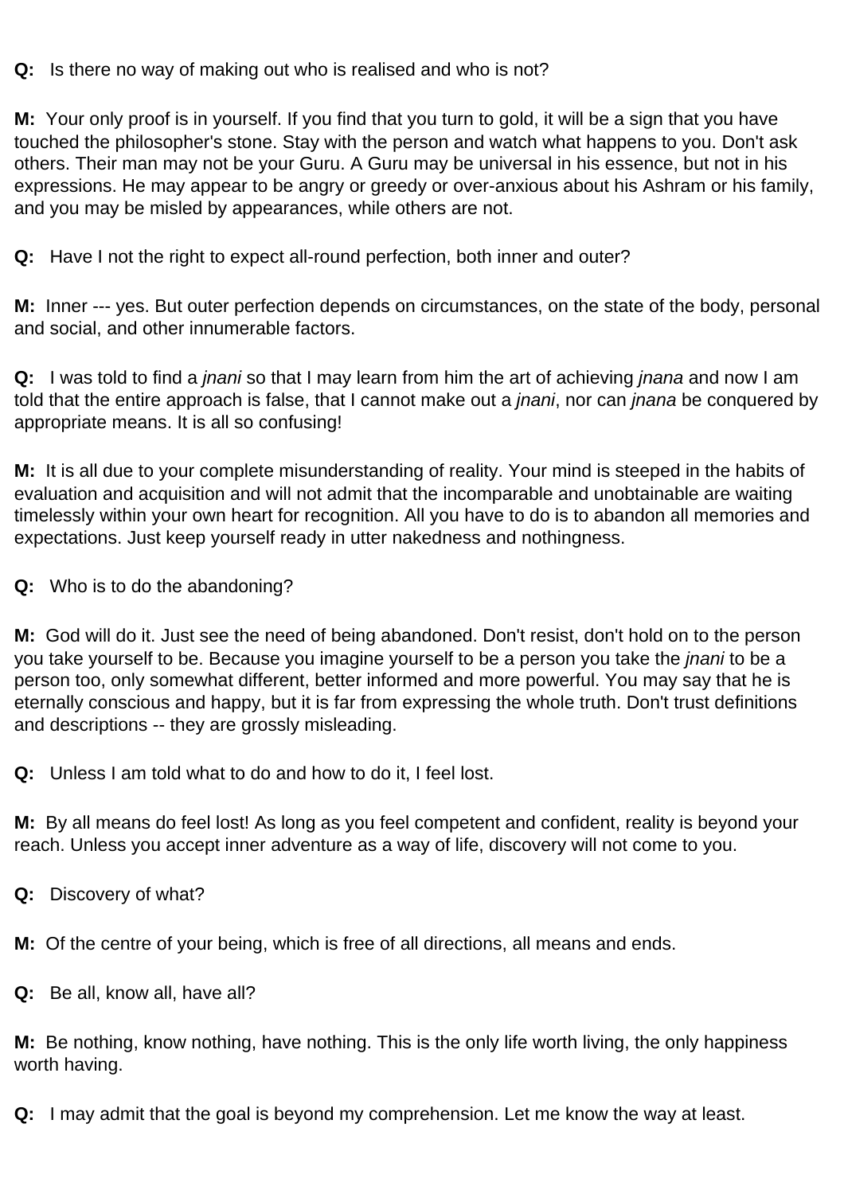**Q:** Is there no way of making out who is realised and who is not?

**M:** Your only proof is in yourself. If you find that you turn to gold, it will be a sign that you have touched the philosopher's stone. Stay with the person and watch what happens to you. Don't ask others. Their man may not be your Guru. A Guru may be universal in his essence, but not in his expressions. He may appear to be angry or greedy or over-anxious about his Ashram or his family, and you may be misled by appearances, while others are not.

**Q:** Have I not the right to expect all-round perfection, both inner and outer?

**M:** Inner --- yes. But outer perfection depends on circumstances, on the state of the body, personal and social, and other innumerable factors.

**Q:** I was told to find a *jnani* so that I may learn from him the art of achieving *jnana* and now I am told that the entire approach is false, that I cannot make out a *jnani*, nor can *jnana* be conquered by appropriate means. It is all so confusing!

**M:** It is all due to your complete misunderstanding of reality. Your mind is steeped in the habits of evaluation and acquisition and will not admit that the incomparable and unobtainable are waiting timelessly within your own heart for recognition. All you have to do is to abandon all memories and expectations. Just keep yourself ready in utter nakedness and nothingness.

**Q:** Who is to do the abandoning?

**M:** God will do it. Just see the need of being abandoned. Don't resist, don't hold on to the person you take yourself to be. Because you imagine yourself to be a person you take the *jnani* to be a person too, only somewhat different, better informed and more powerful. You may say that he is eternally conscious and happy, but it is far from expressing the whole truth. Don't trust definitions and descriptions -- they are grossly misleading.

**Q:** Unless I am told what to do and how to do it, I feel lost.

**M:** By all means do feel lost! As long as you feel competent and confident, reality is beyond your reach. Unless you accept inner adventure as a way of life, discovery will not come to you.

**Q:** Discovery of what?

**M:** Of the centre of your being, which is free of all directions, all means and ends.

**Q:** Be all, know all, have all?

**M:** Be nothing, know nothing, have nothing. This is the only life worth living, the only happiness worth having.

**Q:** I may admit that the goal is beyond my comprehension. Let me know the way at least.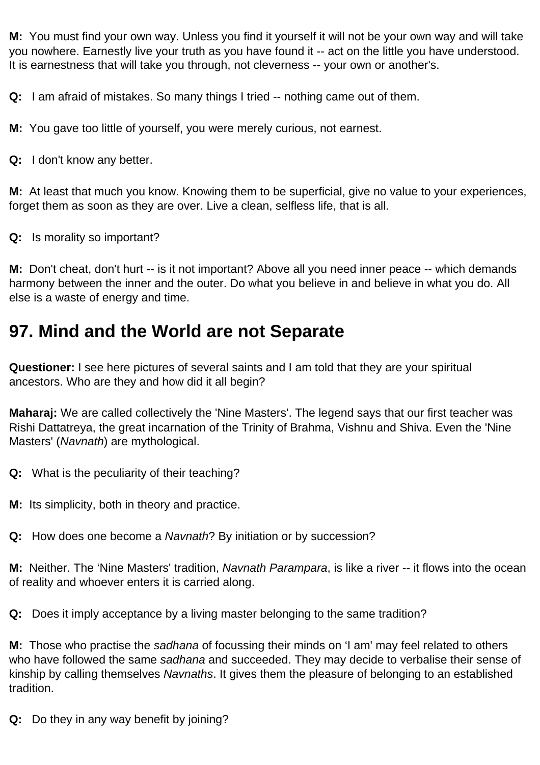**M:** You must find your own way. Unless you find it yourself it will not be your own way and will take you nowhere. Earnestly live your truth as you have found it -- act on the little you have understood. It is earnestness that will take you through, not cleverness -- your own or another's.

**Q:** I am afraid of mistakes. So many things I tried -- nothing came out of them.

**M:** You gave too little of yourself, you were merely curious, not earnest.

**Q:** I don't know any better.

**M:** At least that much you know. Knowing them to be superficial, give no value to your experiences, forget them as soon as they are over. Live a clean, selfless life, that is all.

**Q:** Is morality so important?

**M:** Don't cheat, don't hurt -- is it not important? Above all you need inner peace -- which demands harmony between the inner and the outer. Do what you believe in and believe in what you do. All else is a waste of energy and time.

## 97. Mind and the World are not Separate

**Questioner:** I see here pictures of several saints and I am told that they are your spiritual ancestors. Who are they and how did it all begin?

**Maharaj:** We are called collectively the 'Nine Masters'. The legend says that our first teacher was Rishi Dattatreya, the great incarnation of the Trinity of Brahma, Vishnu and Shiva. Even the 'Nine Masters' (*Navnath*) are mythological.

**Q:** What is the peculiarity of their teaching?

**M:** Its simplicity, both in theory and practice.

**Q:** How does one become a *Navnath*? By initiation or by succession?

**M:** Neither. The 'Nine Masters' tradition, *Navnath Parampara*, is like a river -- it flows into the ocean of reality and whoever enters it is carried along.

**Q:** Does it imply acceptance by a living master belonging to the same tradition?

**M:** Those who practise the *sadhana* of focussing their minds on 'I am' may feel related to others who have followed the same *sadhana* and succeeded. They may decide to verbalise their sense of kinship by calling themselves *Navnaths*. It gives them the pleasure of belonging to an established tradition.

**Q:** Do they in any way benefit by joining?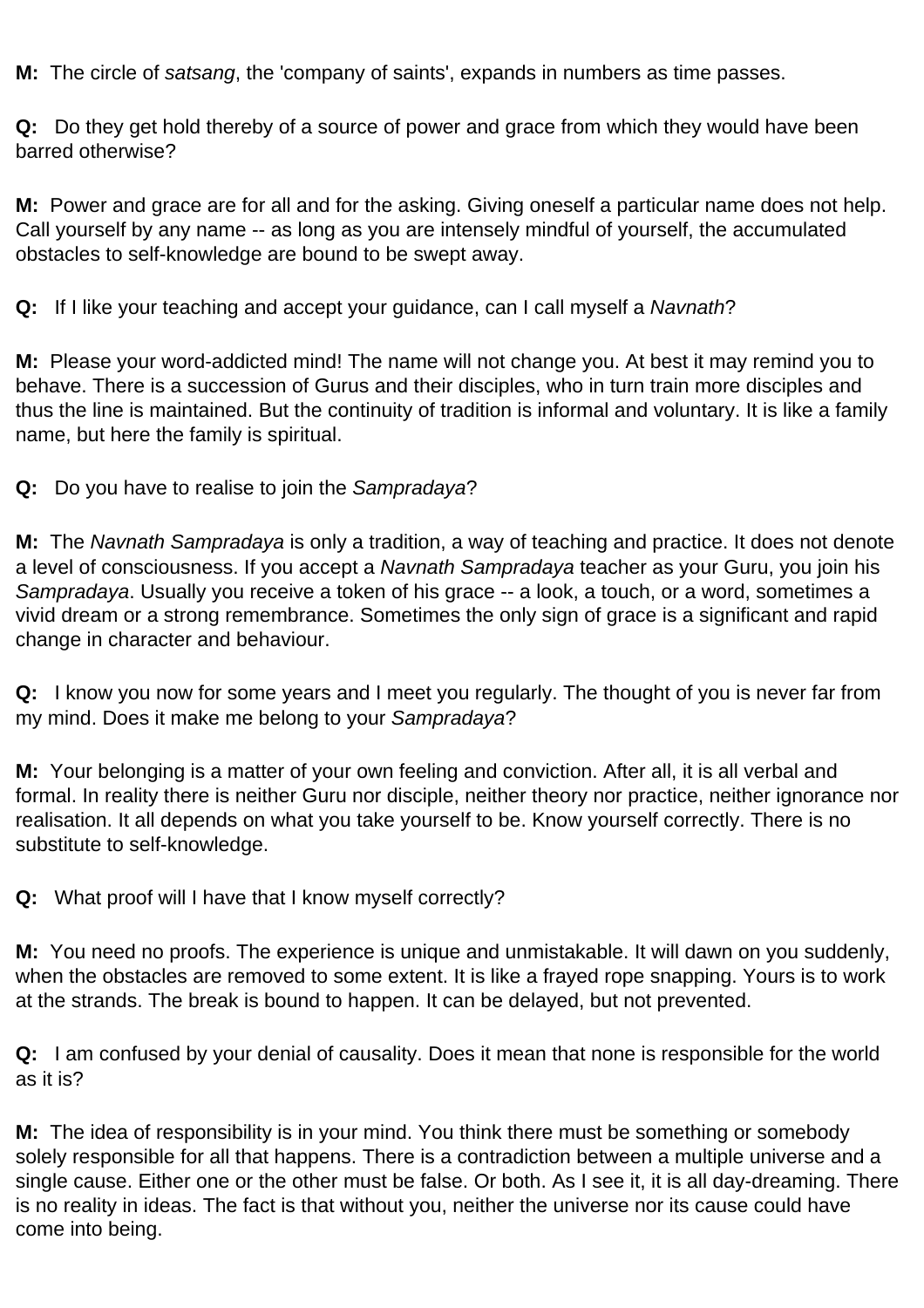**M:** The circle of *satsang*, the 'company of saints', expands in numbers as time passes.

**Q:** Do they get hold thereby of a source of power and grace from which they would have been barred otherwise?

**M:** Power and grace are for all and for the asking. Giving oneself a particular name does not help. Call yourself by any name -- as long as you are intensely mindful of yourself, the accumulated obstacles to self-knowledge are bound to be swept away.

**Q:** If I like your teaching and accept your guidance, can I call myself a *Navnath*?

**M:** Please your word-addicted mind! The name will not change you. At best it may remind you to behave. There is a succession of Gurus and their disciples, who in turn train more disciples and thus the line is maintained. But the continuity of tradition is informal and voluntary. It is like a family name, but here the family is spiritual.

**Q:** Do you have to realise to join the *Sampradaya*?

**M:** The *Navnath Sampradaya* is only a tradition, a way of teaching and practice. It does not denote a level of consciousness. If you accept a *Navnath Sampradaya* teacher as your Guru, you join his *Sampradaya*. Usually you receive a token of his grace -- a look, a touch, or a word, sometimes a vivid dream or a strong remembrance. Sometimes the only sign of grace is a significant and rapid change in character and behaviour.

**Q:** I know you now for some years and I meet you regularly. The thought of you is never far from my mind. Does it make me belong to your *Sampradaya*?

**M:** Your belonging is a matter of your own feeling and conviction. After all, it is all verbal and formal. In reality there is neither Guru nor disciple, neither theory nor practice, neither ignorance nor realisation. It all depends on what you take yourself to be. Know yourself correctly. There is no substitute to self-knowledge.

**Q:** What proof will I have that I know myself correctly?

**M:** You need no proofs. The experience is unique and unmistakable. It will dawn on you suddenly, when the obstacles are removed to some extent. It is like a frayed rope snapping. Yours is to work at the strands. The break is bound to happen. It can be delayed, but not prevented.

**Q:** I am confused by your denial of causality. Does it mean that none is responsible for the world as it is?

**M:** The idea of responsibility is in your mind. You think there must be something or somebody solely responsible for all that happens. There is a contradiction between a multiple universe and a single cause. Either one or the other must be false. Or both. As I see it, it is all day-dreaming. There is no reality in ideas. The fact is that without you, neither the universe nor its cause could have come into being.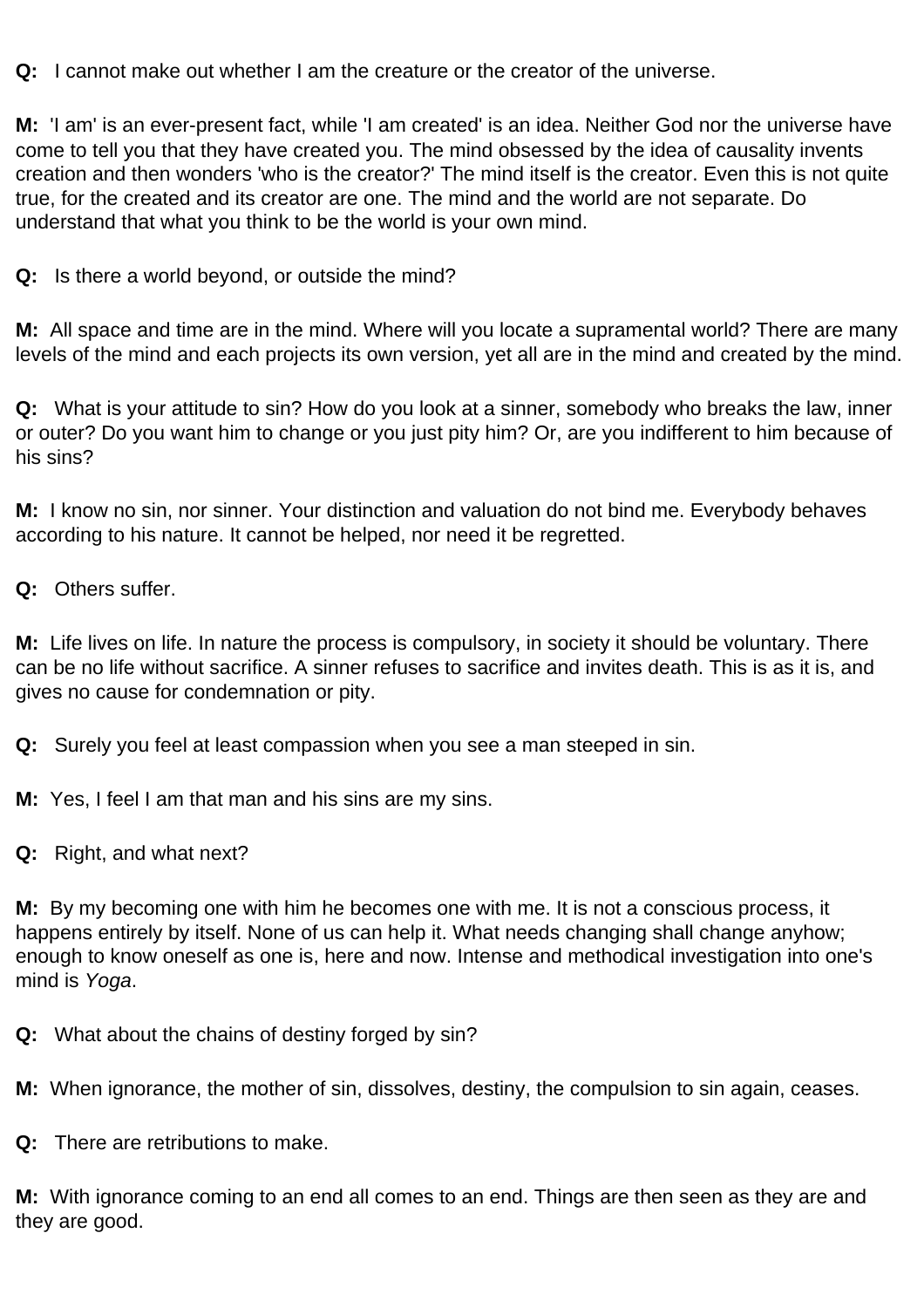**Q:** I cannot make out whether I am the creature or the creator of the universe.

**M:** 'I am' is an ever-present fact, while 'I am created' is an idea. Neither God nor the universe have come to tell you that they have created you. The mind obsessed by the idea of causality invents creation and then wonders 'who is the creator?' The mind itself is the creator. Even this is not quite true, for the created and its creator are one. The mind and the world are not separate. Do understand that what you think to be the world is your own mind.

**Q:** Is there a world beyond, or outside the mind?

**M:** All space and time are in the mind. Where will you locate a supramental world? There are many levels of the mind and each projects its own version, yet all are in the mind and created by the mind.

**Q:** What is your attitude to sin? How do you look at a sinner, somebody who breaks the law, inner or outer? Do you want him to change or you just pity him? Or, are you indifferent to him because of his sins?

**M:** I know no sin, nor sinner. Your distinction and valuation do not bind me. Everybody behaves according to his nature. It cannot be helped, nor need it be regretted.

**Q:** Others suffer.

**M:** Life lives on life. In nature the process is compulsory, in society it should be voluntary. There can be no life without sacrifice. A sinner refuses to sacrifice and invites death. This is as it is, and gives no cause for condemnation or pity.

**Q:** Surely you feel at least compassion when you see a man steeped in sin.

**M:** Yes, I feel I am that man and his sins are my sins.

**Q:** Right, and what next?

**M:** By my becoming one with him he becomes one with me. It is not a conscious process, it happens entirely by itself. None of us can help it. What needs changing shall change anyhow; enough to know oneself as one is, here and now. Intense and methodical investigation into one's mind is *Yoga*.

**Q:** What about the chains of destiny forged by sin?

**M:** When ignorance, the mother of sin, dissolves, destiny, the compulsion to sin again, ceases.

**Q:** There are retributions to make.

**M:** With ignorance coming to an end all comes to an end. Things are then seen as they are and they are good.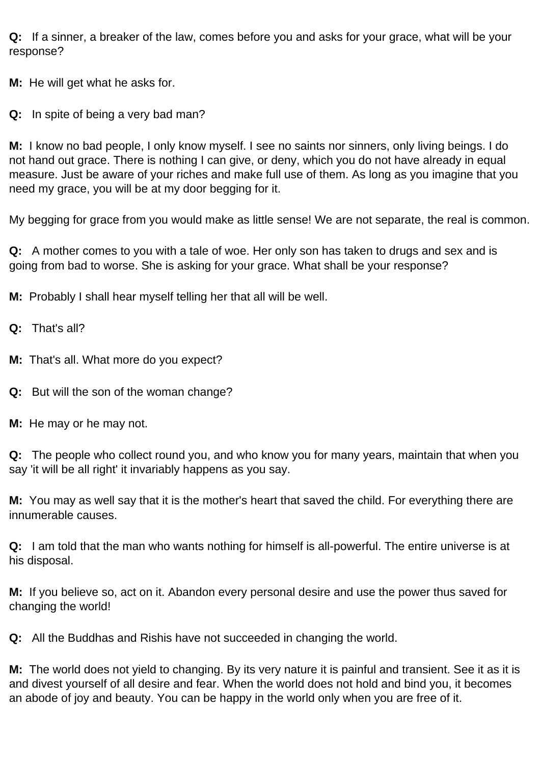**Q:** If a sinner, a breaker of the law, comes before you and asks for your grace, what will be your response?

**M:** He will get what he asks for.

**Q:** In spite of being a very bad man?

**M:** I know no bad people, I only know myself. I see no saints nor sinners, only living beings. I do not hand out grace. There is nothing I can give, or deny, which you do not have already in equal measure. Just be aware of your riches and make full use of them. As long as you imagine that you need my grace, you will be at my door begging for it.

My begging for grace from you would make as little sense! We are not separate, the real is common.

**Q:** A mother comes to you with a tale of woe. Her only son has taken to drugs and sex and is going from bad to worse. She is asking for your grace. What shall be your response?

**M:** Probably I shall hear myself telling her that all will be well.

**Q:** That's all?

**M:** That's all. What more do you expect?

**Q:** But will the son of the woman change?

**M:** He may or he may not.

**Q:** The people who collect round you, and who know you for many years, maintain that when you say 'it will be all right' it invariably happens as you say.

**M:** You may as well say that it is the mother's heart that saved the child. For everything there are innumerable causes.

**Q:** I am told that the man who wants nothing for himself is all-powerful. The entire universe is at his disposal.

**M:** If you believe so, act on it. Abandon every personal desire and use the power thus saved for changing the world!

**Q:** All the Buddhas and Rishis have not succeeded in changing the world.

**M:** The world does not yield to changing. By its very nature it is painful and transient. See it as it is and divest yourself of all desire and fear. When the world does not hold and bind you, it becomes an abode of joy and beauty. You can be happy in the world only when you are free of it.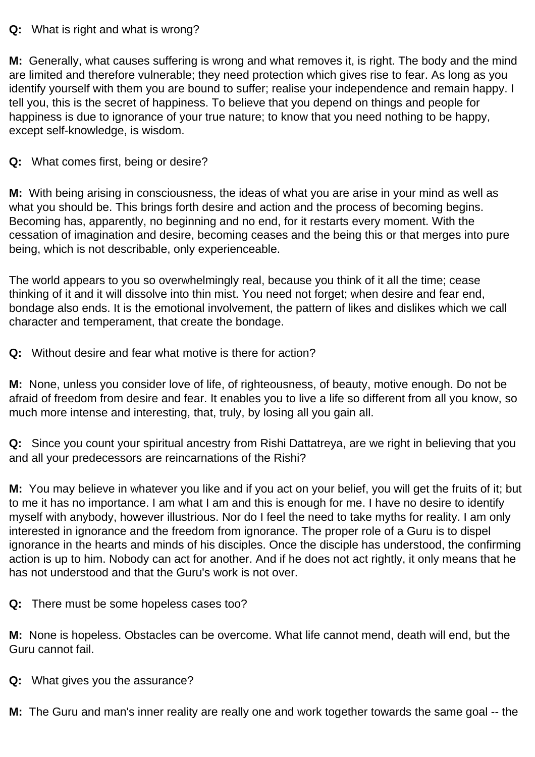**Q:** What is right and what is wrong?

**M:** Generally, what causes suffering is wrong and what removes it, is right. The body and the mind are limited and therefore vulnerable; they need protection which gives rise to fear. As long as you identify yourself with them you are bound to suffer; realise your independence and remain happy. I tell you, this is the secret of happiness. To believe that you depend on things and people for happiness is due to ignorance of your true nature; to know that you need nothing to be happy, except self-knowledge, is wisdom.

**Q:** What comes first, being or desire?

**M:** With being arising in consciousness, the ideas of what you are arise in your mind as well as what you should be. This brings forth desire and action and the process of becoming begins. Becoming has, apparently, no beginning and no end, for it restarts every moment. With the cessation of imagination and desire, becoming ceases and the being this or that merges into pure being, which is not describable, only experienceable.

The world appears to you so overwhelmingly real, because you think of it all the time; cease thinking of it and it will dissolve into thin mist. You need not forget; when desire and fear end, bondage also ends. It is the emotional involvement, the pattern of likes and dislikes which we call character and temperament, that create the bondage.

**Q:** Without desire and fear what motive is there for action?

**M:** None, unless you consider love of life, of righteousness, of beauty, motive enough. Do not be afraid of freedom from desire and fear. It enables you to live a life so different from all you know, so much more intense and interesting, that, truly, by losing all you gain all.

**Q:** Since you count your spiritual ancestry from Rishi Dattatreya, are we right in believing that you and all your predecessors are reincarnations of the Rishi?

**M:** You may believe in whatever you like and if you act on your belief, you will get the fruits of it; but to me it has no importance. I am what I am and this is enough for me. I have no desire to identify myself with anybody, however illustrious. Nor do I feel the need to take myths for reality. I am only interested in ignorance and the freedom from ignorance. The proper role of a Guru is to dispel ignorance in the hearts and minds of his disciples. Once the disciple has understood, the confirming action is up to him. Nobody can act for another. And if he does not act rightly, it only means that he has not understood and that the Guru's work is not over.

**Q:** There must be some hopeless cases too?

**M:** None is hopeless. Obstacles can be overcome. What life cannot mend, death will end, but the Guru cannot fail.

**Q:** What gives you the assurance?

**M:** The Guru and man's inner reality are really one and work together towards the same goal -- the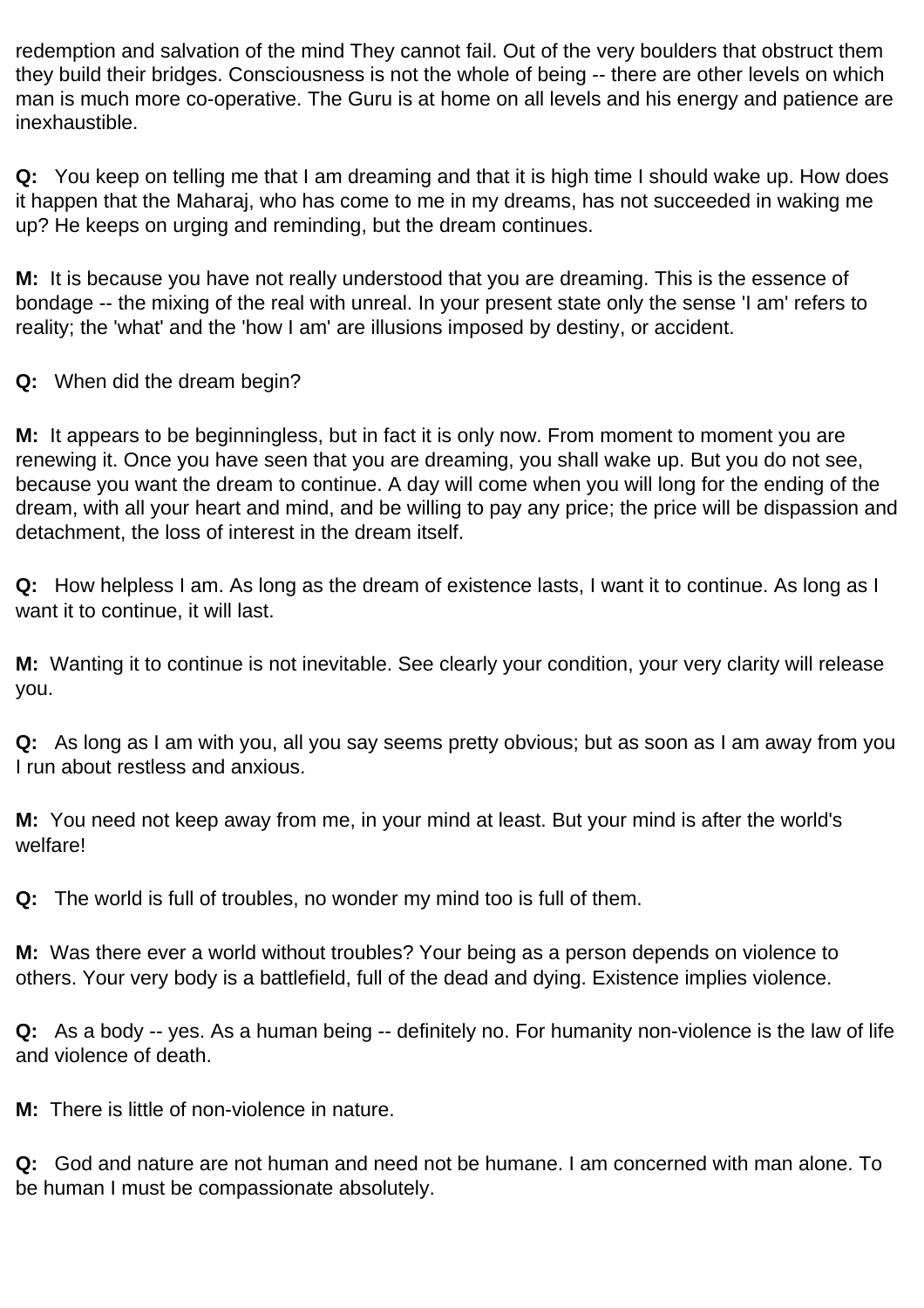redemption and salvation of the mind They cannot fail. Out of the very boulders that obstruct them they build their bridges. Consciousness is not the whole of being -- there are other levels on which man is much more co-operative. The Guru is at home on all levels and his energy and patience are inexhaustible.

**Q:** You keep on telling me that I am dreaming and that it is high time I should wake up. How does it happen that the Maharaj, who has come to me in my dreams, has not succeeded in waking me up? He keeps on urging and reminding, but the dream continues.

**M:** It is because you have not really understood that you are dreaming. This is the essence of bondage -- the mixing of the real with unreal. In your present state only the sense 'I am' refers to reality; the 'what' and the 'how I am' are illusions imposed by destiny, or accident.

**Q:** When did the dream begin?

**M:** It appears to be beginningless, but in fact it is only now. From moment to moment you are renewing it. Once you have seen that you are dreaming, you shall wake up. But you do not see, because you want the dream to continue. A day will come when you will long for the ending of the dream, with all your heart and mind, and be willing to pay any price; the price will be dispassion and detachment, the loss of interest in the dream itself.

**Q:** How helpless I am. As long as the dream of existence lasts, I want it to continue. As long as I want it to continue, it will last.

**M:** Wanting it to continue is not inevitable. See clearly your condition, your very clarity will release you.

**Q:** As long as I am with you, all you say seems pretty obvious; but as soon as I am away from you I run about restless and anxious.

**M:** You need not keep away from me, in your mind at least. But your mind is after the world's welfare!

**Q:** The world is full of troubles, no wonder my mind too is full of them.

**M:** Was there ever a world without troubles? Your being as a person depends on violence to others. Your very body is a battlefield, full of the dead and dying. Existence implies violence.

**Q:** As a body -- yes. As a human being -- definitely no. For humanity non-violence is the law of life and violence of death.

**M:** There is little of non-violence in nature.

**Q:** God and nature are not human and need not be humane. I am concerned with man alone. To be human I must be compassionate absolutely.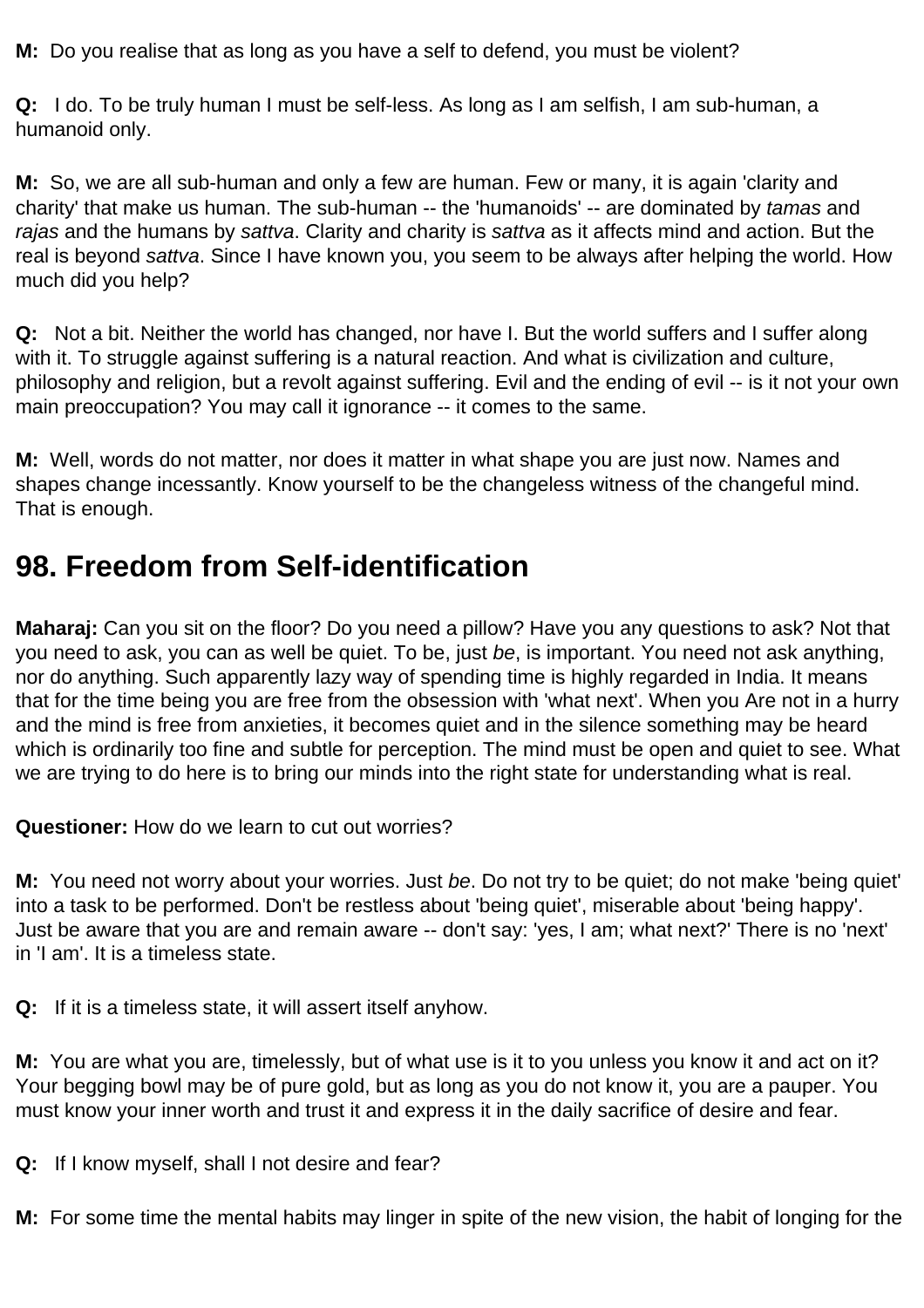**M:** Do you realise that as long as you have a self to defend, you must be violent?

**Q:** I do. To be truly human I must be self-less. As long as I am selfish, I am sub-human, a humanoid only.

**M:** So, we are all sub-human and only a few are human. Few or many, it is again 'clarity and charity' that make us human. The sub-human -- the 'humanoids' -- are dominated by *tamas* and *rajas* and the humans by *sattva*. Clarity and charity is *sattva* as it affects mind and action. But the real is beyond *sattva*. Since I have known you, you seem to be always after helping the world. How much did you help?

**Q:** Not a bit. Neither the world has changed, nor have I. But the world suffers and I suffer along with it. To struggle against suffering is a natural reaction. And what is civilization and culture, philosophy and religion, but a revolt against suffering. Evil and the ending of evil -- is it not your own main preoccupation? You may call it ignorance -- it comes to the same.

**M:** Well, words do not matter, nor does it matter in what shape you are just now. Names and shapes change incessantly. Know yourself to be the changeless witness of the changeful mind. That is enough.

## 98. Freedom from Self-identification

**Maharaj:** Can you sit on the floor? Do you need a pillow? Have you any questions to ask? Not that you need to ask, you can as well be quiet. To be, just *be*, is important. You need not ask anything, nor do anything. Such apparently lazy way of spending time is highly regarded in India. It means that for the time being you are free from the obsession with 'what next'. When you Are not in a hurry and the mind is free from anxieties, it becomes quiet and in the silence something may be heard which is ordinarily too fine and subtle for perception. The mind must be open and quiet to see. What we are trying to do here is to bring our minds into the right state for understanding what is real.

**Questioner:** How do we learn to cut out worries?

**M:** You need not worry about your worries. Just *be*. Do not try to be quiet; do not make 'being quiet' into a task to be performed. Don't be restless about 'being quiet', miserable about 'being happy'. Just be aware that you are and remain aware -- don't say: 'yes, I am; what next?' There is no 'next' in 'I am'. It is a timeless state.

**Q:** If it is a timeless state, it will assert itself anyhow.

**M:** You are what you are, timelessly, but of what use is it to you unless you know it and act on it? Your begging bowl may be of pure gold, but as long as you do not know it, you are a pauper. You must know your inner worth and trust it and express it in the daily sacrifice of desire and fear.

**Q:** If I know myself, shall I not desire and fear?

**M:** For some time the mental habits may linger in spite of the new vision, the habit of longing for the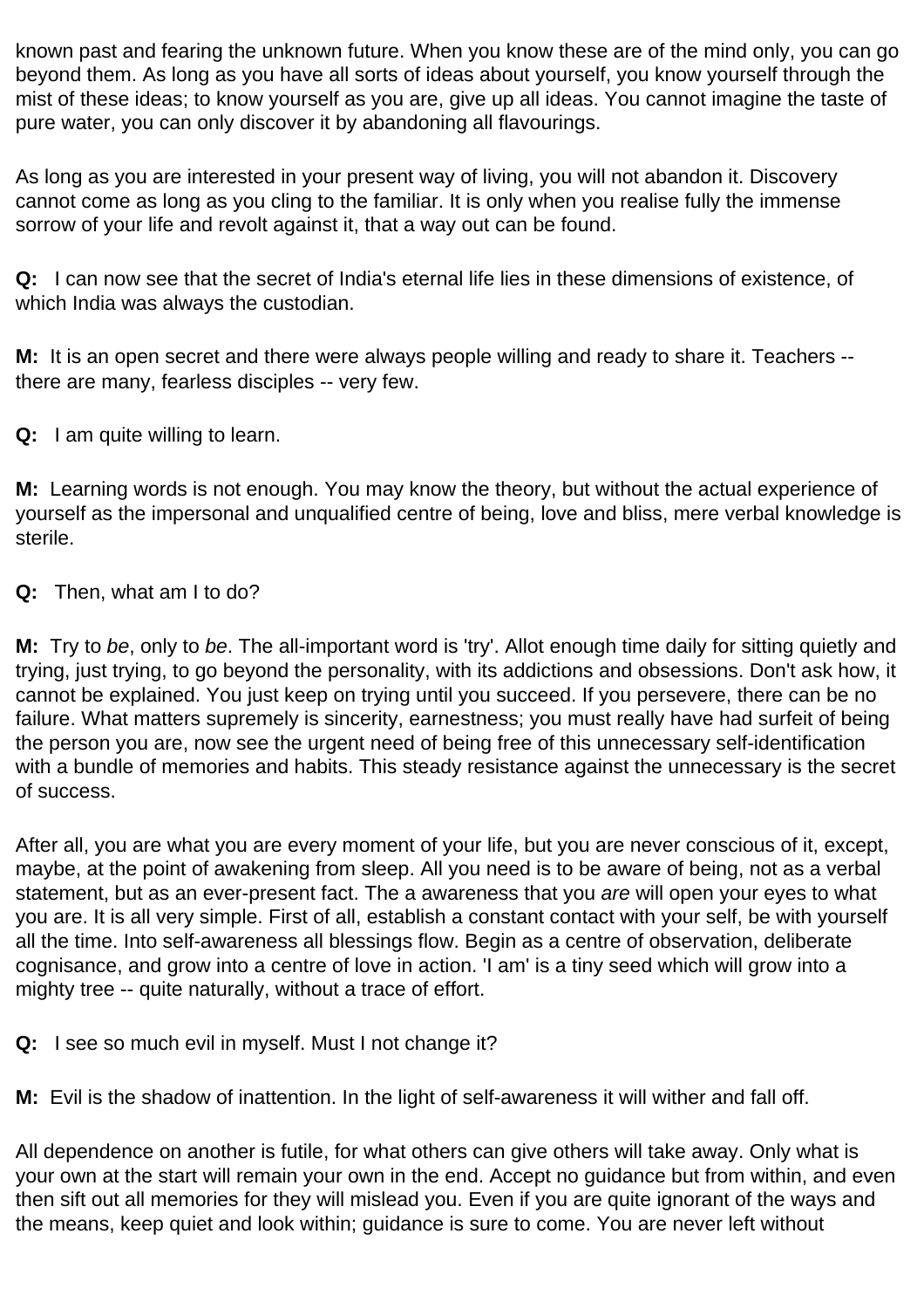known past and fearing the unknown future. When you know these are of the mind only, you can go beyond them. As long as you have all sorts of ideas about yourself, you know yourself through the mist of these ideas; to know yourself as you are, give up all ideas. You cannot imagine the taste of pure water, you can only discover it by abandoning all flavourings.

As long as you are interested in your present way of living, you will not abandon it. Discovery cannot come as long as you cling to the familiar. It is only when you realise fully the immense sorrow of your life and revolt against it, that a way out can be found.

**Q:** I can now see that the secret of India's eternal life lies in these dimensions of existence, of which India was always the custodian.

**M:** It is an open secret and there were always people willing and ready to share it. Teachers -- there are many, fearless disciples -- very few.

**Q:** I am quite willing to learn.

**M:** Learning words is not enough. You may know the theory, but without the actual experience of yourself as the impersonal and unqualified centre of being, love and bliss, mere verbal knowledge is sterile.

**Q:** Then, what am I to do?

**M:** Try to *be*, only to *be*. The all-important word is 'try'. Allot enough time daily for sitting quietly and trying, just trying, to go beyond the personality, with its addictions and obsessions. Don't ask how, it cannot be explained. You just keep on trying until you succeed. If you persevere, there can be no failure. What matters supremely is sincerity, earnestness; you must really have had surfeit of being the person you are, now see the urgent need of being free of this unnecessary self-identification with a bundle of memories and habits. This steady resistance against the unnecessary is the secret of success.

After all, you are what you are every moment of your life, but you are never conscious of it, except, maybe, at the point of awakening from sleep. All you need is to be aware of being, not as a verbal statement, but as an ever-present fact. The a awareness that you *are* will open your eyes to what you are. It is all very simple. First of all, establish a constant contact with your self, be with yourself all the time. Into self-awareness all blessings flow. Begin as a centre of observation, deliberate cognisance, and grow into a centre of love in action. 'I am' is a tiny seed which will grow into a mighty tree -- quite naturally, without a trace of effort.

**Q:** I see so much evil in myself. Must I not change it?

**M:** Evil is the shadow of inattention. In the light of self-awareness it will wither and fall off.

All dependence on another is futile, for what others can give others will take away. Only what is your own at the start will remain your own in the end. Accept no guidance but from within, and even then sift out all memories for they will mislead you. Even if you are quite ignorant of the ways and the means, keep quiet and look within; guidance is sure to come. You are never left without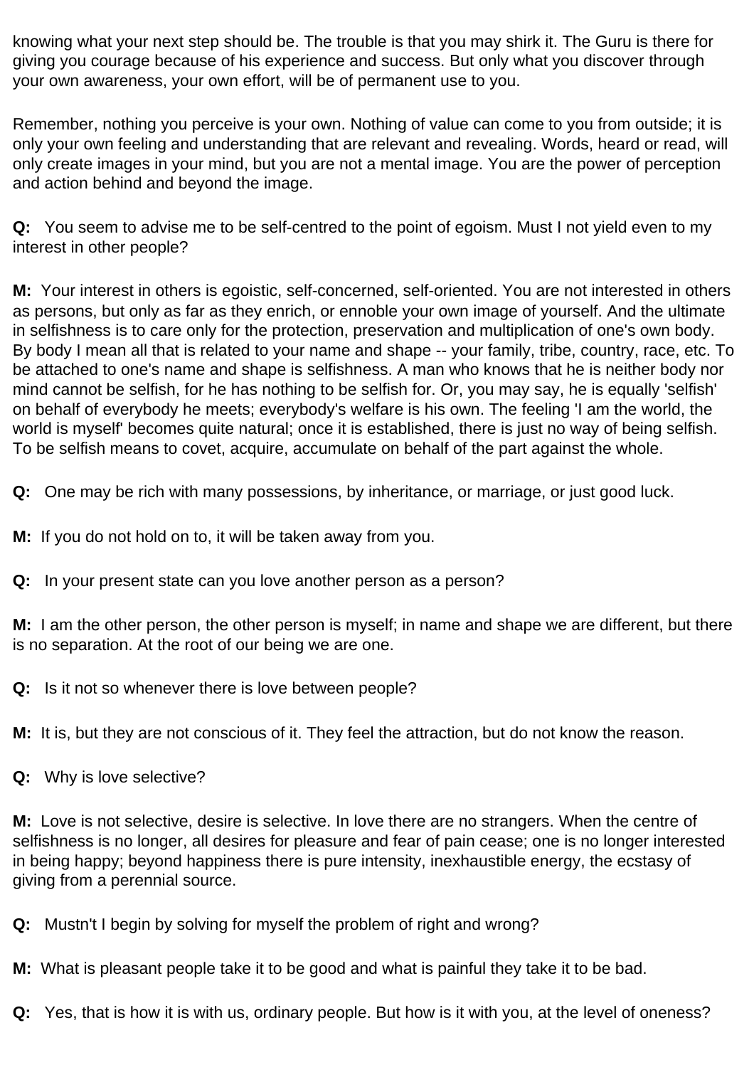knowing what your next step should be. The trouble is that you may shirk it. The Guru is there for giving you courage because of his experience and success. But only what you discover through your own awareness, your own effort, will be of permanent use to you.

Remember, nothing you perceive is your own. Nothing of value can come to you from outside; it is only your own feeling and understanding that are relevant and revealing. Words, heard or read, will only create images in your mind, but you are not a mental image. You are the power of perception and action behind and beyond the image.

**Q:** You seem to advise me to be self-centred to the point of egoism. Must I not yield even to my interest in other people?

**M:** Your interest in others is egoistic, self-concerned, self-oriented. You are not interested in others as persons, but only as far as they enrich, or ennoble your own image of yourself. And the ultimate in selfishness is to care only for the protection, preservation and multiplication of one's own body. By body I mean all that is related to your name and shape -- your family, tribe, country, race, etc. To be attached to one's name and shape is selfishness. A man who knows that he is neither body nor mind cannot be selfish, for he has nothing to be selfish for. Or, you may say, he is equally 'selfish' on behalf of everybody he meets; everybody's welfare is his own. The feeling 'I am the world, the world is myself' becomes quite natural; once it is established, there is just no way of being selfish. To be selfish means to covet, acquire, accumulate on behalf of the part against the whole.

**Q:** One may be rich with many possessions, by inheritance, or marriage, or just good luck.

**M:** If you do not hold on to, it will be taken away from you.

**Q:** In your present state can you love another person as a person?

**M:** I am the other person, the other person is myself; in name and shape we are different, but there is no separation. At the root of our being we are one.

**Q:** Is it not so whenever there is love between people?

**M:** It is, but they are not conscious of it. They feel the attraction, but do not know the reason.

**Q:** Why is love selective?

**M:** Love is not selective, desire is selective. In love there are no strangers. When the centre of selfishness is no longer, all desires for pleasure and fear of pain cease; one is no longer interested in being happy; beyond happiness there is pure intensity, inexhaustible energy, the ecstasy of giving from a perennial source.

**Q:** Mustn't I begin by solving for myself the problem of right and wrong?

**M:** What is pleasant people take it to be good and what is painful they take it to be bad.

**Q:** Yes, that is how it is with us, ordinary people. But how is it with you, at the level of oneness?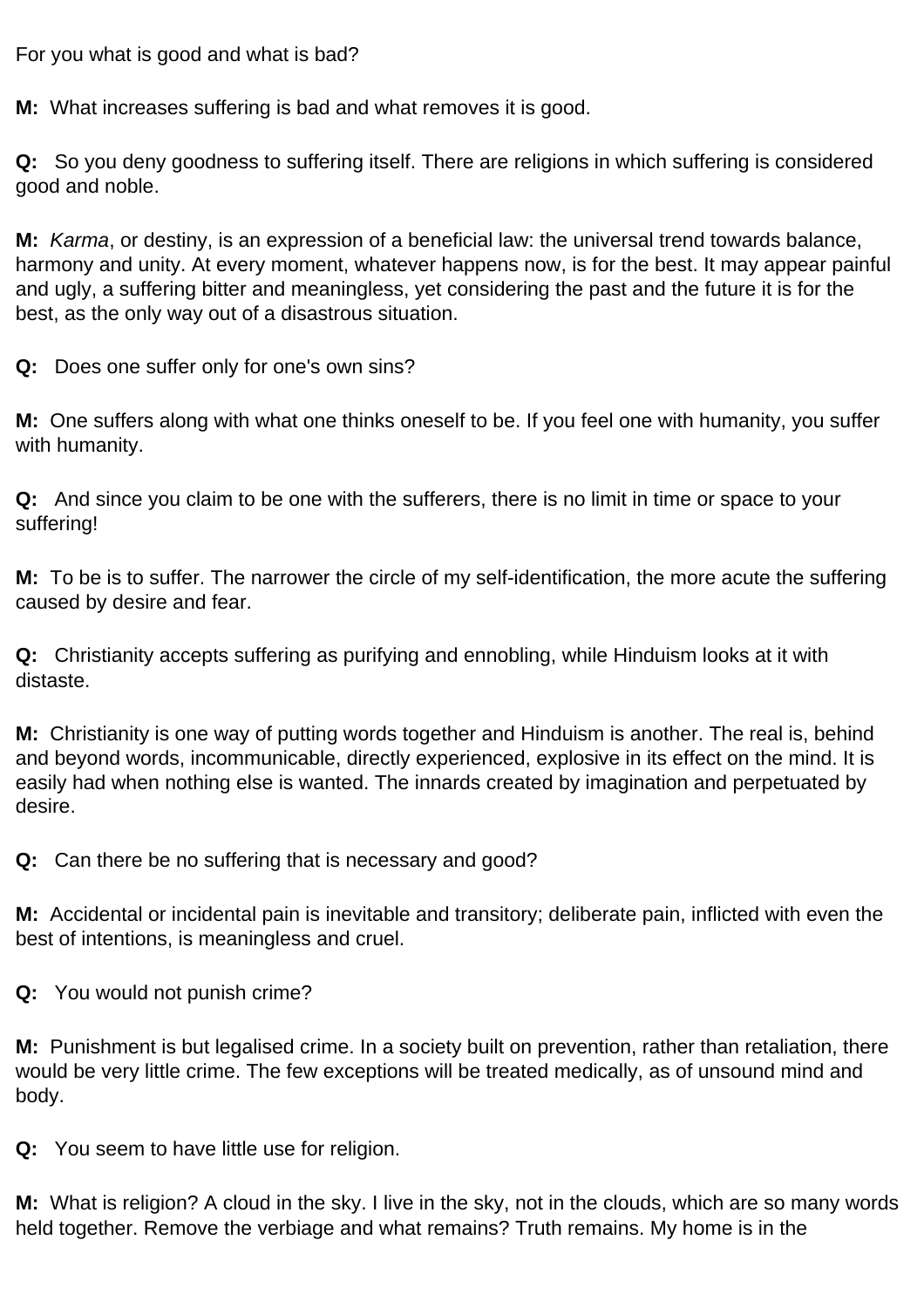For you what is good and what is bad?

**M:** What increases suffering is bad and what removes it is good.

**Q:** So you deny goodness to suffering itself. There are religions in which suffering is considered good and noble.

**M:** *Karma*, or destiny, is an expression of a beneficial law: the universal trend towards balance, harmony and unity. At every moment, whatever happens now, is for the best. It may appear painful and ugly, a suffering bitter and meaningless, yet considering the past and the future it is for the best, as the only way out of a disastrous situation.

**Q:** Does one suffer only for one's own sins?

**M:** One suffers along with what one thinks oneself to be. If you feel one with humanity, you suffer with humanity.

**Q:** And since you claim to be one with the sufferers, there is no limit in time or space to your suffering!

**M:** To be is to suffer. The narrower the circle of my self-identification, the more acute the suffering caused by desire and fear.

**Q:** Christianity accepts suffering as purifying and ennobling, while Hinduism looks at it with distaste.

**M:** Christianity is one way of putting words together and Hinduism is another. The real is, behind and beyond words, incommunicable, directly experienced, explosive in its effect on the mind. It is easily had when nothing else is wanted. The innards created by imagination and perpetuated by desire.

**Q:** Can there be no suffering that is necessary and good?

**M:** Accidental or incidental pain is inevitable and transitory; deliberate pain, inflicted with even the best of intentions, is meaningless and cruel.

**Q:** You would not punish crime?

**M:** Punishment is but legalised crime. In a society built on prevention, rather than retaliation, there would be very little crime. The few exceptions will be treated medically, as of unsound mind and body.

**Q:** You seem to have little use for religion.

**M:** What is religion? A cloud in the sky. I live in the sky, not in the clouds, which are so many words held together. Remove the verbiage and what remains? Truth remains. My home is in the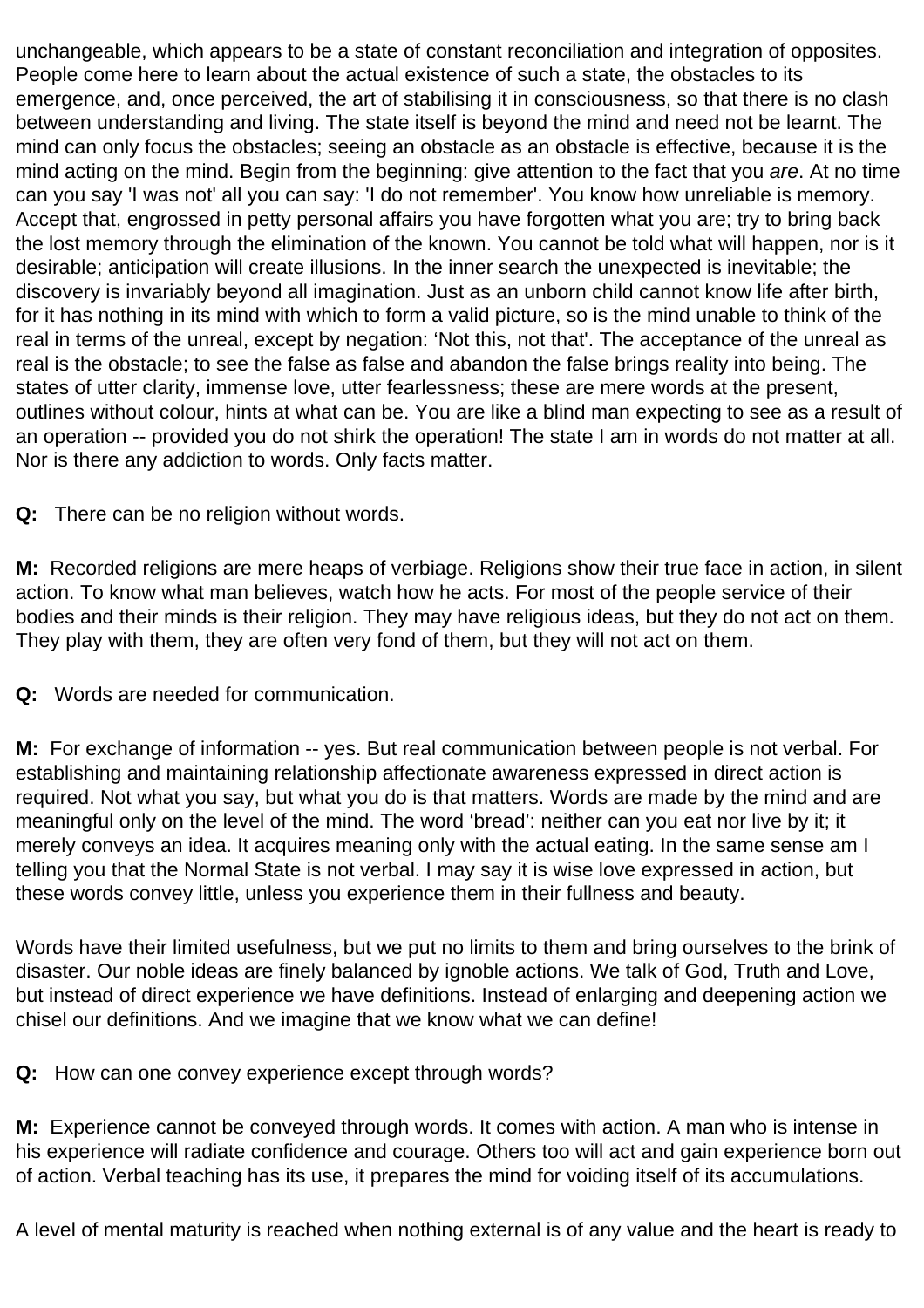unchangeable, which appears to be a state of constant reconciliation and integration of opposites. People come here to learn about the actual existence of such a state, the obstacles to its emergence, and, once perceived, the art of stabilising it in consciousness, so that there is no clash between understanding and living. The state itself is beyond the mind and need not be learnt. The mind can only focus the obstacles; seeing an obstacle as an obstacle is effective, because it is the mind acting on the mind. Begin from the beginning: give attention to the fact that you *are*. At no time can you say 'I was not' all you can say: 'I do not remember'. You know how unreliable is memory. Accept that, engrossed in petty personal affairs you have forgotten what you are; try to bring back the lost memory through the elimination of the known. You cannot be told what will happen, nor is it desirable; anticipation will create illusions. In the inner search the unexpected is inevitable; the discovery is invariably beyond all imagination. Just as an unborn child cannot know life after birth, for it has nothing in its mind with which to form a valid picture, so is the mind unable to think of the real in terms of the unreal, except by negation: 'Not this, not that'. The acceptance of the unreal as real is the obstacle; to see the false as false and abandon the false brings reality into being. The states of utter clarity, immense love, utter fearlessness; these are mere words at the present, outlines without colour, hints at what can be. You are like a blind man expecting to see as a result of an operation -- provided you do not shirk the operation! The state I am in words do not matter at all. Nor is there any addiction to words. Only facts matter.

**Q:** There can be no religion without words.

**M:** Recorded religions are mere heaps of verbiage. Religions show their true face in action, in silent action. To know what man believes, watch how he acts. For most of the people service of their bodies and their minds is their religion. They may have religious ideas, but they do not act on them. They play with them, they are often very fond of them, but they will not act on them.

**Q:** Words are needed for communication.

**M:** For exchange of information -- yes. But real communication between people is not verbal. For establishing and maintaining relationship affectionate awareness expressed in direct action is required. Not what you say, but what you do is that matters. Words are made by the mind and are meaningful only on the level of the mind. The word 'bread': neither can you eat nor live by it; it merely conveys an idea. It acquires meaning only with the actual eating. In the same sense am I telling you that the Normal State is not verbal. I may say it is wise love expressed in action, but these words convey little, unless you experience them in their fullness and beauty.

Words have their limited usefulness, but we put no limits to them and bring ourselves to the brink of disaster. Our noble ideas are finely balanced by ignoble actions. We talk of God, Truth and Love, but instead of direct experience we have definitions. Instead of enlarging and deepening action we chisel our definitions. And we imagine that we know what we can define!

**Q:** How can one convey experience except through words?

**M:** Experience cannot be conveyed through words. It comes with action. A man who is intense in his experience will radiate confidence and courage. Others too will act and gain experience born out of action. Verbal teaching has its use, it prepares the mind for voiding itself of its accumulations.

A level of mental maturity is reached when nothing external is of any value and the heart is ready to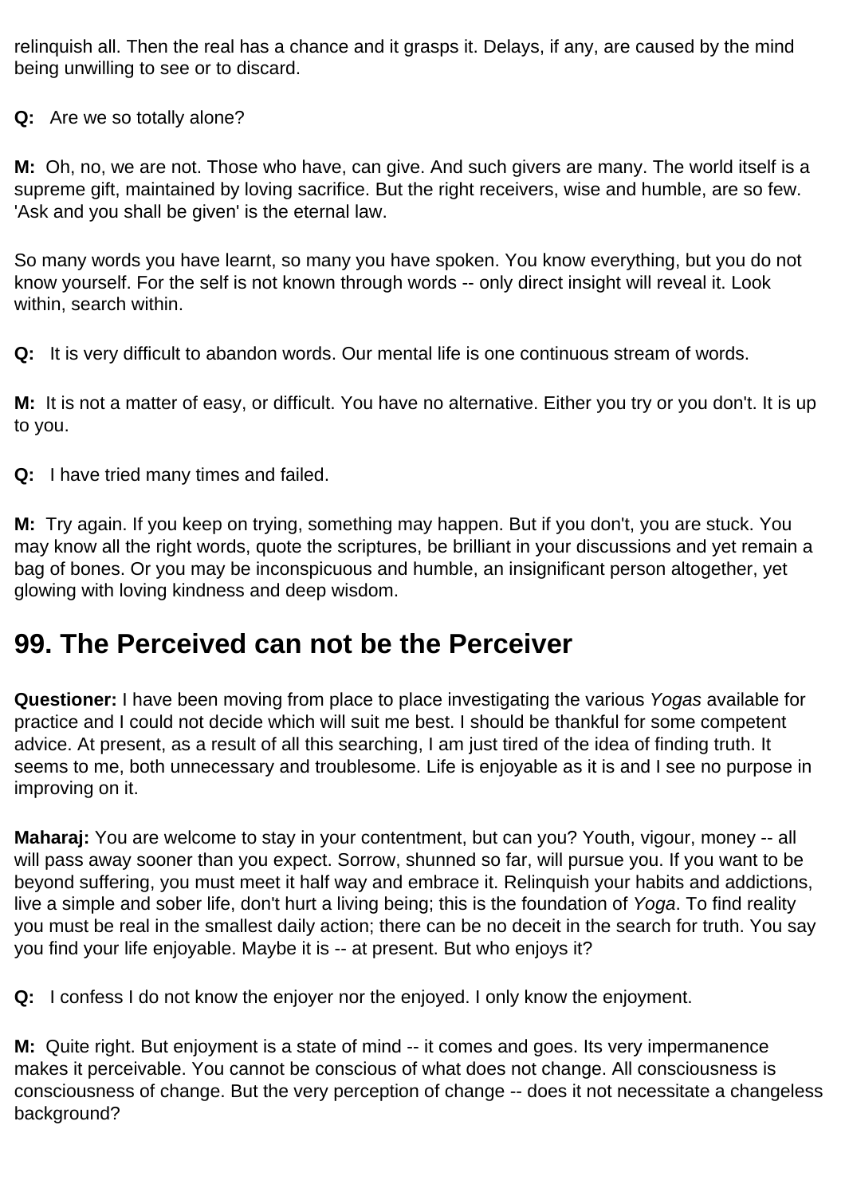relinquish all. Then the real has a chance and it grasps it. Delays, if any, are caused by the mind being unwilling to see or to discard.

**Q:** Are we so totally alone?

**M:** Oh, no, we are not. Those who have, can give. And such givers are many. The world itself is a supreme gift, maintained by loving sacrifice. But the right receivers, wise and humble, are so few. 'Ask and you shall be given' is the eternal law.

So many words you have learnt, so many you have spoken. You know everything, but you do not know yourself. For the self is not known through words -- only direct insight will reveal it. Look within, search within.

**Q:** It is very difficult to abandon words. Our mental life is one continuous stream of words.

**M:** It is not a matter of easy, or difficult. You have no alternative. Either you try or you don't. It is up to you.

**Q:** I have tried many times and failed.

**M:** Try again. If you keep on trying, something may happen. But if you don't, you are stuck. You may know all the right words, quote the scriptures, be brilliant in your discussions and yet remain a bag of bones. Or you may be inconspicuous and humble, an insignificant person altogether, yet glowing with loving kindness and deep wisdom.

## 99. The Perceived can not be the Perceiver

**Questioner:** I have been moving from place to place investigating the various *Yogas* available for practice and I could not decide which will suit me best. I should be thankful for some competent advice. At present, as a result of all this searching, I am just tired of the idea of finding truth. It seems to me, both unnecessary and troublesome. Life is enjoyable as it is and I see no purpose in improving on it.

**Maharaj:** You are welcome to stay in your contentment, but can you? Youth, vigour, money -- all will pass away sooner than you expect. Sorrow, shunned so far, will pursue you. If you want to be beyond suffering, you must meet it half way and embrace it. Relinquish your habits and addictions, live a simple and sober life, don't hurt a living being; this is the foundation of *Yoga*. To find reality you must be real in the smallest daily action; there can be no deceit in the search for truth. You say you find your life enjoyable. Maybe it is -- at present. But who enjoys it?

**Q:** I confess I do not know the enjoyer nor the enjoyed. I only know the enjoyment.

**M:** Quite right. But enjoyment is a state of mind -- it comes and goes. Its very impermanence makes it perceivable. You cannot be conscious of what does not change. All consciousness is consciousness of change. But the very perception of change -- does it not necessitate a changeless background?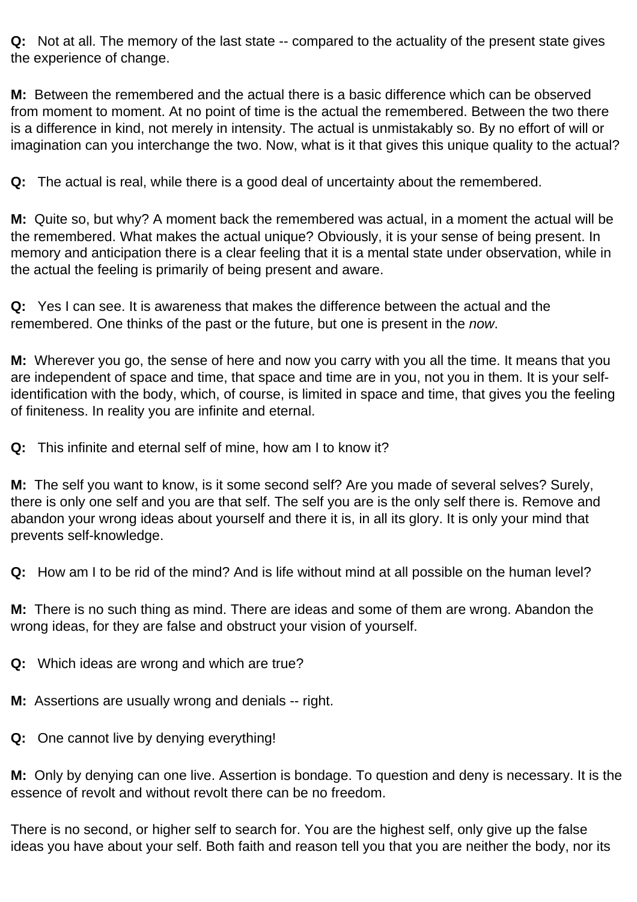**Q:** Not at all. The memory of the last state -- compared to the actuality of the present state gives the experience of change.

**M:** Between the remembered and the actual there is a basic difference which can be observed from moment to moment. At no point of time is the actual the remembered. Between the two there is a difference in kind, not merely in intensity. The actual is unmistakably so. By no effort of will or imagination can you interchange the two. Now, what is it that gives this unique quality to the actual?

**Q:** The actual is real, while there is a good deal of uncertainty about the remembered.

**M:** Quite so, but why? A moment back the remembered was actual, in a moment the actual will be the remembered. What makes the actual unique? Obviously, it is your sense of being present. In memory and anticipation there is a clear feeling that it is a mental state under observation, while in the actual the feeling is primarily of being present and aware.

**Q:** Yes I can see. It is awareness that makes the difference between the actual and the remembered. One thinks of the past or the future, but one is present in the *now*.

**M:** Wherever you go, the sense of here and now you carry with you all the time. It means that you are independent of space and time, that space and time are in you, not you in them. It is your self-identification with the body, which, of course, is limited in space and time, that gives you the feeling of finiteness. In reality you are infinite and eternal.

**Q:** This infinite and eternal self of mine, how am I to know it?

**M:** The self you want to know, is it some second self? Are you made of several selves? Surely, there is only one self and you are that self. The self you are is the only self there is. Remove and abandon your wrong ideas about yourself and there it is, in all its glory. It is only your mind that prevents self-knowledge.

**Q:** How am I to be rid of the mind? And is life without mind at all possible on the human level?

**M:** There is no such thing as mind. There are ideas and some of them are wrong. Abandon the wrong ideas, for they are false and obstruct your vision of yourself.

**Q:** Which ideas are wrong and which are true?

**M:** Assertions are usually wrong and denials -- right.

**Q:** One cannot live by denying everything!

**M:** Only by denying can one live. Assertion is bondage. To question and deny is necessary. It is the essence of revolt and without revolt there can be no freedom.

There is no second, or higher self to search for. You are the highest self, only give up the false ideas you have about your self. Both faith and reason tell you that you are neither the body, nor its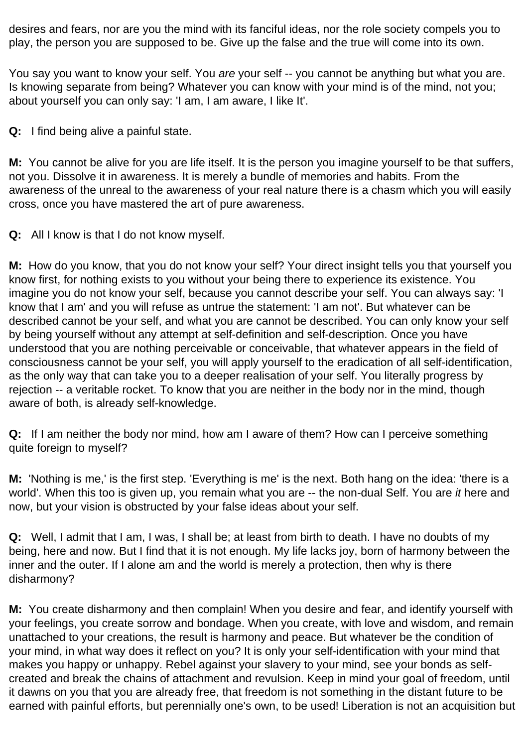desires and fears, nor are you the mind with its fanciful ideas, nor the role society compels you to play, the person you are supposed to be. Give up the false and the true will come into its own.

You say you want to know your self. You *are* your self -- you cannot be anything but what you are. Is knowing separate from being? Whatever you can know with your mind is of the mind, not you; about yourself you can only say: 'I am, I am aware, I like It'.

**Q:** I find being alive a painful state.

**M:** You cannot be alive for you are life itself. It is the person you imagine yourself to be that suffers, not you. Dissolve it in awareness. It is merely a bundle of memories and habits. From the awareness of the unreal to the awareness of your real nature there is a chasm which you will easily cross, once you have mastered the art of pure awareness.

**Q:** All I know is that I do not know myself.

**M:** How do you know, that you do not know your self? Your direct insight tells you that yourself you know first, for nothing exists to you without your being there to experience its existence. You imagine you do not know your self, because you cannot describe your self. You can always say: 'I know that I am' and you will refuse as untrue the statement: 'I am not'. But whatever can be described cannot be your self, and what you are cannot be described. You can only know your self by being yourself without any attempt at self-definition and self-description. Once you have understood that you are nothing perceivable or conceivable, that whatever appears in the field of consciousness cannot be your self, you will apply yourself to the eradication of all self-identification, as the only way that can take you to a deeper realisation of your self. You literally progress by rejection -- a veritable rocket. To know that you are neither in the body nor in the mind, though aware of both, is already self-knowledge.

**Q:** If I am neither the body nor mind, how am I aware of them? How can I perceive something quite foreign to myself?

**M:** 'Nothing is me,' is the first step. 'Everything is me' is the next. Both hang on the idea: 'there is a world'. When this too is given up, you remain what you are -- the non-dual Self. You are *it* here and now, but your vision is obstructed by your false ideas about your self.

**Q:** Well, I admit that I am, I was, I shall be; at least from birth to death. I have no doubts of my being, here and now. But I find that it is not enough. My life lacks joy, born of harmony between the inner and the outer. If I alone am and the world is merely a protection, then why is there disharmony?

**M:** You create disharmony and then complain! When you desire and fear, and identify yourself with your feelings, you create sorrow and bondage. When you create, with love and wisdom, and remain unattached to your creations, the result is harmony and peace. But whatever be the condition of your mind, in what way does it reflect on you? It is only your self-identification with your mind that makes you happy or unhappy. Rebel against your slavery to your mind, see your bonds as self-created and break the chains of attachment and revulsion. Keep in mind your goal of freedom, until it dawns on you that you are already free, that freedom is not something in the distant future to be earned with painful efforts, but perennially one's own, to be used! Liberation is not an acquisition but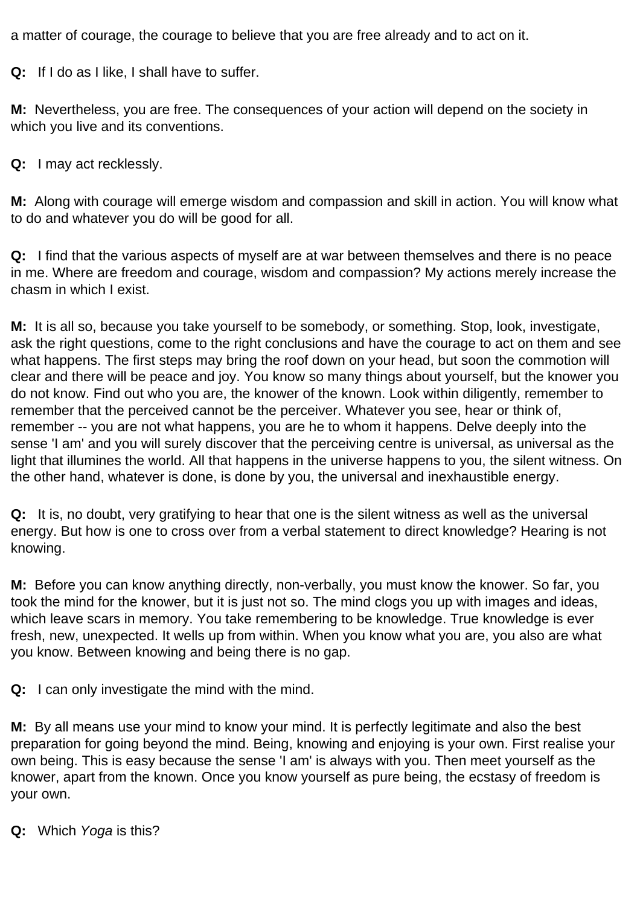a matter of courage, the courage to believe that you are free already and to act on it.

**Q:** If I do as I like, I shall have to suffer.

**M:** Nevertheless, you are free. The consequences of your action will depend on the society in which you live and its conventions.

**Q:** I may act recklessly.

**M:** Along with courage will emerge wisdom and compassion and skill in action. You will know what to do and whatever you do will be good for all.

**Q:** I find that the various aspects of myself are at war between themselves and there is no peace in me. Where are freedom and courage, wisdom and compassion? My actions merely increase the chasm in which I exist.

**M:** It is all so, because you take yourself to be somebody, or something. Stop, look, investigate, ask the right questions, come to the right conclusions and have the courage to act on them and see what happens. The first steps may bring the roof down on your head, but soon the commotion will clear and there will be peace and joy. You know so many things about yourself, but the knower you do not know. Find out who you are, the knower of the known. Look within diligently, remember to remember that the perceived cannot be the perceiver. Whatever you see, hear or think of, remember -- you are not what happens, you are he to whom it happens. Delve deeply into the sense 'I am' and you will surely discover that the perceiving centre is universal, as universal as the light that illumines the world. All that happens in the universe happens to you, the silent witness. On the other hand, whatever is done, is done by you, the universal and inexhaustible energy.

**Q:** It is, no doubt, very gratifying to hear that one is the silent witness as well as the universal energy. But how is one to cross over from a verbal statement to direct knowledge? Hearing is not knowing.

**M:** Before you can know anything directly, non-verbally, you must know the knower. So far, you took the mind for the knower, but it is just not so. The mind clogs you up with images and ideas, which leave scars in memory. You take remembering to be knowledge. True knowledge is ever fresh, new, unexpected. It wells up from within. When you know what you are, you also are what you know. Between knowing and being there is no gap.

**Q:** I can only investigate the mind with the mind.

**M:** By all means use your mind to know your mind. It is perfectly legitimate and also the best preparation for going beyond the mind. Being, knowing and enjoying is your own. First realise your own being. This is easy because the sense 'I am' is always with you. Then meet yourself as the knower, apart from the known. Once you know yourself as pure being, the ecstasy of freedom is your own.

**Q:** Which *Yoga* is this?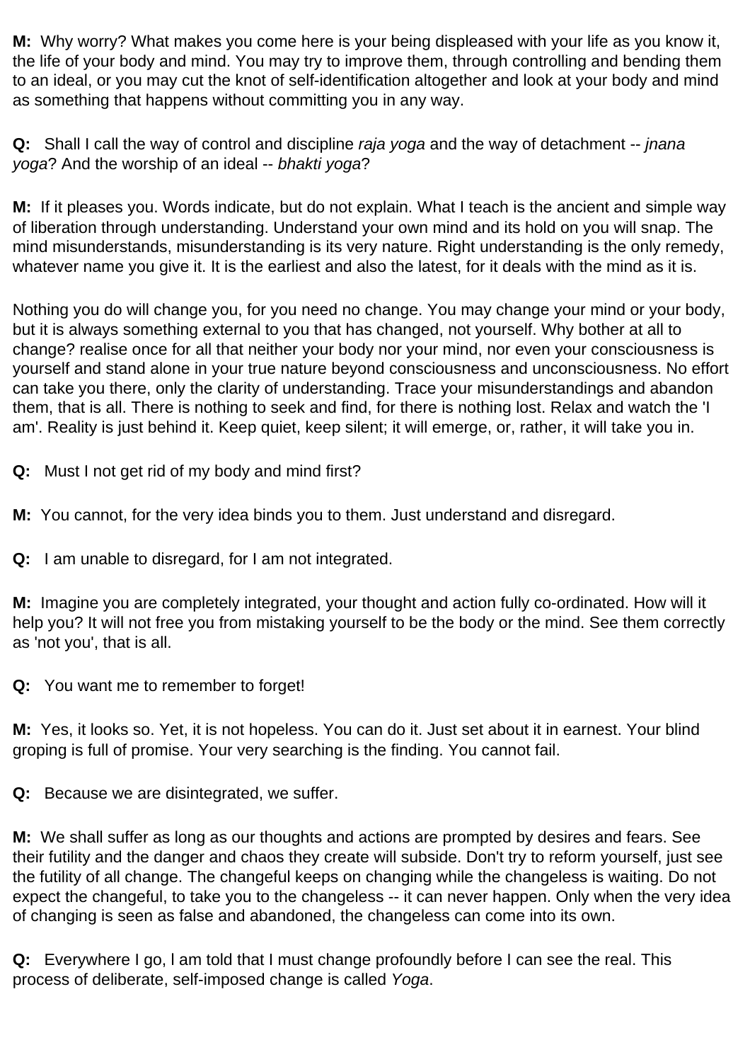**M:** Why worry? What makes you come here is your being displeased with your life as you know it, the life of your body and mind. You may try to improve them, through controlling and bending them to an ideal, or you may cut the knot of self-identification altogether and look at your body and mind as something that happens without committing you in any way.

**Q:** Shall I call the way of control and discipline *raja yoga* and the way of detachment -- *jnana yoga*? And the worship of an ideal -- *bhakti yoga*?

**M:** If it pleases you. Words indicate, but do not explain. What I teach is the ancient and simple way of liberation through understanding. Understand your own mind and its hold on you will snap. The mind misunderstands, misunderstanding is its very nature. Right understanding is the only remedy, whatever name you give it. It is the earliest and also the latest, for it deals with the mind as it is.

Nothing you do will change you, for you need no change. You may change your mind or your body, but it is always something external to you that has changed, not yourself. Why bother at all to change? realise once for all that neither your body nor your mind, nor even your consciousness is yourself and stand alone in your true nature beyond consciousness and unconsciousness. No effort can take you there, only the clarity of understanding. Trace your misunderstandings and abandon them, that is all. There is nothing to seek and find, for there is nothing lost. Relax and watch the 'I am'. Reality is just behind it. Keep quiet, keep silent; it will emerge, or, rather, it will take you in.

**Q:** Must I not get rid of my body and mind first?

**M:** You cannot, for the very idea binds you to them. Just understand and disregard.

**Q:** I am unable to disregard, for I am not integrated.

**M:** Imagine you are completely integrated, your thought and action fully co-ordinated. How will it help you? It will not free you from mistaking yourself to be the body or the mind. See them correctly as 'not you', that is all.

**Q:** You want me to remember to forget!

**M:** Yes, it looks so. Yet, it is not hopeless. You can do it. Just set about it in earnest. Your blind groping is full of promise. Your very searching is the finding. You cannot fail.

**Q:** Because we are disintegrated, we suffer.

**M:** We shall suffer as long as our thoughts and actions are prompted by desires and fears. See their futility and the danger and chaos they create will subside. Don't try to reform yourself, just see the futility of all change. The changeful keeps on changing while the changeless is waiting. Do not expect the changeful, to take you to the changeless -- it can never happen. Only when the very idea of changing is seen as false and abandoned, the changeless can come into its own.

**Q:** Everywhere I go, I am told that I must change profoundly before I can see the real. This process of deliberate, self-imposed change is called *Yoga*.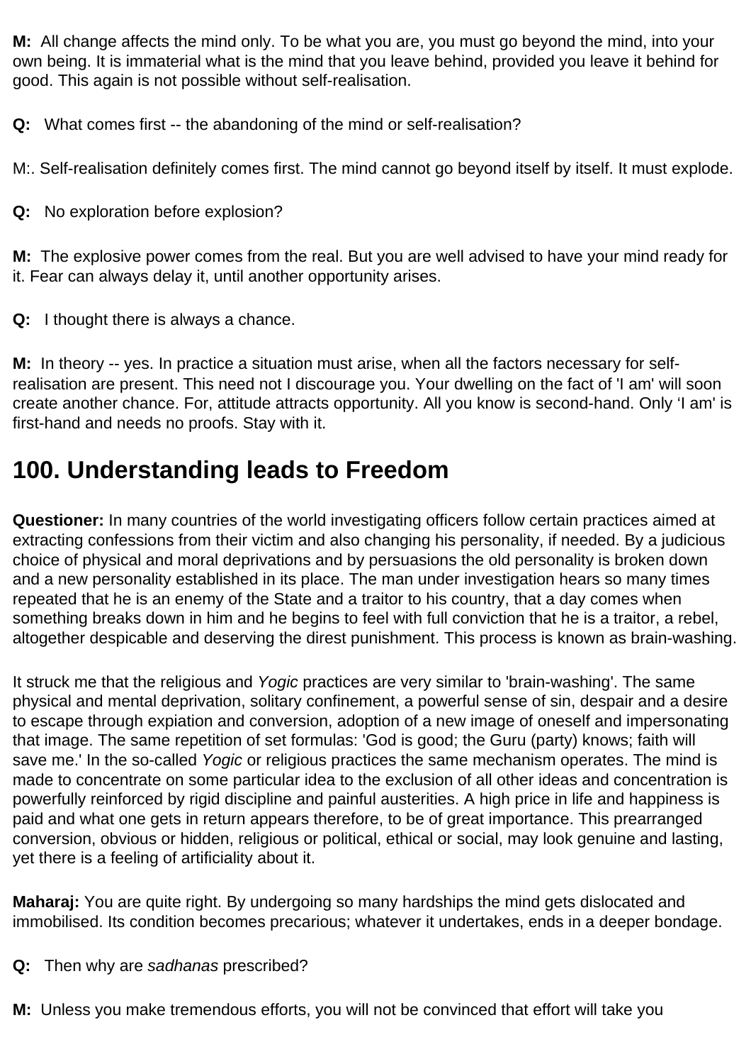**M:** All change affects the mind only. To be what you are, you must go beyond the mind, into your own being. It is immaterial what is the mind that you leave behind, provided you leave it behind for good. This again is not possible without self-realisation.

**Q:** What comes first -- the abandoning of the mind or self-realisation?

M:. Self-realisation definitely comes first. The mind cannot go beyond itself by itself. It must explode.

**Q:** No exploration before explosion?

**M:** The explosive power comes from the real. But you are well advised to have your mind ready for it. Fear can always delay it, until another opportunity arises.

**Q:** I thought there is always a chance.

**M:** In theory -- yes. In practice a situation must arise, when all the factors necessary for self-realisation are present. This need not I discourage you. Your dwelling on the fact of 'I am' will soon create another chance. For, attitude attracts opportunity. All you know is second-hand. Only 'I am' is first-hand and needs no proofs. Stay with it.

## 100. Understanding leads to Freedom

**Questioner:** In many countries of the world investigating officers follow certain practices aimed at extracting confessions from their victim and also changing his personality, if needed. By a judicious choice of physical and moral deprivations and by persuasions the old personality is broken down and a new personality established in its place. The man under investigation hears so many times repeated that he is an enemy of the State and a traitor to his country, that a day comes when something breaks down in him and he begins to feel with full conviction that he is a traitor, a rebel, altogether despicable and deserving the direst punishment. This process is known as brain-washing.

It struck me that the religious and *Yogic* practices are very similar to 'brain-washing'. The same physical and mental deprivation, solitary confinement, a powerful sense of sin, despair and a desire to escape through expiation and conversion, adoption of a new image of oneself and impersonating that image. The same repetition of set formulas: 'God is good; the Guru (party) knows; faith will save me.' In the so-called *Yogic* or religious practices the same mechanism operates. The mind is made to concentrate on some particular idea to the exclusion of all other ideas and concentration is powerfully reinforced by rigid discipline and painful austerities. A high price in life and happiness is paid and what one gets in return appears therefore, to be of great importance. This prearranged conversion, obvious or hidden, religious or political, ethical or social, may look genuine and lasting, yet there is a feeling of artificiality about it.

**Maharaj:** You are quite right. By undergoing so many hardships the mind gets dislocated and immobilised. Its condition becomes precarious; whatever it undertakes, ends in a deeper bondage.

**Q:** Then why are *sadhanas* prescribed?

**M:** Unless you make tremendous efforts, you will not be convinced that effort will take you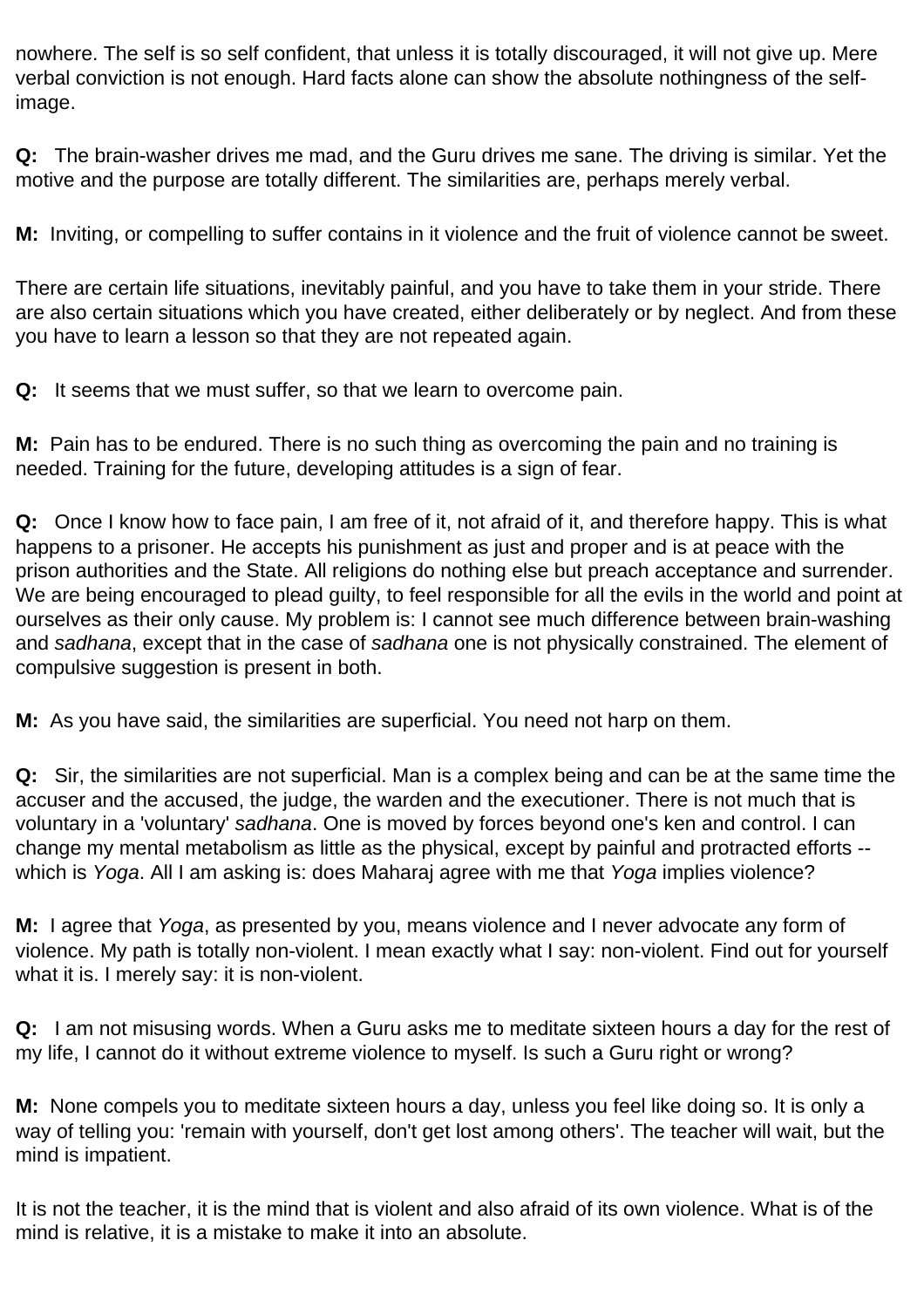nowhere. The self is so self confident, that unless it is totally discouraged, it will not give up. Mere verbal conviction is not enough. Hard facts alone can show the absolute nothingness of the self-image.

**Q:** The brain-washer drives me mad, and the Guru drives me sane. The driving is similar. Yet the motive and the purpose are totally different. The similarities are, perhaps merely verbal.

**M:** Inviting, or compelling to suffer contains in it violence and the fruit of violence cannot be sweet.

There are certain life situations, inevitably painful, and you have to take them in your stride. There are also certain situations which you have created, either deliberately or by neglect. And from these you have to learn a lesson so that they are not repeated again.

**Q:** It seems that we must suffer, so that we learn to overcome pain.

**M:** Pain has to be endured. There is no such thing as overcoming the pain and no training is needed. Training for the future, developing attitudes is a sign of fear.

**Q:** Once I know how to face pain, I am free of it, not afraid of it, and therefore happy. This is what happens to a prisoner. He accepts his punishment as just and proper and is at peace with the prison authorities and the State. All religions do nothing else but preach acceptance and surrender. We are being encouraged to plead guilty, to feel responsible for all the evils in the world and point at ourselves as their only cause. My problem is: I cannot see much difference between brain-washing and *sadhana*, except that in the case of *sadhana* one is not physically constrained. The element of compulsive suggestion is present in both.

**M:** As you have said, the similarities are superficial. You need not harp on them.

**Q:** Sir, the similarities are not superficial. Man is a complex being and can be at the same time the accuser and the accused, the judge, the warden and the executioner. There is not much that is voluntary in a 'voluntary' *sadhana*. One is moved by forces beyond one's ken and control. I can change my mental metabolism as little as the physical, except by painful and protracted efforts -- which is *Yoga*. All I am asking is: does Maharaj agree with me that *Yoga* implies violence?

**M:** I agree that *Yoga*, as presented by you, means violence and I never advocate any form of violence. My path is totally non-violent. I mean exactly what I say: non-violent. Find out for yourself what it is. I merely say: it is non-violent.

**Q:** I am not misusing words. When a Guru asks me to meditate sixteen hours a day for the rest of my life, I cannot do it without extreme violence to myself. Is such a Guru right or wrong?

**M:** None compels you to meditate sixteen hours a day, unless you feel like doing so. It is only a way of telling you: 'remain with yourself, don't get lost among others'. The teacher will wait, but the mind is impatient.

It is not the teacher, it is the mind that is violent and also afraid of its own violence. What is of the mind is relative, it is a mistake to make it into an absolute.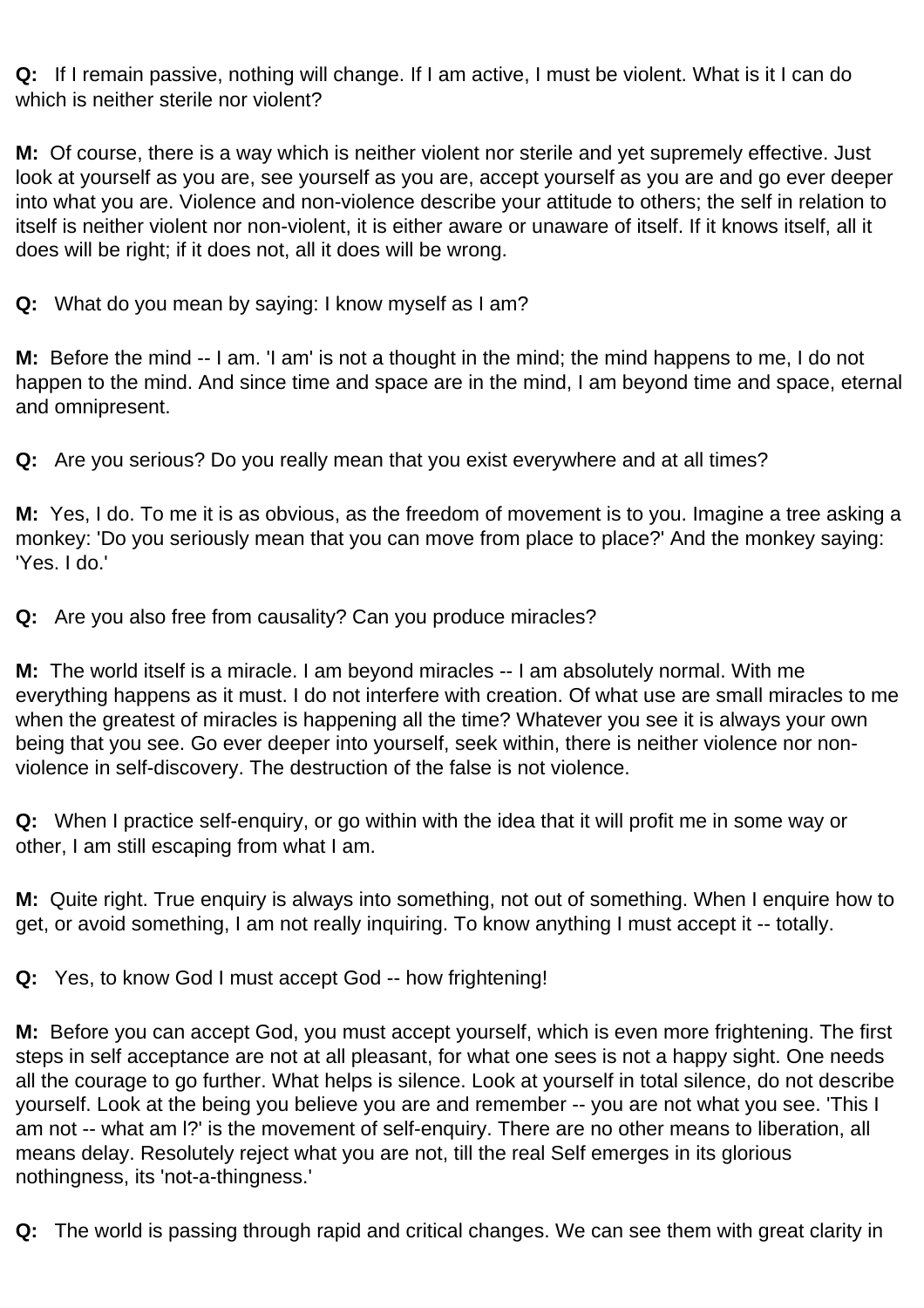**Q:** If I remain passive, nothing will change. If I am active, I must be violent. What is it I can do which is neither sterile nor violent?

**M:** Of course, there is a way which is neither violent nor sterile and yet supremely effective. Just look at yourself as you are, see yourself as you are, accept yourself as you are and go ever deeper into what you are. Violence and non-violence describe your attitude to others; the self in relation to itself is neither violent nor non-violent, it is either aware or unaware of itself. If it knows itself, all it does will be right; if it does not, all it does will be wrong.

**Q:** What do you mean by saying: I know myself as I am?

**M:** Before the mind -- I am. 'I am' is not a thought in the mind; the mind happens to me, I do not happen to the mind. And since time and space are in the mind, I am beyond time and space, eternal and omnipresent.

**Q:** Are you serious? Do you really mean that you exist everywhere and at all times?

**M:** Yes, I do. To me it is as obvious, as the freedom of movement is to you. Imagine a tree asking a monkey: 'Do you seriously mean that you can move from place to place?' And the monkey saying: 'Yes. I do.'

**Q:** Are you also free from causality? Can you produce miracles?

**M:** The world itself is a miracle. I am beyond miracles -- I am absolutely normal. With me everything happens as it must. I do not interfere with creation. Of what use are small miracles to me when the greatest of miracles is happening all the time? Whatever you see it is always your own being that you see. Go ever deeper into yourself, seek within, there is neither violence nor non-violence in self-discovery. The destruction of the false is not violence.

**Q:** When I practice self-enquiry, or go within with the idea that it will profit me in some way or other, I am still escaping from what I am.

**M:** Quite right. True enquiry is always into something, not out of something. When I enquire how to get, or avoid something, I am not really inquiring. To know anything I must accept it -- totally.

**Q:** Yes, to know God I must accept God -- how frightening!

**M:** Before you can accept God, you must accept yourself, which is even more frightening. The first steps in self acceptance are not at all pleasant, for what one sees is not a happy sight. One needs all the courage to go further. What helps is silence. Look at yourself in total silence, do not describe yourself. Look at the being you believe you are and remember -- you are not what you see. 'This I am not -- what am I?' is the movement of self-enquiry. There are no other means to liberation, all means delay. Resolutely reject what you are not, till the real Self emerges in its glorious nothingness, its 'not-a-thingness.'

**Q:** The world is passing through rapid and critical changes. We can see them with great clarity in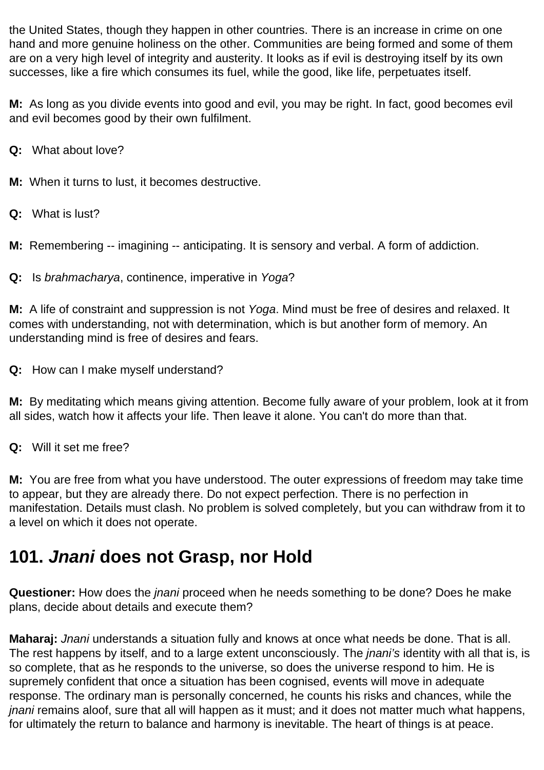the United States, though they happen in other countries. There is an increase in crime on one hand and more genuine holiness on the other. Communities are being formed and some of them are on a very high level of integrity and austerity. It looks as if evil is destroying itself by its own successes, like a fire which consumes its fuel, while the good, like life, perpetuates itself.

**M:** As long as you divide events into good and evil, you may be right. In fact, good becomes evil and evil becomes good by their own fulfilment.

**Q:** What about love?

**M:** When it turns to lust, it becomes destructive.

**Q:** What is lust?

**M:** Remembering -- imagining -- anticipating. It is sensory and verbal. A form of addiction.

**Q:** Is *brahmacharya*, continence, imperative in *Yoga*?

**M:** A life of constraint and suppression is not *Yoga*. Mind must be free of desires and relaxed. It comes with understanding, not with determination, which is but another form of memory. An understanding mind is free of desires and fears.

**Q:** How can I make myself understand?

**M:** By meditating which means giving attention. Become fully aware of your problem, look at it from all sides, watch how it affects your life. Then leave it alone. You can't do more than that.

**Q:** Will it set me free?

**M:** You are free from what you have understood. The outer expressions of freedom may take time to appear, but they are already there. Do not expect perfection. There is no perfection in manifestation. Details must clash. No problem is solved completely, but you can withdraw from it to a level on which it does not operate.

## 101. *Jnani* does not Grasp, nor Hold

**Questioner:** How does the *jnani* proceed when he needs something to be done? Does he make plans, decide about details and execute them?

**Maharaj:** *Jnani* understands a situation fully and knows at once what needs be done. That is all. The rest happens by itself, and to a large extent unconsciously. The *jnani's* identity with all that is, is so complete, that as he responds to the universe, so does the universe respond to him. He is supremely confident that once a situation has been cognised, events will move in adequate response. The ordinary man is personally concerned, he counts his risks and chances, while the *jnani* remains aloof, sure that all will happen as it must; and it does not matter much what happens, for ultimately the return to balance and harmony is inevitable. The heart of things is at peace.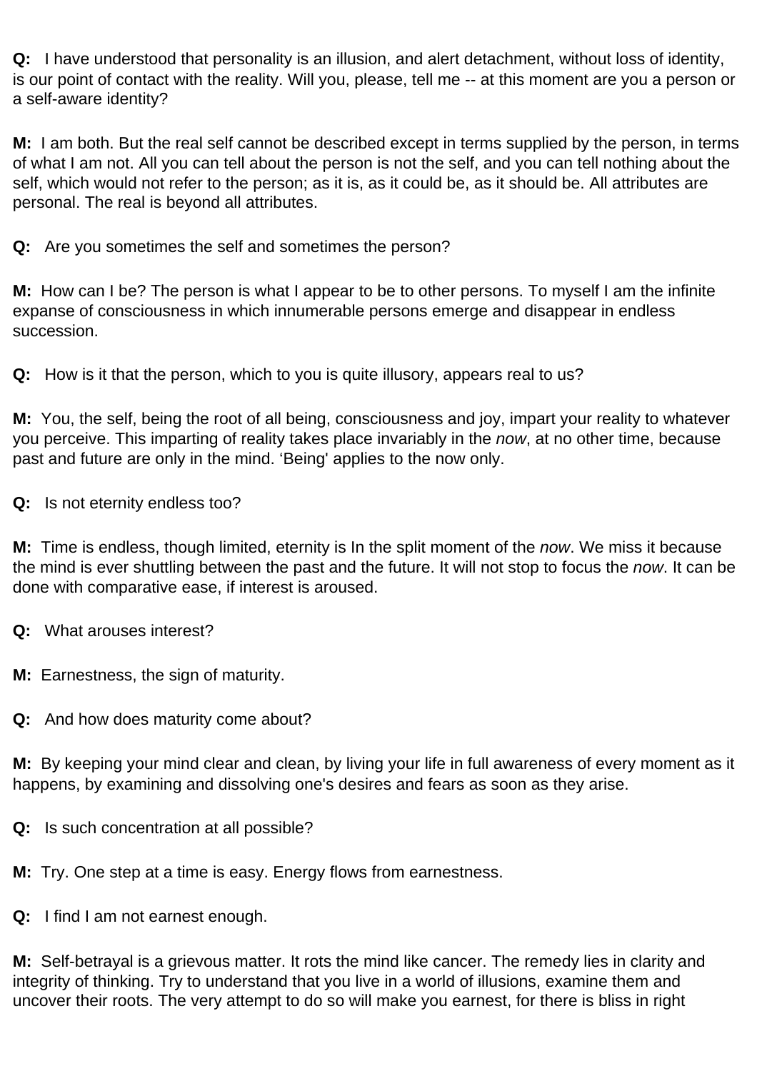**Q:** I have understood that personality is an illusion, and alert detachment, without loss of identity, is our point of contact with the reality. Will you, please, tell me -- at this moment are you a person or a self-aware identity?

**M:** I am both. But the real self cannot be described except in terms supplied by the person, in terms of what I am not. All you can tell about the person is not the self, and you can tell nothing about the self, which would not refer to the person; as it is, as it could be, as it should be. All attributes are personal. The real is beyond all attributes.

**Q:** Are you sometimes the self and sometimes the person?

**M:** How can I be? The person is what I appear to be to other persons. To myself I am the infinite expanse of consciousness in which innumerable persons emerge and disappear in endless succession.

**Q:** How is it that the person, which to you is quite illusory, appears real to us?

**M:** You, the self, being the root of all being, consciousness and joy, impart your reality to whatever you perceive. This imparting of reality takes place invariably in the *now*, at no other time, because past and future are only in the mind. 'Being' applies to the now only.

**Q:** Is not eternity endless too?

**M:** Time is endless, though limited, eternity is In the split moment of the *now*. We miss it because the mind is ever shuttling between the past and the future. It will not stop to focus the *now*. It can be done with comparative ease, if interest is aroused.

**Q:** What arouses interest?

**M:** Earnestness, the sign of maturity.

**Q:** And how does maturity come about?

**M:** By keeping your mind clear and clean, by living your life in full awareness of every moment as it happens, by examining and dissolving one's desires and fears as soon as they arise.

**Q:** Is such concentration at all possible?

**M:** Try. One step at a time is easy. Energy flows from earnestness.

**Q:** I find I am not earnest enough.

**M:** Self-betrayal is a grievous matter. It rots the mind like cancer. The remedy lies in clarity and integrity of thinking. Try to understand that you live in a world of illusions, examine them and uncover their roots. The very attempt to do so will make you earnest, for there is bliss in right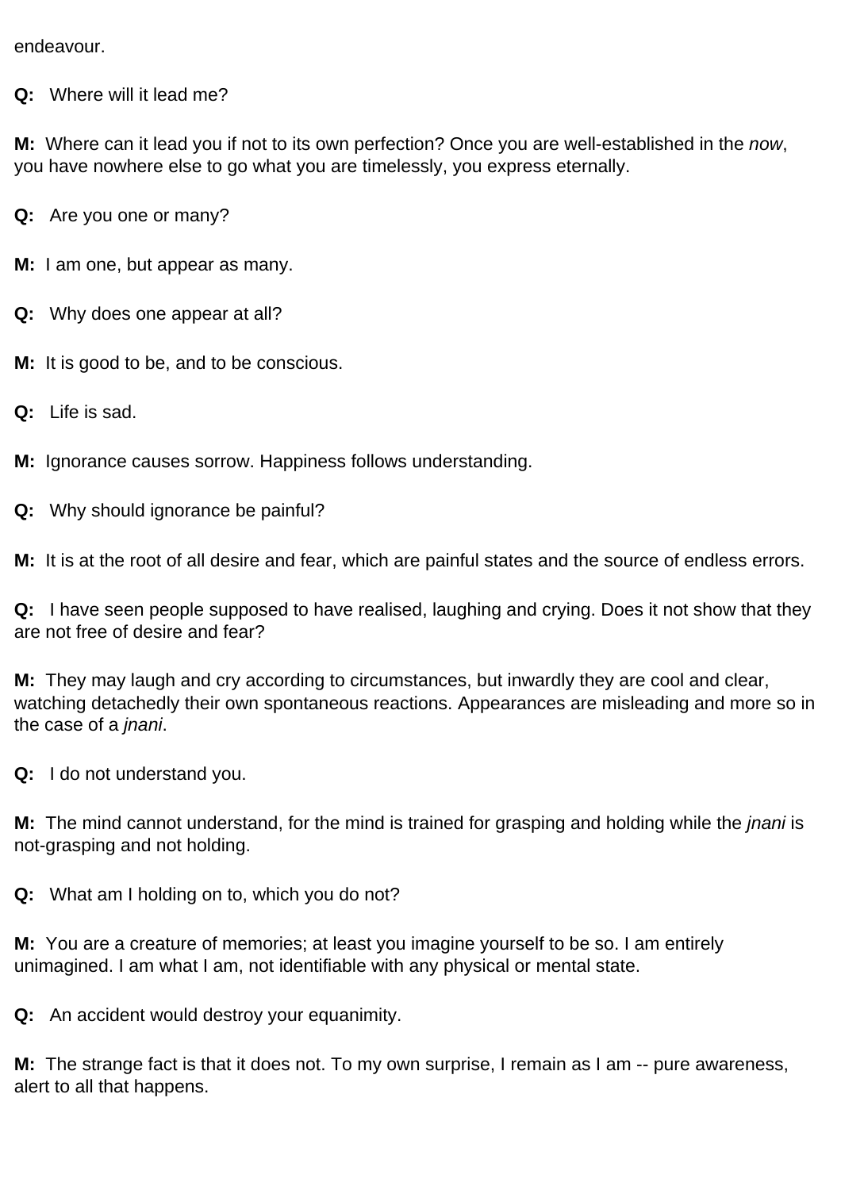endeavour.

**Q:** Where will it lead me?

**M:** Where can it lead you if not to its own perfection? Once you are well-established in the *now*, you have nowhere else to go what you are timelessly, you express eternally.

**Q:** Are you one or many?

**M:** I am one, but appear as many.

**Q:** Why does one appear at all?

**M:** It is good to be, and to be conscious.

**Q:** Life is sad.

**M:** Ignorance causes sorrow. Happiness follows understanding.

**Q:** Why should ignorance be painful?

**M:** It is at the root of all desire and fear, which are painful states and the source of endless errors.

**Q:** I have seen people supposed to have realised, laughing and crying. Does it not show that they are not free of desire and fear?

**M:** They may laugh and cry according to circumstances, but inwardly they are cool and clear, watching detachedly their own spontaneous reactions. Appearances are misleading and more so in the case of a *jnani*.

**Q:** I do not understand you.

**M:** The mind cannot understand, for the mind is trained for grasping and holding while the *jnani* is not-grasping and not holding.

**Q:** What am I holding on to, which you do not?

**M:** You are a creature of memories; at least you imagine yourself to be so. I am entirely unimagined. I am what I am, not identifiable with any physical or mental state.

**Q:** An accident would destroy your equanimity.

**M:** The strange fact is that it does not. To my own surprise, I remain as I am -- pure awareness, alert to all that happens.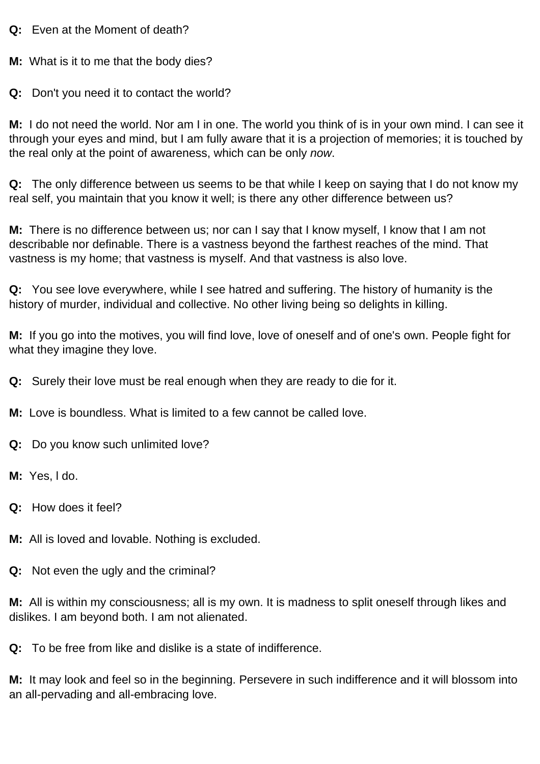**Q:** Even at the Moment of death?

**M:** What is it to me that the body dies?

**Q:** Don't you need it to contact the world?

**M:** I do not need the world. Nor am I in one. The world you think of is in your own mind. I can see it through your eyes and mind, but I am fully aware that it is a projection of memories; it is touched by the real only at the point of awareness, which can be only *now*.

**Q:** The only difference between us seems to be that while I keep on saying that I do not know my real self, you maintain that you know it well; is there any other difference between us?

**M:** There is no difference between us; nor can I say that I know myself, I know that I am not describable nor definable. There is a vastness beyond the farthest reaches of the mind. That vastness is my home; that vastness is myself. And that vastness is also love.

**Q:** You see love everywhere, while I see hatred and suffering. The history of humanity is the history of murder, individual and collective. No other living being so delights in killing.

**M:** If you go into the motives, you will find love, love of oneself and of one's own. People fight for what they imagine they love.

**Q:** Surely their love must be real enough when they are ready to die for it.

**M:** Love is boundless. What is limited to a few cannot be called love.

**Q:** Do you know such unlimited love?

**M:** Yes, I do.

**Q:** How does it feel?

**M:** All is loved and lovable. Nothing is excluded.

**Q:** Not even the ugly and the criminal?

**M:** All is within my consciousness; all is my own. It is madness to split oneself through likes and dislikes. I am beyond both. I am not alienated.

**Q:** To be free from like and dislike is a state of indifference.

**M:** It may look and feel so in the beginning. Persevere in such indifference and it will blossom into an all-pervading and all-embracing love.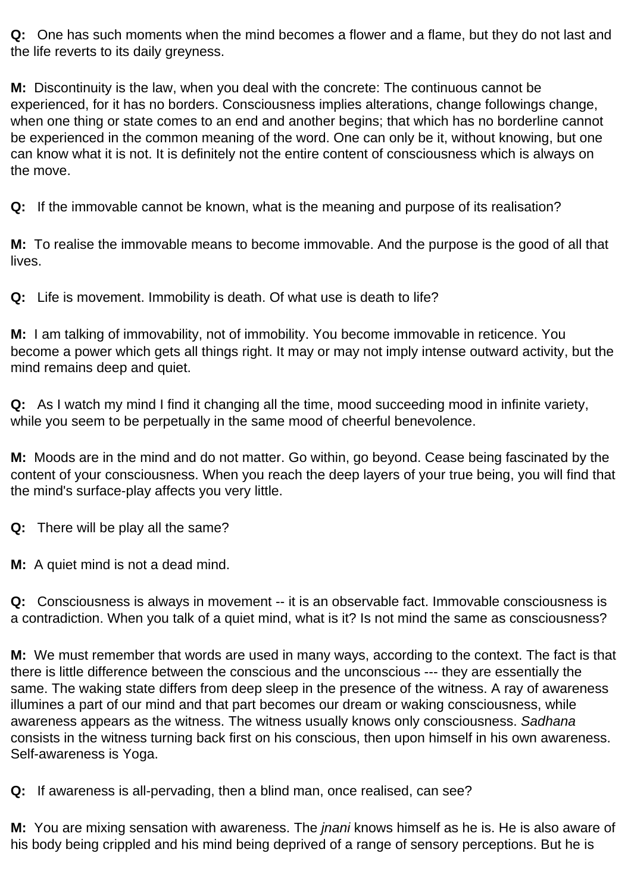**Q:** One has such moments when the mind becomes a flower and a flame, but they do not last and the life reverts to its daily greyness.

**M:** Discontinuity is the law, when you deal with the concrete: The continuous cannot be experienced, for it has no borders. Consciousness implies alterations, change followings change, when one thing or state comes to an end and another begins; that which has no borderline cannot be experienced in the common meaning of the word. One can only be it, without knowing, but one can know what it is not. It is definitely not the entire content of consciousness which is always on the move.

**Q:** If the immovable cannot be known, what is the meaning and purpose of its realisation?

**M:** To realise the immovable means to become immovable. And the purpose is the good of all that lives.

**Q:** Life is movement. Immobility is death. Of what use is death to life?

**M:** I am talking of immovability, not of immobility. You become immovable in reticence. You become a power which gets all things right. It may or may not imply intense outward activity, but the mind remains deep and quiet.

**Q:** As I watch my mind I find it changing all the time, mood succeeding mood in infinite variety, while you seem to be perpetually in the same mood of cheerful benevolence.

**M:** Moods are in the mind and do not matter. Go within, go beyond. Cease being fascinated by the content of your consciousness. When you reach the deep layers of your true being, you will find that the mind's surface-play affects you very little.

**Q:** There will be play all the same?

**M:** A quiet mind is not a dead mind.

**Q:** Consciousness is always in movement -- it is an observable fact. Immovable consciousness is a contradiction. When you talk of a quiet mind, what is it? Is not mind the same as consciousness?

**M:** We must remember that words are used in many ways, according to the context. The fact is that there is little difference between the conscious and the unconscious --- they are essentially the same. The waking state differs from deep sleep in the presence of the witness. A ray of awareness illumines a part of our mind and that part becomes our dream or waking consciousness, while awareness appears as the witness. The witness usually knows only consciousness. *Sadhana* consists in the witness turning back first on his conscious, then upon himself in his own awareness. Self-awareness is Yoga.

**Q:** If awareness is all-pervading, then a blind man, once realised, can see?

**M:** You are mixing sensation with awareness. The *jnani* knows himself as he is. He is also aware of his body being crippled and his mind being deprived of a range of sensory perceptions. But he is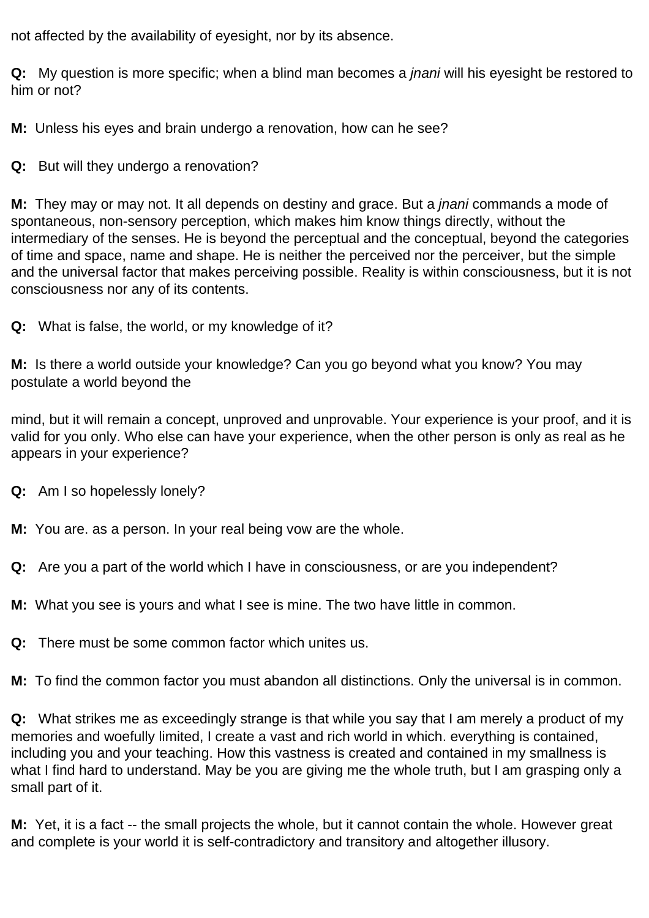not affected by the availability of eyesight, nor by its absence.

**Q:** My question is more specific; when a blind man becomes a *jnani* will his eyesight be restored to him or not?

**M:** Unless his eyes and brain undergo a renovation, how can he see?

**Q:** But will they undergo a renovation?

**M:** They may or may not. It all depends on destiny and grace. But a *jnani* commands a mode of spontaneous, non-sensory perception, which makes him know things directly, without the intermediary of the senses. He is beyond the perceptual and the conceptual, beyond the categories of time and space, name and shape. He is neither the perceived nor the perceiver, but the simple and the universal factor that makes perceiving possible. Reality is within consciousness, but it is not consciousness nor any of its contents.

**Q:** What is false, the world, or my knowledge of it?

**M:** Is there a world outside your knowledge? Can you go beyond what you know? You may postulate a world beyond the

mind, but it will remain a concept, unproved and unprovable. Your experience is your proof, and it is valid for you only. Who else can have your experience, when the other person is only as real as he appears in your experience?

**Q:** Am I so hopelessly lonely?

**M:** You are. as a person. In your real being vow are the whole.

**Q:** Are you a part of the world which I have in consciousness, or are you independent?

**M:** What you see is yours and what I see is mine. The two have little in common.

**Q:** There must be some common factor which unites us.

**M:** To find the common factor you must abandon all distinctions. Only the universal is in common.

**Q:** What strikes me as exceedingly strange is that while you say that I am merely a product of my memories and woefully limited, I create a vast and rich world in which. everything is contained, including you and your teaching. How this vastness is created and contained in my smallness is what I find hard to understand. May be you are giving me the whole truth, but I am grasping only a small part of it.

**M:** Yet, it is a fact -- the small projects the whole, but it cannot contain the whole. However great and complete is your world it is self-contradictory and transitory and altogether illusory.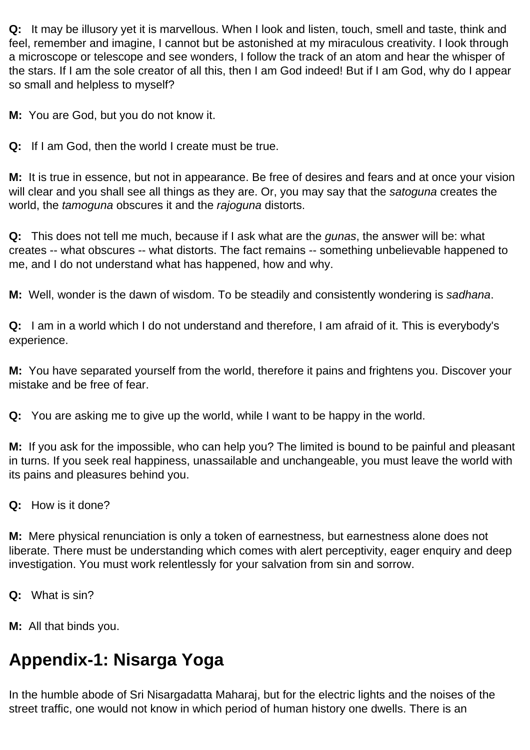**Q:** It may be illusory yet it is marvellous. When I look and listen, touch, smell and taste, think and feel, remember and imagine, I cannot but be astonished at my miraculous creativity. I look through a microscope or telescope and see wonders, I follow the track of an atom and hear the whisper of the stars. If I am the sole creator of all this, then I am God indeed! But if I am God, why do I appear so small and helpless to myself?

**M:** You are God, but you do not know it.

**Q:** If I am God, then the world I create must be true.

**M:** It is true in essence, but not in appearance. Be free of desires and fears and at once your vision will clear and you shall see all things as they are. Or, you may say that the *satoguna* creates the world, the *tamoguna* obscures it and the *rajoguna* distorts.

**Q:** This does not tell me much, because if I ask what are the *gunas*, the answer will be: what creates -- what obscures -- what distorts. The fact remains -- something unbelievable happened to me, and I do not understand what has happened, how and why.

**M:** Well, wonder is the dawn of wisdom. To be steadily and consistently wondering is *sadhana*.

**Q:** I am in a world which I do not understand and therefore, I am afraid of it. This is everybody's experience.

**M:** You have separated yourself from the world, therefore it pains and frightens you. Discover your mistake and be free of fear.

**Q:** You are asking me to give up the world, while I want to be happy in the world.

**M:** If you ask for the impossible, who can help you? The limited is bound to be painful and pleasant in turns. If you seek real happiness, unassailable and unchangeable, you must leave the world with its pains and pleasures behind you.

**Q:** How is it done?

**M:** Mere physical renunciation is only a token of earnestness, but earnestness alone does not liberate. There must be understanding which comes with alert perceptivity, eager enquiry and deep investigation. You must work relentlessly for your salvation from sin and sorrow.

**Q:** What is sin?

**M:** All that binds you.

## Appendix-1: Nisarga Yoga

In the humble abode of Sri Nisargadatta Maharaj, but for the electric lights and the noises of the street traffic, one would not know in which period of human history one dwells. There is an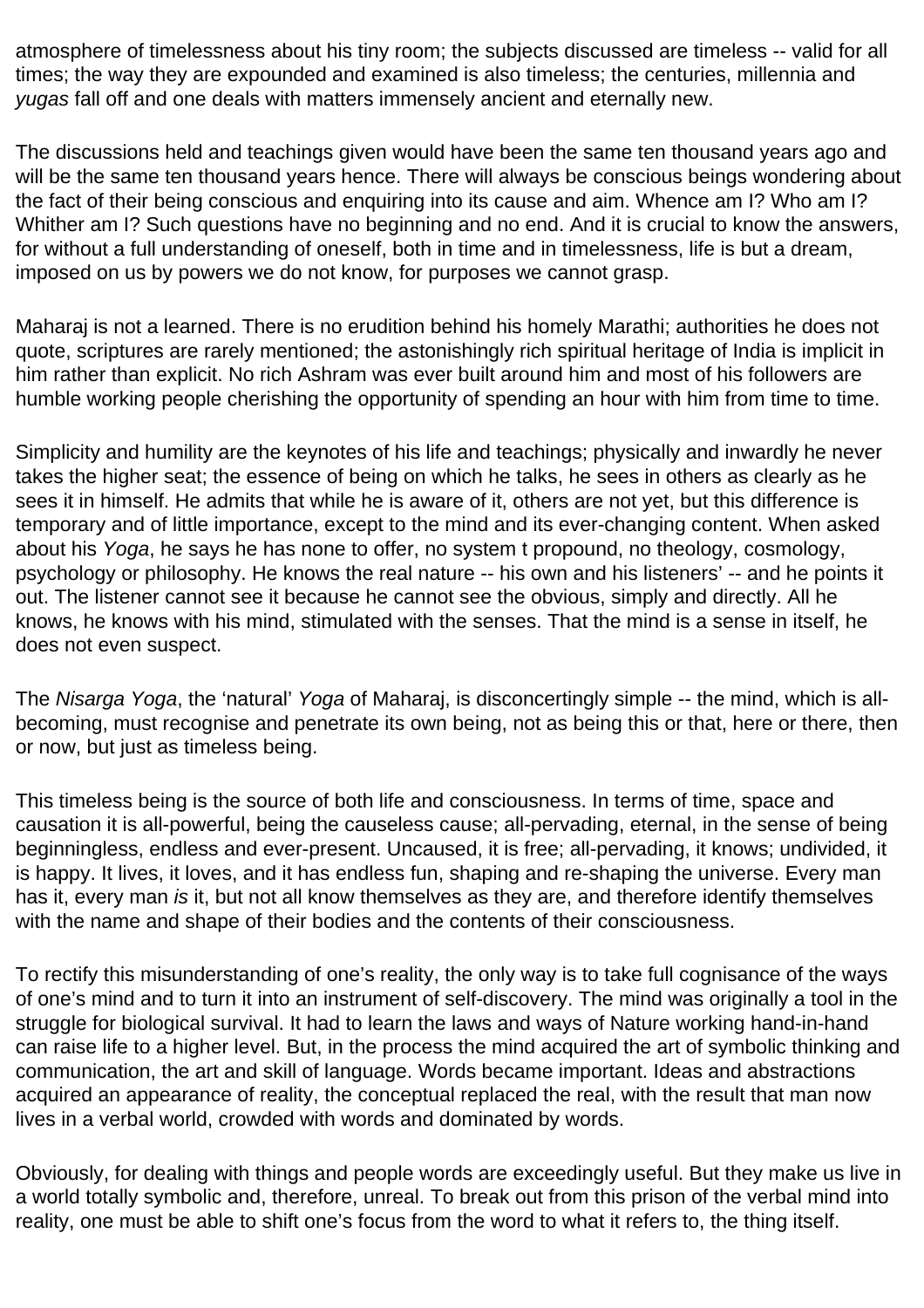atmosphere of timelessness about his tiny room; the subjects discussed are timeless -- valid for all times; the way they are expounded and examined is also timeless; the centuries, millennia and *yugas* fall off and one deals with matters immensely ancient and eternally new.

The discussions held and teachings given would have been the same ten thousand years ago and will be the same ten thousand years hence. There will always be conscious beings wondering about the fact of their being conscious and enquiring into its cause and aim. Whence am I? Who am I? Whither am I? Such questions have no beginning and no end. And it is crucial to know the answers, for without a full understanding of oneself, both in time and in timelessness, life is but a dream, imposed on us by powers we do not know, for purposes we cannot grasp.

Maharaj is not a learned. There is no erudition behind his homely Marathi; authorities he does not quote, scriptures are rarely mentioned; the astonishingly rich spiritual heritage of India is implicit in him rather than explicit. No rich Ashram was ever built around him and most of his followers are humble working people cherishing the opportunity of spending an hour with him from time to time.

Simplicity and humility are the keynotes of his life and teachings; physically and inwardly he never takes the higher seat; the essence of being on which he talks, he sees in others as clearly as he sees it in himself. He admits that while he is aware of it, others are not yet, but this difference is temporary and of little importance, except to the mind and its ever-changing content. When asked about his *Yoga*, he says he has none to offer, no system t propound, no theology, cosmology, psychology or philosophy. He knows the real nature -- his own and his listeners' -- and he points it out. The listener cannot see it because he cannot see the obvious, simply and directly. All he knows, he knows with his mind, stimulated with the senses. That the mind is a sense in itself, he does not even suspect.

The *Nisarga Yoga*, the 'natural' *Yoga* of Maharaj, is disconcertingly simple -- the mind, which is all-becoming, must recognise and penetrate its own being, not as being this or that, here or there, then or now, but just as timeless being.

This timeless being is the source of both life and consciousness. In terms of time, space and causation it is all-powerful, being the causeless cause; all-pervading, eternal, in the sense of being beginningless, endless and ever-present. Uncaused, it is free; all-pervading, it knows; undivided, it is happy. It lives, it loves, and it has endless fun, shaping and re-shaping the universe. Every man has it, every man *is* it, but not all know themselves as they are, and therefore identify themselves with the name and shape of their bodies and the contents of their consciousness.

To rectify this misunderstanding of one's reality, the only way is to take full cognisance of the ways of one's mind and to turn it into an instrument of self-discovery. The mind was originally a tool in the struggle for biological survival. It had to learn the laws and ways of Nature working hand-in-hand can raise life to a higher level. But, in the process the mind acquired the art of symbolic thinking and communication, the art and skill of language. Words became important. Ideas and abstractions acquired an appearance of reality, the conceptual replaced the real, with the result that man now lives in a verbal world, crowded with words and dominated by words.

Obviously, for dealing with things and people words are exceedingly useful. But they make us live in a world totally symbolic and, therefore, unreal. To break out from this prison of the verbal mind into reality, one must be able to shift one's focus from the word to what it refers to, the thing itself.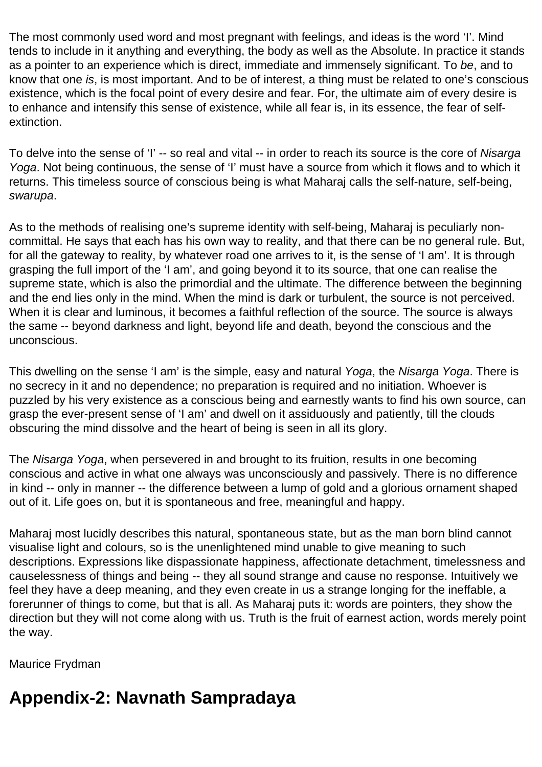The most commonly used word and most pregnant with feelings, and ideas is the word ‘I’. Mind tends to include in it anything and everything, the body as well as the Absolute. In practice it stands as a pointer to an experience which is direct, immediate and immensely significant. To *be*, and to know that one *is*, is most important. And to be of interest, a thing must be related to one’s conscious existence, which is the focal point of every desire and fear. For, the ultimate aim of every desire is to enhance and intensify this sense of existence, while all fear is, in its essence, the fear of self-extinction.

To delve into the sense of ‘I’ -- so real and vital -- in order to reach its source is the core of *Nisarga Yoga*. Not being continuous, the sense of ‘I’ must have a source from which it flows and to which it returns. This timeless source of conscious being is what Maharaj calls the self-nature, self-being, *swarupa*.

As to the methods of realising one’s supreme identity with self-being, Maharaj is peculiarly non-committal. He says that each has his own way to reality, and that there can be no general rule. But, for all the gateway to reality, by whatever road one arrives to it, is the sense of ‘I am’. It is through grasping the full import of the ‘I am’, and going beyond it to its source, that one can realise the supreme state, which is also the primordial and the ultimate. The difference between the beginning and the end lies only in the mind. When the mind is dark or turbulent, the source is not perceived. When it is clear and luminous, it becomes a faithful reflection of the source. The source is always the same -- beyond darkness and light, beyond life and death, beyond the conscious and the unconscious.

This dwelling on the sense ‘I am’ is the simple, easy and natural *Yoga*, the *Nisarga Yoga*. There is no secrecy in it and no dependence; no preparation is required and no initiation. Whoever is puzzled by his very existence as a conscious being and earnestly wants to find his own source, can grasp the ever-present sense of ‘I am’ and dwell on it assiduously and patiently, till the clouds obscuring the mind dissolve and the heart of being is seen in all its glory.

The *Nisarga Yoga*, when persevered in and brought to its fruition, results in one becoming conscious and active in what one always was unconsciously and passively. There is no difference in kind -- only in manner -- the difference between a lump of gold and a glorious ornament shaped out of it. Life goes on, but it is spontaneous and free, meaningful and happy.

Maharaj most lucidly describes this natural, spontaneous state, but as the man born blind cannot visualise light and colours, so is the unenlightened mind unable to give meaning to such descriptions. Expressions like dispassionate happiness, affectionate detachment, timelessness and causelessness of things and being -- they all sound strange and cause no response. Intuitively we feel they have a deep meaning, and they even create in us a strange longing for the ineffable, a forerunner of things to come, but that is all. As Maharaj puts it: words are pointers, they show the direction but they will not come along with us. Truth is the fruit of earnest action, words merely point the way.

Maurice Frydman

## Appendix-2: Navnath Sampradaya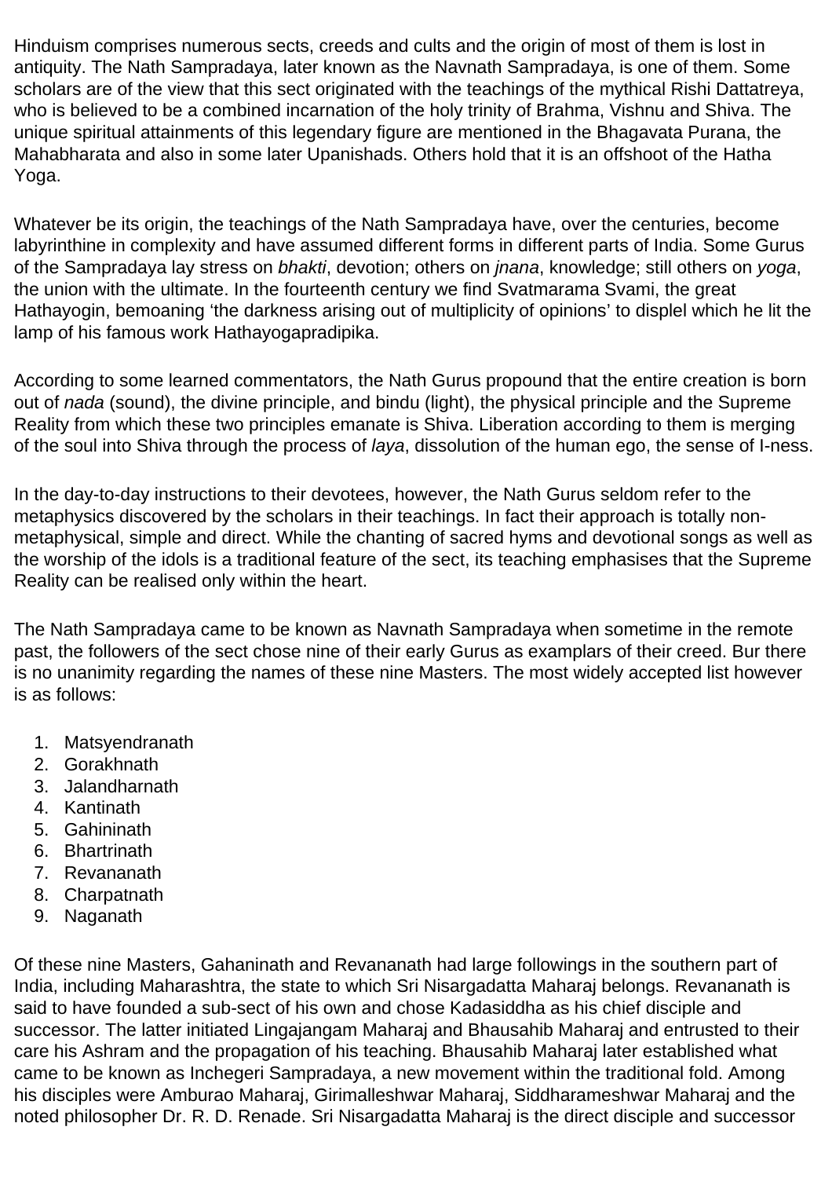Hinduism comprises numerous sects, creeds and cults and the origin of most of them is lost in antiquity. The Nath Sampradaya, later known as the Navnath Sampradaya, is one of them. Some scholars are of the view that this sect originated with the teachings of the mythical Rishi Dattatreya, who is believed to be a combined incarnation of the holy trinity of Brahma, Vishnu and Shiva. The unique spiritual attainments of this legendary figure are mentioned in the Bhagavata Purana, the Mahabharata and also in some later Upanishads. Others hold that it is an offshoot of the Hatha Yoga.

Whatever be its origin, the teachings of the Nath Sampradaya have, over the centuries, become labyrinthine in complexity and have assumed different forms in different parts of India. Some Gurus of the Sampradaya lay stress on *bhakti*, devotion; others on *jnana*, knowledge; still others on *yoga*, the union with the ultimate. In the fourteenth century we find Svatmarama Svami, the great Hathayogin, bemoaning 'the darkness arising out of multiplicity of opinions' to displel which he lit the lamp of his famous work Hathayogapradipika.

According to some learned commentators, the Nath Gurus propound that the entire creation is born out of *nada* (sound), the divine principle, and bindu (light), the physical principle and the Supreme Reality from which these two principles emanate is Shiva. Liberation according to them is merging of the soul into Shiva through the process of *laya*, dissolution of the human ego, the sense of I-ness.

In the day-to-day instructions to their devotees, however, the Nath Gurus seldom refer to the metaphysics discovered by the scholars in their teachings. In fact their approach is totally non-metaphysical, simple and direct. While the chanting of sacred hyms and devotional songs as well as the worship of the idols is a traditional feature of the sect, its teaching emphasises that the Supreme Reality can be realised only within the heart.

The Nath Sampradaya came to be known as Navnath Sampradaya when sometime in the remote past, the followers of the sect chose nine of their early Gurus as examplars of their creed. Bur there is no unanimity regarding the names of these nine Masters. The most widely accepted list however is as follows:

1. Matsyendranath
2. Gorakhnath
3. Jalandharnath
4. Kantinath
5. Gahininath
6. Bhartrinath
7. Revananath
8. Charpatnath
9. Naganath

Of these nine Masters, Gahaninath and Revananath had large followings in the southern part of India, including Maharashtra, the state to which Sri Nisargadatta Maharaj belongs. Revananath is said to have founded a sub-sect of his own and chose Kadasiddha as his chief disciple and successor. The latter initiated Lingajangam Maharaj and Bhausahib Maharaj and entrusted to their care his Ashram and the propagation of his teaching. Bhausahib Maharaj later established what came to be known as Inchegeri Sampradaya, a new movement within the traditional fold. Among his disciples were Amburao Maharaj, Girimalleshwar Maharaj, Siddharameshwar Maharaj and the noted philosopher Dr. R. D. Renade. Sri Nisargadatta Maharaj is the direct disciple and successor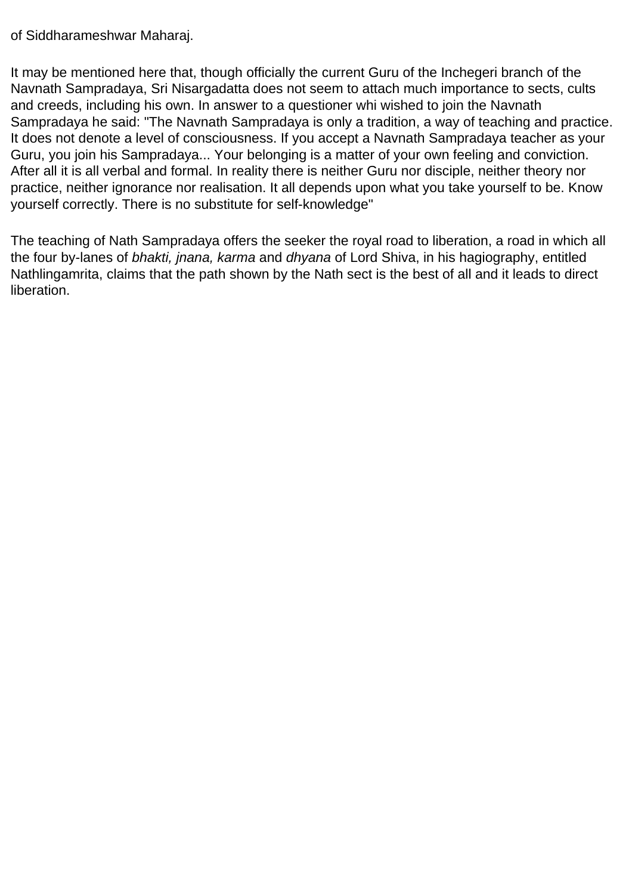of Siddharameshwar Maharaj.

It may be mentioned here that, though officially the current Guru of the Inchegeri branch of the Navnath Sampradaya, Sri Nisargadatta does not seem to attach much importance to sects, cults and creeds, including his own. In answer to a questioner whi wished to join the Navnath Sampradaya he said: "The Navnath Sampradaya is only a tradition, a way of teaching and practice. It does not denote a level of consciousness. If you accept a Navnath Sampradaya teacher as your Guru, you join his Sampradaya... Your belonging is a matter of your own feeling and conviction. After all it is all verbal and formal. In reality there is neither Guru nor disciple, neither theory nor practice, neither ignorance nor realisation. It all depends upon what you take yourself to be. Know yourself correctly. There is no substitute for self-knowledge"

The teaching of Nath Sampradaya offers the seeker the royal road to liberation, a road in which all the four by-lanes of *bhakti, jnana, karma* and *dhyana* of Lord Shiva, in his hagiography, entitled Nathlingamrita, claims that the path shown by the Nath sect is the best of all and it leads to direct liberation.